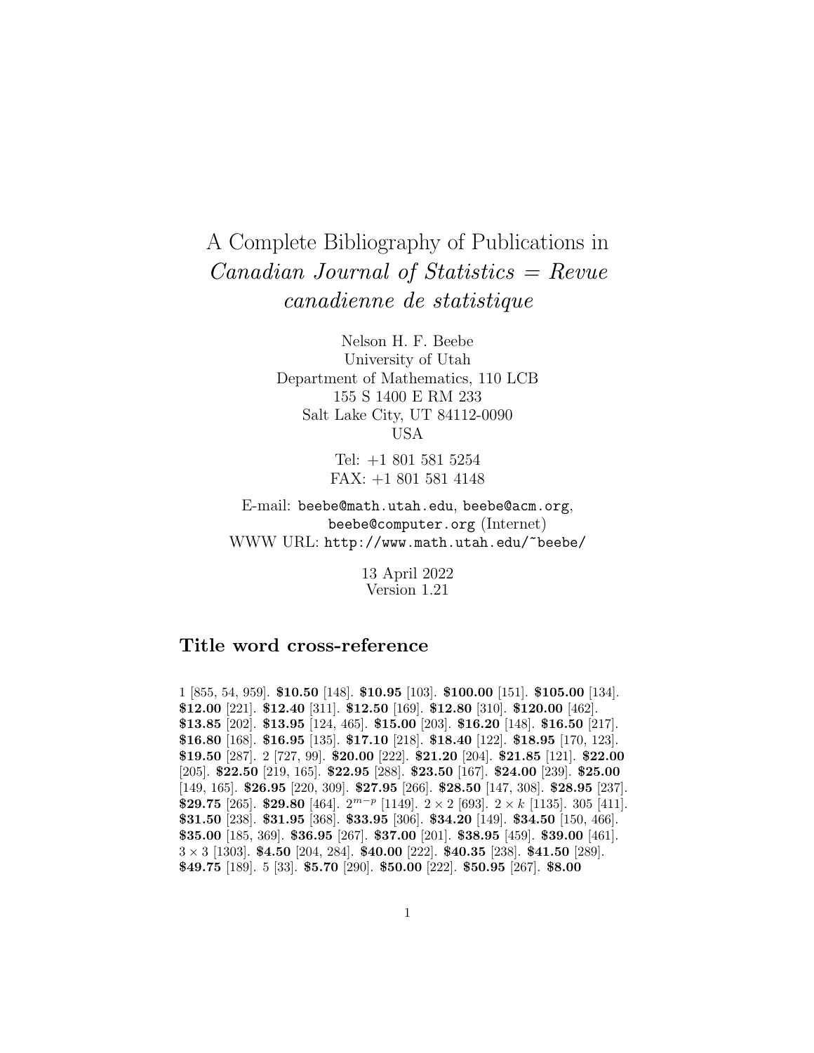# A Complete Bibliography of Publications in *Canadian Journal of Statistics = Revue canadienne de statistique*

Nelson H. F. Beebe
University of Utah
Department of Mathematics, 110 LCB
155 S 1400 E RM 233
Salt Lake City, UT 84112-0090
USA

Tel: +1 801 581 5254
FAX: +1 801 581 4148

E-mail: beebe@math.utah.edu, beebe@acm.org, beebe@computer.org (Internet)
WWW URL: http://www.math.utah.edu/~beebe/

13 April 2022
Version 1.21

## Title word cross-reference

1 [855, 54, 959]. **$10.50** [148]. **$10.95** [103]. **$100.00** [151]. **$105.00** [134]. **$12.00** [221]. **$12.40** [311]. **$12.50** [169]. **$12.80** [310]. **$120.00** [462]. **$13.85** [202]. **$13.95** [124, 465]. **$15.00** [203]. **$16.20** [148]. **$16.50** [217]. **$16.80** [168]. **$16.95** [135]. **$17.10** [218]. **$18.40** [122]. **$18.95** [170, 123]. **$19.50** [287]. 2 [727, 99]. **$20.00** [222]. **$21.20** [204]. **$21.85** [121]. **$22.00** [205]. **$22.50** [219, 165]. **$22.95** [288]. **$23.50** [167]. **$24.00** [239]. **$25.00** [149, 165]. **$26.95** [220, 309]. **$27.95** [266]. **$28.50** [147, 308]. **$28.95** [237]. **$29.75** [265]. **$29.80** [464]. $2^{m-p}$ [1149]. $2 \times 2$ [693]. $2 \times k$ [1135]. 305 [411]. **$31.50** [238]. **$31.95** [368]. **$33.95** [306]. **$34.20** [149]. **$34.50** [150, 466]. **$35.00** [185, 369]. **$36.95** [267]. **$37.00** [201]. **$38.95** [459]. **$39.00** [461]. $3 \times 3$ [1303]. **$4.50** [204, 284]. **$40.00** [222]. **$40.35** [238]. **$41.50** [289]. **$49.75** [189]. 5 [33]. **$5.70** [290]. **$50.00** [222]. **$50.95** [267]. **$8.00**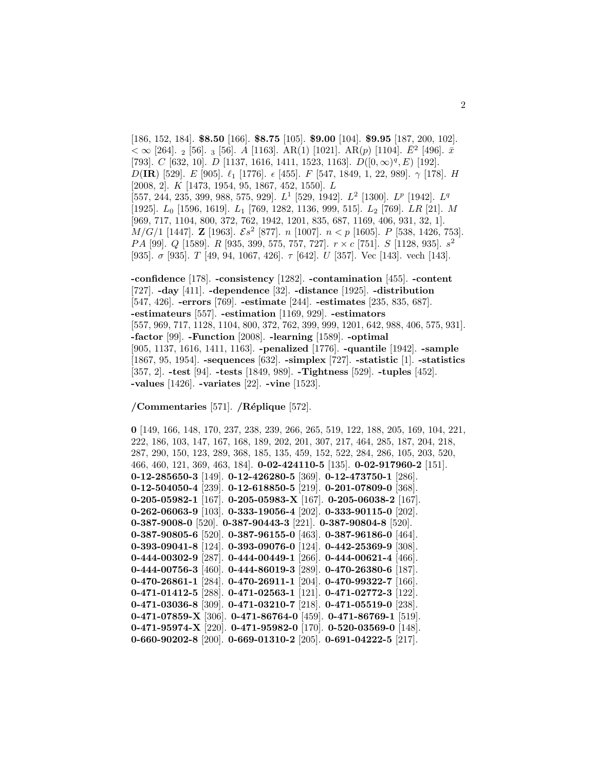[186, 152, 184]. **$8.50** [166]. **$8.75** [105]. **$9.00** [104]. **$9.95** [187, 200, 102]. $< \infty$ [264]. $_2$ [56]. $_3$ [56]. $A$ [1163]. AR(1) [1021]. AR($p$) [1104]. $\bar{E}^2$ [496]. $\bar{x}$ [793]. $C$ [632, 10]. $D$ [1137, 1616, 1411, 1523, 1163]. $D([0,\infty)^q, E)$ [192]. $D(\mathbf{IR})$ [529]. $E$ [905]. $\ell_1$ [1776]. $\epsilon$ [455]. $F$ [547, 1849, 1, 22, 989]. $\gamma$ [178]. $H$ [2008, 2]. $K$ [1473, 1954, 95, 1867, 452, 1550]. $L$ [557, 244, 235, 399, 988, 575, 929]. $L^1$ [529, 1942]. $L^2$ [1300]. $L^p$ [1942]. $L^q$ [1925]. $L_0$ [1596, 1619]. $L_1$ [769, 1282, 1136, 999, 515]. $L_2$ [769]. $LR$ [21]. $M$ [969, 717, 1104, 800, 372, 762, 1942, 1201, 835, 687, 1169, 406, 931, 32, 1]. $M/G/1$ [1447]. $\mathbf{Z}$ [1963]. $\mathcal{E}s^2$ [877]. $n$ [1007]. $n < p$ [1605]. $P$ [538, 1426, 753]. $PA$ [99]. $Q$ [1589]. $R$ [935, 399, 575, 757, 727]. $r \times c$ [751]. $S$ [1128, 935]. $s^2$ [935]. $\sigma$ [935]. $T$ [49, 94, 1067, 426]. $\tau$ [642]. $U$ [357]. Vec [143]. vech [143].

**-confidence** [178]. **-consistency** [1282]. **-contamination** [455]. **-content** [727]. **-day** [411]. **-dependence** [32]. **-distance** [1925]. **-distribution** [547, 426]. **-errors** [769]. **-estimate** [244]. **-estimates** [235, 835, 687]. **-estimateurs** [557]. **-estimation** [1169, 929]. **-estimators** [557, 969, 717, 1128, 1104, 800, 372, 762, 399, 999, 1201, 642, 988, 406, 575, 931]. **-factor** [99]. **-Function** [2008]. **-learning** [1589]. **-optimal** [905, 1137, 1616, 1411, 1163]. **-penalized** [1776]. **-quantile** [1942]. **-sample** [1867, 95, 1954]. **-sequences** [632]. **-simplex** [727]. **-statistic** [1]. **-statistics** [357, 2]. **-test** [94]. **-tests** [1849, 989]. **-Tightness** [529]. **-tuples** [452]. **-values** [1426]. **-variates** [22]. **-vine** [1523].

**/Commentaries** [571]. **/Réplique** [572].

**0** [149, 166, 148, 170, 237, 238, 239, 266, 265, 519, 122, 188, 205, 169, 104, 221, 222, 186, 103, 147, 167, 168, 189, 202, 201, 307, 217, 464, 285, 187, 204, 218, 287, 290, 150, 123, 289, 368, 185, 135, 459, 152, 522, 284, 286, 105, 203, 520, 466, 460, 121, 369, 463, 184]. **0-02-424110-5** [135]. **0-02-917960-2** [151]. **0-12-285650-3** [149]. **0-12-426280-5** [369]. **0-12-473750-1** [286]. **0-12-504050-4** [239]. **0-12-618850-5** [219]. **0-201-07809-0** [368]. **0-205-05982-1** [167]. **0-205-05983-X** [167]. **0-205-06038-2** [167]. **0-262-06063-9** [103]. **0-333-19056-4** [202]. **0-333-90115-0** [202]. **0-387-9008-0** [520]. **0-387-90443-3** [221]. **0-387-90804-8** [520]. **0-387-90805-6** [520]. **0-387-96155-0** [463]. **0-387-96186-0** [464]. **0-393-09041-8** [124]. **0-393-09076-0** [124]. **0-442-25369-9** [308]. **0-444-00302-9** [287]. **0-444-00449-1** [266]. **0-444-00621-4** [466]. **0-444-00756-3** [460]. **0-444-86019-3** [289]. **0-470-26380-6** [187]. **0-470-26861-1** [284]. **0-470-26911-1** [204]. **0-470-99322-7** [166]. **0-471-01412-5** [288]. **0-471-02563-1** [121]. **0-471-02772-3** [122]. **0-471-03036-8** [309]. **0-471-03210-7** [218]. **0-471-05519-0** [238]. **0-471-07859-X** [306]. **0-471-86764-0** [459]. **0-471-86769-1** [519]. **0-471-95974-X** [220]. **0-471-95982-0** [170]. **0-520-03569-0** [148]. **0-660-90202-8** [200]. **0-669-01310-2** [205]. **0-691-04222-5** [217].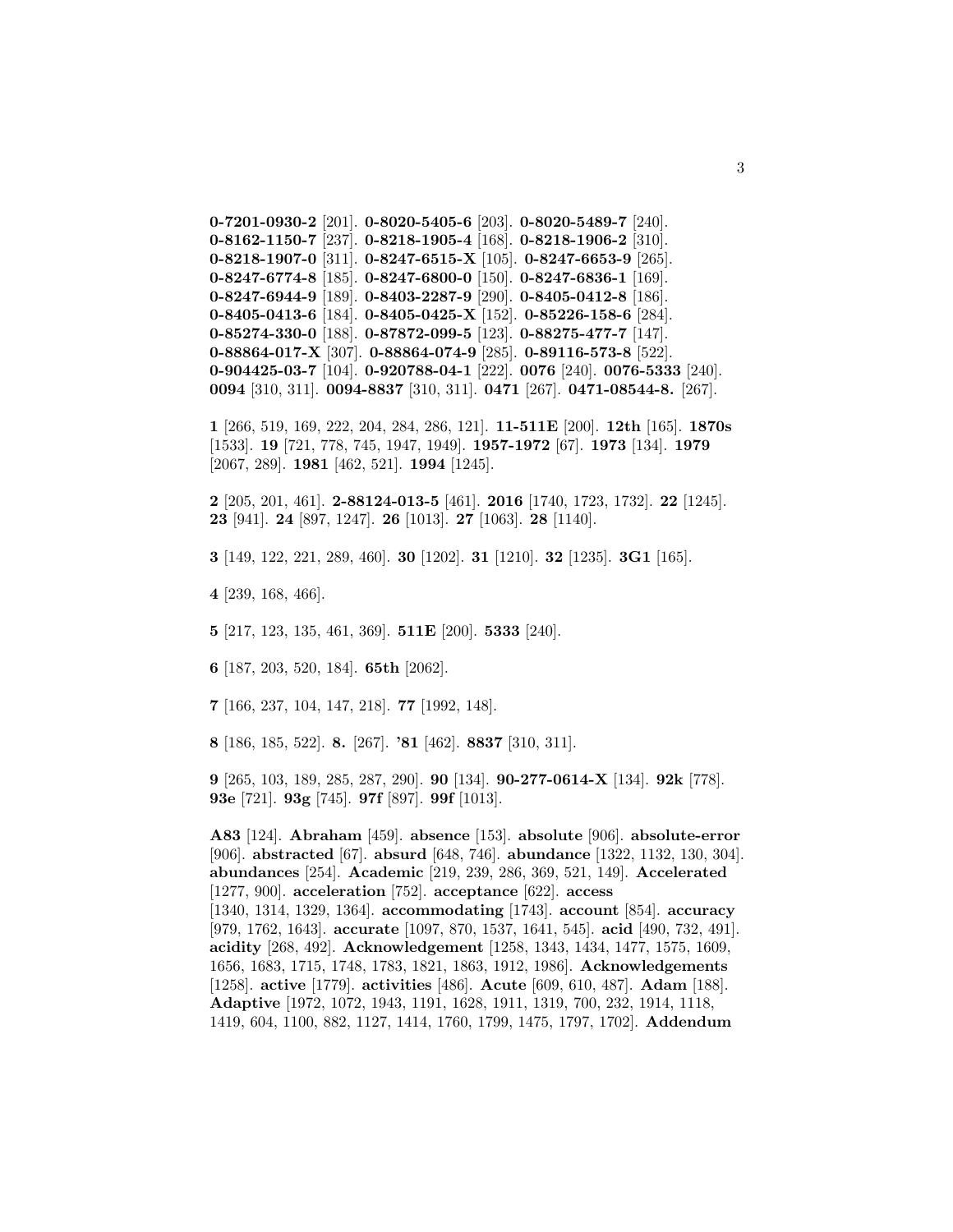**0-7201-0930-2** [201]. **0-8020-5405-6** [203]. **0-8020-5489-7** [240]. **0-8162-1150-7** [237]. **0-8218-1905-4** [168]. **0-8218-1906-2** [310]. **0-8218-1907-0** [311]. **0-8247-6515-X** [105]. **0-8247-6653-9** [265]. **0-8247-6774-8** [185]. **0-8247-6800-0** [150]. **0-8247-6836-1** [169]. **0-8247-6944-9** [189]. **0-8403-2287-9** [290]. **0-8405-0412-8** [186]. **0-8405-0413-6** [184]. **0-8405-0425-X** [152]. **0-85226-158-6** [284]. **0-85274-330-0** [188]. **0-87872-099-5** [123]. **0-88275-477-7** [147]. **0-88864-017-X** [307]. **0-88864-074-9** [285]. **0-89116-573-8** [522]. **0-904425-03-7** [104]. **0-920788-04-1** [222]. **0076** [240]. **0076-5333** [240]. **0094** [310, 311]. **0094-8837** [310, 311]. **0471** [267]. **0471-08544-8.** [267].

**1** [266, 519, 169, 222, 204, 284, 286, 121]. **11-511E** [200]. **12th** [165]. **1870s** [1533]. **19** [721, 778, 745, 1947, 1949]. **1957-1972** [67]. **1973** [134]. **1979** [2067, 289]. **1981** [462, 521]. **1994** [1245].

**2** [205, 201, 461]. **2-88124-013-5** [461]. **2016** [1740, 1723, 1732]. **22** [1245]. **23** [941]. **24** [897, 1247]. **26** [1013]. **27** [1063]. **28** [1140].

**3** [149, 122, 221, 289, 460]. **30** [1202]. **31** [1210]. **32** [1235]. **3G1** [165].

**4** [239, 168, 466].

**5** [217, 123, 135, 461, 369]. **511E** [200]. **5333** [240].

**6** [187, 203, 520, 184]. **65th** [2062].

**7** [166, 237, 104, 147, 218]. **77** [1992, 148].

**8** [186, 185, 522]. **8.** [267]. **'81** [462]. **8837** [310, 311].

**9** [265, 103, 189, 285, 287, 290]. **90** [134]. **90-277-0614-X** [134]. **92k** [778]. **93e** [721]. **93g** [745]. **97f** [897]. **99f** [1013].

**A83** [124]. **Abraham** [459]. **absence** [153]. **absolute** [906]. **absolute-error** [906]. **abstracted** [67]. **absurd** [648, 746]. **abundance** [1322, 1132, 130, 304]. **abundances** [254]. **Academic** [219, 239, 286, 369, 521, 149]. **Accelerated** [1277, 900]. **acceleration** [752]. **acceptance** [622]. **access** [1340, 1314, 1329, 1364]. **accommodating** [1743]. **account** [854]. **accuracy** [979, 1762, 1643]. **accurate** [1097, 870, 1537, 1641, 545]. **acid** [490, 732, 491]. **acidity** [268, 492]. **Acknowledgement** [1258, 1343, 1434, 1477, 1575, 1609, 1656, 1683, 1715, 1748, 1783, 1821, 1863, 1912, 1986]. **Acknowledgements** [1258]. **active** [1779]. **activities** [486]. **Acute** [609, 610, 487]. **Adam** [188]. **Adaptive** [1972, 1072, 1943, 1191, 1628, 1911, 1319, 700, 232, 1914, 1118, 1419, 604, 1100, 882, 1127, 1414, 1760, 1799, 1475, 1797, 1702]. **Addendum**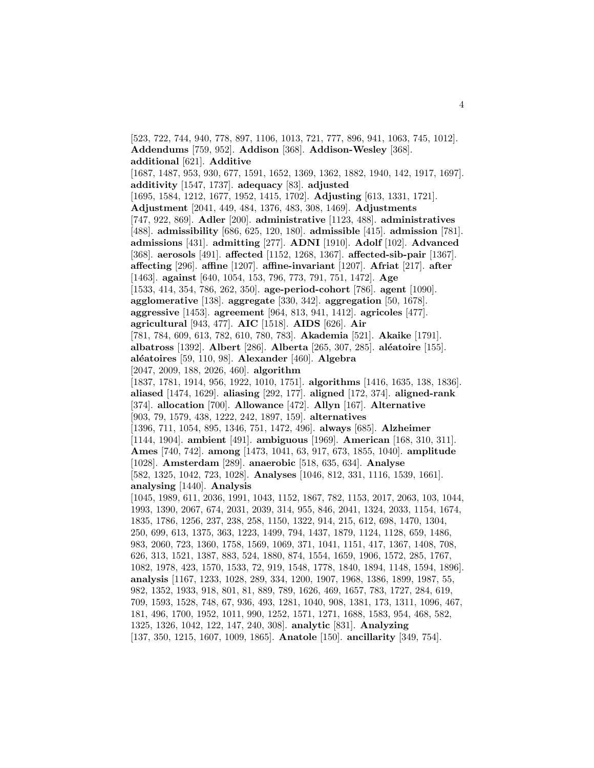[523, 722, 744, 940, 778, 897, 1106, 1013, 721, 777, 896, 941, 1063, 745, 1012]. **Addendums** [759, 952]. **Addison** [368]. **Addison-Wesley** [368]. **additional** [621]. **Additive** [1687, 1487, 953, 930, 677, 1591, 1652, 1369, 1362, 1882, 1940, 142, 1917, 1697]. **additivity** [1547, 1737]. **adequacy** [83]. **adjusted** [1695, 1584, 1212, 1677, 1952, 1415, 1702]. **Adjusting** [613, 1331, 1721]. **Adjustment** [2041, 449, 484, 1376, 483, 308, 1469]. **Adjustments** [747, 922, 869]. **Adler** [200]. **administrative** [1123, 488]. **administratives** [488]. **admissibility** [686, 625, 120, 180]. **admissible** [415]. **admission** [781]. **admissions** [431]. **admitting** [277]. **ADNI** [1910]. **Adolf** [102]. **Advanced** [368]. **aerosols** [491]. **affected** [1152, 1268, 1367]. **affected-sib-pair** [1367]. **affecting** [296]. **affine** [1207]. **affine-invariant** [1207]. **Afriat** [217]. **after** [1463]. **against** [640, 1054, 153, 796, 773, 791, 751, 1472]. **Age** [1533, 414, 354, 786, 262, 350]. **age-period-cohort** [786]. **agent** [1090]. **agglomerative** [138]. **aggregate** [330, 342]. **aggregation** [50, 1678]. **aggressive** [1453]. **agreement** [964, 813, 941, 1412]. **agricoles** [477]. **agricultural** [943, 477]. **AIC** [1518]. **AIDS** [626]. **Air** [781, 784, 609, 613, 782, 610, 780, 783]. **Akademia** [521]. **Akaike** [1791]. **albatross** [1392]. **Albert** [286]. **Alberta** [265, 307, 285]. **aléatoire** [155]. **aléatoires** [59, 110, 98]. **Alexander** [460]. **Algebra** [2047, 2009, 188, 2026, 460]. **algorithm** [1837, 1781, 1914, 956, 1922, 1010, 1751]. **algorithms** [1416, 1635, 138, 1836]. **aliased** [1474, 1629]. **aliasing** [292, 177]. **aligned** [172, 374]. **aligned-rank** [374]. **allocation** [700]. **Allowance** [472]. **Allyn** [167]. **Alternative** [903, 79, 1579, 438, 1222, 242, 1897, 159]. **alternatives** [1396, 711, 1054, 895, 1346, 751, 1472, 496]. **always** [685]. **Alzheimer** [1144, 1904]. **ambient** [491]. **ambiguous** [1969]. **American** [168, 310, 311]. **Ames** [740, 742]. **among** [1473, 1041, 63, 917, 673, 1855, 1040]. **amplitude** [1028]. **Amsterdam** [289]. **anaerobic** [518, 635, 634]. **Analyse** [582, 1325, 1042, 723, 1028]. **Analyses** [1046, 812, 331, 1116, 1539, 1661]. **analysing** [1440]. **Analysis** [1045, 1989, 611, 2036, 1991, 1043, 1152, 1867, 782, 1153, 2017, 2063, 103, 1044, 1993, 1390, 2067, 674, 2031, 2039, 314, 955, 846, 2041, 1324, 2033, 1154, 1674, 1835, 1786, 1256, 237, 238, 258, 1150, 1322, 914, 215, 612, 698, 1470, 1304, 250, 699, 613, 1375, 363, 1223, 1499, 794, 1437, 1879, 1124, 1128, 659, 1486, 983, 2060, 723, 1360, 1758, 1569, 1069, 371, 1041, 1151, 417, 1367, 1408, 708, 626, 313, 1521, 1387, 883, 524, 1880, 874, 1554, 1659, 1906, 1572, 285, 1767, 1082, 1978, 423, 1570, 1533, 72, 919, 1548, 1778, 1840, 1894, 1148, 1594, 1896]. **analysis** [1167, 1233, 1028, 289, 334, 1200, 1907, 1968, 1386, 1899, 1987, 55, 982, 1352, 1933, 918, 801, 81, 889, 789, 1626, 469, 1657, 783, 1727, 284, 619, 709, 1593, 1528, 748, 67, 936, 493, 1281, 1040, 908, 1381, 173, 1311, 1096, 467, 181, 496, 1700, 1952, 1011, 990, 1252, 1571, 1271, 1688, 1583, 954, 468, 582, 1325, 1326, 1042, 122, 147, 240, 308]. **analytic** [831]. **Analyzing** [137, 350, 1215, 1607, 1009, 1865]. **Anatole** [150]. **ancillarity** [349, 754].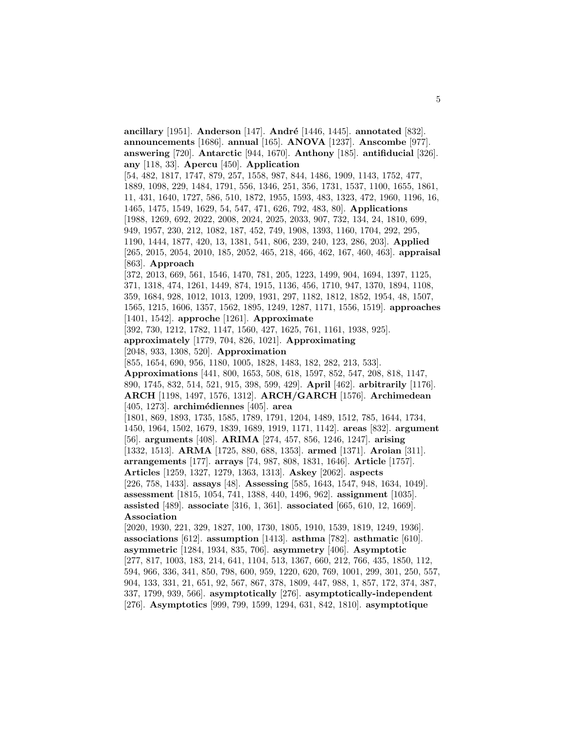**ancillary** [1951]. **Anderson** [147]. **André** [1446, 1445]. **annotated** [832]. **announcements** [1686]. **annual** [165]. **ANOVA** [1237]. **Anscombe** [977]. **answering** [720]. **Antarctic** [944, 1670]. **Anthony** [185]. **antifiducial** [326]. **any** [118, 33]. **Apercu** [450]. **Application** [54, 482, 1817, 1747, 879, 257, 1558, 987, 844, 1486, 1909, 1143, 1752, 477, 1889, 1098, 229, 1484, 1791, 556, 1346, 251, 356, 1731, 1537, 1100, 1655, 1861, 11, 431, 1640, 1727, 586, 510, 1872, 1955, 1593, 483, 1323, 472, 1960, 1196, 16, 1465, 1475, 1549, 1629, 54, 547, 471, 626, 792, 483, 80]. **Applications** [1988, 1269, 692, 2022, 2008, 2024, 2025, 2033, 907, 732, 134, 24, 1810, 699, 949, 1957, 230, 212, 1082, 187, 452, 749, 1908, 1393, 1160, 1704, 292, 295, 1190, 1444, 1877, 420, 13, 1381, 541, 806, 239, 240, 123, 286, 203]. **Applied** [265, 2015, 2054, 2010, 185, 2052, 465, 218, 466, 462, 167, 460, 463]. **appraisal** [863]. **Approach** [372, 2013, 669, 561, 1546, 1470, 781, 205, 1223, 1499, 904, 1694, 1397, 1125, 371, 1318, 474, 1261, 1449, 874, 1915, 1136, 456, 1710, 947, 1370, 1894, 1108, 359, 1684, 928, 1012, 1013, 1209, 1931, 297, 1182, 1812, 1852, 1954, 48, 1507, 1565, 1215, 1606, 1357, 1562, 1895, 1249, 1287, 1171, 1556, 1519]. **approaches** [1401, 1542]. **approche** [1261]. **Approximate** [392, 730, 1212, 1782, 1147, 1560, 427, 1625, 761, 1161, 1938, 925]. **approximately** [1779, 704, 826, 1021]. **Approximating** [2048, 933, 1308, 520]. **Approximation** [855, 1654, 690, 956, 1180, 1005, 1828, 1483, 182, 282, 213, 533]. **Approximations** [441, 800, 1653, 508, 618, 1597, 852, 547, 208, 818, 1147, 890, 1745, 832, 514, 521, 915, 398, 599, 429]. **April** [462]. **arbitrarily** [1176]. **ARCH** [1198, 1497, 1576, 1312]. **ARCH/GARCH** [1576]. **Archimedean** [405, 1273]. **archimédiennes** [405]. **area** [1801, 869, 1893, 1735, 1585, 1789, 1791, 1204, 1489, 1512, 785, 1644, 1734, 1450, 1964, 1502, 1679, 1839, 1689, 1919, 1171, 1142]. **areas** [832]. **argument** [56]. **arguments** [408]. **ARIMA** [274, 457, 856, 1246, 1247]. **arising** [1332, 1513]. **ARMA** [1725, 880, 688, 1353]. **armed** [1371]. **Aroian** [311]. **arrangements** [177]. **arrays** [74, 987, 808, 1831, 1646]. **Article** [1757]. **Articles** [1259, 1327, 1279, 1363, 1313]. **Askey** [2062]. **aspects** [226, 758, 1433]. **assays** [48]. **Assessing** [585, 1643, 1547, 948, 1634, 1049]. **assessment** [1815, 1054, 741, 1388, 440, 1496, 962]. **assignment** [1035]. **assisted** [489]. **associate** [316, 1, 361]. **associated** [665, 610, 12, 1669]. **Association** [2020, 1930, 221, 329, 1827, 100, 1730, 1805, 1910, 1539, 1819, 1249, 1936]. **associations** [612]. **assumption** [1413]. **asthma** [782]. **asthmatic** [610]. **asymmetric** [1284, 1934, 835, 706]. **asymmetry** [406]. **Asymptotic** [277, 817, 1003, 183, 214, 641, 1104, 513, 1367, 660, 212, 766, 435, 1850, 112, 594, 966, 336, 341, 850, 798, 600, 959, 1220, 620, 769, 1001, 299, 301, 250, 557, 904, 133, 331, 21, 651, 92, 567, 867, 378, 1809, 447, 988, 1, 857, 172, 374, 387, 337, 1799, 939, 566]. **asymptotically** [276]. **asymptotically-independent** [276]. **Asymptotics** [999, 799, 1599, 1294, 631, 842, 1810]. **asymptotique**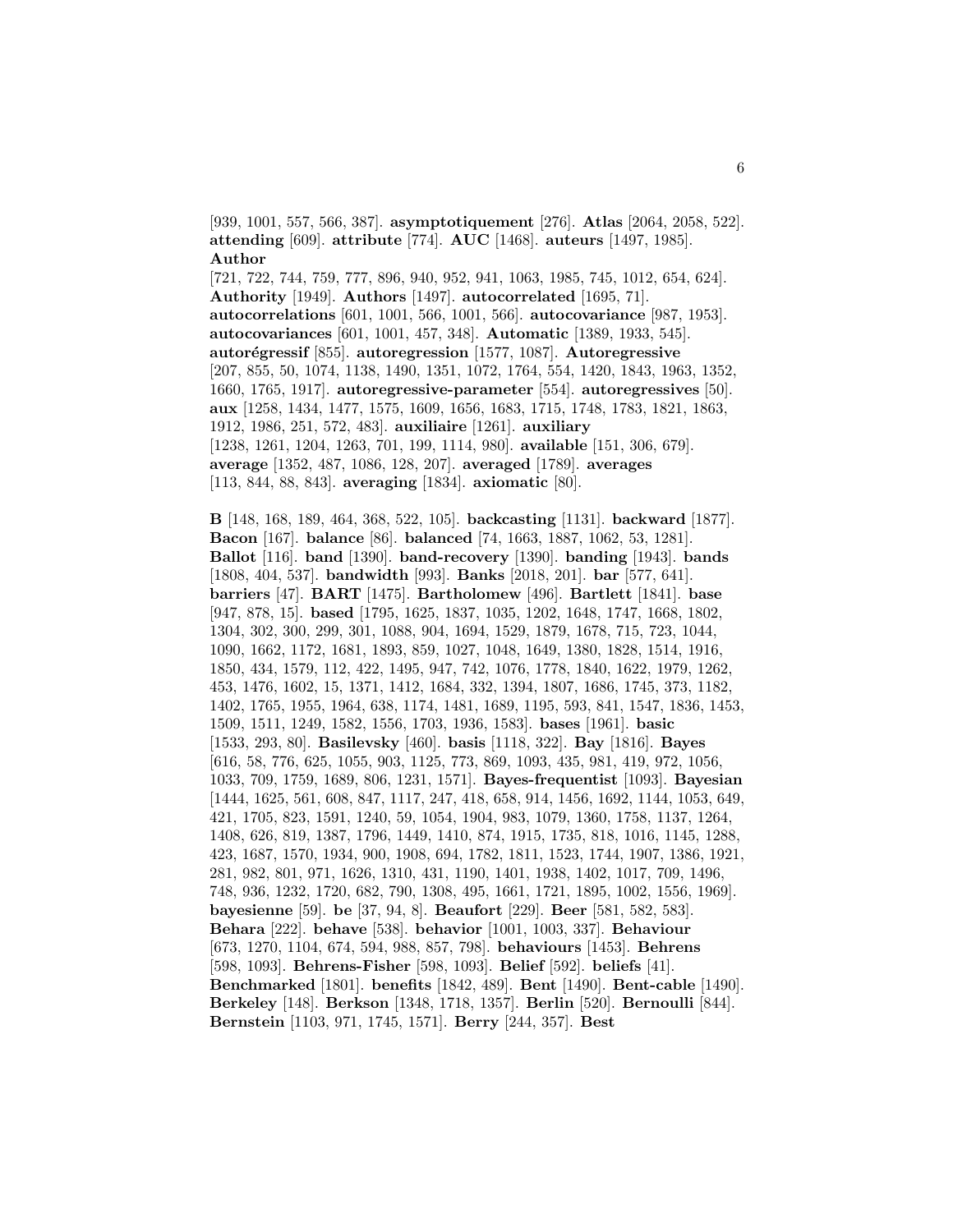[939, 1001, 557, 566, 387]. **asymptotiquement** [276]. **Atlas** [2064, 2058, 522]. **attending** [609]. **attribute** [774]. **AUC** [1468]. **auteurs** [1497, 1985]. **Author** [721, 722, 744, 759, 777, 896, 940, 952, 941, 1063, 1985, 745, 1012, 654, 624]. **Authority** [1949]. **Authors** [1497]. **autocorrelated** [1695, 71]. **autocorrelations** [601, 1001, 566, 1001, 566]. **autocovariance** [987, 1953]. **autocovariances** [601, 1001, 457, 348]. **Automatic** [1389, 1933, 545]. **autorégressif** [855]. **autoregression** [1577, 1087]. **Autoregressive** [207, 855, 50, 1074, 1138, 1490, 1351, 1072, 1764, 554, 1420, 1843, 1963, 1352, 1660, 1765, 1917]. **autoregressive-parameter** [554]. **autoregressives** [50]. **aux** [1258, 1434, 1477, 1575, 1609, 1656, 1683, 1715, 1748, 1783, 1821, 1863, 1912, 1986, 251, 572, 483]. **auxiliaire** [1261]. **auxiliary** [1238, 1261, 1204, 1263, 701, 199, 1114, 980]. **available** [151, 306, 679]. **average** [1352, 487, 1086, 128, 207]. **averaged** [1789]. **averages** [113, 844, 88, 843]. **averaging** [1834]. **axiomatic** [80].

**B** [148, 168, 189, 464, 368, 522, 105]. **backcasting** [1131]. **backward** [1877]. **Bacon** [167]. **balance** [86]. **balanced** [74, 1663, 1887, 1062, 53, 1281]. **Ballot** [116]. **band** [1390]. **band-recovery** [1390]. **banding** [1943]. **bands** [1808, 404, 537]. **bandwidth** [993]. **Banks** [2018, 201]. **bar** [577, 641]. **barriers** [47]. **BART** [1475]. **Bartholomew** [496]. **Bartlett** [1841]. **base** [947, 878, 15]. **based** [1795, 1625, 1837, 1035, 1202, 1648, 1747, 1668, 1802, 1304, 302, 300, 299, 301, 1088, 904, 1694, 1529, 1879, 1678, 715, 723, 1044, 1090, 1662, 1172, 1681, 1893, 859, 1027, 1048, 1649, 1380, 1828, 1514, 1916, 1850, 434, 1579, 112, 422, 1495, 947, 742, 1076, 1778, 1840, 1622, 1979, 1262, 453, 1476, 1602, 15, 1371, 1412, 1684, 332, 1394, 1807, 1686, 1745, 373, 1182, 1402, 1765, 1955, 1964, 638, 1174, 1481, 1689, 1195, 593, 841, 1547, 1836, 1453, 1509, 1511, 1249, 1582, 1556, 1703, 1936, 1583]. **bases** [1961]. **basic** [1533, 293, 80]. **Basilevsky** [460]. **basis** [1118, 322]. **Bay** [1816]. **Bayes** [616, 58, 776, 625, 1055, 903, 1125, 773, 869, 1093, 435, 981, 419, 972, 1056, 1033, 709, 1759, 1689, 806, 1231, 1571]. **Bayes-frequentist** [1093]. **Bayesian** [1444, 1625, 561, 608, 847, 1117, 247, 418, 658, 914, 1456, 1692, 1144, 1053, 649, 421, 1705, 823, 1591, 1240, 59, 1054, 1904, 983, 1079, 1360, 1758, 1137, 1264, 1408, 626, 819, 1387, 1796, 1449, 1410, 874, 1915, 1735, 818, 1016, 1145, 1288, 423, 1687, 1570, 1934, 900, 1908, 694, 1782, 1811, 1523, 1744, 1907, 1386, 1921, 281, 982, 801, 971, 1626, 1310, 431, 1190, 1401, 1938, 1402, 1017, 709, 1496, 748, 936, 1232, 1720, 682, 790, 1308, 495, 1661, 1721, 1895, 1002, 1556, 1969]. **bayesienne** [59]. **be** [37, 94, 8]. **Beaufort** [229]. **Beer** [581, 582, 583]. **Behara** [222]. **behave** [538]. **behavior** [1001, 1003, 337]. **Behaviour** [673, 1270, 1104, 674, 594, 988, 857, 798]. **behaviours** [1453]. **Behrens** [598, 1093]. **Behrens-Fisher** [598, 1093]. **Belief** [592]. **beliefs** [41]. **Benchmarked** [1801]. **benefits** [1842, 489]. **Bent** [1490]. **Bent-cable** [1490]. **Berkeley** [148]. **Berkson** [1348, 1718, 1357]. **Berlin** [520]. **Bernoulli** [844]. **Bernstein** [1103, 971, 1745, 1571]. **Berry** [244, 357]. **Best**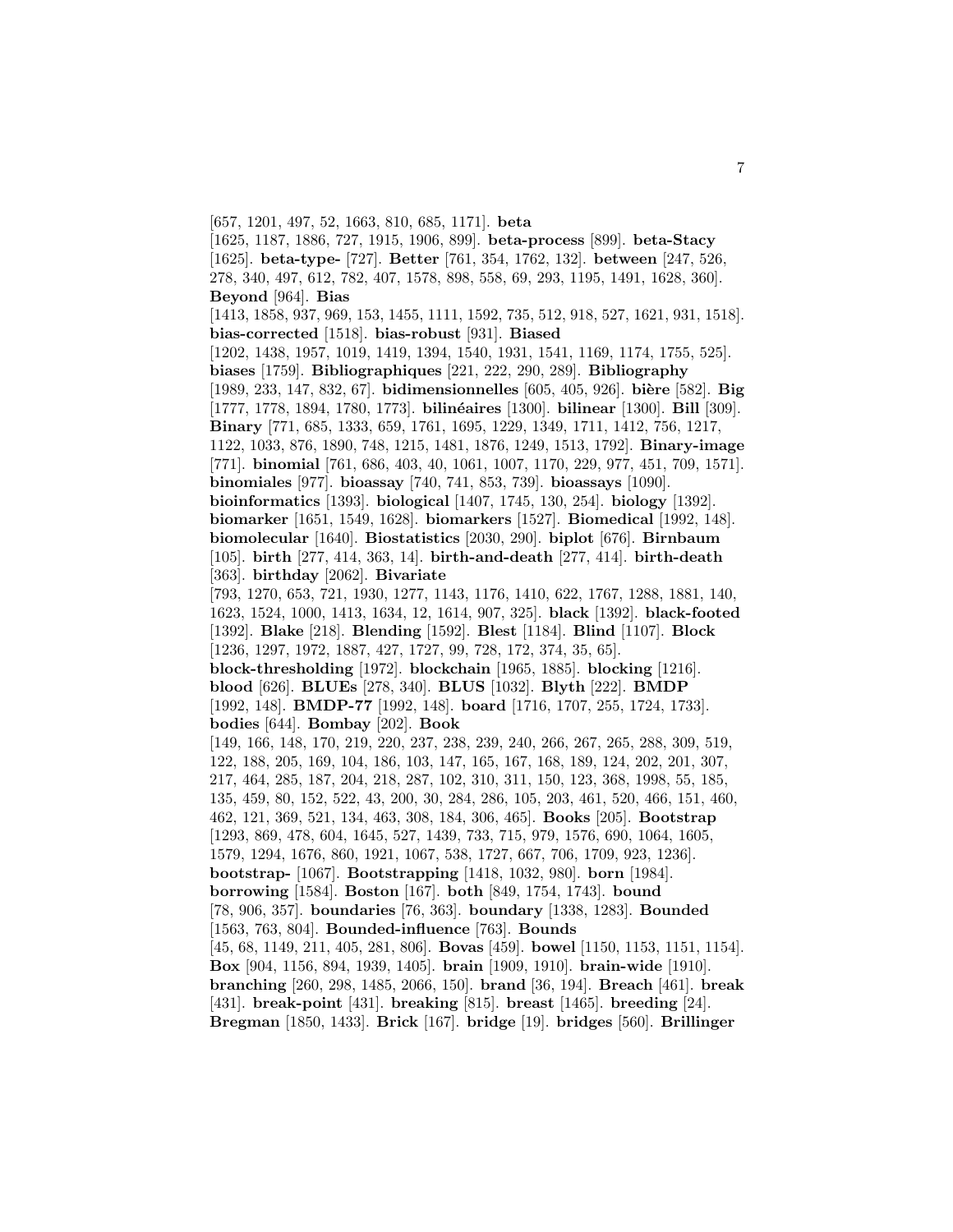[657, 1201, 497, 52, 1663, 810, 685, 1171]. **beta** [1625, 1187, 1886, 727, 1915, 1906, 899]. **beta-process** [899]. **beta-Stacy** [1625]. **beta-type-** [727]. **Better** [761, 354, 1762, 132]. **between** [247, 526, 278, 340, 497, 612, 782, 407, 1578, 898, 558, 69, 293, 1195, 1491, 1628, 360]. **Beyond** [964]. **Bias** [1413, 1858, 937, 969, 153, 1455, 1111, 1592, 735, 512, 918, 527, 1621, 931, 1518]. **bias-corrected** [1518]. **bias-robust** [931]. **Biased** [1202, 1438, 1957, 1019, 1419, 1394, 1540, 1931, 1541, 1169, 1174, 1755, 525]. **biases** [1759]. **Bibliographiques** [221, 222, 290, 289]. **Bibliography** [1989, 233, 147, 832, 67]. **bidimensionnelles** [605, 405, 926]. **bière** [582]. **Big** [1777, 1778, 1894, 1780, 1773]. **bilinéaires** [1300]. **bilinear** [1300]. **Bill** [309]. **Binary** [771, 685, 1333, 659, 1761, 1695, 1229, 1349, 1711, 1412, 756, 1217, 1122, 1033, 876, 1890, 748, 1215, 1481, 1876, 1249, 1513, 1792]. **Binary-image** [771]. **binomial** [761, 686, 403, 40, 1061, 1007, 1170, 229, 977, 451, 709, 1571]. **binomiales** [977]. **bioassay** [740, 741, 853, 739]. **bioassays** [1090]. **bioinformatics** [1393]. **biological** [1407, 1745, 130, 254]. **biology** [1392]. **biomarker** [1651, 1549, 1628]. **biomarkers** [1527]. **Biomedical** [1992, 148]. **biomolecular** [1640]. **Biostatistics** [2030, 290]. **biplot** [676]. **Birnbaum** [105]. **birth** [277, 414, 363, 14]. **birth-and-death** [277, 414]. **birth-death** [363]. **birthday** [2062]. **Bivariate** [793, 1270, 653, 721, 1930, 1277, 1143, 1176, 1410, 622, 1767, 1288, 1881, 140, 1623, 1524, 1000, 1413, 1634, 12, 1614, 907, 325]. **black** [1392]. **black-footed** [1392]. **Blake** [218]. **Blending** [1592]. **Blest** [1184]. **Blind** [1107]. **Block** [1236, 1297, 1972, 1887, 427, 1727, 99, 728, 172, 374, 35, 65]. **block-thresholding** [1972]. **blockchain** [1965, 1885]. **blocking** [1216]. **blood** [626]. **BLUEs** [278, 340]. **BLUS** [1032]. **Blyth** [222]. **BMDP** [1992, 148]. **BMDP-77** [1992, 148]. **board** [1716, 1707, 255, 1724, 1733]. **bodies** [644]. **Bombay** [202]. **Book** [149, 166, 148, 170, 219, 220, 237, 238, 239, 240, 266, 267, 265, 288, 309, 519, 122, 188, 205, 169, 104, 186, 103, 147, 165, 167, 168, 189, 124, 202, 201, 307, 217, 464, 285, 187, 204, 218, 287, 102, 310, 311, 150, 123, 368, 1998, 55, 185, 135, 459, 80, 152, 522, 43, 200, 30, 284, 286, 105, 203, 461, 520, 466, 151, 460, 462, 121, 369, 521, 134, 463, 308, 184, 306, 465]. **Books** [205]. **Bootstrap** [1293, 869, 478, 604, 1645, 527, 1439, 733, 715, 979, 1576, 690, 1064, 1605, 1579, 1294, 1676, 860, 1921, 1067, 538, 1727, 667, 706, 1709, 923, 1236]. **bootstrap-** [1067]. **Bootstrapping** [1418, 1032, 980]. **born** [1984]. **borrowing** [1584]. **Boston** [167]. **both** [849, 1754, 1743]. **bound** [78, 906, 357]. **boundaries** [76, 363]. **boundary** [1338, 1283]. **Bounded** [1563, 763, 804]. **Bounded-influence** [763]. **Bounds** [45, 68, 1149, 211, 405, 281, 806]. **Bovas** [459]. **bowel** [1150, 1153, 1151, 1154]. **Box** [904, 1156, 894, 1939, 1405]. **brain** [1909, 1910]. **brain-wide** [1910]. **branching** [260, 298, 1485, 2066, 150]. **brand** [36, 194]. **Breach** [461]. **break** [431]. **break-point** [431]. **breaking** [815]. **breast** [1465]. **breeding** [24]. **Bregman** [1850, 1433]. **Brick** [167]. **bridge** [19]. **bridges** [560]. **Brillinger**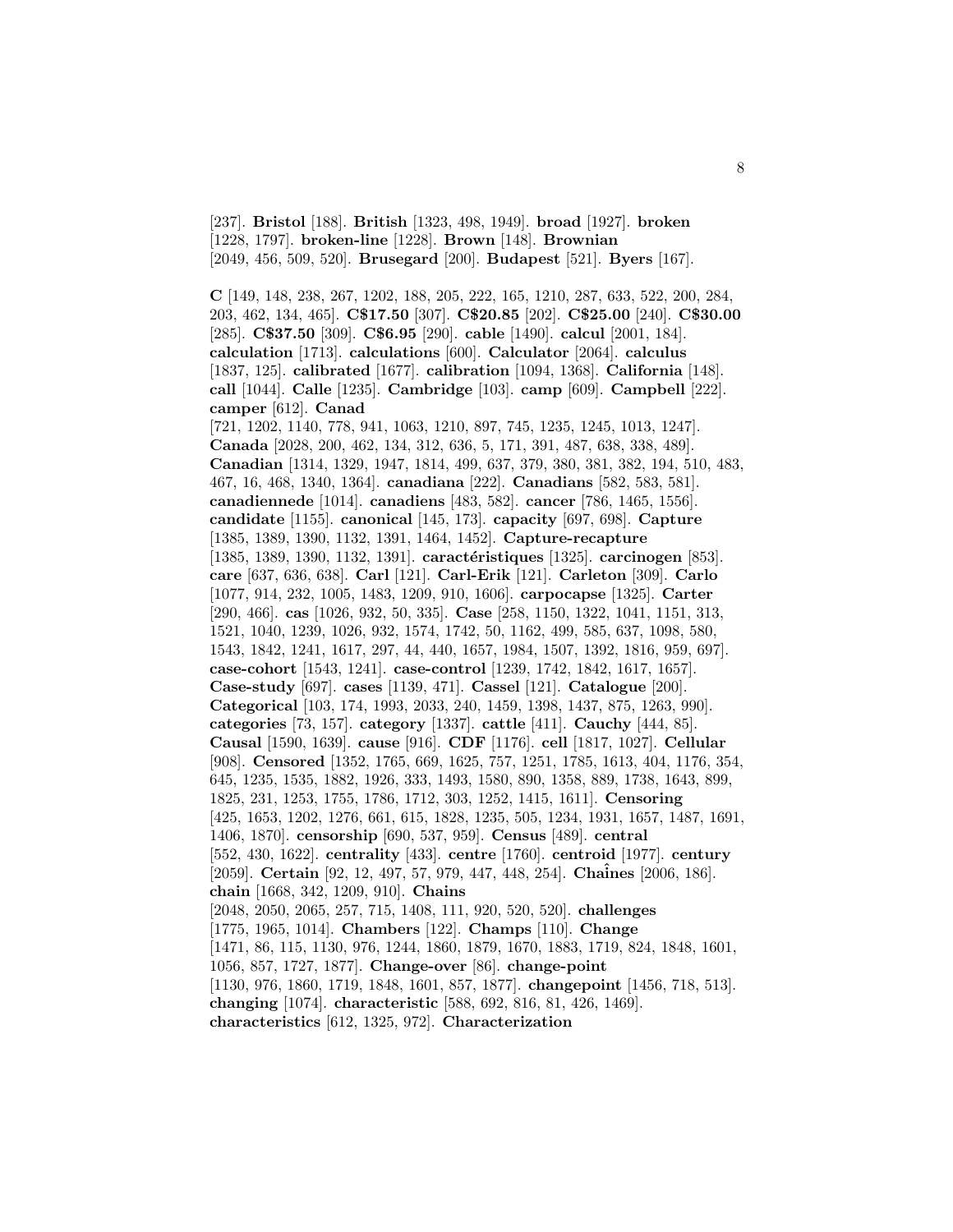[237]. **Bristol** [188]. **British** [1323, 498, 1949]. **broad** [1927]. **broken** [1228, 1797]. **broken-line** [1228]. **Brown** [148]. **Brownian** [2049, 456, 509, 520]. **Brusegard** [200]. **Budapest** [521]. **Byers** [167].

**C** [149, 148, 238, 267, 1202, 188, 205, 222, 165, 1210, 287, 633, 522, 200, 284, 203, 462, 134, 465]. **C$17.50** [307]. **C$20.85** [202]. **C$25.00** [240]. **C$30.00** [285]. **C$37.50** [309]. **C$6.95** [290]. **cable** [1490]. **calcul** [2001, 184]. **calculation** [1713]. **calculations** [600]. **Calculator** [2064]. **calculus** [1837, 125]. **calibrated** [1677]. **calibration** [1094, 1368]. **California** [148]. **call** [1044]. **Calle** [1235]. **Cambridge** [103]. **camp** [609]. **Campbell** [222]. **camper** [612]. **Canad** [721, 1202, 1140, 778, 941, 1063, 1210, 897, 745, 1235, 1245, 1013, 1247]. **Canada** [2028, 200, 462, 134, 312, 636, 5, 171, 391, 487, 638, 338, 489]. **Canadian** [1314, 1329, 1947, 1814, 499, 637, 379, 380, 381, 382, 194, 510, 483, 467, 16, 468, 1340, 1364]. **canadiana** [222]. **Canadians** [582, 583, 581]. **canadiennede** [1014]. **canadiens** [483, 582]. **cancer** [786, 1465, 1556]. **candidate** [1155]. **canonical** [145, 173]. **capacity** [697, 698]. **Capture** [1385, 1389, 1390, 1132, 1391, 1464, 1452]. **Capture-recapture** [1385, 1389, 1390, 1132, 1391]. **caractéristiques** [1325]. **carcinogen** [853]. **care** [637, 636, 638]. **Carl** [121]. **Carl-Erik** [121]. **Carleton** [309]. **Carlo** [1077, 914, 232, 1005, 1483, 1209, 910, 1606]. **carpocapse** [1325]. **Carter** [290, 466]. **cas** [1026, 932, 50, 335]. **Case** [258, 1150, 1322, 1041, 1151, 313, 1521, 1040, 1239, 1026, 932, 1574, 1742, 50, 1162, 499, 585, 637, 1098, 580, 1543, 1842, 1241, 1617, 297, 44, 440, 1657, 1984, 1507, 1392, 1816, 959, 697]. **case-cohort** [1543, 1241]. **case-control** [1239, 1742, 1842, 1617, 1657]. **Case-study** [697]. **cases** [1139, 471]. **Cassel** [121]. **Catalogue** [200]. **Categorical** [103, 174, 1993, 2033, 240, 1459, 1398, 1437, 875, 1263, 990]. **categories** [73, 157]. **category** [1337]. **cattle** [411]. **Cauchy** [444, 85]. **Causal** [1590, 1639]. **cause** [916]. **CDF** [1176]. **cell** [1817, 1027]. **Cellular** [908]. **Censored** [1352, 1765, 669, 1625, 757, 1251, 1785, 1613, 404, 1176, 354, 645, 1235, 1535, 1882, 1926, 333, 1493, 1580, 890, 1358, 889, 1738, 1643, 899, 1825, 231, 1253, 1755, 1786, 1712, 303, 1252, 1415, 1611]. **Censoring** [425, 1653, 1202, 1276, 661, 615, 1828, 1235, 505, 1234, 1931, 1657, 1487, 1691, 1406, 1870]. **censorship** [690, 537, 959]. **Census** [489]. **central** [552, 430, 1622]. **centrality** [433]. **centre** [1760]. **centroid** [1977]. **century** [2059]. **Certain** [92, 12, 497, 57, 979, 447, 448, 254]. **Chaînes** [2006, 186]. **chain** [1668, 342, 1209, 910]. **Chains** [2048, 2050, 2065, 257, 715, 1408, 111, 920, 520, 520]. **challenges** [1775, 1965, 1014]. **Chambers** [122]. **Champs** [110]. **Change** [1471, 86, 115, 1130, 976, 1244, 1860, 1879, 1670, 1883, 1719, 824, 1848, 1601, 1056, 857, 1727, 1877]. **Change-over** [86]. **change-point** [1130, 976, 1860, 1719, 1848, 1601, 857, 1877]. **changepoint** [1456, 718, 513]. **changing** [1074]. **characteristic** [588, 692, 816, 81, 426, 1469]. **characteristics** [612, 1325, 972]. **Characterization**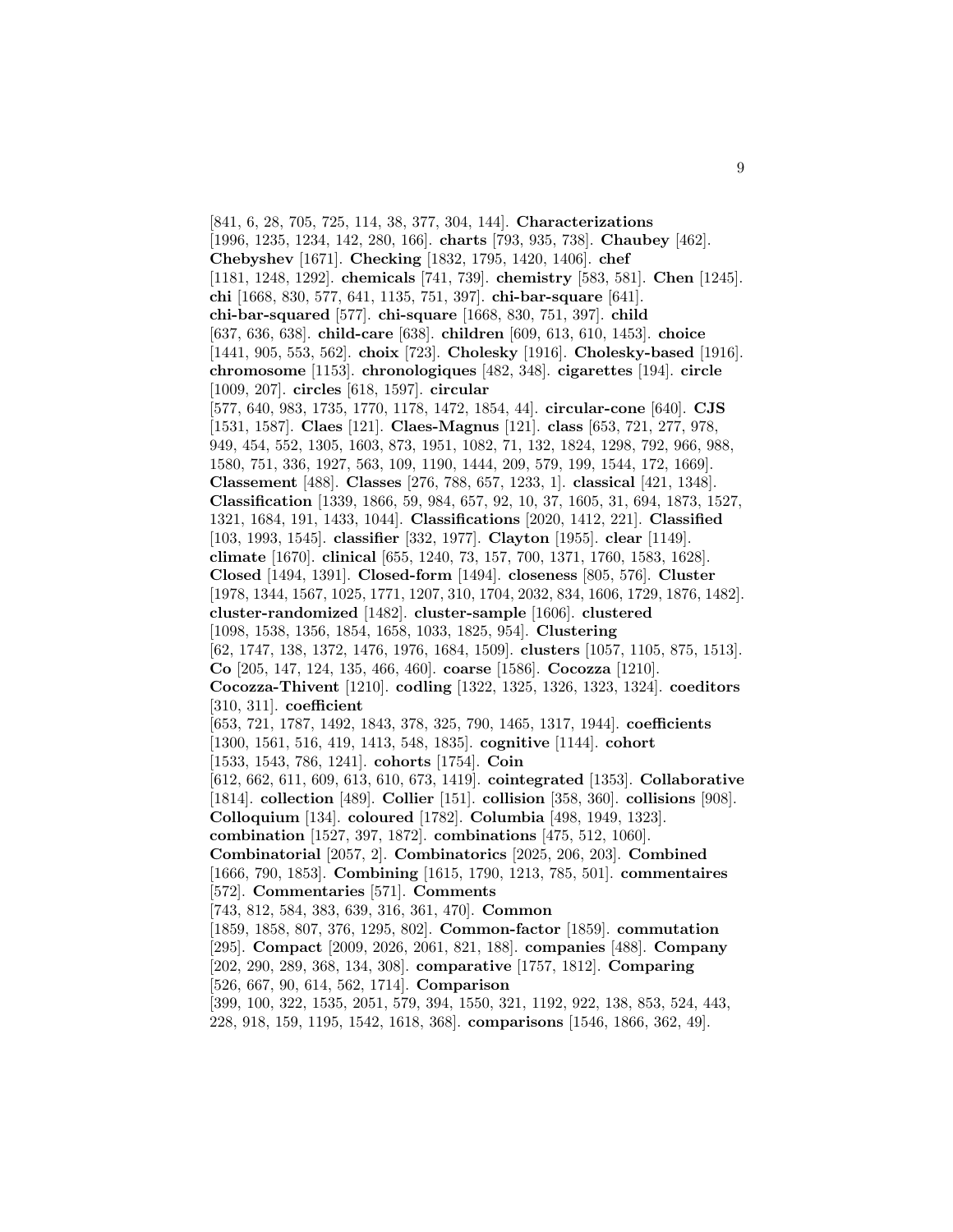[841, 6, 28, 705, 725, 114, 38, 377, 304, 144]. **Characterizations** [1996, 1235, 1234, 142, 280, 166]. **charts** [793, 935, 738]. **Chaubey** [462]. **Chebyshev** [1671]. **Checking** [1832, 1795, 1420, 1406]. **chef** [1181, 1248, 1292]. **chemicals** [741, 739]. **chemistry** [583, 581]. **Chen** [1245]. **chi** [1668, 830, 577, 641, 1135, 751, 397]. **chi-bar-square** [641]. **chi-bar-squared** [577]. **chi-square** [1668, 830, 751, 397]. **child** [637, 636, 638]. **child-care** [638]. **children** [609, 613, 610, 1453]. **choice** [1441, 905, 553, 562]. **choix** [723]. **Cholesky** [1916]. **Cholesky-based** [1916]. **chromosome** [1153]. **chronologiques** [482, 348]. **cigarettes** [194]. **circle** [1009, 207]. **circles** [618, 1597]. **circular** [577, 640, 983, 1735, 1770, 1178, 1472, 1854, 44]. **circular-cone** [640]. **CJS** [1531, 1587]. **Claes** [121]. **Claes-Magnus** [121]. **class** [653, 721, 277, 978, 949, 454, 552, 1305, 1603, 873, 1951, 1082, 71, 132, 1824, 1298, 792, 966, 988, 1580, 751, 336, 1927, 563, 109, 1190, 1444, 209, 579, 199, 1544, 172, 1669]. **Classement** [488]. **Classes** [276, 788, 657, 1233, 1]. **classical** [421, 1348]. **Classification** [1339, 1866, 59, 984, 657, 92, 10, 37, 1605, 31, 694, 1873, 1527, 1321, 1684, 191, 1433, 1044]. **Classifications** [2020, 1412, 221]. **Classified** [103, 1993, 1545]. **classifier** [332, 1977]. **Clayton** [1955]. **clear** [1149]. **climate** [1670]. **clinical** [655, 1240, 73, 157, 700, 1371, 1760, 1583, 1628]. **Closed** [1494, 1391]. **Closed-form** [1494]. **closeness** [805, 576]. **Cluster** [1978, 1344, 1567, 1025, 1771, 1207, 310, 1704, 2032, 834, 1606, 1729, 1876, 1482]. **cluster-randomized** [1482]. **cluster-sample** [1606]. **clustered** [1098, 1538, 1356, 1854, 1658, 1033, 1825, 954]. **Clustering** [62, 1747, 138, 1372, 1476, 1976, 1684, 1509]. **clusters** [1057, 1105, 875, 1513]. **Co** [205, 147, 124, 135, 466, 460]. **coarse** [1586]. **Cocozza** [1210]. **Cocozza-Thivent** [1210]. **codling** [1322, 1325, 1326, 1323, 1324]. **coeditors** [310, 311]. **coefficient** [653, 721, 1787, 1492, 1843, 378, 325, 790, 1465, 1317, 1944]. **coefficients** [1300, 1561, 516, 419, 1413, 548, 1835]. **cognitive** [1144]. **cohort** [1533, 1543, 786, 1241]. **cohorts** [1754]. **Coin** [612, 662, 611, 609, 613, 610, 673, 1419]. **cointegrated** [1353]. **Collaborative** [1814]. **collection** [489]. **Collier** [151]. **collision** [358, 360]. **collisions** [908]. **Colloquium** [134]. **coloured** [1782]. **Columbia** [498, 1949, 1323]. **combination** [1527, 397, 1872]. **combinations** [475, 512, 1060]. **Combinatorial** [2057, 2]. **Combinatorics** [2025, 206, 203]. **Combined** [1666, 790, 1853]. **Combining** [1615, 1790, 1213, 785, 501]. **commentaires** [572]. **Commentaries** [571]. **Comments** [743, 812, 584, 383, 639, 316, 361, 470]. **Common** [1859, 1858, 807, 376, 1295, 802]. **Common-factor** [1859]. **commutation** [295]. **Compact** [2009, 2026, 2061, 821, 188]. **companies** [488]. **Company** [202, 290, 289, 368, 134, 308]. **comparative** [1757, 1812]. **Comparing** [526, 667, 90, 614, 562, 1714]. **Comparison** [399, 100, 322, 1535, 2051, 579, 394, 1550, 321, 1192, 922, 138, 853, 524, 443, 228, 918, 159, 1195, 1542, 1618, 368]. **comparisons** [1546, 1866, 362, 49].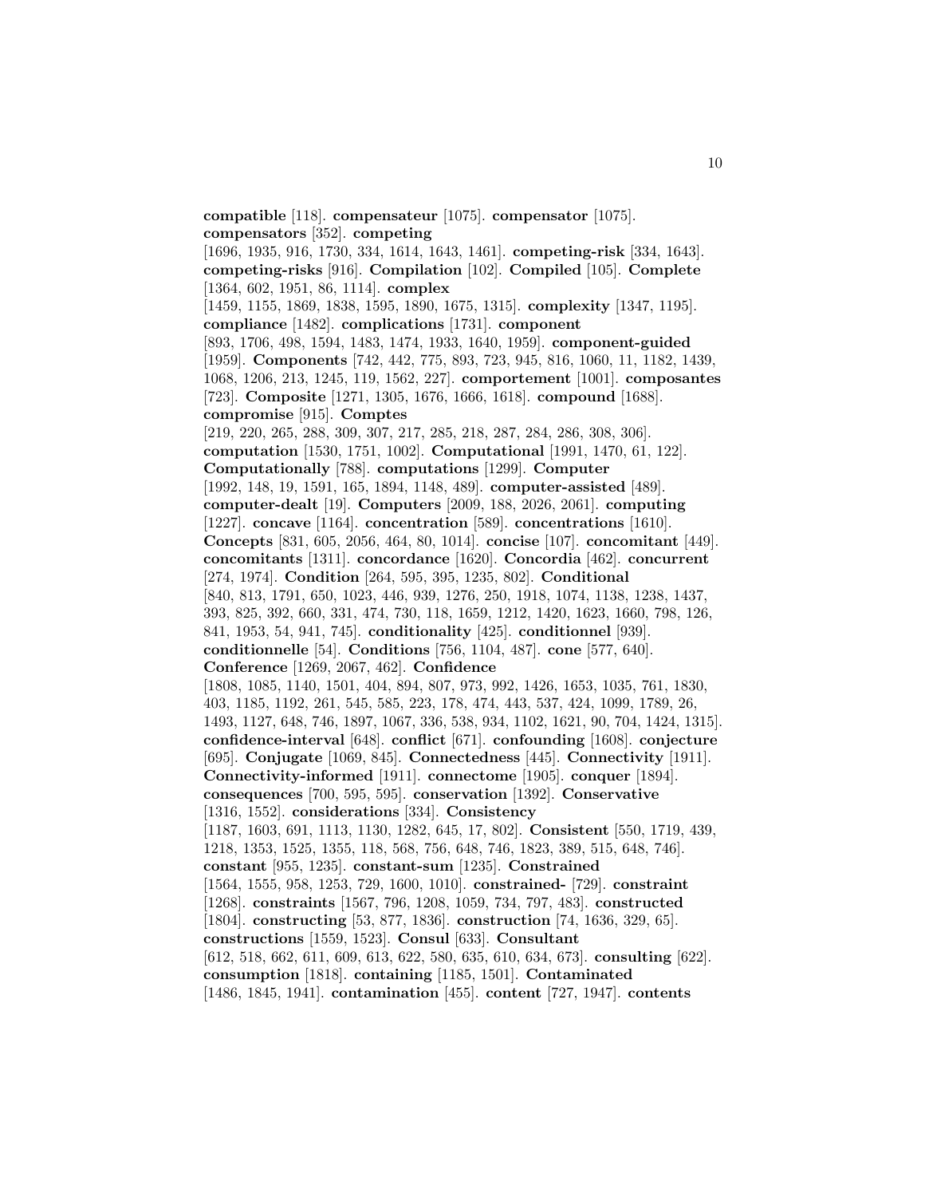**compatible** [118]. **compensateur** [1075]. **compensator** [1075]. **compensators** [352]. **competing** [1696, 1935, 916, 1730, 334, 1614, 1643, 1461]. **competing-risk** [334, 1643]. **competing-risks** [916]. **Compilation** [102]. **Compiled** [105]. **Complete** [1364, 602, 1951, 86, 1114]. **complex** [1459, 1155, 1869, 1838, 1595, 1890, 1675, 1315]. **complexity** [1347, 1195]. **compliance** [1482]. **complications** [1731]. **component** [893, 1706, 498, 1594, 1483, 1474, 1933, 1640, 1959]. **component-guided** [1959]. **Components** [742, 442, 775, 893, 723, 945, 816, 1060, 11, 1182, 1439, 1068, 1206, 213, 1245, 119, 1562, 227]. **comportement** [1001]. **composantes** [723]. **Composite** [1271, 1305, 1676, 1666, 1618]. **compound** [1688]. **compromise** [915]. **Comptes** [219, 220, 265, 288, 309, 307, 217, 285, 218, 287, 284, 286, 308, 306]. **computation** [1530, 1751, 1002]. **Computational** [1991, 1470, 61, 122]. **Computationally** [788]. **computations** [1299]. **Computer** [1992, 148, 19, 1591, 165, 1894, 1148, 489]. **computer-assisted** [489]. **computer-dealt** [19]. **Computers** [2009, 188, 2026, 2061]. **computing** [1227]. **concave** [1164]. **concentration** [589]. **concentrations** [1610]. **Concepts** [831, 605, 2056, 464, 80, 1014]. **concise** [107]. **concomitant** [449]. **concomitants** [1311]. **concordance** [1620]. **Concordia** [462]. **concurrent** [274, 1974]. **Condition** [264, 595, 395, 1235, 802]. **Conditional** [840, 813, 1791, 650, 1023, 446, 939, 1276, 250, 1918, 1074, 1138, 1238, 1437, 393, 825, 392, 660, 331, 474, 730, 118, 1659, 1212, 1420, 1623, 1660, 798, 126, 841, 1953, 54, 941, 745]. **conditionality** [425]. **conditionnel** [939]. **conditionnelle** [54]. **Conditions** [756, 1104, 487]. **cone** [577, 640]. **Conference** [1269, 2067, 462]. **Confidence** [1808, 1085, 1140, 1501, 404, 894, 807, 973, 992, 1426, 1653, 1035, 761, 1830, 403, 1185, 1192, 261, 545, 585, 223, 178, 474, 443, 537, 424, 1099, 1789, 26, 1493, 1127, 648, 746, 1897, 1067, 336, 538, 934, 1102, 1621, 90, 704, 1424, 1315]. **confidence-interval** [648]. **conflict** [671]. **confounding** [1608]. **conjecture** [695]. **Conjugate** [1069, 845]. **Connectedness** [445]. **Connectivity** [1911]. **Connectivity-informed** [1911]. **connectome** [1905]. **conquer** [1894]. **consequences** [700, 595, 595]. **conservation** [1392]. **Conservative** [1316, 1552]. **considerations** [334]. **Consistency** [1187, 1603, 691, 1113, 1130, 1282, 645, 17, 802]. **Consistent** [550, 1719, 439, 1218, 1353, 1525, 1355, 118, 568, 756, 648, 746, 1823, 389, 515, 648, 746]. **constant** [955, 1235]. **constant-sum** [1235]. **Constrained** [1564, 1555, 958, 1253, 729, 1600, 1010]. **constrained-** [729]. **constraint** [1268]. **constraints** [1567, 796, 1208, 1059, 734, 797, 483]. **constructed** [1804]. **constructing** [53, 877, 1836]. **construction** [74, 1636, 329, 65]. **constructions** [1559, 1523]. **Consul** [633]. **Consultant** [612, 518, 662, 611, 609, 613, 622, 580, 635, 610, 634, 673]. **consulting** [622]. **consumption** [1818]. **containing** [1185, 1501]. **Contaminated** [1486, 1845, 1941]. **contamination** [455]. **content** [727, 1947]. **contents**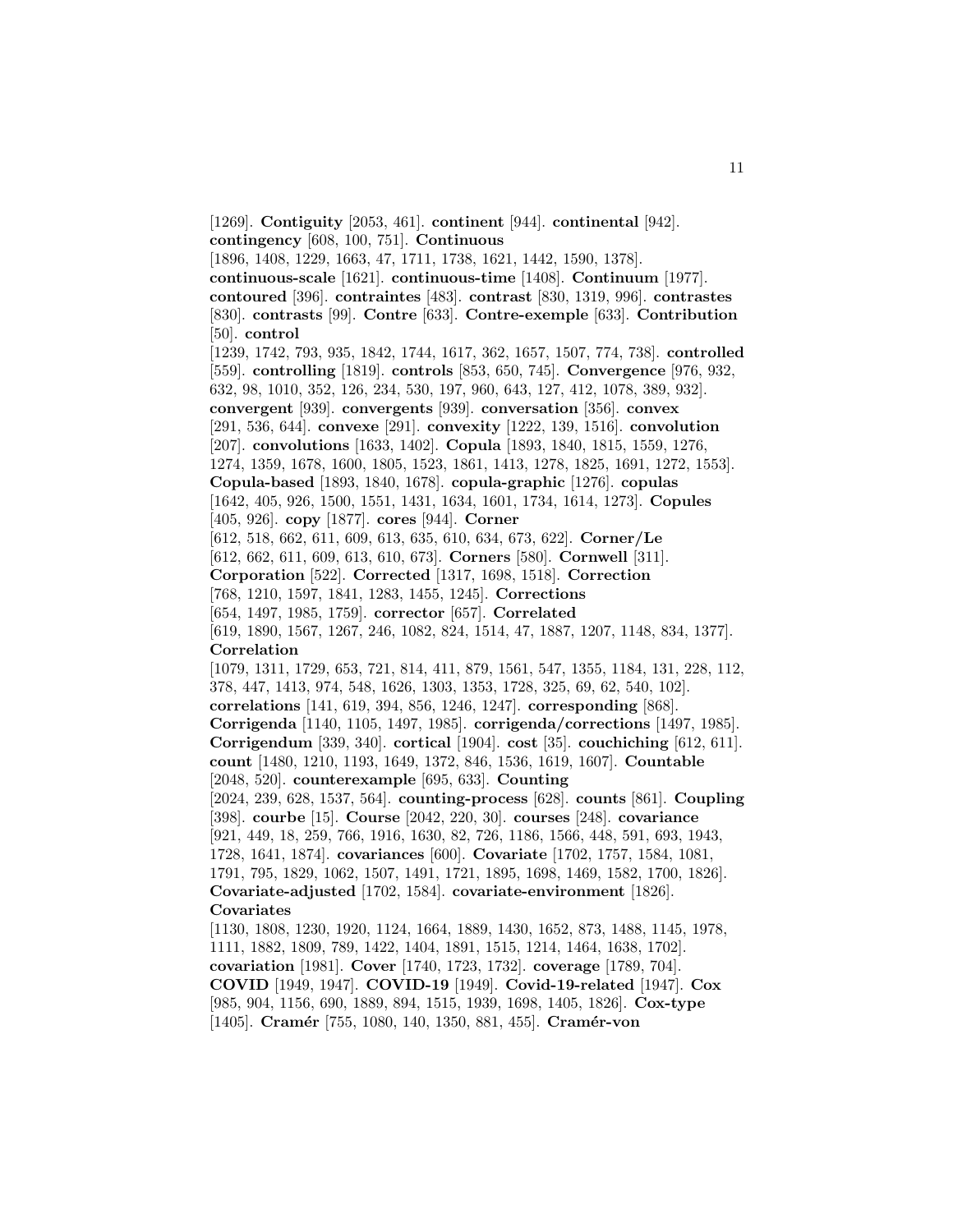[1269]. **Contiguity** [2053, 461]. **continent** [944]. **continental** [942]. **contingency** [608, 100, 751]. **Continuous** [1896, 1408, 1229, 1663, 47, 1711, 1738, 1621, 1442, 1590, 1378]. **continuous-scale** [1621]. **continuous-time** [1408]. **Continuum** [1977]. **contoured** [396]. **contraintes** [483]. **contrast** [830, 1319, 996]. **contrastes** [830]. **contrasts** [99]. **Contre** [633]. **Contre-exemple** [633]. **Contribution** [50]. **control** [1239, 1742, 793, 935, 1842, 1744, 1617, 362, 1657, 1507, 774, 738]. **controlled** [559]. **controlling** [1819]. **controls** [853, 650, 745]. **Convergence** [976, 932, 632, 98, 1010, 352, 126, 234, 530, 197, 960, 643, 127, 412, 1078, 389, 932]. **convergent** [939]. **convergents** [939]. **conversation** [356]. **convex** [291, 536, 644]. **convexe** [291]. **convexity** [1222, 139, 1516]. **convolution** [207]. **convolutions** [1633, 1402]. **Copula** [1893, 1840, 1815, 1559, 1276, 1274, 1359, 1678, 1600, 1805, 1523, 1861, 1413, 1278, 1825, 1691, 1272, 1553]. **Copula-based** [1893, 1840, 1678]. **copula-graphic** [1276]. **copulas** [1642, 405, 926, 1500, 1551, 1431, 1634, 1601, 1734, 1614, 1273]. **Copules** [405, 926]. **copy** [1877]. **cores** [944]. **Corner** [612, 518, 662, 611, 609, 613, 635, 610, 634, 673, 622]. **Corner/Le** [612, 662, 611, 609, 613, 610, 673]. **Corners** [580]. **Cornwell** [311]. **Corporation** [522]. **Corrected** [1317, 1698, 1518]. **Correction** [768, 1210, 1597, 1841, 1283, 1455, 1245]. **Corrections** [654, 1497, 1985, 1759]. **corrector** [657]. **Correlated** [619, 1890, 1567, 1267, 246, 1082, 824, 1514, 47, 1887, 1207, 1148, 834, 1377]. **Correlation** [1079, 1311, 1729, 653, 721, 814, 411, 879, 1561, 547, 1355, 1184, 131, 228, 112, 378, 447, 1413, 974, 548, 1626, 1303, 1353, 1728, 325, 69, 62, 540, 102]. **correlations** [141, 619, 394, 856, 1246, 1247]. **corresponding** [868]. **Corrigenda** [1140, 1105, 1497, 1985]. **corrigenda/corrections** [1497, 1985]. **Corrigendum** [339, 340]. **cortical** [1904]. **cost** [35]. **couchiching** [612, 611]. **count** [1480, 1210, 1193, 1649, 1372, 846, 1536, 1619, 1607]. **Countable** [2048, 520]. **counterexample** [695, 633]. **Counting** [2024, 239, 628, 1537, 564]. **counting-process** [628]. **counts** [861]. **Coupling** [398]. **courbe** [15]. **Course** [2042, 220, 30]. **courses** [248]. **covariance** [921, 449, 18, 259, 766, 1916, 1630, 82, 726, 1186, 1566, 448, 591, 693, 1943, 1728, 1641, 1874]. **covariances** [600]. **Covariate** [1702, 1757, 1584, 1081, 1791, 795, 1829, 1062, 1507, 1491, 1721, 1895, 1698, 1469, 1582, 1700, 1826]. **Covariate-adjusted** [1702, 1584]. **covariate-environment** [1826]. **Covariates** [1130, 1808, 1230, 1920, 1124, 1664, 1889, 1430, 1652, 873, 1488, 1145, 1978, 1111, 1882, 1809, 789, 1422, 1404, 1891, 1515, 1214, 1464, 1638, 1702]. **covariation** [1981]. **Cover** [1740, 1723, 1732]. **coverage** [1789, 704]. **COVID** [1949, 1947]. **COVID-19** [1949]. **Covid-19-related** [1947]. **Cox** [985, 904, 1156, 690, 1889, 894, 1515, 1939, 1698, 1405, 1826]. **Cox-type** [1405]. **Cramér** [755, 1080, 140, 1350, 881, 455]. **Cramér-von**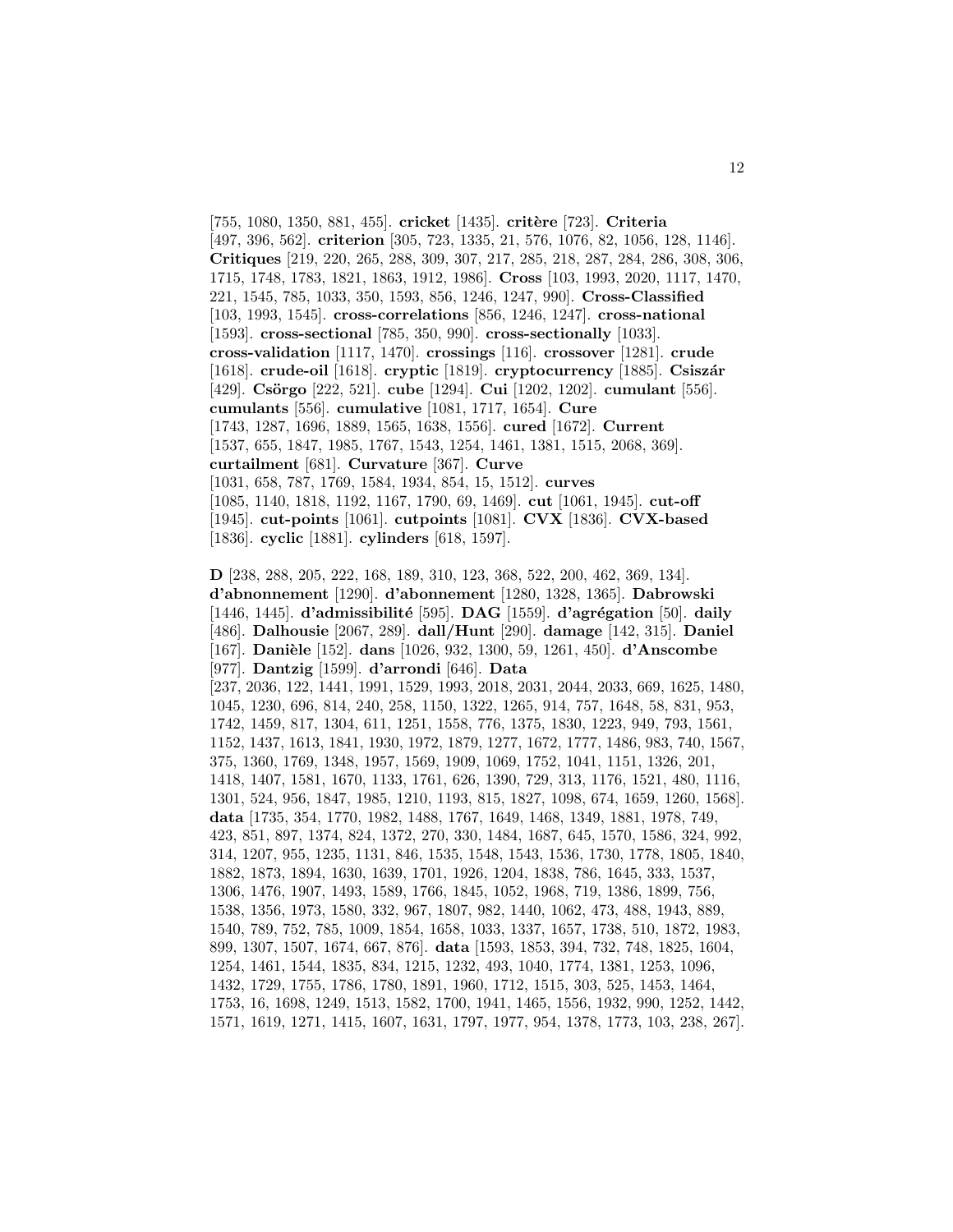[755, 1080, 1350, 881, 455]. **cricket** [1435]. **critère** [723]. **Criteria** [497, 396, 562]. **criterion** [305, 723, 1335, 21, 576, 1076, 82, 1056, 128, 1146]. **Critiques** [219, 220, 265, 288, 309, 307, 217, 285, 218, 287, 284, 286, 308, 306, 1715, 1748, 1783, 1821, 1863, 1912, 1986]. **Cross** [103, 1993, 2020, 1117, 1470, 221, 1545, 785, 1033, 350, 1593, 856, 1246, 1247, 990]. **Cross-Classified** [103, 1993, 1545]. **cross-correlations** [856, 1246, 1247]. **cross-national** [1593]. **cross-sectional** [785, 350, 990]. **cross-sectionally** [1033]. **cross-validation** [1117, 1470]. **crossings** [116]. **crossover** [1281]. **crude** [1618]. **crude-oil** [1618]. **cryptic** [1819]. **cryptocurrency** [1885]. **Csiszár** [429]. **Csörgo** [222, 521]. **cube** [1294]. **Cui** [1202, 1202]. **cumulant** [556]. **cumulants** [556]. **cumulative** [1081, 1717, 1654]. **Cure** [1743, 1287, 1696, 1889, 1565, 1638, 1556]. **cured** [1672]. **Current** [1537, 655, 1847, 1985, 1767, 1543, 1254, 1461, 1381, 1515, 2068, 369]. **curtailment** [681]. **Curvature** [367]. **Curve** [1031, 658, 787, 1769, 1584, 1934, 854, 15, 1512]. **curves** [1085, 1140, 1818, 1192, 1167, 1790, 69, 1469]. **cut** [1061, 1945]. **cut-off** [1945]. **cut-points** [1061]. **cutpoints** [1081]. **CVX** [1836]. **CVX-based** [1836]. **cyclic** [1881]. **cylinders** [618, 1597].

**D** [238, 288, 205, 222, 168, 189, 310, 123, 368, 522, 200, 462, 369, 134]. **d'abnonnement** [1290]. **d'abonnement** [1280, 1328, 1365]. **Dabrowski** [1446, 1445]. **d'admissibilité** [595]. **DAG** [1559]. **d'agrégation** [50]. **daily** [486]. **Dalhousie** [2067, 289]. **dall/Hunt** [290]. **damage** [142, 315]. **Daniel** [167]. **Danièle** [152]. **dans** [1026, 932, 1300, 59, 1261, 450]. **d'Anscombe** [977]. **Dantzig** [1599]. **d'arrondi** [646]. **Data** [237, 2036, 122, 1441, 1991, 1529, 1993, 2018, 2031, 2044, 2033, 669, 1625, 1480, 1045, 1230, 696, 814, 240, 258, 1150, 1322, 1265, 914, 757, 1648, 58, 831, 953, 1742, 1459, 817, 1304, 611, 1251, 1558, 776, 1375, 1830, 1223, 949, 793, 1561, 1152, 1437, 1613, 1841, 1930, 1972, 1879, 1277, 1672, 1777, 1486, 983, 740, 1567, 375, 1360, 1769, 1348, 1957, 1569, 1909, 1069, 1752, 1041, 1151, 1326, 201, 1418, 1407, 1581, 1670, 1133, 1761, 626, 1390, 729, 313, 1176, 1521, 480, 1116, 1301, 524, 956, 1847, 1985, 1210, 1193, 815, 1827, 1098, 674, 1659, 1260, 1568]. **data** [1735, 354, 1770, 1982, 1488, 1767, 1649, 1468, 1349, 1881, 1978, 749, 423, 851, 897, 1374, 824, 1372, 270, 330, 1484, 1687, 645, 1570, 1586, 324, 992, 314, 1207, 955, 1235, 1131, 846, 1535, 1548, 1543, 1536, 1730, 1778, 1805, 1840, 1882, 1873, 1894, 1630, 1639, 1701, 1926, 1204, 1838, 786, 1645, 333, 1537, 1306, 1476, 1907, 1493, 1589, 1766, 1845, 1052, 1968, 719, 1386, 1899, 756, 1538, 1356, 1973, 1580, 332, 967, 1807, 982, 1440, 1062, 473, 488, 1943, 889, 1540, 789, 752, 785, 1009, 1854, 1658, 1033, 1337, 1657, 1738, 510, 1872, 1983, 899, 1307, 1507, 1674, 667, 876]. **data** [1593, 1853, 394, 732, 748, 1825, 1604, 1254, 1461, 1544, 1835, 834, 1215, 1232, 493, 1040, 1774, 1381, 1253, 1096, 1432, 1729, 1755, 1786, 1780, 1891, 1960, 1712, 1515, 303, 525, 1453, 1464, 1753, 16, 1698, 1249, 1513, 1582, 1700, 1941, 1465, 1556, 1932, 990, 1252, 1442, 1571, 1619, 1271, 1415, 1607, 1631, 1797, 1977, 954, 1378, 1773, 103, 238, 267].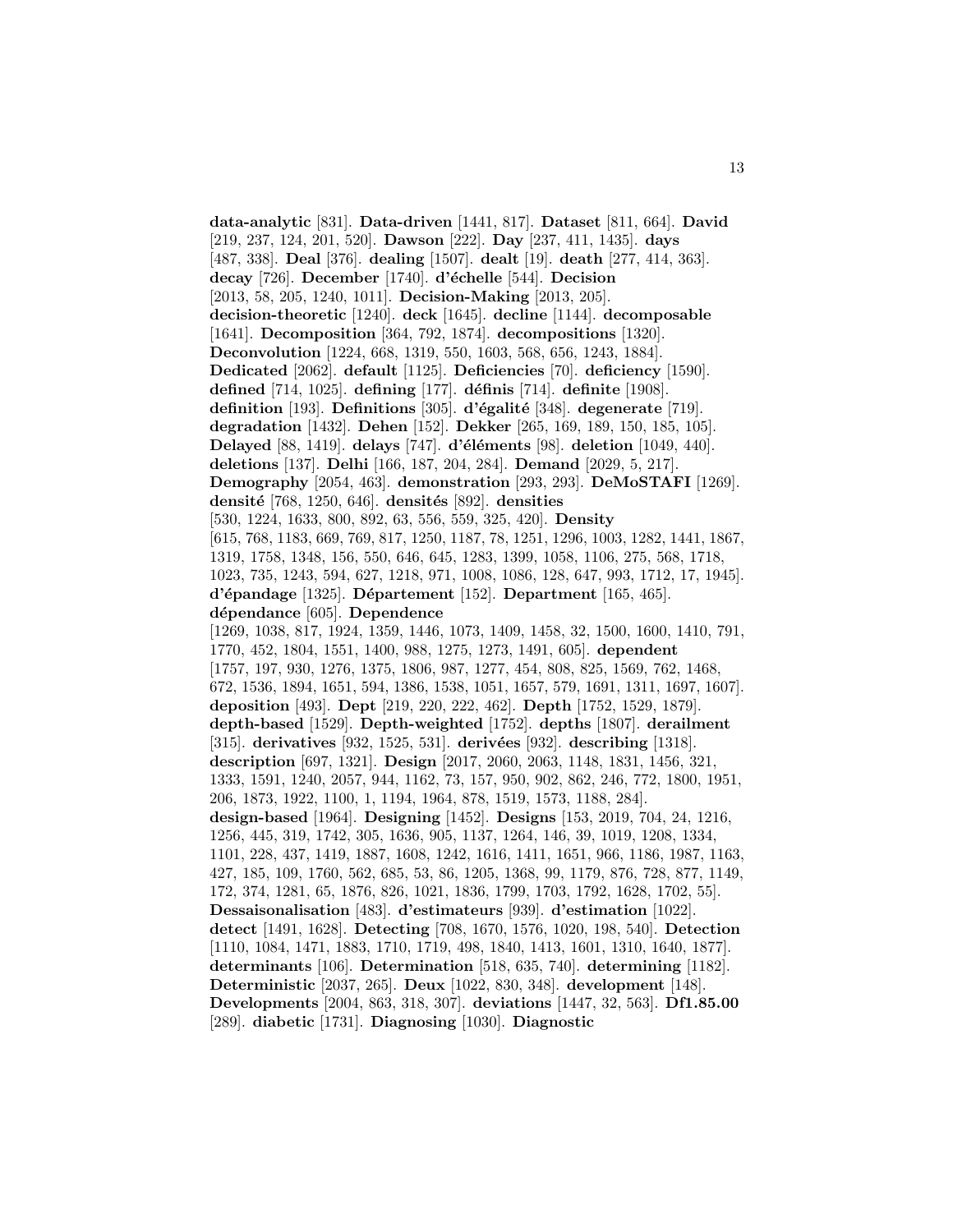**data-analytic** [831]. **Data-driven** [1441, 817]. **Dataset** [811, 664]. **David** [219, 237, 124, 201, 520]. **Dawson** [222]. **Day** [237, 411, 1435]. **days** [487, 338]. **Deal** [376]. **dealing** [1507]. **dealt** [19]. **death** [277, 414, 363]. **decay** [726]. **December** [1740]. **d'échelle** [544]. **Decision** [2013, 58, 205, 1240, 1011]. **Decision-Making** [2013, 205]. **decision-theoretic** [1240]. **deck** [1645]. **decline** [1144]. **decomposable** [1641]. **Decomposition** [364, 792, 1874]. **decompositions** [1320]. **Deconvolution** [1224, 668, 1319, 550, 1603, 568, 656, 1243, 1884]. **Dedicated** [2062]. **default** [1125]. **Deficiencies** [70]. **deficiency** [1590]. **defined** [714, 1025]. **defining** [177]. **définis** [714]. **definite** [1908]. **definition** [193]. **Definitions** [305]. **d'égalité** [348]. **degenerate** [719]. **degradation** [1432]. **Dehen** [152]. **Dekker** [265, 169, 189, 150, 185, 105]. **Delayed** [88, 1419]. **delays** [747]. **d'éléments** [98]. **deletion** [1049, 440]. **deletions** [137]. **Delhi** [166, 187, 204, 284]. **Demand** [2029, 5, 217]. **Demography** [2054, 463]. **demonstration** [293, 293]. **DeMoSTAFI** [1269]. **densité** [768, 1250, 646]. **densités** [892]. **densities** [530, 1224, 1633, 800, 892, 63, 556, 559, 325, 420]. **Density** [615, 768, 1183, 669, 769, 817, 1250, 1187, 78, 1251, 1296, 1003, 1282, 1441, 1867, 1319, 1758, 1348, 156, 550, 646, 645, 1283, 1399, 1058, 1106, 275, 568, 1718, 1023, 735, 1243, 594, 627, 1218, 971, 1008, 1086, 128, 647, 993, 1712, 17, 1945]. **d'épandage** [1325]. **Département** [152]. **Department** [165, 465]. **dépendance** [605]. **Dependence** [1269, 1038, 817, 1924, 1359, 1446, 1073, 1409, 1458, 32, 1500, 1600, 1410, 791, 1770, 452, 1804, 1551, 1400, 988, 1275, 1273, 1491, 605]. **dependent** [1757, 197, 930, 1276, 1375, 1806, 987, 1277, 454, 808, 825, 1569, 762, 1468, 672, 1536, 1894, 1651, 594, 1386, 1538, 1051, 1657, 579, 1691, 1311, 1697, 1607]. **deposition** [493]. **Dept** [219, 220, 222, 462]. **Depth** [1752, 1529, 1879]. **depth-based** [1529]. **Depth-weighted** [1752]. **depths** [1807]. **derailment** [315]. **derivatives** [932, 1525, 531]. **derivées** [932]. **describing** [1318]. **description** [697, 1321]. **Design** [2017, 2060, 2063, 1148, 1831, 1456, 321, 1333, 1591, 1240, 2057, 944, 1162, 73, 157, 950, 902, 862, 246, 772, 1800, 1951, 206, 1873, 1922, 1100, 1, 1194, 1964, 878, 1519, 1573, 1188, 284]. **design-based** [1964]. **Designing** [1452]. **Designs** [153, 2019, 704, 24, 1216, 1256, 445, 319, 1742, 305, 1636, 905, 1137, 1264, 146, 39, 1019, 1208, 1334, 1101, 228, 437, 1419, 1887, 1608, 1242, 1616, 1411, 1651, 966, 1186, 1987, 1163, 427, 185, 109, 1760, 562, 685, 53, 86, 1205, 1368, 99, 1179, 876, 728, 877, 1149, 172, 374, 1281, 65, 1876, 826, 1021, 1836, 1799, 1703, 1792, 1628, 1702, 55]. **Dessaisonalisation** [483]. **d'estimateurs** [939]. **d'estimation** [1022]. **detect** [1491, 1628]. **Detecting** [708, 1670, 1576, 1020, 198, 540]. **Detection** [1110, 1084, 1471, 1883, 1710, 1719, 498, 1840, 1413, 1601, 1310, 1640, 1877]. **determinants** [106]. **Determination** [518, 635, 740]. **determining** [1182]. **Deterministic** [2037, 265]. **Deux** [1022, 830, 348]. **development** [148]. **Developments** [2004, 863, 318, 307]. **deviations** [1447, 32, 563]. **Df1.85.00** [289]. **diabetic** [1731]. **Diagnosing** [1030]. **Diagnostic**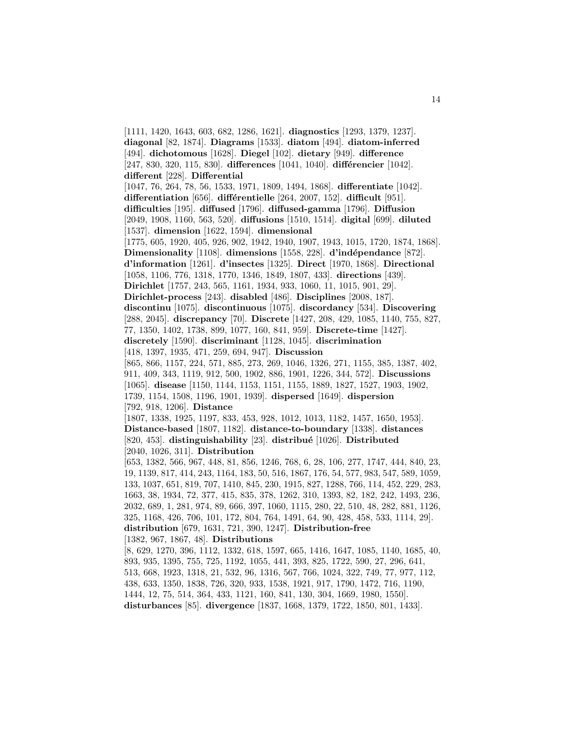[1111, 1420, 1643, 603, 682, 1286, 1621]. **diagnostics** [1293, 1379, 1237]. **diagonal** [82, 1874]. **Diagrams** [1533]. **diatom** [494]. **diatom-inferred** [494]. **dichotomous** [1628]. **Diegel** [102]. **dietary** [949]. **difference** [247, 830, 320, 115, 830]. **differences** [1041, 1040]. **différencier** [1042]. **different** [228]. **Differential** [1047, 76, 264, 78, 56, 1533, 1971, 1809, 1494, 1868]. **differentiate** [1042]. **differentiation** [656]. **différentielle** [264, 2007, 152]. **difficult** [951]. **difficulties** [195]. **diffused** [1796]. **diffused-gamma** [1796]. **Diffusion** [2049, 1908, 1160, 563, 520]. **diffusions** [1510, 1514]. **digital** [699]. **diluted** [1537]. **dimension** [1622, 1594]. **dimensional** [1775, 605, 1920, 405, 926, 902, 1942, 1940, 1907, 1943, 1015, 1720, 1874, 1868]. **Dimensionality** [1108]. **dimensions** [1558, 228]. **d'indépendance** [872]. **d'information** [1261]. **d'insectes** [1325]. **Direct** [1970, 1868]. **Directional** [1058, 1106, 776, 1318, 1770, 1346, 1849, 1807, 433]. **directions** [439]. **Dirichlet** [1757, 243, 565, 1161, 1934, 933, 1060, 11, 1015, 901, 29]. **Dirichlet-process** [243]. **disabled** [486]. **Disciplines** [2008, 187]. **discontinu** [1075]. **discontinuous** [1075]. **discordancy** [534]. **Discovering** [288, 2045]. **discrepancy** [70]. **Discrete** [1427, 208, 429, 1085, 1140, 755, 827, 77, 1350, 1402, 1738, 899, 1077, 160, 841, 959]. **Discrete-time** [1427]. **discretely** [1590]. **discriminant** [1128, 1045]. **discrimination** [418, 1397, 1935, 471, 259, 694, 947]. **Discussion** [865, 866, 1157, 224, 571, 885, 273, 269, 1046, 1326, 271, 1155, 385, 1387, 402, 911, 409, 343, 1119, 912, 500, 1902, 886, 1901, 1226, 344, 572]. **Discussions** [1065]. **disease** [1150, 1144, 1153, 1151, 1155, 1889, 1827, 1527, 1903, 1902, 1739, 1154, 1508, 1196, 1901, 1939]. **dispersed** [1649]. **dispersion** [792, 918, 1206]. **Distance** [1807, 1338, 1925, 1197, 833, 453, 928, 1012, 1013, 1182, 1457, 1650, 1953]. **Distance-based** [1807, 1182]. **distance-to-boundary** [1338]. **distances** [820, 453]. **distinguishability** [23]. **distribué** [1026]. **Distributed** [2040, 1026, 311]. **Distribution** [653, 1382, 566, 967, 448, 81, 856, 1246, 768, 6, 28, 106, 277, 1747, 444, 840, 23, 19, 1139, 817, 414, 243, 1164, 183, 50, 516, 1867, 176, 54, 577, 983, 547, 589, 1059, 133, 1037, 651, 819, 707, 1410, 845, 230, 1915, 827, 1288, 766, 114, 452, 229, 283, 1663, 38, 1934, 72, 377, 415, 835, 378, 1262, 310, 1393, 82, 182, 242, 1493, 236, 2032, 689, 1, 281, 974, 89, 666, 397, 1060, 1115, 280, 22, 510, 48, 282, 881, 1126, 325, 1168, 426, 706, 101, 172, 804, 764, 1491, 64, 90, 428, 458, 533, 1114, 29]. **distribution** [679, 1631, 721, 390, 1247]. **Distribution-free** [1382, 967, 1867, 48]. **Distributions** [8, 629, 1270, 396, 1112, 1332, 618, 1597, 665, 1416, 1647, 1085, 1140, 1685, 40, 893, 935, 1395, 755, 725, 1192, 1055, 441, 393, 825, 1722, 590, 27, 296, 641, 513, 668, 1923, 1318, 21, 532, 96, 1316, 567, 766, 1024, 322, 749, 77, 977, 112, 438, 633, 1350, 1838, 726, 320, 933, 1538, 1921, 917, 1790, 1472, 716, 1190, 1444, 12, 75, 514, 364, 433, 1121, 160, 841, 130, 304, 1669, 1980, 1550]. **disturbances** [85]. **divergence** [1837, 1668, 1379, 1722, 1850, 801, 1433].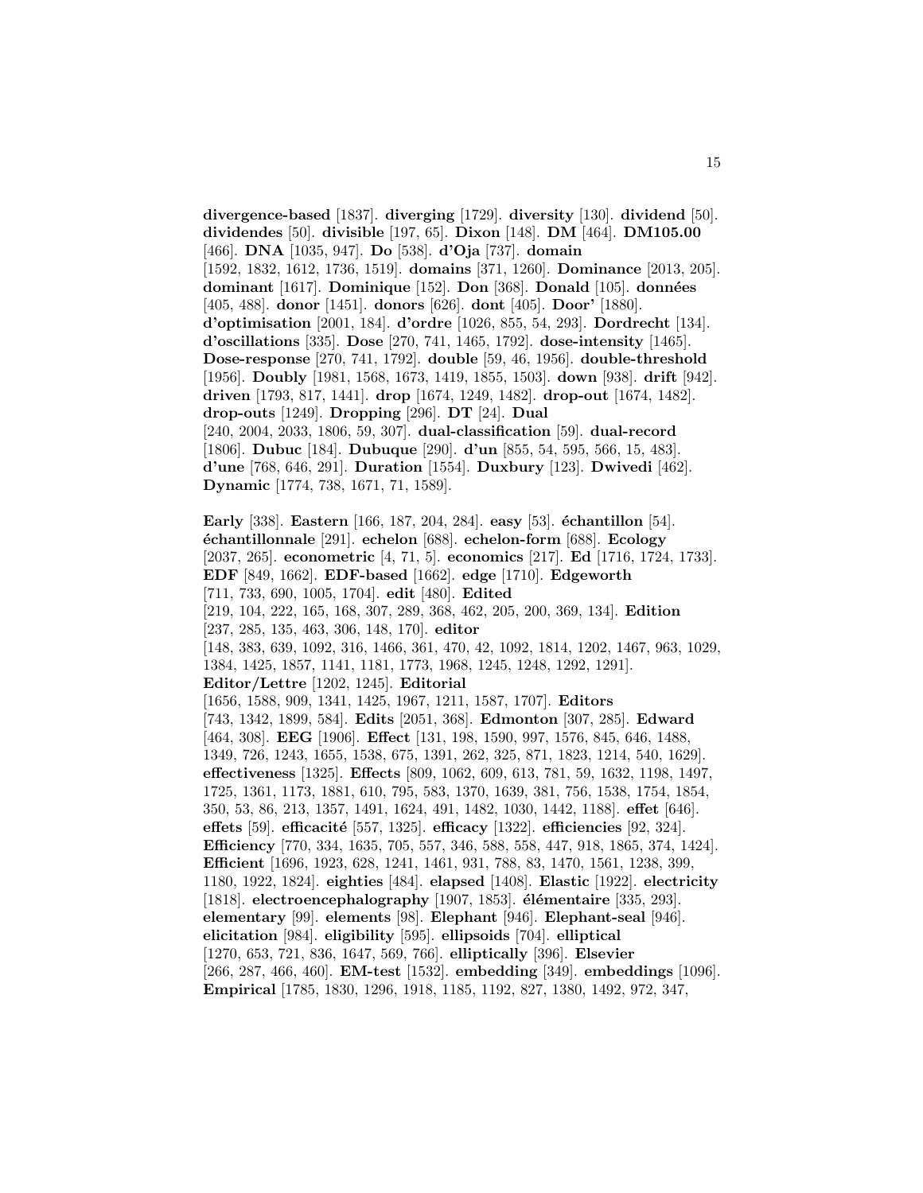**divergence-based** [1837]. **diverging** [1729]. **diversity** [130]. **dividend** [50]. **dividendes** [50]. **divisible** [197, 65]. **Dixon** [148]. **DM** [464]. **DM105.00** [466]. **DNA** [1035, 947]. **Do** [538]. **d'Oja** [737]. **domain** [1592, 1832, 1612, 1736, 1519]. **domains** [371, 1260]. **Dominance** [2013, 205]. **dominant** [1617]. **Dominique** [152]. **Don** [368]. **Donald** [105]. **données** [405, 488]. **donor** [1451]. **donors** [626]. **dont** [405]. **Door'** [1880]. **d'optimisation** [2001, 184]. **d'ordre** [1026, 855, 54, 293]. **Dordrecht** [134]. **d'oscillations** [335]. **Dose** [270, 741, 1465, 1792]. **dose-intensity** [1465]. **Dose-response** [270, 741, 1792]. **double** [59, 46, 1956]. **double-threshold** [1956]. **Doubly** [1981, 1568, 1673, 1419, 1855, 1503]. **down** [938]. **drift** [942]. **driven** [1793, 817, 1441]. **drop** [1674, 1249, 1482]. **drop-out** [1674, 1482]. **drop-outs** [1249]. **Dropping** [296]. **DT** [24]. **Dual** [240, 2004, 2033, 1806, 59, 307]. **dual-classification** [59]. **dual-record** [1806]. **Dubuc** [184]. **Dubuque** [290]. **d'un** [855, 54, 595, 566, 15, 483]. **d'une** [768, 646, 291]. **Duration** [1554]. **Duxbury** [123]. **Dwivedi** [462]. **Dynamic** [1774, 738, 1671, 71, 1589].

**Early** [338]. **Eastern** [166, 187, 204, 284]. **easy** [53]. **échantillon** [54]. **échantillonnale** [291]. **echelon** [688]. **echelon-form** [688]. **Ecology** [2037, 265]. **econometric** [4, 71, 5]. **economics** [217]. **Ed** [1716, 1724, 1733]. **EDF** [849, 1662]. **EDF-based** [1662]. **edge** [1710]. **Edgeworth** [711, 733, 690, 1005, 1704]. **edit** [480]. **Edited** [219, 104, 222, 165, 168, 307, 289, 368, 462, 205, 200, 369, 134]. **Edition** [237, 285, 135, 463, 306, 148, 170]. **editor** [148, 383, 639, 1092, 316, 1466, 361, 470, 42, 1092, 1814, 1202, 1467, 963, 1029, 1384, 1425, 1857, 1141, 1181, 1773, 1968, 1245, 1248, 1292, 1291]. **Editor/Lettre** [1202, 1245]. **Editorial** [1656, 1588, 909, 1341, 1425, 1967, 1211, 1587, 1707]. **Editors** [743, 1342, 1899, 584]. **Edits** [2051, 368]. **Edmonton** [307, 285]. **Edward** [464, 308]. **EEG** [1906]. **Effect** [131, 198, 1590, 997, 1576, 845, 646, 1488, 1349, 726, 1243, 1655, 1538, 675, 1391, 262, 325, 871, 1823, 1214, 540, 1629]. **effectiveness** [1325]. **Effects** [809, 1062, 609, 613, 781, 59, 1632, 1198, 1497, 1725, 1361, 1173, 1881, 610, 795, 583, 1370, 1639, 381, 756, 1538, 1754, 1854, 350, 53, 86, 213, 1357, 1491, 1624, 491, 1482, 1030, 1442, 1188]. **effet** [646]. **effets** [59]. **efficacité** [557, 1325]. **efficacy** [1322]. **efficiencies** [92, 324]. **Efficiency** [770, 334, 1635, 705, 557, 346, 588, 558, 447, 918, 1865, 374, 1424]. **Efficient** [1696, 1923, 628, 1241, 1461, 931, 788, 83, 1470, 1561, 1238, 399, 1180, 1922, 1824]. **eighties** [484]. **elapsed** [1408]. **Elastic** [1922]. **electricity** [1818]. **electroencephalography** [1907, 1853]. **élémentaire** [335, 293]. **elementary** [99]. **elements** [98]. **Elephant** [946]. **Elephant-seal** [946]. **elicitation** [984]. **eligibility** [595]. **ellipsoids** [704]. **elliptical** [1270, 653, 721, 836, 1647, 569, 766]. **elliptically** [396]. **Elsevier** [266, 287, 466, 460]. **EM-test** [1532]. **embedding** [349]. **embeddings** [1096]. **Empirical** [1785, 1830, 1296, 1918, 1185, 1192, 827, 1380, 1492, 972, 347,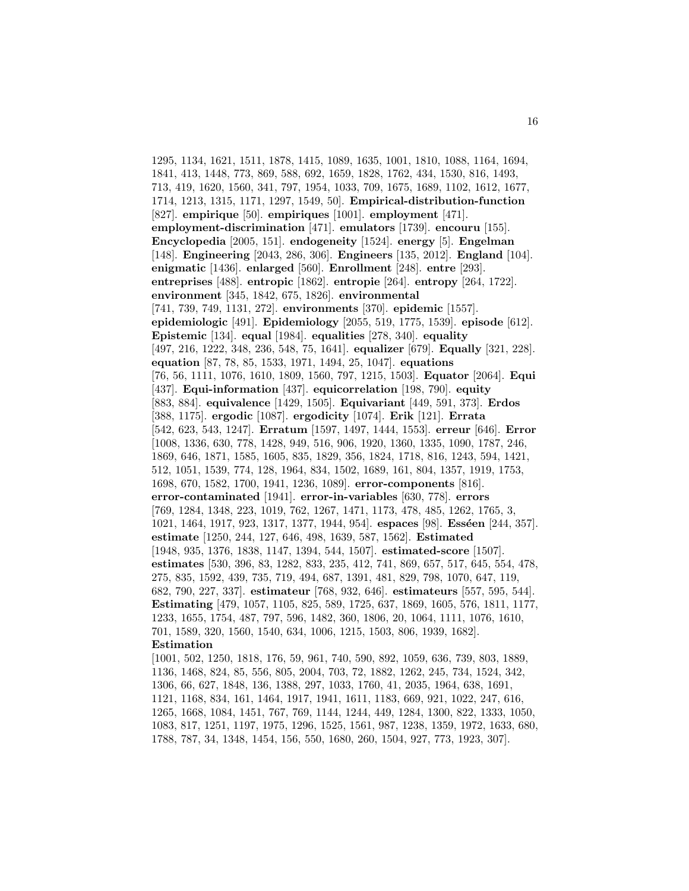1295, 1134, 1621, 1511, 1878, 1415, 1089, 1635, 1001, 1810, 1088, 1164, 1694, 1841, 413, 1448, 773, 869, 588, 692, 1659, 1828, 1762, 434, 1530, 816, 1493, 713, 419, 1620, 1560, 341, 797, 1954, 1033, 709, 1675, 1689, 1102, 1612, 1677, 1714, 1213, 1315, 1171, 1297, 1549, 50]. **Empirical-distribution-function** [827]. **empirique** [50]. **empiriques** [1001]. **employment** [471]. **employment-discrimination** [471]. **emulators** [1739]. **encouru** [155]. **Encyclopedia** [2005, 151]. **endogeneity** [1524]. **energy** [5]. **Engelman** [148]. **Engineering** [2043, 286, 306]. **Engineers** [135, 2012]. **England** [104]. **enigmatic** [1436]. **enlarged** [560]. **Enrollment** [248]. **entre** [293]. **entreprises** [488]. **entropic** [1862]. **entropie** [264]. **entropy** [264, 1722]. **environment** [345, 1842, 675, 1826]. **environmental** [741, 739, 749, 1131, 272]. **environments** [370]. **epidemic** [1557]. **epidemiologic** [491]. **Epidemiology** [2055, 519, 1775, 1539]. **episode** [612]. **Epistemic** [134]. **equal** [1984]. **equalities** [278, 340]. **equality** [497, 216, 1222, 348, 236, 548, 75, 1641]. **equalizer** [679]. **Equally** [321, 228]. **equation** [87, 78, 85, 1533, 1971, 1494, 25, 1047]. **equations** [76, 56, 1111, 1076, 1610, 1809, 1560, 797, 1215, 1503]. **Equator** [2064]. **Equi** [437]. **Equi-information** [437]. **equicorrelation** [198, 790]. **equity** [883, 884]. **equivalence** [1429, 1505]. **Equivariant** [449, 591, 373]. **Erdos** [388, 1175]. **ergodic** [1087]. **ergodicity** [1074]. **Erik** [121]. **Errata** [542, 623, 543, 1247]. **Erratum** [1597, 1497, 1444, 1553]. **erreur** [646]. **Error** [1008, 1336, 630, 778, 1428, 949, 516, 906, 1920, 1360, 1335, 1090, 1787, 246, 1869, 646, 1871, 1585, 1605, 835, 1829, 356, 1824, 1718, 816, 1243, 594, 1421, 512, 1051, 1539, 774, 128, 1964, 834, 1502, 1689, 161, 804, 1357, 1919, 1753, 1698, 670, 1582, 1700, 1941, 1236, 1089]. **error-components** [816]. **error-contaminated** [1941]. **error-in-variables** [630, 778]. **errors** [769, 1284, 1348, 223, 1019, 762, 1267, 1471, 1173, 478, 485, 1262, 1765, 3, 1021, 1464, 1917, 923, 1317, 1377, 1944, 954]. **espaces** [98]. **Esséen** [244, 357]. **estimate** [1250, 244, 127, 646, 498, 1639, 587, 1562]. **Estimated** [1948, 935, 1376, 1838, 1147, 1394, 544, 1507]. **estimated-score** [1507]. **estimates** [530, 396, 83, 1282, 833, 235, 412, 741, 869, 657, 517, 645, 554, 478, 275, 835, 1592, 439, 735, 719, 494, 687, 1391, 481, 829, 798, 1070, 647, 119, 682, 790, 227, 337]. **estimateur** [768, 932, 646]. **estimateurs** [557, 595, 544]. **Estimating** [479, 1057, 1105, 825, 589, 1725, 637, 1869, 1605, 576, 1811, 1177, 1233, 1655, 1754, 487, 797, 596, 1482, 360, 1806, 20, 1064, 1111, 1076, 1610, 701, 1589, 320, 1560, 1540, 634, 1006, 1215, 1503, 806, 1939, 1682]. **Estimation** [1001, 502, 1250, 1818, 176, 59, 961, 740, 590, 892, 1059, 636, 739, 803, 1889, 1136, 1468, 824, 85, 556, 805, 2004, 703, 72, 1882, 1262, 245, 734, 1524, 342, 1306, 66, 627, 1848, 136, 1388, 297, 1033, 1760, 41, 2035, 1964, 638, 1691, 1121, 1168, 834, 161, 1464, 1917, 1941, 1611, 1183, 669, 921, 1022, 247, 616, 1265, 1668, 1084, 1451, 767, 769, 1144, 1244, 449, 1284, 1300, 822, 1333, 1050, 1083, 817, 1251, 1197, 1975, 1296, 1525, 1561, 987, 1238, 1359, 1972, 1633, 680, 1788, 787, 34, 1348, 1454, 156, 550, 1680, 260, 1504, 927, 773, 1923, 307].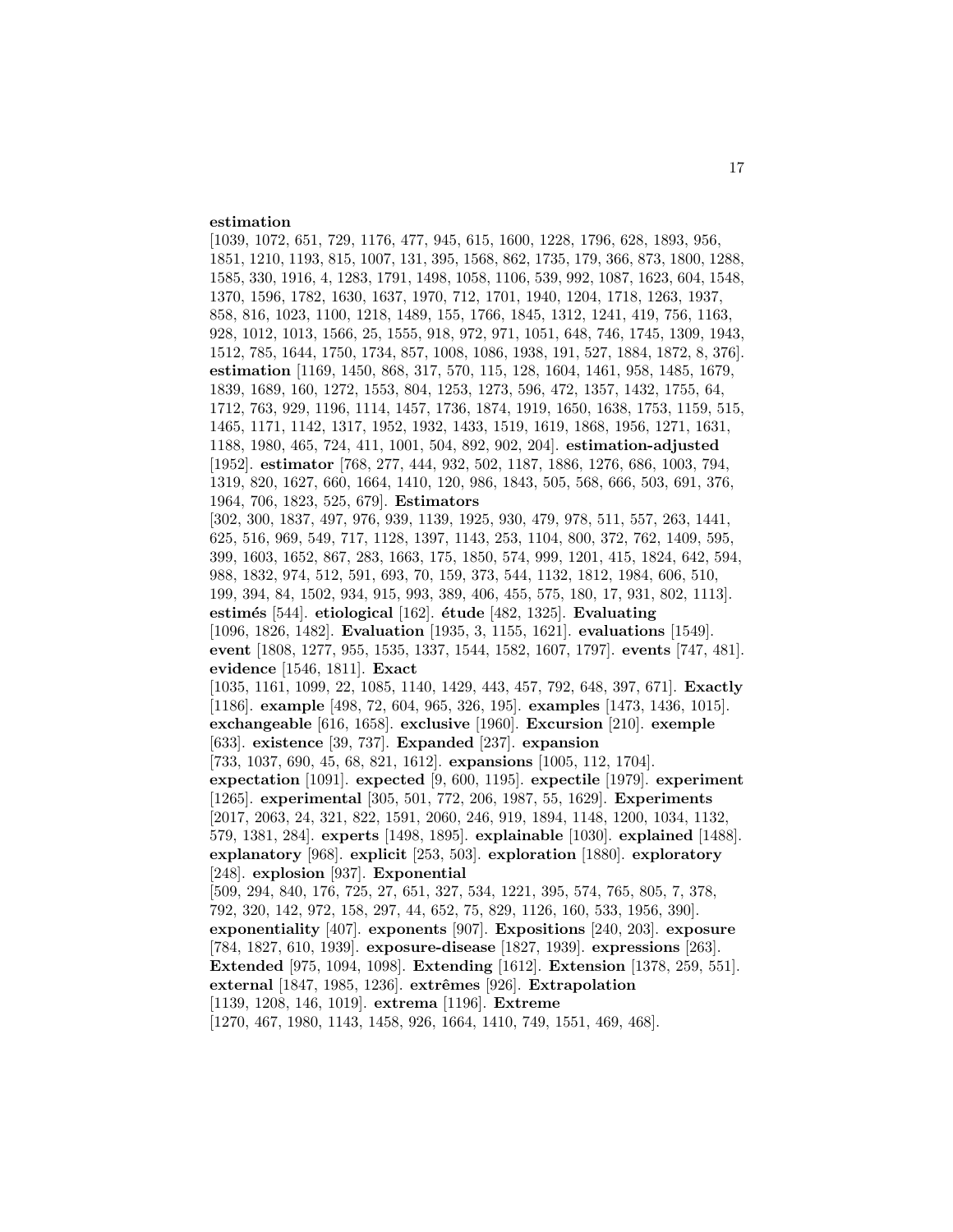**estimation** [1039, 1072, 651, 729, 1176, 477, 945, 615, 1600, 1228, 1796, 628, 1893, 956, 1851, 1210, 1193, 815, 1007, 131, 395, 1568, 862, 1735, 179, 366, 873, 1800, 1288, 1585, 330, 1916, 4, 1283, 1791, 1498, 1058, 1106, 539, 992, 1087, 1623, 604, 1548, 1370, 1596, 1782, 1630, 1637, 1970, 712, 1701, 1940, 1204, 1718, 1263, 1937, 858, 816, 1023, 1100, 1218, 1489, 155, 1766, 1845, 1312, 1241, 419, 756, 1163, 928, 1012, 1013, 1566, 25, 1555, 918, 972, 971, 1051, 648, 746, 1745, 1309, 1943, 1512, 785, 1644, 1750, 1734, 857, 1008, 1086, 1938, 191, 527, 1884, 1872, 8, 376]. **estimation** [1169, 1450, 868, 317, 570, 115, 128, 1604, 1461, 958, 1485, 1679, 1839, 1689, 160, 1272, 1553, 804, 1253, 1273, 596, 472, 1357, 1432, 1755, 64, 1712, 763, 929, 1196, 1114, 1457, 1736, 1874, 1919, 1650, 1638, 1753, 1159, 515, 1465, 1171, 1142, 1317, 1952, 1932, 1433, 1519, 1619, 1868, 1956, 1271, 1631, 1188, 1980, 465, 724, 411, 1001, 504, 892, 902, 204]. **estimation-adjusted** [1952]. **estimator** [768, 277, 444, 932, 502, 1187, 1886, 1276, 686, 1003, 794, 1319, 820, 1627, 660, 1664, 1410, 120, 986, 1843, 505, 568, 666, 503, 691, 376, 1964, 706, 1823, 525, 679]. **Estimators** [302, 300, 1837, 497, 976, 939, 1139, 1925, 930, 479, 978, 511, 557, 263, 1441, 625, 516, 969, 549, 717, 1128, 1397, 1143, 253, 1104, 800, 372, 762, 1409, 595, 399, 1603, 1652, 867, 283, 1663, 175, 1850, 574, 999, 1201, 415, 1824, 642, 594, 988, 1832, 974, 512, 591, 693, 70, 159, 373, 544, 1132, 1812, 1984, 606, 510, 199, 394, 84, 1502, 934, 915, 993, 389, 406, 455, 575, 180, 17, 931, 802, 1113]. **estimés** [544]. **etiological** [162]. **étude** [482, 1325]. **Evaluating** [1096, 1826, 1482]. **Evaluation** [1935, 3, 1155, 1621]. **evaluations** [1549]. **event** [1808, 1277, 955, 1535, 1337, 1544, 1582, 1607, 1797]. **events** [747, 481]. **evidence** [1546, 1811]. **Exact** [1035, 1161, 1099, 22, 1085, 1140, 1429, 443, 457, 792, 648, 397, 671]. **Exactly** [1186]. **example** [498, 72, 604, 965, 326, 195]. **examples** [1473, 1436, 1015]. **exchangeable** [616, 1658]. **exclusive** [1960]. **Excursion** [210]. **exemple** [633]. **existence** [39, 737]. **Expanded** [237]. **expansion** [733, 1037, 690, 45, 68, 821, 1612]. **expansions** [1005, 112, 1704]. **expectation** [1091]. **expected** [9, 600, 1195]. **expectile** [1979]. **experiment** [1265]. **experimental** [305, 501, 772, 206, 1987, 55, 1629]. **Experiments** [2017, 2063, 24, 321, 822, 1591, 2060, 246, 919, 1894, 1148, 1200, 1034, 1132, 579, 1381, 284]. **experts** [1498, 1895]. **explainable** [1030]. **explained** [1488]. **explanatory** [968]. **explicit** [253, 503]. **exploration** [1880]. **exploratory** [248]. **explosion** [937]. **Exponential** [509, 294, 840, 176, 725, 27, 651, 327, 534, 1221, 395, 574, 765, 805, 7, 378, 792, 320, 142, 972, 158, 297, 44, 652, 75, 829, 1126, 160, 533, 1956, 390]. **exponentiality** [407]. **exponents** [907]. **Expositions** [240, 203]. **exposure** [784, 1827, 610, 1939]. **exposure-disease** [1827, 1939]. **expressions** [263]. **Extended** [975, 1094, 1098]. **Extending** [1612]. **Extension** [1378, 259, 551]. **external** [1847, 1985, 1236]. **extrêmes** [926]. **Extrapolation** [1139, 1208, 146, 1019]. **extrema** [1196]. **Extreme** [1270, 467, 1980, 1143, 1458, 926, 1664, 1410, 749, 1551, 469, 468].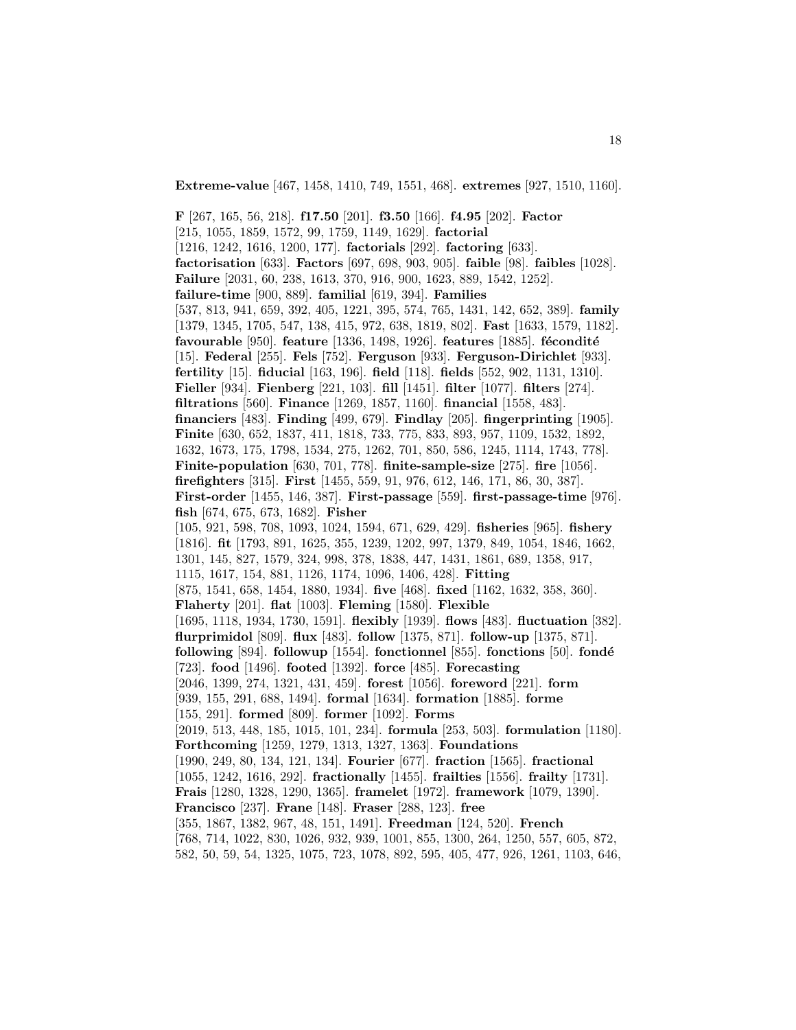**Extreme-value** [467, 1458, 1410, 749, 1551, 468]. **extremes** [927, 1510, 1160].

**F** [267, 165, 56, 218]. **f17.50** [201]. **f3.50** [166]. **f4.95** [202]. **Factor** [215, 1055, 1859, 1572, 99, 1759, 1149, 1629]. **factorial** [1216, 1242, 1616, 1200, 177]. **factorials** [292]. **factoring** [633]. **factorisation** [633]. **Factors** [697, 698, 903, 905]. **faible** [98]. **faibles** [1028]. **Failure** [2031, 60, 238, 1613, 370, 916, 900, 1623, 889, 1542, 1252]. **failure-time** [900, 889]. **familial** [619, 394]. **Families** [537, 813, 941, 659, 392, 405, 1221, 395, 574, 765, 1431, 142, 652, 389]. **family** [1379, 1345, 1705, 547, 138, 415, 972, 638, 1819, 802]. **Fast** [1633, 1579, 1182]. **favourable** [950]. **feature** [1336, 1498, 1926]. **features** [1885]. **fécondité** [15]. **Federal** [255]. **Fels** [752]. **Ferguson** [933]. **Ferguson-Dirichlet** [933]. **fertility** [15]. **fiducial** [163, 196]. **field** [118]. **fields** [552, 902, 1131, 1310]. **Fieller** [934]. **Fienberg** [221, 103]. **fill** [1451]. **filter** [1077]. **filters** [274]. **filtrations** [560]. **Finance** [1269, 1857, 1160]. **financial** [1558, 483]. **financiers** [483]. **Finding** [499, 679]. **Findlay** [205]. **fingerprinting** [1905]. **Finite** [630, 652, 1837, 411, 1818, 733, 775, 833, 893, 957, 1109, 1532, 1892, 1632, 1673, 175, 1798, 1534, 275, 1262, 701, 850, 586, 1245, 1114, 1743, 778]. **Finite-population** [630, 701, 778]. **finite-sample-size** [275]. **fire** [1056]. **firefighters** [315]. **First** [1455, 559, 91, 976, 612, 146, 171, 86, 30, 387]. **First-order** [1455, 146, 387]. **First-passage** [559]. **first-passage-time** [976]. **fish** [674, 675, 673, 1682]. **Fisher** [105, 921, 598, 708, 1093, 1024, 1594, 671, 629, 429]. **fisheries** [965]. **fishery** [1816]. **fit** [1793, 891, 1625, 355, 1239, 1202, 997, 1379, 849, 1054, 1846, 1662, 1301, 145, 827, 1579, 324, 998, 378, 1838, 447, 1431, 1861, 689, 1358, 917, 1115, 1617, 154, 881, 1126, 1174, 1096, 1406, 428]. **Fitting** [875, 1541, 658, 1454, 1880, 1934]. **five** [468]. **fixed** [1162, 1632, 358, 360]. **Flaherty** [201]. **flat** [1003]. **Fleming** [1580]. **Flexible** [1695, 1118, 1934, 1730, 1591]. **flexibly** [1939]. **flows** [483]. **fluctuation** [382]. **flurprimidol** [809]. **flux** [483]. **follow** [1375, 871]. **follow-up** [1375, 871]. **following** [894]. **followup** [1554]. **fonctionnel** [855]. **fonctions** [50]. **fondé** [723]. **food** [1496]. **footed** [1392]. **force** [485]. **Forecasting** [2046, 1399, 274, 1321, 431, 459]. **forest** [1056]. **foreword** [221]. **form** [939, 155, 291, 688, 1494]. **formal** [1634]. **formation** [1885]. **forme** [155, 291]. **formed** [809]. **former** [1092]. **Forms** [2019, 513, 448, 185, 1015, 101, 234]. **formula** [253, 503]. **formulation** [1180]. **Forthcoming** [1259, 1279, 1313, 1327, 1363]. **Foundations** [1990, 249, 80, 134, 121, 134]. **Fourier** [677]. **fraction** [1565]. **fractional** [1055, 1242, 1616, 292]. **fractionally** [1455]. **frailties** [1556]. **frailty** [1731]. **Frais** [1280, 1328, 1290, 1365]. **framelet** [1972]. **framework** [1079, 1390]. **Francisco** [237]. **Frane** [148]. **Fraser** [288, 123]. **free** [355, 1867, 1382, 967, 48, 151, 1491]. **Freedman** [124, 520]. **French** [768, 714, 1022, 830, 1026, 932, 939, 1001, 855, 1300, 264, 1250, 557, 605, 872, 582, 50, 59, 54, 1325, 1075, 723, 1078, 892, 595, 405, 477, 926, 1261, 1103, 646,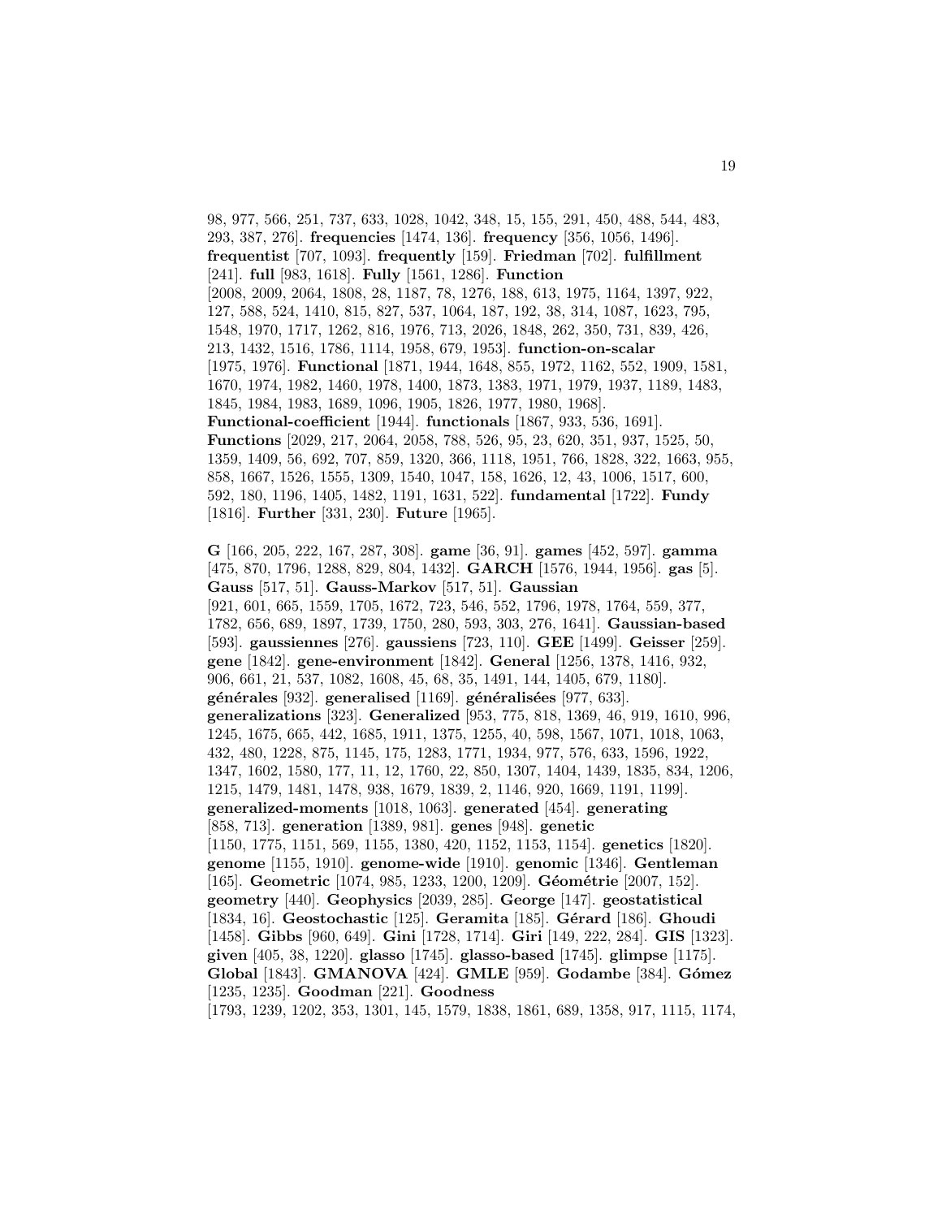98, 977, 566, 251, 737, 633, 1028, 1042, 348, 15, 155, 291, 450, 488, 544, 483, 293, 387, 276]. **frequencies** [1474, 136]. **frequency** [356, 1056, 1496]. **frequentist** [707, 1093]. **frequently** [159]. **Friedman** [702]. **fulfillment** [241]. **full** [983, 1618]. **Fully** [1561, 1286]. **Function** [2008, 2009, 2064, 1808, 28, 1187, 78, 1276, 188, 613, 1975, 1164, 1397, 922, 127, 588, 524, 1410, 815, 827, 537, 1064, 187, 192, 38, 314, 1087, 1623, 795, 1548, 1970, 1717, 1262, 816, 1976, 713, 2026, 1848, 262, 350, 731, 839, 426, 213, 1432, 1516, 1786, 1114, 1958, 679, 1953]. **function-on-scalar** [1975, 1976]. **Functional** [1871, 1944, 1648, 855, 1972, 1162, 552, 1909, 1581, 1670, 1974, 1982, 1460, 1978, 1400, 1873, 1383, 1971, 1979, 1937, 1189, 1483, 1845, 1984, 1983, 1689, 1096, 1905, 1826, 1977, 1980, 1968]. **Functional-coefficient** [1944]. **functionals** [1867, 933, 536, 1691]. **Functions** [2029, 217, 2064, 2058, 788, 526, 95, 23, 620, 351, 937, 1525, 50, 1359, 1409, 56, 692, 707, 859, 1320, 366, 1118, 1951, 766, 1828, 322, 1663, 955, 858, 1667, 1526, 1555, 1309, 1540, 1047, 158, 1626, 12, 43, 1006, 1517, 600, 592, 180, 1196, 1405, 1482, 1191, 1631, 522]. **fundamental** [1722]. **Fundy** [1816]. **Further** [331, 230]. **Future** [1965].

**G** [166, 205, 222, 167, 287, 308]. **game** [36, 91]. **games** [452, 597]. **gamma** [475, 870, 1796, 1288, 829, 804, 1432]. **GARCH** [1576, 1944, 1956]. **gas** [5]. **Gauss** [517, 51]. **Gauss-Markov** [517, 51]. **Gaussian** [921, 601, 665, 1559, 1705, 1672, 723, 546, 552, 1796, 1978, 1764, 559, 377, 1782, 656, 689, 1897, 1739, 1750, 280, 593, 303, 276, 1641]. **Gaussian-based** [593]. **gaussiennes** [276]. **gaussiens** [723, 110]. **GEE** [1499]. **Geisser** [259]. **gene** [1842]. **gene-environment** [1842]. **General** [1256, 1378, 1416, 932, 906, 661, 21, 537, 1082, 1608, 45, 68, 35, 1491, 144, 1405, 679, 1180]. **générales** [932]. **generalised** [1169]. **généralisées** [977, 633]. **generalizations** [323]. **Generalized** [953, 775, 818, 1369, 46, 919, 1610, 996, 1245, 1675, 665, 442, 1685, 1911, 1375, 1255, 40, 598, 1567, 1071, 1018, 1063, 432, 480, 1228, 875, 1145, 175, 1283, 1771, 1934, 977, 576, 633, 1596, 1922, 1347, 1602, 1580, 177, 11, 12, 1760, 22, 850, 1307, 1404, 1439, 1835, 834, 1206, 1215, 1479, 1481, 1478, 938, 1679, 1839, 2, 1146, 920, 1669, 1191, 1199]. **generalized-moments** [1018, 1063]. **generated** [454]. **generating** [858, 713]. **generation** [1389, 981]. **genes** [948]. **genetic** [1150, 1775, 1151, 569, 1155, 1380, 420, 1152, 1153, 1154]. **genetics** [1820]. **genome** [1155, 1910]. **genome-wide** [1910]. **genomic** [1346]. **Gentleman** [165]. **Geometric** [1074, 985, 1233, 1200, 1209]. **Géométrie** [2007, 152]. **geometry** [440]. **Geophysics** [2039, 285]. **George** [147]. **geostatistical** [1834, 16]. **Geostochastic** [125]. **Geramita** [185]. **Gérard** [186]. **Ghoudi** [1458]. **Gibbs** [960, 649]. **Gini** [1728, 1714]. **Giri** [149, 222, 284]. **GIS** [1323]. **given** [405, 38, 1220]. **glasso** [1745]. **glasso-based** [1745]. **glimpse** [1175]. **Global** [1843]. **GMANOVA** [424]. **GMLE** [959]. **Godambe** [384]. **Gómez** [1235, 1235]. **Goodman** [221]. **Goodness** [1793, 1239, 1202, 353, 1301, 145, 1579, 1838, 1861, 689, 1358, 917, 1115, 1174,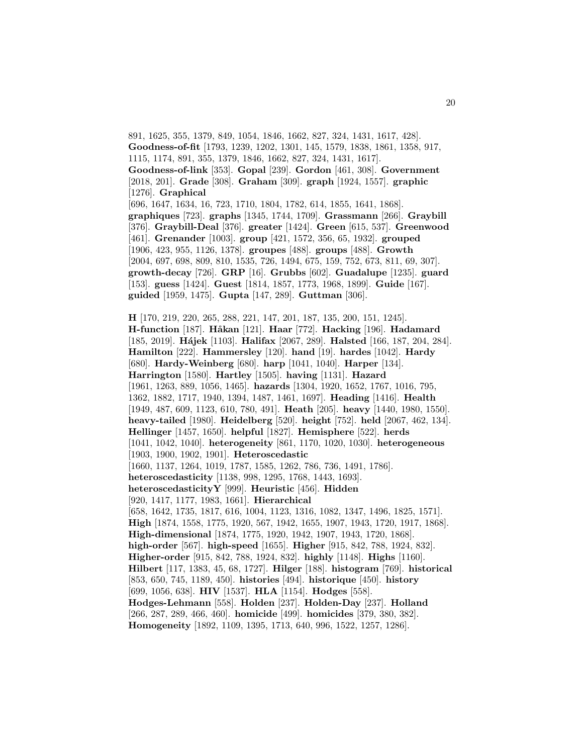891, 1625, 355, 1379, 849, 1054, 1846, 1662, 827, 324, 1431, 1617, 428]. **Goodness-of-fit** [1793, 1239, 1202, 1301, 145, 1579, 1838, 1861, 1358, 917, 1115, 1174, 891, 355, 1379, 1846, 1662, 827, 324, 1431, 1617]. **Goodness-of-link** [353]. **Gopal** [239]. **Gordon** [461, 308]. **Government** [2018, 201]. **Grade** [308]. **Graham** [309]. **graph** [1924, 1557]. **graphic** [1276]. **Graphical** [696, 1647, 1634, 16, 723, 1710, 1804, 1782, 614, 1855, 1641, 1868]. **graphiques** [723]. **graphs** [1345, 1744, 1709]. **Grassmann** [266]. **Graybill** [376]. **Graybill-Deal** [376]. **greater** [1424]. **Green** [615, 537]. **Greenwood** [461]. **Grenander** [1003]. **group** [421, 1572, 356, 65, 1932]. **grouped** [1906, 423, 955, 1126, 1378]. **groupes** [488]. **groups** [488]. **Growth** [2004, 697, 698, 809, 810, 1535, 726, 1494, 675, 159, 752, 673, 811, 69, 307]. **growth-decay** [726]. **GRP** [16]. **Grubbs** [602]. **Guadalupe** [1235]. **guard** [153]. **guess** [1424]. **Guest** [1814, 1857, 1773, 1968, 1899]. **Guide** [167]. **guided** [1959, 1475]. **Gupta** [147, 289]. **Guttman** [306].

**H** [170, 219, 220, 265, 288, 221, 147, 201, 187, 135, 200, 151, 1245]. **H-function** [187]. **Håkan** [121]. **Haar** [772]. **Hacking** [196]. **Hadamard** [185, 2019]. **Hájek** [1103]. **Halifax** [2067, 289]. **Halsted** [166, 187, 204, 284]. **Hamilton** [222]. **Hammersley** [120]. **hand** [19]. **hardes** [1042]. **Hardy** [680]. **Hardy-Weinberg** [680]. **harp** [1041, 1040]. **Harper** [134]. **Harrington** [1580]. **Hartley** [1505]. **having** [1131]. **Hazard** [1961, 1263, 889, 1056, 1465]. **hazards** [1304, 1920, 1652, 1767, 1016, 795, 1362, 1882, 1717, 1940, 1394, 1487, 1461, 1697]. **Heading** [1416]. **Health** [1949, 487, 609, 1123, 610, 780, 491]. **Heath** [205]. **heavy** [1440, 1980, 1550]. **heavy-tailed** [1980]. **Heidelberg** [520]. **height** [752]. **held** [2067, 462, 134]. **Hellinger** [1457, 1650]. **helpful** [1827]. **Hemisphere** [522]. **herds** [1041, 1042, 1040]. **heterogeneity** [861, 1170, 1020, 1030]. **heterogeneous** [1903, 1900, 1902, 1901]. **Heteroscedastic** [1660, 1137, 1264, 1019, 1787, 1585, 1262, 786, 736, 1491, 1786]. **heteroscedasticity** [1138, 998, 1295, 1768, 1443, 1693]. **heteroscedasticityY** [999]. **Heuristic** [456]. **Hidden** [920, 1417, 1177, 1983, 1661]. **Hierarchical** [658, 1642, 1735, 1817, 616, 1004, 1123, 1316, 1082, 1347, 1496, 1825, 1571]. **High** [1874, 1558, 1775, 1920, 567, 1942, 1655, 1907, 1943, 1720, 1917, 1868]. **High-dimensional** [1874, 1775, 1920, 1942, 1907, 1943, 1720, 1868]. **high-order** [567]. **high-speed** [1655]. **Higher** [915, 842, 788, 1924, 832]. **Higher-order** [915, 842, 788, 1924, 832]. **highly** [1148]. **Highs** [1160]. **Hilbert** [117, 1383, 45, 68, 1727]. **Hilger** [188]. **histogram** [769]. **historical** [853, 650, 745, 1189, 450]. **histories** [494]. **historique** [450]. **history** [699, 1056, 638]. **HIV** [1537]. **HLA** [1154]. **Hodges** [558]. **Hodges-Lehmann** [558]. **Holden** [237]. **Holden-Day** [237]. **Holland** [266, 287, 289, 466, 460]. **homicide** [499]. **homicides** [379, 380, 382]. **Homogeneity** [1892, 1109, 1395, 1713, 640, 996, 1522, 1257, 1286].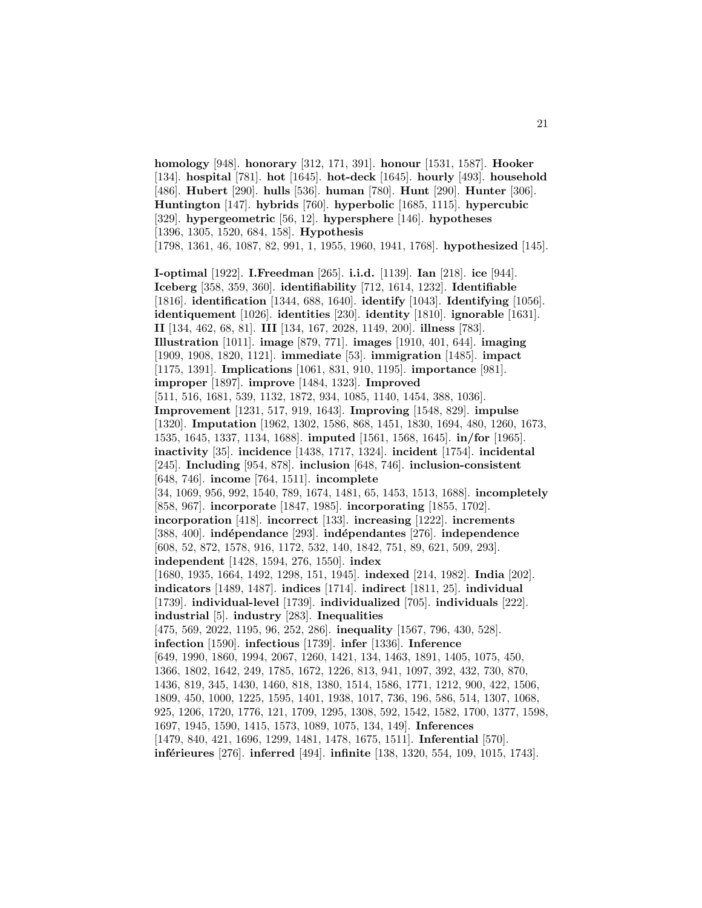**homology** [948]. **honorary** [312, 171, 391]. **honour** [1531, 1587]. **Hooker** [134]. **hospital** [781]. **hot** [1645]. **hot-deck** [1645]. **hourly** [493]. **household** [486]. **Hubert** [290]. **hulls** [536]. **human** [780]. **Hunt** [290]. **Hunter** [306]. **Huntington** [147]. **hybrids** [760]. **hyperbolic** [1685, 1115]. **hypercubic** [329]. **hypergeometric** [56, 12]. **hypersphere** [146]. **hypotheses** [1396, 1305, 1520, 684, 158]. **Hypothesis** [1798, 1361, 46, 1087, 82, 991, 1, 1955, 1960, 1941, 1768]. **hypothesized** [145].

**I-optimal** [1922]. **I.Freedman** [265]. **i.i.d.** [1139]. **Ian** [218]. **ice** [944]. **Iceberg** [358, 359, 360]. **identifiability** [712, 1614, 1232]. **Identifiable** [1816]. **identification** [1344, 688, 1640]. **identify** [1043]. **Identifying** [1056]. **identiquement** [1026]. **identities** [230]. **identity** [1810]. **ignorable** [1631]. **II** [134, 462, 68, 81]. **III** [134, 167, 2028, 1149, 200]. **illness** [783]. **Illustration** [1011]. **image** [879, 771]. **images** [1910, 401, 644]. **imaging** [1909, 1908, 1820, 1121]. **immediate** [53]. **immigration** [1485]. **impact** [1175, 1391]. **Implications** [1061, 831, 910, 1195]. **importance** [981]. **improper** [1897]. **improve** [1484, 1323]. **Improved** [511, 516, 1681, 539, 1132, 1872, 934, 1085, 1140, 1454, 388, 1036]. **Improvement** [1231, 517, 919, 1643]. **Improving** [1548, 829]. **impulse** [1320]. **Imputation** [1962, 1302, 1586, 868, 1451, 1830, 1694, 480, 1260, 1673, 1535, 1645, 1337, 1134, 1688]. **imputed** [1561, 1568, 1645]. **in/for** [1965]. **inactivity** [35]. **incidence** [1438, 1717, 1324]. **incident** [1754]. **incidental** [245]. **Including** [954, 878]. **inclusion** [648, 746]. **inclusion-consistent** [648, 746]. **income** [764, 1511]. **incomplete** [34, 1069, 956, 992, 1540, 789, 1674, 1481, 65, 1453, 1513, 1688]. **incompletely** [858, 967]. **incorporate** [1847, 1985]. **incorporating** [1855, 1702]. **incorporation** [418]. **incorrect** [133]. **increasing** [1222]. **increments** [388, 400]. **indépendance** [293]. **indépendantes** [276]. **independence** [608, 52, 872, 1578, 916, 1172, 532, 140, 1842, 751, 89, 621, 509, 293]. **independent** [1428, 1594, 276, 1550]. **index** [1680, 1935, 1664, 1492, 1298, 151, 1945]. **indexed** [214, 1982]. **India** [202]. **indicators** [1489, 1487]. **indices** [1714]. **indirect** [1811, 25]. **individual** [1739]. **individual-level** [1739]. **individualized** [705]. **individuals** [222]. **industrial** [5]. **industry** [283]. **Inequalities** [475, 569, 2022, 1195, 96, 252, 286]. **inequality** [1567, 796, 430, 528]. **infection** [1590]. **infectious** [1739]. **infer** [1336]. **Inference** [649, 1990, 1860, 1994, 2067, 1260, 1421, 134, 1463, 1891, 1405, 1075, 450, 1366, 1802, 1642, 249, 1785, 1672, 1226, 813, 941, 1097, 392, 432, 730, 870, 1436, 819, 345, 1430, 1460, 818, 1380, 1514, 1586, 1771, 1212, 900, 422, 1506, 1809, 450, 1000, 1225, 1595, 1401, 1938, 1017, 736, 196, 586, 514, 1307, 1068, 925, 1206, 1720, 1776, 121, 1709, 1295, 1308, 592, 1542, 1582, 1700, 1377, 1598, 1697, 1945, 1590, 1415, 1573, 1089, 1075, 134, 149]. **Inferences** [1479, 840, 421, 1696, 1299, 1481, 1478, 1675, 1511]. **Inferential** [570]. **inférieures** [276]. **inferred** [494]. **infinite** [138, 1320, 554, 109, 1015, 1743].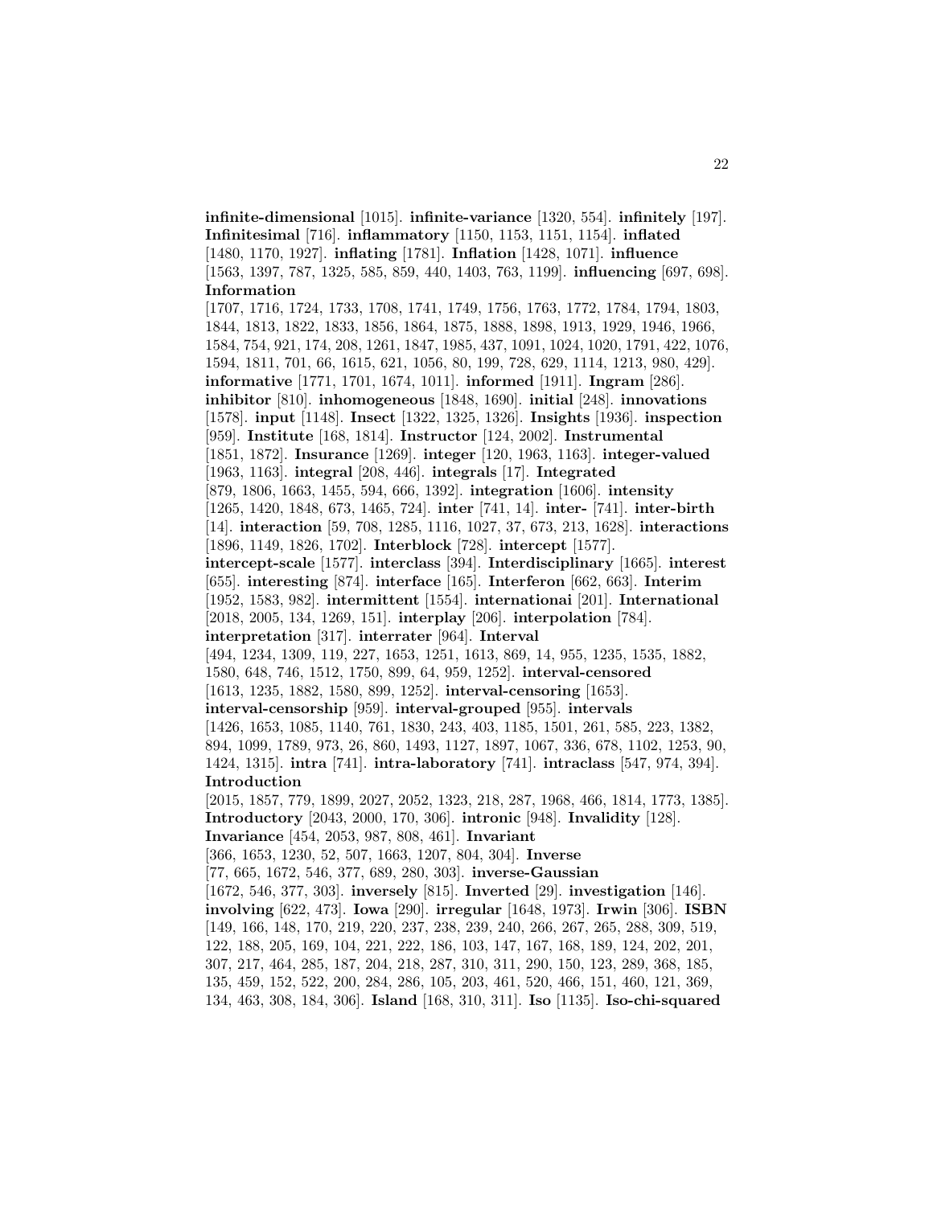**infinite-dimensional** [1015]. **infinite-variance** [1320, 554]. **infinitely** [197]. **Infinitesimal** [716]. **inflammatory** [1150, 1153, 1151, 1154]. **inflated** [1480, 1170, 1927]. **inflating** [1781]. **Inflation** [1428, 1071]. **influence** [1563, 1397, 787, 1325, 585, 859, 440, 1403, 763, 1199]. **influencing** [697, 698]. **Information** [1707, 1716, 1724, 1733, 1708, 1741, 1749, 1756, 1763, 1772, 1784, 1794, 1803, 1844, 1813, 1822, 1833, 1856, 1864, 1875, 1888, 1898, 1913, 1929, 1946, 1966, 1584, 754, 921, 174, 208, 1261, 1847, 1985, 437, 1091, 1024, 1020, 1791, 422, 1076, 1594, 1811, 701, 66, 1615, 621, 1056, 80, 199, 728, 629, 1114, 1213, 980, 429]. **informative** [1771, 1701, 1674, 1011]. **informed** [1911]. **Ingram** [286]. **inhibitor** [810]. **inhomogeneous** [1848, 1690]. **initial** [248]. **innovations** [1578]. **input** [1148]. **Insect** [1322, 1325, 1326]. **Insights** [1936]. **inspection** [959]. **Institute** [168, 1814]. **Instructor** [124, 2002]. **Instrumental** [1851, 1872]. **Insurance** [1269]. **integer** [120, 1963, 1163]. **integer-valued** [1963, 1163]. **integral** [208, 446]. **integrals** [17]. **Integrated** [879, 1806, 1663, 1455, 594, 666, 1392]. **integration** [1606]. **intensity** [1265, 1420, 1848, 673, 1465, 724]. **inter** [741, 14]. **inter-** [741]. **inter-birth** [14]. **interaction** [59, 708, 1285, 1116, 1027, 37, 673, 213, 1628]. **interactions** [1896, 1149, 1826, 1702]. **Interblock** [728]. **intercept** [1577]. **intercept-scale** [1577]. **interclass** [394]. **Interdisciplinary** [1665]. **interest** [655]. **interesting** [874]. **interface** [165]. **Interferon** [662, 663]. **Interim** [1952, 1583, 982]. **intermittent** [1554]. **internationai** [201]. **International** [2018, 2005, 134, 1269, 151]. **interplay** [206]. **interpolation** [784]. **interpretation** [317]. **interrater** [964]. **Interval** [494, 1234, 1309, 119, 227, 1653, 1251, 1613, 869, 14, 955, 1235, 1535, 1882, 1580, 648, 746, 1512, 1750, 899, 64, 959, 1252]. **interval-censored** [1613, 1235, 1882, 1580, 899, 1252]. **interval-censoring** [1653]. **interval-censorship** [959]. **interval-grouped** [955]. **intervals** [1426, 1653, 1085, 1140, 761, 1830, 243, 403, 1185, 1501, 261, 585, 223, 1382, 894, 1099, 1789, 973, 26, 860, 1493, 1127, 1897, 1067, 336, 678, 1102, 1253, 90, 1424, 1315]. **intra** [741]. **intra-laboratory** [741]. **intraclass** [547, 974, 394]. **Introduction** [2015, 1857, 779, 1899, 2027, 2052, 1323, 218, 287, 1968, 466, 1814, 1773, 1385]. **Introductory** [2043, 2000, 170, 306]. **intronic** [948]. **Invalidity** [128]. **Invariance** [454, 2053, 987, 808, 461]. **Invariant** [366, 1653, 1230, 52, 507, 1663, 1207, 804, 304]. **Inverse** [77, 665, 1672, 546, 377, 689, 280, 303]. **inverse-Gaussian** [1672, 546, 377, 303]. **inversely** [815]. **Inverted** [29]. **investigation** [146]. **involving** [622, 473]. **Iowa** [290]. **irregular** [1648, 1973]. **Irwin** [306]. **ISBN** [149, 166, 148, 170, 219, 220, 237, 238, 239, 240, 266, 267, 265, 288, 309, 519, 122, 188, 205, 169, 104, 221, 222, 186, 103, 147, 167, 168, 189, 124, 202, 201, 307, 217, 464, 285, 187, 204, 218, 287, 310, 311, 290, 150, 123, 289, 368, 185, 135, 459, 152, 522, 200, 284, 286, 105, 203, 461, 520, 466, 151, 460, 121, 369, 134, 463, 308, 184, 306]. **Island** [168, 310, 311]. **Iso** [1135]. **Iso-chi-squared**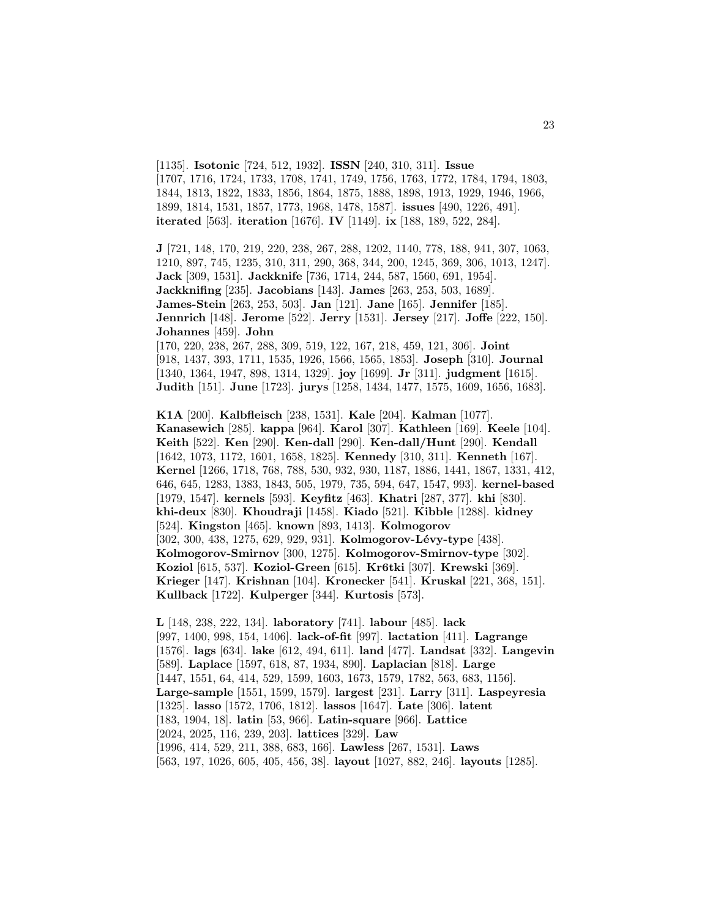[1135]. **Isotonic** [724, 512, 1932]. **ISSN** [240, 310, 311]. **Issue** [1707, 1716, 1724, 1733, 1708, 1741, 1749, 1756, 1763, 1772, 1784, 1794, 1803, 1844, 1813, 1822, 1833, 1856, 1864, 1875, 1888, 1898, 1913, 1929, 1946, 1966, 1899, 1814, 1531, 1857, 1773, 1968, 1478, 1587]. **issues** [490, 1226, 491]. **iterated** [563]. **iteration** [1676]. **IV** [1149]. **ix** [188, 189, 522, 284].

**J** [721, 148, 170, 219, 220, 238, 267, 288, 1202, 1140, 778, 188, 941, 307, 1063, 1210, 897, 745, 1235, 310, 311, 290, 368, 344, 200, 1245, 369, 306, 1013, 1247]. **Jack** [309, 1531]. **Jackknife** [736, 1714, 244, 587, 1560, 691, 1954]. **Jackknifing** [235]. **Jacobians** [143]. **James** [263, 253, 503, 1689]. **James-Stein** [263, 253, 503]. **Jan** [121]. **Jane** [165]. **Jennifer** [185]. **Jennrich** [148]. **Jerome** [522]. **Jerry** [1531]. **Jersey** [217]. **Joffe** [222, 150]. **Johannes** [459]. **John** [170, 220, 238, 267, 288, 309, 519, 122, 167, 218, 459, 121, 306]. **Joint** [918, 1437, 393, 1711, 1535, 1926, 1566, 1565, 1853]. **Joseph** [310]. **Journal** [1340, 1364, 1947, 898, 1314, 1329]. **joy** [1699]. **Jr** [311]. **judgment** [1615]. **Judith** [151]. **June** [1723]. **jurys** [1258, 1434, 1477, 1575, 1609, 1656, 1683].

**K1A** [200]. **Kalbfleisch** [238, 1531]. **Kale** [204]. **Kalman** [1077]. **Kanasewich** [285]. **kappa** [964]. **Karol** [307]. **Kathleen** [169]. **Keele** [104]. **Keith** [522]. **Ken** [290]. **Ken-dall** [290]. **Ken-dall/Hunt** [290]. **Kendall** [1642, 1073, 1172, 1601, 1658, 1825]. **Kennedy** [310, 311]. **Kenneth** [167]. **Kernel** [1266, 1718, 768, 788, 530, 932, 930, 1187, 1886, 1441, 1867, 1331, 412, 646, 645, 1283, 1383, 1843, 505, 1979, 735, 594, 647, 1547, 993]. **kernel-based** [1979, 1547]. **kernels** [593]. **Keyfitz** [463]. **Khatri** [287, 377]. **khi** [830]. **khi-deux** [830]. **Khoudraji** [1458]. **Kiado** [521]. **Kibble** [1288]. **kidney** [524]. **Kingston** [465]. **known** [893, 1413]. **Kolmogorov** [302, 300, 438, 1275, 629, 929, 931]. **Kolmogorov-Lévy-type** [438]. **Kolmogorov-Smirnov** [300, 1275]. **Kolmogorov-Smirnov-type** [302]. **Koziol** [615, 537]. **Koziol-Green** [615]. **Kr6tki** [307]. **Krewski** [369]. **Krieger** [147]. **Krishnan** [104]. **Kronecker** [541]. **Kruskal** [221, 368, 151]. **Kullback** [1722]. **Kulperger** [344]. **Kurtosis** [573].

**L** [148, 238, 222, 134]. **laboratory** [741]. **labour** [485]. **lack** [997, 1400, 998, 154, 1406]. **lack-of-fit** [997]. **lactation** [411]. **Lagrange** [1576]. **lags** [634]. **lake** [612, 494, 611]. **land** [477]. **Landsat** [332]. **Langevin** [589]. **Laplace** [1597, 618, 87, 1934, 890]. **Laplacian** [818]. **Large** [1447, 1551, 64, 414, 529, 1599, 1603, 1673, 1579, 1782, 563, 683, 1156]. **Large-sample** [1551, 1599, 1579]. **largest** [231]. **Larry** [311]. **Laspeyresia** [1325]. **lasso** [1572, 1706, 1812]. **lassos** [1647]. **Late** [306]. **latent** [183, 1904, 18]. **latin** [53, 966]. **Latin-square** [966]. **Lattice** [2024, 2025, 116, 239, 203]. **lattices** [329]. **Law** [1996, 414, 529, 211, 388, 683, 166]. **Lawless** [267, 1531]. **Laws** [563, 197, 1026, 605, 405, 456, 38]. **layout** [1027, 882, 246]. **layouts** [1285].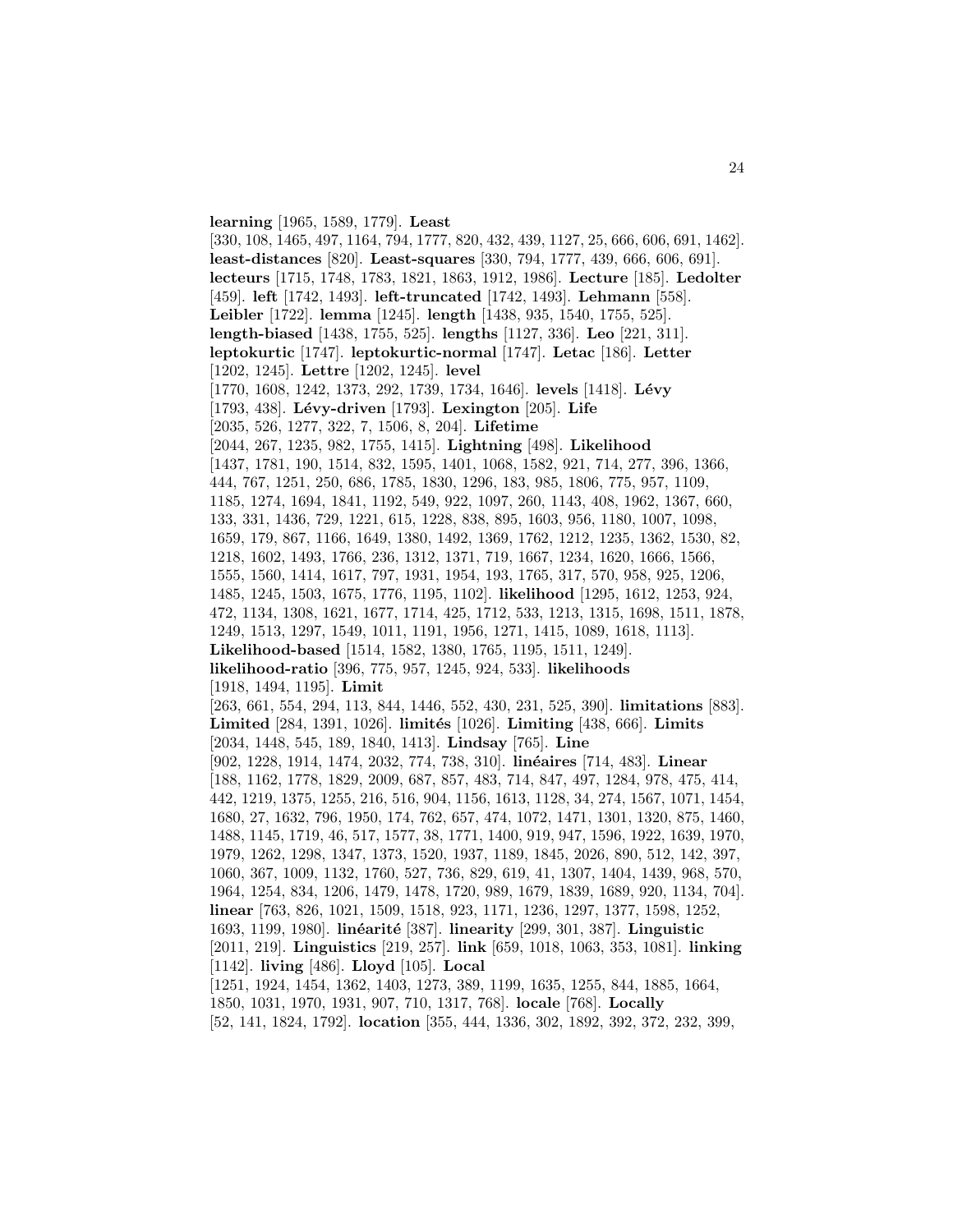**learning** [1965, 1589, 1779]. **Least** [330, 108, 1465, 497, 1164, 794, 1777, 820, 432, 439, 1127, 25, 666, 606, 691, 1462]. **least-distances** [820]. **Least-squares** [330, 794, 1777, 439, 666, 606, 691]. **lecteurs** [1715, 1748, 1783, 1821, 1863, 1912, 1986]. **Lecture** [185]. **Ledolter** [459]. **left** [1742, 1493]. **left-truncated** [1742, 1493]. **Lehmann** [558]. **Leibler** [1722]. **lemma** [1245]. **length** [1438, 935, 1540, 1755, 525]. **length-biased** [1438, 1755, 525]. **lengths** [1127, 336]. **Leo** [221, 311]. **leptokurtic** [1747]. **leptokurtic-normal** [1747]. **Letac** [186]. **Letter** [1202, 1245]. **Lettre** [1202, 1245]. **level** [1770, 1608, 1242, 1373, 292, 1739, 1734, 1646]. **levels** [1418]. **Lévy** [1793, 438]. **Lévy-driven** [1793]. **Lexington** [205]. **Life** [2035, 526, 1277, 322, 7, 1506, 8, 204]. **Lifetime** [2044, 267, 1235, 982, 1755, 1415]. **Lightning** [498]. **Likelihood** [1437, 1781, 190, 1514, 832, 1595, 1401, 1068, 1582, 921, 714, 277, 396, 1366, 444, 767, 1251, 250, 686, 1785, 1830, 1296, 183, 985, 1806, 775, 957, 1109, 1185, 1274, 1694, 1841, 1192, 549, 922, 1097, 260, 1143, 408, 1962, 1367, 660, 133, 331, 1436, 729, 1221, 615, 1228, 838, 895, 1603, 956, 1180, 1007, 1098, 1659, 179, 867, 1166, 1649, 1380, 1492, 1369, 1762, 1212, 1235, 1362, 1530, 82, 1218, 1602, 1493, 1766, 236, 1312, 1371, 719, 1667, 1234, 1620, 1666, 1566, 1555, 1560, 1414, 1617, 797, 1931, 1954, 193, 1765, 317, 570, 958, 925, 1206, 1485, 1245, 1503, 1675, 1776, 1195, 1102]. **likelihood** [1295, 1612, 1253, 924, 472, 1134, 1308, 1621, 1677, 1714, 425, 1712, 533, 1213, 1315, 1698, 1511, 1878, 1249, 1513, 1297, 1549, 1011, 1191, 1956, 1271, 1415, 1089, 1618, 1113]. **Likelihood-based** [1514, 1582, 1380, 1765, 1195, 1511, 1249]. **likelihood-ratio** [396, 775, 957, 1245, 924, 533]. **likelihoods** [1918, 1494, 1195]. **Limit** [263, 661, 554, 294, 113, 844, 1446, 552, 430, 231, 525, 390]. **limitations** [883]. **Limited** [284, 1391, 1026]. **limités** [1026]. **Limiting** [438, 666]. **Limits** [2034, 1448, 545, 189, 1840, 1413]. **Lindsay** [765]. **Line** [902, 1228, 1914, 1474, 2032, 774, 738, 310]. **linéaires** [714, 483]. **Linear** [188, 1162, 1778, 1829, 2009, 687, 857, 483, 714, 847, 497, 1284, 978, 475, 414, 442, 1219, 1375, 1255, 216, 516, 904, 1156, 1613, 1128, 34, 274, 1567, 1071, 1454, 1680, 27, 1632, 796, 1950, 174, 762, 657, 474, 1072, 1471, 1301, 1320, 875, 1460, 1488, 1145, 1719, 46, 517, 1577, 38, 1771, 1400, 919, 947, 1596, 1922, 1639, 1970, 1979, 1262, 1298, 1347, 1373, 1520, 1937, 1189, 1845, 2026, 890, 512, 142, 397, 1060, 367, 1009, 1132, 1760, 527, 736, 829, 619, 41, 1307, 1404, 1439, 968, 570, 1964, 1254, 834, 1206, 1479, 1478, 1720, 989, 1679, 1839, 1689, 920, 1134, 704]. **linear** [763, 826, 1021, 1509, 1518, 923, 1171, 1236, 1297, 1377, 1598, 1252, 1693, 1199, 1980]. **linéarité** [387]. **linearity** [299, 301, 387]. **Linguistic** [2011, 219]. **Linguistics** [219, 257]. **link** [659, 1018, 1063, 353, 1081]. **linking** [1142]. **living** [486]. **Lloyd** [105]. **Local** [1251, 1924, 1454, 1362, 1403, 1273, 389, 1199, 1635, 1255, 844, 1885, 1664, 1850, 1031, 1970, 1931, 907, 710, 1317, 768]. **locale** [768]. **Locally** [52, 141, 1824, 1792]. **location** [355, 444, 1336, 302, 1892, 392, 372, 232, 399,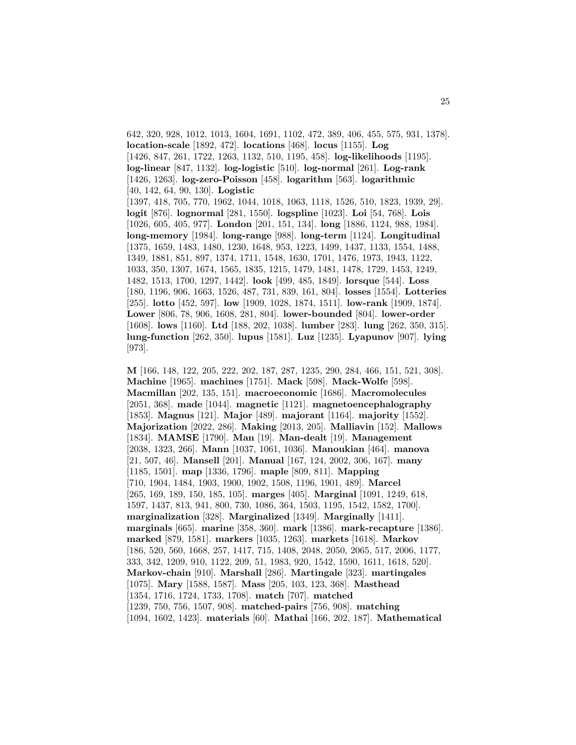642, 320, 928, 1012, 1013, 1604, 1691, 1102, 472, 389, 406, 455, 575, 931, 1378]. **location-scale** [1892, 472]. **locations** [468]. **locus** [1155]. **Log** [1426, 847, 261, 1722, 1263, 1132, 510, 1195, 458]. **log-likelihoods** [1195]. **log-linear** [847, 1132]. **log-logistic** [510]. **log-normal** [261]. **Log-rank** [1426, 1263]. **log-zero-Poisson** [458]. **logarithm** [563]. **logarithmic** [40, 142, 64, 90, 130]. **Logistic** [1397, 418, 705, 770, 1962, 1044, 1018, 1063, 1118, 1526, 510, 1823, 1939, 29]. **logit** [876]. **lognormal** [281, 1550]. **logspline** [1023]. **Loi** [54, 768]. **Lois** [1026, 605, 405, 977]. **London** [201, 151, 134]. **long** [1886, 1124, 988, 1984]. **long-memory** [1984]. **long-range** [988]. **long-term** [1124]. **Longitudinal** [1375, 1659, 1483, 1480, 1230, 1648, 953, 1223, 1499, 1437, 1133, 1554, 1488, 1349, 1881, 851, 897, 1374, 1711, 1548, 1630, 1701, 1476, 1973, 1943, 1122, 1033, 350, 1307, 1674, 1565, 1835, 1215, 1479, 1481, 1478, 1729, 1453, 1249, 1482, 1513, 1700, 1297, 1442]. **look** [499, 485, 1849]. **lorsque** [544]. **Loss** [180, 1196, 906, 1663, 1526, 487, 731, 839, 161, 804]. **losses** [1554]. **Lotteries** [255]. **lotto** [452, 597]. **low** [1909, 1028, 1874, 1511]. **low-rank** [1909, 1874]. **Lower** [806, 78, 906, 1608, 281, 804]. **lower-bounded** [804]. **lower-order** [1608]. **lows** [1160]. **Ltd** [188, 202, 1038]. **lumber** [283]. **lung** [262, 350, 315]. **lung-function** [262, 350]. **lupus** [1581]. **Luz** [1235]. **Lyapunov** [907]. **lying** [973].

**M** [166, 148, 122, 205, 222, 202, 187, 287, 1235, 290, 284, 466, 151, 521, 308]. **Machine** [1965]. **machines** [1751]. **Mack** [598]. **Mack-Wolfe** [598]. **Macmillan** [202, 135, 151]. **macroeconomic** [1686]. **Macromolecules** [2051, 368]. **made** [1044]. **magnetic** [1121]. **magnetoencephalography** [1853]. **Magnus** [121]. **Major** [489]. **majorant** [1164]. **majority** [1552]. **Majorization** [2022, 286]. **Making** [2013, 205]. **Malliavin** [152]. **Mallows** [1834]. **MAMSE** [1790]. **Man** [19]. **Man-dealt** [19]. **Management** [2038, 1323, 266]. **Mann** [1037, 1061, 1036]. **Manoukian** [464]. **manova** [21, 507, 46]. **Mansell** [201]. **Manual** [167, 124, 2002, 306, 167]. **many** [1185, 1501]. **map** [1336, 1796]. **maple** [809, 811]. **Mapping** [710, 1904, 1484, 1903, 1900, 1902, 1508, 1196, 1901, 489]. **Marcel** [265, 169, 189, 150, 185, 105]. **marges** [405]. **Marginal** [1091, 1249, 618, 1597, 1437, 813, 941, 800, 730, 1086, 364, 1503, 1195, 1542, 1582, 1700]. **marginalization** [328]. **Marginalized** [1349]. **Marginally** [1411]. **marginals** [665]. **marine** [358, 360]. **mark** [1386]. **mark-recapture** [1386]. **marked** [879, 1581]. **markers** [1035, 1263]. **markets** [1618]. **Markov** [186, 520, 560, 1668, 257, 1417, 715, 1408, 2048, 2050, 2065, 517, 2006, 1177, 333, 342, 1209, 910, 1122, 209, 51, 1983, 920, 1542, 1590, 1611, 1618, 520]. **Markov-chain** [910]. **Marshall** [286]. **Martingale** [323]. **martingales** [1075]. **Mary** [1588, 1587]. **Mass** [205, 103, 123, 368]. **Masthead** [1354, 1716, 1724, 1733, 1708]. **match** [707]. **matched** [1239, 750, 756, 1507, 908]. **matched-pairs** [756, 908]. **matching** [1094, 1602, 1423]. **materials** [60]. **Mathai** [166, 202, 187]. **Mathematical**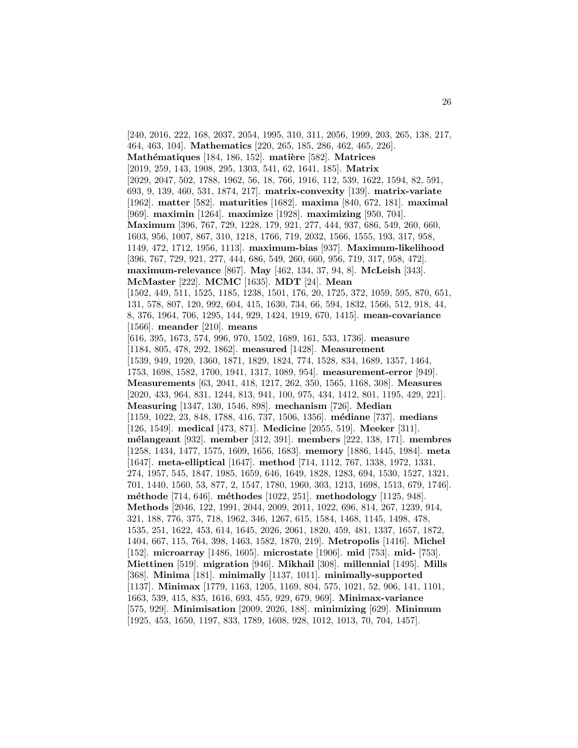[240, 2016, 222, 168, 2037, 2054, 1995, 310, 311, 2056, 1999, 203, 265, 138, 217, 464, 463, 104]. **Mathematics** [220, 265, 185, 286, 462, 465, 226]. **Mathématiques** [184, 186, 152]. **matière** [582]. **Matrices** [2019, 259, 143, 1908, 295, 1303, 541, 62, 1641, 185]. **Matrix** [2029, 2047, 502, 1788, 1962, 56, 18, 766, 1916, 112, 539, 1622, 1594, 82, 591, 693, 9, 139, 460, 531, 1874, 217]. **matrix-convexity** [139]. **matrix-variate** [1962]. **matter** [582]. **maturities** [1682]. **maxima** [840, 672, 181]. **maximal** [969]. **maximin** [1264]. **maximize** [1928]. **maximizing** [950, 704]. **Maximum** [396, 767, 729, 1228, 179, 921, 277, 444, 937, 686, 549, 260, 660, 1603, 956, 1007, 867, 310, 1218, 1766, 719, 2032, 1566, 1555, 193, 317, 958, 1149, 472, 1712, 1956, 1113]. **maximum-bias** [937]. **Maximum-likelihood** [396, 767, 729, 921, 277, 444, 686, 549, 260, 660, 956, 719, 317, 958, 472]. **maximum-relevance** [867]. **May** [462, 134, 37, 94, 8]. **McLeish** [343]. **McMaster** [222]. **MCMC** [1635]. **MDT** [24]. **Mean** [1502, 449, 511, 1525, 1185, 1238, 1501, 176, 20, 1725, 372, 1059, 595, 870, 651, 131, 578, 807, 120, 992, 604, 415, 1630, 734, 66, 594, 1832, 1566, 512, 918, 44, 8, 376, 1964, 706, 1295, 144, 929, 1424, 1919, 670, 1415]. **mean-covariance** [1566]. **meander** [210]. **means** [616, 395, 1673, 574, 996, 970, 1502, 1689, 161, 533, 1736]. **measure** [1184, 805, 478, 292, 1862]. **measured** [1428]. **Measurement** [1539, 949, 1920, 1360, 1871, 1829, 1824, 774, 1528, 834, 1689, 1357, 1464, 1753, 1698, 1582, 1700, 1941, 1317, 1089, 954]. **measurement-error** [949]. **Measurements** [63, 2041, 418, 1217, 262, 350, 1565, 1168, 308]. **Measures** [2020, 433, 964, 831, 1244, 813, 941, 100, 975, 434, 1412, 801, 1195, 429, 221]. **Measuring** [1347, 130, 1546, 898]. **mechanism** [726]. **Median** [1159, 1022, 23, 848, 1788, 416, 737, 1506, 1356]. **médiane** [737]. **medians** [126, 1549]. **medical** [473, 871]. **Medicine** [2055, 519]. **Meeker** [311]. **mélangeant** [932]. **member** [312, 391]. **members** [222, 138, 171]. **membres** [1258, 1434, 1477, 1575, 1609, 1656, 1683]. **memory** [1886, 1445, 1984]. **meta** [1647]. **meta-elliptical** [1647]. **method** [714, 1112, 767, 1338, 1972, 1331, 274, 1957, 545, 1847, 1985, 1659, 646, 1649, 1828, 1283, 694, 1530, 1527, 1321, 701, 1440, 1560, 53, 877, 2, 1547, 1780, 1960, 303, 1213, 1698, 1513, 679, 1746]. **méthode** [714, 646]. **méthodes** [1022, 251]. **methodology** [1125, 948]. **Methods** [2046, 122, 1991, 2044, 2009, 2011, 1022, 696, 814, 267, 1239, 914, 321, 188, 776, 375, 718, 1962, 346, 1267, 615, 1584, 1468, 1145, 1498, 478, 1535, 251, 1622, 453, 614, 1645, 2026, 2061, 1820, 459, 481, 1337, 1657, 1872, 1404, 667, 115, 764, 398, 1463, 1582, 1870, 219]. **Metropolis** [1416]. **Michel** [152]. **microarray** [1486, 1605]. **microstate** [1906]. **mid** [753]. **mid-** [753]. **Miettinen** [519]. **migration** [946]. **Mikhail** [308]. **millennial** [1495]. **Mills** [368]. **Minima** [181]. **minimally** [1137, 1011]. **minimally-supported** [1137]. **Minimax** [1779, 1163, 1205, 1169, 804, 575, 1021, 52, 906, 141, 1101, 1663, 539, 415, 835, 1616, 693, 455, 929, 679, 969]. **Minimax-variance** [575, 929]. **Minimisation** [2009, 2026, 188]. **minimizing** [629]. **Minimum** [1925, 453, 1650, 1197, 833, 1789, 1608, 928, 1012, 1013, 70, 704, 1457].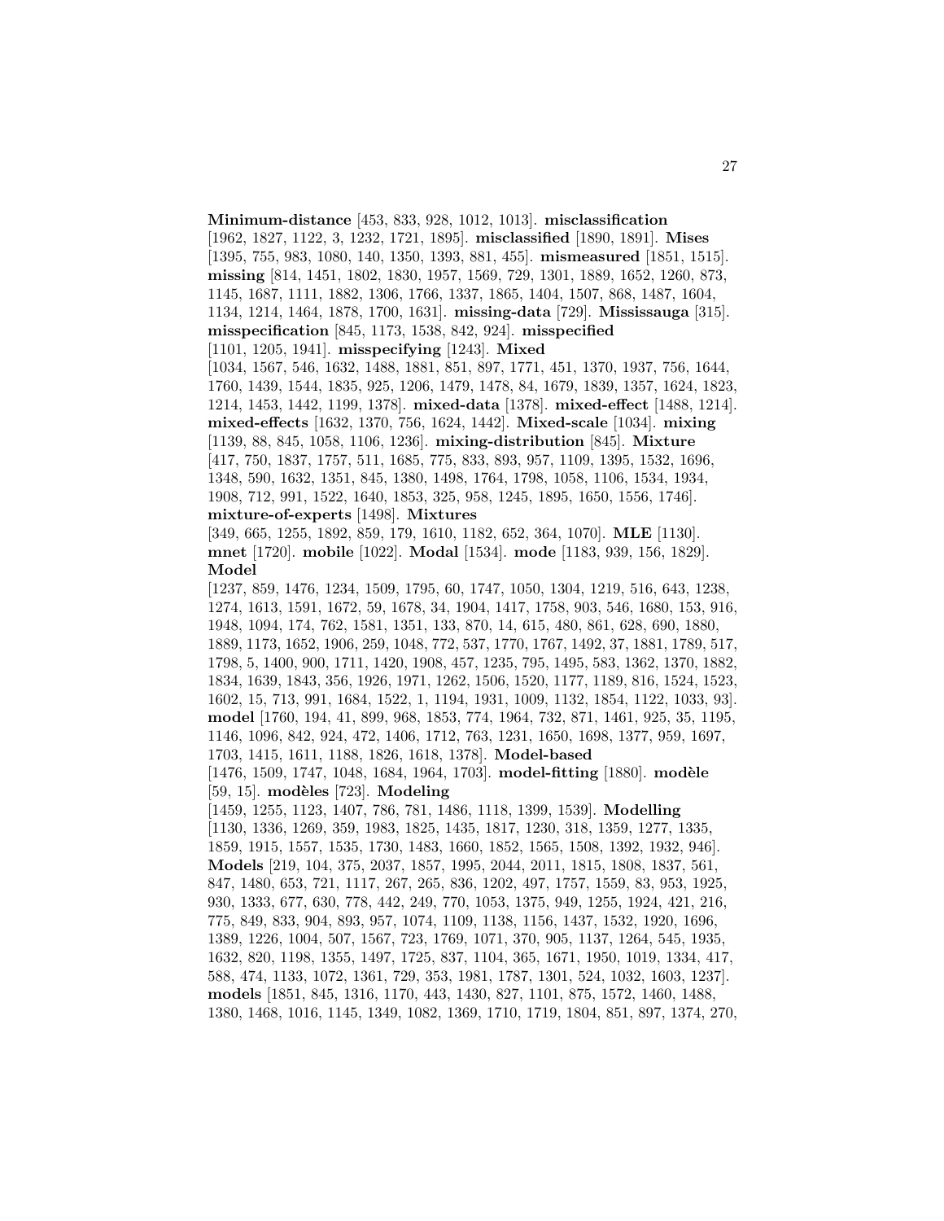**Minimum-distance** [453, 833, 928, 1012, 1013]. **misclassification** [1962, 1827, 1122, 3, 1232, 1721, 1895]. **misclassified** [1890, 1891]. **Mises** [1395, 755, 983, 1080, 140, 1350, 1393, 881, 455]. **mismeasured** [1851, 1515]. **missing** [814, 1451, 1802, 1830, 1957, 1569, 729, 1301, 1889, 1652, 1260, 873, 1145, 1687, 1111, 1882, 1306, 1766, 1337, 1865, 1404, 1507, 868, 1487, 1604, 1134, 1214, 1464, 1878, 1700, 1631]. **missing-data** [729]. **Mississauga** [315]. **misspecification** [845, 1173, 1538, 842, 924]. **misspecified** [1101, 1205, 1941]. **misspecifying** [1243]. **Mixed** [1034, 1567, 546, 1632, 1488, 1881, 851, 897, 1771, 451, 1370, 1937, 756, 1644, 1760, 1439, 1544, 1835, 925, 1206, 1479, 1478, 84, 1679, 1839, 1357, 1624, 1823, 1214, 1453, 1442, 1199, 1378]. **mixed-data** [1378]. **mixed-effect** [1488, 1214]. **mixed-effects** [1632, 1370, 756, 1624, 1442]. **Mixed-scale** [1034]. **mixing** [1139, 88, 845, 1058, 1106, 1236]. **mixing-distribution** [845]. **Mixture** [417, 750, 1837, 1757, 511, 1685, 775, 833, 893, 957, 1109, 1395, 1532, 1696, 1348, 590, 1632, 1351, 845, 1380, 1498, 1764, 1798, 1058, 1106, 1534, 1934, 1908, 712, 991, 1522, 1640, 1853, 325, 958, 1245, 1895, 1650, 1556, 1746]. **mixture-of-experts** [1498]. **Mixtures** [349, 665, 1255, 1892, 859, 179, 1610, 1182, 652, 364, 1070]. **MLE** [1130]. **mnet** [1720]. **mobile** [1022]. **Modal** [1534]. **mode** [1183, 939, 156, 1829]. **Model** [1237, 859, 1476, 1234, 1509, 1795, 60, 1747, 1050, 1304, 1219, 516, 643, 1238, 1274, 1613, 1591, 1672, 59, 1678, 34, 1904, 1417, 1758, 903, 546, 1680, 153, 916, 1948, 1094, 174, 762, 1581, 1351, 133, 870, 14, 615, 480, 861, 628, 690, 1880, 1889, 1173, 1652, 1906, 259, 1048, 772, 537, 1770, 1767, 1492, 37, 1881, 1789, 517, 1798, 5, 1400, 900, 1711, 1420, 1908, 457, 1235, 795, 1495, 583, 1362, 1370, 1882, 1834, 1639, 1843, 356, 1926, 1971, 1262, 1506, 1520, 1177, 1189, 816, 1524, 1523, 1602, 15, 713, 991, 1684, 1522, 1, 1194, 1931, 1009, 1132, 1854, 1122, 1033, 93]. **model** [1760, 194, 41, 899, 968, 1853, 774, 1964, 732, 871, 1461, 925, 35, 1195, 1146, 1096, 842, 924, 472, 1406, 1712, 763, 1231, 1650, 1698, 1377, 959, 1697, 1703, 1415, 1611, 1188, 1826, 1618, 1378]. **Model-based** [1476, 1509, 1747, 1048, 1684, 1964, 1703]. **model-fitting** [1880]. **modèle** [59, 15]. **modèles** [723]. **Modeling** [1459, 1255, 1123, 1407, 786, 781, 1486, 1118, 1399, 1539]. **Modelling** [1130, 1336, 1269, 359, 1983, 1825, 1435, 1817, 1230, 318, 1359, 1277, 1335, 1859, 1915, 1557, 1535, 1730, 1483, 1660, 1852, 1565, 1508, 1392, 1932, 946]. **Models** [219, 104, 375, 2037, 1857, 1995, 2044, 2011, 1815, 1808, 1837, 561, 847, 1480, 653, 721, 1117, 267, 265, 836, 1202, 497, 1757, 1559, 83, 953, 1925, 930, 1333, 677, 630, 778, 442, 249, 770, 1053, 1375, 949, 1255, 1924, 421, 216, 775, 849, 833, 904, 893, 957, 1074, 1109, 1138, 1156, 1437, 1532, 1920, 1696, 1389, 1226, 1004, 507, 1567, 723, 1769, 1071, 370, 905, 1137, 1264, 545, 1935, 1632, 820, 1198, 1355, 1497, 1725, 837, 1104, 365, 1671, 1950, 1019, 1334, 417, 588, 474, 1133, 1072, 1361, 729, 353, 1981, 1787, 1301, 524, 1032, 1603, 1237]. **models** [1851, 845, 1316, 1170, 443, 1430, 827, 1101, 875, 1572, 1460, 1488, 1380, 1468, 1016, 1145, 1349, 1082, 1369, 1710, 1719, 1804, 851, 897, 1374, 270,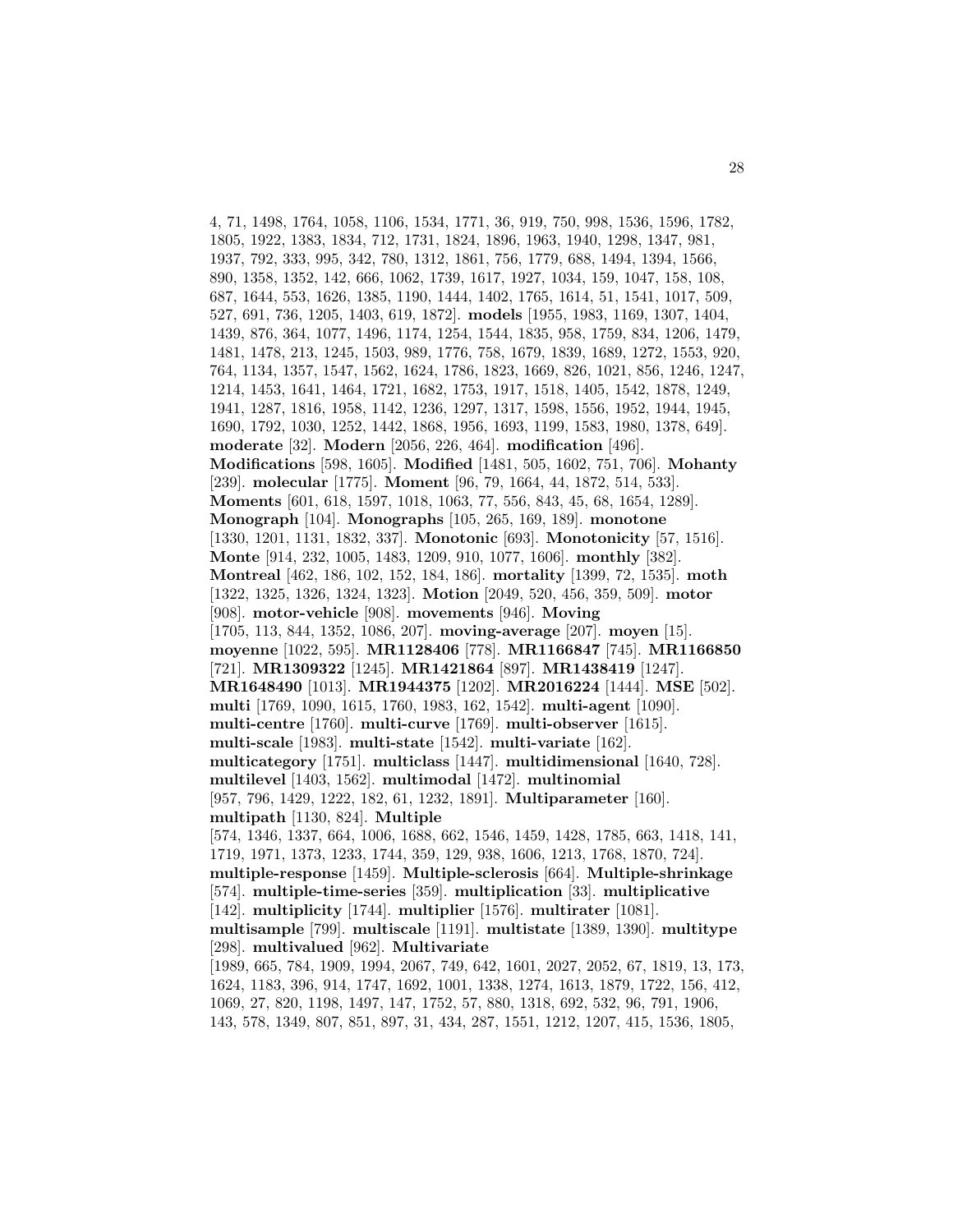4, 71, 1498, 1764, 1058, 1106, 1534, 1771, 36, 919, 750, 998, 1536, 1596, 1782, 1805, 1922, 1383, 1834, 712, 1731, 1824, 1896, 1963, 1940, 1298, 1347, 981, 1937, 792, 333, 995, 342, 780, 1312, 1861, 756, 1779, 688, 1494, 1394, 1566, 890, 1358, 1352, 142, 666, 1062, 1739, 1617, 1927, 1034, 159, 1047, 158, 108, 687, 1644, 553, 1626, 1385, 1190, 1444, 1402, 1765, 1614, 51, 1541, 1017, 509, 527, 691, 736, 1205, 1403, 619, 1872]. **models** [1955, 1983, 1169, 1307, 1404, 1439, 876, 364, 1077, 1496, 1174, 1254, 1544, 1835, 958, 1759, 834, 1206, 1479, 1481, 1478, 213, 1245, 1503, 989, 1776, 758, 1679, 1839, 1689, 1272, 1553, 920, 764, 1134, 1357, 1547, 1562, 1624, 1786, 1823, 1669, 826, 1021, 856, 1246, 1247, 1214, 1453, 1641, 1464, 1721, 1682, 1753, 1917, 1518, 1405, 1542, 1878, 1249, 1941, 1287, 1816, 1958, 1142, 1236, 1297, 1317, 1598, 1556, 1952, 1944, 1945, 1690, 1792, 1030, 1252, 1442, 1868, 1956, 1693, 1199, 1583, 1980, 1378, 649]. **moderate** [32]. **Modern** [2056, 226, 464]. **modification** [496]. **Modifications** [598, 1605]. **Modified** [1481, 505, 1602, 751, 706]. **Mohanty** [239]. **molecular** [1775]. **Moment** [96, 79, 1664, 44, 1872, 514, 533]. **Moments** [601, 618, 1597, 1018, 1063, 77, 556, 843, 45, 68, 1654, 1289]. **Monograph** [104]. **Monographs** [105, 265, 169, 189]. **monotone** [1330, 1201, 1131, 1832, 337]. **Monotonic** [693]. **Monotonicity** [57, 1516]. **Monte** [914, 232, 1005, 1483, 1209, 910, 1077, 1606]. **monthly** [382]. **Montreal** [462, 186, 102, 152, 184, 186]. **mortality** [1399, 72, 1535]. **moth** [1322, 1325, 1326, 1324, 1323]. **Motion** [2049, 520, 456, 359, 509]. **motor** [908]. **motor-vehicle** [908]. **movements** [946]. **Moving** [1705, 113, 844, 1352, 1086, 207]. **moving-average** [207]. **moyen** [15]. **moyenne** [1022, 595]. **MR1128406** [778]. **MR1166847** [745]. **MR1166850** [721]. **MR1309322** [1245]. **MR1421864** [897]. **MR1438419** [1247]. **MR1648490** [1013]. **MR1944375** [1202]. **MR2016224** [1444]. **MSE** [502]. **multi** [1769, 1090, 1615, 1760, 1983, 162, 1542]. **multi-agent** [1090]. **multi-centre** [1760]. **multi-curve** [1769]. **multi-observer** [1615]. **multi-scale** [1983]. **multi-state** [1542]. **multi-variate** [162]. **multicategory** [1751]. **multiclass** [1447]. **multidimensional** [1640, 728]. **multilevel** [1403, 1562]. **multimodal** [1472]. **multinomial** [957, 796, 1429, 1222, 182, 61, 1232, 1891]. **Multiparameter** [160]. **multipath** [1130, 824]. **Multiple** [574, 1346, 1337, 664, 1006, 1688, 662, 1546, 1459, 1428, 1785, 663, 1418, 141, 1719, 1971, 1373, 1233, 1744, 359, 129, 938, 1606, 1213, 1768, 1870, 724]. **multiple-response** [1459]. **Multiple-sclerosis** [664]. **Multiple-shrinkage** [574]. **multiple-time-series** [359]. **multiplication** [33]. **multiplicative** [142]. **multiplicity** [1744]. **multiplier** [1576]. **multirater** [1081]. **multisample** [799]. **multiscale** [1191]. **multistate** [1389, 1390]. **multitype** [298]. **multivalued** [962]. **Multivariate** [1989, 665, 784, 1909, 1994, 2067, 749, 642, 1601, 2027, 2052, 67, 1819, 13, 173, 1624, 1183, 396, 914, 1747, 1692, 1001, 1338, 1274, 1613, 1879, 1722, 156, 412, 1069, 27, 820, 1198, 1497, 147, 1752, 57, 880, 1318, 692, 532, 96, 791, 1906, 143, 578, 1349, 807, 851, 897, 31, 434, 287, 1551, 1212, 1207, 415, 1536, 1805,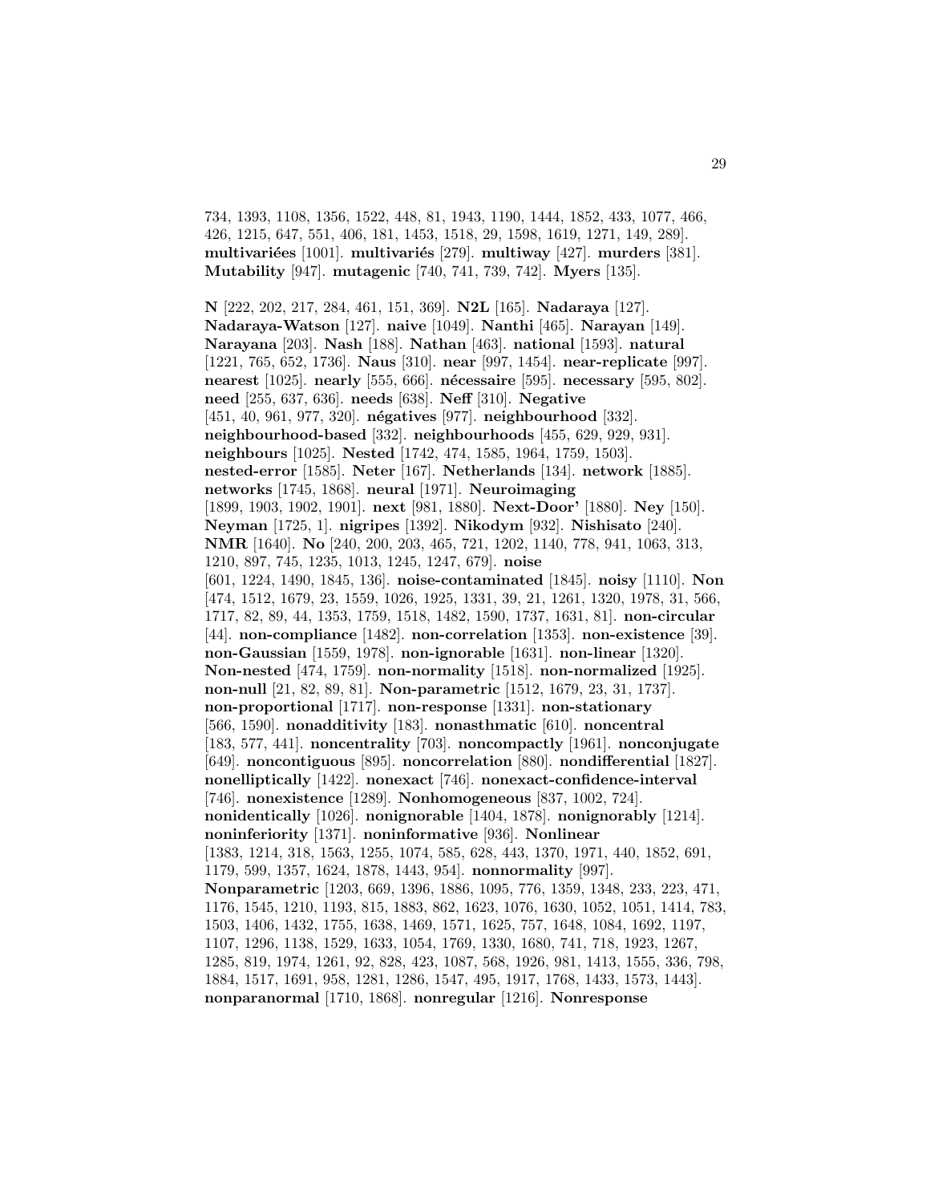734, 1393, 1108, 1356, 1522, 448, 81, 1943, 1190, 1444, 1852, 433, 1077, 466, 426, 1215, 647, 551, 406, 181, 1453, 1518, 29, 1598, 1619, 1271, 149, 289]. **multivariées** [1001]. **multivariés** [279]. **multiway** [427]. **murders** [381]. **Mutability** [947]. **mutagenic** [740, 741, 739, 742]. **Myers** [135].

**N** [222, 202, 217, 284, 461, 151, 369]. **N2L** [165]. **Nadaraya** [127]. **Nadaraya-Watson** [127]. **naive** [1049]. **Nanthi** [465]. **Narayan** [149]. **Narayana** [203]. **Nash** [188]. **Nathan** [463]. **national** [1593]. **natural** [1221, 765, 652, 1736]. **Naus** [310]. **near** [997, 1454]. **near-replicate** [997]. **nearest** [1025]. **nearly** [555, 666]. **nécessaire** [595]. **necessary** [595, 802]. **need** [255, 637, 636]. **needs** [638]. **Neff** [310]. **Negative** [451, 40, 961, 977, 320]. **négatives** [977]. **neighbourhood** [332]. **neighbourhood-based** [332]. **neighbourhoods** [455, 629, 929, 931]. **neighbours** [1025]. **Nested** [1742, 474, 1585, 1964, 1759, 1503]. **nested-error** [1585]. **Neter** [167]. **Netherlands** [134]. **network** [1885]. **networks** [1745, 1868]. **neural** [1971]. **Neuroimaging** [1899, 1903, 1902, 1901]. **next** [981, 1880]. **Next-Door'** [1880]. **Ney** [150]. **Neyman** [1725, 1]. **nigripes** [1392]. **Nikodym** [932]. **Nishisato** [240]. **NMR** [1640]. **No** [240, 200, 203, 465, 721, 1202, 1140, 778, 941, 1063, 313, 1210, 897, 745, 1235, 1013, 1245, 1247, 679]. **noise** [601, 1224, 1490, 1845, 136]. **noise-contaminated** [1845]. **noisy** [1110]. **Non** [474, 1512, 1679, 23, 1559, 1026, 1925, 1331, 39, 21, 1261, 1320, 1978, 31, 566, 1717, 82, 89, 44, 1353, 1759, 1518, 1482, 1590, 1737, 1631, 81]. **non-circular** [44]. **non-compliance** [1482]. **non-correlation** [1353]. **non-existence** [39]. **non-Gaussian** [1559, 1978]. **non-ignorable** [1631]. **non-linear** [1320]. **Non-nested** [474, 1759]. **non-normality** [1518]. **non-normalized** [1925]. **non-null** [21, 82, 89, 81]. **Non-parametric** [1512, 1679, 23, 31, 1737]. **non-proportional** [1717]. **non-response** [1331]. **non-stationary** [566, 1590]. **nonadditivity** [183]. **nonasthmatic** [610]. **noncentral** [183, 577, 441]. **noncentrality** [703]. **noncompactly** [1961]. **nonconjugate** [649]. **noncontiguous** [895]. **noncorrelation** [880]. **nondifferential** [1827]. **nonelliptically** [1422]. **nonexact** [746]. **nonexact-confidence-interval** [746]. **nonexistence** [1289]. **Nonhomogeneous** [837, 1002, 724]. **nonidentically** [1026]. **nonignorable** [1404, 1878]. **nonignorably** [1214]. **noninferiority** [1371]. **noninformative** [936]. **Nonlinear** [1383, 1214, 318, 1563, 1255, 1074, 585, 628, 443, 1370, 1971, 440, 1852, 691, 1179, 599, 1357, 1624, 1878, 1443, 954]. **nonnormality** [997]. **Nonparametric** [1203, 669, 1396, 1886, 1095, 776, 1359, 1348, 233, 223, 471, 1176, 1545, 1210, 1193, 815, 1883, 862, 1623, 1076, 1630, 1052, 1051, 1414, 783, 1503, 1406, 1432, 1755, 1638, 1469, 1571, 1625, 757, 1648, 1084, 1692, 1197, 1107, 1296, 1138, 1529, 1633, 1054, 1769, 1330, 1680, 741, 718, 1923, 1267, 1285, 819, 1974, 1261, 92, 828, 423, 1087, 568, 1926, 981, 1413, 1555, 336, 798, 1884, 1517, 1691, 958, 1281, 1286, 1547, 495, 1917, 1768, 1433, 1573, 1443]. **nonparanormal** [1710, 1868]. **nonregular** [1216]. **Nonresponse**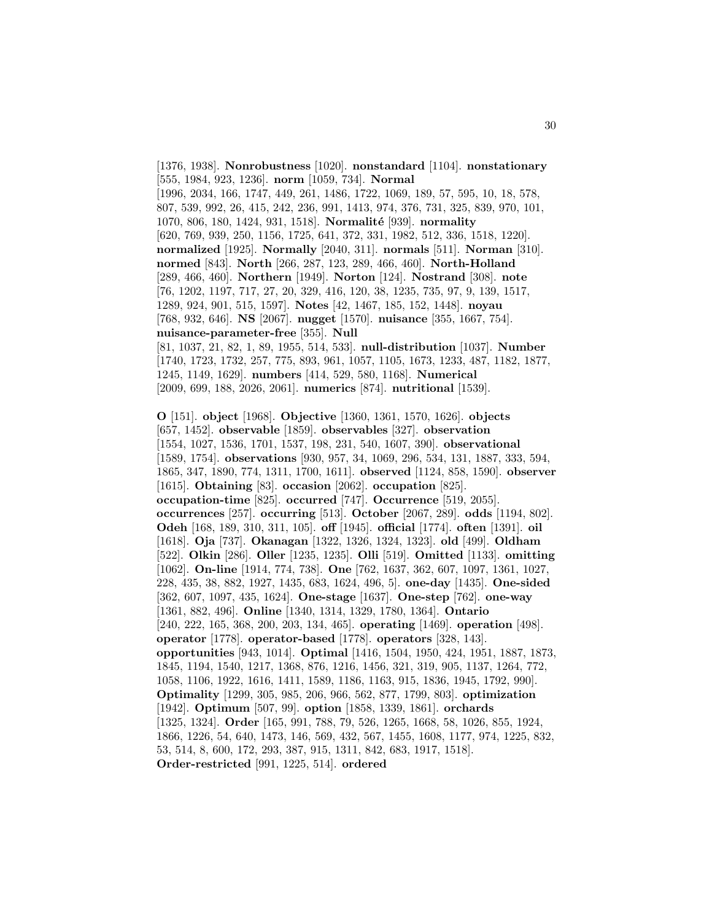[1376, 1938]. **Nonrobustness** [1020]. **nonstandard** [1104]. **nonstationary** [555, 1984, 923, 1236]. **norm** [1059, 734]. **Normal** [1996, 2034, 166, 1747, 449, 261, 1486, 1722, 1069, 189, 57, 595, 10, 18, 578, 807, 539, 992, 26, 415, 242, 236, 991, 1413, 974, 376, 731, 325, 839, 970, 101, 1070, 806, 180, 1424, 931, 1518]. **Normalité** [939]. **normality** [620, 769, 939, 250, 1156, 1725, 641, 372, 331, 1982, 512, 336, 1518, 1220]. **normalized** [1925]. **Normally** [2040, 311]. **normals** [511]. **Norman** [310]. **normed** [843]. **North** [266, 287, 123, 289, 466, 460]. **North-Holland** [289, 466, 460]. **Northern** [1949]. **Norton** [124]. **Nostrand** [308]. **note** [76, 1202, 1197, 717, 27, 20, 329, 416, 120, 38, 1235, 735, 97, 9, 139, 1517, 1289, 924, 901, 515, 1597]. **Notes** [42, 1467, 185, 152, 1448]. **noyau** [768, 932, 646]. **NS** [2067]. **nugget** [1570]. **nuisance** [355, 1667, 754]. **nuisance-parameter-free** [355]. **Null** [81, 1037, 21, 82, 1, 89, 1955, 514, 533]. **null-distribution** [1037]. **Number** [1740, 1723, 1732, 257, 775, 893, 961, 1057, 1105, 1673, 1233, 487, 1182, 1877, 1245, 1149, 1629]. **numbers** [414, 529, 580, 1168]. **Numerical** [2009, 699, 188, 2026, 2061]. **numerics** [874]. **nutritional** [1539].

**O** [151]. **object** [1968]. **Objective** [1360, 1361, 1570, 1626]. **objects** [657, 1452]. **observable** [1859]. **observables** [327]. **observation** [1554, 1027, 1536, 1701, 1537, 198, 231, 540, 1607, 390]. **observational** [1589, 1754]. **observations** [930, 957, 34, 1069, 296, 534, 131, 1887, 333, 594, 1865, 347, 1890, 774, 1311, 1700, 1611]. **observed** [1124, 858, 1590]. **observer** [1615]. **Obtaining** [83]. **occasion** [2062]. **occupation** [825]. **occupation-time** [825]. **occurred** [747]. **Occurrence** [519, 2055]. **occurrences** [257]. **occurring** [513]. **October** [2067, 289]. **odds** [1194, 802]. **Odeh** [168, 189, 310, 311, 105]. **off** [1945]. **official** [1774]. **often** [1391]. **oil** [1618]. **Oja** [737]. **Okanagan** [1322, 1326, 1324, 1323]. **old** [499]. **Oldham** [522]. **Olkin** [286]. **Oller** [1235, 1235]. **Olli** [519]. **Omitted** [1133]. **omitting** [1062]. **On-line** [1914, 774, 738]. **One** [762, 1637, 362, 607, 1097, 1361, 1027, 228, 435, 38, 882, 1927, 1435, 683, 1624, 496, 5]. **one-day** [1435]. **One-sided** [362, 607, 1097, 435, 1624]. **One-stage** [1637]. **One-step** [762]. **one-way** [1361, 882, 496]. **Online** [1340, 1314, 1329, 1780, 1364]. **Ontario** [240, 222, 165, 368, 200, 203, 134, 465]. **operating** [1469]. **operation** [498]. **operator** [1778]. **operator-based** [1778]. **operators** [328, 143]. **opportunities** [943, 1014]. **Optimal** [1416, 1504, 1950, 424, 1951, 1887, 1873, 1845, 1194, 1540, 1217, 1368, 876, 1216, 1456, 321, 319, 905, 1137, 1264, 772, 1058, 1106, 1922, 1616, 1411, 1589, 1186, 1163, 915, 1836, 1945, 1792, 990]. **Optimality** [1299, 305, 985, 206, 966, 562, 877, 1799, 803]. **optimization** [1942]. **Optimum** [507, 99]. **option** [1858, 1339, 1861]. **orchards** [1325, 1324]. **Order** [165, 991, 788, 79, 526, 1265, 1668, 58, 1026, 855, 1924, 1866, 1226, 54, 640, 1473, 146, 569, 432, 567, 1455, 1608, 1177, 974, 1225, 832, 53, 514, 8, 600, 172, 293, 387, 915, 1311, 842, 683, 1917, 1518]. **Order-restricted** [991, 1225, 514]. **ordered**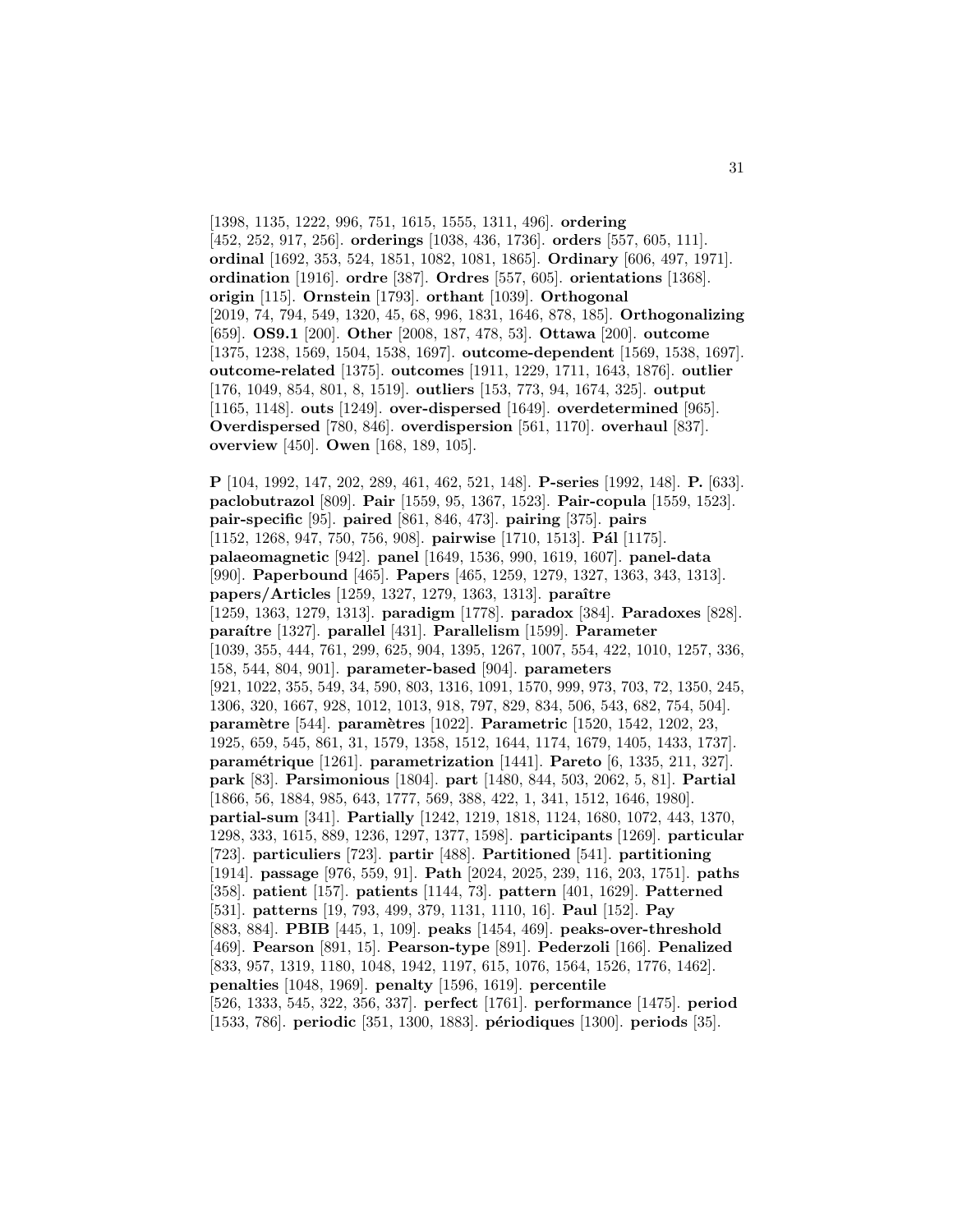[1398, 1135, 1222, 996, 751, 1615, 1555, 1311, 496]. **ordering** [452, 252, 917, 256]. **orderings** [1038, 436, 1736]. **orders** [557, 605, 111]. **ordinal** [1692, 353, 524, 1851, 1082, 1081, 1865]. **Ordinary** [606, 497, 1971]. **ordination** [1916]. **ordre** [387]. **Ordres** [557, 605]. **orientations** [1368]. **origin** [115]. **Ornstein** [1793]. **orthant** [1039]. **Orthogonal** [2019, 74, 794, 549, 1320, 45, 68, 996, 1831, 1646, 878, 185]. **Orthogonalizing** [659]. **OS9.1** [200]. **Other** [2008, 187, 478, 53]. **Ottawa** [200]. **outcome** [1375, 1238, 1569, 1504, 1538, 1697]. **outcome-dependent** [1569, 1538, 1697]. **outcome-related** [1375]. **outcomes** [1911, 1229, 1711, 1643, 1876]. **outlier** [176, 1049, 854, 801, 8, 1519]. **outliers** [153, 773, 94, 1674, 325]. **output** [1165, 1148]. **outs** [1249]. **over-dispersed** [1649]. **overdetermined** [965]. **Overdispersed** [780, 846]. **overdispersion** [561, 1170]. **overhaul** [837]. **overview** [450]. **Owen** [168, 189, 105].

**P** [104, 1992, 147, 202, 289, 461, 462, 521, 148]. **P-series** [1992, 148]. **P.** [633]. **paclobutrazol** [809]. **Pair** [1559, 95, 1367, 1523]. **Pair-copula** [1559, 1523]. **pair-specific** [95]. **paired** [861, 846, 473]. **pairing** [375]. **pairs** [1152, 1268, 947, 750, 756, 908]. **pairwise** [1710, 1513]. **Pál** [1175]. **palaeomagnetic** [942]. **panel** [1649, 1536, 990, 1619, 1607]. **panel-data** [990]. **Paperbound** [465]. **Papers** [465, 1259, 1279, 1327, 1363, 343, 1313]. **papers/Articles** [1259, 1327, 1279, 1363, 1313]. **paraître** [1259, 1363, 1279, 1313]. **paradigm** [1778]. **paradox** [384]. **Paradoxes** [828]. **paraítre** [1327]. **parallel** [431]. **Parallelism** [1599]. **Parameter** [1039, 355, 444, 761, 299, 625, 904, 1395, 1267, 1007, 554, 422, 1010, 1257, 336, 158, 544, 804, 901]. **parameter-based** [904]. **parameters** [921, 1022, 355, 549, 34, 590, 803, 1316, 1091, 1570, 999, 973, 703, 72, 1350, 245, 1306, 320, 1667, 928, 1012, 1013, 918, 797, 829, 834, 506, 543, 682, 754, 504]. **paramètre** [544]. **paramètres** [1022]. **Parametric** [1520, 1542, 1202, 23, 1925, 659, 545, 861, 31, 1579, 1358, 1512, 1644, 1174, 1679, 1405, 1433, 1737]. **paramétrique** [1261]. **parametrization** [1441]. **Pareto** [6, 1335, 211, 327]. **park** [83]. **Parsimonious** [1804]. **part** [1480, 844, 503, 2062, 5, 81]. **Partial** [1866, 56, 1884, 985, 643, 1777, 569, 388, 422, 1, 341, 1512, 1646, 1980]. **partial-sum** [341]. **Partially** [1242, 1219, 1818, 1124, 1680, 1072, 443, 1370, 1298, 333, 1615, 889, 1236, 1297, 1377, 1598]. **participants** [1269]. **particular** [723]. **particuliers** [723]. **partir** [488]. **Partitioned** [541]. **partitioning** [1914]. **passage** [976, 559, 91]. **Path** [2024, 2025, 239, 116, 203, 1751]. **paths** [358]. **patient** [157]. **patients** [1144, 73]. **pattern** [401, 1629]. **Patterned** [531]. **patterns** [19, 793, 499, 379, 1131, 1110, 16]. **Paul** [152]. **Pay** [883, 884]. **PBIB** [445, 1, 109]. **peaks** [1454, 469]. **peaks-over-threshold** [469]. **Pearson** [891, 15]. **Pearson-type** [891]. **Pederzoli** [166]. **Penalized** [833, 957, 1319, 1180, 1048, 1942, 1197, 615, 1076, 1564, 1526, 1776, 1462]. **penalties** [1048, 1969]. **penalty** [1596, 1619]. **percentile** [526, 1333, 545, 322, 356, 337]. **perfect** [1761]. **performance** [1475]. **period** [1533, 786]. **periodic** [351, 1300, 1883]. **périodiques** [1300]. **periods** [35].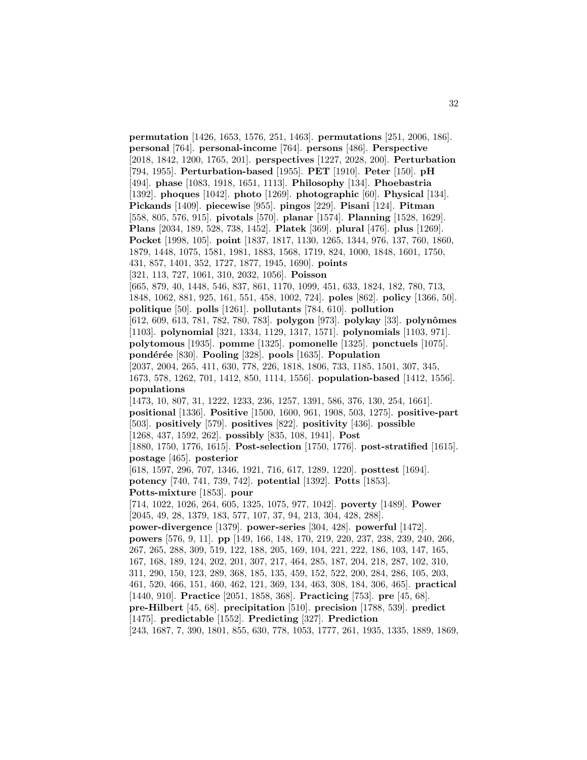**permutation** [1426, 1653, 1576, 251, 1463]. **permutations** [251, 2006, 186]. **personal** [764]. **personal-income** [764]. **persons** [486]. **Perspective** [2018, 1842, 1200, 1765, 201]. **perspectives** [1227, 2028, 200]. **Perturbation** [794, 1955]. **Perturbation-based** [1955]. **PET** [1910]. **Peter** [150]. **pH** [494]. **phase** [1083, 1918, 1651, 1113]. **Philosophy** [134]. **Phoebastria** [1392]. **phoques** [1042]. **photo** [1269]. **photographic** [60]. **Physical** [134]. **Pickands** [1409]. **piecewise** [955]. **pingos** [229]. **Pisani** [124]. **Pitman** [558, 805, 576, 915]. **pivotals** [570]. **planar** [1574]. **Planning** [1528, 1629]. **Plans** [2034, 189, 528, 738, 1452]. **Platek** [369]. **plural** [476]. **plus** [1269]. **Pocket** [1998, 105]. **point** [1837, 1817, 1130, 1265, 1344, 976, 137, 760, 1860, 1879, 1448, 1075, 1581, 1981, 1883, 1568, 1719, 824, 1000, 1848, 1601, 1750, 431, 857, 1401, 352, 1727, 1877, 1945, 1690]. **points** [321, 113, 727, 1061, 310, 2032, 1056]. **Poisson** [665, 879, 40, 1448, 546, 837, 861, 1170, 1099, 451, 633, 1824, 182, 780, 713, 1848, 1062, 881, 925, 161, 551, 458, 1002, 724]. **poles** [862]. **policy** [1366, 50]. **politique** [50]. **polls** [1261]. **pollutants** [784, 610]. **pollution** [612, 609, 613, 781, 782, 780, 783]. **polygon** [973]. **polykay** [33]. **polynômes** [1103]. **polynomial** [321, 1334, 1129, 1317, 1571]. **polynomials** [1103, 971]. **polytomous** [1935]. **pomme** [1325]. **pomonelle** [1325]. **ponctuels** [1075]. **pondérée** [830]. **Pooling** [328]. **pools** [1635]. **Population** [2037, 2004, 265, 411, 630, 778, 226, 1818, 1806, 733, 1185, 1501, 307, 345, 1673, 578, 1262, 701, 1412, 850, 1114, 1556]. **population-based** [1412, 1556]. **populations** [1473, 10, 807, 31, 1222, 1233, 236, 1257, 1391, 586, 376, 130, 254, 1661]. **positional** [1336]. **Positive** [1500, 1600, 961, 1908, 503, 1275]. **positive-part** [503]. **positively** [579]. **positives** [822]. **positivity** [436]. **possible** [1268, 437, 1592, 262]. **possibly** [835, 108, 1941]. **Post** [1880, 1750, 1776, 1615]. **Post-selection** [1750, 1776]. **post-stratified** [1615]. **postage** [465]. **posterior** [618, 1597, 296, 707, 1346, 1921, 716, 617, 1289, 1220]. **posttest** [1694]. **potency** [740, 741, 739, 742]. **potential** [1392]. **Potts** [1853]. **Potts-mixture** [1853]. **pour** [714, 1022, 1026, 264, 605, 1325, 1075, 977, 1042]. **poverty** [1489]. **Power** [2045, 49, 28, 1379, 183, 577, 107, 37, 94, 213, 304, 428, 288]. **power-divergence** [1379]. **power-series** [304, 428]. **powerful** [1472]. **powers** [576, 9, 11]. **pp** [149, 166, 148, 170, 219, 220, 237, 238, 239, 240, 266, 267, 265, 288, 309, 519, 122, 188, 205, 169, 104, 221, 222, 186, 103, 147, 165, 167, 168, 189, 124, 202, 201, 307, 217, 464, 285, 187, 204, 218, 287, 102, 310, 311, 290, 150, 123, 289, 368, 185, 135, 459, 152, 522, 200, 284, 286, 105, 203, 461, 520, 466, 151, 460, 462, 121, 369, 134, 463, 308, 184, 306, 465]. **practical** [1440, 910]. **Practice** [2051, 1858, 368]. **Practicing** [753]. **pre** [45, 68]. **pre-Hilbert** [45, 68]. **precipitation** [510]. **precision** [1788, 539]. **predict** [1475]. **predictable** [1552]. **Predicting** [327]. **Prediction** [243, 1687, 7, 390, 1801, 855, 630, 778, 1053, 1777, 261, 1935, 1335, 1889, 1869,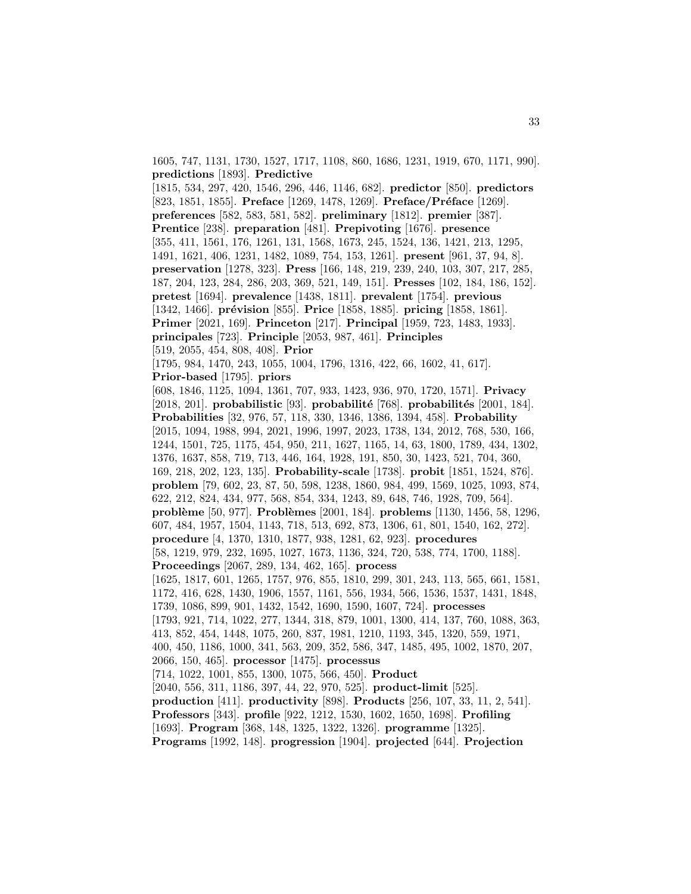1605, 747, 1131, 1730, 1527, 1717, 1108, 860, 1686, 1231, 1919, 670, 1171, 990]. **predictions** [1893]. **Predictive** [1815, 534, 297, 420, 1546, 296, 446, 1146, 682]. **predictor** [850]. **predictors** [823, 1851, 1855]. **Preface** [1269, 1478, 1269]. **Preface/Préface** [1269]. **preferences** [582, 583, 581, 582]. **preliminary** [1812]. **premier** [387]. **Prentice** [238]. **preparation** [481]. **Prepivoting** [1676]. **presence** [355, 411, 1561, 176, 1261, 131, 1568, 1673, 245, 1524, 136, 1421, 213, 1295, 1491, 1621, 406, 1231, 1482, 1089, 754, 153, 1261]. **present** [961, 37, 94, 8]. **preservation** [1278, 323]. **Press** [166, 148, 219, 239, 240, 103, 307, 217, 285, 187, 204, 123, 284, 286, 203, 369, 521, 149, 151]. **Presses** [102, 184, 186, 152]. **pretest** [1694]. **prevalence** [1438, 1811]. **prevalent** [1754]. **previous** [1342, 1466]. **prévision** [855]. **Price** [1858, 1885]. **pricing** [1858, 1861]. **Primer** [2021, 169]. **Princeton** [217]. **Principal** [1959, 723, 1483, 1933]. **principales** [723]. **Principle** [2053, 987, 461]. **Principles** [519, 2055, 454, 808, 408]. **Prior** [1795, 984, 1470, 243, 1055, 1004, 1796, 1316, 422, 66, 1602, 41, 617]. **Prior-based** [1795]. **priors** [608, 1846, 1125, 1094, 1361, 707, 933, 1423, 936, 970, 1720, 1571]. **Privacy** [2018, 201]. **probabilistic** [93]. **probabilité** [768]. **probabilités** [2001, 184]. **Probabilities** [32, 976, 57, 118, 330, 1346, 1386, 1394, 458]. **Probability** [2015, 1094, 1988, 994, 2021, 1996, 1997, 2023, 1738, 134, 2012, 768, 530, 166, 1244, 1501, 725, 1175, 454, 950, 211, 1627, 1165, 14, 63, 1800, 1789, 434, 1302, 1376, 1637, 858, 719, 713, 446, 164, 1928, 191, 850, 30, 1423, 521, 704, 360, 169, 218, 202, 123, 135]. **Probability-scale** [1738]. **probit** [1851, 1524, 876]. **problem** [79, 602, 23, 87, 50, 598, 1238, 1860, 984, 499, 1569, 1025, 1093, 874, 622, 212, 824, 434, 977, 568, 854, 334, 1243, 89, 648, 746, 1928, 709, 564]. **problème** [50, 977]. **Problèmes** [2001, 184]. **problems** [1130, 1456, 58, 1296, 607, 484, 1957, 1504, 1143, 718, 513, 692, 873, 1306, 61, 801, 1540, 162, 272]. **procedure** [4, 1370, 1310, 1877, 938, 1281, 62, 923]. **procedures** [58, 1219, 979, 232, 1695, 1027, 1673, 1136, 324, 720, 538, 774, 1700, 1188]. **Proceedings** [2067, 289, 134, 462, 165]. **process** [1625, 1817, 601, 1265, 1757, 976, 855, 1810, 299, 301, 243, 113, 565, 661, 1581, 1172, 416, 628, 1430, 1906, 1557, 1161, 556, 1934, 566, 1536, 1537, 1431, 1848, 1739, 1086, 899, 901, 1432, 1542, 1690, 1590, 1607, 724]. **processes** [1793, 921, 714, 1022, 277, 1344, 318, 879, 1001, 1300, 414, 137, 760, 1088, 363, 413, 852, 454, 1448, 1075, 260, 837, 1981, 1210, 1193, 345, 1320, 559, 1971, 400, 450, 1186, 1000, 341, 563, 209, 352, 586, 347, 1485, 495, 1002, 1870, 207, 2066, 150, 465]. **processor** [1475]. **processus** [714, 1022, 1001, 855, 1300, 1075, 566, 450]. **Product** [2040, 556, 311, 1186, 397, 44, 22, 970, 525]. **product-limit** [525]. **production** [411]. **productivity** [898]. **Products** [256, 107, 33, 11, 2, 541]. **Professors** [343]. **profile** [922, 1212, 1530, 1602, 1650, 1698]. **Profiling** [1693]. **Program** [368, 148, 1325, 1322, 1326]. **programme** [1325]. **Programs** [1992, 148]. **progression** [1904]. **projected** [644]. **Projection**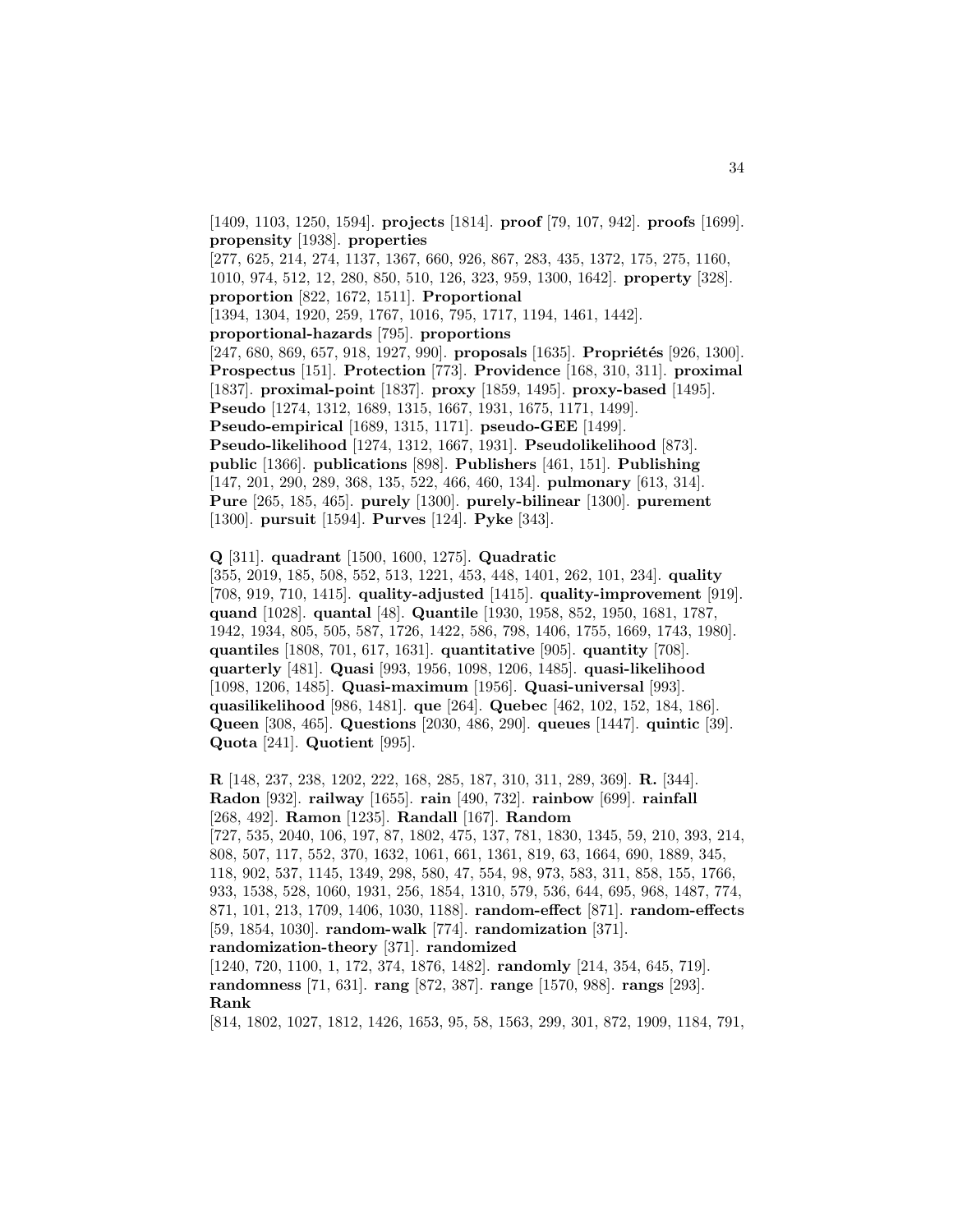[1409, 1103, 1250, 1594]. **projects** [1814]. **proof** [79, 107, 942]. **proofs** [1699]. **propensity** [1938]. **properties** [277, 625, 214, 274, 1137, 1367, 660, 926, 867, 283, 435, 1372, 175, 275, 1160, 1010, 974, 512, 12, 280, 850, 510, 126, 323, 959, 1300, 1642]. **property** [328]. **proportion** [822, 1672, 1511]. **Proportional** [1394, 1304, 1920, 259, 1767, 1016, 795, 1717, 1194, 1461, 1442]. **proportional-hazards** [795]. **proportions** [247, 680, 869, 657, 918, 1927, 990]. **proposals** [1635]. **Propriétés** [926, 1300]. **Prospectus** [151]. **Protection** [773]. **Providence** [168, 310, 311]. **proximal** [1837]. **proximal-point** [1837]. **proxy** [1859, 1495]. **proxy-based** [1495]. **Pseudo** [1274, 1312, 1689, 1315, 1667, 1931, 1675, 1171, 1499]. **Pseudo-empirical** [1689, 1315, 1171]. **pseudo-GEE** [1499]. **Pseudo-likelihood** [1274, 1312, 1667, 1931]. **Pseudolikelihood** [873]. **public** [1366]. **publications** [898]. **Publishers** [461, 151]. **Publishing** [147, 201, 290, 289, 368, 135, 522, 466, 460, 134]. **pulmonary** [613, 314]. **Pure** [265, 185, 465]. **purely** [1300]. **purely-bilinear** [1300]. **purement** [1300]. **pursuit** [1594]. **Purves** [124]. **Pyke** [343].

**Q** [311]. **quadrant** [1500, 1600, 1275]. **Quadratic** [355, 2019, 185, 508, 552, 513, 1221, 453, 448, 1401, 262, 101, 234]. **quality** [708, 919, 710, 1415]. **quality-adjusted** [1415]. **quality-improvement** [919]. **quand** [1028]. **quantal** [48]. **Quantile** [1930, 1958, 852, 1950, 1681, 1787, 1942, 1934, 805, 505, 587, 1726, 1422, 586, 798, 1406, 1755, 1669, 1743, 1980]. **quantiles** [1808, 701, 617, 1631]. **quantitative** [905]. **quantity** [708]. **quarterly** [481]. **Quasi** [993, 1956, 1098, 1206, 1485]. **quasi-likelihood** [1098, 1206, 1485]. **Quasi-maximum** [1956]. **Quasi-universal** [993]. **quasilikelihood** [986, 1481]. **que** [264]. **Quebec** [462, 102, 152, 184, 186]. **Queen** [308, 465]. **Questions** [2030, 486, 290]. **queues** [1447]. **quintic** [39]. **Quota** [241]. **Quotient** [995].

**R** [148, 237, 238, 1202, 222, 168, 285, 187, 310, 311, 289, 369]. **R.** [344]. **Radon** [932]. **railway** [1655]. **rain** [490, 732]. **rainbow** [699]. **rainfall** [268, 492]. **Ramon** [1235]. **Randall** [167]. **Random** [727, 535, 2040, 106, 197, 87, 1802, 475, 137, 781, 1830, 1345, 59, 210, 393, 214, 808, 507, 117, 552, 370, 1632, 1061, 661, 1361, 819, 63, 1664, 690, 1889, 345, 118, 902, 537, 1145, 1349, 298, 580, 47, 554, 98, 973, 583, 311, 858, 155, 1766, 933, 1538, 528, 1060, 1931, 256, 1854, 1310, 579, 536, 644, 695, 968, 1487, 774, 871, 101, 213, 1709, 1406, 1030, 1188]. **random-effect** [871]. **random-effects** [59, 1854, 1030]. **random-walk** [774]. **randomization** [371]. **randomization-theory** [371]. **randomized** [1240, 720, 1100, 1, 172, 374, 1876, 1482]. **randomly** [214, 354, 645, 719]. **randomness** [71, 631]. **rang** [872, 387]. **range** [1570, 988]. **rangs** [293]. **Rank** [814, 1802, 1027, 1812, 1426, 1653, 95, 58, 1563, 299, 301, 872, 1909, 1184, 791,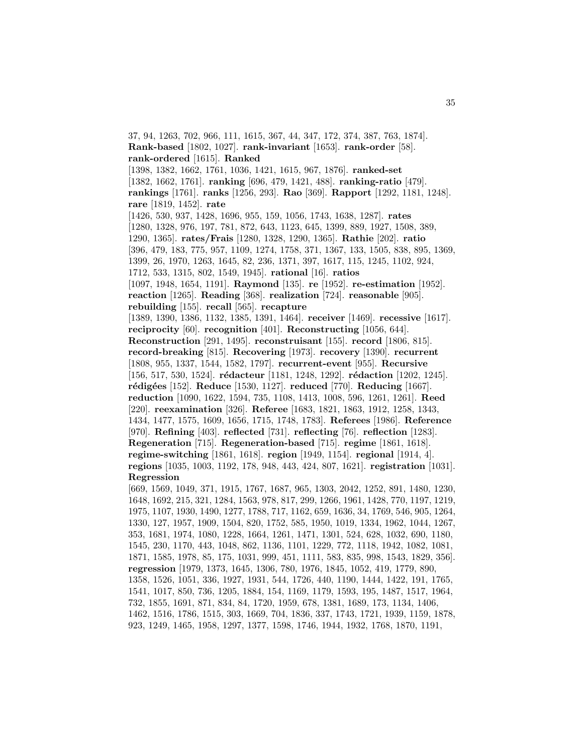37, 94, 1263, 702, 966, 111, 1615, 367, 44, 347, 172, 374, 387, 763, 1874]. **Rank-based** [1802, 1027]. **rank-invariant** [1653]. **rank-order** [58]. **rank-ordered** [1615]. **Ranked** [1398, 1382, 1662, 1761, 1036, 1421, 1615, 967, 1876]. **ranked-set** [1382, 1662, 1761]. **ranking** [696, 479, 1421, 488]. **ranking-ratio** [479]. **rankings** [1761]. **ranks** [1256, 293]. **Rao** [369]. **Rapport** [1292, 1181, 1248]. **rare** [1819, 1452]. **rate** [1426, 530, 937, 1428, 1696, 955, 159, 1056, 1743, 1638, 1287]. **rates** [1280, 1328, 976, 197, 781, 872, 643, 1123, 645, 1399, 889, 1927, 1508, 389, 1290, 1365]. **rates/Frais** [1280, 1328, 1290, 1365]. **Rathie** [202]. **ratio** [396, 479, 183, 775, 957, 1109, 1274, 1758, 371, 1367, 133, 1505, 838, 895, 1369, 1399, 26, 1970, 1263, 1645, 82, 236, 1371, 397, 1617, 115, 1245, 1102, 924, 1712, 533, 1315, 802, 1549, 1945]. **rational** [16]. **ratios** [1097, 1948, 1654, 1191]. **Raymond** [135]. **re** [1952]. **re-estimation** [1952]. **reaction** [1265]. **Reading** [368]. **realization** [724]. **reasonable** [905]. **rebuilding** [155]. **recall** [565]. **recapture** [1389, 1390, 1386, 1132, 1385, 1391, 1464]. **receiver** [1469]. **recessive** [1617]. **reciprocity** [60]. **recognition** [401]. **Reconstructing** [1056, 644]. **Reconstruction** [291, 1495]. **reconstruisant** [155]. **record** [1806, 815]. **record-breaking** [815]. **Recovering** [1973]. **recovery** [1390]. **recurrent** [1808, 955, 1337, 1544, 1582, 1797]. **recurrent-event** [955]. **Recursive** [156, 517, 530, 1524]. **rédacteur** [1181, 1248, 1292]. **rédaction** [1202, 1245]. **rédigées** [152]. **Reduce** [1530, 1127]. **reduced** [770]. **Reducing** [1667]. **reduction** [1090, 1622, 1594, 735, 1108, 1413, 1008, 596, 1261, 1261]. **Reed** [220]. **reexamination** [326]. **Referee** [1683, 1821, 1863, 1912, 1258, 1343, 1434, 1477, 1575, 1609, 1656, 1715, 1748, 1783]. **Referees** [1986]. **Reference** [970]. **Refining** [403]. **reflected** [731]. **reflecting** [76]. **reflection** [1283]. **Regeneration** [715]. **Regeneration-based** [715]. **regime** [1861, 1618]. **regime-switching** [1861, 1618]. **region** [1949, 1154]. **regional** [1914, 4]. **regions** [1035, 1003, 1192, 178, 948, 443, 424, 807, 1621]. **registration** [1031]. **Regression** [669, 1569, 1049, 371, 1915, 1767, 1687, 965, 1303, 2042, 1252, 891, 1480, 1230, 1648, 1692, 215, 321, 1284, 1563, 978, 817, 299, 1266, 1961, 1428, 770, 1197, 1219, 1975, 1107, 1930, 1490, 1277, 1788, 717, 1162, 659, 1636, 34, 1769, 546, 905, 1264, 1330, 127, 1957, 1909, 1504, 820, 1752, 585, 1950, 1019, 1334, 1962, 1044, 1267, 353, 1681, 1974, 1080, 1228, 1664, 1261, 1471, 1301, 524, 628, 1032, 690, 1180, 1545, 230, 1170, 443, 1048, 862, 1136, 1101, 1229, 772, 1118, 1942, 1082, 1081, 1871, 1585, 1978, 85, 175, 1031, 999, 451, 1111, 583, 835, 998, 1543, 1829, 356]. **regression** [1979, 1373, 1645, 1306, 780, 1976, 1845, 1052, 419, 1779, 890, 1358, 1526, 1051, 336, 1927, 1931, 544, 1726, 440, 1190, 1444, 1422, 191, 1765, 1541, 1017, 850, 736, 1205, 1884, 154, 1169, 1179, 1593, 195, 1487, 1517, 1964, 732, 1855, 1691, 871, 834, 84, 1720, 1959, 678, 1381, 1689, 173, 1134, 1406, 1462, 1516, 1786, 1515, 303, 1669, 704, 1836, 337, 1743, 1721, 1939, 1159, 1878, 923, 1249, 1465, 1958, 1297, 1377, 1598, 1746, 1944, 1932, 1768, 1870, 1191,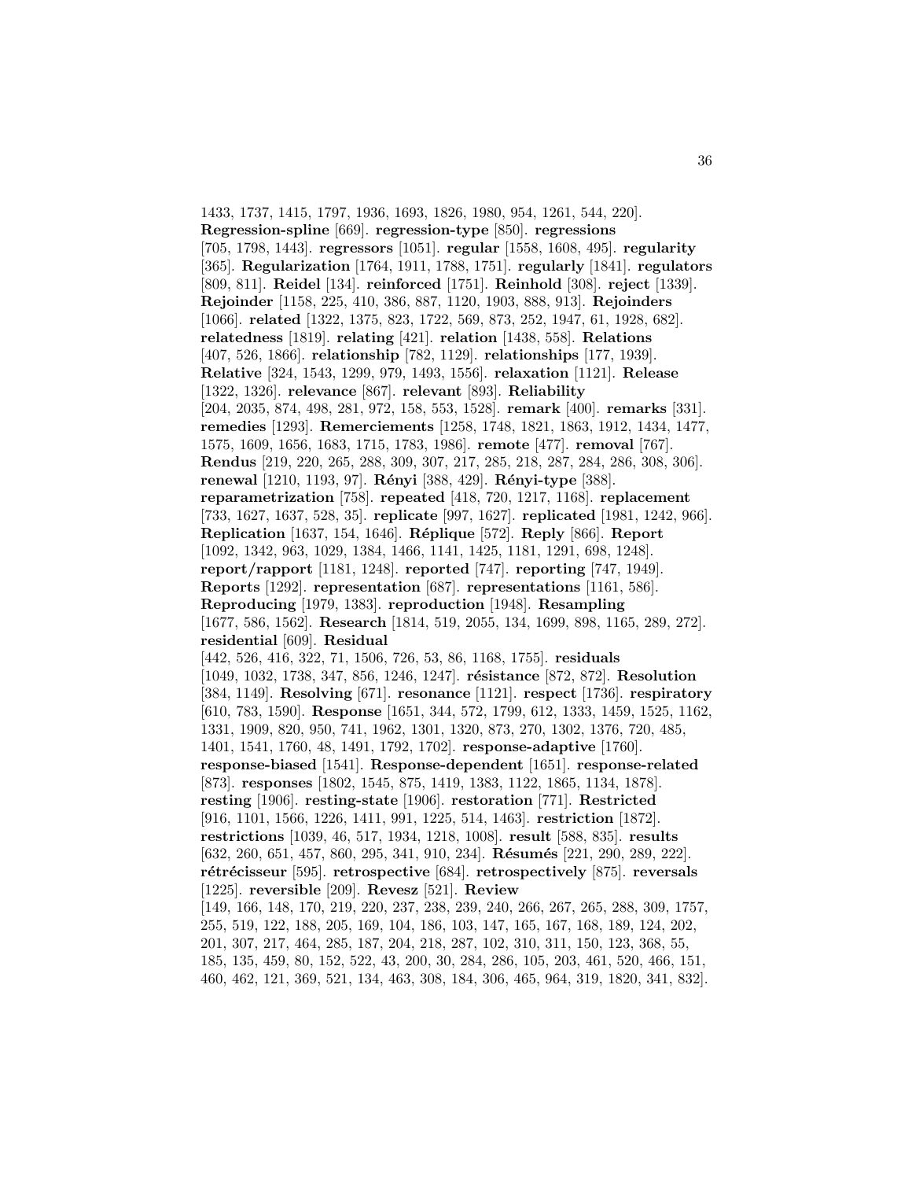1433, 1737, 1415, 1797, 1936, 1693, 1826, 1980, 954, 1261, 544, 220]. **Regression-spline** [669]. **regression-type** [850]. **regressions** [705, 1798, 1443]. **regressors** [1051]. **regular** [1558, 1608, 495]. **regularity** [365]. **Regularization** [1764, 1911, 1788, 1751]. **regularly** [1841]. **regulators** [809, 811]. **Reidel** [134]. **reinforced** [1751]. **Reinhold** [308]. **reject** [1339]. **Rejoinder** [1158, 225, 410, 386, 887, 1120, 1903, 888, 913]. **Rejoinders** [1066]. **related** [1322, 1375, 823, 1722, 569, 873, 252, 1947, 61, 1928, 682]. **relatedness** [1819]. **relating** [421]. **relation** [1438, 558]. **Relations** [407, 526, 1866]. **relationship** [782, 1129]. **relationships** [177, 1939]. **Relative** [324, 1543, 1299, 979, 1493, 1556]. **relaxation** [1121]. **Release** [1322, 1326]. **relevance** [867]. **relevant** [893]. **Reliability** [204, 2035, 874, 498, 281, 972, 158, 553, 1528]. **remark** [400]. **remarks** [331]. **remedies** [1293]. **Remerciements** [1258, 1748, 1821, 1863, 1912, 1434, 1477, 1575, 1609, 1656, 1683, 1715, 1783, 1986]. **remote** [477]. **removal** [767]. **Rendus** [219, 220, 265, 288, 309, 307, 217, 285, 218, 287, 284, 286, 308, 306]. **renewal** [1210, 1193, 97]. **Rényi** [388, 429]. **Rényi-type** [388]. **reparametrization** [758]. **repeated** [418, 720, 1217, 1168]. **replacement** [733, 1627, 1637, 528, 35]. **replicate** [997, 1627]. **replicated** [1981, 1242, 966]. **Replication** [1637, 154, 1646]. **Réplique** [572]. **Reply** [866]. **Report** [1092, 1342, 963, 1029, 1384, 1466, 1141, 1425, 1181, 1291, 698, 1248]. **report/rapport** [1181, 1248]. **reported** [747]. **reporting** [747, 1949]. **Reports** [1292]. **representation** [687]. **representations** [1161, 586]. **Reproducing** [1979, 1383]. **reproduction** [1948]. **Resampling** [1677, 586, 1562]. **Research** [1814, 519, 2055, 134, 1699, 898, 1165, 289, 272]. **residential** [609]. **Residual** [442, 526, 416, 322, 71, 1506, 726, 53, 86, 1168, 1755]. **residuals** [1049, 1032, 1738, 347, 856, 1246, 1247]. **résistance** [872, 872]. **Resolution** [384, 1149]. **Resolving** [671]. **resonance** [1121]. **respect** [1736]. **respiratory** [610, 783, 1590]. **Response** [1651, 344, 572, 1799, 612, 1333, 1459, 1525, 1162, 1331, 1909, 820, 950, 741, 1962, 1301, 1320, 873, 270, 1302, 1376, 720, 485, 1401, 1541, 1760, 48, 1491, 1792, 1702]. **response-adaptive** [1760]. **response-biased** [1541]. **Response-dependent** [1651]. **response-related** [873]. **responses** [1802, 1545, 875, 1419, 1383, 1122, 1865, 1134, 1878]. **resting** [1906]. **resting-state** [1906]. **restoration** [771]. **Restricted** [916, 1101, 1566, 1226, 1411, 991, 1225, 514, 1463]. **restriction** [1872]. **restrictions** [1039, 46, 517, 1934, 1218, 1008]. **result** [588, 835]. **results** [632, 260, 651, 457, 860, 295, 341, 910, 234]. **Résumés** [221, 290, 289, 222]. **rétrécisseur** [595]. **retrospective** [684]. **retrospectively** [875]. **reversals** [1225]. **reversible** [209]. **Revesz** [521]. **Review** [149, 166, 148, 170, 219, 220, 237, 238, 239, 240, 266, 267, 265, 288, 309, 1757, 255, 519, 122, 188, 205, 169, 104, 186, 103, 147, 165, 167, 168, 189, 124, 202, 201, 307, 217, 464, 285, 187, 204, 218, 287, 102, 310, 311, 150, 123, 368, 55, 185, 135, 459, 80, 152, 522, 43, 200, 30, 284, 286, 105, 203, 461, 520, 466, 151, 460, 462, 121, 369, 521, 134, 463, 308, 184, 306, 465, 964, 319, 1820, 341, 832].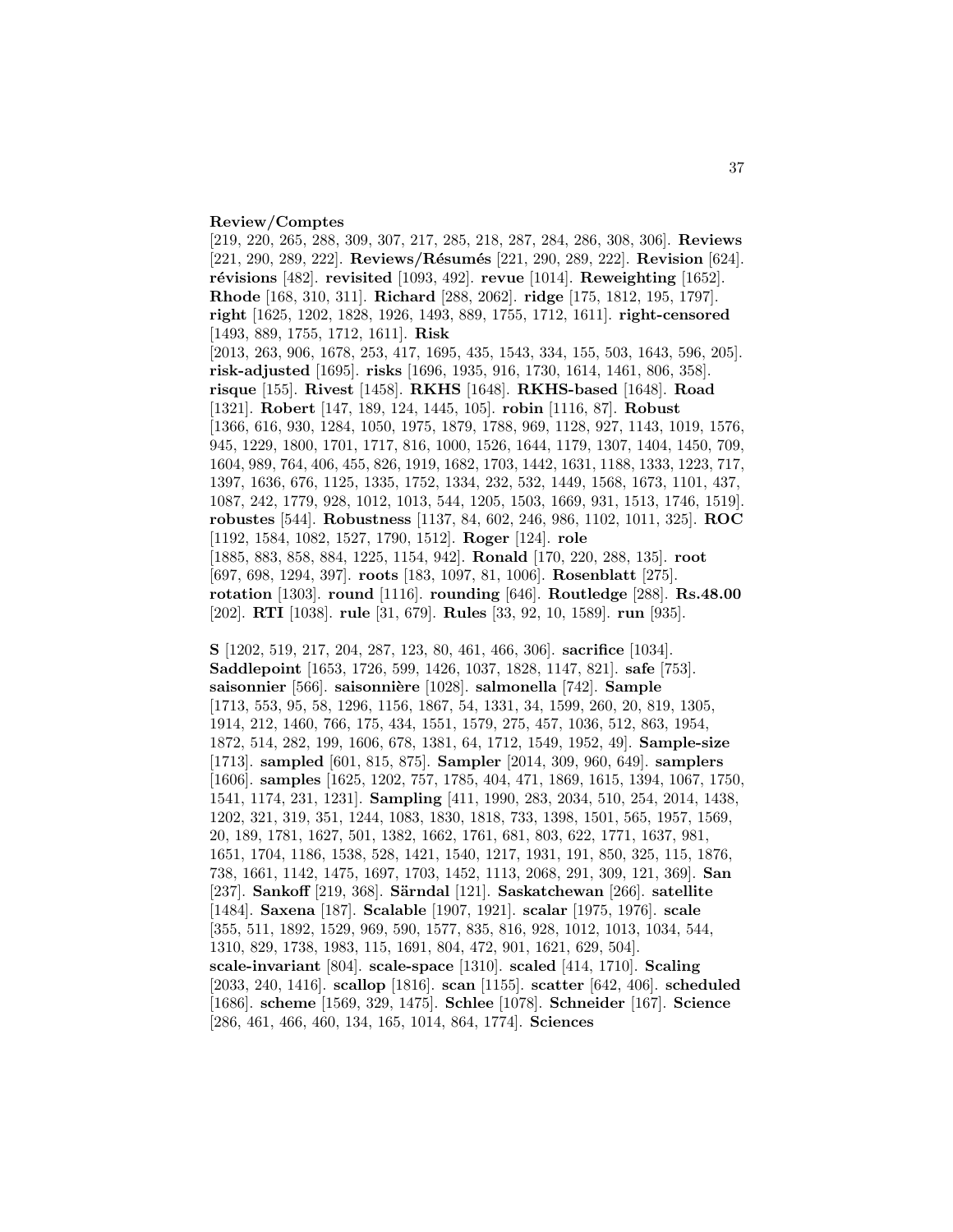**Review/Comptes** [219, 220, 265, 288, 309, 307, 217, 285, 218, 287, 284, 286, 308, 306]. **Reviews** [221, 290, 289, 222]. **Reviews/Résumés** [221, 290, 289, 222]. **Revision** [624]. **révisions** [482]. **revisited** [1093, 492]. **revue** [1014]. **Reweighting** [1652]. **Rhode** [168, 310, 311]. **Richard** [288, 2062]. **ridge** [175, 1812, 195, 1797]. **right** [1625, 1202, 1828, 1926, 1493, 889, 1755, 1712, 1611]. **right-censored** [1493, 889, 1755, 1712, 1611]. **Risk** [2013, 263, 906, 1678, 253, 417, 1695, 435, 1543, 334, 155, 503, 1643, 596, 205]. **risk-adjusted** [1695]. **risks** [1696, 1935, 916, 1730, 1614, 1461, 806, 358]. **risque** [155]. **Rivest** [1458]. **RKHS** [1648]. **RKHS-based** [1648]. **Road** [1321]. **Robert** [147, 189, 124, 1445, 105]. **robin** [1116, 87]. **Robust** [1366, 616, 930, 1284, 1050, 1975, 1879, 1788, 969, 1128, 927, 1143, 1019, 1576, 945, 1229, 1800, 1701, 1717, 816, 1000, 1526, 1644, 1179, 1307, 1404, 1450, 709, 1604, 989, 764, 406, 455, 826, 1919, 1682, 1703, 1442, 1631, 1188, 1333, 1223, 717, 1397, 1636, 676, 1125, 1335, 1752, 1334, 232, 532, 1449, 1568, 1673, 1101, 437, 1087, 242, 1779, 928, 1012, 1013, 544, 1205, 1503, 1669, 931, 1513, 1746, 1519]. **robustes** [544]. **Robustness** [1137, 84, 602, 246, 986, 1102, 1011, 325]. **ROC** [1192, 1584, 1082, 1527, 1790, 1512]. **Roger** [124]. **role** [1885, 883, 858, 884, 1225, 1154, 942]. **Ronald** [170, 220, 288, 135]. **root** [697, 698, 1294, 397]. **roots** [183, 1097, 81, 1006]. **Rosenblatt** [275]. **rotation** [1303]. **round** [1116]. **rounding** [646]. **Routledge** [288]. **Rs.48.00** [202]. **RTI** [1038]. **rule** [31, 679]. **Rules** [33, 92, 10, 1589]. **run** [935].

**S** [1202, 519, 217, 204, 287, 123, 80, 461, 466, 306]. **sacrifice** [1034]. **Saddlepoint** [1653, 1726, 599, 1426, 1037, 1828, 1147, 821]. **safe** [753]. **saisonnier** [566]. **saisonnière** [1028]. **salmonella** [742]. **Sample** [1713, 553, 95, 58, 1296, 1156, 1867, 54, 1331, 34, 1599, 260, 20, 819, 1305, 1914, 212, 1460, 766, 175, 434, 1551, 1579, 275, 457, 1036, 512, 863, 1954, 1872, 514, 282, 199, 1606, 678, 1381, 64, 1712, 1549, 1952, 49]. **Sample-size** [1713]. **sampled** [601, 815, 875]. **Sampler** [2014, 309, 960, 649]. **samplers** [1606]. **samples** [1625, 1202, 757, 1785, 404, 471, 1869, 1615, 1394, 1067, 1750, 1541, 1174, 231, 1231]. **Sampling** [411, 1990, 283, 2034, 510, 254, 2014, 1438, 1202, 321, 319, 351, 1244, 1083, 1830, 1818, 733, 1398, 1501, 565, 1957, 1569, 20, 189, 1781, 1627, 501, 1382, 1662, 1761, 681, 803, 622, 1771, 1637, 981, 1651, 1704, 1186, 1538, 528, 1421, 1540, 1217, 1931, 191, 850, 325, 115, 1876, 738, 1661, 1142, 1475, 1697, 1703, 1452, 1113, 2068, 291, 309, 121, 369]. **San** [237]. **Sankoff** [219, 368]. **Särndal** [121]. **Saskatchewan** [266]. **satellite** [1484]. **Saxena** [187]. **Scalable** [1907, 1921]. **scalar** [1975, 1976]. **scale** [355, 511, 1892, 1529, 969, 590, 1577, 835, 816, 928, 1012, 1013, 1034, 544, 1310, 829, 1738, 1983, 115, 1691, 804, 472, 901, 1621, 629, 504]. **scale-invariant** [804]. **scale-space** [1310]. **scaled** [414, 1710]. **Scaling** [2033, 240, 1416]. **scallop** [1816]. **scan** [1155]. **scatter** [642, 406]. **scheduled** [1686]. **scheme** [1569, 329, 1475]. **Schlee** [1078]. **Schneider** [167]. **Science** [286, 461, 466, 460, 134, 165, 1014, 864, 1774]. **Sciences**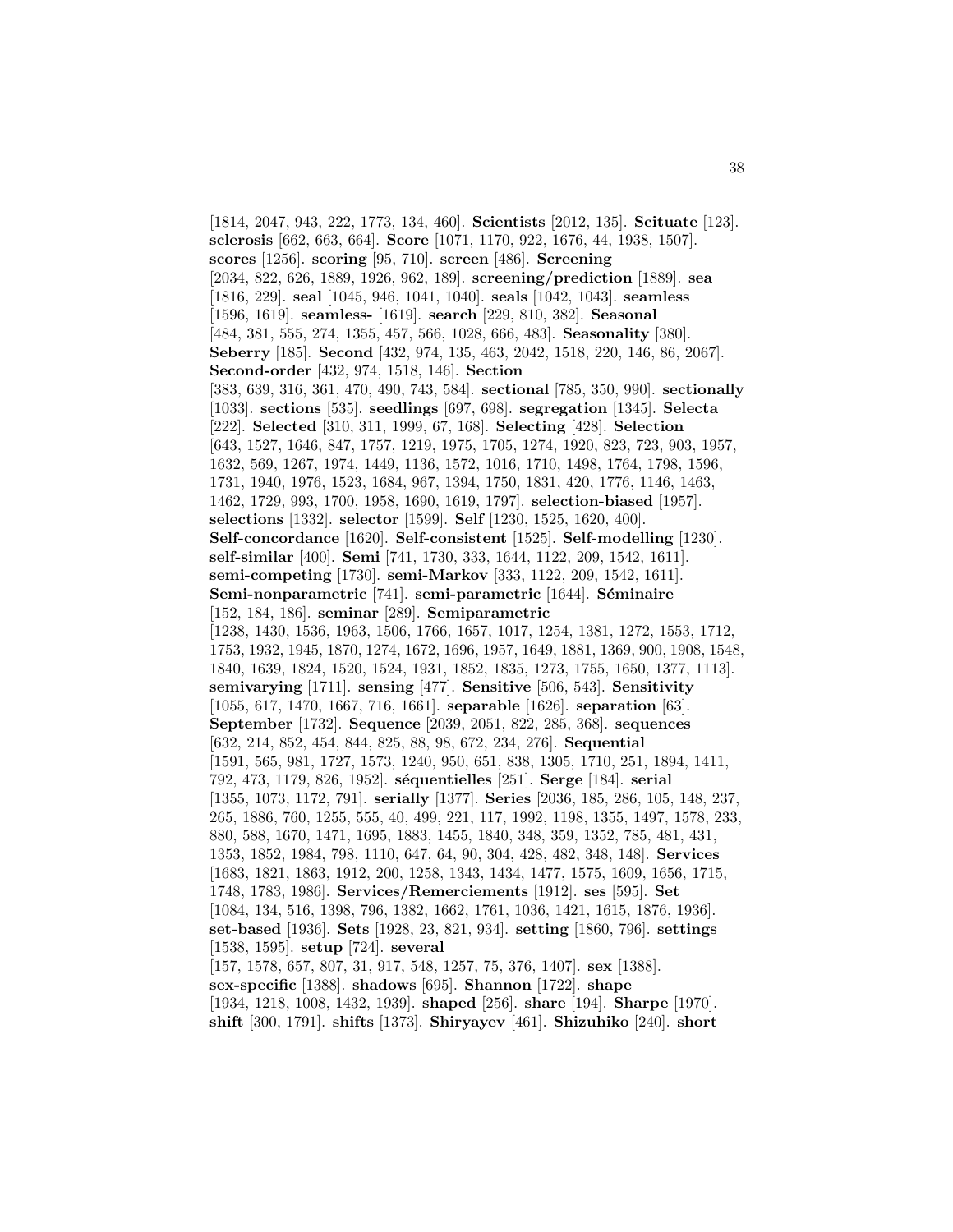[1814, 2047, 943, 222, 1773, 134, 460]. **Scientists** [2012, 135]. **Scituate** [123]. **sclerosis** [662, 663, 664]. **Score** [1071, 1170, 922, 1676, 44, 1938, 1507]. **scores** [1256]. **scoring** [95, 710]. **screen** [486]. **Screening** [2034, 822, 626, 1889, 1926, 962, 189]. **screening/prediction** [1889]. **sea** [1816, 229]. **seal** [1045, 946, 1041, 1040]. **seals** [1042, 1043]. **seamless** [1596, 1619]. **seamless-** [1619]. **search** [229, 810, 382]. **Seasonal** [484, 381, 555, 274, 1355, 457, 566, 1028, 666, 483]. **Seasonality** [380]. **Seberry** [185]. **Second** [432, 974, 135, 463, 2042, 1518, 220, 146, 86, 2067]. **Second-order** [432, 974, 1518, 146]. **Section** [383, 639, 316, 361, 470, 490, 743, 584]. **sectional** [785, 350, 990]. **sectionally** [1033]. **sections** [535]. **seedlings** [697, 698]. **segregation** [1345]. **Selecta** [222]. **Selected** [310, 311, 1999, 67, 168]. **Selecting** [428]. **Selection** [643, 1527, 1646, 847, 1757, 1219, 1975, 1705, 1274, 1920, 823, 723, 903, 1957, 1632, 569, 1267, 1974, 1449, 1136, 1572, 1016, 1710, 1498, 1764, 1798, 1596, 1731, 1940, 1976, 1523, 1684, 967, 1394, 1750, 1831, 420, 1776, 1146, 1463, 1462, 1729, 993, 1700, 1958, 1690, 1619, 1797]. **selection-biased** [1957]. **selections** [1332]. **selector** [1599]. **Self** [1230, 1525, 1620, 400]. **Self-concordance** [1620]. **Self-consistent** [1525]. **Self-modelling** [1230]. **self-similar** [400]. **Semi** [741, 1730, 333, 1644, 1122, 209, 1542, 1611]. **semi-competing** [1730]. **semi-Markov** [333, 1122, 209, 1542, 1611]. **Semi-nonparametric** [741]. **semi-parametric** [1644]. **Séminaire** [152, 184, 186]. **seminar** [289]. **Semiparametric** [1238, 1430, 1536, 1963, 1506, 1766, 1657, 1017, 1254, 1381, 1272, 1553, 1712, 1753, 1932, 1945, 1870, 1274, 1672, 1696, 1957, 1649, 1881, 1369, 900, 1908, 1548, 1840, 1639, 1824, 1520, 1524, 1931, 1852, 1835, 1273, 1755, 1650, 1377, 1113]. **semivarying** [1711]. **sensing** [477]. **Sensitive** [506, 543]. **Sensitivity** [1055, 617, 1470, 1667, 716, 1661]. **separable** [1626]. **separation** [63]. **September** [1732]. **Sequence** [2039, 2051, 822, 285, 368]. **sequences** [632, 214, 852, 454, 844, 825, 88, 98, 672, 234, 276]. **Sequential** [1591, 565, 981, 1727, 1573, 1240, 950, 651, 838, 1305, 1710, 251, 1894, 1411, 792, 473, 1179, 826, 1952]. **séquentielles** [251]. **Serge** [184]. **serial** [1355, 1073, 1172, 791]. **serially** [1377]. **Series** [2036, 185, 286, 105, 148, 237, 265, 1886, 760, 1255, 555, 40, 499, 221, 117, 1992, 1198, 1355, 1497, 1578, 233, 880, 588, 1670, 1471, 1695, 1883, 1455, 1840, 348, 359, 1352, 785, 481, 431, 1353, 1852, 1984, 798, 1110, 647, 64, 90, 304, 428, 482, 348, 148]. **Services** [1683, 1821, 1863, 1912, 200, 1258, 1343, 1434, 1477, 1575, 1609, 1656, 1715, 1748, 1783, 1986]. **Services/Remerciements** [1912]. **ses** [595]. **Set** [1084, 134, 516, 1398, 796, 1382, 1662, 1761, 1036, 1421, 1615, 1876, 1936]. **set-based** [1936]. **Sets** [1928, 23, 821, 934]. **setting** [1860, 796]. **settings** [1538, 1595]. **setup** [724]. **several** [157, 1578, 657, 807, 31, 917, 548, 1257, 75, 376, 1407]. **sex** [1388]. **sex-specific** [1388]. **shadows** [695]. **Shannon** [1722]. **shape** [1934, 1218, 1008, 1432, 1939]. **shaped** [256]. **share** [194]. **Sharpe** [1970]. **shift** [300, 1791]. **shifts** [1373]. **Shiryayev** [461]. **Shizuhiko** [240]. **short**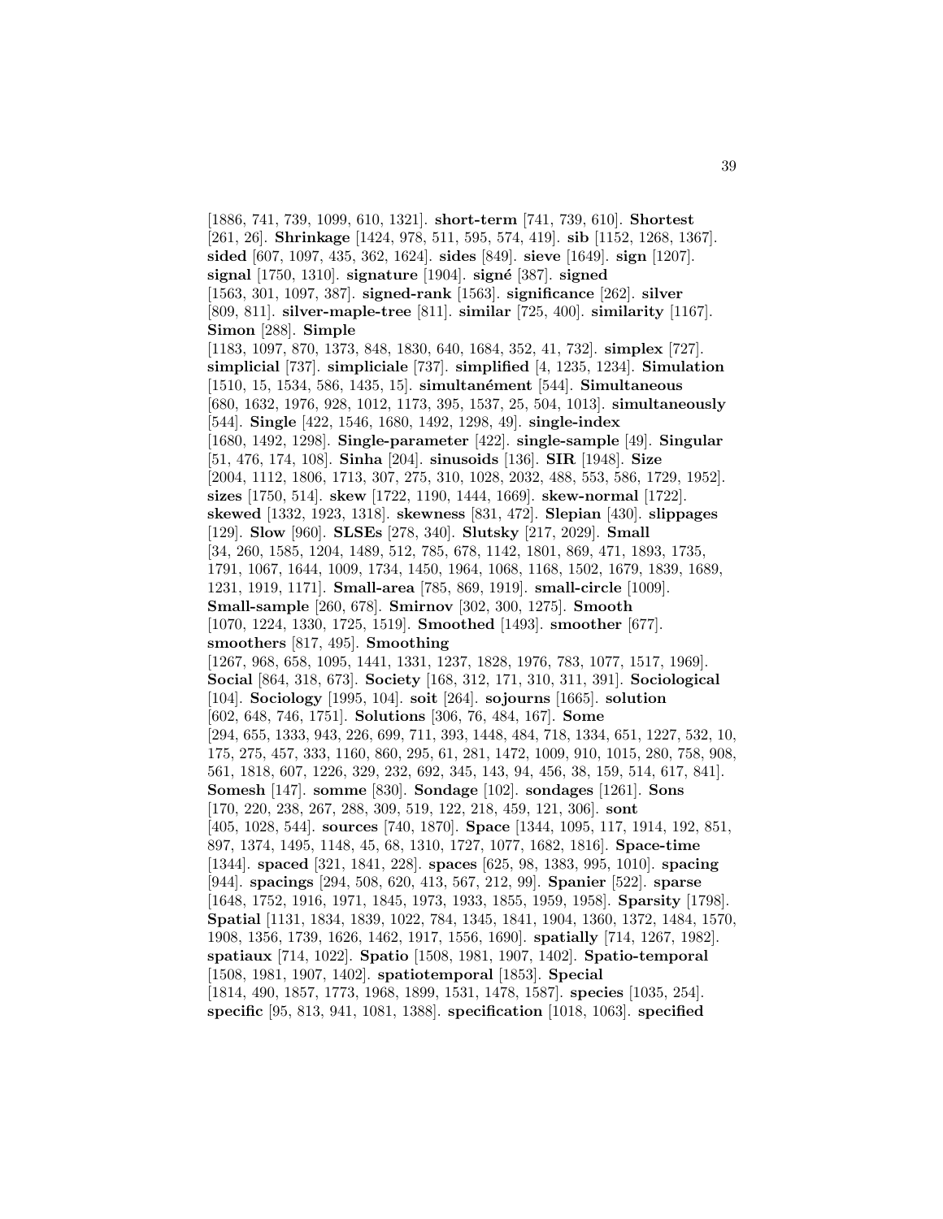[1886, 741, 739, 1099, 610, 1321]. **short-term** [741, 739, 610]. **Shortest** [261, 26]. **Shrinkage** [1424, 978, 511, 595, 574, 419]. **sib** [1152, 1268, 1367]. **sided** [607, 1097, 435, 362, 1624]. **sides** [849]. **sieve** [1649]. **sign** [1207]. **signal** [1750, 1310]. **signature** [1904]. **signé** [387]. **signed** [1563, 301, 1097, 387]. **signed-rank** [1563]. **significance** [262]. **silver** [809, 811]. **silver-maple-tree** [811]. **similar** [725, 400]. **similarity** [1167]. **Simon** [288]. **Simple** [1183, 1097, 870, 1373, 848, 1830, 640, 1684, 352, 41, 732]. **simplex** [727]. **simplicial** [737]. **simpliciale** [737]. **simplified** [4, 1235, 1234]. **Simulation** [1510, 15, 1534, 586, 1435, 15]. **simultanément** [544]. **Simultaneous** [680, 1632, 1976, 928, 1012, 1173, 395, 1537, 25, 504, 1013]. **simultaneously** [544]. **Single** [422, 1546, 1680, 1492, 1298, 49]. **single-index** [1680, 1492, 1298]. **Single-parameter** [422]. **single-sample** [49]. **Singular** [51, 476, 174, 108]. **Sinha** [204]. **sinusoids** [136]. **SIR** [1948]. **Size** [2004, 1112, 1806, 1713, 307, 275, 310, 1028, 2032, 488, 553, 586, 1729, 1952]. **sizes** [1750, 514]. **skew** [1722, 1190, 1444, 1669]. **skew-normal** [1722]. **skewed** [1332, 1923, 1318]. **skewness** [831, 472]. **Slepian** [430]. **slippages** [129]. **Slow** [960]. **SLSEs** [278, 340]. **Slutsky** [217, 2029]. **Small** [34, 260, 1585, 1204, 1489, 512, 785, 678, 1142, 1801, 869, 471, 1893, 1735, 1791, 1067, 1644, 1009, 1734, 1450, 1964, 1068, 1168, 1502, 1679, 1839, 1689, 1231, 1919, 1171]. **Small-area** [785, 869, 1919]. **small-circle** [1009]. **Small-sample** [260, 678]. **Smirnov** [302, 300, 1275]. **Smooth** [1070, 1224, 1330, 1725, 1519]. **Smoothed** [1493]. **smoother** [677]. **smoothers** [817, 495]. **Smoothing** [1267, 968, 658, 1095, 1441, 1331, 1237, 1828, 1976, 783, 1077, 1517, 1969]. **Social** [864, 318, 673]. **Society** [168, 312, 171, 310, 311, 391]. **Sociological** [104]. **Sociology** [1995, 104]. **soit** [264]. **sojourns** [1665]. **solution** [602, 648, 746, 1751]. **Solutions** [306, 76, 484, 167]. **Some** [294, 655, 1333, 943, 226, 699, 711, 393, 1448, 484, 718, 1334, 651, 1227, 532, 10, 175, 275, 457, 333, 1160, 860, 295, 61, 281, 1472, 1009, 910, 1015, 280, 758, 908, 561, 1818, 607, 1226, 329, 232, 692, 345, 143, 94, 456, 38, 159, 514, 617, 841]. **Somesh** [147]. **somme** [830]. **Sondage** [102]. **sondages** [1261]. **Sons** [170, 220, 238, 267, 288, 309, 519, 122, 218, 459, 121, 306]. **sont** [405, 1028, 544]. **sources** [740, 1870]. **Space** [1344, 1095, 117, 1914, 192, 851, 897, 1374, 1495, 1148, 45, 68, 1310, 1727, 1077, 1682, 1816]. **Space-time** [1344]. **spaced** [321, 1841, 228]. **spaces** [625, 98, 1383, 995, 1010]. **spacing** [944]. **spacings** [294, 508, 620, 413, 567, 212, 99]. **Spanier** [522]. **sparse** [1648, 1752, 1916, 1971, 1845, 1973, 1933, 1855, 1959, 1958]. **Sparsity** [1798]. **Spatial** [1131, 1834, 1839, 1022, 784, 1345, 1841, 1904, 1360, 1372, 1484, 1570, 1908, 1356, 1739, 1626, 1462, 1917, 1556, 1690]. **spatially** [714, 1267, 1982]. **spatiaux** [714, 1022]. **Spatio** [1508, 1981, 1907, 1402]. **Spatio-temporal** [1508, 1981, 1907, 1402]. **spatiotemporal** [1853]. **Special** [1814, 490, 1857, 1773, 1968, 1899, 1531, 1478, 1587]. **species** [1035, 254]. **specific** [95, 813, 941, 1081, 1388]. **specification** [1018, 1063]. **specified**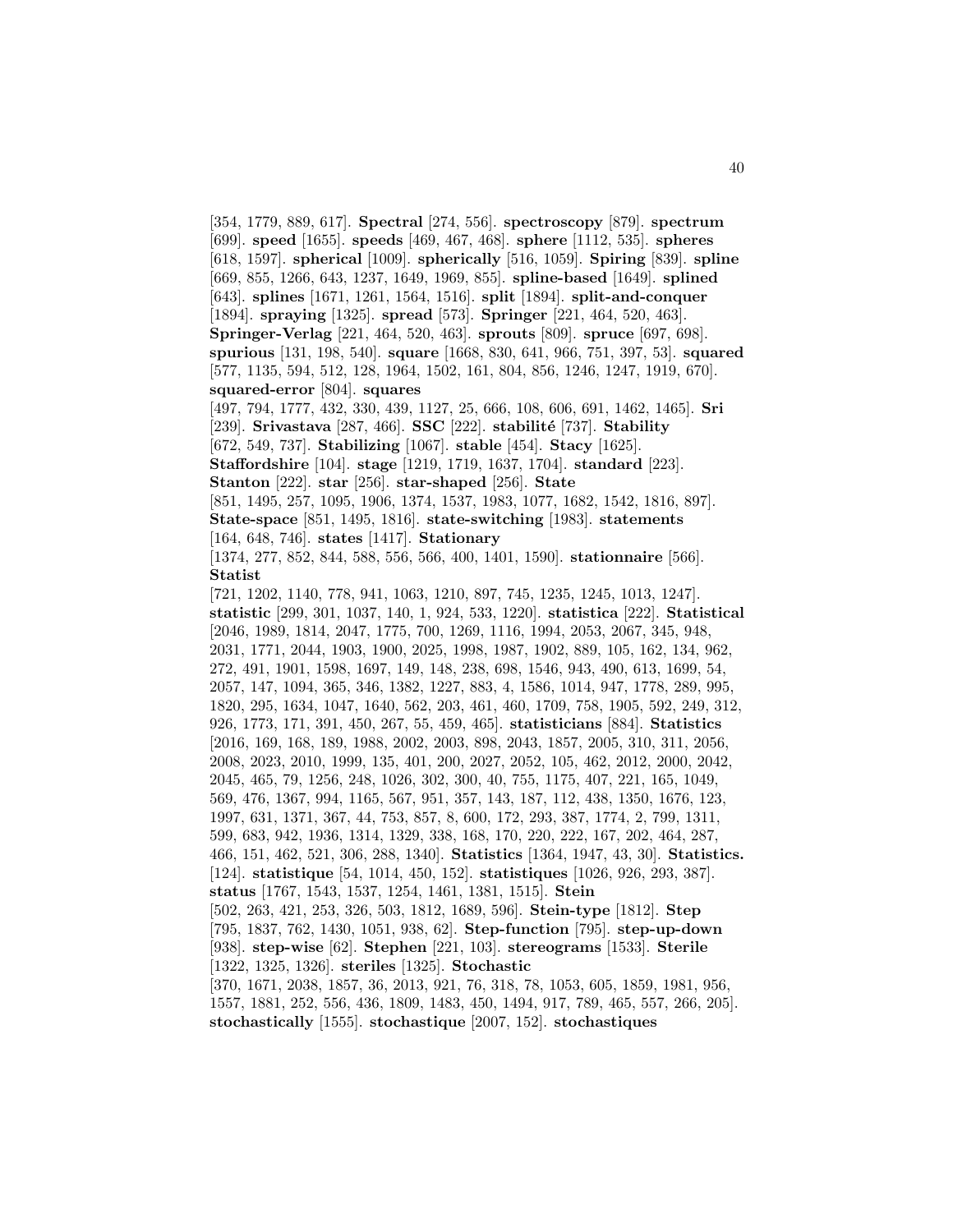[354, 1779, 889, 617]. **Spectral** [274, 556]. **spectroscopy** [879]. **spectrum** [699]. **speed** [1655]. **speeds** [469, 467, 468]. **sphere** [1112, 535]. **spheres** [618, 1597]. **spherical** [1009]. **spherically** [516, 1059]. **Spiring** [839]. **spline** [669, 855, 1266, 643, 1237, 1649, 1969, 855]. **spline-based** [1649]. **splined** [643]. **splines** [1671, 1261, 1564, 1516]. **split** [1894]. **split-and-conquer** [1894]. **spraying** [1325]. **spread** [573]. **Springer** [221, 464, 520, 463]. **Springer-Verlag** [221, 464, 520, 463]. **sprouts** [809]. **spruce** [697, 698]. **spurious** [131, 198, 540]. **square** [1668, 830, 641, 966, 751, 397, 53]. **squared** [577, 1135, 594, 512, 128, 1964, 1502, 161, 804, 856, 1246, 1247, 1919, 670]. **squared-error** [804]. **squares** [497, 794, 1777, 432, 330, 439, 1127, 25, 666, 108, 606, 691, 1462, 1465]. **Sri** [239]. **Srivastava** [287, 466]. **SSC** [222]. **stabilité** [737]. **Stability** [672, 549, 737]. **Stabilizing** [1067]. **stable** [454]. **Stacy** [1625]. **Staffordshire** [104]. **stage** [1219, 1719, 1637, 1704]. **standard** [223]. **Stanton** [222]. **star** [256]. **star-shaped** [256]. **State** [851, 1495, 257, 1095, 1906, 1374, 1537, 1983, 1077, 1682, 1542, 1816, 897]. **State-space** [851, 1495, 1816]. **state-switching** [1983]. **statements** [164, 648, 746]. **states** [1417]. **Stationary** [1374, 277, 852, 844, 588, 556, 566, 400, 1401, 1590]. **stationnaire** [566]. **Statist** [721, 1202, 1140, 778, 941, 1063, 1210, 897, 745, 1235, 1245, 1013, 1247]. **statistic** [299, 301, 1037, 140, 1, 924, 533, 1220]. **statistica** [222]. **Statistical** [2046, 1989, 1814, 2047, 1775, 700, 1269, 1116, 1994, 2053, 2067, 345, 948, 2031, 1771, 2044, 1903, 1900, 2025, 1998, 1987, 1902, 889, 105, 162, 134, 962, 272, 491, 1901, 1598, 1697, 149, 148, 238, 698, 1546, 943, 490, 613, 1699, 54, 2057, 147, 1094, 365, 346, 1382, 1227, 883, 4, 1586, 1014, 947, 1778, 289, 995, 1820, 295, 1634, 1047, 1640, 562, 203, 461, 460, 1709, 758, 1905, 592, 249, 312, 926, 1773, 171, 391, 450, 267, 55, 459, 465]. **statisticians** [884]. **Statistics** [2016, 169, 168, 189, 1988, 2002, 2003, 898, 2043, 1857, 2005, 310, 311, 2056, 2008, 2023, 2010, 1999, 135, 401, 200, 2027, 2052, 105, 462, 2012, 2000, 2042, 2045, 465, 79, 1256, 248, 1026, 302, 300, 40, 755, 1175, 407, 221, 165, 1049, 569, 476, 1367, 994, 1165, 567, 951, 357, 143, 187, 112, 438, 1350, 1676, 123, 1997, 631, 1371, 367, 44, 753, 857, 8, 600, 172, 293, 387, 1774, 2, 799, 1311, 599, 683, 942, 1936, 1314, 1329, 338, 168, 170, 220, 222, 167, 202, 464, 287, 466, 151, 462, 521, 306, 288, 1340]. **Statistics** [1364, 1947, 43, 30]. **Statistics.** [124]. **statistique** [54, 1014, 450, 152]. **statistiques** [1026, 926, 293, 387]. **status** [1767, 1543, 1537, 1254, 1461, 1381, 1515]. **Stein** [502, 263, 421, 253, 326, 503, 1812, 1689, 596]. **Stein-type** [1812]. **Step** [795, 1837, 762, 1430, 1051, 938, 62]. **Step-function** [795]. **step-up-down** [938]. **step-wise** [62]. **Stephen** [221, 103]. **stereograms** [1533]. **Sterile** [1322, 1325, 1326]. **steriles** [1325]. **Stochastic** [370, 1671, 2038, 1857, 36, 2013, 921, 76, 318, 78, 1053, 605, 1859, 1981, 956, 1557, 1881, 252, 556, 436, 1809, 1483, 450, 1494, 917, 789, 465, 557, 266, 205]. **stochastically** [1555]. **stochastique** [2007, 152]. **stochastiques**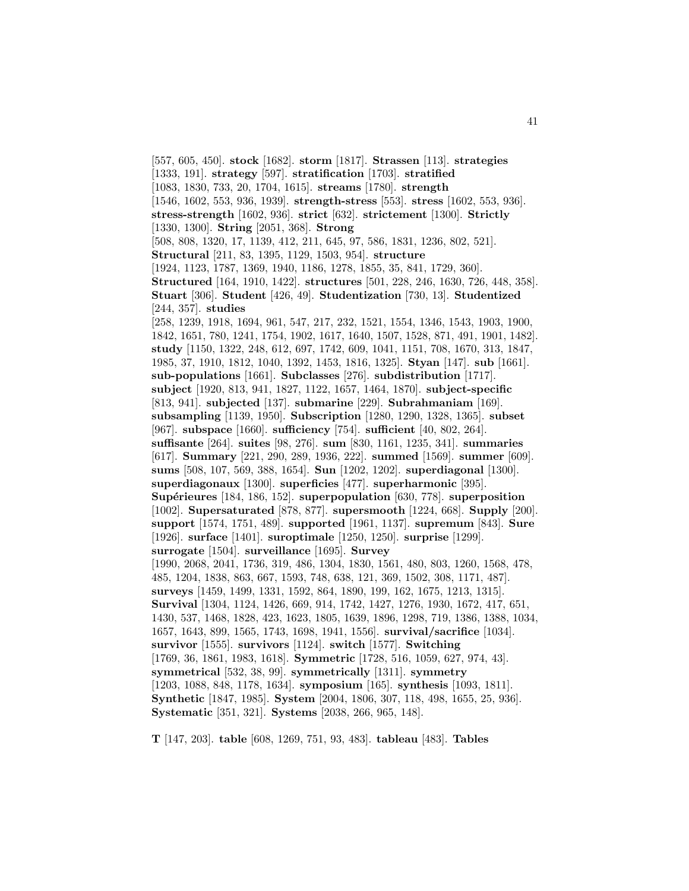[557, 605, 450]. **stock** [1682]. **storm** [1817]. **Strassen** [113]. **strategies** [1333, 191]. **strategy** [597]. **stratification** [1703]. **stratified** [1083, 1830, 733, 20, 1704, 1615]. **streams** [1780]. **strength** [1546, 1602, 553, 936, 1939]. **strength-stress** [553]. **stress** [1602, 553, 936]. **stress-strength** [1602, 936]. **strict** [632]. **strictement** [1300]. **Strictly** [1330, 1300]. **String** [2051, 368]. **Strong** [508, 808, 1320, 17, 1139, 412, 211, 645, 97, 586, 1831, 1236, 802, 521]. **Structural** [211, 83, 1395, 1129, 1503, 954]. **structure** [1924, 1123, 1787, 1369, 1940, 1186, 1278, 1855, 35, 841, 1729, 360]. **Structured** [164, 1910, 1422]. **structures** [501, 228, 246, 1630, 726, 448, 358]. **Stuart** [306]. **Student** [426, 49]. **Studentization** [730, 13]. **Studentized** [244, 357]. **studies** [258, 1239, 1918, 1694, 961, 547, 217, 232, 1521, 1554, 1346, 1543, 1903, 1900, 1842, 1651, 780, 1241, 1754, 1902, 1617, 1640, 1507, 1528, 871, 491, 1901, 1482]. **study** [1150, 1322, 248, 612, 697, 1742, 609, 1041, 1151, 708, 1670, 313, 1847, 1985, 37, 1910, 1812, 1040, 1392, 1453, 1816, 1325]. **Styan** [147]. **sub** [1661]. **sub-populations** [1661]. **Subclasses** [276]. **subdistribution** [1717]. **subject** [1920, 813, 941, 1827, 1122, 1657, 1464, 1870]. **subject-specific** [813, 941]. **subjected** [137]. **submarine** [229]. **Subrahmaniam** [169]. **subsampling** [1139, 1950]. **Subscription** [1280, 1290, 1328, 1365]. **subset** [967]. **subspace** [1660]. **sufficiency** [754]. **sufficient** [40, 802, 264]. **suffisante** [264]. **suites** [98, 276]. **sum** [830, 1161, 1235, 341]. **summaries** [617]. **Summary** [221, 290, 289, 1936, 222]. **summed** [1569]. **summer** [609]. **sums** [508, 107, 569, 388, 1654]. **Sun** [1202, 1202]. **superdiagonal** [1300]. **superdiagonaux** [1300]. **superficies** [477]. **superharmonic** [395]. **Supérieures** [184, 186, 152]. **superpopulation** [630, 778]. **superposition** [1002]. **Supersaturated** [878, 877]. **supersmooth** [1224, 668]. **Supply** [200]. **support** [1574, 1751, 489]. **supported** [1961, 1137]. **supremum** [843]. **Sure** [1926]. **surface** [1401]. **suroptimale** [1250, 1250]. **surprise** [1299]. **surrogate** [1504]. **surveillance** [1695]. **Survey** [1990, 2068, 2041, 1736, 319, 486, 1304, 1830, 1561, 480, 803, 1260, 1568, 478, 485, 1204, 1838, 863, 667, 1593, 748, 638, 121, 369, 1502, 308, 1171, 487]. **surveys** [1459, 1499, 1331, 1592, 864, 1890, 199, 162, 1675, 1213, 1315]. **Survival** [1304, 1124, 1426, 669, 914, 1742, 1427, 1276, 1930, 1672, 417, 651, 1430, 537, 1468, 1828, 423, 1623, 1805, 1639, 1896, 1298, 719, 1386, 1388, 1034, 1657, 1643, 899, 1565, 1743, 1698, 1941, 1556]. **survival/sacrifice** [1034]. **survivor** [1555]. **survivors** [1124]. **switch** [1577]. **Switching** [1769, 36, 1861, 1983, 1618]. **Symmetric** [1728, 516, 1059, 627, 974, 43]. **symmetrical** [532, 38, 99]. **symmetrically** [1311]. **symmetry** [1203, 1088, 848, 1178, 1634]. **symposium** [165]. **synthesis** [1093, 1811]. **Synthetic** [1847, 1985]. **System** [2004, 1806, 307, 118, 498, 1655, 25, 936]. **Systematic** [351, 321]. **Systems** [2038, 266, 965, 148].

**T** [147, 203]. **table** [608, 1269, 751, 93, 483]. **tableau** [483]. **Tables**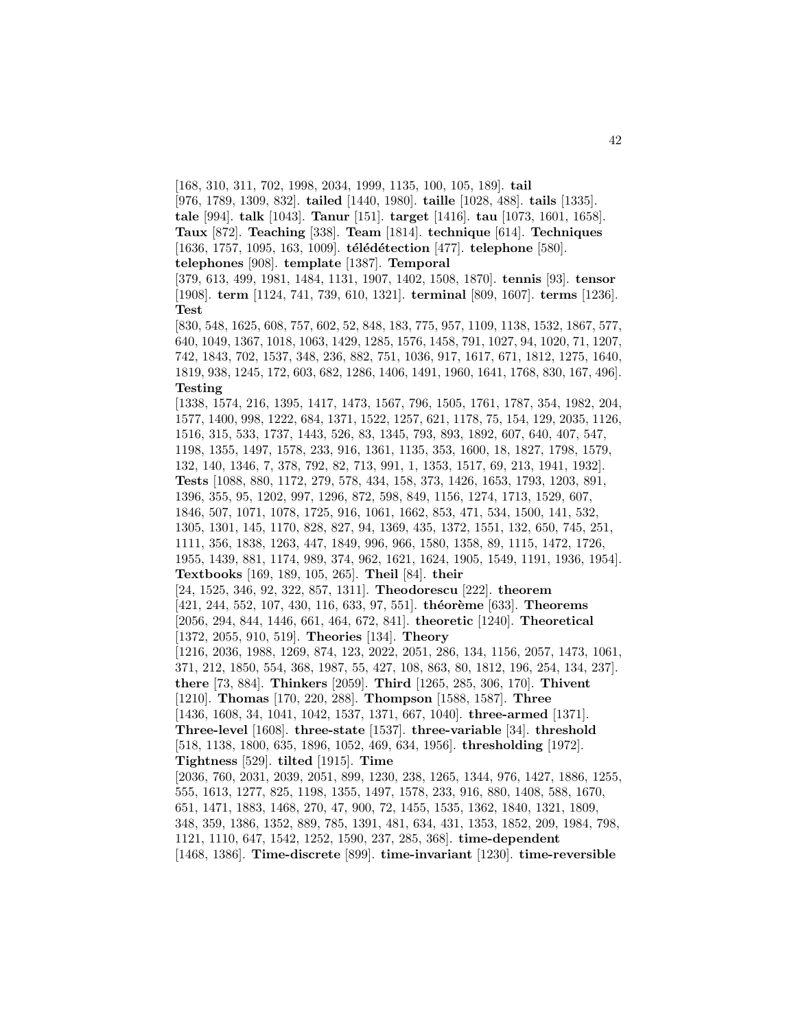[168, 310, 311, 702, 1998, 2034, 1999, 1135, 100, 105, 189]. **tail** [976, 1789, 1309, 832]. **tailed** [1440, 1980]. **taille** [1028, 488]. **tails** [1335]. **tale** [994]. **talk** [1043]. **Tanur** [151]. **target** [1416]. **tau** [1073, 1601, 1658]. **Taux** [872]. **Teaching** [338]. **Team** [1814]. **technique** [614]. **Techniques** [1636, 1757, 1095, 163, 1009]. **télédétection** [477]. **telephone** [580]. **telephones** [908]. **template** [1387]. **Temporal** [379, 613, 499, 1981, 1484, 1131, 1907, 1402, 1508, 1870]. **tennis** [93]. **tensor** [1908]. **term** [1124, 741, 739, 610, 1321]. **terminal** [809, 1607]. **terms** [1236]. **Test** [830, 548, 1625, 608, 757, 602, 52, 848, 183, 775, 957, 1109, 1138, 1532, 1867, 577, 640, 1049, 1367, 1018, 1063, 1429, 1285, 1576, 1458, 791, 1027, 94, 1020, 71, 1207, 742, 1843, 702, 1537, 348, 236, 882, 751, 1036, 917, 1617, 671, 1812, 1275, 1640, 1819, 938, 1245, 172, 603, 682, 1286, 1406, 1491, 1960, 1641, 1768, 830, 167, 496]. **Testing** [1338, 1574, 216, 1395, 1417, 1473, 1567, 796, 1505, 1761, 1787, 354, 1982, 204, 1577, 1400, 998, 1222, 684, 1371, 1522, 1257, 621, 1178, 75, 154, 129, 2035, 1126, 1516, 315, 533, 1737, 1443, 526, 83, 1345, 793, 893, 1892, 607, 640, 407, 547, 1198, 1355, 1497, 1578, 233, 916, 1361, 1135, 353, 1600, 18, 1827, 1798, 1579, 132, 140, 1346, 7, 378, 792, 82, 713, 991, 1, 1353, 1517, 69, 213, 1941, 1932]. **Tests** [1088, 880, 1172, 279, 578, 434, 158, 373, 1426, 1653, 1793, 1203, 891, 1396, 355, 95, 1202, 997, 1296, 872, 598, 849, 1156, 1274, 1713, 1529, 607, 1846, 507, 1071, 1078, 1725, 916, 1061, 1662, 853, 471, 534, 1500, 141, 532, 1305, 1301, 145, 1170, 828, 827, 94, 1369, 435, 1372, 1551, 132, 650, 745, 251, 1111, 356, 1838, 1263, 447, 1849, 996, 966, 1580, 1358, 89, 1115, 1472, 1726, 1955, 1439, 881, 1174, 989, 374, 962, 1621, 1624, 1905, 1549, 1191, 1936, 1954]. **Textbooks** [169, 189, 105, 265]. **Theil** [84]. **their** [24, 1525, 346, 92, 322, 857, 1311]. **Theodorescu** [222]. **theorem** [421, 244, 552, 107, 430, 116, 633, 97, 551]. **théorème** [633]. **Theorems** [2056, 294, 844, 1446, 661, 464, 672, 841]. **theoretic** [1240]. **Theoretical** [1372, 2055, 910, 519]. **Theories** [134]. **Theory** [1216, 2036, 1988, 1269, 874, 123, 2022, 2051, 286, 134, 1156, 2057, 1473, 1061, 371, 212, 1850, 554, 368, 1987, 55, 427, 108, 863, 80, 1812, 196, 254, 134, 237]. **there** [73, 884]. **Thinkers** [2059]. **Third** [1265, 285, 306, 170]. **Thivent** [1210]. **Thomas** [170, 220, 288]. **Thompson** [1588, 1587]. **Three** [1436, 1608, 34, 1041, 1042, 1537, 1371, 667, 1040]. **three-armed** [1371]. **Three-level** [1608]. **three-state** [1537]. **three-variable** [34]. **threshold** [518, 1138, 1800, 635, 1896, 1052, 469, 634, 1956]. **thresholding** [1972]. **Tightness** [529]. **tilted** [1915]. **Time** [2036, 760, 2031, 2039, 2051, 899, 1230, 238, 1265, 1344, 976, 1427, 1886, 1255, 555, 1613, 1277, 825, 1198, 1355, 1497, 1578, 233, 916, 880, 1408, 588, 1670, 651, 1471, 1883, 1468, 270, 47, 900, 72, 1455, 1535, 1362, 1840, 1321, 1809, 348, 359, 1386, 1352, 889, 785, 1391, 481, 634, 431, 1353, 1852, 209, 1984, 798, 1121, 1110, 647, 1542, 1252, 1590, 237, 285, 368]. **time-dependent** [1468, 1386]. **Time-discrete** [899]. **time-invariant** [1230]. **time-reversible**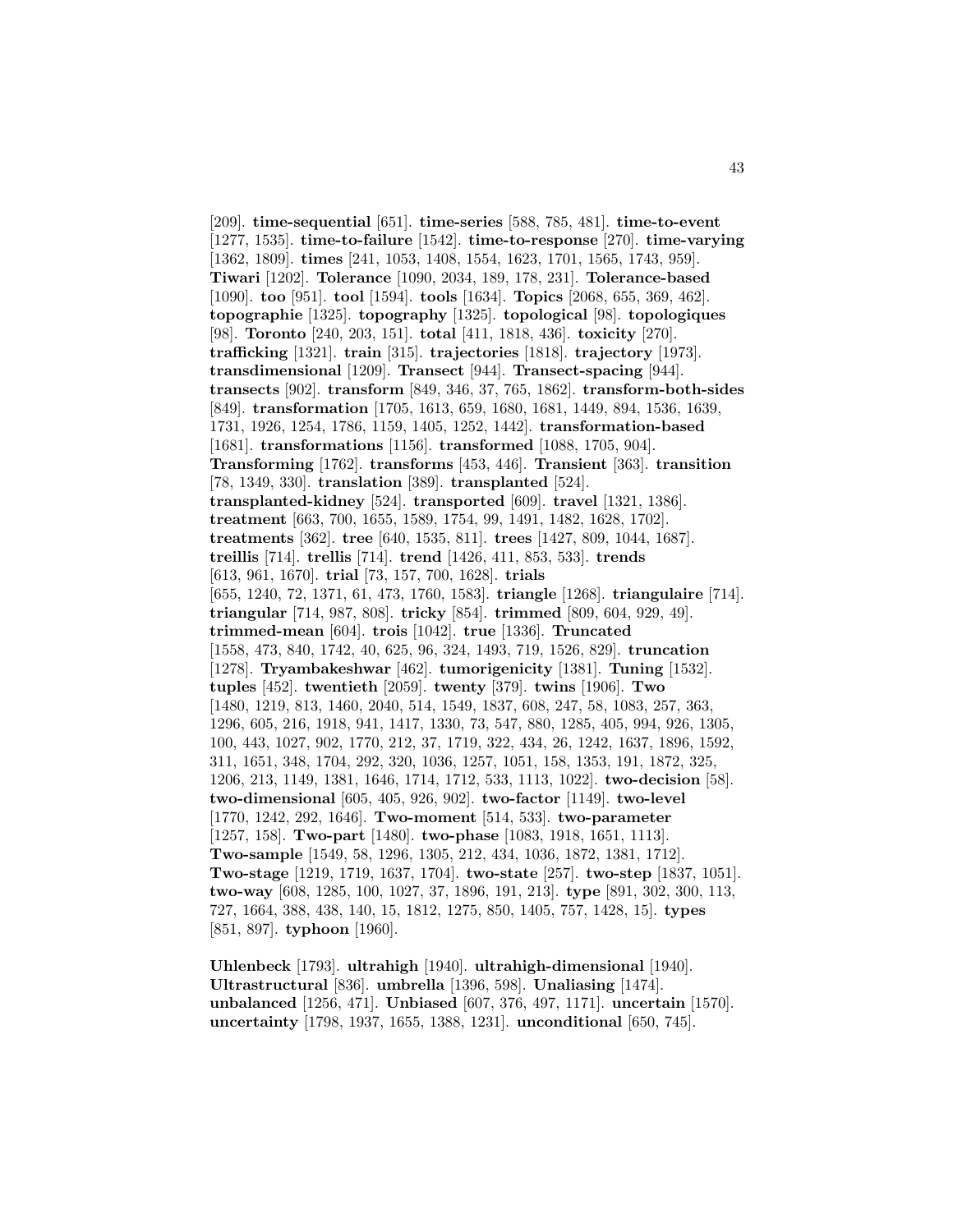[209]. **time-sequential** [651]. **time-series** [588, 785, 481]. **time-to-event** [1277, 1535]. **time-to-failure** [1542]. **time-to-response** [270]. **time-varying** [1362, 1809]. **times** [241, 1053, 1408, 1554, 1623, 1701, 1565, 1743, 959]. **Tiwari** [1202]. **Tolerance** [1090, 2034, 189, 178, 231]. **Tolerance-based** [1090]. **too** [951]. **tool** [1594]. **tools** [1634]. **Topics** [2068, 655, 369, 462]. **topographie** [1325]. **topography** [1325]. **topological** [98]. **topologiques** [98]. **Toronto** [240, 203, 151]. **total** [411, 1818, 436]. **toxicity** [270]. **trafficking** [1321]. **train** [315]. **trajectories** [1818]. **trajectory** [1973]. **transdimensional** [1209]. **Transect** [944]. **Transect-spacing** [944]. **transects** [902]. **transform** [849, 346, 37, 765, 1862]. **transform-both-sides** [849]. **transformation** [1705, 1613, 659, 1680, 1681, 1449, 894, 1536, 1639, 1731, 1926, 1254, 1786, 1159, 1405, 1252, 1442]. **transformation-based** [1681]. **transformations** [1156]. **transformed** [1088, 1705, 904]. **Transforming** [1762]. **transforms** [453, 446]. **Transient** [363]. **transition** [78, 1349, 330]. **translation** [389]. **transplanted** [524]. **transplanted-kidney** [524]. **transported** [609]. **travel** [1321, 1386]. **treatment** [663, 700, 1655, 1589, 1754, 99, 1491, 1482, 1628, 1702]. **treatments** [362]. **tree** [640, 1535, 811]. **trees** [1427, 809, 1044, 1687]. **treillis** [714]. **trellis** [714]. **trend** [1426, 411, 853, 533]. **trends** [613, 961, 1670]. **trial** [73, 157, 700, 1628]. **trials** [655, 1240, 72, 1371, 61, 473, 1760, 1583]. **triangle** [1268]. **triangulaire** [714]. **triangular** [714, 987, 808]. **tricky** [854]. **trimmed** [809, 604, 929, 49]. **trimmed-mean** [604]. **trois** [1042]. **true** [1336]. **Truncated** [1558, 473, 840, 1742, 40, 625, 96, 324, 1493, 719, 1526, 829]. **truncation** [1278]. **Tryambakeshwar** [462]. **tumorigenicity** [1381]. **Tuning** [1532]. **tuples** [452]. **twentieth** [2059]. **twenty** [379]. **twins** [1906]. **Two** [1480, 1219, 813, 1460, 2040, 514, 1549, 1837, 608, 247, 58, 1083, 257, 363, 1296, 605, 216, 1918, 941, 1417, 1330, 73, 547, 880, 1285, 405, 994, 926, 1305, 100, 443, 1027, 902, 1770, 212, 37, 1719, 322, 434, 26, 1242, 1637, 1896, 1592, 311, 1651, 348, 1704, 292, 320, 1036, 1257, 1051, 158, 1353, 191, 1872, 325, 1206, 213, 1149, 1381, 1646, 1714, 1712, 533, 1113, 1022]. **two-decision** [58]. **two-dimensional** [605, 405, 926, 902]. **two-factor** [1149]. **two-level** [1770, 1242, 292, 1646]. **Two-moment** [514, 533]. **two-parameter** [1257, 158]. **Two-part** [1480]. **two-phase** [1083, 1918, 1651, 1113]. **Two-sample** [1549, 58, 1296, 1305, 212, 434, 1036, 1872, 1381, 1712]. **Two-stage** [1219, 1719, 1637, 1704]. **two-state** [257]. **two-step** [1837, 1051]. **two-way** [608, 1285, 100, 1027, 37, 1896, 191, 213]. **type** [891, 302, 300, 113, 727, 1664, 388, 438, 140, 15, 1812, 1275, 850, 1405, 757, 1428, 15]. **types** [851, 897]. **typhoon** [1960].

**Uhlenbeck** [1793]. **ultrahigh** [1940]. **ultrahigh-dimensional** [1940]. **Ultrastructural** [836]. **umbrella** [1396, 598]. **Unaliasing** [1474]. **unbalanced** [1256, 471]. **Unbiased** [607, 376, 497, 1171]. **uncertain** [1570]. **uncertainty** [1798, 1937, 1655, 1388, 1231]. **unconditional** [650, 745].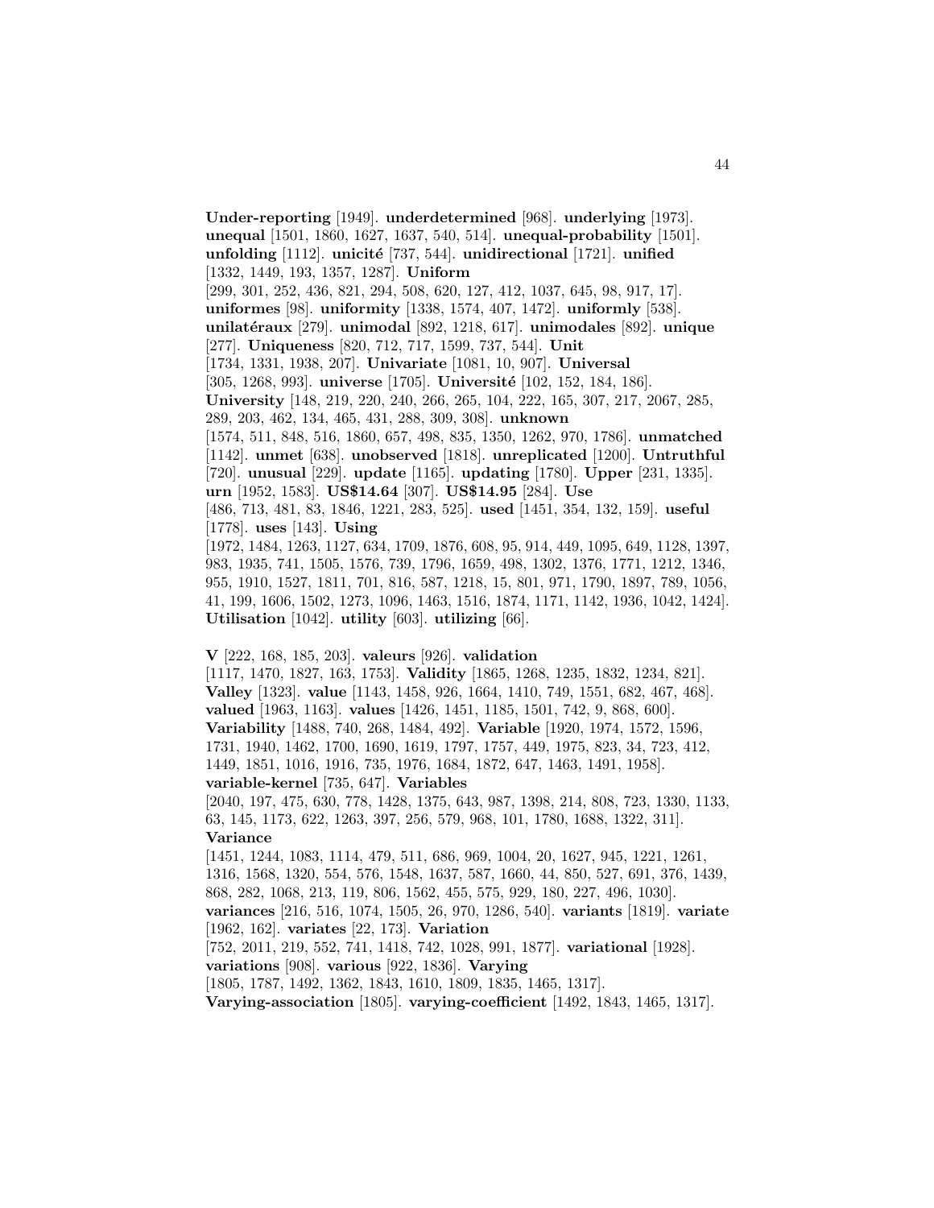**Under-reporting** [1949]. **underdetermined** [968]. **underlying** [1973]. **unequal** [1501, 1860, 1627, 1637, 540, 514]. **unequal-probability** [1501]. **unfolding** [1112]. **unicité** [737, 544]. **unidirectional** [1721]. **unified** [1332, 1449, 193, 1357, 1287]. **Uniform** [299, 301, 252, 436, 821, 294, 508, 620, 127, 412, 1037, 645, 98, 917, 17]. **uniformes** [98]. **uniformity** [1338, 1574, 407, 1472]. **uniformly** [538]. **unilatéraux** [279]. **unimodal** [892, 1218, 617]. **unimodales** [892]. **unique** [277]. **Uniqueness** [820, 712, 717, 1599, 737, 544]. **Unit** [1734, 1331, 1938, 207]. **Univariate** [1081, 10, 907]. **Universal** [305, 1268, 993]. **universe** [1705]. **Université** [102, 152, 184, 186]. **University** [148, 219, 220, 240, 266, 265, 104, 222, 165, 307, 217, 2067, 285, 289, 203, 462, 134, 465, 431, 288, 309, 308]. **unknown** [1574, 511, 848, 516, 1860, 657, 498, 835, 1350, 1262, 970, 1786]. **unmatched** [1142]. **unmet** [638]. **unobserved** [1818]. **unreplicated** [1200]. **Untruthful** [720]. **unusual** [229]. **update** [1165]. **updating** [1780]. **Upper** [231, 1335]. **urn** [1952, 1583]. **US$14.64** [307]. **US$14.95** [284]. **Use** [486, 713, 481, 83, 1846, 1221, 283, 525]. **used** [1451, 354, 132, 159]. **useful** [1778]. **uses** [143]. **Using** [1972, 1484, 1263, 1127, 634, 1709, 1876, 608, 95, 914, 449, 1095, 649, 1128, 1397, 983, 1935, 741, 1505, 1576, 739, 1796, 1659, 498, 1302, 1376, 1771, 1212, 1346, 955, 1910, 1527, 1811, 701, 816, 587, 1218, 15, 801, 971, 1790, 1897, 789, 1056, 41, 199, 1606, 1502, 1273, 1096, 1463, 1516, 1874, 1171, 1142, 1936, 1042, 1424]. **Utilisation** [1042]. **utility** [603]. **utilizing** [66].

**V** [222, 168, 185, 203]. **valeurs** [926]. **validation** [1117, 1470, 1827, 163, 1753]. **Validity** [1865, 1268, 1235, 1832, 1234, 821]. **Valley** [1323]. **value** [1143, 1458, 926, 1664, 1410, 749, 1551, 682, 467, 468]. **valued** [1963, 1163]. **values** [1426, 1451, 1185, 1501, 742, 9, 868, 600]. **Variability** [1488, 740, 268, 1484, 492]. **Variable** [1920, 1974, 1572, 1596, 1731, 1940, 1462, 1700, 1690, 1619, 1797, 1757, 449, 1975, 823, 34, 723, 412, 1449, 1851, 1016, 1916, 735, 1976, 1684, 1872, 647, 1463, 1491, 1958]. **variable-kernel** [735, 647]. **Variables** [2040, 197, 475, 630, 778, 1428, 1375, 643, 987, 1398, 214, 808, 723, 1330, 1133, 63, 145, 1173, 622, 1263, 397, 256, 579, 968, 101, 1780, 1688, 1322, 311]. **Variance** [1451, 1244, 1083, 1114, 479, 511, 686, 969, 1004, 20, 1627, 945, 1221, 1261, 1316, 1568, 1320, 554, 576, 1548, 1637, 587, 1660, 44, 850, 527, 691, 376, 1439, 868, 282, 1068, 213, 119, 806, 1562, 455, 575, 929, 180, 227, 496, 1030]. **variances** [216, 516, 1074, 1505, 26, 970, 1286, 540]. **variants** [1819]. **variate** [1962, 162]. **variates** [22, 173]. **Variation** [752, 2011, 219, 552, 741, 1418, 742, 1028, 991, 1877]. **variational** [1928]. **variations** [908]. **various** [922, 1836]. **Varying** [1805, 1787, 1492, 1362, 1843, 1610, 1809, 1835, 1465, 1317]. **Varying-association** [1805]. **varying-coefficient** [1492, 1843, 1465, 1317].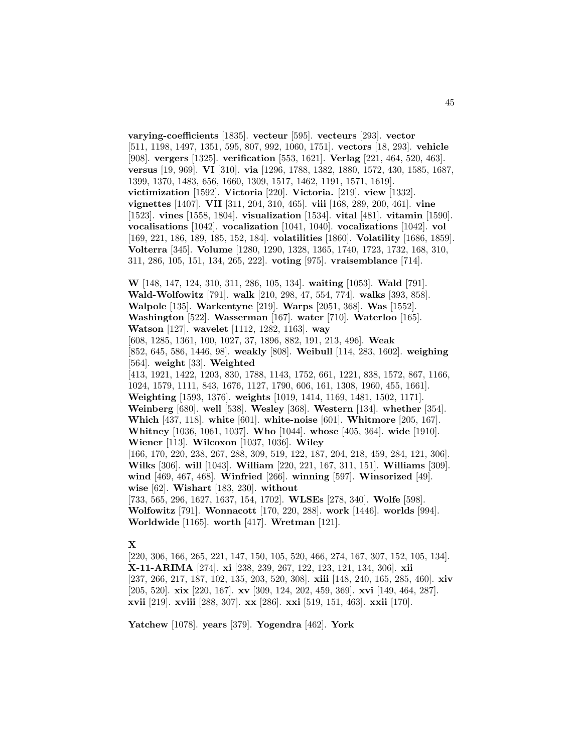**varying-coefficients** [1835]. **vecteur** [595]. **vecteurs** [293]. **vector** [511, 1198, 1497, 1351, 595, 807, 992, 1060, 1751]. **vectors** [18, 293]. **vehicle** [908]. **vergers** [1325]. **verification** [553, 1621]. **Verlag** [221, 464, 520, 463]. **versus** [19, 969]. **VI** [310]. **via** [1296, 1788, 1382, 1880, 1572, 430, 1585, 1687, 1399, 1370, 1483, 656, 1660, 1309, 1517, 1462, 1191, 1571, 1619]. **victimization** [1592]. **Victoria** [220]. **Victoria.** [219]. **view** [1332]. **vignettes** [1407]. **VII** [311, 204, 310, 465]. **viii** [168, 289, 200, 461]. **vine** [1523]. **vines** [1558, 1804]. **visualization** [1534]. **vital** [481]. **vitamin** [1590]. **vocalisations** [1042]. **vocalization** [1041, 1040]. **vocalizations** [1042]. **vol** [169, 221, 186, 189, 185, 152, 184]. **volatilities** [1860]. **Volatility** [1686, 1859]. **Volterra** [345]. **Volume** [1280, 1290, 1328, 1365, 1740, 1723, 1732, 168, 310, 311, 286, 105, 151, 134, 265, 222]. **voting** [975]. **vraisemblance** [714].

**W** [148, 147, 124, 310, 311, 286, 105, 134]. **waiting** [1053]. **Wald** [791]. **Wald-Wolfowitz** [791]. **walk** [210, 298, 47, 554, 774]. **walks** [393, 858]. **Walpole** [135]. **Warkentyne** [219]. **Warps** [2051, 368]. **Was** [1552]. **Washington** [522]. **Wasserman** [167]. **water** [710]. **Waterloo** [165]. **Watson** [127]. **wavelet** [1112, 1282, 1163]. **way** [608, 1285, 1361, 100, 1027, 37, 1896, 882, 191, 213, 496]. **Weak** [852, 645, 586, 1446, 98]. **weakly** [808]. **Weibull** [114, 283, 1602]. **weighing** [564]. **weight** [33]. **Weighted** [413, 1921, 1422, 1203, 830, 1788, 1143, 1752, 661, 1221, 838, 1572, 867, 1166, 1024, 1579, 1111, 843, 1676, 1127, 1790, 606, 161, 1308, 1960, 455, 1661]. **Weighting** [1593, 1376]. **weights** [1019, 1414, 1169, 1481, 1502, 1171]. **Weinberg** [680]. **well** [538]. **Wesley** [368]. **Western** [134]. **whether** [354]. **Which** [437, 118]. **white** [601]. **white-noise** [601]. **Whitmore** [205, 167]. **Whitney** [1036, 1061, 1037]. **Who** [1044]. **whose** [405, 364]. **wide** [1910]. **Wiener** [113]. **Wilcoxon** [1037, 1036]. **Wiley** [166, 170, 220, 238, 267, 288, 309, 519, 122, 187, 204, 218, 459, 284, 121, 306]. **Wilks** [306]. **will** [1043]. **William** [220, 221, 167, 311, 151]. **Williams** [309]. **wind** [469, 467, 468]. **Winfried** [266]. **winning** [597]. **Winsorized** [49]. **wise** [62]. **Wishart** [183, 230]. **without** [733, 565, 296, 1627, 1637, 154, 1702]. **WLSEs** [278, 340]. **Wolfe** [598]. **Wolfowitz** [791]. **Wonnacott** [170, 220, 288]. **work** [1446]. **worlds** [994]. **Worldwide** [1165]. **worth** [417]. **Wretman** [121].

**X** [220, 306, 166, 265, 221, 147, 150, 105, 520, 466, 274, 167, 307, 152, 105, 134]. **X-11-ARIMA** [274]. **xi** [238, 239, 267, 122, 123, 121, 134, 306]. **xii** [237, 266, 217, 187, 102, 135, 203, 520, 308]. **xiii** [148, 240, 165, 285, 460]. **xiv** [205, 520]. **xix** [220, 167]. **xv** [309, 124, 202, 459, 369]. **xvi** [149, 464, 287]. **xvii** [219]. **xviii** [288, 307]. **xx** [286]. **xxi** [519, 151, 463]. **xxii** [170].

**Yatchew** [1078]. **years** [379]. **Yogendra** [462]. **York**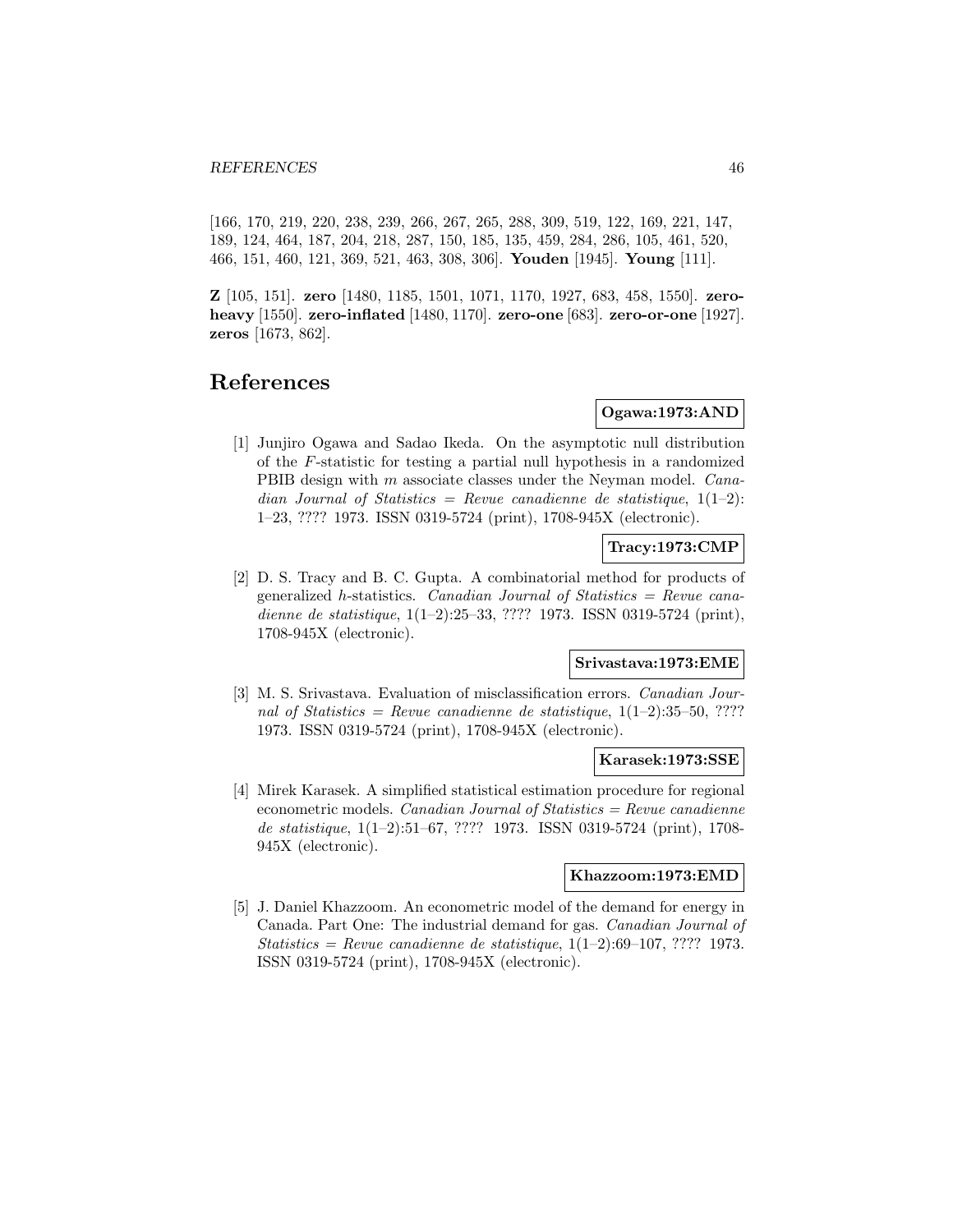[166, 170, 219, 220, 238, 239, 266, 267, 265, 288, 309, 519, 122, 169, 221, 147, 189, 124, 464, 187, 204, 218, 287, 150, 185, 135, 459, 284, 286, 105, 461, 520, 466, 151, 460, 121, 369, 521, 463, 308, 306]. **Youden** [1945]. **Young** [111].

**Z** [105, 151]. **zero** [1480, 1185, 1501, 1071, 1170, 1927, 683, 458, 1550]. **zero-heavy** [1550]. **zero-inflated** [1480, 1170]. **zero-one** [683]. **zero-or-one** [1927]. **zeros** [1673, 862].

## References

**Ogawa:1973:AND**

[1] Junjiro Ogawa and Sadao Ikeda. On the asymptotic null distribution of the $F$-statistic for testing a partial null hypothesis in a randomized PBIB design with $m$ associate classes under the Neyman model. *Canadian Journal of Statistics = Revue canadienne de statistique*, 1(1–2): 1–23, ???? 1973. ISSN 0319-5724 (print), 1708-945X (electronic).

**Tracy:1973:CMP**

[2] D. S. Tracy and B. C. Gupta. A combinatorial method for products of generalized $h$-statistics. *Canadian Journal of Statistics = Revue canadienne de statistique*, 1(1–2):25–33, ???? 1973. ISSN 0319-5724 (print), 1708-945X (electronic).

**Srivastava:1973:EME**

[3] M. S. Srivastava. Evaluation of misclassification errors. *Canadian Journal of Statistics = Revue canadienne de statistique*, 1(1–2):35–50, ???? 1973. ISSN 0319-5724 (print), 1708-945X (electronic).

**Karasek:1973:SSE**

[4] Mirek Karasek. A simplified statistical estimation procedure for regional econometric models. *Canadian Journal of Statistics = Revue canadienne de statistique*, 1(1–2):51–67, ???? 1973. ISSN 0319-5724 (print), 1708-945X (electronic).

**Khazzoom:1973:EMD**

[5] J. Daniel Khazzoom. An econometric model of the demand for energy in Canada. Part One: The industrial demand for gas. *Canadian Journal of Statistics = Revue canadienne de statistique*, 1(1–2):69–107, ???? 1973. ISSN 0319-5724 (print), 1708-945X (electronic).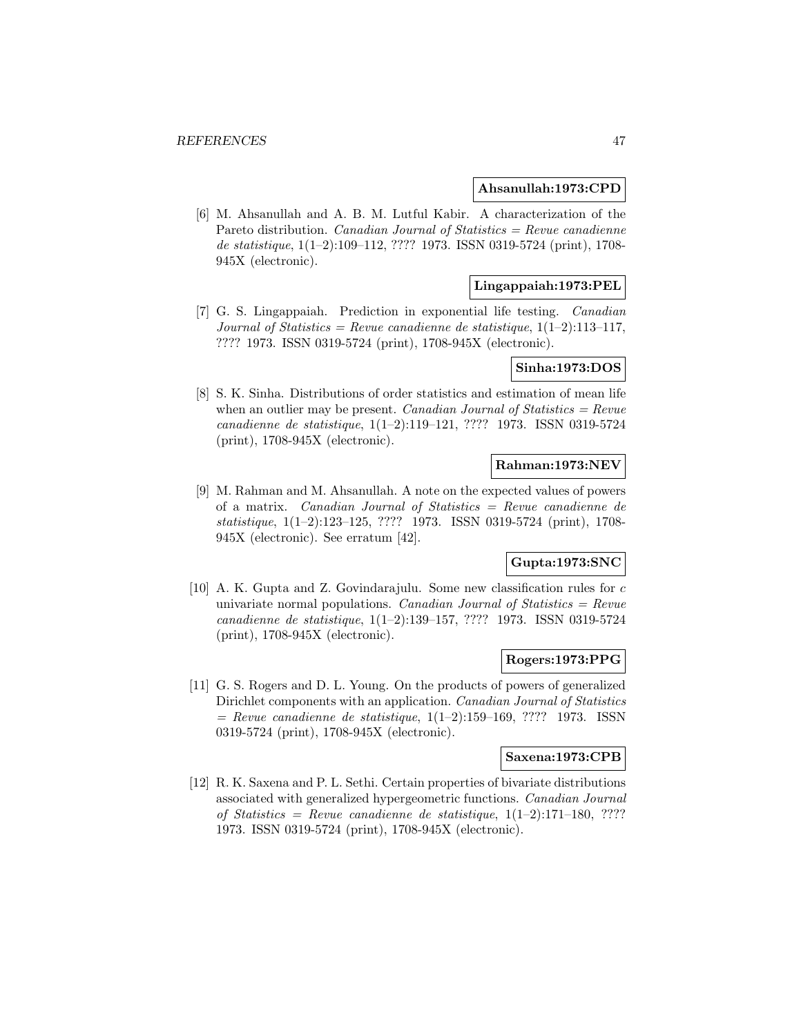**Ahsanullah:1973:CPD**

[6] M. Ahsanullah and A. B. M. Lutful Kabir. A characterization of the Pareto distribution. *Canadian Journal of Statistics = Revue canadienne de statistique*, 1(1–2):109–112, ???? 1973. ISSN 0319-5724 (print), 1708-945X (electronic).

**Lingappaiah:1973:PEL**

[7] G. S. Lingappaiah. Prediction in exponential life testing. *Canadian Journal of Statistics = Revue canadienne de statistique*, 1(1–2):113–117, ???? 1973. ISSN 0319-5724 (print), 1708-945X (electronic).

**Sinha:1973:DOS**

[8] S. K. Sinha. Distributions of order statistics and estimation of mean life when an outlier may be present. *Canadian Journal of Statistics = Revue canadienne de statistique*, 1(1–2):119–121, ???? 1973. ISSN 0319-5724 (print), 1708-945X (electronic).

**Rahman:1973:NEV**

[9] M. Rahman and M. Ahsanullah. A note on the expected values of powers of a matrix. *Canadian Journal of Statistics = Revue canadienne de statistique*, 1(1–2):123–125, ???? 1973. ISSN 0319-5724 (print), 1708-945X (electronic). See erratum [42].

**Gupta:1973:SNC**

[10] A. K. Gupta and Z. Govindarajulu. Some new classification rules for $c$ univariate normal populations. *Canadian Journal of Statistics = Revue canadienne de statistique*, 1(1–2):139–157, ???? 1973. ISSN 0319-5724 (print), 1708-945X (electronic).

**Rogers:1973:PPG**

[11] G. S. Rogers and D. L. Young. On the products of powers of generalized Dirichlet components with an application. *Canadian Journal of Statistics = Revue canadienne de statistique*, 1(1–2):159–169, ???? 1973. ISSN 0319-5724 (print), 1708-945X (electronic).

**Saxena:1973:CPB**

[12] R. K. Saxena and P. L. Sethi. Certain properties of bivariate distributions associated with generalized hypergeometric functions. *Canadian Journal of Statistics = Revue canadienne de statistique*, 1(1–2):171–180, ???? 1973. ISSN 0319-5724 (print), 1708-945X (electronic).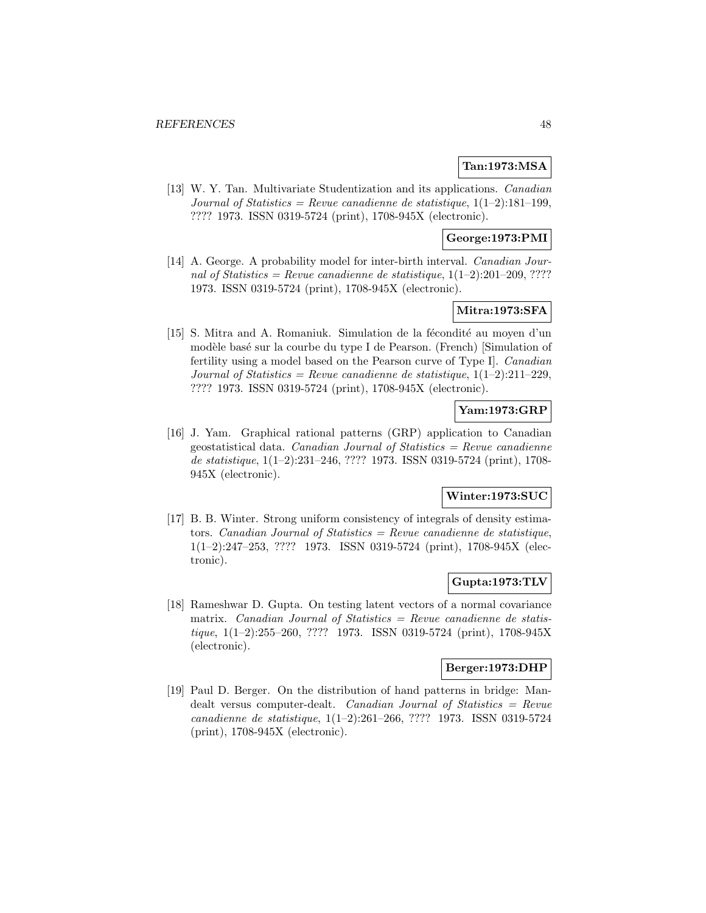**Tan:1973:MSA**

[13] W. Y. Tan. Multivariate Studentization and its applications. *Canadian Journal of Statistics = Revue canadienne de statistique*, 1(1–2):181–199, ???? 1973. ISSN 0319-5724 (print), 1708-945X (electronic).

**George:1973:PMI**

[14] A. George. A probability model for inter-birth interval. *Canadian Journal of Statistics = Revue canadienne de statistique*, 1(1–2):201–209, ???? 1973. ISSN 0319-5724 (print), 1708-945X (electronic).

**Mitra:1973:SFA**

[15] S. Mitra and A. Romaniuk. Simulation de la fécondité au moyen d'un modèle basé sur la courbe du type I de Pearson. (French) [Simulation of fertility using a model based on the Pearson curve of Type I]. *Canadian Journal of Statistics = Revue canadienne de statistique*, 1(1–2):211–229, ???? 1973. ISSN 0319-5724 (print), 1708-945X (electronic).

**Yam:1973:GRP**

[16] J. Yam. Graphical rational patterns (GRP) application to Canadian geostatistical data. *Canadian Journal of Statistics = Revue canadienne de statistique*, 1(1–2):231–246, ???? 1973. ISSN 0319-5724 (print), 1708-945X (electronic).

**Winter:1973:SUC**

[17] B. B. Winter. Strong uniform consistency of integrals of density estimators. *Canadian Journal of Statistics = Revue canadienne de statistique*, 1(1–2):247–253, ???? 1973. ISSN 0319-5724 (print), 1708-945X (electronic).

**Gupta:1973:TLV**

[18] Rameshwar D. Gupta. On testing latent vectors of a normal covariance matrix. *Canadian Journal of Statistics = Revue canadienne de statistique*, 1(1–2):255–260, ???? 1973. ISSN 0319-5724 (print), 1708-945X (electronic).

**Berger:1973:DHP**

[19] Paul D. Berger. On the distribution of hand patterns in bridge: Man-dealt versus computer-dealt. *Canadian Journal of Statistics = Revue canadienne de statistique*, 1(1–2):261–266, ???? 1973. ISSN 0319-5724 (print), 1708-945X (electronic).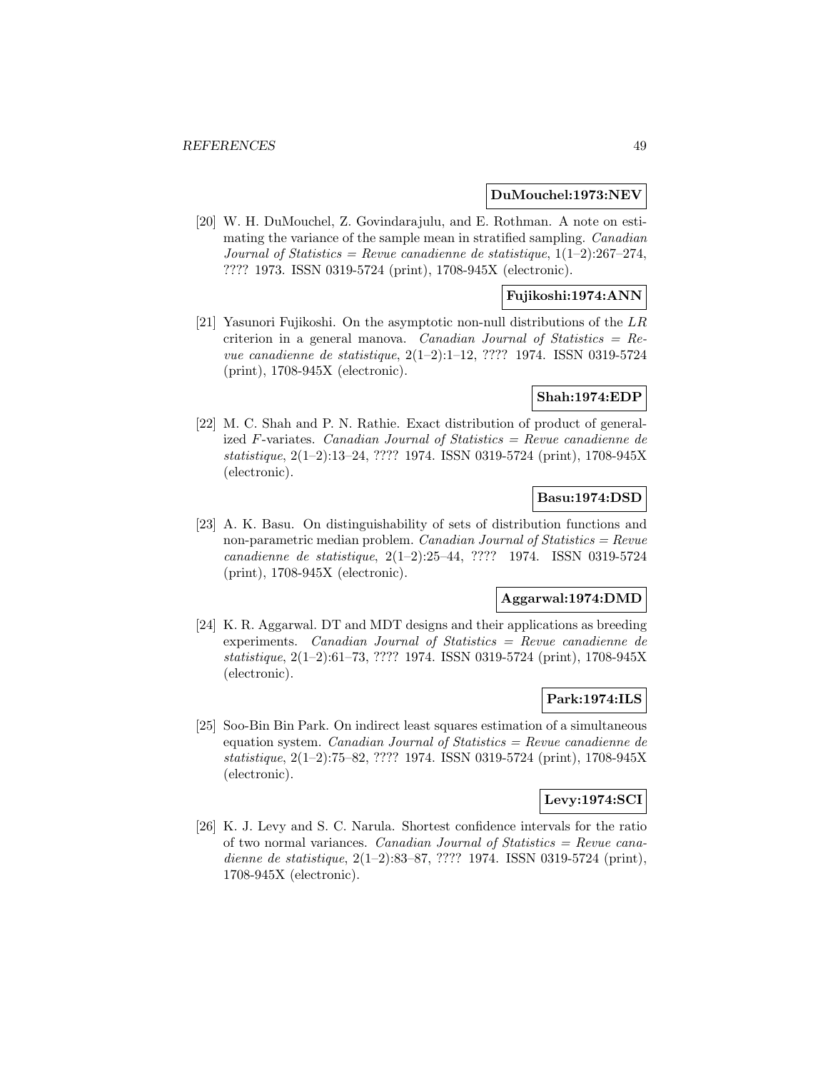**DuMouchel:1973:NEV**

[20] W. H. DuMouchel, Z. Govindarajulu, and E. Rothman. A note on estimating the variance of the sample mean in stratified sampling. *Canadian Journal of Statistics = Revue canadienne de statistique*, 1(1–2):267–274, ???? 1973. ISSN 0319-5724 (print), 1708-945X (electronic).

**Fujikoshi:1974:ANN**

[21] Yasunori Fujikoshi. On the asymptotic non-null distributions of the $LR$ criterion in a general manova. *Canadian Journal of Statistics = Revue canadienne de statistique*, 2(1–2):1–12, ???? 1974. ISSN 0319-5724 (print), 1708-945X (electronic).

**Shah:1974:EDP**

[22] M. C. Shah and P. N. Rathie. Exact distribution of product of generalized $F$-variates. *Canadian Journal of Statistics = Revue canadienne de statistique*, 2(1–2):13–24, ???? 1974. ISSN 0319-5724 (print), 1708-945X (electronic).

**Basu:1974:DSD**

[23] A. K. Basu. On distinguishability of sets of distribution functions and non-parametric median problem. *Canadian Journal of Statistics = Revue canadienne de statistique*, 2(1–2):25–44, ???? 1974. ISSN 0319-5724 (print), 1708-945X (electronic).

**Aggarwal:1974:DMD**

[24] K. R. Aggarwal. DT and MDT designs and their applications as breeding experiments. *Canadian Journal of Statistics = Revue canadienne de statistique*, 2(1–2):61–73, ???? 1974. ISSN 0319-5724 (print), 1708-945X (electronic).

**Park:1974:ILS**

[25] Soo-Bin Bin Park. On indirect least squares estimation of a simultaneous equation system. *Canadian Journal of Statistics = Revue canadienne de statistique*, 2(1–2):75–82, ???? 1974. ISSN 0319-5724 (print), 1708-945X (electronic).

**Levy:1974:SCI**

[26] K. J. Levy and S. C. Narula. Shortest confidence intervals for the ratio of two normal variances. *Canadian Journal of Statistics = Revue canadienne de statistique*, 2(1–2):83–87, ???? 1974. ISSN 0319-5724 (print), 1708-945X (electronic).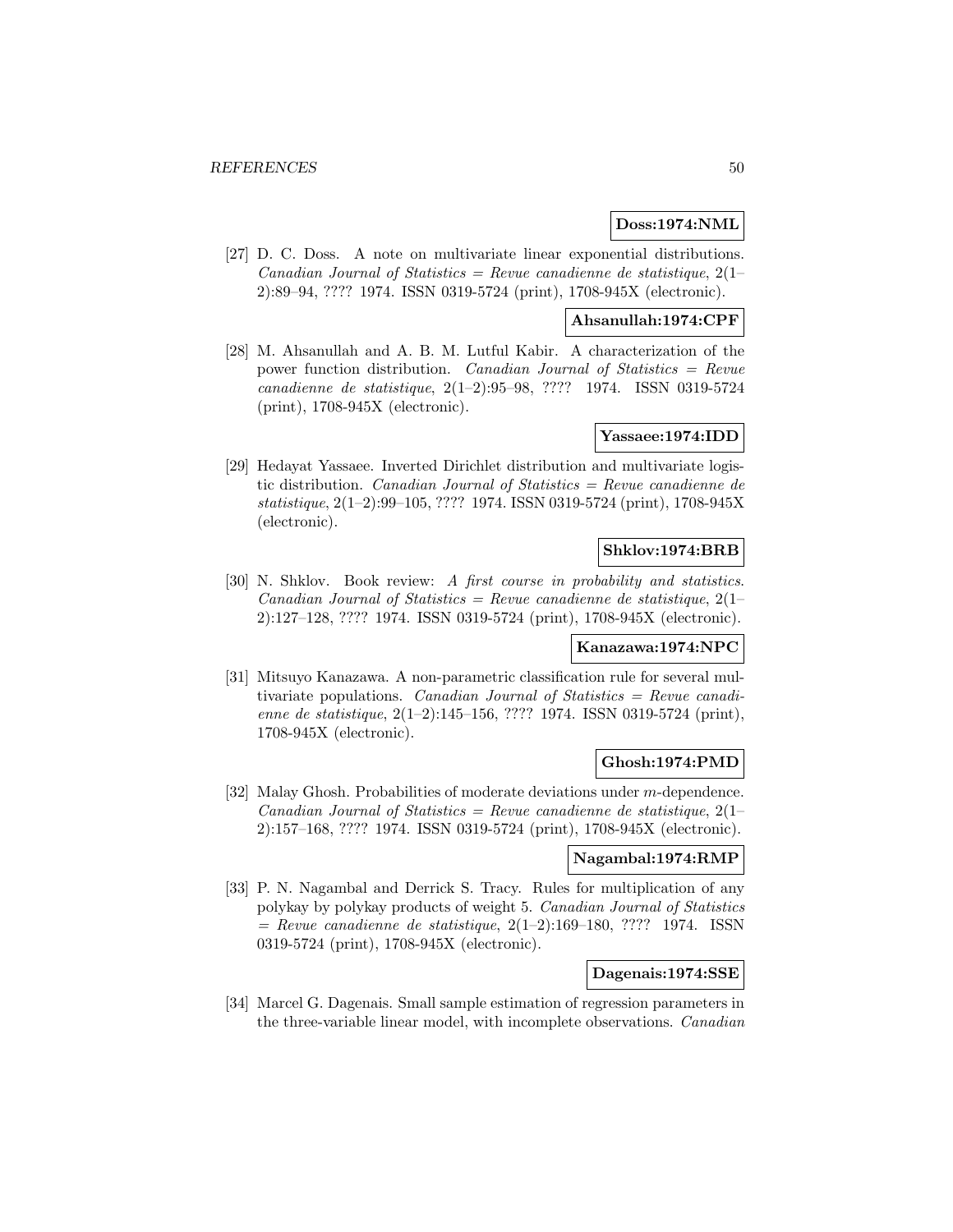**Doss:1974:NML**

[27] D. C. Doss. A note on multivariate linear exponential distributions. *Canadian Journal of Statistics = Revue canadienne de statistique*, 2(1–2):89–94, ???? 1974. ISSN 0319-5724 (print), 1708-945X (electronic).

**Ahsanullah:1974:CPF**

[28] M. Ahsanullah and A. B. M. Lutful Kabir. A characterization of the power function distribution. *Canadian Journal of Statistics = Revue canadienne de statistique*, 2(1–2):95–98, ???? 1974. ISSN 0319-5724 (print), 1708-945X (electronic).

**Yassaee:1974:IDD**

[29] Hedayat Yassaee. Inverted Dirichlet distribution and multivariate logistic distribution. *Canadian Journal of Statistics = Revue canadienne de statistique*, 2(1–2):99–105, ???? 1974. ISSN 0319-5724 (print), 1708-945X (electronic).

**Shklov:1974:BRB**

[30] N. Shklov. Book review: *A first course in probability and statistics*. *Canadian Journal of Statistics = Revue canadienne de statistique*, 2(1–2):127–128, ???? 1974. ISSN 0319-5724 (print), 1708-945X (electronic).

**Kanazawa:1974:NPC**

[31] Mitsuyo Kanazawa. A non-parametric classification rule for several multivariate populations. *Canadian Journal of Statistics = Revue canadienne de statistique*, 2(1–2):145–156, ???? 1974. ISSN 0319-5724 (print), 1708-945X (electronic).

**Ghosh:1974:PMD**

[32] Malay Ghosh. Probabilities of moderate deviations under $m$-dependence. *Canadian Journal of Statistics = Revue canadienne de statistique*, 2(1–2):157–168, ???? 1974. ISSN 0319-5724 (print), 1708-945X (electronic).

**Nagambal:1974:RMP**

[33] P. N. Nagambal and Derrick S. Tracy. Rules for multiplication of any polykay by polykay products of weight 5. *Canadian Journal of Statistics = Revue canadienne de statistique*, 2(1–2):169–180, ???? 1974. ISSN 0319-5724 (print), 1708-945X (electronic).

**Dagenais:1974:SSE**

[34] Marcel G. Dagenais. Small sample estimation of regression parameters in the three-variable linear model, with incomplete observations. *Canadian*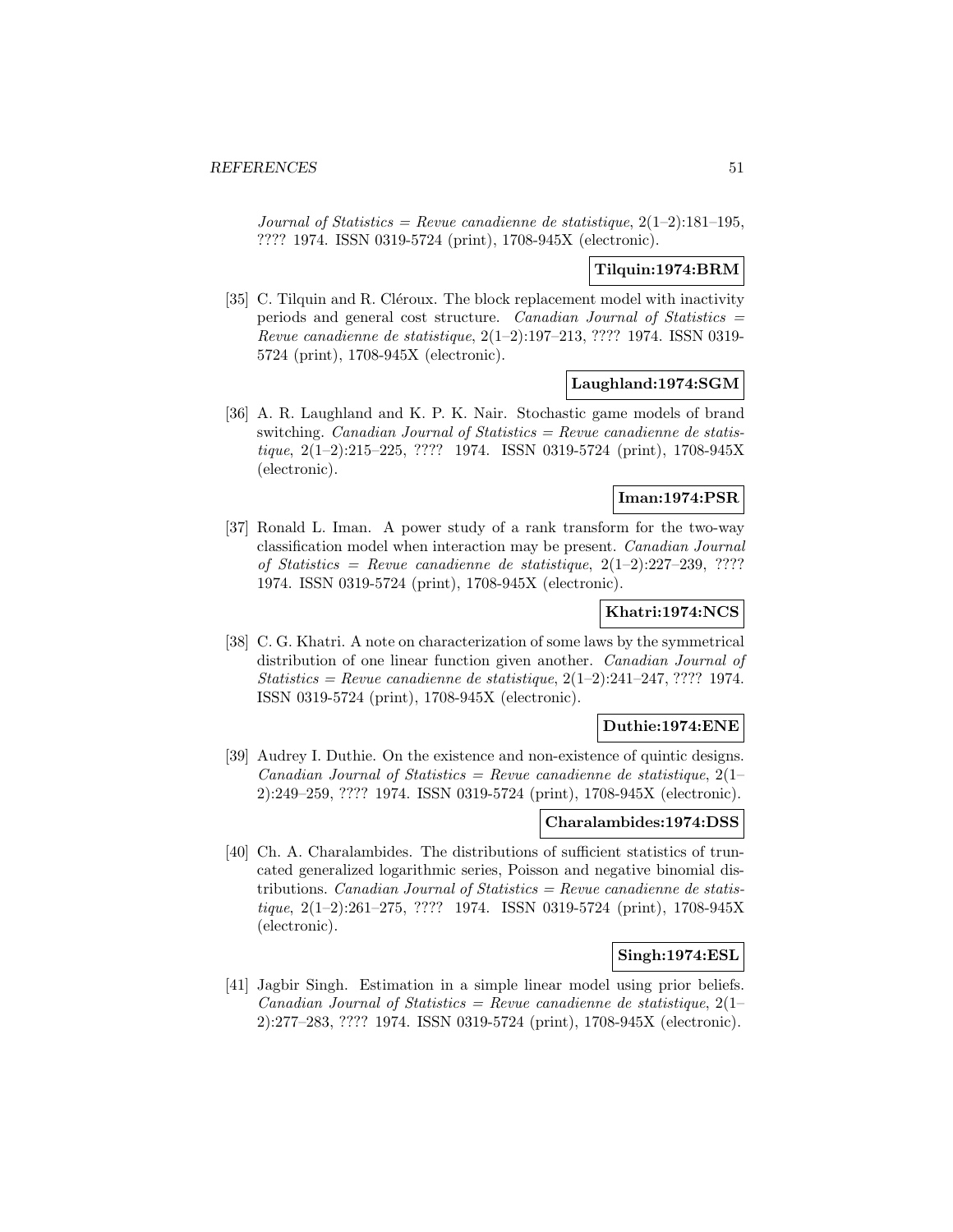*Journal of Statistics = Revue canadienne de statistique*, 2(1–2):181–195, ???? 1974. ISSN 0319-5724 (print), 1708-945X (electronic).

**Tilquin:1974:BRM**

[35] C. Tilquin and R. Cléroux. The block replacement model with inactivity periods and general cost structure. *Canadian Journal of Statistics = Revue canadienne de statistique*, 2(1–2):197–213, ???? 1974. ISSN 0319-5724 (print), 1708-945X (electronic).

**Laughland:1974:SGM**

[36] A. R. Laughland and K. P. K. Nair. Stochastic game models of brand switching. *Canadian Journal of Statistics = Revue canadienne de statistique*, 2(1–2):215–225, ???? 1974. ISSN 0319-5724 (print), 1708-945X (electronic).

**Iman:1974:PSR**

[37] Ronald L. Iman. A power study of a rank transform for the two-way classification model when interaction may be present. *Canadian Journal of Statistics = Revue canadienne de statistique*, 2(1–2):227–239, ???? 1974. ISSN 0319-5724 (print), 1708-945X (electronic).

**Khatri:1974:NCS**

[38] C. G. Khatri. A note on characterization of some laws by the symmetrical distribution of one linear function given another. *Canadian Journal of Statistics = Revue canadienne de statistique*, 2(1–2):241–247, ???? 1974. ISSN 0319-5724 (print), 1708-945X (electronic).

**Duthie:1974:ENE**

[39] Audrey I. Duthie. On the existence and non-existence of quintic designs. *Canadian Journal of Statistics = Revue canadienne de statistique*, 2(1–2):249–259, ???? 1974. ISSN 0319-5724 (print), 1708-945X (electronic).

**Charalambides:1974:DSS**

[40] Ch. A. Charalambides. The distributions of sufficient statistics of truncated generalized logarithmic series, Poisson and negative binomial distributions. *Canadian Journal of Statistics = Revue canadienne de statistique*, 2(1–2):261–275, ???? 1974. ISSN 0319-5724 (print), 1708-945X (electronic).

**Singh:1974:ESL**

[41] Jagbir Singh. Estimation in a simple linear model using prior beliefs. *Canadian Journal of Statistics = Revue canadienne de statistique*, 2(1–2):277–283, ???? 1974. ISSN 0319-5724 (print), 1708-945X (electronic).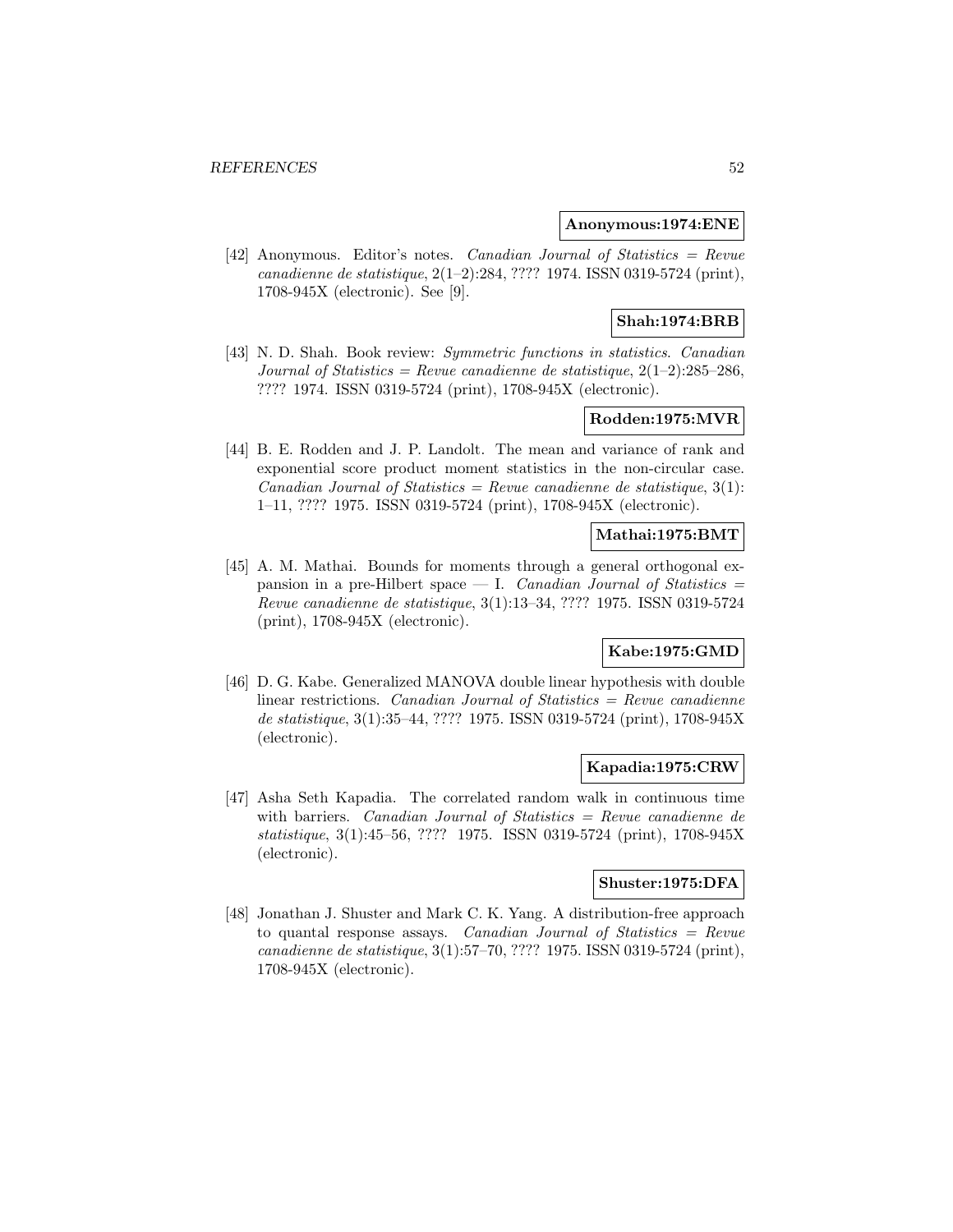**Anonymous:1974:ENE**

[42] Anonymous. Editor's notes. *Canadian Journal of Statistics = Revue canadienne de statistique*, 2(1–2):284, ???? 1974. ISSN 0319-5724 (print), 1708-945X (electronic). See [9].

**Shah:1974:BRB**

[43] N. D. Shah. Book review: *Symmetric functions in statistics*. *Canadian Journal of Statistics = Revue canadienne de statistique*, 2(1–2):285–286, ???? 1974. ISSN 0319-5724 (print), 1708-945X (electronic).

**Rodden:1975:MVR**

[44] B. E. Rodden and J. P. Landolt. The mean and variance of rank and exponential score product moment statistics in the non-circular case. *Canadian Journal of Statistics = Revue canadienne de statistique*, 3(1): 1–11, ???? 1975. ISSN 0319-5724 (print), 1708-945X (electronic).

**Mathai:1975:BMT**

[45] A. M. Mathai. Bounds for moments through a general orthogonal expansion in a pre-Hilbert space — I. *Canadian Journal of Statistics = Revue canadienne de statistique*, 3(1):13–34, ???? 1975. ISSN 0319-5724 (print), 1708-945X (electronic).

**Kabe:1975:GMD**

[46] D. G. Kabe. Generalized MANOVA double linear hypothesis with double linear restrictions. *Canadian Journal of Statistics = Revue canadienne de statistique*, 3(1):35–44, ???? 1975. ISSN 0319-5724 (print), 1708-945X (electronic).

**Kapadia:1975:CRW**

[47] Asha Seth Kapadia. The correlated random walk in continuous time with barriers. *Canadian Journal of Statistics = Revue canadienne de statistique*, 3(1):45–56, ???? 1975. ISSN 0319-5724 (print), 1708-945X (electronic).

**Shuster:1975:DFA**

[48] Jonathan J. Shuster and Mark C. K. Yang. A distribution-free approach to quantal response assays. *Canadian Journal of Statistics = Revue canadienne de statistique*, 3(1):57–70, ???? 1975. ISSN 0319-5724 (print), 1708-945X (electronic).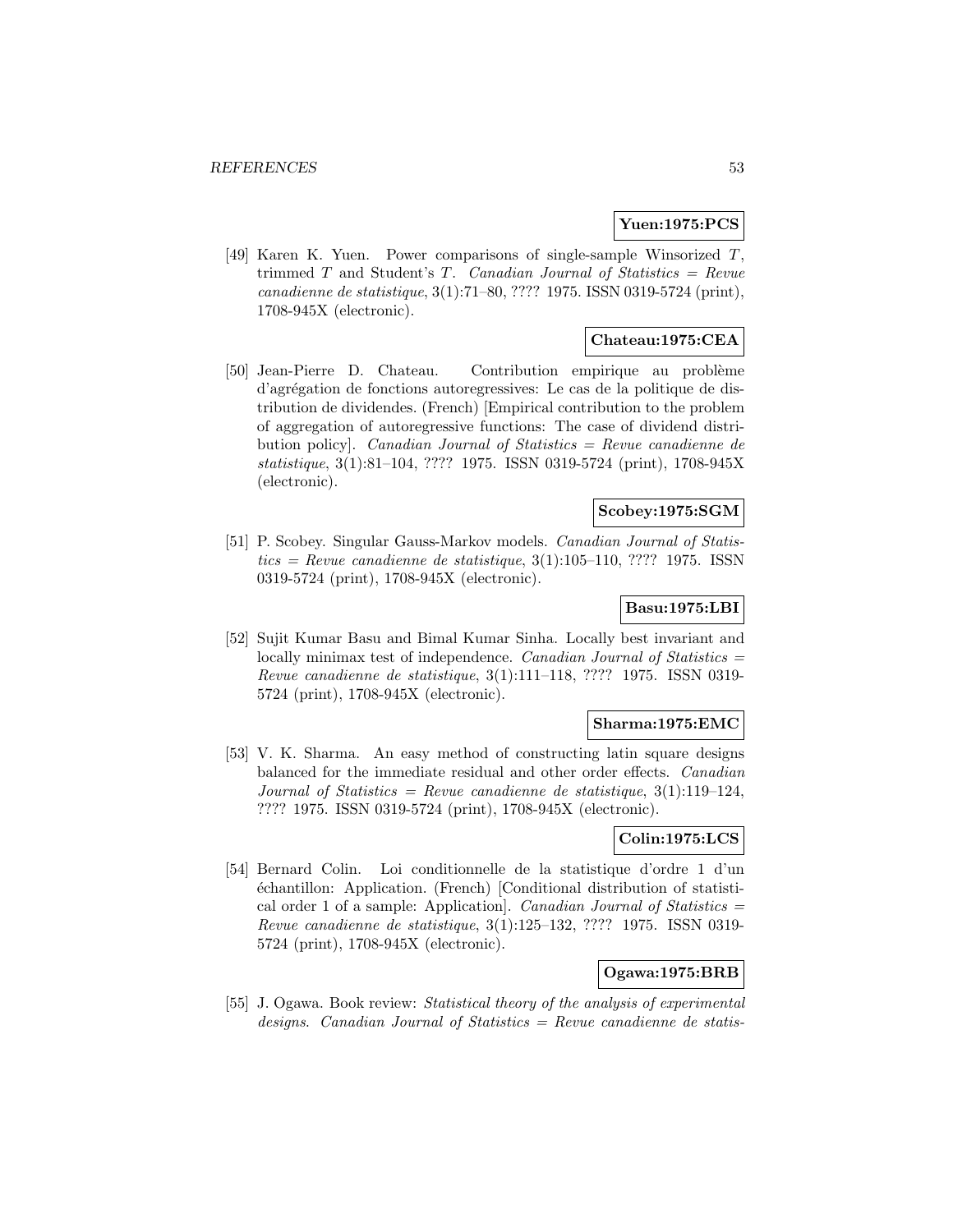**Yuen:1975:PCS**

[49] Karen K. Yuen. Power comparisons of single-sample Winsorized $T$, trimmed $T$ and Student's $T$. *Canadian Journal of Statistics = Revue canadienne de statistique*, 3(1):71–80, ???? 1975. ISSN 0319-5724 (print), 1708-945X (electronic).

**Chateau:1975:CEA**

[50] Jean-Pierre D. Chateau. Contribution empirique au problème d'agrégation de fonctions autoregressives: Le cas de la politique de distribution de dividendes. (French) [Empirical contribution to the problem of aggregation of autoregressive functions: The case of dividend distribution policy]. *Canadian Journal of Statistics = Revue canadienne de statistique*, 3(1):81–104, ???? 1975. ISSN 0319-5724 (print), 1708-945X (electronic).

**Scobey:1975:SGM**

[51] P. Scobey. Singular Gauss-Markov models. *Canadian Journal of Statistics = Revue canadienne de statistique*, 3(1):105–110, ???? 1975. ISSN 0319-5724 (print), 1708-945X (electronic).

**Basu:1975:LBI**

[52] Sujit Kumar Basu and Bimal Kumar Sinha. Locally best invariant and locally minimax test of independence. *Canadian Journal of Statistics = Revue canadienne de statistique*, 3(1):111–118, ???? 1975. ISSN 0319-5724 (print), 1708-945X (electronic).

**Sharma:1975:EMC**

[53] V. K. Sharma. An easy method of constructing latin square designs balanced for the immediate residual and other order effects. *Canadian Journal of Statistics = Revue canadienne de statistique*, 3(1):119–124, ???? 1975. ISSN 0319-5724 (print), 1708-945X (electronic).

**Colin:1975:LCS**

[54] Bernard Colin. Loi conditionnelle de la statistique d'ordre 1 d'un échantillon: Application. (French) [Conditional distribution of statistical order 1 of a sample: Application]. *Canadian Journal of Statistics = Revue canadienne de statistique*, 3(1):125–132, ???? 1975. ISSN 0319-5724 (print), 1708-945X (electronic).

**Ogawa:1975:BRB**

[55] J. Ogawa. Book review: *Statistical theory of the analysis of experimental designs*. *Canadian Journal of Statistics = Revue canadienne de statis-*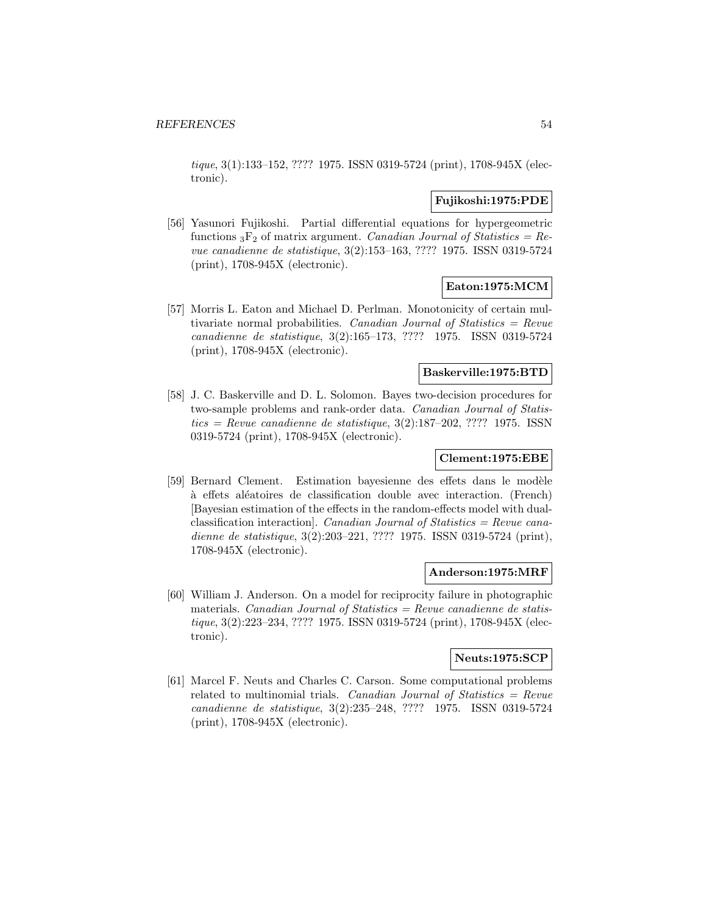*tique*, 3(1):133–152, ???? 1975. ISSN 0319-5724 (print), 1708-945X (electronic).

**Fujikoshi:1975:PDE**

[56] Yasunori Fujikoshi. Partial differential equations for hypergeometric functions ${}_3F_2$ of matrix argument. *Canadian Journal of Statistics = Revue canadienne de statistique*, 3(2):153–163, ???? 1975. ISSN 0319-5724 (print), 1708-945X (electronic).

**Eaton:1975:MCM**

[57] Morris L. Eaton and Michael D. Perlman. Monotonicity of certain multivariate normal probabilities. *Canadian Journal of Statistics = Revue canadienne de statistique*, 3(2):165–173, ???? 1975. ISSN 0319-5724 (print), 1708-945X (electronic).

**Baskerville:1975:BTD**

[58] J. C. Baskerville and D. L. Solomon. Bayes two-decision procedures for two-sample problems and rank-order data. *Canadian Journal of Statistics = Revue canadienne de statistique*, 3(2):187–202, ???? 1975. ISSN 0319-5724 (print), 1708-945X (electronic).

**Clement:1975:EBE**

[59] Bernard Clement. Estimation bayesienne des effets dans le modèle à effets aléatoires de classification double avec interaction. (French) [Bayesian estimation of the effects in the random-effects model with dual-classification interaction]. *Canadian Journal of Statistics = Revue canadienne de statistique*, 3(2):203–221, ???? 1975. ISSN 0319-5724 (print), 1708-945X (electronic).

**Anderson:1975:MRF**

[60] William J. Anderson. On a model for reciprocity failure in photographic materials. *Canadian Journal of Statistics = Revue canadienne de statistique*, 3(2):223–234, ???? 1975. ISSN 0319-5724 (print), 1708-945X (electronic).

**Neuts:1975:SCP**

[61] Marcel F. Neuts and Charles C. Carson. Some computational problems related to multinomial trials. *Canadian Journal of Statistics = Revue canadienne de statistique*, 3(2):235–248, ???? 1975. ISSN 0319-5724 (print), 1708-945X (electronic).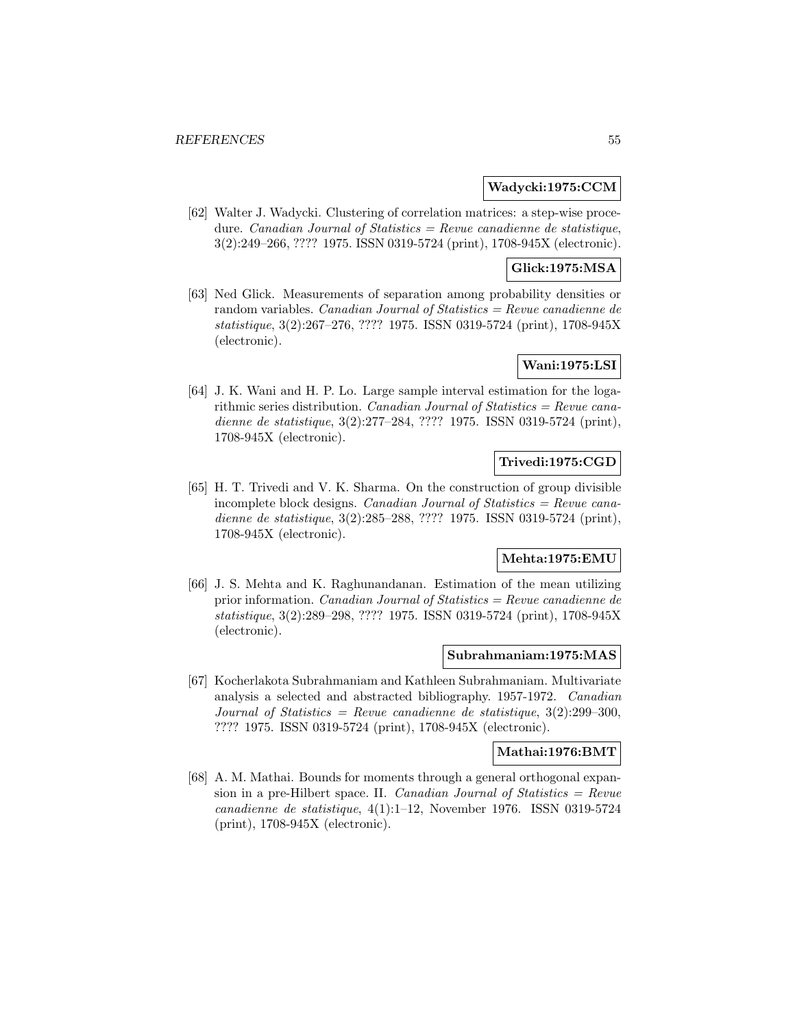**Wadycki:1975:CCM**

[62] Walter J. Wadycki. Clustering of correlation matrices: a step-wise procedure. *Canadian Journal of Statistics = Revue canadienne de statistique*, 3(2):249–266, ???? 1975. ISSN 0319-5724 (print), 1708-945X (electronic).

**Glick:1975:MSA**

[63] Ned Glick. Measurements of separation among probability densities or random variables. *Canadian Journal of Statistics = Revue canadienne de statistique*, 3(2):267–276, ???? 1975. ISSN 0319-5724 (print), 1708-945X (electronic).

**Wani:1975:LSI**

[64] J. K. Wani and H. P. Lo. Large sample interval estimation for the logarithmic series distribution. *Canadian Journal of Statistics = Revue canadienne de statistique*, 3(2):277–284, ???? 1975. ISSN 0319-5724 (print), 1708-945X (electronic).

**Trivedi:1975:CGD**

[65] H. T. Trivedi and V. K. Sharma. On the construction of group divisible incomplete block designs. *Canadian Journal of Statistics = Revue canadienne de statistique*, 3(2):285–288, ???? 1975. ISSN 0319-5724 (print), 1708-945X (electronic).

**Mehta:1975:EMU**

[66] J. S. Mehta and K. Raghunandanan. Estimation of the mean utilizing prior information. *Canadian Journal of Statistics = Revue canadienne de statistique*, 3(2):289–298, ???? 1975. ISSN 0319-5724 (print), 1708-945X (electronic).

**Subrahmaniam:1975:MAS**

[67] Kocherlakota Subrahmaniam and Kathleen Subrahmaniam. Multivariate analysis a selected and abstracted bibliography. 1957-1972. *Canadian Journal of Statistics = Revue canadienne de statistique*, 3(2):299–300, ???? 1975. ISSN 0319-5724 (print), 1708-945X (electronic).

**Mathai:1976:BMT**

[68] A. M. Mathai. Bounds for moments through a general orthogonal expansion in a pre-Hilbert space. II. *Canadian Journal of Statistics = Revue canadienne de statistique*, 4(1):1–12, November 1976. ISSN 0319-5724 (print), 1708-945X (electronic).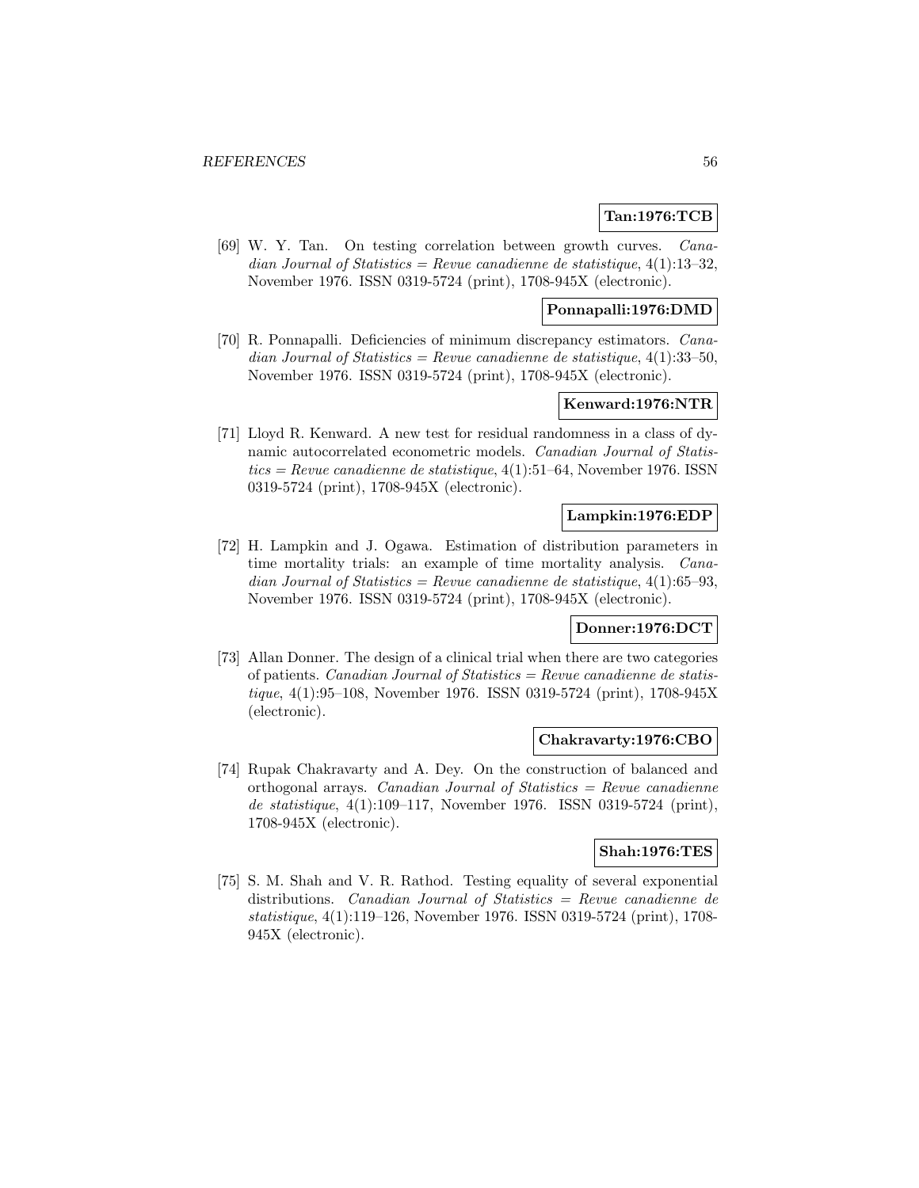**Tan:1976:TCB**

[69] W. Y. Tan. On testing correlation between growth curves. *Canadian Journal of Statistics = Revue canadienne de statistique*, 4(1):13–32, November 1976. ISSN 0319-5724 (print), 1708-945X (electronic).

**Ponnapalli:1976:DMD**

[70] R. Ponnapalli. Deficiencies of minimum discrepancy estimators. *Canadian Journal of Statistics = Revue canadienne de statistique*, 4(1):33–50, November 1976. ISSN 0319-5724 (print), 1708-945X (electronic).

**Kenward:1976:NTR**

[71] Lloyd R. Kenward. A new test for residual randomness in a class of dynamic autocorrelated econometric models. *Canadian Journal of Statistics = Revue canadienne de statistique*, 4(1):51–64, November 1976. ISSN 0319-5724 (print), 1708-945X (electronic).

**Lampkin:1976:EDP**

[72] H. Lampkin and J. Ogawa. Estimation of distribution parameters in time mortality trials: an example of time mortality analysis. *Canadian Journal of Statistics = Revue canadienne de statistique*, 4(1):65–93, November 1976. ISSN 0319-5724 (print), 1708-945X (electronic).

**Donner:1976:DCT**

[73] Allan Donner. The design of a clinical trial when there are two categories of patients. *Canadian Journal of Statistics = Revue canadienne de statistique*, 4(1):95–108, November 1976. ISSN 0319-5724 (print), 1708-945X (electronic).

**Chakravarty:1976:CBO**

[74] Rupak Chakravarty and A. Dey. On the construction of balanced and orthogonal arrays. *Canadian Journal of Statistics = Revue canadienne de statistique*, 4(1):109–117, November 1976. ISSN 0319-5724 (print), 1708-945X (electronic).

**Shah:1976:TES**

[75] S. M. Shah and V. R. Rathod. Testing equality of several exponential distributions. *Canadian Journal of Statistics = Revue canadienne de statistique*, 4(1):119–126, November 1976. ISSN 0319-5724 (print), 1708-945X (electronic).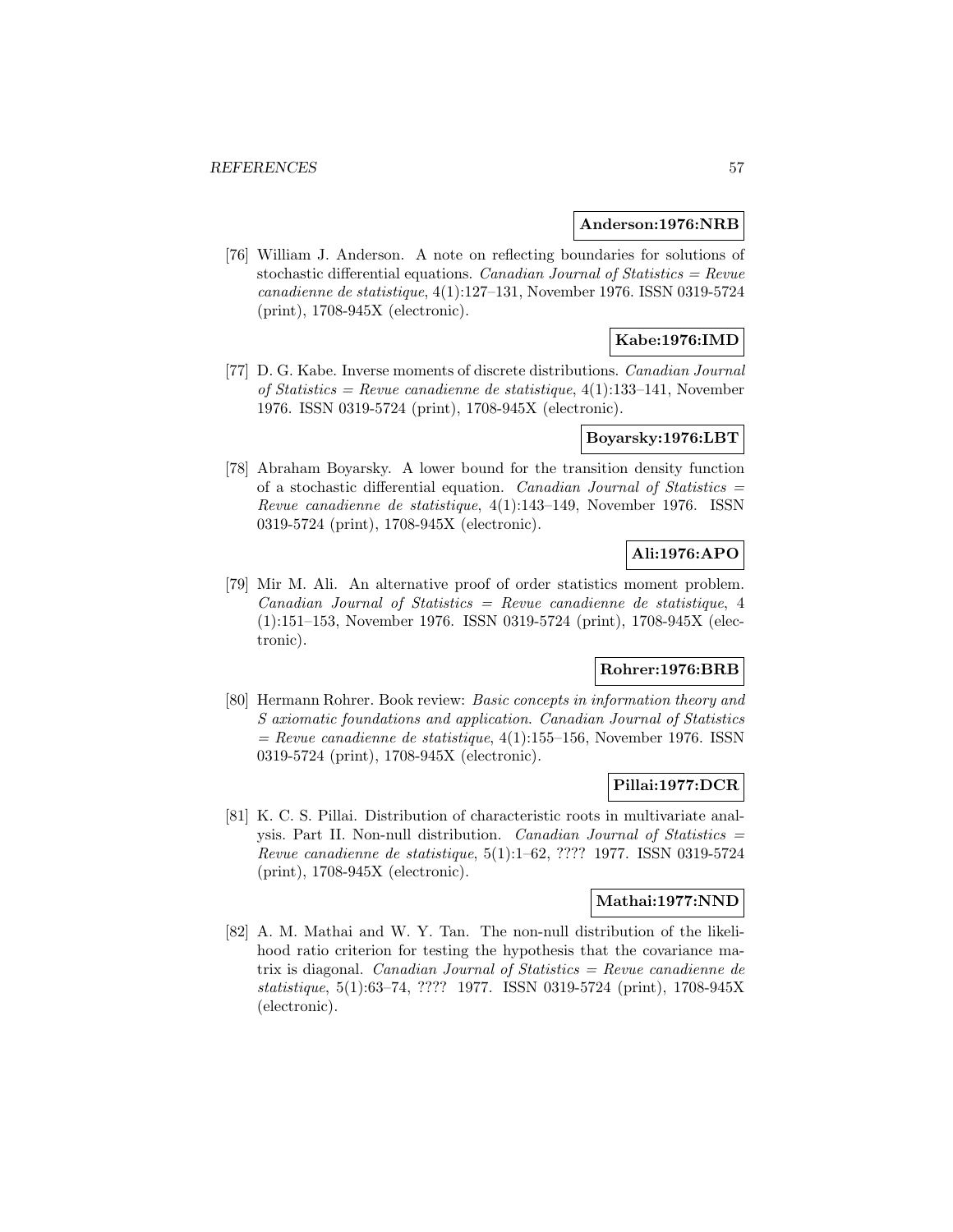**Anderson:1976:NRB**

[76] William J. Anderson. A note on reflecting boundaries for solutions of stochastic differential equations. *Canadian Journal of Statistics = Revue canadienne de statistique*, 4(1):127–131, November 1976. ISSN 0319-5724 (print), 1708-945X (electronic).

**Kabe:1976:IMD**

[77] D. G. Kabe. Inverse moments of discrete distributions. *Canadian Journal of Statistics = Revue canadienne de statistique*, 4(1):133–141, November 1976. ISSN 0319-5724 (print), 1708-945X (electronic).

**Boyarsky:1976:LBT**

[78] Abraham Boyarsky. A lower bound for the transition density function of a stochastic differential equation. *Canadian Journal of Statistics = Revue canadienne de statistique*, 4(1):143–149, November 1976. ISSN 0319-5724 (print), 1708-945X (electronic).

**Ali:1976:APO**

[79] Mir M. Ali. An alternative proof of order statistics moment problem. *Canadian Journal of Statistics = Revue canadienne de statistique*, 4 (1):151–153, November 1976. ISSN 0319-5724 (print), 1708-945X (electronic).

**Rohrer:1976:BRB**

[80] Hermann Rohrer. Book review: *Basic concepts in information theory and S axiomatic foundations and application*. *Canadian Journal of Statistics = Revue canadienne de statistique*, 4(1):155–156, November 1976. ISSN 0319-5724 (print), 1708-945X (electronic).

**Pillai:1977:DCR**

[81] K. C. S. Pillai. Distribution of characteristic roots in multivariate analysis. Part II. Non-null distribution. *Canadian Journal of Statistics = Revue canadienne de statistique*, 5(1):1–62, ???? 1977. ISSN 0319-5724 (print), 1708-945X (electronic).

**Mathai:1977:NND**

[82] A. M. Mathai and W. Y. Tan. The non-null distribution of the likelihood ratio criterion for testing the hypothesis that the covariance matrix is diagonal. *Canadian Journal of Statistics = Revue canadienne de statistique*, 5(1):63–74, ???? 1977. ISSN 0319-5724 (print), 1708-945X (electronic).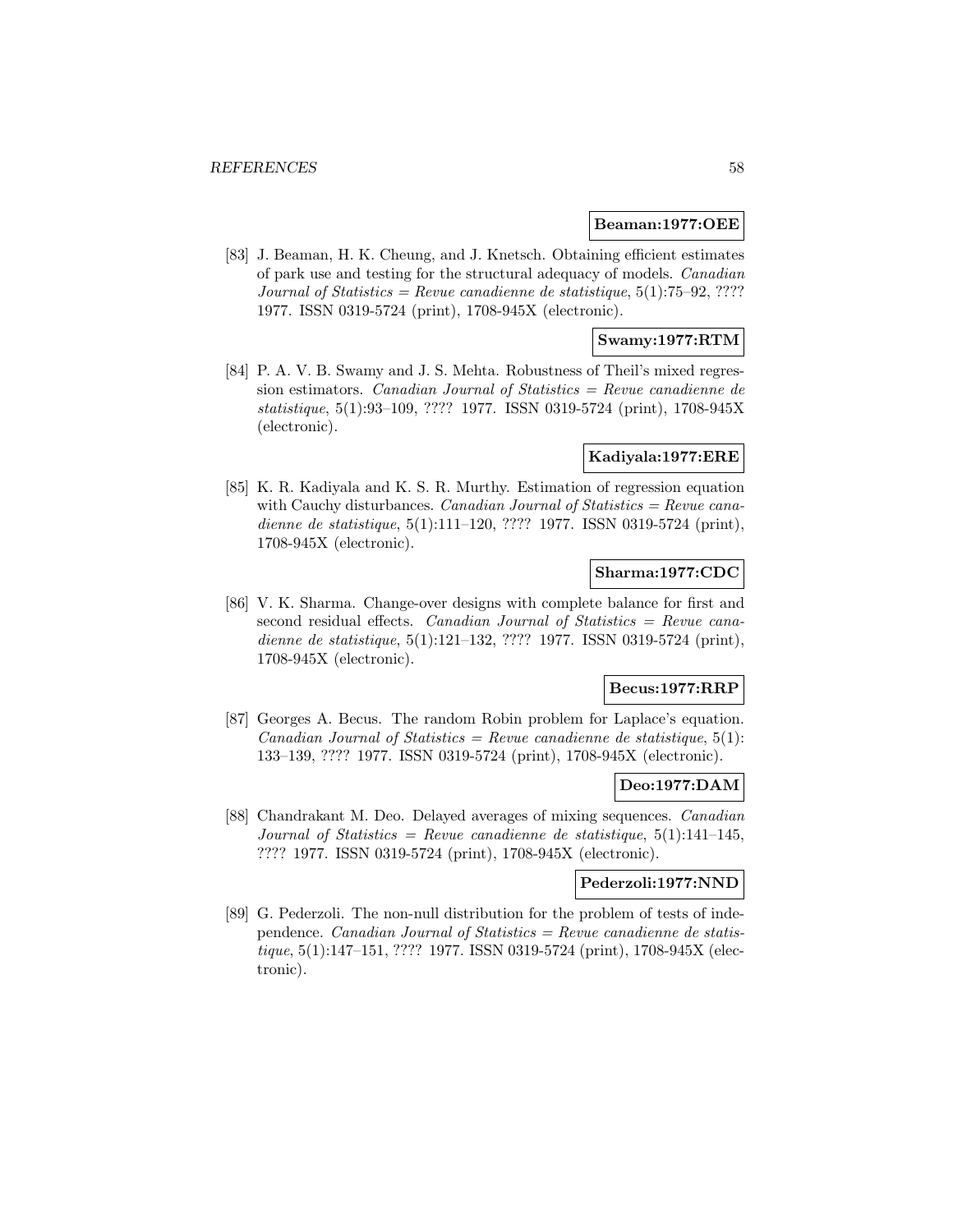**Beaman:1977:OEE**

[83] J. Beaman, H. K. Cheung, and J. Knetsch. Obtaining efficient estimates of park use and testing for the structural adequacy of models. *Canadian Journal of Statistics = Revue canadienne de statistique*, 5(1):75–92, ???? 1977. ISSN 0319-5724 (print), 1708-945X (electronic).

**Swamy:1977:RTM**

[84] P. A. V. B. Swamy and J. S. Mehta. Robustness of Theil's mixed regression estimators. *Canadian Journal of Statistics = Revue canadienne de statistique*, 5(1):93–109, ???? 1977. ISSN 0319-5724 (print), 1708-945X (electronic).

**Kadiyala:1977:ERE**

[85] K. R. Kadiyala and K. S. R. Murthy. Estimation of regression equation with Cauchy disturbances. *Canadian Journal of Statistics = Revue canadienne de statistique*, 5(1):111–120, ???? 1977. ISSN 0319-5724 (print), 1708-945X (electronic).

**Sharma:1977:CDC**

[86] V. K. Sharma. Change-over designs with complete balance for first and second residual effects. *Canadian Journal of Statistics = Revue canadienne de statistique*, 5(1):121–132, ???? 1977. ISSN 0319-5724 (print), 1708-945X (electronic).

**Becus:1977:RRP**

[87] Georges A. Becus. The random Robin problem for Laplace's equation. *Canadian Journal of Statistics = Revue canadienne de statistique*, 5(1): 133–139, ???? 1977. ISSN 0319-5724 (print), 1708-945X (electronic).

**Deo:1977:DAM**

[88] Chandrakant M. Deo. Delayed averages of mixing sequences. *Canadian Journal of Statistics = Revue canadienne de statistique*, 5(1):141–145, ???? 1977. ISSN 0319-5724 (print), 1708-945X (electronic).

**Pederzoli:1977:NND**

[89] G. Pederzoli. The non-null distribution for the problem of tests of independence. *Canadian Journal of Statistics = Revue canadienne de statistique*, 5(1):147–151, ???? 1977. ISSN 0319-5724 (print), 1708-945X (electronic).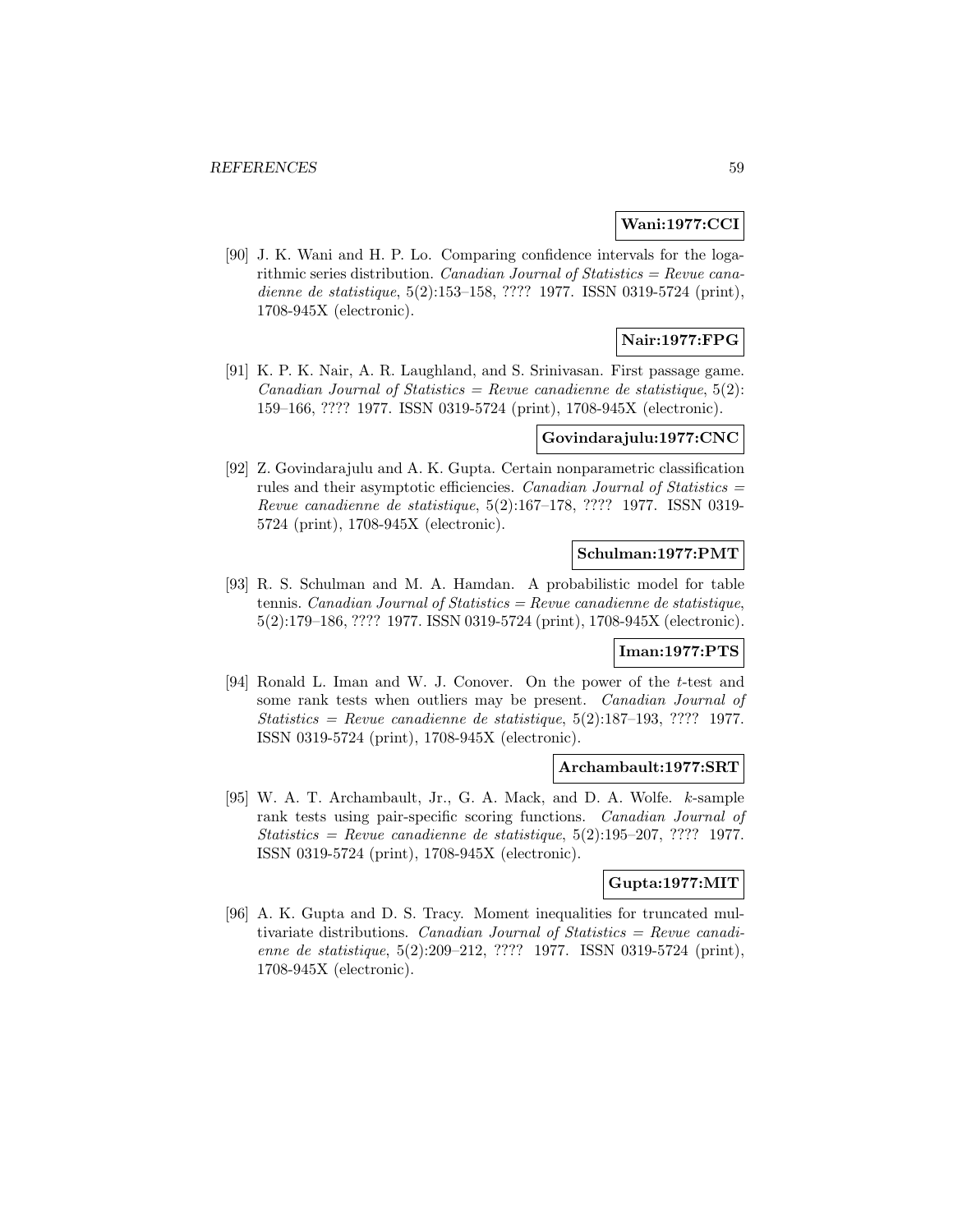**Wani:1977:CCI**

[90] J. K. Wani and H. P. Lo. Comparing confidence intervals for the logarithmic series distribution. *Canadian Journal of Statistics = Revue canadienne de statistique*, 5(2):153–158, ???? 1977. ISSN 0319-5724 (print), 1708-945X (electronic).

**Nair:1977:FPG**

[91] K. P. K. Nair, A. R. Laughland, and S. Srinivasan. First passage game. *Canadian Journal of Statistics = Revue canadienne de statistique*, 5(2): 159–166, ???? 1977. ISSN 0319-5724 (print), 1708-945X (electronic).

**Govindarajulu:1977:CNC**

[92] Z. Govindarajulu and A. K. Gupta. Certain nonparametric classification rules and their asymptotic efficiencies. *Canadian Journal of Statistics = Revue canadienne de statistique*, 5(2):167–178, ???? 1977. ISSN 0319-5724 (print), 1708-945X (electronic).

**Schulman:1977:PMT**

[93] R. S. Schulman and M. A. Hamdan. A probabilistic model for table tennis. *Canadian Journal of Statistics = Revue canadienne de statistique*, 5(2):179–186, ???? 1977. ISSN 0319-5724 (print), 1708-945X (electronic).

**Iman:1977:PTS**

[94] Ronald L. Iman and W. J. Conover. On the power of the $t$-test and some rank tests when outliers may be present. *Canadian Journal of Statistics = Revue canadienne de statistique*, 5(2):187–193, ???? 1977. ISSN 0319-5724 (print), 1708-945X (electronic).

**Archambault:1977:SRT**

[95] W. A. T. Archambault, Jr., G. A. Mack, and D. A. Wolfe. $k$-sample rank tests using pair-specific scoring functions. *Canadian Journal of Statistics = Revue canadienne de statistique*, 5(2):195–207, ???? 1977. ISSN 0319-5724 (print), 1708-945X (electronic).

**Gupta:1977:MIT**

[96] A. K. Gupta and D. S. Tracy. Moment inequalities for truncated multivariate distributions. *Canadian Journal of Statistics = Revue canadienne de statistique*, 5(2):209–212, ???? 1977. ISSN 0319-5724 (print), 1708-945X (electronic).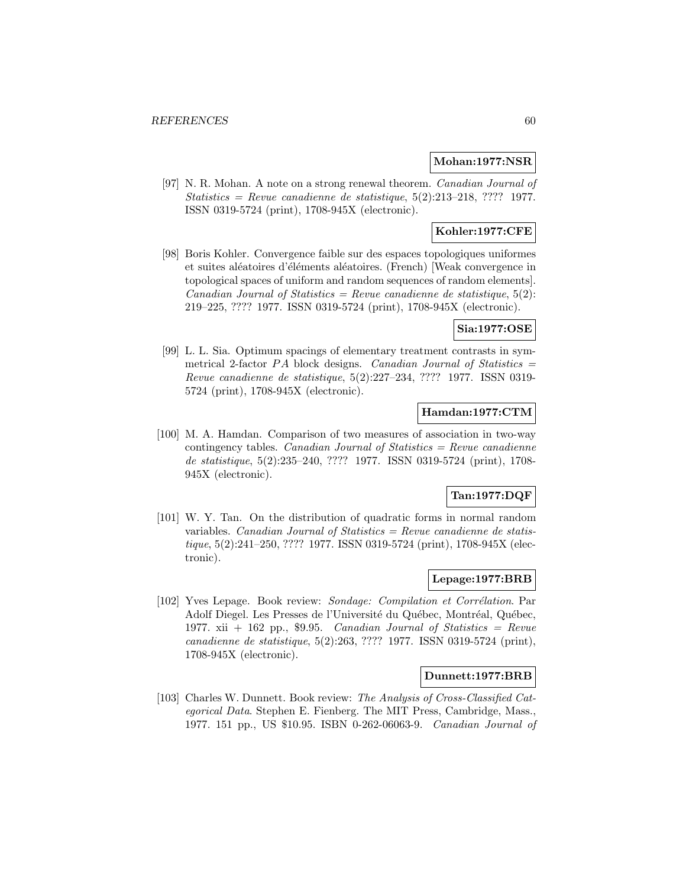**Mohan:1977:NSR**

[97] N. R. Mohan. A note on a strong renewal theorem. *Canadian Journal of Statistics = Revue canadienne de statistique*, 5(2):213–218, ???? 1977. ISSN 0319-5724 (print), 1708-945X (electronic).

**Kohler:1977:CFE**

[98] Boris Kohler. Convergence faible sur des espaces topologiques uniformes et suites aléatoires d'éléments aléatoires. (French) [Weak convergence in topological spaces of uniform and random sequences of random elements]. *Canadian Journal of Statistics = Revue canadienne de statistique*, 5(2): 219–225, ???? 1977. ISSN 0319-5724 (print), 1708-945X (electronic).

**Sia:1977:OSE**

[99] L. L. Sia. Optimum spacings of elementary treatment contrasts in symmetrical 2-factor $PA$ block designs. *Canadian Journal of Statistics = Revue canadienne de statistique*, 5(2):227–234, ???? 1977. ISSN 0319-5724 (print), 1708-945X (electronic).

**Hamdan:1977:CTM**

[100] M. A. Hamdan. Comparison of two measures of association in two-way contingency tables. *Canadian Journal of Statistics = Revue canadienne de statistique*, 5(2):235–240, ???? 1977. ISSN 0319-5724 (print), 1708-945X (electronic).

**Tan:1977:DQF**

[101] W. Y. Tan. On the distribution of quadratic forms in normal random variables. *Canadian Journal of Statistics = Revue canadienne de statistique*, 5(2):241–250, ???? 1977. ISSN 0319-5724 (print), 1708-945X (electronic).

**Lepage:1977:BRB**

[102] Yves Lepage. Book review: *Sondage: Compilation et Corrélation*. Par Adolf Diegel. Les Presses de l'Université du Québec, Montréal, Québec, 1977. xii + 162 pp., \$9.95. *Canadian Journal of Statistics = Revue canadienne de statistique*, 5(2):263, ???? 1977. ISSN 0319-5724 (print), 1708-945X (electronic).

**Dunnett:1977:BRB**

[103] Charles W. Dunnett. Book review: *The Analysis of Cross-Classified Categorical Data*. Stephen E. Fienberg. The MIT Press, Cambridge, Mass., 1977. 151 pp., US \$10.95. ISBN 0-262-06063-9. *Canadian Journal of*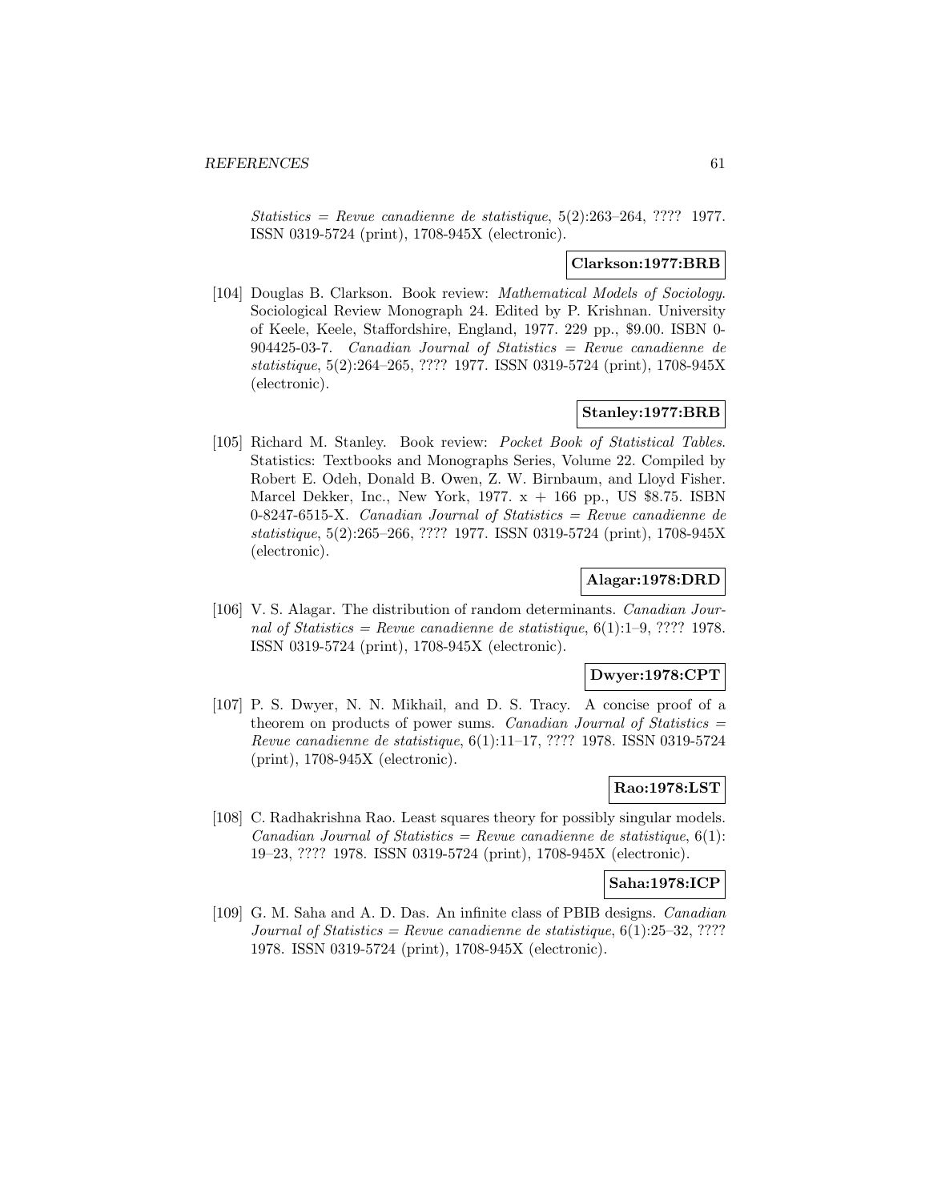*Statistics = Revue canadienne de statistique*, 5(2):263–264, ???? 1977. ISSN 0319-5724 (print), 1708-945X (electronic).

**Clarkson:1977:BRB**

[104] Douglas B. Clarkson. Book review: *Mathematical Models of Sociology*. Sociological Review Monograph 24. Edited by P. Krishnan. University of Keele, Keele, Staffordshire, England, 1977. 229 pp., $9.00. ISBN 0-904425-03-7. *Canadian Journal of Statistics = Revue canadienne de statistique*, 5(2):264–265, ???? 1977. ISSN 0319-5724 (print), 1708-945X (electronic).

**Stanley:1977:BRB**

[105] Richard M. Stanley. Book review: *Pocket Book of Statistical Tables*. Statistics: Textbooks and Monographs Series, Volume 22. Compiled by Robert E. Odeh, Donald B. Owen, Z. W. Birnbaum, and Lloyd Fisher. Marcel Dekker, Inc., New York, 1977. x + 166 pp., US $8.75. ISBN 0-8247-6515-X. *Canadian Journal of Statistics = Revue canadienne de statistique*, 5(2):265–266, ???? 1977. ISSN 0319-5724 (print), 1708-945X (electronic).

**Alagar:1978:DRD**

[106] V. S. Alagar. The distribution of random determinants. *Canadian Journal of Statistics = Revue canadienne de statistique*, 6(1):1–9, ???? 1978. ISSN 0319-5724 (print), 1708-945X (electronic).

**Dwyer:1978:CPT**

[107] P. S. Dwyer, N. N. Mikhail, and D. S. Tracy. A concise proof of a theorem on products of power sums. *Canadian Journal of Statistics = Revue canadienne de statistique*, 6(1):11–17, ???? 1978. ISSN 0319-5724 (print), 1708-945X (electronic).

**Rao:1978:LST**

[108] C. Radhakrishna Rao. Least squares theory for possibly singular models. *Canadian Journal of Statistics = Revue canadienne de statistique*, 6(1): 19–23, ???? 1978. ISSN 0319-5724 (print), 1708-945X (electronic).

**Saha:1978:ICP**

[109] G. M. Saha and A. D. Das. An infinite class of PBIB designs. *Canadian Journal of Statistics = Revue canadienne de statistique*, 6(1):25–32, ???? 1978. ISSN 0319-5724 (print), 1708-945X (electronic).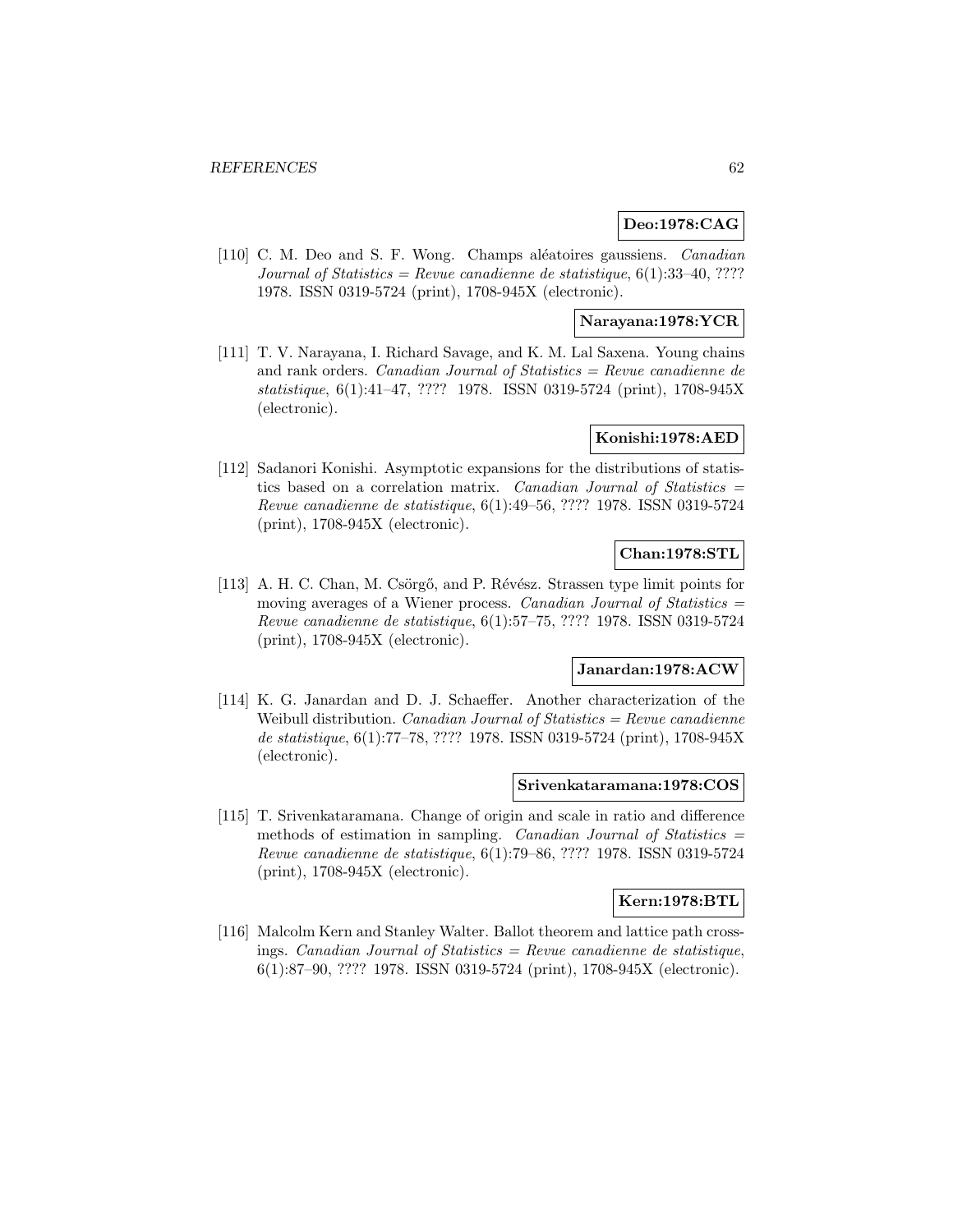**Deo:1978:CAG**

[110] C. M. Deo and S. F. Wong. Champs aléatoires gaussiens. *Canadian Journal of Statistics = Revue canadienne de statistique*, 6(1):33–40, ???? 1978. ISSN 0319-5724 (print), 1708-945X (electronic).

**Narayana:1978:YCR**

[111] T. V. Narayana, I. Richard Savage, and K. M. Lal Saxena. Young chains and rank orders. *Canadian Journal of Statistics = Revue canadienne de statistique*, 6(1):41–47, ???? 1978. ISSN 0319-5724 (print), 1708-945X (electronic).

**Konishi:1978:AED**

[112] Sadanori Konishi. Asymptotic expansions for the distributions of statistics based on a correlation matrix. *Canadian Journal of Statistics = Revue canadienne de statistique*, 6(1):49–56, ???? 1978. ISSN 0319-5724 (print), 1708-945X (electronic).

**Chan:1978:STL**

[113] A. H. C. Chan, M. Csörgő, and P. Révész. Strassen type limit points for moving averages of a Wiener process. *Canadian Journal of Statistics = Revue canadienne de statistique*, 6(1):57–75, ???? 1978. ISSN 0319-5724 (print), 1708-945X (electronic).

**Janardan:1978:ACW**

[114] K. G. Janardan and D. J. Schaeffer. Another characterization of the Weibull distribution. *Canadian Journal of Statistics = Revue canadienne de statistique*, 6(1):77–78, ???? 1978. ISSN 0319-5724 (print), 1708-945X (electronic).

**Srivenkataramana:1978:COS**

[115] T. Srivenkataramana. Change of origin and scale in ratio and difference methods of estimation in sampling. *Canadian Journal of Statistics = Revue canadienne de statistique*, 6(1):79–86, ???? 1978. ISSN 0319-5724 (print), 1708-945X (electronic).

**Kern:1978:BTL**

[116] Malcolm Kern and Stanley Walter. Ballot theorem and lattice path crossings. *Canadian Journal of Statistics = Revue canadienne de statistique*, 6(1):87–90, ???? 1978. ISSN 0319-5724 (print), 1708-945X (electronic).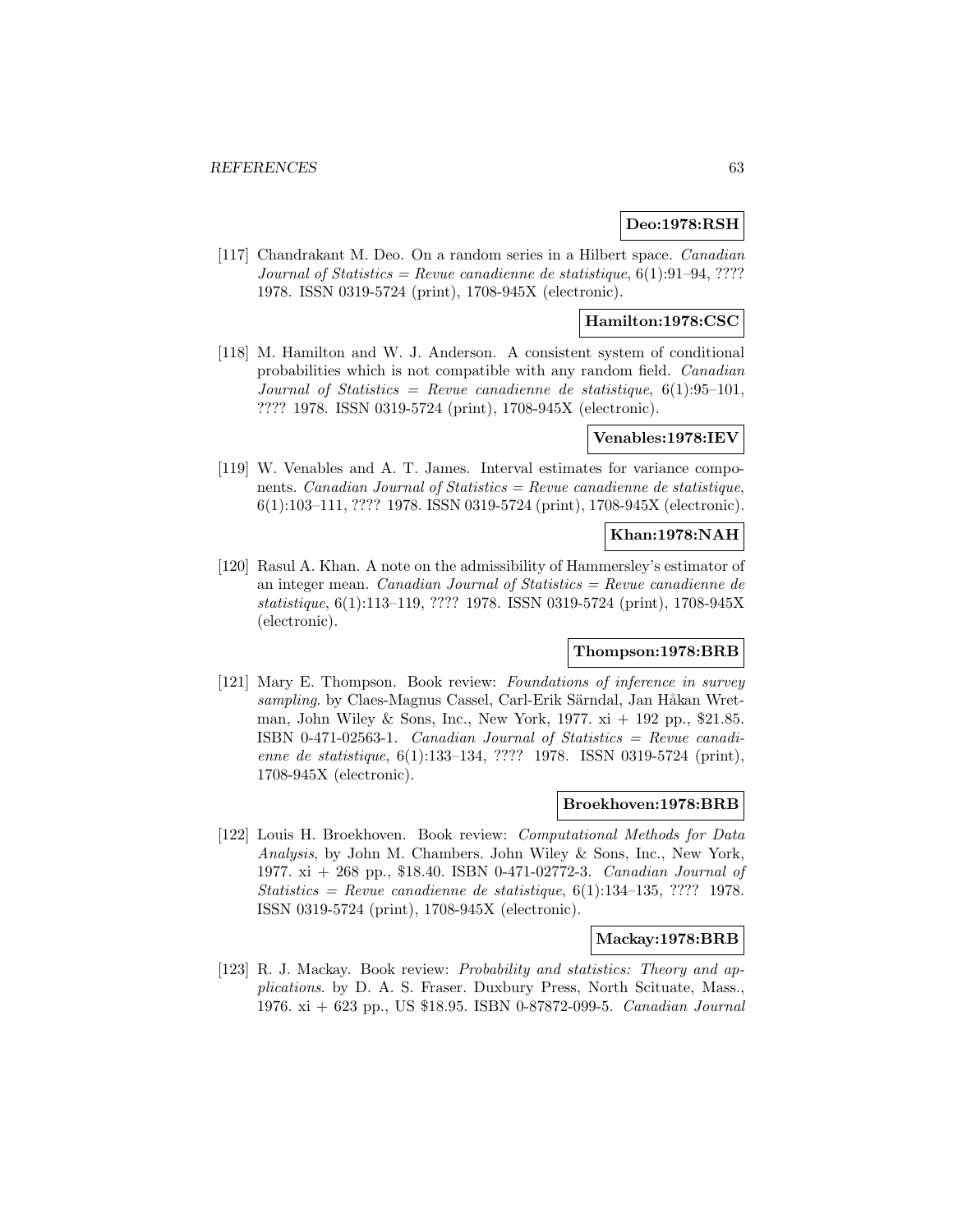**Deo:1978:RSH**

[117] Chandrakant M. Deo. On a random series in a Hilbert space. *Canadian Journal of Statistics = Revue canadienne de statistique*, 6(1):91–94, ???? 1978. ISSN 0319-5724 (print), 1708-945X (electronic).

**Hamilton:1978:CSC**

[118] M. Hamilton and W. J. Anderson. A consistent system of conditional probabilities which is not compatible with any random field. *Canadian Journal of Statistics = Revue canadienne de statistique*, 6(1):95–101, ???? 1978. ISSN 0319-5724 (print), 1708-945X (electronic).

**Venables:1978:IEV**

[119] W. Venables and A. T. James. Interval estimates for variance components. *Canadian Journal of Statistics = Revue canadienne de statistique*, 6(1):103–111, ???? 1978. ISSN 0319-5724 (print), 1708-945X (electronic).

**Khan:1978:NAH**

[120] Rasul A. Khan. A note on the admissibility of Hammersley's estimator of an integer mean. *Canadian Journal of Statistics = Revue canadienne de statistique*, 6(1):113–119, ???? 1978. ISSN 0319-5724 (print), 1708-945X (electronic).

**Thompson:1978:BRB**

[121] Mary E. Thompson. Book review: *Foundations of inference in survey sampling*. by Claes-Magnus Cassel, Carl-Erik Särndal, Jan Håkan Wretman, John Wiley & Sons, Inc., New York, 1977. xi + 192 pp., $21.85. ISBN 0-471-02563-1. *Canadian Journal of Statistics = Revue canadienne de statistique*, 6(1):133–134, ???? 1978. ISSN 0319-5724 (print), 1708-945X (electronic).

**Broekhoven:1978:BRB**

[122] Louis H. Broekhoven. Book review: *Computational Methods for Data Analysis*, by John M. Chambers. John Wiley & Sons, Inc., New York, 1977. xi + 268 pp., $18.40. ISBN 0-471-02772-3. *Canadian Journal of Statistics = Revue canadienne de statistique*, 6(1):134–135, ???? 1978. ISSN 0319-5724 (print), 1708-945X (electronic).

**Mackay:1978:BRB**

[123] R. J. Mackay. Book review: *Probability and statistics: Theory and applications*. by D. A. S. Fraser. Duxbury Press, North Scituate, Mass., 1976. xi + 623 pp., US $18.95. ISBN 0-87872-099-5. *Canadian Journal*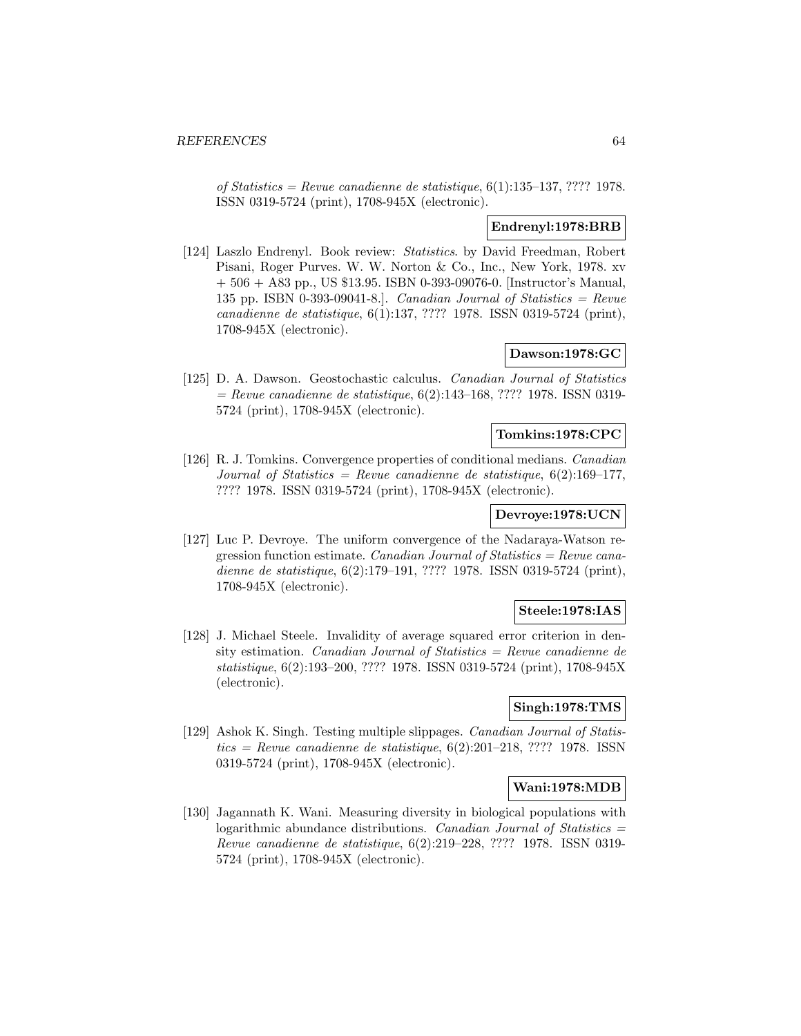*of Statistics = Revue canadienne de statistique*, 6(1):135–137, ???? 1978. ISSN 0319-5724 (print), 1708-945X (electronic).

**Endrenyl:1978:BRB**

[124] Laszlo Endrenyl. Book review: *Statistics*. by David Freedman, Robert Pisani, Roger Purves. W. W. Norton & Co., Inc., New York, 1978. xv + 506 + A83 pp., US $13.95. ISBN 0-393-09076-0. [Instructor's Manual, 135 pp. ISBN 0-393-09041-8.]. *Canadian Journal of Statistics = Revue canadienne de statistique*, 6(1):137, ???? 1978. ISSN 0319-5724 (print), 1708-945X (electronic).

**Dawson:1978:GC**

[125] D. A. Dawson. Geostochastic calculus. *Canadian Journal of Statistics = Revue canadienne de statistique*, 6(2):143–168, ???? 1978. ISSN 0319-5724 (print), 1708-945X (electronic).

**Tomkins:1978:CPC**

[126] R. J. Tomkins. Convergence properties of conditional medians. *Canadian Journal of Statistics = Revue canadienne de statistique*, 6(2):169–177, ???? 1978. ISSN 0319-5724 (print), 1708-945X (electronic).

**Devroye:1978:UCN**

[127] Luc P. Devroye. The uniform convergence of the Nadaraya-Watson regression function estimate. *Canadian Journal of Statistics = Revue canadienne de statistique*, 6(2):179–191, ???? 1978. ISSN 0319-5724 (print), 1708-945X (electronic).

**Steele:1978:IAS**

[128] J. Michael Steele. Invalidity of average squared error criterion in density estimation. *Canadian Journal of Statistics = Revue canadienne de statistique*, 6(2):193–200, ???? 1978. ISSN 0319-5724 (print), 1708-945X (electronic).

**Singh:1978:TMS**

[129] Ashok K. Singh. Testing multiple slippages. *Canadian Journal of Statistics = Revue canadienne de statistique*, 6(2):201–218, ???? 1978. ISSN 0319-5724 (print), 1708-945X (electronic).

**Wani:1978:MDB**

[130] Jagannath K. Wani. Measuring diversity in biological populations with logarithmic abundance distributions. *Canadian Journal of Statistics = Revue canadienne de statistique*, 6(2):219–228, ???? 1978. ISSN 0319-5724 (print), 1708-945X (electronic).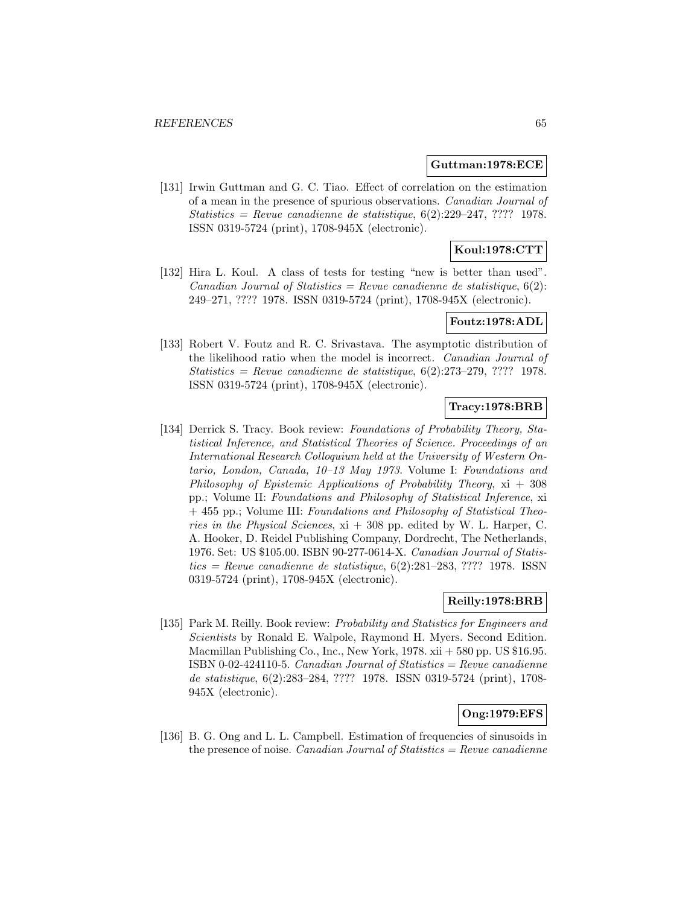**Guttman:1978:ECE**

[131] Irwin Guttman and G. C. Tiao. Effect of correlation on the estimation of a mean in the presence of spurious observations. *Canadian Journal of Statistics = Revue canadienne de statistique*, 6(2):229–247, ???? 1978. ISSN 0319-5724 (print), 1708-945X (electronic).

**Koul:1978:CTT**

[132] Hira L. Koul. A class of tests for testing "new is better than used". *Canadian Journal of Statistics = Revue canadienne de statistique*, 6(2): 249–271, ???? 1978. ISSN 0319-5724 (print), 1708-945X (electronic).

**Foutz:1978:ADL**

[133] Robert V. Foutz and R. C. Srivastava. The asymptotic distribution of the likelihood ratio when the model is incorrect. *Canadian Journal of Statistics = Revue canadienne de statistique*, 6(2):273–279, ???? 1978. ISSN 0319-5724 (print), 1708-945X (electronic).

**Tracy:1978:BRB**

[134] Derrick S. Tracy. Book review: *Foundations of Probability Theory, Statistical Inference, and Statistical Theories of Science. Proceedings of an International Research Colloquium held at the University of Western Ontario, London, Canada, 10–13 May 1973*. Volume I: *Foundations and Philosophy of Epistemic Applications of Probability Theory*, xi + 308 pp.; Volume II: *Foundations and Philosophy of Statistical Inference*, xi + 455 pp.; Volume III: *Foundations and Philosophy of Statistical Theories in the Physical Sciences*, xi + 308 pp. edited by W. L. Harper, C. A. Hooker, D. Reidel Publishing Company, Dordrecht, The Netherlands, 1976. Set: US $105.00. ISBN 90-277-0614-X. *Canadian Journal of Statistics = Revue canadienne de statistique*, 6(2):281–283, ???? 1978. ISSN 0319-5724 (print), 1708-945X (electronic).

**Reilly:1978:BRB**

[135] Park M. Reilly. Book review: *Probability and Statistics for Engineers and Scientists* by Ronald E. Walpole, Raymond H. Myers. Second Edition. Macmillan Publishing Co., Inc., New York, 1978. xii + 580 pp. US $16.95. ISBN 0-02-424110-5. *Canadian Journal of Statistics = Revue canadienne de statistique*, 6(2):283–284, ???? 1978. ISSN 0319-5724 (print), 1708-945X (electronic).

**Ong:1979:EFS**

[136] B. G. Ong and L. L. Campbell. Estimation of frequencies of sinusoids in the presence of noise. *Canadian Journal of Statistics = Revue canadienne*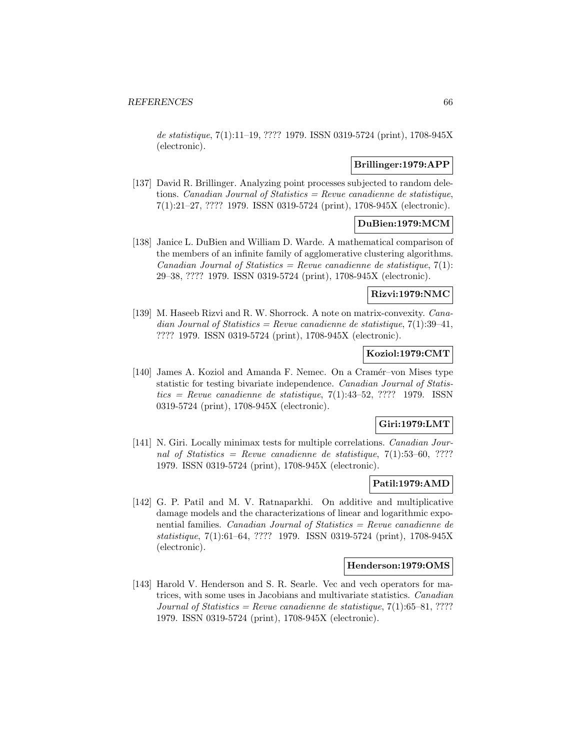*de statistique*, 7(1):11–19, ???? 1979. ISSN 0319-5724 (print), 1708-945X (electronic).

**Brillinger:1979:APP**

[137] David R. Brillinger. Analyzing point processes subjected to random deletions. *Canadian Journal of Statistics = Revue canadienne de statistique*, 7(1):21–27, ???? 1979. ISSN 0319-5724 (print), 1708-945X (electronic).

**DuBien:1979:MCM**

[138] Janice L. DuBien and William D. Warde. A mathematical comparison of the members of an infinite family of agglomerative clustering algorithms. *Canadian Journal of Statistics = Revue canadienne de statistique*, 7(1): 29–38, ???? 1979. ISSN 0319-5724 (print), 1708-945X (electronic).

**Rizvi:1979:NMC**

[139] M. Haseeb Rizvi and R. W. Shorrock. A note on matrix-convexity. *Canadian Journal of Statistics = Revue canadienne de statistique*, 7(1):39–41, ???? 1979. ISSN 0319-5724 (print), 1708-945X (electronic).

**Koziol:1979:CMT**

[140] James A. Koziol and Amanda F. Nemec. On a Cramér–von Mises type statistic for testing bivariate independence. *Canadian Journal of Statistics = Revue canadienne de statistique*, 7(1):43–52, ???? 1979. ISSN 0319-5724 (print), 1708-945X (electronic).

**Giri:1979:LMT**

[141] N. Giri. Locally minimax tests for multiple correlations. *Canadian Journal of Statistics = Revue canadienne de statistique*, 7(1):53–60, ???? 1979. ISSN 0319-5724 (print), 1708-945X (electronic).

**Patil:1979:AMD**

[142] G. P. Patil and M. V. Ratnaparkhi. On additive and multiplicative damage models and the characterizations of linear and logarithmic exponential families. *Canadian Journal of Statistics = Revue canadienne de statistique*, 7(1):61–64, ???? 1979. ISSN 0319-5724 (print), 1708-945X (electronic).

**Henderson:1979:OMS**

[143] Harold V. Henderson and S. R. Searle. Vec and vech operators for matrices, with some uses in Jacobians and multivariate statistics. *Canadian Journal of Statistics = Revue canadienne de statistique*, 7(1):65–81, ???? 1979. ISSN 0319-5724 (print), 1708-945X (electronic).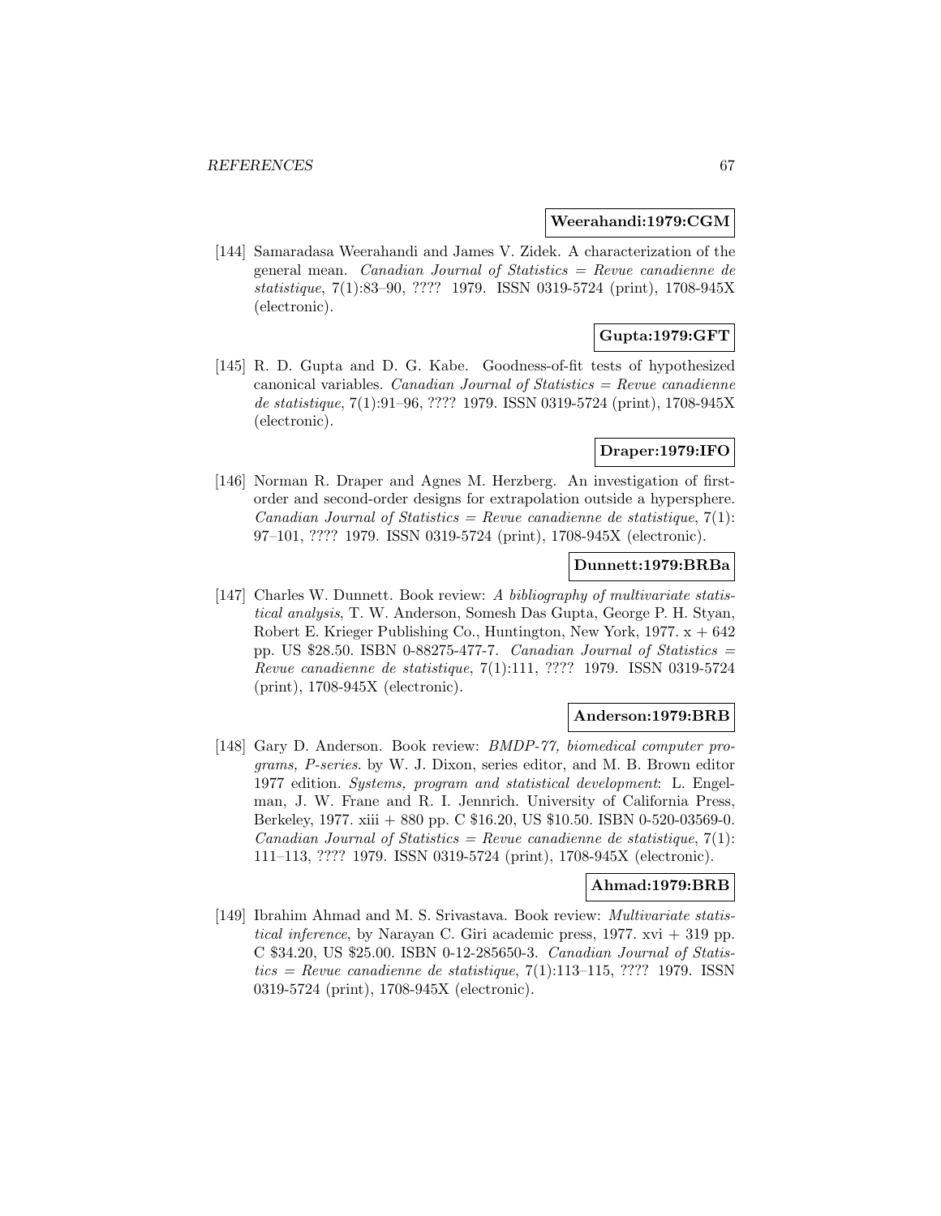**Weerahandi:1979:CGM**

[144] Samaradasa Weerahandi and James V. Zidek. A characterization of the general mean. *Canadian Journal of Statistics = Revue canadienne de statistique*, 7(1):83–90, ???? 1979. ISSN 0319-5724 (print), 1708-945X (electronic).

**Gupta:1979:GFT**

[145] R. D. Gupta and D. G. Kabe. Goodness-of-fit tests of hypothesized canonical variables. *Canadian Journal of Statistics = Revue canadienne de statistique*, 7(1):91–96, ???? 1979. ISSN 0319-5724 (print), 1708-945X (electronic).

**Draper:1979:IFO**

[146] Norman R. Draper and Agnes M. Herzberg. An investigation of first-order and second-order designs for extrapolation outside a hypersphere. *Canadian Journal of Statistics = Revue canadienne de statistique*, 7(1): 97–101, ???? 1979. ISSN 0319-5724 (print), 1708-945X (electronic).

**Dunnett:1979:BRBa**

[147] Charles W. Dunnett. Book review: *A bibliography of multivariate statistical analysis*, T. W. Anderson, Somesh Das Gupta, George P. H. Styan, Robert E. Krieger Publishing Co., Huntington, New York, 1977. x + 642 pp. US $28.50. ISBN 0-88275-477-7. *Canadian Journal of Statistics = Revue canadienne de statistique*, 7(1):111, ???? 1979. ISSN 0319-5724 (print), 1708-945X (electronic).

**Anderson:1979:BRB**

[148] Gary D. Anderson. Book review: *BMDP-77, biomedical computer programs, P-series*. by W. J. Dixon, series editor, and M. B. Brown editor 1977 edition. *Systems, program and statistical development*: L. Engelman, J. W. Frane and R. I. Jennrich. University of California Press, Berkeley, 1977. xiii + 880 pp. C $16.20, US $10.50. ISBN 0-520-03569-0. *Canadian Journal of Statistics = Revue canadienne de statistique*, 7(1): 111–113, ???? 1979. ISSN 0319-5724 (print), 1708-945X (electronic).

**Ahmad:1979:BRB**

[149] Ibrahim Ahmad and M. S. Srivastava. Book review: *Multivariate statistical inference*, by Narayan C. Giri academic press, 1977. xvi + 319 pp. C $34.20, US $25.00. ISBN 0-12-285650-3. *Canadian Journal of Statistics = Revue canadienne de statistique*, 7(1):113–115, ???? 1979. ISSN 0319-5724 (print), 1708-945X (electronic).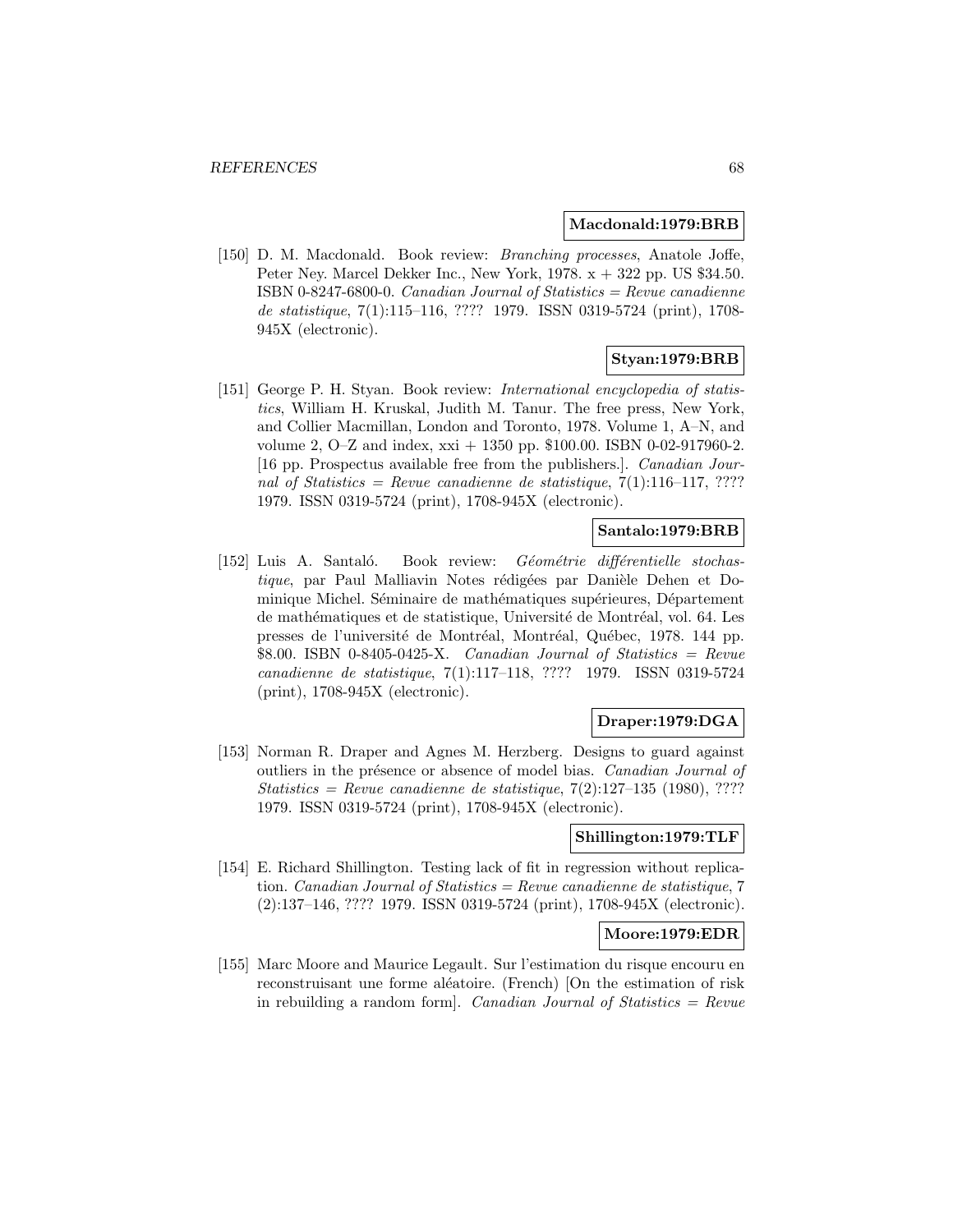**Macdonald:1979:BRB**

[150] D. M. Macdonald. Book review: *Branching processes*, Anatole Joffe, Peter Ney. Marcel Dekker Inc., New York, 1978. x + 322 pp. US $34.50. ISBN 0-8247-6800-0. *Canadian Journal of Statistics = Revue canadienne de statistique*, 7(1):115–116, ???? 1979. ISSN 0319-5724 (print), 1708-945X (electronic).

**Styan:1979:BRB**

[151] George P. H. Styan. Book review: *International encyclopedia of statistics*, William H. Kruskal, Judith M. Tanur. The free press, New York, and Collier Macmillan, London and Toronto, 1978. Volume 1, A–N, and volume 2, O–Z and index, xxi + 1350 pp. $100.00. ISBN 0-02-917960-2. [16 pp. Prospectus available free from the publishers.]. *Canadian Journal of Statistics = Revue canadienne de statistique*, 7(1):116–117, ???? 1979. ISSN 0319-5724 (print), 1708-945X (electronic).

**Santalo:1979:BRB**

[152] Luis A. Santaló. Book review: *Géométrie différentielle stochastique*, par Paul Malliavin Notes rédigées par Danièle Dehen et Dominique Michel. Séminaire de mathématiques supérieures, Département de mathématiques et de statistique, Université de Montréal, vol. 64. Les presses de l'université de Montréal, Montréal, Québec, 1978. 144 pp. $8.00. ISBN 0-8405-0425-X. *Canadian Journal of Statistics = Revue canadienne de statistique*, 7(1):117–118, ???? 1979. ISSN 0319-5724 (print), 1708-945X (electronic).

**Draper:1979:DGA**

[153] Norman R. Draper and Agnes M. Herzberg. Designs to guard against outliers in the présence or absence of model bias. *Canadian Journal of Statistics = Revue canadienne de statistique*, 7(2):127–135 (1980), ???? 1979. ISSN 0319-5724 (print), 1708-945X (electronic).

**Shillington:1979:TLF**

[154] E. Richard Shillington. Testing lack of fit in regression without replication. *Canadian Journal of Statistics = Revue canadienne de statistique*, 7 (2):137–146, ???? 1979. ISSN 0319-5724 (print), 1708-945X (electronic).

**Moore:1979:EDR**

[155] Marc Moore and Maurice Legault. Sur l'estimation du risque encouru en reconstruisant une forme aléatoire. (French) [On the estimation of risk in rebuilding a random form]. *Canadian Journal of Statistics = Revue*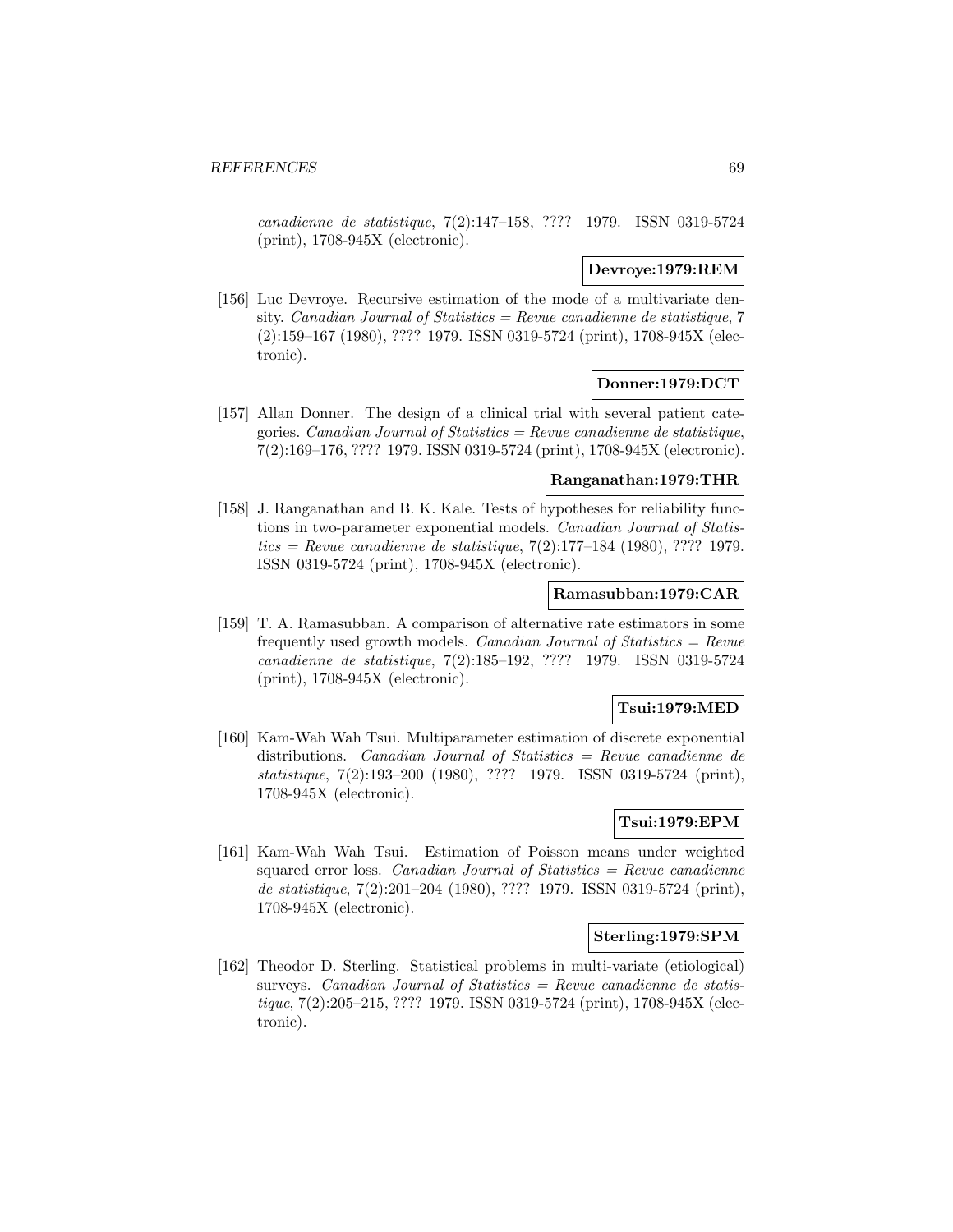*canadienne de statistique*, 7(2):147–158, ???? 1979. ISSN 0319-5724 (print), 1708-945X (electronic).

**Devroye:1979:REM**

[156] Luc Devroye. Recursive estimation of the mode of a multivariate density. *Canadian Journal of Statistics = Revue canadienne de statistique*, 7 (2):159–167 (1980), ???? 1979. ISSN 0319-5724 (print), 1708-945X (electronic).

**Donner:1979:DCT**

[157] Allan Donner. The design of a clinical trial with several patient categories. *Canadian Journal of Statistics = Revue canadienne de statistique*, 7(2):169–176, ???? 1979. ISSN 0319-5724 (print), 1708-945X (electronic).

**Ranganathan:1979:THR**

[158] J. Ranganathan and B. K. Kale. Tests of hypotheses for reliability functions in two-parameter exponential models. *Canadian Journal of Statistics = Revue canadienne de statistique*, 7(2):177–184 (1980), ???? 1979. ISSN 0319-5724 (print), 1708-945X (electronic).

**Ramasubban:1979:CAR**

[159] T. A. Ramasubban. A comparison of alternative rate estimators in some frequently used growth models. *Canadian Journal of Statistics = Revue canadienne de statistique*, 7(2):185–192, ???? 1979. ISSN 0319-5724 (print), 1708-945X (electronic).

**Tsui:1979:MED**

[160] Kam-Wah Wah Tsui. Multiparameter estimation of discrete exponential distributions. *Canadian Journal of Statistics = Revue canadienne de statistique*, 7(2):193–200 (1980), ???? 1979. ISSN 0319-5724 (print), 1708-945X (electronic).

**Tsui:1979:EPM**

[161] Kam-Wah Wah Tsui. Estimation of Poisson means under weighted squared error loss. *Canadian Journal of Statistics = Revue canadienne de statistique*, 7(2):201–204 (1980), ???? 1979. ISSN 0319-5724 (print), 1708-945X (electronic).

**Sterling:1979:SPM**

[162] Theodor D. Sterling. Statistical problems in multi-variate (etiological) surveys. *Canadian Journal of Statistics = Revue canadienne de statistique*, 7(2):205–215, ???? 1979. ISSN 0319-5724 (print), 1708-945X (electronic).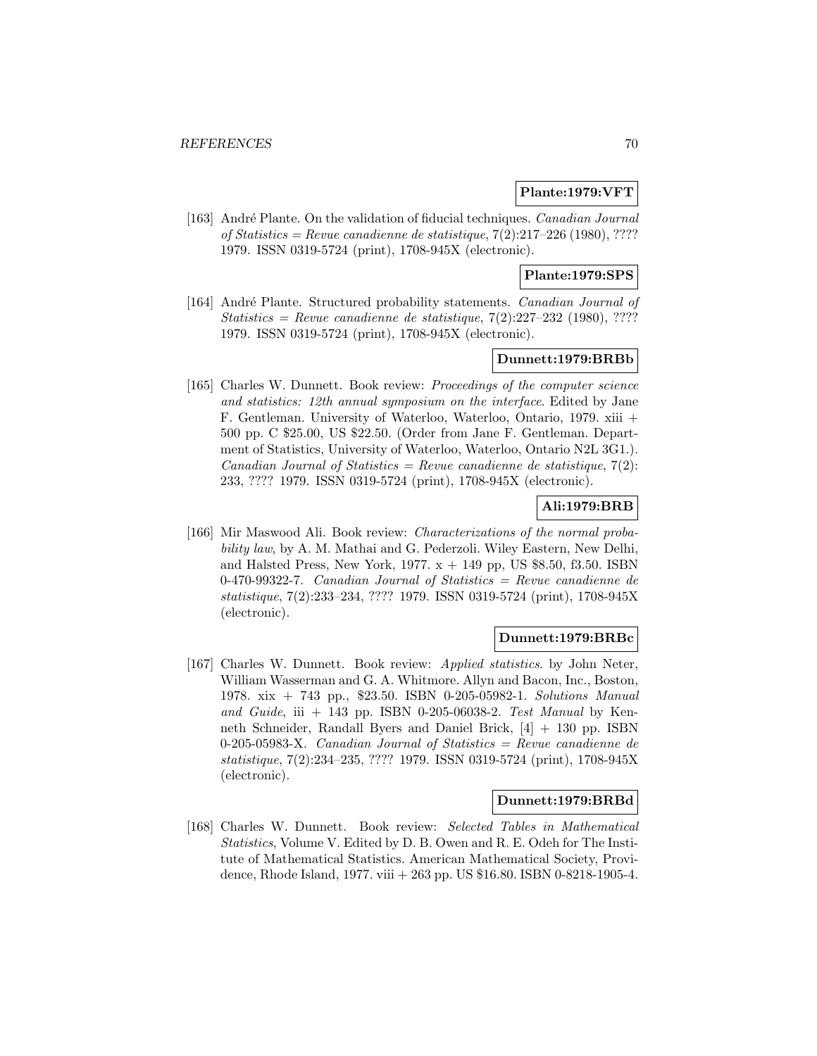**Plante:1979:VFT**

[163] André Plante. On the validation of fiducial techniques. *Canadian Journal of Statistics = Revue canadienne de statistique*, 7(2):217–226 (1980), ???? 1979. ISSN 0319-5724 (print), 1708-945X (electronic).

**Plante:1979:SPS**

[164] André Plante. Structured probability statements. *Canadian Journal of Statistics = Revue canadienne de statistique*, 7(2):227–232 (1980), ???? 1979. ISSN 0319-5724 (print), 1708-945X (electronic).

**Dunnett:1979:BRBb**

[165] Charles W. Dunnett. Book review: *Proceedings of the computer science and statistics: 12th annual symposium on the interface*. Edited by Jane F. Gentleman. University of Waterloo, Waterloo, Ontario, 1979. xiii + 500 pp. C $25.00, US $22.50. (Order from Jane F. Gentleman. Department of Statistics, University of Waterloo, Waterloo, Ontario N2L 3G1.). *Canadian Journal of Statistics = Revue canadienne de statistique*, 7(2): 233, ???? 1979. ISSN 0319-5724 (print), 1708-945X (electronic).

**Ali:1979:BRB**

[166] Mir Maswood Ali. Book review: *Characterizations of the normal probability law*, by A. M. Mathai and G. Pederzoli. Wiley Eastern, New Delhi, and Halsted Press, New York, 1977. x + 149 pp, US $8.50, f3.50. ISBN 0-470-99322-7. *Canadian Journal of Statistics = Revue canadienne de statistique*, 7(2):233–234, ???? 1979. ISSN 0319-5724 (print), 1708-945X (electronic).

**Dunnett:1979:BRBc**

[167] Charles W. Dunnett. Book review: *Applied statistics*. by John Neter, William Wasserman and G. A. Whitmore. Allyn and Bacon, Inc., Boston, 1978. xix + 743 pp., $23.50. ISBN 0-205-05982-1. *Solutions Manual and Guide*, iii + 143 pp. ISBN 0-205-06038-2. *Test Manual* by Kenneth Schneider, Randall Byers and Daniel Brick, [4] + 130 pp. ISBN 0-205-05983-X. *Canadian Journal of Statistics = Revue canadienne de statistique*, 7(2):234–235, ???? 1979. ISSN 0319-5724 (print), 1708-945X (electronic).

**Dunnett:1979:BRBd**

[168] Charles W. Dunnett. Book review: *Selected Tables in Mathematical Statistics*, Volume V. Edited by D. B. Owen and R. E. Odeh for The Institute of Mathematical Statistics. American Mathematical Society, Providence, Rhode Island, 1977. viii + 263 pp. US $16.80. ISBN 0-8218-1905-4.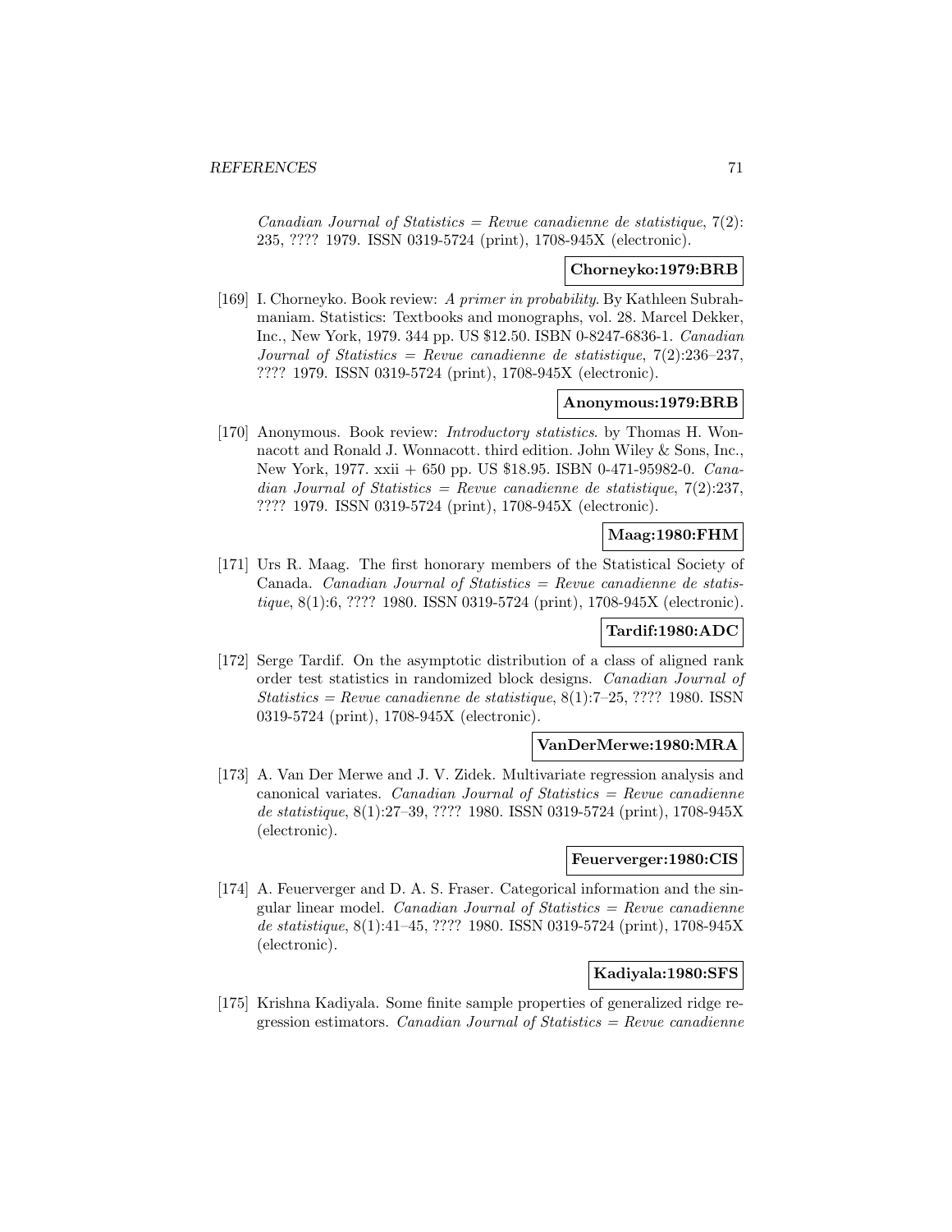*Canadian Journal of Statistics = Revue canadienne de statistique*, 7(2): 235, ???? 1979. ISSN 0319-5724 (print), 1708-945X (electronic).

**Chorneyko:1979:BRB**

[169] I. Chorneyko. Book review: *A primer in probability*. By Kathleen Subrahmaniam. Statistics: Textbooks and monographs, vol. 28. Marcel Dekker, Inc., New York, 1979. 344 pp. US $12.50. ISBN 0-8247-6836-1. *Canadian Journal of Statistics = Revue canadienne de statistique*, 7(2):236–237, ???? 1979. ISSN 0319-5724 (print), 1708-945X (electronic).

**Anonymous:1979:BRB**

[170] Anonymous. Book review: *Introductory statistics*. by Thomas H. Wonnacott and Ronald J. Wonnacott. third edition. John Wiley & Sons, Inc., New York, 1977. xxii + 650 pp. US $18.95. ISBN 0-471-95982-0. *Canadian Journal of Statistics = Revue canadienne de statistique*, 7(2):237, ???? 1979. ISSN 0319-5724 (print), 1708-945X (electronic).

**Maag:1980:FHM**

[171] Urs R. Maag. The first honorary members of the Statistical Society of Canada. *Canadian Journal of Statistics = Revue canadienne de statistique*, 8(1):6, ???? 1980. ISSN 0319-5724 (print), 1708-945X (electronic).

**Tardif:1980:ADC**

[172] Serge Tardif. On the asymptotic distribution of a class of aligned rank order test statistics in randomized block designs. *Canadian Journal of Statistics = Revue canadienne de statistique*, 8(1):7–25, ???? 1980. ISSN 0319-5724 (print), 1708-945X (electronic).

**VanDerMerwe:1980:MRA**

[173] A. Van Der Merwe and J. V. Zidek. Multivariate regression analysis and canonical variates. *Canadian Journal of Statistics = Revue canadienne de statistique*, 8(1):27–39, ???? 1980. ISSN 0319-5724 (print), 1708-945X (electronic).

**Feuerverger:1980:CIS**

[174] A. Feuerverger and D. A. S. Fraser. Categorical information and the singular linear model. *Canadian Journal of Statistics = Revue canadienne de statistique*, 8(1):41–45, ???? 1980. ISSN 0319-5724 (print), 1708-945X (electronic).

**Kadiyala:1980:SFS**

[175] Krishna Kadiyala. Some finite sample properties of generalized ridge regression estimators. *Canadian Journal of Statistics = Revue canadienne*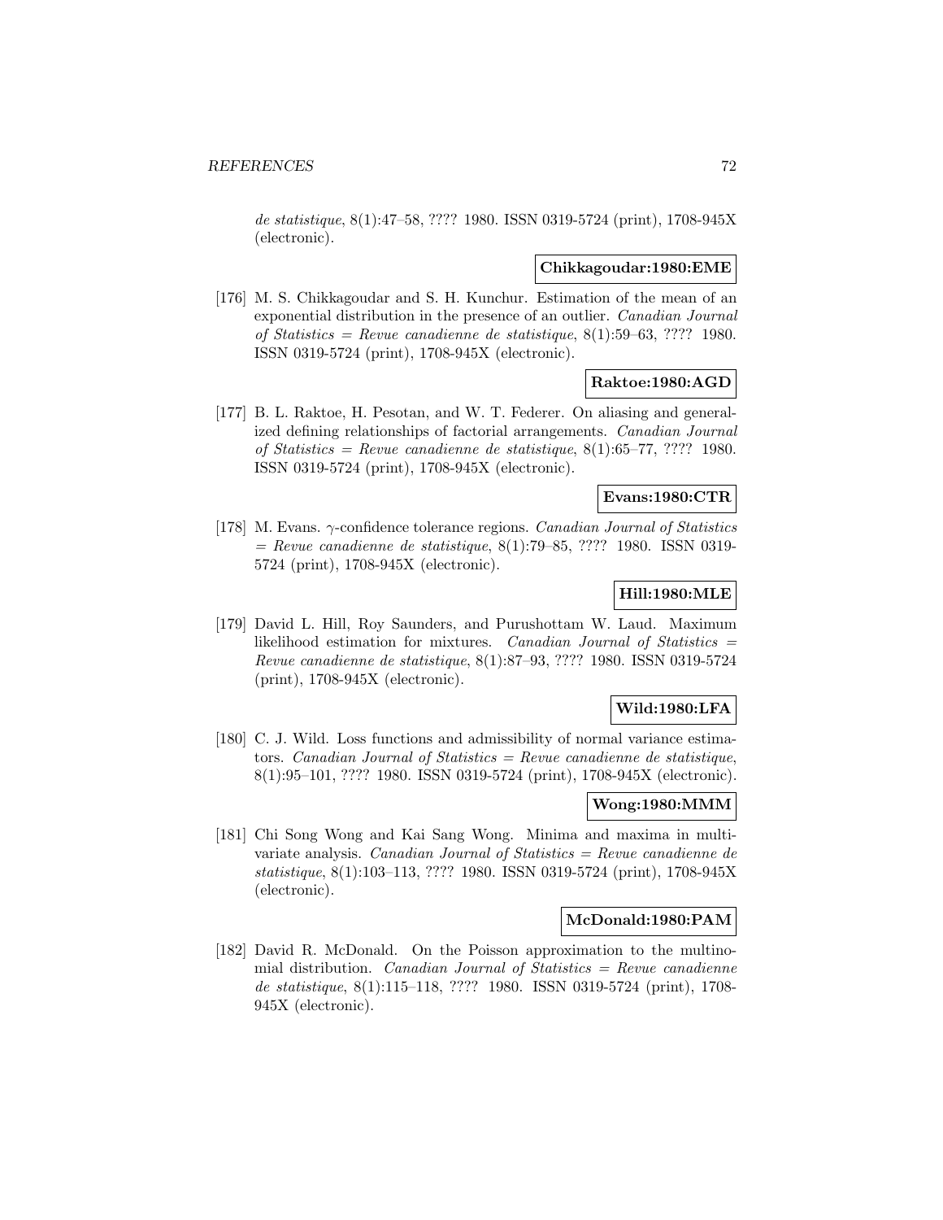*de statistique*, 8(1):47–58, ???? 1980. ISSN 0319-5724 (print), 1708-945X (electronic).

**Chikkagoudar:1980:EME**

[176] M. S. Chikkagoudar and S. H. Kunchur. Estimation of the mean of an exponential distribution in the presence of an outlier. *Canadian Journal of Statistics = Revue canadienne de statistique*, 8(1):59–63, ???? 1980. ISSN 0319-5724 (print), 1708-945X (electronic).

**Raktoe:1980:AGD**

[177] B. L. Raktoe, H. Pesotan, and W. T. Federer. On aliasing and generalized defining relationships of factorial arrangements. *Canadian Journal of Statistics = Revue canadienne de statistique*, 8(1):65–77, ???? 1980. ISSN 0319-5724 (print), 1708-945X (electronic).

**Evans:1980:CTR**

[178] M. Evans. $\gamma$-confidence tolerance regions. *Canadian Journal of Statistics = Revue canadienne de statistique*, 8(1):79–85, ???? 1980. ISSN 0319-5724 (print), 1708-945X (electronic).

**Hill:1980:MLE**

[179] David L. Hill, Roy Saunders, and Purushottam W. Laud. Maximum likelihood estimation for mixtures. *Canadian Journal of Statistics = Revue canadienne de statistique*, 8(1):87–93, ???? 1980. ISSN 0319-5724 (print), 1708-945X (electronic).

**Wild:1980:LFA**

[180] C. J. Wild. Loss functions and admissibility of normal variance estimators. *Canadian Journal of Statistics = Revue canadienne de statistique*, 8(1):95–101, ???? 1980. ISSN 0319-5724 (print), 1708-945X (electronic).

**Wong:1980:MMM**

[181] Chi Song Wong and Kai Sang Wong. Minima and maxima in multivariate analysis. *Canadian Journal of Statistics = Revue canadienne de statistique*, 8(1):103–113, ???? 1980. ISSN 0319-5724 (print), 1708-945X (electronic).

**McDonald:1980:PAM**

[182] David R. McDonald. On the Poisson approximation to the multinomial distribution. *Canadian Journal of Statistics = Revue canadienne de statistique*, 8(1):115–118, ???? 1980. ISSN 0319-5724 (print), 1708-945X (electronic).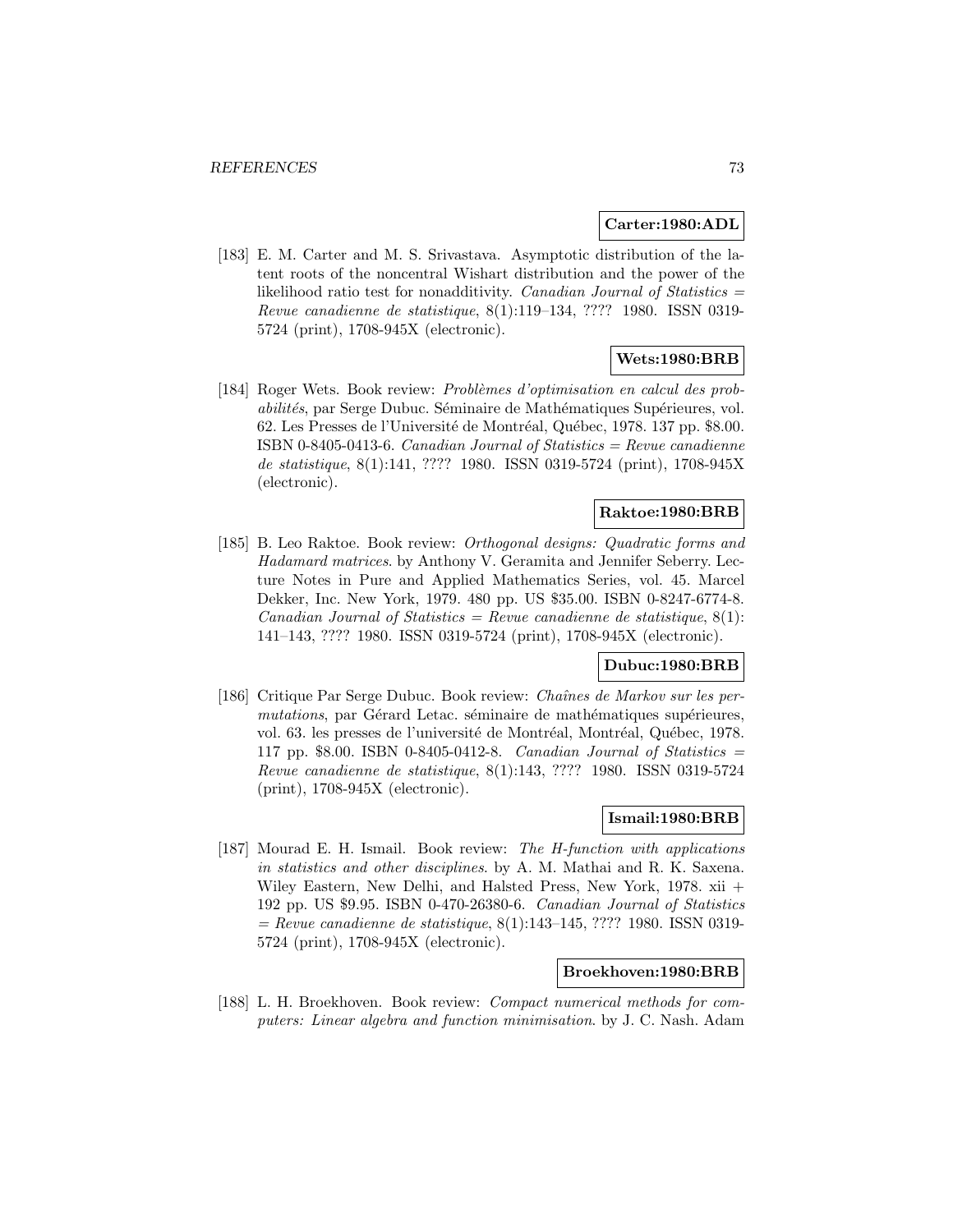**Carter:1980:ADL**

[183] E. M. Carter and M. S. Srivastava. Asymptotic distribution of the latent roots of the noncentral Wishart distribution and the power of the likelihood ratio test for nonadditivity. *Canadian Journal of Statistics = Revue canadienne de statistique*, 8(1):119–134, ???? 1980. ISSN 0319-5724 (print), 1708-945X (electronic).

**Wets:1980:BRB**

[184] Roger Wets. Book review: *Problèmes d'optimisation en calcul des probabilités*, par Serge Dubuc. Séminaire de Mathématiques Supérieures, vol. 62. Les Presses de l'Université de Montréal, Québec, 1978. 137 pp. $8.00. ISBN 0-8405-0413-6. *Canadian Journal of Statistics = Revue canadienne de statistique*, 8(1):141, ???? 1980. ISSN 0319-5724 (print), 1708-945X (electronic).

**Raktoe:1980:BRB**

[185] B. Leo Raktoe. Book review: *Orthogonal designs: Quadratic forms and Hadamard matrices*. by Anthony V. Geramita and Jennifer Seberry. Lecture Notes in Pure and Applied Mathematics Series, vol. 45. Marcel Dekker, Inc. New York, 1979. 480 pp. US $35.00. ISBN 0-8247-6774-8. *Canadian Journal of Statistics = Revue canadienne de statistique*, 8(1): 141–143, ???? 1980. ISSN 0319-5724 (print), 1708-945X (electronic).

**Dubuc:1980:BRB**

[186] Critique Par Serge Dubuc. Book review: *Chaînes de Markov sur les permutations*, par Gérard Letac. séminaire de mathématiques supérieures, vol. 63. les presses de l'université de Montréal, Montréal, Québec, 1978. 117 pp. $8.00. ISBN 0-8405-0412-8. *Canadian Journal of Statistics = Revue canadienne de statistique*, 8(1):143, ???? 1980. ISSN 0319-5724 (print), 1708-945X (electronic).

**Ismail:1980:BRB**

[187] Mourad E. H. Ismail. Book review: *The H-function with applications in statistics and other disciplines*. by A. M. Mathai and R. K. Saxena. Wiley Eastern, New Delhi, and Halsted Press, New York, 1978. xii + 192 pp. US $9.95. ISBN 0-470-26380-6. *Canadian Journal of Statistics = Revue canadienne de statistique*, 8(1):143–145, ???? 1980. ISSN 0319-5724 (print), 1708-945X (electronic).

**Broekhoven:1980:BRB**

[188] L. H. Broekhoven. Book review: *Compact numerical methods for computers: Linear algebra and function minimisation*. by J. C. Nash. Adam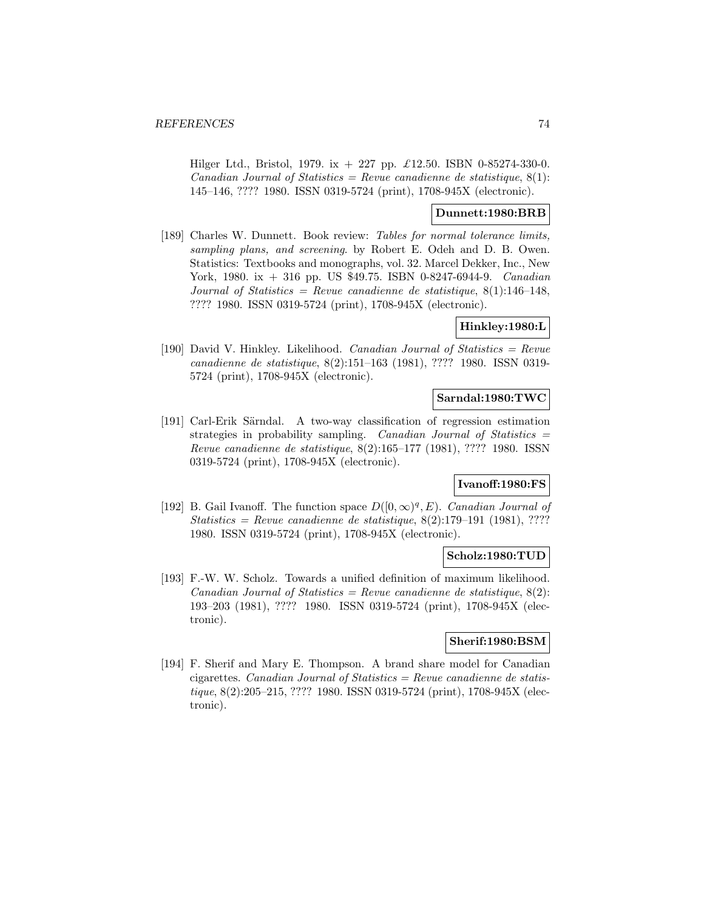Hilger Ltd., Bristol, 1979. ix + 227 pp. £12.50. ISBN 0-85274-330-0. *Canadian Journal of Statistics = Revue canadienne de statistique*, 8(1): 145–146, ???? 1980. ISSN 0319-5724 (print), 1708-945X (electronic).

**Dunnett:1980:BRB**

[189] Charles W. Dunnett. Book review: *Tables for normal tolerance limits, sampling plans, and screening*. by Robert E. Odeh and D. B. Owen. Statistics: Textbooks and monographs, vol. 32. Marcel Dekker, Inc., New York, 1980. ix + 316 pp. US $49.75. ISBN 0-8247-6944-9. *Canadian Journal of Statistics = Revue canadienne de statistique*, 8(1):146–148, ???? 1980. ISSN 0319-5724 (print), 1708-945X (electronic).

**Hinkley:1980:L**

[190] David V. Hinkley. Likelihood. *Canadian Journal of Statistics = Revue canadienne de statistique*, 8(2):151–163 (1981), ???? 1980. ISSN 0319-5724 (print), 1708-945X (electronic).

**Sarndal:1980:TWC**

[191] Carl-Erik Särndal. A two-way classification of regression estimation strategies in probability sampling. *Canadian Journal of Statistics = Revue canadienne de statistique*, 8(2):165–177 (1981), ???? 1980. ISSN 0319-5724 (print), 1708-945X (electronic).

**Ivanoff:1980:FS**

[192] B. Gail Ivanoff. The function space $D([0, \infty)^q, E)$. *Canadian Journal of Statistics = Revue canadienne de statistique*, 8(2):179–191 (1981), ???? 1980. ISSN 0319-5724 (print), 1708-945X (electronic).

**Scholz:1980:TUD**

[193] F.-W. W. Scholz. Towards a unified definition of maximum likelihood. *Canadian Journal of Statistics = Revue canadienne de statistique*, 8(2): 193–203 (1981), ???? 1980. ISSN 0319-5724 (print), 1708-945X (electronic).

**Sherif:1980:BSM**

[194] F. Sherif and Mary E. Thompson. A brand share model for Canadian cigarettes. *Canadian Journal of Statistics = Revue canadienne de statistique*, 8(2):205–215, ???? 1980. ISSN 0319-5724 (print), 1708-945X (electronic).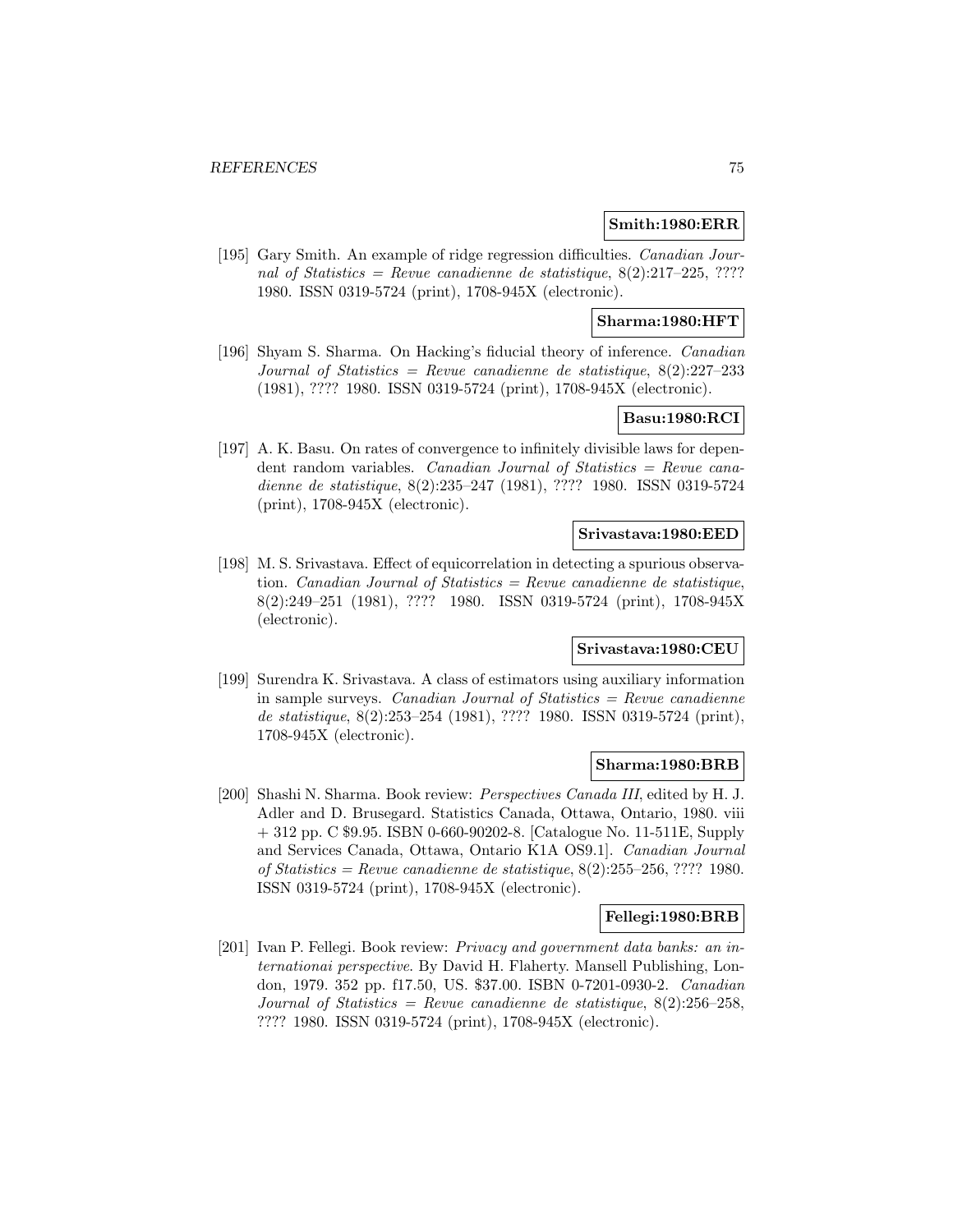**Smith:1980:ERR**

[195] Gary Smith. An example of ridge regression difficulties. *Canadian Journal of Statistics = Revue canadienne de statistique*, 8(2):217–225, ???? 1980. ISSN 0319-5724 (print), 1708-945X (electronic).

**Sharma:1980:HFT**

[196] Shyam S. Sharma. On Hacking's fiducial theory of inference. *Canadian Journal of Statistics = Revue canadienne de statistique*, 8(2):227–233 (1981), ???? 1980. ISSN 0319-5724 (print), 1708-945X (electronic).

**Basu:1980:RCI**

[197] A. K. Basu. On rates of convergence to infinitely divisible laws for dependent random variables. *Canadian Journal of Statistics = Revue canadienne de statistique*, 8(2):235–247 (1981), ???? 1980. ISSN 0319-5724 (print), 1708-945X (electronic).

**Srivastava:1980:EED**

[198] M. S. Srivastava. Effect of equicorrelation in detecting a spurious observation. *Canadian Journal of Statistics = Revue canadienne de statistique*, 8(2):249–251 (1981), ???? 1980. ISSN 0319-5724 (print), 1708-945X (electronic).

**Srivastava:1980:CEU**

[199] Surendra K. Srivastava. A class of estimators using auxiliary information in sample surveys. *Canadian Journal of Statistics = Revue canadienne de statistique*, 8(2):253–254 (1981), ???? 1980. ISSN 0319-5724 (print), 1708-945X (electronic).

**Sharma:1980:BRB**

[200] Shashi N. Sharma. Book review: *Perspectives Canada III*, edited by H. J. Adler and D. Brusegard. Statistics Canada, Ottawa, Ontario, 1980. viii + 312 pp. C $9.95. ISBN 0-660-90202-8. [Catalogue No. 11-511E, Supply and Services Canada, Ottawa, Ontario K1A OS9.1]. *Canadian Journal of Statistics = Revue canadienne de statistique*, 8(2):255–256, ???? 1980. ISSN 0319-5724 (print), 1708-945X (electronic).

**Fellegi:1980:BRB**

[201] Ivan P. Fellegi. Book review: *Privacy and government data banks: an internationai perspective*. By David H. Flaherty. Mansell Publishing, London, 1979. 352 pp. f17.50, US. $37.00. ISBN 0-7201-0930-2. *Canadian Journal of Statistics = Revue canadienne de statistique*, 8(2):256–258, ???? 1980. ISSN 0319-5724 (print), 1708-945X (electronic).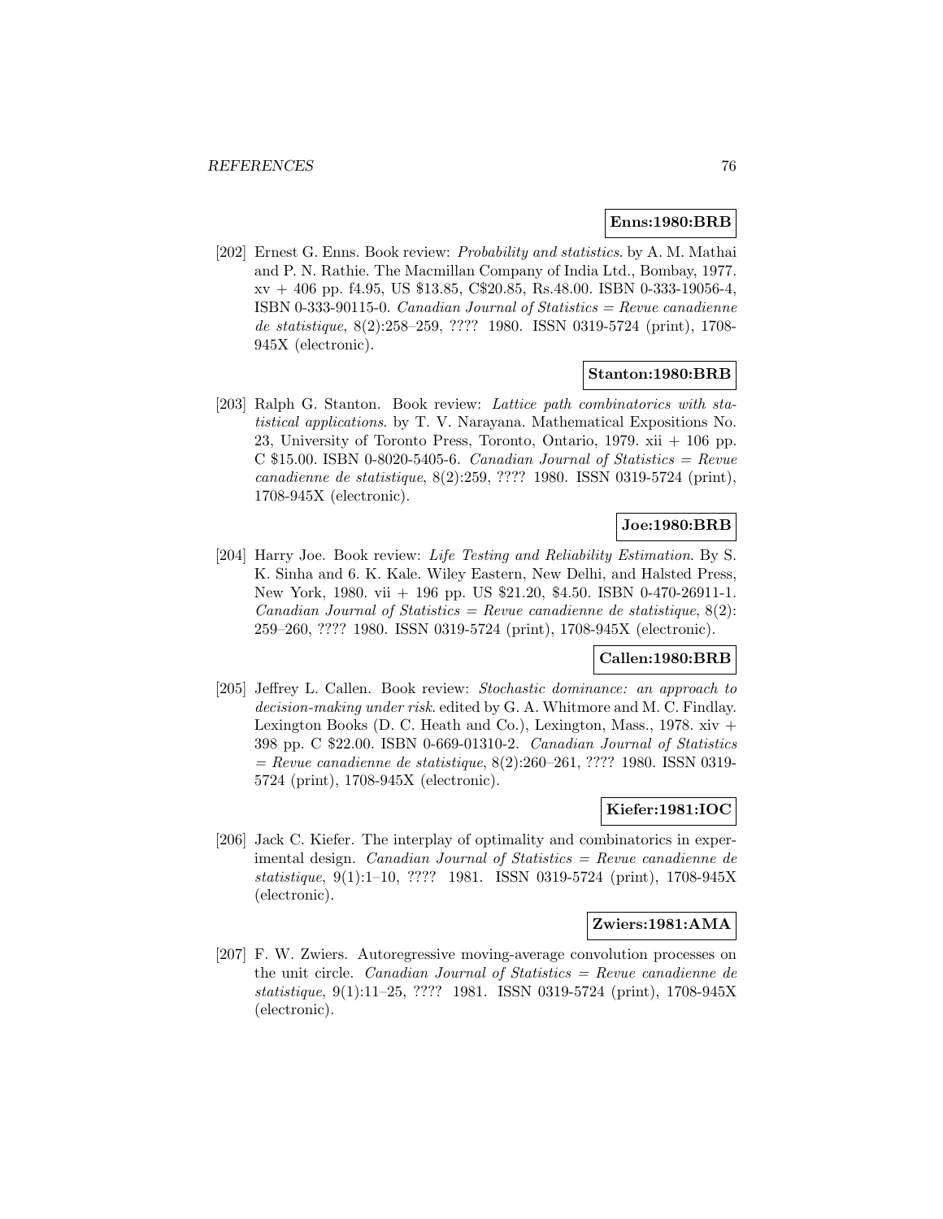**Enns:1980:BRB**

[202] Ernest G. Enns. Book review: *Probability and statistics*. by A. M. Mathai and P. N. Rathie. The Macmillan Company of India Ltd., Bombay, 1977. xv + 406 pp. f4.95, US $13.85, C$20.85, Rs.48.00. ISBN 0-333-19056-4, ISBN 0-333-90115-0. *Canadian Journal of Statistics = Revue canadienne de statistique*, 8(2):258–259, ???? 1980. ISSN 0319-5724 (print), 1708-945X (electronic).

**Stanton:1980:BRB**

[203] Ralph G. Stanton. Book review: *Lattice path combinatorics with statistical applications*. by T. V. Narayana. Mathematical Expositions No. 23, University of Toronto Press, Toronto, Ontario, 1979. xii + 106 pp. C $15.00. ISBN 0-8020-5405-6. *Canadian Journal of Statistics = Revue canadienne de statistique*, 8(2):259, ???? 1980. ISSN 0319-5724 (print), 1708-945X (electronic).

**Joe:1980:BRB**

[204] Harry Joe. Book review: *Life Testing and Reliability Estimation*. By S. K. Sinha and 6. K. Kale. Wiley Eastern, New Delhi, and Halsted Press, New York, 1980. vii + 196 pp. US $21.20, $4.50. ISBN 0-470-26911-1. *Canadian Journal of Statistics = Revue canadienne de statistique*, 8(2): 259–260, ???? 1980. ISSN 0319-5724 (print), 1708-945X (electronic).

**Callen:1980:BRB**

[205] Jeffrey L. Callen. Book review: *Stochastic dominance: an approach to decision-making under risk*. edited by G. A. Whitmore and M. C. Findlay. Lexington Books (D. C. Heath and Co.), Lexington, Mass., 1978. xiv + 398 pp. C $22.00. ISBN 0-669-01310-2. *Canadian Journal of Statistics = Revue canadienne de statistique*, 8(2):260–261, ???? 1980. ISSN 0319-5724 (print), 1708-945X (electronic).

**Kiefer:1981:IOC**

[206] Jack C. Kiefer. The interplay of optimality and combinatorics in experimental design. *Canadian Journal of Statistics = Revue canadienne de statistique*, 9(1):1–10, ???? 1981. ISSN 0319-5724 (print), 1708-945X (electronic).

**Zwiers:1981:AMA**

[207] F. W. Zwiers. Autoregressive moving-average convolution processes on the unit circle. *Canadian Journal of Statistics = Revue canadienne de statistique*, 9(1):11–25, ???? 1981. ISSN 0319-5724 (print), 1708-945X (electronic).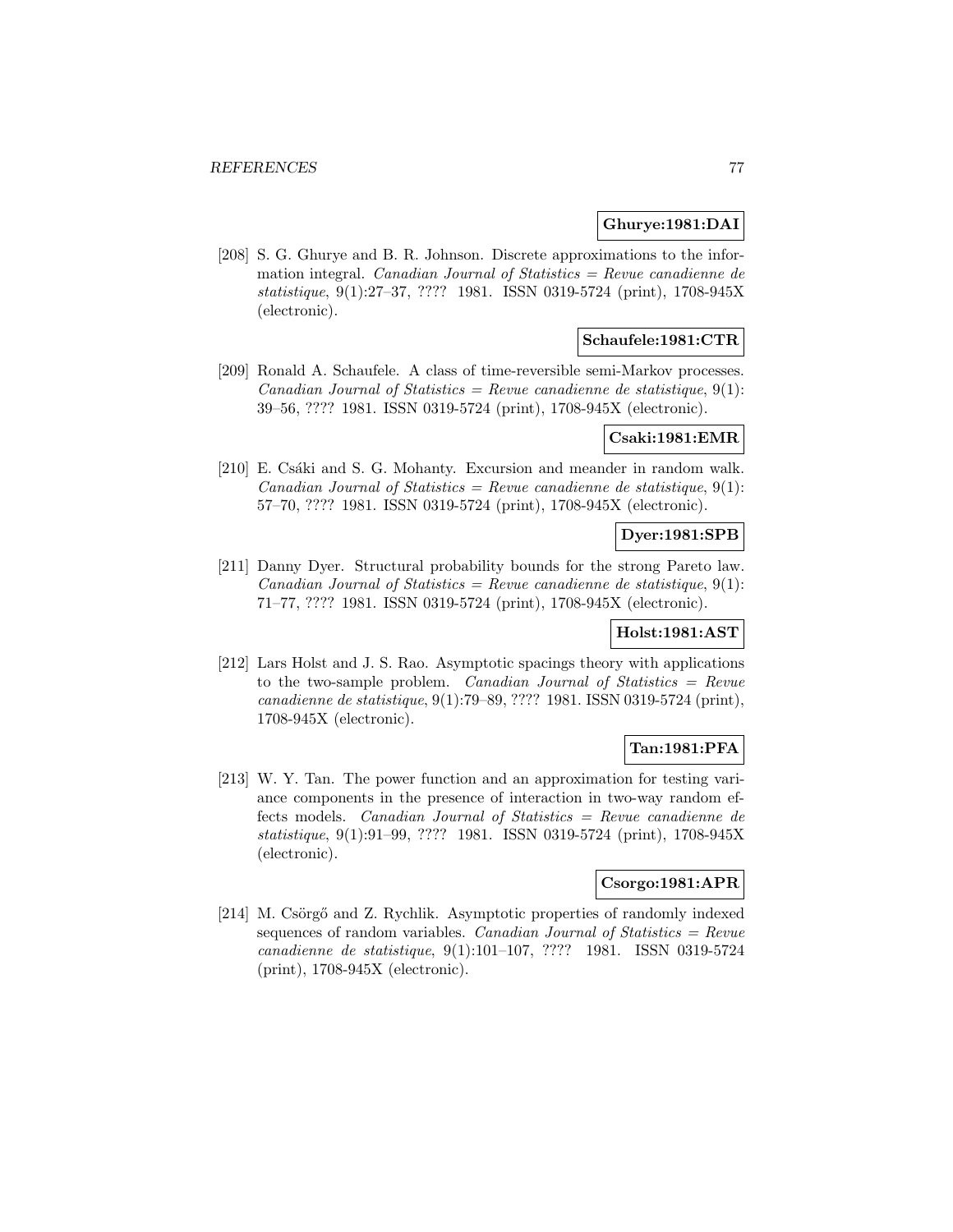**Ghurye:1981:DAI**

[208] S. G. Ghurye and B. R. Johnson. Discrete approximations to the information integral. *Canadian Journal of Statistics = Revue canadienne de statistique*, 9(1):27–37, ???? 1981. ISSN 0319-5724 (print), 1708-945X (electronic).

**Schaufele:1981:CTR**

[209] Ronald A. Schaufele. A class of time-reversible semi-Markov processes. *Canadian Journal of Statistics = Revue canadienne de statistique*, 9(1): 39–56, ???? 1981. ISSN 0319-5724 (print), 1708-945X (electronic).

**Csaki:1981:EMR**

[210] E. Csáki and S. G. Mohanty. Excursion and meander in random walk. *Canadian Journal of Statistics = Revue canadienne de statistique*, 9(1): 57–70, ???? 1981. ISSN 0319-5724 (print), 1708-945X (electronic).

**Dyer:1981:SPB**

[211] Danny Dyer. Structural probability bounds for the strong Pareto law. *Canadian Journal of Statistics = Revue canadienne de statistique*, 9(1): 71–77, ???? 1981. ISSN 0319-5724 (print), 1708-945X (electronic).

**Holst:1981:AST**

[212] Lars Holst and J. S. Rao. Asymptotic spacings theory with applications to the two-sample problem. *Canadian Journal of Statistics = Revue canadienne de statistique*, 9(1):79–89, ???? 1981. ISSN 0319-5724 (print), 1708-945X (electronic).

**Tan:1981:PFA**

[213] W. Y. Tan. The power function and an approximation for testing variance components in the presence of interaction in two-way random effects models. *Canadian Journal of Statistics = Revue canadienne de statistique*, 9(1):91–99, ???? 1981. ISSN 0319-5724 (print), 1708-945X (electronic).

**Csorgo:1981:APR**

[214] M. Csörgő and Z. Rychlik. Asymptotic properties of randomly indexed sequences of random variables. *Canadian Journal of Statistics = Revue canadienne de statistique*, 9(1):101–107, ???? 1981. ISSN 0319-5724 (print), 1708-945X (electronic).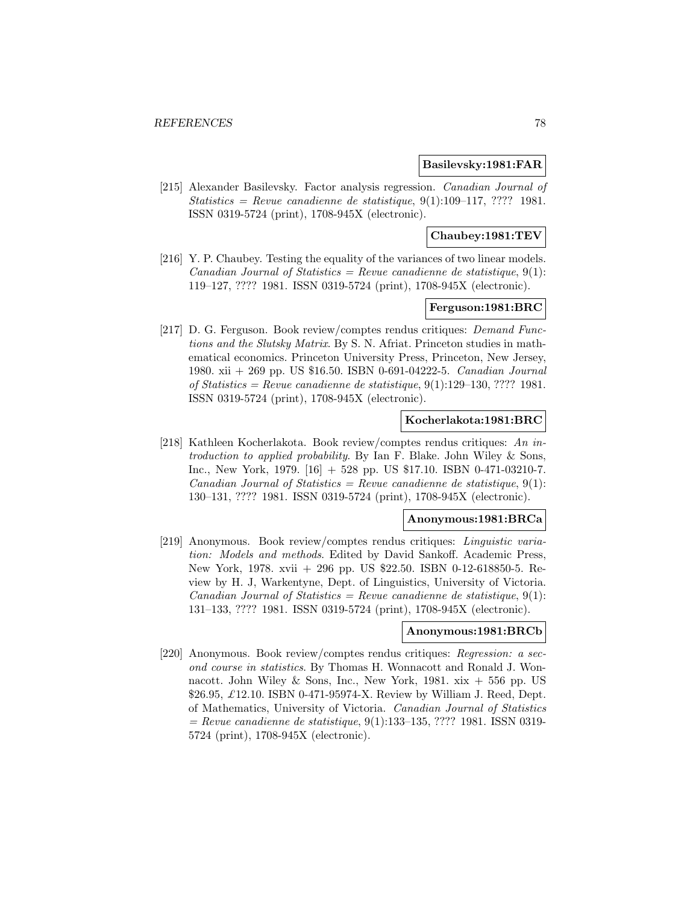**Basilevsky:1981:FAR**

[215] Alexander Basilevsky. Factor analysis regression. *Canadian Journal of Statistics = Revue canadienne de statistique*, 9(1):109–117, ???? 1981. ISSN 0319-5724 (print), 1708-945X (electronic).

**Chaubey:1981:TEV**

[216] Y. P. Chaubey. Testing the equality of the variances of two linear models. *Canadian Journal of Statistics = Revue canadienne de statistique*, 9(1): 119–127, ???? 1981. ISSN 0319-5724 (print), 1708-945X (electronic).

**Ferguson:1981:BRC**

[217] D. G. Ferguson. Book review/comptes rendus critiques: *Demand Functions and the Slutsky Matrix*. By S. N. Afriat. Princeton studies in mathematical economics. Princeton University Press, Princeton, New Jersey, 1980. xii + 269 pp. US $16.50. ISBN 0-691-04222-5. *Canadian Journal of Statistics = Revue canadienne de statistique*, 9(1):129–130, ???? 1981. ISSN 0319-5724 (print), 1708-945X (electronic).

**Kocherlakota:1981:BRC**

[218] Kathleen Kocherlakota. Book review/comptes rendus critiques: *An introduction to applied probability*. By Ian F. Blake. John Wiley & Sons, Inc., New York, 1979. [16] + 528 pp. US $17.10. ISBN 0-471-03210-7. *Canadian Journal of Statistics = Revue canadienne de statistique*, 9(1): 130–131, ???? 1981. ISSN 0319-5724 (print), 1708-945X (electronic).

**Anonymous:1981:BRCa**

[219] Anonymous. Book review/comptes rendus critiques: *Linguistic variation: Models and methods*. Edited by David Sankoff. Academic Press, New York, 1978. xvii + 296 pp. US $22.50. ISBN 0-12-618850-5. Review by H. J, Warkentyne, Dept. of Linguistics, University of Victoria. *Canadian Journal of Statistics = Revue canadienne de statistique*, 9(1): 131–133, ???? 1981. ISSN 0319-5724 (print), 1708-945X (electronic).

**Anonymous:1981:BRCb**

[220] Anonymous. Book review/comptes rendus critiques: *Regression: a second course in statistics*. By Thomas H. Wonnacott and Ronald J. Wonnacott. John Wiley & Sons, Inc., New York, 1981. xix + 556 pp. US $26.95, £12.10. ISBN 0-471-95974-X. Review by William J. Reed, Dept. of Mathematics, University of Victoria. *Canadian Journal of Statistics = Revue canadienne de statistique*, 9(1):133–135, ???? 1981. ISSN 0319-5724 (print), 1708-945X (electronic).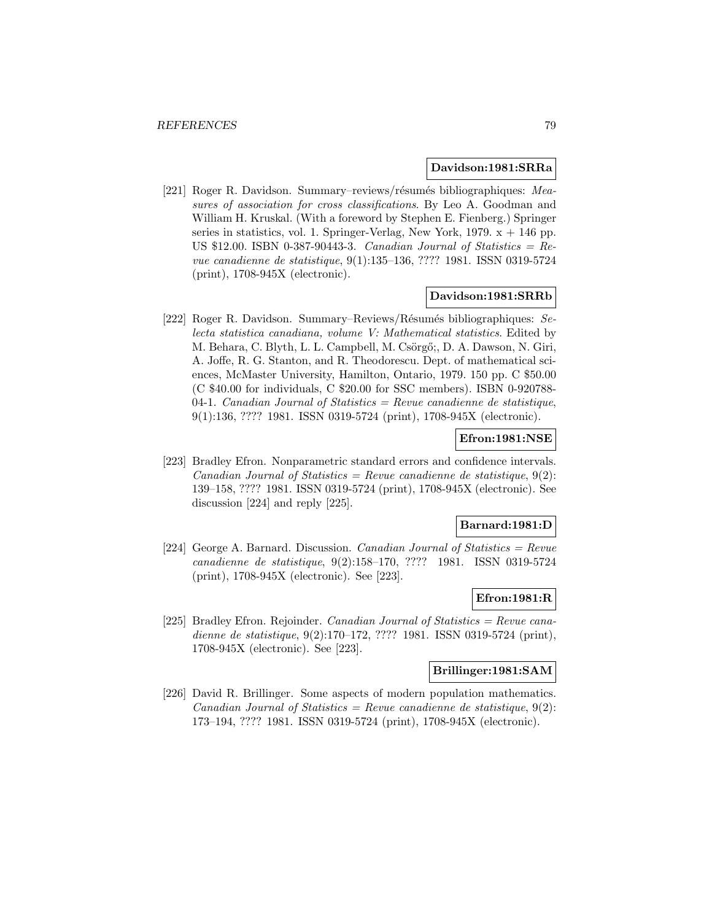**Davidson:1981:SRRa**

[221] Roger R. Davidson. Summary–reviews/résumés bibliographiques: *Measures of association for cross classifications*. By Leo A. Goodman and William H. Kruskal. (With a foreword by Stephen E. Fienberg.) Springer series in statistics, vol. 1. Springer-Verlag, New York, 1979. x + 146 pp. US $12.00. ISBN 0-387-90443-3. *Canadian Journal of Statistics = Revue canadienne de statistique*, 9(1):135–136, ???? 1981. ISSN 0319-5724 (print), 1708-945X (electronic).

**Davidson:1981:SRRb**

[222] Roger R. Davidson. Summary–Reviews/Résumés bibliographiques: *Selecta statistica canadiana, volume V: Mathematical statistics*. Edited by M. Behara, C. Blyth, L. L. Campbell, M. Csörgő;, D. A. Dawson, N. Giri, A. Joffe, R. G. Stanton, and R. Theodorescu. Dept. of mathematical sciences, McMaster University, Hamilton, Ontario, 1979. 150 pp. C $50.00 (C $40.00 for individuals, C $20.00 for SSC members). ISBN 0-920788-04-1. *Canadian Journal of Statistics = Revue canadienne de statistique*, 9(1):136, ???? 1981. ISSN 0319-5724 (print), 1708-945X (electronic).

**Efron:1981:NSE**

[223] Bradley Efron. Nonparametric standard errors and confidence intervals. *Canadian Journal of Statistics = Revue canadienne de statistique*, 9(2): 139–158, ???? 1981. ISSN 0319-5724 (print), 1708-945X (electronic). See discussion [224] and reply [225].

**Barnard:1981:D**

[224] George A. Barnard. Discussion. *Canadian Journal of Statistics = Revue canadienne de statistique*, 9(2):158–170, ???? 1981. ISSN 0319-5724 (print), 1708-945X (electronic). See [223].

**Efron:1981:R**

[225] Bradley Efron. Rejoinder. *Canadian Journal of Statistics = Revue canadienne de statistique*, 9(2):170–172, ???? 1981. ISSN 0319-5724 (print), 1708-945X (electronic). See [223].

**Brillinger:1981:SAM**

[226] David R. Brillinger. Some aspects of modern population mathematics. *Canadian Journal of Statistics = Revue canadienne de statistique*, 9(2): 173–194, ???? 1981. ISSN 0319-5724 (print), 1708-945X (electronic).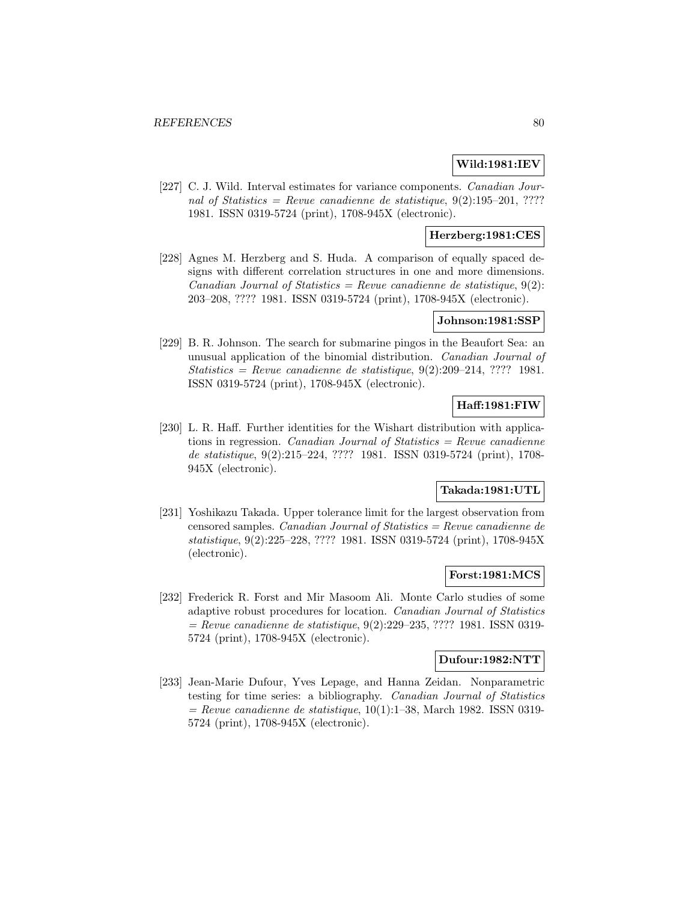**Wild:1981:IEV**

[227] C. J. Wild. Interval estimates for variance components. *Canadian Journal of Statistics = Revue canadienne de statistique*, 9(2):195–201, ???? 1981. ISSN 0319-5724 (print), 1708-945X (electronic).

**Herzberg:1981:CES**

[228] Agnes M. Herzberg and S. Huda. A comparison of equally spaced designs with different correlation structures in one and more dimensions. *Canadian Journal of Statistics = Revue canadienne de statistique*, 9(2): 203–208, ???? 1981. ISSN 0319-5724 (print), 1708-945X (electronic).

**Johnson:1981:SSP**

[229] B. R. Johnson. The search for submarine pingos in the Beaufort Sea: an unusual application of the binomial distribution. *Canadian Journal of Statistics = Revue canadienne de statistique*, 9(2):209–214, ???? 1981. ISSN 0319-5724 (print), 1708-945X (electronic).

**Haff:1981:FIW**

[230] L. R. Haff. Further identities for the Wishart distribution with applications in regression. *Canadian Journal of Statistics = Revue canadienne de statistique*, 9(2):215–224, ???? 1981. ISSN 0319-5724 (print), 1708-945X (electronic).

**Takada:1981:UTL**

[231] Yoshikazu Takada. Upper tolerance limit for the largest observation from censored samples. *Canadian Journal of Statistics = Revue canadienne de statistique*, 9(2):225–228, ???? 1981. ISSN 0319-5724 (print), 1708-945X (electronic).

**Forst:1981:MCS**

[232] Frederick R. Forst and Mir Masoom Ali. Monte Carlo studies of some adaptive robust procedures for location. *Canadian Journal of Statistics = Revue canadienne de statistique*, 9(2):229–235, ???? 1981. ISSN 0319-5724 (print), 1708-945X (electronic).

**Dufour:1982:NTT**

[233] Jean-Marie Dufour, Yves Lepage, and Hanna Zeidan. Nonparametric testing for time series: a bibliography. *Canadian Journal of Statistics = Revue canadienne de statistique*, 10(1):1–38, March 1982. ISSN 0319-5724 (print), 1708-945X (electronic).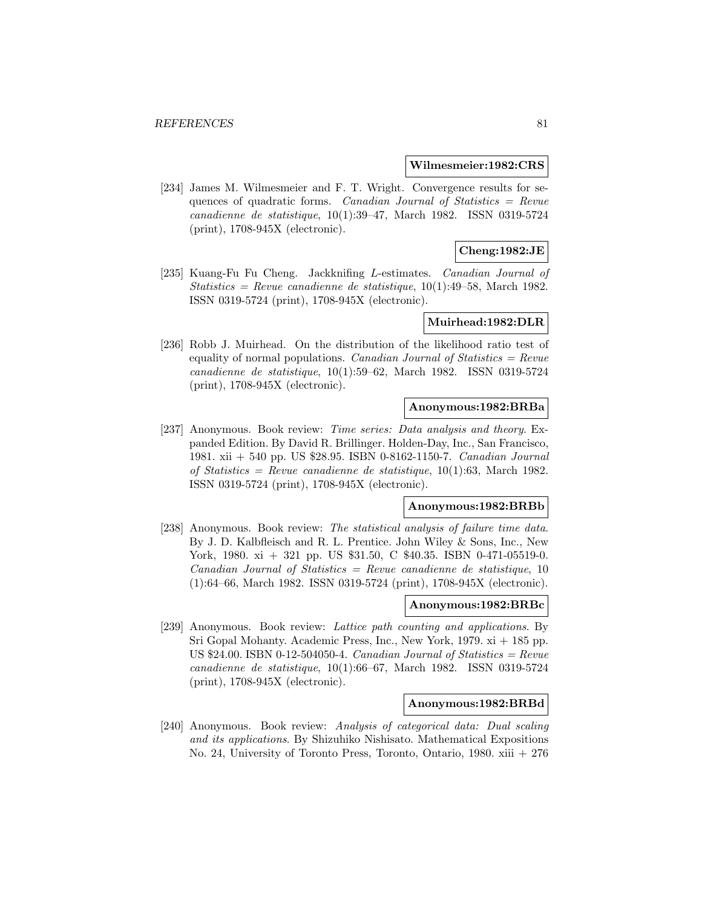**Wilmesmeier:1982:CRS**

[234] James M. Wilmesmeier and F. T. Wright. Convergence results for sequences of quadratic forms. *Canadian Journal of Statistics = Revue canadienne de statistique*, 10(1):39–47, March 1982. ISSN 0319-5724 (print), 1708-945X (electronic).

**Cheng:1982:JE**

[235] Kuang-Fu Fu Cheng. Jackknifing $L$-estimates. *Canadian Journal of Statistics = Revue canadienne de statistique*, 10(1):49–58, March 1982. ISSN 0319-5724 (print), 1708-945X (electronic).

**Muirhead:1982:DLR**

[236] Robb J. Muirhead. On the distribution of the likelihood ratio test of equality of normal populations. *Canadian Journal of Statistics = Revue canadienne de statistique*, 10(1):59–62, March 1982. ISSN 0319-5724 (print), 1708-945X (electronic).

**Anonymous:1982:BRBa**

[237] Anonymous. Book review: *Time series: Data analysis and theory*. Expanded Edition. By David R. Brillinger. Holden-Day, Inc., San Francisco, 1981. xii + 540 pp. US $28.95. ISBN 0-8162-1150-7. *Canadian Journal of Statistics = Revue canadienne de statistique*, 10(1):63, March 1982. ISSN 0319-5724 (print), 1708-945X (electronic).

**Anonymous:1982:BRBb**

[238] Anonymous. Book review: *The statistical analysis of failure time data*. By J. D. Kalbfleisch and R. L. Prentice. John Wiley & Sons, Inc., New York, 1980. xi + 321 pp. US $31.50, C $40.35. ISBN 0-471-05519-0. *Canadian Journal of Statistics = Revue canadienne de statistique*, 10 (1):64–66, March 1982. ISSN 0319-5724 (print), 1708-945X (electronic).

**Anonymous:1982:BRBc**

[239] Anonymous. Book review: *Lattice path counting and applications*. By Sri Gopal Mohanty. Academic Press, Inc., New York, 1979. xi + 185 pp. US $24.00. ISBN 0-12-504050-4. *Canadian Journal of Statistics = Revue canadienne de statistique*, 10(1):66–67, March 1982. ISSN 0319-5724 (print), 1708-945X (electronic).

**Anonymous:1982:BRBd**

[240] Anonymous. Book review: *Analysis of categorical data: Dual scaling and its applications*. By Shizuhiko Nishisato. Mathematical Expositions No. 24, University of Toronto Press, Toronto, Ontario, 1980. xiii + 276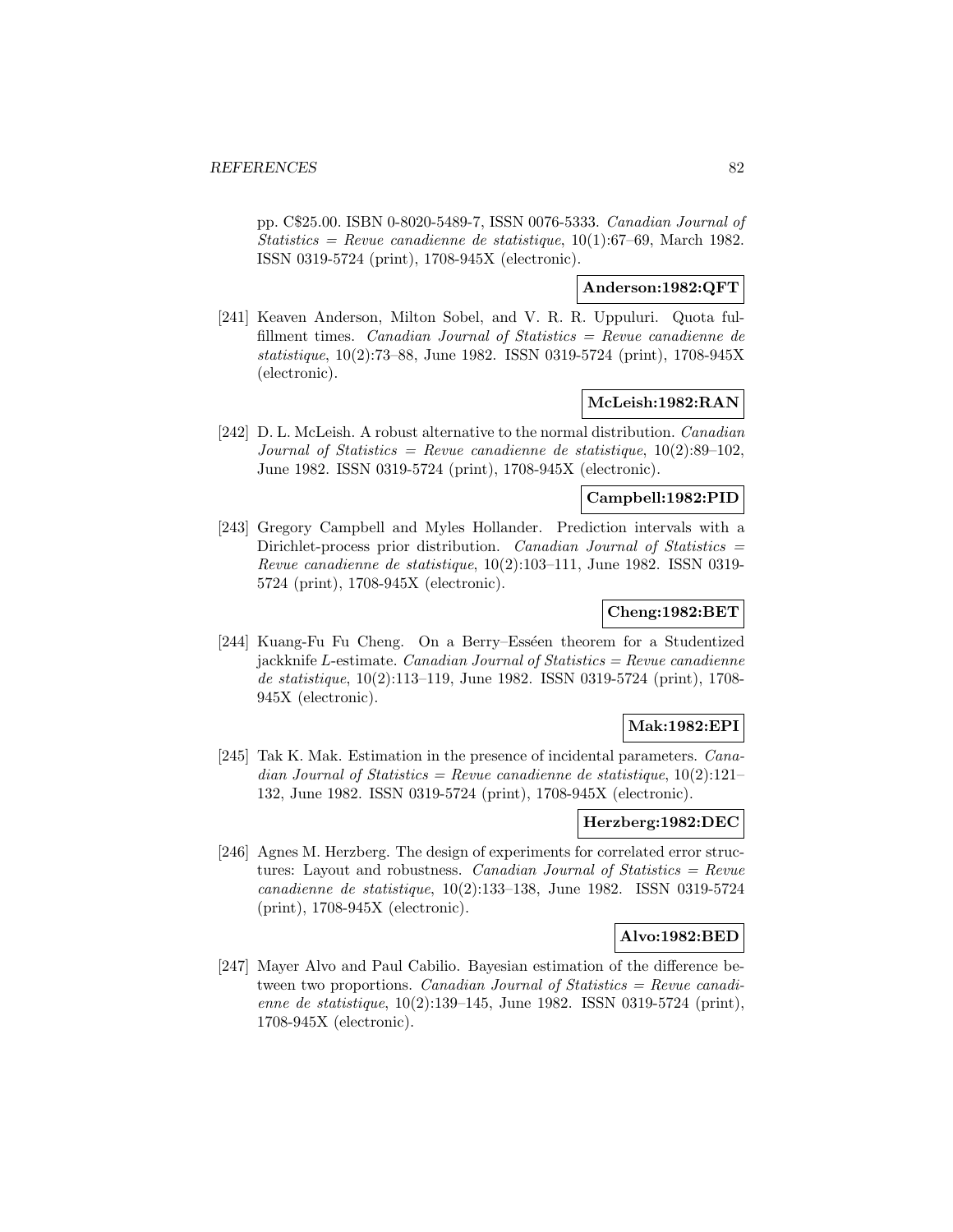pp. C$25.00. ISBN 0-8020-5489-7, ISSN 0076-5333. *Canadian Journal of Statistics = Revue canadienne de statistique*, 10(1):67–69, March 1982. ISSN 0319-5724 (print), 1708-945X (electronic).

**Anderson:1982:QFT**

[241] Keaven Anderson, Milton Sobel, and V. R. R. Uppuluri. Quota fulfillment times. *Canadian Journal of Statistics = Revue canadienne de statistique*, 10(2):73–88, June 1982. ISSN 0319-5724 (print), 1708-945X (electronic).

**McLeish:1982:RAN**

[242] D. L. McLeish. A robust alternative to the normal distribution. *Canadian Journal of Statistics = Revue canadienne de statistique*, 10(2):89–102, June 1982. ISSN 0319-5724 (print), 1708-945X (electronic).

**Campbell:1982:PID**

[243] Gregory Campbell and Myles Hollander. Prediction intervals with a Dirichlet-process prior distribution. *Canadian Journal of Statistics = Revue canadienne de statistique*, 10(2):103–111, June 1982. ISSN 0319-5724 (print), 1708-945X (electronic).

**Cheng:1982:BET**

[244] Kuang-Fu Fu Cheng. On a Berry–Esséen theorem for a Studentized jackknife *L*-estimate. *Canadian Journal of Statistics = Revue canadienne de statistique*, 10(2):113–119, June 1982. ISSN 0319-5724 (print), 1708-945X (electronic).

**Mak:1982:EPI**

[245] Tak K. Mak. Estimation in the presence of incidental parameters. *Canadian Journal of Statistics = Revue canadienne de statistique*, 10(2):121–132, June 1982. ISSN 0319-5724 (print), 1708-945X (electronic).

**Herzberg:1982:DEC**

[246] Agnes M. Herzberg. The design of experiments for correlated error structures: Layout and robustness. *Canadian Journal of Statistics = Revue canadienne de statistique*, 10(2):133–138, June 1982. ISSN 0319-5724 (print), 1708-945X (electronic).

**Alvo:1982:BED**

[247] Mayer Alvo and Paul Cabilio. Bayesian estimation of the difference between two proportions. *Canadian Journal of Statistics = Revue canadienne de statistique*, 10(2):139–145, June 1982. ISSN 0319-5724 (print), 1708-945X (electronic).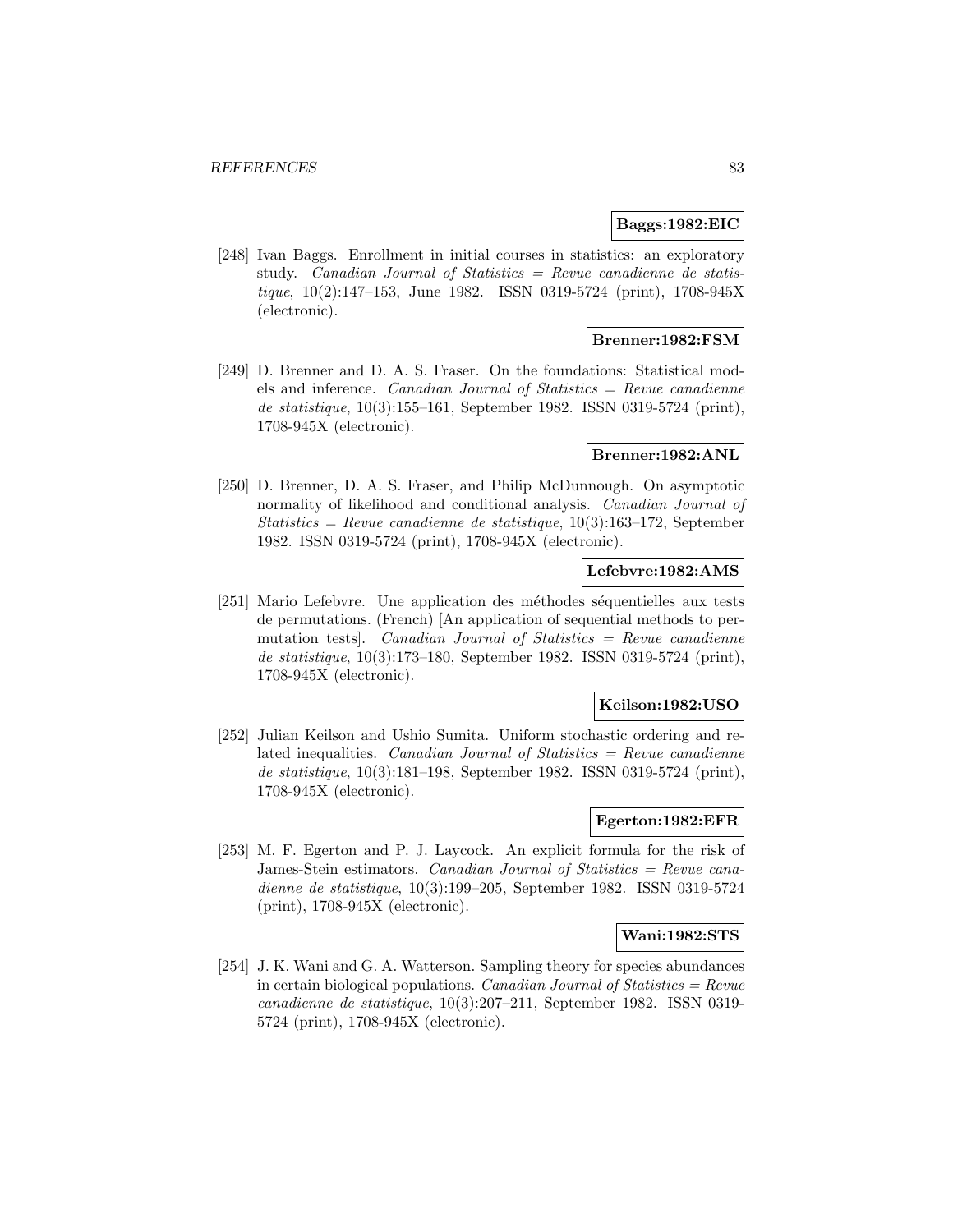**Baggs:1982:EIC**

[248] Ivan Baggs. Enrollment in initial courses in statistics: an exploratory study. *Canadian Journal of Statistics = Revue canadienne de statistique*, 10(2):147–153, June 1982. ISSN 0319-5724 (print), 1708-945X (electronic).

**Brenner:1982:FSM**

[249] D. Brenner and D. A. S. Fraser. On the foundations: Statistical models and inference. *Canadian Journal of Statistics = Revue canadienne de statistique*, 10(3):155–161, September 1982. ISSN 0319-5724 (print), 1708-945X (electronic).

**Brenner:1982:ANL**

[250] D. Brenner, D. A. S. Fraser, and Philip McDunnough. On asymptotic normality of likelihood and conditional analysis. *Canadian Journal of Statistics = Revue canadienne de statistique*, 10(3):163–172, September 1982. ISSN 0319-5724 (print), 1708-945X (electronic).

**Lefebvre:1982:AMS**

[251] Mario Lefebvre. Une application des méthodes séquentielles aux tests de permutations. (French) [An application of sequential methods to permutation tests]. *Canadian Journal of Statistics = Revue canadienne de statistique*, 10(3):173–180, September 1982. ISSN 0319-5724 (print), 1708-945X (electronic).

**Keilson:1982:USO**

[252] Julian Keilson and Ushio Sumita. Uniform stochastic ordering and related inequalities. *Canadian Journal of Statistics = Revue canadienne de statistique*, 10(3):181–198, September 1982. ISSN 0319-5724 (print), 1708-945X (electronic).

**Egerton:1982:EFR**

[253] M. F. Egerton and P. J. Laycock. An explicit formula for the risk of James-Stein estimators. *Canadian Journal of Statistics = Revue canadienne de statistique*, 10(3):199–205, September 1982. ISSN 0319-5724 (print), 1708-945X (electronic).

**Wani:1982:STS**

[254] J. K. Wani and G. A. Watterson. Sampling theory for species abundances in certain biological populations. *Canadian Journal of Statistics = Revue canadienne de statistique*, 10(3):207–211, September 1982. ISSN 0319-5724 (print), 1708-945X (electronic).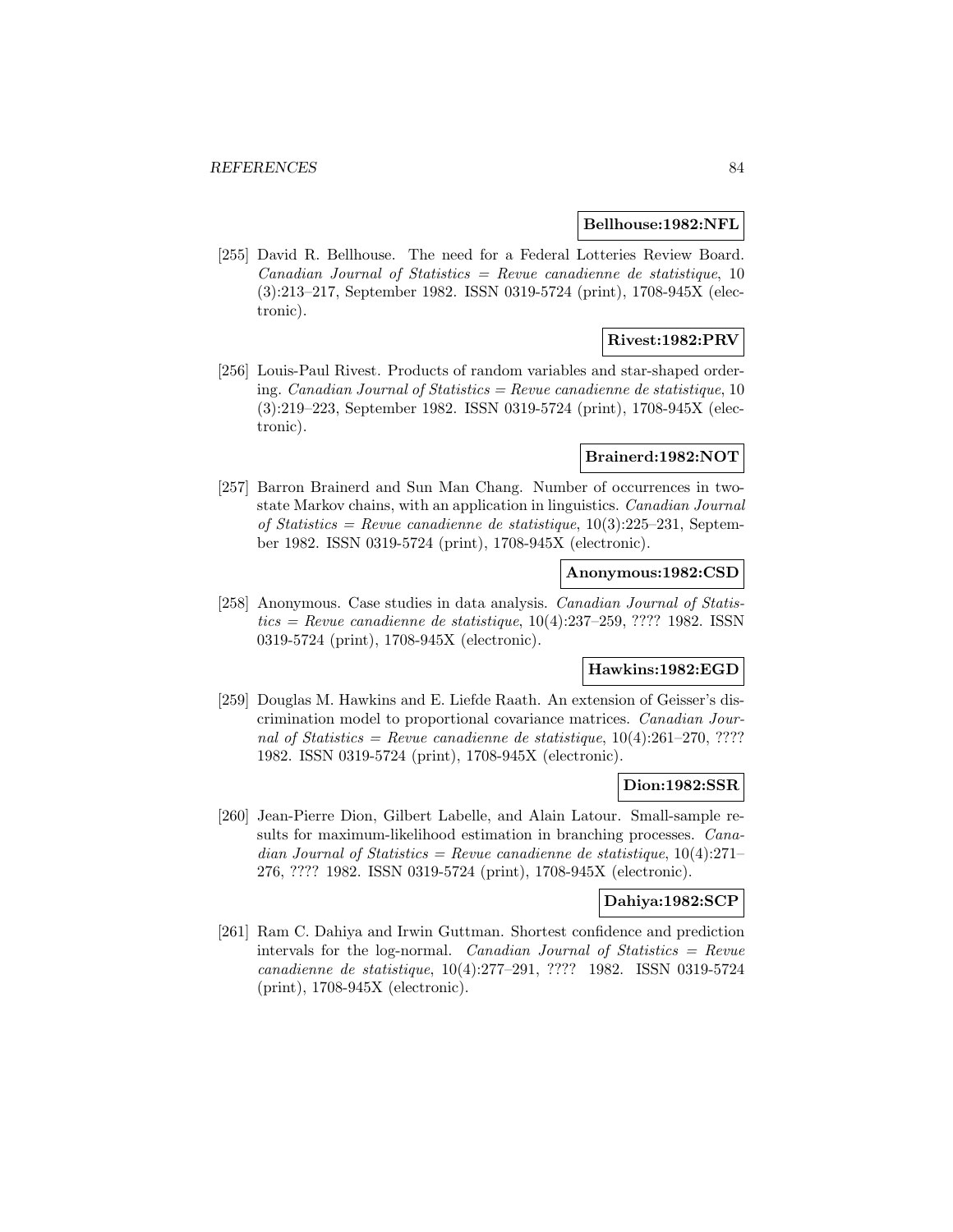**Bellhouse:1982:NFL**

[255] David R. Bellhouse. The need for a Federal Lotteries Review Board. *Canadian Journal of Statistics = Revue canadienne de statistique*, 10 (3):213–217, September 1982. ISSN 0319-5724 (print), 1708-945X (electronic).

**Rivest:1982:PRV**

[256] Louis-Paul Rivest. Products of random variables and star-shaped ordering. *Canadian Journal of Statistics = Revue canadienne de statistique*, 10 (3):219–223, September 1982. ISSN 0319-5724 (print), 1708-945X (electronic).

**Brainerd:1982:NOT**

[257] Barron Brainerd and Sun Man Chang. Number of occurrences in two-state Markov chains, with an application in linguistics. *Canadian Journal of Statistics = Revue canadienne de statistique*, 10(3):225–231, September 1982. ISSN 0319-5724 (print), 1708-945X (electronic).

**Anonymous:1982:CSD**

[258] Anonymous. Case studies in data analysis. *Canadian Journal of Statistics = Revue canadienne de statistique*, 10(4):237–259, ???? 1982. ISSN 0319-5724 (print), 1708-945X (electronic).

**Hawkins:1982:EGD**

[259] Douglas M. Hawkins and E. Liefde Raath. An extension of Geisser's discrimination model to proportional covariance matrices. *Canadian Journal of Statistics = Revue canadienne de statistique*, 10(4):261–270, ???? 1982. ISSN 0319-5724 (print), 1708-945X (electronic).

**Dion:1982:SSR**

[260] Jean-Pierre Dion, Gilbert Labelle, and Alain Latour. Small-sample results for maximum-likelihood estimation in branching processes. *Canadian Journal of Statistics = Revue canadienne de statistique*, 10(4):271–276, ???? 1982. ISSN 0319-5724 (print), 1708-945X (electronic).

**Dahiya:1982:SCP**

[261] Ram C. Dahiya and Irwin Guttman. Shortest confidence and prediction intervals for the log-normal. *Canadian Journal of Statistics = Revue canadienne de statistique*, 10(4):277–291, ???? 1982. ISSN 0319-5724 (print), 1708-945X (electronic).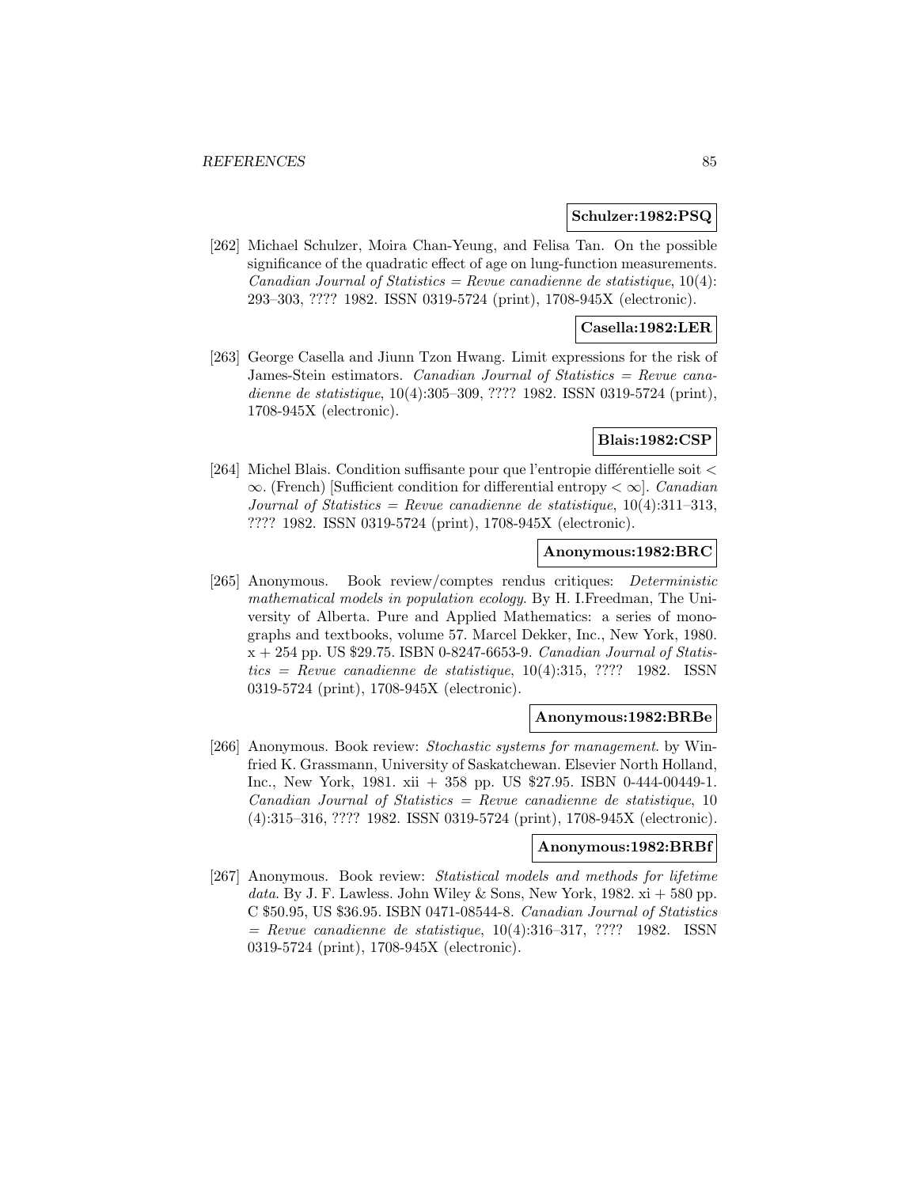**Schulzer:1982:PSQ**

[262] Michael Schulzer, Moira Chan-Yeung, and Felisa Tan. On the possible significance of the quadratic effect of age on lung-function measurements. *Canadian Journal of Statistics = Revue canadienne de statistique*, 10(4): 293–303, ???? 1982. ISSN 0319-5724 (print), 1708-945X (electronic).

**Casella:1982:LER**

[263] George Casella and Jiunn Tzon Hwang. Limit expressions for the risk of James-Stein estimators. *Canadian Journal of Statistics = Revue canadienne de statistique*, 10(4):305–309, ???? 1982. ISSN 0319-5724 (print), 1708-945X (electronic).

**Blais:1982:CSP**

[264] Michel Blais. Condition suffisante pour que l'entropie différentielle soit $< \infty$. (French) [Sufficient condition for differential entropy $< \infty$]. *Canadian Journal of Statistics = Revue canadienne de statistique*, 10(4):311–313, ???? 1982. ISSN 0319-5724 (print), 1708-945X (electronic).

**Anonymous:1982:BRC**

[265] Anonymous. Book review/comptes rendus critiques: *Deterministic mathematical models in population ecology*. By H. I.Freedman, The University of Alberta. Pure and Applied Mathematics: a series of monographs and textbooks, volume 57. Marcel Dekker, Inc., New York, 1980. x + 254 pp. US $29.75. ISBN 0-8247-6653-9. *Canadian Journal of Statistics = Revue canadienne de statistique*, 10(4):315, ???? 1982. ISSN 0319-5724 (print), 1708-945X (electronic).

**Anonymous:1982:BRBe**

[266] Anonymous. Book review: *Stochastic systems for management*. by Winfried K. Grassmann, University of Saskatchewan. Elsevier North Holland, Inc., New York, 1981. xii + 358 pp. US $27.95. ISBN 0-444-00449-1. *Canadian Journal of Statistics = Revue canadienne de statistique*, 10 (4):315–316, ???? 1982. ISSN 0319-5724 (print), 1708-945X (electronic).

**Anonymous:1982:BRBf**

[267] Anonymous. Book review: *Statistical models and methods for lifetime data*. By J. F. Lawless. John Wiley & Sons, New York, 1982. xi + 580 pp. C $50.95, US $36.95. ISBN 0471-08544-8. *Canadian Journal of Statistics = Revue canadienne de statistique*, 10(4):316–317, ???? 1982. ISSN 0319-5724 (print), 1708-945X (electronic).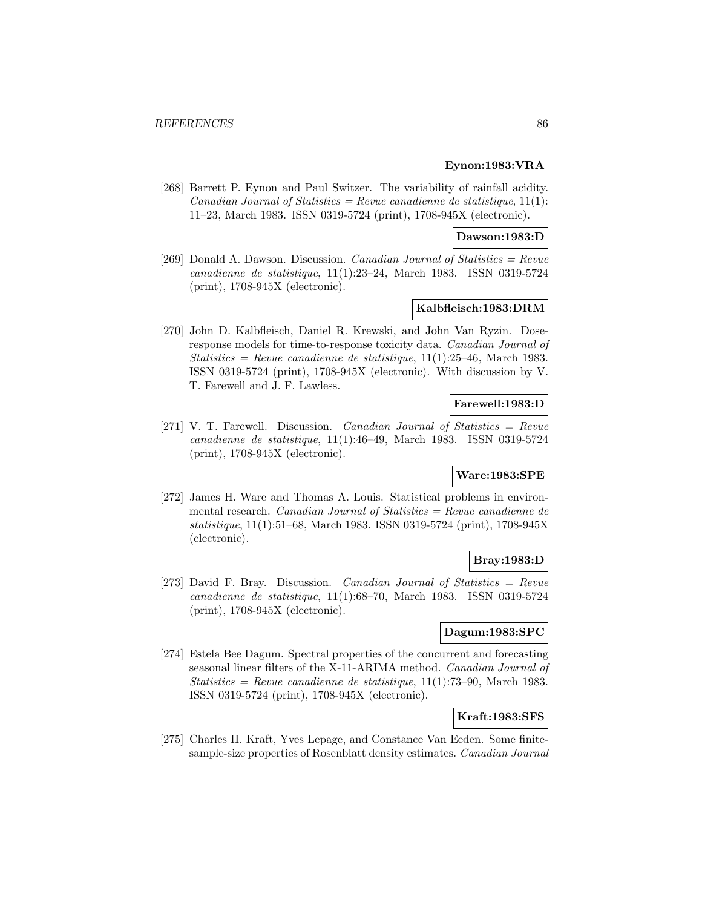**Eynon:1983:VRA**

[268] Barrett P. Eynon and Paul Switzer. The variability of rainfall acidity. *Canadian Journal of Statistics = Revue canadienne de statistique*, 11(1): 11–23, March 1983. ISSN 0319-5724 (print), 1708-945X (electronic).

**Dawson:1983:D**

[269] Donald A. Dawson. Discussion. *Canadian Journal of Statistics = Revue canadienne de statistique*, 11(1):23–24, March 1983. ISSN 0319-5724 (print), 1708-945X (electronic).

**Kalbfleisch:1983:DRM**

[270] John D. Kalbfleisch, Daniel R. Krewski, and John Van Ryzin. Dose-response models for time-to-response toxicity data. *Canadian Journal of Statistics = Revue canadienne de statistique*, 11(1):25–46, March 1983. ISSN 0319-5724 (print), 1708-945X (electronic). With discussion by V. T. Farewell and J. F. Lawless.

**Farewell:1983:D**

[271] V. T. Farewell. Discussion. *Canadian Journal of Statistics = Revue canadienne de statistique*, 11(1):46–49, March 1983. ISSN 0319-5724 (print), 1708-945X (electronic).

**Ware:1983:SPE**

[272] James H. Ware and Thomas A. Louis. Statistical problems in environmental research. *Canadian Journal of Statistics = Revue canadienne de statistique*, 11(1):51–68, March 1983. ISSN 0319-5724 (print), 1708-945X (electronic).

**Bray:1983:D**

[273] David F. Bray. Discussion. *Canadian Journal of Statistics = Revue canadienne de statistique*, 11(1):68–70, March 1983. ISSN 0319-5724 (print), 1708-945X (electronic).

**Dagum:1983:SPC**

[274] Estela Bee Dagum. Spectral properties of the concurrent and forecasting seasonal linear filters of the X-11-ARIMA method. *Canadian Journal of Statistics = Revue canadienne de statistique*, 11(1):73–90, March 1983. ISSN 0319-5724 (print), 1708-945X (electronic).

**Kraft:1983:SFS**

[275] Charles H. Kraft, Yves Lepage, and Constance Van Eeden. Some finite-sample-size properties of Rosenblatt density estimates. *Canadian Journal*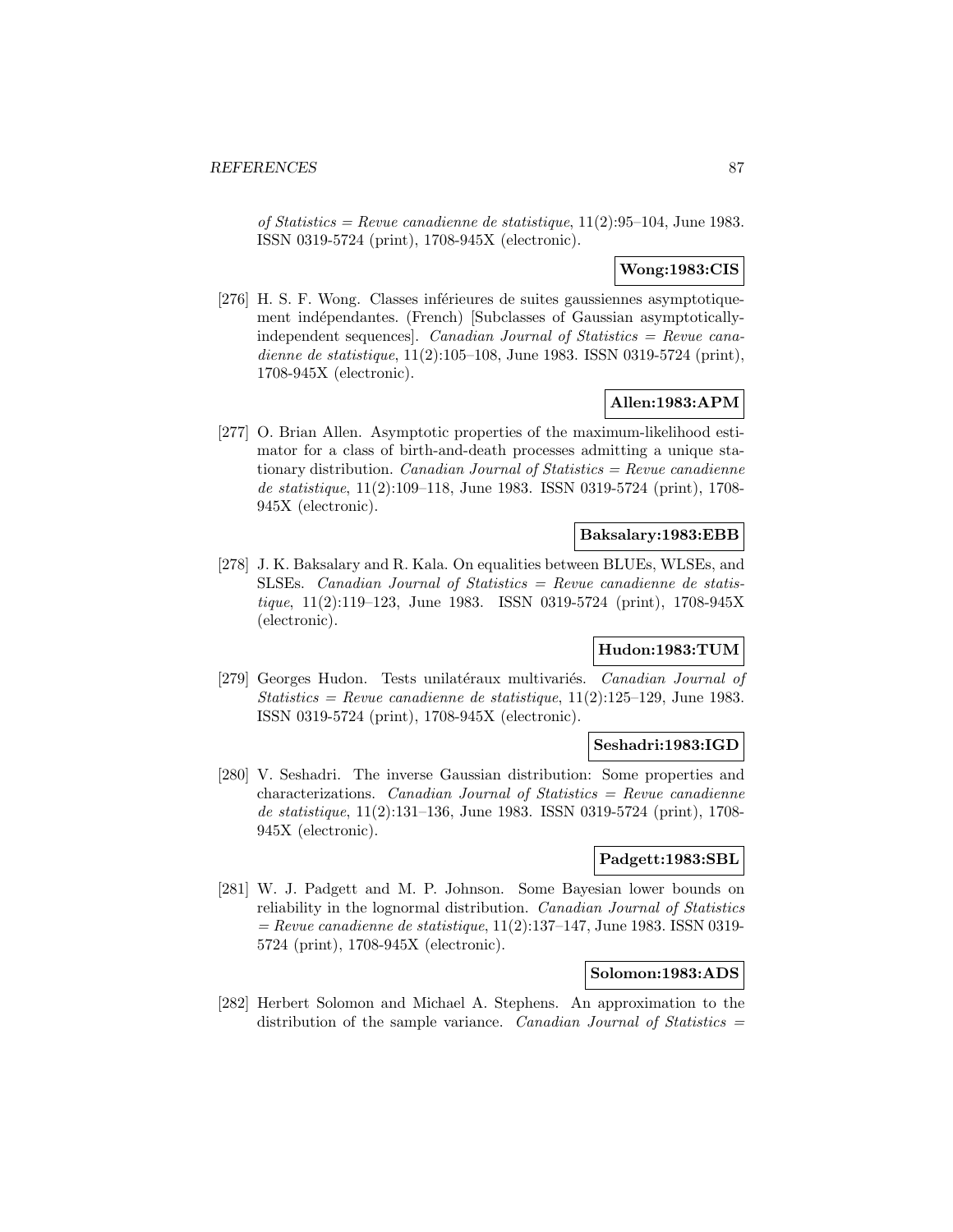*of Statistics = Revue canadienne de statistique*, 11(2):95–104, June 1983. ISSN 0319-5724 (print), 1708-945X (electronic).

**Wong:1983:CIS**

[276] H. S. F. Wong. Classes inférieures de suites gaussiennes asymptotiquement indépendantes. (French) [Subclasses of Gaussian asymptotically-independent sequences]. *Canadian Journal of Statistics = Revue canadienne de statistique*, 11(2):105–108, June 1983. ISSN 0319-5724 (print), 1708-945X (electronic).

**Allen:1983:APM**

[277] O. Brian Allen. Asymptotic properties of the maximum-likelihood estimator for a class of birth-and-death processes admitting a unique stationary distribution. *Canadian Journal of Statistics = Revue canadienne de statistique*, 11(2):109–118, June 1983. ISSN 0319-5724 (print), 1708-945X (electronic).

**Baksalary:1983:EBB**

[278] J. K. Baksalary and R. Kala. On equalities between BLUEs, WLSEs, and SLSEs. *Canadian Journal of Statistics = Revue canadienne de statistique*, 11(2):119–123, June 1983. ISSN 0319-5724 (print), 1708-945X (electronic).

**Hudon:1983:TUM**

[279] Georges Hudon. Tests unilatéraux multivariés. *Canadian Journal of Statistics = Revue canadienne de statistique*, 11(2):125–129, June 1983. ISSN 0319-5724 (print), 1708-945X (electronic).

**Seshadri:1983:IGD**

[280] V. Seshadri. The inverse Gaussian distribution: Some properties and characterizations. *Canadian Journal of Statistics = Revue canadienne de statistique*, 11(2):131–136, June 1983. ISSN 0319-5724 (print), 1708-945X (electronic).

**Padgett:1983:SBL**

[281] W. J. Padgett and M. P. Johnson. Some Bayesian lower bounds on reliability in the lognormal distribution. *Canadian Journal of Statistics = Revue canadienne de statistique*, 11(2):137–147, June 1983. ISSN 0319-5724 (print), 1708-945X (electronic).

**Solomon:1983:ADS**

[282] Herbert Solomon and Michael A. Stephens. An approximation to the distribution of the sample variance. *Canadian Journal of Statistics =*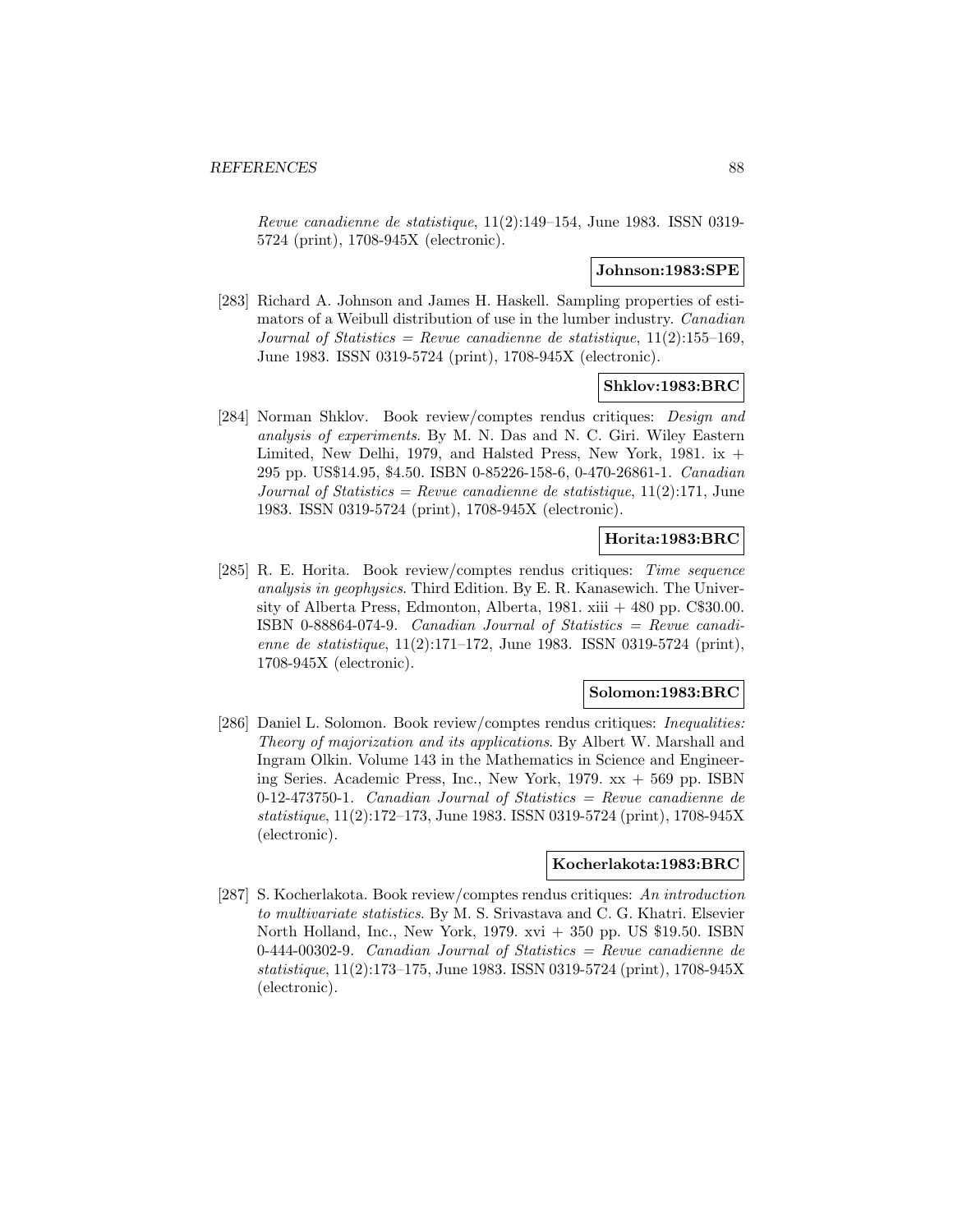*Revue canadienne de statistique*, 11(2):149–154, June 1983. ISSN 0319-5724 (print), 1708-945X (electronic).

**Johnson:1983:SPE**

[283] Richard A. Johnson and James H. Haskell. Sampling properties of estimators of a Weibull distribution of use in the lumber industry. *Canadian Journal of Statistics = Revue canadienne de statistique*, 11(2):155–169, June 1983. ISSN 0319-5724 (print), 1708-945X (electronic).

**Shklov:1983:BRC**

[284] Norman Shklov. Book review/comptes rendus critiques: *Design and analysis of experiments*. By M. N. Das and N. C. Giri. Wiley Eastern Limited, New Delhi, 1979, and Halsted Press, New York, 1981. ix + 295 pp. US$14.95, $4.50. ISBN 0-85226-158-6, 0-470-26861-1. *Canadian Journal of Statistics = Revue canadienne de statistique*, 11(2):171, June 1983. ISSN 0319-5724 (print), 1708-945X (electronic).

**Horita:1983:BRC**

[285] R. E. Horita. Book review/comptes rendus critiques: *Time sequence analysis in geophysics*. Third Edition. By E. R. Kanasewich. The University of Alberta Press, Edmonton, Alberta, 1981. xiii + 480 pp. C$30.00. ISBN 0-88864-074-9. *Canadian Journal of Statistics = Revue canadienne de statistique*, 11(2):171–172, June 1983. ISSN 0319-5724 (print), 1708-945X (electronic).

**Solomon:1983:BRC**

[286] Daniel L. Solomon. Book review/comptes rendus critiques: *Inequalities: Theory of majorization and its applications*. By Albert W. Marshall and Ingram Olkin. Volume 143 in the Mathematics in Science and Engineering Series. Academic Press, Inc., New York, 1979. xx + 569 pp. ISBN 0-12-473750-1. *Canadian Journal of Statistics = Revue canadienne de statistique*, 11(2):172–173, June 1983. ISSN 0319-5724 (print), 1708-945X (electronic).

**Kocherlakota:1983:BRC**

[287] S. Kocherlakota. Book review/comptes rendus critiques: *An introduction to multivariate statistics*. By M. S. Srivastava and C. G. Khatri. Elsevier North Holland, Inc., New York, 1979. xvi + 350 pp. US $19.50. ISBN 0-444-00302-9. *Canadian Journal of Statistics = Revue canadienne de statistique*, 11(2):173–175, June 1983. ISSN 0319-5724 (print), 1708-945X (electronic).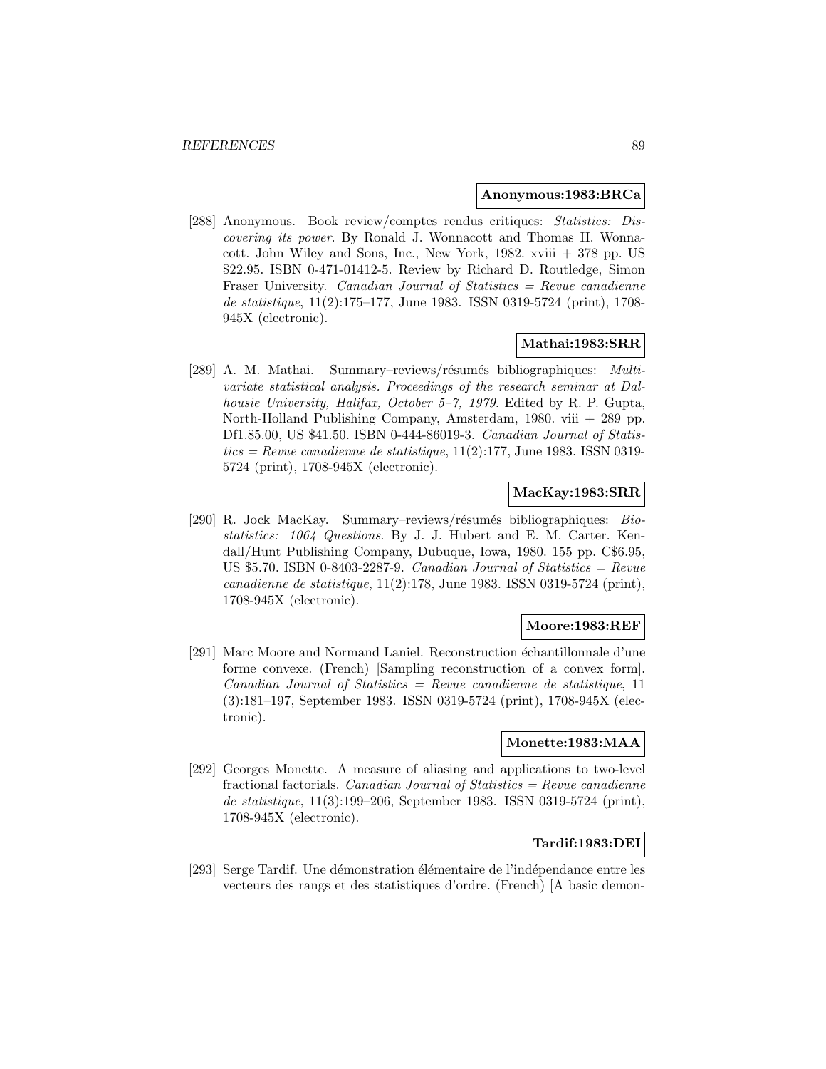**Anonymous:1983:BRCa**

[288] Anonymous. Book review/comptes rendus critiques: *Statistics: Discovering its power*. By Ronald J. Wonnacott and Thomas H. Wonnacott. John Wiley and Sons, Inc., New York, 1982. xviii + 378 pp. US $22.95. ISBN 0-471-01412-5. Review by Richard D. Routledge, Simon Fraser University. *Canadian Journal of Statistics = Revue canadienne de statistique*, 11(2):175–177, June 1983. ISSN 0319-5724 (print), 1708-945X (electronic).

**Mathai:1983:SRR**

[289] A. M. Mathai. Summary–reviews/résumés bibliographiques: *Multivariate statistical analysis. Proceedings of the research seminar at Dalhousie University, Halifax, October 5–7, 1979*. Edited by R. P. Gupta, North-Holland Publishing Company, Amsterdam, 1980. viii + 289 pp. Df1.85.00, US $41.50. ISBN 0-444-86019-3. *Canadian Journal of Statistics = Revue canadienne de statistique*, 11(2):177, June 1983. ISSN 0319-5724 (print), 1708-945X (electronic).

**MacKay:1983:SRR**

[290] R. Jock MacKay. Summary–reviews/résumés bibliographiques: *Biostatistics: 1064 Questions*. By J. J. Hubert and E. M. Carter. Kendall/Hunt Publishing Company, Dubuque, Iowa, 1980. 155 pp. C$6.95, US $5.70. ISBN 0-8403-2287-9. *Canadian Journal of Statistics = Revue canadienne de statistique*, 11(2):178, June 1983. ISSN 0319-5724 (print), 1708-945X (electronic).

**Moore:1983:REF**

[291] Marc Moore and Normand Laniel. Reconstruction échantillonnale d'une forme convexe. (French) [Sampling reconstruction of a convex form]. *Canadian Journal of Statistics = Revue canadienne de statistique*, 11 (3):181–197, September 1983. ISSN 0319-5724 (print), 1708-945X (electronic).

**Monette:1983:MAA**

[292] Georges Monette. A measure of aliasing and applications to two-level fractional factorials. *Canadian Journal of Statistics = Revue canadienne de statistique*, 11(3):199–206, September 1983. ISSN 0319-5724 (print), 1708-945X (electronic).

**Tardif:1983:DEI**

[293] Serge Tardif. Une démonstration élémentaire de l'indépendance entre les vecteurs des rangs et des statistiques d'ordre. (French) [A basic demon-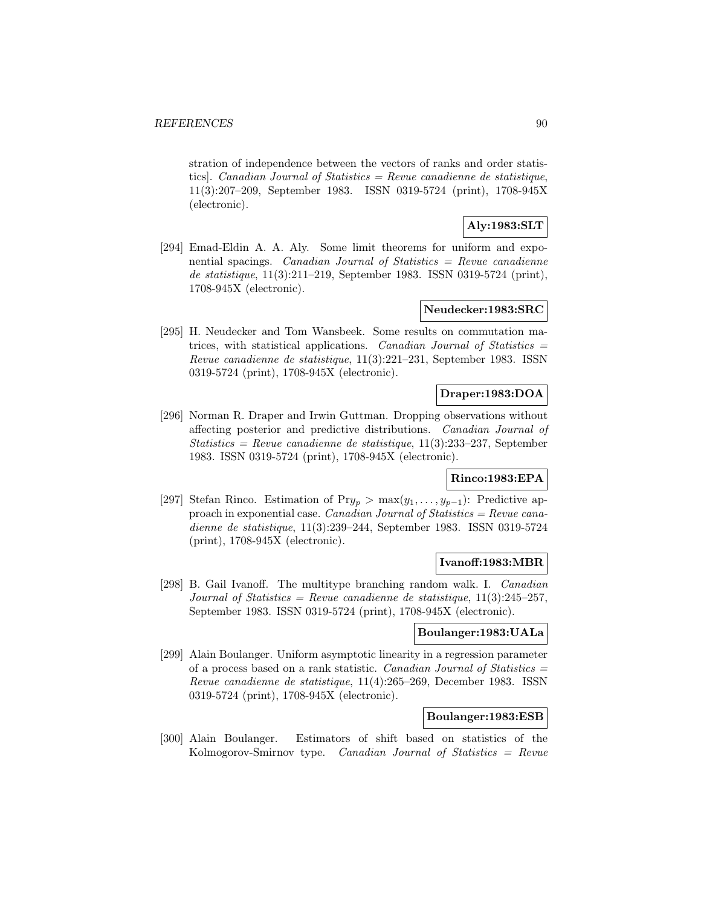stration of independence between the vectors of ranks and order statistics]. *Canadian Journal of Statistics = Revue canadienne de statistique*, 11(3):207–209, September 1983. ISSN 0319-5724 (print), 1708-945X (electronic).

**Aly:1983:SLT**

[294] Emad-Eldin A. A. Aly. Some limit theorems for uniform and exponential spacings. *Canadian Journal of Statistics = Revue canadienne de statistique*, 11(3):211–219, September 1983. ISSN 0319-5724 (print), 1708-945X (electronic).

**Neudecker:1983:SRC**

[295] H. Neudecker and Tom Wansbeek. Some results on commutation matrices, with statistical applications. *Canadian Journal of Statistics = Revue canadienne de statistique*, 11(3):221–231, September 1983. ISSN 0319-5724 (print), 1708-945X (electronic).

**Draper:1983:DOA**

[296] Norman R. Draper and Irwin Guttman. Dropping observations without affecting posterior and predictive distributions. *Canadian Journal of Statistics = Revue canadienne de statistique*, 11(3):233–237, September 1983. ISSN 0319-5724 (print), 1708-945X (electronic).

**Rinco:1983:EPA**

[297] Stefan Rinco. Estimation of $\Pr y_p > \max(y_1, \ldots, y_{p-1})$: Predictive approach in exponential case. *Canadian Journal of Statistics = Revue canadienne de statistique*, 11(3):239–244, September 1983. ISSN 0319-5724 (print), 1708-945X (electronic).

**Ivanoff:1983:MBR**

[298] B. Gail Ivanoff. The multitype branching random walk. I. *Canadian Journal of Statistics = Revue canadienne de statistique*, 11(3):245–257, September 1983. ISSN 0319-5724 (print), 1708-945X (electronic).

**Boulanger:1983:UALa**

[299] Alain Boulanger. Uniform asymptotic linearity in a regression parameter of a process based on a rank statistic. *Canadian Journal of Statistics = Revue canadienne de statistique*, 11(4):265–269, December 1983. ISSN 0319-5724 (print), 1708-945X (electronic).

**Boulanger:1983:ESB**

[300] Alain Boulanger. Estimators of shift based on statistics of the Kolmogorov-Smirnov type. *Canadian Journal of Statistics = Revue*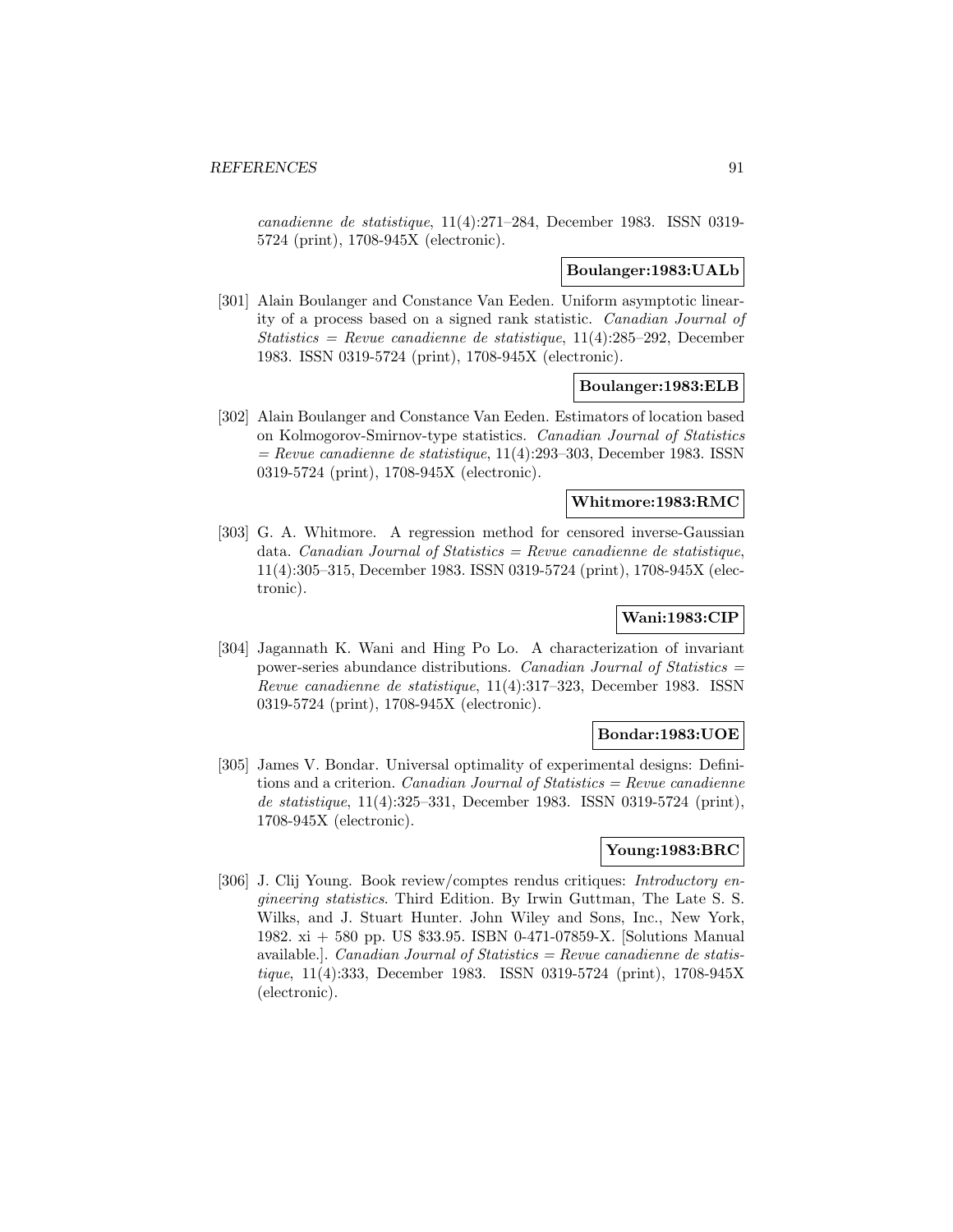*canadienne de statistique*, 11(4):271–284, December 1983. ISSN 0319-5724 (print), 1708-945X (electronic).

**Boulanger:1983:UALb**

[301] Alain Boulanger and Constance Van Eeden. Uniform asymptotic linearity of a process based on a signed rank statistic. *Canadian Journal of Statistics = Revue canadienne de statistique*, 11(4):285–292, December 1983. ISSN 0319-5724 (print), 1708-945X (electronic).

**Boulanger:1983:ELB**

[302] Alain Boulanger and Constance Van Eeden. Estimators of location based on Kolmogorov-Smirnov-type statistics. *Canadian Journal of Statistics = Revue canadienne de statistique*, 11(4):293–303, December 1983. ISSN 0319-5724 (print), 1708-945X (electronic).

**Whitmore:1983:RMC**

[303] G. A. Whitmore. A regression method for censored inverse-Gaussian data. *Canadian Journal of Statistics = Revue canadienne de statistique*, 11(4):305–315, December 1983. ISSN 0319-5724 (print), 1708-945X (electronic).

**Wani:1983:CIP**

[304] Jagannath K. Wani and Hing Po Lo. A characterization of invariant power-series abundance distributions. *Canadian Journal of Statistics = Revue canadienne de statistique*, 11(4):317–323, December 1983. ISSN 0319-5724 (print), 1708-945X (electronic).

**Bondar:1983:UOE**

[305] James V. Bondar. Universal optimality of experimental designs: Definitions and a criterion. *Canadian Journal of Statistics = Revue canadienne de statistique*, 11(4):325–331, December 1983. ISSN 0319-5724 (print), 1708-945X (electronic).

**Young:1983:BRC**

[306] J. Clij Young. Book review/comptes rendus critiques: *Introductory engineering statistics*. Third Edition. By Irwin Guttman, The Late S. S. Wilks, and J. Stuart Hunter. John Wiley and Sons, Inc., New York, 1982. xi + 580 pp. US $33.95. ISBN 0-471-07859-X. [Solutions Manual available.]. *Canadian Journal of Statistics = Revue canadienne de statistique*, 11(4):333, December 1983. ISSN 0319-5724 (print), 1708-945X (electronic).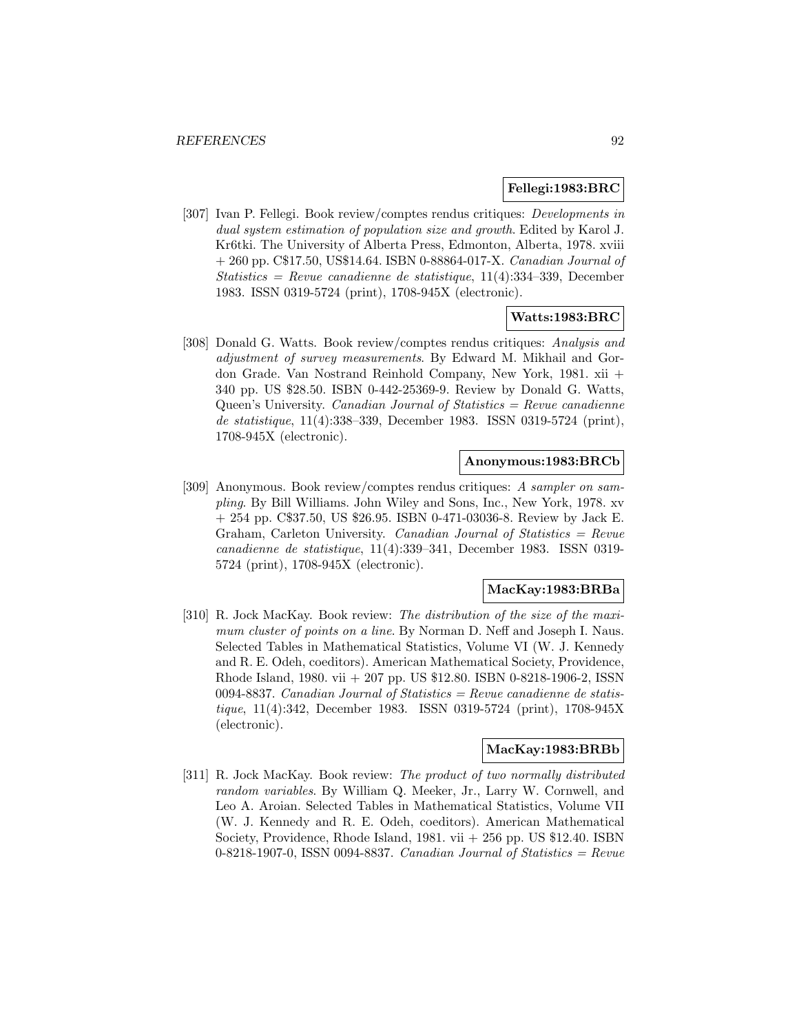**Fellegi:1983:BRC**

[307] Ivan P. Fellegi. Book review/comptes rendus critiques: *Developments in dual system estimation of population size and growth*. Edited by Karol J. Kr6tki. The University of Alberta Press, Edmonton, Alberta, 1978. xviii + 260 pp. C$17.50, US$14.64. ISBN 0-88864-017-X. *Canadian Journal of Statistics = Revue canadienne de statistique*, 11(4):334–339, December 1983. ISSN 0319-5724 (print), 1708-945X (electronic).

**Watts:1983:BRC**

[308] Donald G. Watts. Book review/comptes rendus critiques: *Analysis and adjustment of survey measurements*. By Edward M. Mikhail and Gordon Grade. Van Nostrand Reinhold Company, New York, 1981. xii + 340 pp. US $28.50. ISBN 0-442-25369-9. Review by Donald G. Watts, Queen's University. *Canadian Journal of Statistics = Revue canadienne de statistique*, 11(4):338–339, December 1983. ISSN 0319-5724 (print), 1708-945X (electronic).

**Anonymous:1983:BRCb**

[309] Anonymous. Book review/comptes rendus critiques: *A sampler on sampling*. By Bill Williams. John Wiley and Sons, Inc., New York, 1978. xv + 254 pp. C$37.50, US $26.95. ISBN 0-471-03036-8. Review by Jack E. Graham, Carleton University. *Canadian Journal of Statistics = Revue canadienne de statistique*, 11(4):339–341, December 1983. ISSN 0319-5724 (print), 1708-945X (electronic).

**MacKay:1983:BRBa**

[310] R. Jock MacKay. Book review: *The distribution of the size of the maximum cluster of points on a line*. By Norman D. Neff and Joseph I. Naus. Selected Tables in Mathematical Statistics, Volume VI (W. J. Kennedy and R. E. Odeh, coeditors). American Mathematical Society, Providence, Rhode Island, 1980. vii + 207 pp. US $12.80. ISBN 0-8218-1906-2, ISSN 0094-8837. *Canadian Journal of Statistics = Revue canadienne de statistique*, 11(4):342, December 1983. ISSN 0319-5724 (print), 1708-945X (electronic).

**MacKay:1983:BRBb**

[311] R. Jock MacKay. Book review: *The product of two normally distributed random variables*. By William Q. Meeker, Jr., Larry W. Cornwell, and Leo A. Aroian. Selected Tables in Mathematical Statistics, Volume VII (W. J. Kennedy and R. E. Odeh, coeditors). American Mathematical Society, Providence, Rhode Island, 1981. vii + 256 pp. US $12.40. ISBN 0-8218-1907-0, ISSN 0094-8837. *Canadian Journal of Statistics = Revue*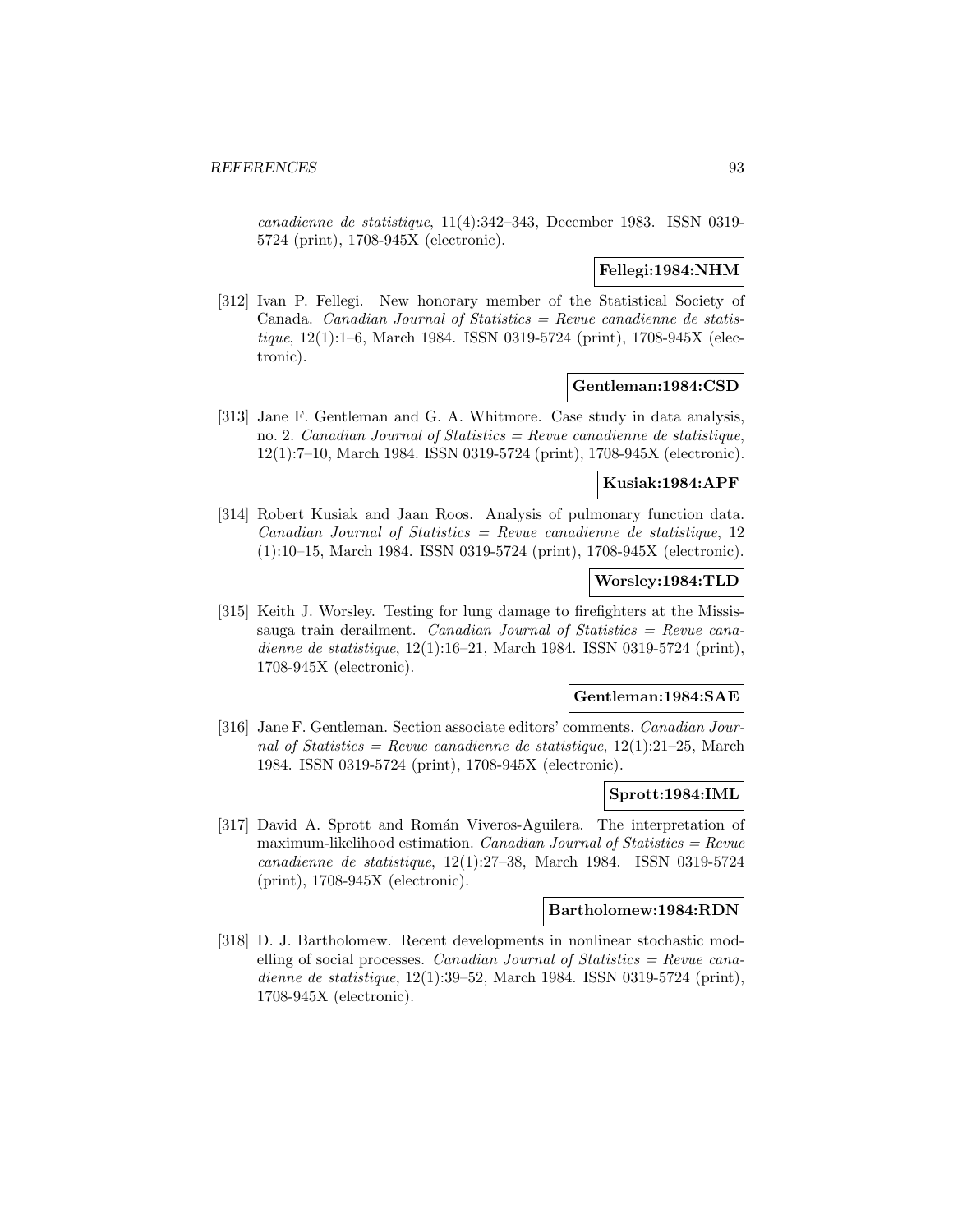*canadienne de statistique*, 11(4):342–343, December 1983. ISSN 0319-5724 (print), 1708-945X (electronic).

**Fellegi:1984:NHM**

[312] Ivan P. Fellegi. New honorary member of the Statistical Society of Canada. *Canadian Journal of Statistics = Revue canadienne de statistique*, 12(1):1–6, March 1984. ISSN 0319-5724 (print), 1708-945X (electronic).

**Gentleman:1984:CSD**

[313] Jane F. Gentleman and G. A. Whitmore. Case study in data analysis, no. 2. *Canadian Journal of Statistics = Revue canadienne de statistique*, 12(1):7–10, March 1984. ISSN 0319-5724 (print), 1708-945X (electronic).

**Kusiak:1984:APF**

[314] Robert Kusiak and Jaan Roos. Analysis of pulmonary function data. *Canadian Journal of Statistics = Revue canadienne de statistique*, 12 (1):10–15, March 1984. ISSN 0319-5724 (print), 1708-945X (electronic).

**Worsley:1984:TLD**

[315] Keith J. Worsley. Testing for lung damage to firefighters at the Mississauga train derailment. *Canadian Journal of Statistics = Revue canadienne de statistique*, 12(1):16–21, March 1984. ISSN 0319-5724 (print), 1708-945X (electronic).

**Gentleman:1984:SAE**

[316] Jane F. Gentleman. Section associate editors' comments. *Canadian Journal of Statistics = Revue canadienne de statistique*, 12(1):21–25, March 1984. ISSN 0319-5724 (print), 1708-945X (electronic).

**Sprott:1984:IML**

[317] David A. Sprott and Román Viveros-Aguilera. The interpretation of maximum-likelihood estimation. *Canadian Journal of Statistics = Revue canadienne de statistique*, 12(1):27–38, March 1984. ISSN 0319-5724 (print), 1708-945X (electronic).

**Bartholomew:1984:RDN**

[318] D. J. Bartholomew. Recent developments in nonlinear stochastic modelling of social processes. *Canadian Journal of Statistics = Revue canadienne de statistique*, 12(1):39–52, March 1984. ISSN 0319-5724 (print), 1708-945X (electronic).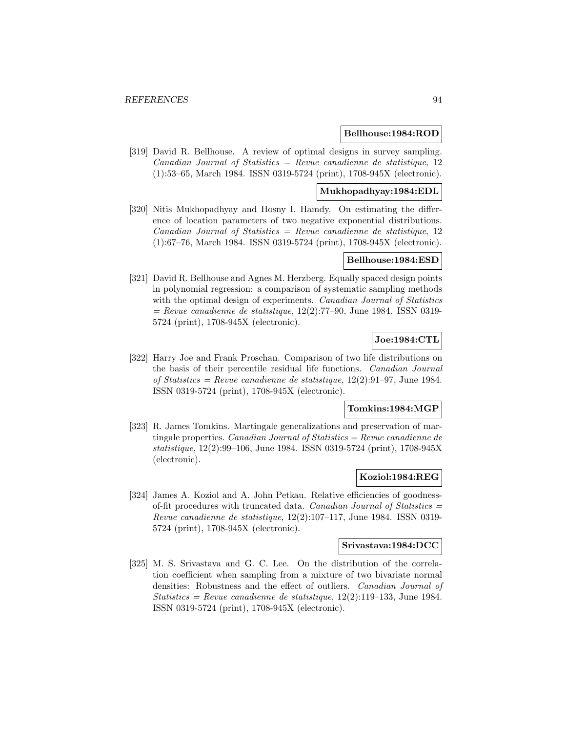**Bellhouse:1984:ROD**

[319] David R. Bellhouse. A review of optimal designs in survey sampling. *Canadian Journal of Statistics = Revue canadienne de statistique*, 12 (1):53–65, March 1984. ISSN 0319-5724 (print), 1708-945X (electronic).

**Mukhopadhyay:1984:EDL**

[320] Nitis Mukhopadhyay and Hosny I. Hamdy. On estimating the difference of location parameters of two negative exponential distributions. *Canadian Journal of Statistics = Revue canadienne de statistique*, 12 (1):67–76, March 1984. ISSN 0319-5724 (print), 1708-945X (electronic).

**Bellhouse:1984:ESD**

[321] David R. Bellhouse and Agnes M. Herzberg. Equally spaced design points in polynomial regression: a comparison of systematic sampling methods with the optimal design of experiments. *Canadian Journal of Statistics = Revue canadienne de statistique*, 12(2):77–90, June 1984. ISSN 0319-5724 (print), 1708-945X (electronic).

**Joe:1984:CTL**

[322] Harry Joe and Frank Proschan. Comparison of two life distributions on the basis of their percentile residual life functions. *Canadian Journal of Statistics = Revue canadienne de statistique*, 12(2):91–97, June 1984. ISSN 0319-5724 (print), 1708-945X (electronic).

**Tomkins:1984:MGP**

[323] R. James Tomkins. Martingale generalizations and preservation of martingale properties. *Canadian Journal of Statistics = Revue canadienne de statistique*, 12(2):99–106, June 1984. ISSN 0319-5724 (print), 1708-945X (electronic).

**Koziol:1984:REG**

[324] James A. Koziol and A. John Petkau. Relative efficiencies of goodness-of-fit procedures with truncated data. *Canadian Journal of Statistics = Revue canadienne de statistique*, 12(2):107–117, June 1984. ISSN 0319-5724 (print), 1708-945X (electronic).

**Srivastava:1984:DCC**

[325] M. S. Srivastava and G. C. Lee. On the distribution of the correlation coefficient when sampling from a mixture of two bivariate normal densities: Robustness and the effect of outliers. *Canadian Journal of Statistics = Revue canadienne de statistique*, 12(2):119–133, June 1984. ISSN 0319-5724 (print), 1708-945X (electronic).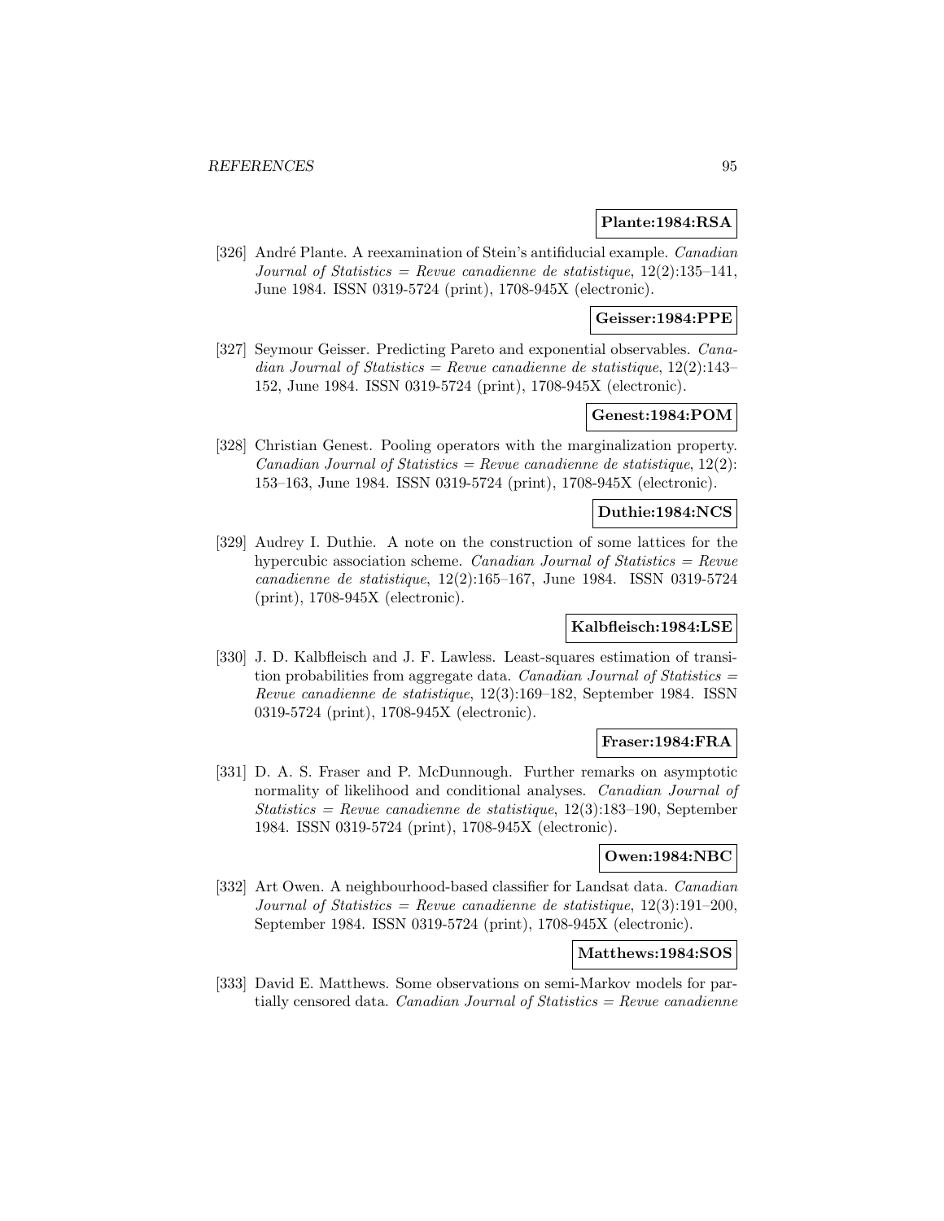**Plante:1984:RSA**

[326] André Plante. A reexamination of Stein's antifiducial example. *Canadian Journal of Statistics = Revue canadienne de statistique*, 12(2):135–141, June 1984. ISSN 0319-5724 (print), 1708-945X (electronic).

**Geisser:1984:PPE**

[327] Seymour Geisser. Predicting Pareto and exponential observables. *Canadian Journal of Statistics = Revue canadienne de statistique*, 12(2):143–152, June 1984. ISSN 0319-5724 (print), 1708-945X (electronic).

**Genest:1984:POM**

[328] Christian Genest. Pooling operators with the marginalization property. *Canadian Journal of Statistics = Revue canadienne de statistique*, 12(2): 153–163, June 1984. ISSN 0319-5724 (print), 1708-945X (electronic).

**Duthie:1984:NCS**

[329] Audrey I. Duthie. A note on the construction of some lattices for the hypercubic association scheme. *Canadian Journal of Statistics = Revue canadienne de statistique*, 12(2):165–167, June 1984. ISSN 0319-5724 (print), 1708-945X (electronic).

**Kalbfleisch:1984:LSE**

[330] J. D. Kalbfleisch and J. F. Lawless. Least-squares estimation of transition probabilities from aggregate data. *Canadian Journal of Statistics = Revue canadienne de statistique*, 12(3):169–182, September 1984. ISSN 0319-5724 (print), 1708-945X (electronic).

**Fraser:1984:FRA**

[331] D. A. S. Fraser and P. McDunnough. Further remarks on asymptotic normality of likelihood and conditional analyses. *Canadian Journal of Statistics = Revue canadienne de statistique*, 12(3):183–190, September 1984. ISSN 0319-5724 (print), 1708-945X (electronic).

**Owen:1984:NBC**

[332] Art Owen. A neighbourhood-based classifier for Landsat data. *Canadian Journal of Statistics = Revue canadienne de statistique*, 12(3):191–200, September 1984. ISSN 0319-5724 (print), 1708-945X (electronic).

**Matthews:1984:SOS**

[333] David E. Matthews. Some observations on semi-Markov models for partially censored data. *Canadian Journal of Statistics = Revue canadienne*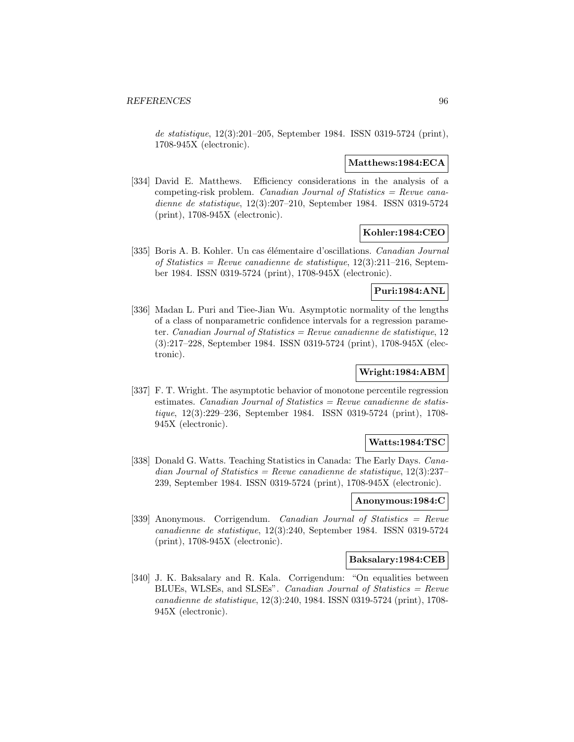*de statistique*, 12(3):201–205, September 1984. ISSN 0319-5724 (print), 1708-945X (electronic).

**Matthews:1984:ECA**

[334] David E. Matthews. Efficiency considerations in the analysis of a competing-risk problem. *Canadian Journal of Statistics = Revue canadienne de statistique*, 12(3):207–210, September 1984. ISSN 0319-5724 (print), 1708-945X (electronic).

**Kohler:1984:CEO**

[335] Boris A. B. Kohler. Un cas élémentaire d'oscillations. *Canadian Journal of Statistics = Revue canadienne de statistique*, 12(3):211–216, September 1984. ISSN 0319-5724 (print), 1708-945X (electronic).

**Puri:1984:ANL**

[336] Madan L. Puri and Tiee-Jian Wu. Asymptotic normality of the lengths of a class of nonparametric confidence intervals for a regression parameter. *Canadian Journal of Statistics = Revue canadienne de statistique*, 12 (3):217–228, September 1984. ISSN 0319-5724 (print), 1708-945X (electronic).

**Wright:1984:ABM**

[337] F. T. Wright. The asymptotic behavior of monotone percentile regression estimates. *Canadian Journal of Statistics = Revue canadienne de statistique*, 12(3):229–236, September 1984. ISSN 0319-5724 (print), 1708-945X (electronic).

**Watts:1984:TSC**

[338] Donald G. Watts. Teaching Statistics in Canada: The Early Days. *Canadian Journal of Statistics = Revue canadienne de statistique*, 12(3):237–239, September 1984. ISSN 0319-5724 (print), 1708-945X (electronic).

**Anonymous:1984:C**

[339] Anonymous. Corrigendum. *Canadian Journal of Statistics = Revue canadienne de statistique*, 12(3):240, September 1984. ISSN 0319-5724 (print), 1708-945X (electronic).

**Baksalary:1984:CEB**

[340] J. K. Baksalary and R. Kala. Corrigendum: "On equalities between BLUEs, WLSEs, and SLSEs". *Canadian Journal of Statistics = Revue canadienne de statistique*, 12(3):240, 1984. ISSN 0319-5724 (print), 1708-945X (electronic).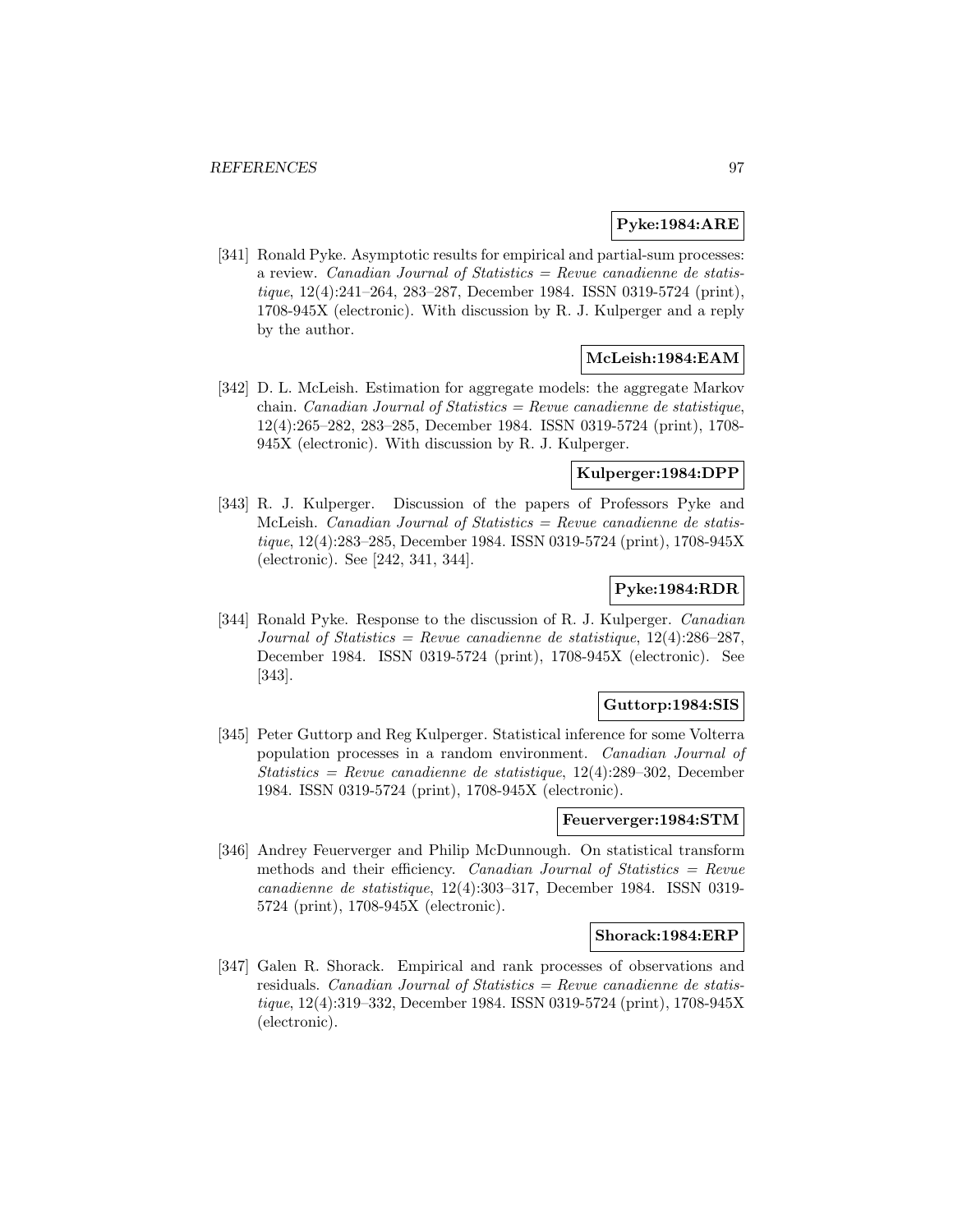**Pyke:1984:ARE**

[341] Ronald Pyke. Asymptotic results for empirical and partial-sum processes: a review. *Canadian Journal of Statistics = Revue canadienne de statistique*, 12(4):241–264, 283–287, December 1984. ISSN 0319-5724 (print), 1708-945X (electronic). With discussion by R. J. Kulperger and a reply by the author.

**McLeish:1984:EAM**

[342] D. L. McLeish. Estimation for aggregate models: the aggregate Markov chain. *Canadian Journal of Statistics = Revue canadienne de statistique*, 12(4):265–282, 283–285, December 1984. ISSN 0319-5724 (print), 1708-945X (electronic). With discussion by R. J. Kulperger.

**Kulperger:1984:DPP**

[343] R. J. Kulperger. Discussion of the papers of Professors Pyke and McLeish. *Canadian Journal of Statistics = Revue canadienne de statistique*, 12(4):283–285, December 1984. ISSN 0319-5724 (print), 1708-945X (electronic). See [242, 341, 344].

**Pyke:1984:RDR**

[344] Ronald Pyke. Response to the discussion of R. J. Kulperger. *Canadian Journal of Statistics = Revue canadienne de statistique*, 12(4):286–287, December 1984. ISSN 0319-5724 (print), 1708-945X (electronic). See [343].

**Guttorp:1984:SIS**

[345] Peter Guttorp and Reg Kulperger. Statistical inference for some Volterra population processes in a random environment. *Canadian Journal of Statistics = Revue canadienne de statistique*, 12(4):289–302, December 1984. ISSN 0319-5724 (print), 1708-945X (electronic).

**Feuerverger:1984:STM**

[346] Andrey Feuerverger and Philip McDunnough. On statistical transform methods and their efficiency. *Canadian Journal of Statistics = Revue canadienne de statistique*, 12(4):303–317, December 1984. ISSN 0319-5724 (print), 1708-945X (electronic).

**Shorack:1984:ERP**

[347] Galen R. Shorack. Empirical and rank processes of observations and residuals. *Canadian Journal of Statistics = Revue canadienne de statistique*, 12(4):319–332, December 1984. ISSN 0319-5724 (print), 1708-945X (electronic).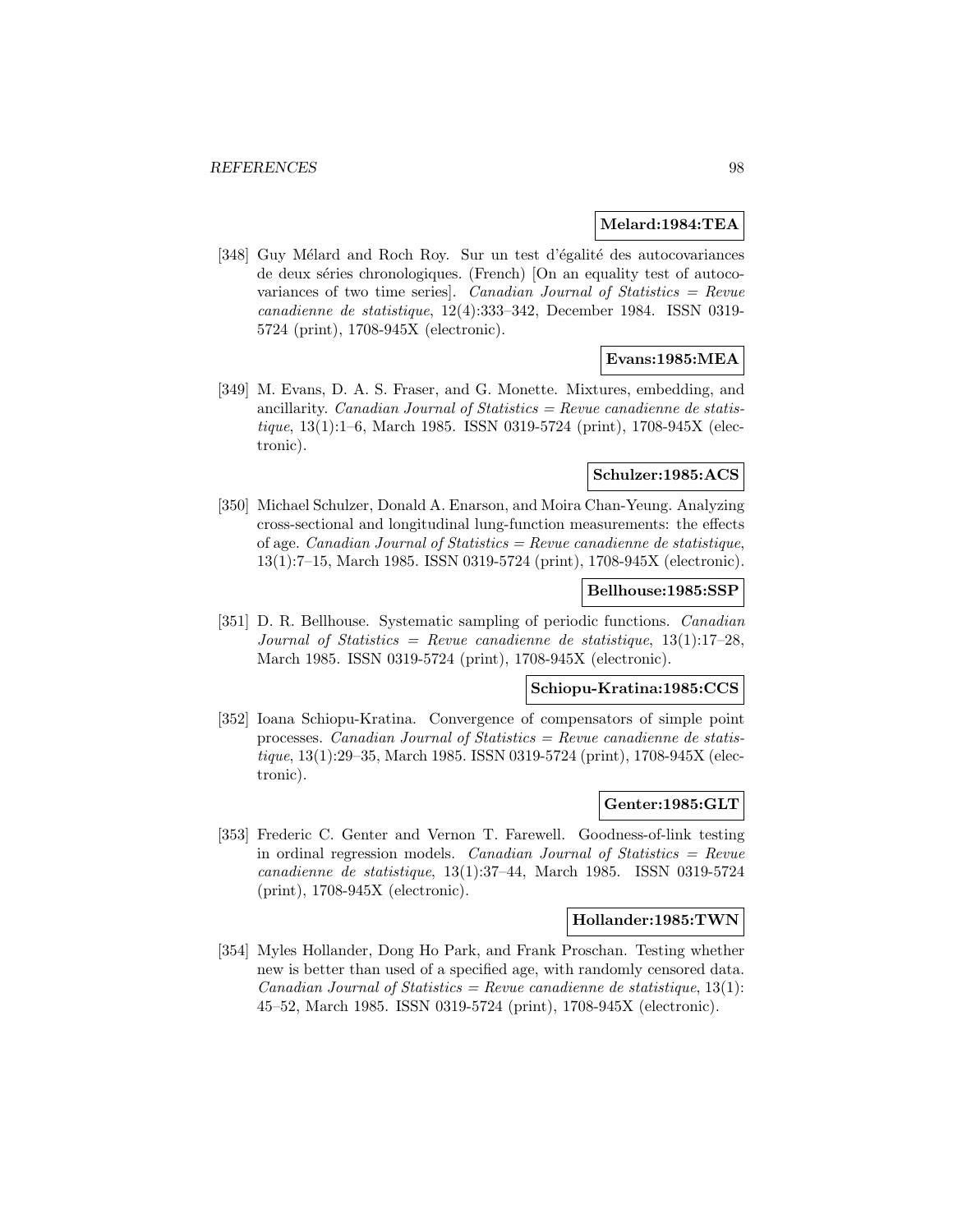**Melard:1984:TEA**

[348] Guy Mélard and Roch Roy. Sur un test d'égalité des autocovariances de deux séries chronologiques. (French) [On an equality test of autocovariances of two time series]. *Canadian Journal of Statistics = Revue canadienne de statistique*, 12(4):333–342, December 1984. ISSN 0319-5724 (print), 1708-945X (electronic).

**Evans:1985:MEA**

[349] M. Evans, D. A. S. Fraser, and G. Monette. Mixtures, embedding, and ancillarity. *Canadian Journal of Statistics = Revue canadienne de statistique*, 13(1):1–6, March 1985. ISSN 0319-5724 (print), 1708-945X (electronic).

**Schulzer:1985:ACS**

[350] Michael Schulzer, Donald A. Enarson, and Moira Chan-Yeung. Analyzing cross-sectional and longitudinal lung-function measurements: the effects of age. *Canadian Journal of Statistics = Revue canadienne de statistique*, 13(1):7–15, March 1985. ISSN 0319-5724 (print), 1708-945X (electronic).

**Bellhouse:1985:SSP**

[351] D. R. Bellhouse. Systematic sampling of periodic functions. *Canadian Journal of Statistics = Revue canadienne de statistique*, 13(1):17–28, March 1985. ISSN 0319-5724 (print), 1708-945X (electronic).

**Schiopu-Kratina:1985:CCS**

[352] Ioana Schiopu-Kratina. Convergence of compensators of simple point processes. *Canadian Journal of Statistics = Revue canadienne de statistique*, 13(1):29–35, March 1985. ISSN 0319-5724 (print), 1708-945X (electronic).

**Genter:1985:GLT**

[353] Frederic C. Genter and Vernon T. Farewell. Goodness-of-link testing in ordinal regression models. *Canadian Journal of Statistics = Revue canadienne de statistique*, 13(1):37–44, March 1985. ISSN 0319-5724 (print), 1708-945X (electronic).

**Hollander:1985:TWN**

[354] Myles Hollander, Dong Ho Park, and Frank Proschan. Testing whether new is better than used of a specified age, with randomly censored data. *Canadian Journal of Statistics = Revue canadienne de statistique*, 13(1): 45–52, March 1985. ISSN 0319-5724 (print), 1708-945X (electronic).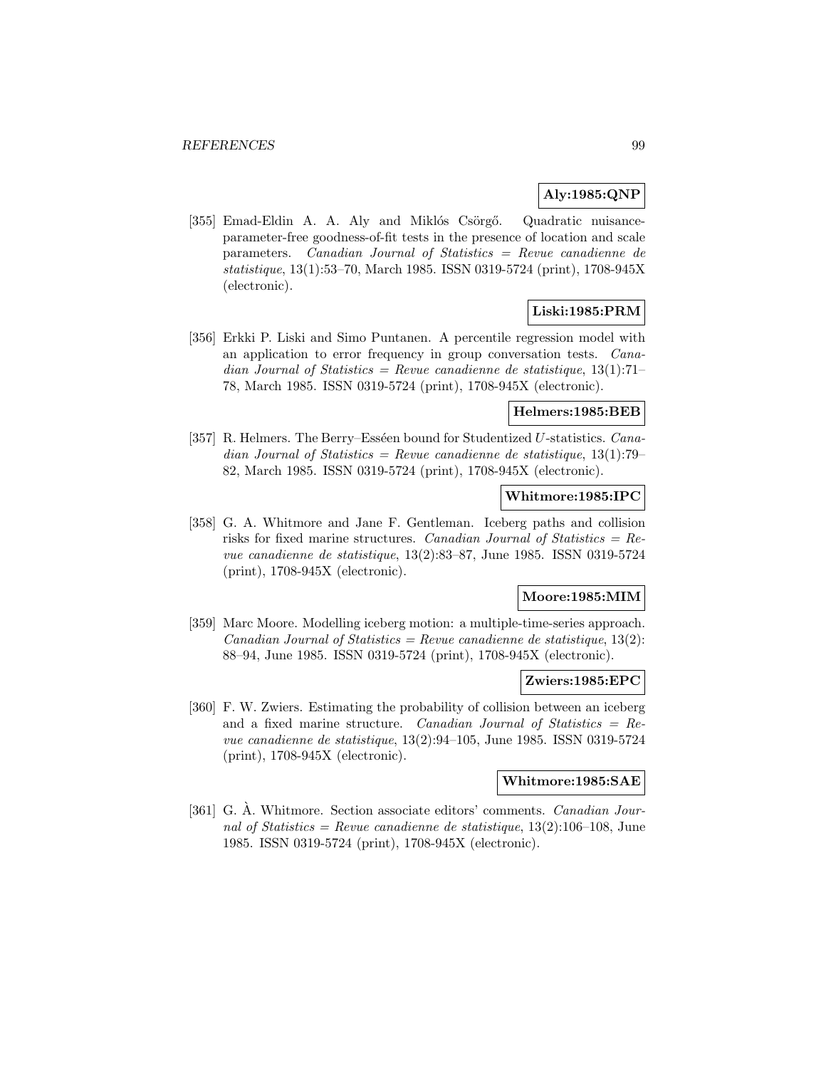**Aly:1985:QNP**

[355] Emad-Eldin A. A. Aly and Miklós Csörgő. Quadratic nuisance-parameter-free goodness-of-fit tests in the presence of location and scale parameters. *Canadian Journal of Statistics = Revue canadienne de statistique*, 13(1):53–70, March 1985. ISSN 0319-5724 (print), 1708-945X (electronic).

**Liski:1985:PRM**

[356] Erkki P. Liski and Simo Puntanen. A percentile regression model with an application to error frequency in group conversation tests. *Canadian Journal of Statistics = Revue canadienne de statistique*, 13(1):71–78, March 1985. ISSN 0319-5724 (print), 1708-945X (electronic).

**Helmers:1985:BEB**

[357] R. Helmers. The Berry–Esséen bound for Studentized $U$-statistics. *Canadian Journal of Statistics = Revue canadienne de statistique*, 13(1):79–82, March 1985. ISSN 0319-5724 (print), 1708-945X (electronic).

**Whitmore:1985:IPC**

[358] G. A. Whitmore and Jane F. Gentleman. Iceberg paths and collision risks for fixed marine structures. *Canadian Journal of Statistics = Revue canadienne de statistique*, 13(2):83–87, June 1985. ISSN 0319-5724 (print), 1708-945X (electronic).

**Moore:1985:MIM**

[359] Marc Moore. Modelling iceberg motion: a multiple-time-series approach. *Canadian Journal of Statistics = Revue canadienne de statistique*, 13(2):88–94, June 1985. ISSN 0319-5724 (print), 1708-945X (electronic).

**Zwiers:1985:EPC**

[360] F. W. Zwiers. Estimating the probability of collision between an iceberg and a fixed marine structure. *Canadian Journal of Statistics = Revue canadienne de statistique*, 13(2):94–105, June 1985. ISSN 0319-5724 (print), 1708-945X (electronic).

**Whitmore:1985:SAE**

[361] G. À. Whitmore. Section associate editors' comments. *Canadian Journal of Statistics = Revue canadienne de statistique*, 13(2):106–108, June 1985. ISSN 0319-5724 (print), 1708-945X (electronic).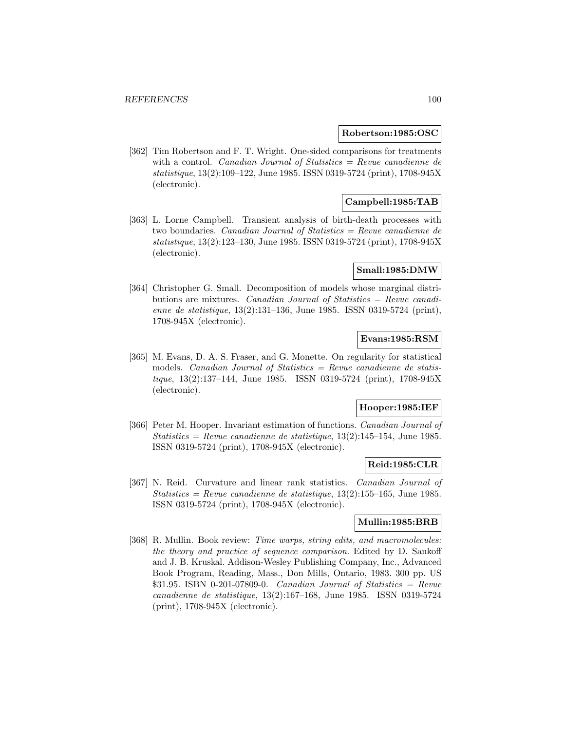**Robertson:1985:OSC**

[362] Tim Robertson and F. T. Wright. One-sided comparisons for treatments with a control. *Canadian Journal of Statistics = Revue canadienne de statistique*, 13(2):109–122, June 1985. ISSN 0319-5724 (print), 1708-945X (electronic).

**Campbell:1985:TAB**

[363] L. Lorne Campbell. Transient analysis of birth-death processes with two boundaries. *Canadian Journal of Statistics = Revue canadienne de statistique*, 13(2):123–130, June 1985. ISSN 0319-5724 (print), 1708-945X (electronic).

**Small:1985:DMW**

[364] Christopher G. Small. Decomposition of models whose marginal distributions are mixtures. *Canadian Journal of Statistics = Revue canadienne de statistique*, 13(2):131–136, June 1985. ISSN 0319-5724 (print), 1708-945X (electronic).

**Evans:1985:RSM**

[365] M. Evans, D. A. S. Fraser, and G. Monette. On regularity for statistical models. *Canadian Journal of Statistics = Revue canadienne de statistique*, 13(2):137–144, June 1985. ISSN 0319-5724 (print), 1708-945X (electronic).

**Hooper:1985:IEF**

[366] Peter M. Hooper. Invariant estimation of functions. *Canadian Journal of Statistics = Revue canadienne de statistique*, 13(2):145–154, June 1985. ISSN 0319-5724 (print), 1708-945X (electronic).

**Reid:1985:CLR**

[367] N. Reid. Curvature and linear rank statistics. *Canadian Journal of Statistics = Revue canadienne de statistique*, 13(2):155–165, June 1985. ISSN 0319-5724 (print), 1708-945X (electronic).

**Mullin:1985:BRB**

[368] R. Mullin. Book review: *Time warps, string edits, and macromolecules: the theory and practice of sequence comparison*. Edited by D. Sankoff and J. B. Kruskal. Addison-Wesley Publishing Company, Inc., Advanced Book Program, Reading, Mass., Don Mills, Ontario, 1983. 300 pp. US $31.95. ISBN 0-201-07809-0. *Canadian Journal of Statistics = Revue canadienne de statistique*, 13(2):167–168, June 1985. ISSN 0319-5724 (print), 1708-945X (electronic).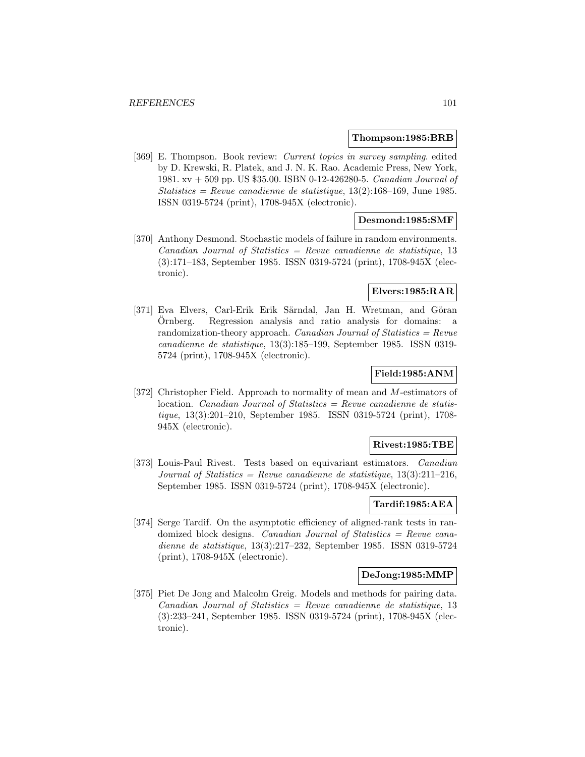**Thompson:1985:BRB**

[369] E. Thompson. Book review: *Current topics in survey sampling*. edited by D. Krewski, R. Platek, and J. N. K. Rao. Academic Press, New York, 1981. xv + 509 pp. US \$35.00. ISBN 0-12-426280-5. *Canadian Journal of Statistics = Revue canadienne de statistique*, 13(2):168–169, June 1985. ISSN 0319-5724 (print), 1708-945X (electronic).

**Desmond:1985:SMF**

[370] Anthony Desmond. Stochastic models of failure in random environments. *Canadian Journal of Statistics = Revue canadienne de statistique*, 13 (3):171–183, September 1985. ISSN 0319-5724 (print), 1708-945X (electronic).

**Elvers:1985:RAR**

[371] Eva Elvers, Carl-Erik Erik Särndal, Jan H. Wretman, and Göran Örnberg. Regression analysis and ratio analysis for domains: a randomization-theory approach. *Canadian Journal of Statistics = Revue canadienne de statistique*, 13(3):185–199, September 1985. ISSN 0319-5724 (print), 1708-945X (electronic).

**Field:1985:ANM**

[372] Christopher Field. Approach to normality of mean and $M$-estimators of location. *Canadian Journal of Statistics = Revue canadienne de statistique*, 13(3):201–210, September 1985. ISSN 0319-5724 (print), 1708-945X (electronic).

**Rivest:1985:TBE**

[373] Louis-Paul Rivest. Tests based on equivariant estimators. *Canadian Journal of Statistics = Revue canadienne de statistique*, 13(3):211–216, September 1985. ISSN 0319-5724 (print), 1708-945X (electronic).

**Tardif:1985:AEA**

[374] Serge Tardif. On the asymptotic efficiency of aligned-rank tests in randomized block designs. *Canadian Journal of Statistics = Revue canadienne de statistique*, 13(3):217–232, September 1985. ISSN 0319-5724 (print), 1708-945X (electronic).

**DeJong:1985:MMP**

[375] Piet De Jong and Malcolm Greig. Models and methods for pairing data. *Canadian Journal of Statistics = Revue canadienne de statistique*, 13 (3):233–241, September 1985. ISSN 0319-5724 (print), 1708-945X (electronic).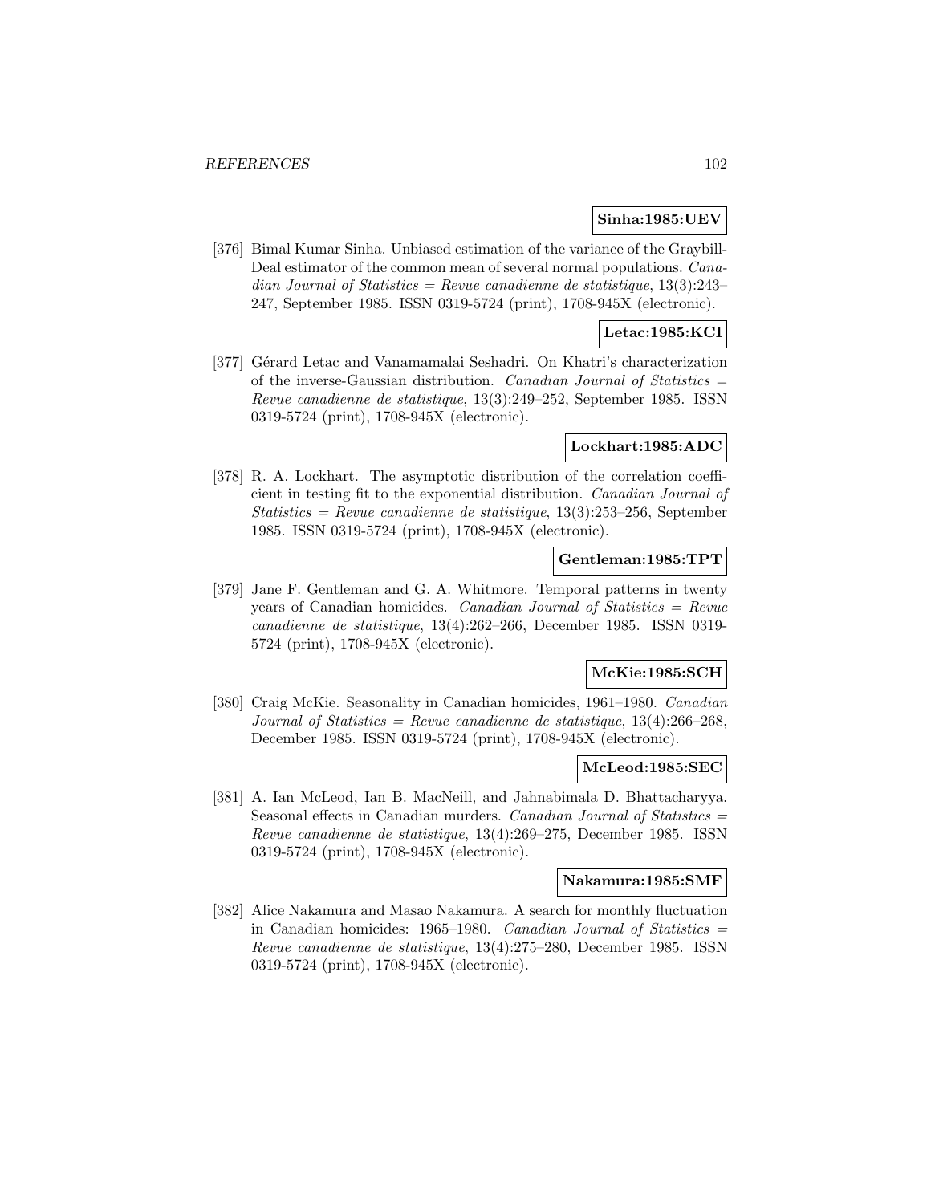**Sinha:1985:UEV**

[376] Bimal Kumar Sinha. Unbiased estimation of the variance of the Graybill-Deal estimator of the common mean of several normal populations. *Canadian Journal of Statistics = Revue canadienne de statistique*, 13(3):243–247, September 1985. ISSN 0319-5724 (print), 1708-945X (electronic).

**Letac:1985:KCI**

[377] Gérard Letac and Vanamamalai Seshadri. On Khatri's characterization of the inverse-Gaussian distribution. *Canadian Journal of Statistics = Revue canadienne de statistique*, 13(3):249–252, September 1985. ISSN 0319-5724 (print), 1708-945X (electronic).

**Lockhart:1985:ADC**

[378] R. A. Lockhart. The asymptotic distribution of the correlation coefficient in testing fit to the exponential distribution. *Canadian Journal of Statistics = Revue canadienne de statistique*, 13(3):253–256, September 1985. ISSN 0319-5724 (print), 1708-945X (electronic).

**Gentleman:1985:TPT**

[379] Jane F. Gentleman and G. A. Whitmore. Temporal patterns in twenty years of Canadian homicides. *Canadian Journal of Statistics = Revue canadienne de statistique*, 13(4):262–266, December 1985. ISSN 0319-5724 (print), 1708-945X (electronic).

**McKie:1985:SCH**

[380] Craig McKie. Seasonality in Canadian homicides, 1961–1980. *Canadian Journal of Statistics = Revue canadienne de statistique*, 13(4):266–268, December 1985. ISSN 0319-5724 (print), 1708-945X (electronic).

**McLeod:1985:SEC**

[381] A. Ian McLeod, Ian B. MacNeill, and Jahnabimala D. Bhattacharyya. Seasonal effects in Canadian murders. *Canadian Journal of Statistics = Revue canadienne de statistique*, 13(4):269–275, December 1985. ISSN 0319-5724 (print), 1708-945X (electronic).

**Nakamura:1985:SMF**

[382] Alice Nakamura and Masao Nakamura. A search for monthly fluctuation in Canadian homicides: 1965–1980. *Canadian Journal of Statistics = Revue canadienne de statistique*, 13(4):275–280, December 1985. ISSN 0319-5724 (print), 1708-945X (electronic).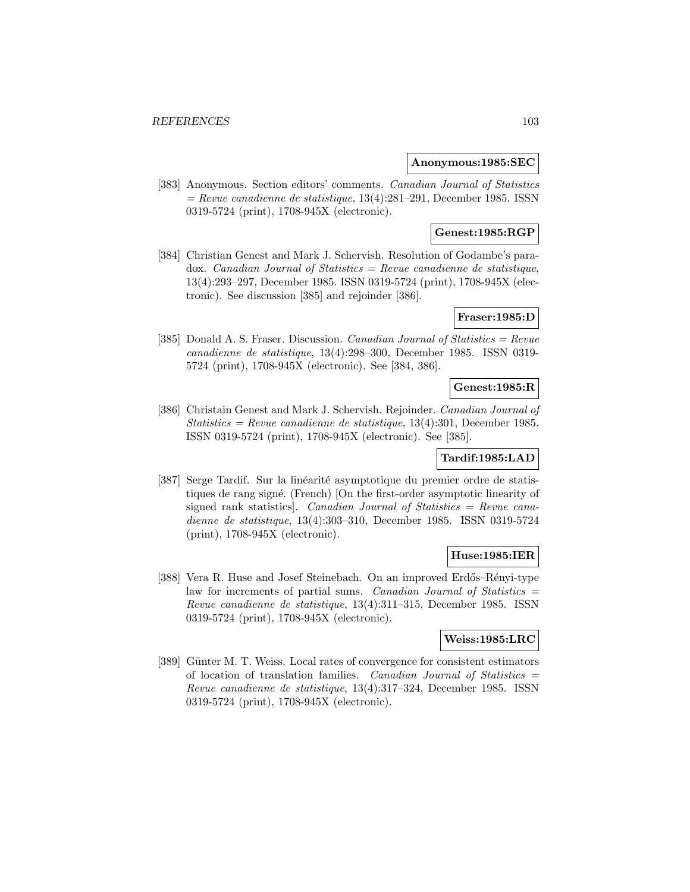**Anonymous:1985:SEC**

[383] Anonymous. Section editors' comments. *Canadian Journal of Statistics = Revue canadienne de statistique*, 13(4):281–291, December 1985. ISSN 0319-5724 (print), 1708-945X (electronic).

**Genest:1985:RGP**

[384] Christian Genest and Mark J. Schervish. Resolution of Godambe's paradox. *Canadian Journal of Statistics = Revue canadienne de statistique*, 13(4):293–297, December 1985. ISSN 0319-5724 (print), 1708-945X (electronic). See discussion [385] and rejoinder [386].

**Fraser:1985:D**

[385] Donald A. S. Fraser. Discussion. *Canadian Journal of Statistics = Revue canadienne de statistique*, 13(4):298–300, December 1985. ISSN 0319-5724 (print), 1708-945X (electronic). See [384, 386].

**Genest:1985:R**

[386] Christain Genest and Mark J. Schervish. Rejoinder. *Canadian Journal of Statistics = Revue canadienne de statistique*, 13(4):301, December 1985. ISSN 0319-5724 (print), 1708-945X (electronic). See [385].

**Tardif:1985:LAD**

[387] Serge Tardif. Sur la linéarité asymptotique du premier ordre de statistiques de rang signé. (French) [On the first-order asymptotic linearity of signed rank statistics]. *Canadian Journal of Statistics = Revue canadienne de statistique*, 13(4):303–310, December 1985. ISSN 0319-5724 (print), 1708-945X (electronic).

**Huse:1985:IER**

[388] Vera R. Huse and Josef Steinebach. On an improved Erdős–Rényi-type law for increments of partial sums. *Canadian Journal of Statistics = Revue canadienne de statistique*, 13(4):311–315, December 1985. ISSN 0319-5724 (print), 1708-945X (electronic).

**Weiss:1985:LRC**

[389] Günter M. T. Weiss. Local rates of convergence for consistent estimators of location of translation families. *Canadian Journal of Statistics = Revue canadienne de statistique*, 13(4):317–324, December 1985. ISSN 0319-5724 (print), 1708-945X (electronic).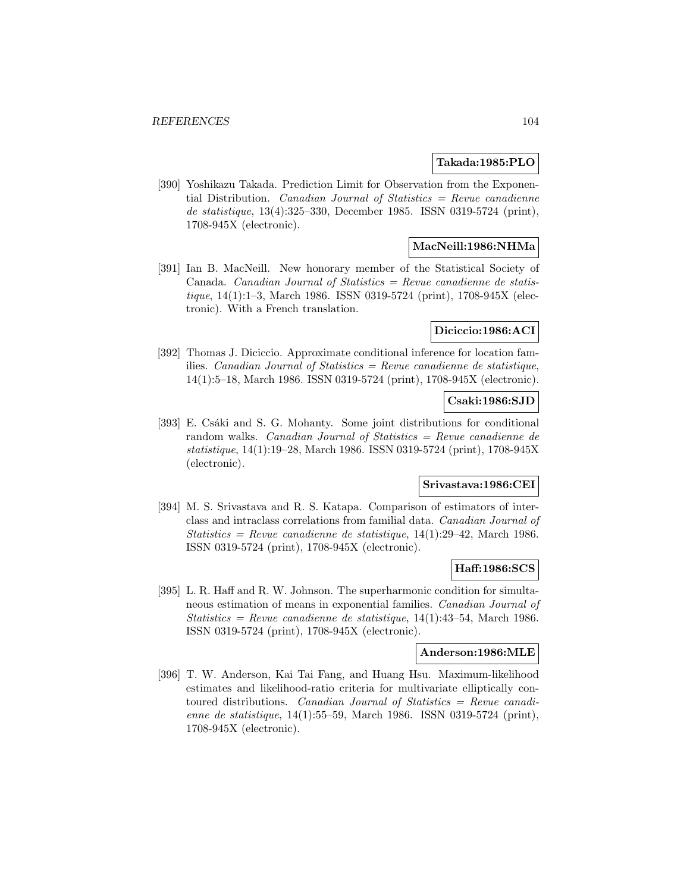**Takada:1985:PLO**

[390] Yoshikazu Takada. Prediction Limit for Observation from the Exponential Distribution. *Canadian Journal of Statistics = Revue canadienne de statistique*, 13(4):325–330, December 1985. ISSN 0319-5724 (print), 1708-945X (electronic).

**MacNeill:1986:NHMa**

[391] Ian B. MacNeill. New honorary member of the Statistical Society of Canada. *Canadian Journal of Statistics = Revue canadienne de statistique*, 14(1):1–3, March 1986. ISSN 0319-5724 (print), 1708-945X (electronic). With a French translation.

**Diciccio:1986:ACI**

[392] Thomas J. Diciccio. Approximate conditional inference for location families. *Canadian Journal of Statistics = Revue canadienne de statistique*, 14(1):5–18, March 1986. ISSN 0319-5724 (print), 1708-945X (electronic).

**Csaki:1986:SJD**

[393] E. Csáki and S. G. Mohanty. Some joint distributions for conditional random walks. *Canadian Journal of Statistics = Revue canadienne de statistique*, 14(1):19–28, March 1986. ISSN 0319-5724 (print), 1708-945X (electronic).

**Srivastava:1986:CEI**

[394] M. S. Srivastava and R. S. Katapa. Comparison of estimators of interclass and intraclass correlations from familial data. *Canadian Journal of Statistics = Revue canadienne de statistique*, 14(1):29–42, March 1986. ISSN 0319-5724 (print), 1708-945X (electronic).

**Haff:1986:SCS**

[395] L. R. Haff and R. W. Johnson. The superharmonic condition for simultaneous estimation of means in exponential families. *Canadian Journal of Statistics = Revue canadienne de statistique*, 14(1):43–54, March 1986. ISSN 0319-5724 (print), 1708-945X (electronic).

**Anderson:1986:MLE**

[396] T. W. Anderson, Kai Tai Fang, and Huang Hsu. Maximum-likelihood estimates and likelihood-ratio criteria for multivariate elliptically contoured distributions. *Canadian Journal of Statistics = Revue canadienne de statistique*, 14(1):55–59, March 1986. ISSN 0319-5724 (print), 1708-945X (electronic).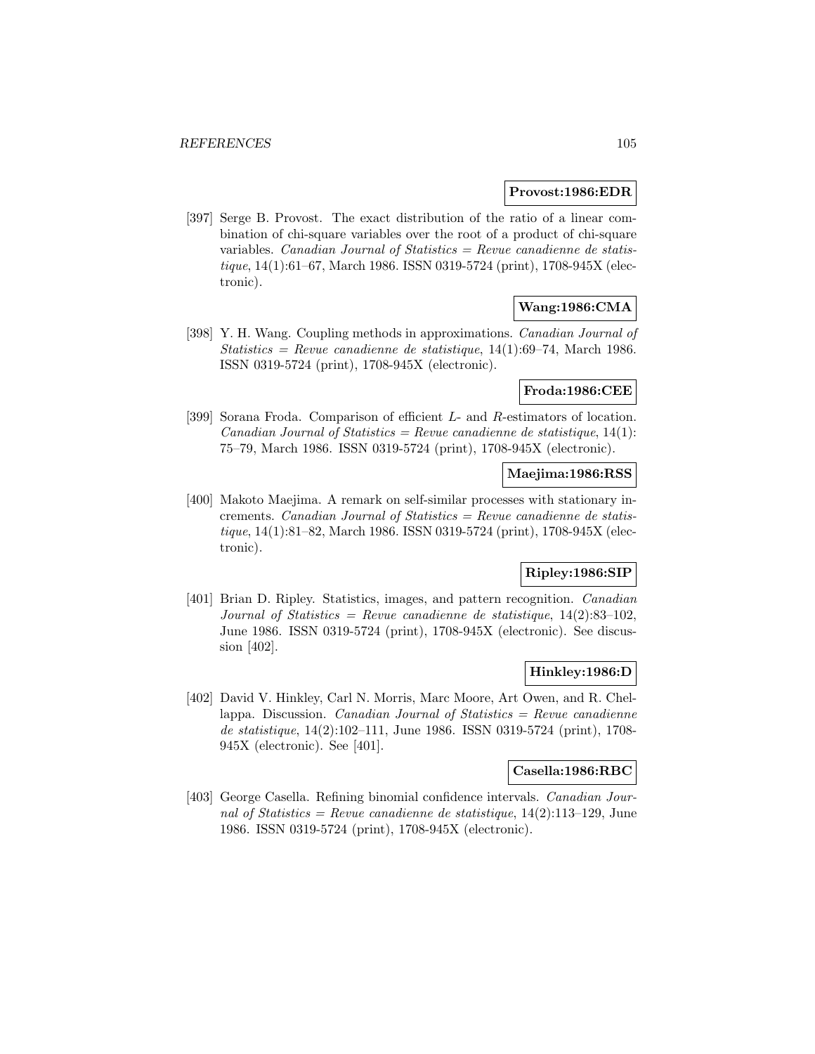**Provost:1986:EDR**

[397] Serge B. Provost. The exact distribution of the ratio of a linear combination of chi-square variables over the root of a product of chi-square variables. *Canadian Journal of Statistics = Revue canadienne de statistique*, 14(1):61–67, March 1986. ISSN 0319-5724 (print), 1708-945X (electronic).

**Wang:1986:CMA**

[398] Y. H. Wang. Coupling methods in approximations. *Canadian Journal of Statistics = Revue canadienne de statistique*, 14(1):69–74, March 1986. ISSN 0319-5724 (print), 1708-945X (electronic).

**Froda:1986:CEE**

[399] Sorana Froda. Comparison of efficient $L$- and $R$-estimators of location. *Canadian Journal of Statistics = Revue canadienne de statistique*, 14(1): 75–79, March 1986. ISSN 0319-5724 (print), 1708-945X (electronic).

**Maejima:1986:RSS**

[400] Makoto Maejima. A remark on self-similar processes with stationary increments. *Canadian Journal of Statistics = Revue canadienne de statistique*, 14(1):81–82, March 1986. ISSN 0319-5724 (print), 1708-945X (electronic).

**Ripley:1986:SIP**

[401] Brian D. Ripley. Statistics, images, and pattern recognition. *Canadian Journal of Statistics = Revue canadienne de statistique*, 14(2):83–102, June 1986. ISSN 0319-5724 (print), 1708-945X (electronic). See discussion [402].

**Hinkley:1986:D**

[402] David V. Hinkley, Carl N. Morris, Marc Moore, Art Owen, and R. Chellappa. Discussion. *Canadian Journal of Statistics = Revue canadienne de statistique*, 14(2):102–111, June 1986. ISSN 0319-5724 (print), 1708-945X (electronic). See [401].

**Casella:1986:RBC**

[403] George Casella. Refining binomial confidence intervals. *Canadian Journal of Statistics = Revue canadienne de statistique*, 14(2):113–129, June 1986. ISSN 0319-5724 (print), 1708-945X (electronic).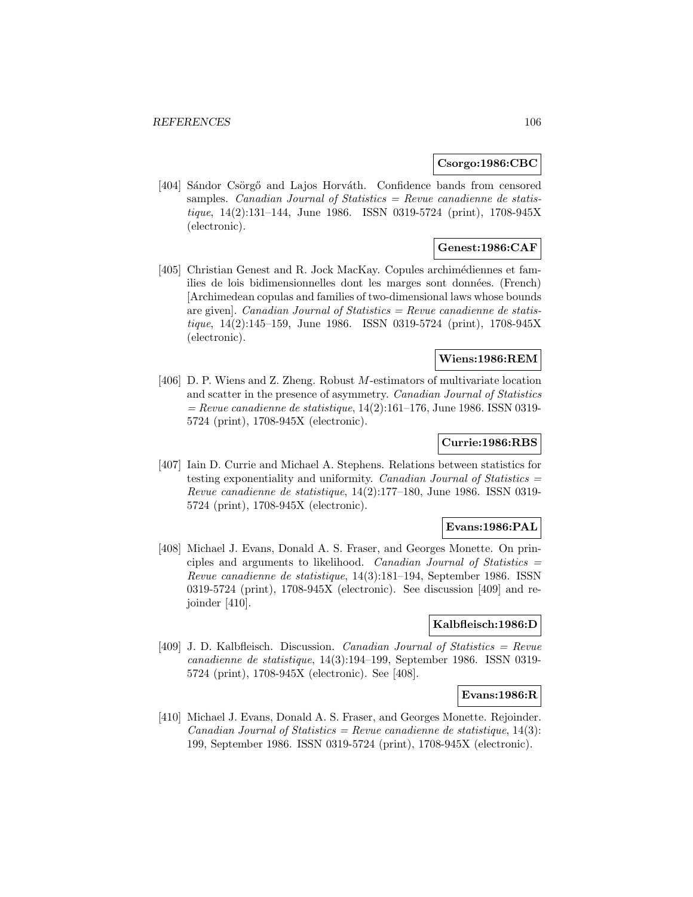**Csorgo:1986:CBC**

[404] Sándor Csörgő and Lajos Horváth. Confidence bands from censored samples. *Canadian Journal of Statistics = Revue canadienne de statistique*, 14(2):131–144, June 1986. ISSN 0319-5724 (print), 1708-945X (electronic).

**Genest:1986:CAF**

[405] Christian Genest and R. Jock MacKay. Copules archimédiennes et familles de lois bidimensionnelles dont les marges sont données. (French) [Archimedean copulas and families of two-dimensional laws whose bounds are given]. *Canadian Journal of Statistics = Revue canadienne de statistique*, 14(2):145–159, June 1986. ISSN 0319-5724 (print), 1708-945X (electronic).

**Wiens:1986:REM**

[406] D. P. Wiens and Z. Zheng. Robust $M$-estimators of multivariate location and scatter in the presence of asymmetry. *Canadian Journal of Statistics = Revue canadienne de statistique*, 14(2):161–176, June 1986. ISSN 0319-5724 (print), 1708-945X (electronic).

**Currie:1986:RBS**

[407] Iain D. Currie and Michael A. Stephens. Relations between statistics for testing exponentiality and uniformity. *Canadian Journal of Statistics = Revue canadienne de statistique*, 14(2):177–180, June 1986. ISSN 0319-5724 (print), 1708-945X (electronic).

**Evans:1986:PAL**

[408] Michael J. Evans, Donald A. S. Fraser, and Georges Monette. On principles and arguments to likelihood. *Canadian Journal of Statistics = Revue canadienne de statistique*, 14(3):181–194, September 1986. ISSN 0319-5724 (print), 1708-945X (electronic). See discussion [409] and rejoinder [410].

**Kalbfleisch:1986:D**

[409] J. D. Kalbfleisch. Discussion. *Canadian Journal of Statistics = Revue canadienne de statistique*, 14(3):194–199, September 1986. ISSN 0319-5724 (print), 1708-945X (electronic). See [408].

**Evans:1986:R**

[410] Michael J. Evans, Donald A. S. Fraser, and Georges Monette. Rejoinder. *Canadian Journal of Statistics = Revue canadienne de statistique*, 14(3): 199, September 1986. ISSN 0319-5724 (print), 1708-945X (electronic).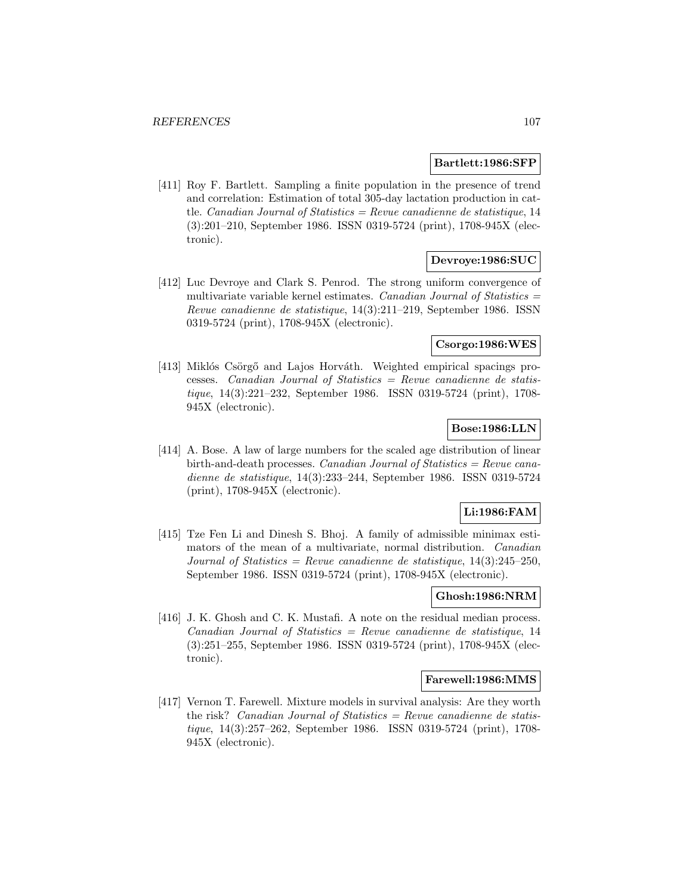**Bartlett:1986:SFP**

[411] Roy F. Bartlett. Sampling a finite population in the presence of trend and correlation: Estimation of total 305-day lactation production in cattle. *Canadian Journal of Statistics = Revue canadienne de statistique*, 14 (3):201–210, September 1986. ISSN 0319-5724 (print), 1708-945X (electronic).

**Devroye:1986:SUC**

[412] Luc Devroye and Clark S. Penrod. The strong uniform convergence of multivariate variable kernel estimates. *Canadian Journal of Statistics = Revue canadienne de statistique*, 14(3):211–219, September 1986. ISSN 0319-5724 (print), 1708-945X (electronic).

**Csorgo:1986:WES**

[413] Miklós Csörgő and Lajos Horváth. Weighted empirical spacings processes. *Canadian Journal of Statistics = Revue canadienne de statistique*, 14(3):221–232, September 1986. ISSN 0319-5724 (print), 1708-945X (electronic).

**Bose:1986:LLN**

[414] A. Bose. A law of large numbers for the scaled age distribution of linear birth-and-death processes. *Canadian Journal of Statistics = Revue canadienne de statistique*, 14(3):233–244, September 1986. ISSN 0319-5724 (print), 1708-945X (electronic).

**Li:1986:FAM**

[415] Tze Fen Li and Dinesh S. Bhoj. A family of admissible minimax estimators of the mean of a multivariate, normal distribution. *Canadian Journal of Statistics = Revue canadienne de statistique*, 14(3):245–250, September 1986. ISSN 0319-5724 (print), 1708-945X (electronic).

**Ghosh:1986:NRM**

[416] J. K. Ghosh and C. K. Mustafi. A note on the residual median process. *Canadian Journal of Statistics = Revue canadienne de statistique*, 14 (3):251–255, September 1986. ISSN 0319-5724 (print), 1708-945X (electronic).

**Farewell:1986:MMS**

[417] Vernon T. Farewell. Mixture models in survival analysis: Are they worth the risk? *Canadian Journal of Statistics = Revue canadienne de statistique*, 14(3):257–262, September 1986. ISSN 0319-5724 (print), 1708-945X (electronic).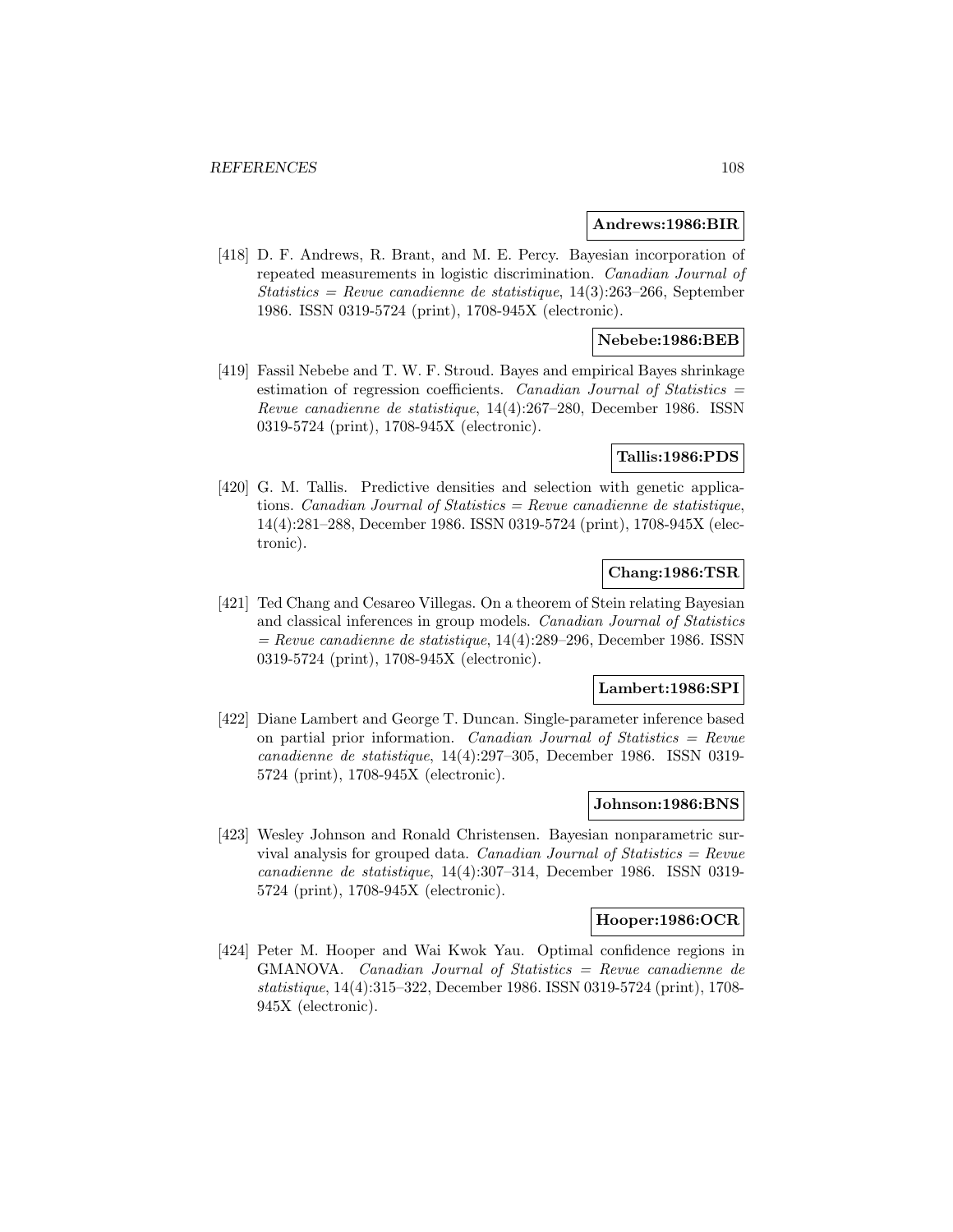**Andrews:1986:BIR**

[418] D. F. Andrews, R. Brant, and M. E. Percy. Bayesian incorporation of repeated measurements in logistic discrimination. *Canadian Journal of Statistics = Revue canadienne de statistique*, 14(3):263–266, September 1986. ISSN 0319-5724 (print), 1708-945X (electronic).

**Nebebe:1986:BEB**

[419] Fassil Nebebe and T. W. F. Stroud. Bayes and empirical Bayes shrinkage estimation of regression coefficients. *Canadian Journal of Statistics = Revue canadienne de statistique*, 14(4):267–280, December 1986. ISSN 0319-5724 (print), 1708-945X (electronic).

**Tallis:1986:PDS**

[420] G. M. Tallis. Predictive densities and selection with genetic applications. *Canadian Journal of Statistics = Revue canadienne de statistique*, 14(4):281–288, December 1986. ISSN 0319-5724 (print), 1708-945X (electronic).

**Chang:1986:TSR**

[421] Ted Chang and Cesareo Villegas. On a theorem of Stein relating Bayesian and classical inferences in group models. *Canadian Journal of Statistics = Revue canadienne de statistique*, 14(4):289–296, December 1986. ISSN 0319-5724 (print), 1708-945X (electronic).

**Lambert:1986:SPI**

[422] Diane Lambert and George T. Duncan. Single-parameter inference based on partial prior information. *Canadian Journal of Statistics = Revue canadienne de statistique*, 14(4):297–305, December 1986. ISSN 0319-5724 (print), 1708-945X (electronic).

**Johnson:1986:BNS**

[423] Wesley Johnson and Ronald Christensen. Bayesian nonparametric survival analysis for grouped data. *Canadian Journal of Statistics = Revue canadienne de statistique*, 14(4):307–314, December 1986. ISSN 0319-5724 (print), 1708-945X (electronic).

**Hooper:1986:OCR**

[424] Peter M. Hooper and Wai Kwok Yau. Optimal confidence regions in GMANOVA. *Canadian Journal of Statistics = Revue canadienne de statistique*, 14(4):315–322, December 1986. ISSN 0319-5724 (print), 1708-945X (electronic).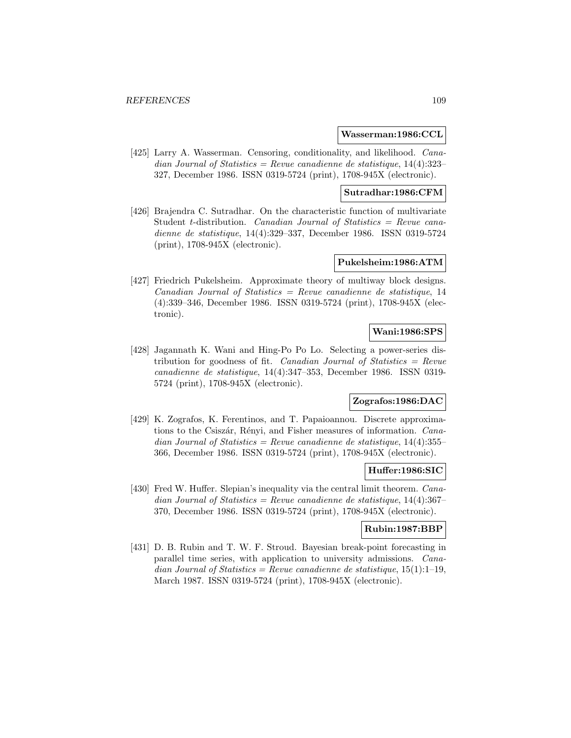**Wasserman:1986:CCL**

[425] Larry A. Wasserman. Censoring, conditionality, and likelihood. *Canadian Journal of Statistics = Revue canadienne de statistique*, 14(4):323–327, December 1986. ISSN 0319-5724 (print), 1708-945X (electronic).

**Sutradhar:1986:CFM**

[426] Brajendra C. Sutradhar. On the characteristic function of multivariate Student *t*-distribution. *Canadian Journal of Statistics = Revue canadienne de statistique*, 14(4):329–337, December 1986. ISSN 0319-5724 (print), 1708-945X (electronic).

**Pukelsheim:1986:ATM**

[427] Friedrich Pukelsheim. Approximate theory of multiway block designs. *Canadian Journal of Statistics = Revue canadienne de statistique*, 14 (4):339–346, December 1986. ISSN 0319-5724 (print), 1708-945X (electronic).

**Wani:1986:SPS**

[428] Jagannath K. Wani and Hing-Po Po Lo. Selecting a power-series distribution for goodness of fit. *Canadian Journal of Statistics = Revue canadienne de statistique*, 14(4):347–353, December 1986. ISSN 0319-5724 (print), 1708-945X (electronic).

**Zografos:1986:DAC**

[429] K. Zografos, K. Ferentinos, and T. Papaioannou. Discrete approximations to the Csiszár, Rényi, and Fisher measures of information. *Canadian Journal of Statistics = Revue canadienne de statistique*, 14(4):355–366, December 1986. ISSN 0319-5724 (print), 1708-945X (electronic).

**Huffer:1986:SIC**

[430] Fred W. Huffer. Slepian's inequality via the central limit theorem. *Canadian Journal of Statistics = Revue canadienne de statistique*, 14(4):367–370, December 1986. ISSN 0319-5724 (print), 1708-945X (electronic).

**Rubin:1987:BBP**

[431] D. B. Rubin and T. W. F. Stroud. Bayesian break-point forecasting in parallel time series, with application to university admissions. *Canadian Journal of Statistics = Revue canadienne de statistique*, 15(1):1–19, March 1987. ISSN 0319-5724 (print), 1708-945X (electronic).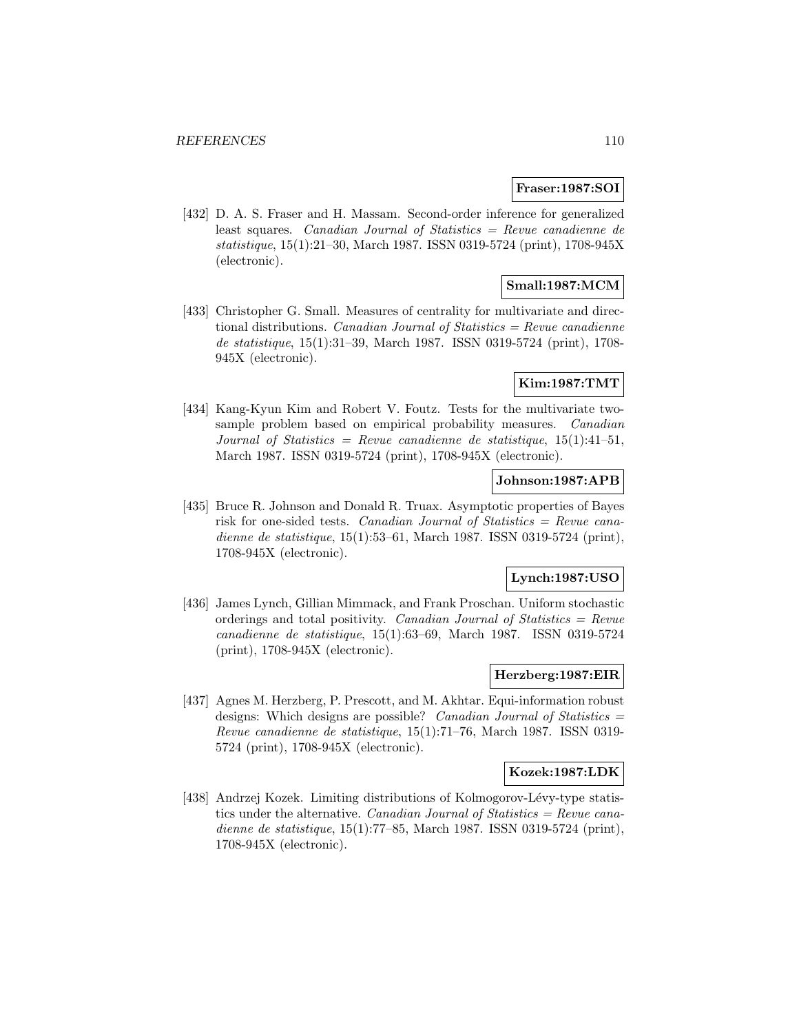**Fraser:1987:SOI**

[432] D. A. S. Fraser and H. Massam. Second-order inference for generalized least squares. *Canadian Journal of Statistics = Revue canadienne de statistique*, 15(1):21–30, March 1987. ISSN 0319-5724 (print), 1708-945X (electronic).

**Small:1987:MCM**

[433] Christopher G. Small. Measures of centrality for multivariate and directional distributions. *Canadian Journal of Statistics = Revue canadienne de statistique*, 15(1):31–39, March 1987. ISSN 0319-5724 (print), 1708-945X (electronic).

**Kim:1987:TMT**

[434] Kang-Kyun Kim and Robert V. Foutz. Tests for the multivariate two-sample problem based on empirical probability measures. *Canadian Journal of Statistics = Revue canadienne de statistique*, 15(1):41–51, March 1987. ISSN 0319-5724 (print), 1708-945X (electronic).

**Johnson:1987:APB**

[435] Bruce R. Johnson and Donald R. Truax. Asymptotic properties of Bayes risk for one-sided tests. *Canadian Journal of Statistics = Revue canadienne de statistique*, 15(1):53–61, March 1987. ISSN 0319-5724 (print), 1708-945X (electronic).

**Lynch:1987:USO**

[436] James Lynch, Gillian Mimmack, and Frank Proschan. Uniform stochastic orderings and total positivity. *Canadian Journal of Statistics = Revue canadienne de statistique*, 15(1):63–69, March 1987. ISSN 0319-5724 (print), 1708-945X (electronic).

**Herzberg:1987:EIR**

[437] Agnes M. Herzberg, P. Prescott, and M. Akhtar. Equi-information robust designs: Which designs are possible? *Canadian Journal of Statistics = Revue canadienne de statistique*, 15(1):71–76, March 1987. ISSN 0319-5724 (print), 1708-945X (electronic).

**Kozek:1987:LDK**

[438] Andrzej Kozek. Limiting distributions of Kolmogorov-Lévy-type statistics under the alternative. *Canadian Journal of Statistics = Revue canadienne de statistique*, 15(1):77–85, March 1987. ISSN 0319-5724 (print), 1708-945X (electronic).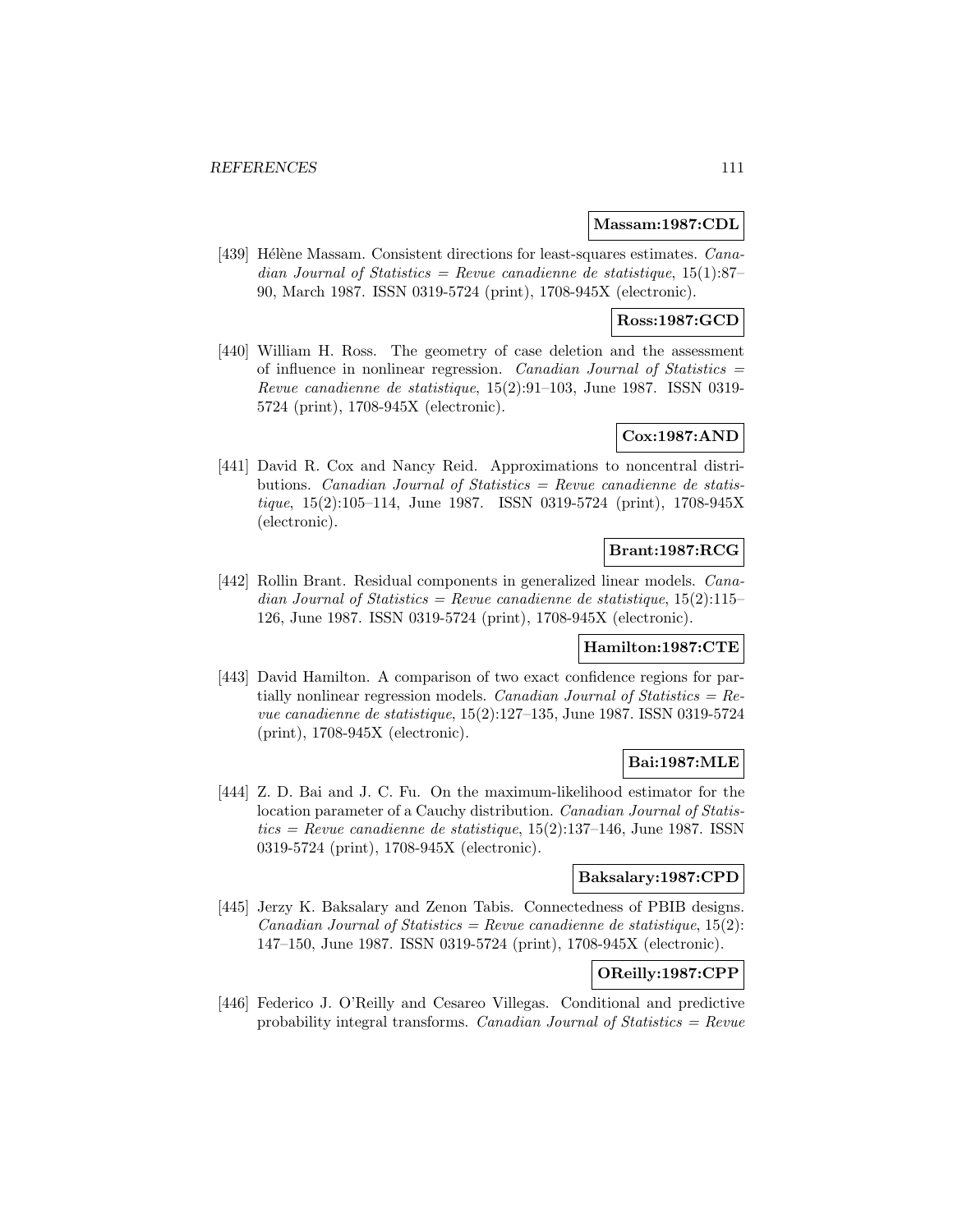**Massam:1987:CDL**

[439] Hélène Massam. Consistent directions for least-squares estimates. *Canadian Journal of Statistics = Revue canadienne de statistique*, 15(1):87–90, March 1987. ISSN 0319-5724 (print), 1708-945X (electronic).

**Ross:1987:GCD**

[440] William H. Ross. The geometry of case deletion and the assessment of influence in nonlinear regression. *Canadian Journal of Statistics = Revue canadienne de statistique*, 15(2):91–103, June 1987. ISSN 0319-5724 (print), 1708-945X (electronic).

**Cox:1987:AND**

[441] David R. Cox and Nancy Reid. Approximations to noncentral distributions. *Canadian Journal of Statistics = Revue canadienne de statistique*, 15(2):105–114, June 1987. ISSN 0319-5724 (print), 1708-945X (electronic).

**Brant:1987:RCG**

[442] Rollin Brant. Residual components in generalized linear models. *Canadian Journal of Statistics = Revue canadienne de statistique*, 15(2):115–126, June 1987. ISSN 0319-5724 (print), 1708-945X (electronic).

**Hamilton:1987:CTE**

[443] David Hamilton. A comparison of two exact confidence regions for partially nonlinear regression models. *Canadian Journal of Statistics = Revue canadienne de statistique*, 15(2):127–135, June 1987. ISSN 0319-5724 (print), 1708-945X (electronic).

**Bai:1987:MLE**

[444] Z. D. Bai and J. C. Fu. On the maximum-likelihood estimator for the location parameter of a Cauchy distribution. *Canadian Journal of Statistics = Revue canadienne de statistique*, 15(2):137–146, June 1987. ISSN 0319-5724 (print), 1708-945X (electronic).

**Baksalary:1987:CPD**

[445] Jerzy K. Baksalary and Zenon Tabis. Connectedness of PBIB designs. *Canadian Journal of Statistics = Revue canadienne de statistique*, 15(2): 147–150, June 1987. ISSN 0319-5724 (print), 1708-945X (electronic).

**OReilly:1987:CPP**

[446] Federico J. O'Reilly and Cesareo Villegas. Conditional and predictive probability integral transforms. *Canadian Journal of Statistics = Revue*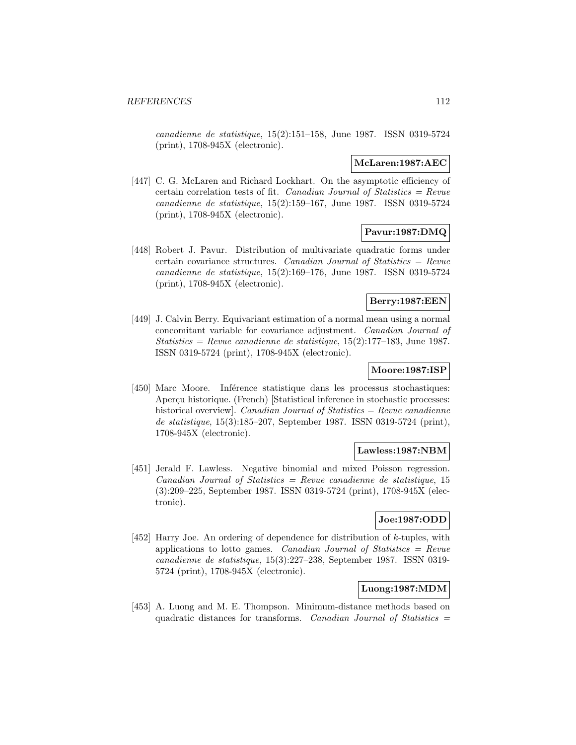*canadienne de statistique*, 15(2):151–158, June 1987. ISSN 0319-5724 (print), 1708-945X (electronic).

**McLaren:1987:AEC**

[447] C. G. McLaren and Richard Lockhart. On the asymptotic efficiency of certain correlation tests of fit. *Canadian Journal of Statistics = Revue canadienne de statistique*, 15(2):159–167, June 1987. ISSN 0319-5724 (print), 1708-945X (electronic).

**Pavur:1987:DMQ**

[448] Robert J. Pavur. Distribution of multivariate quadratic forms under certain covariance structures. *Canadian Journal of Statistics = Revue canadienne de statistique*, 15(2):169–176, June 1987. ISSN 0319-5724 (print), 1708-945X (electronic).

**Berry:1987:EEN**

[449] J. Calvin Berry. Equivariant estimation of a normal mean using a normal concomitant variable for covariance adjustment. *Canadian Journal of Statistics = Revue canadienne de statistique*, 15(2):177–183, June 1987. ISSN 0319-5724 (print), 1708-945X (electronic).

**Moore:1987:ISP**

[450] Marc Moore. Inférence statistique dans les processus stochastiques: Aperçu historique. (French) [Statistical inference in stochastic processes: historical overview]. *Canadian Journal of Statistics = Revue canadienne de statistique*, 15(3):185–207, September 1987. ISSN 0319-5724 (print), 1708-945X (electronic).

**Lawless:1987:NBM**

[451] Jerald F. Lawless. Negative binomial and mixed Poisson regression. *Canadian Journal of Statistics = Revue canadienne de statistique*, 15 (3):209–225, September 1987. ISSN 0319-5724 (print), 1708-945X (electronic).

**Joe:1987:ODD**

[452] Harry Joe. An ordering of dependence for distribution of $k$-tuples, with applications to lotto games. *Canadian Journal of Statistics = Revue canadienne de statistique*, 15(3):227–238, September 1987. ISSN 0319-5724 (print), 1708-945X (electronic).

**Luong:1987:MDM**

[453] A. Luong and M. E. Thompson. Minimum-distance methods based on quadratic distances for transforms. *Canadian Journal of Statistics =*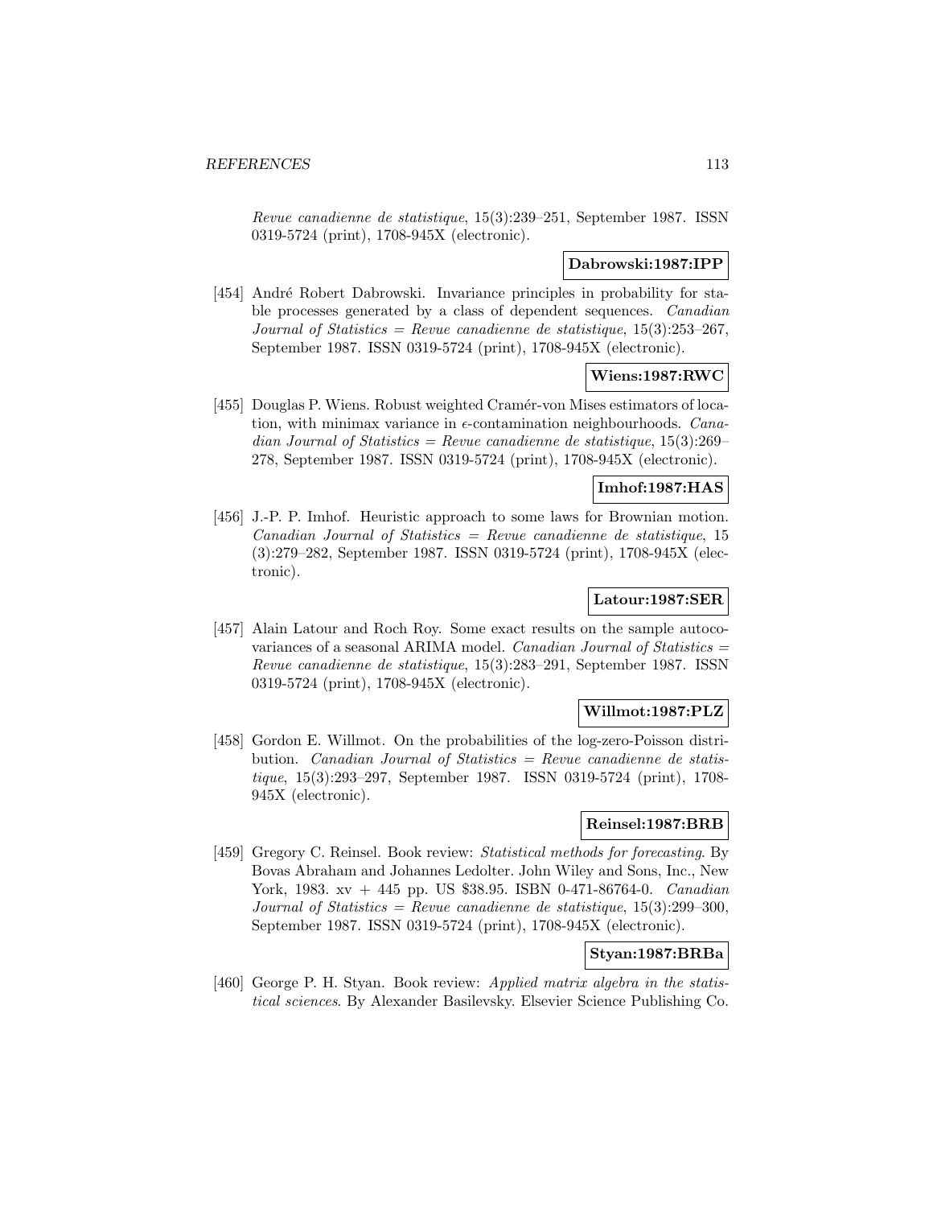*Revue canadienne de statistique*, 15(3):239–251, September 1987. ISSN 0319-5724 (print), 1708-945X (electronic).

**Dabrowski:1987:IPP**

[454] André Robert Dabrowski. Invariance principles in probability for stable processes generated by a class of dependent sequences. *Canadian Journal of Statistics = Revue canadienne de statistique*, 15(3):253–267, September 1987. ISSN 0319-5724 (print), 1708-945X (electronic).

**Wiens:1987:RWC**

[455] Douglas P. Wiens. Robust weighted Cramér-von Mises estimators of location, with minimax variance in $\epsilon$-contamination neighbourhoods. *Canadian Journal of Statistics = Revue canadienne de statistique*, 15(3):269–278, September 1987. ISSN 0319-5724 (print), 1708-945X (electronic).

**Imhof:1987:HAS**

[456] J.-P. P. Imhof. Heuristic approach to some laws for Brownian motion. *Canadian Journal of Statistics = Revue canadienne de statistique*, 15 (3):279–282, September 1987. ISSN 0319-5724 (print), 1708-945X (electronic).

**Latour:1987:SER**

[457] Alain Latour and Roch Roy. Some exact results on the sample autocovariances of a seasonal ARIMA model. *Canadian Journal of Statistics = Revue canadienne de statistique*, 15(3):283–291, September 1987. ISSN 0319-5724 (print), 1708-945X (electronic).

**Willmot:1987:PLZ**

[458] Gordon E. Willmot. On the probabilities of the log-zero-Poisson distribution. *Canadian Journal of Statistics = Revue canadienne de statistique*, 15(3):293–297, September 1987. ISSN 0319-5724 (print), 1708-945X (electronic).

**Reinsel:1987:BRB**

[459] Gregory C. Reinsel. Book review: *Statistical methods for forecasting*. By Bovas Abraham and Johannes Ledolter. John Wiley and Sons, Inc., New York, 1983. xv + 445 pp. US \$38.95. ISBN 0-471-86764-0. *Canadian Journal of Statistics = Revue canadienne de statistique*, 15(3):299–300, September 1987. ISSN 0319-5724 (print), 1708-945X (electronic).

**Styan:1987:BRBa**

[460] George P. H. Styan. Book review: *Applied matrix algebra in the statistical sciences*. By Alexander Basilevsky. Elsevier Science Publishing Co.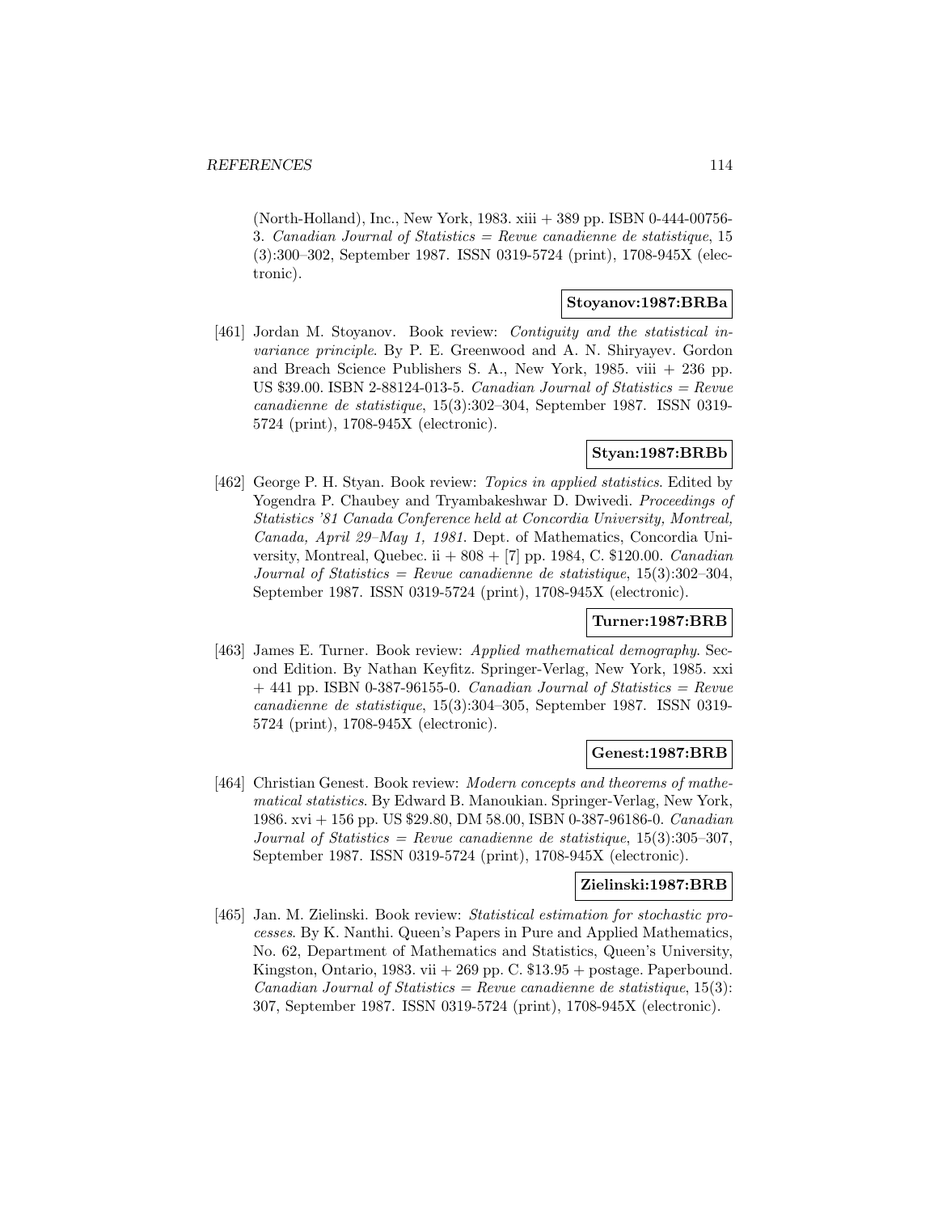(North-Holland), Inc., New York, 1983. xiii + 389 pp. ISBN 0-444-00756-3. *Canadian Journal of Statistics = Revue canadienne de statistique*, 15 (3):300–302, September 1987. ISSN 0319-5724 (print), 1708-945X (electronic).

**Stoyanov:1987:BRBa**

[461] Jordan M. Stoyanov. Book review: *Contiguity and the statistical invariance principle*. By P. E. Greenwood and A. N. Shiryayev. Gordon and Breach Science Publishers S. A., New York, 1985. viii + 236 pp. US $39.00. ISBN 2-88124-013-5. *Canadian Journal of Statistics = Revue canadienne de statistique*, 15(3):302–304, September 1987. ISSN 0319-5724 (print), 1708-945X (electronic).

**Styan:1987:BRBb**

[462] George P. H. Styan. Book review: *Topics in applied statistics*. Edited by Yogendra P. Chaubey and Tryambakeshwar D. Dwivedi. *Proceedings of Statistics '81 Canada Conference held at Concordia University, Montreal, Canada, April 29–May 1, 1981*. Dept. of Mathematics, Concordia University, Montreal, Quebec. ii + 808 + [7] pp. 1984, C. $120.00. *Canadian Journal of Statistics = Revue canadienne de statistique*, 15(3):302–304, September 1987. ISSN 0319-5724 (print), 1708-945X (electronic).

**Turner:1987:BRB**

[463] James E. Turner. Book review: *Applied mathematical demography*. Second Edition. By Nathan Keyfitz. Springer-Verlag, New York, 1985. xxi + 441 pp. ISBN 0-387-96155-0. *Canadian Journal of Statistics = Revue canadienne de statistique*, 15(3):304–305, September 1987. ISSN 0319-5724 (print), 1708-945X (electronic).

**Genest:1987:BRB**

[464] Christian Genest. Book review: *Modern concepts and theorems of mathematical statistics*. By Edward B. Manoukian. Springer-Verlag, New York, 1986. xvi + 156 pp. US $29.80, DM 58.00, ISBN 0-387-96186-0. *Canadian Journal of Statistics = Revue canadienne de statistique*, 15(3):305–307, September 1987. ISSN 0319-5724 (print), 1708-945X (electronic).

**Zielinski:1987:BRB**

[465] Jan. M. Zielinski. Book review: *Statistical estimation for stochastic processes*. By K. Nanthi. Queen's Papers in Pure and Applied Mathematics, No. 62, Department of Mathematics and Statistics, Queen's University, Kingston, Ontario, 1983. vii + 269 pp. C. $13.95 + postage. Paperbound. *Canadian Journal of Statistics = Revue canadienne de statistique*, 15(3): 307, September 1987. ISSN 0319-5724 (print), 1708-945X (electronic).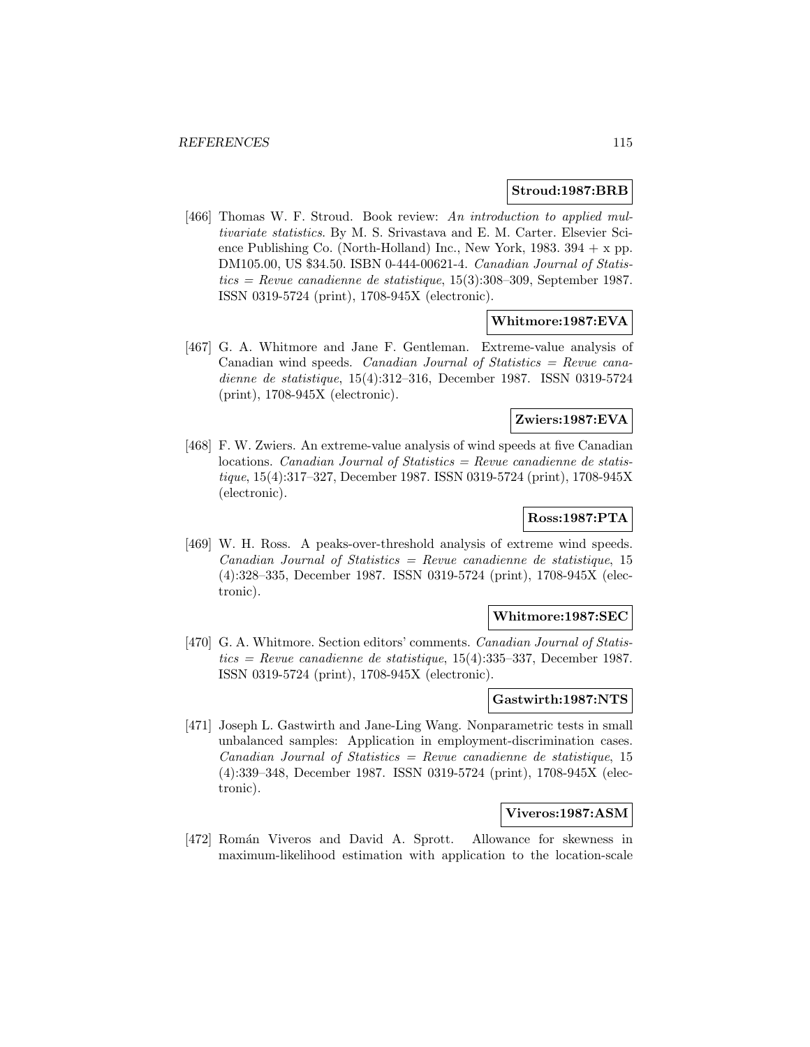**Stroud:1987:BRB**

[466] Thomas W. F. Stroud. Book review: *An introduction to applied multivariate statistics*. By M. S. Srivastava and E. M. Carter. Elsevier Science Publishing Co. (North-Holland) Inc., New York, 1983. 394 + x pp. DM105.00, US $34.50. ISBN 0-444-00621-4. *Canadian Journal of Statistics = Revue canadienne de statistique*, 15(3):308–309, September 1987. ISSN 0319-5724 (print), 1708-945X (electronic).

**Whitmore:1987:EVA**

[467] G. A. Whitmore and Jane F. Gentleman. Extreme-value analysis of Canadian wind speeds. *Canadian Journal of Statistics = Revue canadienne de statistique*, 15(4):312–316, December 1987. ISSN 0319-5724 (print), 1708-945X (electronic).

**Zwiers:1987:EVA**

[468] F. W. Zwiers. An extreme-value analysis of wind speeds at five Canadian locations. *Canadian Journal of Statistics = Revue canadienne de statistique*, 15(4):317–327, December 1987. ISSN 0319-5724 (print), 1708-945X (electronic).

**Ross:1987:PTA**

[469] W. H. Ross. A peaks-over-threshold analysis of extreme wind speeds. *Canadian Journal of Statistics = Revue canadienne de statistique*, 15 (4):328–335, December 1987. ISSN 0319-5724 (print), 1708-945X (electronic).

**Whitmore:1987:SEC**

[470] G. A. Whitmore. Section editors' comments. *Canadian Journal of Statistics = Revue canadienne de statistique*, 15(4):335–337, December 1987. ISSN 0319-5724 (print), 1708-945X (electronic).

**Gastwirth:1987:NTS**

[471] Joseph L. Gastwirth and Jane-Ling Wang. Nonparametric tests in small unbalanced samples: Application in employment-discrimination cases. *Canadian Journal of Statistics = Revue canadienne de statistique*, 15 (4):339–348, December 1987. ISSN 0319-5724 (print), 1708-945X (electronic).

**Viveros:1987:ASM**

[472] Román Viveros and David A. Sprott. Allowance for skewness in maximum-likelihood estimation with application to the location-scale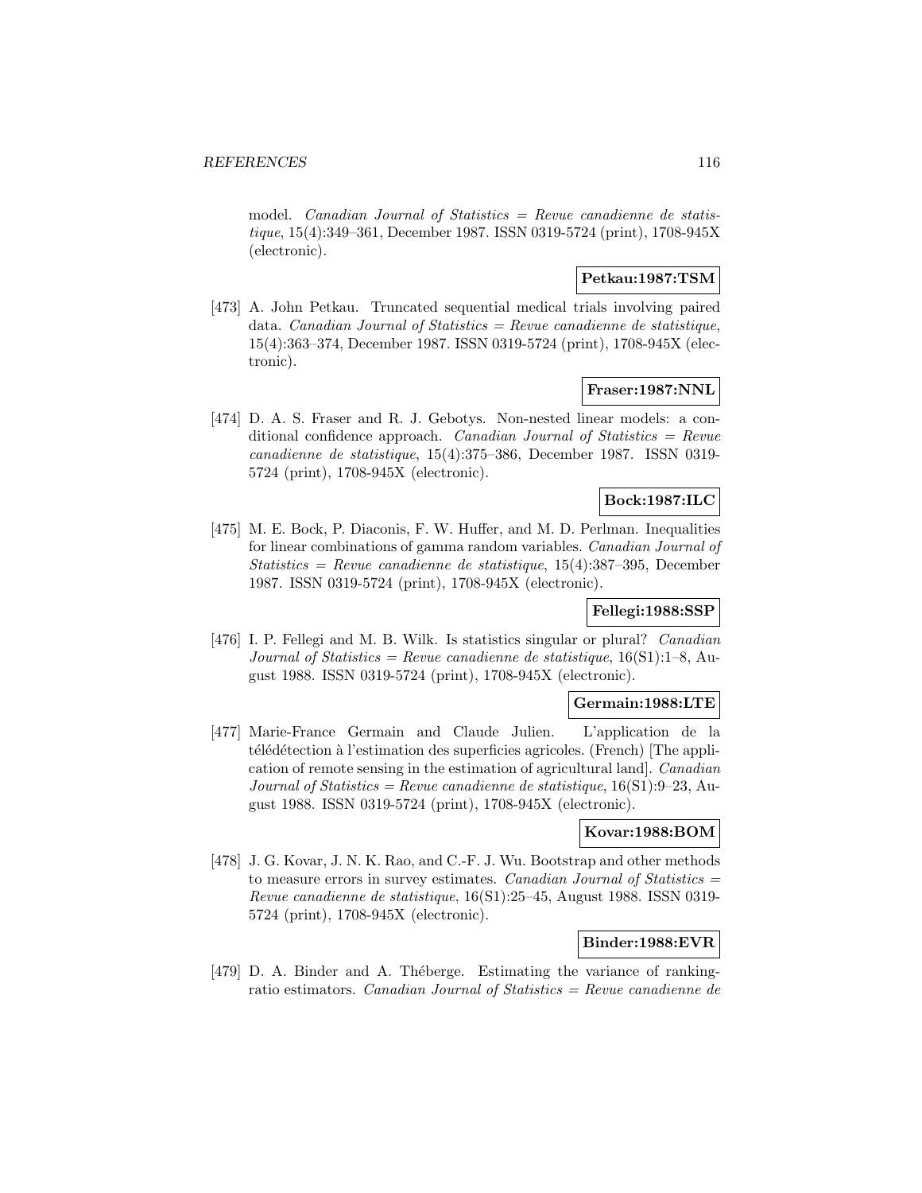model. *Canadian Journal of Statistics = Revue canadienne de statistique*, 15(4):349–361, December 1987. ISSN 0319-5724 (print), 1708-945X (electronic).

**Petkau:1987:TSM**

[473] A. John Petkau. Truncated sequential medical trials involving paired data. *Canadian Journal of Statistics = Revue canadienne de statistique*, 15(4):363–374, December 1987. ISSN 0319-5724 (print), 1708-945X (electronic).

**Fraser:1987:NNL**

[474] D. A. S. Fraser and R. J. Gebotys. Non-nested linear models: a conditional confidence approach. *Canadian Journal of Statistics = Revue canadienne de statistique*, 15(4):375–386, December 1987. ISSN 0319-5724 (print), 1708-945X (electronic).

**Bock:1987:ILC**

[475] M. E. Bock, P. Diaconis, F. W. Huffer, and M. D. Perlman. Inequalities for linear combinations of gamma random variables. *Canadian Journal of Statistics = Revue canadienne de statistique*, 15(4):387–395, December 1987. ISSN 0319-5724 (print), 1708-945X (electronic).

**Fellegi:1988:SSP**

[476] I. P. Fellegi and M. B. Wilk. Is statistics singular or plural? *Canadian Journal of Statistics = Revue canadienne de statistique*, 16(S1):1–8, August 1988. ISSN 0319-5724 (print), 1708-945X (electronic).

**Germain:1988:LTE**

[477] Marie-France Germain and Claude Julien. L'application de la télédétection à l'estimation des superficies agricoles. (French) [The application of remote sensing in the estimation of agricultural land]. *Canadian Journal of Statistics = Revue canadienne de statistique*, 16(S1):9–23, August 1988. ISSN 0319-5724 (print), 1708-945X (electronic).

**Kovar:1988:BOM**

[478] J. G. Kovar, J. N. K. Rao, and C.-F. J. Wu. Bootstrap and other methods to measure errors in survey estimates. *Canadian Journal of Statistics = Revue canadienne de statistique*, 16(S1):25–45, August 1988. ISSN 0319-5724 (print), 1708-945X (electronic).

**Binder:1988:EVR**

[479] D. A. Binder and A. Théberge. Estimating the variance of ranking-ratio estimators. *Canadian Journal of Statistics = Revue canadienne de*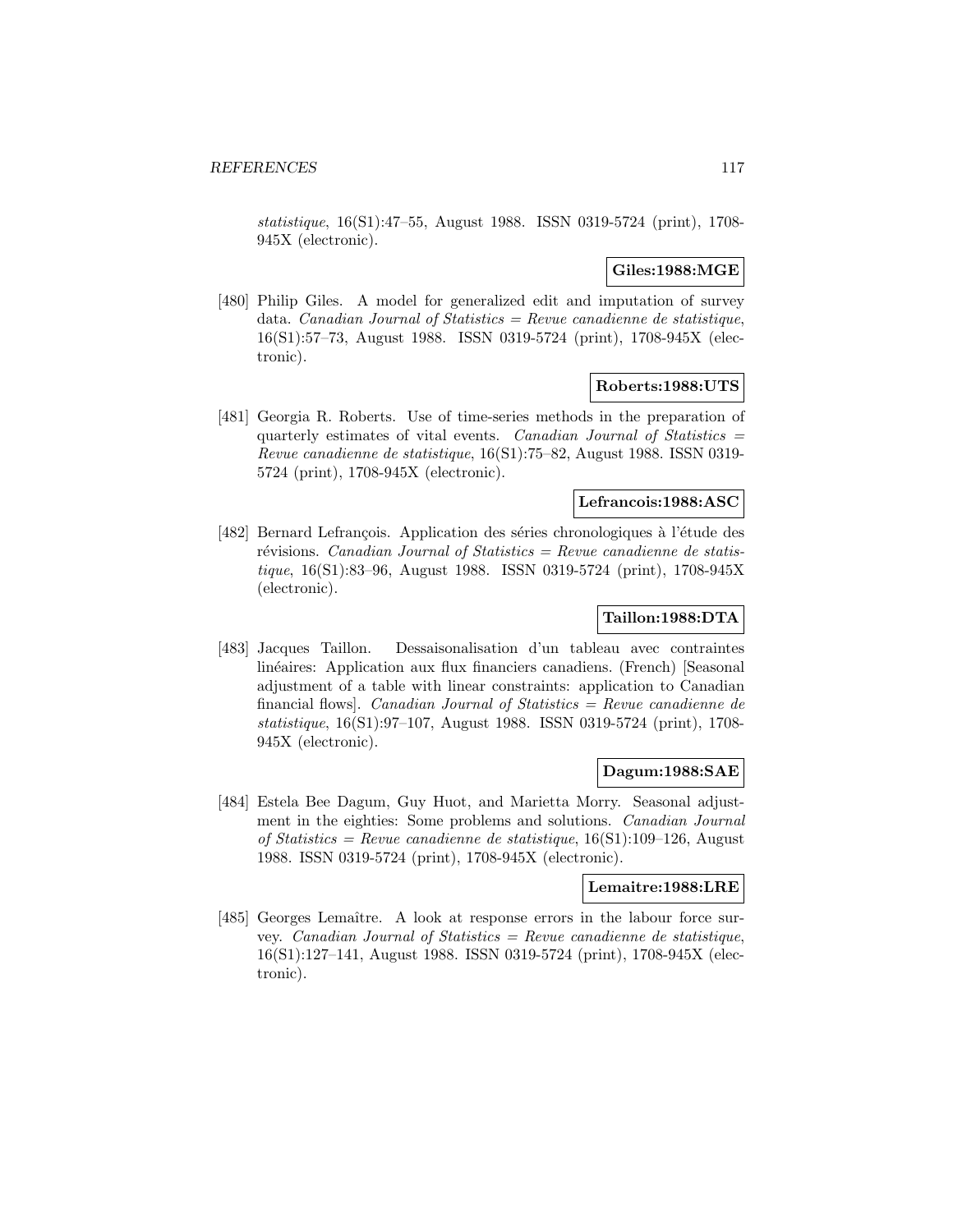*statistique*, 16(S1):47–55, August 1988. ISSN 0319-5724 (print), 1708-945X (electronic).

**Giles:1988:MGE**

[480] Philip Giles. A model for generalized edit and imputation of survey data. *Canadian Journal of Statistics = Revue canadienne de statistique*, 16(S1):57–73, August 1988. ISSN 0319-5724 (print), 1708-945X (electronic).

**Roberts:1988:UTS**

[481] Georgia R. Roberts. Use of time-series methods in the preparation of quarterly estimates of vital events. *Canadian Journal of Statistics = Revue canadienne de statistique*, 16(S1):75–82, August 1988. ISSN 0319-5724 (print), 1708-945X (electronic).

**Lefrancois:1988:ASC**

[482] Bernard Lefrançois. Application des séries chronologiques à l'étude des révisions. *Canadian Journal of Statistics = Revue canadienne de statistique*, 16(S1):83–96, August 1988. ISSN 0319-5724 (print), 1708-945X (electronic).

**Taillon:1988:DTA**

[483] Jacques Taillon. Dessaisonalisation d'un tableau avec contraintes linéaires: Application aux flux financiers canadiens. (French) [Seasonal adjustment of a table with linear constraints: application to Canadian financial flows]. *Canadian Journal of Statistics = Revue canadienne de statistique*, 16(S1):97–107, August 1988. ISSN 0319-5724 (print), 1708-945X (electronic).

**Dagum:1988:SAE**

[484] Estela Bee Dagum, Guy Huot, and Marietta Morry. Seasonal adjustment in the eighties: Some problems and solutions. *Canadian Journal of Statistics = Revue canadienne de statistique*, 16(S1):109–126, August 1988. ISSN 0319-5724 (print), 1708-945X (electronic).

**Lemaitre:1988:LRE**

[485] Georges Lemaître. A look at response errors in the labour force survey. *Canadian Journal of Statistics = Revue canadienne de statistique*, 16(S1):127–141, August 1988. ISSN 0319-5724 (print), 1708-945X (electronic).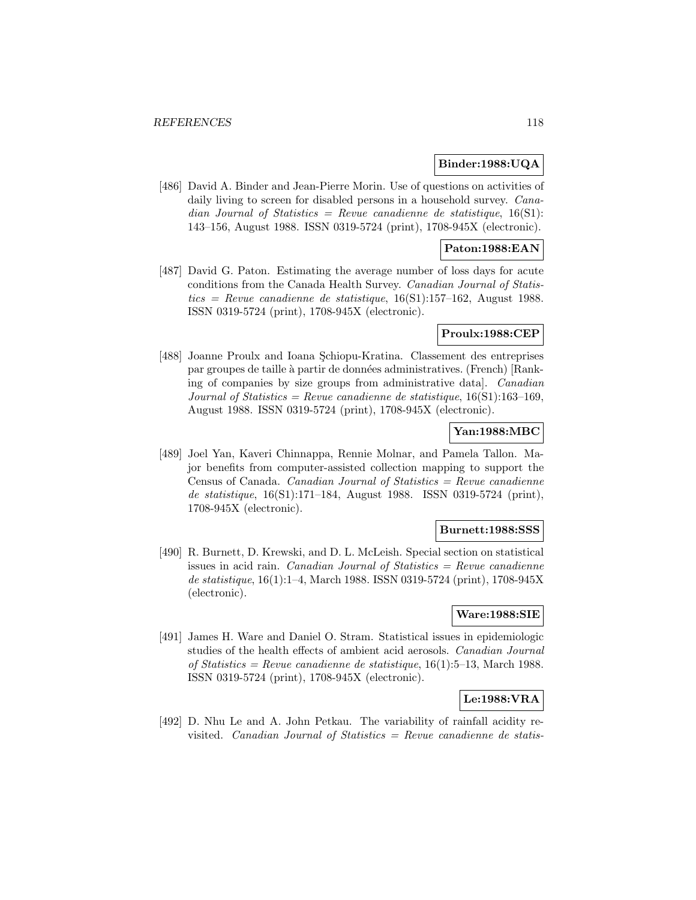**Binder:1988:UQA**

[486] David A. Binder and Jean-Pierre Morin. Use of questions on activities of daily living to screen for disabled persons in a household survey. *Canadian Journal of Statistics = Revue canadienne de statistique*, 16(S1): 143–156, August 1988. ISSN 0319-5724 (print), 1708-945X (electronic).

**Paton:1988:EAN**

[487] David G. Paton. Estimating the average number of loss days for acute conditions from the Canada Health Survey. *Canadian Journal of Statistics = Revue canadienne de statistique*, 16(S1):157–162, August 1988. ISSN 0319-5724 (print), 1708-945X (electronic).

**Proulx:1988:CEP**

[488] Joanne Proulx and Ioana Şchiopu-Kratina. Classement des entreprises par groupes de taille à partir de données administratives. (French) [Ranking of companies by size groups from administrative data]. *Canadian Journal of Statistics = Revue canadienne de statistique*, 16(S1):163–169, August 1988. ISSN 0319-5724 (print), 1708-945X (electronic).

**Yan:1988:MBC**

[489] Joel Yan, Kaveri Chinnappa, Rennie Molnar, and Pamela Tallon. Major benefits from computer-assisted collection mapping to support the Census of Canada. *Canadian Journal of Statistics = Revue canadienne de statistique*, 16(S1):171–184, August 1988. ISSN 0319-5724 (print), 1708-945X (electronic).

**Burnett:1988:SSS**

[490] R. Burnett, D. Krewski, and D. L. McLeish. Special section on statistical issues in acid rain. *Canadian Journal of Statistics = Revue canadienne de statistique*, 16(1):1–4, March 1988. ISSN 0319-5724 (print), 1708-945X (electronic).

**Ware:1988:SIE**

[491] James H. Ware and Daniel O. Stram. Statistical issues in epidemiologic studies of the health effects of ambient acid aerosols. *Canadian Journal of Statistics = Revue canadienne de statistique*, 16(1):5–13, March 1988. ISSN 0319-5724 (print), 1708-945X (electronic).

**Le:1988:VRA**

[492] D. Nhu Le and A. John Petkau. The variability of rainfall acidity revisited. *Canadian Journal of Statistics = Revue canadienne de statis-*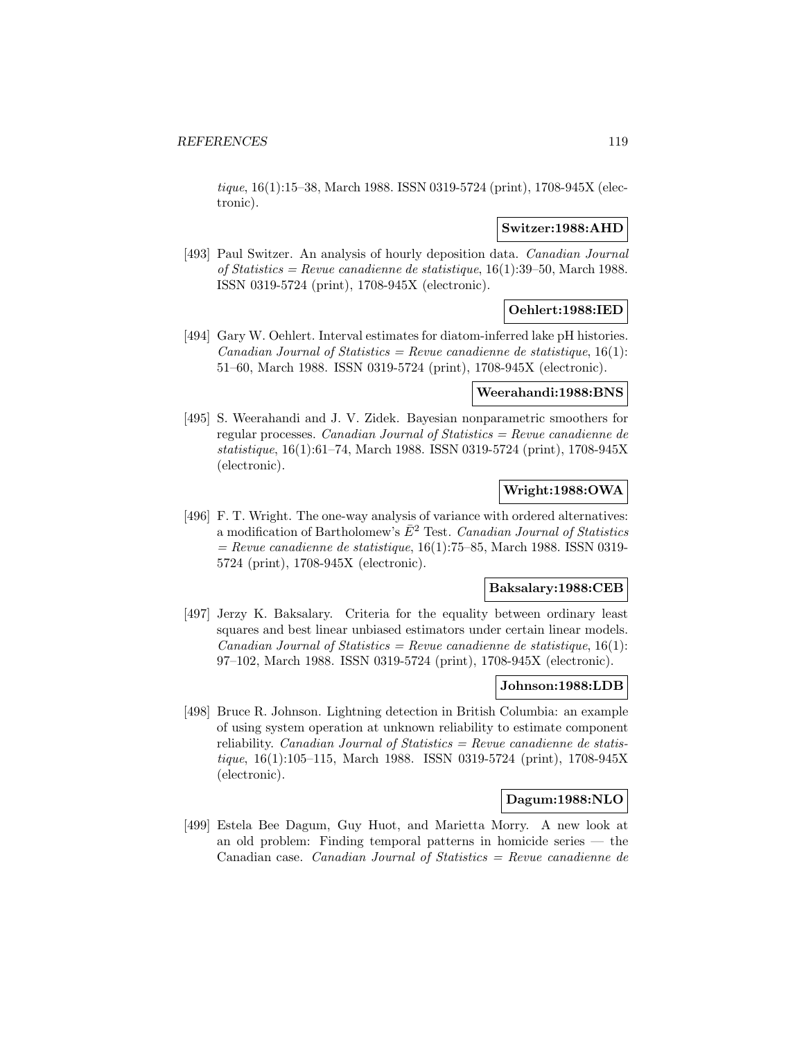*tique*, 16(1):15–38, March 1988. ISSN 0319-5724 (print), 1708-945X (electronic).

**Switzer:1988:AHD**

[493] Paul Switzer. An analysis of hourly deposition data. *Canadian Journal of Statistics = Revue canadienne de statistique*, 16(1):39–50, March 1988. ISSN 0319-5724 (print), 1708-945X (electronic).

**Oehlert:1988:IED**

[494] Gary W. Oehlert. Interval estimates for diatom-inferred lake pH histories. *Canadian Journal of Statistics = Revue canadienne de statistique*, 16(1): 51–60, March 1988. ISSN 0319-5724 (print), 1708-945X (electronic).

**Weerahandi:1988:BNS**

[495] S. Weerahandi and J. V. Zidek. Bayesian nonparametric smoothers for regular processes. *Canadian Journal of Statistics = Revue canadienne de statistique*, 16(1):61–74, March 1988. ISSN 0319-5724 (print), 1708-945X (electronic).

**Wright:1988:OWA**

[496] F. T. Wright. The one-way analysis of variance with ordered alternatives: a modification of Bartholomew's $\bar{E}^2$ Test. *Canadian Journal of Statistics = Revue canadienne de statistique*, 16(1):75–85, March 1988. ISSN 0319-5724 (print), 1708-945X (electronic).

**Baksalary:1988:CEB**

[497] Jerzy K. Baksalary. Criteria for the equality between ordinary least squares and best linear unbiased estimators under certain linear models. *Canadian Journal of Statistics = Revue canadienne de statistique*, 16(1): 97–102, March 1988. ISSN 0319-5724 (print), 1708-945X (electronic).

**Johnson:1988:LDB**

[498] Bruce R. Johnson. Lightning detection in British Columbia: an example of using system operation at unknown reliability to estimate component reliability. *Canadian Journal of Statistics = Revue canadienne de statistique*, 16(1):105–115, March 1988. ISSN 0319-5724 (print), 1708-945X (electronic).

**Dagum:1988:NLO**

[499] Estela Bee Dagum, Guy Huot, and Marietta Morry. A new look at an old problem: Finding temporal patterns in homicide series — the Canadian case. *Canadian Journal of Statistics = Revue canadienne de*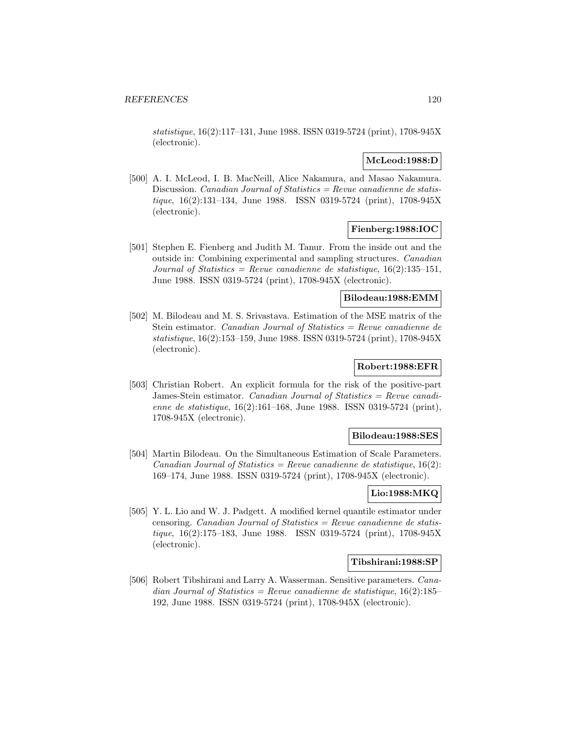*statistique*, 16(2):117–131, June 1988. ISSN 0319-5724 (print), 1708-945X (electronic).

**McLeod:1988:D**

[500] A. I. McLeod, I. B. MacNeill, Alice Nakamura, and Masao Nakamura. Discussion. *Canadian Journal of Statistics = Revue canadienne de statistique*, 16(2):131–134, June 1988. ISSN 0319-5724 (print), 1708-945X (electronic).

**Fienberg:1988:IOC**

[501] Stephen E. Fienberg and Judith M. Tanur. From the inside out and the outside in: Combining experimental and sampling structures. *Canadian Journal of Statistics = Revue canadienne de statistique*, 16(2):135–151, June 1988. ISSN 0319-5724 (print), 1708-945X (electronic).

**Bilodeau:1988:EMM**

[502] M. Bilodeau and M. S. Srivastava. Estimation of the MSE matrix of the Stein estimator. *Canadian Journal of Statistics = Revue canadienne de statistique*, 16(2):153–159, June 1988. ISSN 0319-5724 (print), 1708-945X (electronic).

**Robert:1988:EFR**

[503] Christian Robert. An explicit formula for the risk of the positive-part James-Stein estimator. *Canadian Journal of Statistics = Revue canadienne de statistique*, 16(2):161–168, June 1988. ISSN 0319-5724 (print), 1708-945X (electronic).

**Bilodeau:1988:SES**

[504] Martin Bilodeau. On the Simultaneous Estimation of Scale Parameters. *Canadian Journal of Statistics = Revue canadienne de statistique*, 16(2): 169–174, June 1988. ISSN 0319-5724 (print), 1708-945X (electronic).

**Lio:1988:MKQ**

[505] Y. L. Lio and W. J. Padgett. A modified kernel quantile estimator under censoring. *Canadian Journal of Statistics = Revue canadienne de statistique*, 16(2):175–183, June 1988. ISSN 0319-5724 (print), 1708-945X (electronic).

**Tibshirani:1988:SP**

[506] Robert Tibshirani and Larry A. Wasserman. Sensitive parameters. *Canadian Journal of Statistics = Revue canadienne de statistique*, 16(2):185–192, June 1988. ISSN 0319-5724 (print), 1708-945X (electronic).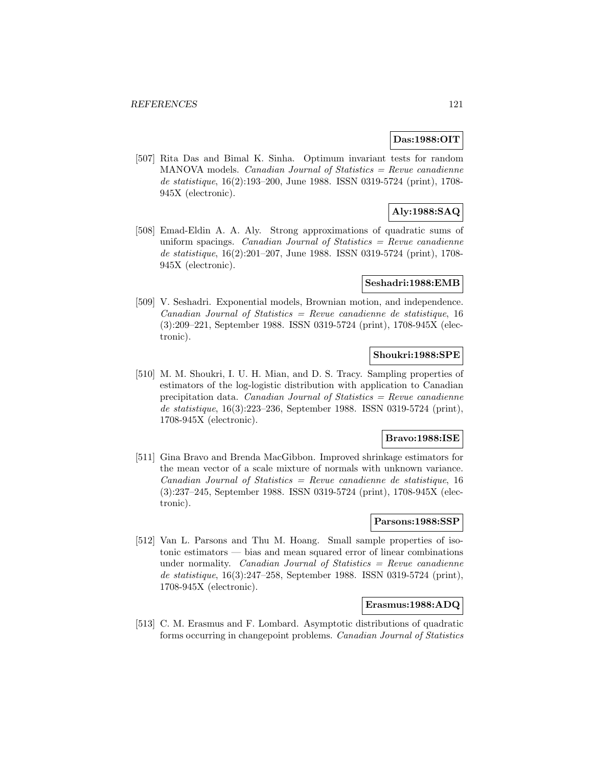**Das:1988:OIT**

[507] Rita Das and Bimal K. Sinha. Optimum invariant tests for random MANOVA models. *Canadian Journal of Statistics = Revue canadienne de statistique*, 16(2):193–200, June 1988. ISSN 0319-5724 (print), 1708-945X (electronic).

**Aly:1988:SAQ**

[508] Emad-Eldin A. A. Aly. Strong approximations of quadratic sums of uniform spacings. *Canadian Journal of Statistics = Revue canadienne de statistique*, 16(2):201–207, June 1988. ISSN 0319-5724 (print), 1708-945X (electronic).

**Seshadri:1988:EMB**

[509] V. Seshadri. Exponential models, Brownian motion, and independence. *Canadian Journal of Statistics = Revue canadienne de statistique*, 16 (3):209–221, September 1988. ISSN 0319-5724 (print), 1708-945X (electronic).

**Shoukri:1988:SPE**

[510] M. M. Shoukri, I. U. H. Mian, and D. S. Tracy. Sampling properties of estimators of the log-logistic distribution with application to Canadian precipitation data. *Canadian Journal of Statistics = Revue canadienne de statistique*, 16(3):223–236, September 1988. ISSN 0319-5724 (print), 1708-945X (electronic).

**Bravo:1988:ISE**

[511] Gina Bravo and Brenda MacGibbon. Improved shrinkage estimators for the mean vector of a scale mixture of normals with unknown variance. *Canadian Journal of Statistics = Revue canadienne de statistique*, 16 (3):237–245, September 1988. ISSN 0319-5724 (print), 1708-945X (electronic).

**Parsons:1988:SSP**

[512] Van L. Parsons and Thu M. Hoang. Small sample properties of isotonic estimators — bias and mean squared error of linear combinations under normality. *Canadian Journal of Statistics = Revue canadienne de statistique*, 16(3):247–258, September 1988. ISSN 0319-5724 (print), 1708-945X (electronic).

**Erasmus:1988:ADQ**

[513] C. M. Erasmus and F. Lombard. Asymptotic distributions of quadratic forms occurring in changepoint problems. *Canadian Journal of Statistics*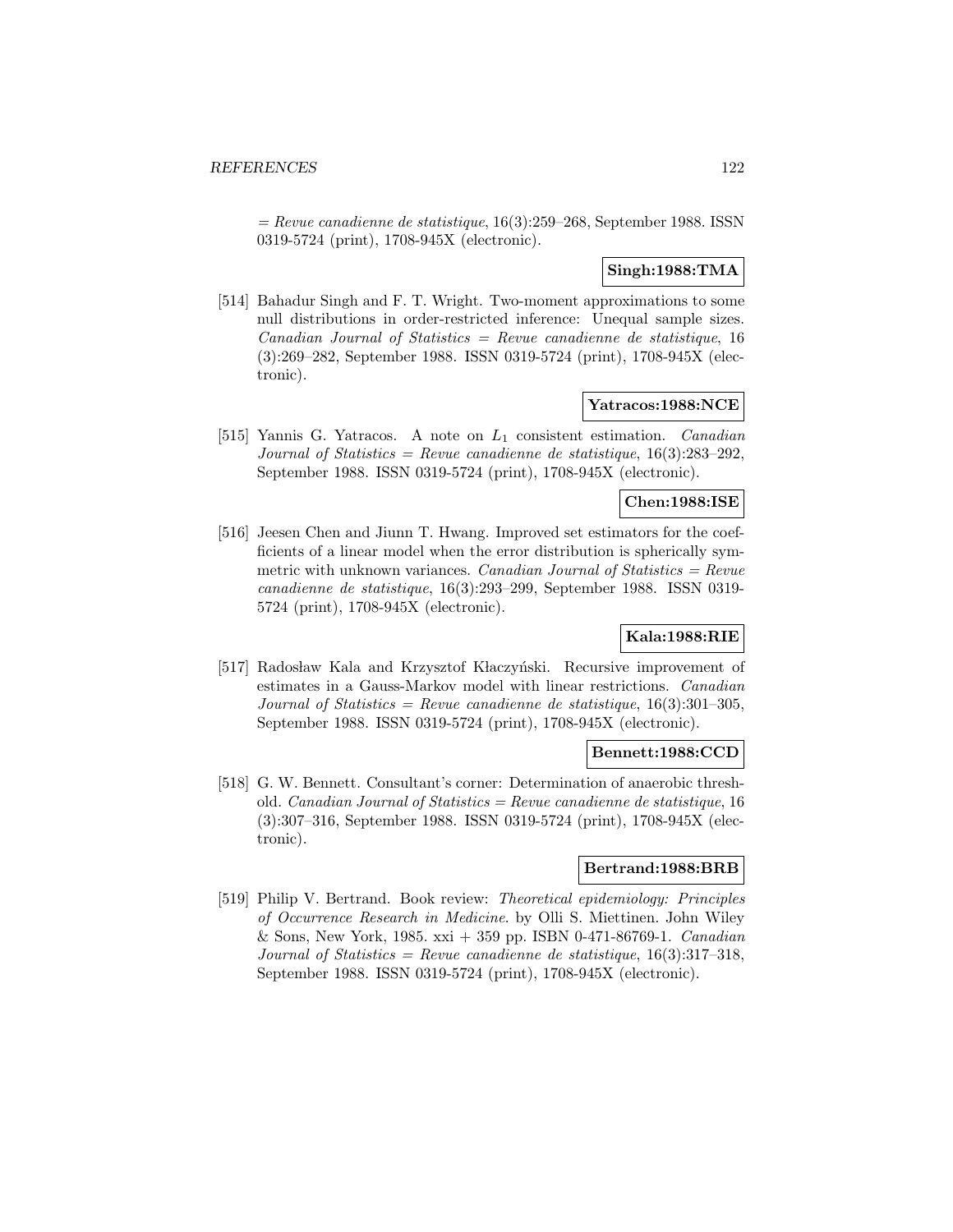= *Revue canadienne de statistique*, 16(3):259–268, September 1988. ISSN 0319-5724 (print), 1708-945X (electronic).

**Singh:1988:TMA**

[514] Bahadur Singh and F. T. Wright. Two-moment approximations to some null distributions in order-restricted inference: Unequal sample sizes. *Canadian Journal of Statistics = Revue canadienne de statistique*, 16 (3):269–282, September 1988. ISSN 0319-5724 (print), 1708-945X (electronic).

**Yatracos:1988:NCE**

[515] Yannis G. Yatracos. A note on $L_1$ consistent estimation. *Canadian Journal of Statistics = Revue canadienne de statistique*, 16(3):283–292, September 1988. ISSN 0319-5724 (print), 1708-945X (electronic).

**Chen:1988:ISE**

[516] Jeesen Chen and Jiunn T. Hwang. Improved set estimators for the coefficients of a linear model when the error distribution is spherically symmetric with unknown variances. *Canadian Journal of Statistics = Revue canadienne de statistique*, 16(3):293–299, September 1988. ISSN 0319-5724 (print), 1708-945X (electronic).

**Kala:1988:RIE**

[517] Radosław Kala and Krzysztof Kłaczyński. Recursive improvement of estimates in a Gauss-Markov model with linear restrictions. *Canadian Journal of Statistics = Revue canadienne de statistique*, 16(3):301–305, September 1988. ISSN 0319-5724 (print), 1708-945X (electronic).

**Bennett:1988:CCD**

[518] G. W. Bennett. Consultant's corner: Determination of anaerobic threshold. *Canadian Journal of Statistics = Revue canadienne de statistique*, 16 (3):307–316, September 1988. ISSN 0319-5724 (print), 1708-945X (electronic).

**Bertrand:1988:BRB**

[519] Philip V. Bertrand. Book review: *Theoretical epidemiology: Principles of Occurrence Research in Medicine*. by Olli S. Miettinen. John Wiley & Sons, New York, 1985. xxi + 359 pp. ISBN 0-471-86769-1. *Canadian Journal of Statistics = Revue canadienne de statistique*, 16(3):317–318, September 1988. ISSN 0319-5724 (print), 1708-945X (electronic).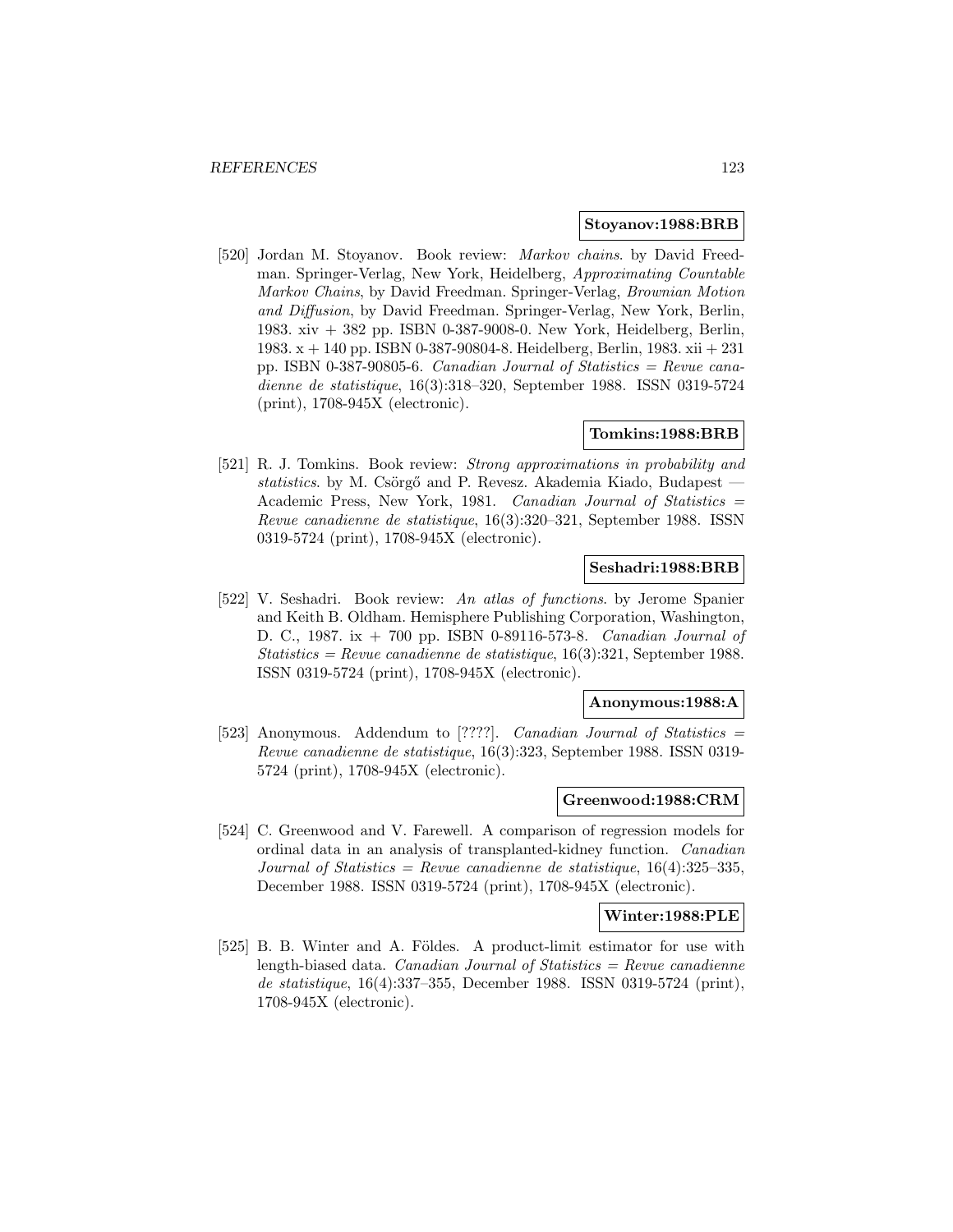**Stoyanov:1988:BRB**

[520] Jordan M. Stoyanov. Book review: *Markov chains*. by David Freedman. Springer-Verlag, New York, Heidelberg, *Approximating Countable Markov Chains*, by David Freedman. Springer-Verlag, *Brownian Motion and Diffusion*, by David Freedman. Springer-Verlag, New York, Berlin, 1983. xiv + 382 pp. ISBN 0-387-9008-0. New York, Heidelberg, Berlin, 1983. x + 140 pp. ISBN 0-387-90804-8. Heidelberg, Berlin, 1983. xii + 231 pp. ISBN 0-387-90805-6. *Canadian Journal of Statistics = Revue canadienne de statistique*, 16(3):318–320, September 1988. ISSN 0319-5724 (print), 1708-945X (electronic).

**Tomkins:1988:BRB**

[521] R. J. Tomkins. Book review: *Strong approximations in probability and statistics*. by M. Csörgő and P. Revesz. Akademia Kiado, Budapest — Academic Press, New York, 1981. *Canadian Journal of Statistics = Revue canadienne de statistique*, 16(3):320–321, September 1988. ISSN 0319-5724 (print), 1708-945X (electronic).

**Seshadri:1988:BRB**

[522] V. Seshadri. Book review: *An atlas of functions*. by Jerome Spanier and Keith B. Oldham. Hemisphere Publishing Corporation, Washington, D. C., 1987. ix + 700 pp. ISBN 0-89116-573-8. *Canadian Journal of Statistics = Revue canadienne de statistique*, 16(3):321, September 1988. ISSN 0319-5724 (print), 1708-945X (electronic).

**Anonymous:1988:A**

[523] Anonymous. Addendum to [????]. *Canadian Journal of Statistics = Revue canadienne de statistique*, 16(3):323, September 1988. ISSN 0319-5724 (print), 1708-945X (electronic).

**Greenwood:1988:CRM**

[524] C. Greenwood and V. Farewell. A comparison of regression models for ordinal data in an analysis of transplanted-kidney function. *Canadian Journal of Statistics = Revue canadienne de statistique*, 16(4):325–335, December 1988. ISSN 0319-5724 (print), 1708-945X (electronic).

**Winter:1988:PLE**

[525] B. B. Winter and A. Földes. A product-limit estimator for use with length-biased data. *Canadian Journal of Statistics = Revue canadienne de statistique*, 16(4):337–355, December 1988. ISSN 0319-5724 (print), 1708-945X (electronic).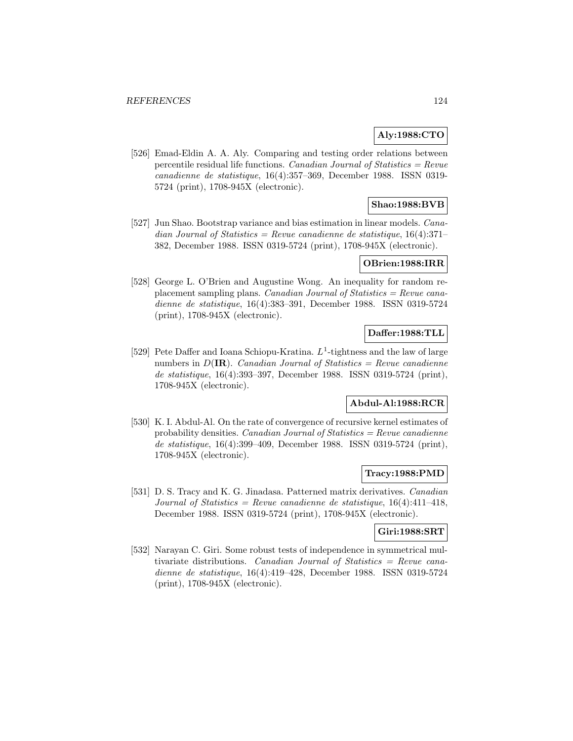**Aly:1988:CTO**

[526] Emad-Eldin A. A. Aly. Comparing and testing order relations between percentile residual life functions. *Canadian Journal of Statistics = Revue canadienne de statistique*, 16(4):357–369, December 1988. ISSN 0319-5724 (print), 1708-945X (electronic).

**Shao:1988:BVB**

[527] Jun Shao. Bootstrap variance and bias estimation in linear models. *Canadian Journal of Statistics = Revue canadienne de statistique*, 16(4):371–382, December 1988. ISSN 0319-5724 (print), 1708-945X (electronic).

**OBrien:1988:IRR**

[528] George L. O'Brien and Augustine Wong. An inequality for random replacement sampling plans. *Canadian Journal of Statistics = Revue canadienne de statistique*, 16(4):383–391, December 1988. ISSN 0319-5724 (print), 1708-945X (electronic).

**Daffer:1988:TLL**

[529] Pete Daffer and Ioana Schiopu-Kratina. $L^1$-tightness and the law of large numbers in $D(\mathbf{IR})$. *Canadian Journal of Statistics = Revue canadienne de statistique*, 16(4):393–397, December 1988. ISSN 0319-5724 (print), 1708-945X (electronic).

**Abdul-Al:1988:RCR**

[530] K. I. Abdul-Al. On the rate of convergence of recursive kernel estimates of probability densities. *Canadian Journal of Statistics = Revue canadienne de statistique*, 16(4):399–409, December 1988. ISSN 0319-5724 (print), 1708-945X (electronic).

**Tracy:1988:PMD**

[531] D. S. Tracy and K. G. Jinadasa. Patterned matrix derivatives. *Canadian Journal of Statistics = Revue canadienne de statistique*, 16(4):411–418, December 1988. ISSN 0319-5724 (print), 1708-945X (electronic).

**Giri:1988:SRT**

[532] Narayan C. Giri. Some robust tests of independence in symmetrical multivariate distributions. *Canadian Journal of Statistics = Revue canadienne de statistique*, 16(4):419–428, December 1988. ISSN 0319-5724 (print), 1708-945X (electronic).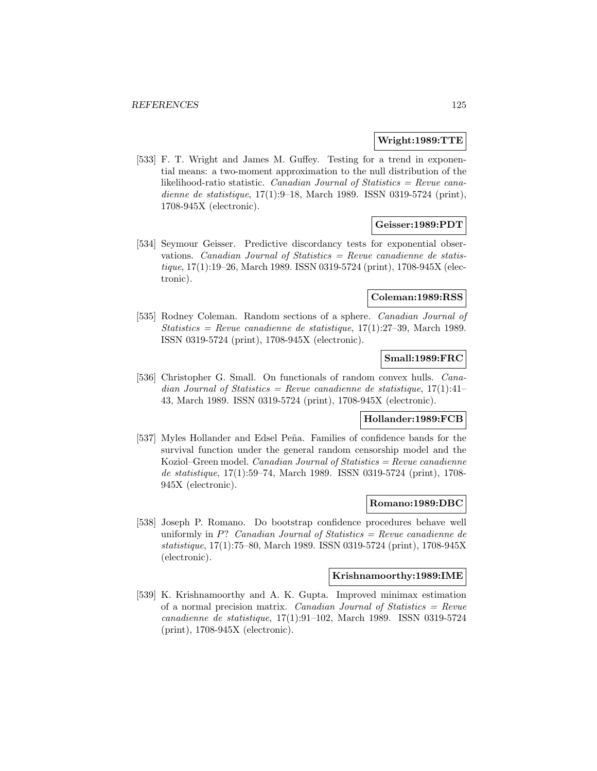**Wright:1989:TTE**

[533] F. T. Wright and James M. Guffey. Testing for a trend in exponential means: a two-moment approximation to the null distribution of the likelihood-ratio statistic. *Canadian Journal of Statistics = Revue canadienne de statistique*, 17(1):9–18, March 1989. ISSN 0319-5724 (print), 1708-945X (electronic).

**Geisser:1989:PDT**

[534] Seymour Geisser. Predictive discordancy tests for exponential observations. *Canadian Journal of Statistics = Revue canadienne de statistique*, 17(1):19–26, March 1989. ISSN 0319-5724 (print), 1708-945X (electronic).

**Coleman:1989:RSS**

[535] Rodney Coleman. Random sections of a sphere. *Canadian Journal of Statistics = Revue canadienne de statistique*, 17(1):27–39, March 1989. ISSN 0319-5724 (print), 1708-945X (electronic).

**Small:1989:FRC**

[536] Christopher G. Small. On functionals of random convex hulls. *Canadian Journal of Statistics = Revue canadienne de statistique*, 17(1):41–43, March 1989. ISSN 0319-5724 (print), 1708-945X (electronic).

**Hollander:1989:FCB**

[537] Myles Hollander and Edsel Peña. Families of confidence bands for the survival function under the general random censorship model and the Koziol–Green model. *Canadian Journal of Statistics = Revue canadienne de statistique*, 17(1):59–74, March 1989. ISSN 0319-5724 (print), 1708-945X (electronic).

**Romano:1989:DBC**

[538] Joseph P. Romano. Do bootstrap confidence procedures behave well uniformly in $P$? *Canadian Journal of Statistics = Revue canadienne de statistique*, 17(1):75–80, March 1989. ISSN 0319-5724 (print), 1708-945X (electronic).

**Krishnamoorthy:1989:IME**

[539] K. Krishnamoorthy and A. K. Gupta. Improved minimax estimation of a normal precision matrix. *Canadian Journal of Statistics = Revue canadienne de statistique*, 17(1):91–102, March 1989. ISSN 0319-5724 (print), 1708-945X (electronic).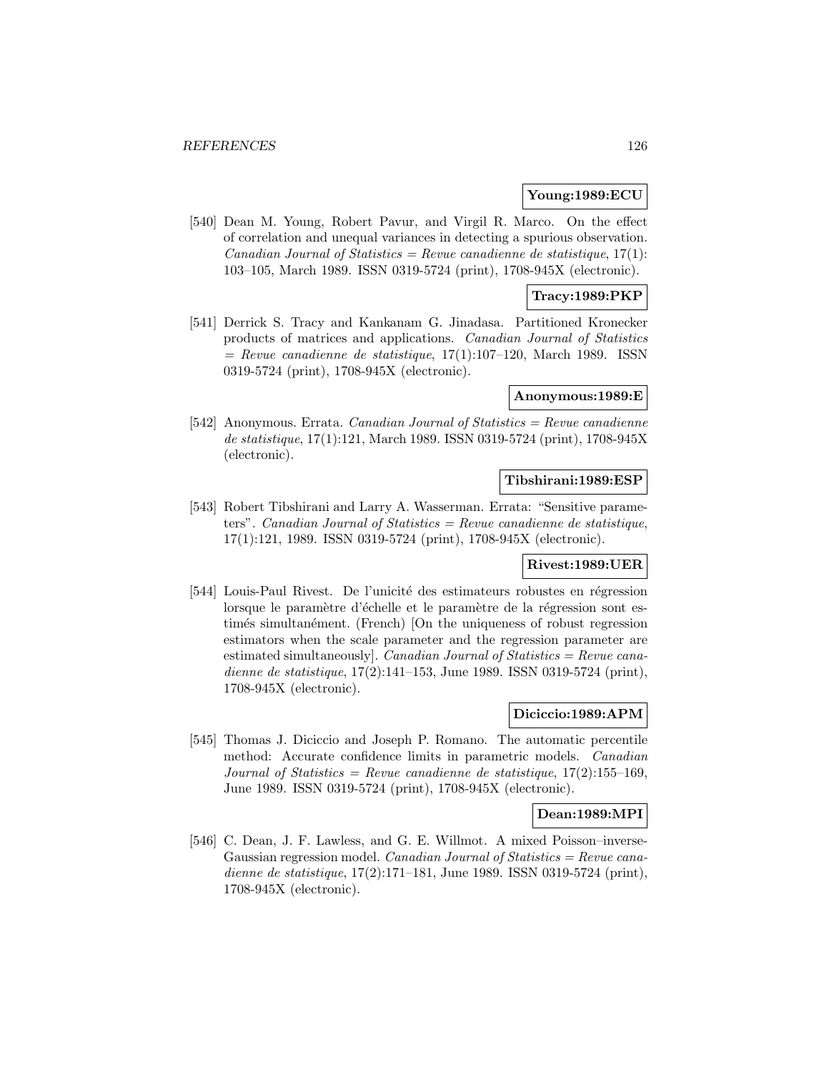**Young:1989:ECU**

[540] Dean M. Young, Robert Pavur, and Virgil R. Marco. On the effect of correlation and unequal variances in detecting a spurious observation. *Canadian Journal of Statistics = Revue canadienne de statistique*, 17(1): 103–105, March 1989. ISSN 0319-5724 (print), 1708-945X (electronic).

**Tracy:1989:PKP**

[541] Derrick S. Tracy and Kankanam G. Jinadasa. Partitioned Kronecker products of matrices and applications. *Canadian Journal of Statistics = Revue canadienne de statistique*, 17(1):107–120, March 1989. ISSN 0319-5724 (print), 1708-945X (electronic).

**Anonymous:1989:E**

[542] Anonymous. Errata. *Canadian Journal of Statistics = Revue canadienne de statistique*, 17(1):121, March 1989. ISSN 0319-5724 (print), 1708-945X (electronic).

**Tibshirani:1989:ESP**

[543] Robert Tibshirani and Larry A. Wasserman. Errata: "Sensitive parameters". *Canadian Journal of Statistics = Revue canadienne de statistique*, 17(1):121, 1989. ISSN 0319-5724 (print), 1708-945X (electronic).

**Rivest:1989:UER**

[544] Louis-Paul Rivest. De l'unicité des estimateurs robustes en régression lorsque le paramètre d'échelle et le paramètre de la régression sont estimés simultanément. (French) [On the uniqueness of robust regression estimators when the scale parameter and the regression parameter are estimated simultaneously]. *Canadian Journal of Statistics = Revue canadienne de statistique*, 17(2):141–153, June 1989. ISSN 0319-5724 (print), 1708-945X (electronic).

**Diciccio:1989:APM**

[545] Thomas J. Diciccio and Joseph P. Romano. The automatic percentile method: Accurate confidence limits in parametric models. *Canadian Journal of Statistics = Revue canadienne de statistique*, 17(2):155–169, June 1989. ISSN 0319-5724 (print), 1708-945X (electronic).

**Dean:1989:MPI**

[546] C. Dean, J. F. Lawless, and G. E. Willmot. A mixed Poisson–inverse-Gaussian regression model. *Canadian Journal of Statistics = Revue canadienne de statistique*, 17(2):171–181, June 1989. ISSN 0319-5724 (print), 1708-945X (electronic).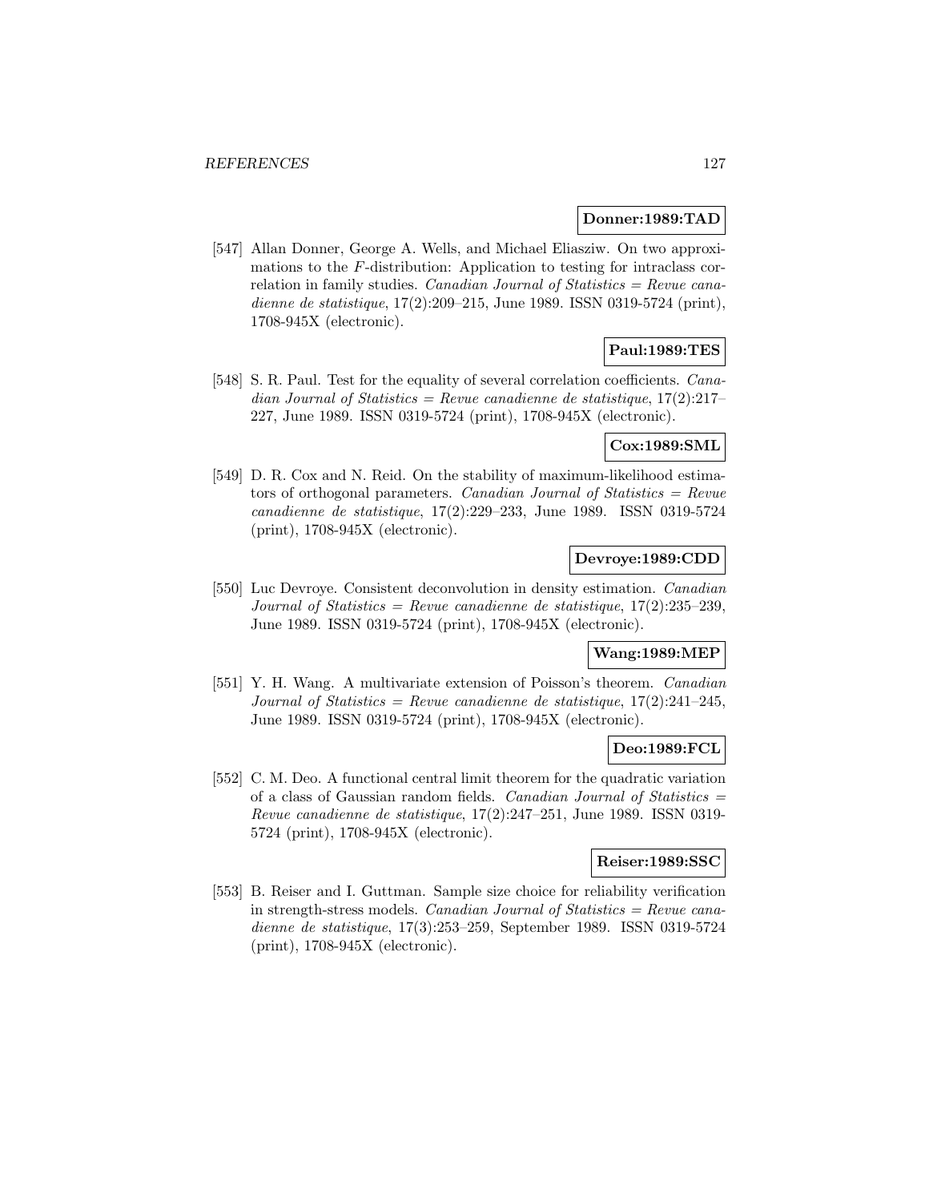**Donner:1989:TAD**

[547] Allan Donner, George A. Wells, and Michael Eliasziw. On two approximations to the $F$-distribution: Application to testing for intraclass correlation in family studies. *Canadian Journal of Statistics = Revue canadienne de statistique*, 17(2):209–215, June 1989. ISSN 0319-5724 (print), 1708-945X (electronic).

**Paul:1989:TES**

[548] S. R. Paul. Test for the equality of several correlation coefficients. *Canadian Journal of Statistics = Revue canadienne de statistique*, 17(2):217–227, June 1989. ISSN 0319-5724 (print), 1708-945X (electronic).

**Cox:1989:SML**

[549] D. R. Cox and N. Reid. On the stability of maximum-likelihood estimators of orthogonal parameters. *Canadian Journal of Statistics = Revue canadienne de statistique*, 17(2):229–233, June 1989. ISSN 0319-5724 (print), 1708-945X (electronic).

**Devroye:1989:CDD**

[550] Luc Devroye. Consistent deconvolution in density estimation. *Canadian Journal of Statistics = Revue canadienne de statistique*, 17(2):235–239, June 1989. ISSN 0319-5724 (print), 1708-945X (electronic).

**Wang:1989:MEP**

[551] Y. H. Wang. A multivariate extension of Poisson's theorem. *Canadian Journal of Statistics = Revue canadienne de statistique*, 17(2):241–245, June 1989. ISSN 0319-5724 (print), 1708-945X (electronic).

**Deo:1989:FCL**

[552] C. M. Deo. A functional central limit theorem for the quadratic variation of a class of Gaussian random fields. *Canadian Journal of Statistics = Revue canadienne de statistique*, 17(2):247–251, June 1989. ISSN 0319-5724 (print), 1708-945X (electronic).

**Reiser:1989:SSC**

[553] B. Reiser and I. Guttman. Sample size choice for reliability verification in strength-stress models. *Canadian Journal of Statistics = Revue canadienne de statistique*, 17(3):253–259, September 1989. ISSN 0319-5724 (print), 1708-945X (electronic).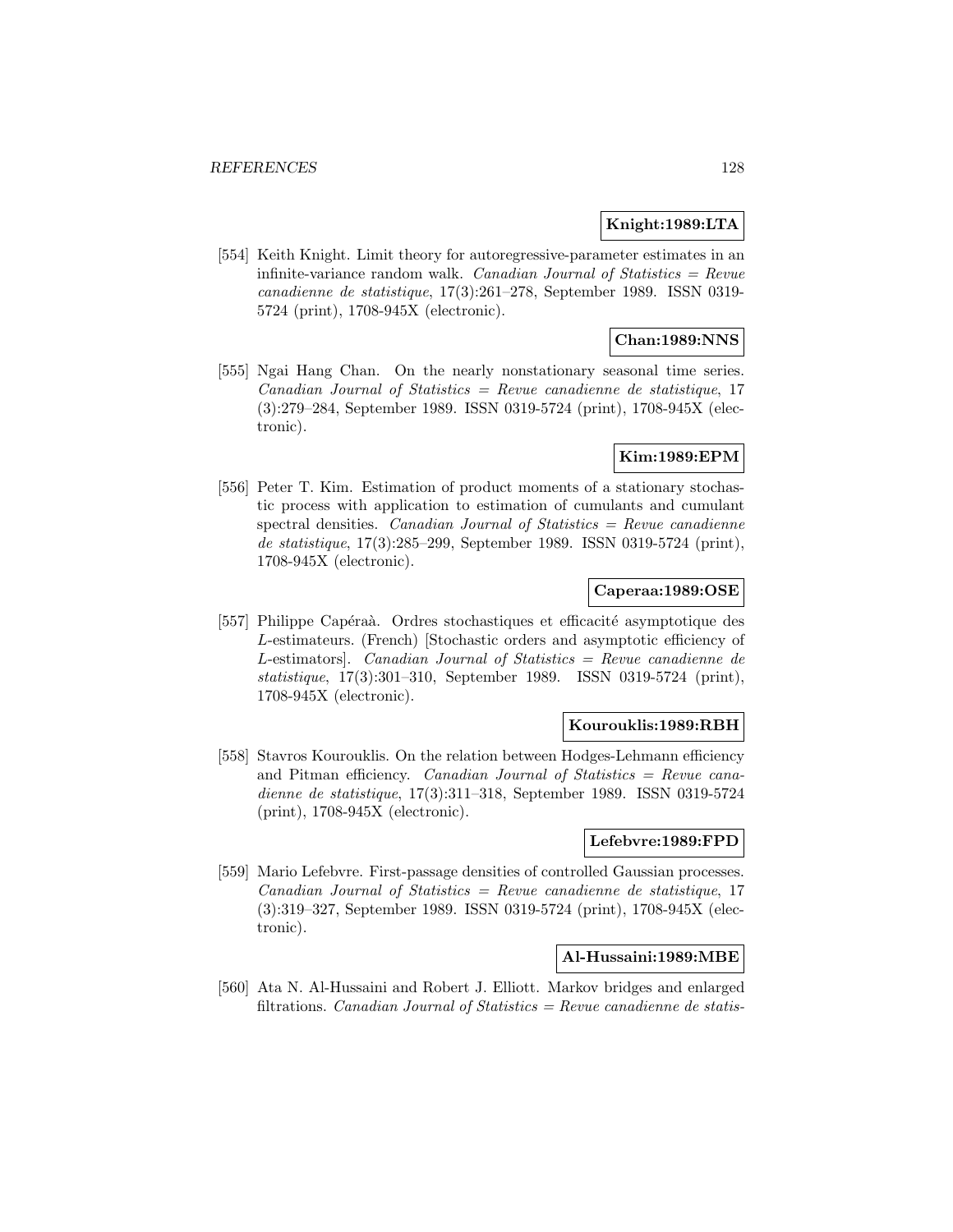**Knight:1989:LTA**

[554] Keith Knight. Limit theory for autoregressive-parameter estimates in an infinite-variance random walk. *Canadian Journal of Statistics = Revue canadienne de statistique*, 17(3):261–278, September 1989. ISSN 0319-5724 (print), 1708-945X (electronic).

**Chan:1989:NNS**

[555] Ngai Hang Chan. On the nearly nonstationary seasonal time series. *Canadian Journal of Statistics = Revue canadienne de statistique*, 17 (3):279–284, September 1989. ISSN 0319-5724 (print), 1708-945X (electronic).

**Kim:1989:EPM**

[556] Peter T. Kim. Estimation of product moments of a stationary stochastic process with application to estimation of cumulants and cumulant spectral densities. *Canadian Journal of Statistics = Revue canadienne de statistique*, 17(3):285–299, September 1989. ISSN 0319-5724 (print), 1708-945X (electronic).

**Caperaa:1989:OSE**

[557] Philippe Capéraà. Ordres stochastiques et efficacité asymptotique des $L$-estimateurs. (French) [Stochastic orders and asymptotic efficiency of $L$-estimators]. *Canadian Journal of Statistics = Revue canadienne de statistique*, 17(3):301–310, September 1989. ISSN 0319-5724 (print), 1708-945X (electronic).

**Kourouklis:1989:RBH**

[558] Stavros Kourouklis. On the relation between Hodges-Lehmann efficiency and Pitman efficiency. *Canadian Journal of Statistics = Revue canadienne de statistique*, 17(3):311–318, September 1989. ISSN 0319-5724 (print), 1708-945X (electronic).

**Lefebvre:1989:FPD**

[559] Mario Lefebvre. First-passage densities of controlled Gaussian processes. *Canadian Journal of Statistics = Revue canadienne de statistique*, 17 (3):319–327, September 1989. ISSN 0319-5724 (print), 1708-945X (electronic).

**Al-Hussaini:1989:MBE**

[560] Ata N. Al-Hussaini and Robert J. Elliott. Markov bridges and enlarged filtrations. *Canadian Journal of Statistics = Revue canadienne de statis-*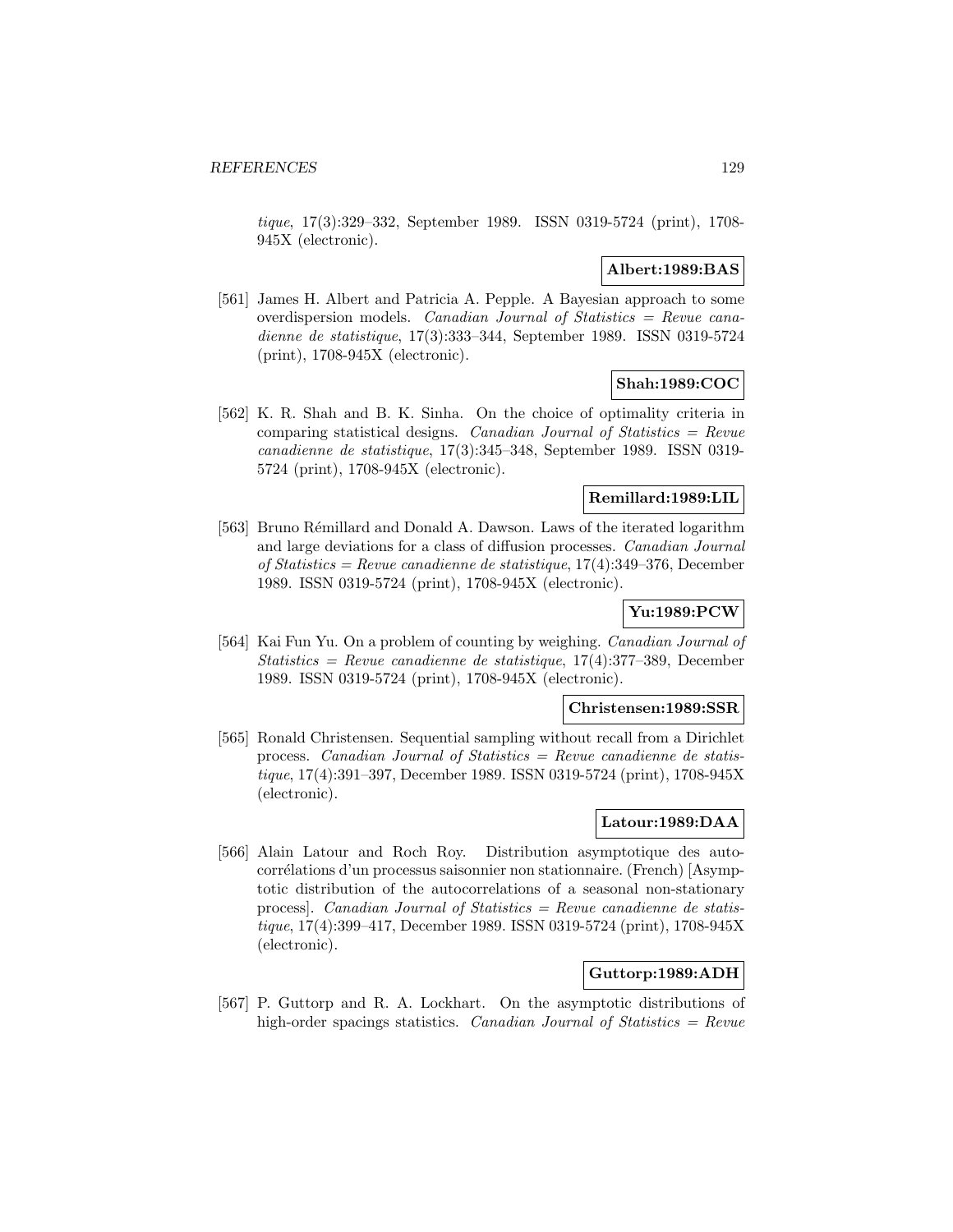*tique*, 17(3):329–332, September 1989. ISSN 0319-5724 (print), 1708-945X (electronic).

**Albert:1989:BAS**

[561] James H. Albert and Patricia A. Pepple. A Bayesian approach to some overdispersion models. *Canadian Journal of Statistics = Revue canadienne de statistique*, 17(3):333–344, September 1989. ISSN 0319-5724 (print), 1708-945X (electronic).

**Shah:1989:COC**

[562] K. R. Shah and B. K. Sinha. On the choice of optimality criteria in comparing statistical designs. *Canadian Journal of Statistics = Revue canadienne de statistique*, 17(3):345–348, September 1989. ISSN 0319-5724 (print), 1708-945X (electronic).

**Remillard:1989:LIL**

[563] Bruno Rémillard and Donald A. Dawson. Laws of the iterated logarithm and large deviations for a class of diffusion processes. *Canadian Journal of Statistics = Revue canadienne de statistique*, 17(4):349–376, December 1989. ISSN 0319-5724 (print), 1708-945X (electronic).

**Yu:1989:PCW**

[564] Kai Fun Yu. On a problem of counting by weighing. *Canadian Journal of Statistics = Revue canadienne de statistique*, 17(4):377–389, December 1989. ISSN 0319-5724 (print), 1708-945X (electronic).

**Christensen:1989:SSR**

[565] Ronald Christensen. Sequential sampling without recall from a Dirichlet process. *Canadian Journal of Statistics = Revue canadienne de statistique*, 17(4):391–397, December 1989. ISSN 0319-5724 (print), 1708-945X (electronic).

**Latour:1989:DAA**

[566] Alain Latour and Roch Roy. Distribution asymptotique des autocorrélations d'un processus saisonnier non stationnaire. (French) [Asymptotic distribution of the autocorrelations of a seasonal non-stationary process]. *Canadian Journal of Statistics = Revue canadienne de statistique*, 17(4):399–417, December 1989. ISSN 0319-5724 (print), 1708-945X (electronic).

**Guttorp:1989:ADH**

[567] P. Guttorp and R. A. Lockhart. On the asymptotic distributions of high-order spacings statistics. *Canadian Journal of Statistics = Revue*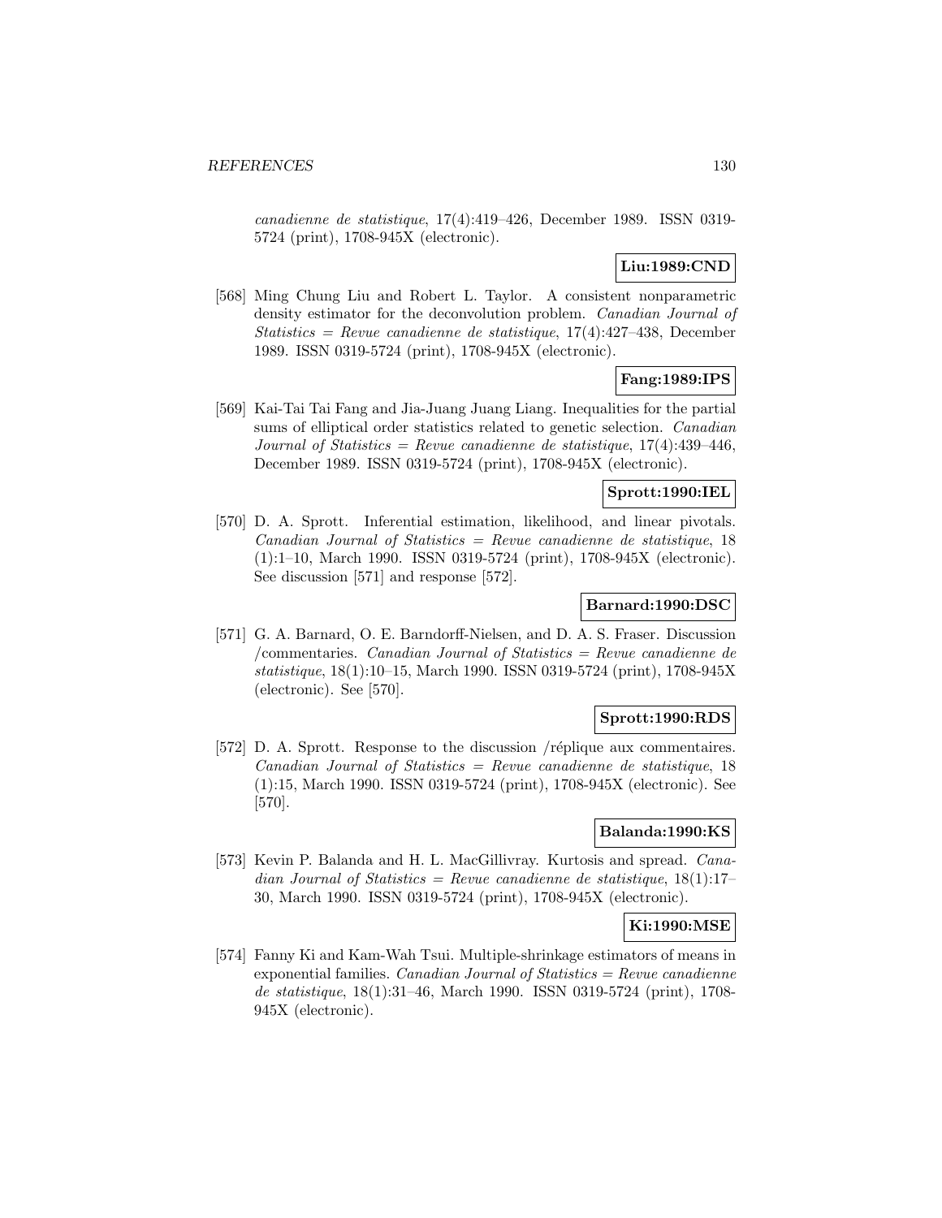*canadienne de statistique*, 17(4):419–426, December 1989. ISSN 0319-5724 (print), 1708-945X (electronic).

**Liu:1989:CND**

[568] Ming Chung Liu and Robert L. Taylor. A consistent nonparametric density estimator for the deconvolution problem. *Canadian Journal of Statistics = Revue canadienne de statistique*, 17(4):427–438, December 1989. ISSN 0319-5724 (print), 1708-945X (electronic).

**Fang:1989:IPS**

[569] Kai-Tai Tai Fang and Jia-Juang Juang Liang. Inequalities for the partial sums of elliptical order statistics related to genetic selection. *Canadian Journal of Statistics = Revue canadienne de statistique*, 17(4):439–446, December 1989. ISSN 0319-5724 (print), 1708-945X (electronic).

**Sprott:1990:IEL**

[570] D. A. Sprott. Inferential estimation, likelihood, and linear pivotals. *Canadian Journal of Statistics = Revue canadienne de statistique*, 18 (1):1–10, March 1990. ISSN 0319-5724 (print), 1708-945X (electronic). See discussion [571] and response [572].

**Barnard:1990:DSC**

[571] G. A. Barnard, O. E. Barndorff-Nielsen, and D. A. S. Fraser. Discussion /commentaries. *Canadian Journal of Statistics = Revue canadienne de statistique*, 18(1):10–15, March 1990. ISSN 0319-5724 (print), 1708-945X (electronic). See [570].

**Sprott:1990:RDS**

[572] D. A. Sprott. Response to the discussion /réplique aux commentaires. *Canadian Journal of Statistics = Revue canadienne de statistique*, 18 (1):15, March 1990. ISSN 0319-5724 (print), 1708-945X (electronic). See [570].

**Balanda:1990:KS**

[573] Kevin P. Balanda and H. L. MacGillivray. Kurtosis and spread. *Canadian Journal of Statistics = Revue canadienne de statistique*, 18(1):17–30, March 1990. ISSN 0319-5724 (print), 1708-945X (electronic).

**Ki:1990:MSE**

[574] Fanny Ki and Kam-Wah Tsui. Multiple-shrinkage estimators of means in exponential families. *Canadian Journal of Statistics = Revue canadienne de statistique*, 18(1):31–46, March 1990. ISSN 0319-5724 (print), 1708-945X (electronic).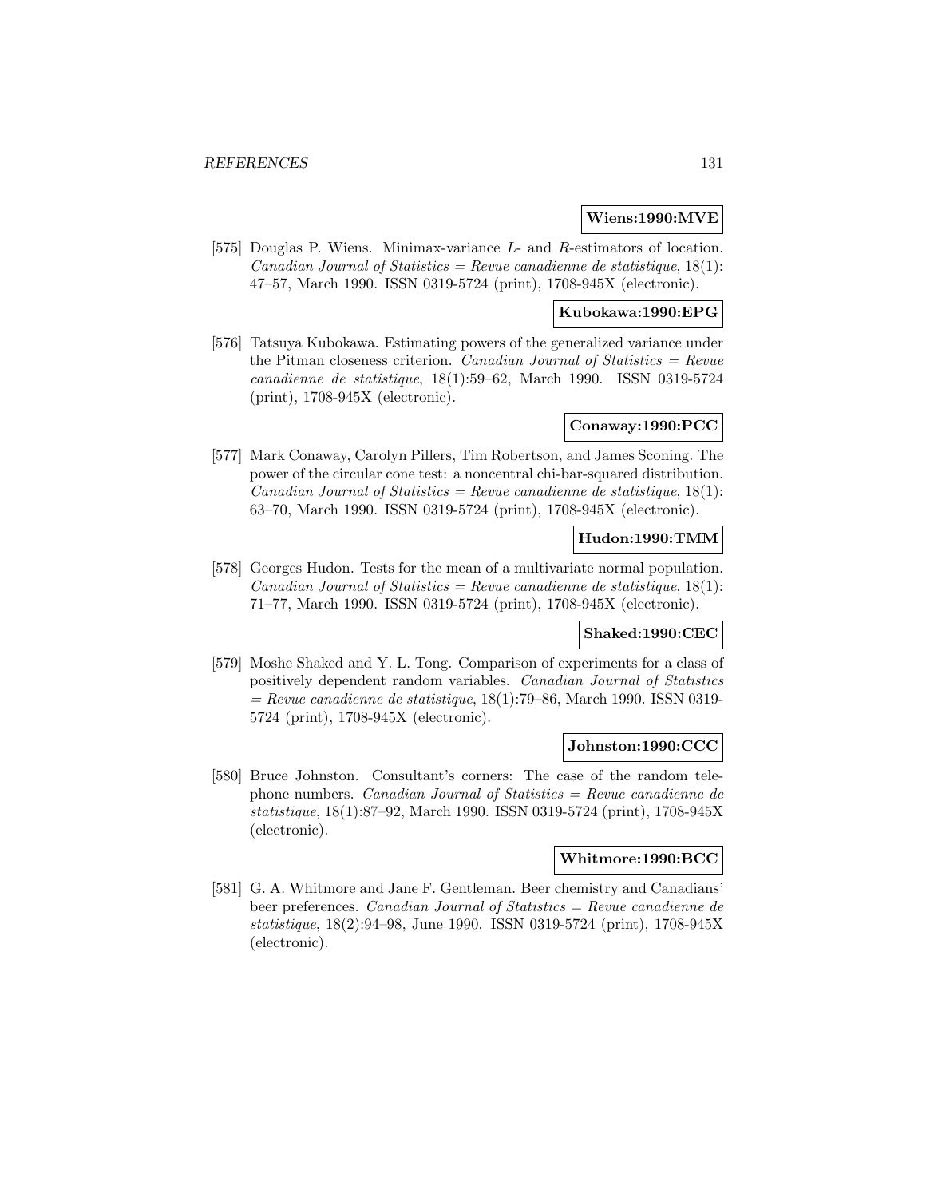**Wiens:1990:MVE**

[575] Douglas P. Wiens. Minimax-variance $L$- and $R$-estimators of location. *Canadian Journal of Statistics = Revue canadienne de statistique*, 18(1): 47–57, March 1990. ISSN 0319-5724 (print), 1708-945X (electronic).

**Kubokawa:1990:EPG**

[576] Tatsuya Kubokawa. Estimating powers of the generalized variance under the Pitman closeness criterion. *Canadian Journal of Statistics = Revue canadienne de statistique*, 18(1):59–62, March 1990. ISSN 0319-5724 (print), 1708-945X (electronic).

**Conaway:1990:PCC**

[577] Mark Conaway, Carolyn Pillers, Tim Robertson, and James Sconing. The power of the circular cone test: a noncentral chi-bar-squared distribution. *Canadian Journal of Statistics = Revue canadienne de statistique*, 18(1): 63–70, March 1990. ISSN 0319-5724 (print), 1708-945X (electronic).

**Hudon:1990:TMM**

[578] Georges Hudon. Tests for the mean of a multivariate normal population. *Canadian Journal of Statistics = Revue canadienne de statistique*, 18(1): 71–77, March 1990. ISSN 0319-5724 (print), 1708-945X (electronic).

**Shaked:1990:CEC**

[579] Moshe Shaked and Y. L. Tong. Comparison of experiments for a class of positively dependent random variables. *Canadian Journal of Statistics = Revue canadienne de statistique*, 18(1):79–86, March 1990. ISSN 0319-5724 (print), 1708-945X (electronic).

**Johnston:1990:CCC**

[580] Bruce Johnston. Consultant's corners: The case of the random telephone numbers. *Canadian Journal of Statistics = Revue canadienne de statistique*, 18(1):87–92, March 1990. ISSN 0319-5724 (print), 1708-945X (electronic).

**Whitmore:1990:BCC**

[581] G. A. Whitmore and Jane F. Gentleman. Beer chemistry and Canadians' beer preferences. *Canadian Journal of Statistics = Revue canadienne de statistique*, 18(2):94–98, June 1990. ISSN 0319-5724 (print), 1708-945X (electronic).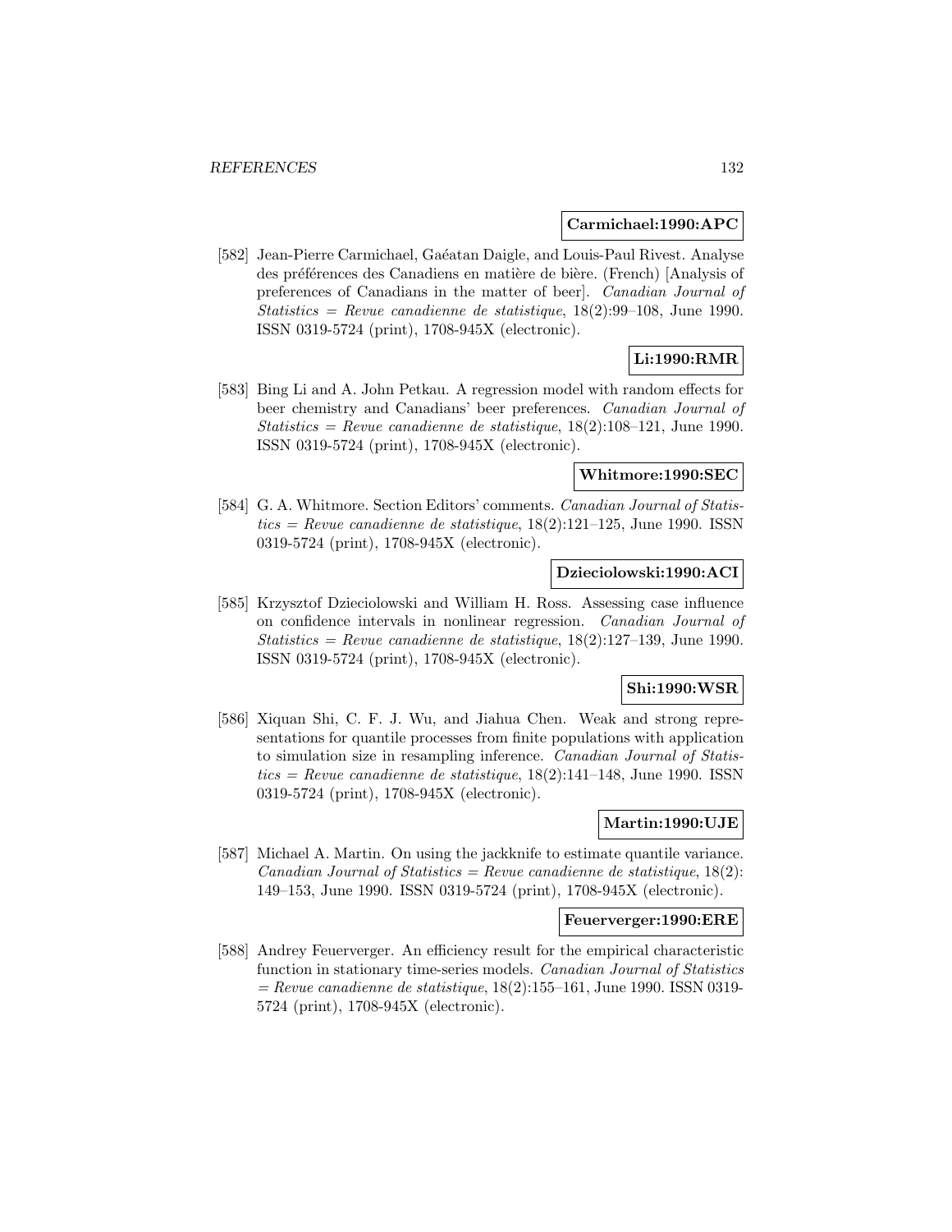**Carmichael:1990:APC**

[582] Jean-Pierre Carmichael, Gaéatan Daigle, and Louis-Paul Rivest. Analyse des préférences des Canadiens en matière de bière. (French) [Analysis of preferences of Canadians in the matter of beer]. *Canadian Journal of Statistics = Revue canadienne de statistique*, 18(2):99–108, June 1990. ISSN 0319-5724 (print), 1708-945X (electronic).

**Li:1990:RMR**

[583] Bing Li and A. John Petkau. A regression model with random effects for beer chemistry and Canadians' beer preferences. *Canadian Journal of Statistics = Revue canadienne de statistique*, 18(2):108–121, June 1990. ISSN 0319-5724 (print), 1708-945X (electronic).

**Whitmore:1990:SEC**

[584] G. A. Whitmore. Section Editors' comments. *Canadian Journal of Statistics = Revue canadienne de statistique*, 18(2):121–125, June 1990. ISSN 0319-5724 (print), 1708-945X (electronic).

**Dzieciolowski:1990:ACI**

[585] Krzysztof Dzieciolowski and William H. Ross. Assessing case influence on confidence intervals in nonlinear regression. *Canadian Journal of Statistics = Revue canadienne de statistique*, 18(2):127–139, June 1990. ISSN 0319-5724 (print), 1708-945X (electronic).

**Shi:1990:WSR**

[586] Xiquan Shi, C. F. J. Wu, and Jiahua Chen. Weak and strong representations for quantile processes from finite populations with application to simulation size in resampling inference. *Canadian Journal of Statistics = Revue canadienne de statistique*, 18(2):141–148, June 1990. ISSN 0319-5724 (print), 1708-945X (electronic).

**Martin:1990:UJE**

[587] Michael A. Martin. On using the jackknife to estimate quantile variance. *Canadian Journal of Statistics = Revue canadienne de statistique*, 18(2): 149–153, June 1990. ISSN 0319-5724 (print), 1708-945X (electronic).

**Feuerverger:1990:ERE**

[588] Andrey Feuerverger. An efficiency result for the empirical characteristic function in stationary time-series models. *Canadian Journal of Statistics = Revue canadienne de statistique*, 18(2):155–161, June 1990. ISSN 0319-5724 (print), 1708-945X (electronic).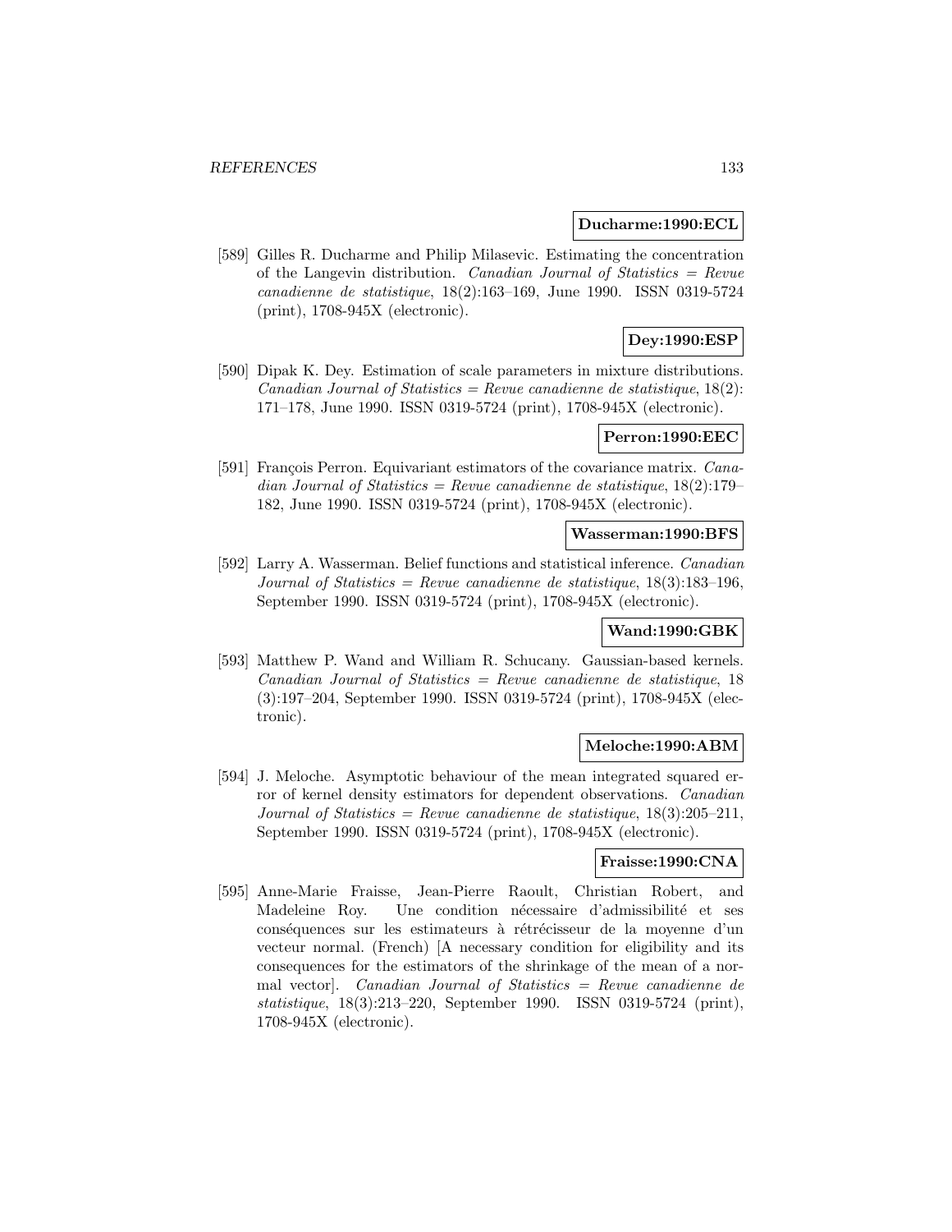**Ducharme:1990:ECL**

[589] Gilles R. Ducharme and Philip Milasevic. Estimating the concentration of the Langevin distribution. *Canadian Journal of Statistics = Revue canadienne de statistique*, 18(2):163–169, June 1990. ISSN 0319-5724 (print), 1708-945X (electronic).

**Dey:1990:ESP**

[590] Dipak K. Dey. Estimation of scale parameters in mixture distributions. *Canadian Journal of Statistics = Revue canadienne de statistique*, 18(2): 171–178, June 1990. ISSN 0319-5724 (print), 1708-945X (electronic).

**Perron:1990:EEC**

[591] François Perron. Equivariant estimators of the covariance matrix. *Canadian Journal of Statistics = Revue canadienne de statistique*, 18(2):179–182, June 1990. ISSN 0319-5724 (print), 1708-945X (electronic).

**Wasserman:1990:BFS**

[592] Larry A. Wasserman. Belief functions and statistical inference. *Canadian Journal of Statistics = Revue canadienne de statistique*, 18(3):183–196, September 1990. ISSN 0319-5724 (print), 1708-945X (electronic).

**Wand:1990:GBK**

[593] Matthew P. Wand and William R. Schucany. Gaussian-based kernels. *Canadian Journal of Statistics = Revue canadienne de statistique*, 18 (3):197–204, September 1990. ISSN 0319-5724 (print), 1708-945X (electronic).

**Meloche:1990:ABM**

[594] J. Meloche. Asymptotic behaviour of the mean integrated squared error of kernel density estimators for dependent observations. *Canadian Journal of Statistics = Revue canadienne de statistique*, 18(3):205–211, September 1990. ISSN 0319-5724 (print), 1708-945X (electronic).

**Fraisse:1990:CNA**

[595] Anne-Marie Fraisse, Jean-Pierre Raoult, Christian Robert, and Madeleine Roy. Une condition nécessaire d'admissibilité et ses conséquences sur les estimateurs à rétrécisseur de la moyenne d'un vecteur normal. (French) [A necessary condition for eligibility and its consequences for the estimators of the shrinkage of the mean of a normal vector]. *Canadian Journal of Statistics = Revue canadienne de statistique*, 18(3):213–220, September 1990. ISSN 0319-5724 (print), 1708-945X (electronic).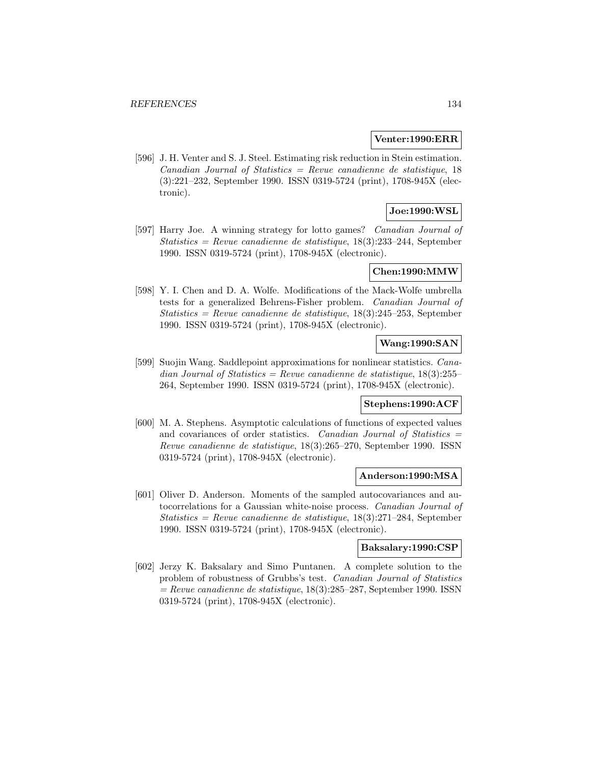**Venter:1990:ERR**

[596] J. H. Venter and S. J. Steel. Estimating risk reduction in Stein estimation. *Canadian Journal of Statistics = Revue canadienne de statistique*, 18 (3):221–232, September 1990. ISSN 0319-5724 (print), 1708-945X (electronic).

**Joe:1990:WSL**

[597] Harry Joe. A winning strategy for lotto games? *Canadian Journal of Statistics = Revue canadienne de statistique*, 18(3):233–244, September 1990. ISSN 0319-5724 (print), 1708-945X (electronic).

**Chen:1990:MMW**

[598] Y. I. Chen and D. A. Wolfe. Modifications of the Mack-Wolfe umbrella tests for a generalized Behrens-Fisher problem. *Canadian Journal of Statistics = Revue canadienne de statistique*, 18(3):245–253, September 1990. ISSN 0319-5724 (print), 1708-945X (electronic).

**Wang:1990:SAN**

[599] Suojin Wang. Saddlepoint approximations for nonlinear statistics. *Canadian Journal of Statistics = Revue canadienne de statistique*, 18(3):255–264, September 1990. ISSN 0319-5724 (print), 1708-945X (electronic).

**Stephens:1990:ACF**

[600] M. A. Stephens. Asymptotic calculations of functions of expected values and covariances of order statistics. *Canadian Journal of Statistics = Revue canadienne de statistique*, 18(3):265–270, September 1990. ISSN 0319-5724 (print), 1708-945X (electronic).

**Anderson:1990:MSA**

[601] Oliver D. Anderson. Moments of the sampled autocovariances and autocorrelations for a Gaussian white-noise process. *Canadian Journal of Statistics = Revue canadienne de statistique*, 18(3):271–284, September 1990. ISSN 0319-5724 (print), 1708-945X (electronic).

**Baksalary:1990:CSP**

[602] Jerzy K. Baksalary and Simo Puntanen. A complete solution to the problem of robustness of Grubbs's test. *Canadian Journal of Statistics = Revue canadienne de statistique*, 18(3):285–287, September 1990. ISSN 0319-5724 (print), 1708-945X (electronic).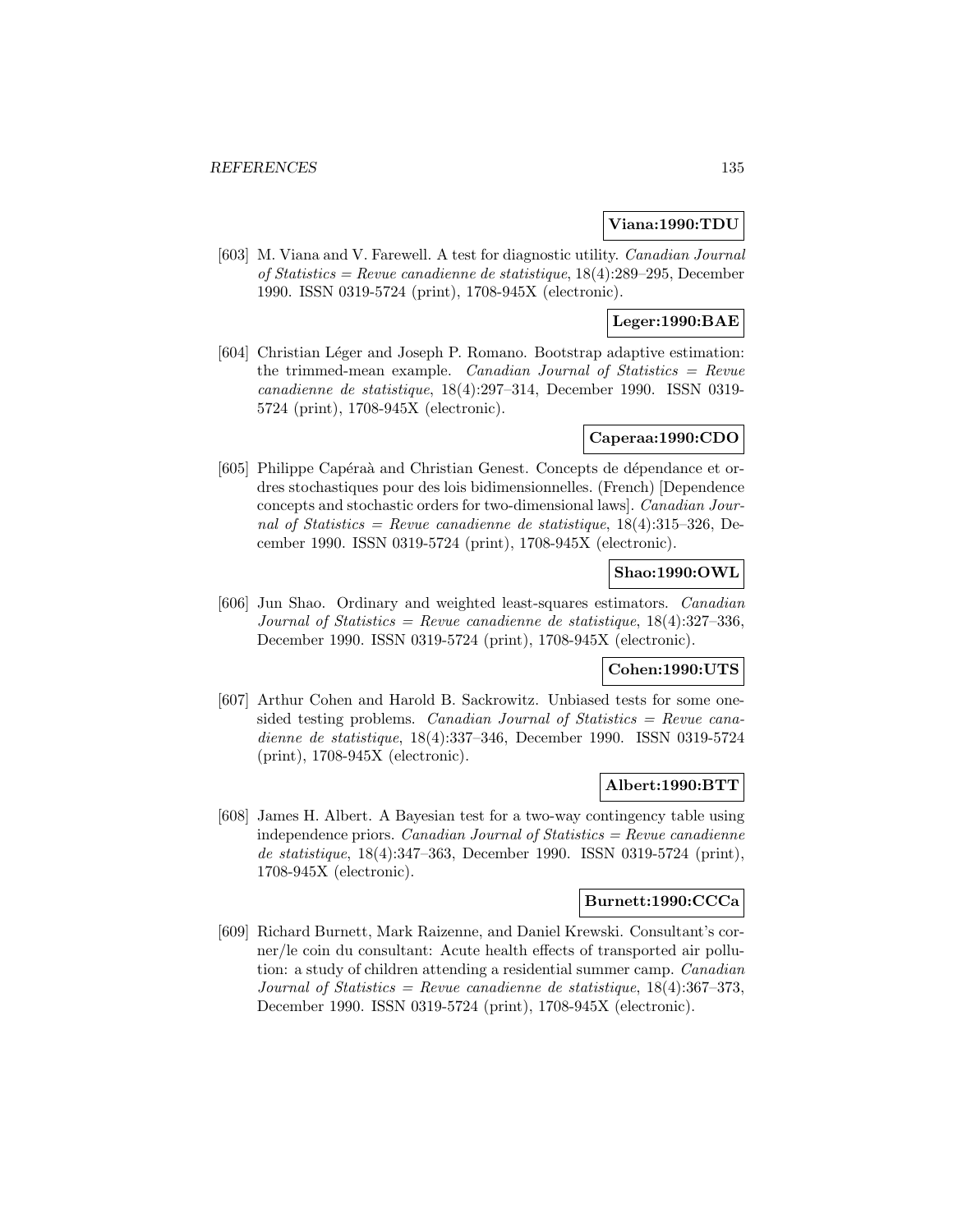**Viana:1990:TDU**

[603] M. Viana and V. Farewell. A test for diagnostic utility. *Canadian Journal of Statistics = Revue canadienne de statistique*, 18(4):289–295, December 1990. ISSN 0319-5724 (print), 1708-945X (electronic).

**Leger:1990:BAE**

[604] Christian Léger and Joseph P. Romano. Bootstrap adaptive estimation: the trimmed-mean example. *Canadian Journal of Statistics = Revue canadienne de statistique*, 18(4):297–314, December 1990. ISSN 0319-5724 (print), 1708-945X (electronic).

**Caperaa:1990:CDO**

[605] Philippe Capéraà and Christian Genest. Concepts de dépendance et ordres stochastiques pour des lois bidimensionnelles. (French) [Dependence concepts and stochastic orders for two-dimensional laws]. *Canadian Journal of Statistics = Revue canadienne de statistique*, 18(4):315–326, December 1990. ISSN 0319-5724 (print), 1708-945X (electronic).

**Shao:1990:OWL**

[606] Jun Shao. Ordinary and weighted least-squares estimators. *Canadian Journal of Statistics = Revue canadienne de statistique*, 18(4):327–336, December 1990. ISSN 0319-5724 (print), 1708-945X (electronic).

**Cohen:1990:UTS**

[607] Arthur Cohen and Harold B. Sackrowitz. Unbiased tests for some one-sided testing problems. *Canadian Journal of Statistics = Revue canadienne de statistique*, 18(4):337–346, December 1990. ISSN 0319-5724 (print), 1708-945X (electronic).

**Albert:1990:BTT**

[608] James H. Albert. A Bayesian test for a two-way contingency table using independence priors. *Canadian Journal of Statistics = Revue canadienne de statistique*, 18(4):347–363, December 1990. ISSN 0319-5724 (print), 1708-945X (electronic).

**Burnett:1990:CCCa**

[609] Richard Burnett, Mark Raizenne, and Daniel Krewski. Consultant's corner/le coin du consultant: Acute health effects of transported air pollution: a study of children attending a residential summer camp. *Canadian Journal of Statistics = Revue canadienne de statistique*, 18(4):367–373, December 1990. ISSN 0319-5724 (print), 1708-945X (electronic).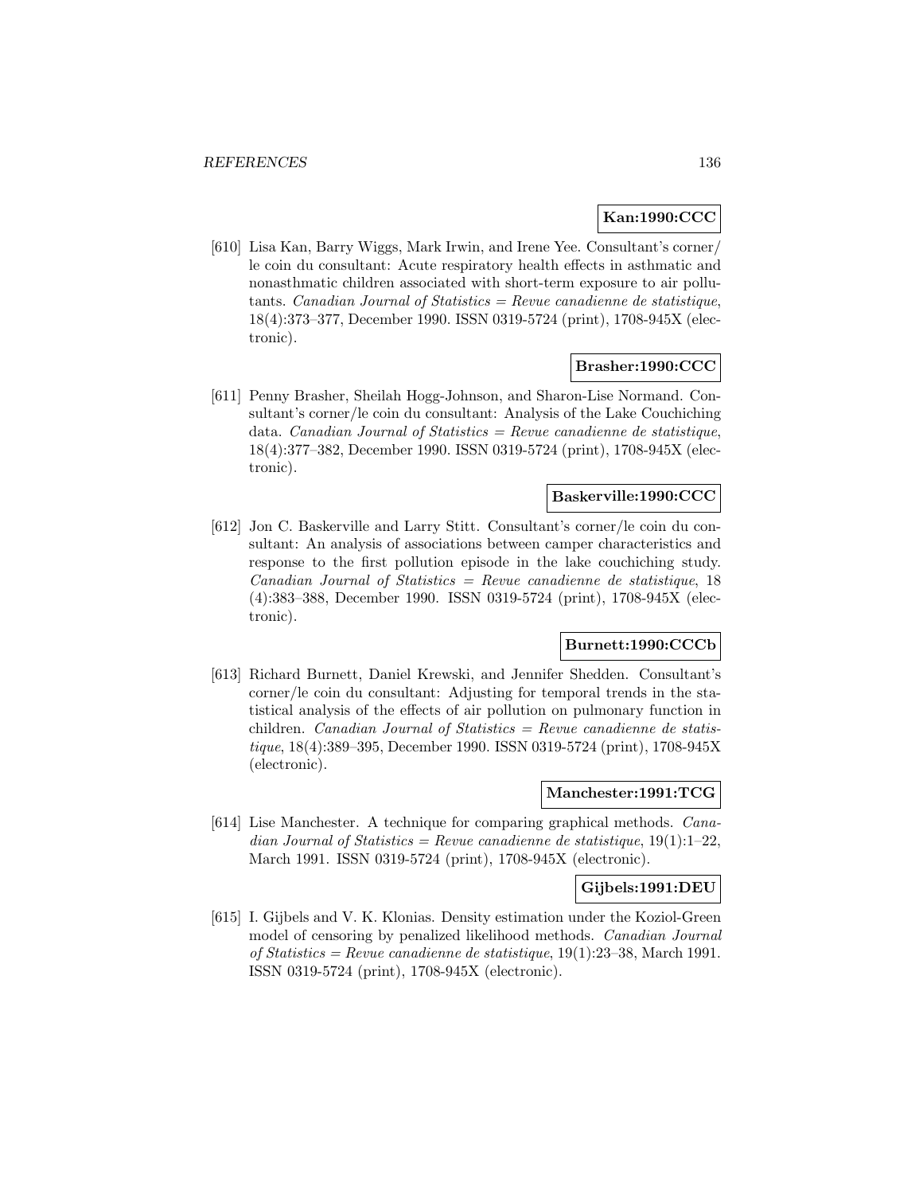**Kan:1990:CCC**

[610] Lisa Kan, Barry Wiggs, Mark Irwin, and Irene Yee. Consultant's corner/ le coin du consultant: Acute respiratory health effects in asthmatic and nonasthmatic children associated with short-term exposure to air pollutants. *Canadian Journal of Statistics = Revue canadienne de statistique*, 18(4):373–377, December 1990. ISSN 0319-5724 (print), 1708-945X (electronic).

**Brasher:1990:CCC**

[611] Penny Brasher, Sheilah Hogg-Johnson, and Sharon-Lise Normand. Consultant's corner/le coin du consultant: Analysis of the Lake Couchiching data. *Canadian Journal of Statistics = Revue canadienne de statistique*, 18(4):377–382, December 1990. ISSN 0319-5724 (print), 1708-945X (electronic).

**Baskerville:1990:CCC**

[612] Jon C. Baskerville and Larry Stitt. Consultant's corner/le coin du consultant: An analysis of associations between camper characteristics and response to the first pollution episode in the lake couchiching study. *Canadian Journal of Statistics = Revue canadienne de statistique*, 18 (4):383–388, December 1990. ISSN 0319-5724 (print), 1708-945X (electronic).

**Burnett:1990:CCCb**

[613] Richard Burnett, Daniel Krewski, and Jennifer Shedden. Consultant's corner/le coin du consultant: Adjusting for temporal trends in the statistical analysis of the effects of air pollution on pulmonary function in children. *Canadian Journal of Statistics = Revue canadienne de statistique*, 18(4):389–395, December 1990. ISSN 0319-5724 (print), 1708-945X (electronic).

**Manchester:1991:TCG**

[614] Lise Manchester. A technique for comparing graphical methods. *Canadian Journal of Statistics = Revue canadienne de statistique*, 19(1):1–22, March 1991. ISSN 0319-5724 (print), 1708-945X (electronic).

**Gijbels:1991:DEU**

[615] I. Gijbels and V. K. Klonias. Density estimation under the Koziol-Green model of censoring by penalized likelihood methods. *Canadian Journal of Statistics = Revue canadienne de statistique*, 19(1):23–38, March 1991. ISSN 0319-5724 (print), 1708-945X (electronic).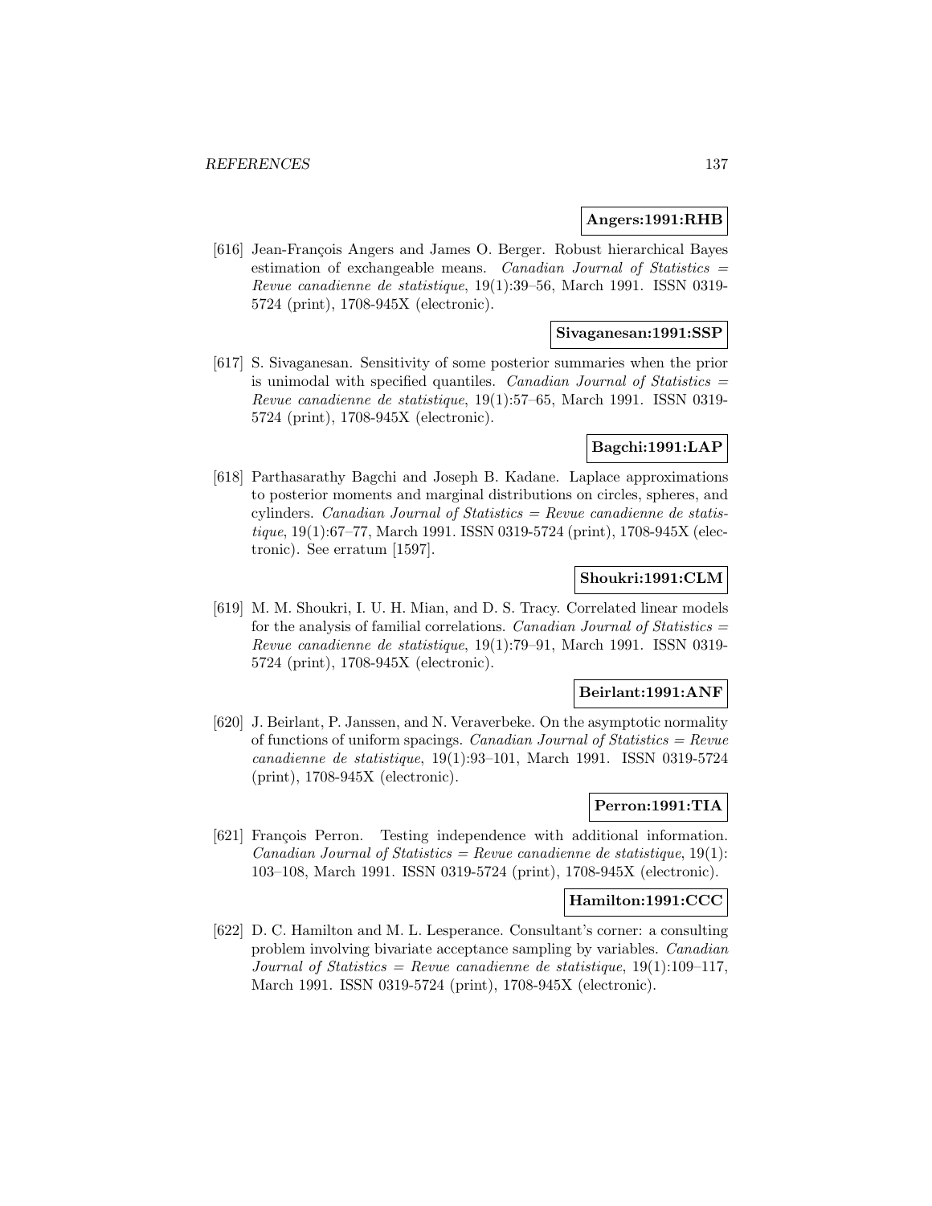**Angers:1991:RHB**

[616] Jean-François Angers and James O. Berger. Robust hierarchical Bayes estimation of exchangeable means. *Canadian Journal of Statistics = Revue canadienne de statistique*, 19(1):39–56, March 1991. ISSN 0319-5724 (print), 1708-945X (electronic).

**Sivaganesan:1991:SSP**

[617] S. Sivaganesan. Sensitivity of some posterior summaries when the prior is unimodal with specified quantiles. *Canadian Journal of Statistics = Revue canadienne de statistique*, 19(1):57–65, March 1991. ISSN 0319-5724 (print), 1708-945X (electronic).

**Bagchi:1991:LAP**

[618] Parthasarathy Bagchi and Joseph B. Kadane. Laplace approximations to posterior moments and marginal distributions on circles, spheres, and cylinders. *Canadian Journal of Statistics = Revue canadienne de statistique*, 19(1):67–77, March 1991. ISSN 0319-5724 (print), 1708-945X (electronic). See erratum [1597].

**Shoukri:1991:CLM**

[619] M. M. Shoukri, I. U. H. Mian, and D. S. Tracy. Correlated linear models for the analysis of familial correlations. *Canadian Journal of Statistics = Revue canadienne de statistique*, 19(1):79–91, March 1991. ISSN 0319-5724 (print), 1708-945X (electronic).

**Beirlant:1991:ANF**

[620] J. Beirlant, P. Janssen, and N. Veraverbeke. On the asymptotic normality of functions of uniform spacings. *Canadian Journal of Statistics = Revue canadienne de statistique*, 19(1):93–101, March 1991. ISSN 0319-5724 (print), 1708-945X (electronic).

**Perron:1991:TIA**

[621] François Perron. Testing independence with additional information. *Canadian Journal of Statistics = Revue canadienne de statistique*, 19(1): 103–108, March 1991. ISSN 0319-5724 (print), 1708-945X (electronic).

**Hamilton:1991:CCC**

[622] D. C. Hamilton and M. L. Lesperance. Consultant's corner: a consulting problem involving bivariate acceptance sampling by variables. *Canadian Journal of Statistics = Revue canadienne de statistique*, 19(1):109–117, March 1991. ISSN 0319-5724 (print), 1708-945X (electronic).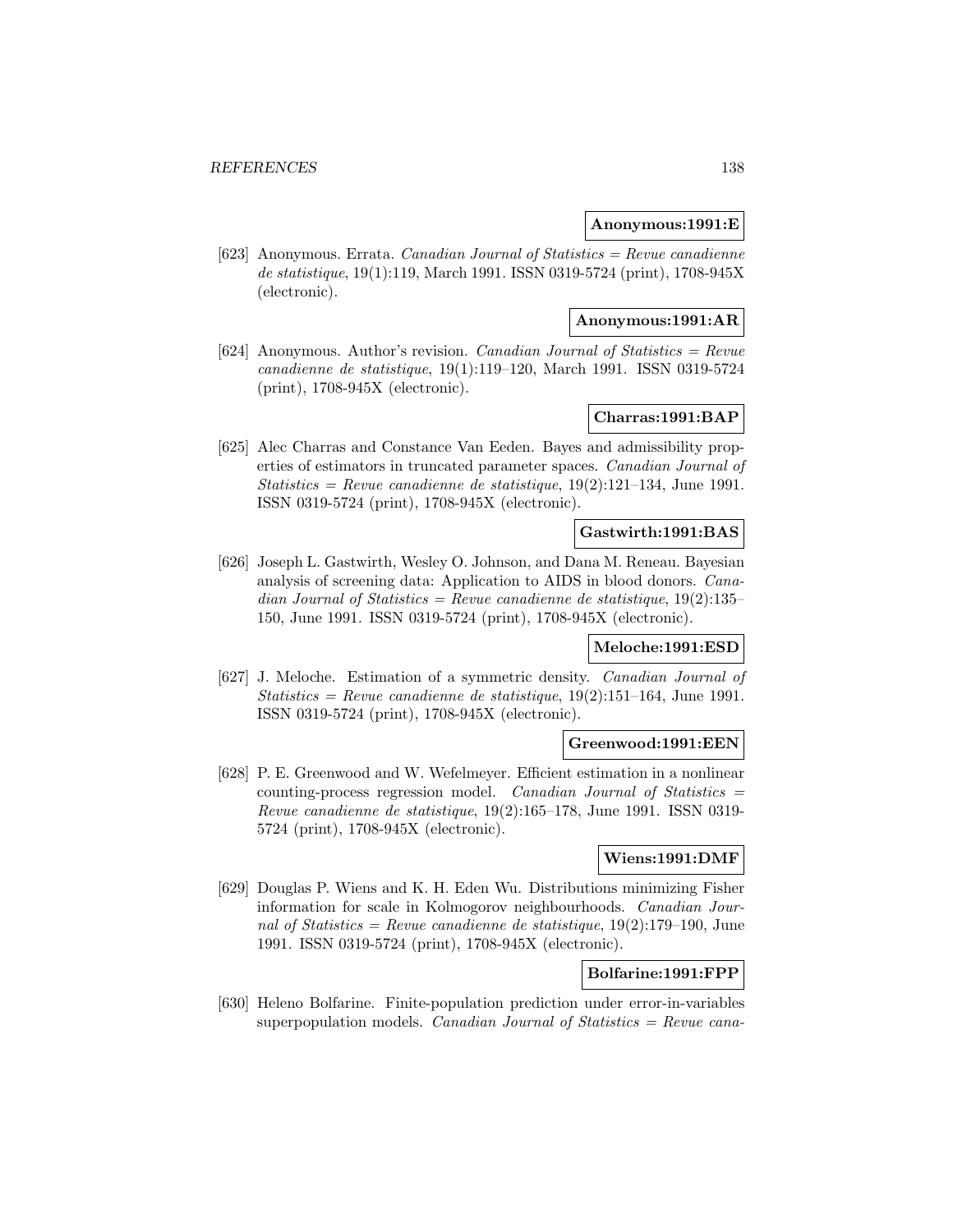**Anonymous:1991:E**

[623] Anonymous. Errata. *Canadian Journal of Statistics = Revue canadienne de statistique*, 19(1):119, March 1991. ISSN 0319-5724 (print), 1708-945X (electronic).

**Anonymous:1991:AR**

[624] Anonymous. Author's revision. *Canadian Journal of Statistics = Revue canadienne de statistique*, 19(1):119–120, March 1991. ISSN 0319-5724 (print), 1708-945X (electronic).

**Charras:1991:BAP**

[625] Alec Charras and Constance Van Eeden. Bayes and admissibility properties of estimators in truncated parameter spaces. *Canadian Journal of Statistics = Revue canadienne de statistique*, 19(2):121–134, June 1991. ISSN 0319-5724 (print), 1708-945X (electronic).

**Gastwirth:1991:BAS**

[626] Joseph L. Gastwirth, Wesley O. Johnson, and Dana M. Reneau. Bayesian analysis of screening data: Application to AIDS in blood donors. *Canadian Journal of Statistics = Revue canadienne de statistique*, 19(2):135–150, June 1991. ISSN 0319-5724 (print), 1708-945X (electronic).

**Meloche:1991:ESD**

[627] J. Meloche. Estimation of a symmetric density. *Canadian Journal of Statistics = Revue canadienne de statistique*, 19(2):151–164, June 1991. ISSN 0319-5724 (print), 1708-945X (electronic).

**Greenwood:1991:EEN**

[628] P. E. Greenwood and W. Wefelmeyer. Efficient estimation in a nonlinear counting-process regression model. *Canadian Journal of Statistics = Revue canadienne de statistique*, 19(2):165–178, June 1991. ISSN 0319-5724 (print), 1708-945X (electronic).

**Wiens:1991:DMF**

[629] Douglas P. Wiens and K. H. Eden Wu. Distributions minimizing Fisher information for scale in Kolmogorov neighbourhoods. *Canadian Journal of Statistics = Revue canadienne de statistique*, 19(2):179–190, June 1991. ISSN 0319-5724 (print), 1708-945X (electronic).

**Bolfarine:1991:FPP**

[630] Heleno Bolfarine. Finite-population prediction under error-in-variables superpopulation models. *Canadian Journal of Statistics = Revue cana-*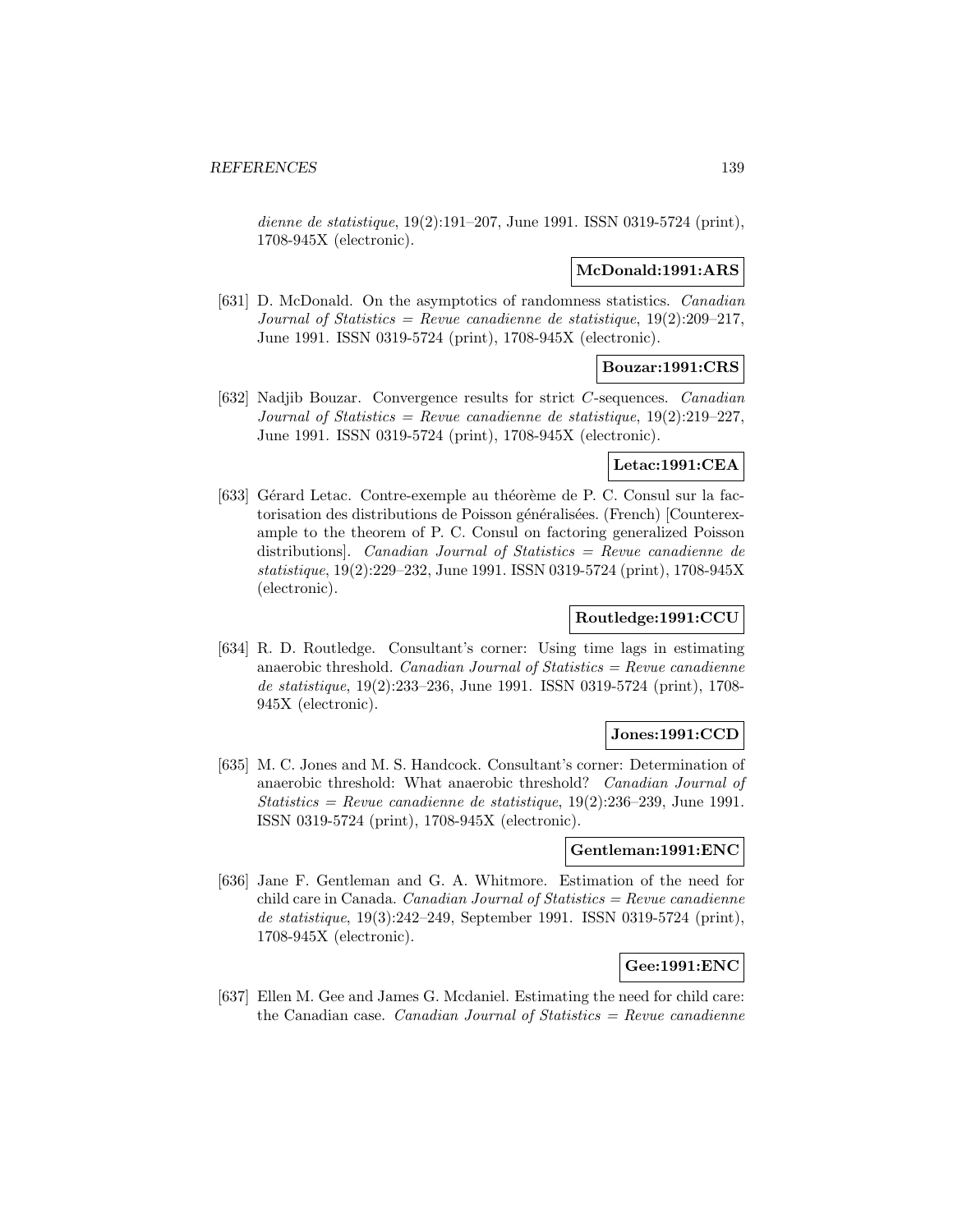*dienne de statistique*, 19(2):191–207, June 1991. ISSN 0319-5724 (print), 1708-945X (electronic).

**McDonald:1991:ARS**

[631] D. McDonald. On the asymptotics of randomness statistics. *Canadian Journal of Statistics = Revue canadienne de statistique*, 19(2):209–217, June 1991. ISSN 0319-5724 (print), 1708-945X (electronic).

**Bouzar:1991:CRS**

[632] Nadjib Bouzar. Convergence results for strict $C$-sequences. *Canadian Journal of Statistics = Revue canadienne de statistique*, 19(2):219–227, June 1991. ISSN 0319-5724 (print), 1708-945X (electronic).

**Letac:1991:CEA**

[633] Gérard Letac. Contre-exemple au théorème de P. C. Consul sur la factorisation des distributions de Poisson généralisées. (French) [Counterexample to the theorem of P. C. Consul on factoring generalized Poisson distributions]. *Canadian Journal of Statistics = Revue canadienne de statistique*, 19(2):229–232, June 1991. ISSN 0319-5724 (print), 1708-945X (electronic).

**Routledge:1991:CCU**

[634] R. D. Routledge. Consultant's corner: Using time lags in estimating anaerobic threshold. *Canadian Journal of Statistics = Revue canadienne de statistique*, 19(2):233–236, June 1991. ISSN 0319-5724 (print), 1708-945X (electronic).

**Jones:1991:CCD**

[635] M. C. Jones and M. S. Handcock. Consultant's corner: Determination of anaerobic threshold: What anaerobic threshold? *Canadian Journal of Statistics = Revue canadienne de statistique*, 19(2):236–239, June 1991. ISSN 0319-5724 (print), 1708-945X (electronic).

**Gentleman:1991:ENC**

[636] Jane F. Gentleman and G. A. Whitmore. Estimation of the need for child care in Canada. *Canadian Journal of Statistics = Revue canadienne de statistique*, 19(3):242–249, September 1991. ISSN 0319-5724 (print), 1708-945X (electronic).

**Gee:1991:ENC**

[637] Ellen M. Gee and James G. Mcdaniel. Estimating the need for child care: the Canadian case. *Canadian Journal of Statistics = Revue canadienne*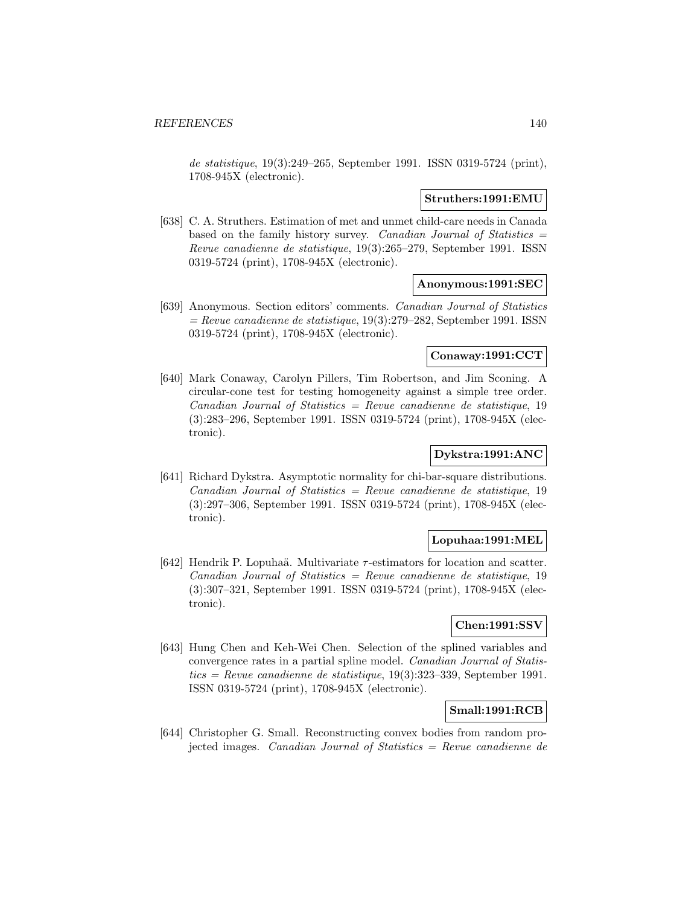*de statistique*, 19(3):249–265, September 1991. ISSN 0319-5724 (print), 1708-945X (electronic).

**Struthers:1991:EMU**

[638] C. A. Struthers. Estimation of met and unmet child-care needs in Canada based on the family history survey. *Canadian Journal of Statistics = Revue canadienne de statistique*, 19(3):265–279, September 1991. ISSN 0319-5724 (print), 1708-945X (electronic).

**Anonymous:1991:SEC**

[639] Anonymous. Section editors' comments. *Canadian Journal of Statistics = Revue canadienne de statistique*, 19(3):279–282, September 1991. ISSN 0319-5724 (print), 1708-945X (electronic).

**Conaway:1991:CCT**

[640] Mark Conaway, Carolyn Pillers, Tim Robertson, and Jim Sconing. A circular-cone test for testing homogeneity against a simple tree order. *Canadian Journal of Statistics = Revue canadienne de statistique*, 19 (3):283–296, September 1991. ISSN 0319-5724 (print), 1708-945X (electronic).

**Dykstra:1991:ANC**

[641] Richard Dykstra. Asymptotic normality for chi-bar-square distributions. *Canadian Journal of Statistics = Revue canadienne de statistique*, 19 (3):297–306, September 1991. ISSN 0319-5724 (print), 1708-945X (electronic).

**Lopuhaa:1991:MEL**

[642] Hendrik P. Lopuhaä. Multivariate $\tau$-estimators for location and scatter. *Canadian Journal of Statistics = Revue canadienne de statistique*, 19 (3):307–321, September 1991. ISSN 0319-5724 (print), 1708-945X (electronic).

**Chen:1991:SSV**

[643] Hung Chen and Keh-Wei Chen. Selection of the splined variables and convergence rates in a partial spline model. *Canadian Journal of Statistics = Revue canadienne de statistique*, 19(3):323–339, September 1991. ISSN 0319-5724 (print), 1708-945X (electronic).

**Small:1991:RCB**

[644] Christopher G. Small. Reconstructing convex bodies from random projected images. *Canadian Journal of Statistics = Revue canadienne de*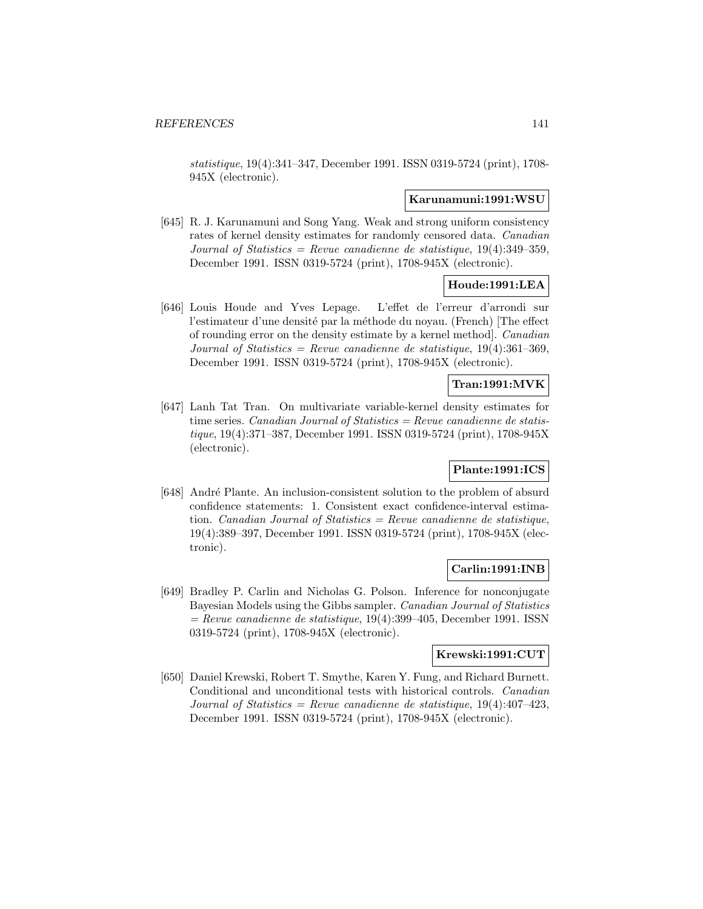*statistique*, 19(4):341–347, December 1991. ISSN 0319-5724 (print), 1708-945X (electronic).

**Karunamuni:1991:WSU**

[645] R. J. Karunamuni and Song Yang. Weak and strong uniform consistency rates of kernel density estimates for randomly censored data. *Canadian Journal of Statistics = Revue canadienne de statistique*, 19(4):349–359, December 1991. ISSN 0319-5724 (print), 1708-945X (electronic).

**Houde:1991:LEA**

[646] Louis Houde and Yves Lepage. L'effet de l'erreur d'arrondi sur l'estimateur d'une densité par la méthode du noyau. (French) [The effect of rounding error on the density estimate by a kernel method]. *Canadian Journal of Statistics = Revue canadienne de statistique*, 19(4):361–369, December 1991. ISSN 0319-5724 (print), 1708-945X (electronic).

**Tran:1991:MVK**

[647] Lanh Tat Tran. On multivariate variable-kernel density estimates for time series. *Canadian Journal of Statistics = Revue canadienne de statistique*, 19(4):371–387, December 1991. ISSN 0319-5724 (print), 1708-945X (electronic).

**Plante:1991:ICS**

[648] André Plante. An inclusion-consistent solution to the problem of absurd confidence statements: 1. Consistent exact confidence-interval estimation. *Canadian Journal of Statistics = Revue canadienne de statistique*, 19(4):389–397, December 1991. ISSN 0319-5724 (print), 1708-945X (electronic).

**Carlin:1991:INB**

[649] Bradley P. Carlin and Nicholas G. Polson. Inference for nonconjugate Bayesian Models using the Gibbs sampler. *Canadian Journal of Statistics = Revue canadienne de statistique*, 19(4):399–405, December 1991. ISSN 0319-5724 (print), 1708-945X (electronic).

**Krewski:1991:CUT**

[650] Daniel Krewski, Robert T. Smythe, Karen Y. Fung, and Richard Burnett. Conditional and unconditional tests with historical controls. *Canadian Journal of Statistics = Revue canadienne de statistique*, 19(4):407–423, December 1991. ISSN 0319-5724 (print), 1708-945X (electronic).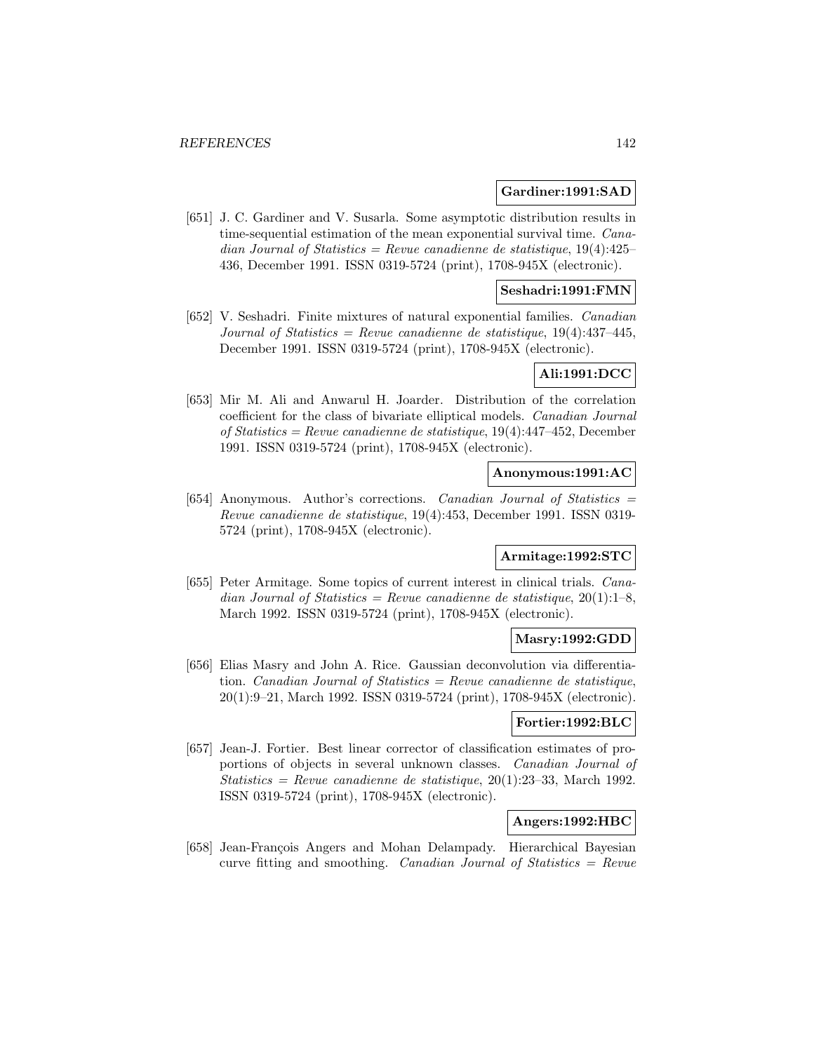**Gardiner:1991:SAD**

[651] J. C. Gardiner and V. Susarla. Some asymptotic distribution results in time-sequential estimation of the mean exponential survival time. *Canadian Journal of Statistics = Revue canadienne de statistique*, 19(4):425–436, December 1991. ISSN 0319-5724 (print), 1708-945X (electronic).

**Seshadri:1991:FMN**

[652] V. Seshadri. Finite mixtures of natural exponential families. *Canadian Journal of Statistics = Revue canadienne de statistique*, 19(4):437–445, December 1991. ISSN 0319-5724 (print), 1708-945X (electronic).

**Ali:1991:DCC**

[653] Mir M. Ali and Anwarul H. Joarder. Distribution of the correlation coefficient for the class of bivariate elliptical models. *Canadian Journal of Statistics = Revue canadienne de statistique*, 19(4):447–452, December 1991. ISSN 0319-5724 (print), 1708-945X (electronic).

**Anonymous:1991:AC**

[654] Anonymous. Author's corrections. *Canadian Journal of Statistics = Revue canadienne de statistique*, 19(4):453, December 1991. ISSN 0319-5724 (print), 1708-945X (electronic).

**Armitage:1992:STC**

[655] Peter Armitage. Some topics of current interest in clinical trials. *Canadian Journal of Statistics = Revue canadienne de statistique*, 20(1):1–8, March 1992. ISSN 0319-5724 (print), 1708-945X (electronic).

**Masry:1992:GDD**

[656] Elias Masry and John A. Rice. Gaussian deconvolution via differentiation. *Canadian Journal of Statistics = Revue canadienne de statistique*, 20(1):9–21, March 1992. ISSN 0319-5724 (print), 1708-945X (electronic).

**Fortier:1992:BLC**

[657] Jean-J. Fortier. Best linear corrector of classification estimates of proportions of objects in several unknown classes. *Canadian Journal of Statistics = Revue canadienne de statistique*, 20(1):23–33, March 1992. ISSN 0319-5724 (print), 1708-945X (electronic).

**Angers:1992:HBC**

[658] Jean-François Angers and Mohan Delampady. Hierarchical Bayesian curve fitting and smoothing. *Canadian Journal of Statistics = Revue*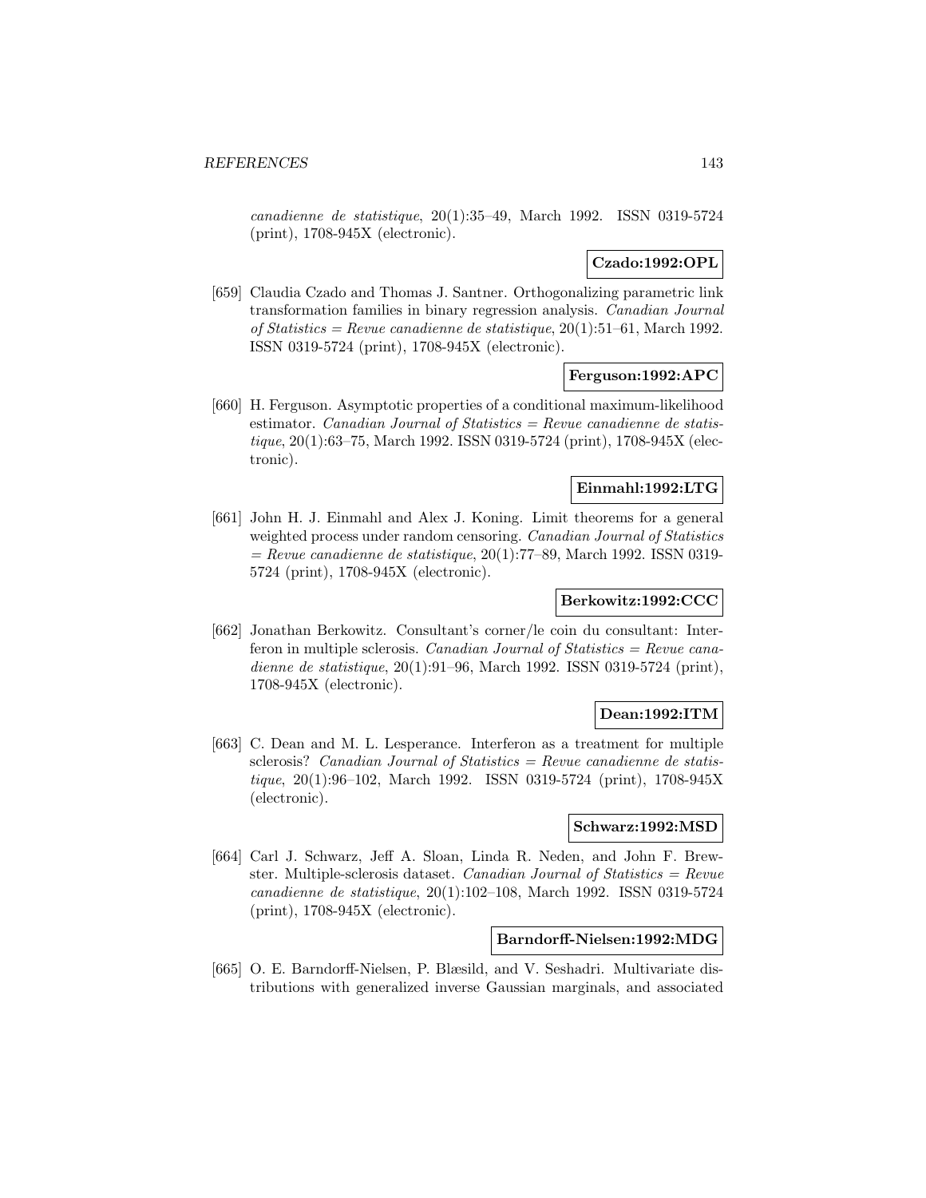*canadienne de statistique*, 20(1):35–49, March 1992. ISSN 0319-5724 (print), 1708-945X (electronic).

**Czado:1992:OPL**

[659] Claudia Czado and Thomas J. Santner. Orthogonalizing parametric link transformation families in binary regression analysis. *Canadian Journal of Statistics = Revue canadienne de statistique*, 20(1):51–61, March 1992. ISSN 0319-5724 (print), 1708-945X (electronic).

**Ferguson:1992:APC**

[660] H. Ferguson. Asymptotic properties of a conditional maximum-likelihood estimator. *Canadian Journal of Statistics = Revue canadienne de statistique*, 20(1):63–75, March 1992. ISSN 0319-5724 (print), 1708-945X (electronic).

**Einmahl:1992:LTG**

[661] John H. J. Einmahl and Alex J. Koning. Limit theorems for a general weighted process under random censoring. *Canadian Journal of Statistics = Revue canadienne de statistique*, 20(1):77–89, March 1992. ISSN 0319-5724 (print), 1708-945X (electronic).

**Berkowitz:1992:CCC**

[662] Jonathan Berkowitz. Consultant's corner/le coin du consultant: Interferon in multiple sclerosis. *Canadian Journal of Statistics = Revue canadienne de statistique*, 20(1):91–96, March 1992. ISSN 0319-5724 (print), 1708-945X (electronic).

**Dean:1992:ITM**

[663] C. Dean and M. L. Lesperance. Interferon as a treatment for multiple sclerosis? *Canadian Journal of Statistics = Revue canadienne de statistique*, 20(1):96–102, March 1992. ISSN 0319-5724 (print), 1708-945X (electronic).

**Schwarz:1992:MSD**

[664] Carl J. Schwarz, Jeff A. Sloan, Linda R. Neden, and John F. Brewster. Multiple-sclerosis dataset. *Canadian Journal of Statistics = Revue canadienne de statistique*, 20(1):102–108, March 1992. ISSN 0319-5724 (print), 1708-945X (electronic).

**Barndorff-Nielsen:1992:MDG**

[665] O. E. Barndorff-Nielsen, P. Blæsild, and V. Seshadri. Multivariate distributions with generalized inverse Gaussian marginals, and associated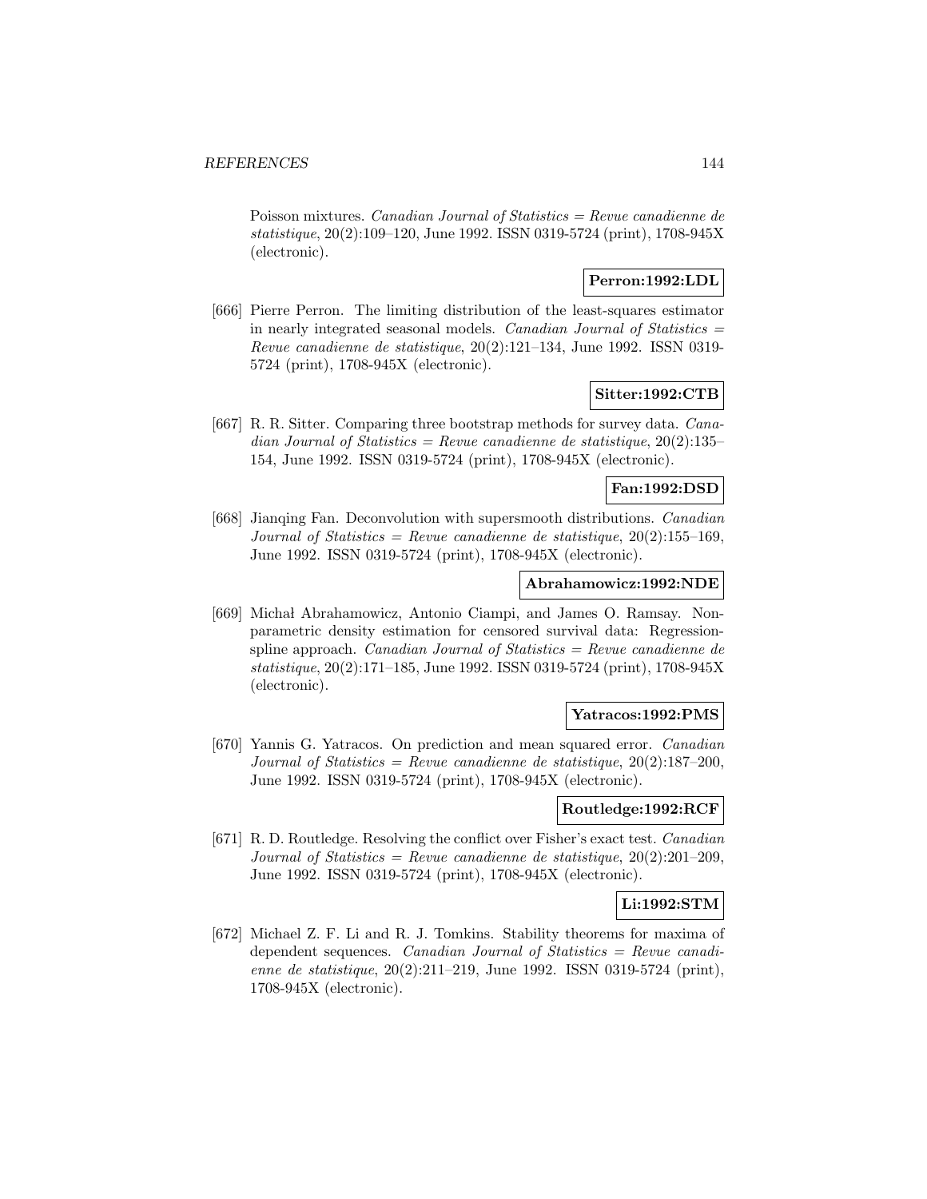Poisson mixtures. *Canadian Journal of Statistics = Revue canadienne de statistique*, 20(2):109–120, June 1992. ISSN 0319-5724 (print), 1708-945X (electronic).

**Perron:1992:LDL**

[666] Pierre Perron. The limiting distribution of the least-squares estimator in nearly integrated seasonal models. *Canadian Journal of Statistics = Revue canadienne de statistique*, 20(2):121–134, June 1992. ISSN 0319-5724 (print), 1708-945X (electronic).

**Sitter:1992:CTB**

[667] R. R. Sitter. Comparing three bootstrap methods for survey data. *Canadian Journal of Statistics = Revue canadienne de statistique*, 20(2):135–154, June 1992. ISSN 0319-5724 (print), 1708-945X (electronic).

**Fan:1992:DSD**

[668] Jianqing Fan. Deconvolution with supersmooth distributions. *Canadian Journal of Statistics = Revue canadienne de statistique*, 20(2):155–169, June 1992. ISSN 0319-5724 (print), 1708-945X (electronic).

**Abrahamowicz:1992:NDE**

[669] Michał Abrahamowicz, Antonio Ciampi, and James O. Ramsay. Nonparametric density estimation for censored survival data: Regression-spline approach. *Canadian Journal of Statistics = Revue canadienne de statistique*, 20(2):171–185, June 1992. ISSN 0319-5724 (print), 1708-945X (electronic).

**Yatracos:1992:PMS**

[670] Yannis G. Yatracos. On prediction and mean squared error. *Canadian Journal of Statistics = Revue canadienne de statistique*, 20(2):187–200, June 1992. ISSN 0319-5724 (print), 1708-945X (electronic).

**Routledge:1992:RCF**

[671] R. D. Routledge. Resolving the conflict over Fisher's exact test. *Canadian Journal of Statistics = Revue canadienne de statistique*, 20(2):201–209, June 1992. ISSN 0319-5724 (print), 1708-945X (electronic).

**Li:1992:STM**

[672] Michael Z. F. Li and R. J. Tomkins. Stability theorems for maxima of dependent sequences. *Canadian Journal of Statistics = Revue canadienne de statistique*, 20(2):211–219, June 1992. ISSN 0319-5724 (print), 1708-945X (electronic).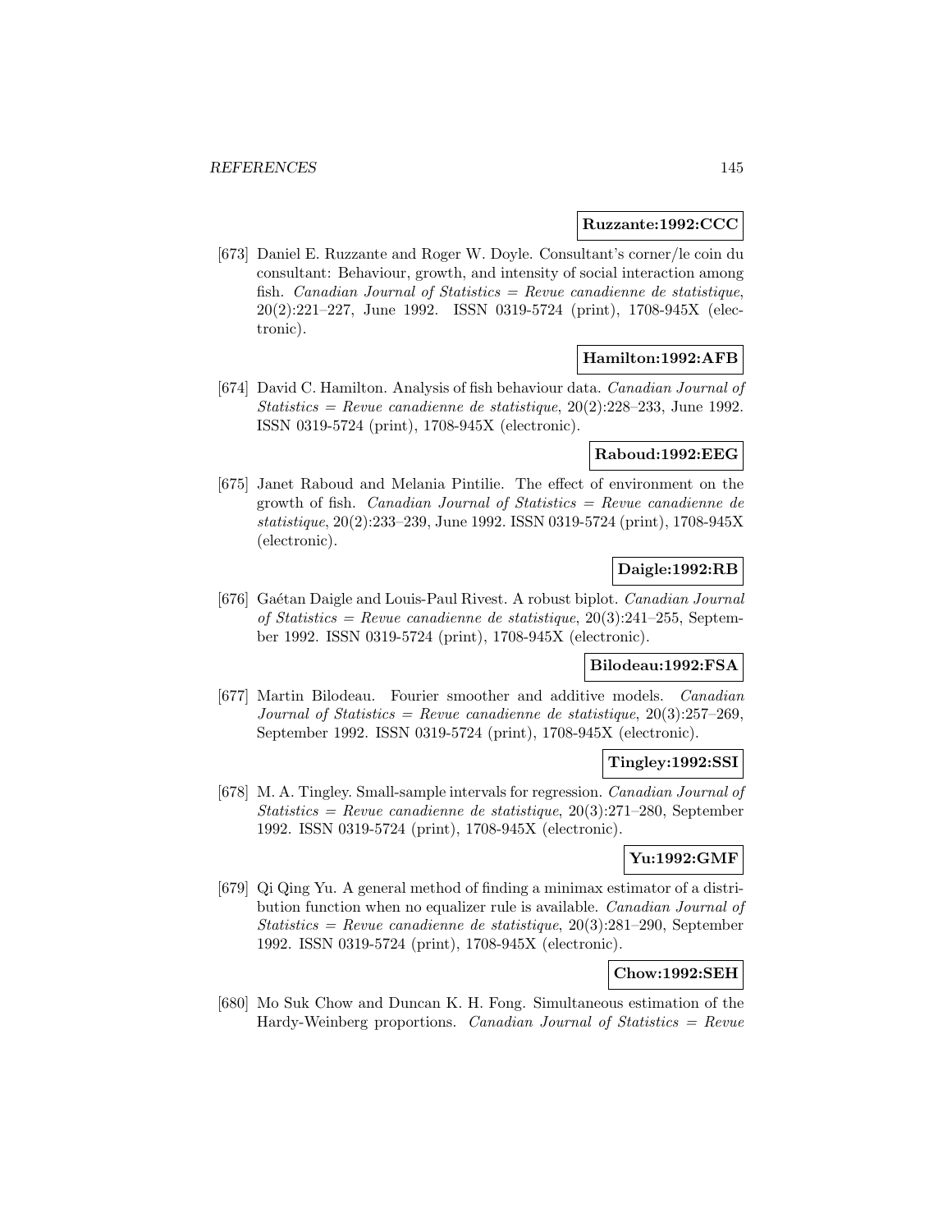**Ruzzante:1992:CCC**

[673] Daniel E. Ruzzante and Roger W. Doyle. Consultant's corner/le coin du consultant: Behaviour, growth, and intensity of social interaction among fish. *Canadian Journal of Statistics = Revue canadienne de statistique*, 20(2):221–227, June 1992. ISSN 0319-5724 (print), 1708-945X (electronic).

**Hamilton:1992:AFB**

[674] David C. Hamilton. Analysis of fish behaviour data. *Canadian Journal of Statistics = Revue canadienne de statistique*, 20(2):228–233, June 1992. ISSN 0319-5724 (print), 1708-945X (electronic).

**Raboud:1992:EEG**

[675] Janet Raboud and Melania Pintilie. The effect of environment on the growth of fish. *Canadian Journal of Statistics = Revue canadienne de statistique*, 20(2):233–239, June 1992. ISSN 0319-5724 (print), 1708-945X (electronic).

**Daigle:1992:RB**

[676] Gaétan Daigle and Louis-Paul Rivest. A robust biplot. *Canadian Journal of Statistics = Revue canadienne de statistique*, 20(3):241–255, September 1992. ISSN 0319-5724 (print), 1708-945X (electronic).

**Bilodeau:1992:FSA**

[677] Martin Bilodeau. Fourier smoother and additive models. *Canadian Journal of Statistics = Revue canadienne de statistique*, 20(3):257–269, September 1992. ISSN 0319-5724 (print), 1708-945X (electronic).

**Tingley:1992:SSI**

[678] M. A. Tingley. Small-sample intervals for regression. *Canadian Journal of Statistics = Revue canadienne de statistique*, 20(3):271–280, September 1992. ISSN 0319-5724 (print), 1708-945X (electronic).

**Yu:1992:GMF**

[679] Qi Qing Yu. A general method of finding a minimax estimator of a distribution function when no equalizer rule is available. *Canadian Journal of Statistics = Revue canadienne de statistique*, 20(3):281–290, September 1992. ISSN 0319-5724 (print), 1708-945X (electronic).

**Chow:1992:SEH**

[680] Mo Suk Chow and Duncan K. H. Fong. Simultaneous estimation of the Hardy-Weinberg proportions. *Canadian Journal of Statistics = Revue*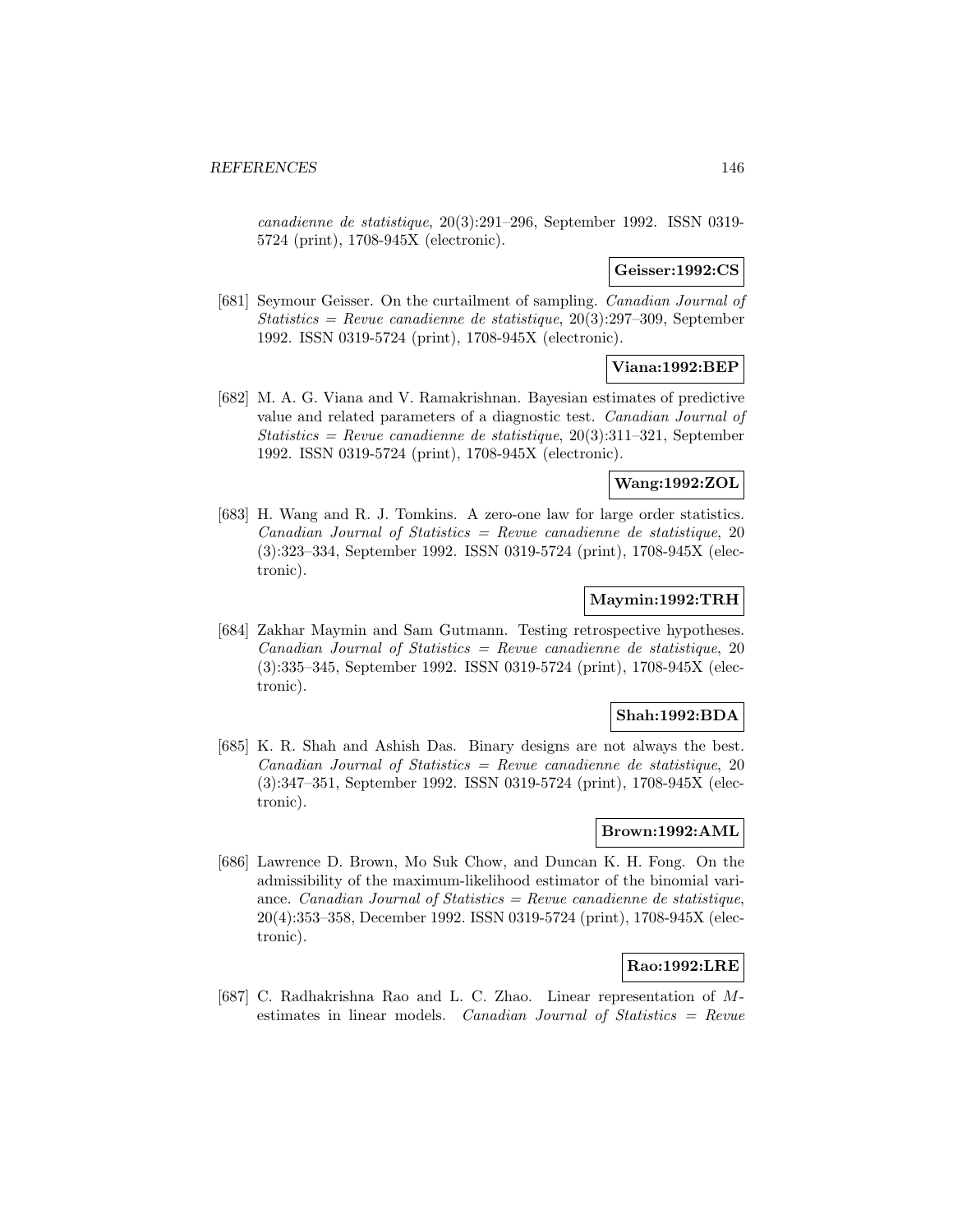*canadienne de statistique*, 20(3):291–296, September 1992. ISSN 0319-5724 (print), 1708-945X (electronic).

**Geisser:1992:CS**

[681] Seymour Geisser. On the curtailment of sampling. *Canadian Journal of Statistics = Revue canadienne de statistique*, 20(3):297–309, September 1992. ISSN 0319-5724 (print), 1708-945X (electronic).

**Viana:1992:BEP**

[682] M. A. G. Viana and V. Ramakrishnan. Bayesian estimates of predictive value and related parameters of a diagnostic test. *Canadian Journal of Statistics = Revue canadienne de statistique*, 20(3):311–321, September 1992. ISSN 0319-5724 (print), 1708-945X (electronic).

**Wang:1992:ZOL**

[683] H. Wang and R. J. Tomkins. A zero-one law for large order statistics. *Canadian Journal of Statistics = Revue canadienne de statistique*, 20 (3):323–334, September 1992. ISSN 0319-5724 (print), 1708-945X (electronic).

**Maymin:1992:TRH**

[684] Zakhar Maymin and Sam Gutmann. Testing retrospective hypotheses. *Canadian Journal of Statistics = Revue canadienne de statistique*, 20 (3):335–345, September 1992. ISSN 0319-5724 (print), 1708-945X (electronic).

**Shah:1992:BDA**

[685] K. R. Shah and Ashish Das. Binary designs are not always the best. *Canadian Journal of Statistics = Revue canadienne de statistique*, 20 (3):347–351, September 1992. ISSN 0319-5724 (print), 1708-945X (electronic).

**Brown:1992:AML**

[686] Lawrence D. Brown, Mo Suk Chow, and Duncan K. H. Fong. On the admissibility of the maximum-likelihood estimator of the binomial variance. *Canadian Journal of Statistics = Revue canadienne de statistique*, 20(4):353–358, December 1992. ISSN 0319-5724 (print), 1708-945X (electronic).

**Rao:1992:LRE**

[687] C. Radhakrishna Rao and L. C. Zhao. Linear representation of $M$-estimates in linear models. *Canadian Journal of Statistics = Revue*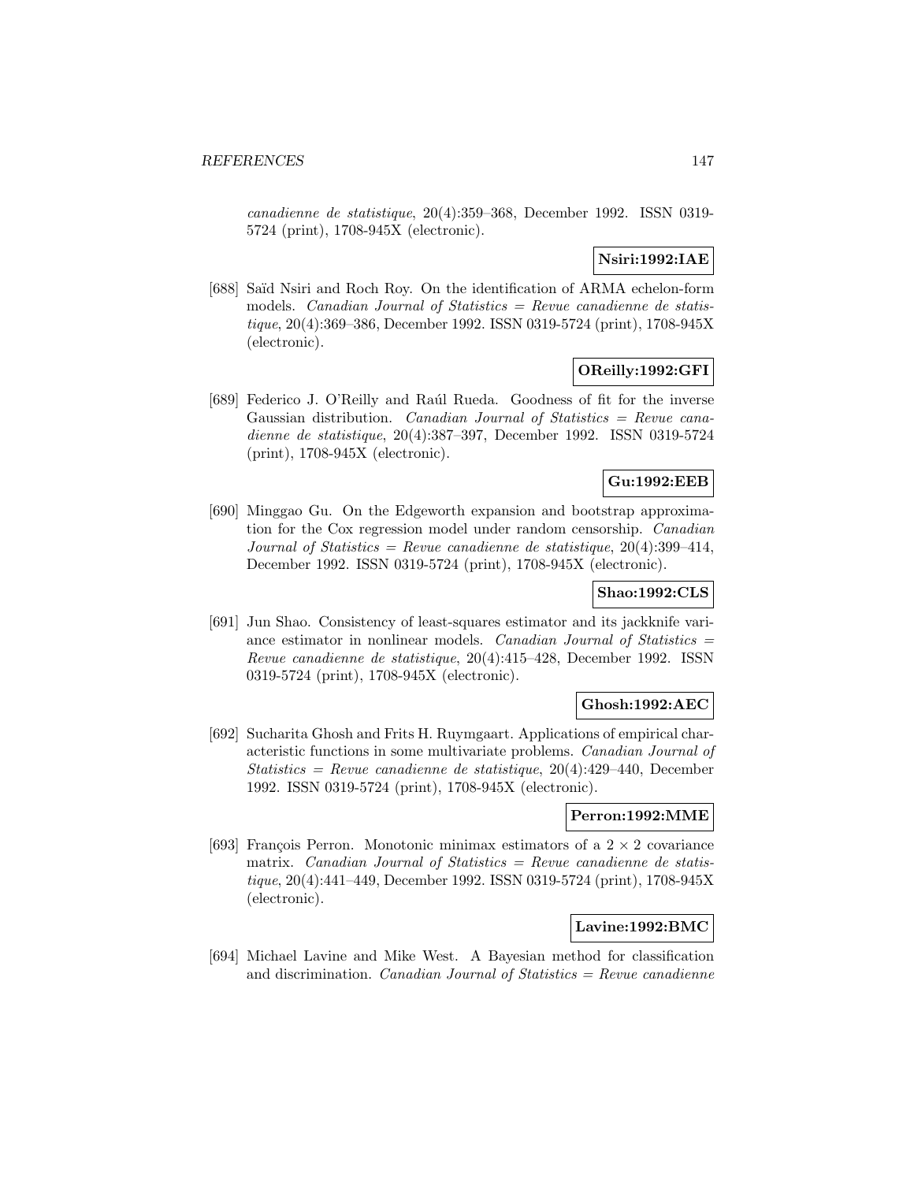*canadienne de statistique*, 20(4):359–368, December 1992. ISSN 0319-5724 (print), 1708-945X (electronic).

**Nsiri:1992:IAE**

[688] Saïd Nsiri and Roch Roy. On the identification of ARMA echelon-form models. *Canadian Journal of Statistics = Revue canadienne de statistique*, 20(4):369–386, December 1992. ISSN 0319-5724 (print), 1708-945X (electronic).

**OReilly:1992:GFI**

[689] Federico J. O'Reilly and Raúl Rueda. Goodness of fit for the inverse Gaussian distribution. *Canadian Journal of Statistics = Revue canadienne de statistique*, 20(4):387–397, December 1992. ISSN 0319-5724 (print), 1708-945X (electronic).

**Gu:1992:EEB**

[690] Minggao Gu. On the Edgeworth expansion and bootstrap approximation for the Cox regression model under random censorship. *Canadian Journal of Statistics = Revue canadienne de statistique*, 20(4):399–414, December 1992. ISSN 0319-5724 (print), 1708-945X (electronic).

**Shao:1992:CLS**

[691] Jun Shao. Consistency of least-squares estimator and its jackknife variance estimator in nonlinear models. *Canadian Journal of Statistics = Revue canadienne de statistique*, 20(4):415–428, December 1992. ISSN 0319-5724 (print), 1708-945X (electronic).

**Ghosh:1992:AEC**

[692] Sucharita Ghosh and Frits H. Ruymgaart. Applications of empirical characteristic functions in some multivariate problems. *Canadian Journal of Statistics = Revue canadienne de statistique*, 20(4):429–440, December 1992. ISSN 0319-5724 (print), 1708-945X (electronic).

**Perron:1992:MME**

[693] François Perron. Monotonic minimax estimators of a $2 \times 2$ covariance matrix. *Canadian Journal of Statistics = Revue canadienne de statistique*, 20(4):441–449, December 1992. ISSN 0319-5724 (print), 1708-945X (electronic).

**Lavine:1992:BMC**

[694] Michael Lavine and Mike West. A Bayesian method for classification and discrimination. *Canadian Journal of Statistics = Revue canadienne*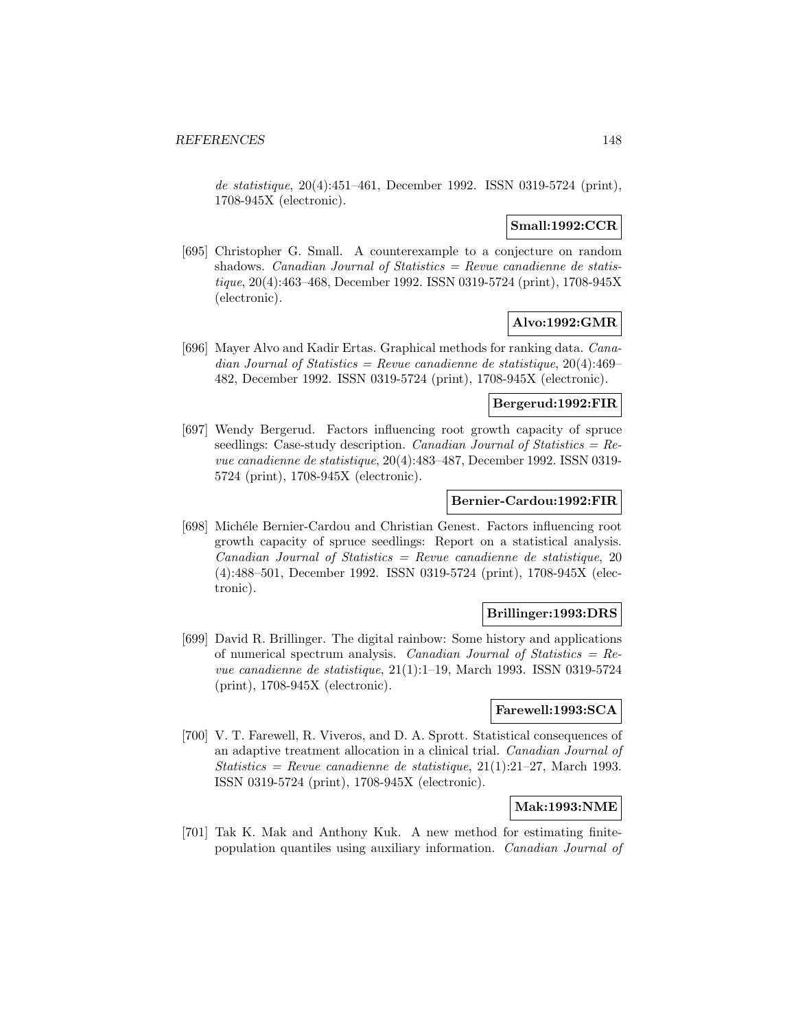*de statistique*, 20(4):451–461, December 1992. ISSN 0319-5724 (print), 1708-945X (electronic).

**Small:1992:CCR**

[695] Christopher G. Small. A counterexample to a conjecture on random shadows. *Canadian Journal of Statistics = Revue canadienne de statistique*, 20(4):463–468, December 1992. ISSN 0319-5724 (print), 1708-945X (electronic).

**Alvo:1992:GMR**

[696] Mayer Alvo and Kadir Ertas. Graphical methods for ranking data. *Canadian Journal of Statistics = Revue canadienne de statistique*, 20(4):469–482, December 1992. ISSN 0319-5724 (print), 1708-945X (electronic).

**Bergerud:1992:FIR**

[697] Wendy Bergerud. Factors influencing root growth capacity of spruce seedlings: Case-study description. *Canadian Journal of Statistics = Revue canadienne de statistique*, 20(4):483–487, December 1992. ISSN 0319-5724 (print), 1708-945X (electronic).

**Bernier-Cardou:1992:FIR**

[698] Michéle Bernier-Cardou and Christian Genest. Factors influencing root growth capacity of spruce seedlings: Report on a statistical analysis. *Canadian Journal of Statistics = Revue canadienne de statistique*, 20 (4):488–501, December 1992. ISSN 0319-5724 (print), 1708-945X (electronic).

**Brillinger:1993:DRS**

[699] David R. Brillinger. The digital rainbow: Some history and applications of numerical spectrum analysis. *Canadian Journal of Statistics = Revue canadienne de statistique*, 21(1):1–19, March 1993. ISSN 0319-5724 (print), 1708-945X (electronic).

**Farewell:1993:SCA**

[700] V. T. Farewell, R. Viveros, and D. A. Sprott. Statistical consequences of an adaptive treatment allocation in a clinical trial. *Canadian Journal of Statistics = Revue canadienne de statistique*, 21(1):21–27, March 1993. ISSN 0319-5724 (print), 1708-945X (electronic).

**Mak:1993:NME**

[701] Tak K. Mak and Anthony Kuk. A new method for estimating finite-population quantiles using auxiliary information. *Canadian Journal of*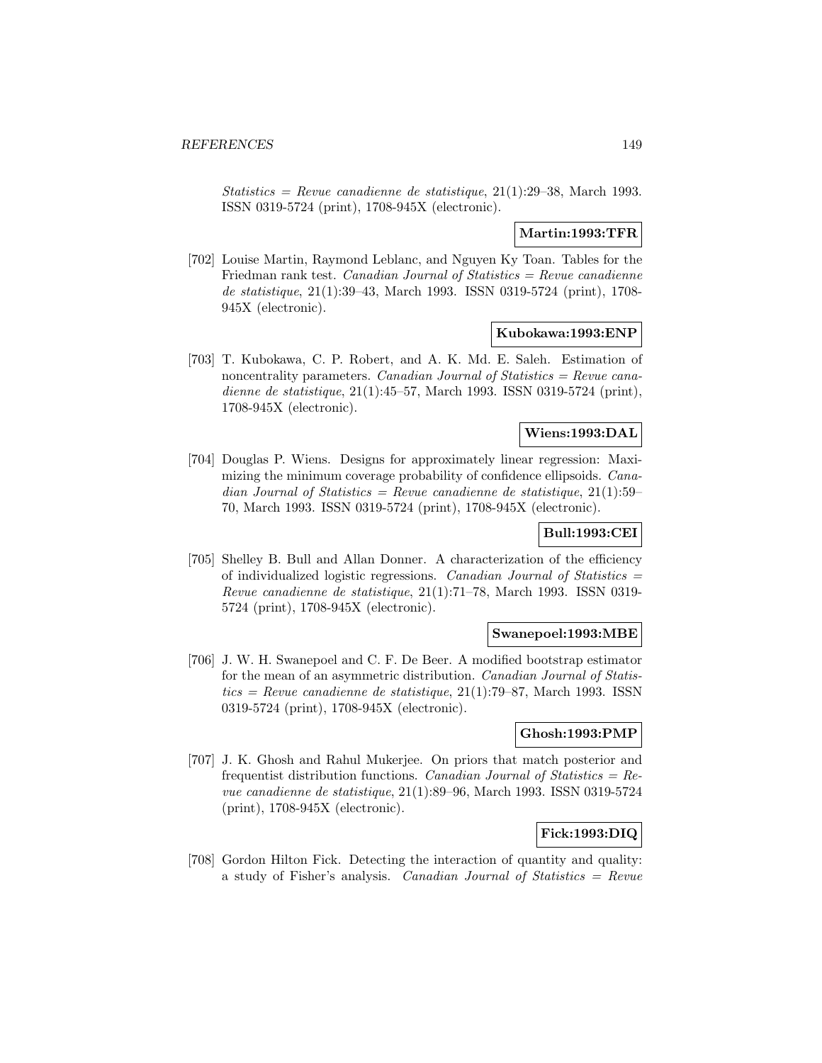*Statistics = Revue canadienne de statistique*, 21(1):29–38, March 1993. ISSN 0319-5724 (print), 1708-945X (electronic).

**Martin:1993:TFR**

[702] Louise Martin, Raymond Leblanc, and Nguyen Ky Toan. Tables for the Friedman rank test. *Canadian Journal of Statistics = Revue canadienne de statistique*, 21(1):39–43, March 1993. ISSN 0319-5724 (print), 1708-945X (electronic).

**Kubokawa:1993:ENP**

[703] T. Kubokawa, C. P. Robert, and A. K. Md. E. Saleh. Estimation of noncentrality parameters. *Canadian Journal of Statistics = Revue canadienne de statistique*, 21(1):45–57, March 1993. ISSN 0319-5724 (print), 1708-945X (electronic).

**Wiens:1993:DAL**

[704] Douglas P. Wiens. Designs for approximately linear regression: Maximizing the minimum coverage probability of confidence ellipsoids. *Canadian Journal of Statistics = Revue canadienne de statistique*, 21(1):59–70, March 1993. ISSN 0319-5724 (print), 1708-945X (electronic).

**Bull:1993:CEI**

[705] Shelley B. Bull and Allan Donner. A characterization of the efficiency of individualized logistic regressions. *Canadian Journal of Statistics = Revue canadienne de statistique*, 21(1):71–78, March 1993. ISSN 0319-5724 (print), 1708-945X (electronic).

**Swanepoel:1993:MBE**

[706] J. W. H. Swanepoel and C. F. De Beer. A modified bootstrap estimator for the mean of an asymmetric distribution. *Canadian Journal of Statistics = Revue canadienne de statistique*, 21(1):79–87, March 1993. ISSN 0319-5724 (print), 1708-945X (electronic).

**Ghosh:1993:PMP**

[707] J. K. Ghosh and Rahul Mukerjee. On priors that match posterior and frequentist distribution functions. *Canadian Journal of Statistics = Revue canadienne de statistique*, 21(1):89–96, March 1993. ISSN 0319-5724 (print), 1708-945X (electronic).

**Fick:1993:DIQ**

[708] Gordon Hilton Fick. Detecting the interaction of quantity and quality: a study of Fisher's analysis. *Canadian Journal of Statistics = Revue*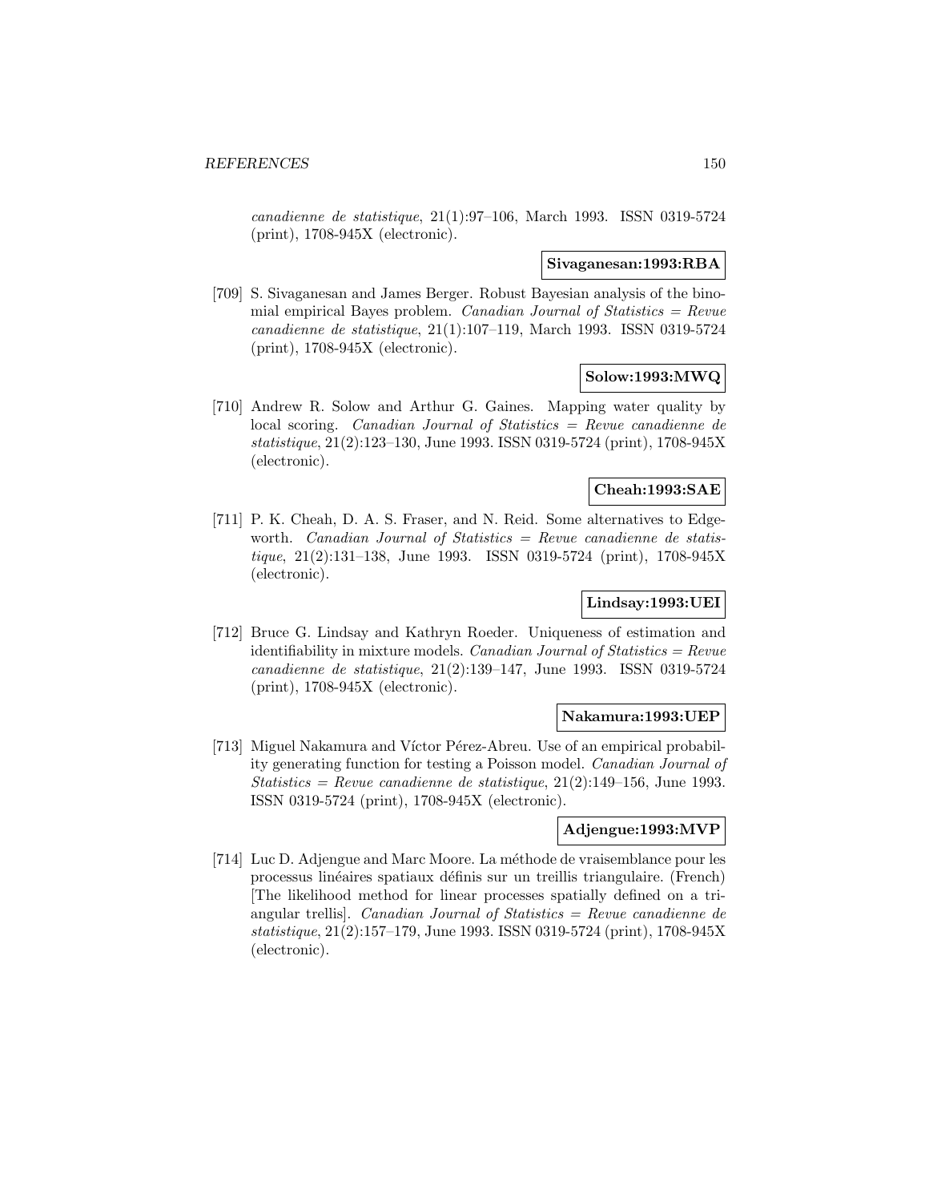*canadienne de statistique*, 21(1):97–106, March 1993. ISSN 0319-5724 (print), 1708-945X (electronic).

**Sivaganesan:1993:RBA**

[709] S. Sivaganesan and James Berger. Robust Bayesian analysis of the binomial empirical Bayes problem. *Canadian Journal of Statistics = Revue canadienne de statistique*, 21(1):107–119, March 1993. ISSN 0319-5724 (print), 1708-945X (electronic).

**Solow:1993:MWQ**

[710] Andrew R. Solow and Arthur G. Gaines. Mapping water quality by local scoring. *Canadian Journal of Statistics = Revue canadienne de statistique*, 21(2):123–130, June 1993. ISSN 0319-5724 (print), 1708-945X (electronic).

**Cheah:1993:SAE**

[711] P. K. Cheah, D. A. S. Fraser, and N. Reid. Some alternatives to Edgeworth. *Canadian Journal of Statistics = Revue canadienne de statistique*, 21(2):131–138, June 1993. ISSN 0319-5724 (print), 1708-945X (electronic).

**Lindsay:1993:UEI**

[712] Bruce G. Lindsay and Kathryn Roeder. Uniqueness of estimation and identifiability in mixture models. *Canadian Journal of Statistics = Revue canadienne de statistique*, 21(2):139–147, June 1993. ISSN 0319-5724 (print), 1708-945X (electronic).

**Nakamura:1993:UEP**

[713] Miguel Nakamura and Víctor Pérez-Abreu. Use of an empirical probability generating function for testing a Poisson model. *Canadian Journal of Statistics = Revue canadienne de statistique*, 21(2):149–156, June 1993. ISSN 0319-5724 (print), 1708-945X (electronic).

**Adjengue:1993:MVP**

[714] Luc D. Adjengue and Marc Moore. La méthode de vraisemblance pour les processus linéaires spatiaux définis sur un treillis triangulaire. (French) [The likelihood method for linear processes spatially defined on a triangular trellis]. *Canadian Journal of Statistics = Revue canadienne de statistique*, 21(2):157–179, June 1993. ISSN 0319-5724 (print), 1708-945X (electronic).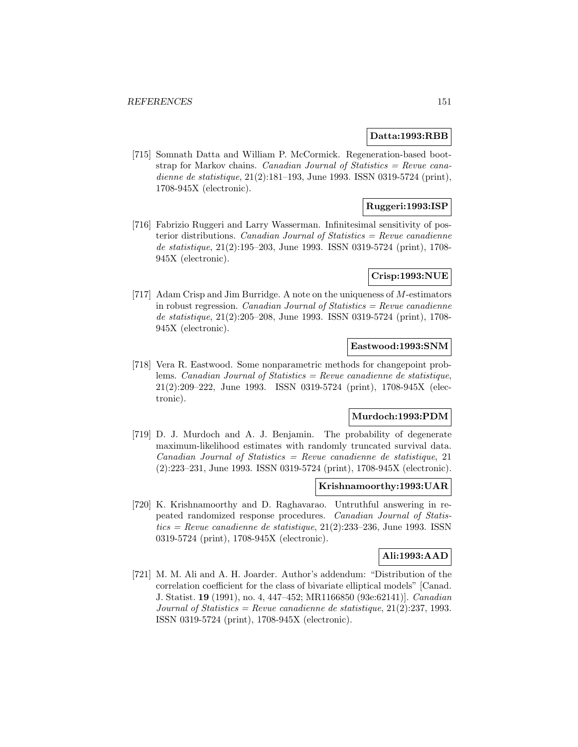**Datta:1993:RBB**

[715] Somnath Datta and William P. McCormick. Regeneration-based bootstrap for Markov chains. *Canadian Journal of Statistics = Revue canadienne de statistique*, 21(2):181–193, June 1993. ISSN 0319-5724 (print), 1708-945X (electronic).

**Ruggeri:1993:ISP**

[716] Fabrizio Ruggeri and Larry Wasserman. Infinitesimal sensitivity of posterior distributions. *Canadian Journal of Statistics = Revue canadienne de statistique*, 21(2):195–203, June 1993. ISSN 0319-5724 (print), 1708-945X (electronic).

**Crisp:1993:NUE**

[717] Adam Crisp and Jim Burridge. A note on the uniqueness of $M$-estimators in robust regression. *Canadian Journal of Statistics = Revue canadienne de statistique*, 21(2):205–208, June 1993. ISSN 0319-5724 (print), 1708-945X (electronic).

**Eastwood:1993:SNM**

[718] Vera R. Eastwood. Some nonparametric methods for changepoint problems. *Canadian Journal of Statistics = Revue canadienne de statistique*, 21(2):209–222, June 1993. ISSN 0319-5724 (print), 1708-945X (electronic).

**Murdoch:1993:PDM**

[719] D. J. Murdoch and A. J. Benjamin. The probability of degenerate maximum-likelihood estimates with randomly truncated survival data. *Canadian Journal of Statistics = Revue canadienne de statistique*, 21 (2):223–231, June 1993. ISSN 0319-5724 (print), 1708-945X (electronic).

**Krishnamoorthy:1993:UAR**

[720] K. Krishnamoorthy and D. Raghavarao. Untruthful answering in repeated randomized response procedures. *Canadian Journal of Statistics = Revue canadienne de statistique*, 21(2):233–236, June 1993. ISSN 0319-5724 (print), 1708-945X (electronic).

**Ali:1993:AAD**

[721] M. M. Ali and A. H. Joarder. Author's addendum: "Distribution of the correlation coefficient for the class of bivariate elliptical models" [Canad. J. Statist. **19** (1991), no. 4, 447–452; MR1166850 (93e:62141)]. *Canadian Journal of Statistics = Revue canadienne de statistique*, 21(2):237, 1993. ISSN 0319-5724 (print), 1708-945X (electronic).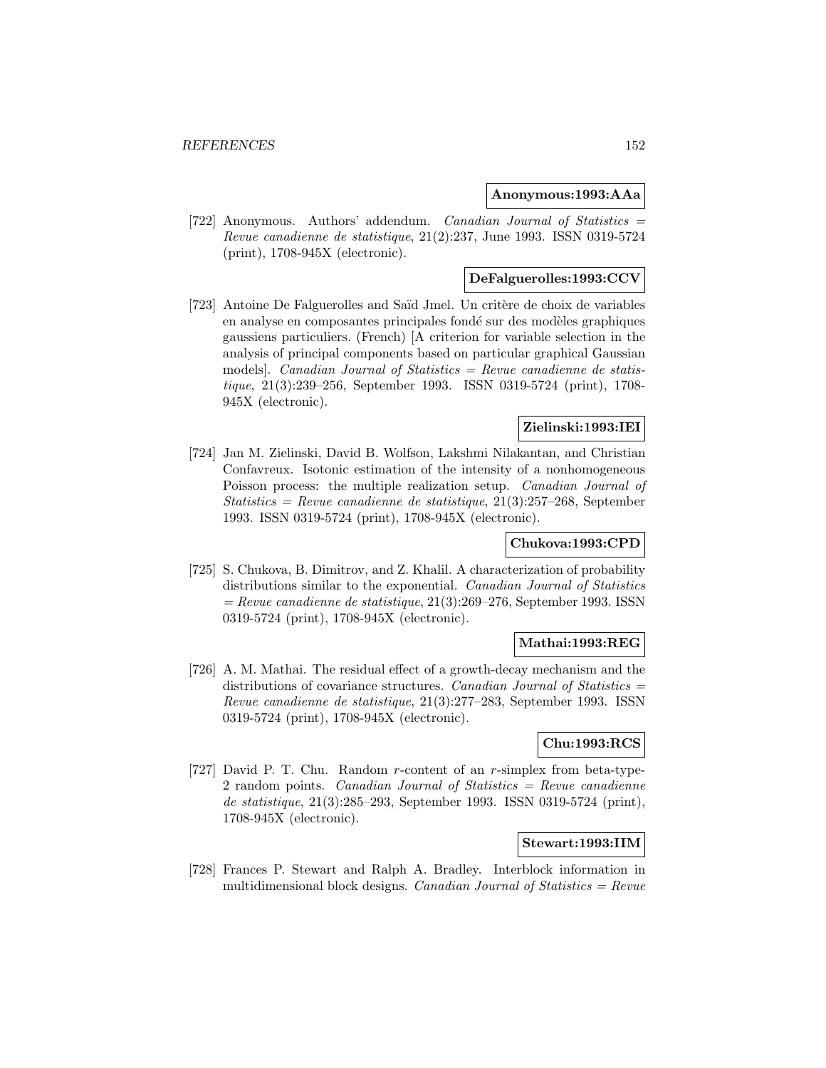**Anonymous:1993:AAa**

[722] Anonymous. Authors' addendum. *Canadian Journal of Statistics = Revue canadienne de statistique*, 21(2):237, June 1993. ISSN 0319-5724 (print), 1708-945X (electronic).

**DeFalguerolles:1993:CCV**

[723] Antoine De Falguerolles and Saïd Jmel. Un critère de choix de variables en analyse en composantes principales fondé sur des modèles graphiques gaussiens particuliers. (French) [A criterion for variable selection in the analysis of principal components based on particular graphical Gaussian models]. *Canadian Journal of Statistics = Revue canadienne de statistique*, 21(3):239–256, September 1993. ISSN 0319-5724 (print), 1708-945X (electronic).

**Zielinski:1993:IEI**

[724] Jan M. Zielinski, David B. Wolfson, Lakshmi Nilakantan, and Christian Confavreux. Isotonic estimation of the intensity of a nonhomogeneous Poisson process: the multiple realization setup. *Canadian Journal of Statistics = Revue canadienne de statistique*, 21(3):257–268, September 1993. ISSN 0319-5724 (print), 1708-945X (electronic).

**Chukova:1993:CPD**

[725] S. Chukova, B. Dimitrov, and Z. Khalil. A characterization of probability distributions similar to the exponential. *Canadian Journal of Statistics = Revue canadienne de statistique*, 21(3):269–276, September 1993. ISSN 0319-5724 (print), 1708-945X (electronic).

**Mathai:1993:REG**

[726] A. M. Mathai. The residual effect of a growth-decay mechanism and the distributions of covariance structures. *Canadian Journal of Statistics = Revue canadienne de statistique*, 21(3):277–283, September 1993. ISSN 0319-5724 (print), 1708-945X (electronic).

**Chu:1993:RCS**

[727] David P. T. Chu. Random $r$-content of an $r$-simplex from beta-type-2 random points. *Canadian Journal of Statistics = Revue canadienne de statistique*, 21(3):285–293, September 1993. ISSN 0319-5724 (print), 1708-945X (electronic).

**Stewart:1993:IIM**

[728] Frances P. Stewart and Ralph A. Bradley. Interblock information in multidimensional block designs. *Canadian Journal of Statistics = Revue*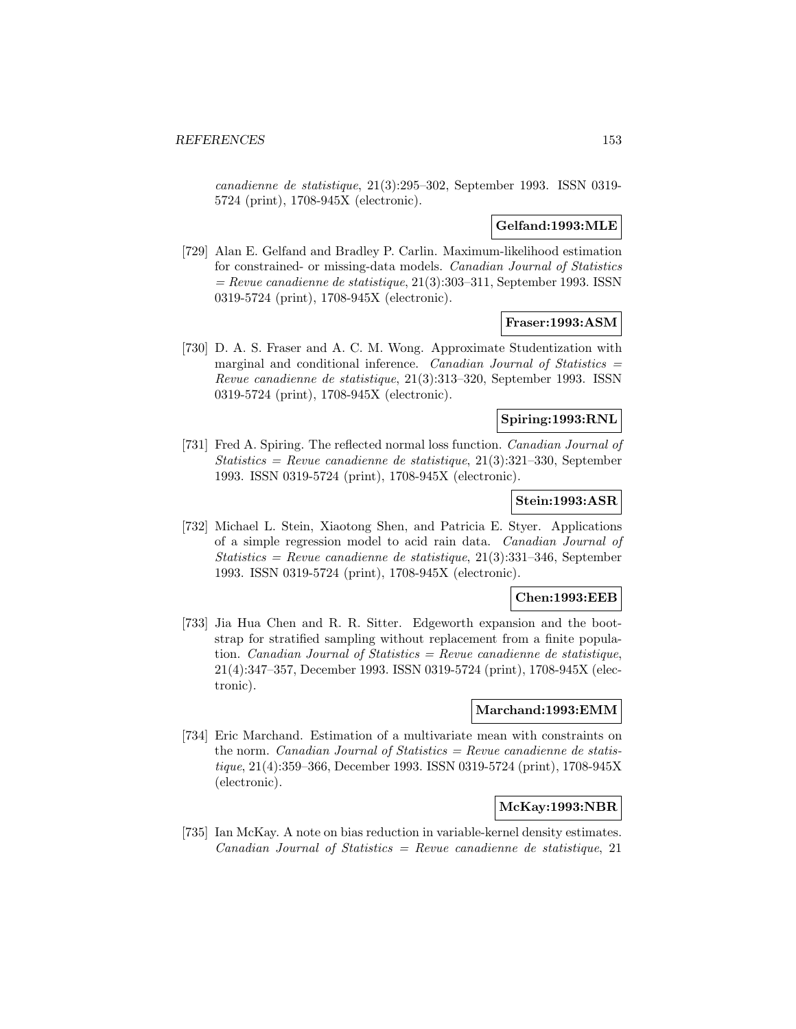*canadienne de statistique*, 21(3):295–302, September 1993. ISSN 0319-5724 (print), 1708-945X (electronic).

**Gelfand:1993:MLE**

[729] Alan E. Gelfand and Bradley P. Carlin. Maximum-likelihood estimation for constrained- or missing-data models. *Canadian Journal of Statistics = Revue canadienne de statistique*, 21(3):303–311, September 1993. ISSN 0319-5724 (print), 1708-945X (electronic).

**Fraser:1993:ASM**

[730] D. A. S. Fraser and A. C. M. Wong. Approximate Studentization with marginal and conditional inference. *Canadian Journal of Statistics = Revue canadienne de statistique*, 21(3):313–320, September 1993. ISSN 0319-5724 (print), 1708-945X (electronic).

**Spiring:1993:RNL**

[731] Fred A. Spiring. The reflected normal loss function. *Canadian Journal of Statistics = Revue canadienne de statistique*, 21(3):321–330, September 1993. ISSN 0319-5724 (print), 1708-945X (electronic).

**Stein:1993:ASR**

[732] Michael L. Stein, Xiaotong Shen, and Patricia E. Styer. Applications of a simple regression model to acid rain data. *Canadian Journal of Statistics = Revue canadienne de statistique*, 21(3):331–346, September 1993. ISSN 0319-5724 (print), 1708-945X (electronic).

**Chen:1993:EEB**

[733] Jia Hua Chen and R. R. Sitter. Edgeworth expansion and the bootstrap for stratified sampling without replacement from a finite population. *Canadian Journal of Statistics = Revue canadienne de statistique*, 21(4):347–357, December 1993. ISSN 0319-5724 (print), 1708-945X (electronic).

**Marchand:1993:EMM**

[734] Eric Marchand. Estimation of a multivariate mean with constraints on the norm. *Canadian Journal of Statistics = Revue canadienne de statistique*, 21(4):359–366, December 1993. ISSN 0319-5724 (print), 1708-945X (electronic).

**McKay:1993:NBR**

[735] Ian McKay. A note on bias reduction in variable-kernel density estimates. *Canadian Journal of Statistics = Revue canadienne de statistique*, 21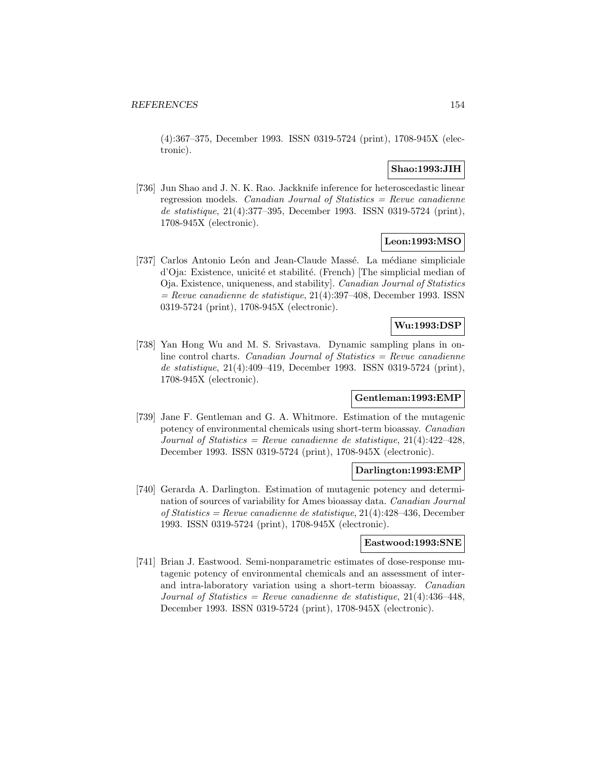(4):367–375, December 1993. ISSN 0319-5724 (print), 1708-945X (electronic).

**Shao:1993:JIH**

[736] Jun Shao and J. N. K. Rao. Jackknife inference for heteroscedastic linear regression models. *Canadian Journal of Statistics = Revue canadienne de statistique*, 21(4):377–395, December 1993. ISSN 0319-5724 (print), 1708-945X (electronic).

**Leon:1993:MSO**

[737] Carlos Antonio León and Jean-Claude Massé. La médiane simpliciale d'Oja: Existence, unicité et stabilité. (French) [The simplicial median of Oja. Existence, uniqueness, and stability]. *Canadian Journal of Statistics = Revue canadienne de statistique*, 21(4):397–408, December 1993. ISSN 0319-5724 (print), 1708-945X (electronic).

**Wu:1993:DSP**

[738] Yan Hong Wu and M. S. Srivastava. Dynamic sampling plans in online control charts. *Canadian Journal of Statistics = Revue canadienne de statistique*, 21(4):409–419, December 1993. ISSN 0319-5724 (print), 1708-945X (electronic).

**Gentleman:1993:EMP**

[739] Jane F. Gentleman and G. A. Whitmore. Estimation of the mutagenic potency of environmental chemicals using short-term bioassay. *Canadian Journal of Statistics = Revue canadienne de statistique*, 21(4):422–428, December 1993. ISSN 0319-5724 (print), 1708-945X (electronic).

**Darlington:1993:EMP**

[740] Gerarda A. Darlington. Estimation of mutagenic potency and determination of sources of variability for Ames bioassay data. *Canadian Journal of Statistics = Revue canadienne de statistique*, 21(4):428–436, December 1993. ISSN 0319-5724 (print), 1708-945X (electronic).

**Eastwood:1993:SNE**

[741] Brian J. Eastwood. Semi-nonparametric estimates of dose-response mutagenic potency of environmental chemicals and an assessment of inter- and intra-laboratory variation using a short-term bioassay. *Canadian Journal of Statistics = Revue canadienne de statistique*, 21(4):436–448, December 1993. ISSN 0319-5724 (print), 1708-945X (electronic).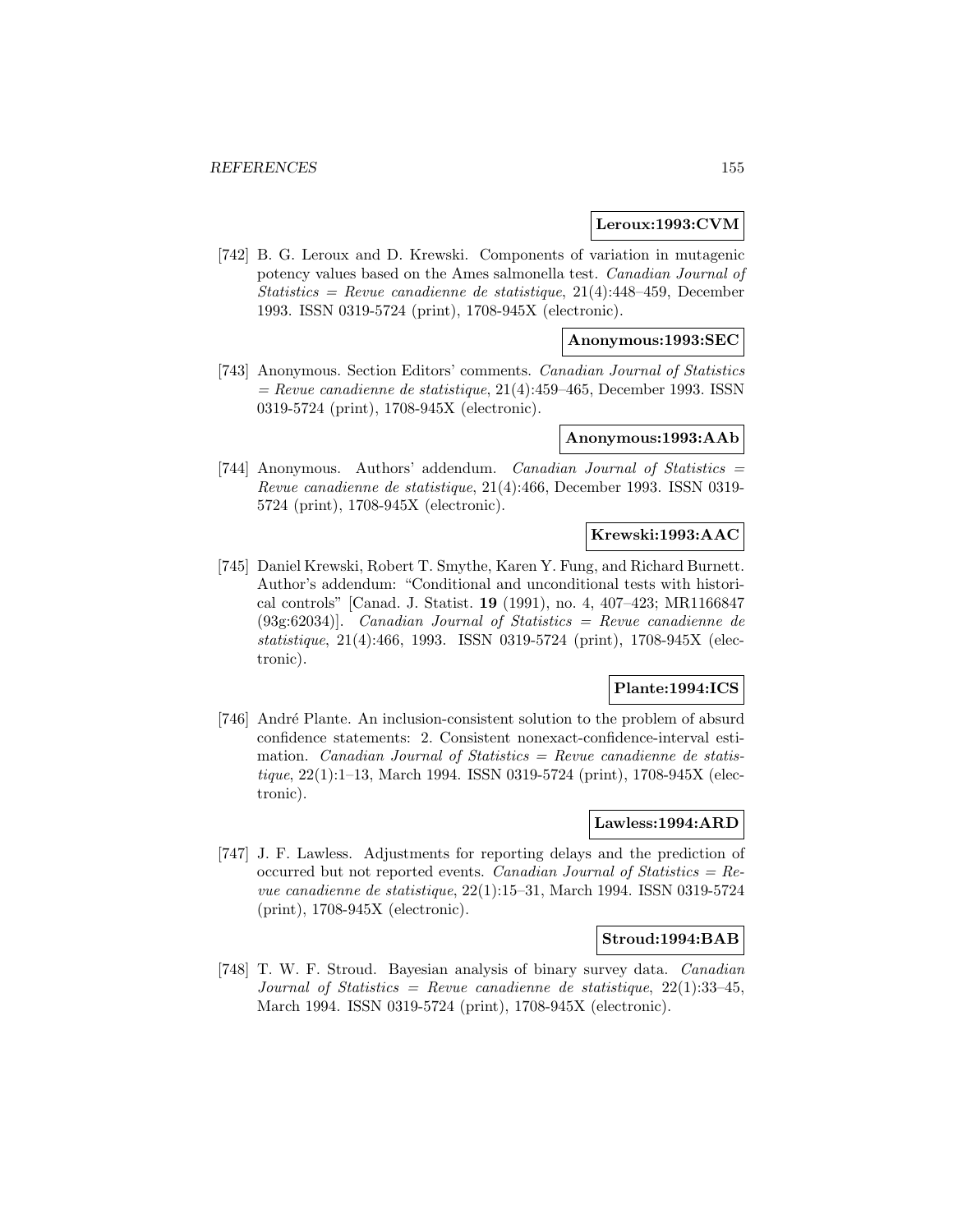**Leroux:1993:CVM**

[742] B. G. Leroux and D. Krewski. Components of variation in mutagenic potency values based on the Ames salmonella test. *Canadian Journal of Statistics = Revue canadienne de statistique*, 21(4):448–459, December 1993. ISSN 0319-5724 (print), 1708-945X (electronic).

**Anonymous:1993:SEC**

[743] Anonymous. Section Editors' comments. *Canadian Journal of Statistics = Revue canadienne de statistique*, 21(4):459–465, December 1993. ISSN 0319-5724 (print), 1708-945X (electronic).

**Anonymous:1993:AAb**

[744] Anonymous. Authors' addendum. *Canadian Journal of Statistics = Revue canadienne de statistique*, 21(4):466, December 1993. ISSN 0319-5724 (print), 1708-945X (electronic).

**Krewski:1993:AAC**

[745] Daniel Krewski, Robert T. Smythe, Karen Y. Fung, and Richard Burnett. Author's addendum: "Conditional and unconditional tests with historical controls" [Canad. J. Statist. **19** (1991), no. 4, 407–423; MR1166847 (93g:62034)]. *Canadian Journal of Statistics = Revue canadienne de statistique*, 21(4):466, 1993. ISSN 0319-5724 (print), 1708-945X (electronic).

**Plante:1994:ICS**

[746] André Plante. An inclusion-consistent solution to the problem of absurd confidence statements: 2. Consistent nonexact-confidence-interval estimation. *Canadian Journal of Statistics = Revue canadienne de statistique*, 22(1):1–13, March 1994. ISSN 0319-5724 (print), 1708-945X (electronic).

**Lawless:1994:ARD**

[747] J. F. Lawless. Adjustments for reporting delays and the prediction of occurred but not reported events. *Canadian Journal of Statistics = Revue canadienne de statistique*, 22(1):15–31, March 1994. ISSN 0319-5724 (print), 1708-945X (electronic).

**Stroud:1994:BAB**

[748] T. W. F. Stroud. Bayesian analysis of binary survey data. *Canadian Journal of Statistics = Revue canadienne de statistique*, 22(1):33–45, March 1994. ISSN 0319-5724 (print), 1708-945X (electronic).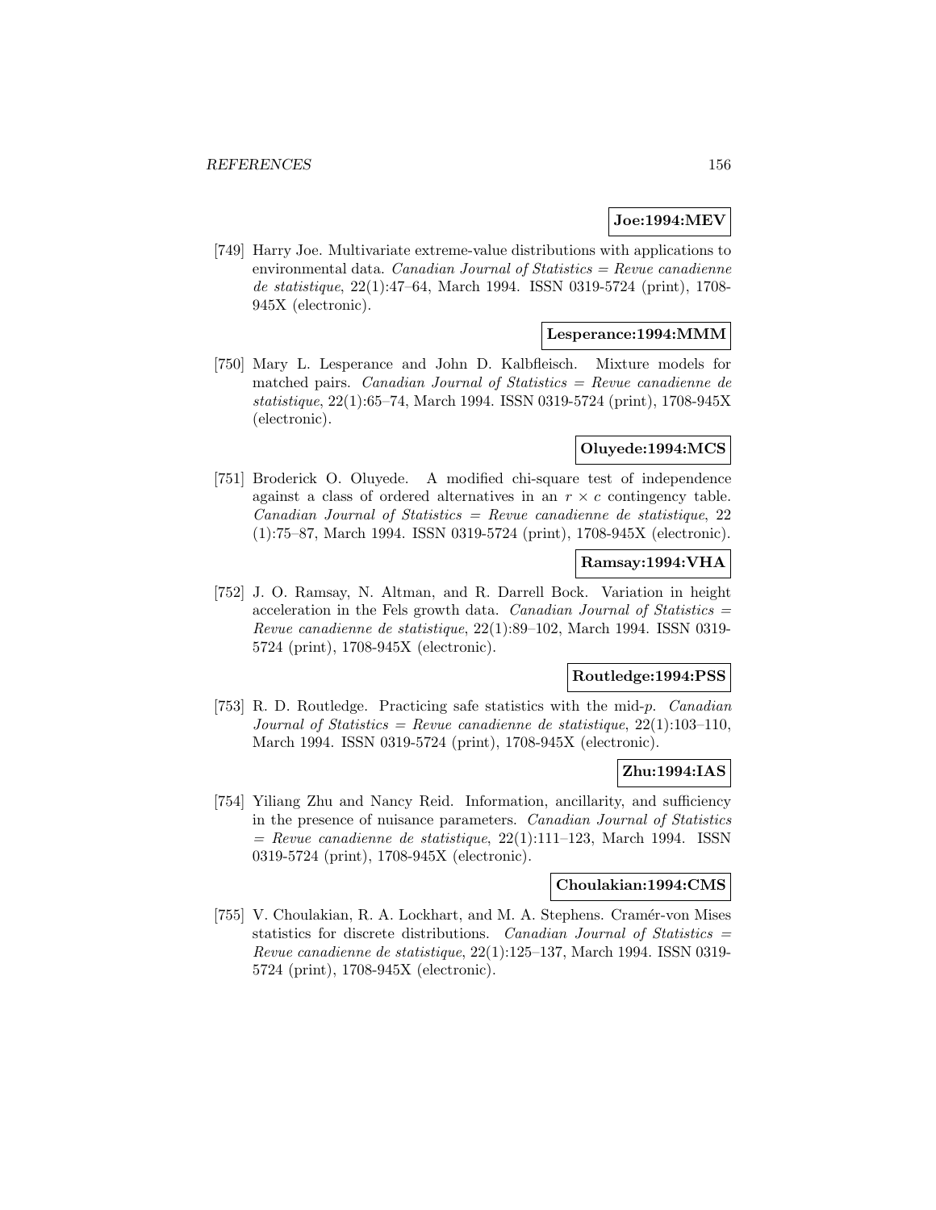**Joe:1994:MEV**

[749] Harry Joe. Multivariate extreme-value distributions with applications to environmental data. *Canadian Journal of Statistics = Revue canadienne de statistique*, 22(1):47–64, March 1994. ISSN 0319-5724 (print), 1708-945X (electronic).

**Lesperance:1994:MMM**

[750] Mary L. Lesperance and John D. Kalbfleisch. Mixture models for matched pairs. *Canadian Journal of Statistics = Revue canadienne de statistique*, 22(1):65–74, March 1994. ISSN 0319-5724 (print), 1708-945X (electronic).

**Oluyede:1994:MCS**

[751] Broderick O. Oluyede. A modified chi-square test of independence against a class of ordered alternatives in an $r \times c$ contingency table. *Canadian Journal of Statistics = Revue canadienne de statistique*, 22 (1):75–87, March 1994. ISSN 0319-5724 (print), 1708-945X (electronic).

**Ramsay:1994:VHA**

[752] J. O. Ramsay, N. Altman, and R. Darrell Bock. Variation in height acceleration in the Fels growth data. *Canadian Journal of Statistics = Revue canadienne de statistique*, 22(1):89–102, March 1994. ISSN 0319-5724 (print), 1708-945X (electronic).

**Routledge:1994:PSS**

[753] R. D. Routledge. Practicing safe statistics with the mid-$p$. *Canadian Journal of Statistics = Revue canadienne de statistique*, 22(1):103–110, March 1994. ISSN 0319-5724 (print), 1708-945X (electronic).

**Zhu:1994:IAS**

[754] Yiliang Zhu and Nancy Reid. Information, ancillarity, and sufficiency in the presence of nuisance parameters. *Canadian Journal of Statistics = Revue canadienne de statistique*, 22(1):111–123, March 1994. ISSN 0319-5724 (print), 1708-945X (electronic).

**Choulakian:1994:CMS**

[755] V. Choulakian, R. A. Lockhart, and M. A. Stephens. Cramér-von Mises statistics for discrete distributions. *Canadian Journal of Statistics = Revue canadienne de statistique*, 22(1):125–137, March 1994. ISSN 0319-5724 (print), 1708-945X (electronic).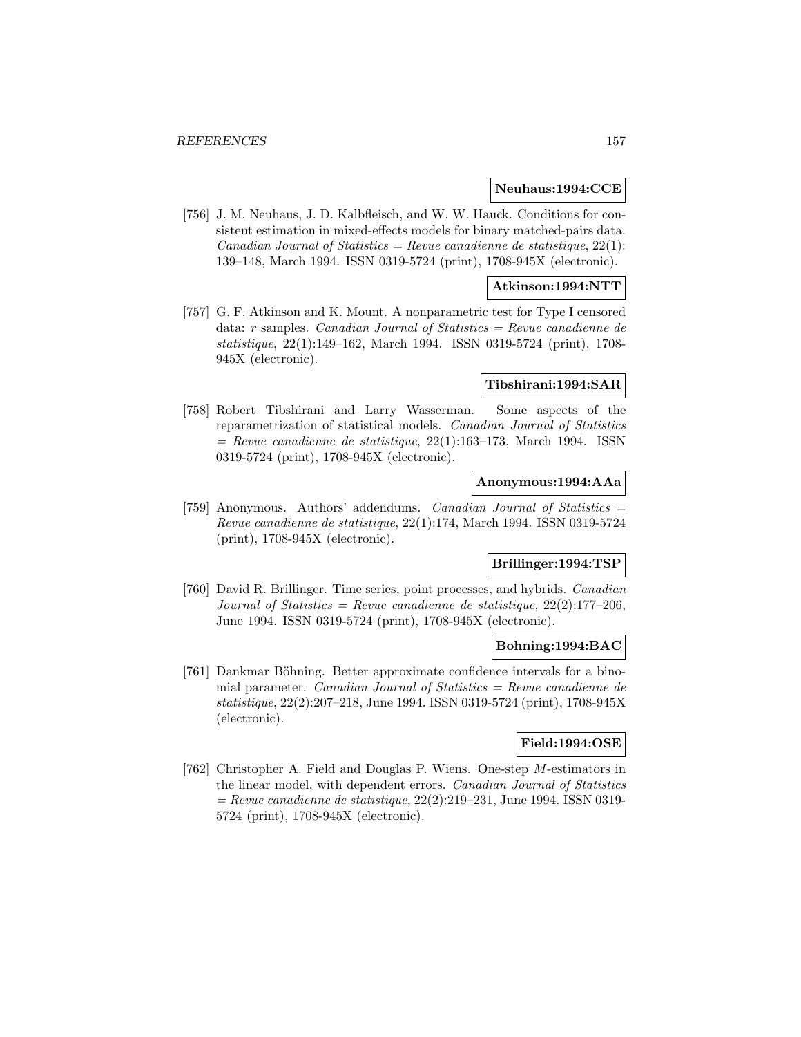**Neuhaus:1994:CCE**

[756] J. M. Neuhaus, J. D. Kalbfleisch, and W. W. Hauck. Conditions for consistent estimation in mixed-effects models for binary matched-pairs data. *Canadian Journal of Statistics = Revue canadienne de statistique*, 22(1): 139–148, March 1994. ISSN 0319-5724 (print), 1708-945X (electronic).

**Atkinson:1994:NTT**

[757] G. F. Atkinson and K. Mount. A nonparametric test for Type I censored data: $r$ samples. *Canadian Journal of Statistics = Revue canadienne de statistique*, 22(1):149–162, March 1994. ISSN 0319-5724 (print), 1708-945X (electronic).

**Tibshirani:1994:SAR**

[758] Robert Tibshirani and Larry Wasserman. Some aspects of the reparametrization of statistical models. *Canadian Journal of Statistics = Revue canadienne de statistique*, 22(1):163–173, March 1994. ISSN 0319-5724 (print), 1708-945X (electronic).

**Anonymous:1994:AAa**

[759] Anonymous. Authors' addendums. *Canadian Journal of Statistics = Revue canadienne de statistique*, 22(1):174, March 1994. ISSN 0319-5724 (print), 1708-945X (electronic).

**Brillinger:1994:TSP**

[760] David R. Brillinger. Time series, point processes, and hybrids. *Canadian Journal of Statistics = Revue canadienne de statistique*, 22(2):177–206, June 1994. ISSN 0319-5724 (print), 1708-945X (electronic).

**Bohning:1994:BAC**

[761] Dankmar Böhning. Better approximate confidence intervals for a binomial parameter. *Canadian Journal of Statistics = Revue canadienne de statistique*, 22(2):207–218, June 1994. ISSN 0319-5724 (print), 1708-945X (electronic).

**Field:1994:OSE**

[762] Christopher A. Field and Douglas P. Wiens. One-step $M$-estimators in the linear model, with dependent errors. *Canadian Journal of Statistics = Revue canadienne de statistique*, 22(2):219–231, June 1994. ISSN 0319-5724 (print), 1708-945X (electronic).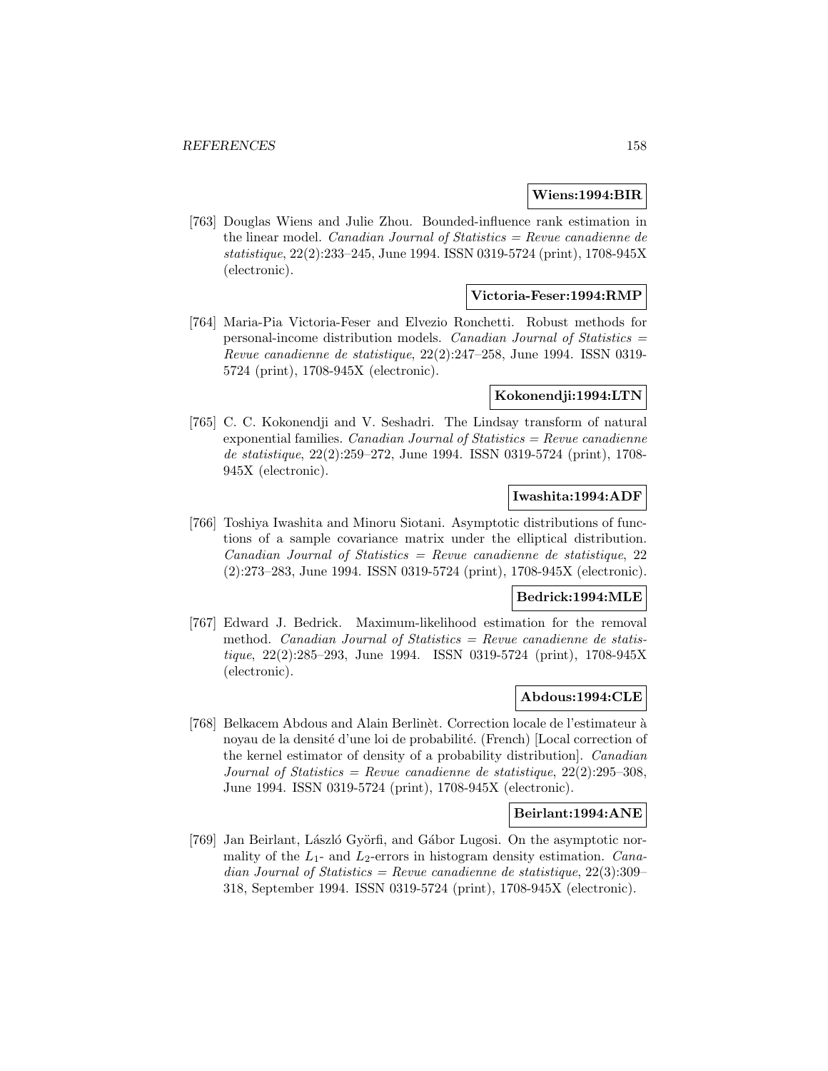**Wiens:1994:BIR**

[763] Douglas Wiens and Julie Zhou. Bounded-influence rank estimation in the linear model. *Canadian Journal of Statistics = Revue canadienne de statistique*, 22(2):233–245, June 1994. ISSN 0319-5724 (print), 1708-945X (electronic).

**Victoria-Feser:1994:RMP**

[764] Maria-Pia Victoria-Feser and Elvezio Ronchetti. Robust methods for personal-income distribution models. *Canadian Journal of Statistics = Revue canadienne de statistique*, 22(2):247–258, June 1994. ISSN 0319-5724 (print), 1708-945X (electronic).

**Kokonendji:1994:LTN**

[765] C. C. Kokonendji and V. Seshadri. The Lindsay transform of natural exponential families. *Canadian Journal of Statistics = Revue canadienne de statistique*, 22(2):259–272, June 1994. ISSN 0319-5724 (print), 1708-945X (electronic).

**Iwashita:1994:ADF**

[766] Toshiya Iwashita and Minoru Siotani. Asymptotic distributions of functions of a sample covariance matrix under the elliptical distribution. *Canadian Journal of Statistics = Revue canadienne de statistique*, 22 (2):273–283, June 1994. ISSN 0319-5724 (print), 1708-945X (electronic).

**Bedrick:1994:MLE**

[767] Edward J. Bedrick. Maximum-likelihood estimation for the removal method. *Canadian Journal of Statistics = Revue canadienne de statistique*, 22(2):285–293, June 1994. ISSN 0319-5724 (print), 1708-945X (electronic).

**Abdous:1994:CLE**

[768] Belkacem Abdous and Alain Berlinèt. Correction locale de l'estimateur à noyau de la densité d'une loi de probabilité. (French) [Local correction of the kernel estimator of density of a probability distribution]. *Canadian Journal of Statistics = Revue canadienne de statistique*, 22(2):295–308, June 1994. ISSN 0319-5724 (print), 1708-945X (electronic).

**Beirlant:1994:ANE**

[769] Jan Beirlant, László Györfi, and Gábor Lugosi. On the asymptotic normality of the $L_1$- and $L_2$-errors in histogram density estimation. *Canadian Journal of Statistics = Revue canadienne de statistique*, 22(3):309–318, September 1994. ISSN 0319-5724 (print), 1708-945X (electronic).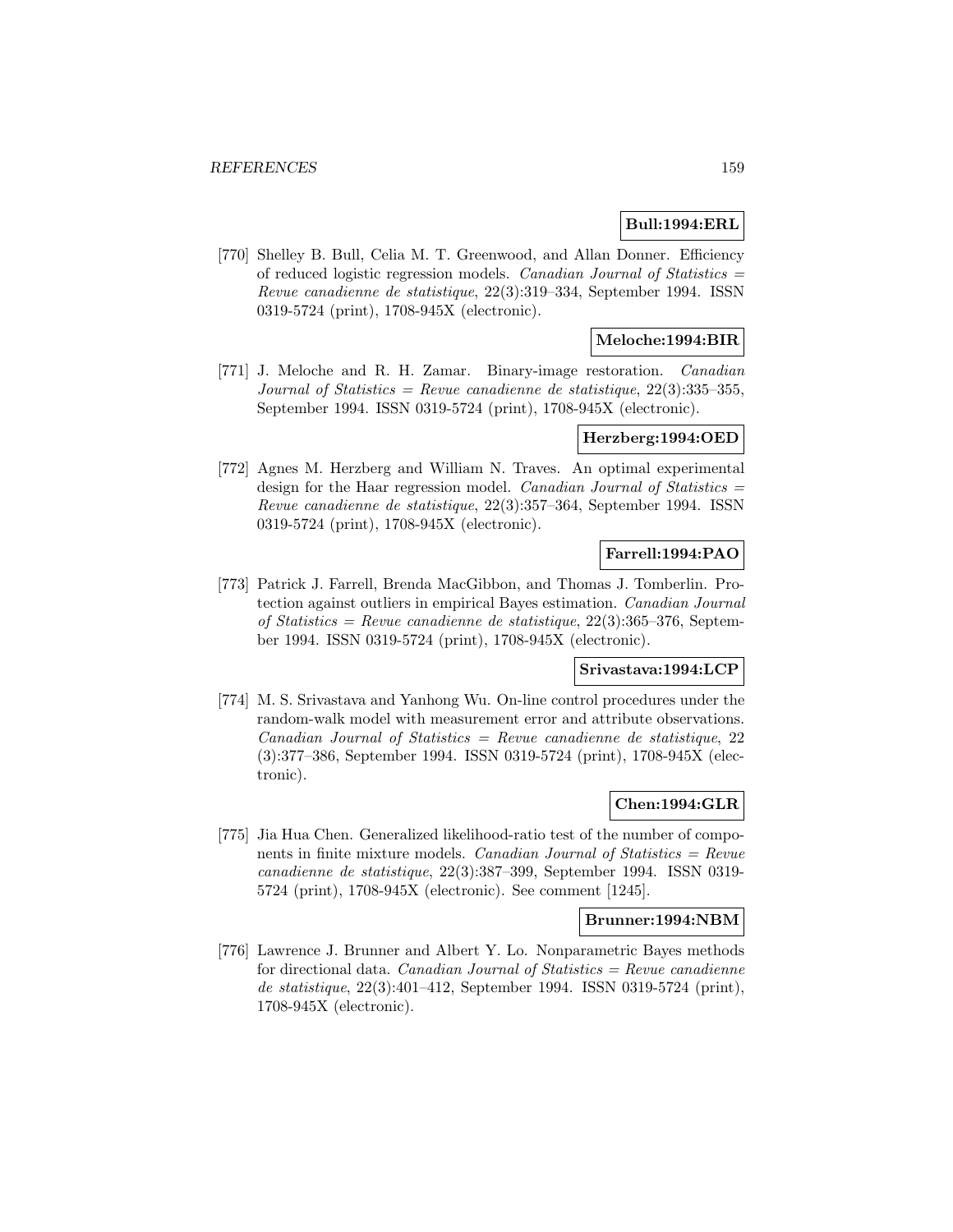**Bull:1994:ERL**

[770] Shelley B. Bull, Celia M. T. Greenwood, and Allan Donner. Efficiency of reduced logistic regression models. *Canadian Journal of Statistics = Revue canadienne de statistique*, 22(3):319–334, September 1994. ISSN 0319-5724 (print), 1708-945X (electronic).

**Meloche:1994:BIR**

[771] J. Meloche and R. H. Zamar. Binary-image restoration. *Canadian Journal of Statistics = Revue canadienne de statistique*, 22(3):335–355, September 1994. ISSN 0319-5724 (print), 1708-945X (electronic).

**Herzberg:1994:OED**

[772] Agnes M. Herzberg and William N. Traves. An optimal experimental design for the Haar regression model. *Canadian Journal of Statistics = Revue canadienne de statistique*, 22(3):357–364, September 1994. ISSN 0319-5724 (print), 1708-945X (electronic).

**Farrell:1994:PAO**

[773] Patrick J. Farrell, Brenda MacGibbon, and Thomas J. Tomberlin. Protection against outliers in empirical Bayes estimation. *Canadian Journal of Statistics = Revue canadienne de statistique*, 22(3):365–376, September 1994. ISSN 0319-5724 (print), 1708-945X (electronic).

**Srivastava:1994:LCP**

[774] M. S. Srivastava and Yanhong Wu. On-line control procedures under the random-walk model with measurement error and attribute observations. *Canadian Journal of Statistics = Revue canadienne de statistique*, 22 (3):377–386, September 1994. ISSN 0319-5724 (print), 1708-945X (electronic).

**Chen:1994:GLR**

[775] Jia Hua Chen. Generalized likelihood-ratio test of the number of components in finite mixture models. *Canadian Journal of Statistics = Revue canadienne de statistique*, 22(3):387–399, September 1994. ISSN 0319-5724 (print), 1708-945X (electronic). See comment [1245].

**Brunner:1994:NBM**

[776] Lawrence J. Brunner and Albert Y. Lo. Nonparametric Bayes methods for directional data. *Canadian Journal of Statistics = Revue canadienne de statistique*, 22(3):401–412, September 1994. ISSN 0319-5724 (print), 1708-945X (electronic).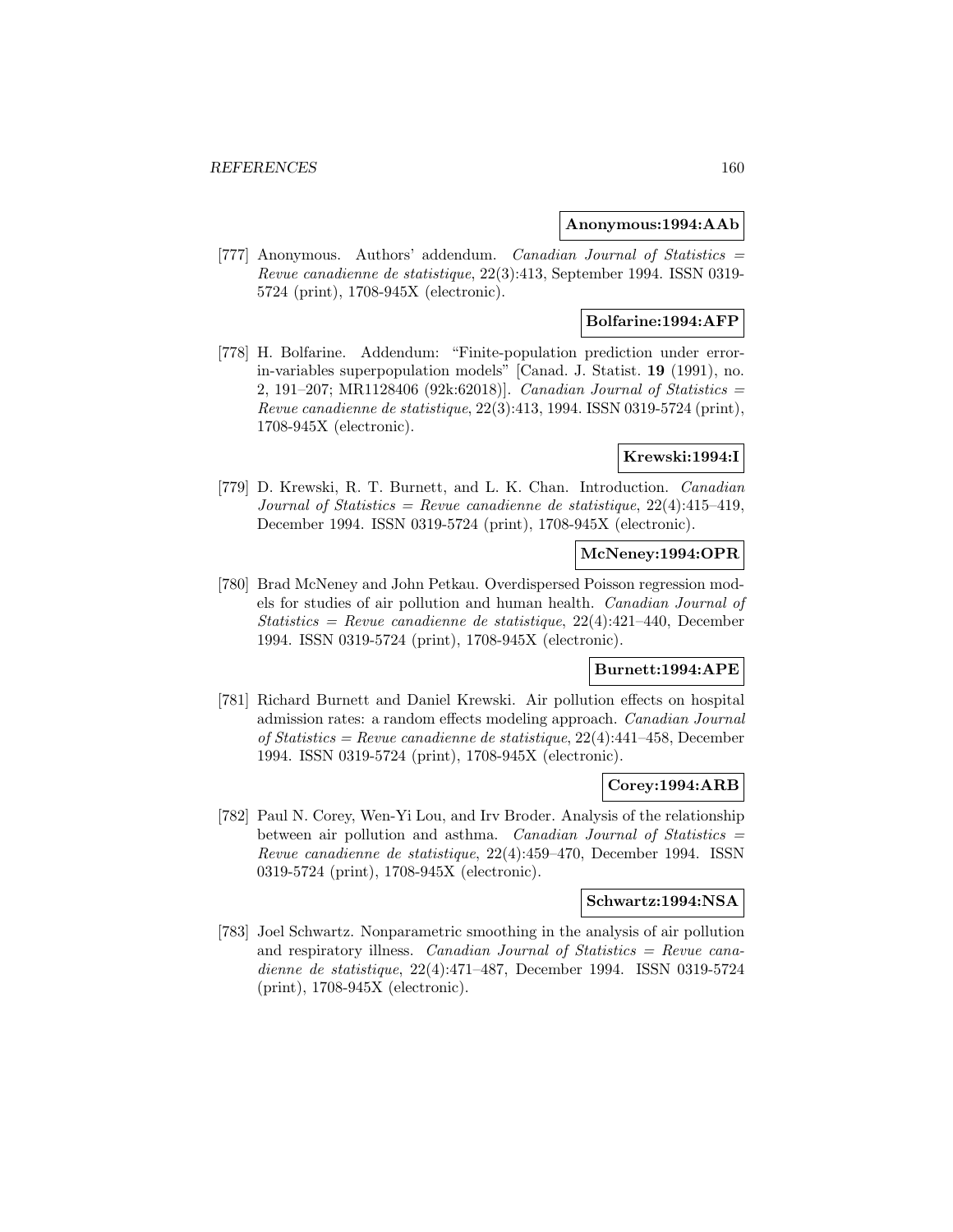**Anonymous:1994:AAb**

[777] Anonymous. Authors' addendum. *Canadian Journal of Statistics = Revue canadienne de statistique*, 22(3):413, September 1994. ISSN 0319-5724 (print), 1708-945X (electronic).

**Bolfarine:1994:AFP**

[778] H. Bolfarine. Addendum: "Finite-population prediction under error-in-variables superpopulation models" [Canad. J. Statist. **19** (1991), no. 2, 191–207; MR1128406 (92k:62018)]. *Canadian Journal of Statistics = Revue canadienne de statistique*, 22(3):413, 1994. ISSN 0319-5724 (print), 1708-945X (electronic).

**Krewski:1994:I**

[779] D. Krewski, R. T. Burnett, and L. K. Chan. Introduction. *Canadian Journal of Statistics = Revue canadienne de statistique*, 22(4):415–419, December 1994. ISSN 0319-5724 (print), 1708-945X (electronic).

**McNeney:1994:OPR**

[780] Brad McNeney and John Petkau. Overdispersed Poisson regression models for studies of air pollution and human health. *Canadian Journal of Statistics = Revue canadienne de statistique*, 22(4):421–440, December 1994. ISSN 0319-5724 (print), 1708-945X (electronic).

**Burnett:1994:APE**

[781] Richard Burnett and Daniel Krewski. Air pollution effects on hospital admission rates: a random effects modeling approach. *Canadian Journal of Statistics = Revue canadienne de statistique*, 22(4):441–458, December 1994. ISSN 0319-5724 (print), 1708-945X (electronic).

**Corey:1994:ARB**

[782] Paul N. Corey, Wen-Yi Lou, and Irv Broder. Analysis of the relationship between air pollution and asthma. *Canadian Journal of Statistics = Revue canadienne de statistique*, 22(4):459–470, December 1994. ISSN 0319-5724 (print), 1708-945X (electronic).

**Schwartz:1994:NSA**

[783] Joel Schwartz. Nonparametric smoothing in the analysis of air pollution and respiratory illness. *Canadian Journal of Statistics = Revue canadienne de statistique*, 22(4):471–487, December 1994. ISSN 0319-5724 (print), 1708-945X (electronic).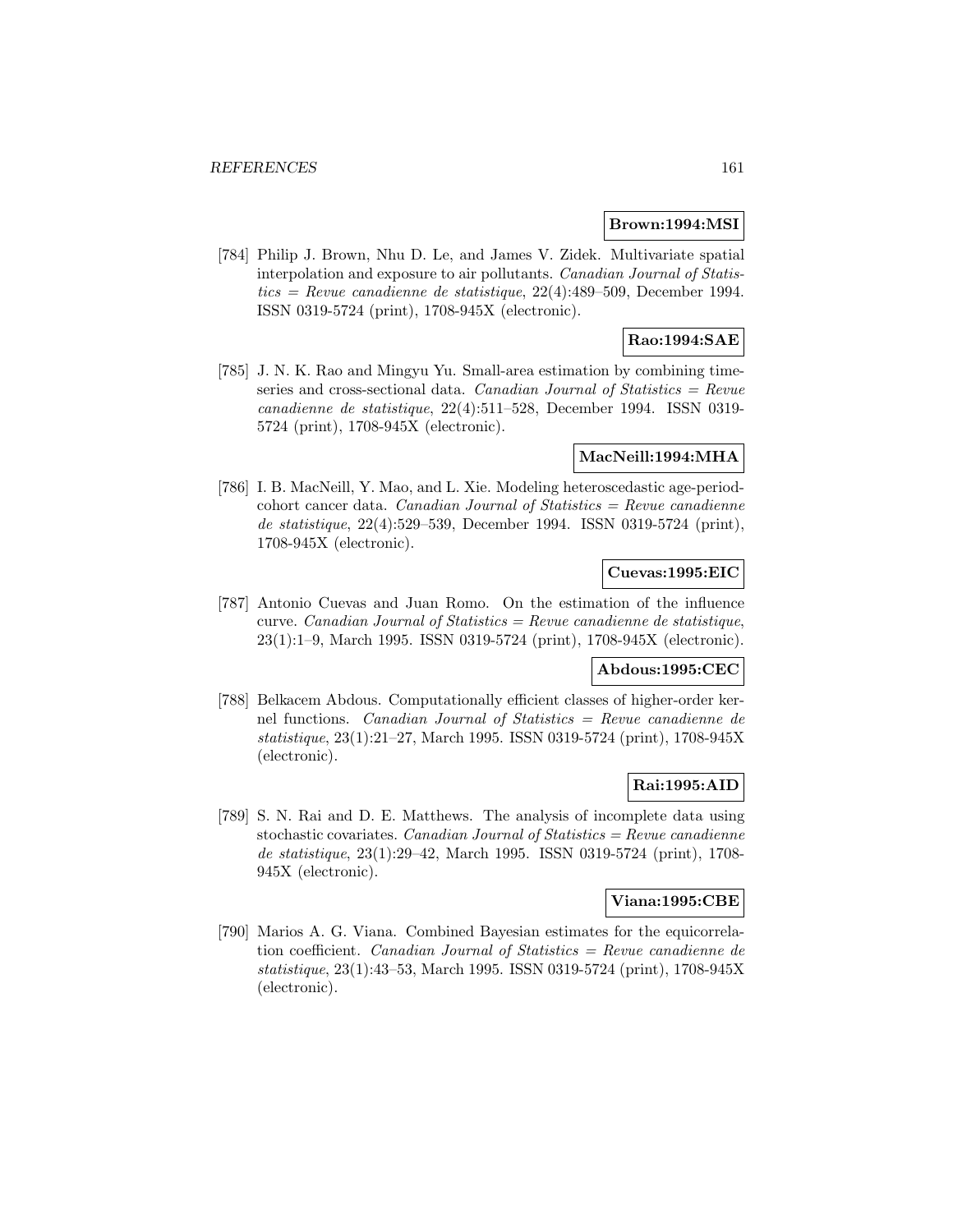**Brown:1994:MSI**

[784] Philip J. Brown, Nhu D. Le, and James V. Zidek. Multivariate spatial interpolation and exposure to air pollutants. *Canadian Journal of Statistics = Revue canadienne de statistique*, 22(4):489–509, December 1994. ISSN 0319-5724 (print), 1708-945X (electronic).

**Rao:1994:SAE**

[785] J. N. K. Rao and Mingyu Yu. Small-area estimation by combining time-series and cross-sectional data. *Canadian Journal of Statistics = Revue canadienne de statistique*, 22(4):511–528, December 1994. ISSN 0319-5724 (print), 1708-945X (electronic).

**MacNeill:1994:MHA**

[786] I. B. MacNeill, Y. Mao, and L. Xie. Modeling heteroscedastic age-period-cohort cancer data. *Canadian Journal of Statistics = Revue canadienne de statistique*, 22(4):529–539, December 1994. ISSN 0319-5724 (print), 1708-945X (electronic).

**Cuevas:1995:EIC**

[787] Antonio Cuevas and Juan Romo. On the estimation of the influence curve. *Canadian Journal of Statistics = Revue canadienne de statistique*, 23(1):1–9, March 1995. ISSN 0319-5724 (print), 1708-945X (electronic).

**Abdous:1995:CEC**

[788] Belkacem Abdous. Computationally efficient classes of higher-order kernel functions. *Canadian Journal of Statistics = Revue canadienne de statistique*, 23(1):21–27, March 1995. ISSN 0319-5724 (print), 1708-945X (electronic).

**Rai:1995:AID**

[789] S. N. Rai and D. E. Matthews. The analysis of incomplete data using stochastic covariates. *Canadian Journal of Statistics = Revue canadienne de statistique*, 23(1):29–42, March 1995. ISSN 0319-5724 (print), 1708-945X (electronic).

**Viana:1995:CBE**

[790] Marios A. G. Viana. Combined Bayesian estimates for the equicorrelation coefficient. *Canadian Journal of Statistics = Revue canadienne de statistique*, 23(1):43–53, March 1995. ISSN 0319-5724 (print), 1708-945X (electronic).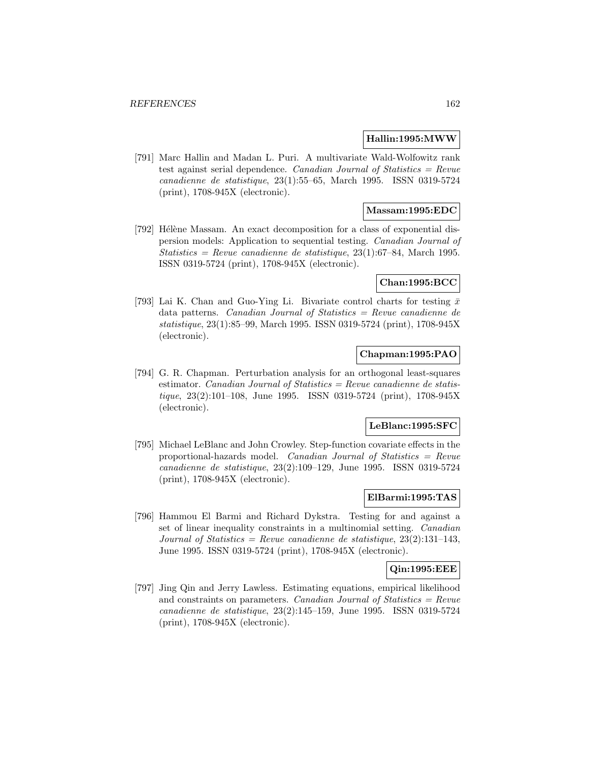**Hallin:1995:MWW**

[791] Marc Hallin and Madan L. Puri. A multivariate Wald-Wolfowitz rank test against serial dependence. *Canadian Journal of Statistics = Revue canadienne de statistique*, 23(1):55–65, March 1995. ISSN 0319-5724 (print), 1708-945X (electronic).

**Massam:1995:EDC**

[792] Hélène Massam. An exact decomposition for a class of exponential dispersion models: Application to sequential testing. *Canadian Journal of Statistics = Revue canadienne de statistique*, 23(1):67–84, March 1995. ISSN 0319-5724 (print), 1708-945X (electronic).

**Chan:1995:BCC**

[793] Lai K. Chan and Guo-Ying Li. Bivariate control charts for testing $\bar{x}$ data patterns. *Canadian Journal of Statistics = Revue canadienne de statistique*, 23(1):85–99, March 1995. ISSN 0319-5724 (print), 1708-945X (electronic).

**Chapman:1995:PAO**

[794] G. R. Chapman. Perturbation analysis for an orthogonal least-squares estimator. *Canadian Journal of Statistics = Revue canadienne de statistique*, 23(2):101–108, June 1995. ISSN 0319-5724 (print), 1708-945X (electronic).

**LeBlanc:1995:SFC**

[795] Michael LeBlanc and John Crowley. Step-function covariate effects in the proportional-hazards model. *Canadian Journal of Statistics = Revue canadienne de statistique*, 23(2):109–129, June 1995. ISSN 0319-5724 (print), 1708-945X (electronic).

**ElBarmi:1995:TAS**

[796] Hammou El Barmi and Richard Dykstra. Testing for and against a set of linear inequality constraints in a multinomial setting. *Canadian Journal of Statistics = Revue canadienne de statistique*, 23(2):131–143, June 1995. ISSN 0319-5724 (print), 1708-945X (electronic).

**Qin:1995:EEE**

[797] Jing Qin and Jerry Lawless. Estimating equations, empirical likelihood and constraints on parameters. *Canadian Journal of Statistics = Revue canadienne de statistique*, 23(2):145–159, June 1995. ISSN 0319-5724 (print), 1708-945X (electronic).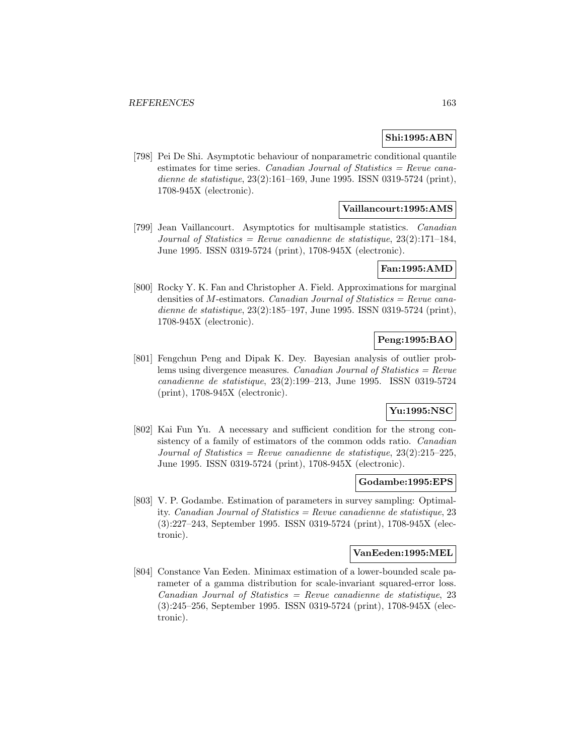**Shi:1995:ABN**

[798] Pei De Shi. Asymptotic behaviour of nonparametric conditional quantile estimates for time series. *Canadian Journal of Statistics = Revue canadienne de statistique*, 23(2):161–169, June 1995. ISSN 0319-5724 (print), 1708-945X (electronic).

**Vaillancourt:1995:AMS**

[799] Jean Vaillancourt. Asymptotics for multisample statistics. *Canadian Journal of Statistics = Revue canadienne de statistique*, 23(2):171–184, June 1995. ISSN 0319-5724 (print), 1708-945X (electronic).

**Fan:1995:AMD**

[800] Rocky Y. K. Fan and Christopher A. Field. Approximations for marginal densities of $M$-estimators. *Canadian Journal of Statistics = Revue canadienne de statistique*, 23(2):185–197, June 1995. ISSN 0319-5724 (print), 1708-945X (electronic).

**Peng:1995:BAO**

[801] Fengchun Peng and Dipak K. Dey. Bayesian analysis of outlier problems using divergence measures. *Canadian Journal of Statistics = Revue canadienne de statistique*, 23(2):199–213, June 1995. ISSN 0319-5724 (print), 1708-945X (electronic).

**Yu:1995:NSC**

[802] Kai Fun Yu. A necessary and sufficient condition for the strong consistency of a family of estimators of the common odds ratio. *Canadian Journal of Statistics = Revue canadienne de statistique*, 23(2):215–225, June 1995. ISSN 0319-5724 (print), 1708-945X (electronic).

**Godambe:1995:EPS**

[803] V. P. Godambe. Estimation of parameters in survey sampling: Optimality. *Canadian Journal of Statistics = Revue canadienne de statistique*, 23 (3):227–243, September 1995. ISSN 0319-5724 (print), 1708-945X (electronic).

**VanEeden:1995:MEL**

[804] Constance Van Eeden. Minimax estimation of a lower-bounded scale parameter of a gamma distribution for scale-invariant squared-error loss. *Canadian Journal of Statistics = Revue canadienne de statistique*, 23 (3):245–256, September 1995. ISSN 0319-5724 (print), 1708-945X (electronic).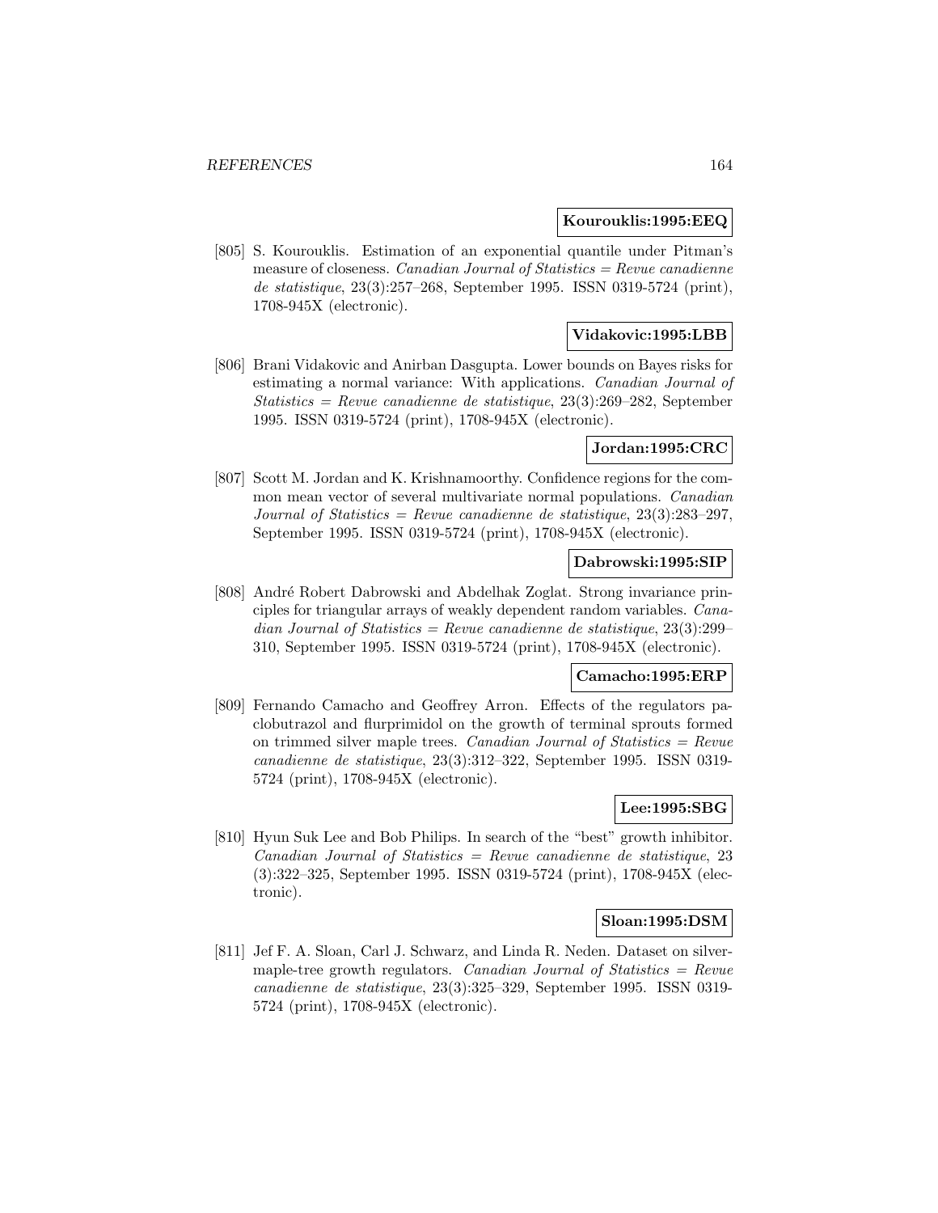**Kourouklis:1995:EEQ**

[805] S. Kourouklis. Estimation of an exponential quantile under Pitman's measure of closeness. *Canadian Journal of Statistics = Revue canadienne de statistique*, 23(3):257–268, September 1995. ISSN 0319-5724 (print), 1708-945X (electronic).

**Vidakovic:1995:LBB**

[806] Brani Vidakovic and Anirban Dasgupta. Lower bounds on Bayes risks for estimating a normal variance: With applications. *Canadian Journal of Statistics = Revue canadienne de statistique*, 23(3):269–282, September 1995. ISSN 0319-5724 (print), 1708-945X (electronic).

**Jordan:1995:CRC**

[807] Scott M. Jordan and K. Krishnamoorthy. Confidence regions for the common mean vector of several multivariate normal populations. *Canadian Journal of Statistics = Revue canadienne de statistique*, 23(3):283–297, September 1995. ISSN 0319-5724 (print), 1708-945X (electronic).

**Dabrowski:1995:SIP**

[808] André Robert Dabrowski and Abdelhak Zoglat. Strong invariance principles for triangular arrays of weakly dependent random variables. *Canadian Journal of Statistics = Revue canadienne de statistique*, 23(3):299–310, September 1995. ISSN 0319-5724 (print), 1708-945X (electronic).

**Camacho:1995:ERP**

[809] Fernando Camacho and Geoffrey Arron. Effects of the regulators paclobutrazol and flurprimidol on the growth of terminal sprouts formed on trimmed silver maple trees. *Canadian Journal of Statistics = Revue canadienne de statistique*, 23(3):312–322, September 1995. ISSN 0319-5724 (print), 1708-945X (electronic).

**Lee:1995:SBG**

[810] Hyun Suk Lee and Bob Philips. In search of the "best" growth inhibitor. *Canadian Journal of Statistics = Revue canadienne de statistique*, 23 (3):322–325, September 1995. ISSN 0319-5724 (print), 1708-945X (electronic).

**Sloan:1995:DSM**

[811] Jef F. A. Sloan, Carl J. Schwarz, and Linda R. Neden. Dataset on silver-maple-tree growth regulators. *Canadian Journal of Statistics = Revue canadienne de statistique*, 23(3):325–329, September 1995. ISSN 0319-5724 (print), 1708-945X (electronic).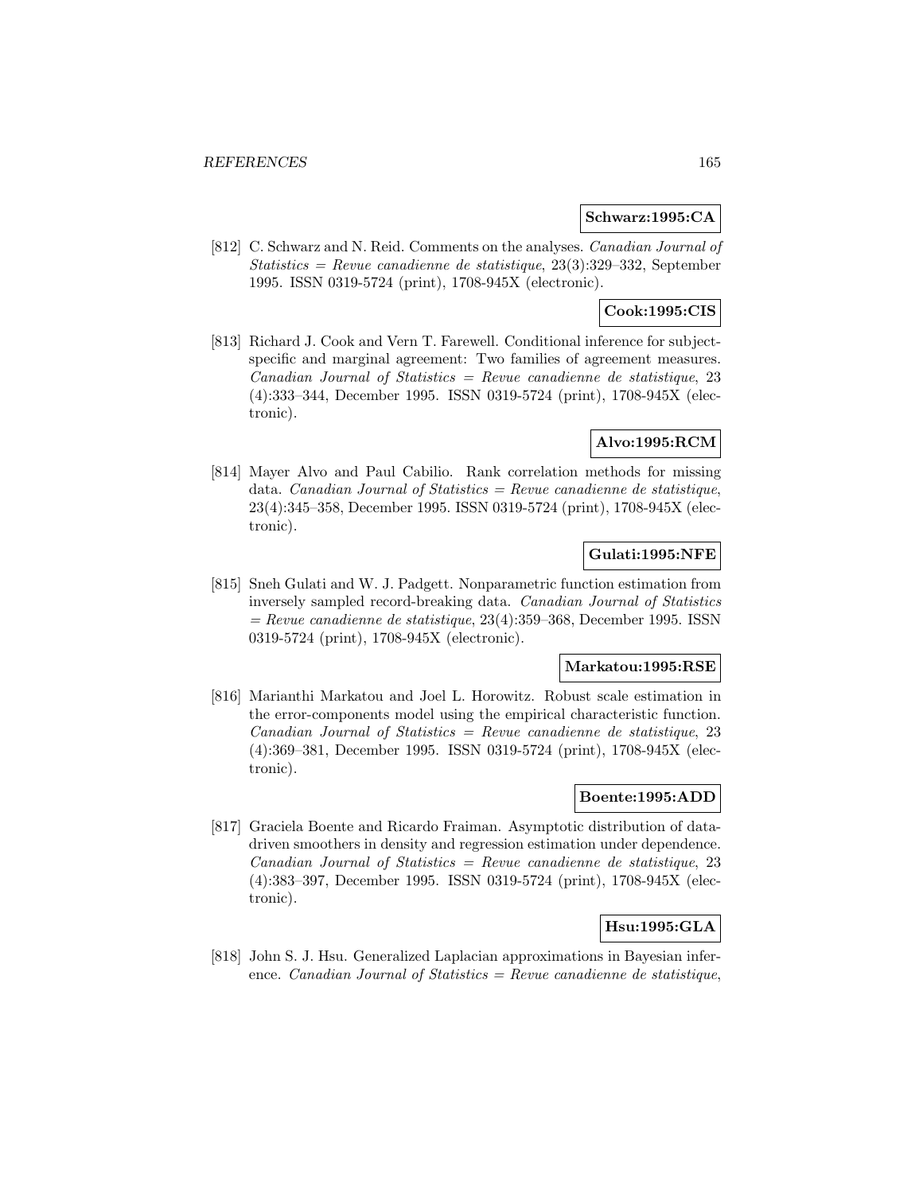**Schwarz:1995:CA**

[812] C. Schwarz and N. Reid. Comments on the analyses. *Canadian Journal of Statistics = Revue canadienne de statistique*, 23(3):329–332, September 1995. ISSN 0319-5724 (print), 1708-945X (electronic).

**Cook:1995:CIS**

[813] Richard J. Cook and Vern T. Farewell. Conditional inference for subject-specific and marginal agreement: Two families of agreement measures. *Canadian Journal of Statistics = Revue canadienne de statistique*, 23 (4):333–344, December 1995. ISSN 0319-5724 (print), 1708-945X (electronic).

**Alvo:1995:RCM**

[814] Mayer Alvo and Paul Cabilio. Rank correlation methods for missing data. *Canadian Journal of Statistics = Revue canadienne de statistique*, 23(4):345–358, December 1995. ISSN 0319-5724 (print), 1708-945X (electronic).

**Gulati:1995:NFE**

[815] Sneh Gulati and W. J. Padgett. Nonparametric function estimation from inversely sampled record-breaking data. *Canadian Journal of Statistics = Revue canadienne de statistique*, 23(4):359–368, December 1995. ISSN 0319-5724 (print), 1708-945X (electronic).

**Markatou:1995:RSE**

[816] Marianthi Markatou and Joel L. Horowitz. Robust scale estimation in the error-components model using the empirical characteristic function. *Canadian Journal of Statistics = Revue canadienne de statistique*, 23 (4):369–381, December 1995. ISSN 0319-5724 (print), 1708-945X (electronic).

**Boente:1995:ADD**

[817] Graciela Boente and Ricardo Fraiman. Asymptotic distribution of data-driven smoothers in density and regression estimation under dependence. *Canadian Journal of Statistics = Revue canadienne de statistique*, 23 (4):383–397, December 1995. ISSN 0319-5724 (print), 1708-945X (electronic).

**Hsu:1995:GLA**

[818] John S. J. Hsu. Generalized Laplacian approximations in Bayesian inference. *Canadian Journal of Statistics = Revue canadienne de statistique*,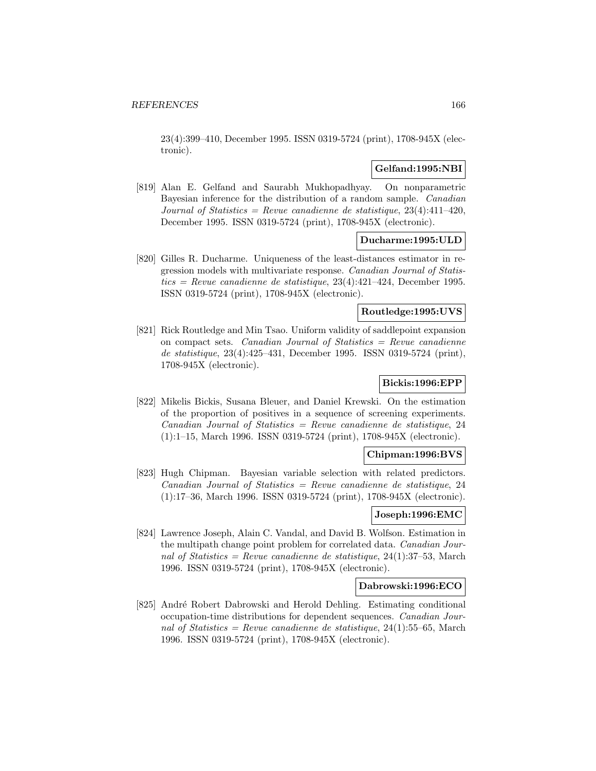23(4):399–410, December 1995. ISSN 0319-5724 (print), 1708-945X (electronic).

**Gelfand:1995:NBI**

[819] Alan E. Gelfand and Saurabh Mukhopadhyay. On nonparametric Bayesian inference for the distribution of a random sample. *Canadian Journal of Statistics = Revue canadienne de statistique*, 23(4):411–420, December 1995. ISSN 0319-5724 (print), 1708-945X (electronic).

**Ducharme:1995:ULD**

[820] Gilles R. Ducharme. Uniqueness of the least-distances estimator in regression models with multivariate response. *Canadian Journal of Statistics = Revue canadienne de statistique*, 23(4):421–424, December 1995. ISSN 0319-5724 (print), 1708-945X (electronic).

**Routledge:1995:UVS**

[821] Rick Routledge and Min Tsao. Uniform validity of saddlepoint expansion on compact sets. *Canadian Journal of Statistics = Revue canadienne de statistique*, 23(4):425–431, December 1995. ISSN 0319-5724 (print), 1708-945X (electronic).

**Bickis:1996:EPP**

[822] Mikelis Bickis, Susana Bleuer, and Daniel Krewski. On the estimation of the proportion of positives in a sequence of screening experiments. *Canadian Journal of Statistics = Revue canadienne de statistique*, 24 (1):1–15, March 1996. ISSN 0319-5724 (print), 1708-945X (electronic).

**Chipman:1996:BVS**

[823] Hugh Chipman. Bayesian variable selection with related predictors. *Canadian Journal of Statistics = Revue canadienne de statistique*, 24 (1):17–36, March 1996. ISSN 0319-5724 (print), 1708-945X (electronic).

**Joseph:1996:EMC**

[824] Lawrence Joseph, Alain C. Vandal, and David B. Wolfson. Estimation in the multipath change point problem for correlated data. *Canadian Journal of Statistics = Revue canadienne de statistique*, 24(1):37–53, March 1996. ISSN 0319-5724 (print), 1708-945X (electronic).

**Dabrowski:1996:ECO**

[825] André Robert Dabrowski and Herold Dehling. Estimating conditional occupation-time distributions for dependent sequences. *Canadian Journal of Statistics = Revue canadienne de statistique*, 24(1):55–65, March 1996. ISSN 0319-5724 (print), 1708-945X (electronic).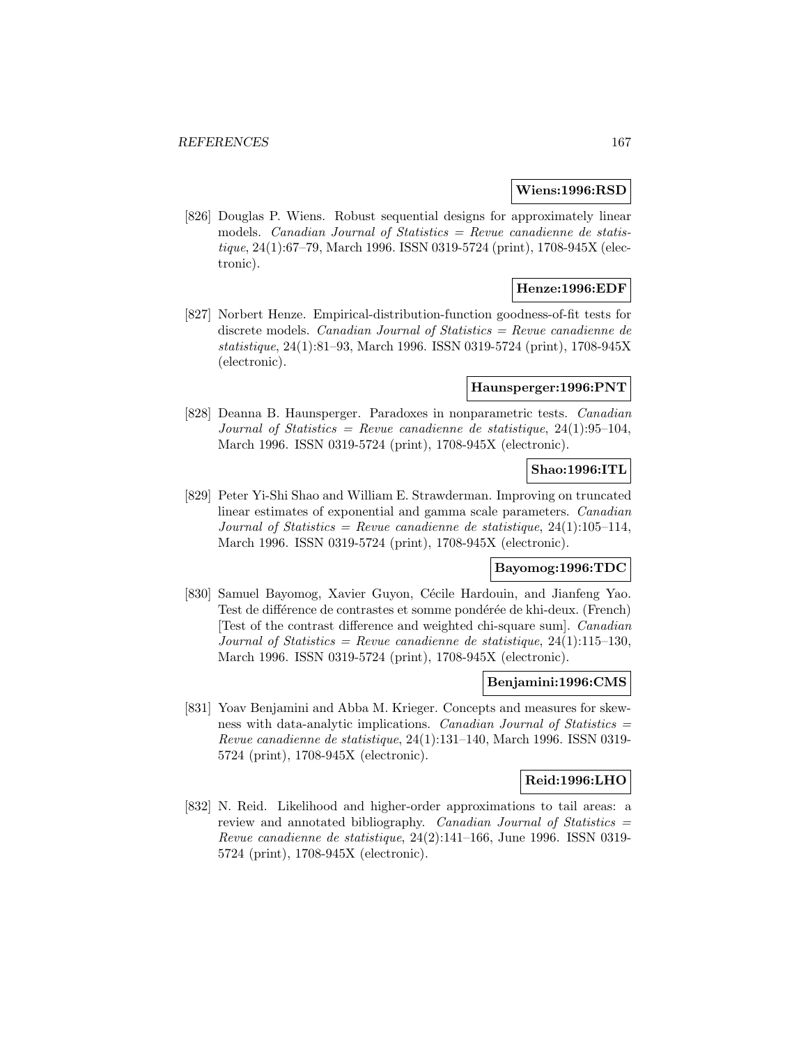**Wiens:1996:RSD**

[826] Douglas P. Wiens. Robust sequential designs for approximately linear models. *Canadian Journal of Statistics = Revue canadienne de statistique*, 24(1):67–79, March 1996. ISSN 0319-5724 (print), 1708-945X (electronic).

**Henze:1996:EDF**

[827] Norbert Henze. Empirical-distribution-function goodness-of-fit tests for discrete models. *Canadian Journal of Statistics = Revue canadienne de statistique*, 24(1):81–93, March 1996. ISSN 0319-5724 (print), 1708-945X (electronic).

**Haunsperger:1996:PNT**

[828] Deanna B. Haunsperger. Paradoxes in nonparametric tests. *Canadian Journal of Statistics = Revue canadienne de statistique*, 24(1):95–104, March 1996. ISSN 0319-5724 (print), 1708-945X (electronic).

**Shao:1996:ITL**

[829] Peter Yi-Shi Shao and William E. Strawderman. Improving on truncated linear estimates of exponential and gamma scale parameters. *Canadian Journal of Statistics = Revue canadienne de statistique*, 24(1):105–114, March 1996. ISSN 0319-5724 (print), 1708-945X (electronic).

**Bayomog:1996:TDC**

[830] Samuel Bayomog, Xavier Guyon, Cécile Hardouin, and Jianfeng Yao. Test de différence de contrastes et somme pondérée de khi-deux. (French) [Test of the contrast difference and weighted chi-square sum]. *Canadian Journal of Statistics = Revue canadienne de statistique*, 24(1):115–130, March 1996. ISSN 0319-5724 (print), 1708-945X (electronic).

**Benjamini:1996:CMS**

[831] Yoav Benjamini and Abba M. Krieger. Concepts and measures for skewness with data-analytic implications. *Canadian Journal of Statistics = Revue canadienne de statistique*, 24(1):131–140, March 1996. ISSN 0319-5724 (print), 1708-945X (electronic).

**Reid:1996:LHO**

[832] N. Reid. Likelihood and higher-order approximations to tail areas: a review and annotated bibliography. *Canadian Journal of Statistics = Revue canadienne de statistique*, 24(2):141–166, June 1996. ISSN 0319-5724 (print), 1708-945X (electronic).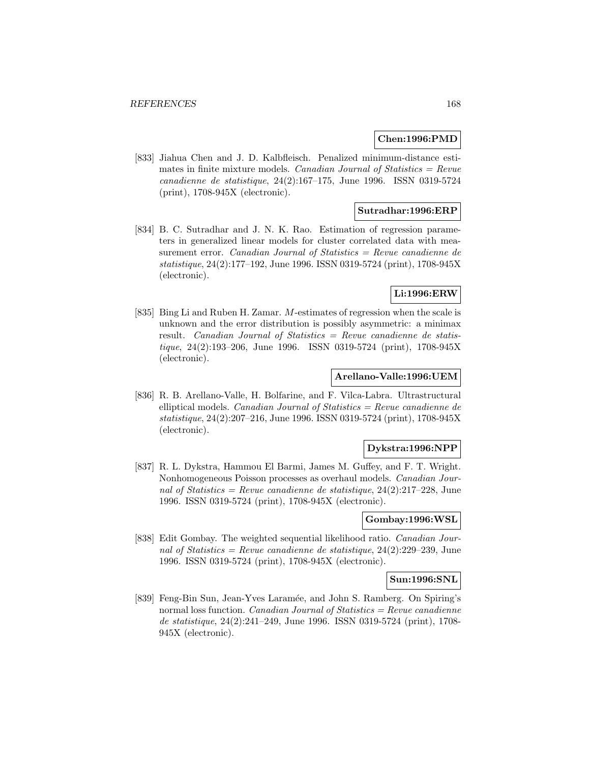**Chen:1996:PMD**

[833] Jiahua Chen and J. D. Kalbfleisch. Penalized minimum-distance estimates in finite mixture models. *Canadian Journal of Statistics = Revue canadienne de statistique*, 24(2):167–175, June 1996. ISSN 0319-5724 (print), 1708-945X (electronic).

**Sutradhar:1996:ERP**

[834] B. C. Sutradhar and J. N. K. Rao. Estimation of regression parameters in generalized linear models for cluster correlated data with measurement error. *Canadian Journal of Statistics = Revue canadienne de statistique*, 24(2):177–192, June 1996. ISSN 0319-5724 (print), 1708-945X (electronic).

**Li:1996:ERW**

[835] Bing Li and Ruben H. Zamar. $M$-estimates of regression when the scale is unknown and the error distribution is possibly asymmetric: a minimax result. *Canadian Journal of Statistics = Revue canadienne de statistique*, 24(2):193–206, June 1996. ISSN 0319-5724 (print), 1708-945X (electronic).

**Arellano-Valle:1996:UEM**

[836] R. B. Arellano-Valle, H. Bolfarine, and F. Vilca-Labra. Ultrastructural elliptical models. *Canadian Journal of Statistics = Revue canadienne de statistique*, 24(2):207–216, June 1996. ISSN 0319-5724 (print), 1708-945X (electronic).

**Dykstra:1996:NPP**

[837] R. L. Dykstra, Hammou El Barmi, James M. Guffey, and F. T. Wright. Nonhomogeneous Poisson processes as overhaul models. *Canadian Journal of Statistics = Revue canadienne de statistique*, 24(2):217–228, June 1996. ISSN 0319-5724 (print), 1708-945X (electronic).

**Gombay:1996:WSL**

[838] Edit Gombay. The weighted sequential likelihood ratio. *Canadian Journal of Statistics = Revue canadienne de statistique*, 24(2):229–239, June 1996. ISSN 0319-5724 (print), 1708-945X (electronic).

**Sun:1996:SNL**

[839] Feng-Bin Sun, Jean-Yves Laramée, and John S. Ramberg. On Spiring's normal loss function. *Canadian Journal of Statistics = Revue canadienne de statistique*, 24(2):241–249, June 1996. ISSN 0319-5724 (print), 1708-945X (electronic).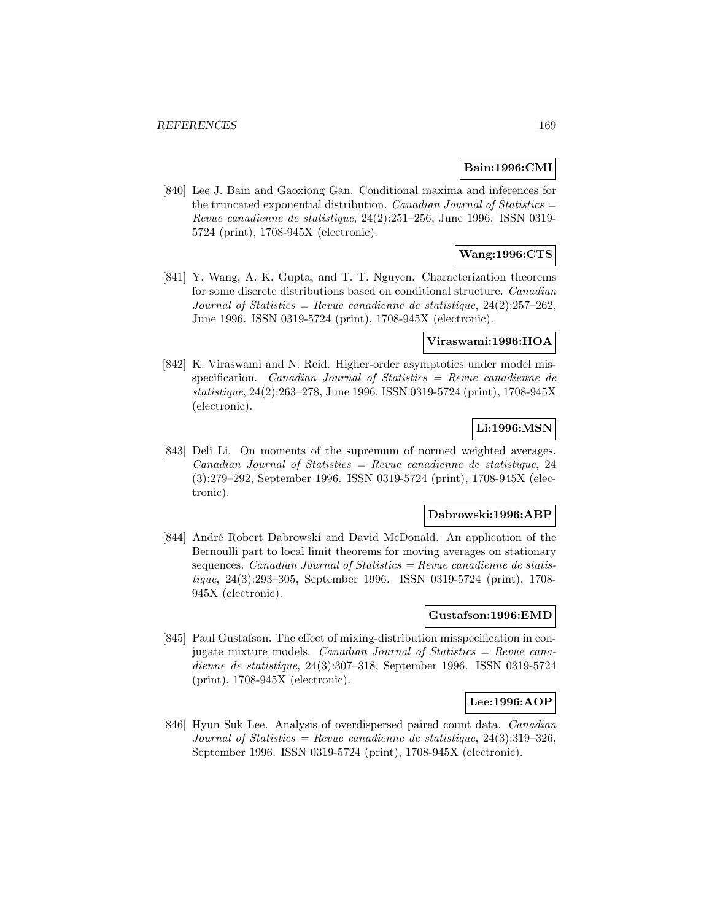**Bain:1996:CMI**

[840] Lee J. Bain and Gaoxiong Gan. Conditional maxima and inferences for the truncated exponential distribution. *Canadian Journal of Statistics = Revue canadienne de statistique*, 24(2):251–256, June 1996. ISSN 0319-5724 (print), 1708-945X (electronic).

**Wang:1996:CTS**

[841] Y. Wang, A. K. Gupta, and T. T. Nguyen. Characterization theorems for some discrete distributions based on conditional structure. *Canadian Journal of Statistics = Revue canadienne de statistique*, 24(2):257–262, June 1996. ISSN 0319-5724 (print), 1708-945X (electronic).

**Viraswami:1996:HOA**

[842] K. Viraswami and N. Reid. Higher-order asymptotics under model misspecification. *Canadian Journal of Statistics = Revue canadienne de statistique*, 24(2):263–278, June 1996. ISSN 0319-5724 (print), 1708-945X (electronic).

**Li:1996:MSN**

[843] Deli Li. On moments of the supremum of normed weighted averages. *Canadian Journal of Statistics = Revue canadienne de statistique*, 24 (3):279–292, September 1996. ISSN 0319-5724 (print), 1708-945X (electronic).

**Dabrowski:1996:ABP**

[844] André Robert Dabrowski and David McDonald. An application of the Bernoulli part to local limit theorems for moving averages on stationary sequences. *Canadian Journal of Statistics = Revue canadienne de statistique*, 24(3):293–305, September 1996. ISSN 0319-5724 (print), 1708-945X (electronic).

**Gustafson:1996:EMD**

[845] Paul Gustafson. The effect of mixing-distribution misspecification in conjugate mixture models. *Canadian Journal of Statistics = Revue canadienne de statistique*, 24(3):307–318, September 1996. ISSN 0319-5724 (print), 1708-945X (electronic).

**Lee:1996:AOP**

[846] Hyun Suk Lee. Analysis of overdispersed paired count data. *Canadian Journal of Statistics = Revue canadienne de statistique*, 24(3):319–326, September 1996. ISSN 0319-5724 (print), 1708-945X (electronic).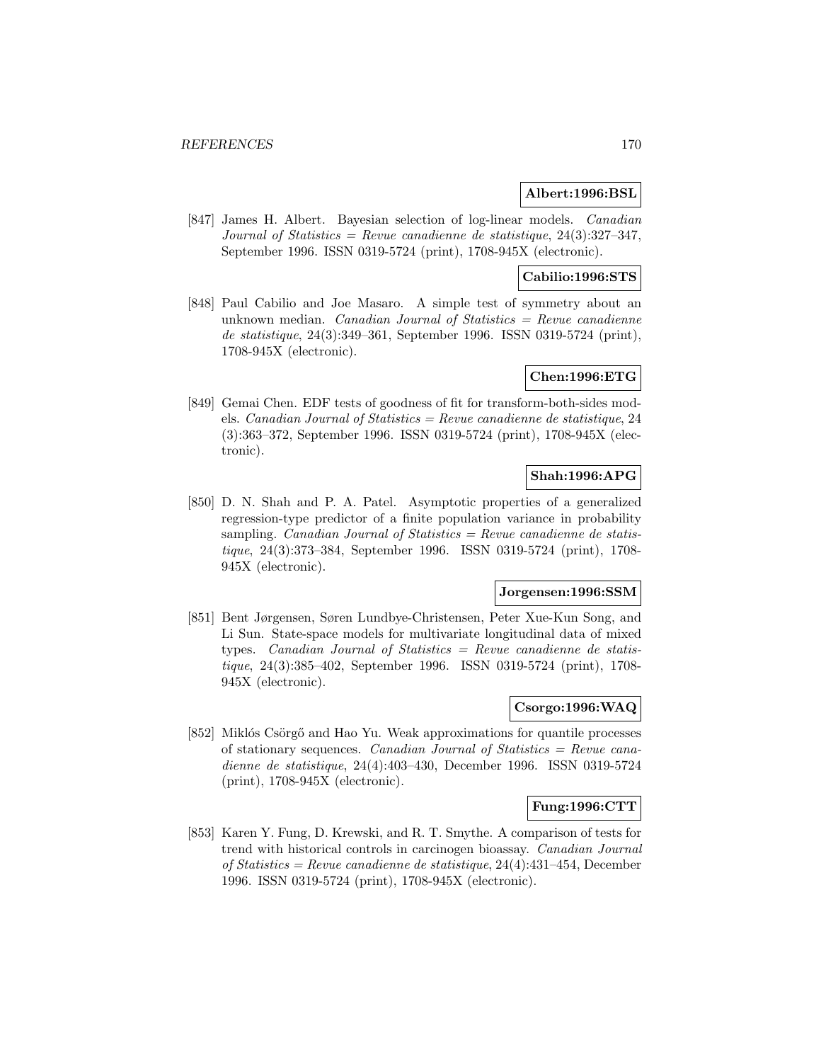**Albert:1996:BSL**

[847] James H. Albert. Bayesian selection of log-linear models. *Canadian Journal of Statistics = Revue canadienne de statistique*, 24(3):327–347, September 1996. ISSN 0319-5724 (print), 1708-945X (electronic).

**Cabilio:1996:STS**

[848] Paul Cabilio and Joe Masaro. A simple test of symmetry about an unknown median. *Canadian Journal of Statistics = Revue canadienne de statistique*, 24(3):349–361, September 1996. ISSN 0319-5724 (print), 1708-945X (electronic).

**Chen:1996:ETG**

[849] Gemai Chen. EDF tests of goodness of fit for transform-both-sides models. *Canadian Journal of Statistics = Revue canadienne de statistique*, 24 (3):363–372, September 1996. ISSN 0319-5724 (print), 1708-945X (electronic).

**Shah:1996:APG**

[850] D. N. Shah and P. A. Patel. Asymptotic properties of a generalized regression-type predictor of a finite population variance in probability sampling. *Canadian Journal of Statistics = Revue canadienne de statistique*, 24(3):373–384, September 1996. ISSN 0319-5724 (print), 1708-945X (electronic).

**Jorgensen:1996:SSM**

[851] Bent Jørgensen, Søren Lundbye-Christensen, Peter Xue-Kun Song, and Li Sun. State-space models for multivariate longitudinal data of mixed types. *Canadian Journal of Statistics = Revue canadienne de statistique*, 24(3):385–402, September 1996. ISSN 0319-5724 (print), 1708-945X (electronic).

**Csorgo:1996:WAQ**

[852] Miklós Csörgő and Hao Yu. Weak approximations for quantile processes of stationary sequences. *Canadian Journal of Statistics = Revue canadienne de statistique*, 24(4):403–430, December 1996. ISSN 0319-5724 (print), 1708-945X (electronic).

**Fung:1996:CTT**

[853] Karen Y. Fung, D. Krewski, and R. T. Smythe. A comparison of tests for trend with historical controls in carcinogen bioassay. *Canadian Journal of Statistics = Revue canadienne de statistique*, 24(4):431–454, December 1996. ISSN 0319-5724 (print), 1708-945X (electronic).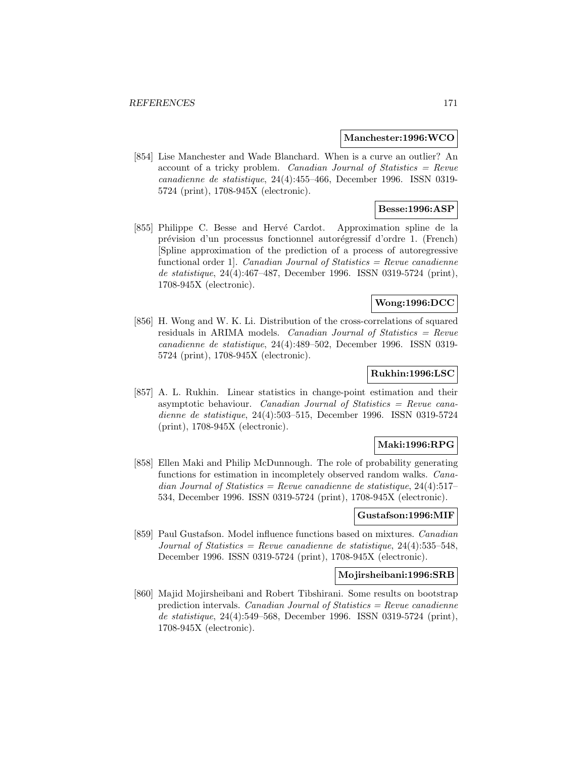**Manchester:1996:WCO**

[854] Lise Manchester and Wade Blanchard. When is a curve an outlier? An account of a tricky problem. *Canadian Journal of Statistics = Revue canadienne de statistique*, 24(4):455–466, December 1996. ISSN 0319-5724 (print), 1708-945X (electronic).

**Besse:1996:ASP**

[855] Philippe C. Besse and Hervé Cardot. Approximation spline de la prévision d'un processus fonctionnel autorégressif d'ordre 1. (French) [Spline approximation of the prediction of a process of autoregressive functional order 1]. *Canadian Journal of Statistics = Revue canadienne de statistique*, 24(4):467–487, December 1996. ISSN 0319-5724 (print), 1708-945X (electronic).

**Wong:1996:DCC**

[856] H. Wong and W. K. Li. Distribution of the cross-correlations of squared residuals in ARIMA models. *Canadian Journal of Statistics = Revue canadienne de statistique*, 24(4):489–502, December 1996. ISSN 0319-5724 (print), 1708-945X (electronic).

**Rukhin:1996:LSC**

[857] A. L. Rukhin. Linear statistics in change-point estimation and their asymptotic behaviour. *Canadian Journal of Statistics = Revue canadienne de statistique*, 24(4):503–515, December 1996. ISSN 0319-5724 (print), 1708-945X (electronic).

**Maki:1996:RPG**

[858] Ellen Maki and Philip McDunnough. The role of probability generating functions for estimation in incompletely observed random walks. *Canadian Journal of Statistics = Revue canadienne de statistique*, 24(4):517–534, December 1996. ISSN 0319-5724 (print), 1708-945X (electronic).

**Gustafson:1996:MIF**

[859] Paul Gustafson. Model influence functions based on mixtures. *Canadian Journal of Statistics = Revue canadienne de statistique*, 24(4):535–548, December 1996. ISSN 0319-5724 (print), 1708-945X (electronic).

**Mojirsheibani:1996:SRB**

[860] Majid Mojirsheibani and Robert Tibshirani. Some results on bootstrap prediction intervals. *Canadian Journal of Statistics = Revue canadienne de statistique*, 24(4):549–568, December 1996. ISSN 0319-5724 (print), 1708-945X (electronic).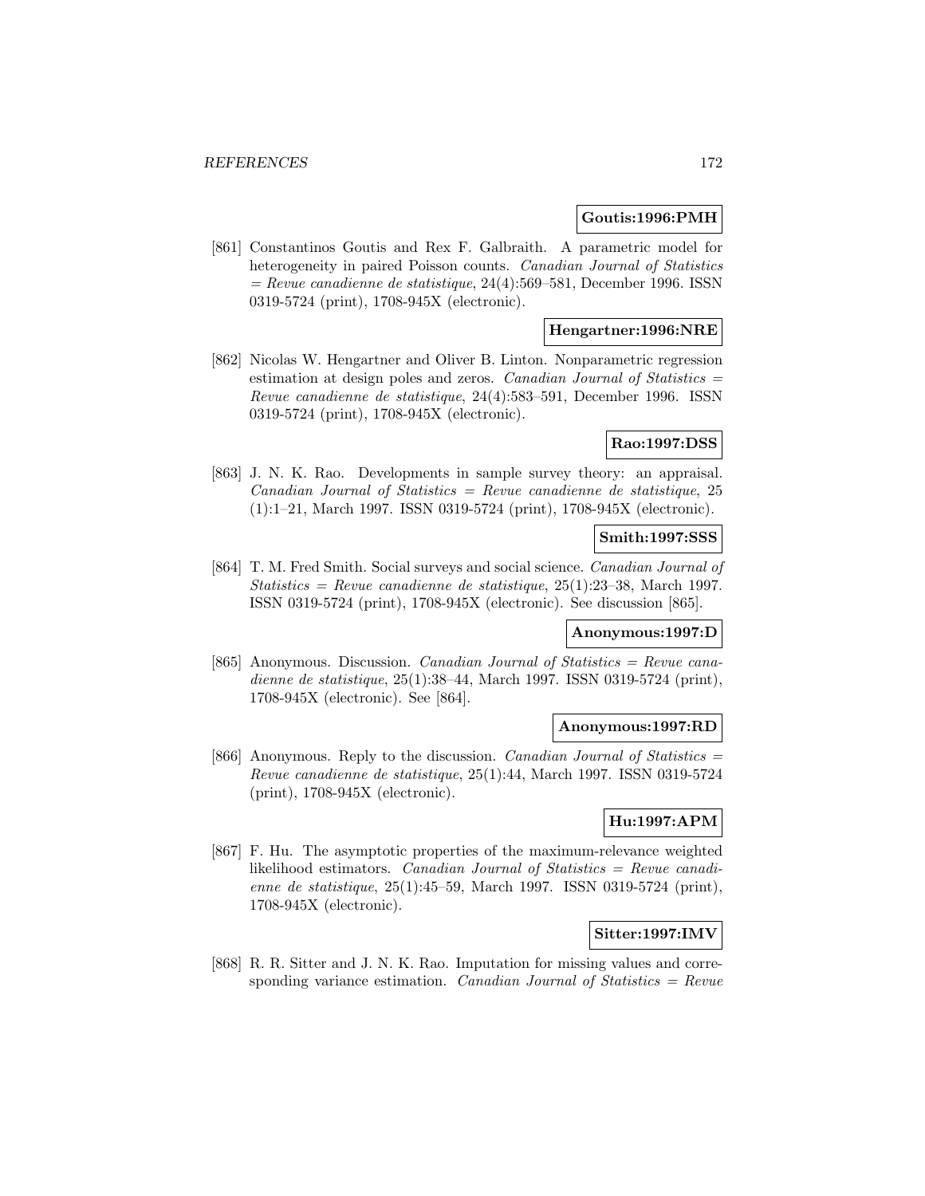**Goutis:1996:PMH**

[861] Constantinos Goutis and Rex F. Galbraith. A parametric model for heterogeneity in paired Poisson counts. *Canadian Journal of Statistics = Revue canadienne de statistique*, 24(4):569–581, December 1996. ISSN 0319-5724 (print), 1708-945X (electronic).

**Hengartner:1996:NRE**

[862] Nicolas W. Hengartner and Oliver B. Linton. Nonparametric regression estimation at design poles and zeros. *Canadian Journal of Statistics = Revue canadienne de statistique*, 24(4):583–591, December 1996. ISSN 0319-5724 (print), 1708-945X (electronic).

**Rao:1997:DSS**

[863] J. N. K. Rao. Developments in sample survey theory: an appraisal. *Canadian Journal of Statistics = Revue canadienne de statistique*, 25 (1):1–21, March 1997. ISSN 0319-5724 (print), 1708-945X (electronic).

**Smith:1997:SSS**

[864] T. M. Fred Smith. Social surveys and social science. *Canadian Journal of Statistics = Revue canadienne de statistique*, 25(1):23–38, March 1997. ISSN 0319-5724 (print), 1708-945X (electronic). See discussion [865].

**Anonymous:1997:D**

[865] Anonymous. Discussion. *Canadian Journal of Statistics = Revue canadienne de statistique*, 25(1):38–44, March 1997. ISSN 0319-5724 (print), 1708-945X (electronic). See [864].

**Anonymous:1997:RD**

[866] Anonymous. Reply to the discussion. *Canadian Journal of Statistics = Revue canadienne de statistique*, 25(1):44, March 1997. ISSN 0319-5724 (print), 1708-945X (electronic).

**Hu:1997:APM**

[867] F. Hu. The asymptotic properties of the maximum-relevance weighted likelihood estimators. *Canadian Journal of Statistics = Revue canadienne de statistique*, 25(1):45–59, March 1997. ISSN 0319-5724 (print), 1708-945X (electronic).

**Sitter:1997:IMV**

[868] R. R. Sitter and J. N. K. Rao. Imputation for missing values and corresponding variance estimation. *Canadian Journal of Statistics = Revue*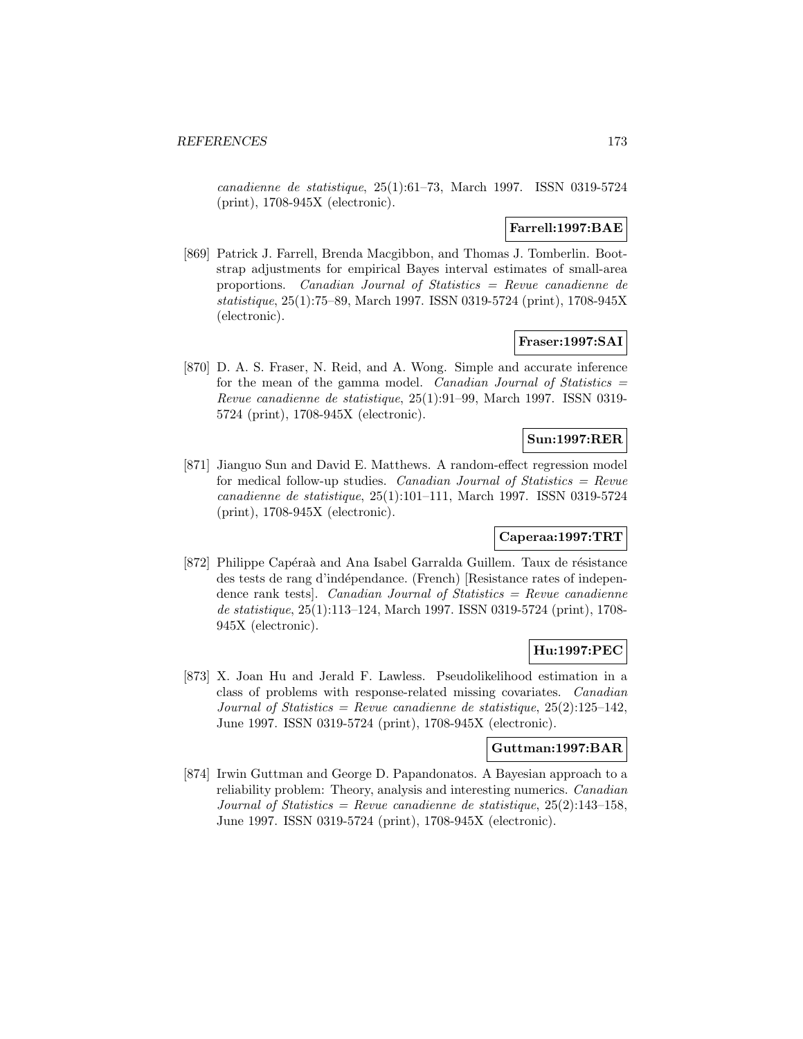*canadienne de statistique*, 25(1):61–73, March 1997. ISSN 0319-5724 (print), 1708-945X (electronic).

**Farrell:1997:BAE**

[869] Patrick J. Farrell, Brenda Macgibbon, and Thomas J. Tomberlin. Bootstrap adjustments for empirical Bayes interval estimates of small-area proportions. *Canadian Journal of Statistics = Revue canadienne de statistique*, 25(1):75–89, March 1997. ISSN 0319-5724 (print), 1708-945X (electronic).

**Fraser:1997:SAI**

[870] D. A. S. Fraser, N. Reid, and A. Wong. Simple and accurate inference for the mean of the gamma model. *Canadian Journal of Statistics = Revue canadienne de statistique*, 25(1):91–99, March 1997. ISSN 0319-5724 (print), 1708-945X (electronic).

**Sun:1997:RER**

[871] Jianguo Sun and David E. Matthews. A random-effect regression model for medical follow-up studies. *Canadian Journal of Statistics = Revue canadienne de statistique*, 25(1):101–111, March 1997. ISSN 0319-5724 (print), 1708-945X (electronic).

**Caperaa:1997:TRT**

[872] Philippe Capéraà and Ana Isabel Garralda Guillem. Taux de résistance des tests de rang d'indépendance. (French) [Resistance rates of independence rank tests]. *Canadian Journal of Statistics = Revue canadienne de statistique*, 25(1):113–124, March 1997. ISSN 0319-5724 (print), 1708-945X (electronic).

**Hu:1997:PEC**

[873] X. Joan Hu and Jerald F. Lawless. Pseudolikelihood estimation in a class of problems with response-related missing covariates. *Canadian Journal of Statistics = Revue canadienne de statistique*, 25(2):125–142, June 1997. ISSN 0319-5724 (print), 1708-945X (electronic).

**Guttman:1997:BAR**

[874] Irwin Guttman and George D. Papandonatos. A Bayesian approach to a reliability problem: Theory, analysis and interesting numerics. *Canadian Journal of Statistics = Revue canadienne de statistique*, 25(2):143–158, June 1997. ISSN 0319-5724 (print), 1708-945X (electronic).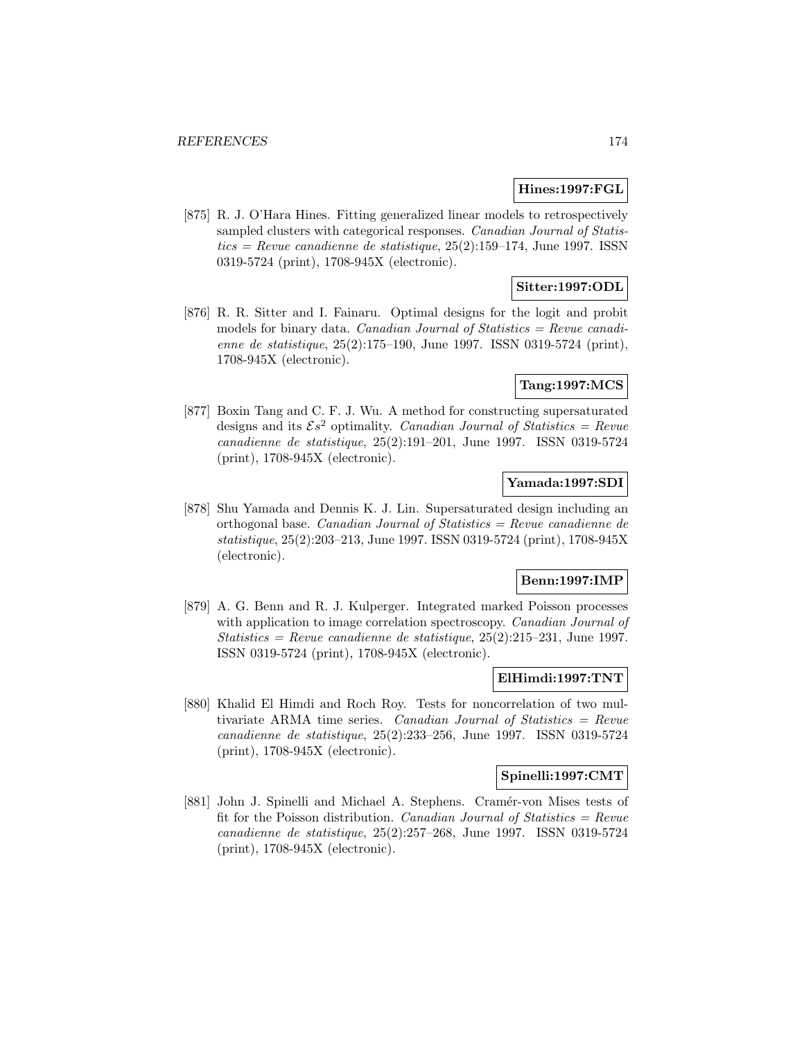**Hines:1997:FGL**

[875] R. J. O'Hara Hines. Fitting generalized linear models to retrospectively sampled clusters with categorical responses. *Canadian Journal of Statistics = Revue canadienne de statistique*, 25(2):159–174, June 1997. ISSN 0319-5724 (print), 1708-945X (electronic).

**Sitter:1997:ODL**

[876] R. R. Sitter and I. Fainaru. Optimal designs for the logit and probit models for binary data. *Canadian Journal of Statistics = Revue canadienne de statistique*, 25(2):175–190, June 1997. ISSN 0319-5724 (print), 1708-945X (electronic).

**Tang:1997:MCS**

[877] Boxin Tang and C. F. J. Wu. A method for constructing supersaturated designs and its $\mathcal{E}s^2$ optimality. *Canadian Journal of Statistics = Revue canadienne de statistique*, 25(2):191–201, June 1997. ISSN 0319-5724 (print), 1708-945X (electronic).

**Yamada:1997:SDI**

[878] Shu Yamada and Dennis K. J. Lin. Supersaturated design including an orthogonal base. *Canadian Journal of Statistics = Revue canadienne de statistique*, 25(2):203–213, June 1997. ISSN 0319-5724 (print), 1708-945X (electronic).

**Benn:1997:IMP**

[879] A. G. Benn and R. J. Kulperger. Integrated marked Poisson processes with application to image correlation spectroscopy. *Canadian Journal of Statistics = Revue canadienne de statistique*, 25(2):215–231, June 1997. ISSN 0319-5724 (print), 1708-945X (electronic).

**ElHimdi:1997:TNT**

[880] Khalid El Himdi and Roch Roy. Tests for noncorrelation of two multivariate ARMA time series. *Canadian Journal of Statistics = Revue canadienne de statistique*, 25(2):233–256, June 1997. ISSN 0319-5724 (print), 1708-945X (electronic).

**Spinelli:1997:CMT**

[881] John J. Spinelli and Michael A. Stephens. Cramér-von Mises tests of fit for the Poisson distribution. *Canadian Journal of Statistics = Revue canadienne de statistique*, 25(2):257–268, June 1997. ISSN 0319-5724 (print), 1708-945X (electronic).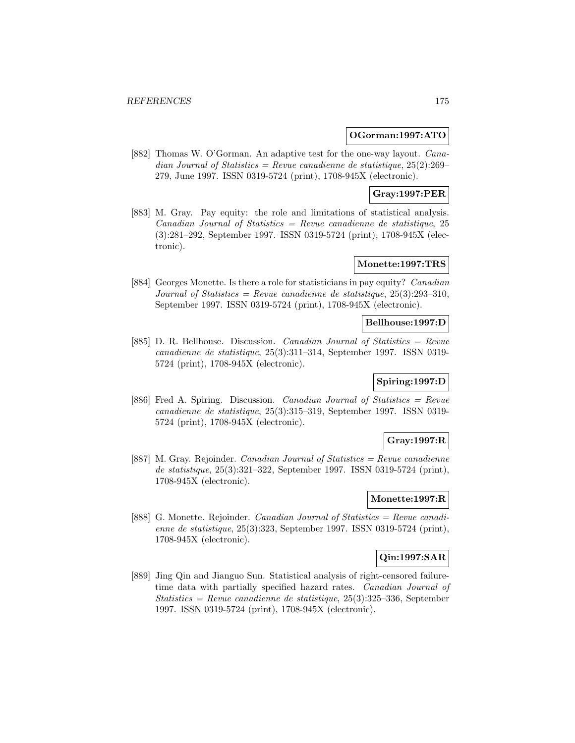**OGorman:1997:ATO**

[882] Thomas W. O'Gorman. An adaptive test for the one-way layout. *Canadian Journal of Statistics = Revue canadienne de statistique*, 25(2):269–279, June 1997. ISSN 0319-5724 (print), 1708-945X (electronic).

**Gray:1997:PER**

[883] M. Gray. Pay equity: the role and limitations of statistical analysis. *Canadian Journal of Statistics = Revue canadienne de statistique*, 25 (3):281–292, September 1997. ISSN 0319-5724 (print), 1708-945X (electronic).

**Monette:1997:TRS**

[884] Georges Monette. Is there a role for statisticians in pay equity? *Canadian Journal of Statistics = Revue canadienne de statistique*, 25(3):293–310, September 1997. ISSN 0319-5724 (print), 1708-945X (electronic).

**Bellhouse:1997:D**

[885] D. R. Bellhouse. Discussion. *Canadian Journal of Statistics = Revue canadienne de statistique*, 25(3):311–314, September 1997. ISSN 0319-5724 (print), 1708-945X (electronic).

**Spiring:1997:D**

[886] Fred A. Spiring. Discussion. *Canadian Journal of Statistics = Revue canadienne de statistique*, 25(3):315–319, September 1997. ISSN 0319-5724 (print), 1708-945X (electronic).

**Gray:1997:R**

[887] M. Gray. Rejoinder. *Canadian Journal of Statistics = Revue canadienne de statistique*, 25(3):321–322, September 1997. ISSN 0319-5724 (print), 1708-945X (electronic).

**Monette:1997:R**

[888] G. Monette. Rejoinder. *Canadian Journal of Statistics = Revue canadienne de statistique*, 25(3):323, September 1997. ISSN 0319-5724 (print), 1708-945X (electronic).

**Qin:1997:SAR**

[889] Jing Qin and Jianguo Sun. Statistical analysis of right-censored failure-time data with partially specified hazard rates. *Canadian Journal of Statistics = Revue canadienne de statistique*, 25(3):325–336, September 1997. ISSN 0319-5724 (print), 1708-945X (electronic).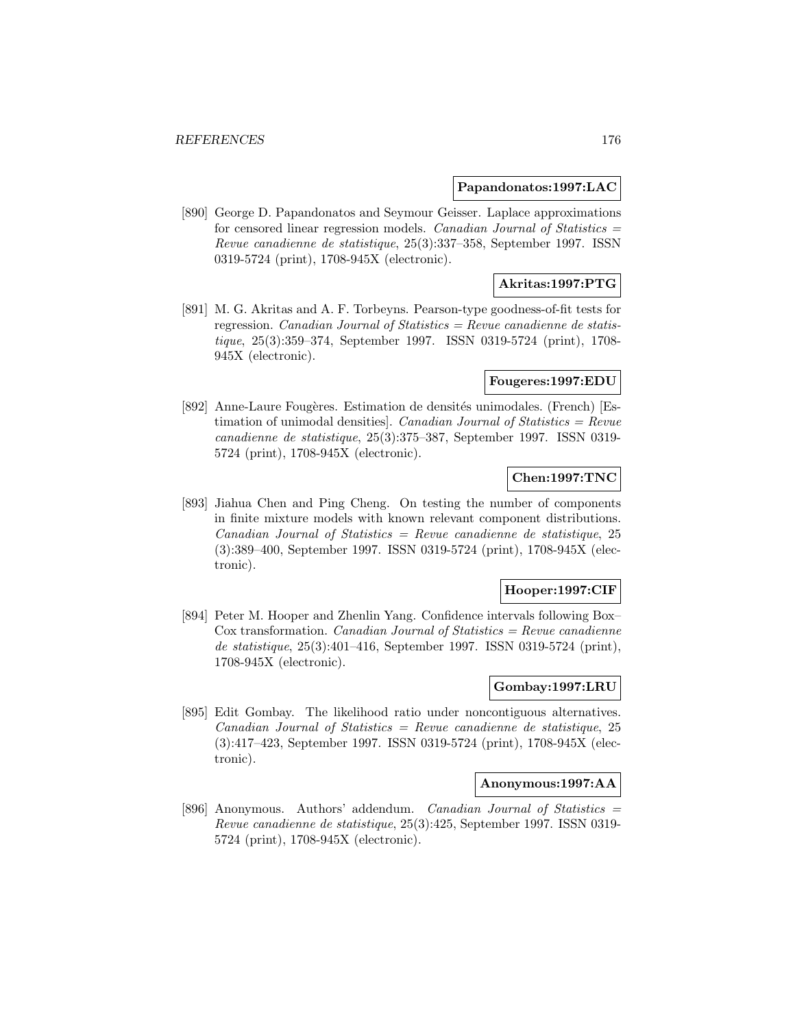**Papandonatos:1997:LAC**

[890] George D. Papandonatos and Seymour Geisser. Laplace approximations for censored linear regression models. *Canadian Journal of Statistics = Revue canadienne de statistique*, 25(3):337–358, September 1997. ISSN 0319-5724 (print), 1708-945X (electronic).

**Akritas:1997:PTG**

[891] M. G. Akritas and A. F. Torbeyns. Pearson-type goodness-of-fit tests for regression. *Canadian Journal of Statistics = Revue canadienne de statistique*, 25(3):359–374, September 1997. ISSN 0319-5724 (print), 1708-945X (electronic).

**Fougeres:1997:EDU**

[892] Anne-Laure Fougères. Estimation de densités unimodales. (French) [Estimation of unimodal densities]. *Canadian Journal of Statistics = Revue canadienne de statistique*, 25(3):375–387, September 1997. ISSN 0319-5724 (print), 1708-945X (electronic).

**Chen:1997:TNC**

[893] Jiahua Chen and Ping Cheng. On testing the number of components in finite mixture models with known relevant component distributions. *Canadian Journal of Statistics = Revue canadienne de statistique*, 25 (3):389–400, September 1997. ISSN 0319-5724 (print), 1708-945X (electronic).

**Hooper:1997:CIF**

[894] Peter M. Hooper and Zhenlin Yang. Confidence intervals following Box–Cox transformation. *Canadian Journal of Statistics = Revue canadienne de statistique*, 25(3):401–416, September 1997. ISSN 0319-5724 (print), 1708-945X (electronic).

**Gombay:1997:LRU**

[895] Edit Gombay. The likelihood ratio under noncontiguous alternatives. *Canadian Journal of Statistics = Revue canadienne de statistique*, 25 (3):417–423, September 1997. ISSN 0319-5724 (print), 1708-945X (electronic).

**Anonymous:1997:AA**

[896] Anonymous. Authors' addendum. *Canadian Journal of Statistics = Revue canadienne de statistique*, 25(3):425, September 1997. ISSN 0319-5724 (print), 1708-945X (electronic).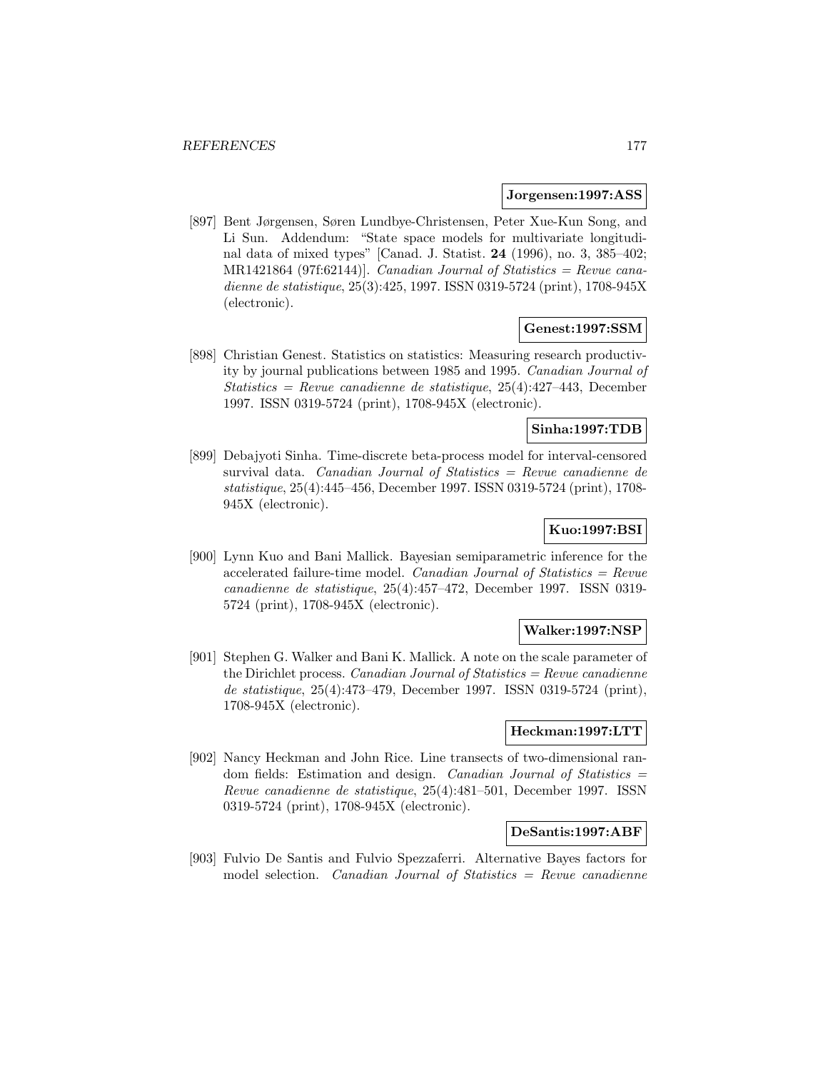**Jorgensen:1997:ASS**

[897] Bent Jørgensen, Søren Lundbye-Christensen, Peter Xue-Kun Song, and Li Sun. Addendum: "State space models for multivariate longitudinal data of mixed types" [Canad. J. Statist. **24** (1996), no. 3, 385–402; MR1421864 (97f:62144)]. *Canadian Journal of Statistics = Revue canadienne de statistique*, 25(3):425, 1997. ISSN 0319-5724 (print), 1708-945X (electronic).

**Genest:1997:SSM**

[898] Christian Genest. Statistics on statistics: Measuring research productivity by journal publications between 1985 and 1995. *Canadian Journal of Statistics = Revue canadienne de statistique*, 25(4):427–443, December 1997. ISSN 0319-5724 (print), 1708-945X (electronic).

**Sinha:1997:TDB**

[899] Debajyoti Sinha. Time-discrete beta-process model for interval-censored survival data. *Canadian Journal of Statistics = Revue canadienne de statistique*, 25(4):445–456, December 1997. ISSN 0319-5724 (print), 1708-945X (electronic).

**Kuo:1997:BSI**

[900] Lynn Kuo and Bani Mallick. Bayesian semiparametric inference for the accelerated failure-time model. *Canadian Journal of Statistics = Revue canadienne de statistique*, 25(4):457–472, December 1997. ISSN 0319-5724 (print), 1708-945X (electronic).

**Walker:1997:NSP**

[901] Stephen G. Walker and Bani K. Mallick. A note on the scale parameter of the Dirichlet process. *Canadian Journal of Statistics = Revue canadienne de statistique*, 25(4):473–479, December 1997. ISSN 0319-5724 (print), 1708-945X (electronic).

**Heckman:1997:LTT**

[902] Nancy Heckman and John Rice. Line transects of two-dimensional random fields: Estimation and design. *Canadian Journal of Statistics = Revue canadienne de statistique*, 25(4):481–501, December 1997. ISSN 0319-5724 (print), 1708-945X (electronic).

**DeSantis:1997:ABF**

[903] Fulvio De Santis and Fulvio Spezzaferri. Alternative Bayes factors for model selection. *Canadian Journal of Statistics = Revue canadienne*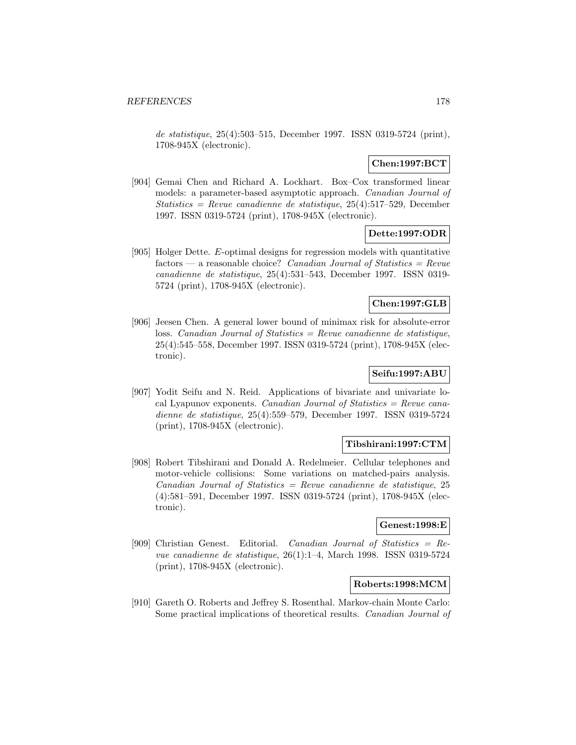*de statistique*, 25(4):503–515, December 1997. ISSN 0319-5724 (print), 1708-945X (electronic).

**Chen:1997:BCT**

[904] Gemai Chen and Richard A. Lockhart. Box–Cox transformed linear models: a parameter-based asymptotic approach. *Canadian Journal of Statistics = Revue canadienne de statistique*, 25(4):517–529, December 1997. ISSN 0319-5724 (print), 1708-945X (electronic).

**Dette:1997:ODR**

[905] Holger Dette. *E*-optimal designs for regression models with quantitative factors — a reasonable choice? *Canadian Journal of Statistics = Revue canadienne de statistique*, 25(4):531–543, December 1997. ISSN 0319-5724 (print), 1708-945X (electronic).

**Chen:1997:GLB**

[906] Jeesen Chen. A general lower bound of minimax risk for absolute-error loss. *Canadian Journal of Statistics = Revue canadienne de statistique*, 25(4):545–558, December 1997. ISSN 0319-5724 (print), 1708-945X (electronic).

**Seifu:1997:ABU**

[907] Yodit Seifu and N. Reid. Applications of bivariate and univariate local Lyapunov exponents. *Canadian Journal of Statistics = Revue canadienne de statistique*, 25(4):559–579, December 1997. ISSN 0319-5724 (print), 1708-945X (electronic).

**Tibshirani:1997:CTM**

[908] Robert Tibshirani and Donald A. Redelmeier. Cellular telephones and motor-vehicle collisions: Some variations on matched-pairs analysis. *Canadian Journal of Statistics = Revue canadienne de statistique*, 25 (4):581–591, December 1997. ISSN 0319-5724 (print), 1708-945X (electronic).

**Genest:1998:E**

[909] Christian Genest. Editorial. *Canadian Journal of Statistics = Revue canadienne de statistique*, 26(1):1–4, March 1998. ISSN 0319-5724 (print), 1708-945X (electronic).

**Roberts:1998:MCM**

[910] Gareth O. Roberts and Jeffrey S. Rosenthal. Markov-chain Monte Carlo: Some practical implications of theoretical results. *Canadian Journal of*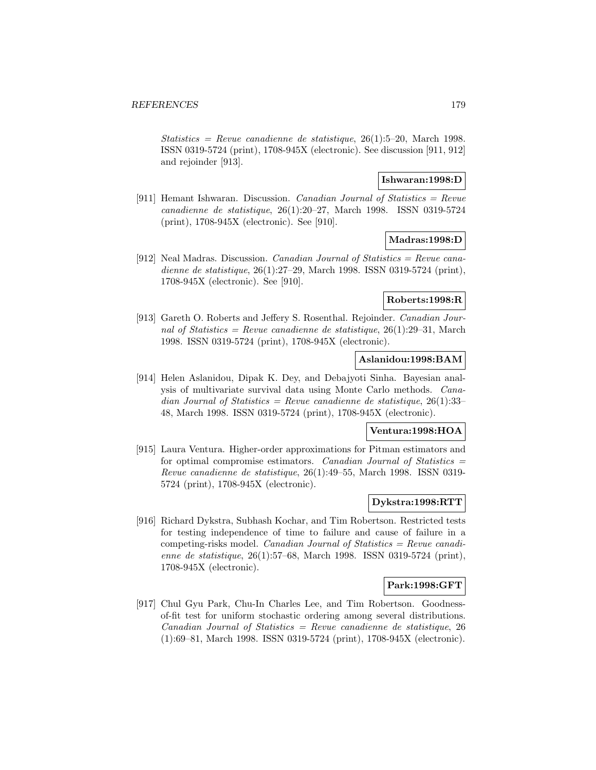*Statistics = Revue canadienne de statistique*, 26(1):5–20, March 1998. ISSN 0319-5724 (print), 1708-945X (electronic). See discussion [911, 912] and rejoinder [913].

**Ishwaran:1998:D**

[911] Hemant Ishwaran. Discussion. *Canadian Journal of Statistics = Revue canadienne de statistique*, 26(1):20–27, March 1998. ISSN 0319-5724 (print), 1708-945X (electronic). See [910].

**Madras:1998:D**

[912] Neal Madras. Discussion. *Canadian Journal of Statistics = Revue canadienne de statistique*, 26(1):27–29, March 1998. ISSN 0319-5724 (print), 1708-945X (electronic). See [910].

**Roberts:1998:R**

[913] Gareth O. Roberts and Jeffery S. Rosenthal. Rejoinder. *Canadian Journal of Statistics = Revue canadienne de statistique*, 26(1):29–31, March 1998. ISSN 0319-5724 (print), 1708-945X (electronic).

**Aslanidou:1998:BAM**

[914] Helen Aslanidou, Dipak K. Dey, and Debajyoti Sinha. Bayesian analysis of multivariate survival data using Monte Carlo methods. *Canadian Journal of Statistics = Revue canadienne de statistique*, 26(1):33–48, March 1998. ISSN 0319-5724 (print), 1708-945X (electronic).

**Ventura:1998:HOA**

[915] Laura Ventura. Higher-order approximations for Pitman estimators and for optimal compromise estimators. *Canadian Journal of Statistics = Revue canadienne de statistique*, 26(1):49–55, March 1998. ISSN 0319-5724 (print), 1708-945X (electronic).

**Dykstra:1998:RTT**

[916] Richard Dykstra, Subhash Kochar, and Tim Robertson. Restricted tests for testing independence of time to failure and cause of failure in a competing-risks model. *Canadian Journal of Statistics = Revue canadienne de statistique*, 26(1):57–68, March 1998. ISSN 0319-5724 (print), 1708-945X (electronic).

**Park:1998:GFT**

[917] Chul Gyu Park, Chu-In Charles Lee, and Tim Robertson. Goodness-of-fit test for uniform stochastic ordering among several distributions. *Canadian Journal of Statistics = Revue canadienne de statistique*, 26 (1):69–81, March 1998. ISSN 0319-5724 (print), 1708-945X (electronic).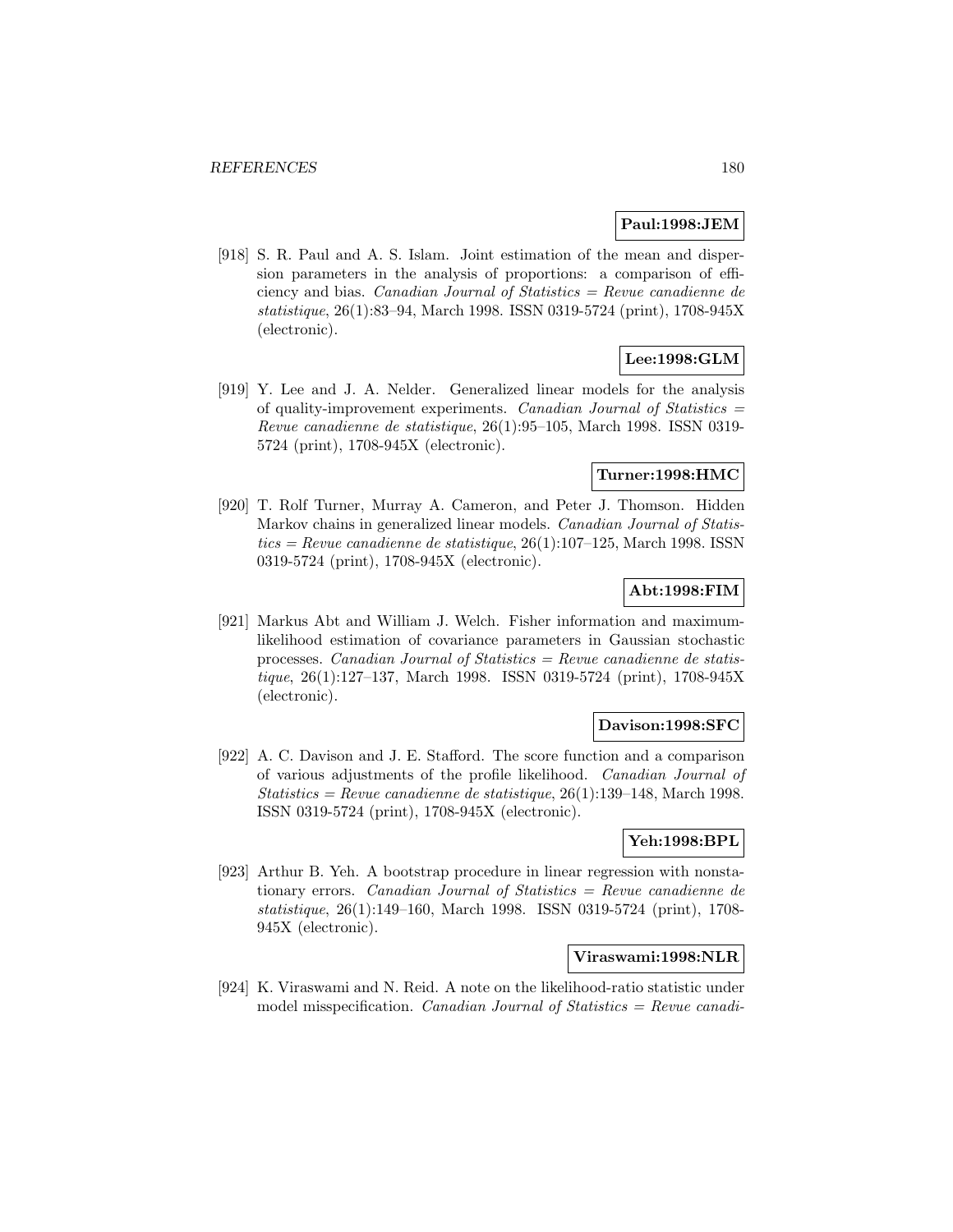**Paul:1998:JEM**

[918] S. R. Paul and A. S. Islam. Joint estimation of the mean and dispersion parameters in the analysis of proportions: a comparison of efficiency and bias. *Canadian Journal of Statistics = Revue canadienne de statistique*, 26(1):83–94, March 1998. ISSN 0319-5724 (print), 1708-945X (electronic).

**Lee:1998:GLM**

[919] Y. Lee and J. A. Nelder. Generalized linear models for the analysis of quality-improvement experiments. *Canadian Journal of Statistics = Revue canadienne de statistique*, 26(1):95–105, March 1998. ISSN 0319-5724 (print), 1708-945X (electronic).

**Turner:1998:HMC**

[920] T. Rolf Turner, Murray A. Cameron, and Peter J. Thomson. Hidden Markov chains in generalized linear models. *Canadian Journal of Statistics = Revue canadienne de statistique*, 26(1):107–125, March 1998. ISSN 0319-5724 (print), 1708-945X (electronic).

**Abt:1998:FIM**

[921] Markus Abt and William J. Welch. Fisher information and maximum-likelihood estimation of covariance parameters in Gaussian stochastic processes. *Canadian Journal of Statistics = Revue canadienne de statistique*, 26(1):127–137, March 1998. ISSN 0319-5724 (print), 1708-945X (electronic).

**Davison:1998:SFC**

[922] A. C. Davison and J. E. Stafford. The score function and a comparison of various adjustments of the profile likelihood. *Canadian Journal of Statistics = Revue canadienne de statistique*, 26(1):139–148, March 1998. ISSN 0319-5724 (print), 1708-945X (electronic).

**Yeh:1998:BPL**

[923] Arthur B. Yeh. A bootstrap procedure in linear regression with nonstationary errors. *Canadian Journal of Statistics = Revue canadienne de statistique*, 26(1):149–160, March 1998. ISSN 0319-5724 (print), 1708-945X (electronic).

**Viraswami:1998:NLR**

[924] K. Viraswami and N. Reid. A note on the likelihood-ratio statistic under model misspecification. *Canadian Journal of Statistics = Revue canadi-*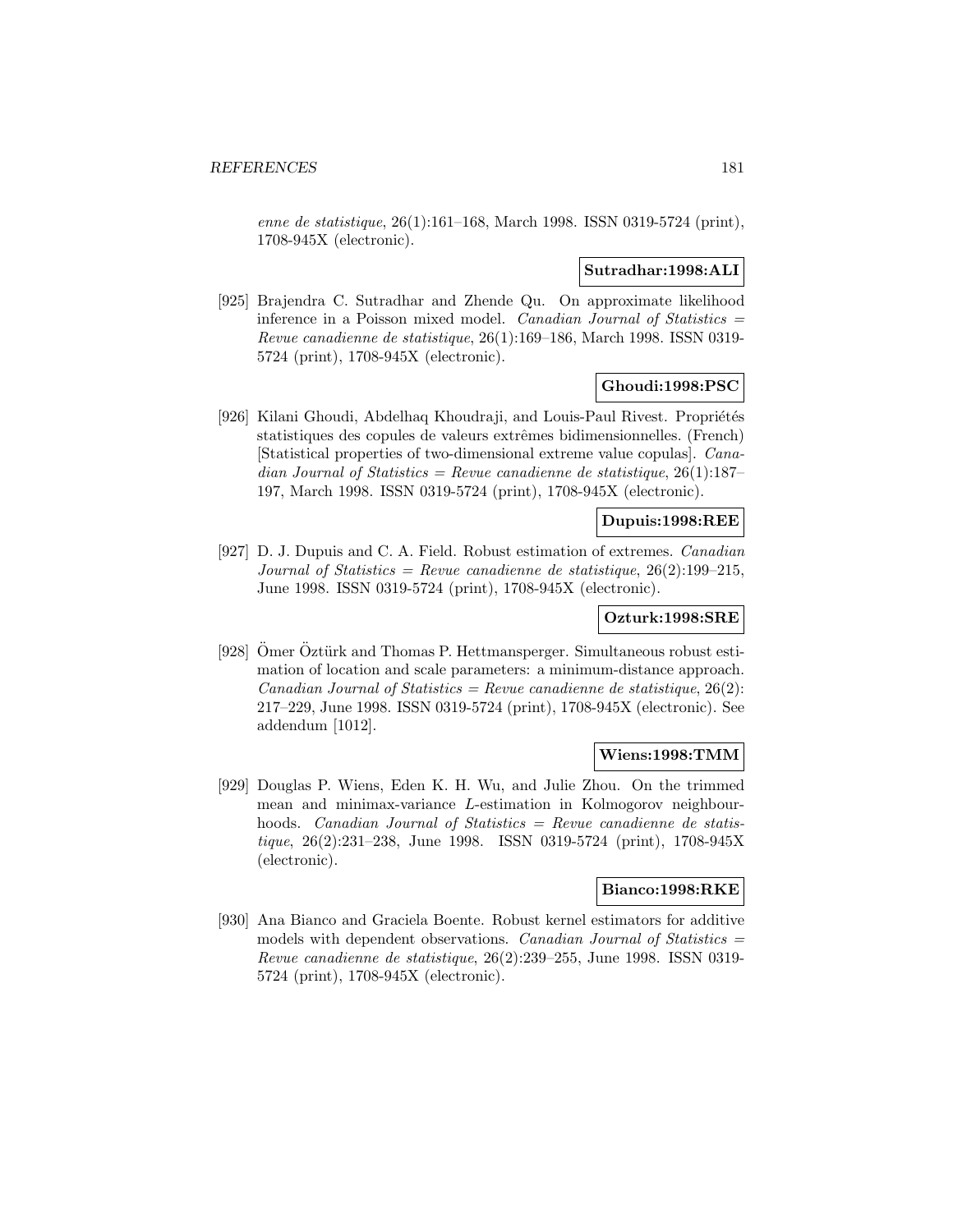*enne de statistique*, 26(1):161–168, March 1998. ISSN 0319-5724 (print), 1708-945X (electronic).

**Sutradhar:1998:ALI**

[925] Brajendra C. Sutradhar and Zhende Qu. On approximate likelihood inference in a Poisson mixed model. *Canadian Journal of Statistics = Revue canadienne de statistique*, 26(1):169–186, March 1998. ISSN 0319-5724 (print), 1708-945X (electronic).

**Ghoudi:1998:PSC**

[926] Kilani Ghoudi, Abdelhaq Khoudraji, and Louis-Paul Rivest. Propriétés statistiques des copules de valeurs extrêmes bidimensionnelles. (French) [Statistical properties of two-dimensional extreme value copulas]. *Canadian Journal of Statistics = Revue canadienne de statistique*, 26(1):187–197, March 1998. ISSN 0319-5724 (print), 1708-945X (electronic).

**Dupuis:1998:REE**

[927] D. J. Dupuis and C. A. Field. Robust estimation of extremes. *Canadian Journal of Statistics = Revue canadienne de statistique*, 26(2):199–215, June 1998. ISSN 0319-5724 (print), 1708-945X (electronic).

**Ozturk:1998:SRE**

[928] Ömer Öztürk and Thomas P. Hettmansperger. Simultaneous robust estimation of location and scale parameters: a minimum-distance approach. *Canadian Journal of Statistics = Revue canadienne de statistique*, 26(2): 217–229, June 1998. ISSN 0319-5724 (print), 1708-945X (electronic). See addendum [1012].

**Wiens:1998:TMM**

[929] Douglas P. Wiens, Eden K. H. Wu, and Julie Zhou. On the trimmed mean and minimax-variance $L$-estimation in Kolmogorov neighbourhoods. *Canadian Journal of Statistics = Revue canadienne de statistique*, 26(2):231–238, June 1998. ISSN 0319-5724 (print), 1708-945X (electronic).

**Bianco:1998:RKE**

[930] Ana Bianco and Graciela Boente. Robust kernel estimators for additive models with dependent observations. *Canadian Journal of Statistics = Revue canadienne de statistique*, 26(2):239–255, June 1998. ISSN 0319-5724 (print), 1708-945X (electronic).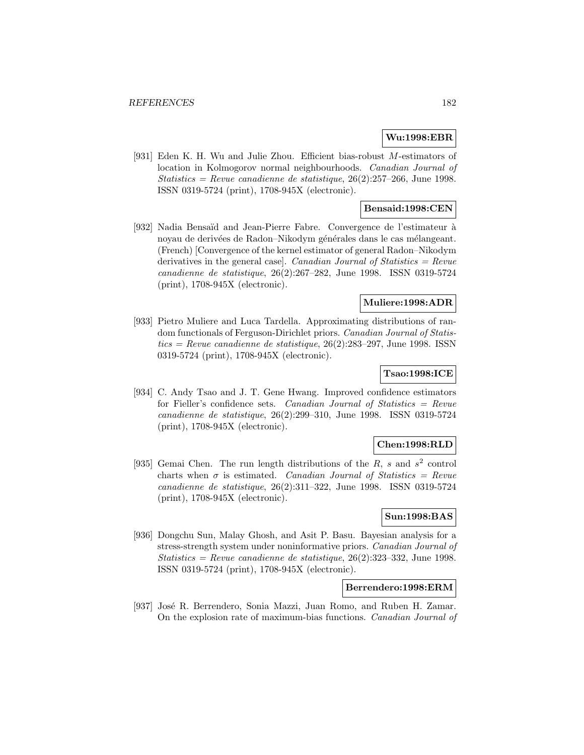**Wu:1998:EBR**

[931] Eden K. H. Wu and Julie Zhou. Efficient bias-robust $M$-estimators of location in Kolmogorov normal neighbourhoods. *Canadian Journal of Statistics = Revue canadienne de statistique*, 26(2):257–266, June 1998. ISSN 0319-5724 (print), 1708-945X (electronic).

**Bensaid:1998:CEN**

[932] Nadia Bensaïd and Jean-Pierre Fabre. Convergence de l'estimateur à noyau de derivées de Radon–Nikodym générales dans le cas mélangeant. (French) [Convergence of the kernel estimator of general Radon–Nikodym derivatives in the general case]. *Canadian Journal of Statistics = Revue canadienne de statistique*, 26(2):267–282, June 1998. ISSN 0319-5724 (print), 1708-945X (electronic).

**Muliere:1998:ADR**

[933] Pietro Muliere and Luca Tardella. Approximating distributions of random functionals of Ferguson-Dirichlet priors. *Canadian Journal of Statistics = Revue canadienne de statistique*, 26(2):283–297, June 1998. ISSN 0319-5724 (print), 1708-945X (electronic).

**Tsao:1998:ICE**

[934] C. Andy Tsao and J. T. Gene Hwang. Improved confidence estimators for Fieller's confidence sets. *Canadian Journal of Statistics = Revue canadienne de statistique*, 26(2):299–310, June 1998. ISSN 0319-5724 (print), 1708-945X (electronic).

**Chen:1998:RLD**

[935] Gemai Chen. The run length distributions of the $R$, $s$ and $s^2$ control charts when $\sigma$ is estimated. *Canadian Journal of Statistics = Revue canadienne de statistique*, 26(2):311–322, June 1998. ISSN 0319-5724 (print), 1708-945X (electronic).

**Sun:1998:BAS**

[936] Dongchu Sun, Malay Ghosh, and Asit P. Basu. Bayesian analysis for a stress-strength system under noninformative priors. *Canadian Journal of Statistics = Revue canadienne de statistique*, 26(2):323–332, June 1998. ISSN 0319-5724 (print), 1708-945X (electronic).

**Berrendero:1998:ERM**

[937] José R. Berrendero, Sonia Mazzi, Juan Romo, and Ruben H. Zamar. On the explosion rate of maximum-bias functions. *Canadian Journal of*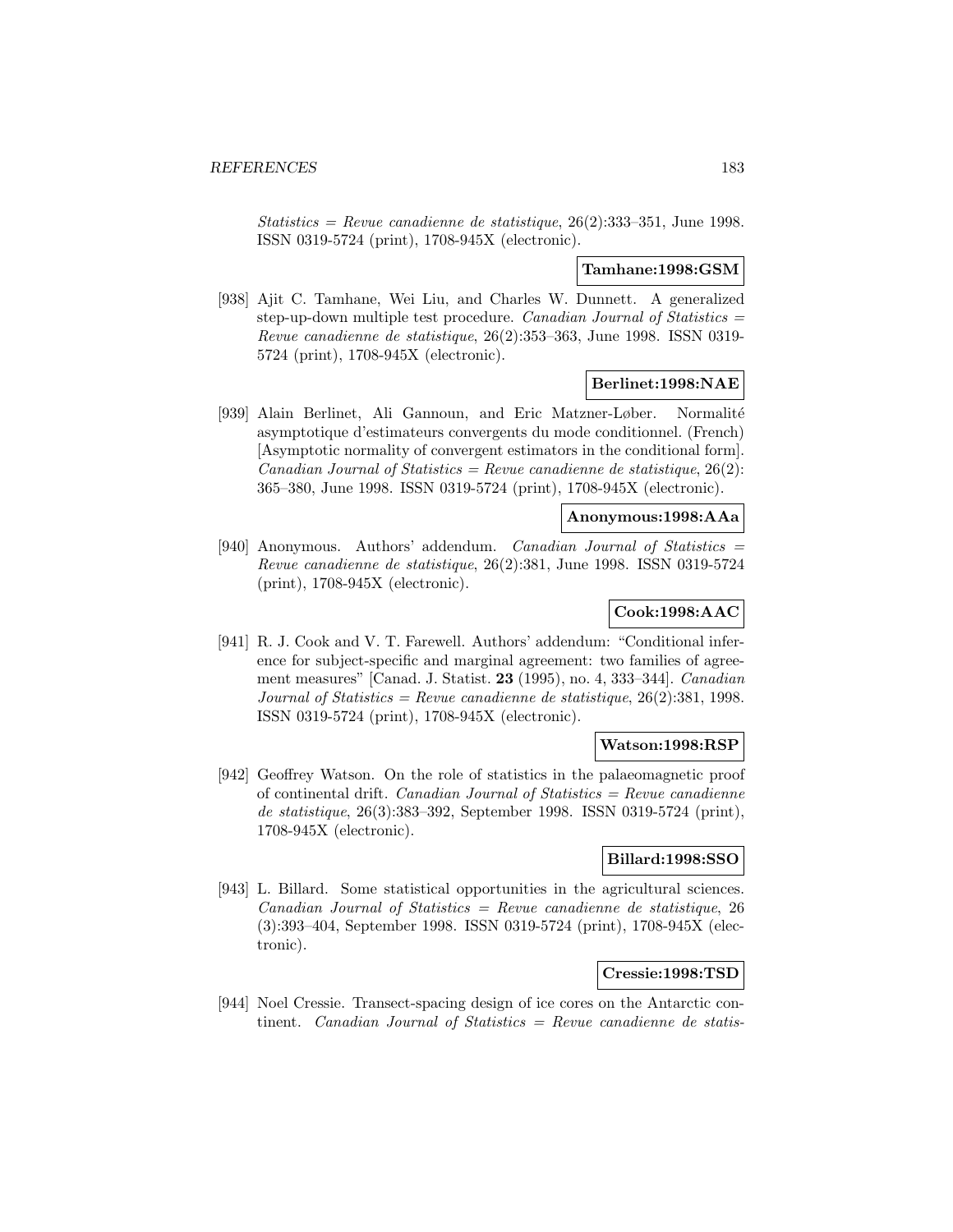*Statistics = Revue canadienne de statistique*, 26(2):333–351, June 1998. ISSN 0319-5724 (print), 1708-945X (electronic).

**Tamhane:1998:GSM**

[938] Ajit C. Tamhane, Wei Liu, and Charles W. Dunnett. A generalized step-up-down multiple test procedure. *Canadian Journal of Statistics = Revue canadienne de statistique*, 26(2):353–363, June 1998. ISSN 0319-5724 (print), 1708-945X (electronic).

**Berlinet:1998:NAE**

[939] Alain Berlinet, Ali Gannoun, and Eric Matzner-Løber. Normalité asymptotique d'estimateurs convergents du mode conditionnel. (French) [Asymptotic normality of convergent estimators in the conditional form]. *Canadian Journal of Statistics = Revue canadienne de statistique*, 26(2): 365–380, June 1998. ISSN 0319-5724 (print), 1708-945X (electronic).

**Anonymous:1998:AAa**

[940] Anonymous. Authors' addendum. *Canadian Journal of Statistics = Revue canadienne de statistique*, 26(2):381, June 1998. ISSN 0319-5724 (print), 1708-945X (electronic).

**Cook:1998:AAC**

[941] R. J. Cook and V. T. Farewell. Authors' addendum: "Conditional inference for subject-specific and marginal agreement: two families of agreement measures" [Canad. J. Statist. **23** (1995), no. 4, 333–344]. *Canadian Journal of Statistics = Revue canadienne de statistique*, 26(2):381, 1998. ISSN 0319-5724 (print), 1708-945X (electronic).

**Watson:1998:RSP**

[942] Geoffrey Watson. On the role of statistics in the palaeomagnetic proof of continental drift. *Canadian Journal of Statistics = Revue canadienne de statistique*, 26(3):383–392, September 1998. ISSN 0319-5724 (print), 1708-945X (electronic).

**Billard:1998:SSO**

[943] L. Billard. Some statistical opportunities in the agricultural sciences. *Canadian Journal of Statistics = Revue canadienne de statistique*, 26 (3):393–404, September 1998. ISSN 0319-5724 (print), 1708-945X (electronic).

**Cressie:1998:TSD**

[944] Noel Cressie. Transect-spacing design of ice cores on the Antarctic continent. *Canadian Journal of Statistics = Revue canadienne de statis-*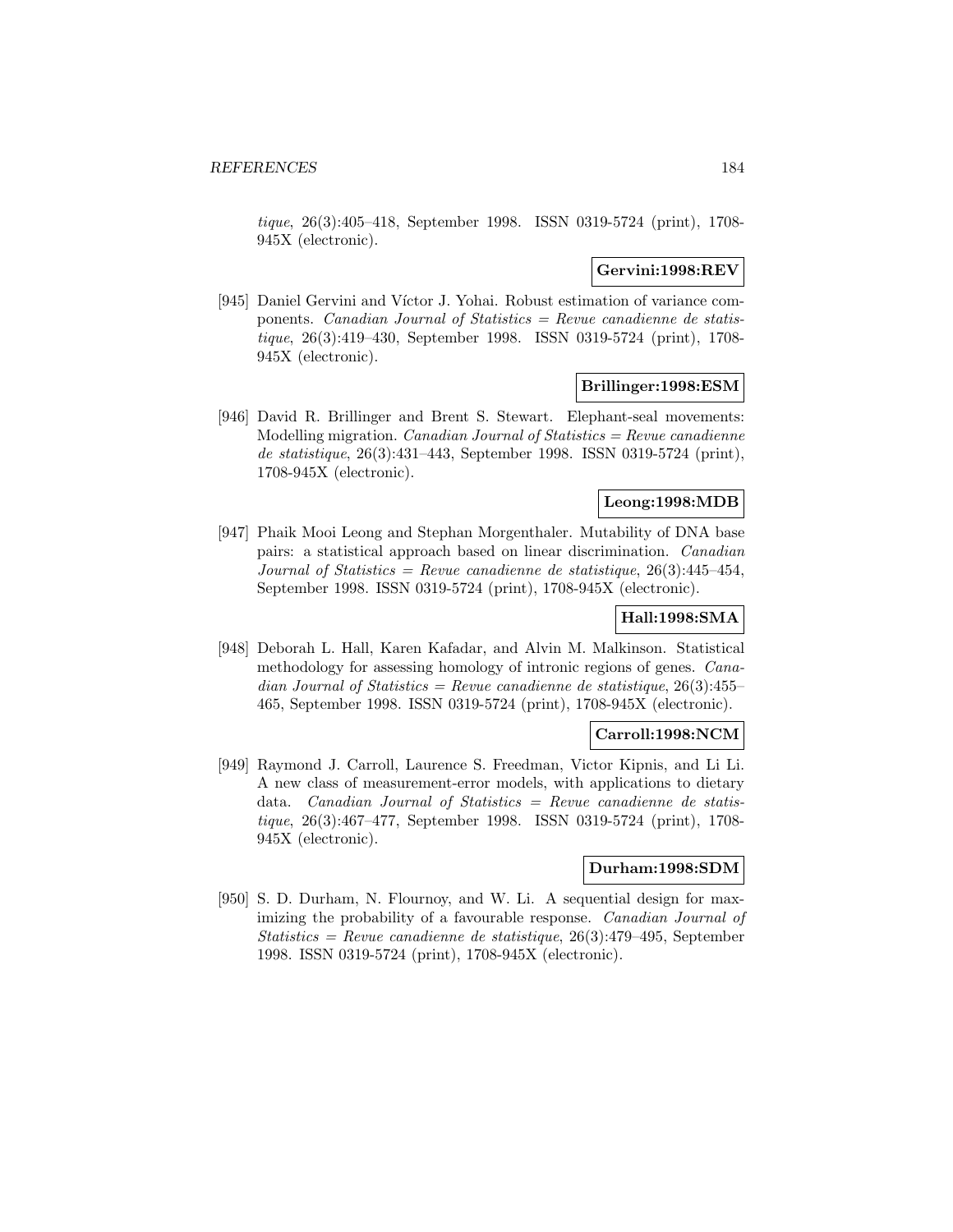*tique*, 26(3):405–418, September 1998. ISSN 0319-5724 (print), 1708-945X (electronic).

**Gervini:1998:REV**

[945] Daniel Gervini and Víctor J. Yohai. Robust estimation of variance components. *Canadian Journal of Statistics = Revue canadienne de statistique*, 26(3):419–430, September 1998. ISSN 0319-5724 (print), 1708-945X (electronic).

**Brillinger:1998:ESM**

[946] David R. Brillinger and Brent S. Stewart. Elephant-seal movements: Modelling migration. *Canadian Journal of Statistics = Revue canadienne de statistique*, 26(3):431–443, September 1998. ISSN 0319-5724 (print), 1708-945X (electronic).

**Leong:1998:MDB**

[947] Phaik Mooi Leong and Stephan Morgenthaler. Mutability of DNA base pairs: a statistical approach based on linear discrimination. *Canadian Journal of Statistics = Revue canadienne de statistique*, 26(3):445–454, September 1998. ISSN 0319-5724 (print), 1708-945X (electronic).

**Hall:1998:SMA**

[948] Deborah L. Hall, Karen Kafadar, and Alvin M. Malkinson. Statistical methodology for assessing homology of intronic regions of genes. *Canadian Journal of Statistics = Revue canadienne de statistique*, 26(3):455–465, September 1998. ISSN 0319-5724 (print), 1708-945X (electronic).

**Carroll:1998:NCM**

[949] Raymond J. Carroll, Laurence S. Freedman, Victor Kipnis, and Li Li. A new class of measurement-error models, with applications to dietary data. *Canadian Journal of Statistics = Revue canadienne de statistique*, 26(3):467–477, September 1998. ISSN 0319-5724 (print), 1708-945X (electronic).

**Durham:1998:SDM**

[950] S. D. Durham, N. Flournoy, and W. Li. A sequential design for maximizing the probability of a favourable response. *Canadian Journal of Statistics = Revue canadienne de statistique*, 26(3):479–495, September 1998. ISSN 0319-5724 (print), 1708-945X (electronic).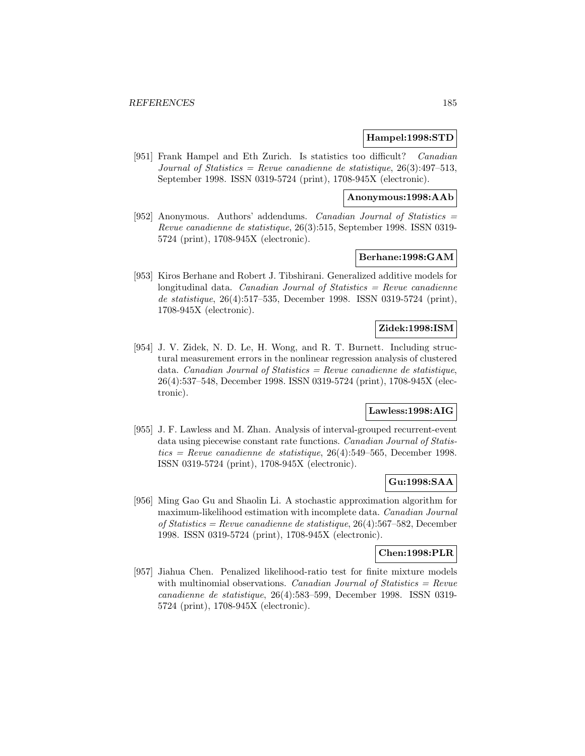**Hampel:1998:STD**

[951] Frank Hampel and Eth Zurich. Is statistics too difficult? *Canadian Journal of Statistics = Revue canadienne de statistique*, 26(3):497–513, September 1998. ISSN 0319-5724 (print), 1708-945X (electronic).

**Anonymous:1998:AAb**

[952] Anonymous. Authors' addendums. *Canadian Journal of Statistics = Revue canadienne de statistique*, 26(3):515, September 1998. ISSN 0319-5724 (print), 1708-945X (electronic).

**Berhane:1998:GAM**

[953] Kiros Berhane and Robert J. Tibshirani. Generalized additive models for longitudinal data. *Canadian Journal of Statistics = Revue canadienne de statistique*, 26(4):517–535, December 1998. ISSN 0319-5724 (print), 1708-945X (electronic).

**Zidek:1998:ISM**

[954] J. V. Zidek, N. D. Le, H. Wong, and R. T. Burnett. Including structural measurement errors in the nonlinear regression analysis of clustered data. *Canadian Journal of Statistics = Revue canadienne de statistique*, 26(4):537–548, December 1998. ISSN 0319-5724 (print), 1708-945X (electronic).

**Lawless:1998:AIG**

[955] J. F. Lawless and M. Zhan. Analysis of interval-grouped recurrent-event data using piecewise constant rate functions. *Canadian Journal of Statistics = Revue canadienne de statistique*, 26(4):549–565, December 1998. ISSN 0319-5724 (print), 1708-945X (electronic).

**Gu:1998:SAA**

[956] Ming Gao Gu and Shaolin Li. A stochastic approximation algorithm for maximum-likelihood estimation with incomplete data. *Canadian Journal of Statistics = Revue canadienne de statistique*, 26(4):567–582, December 1998. ISSN 0319-5724 (print), 1708-945X (electronic).

**Chen:1998:PLR**

[957] Jiahua Chen. Penalized likelihood-ratio test for finite mixture models with multinomial observations. *Canadian Journal of Statistics = Revue canadienne de statistique*, 26(4):583–599, December 1998. ISSN 0319-5724 (print), 1708-945X (electronic).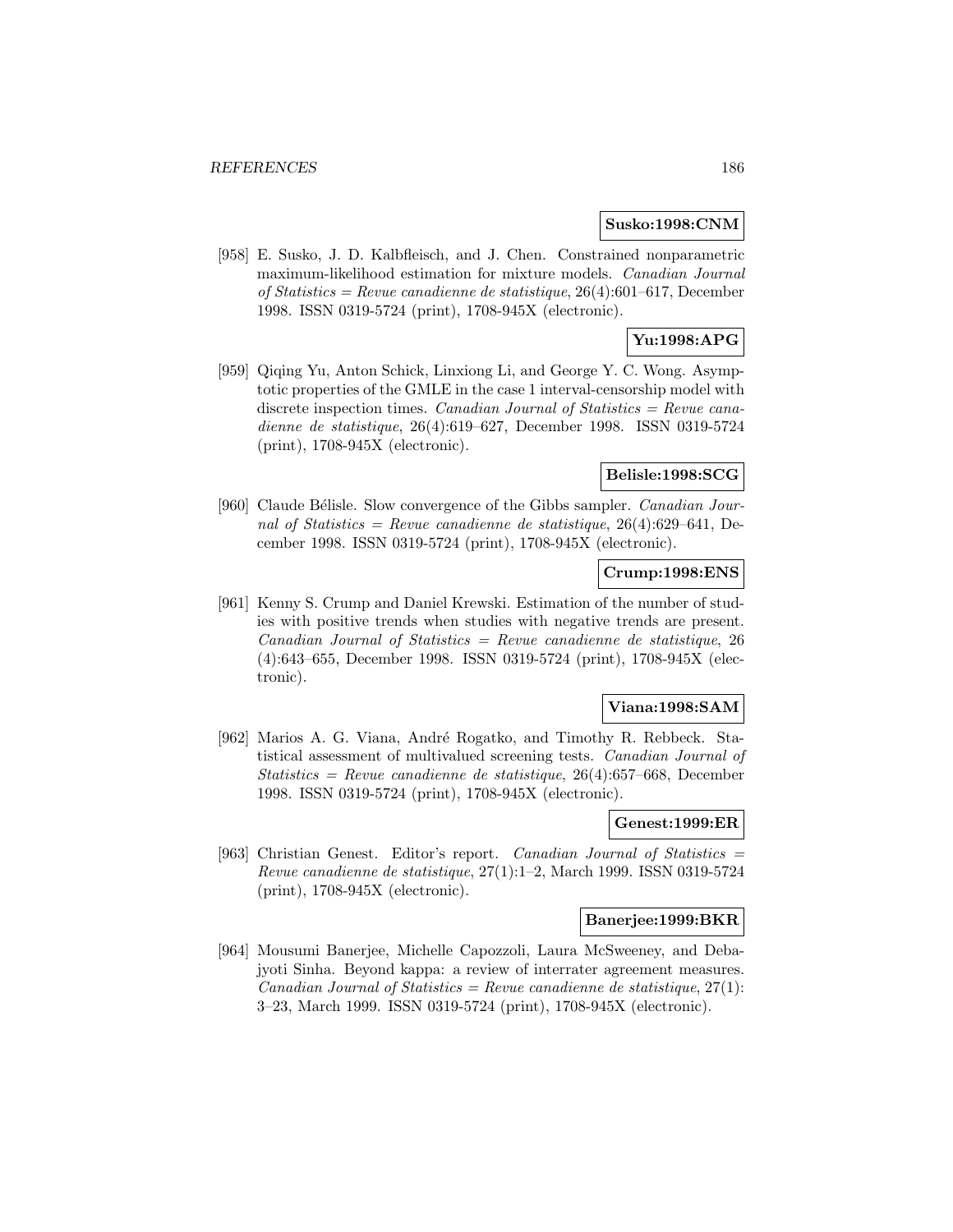**Susko:1998:CNM**

[958] E. Susko, J. D. Kalbfleisch, and J. Chen. Constrained nonparametric maximum-likelihood estimation for mixture models. *Canadian Journal of Statistics = Revue canadienne de statistique*, 26(4):601–617, December 1998. ISSN 0319-5724 (print), 1708-945X (electronic).

**Yu:1998:APG**

[959] Qiqing Yu, Anton Schick, Linxiong Li, and George Y. C. Wong. Asymptotic properties of the GMLE in the case 1 interval-censorship model with discrete inspection times. *Canadian Journal of Statistics = Revue canadienne de statistique*, 26(4):619–627, December 1998. ISSN 0319-5724 (print), 1708-945X (electronic).

**Belisle:1998:SCG**

[960] Claude Bélisle. Slow convergence of the Gibbs sampler. *Canadian Journal of Statistics = Revue canadienne de statistique*, 26(4):629–641, December 1998. ISSN 0319-5724 (print), 1708-945X (electronic).

**Crump:1998:ENS**

[961] Kenny S. Crump and Daniel Krewski. Estimation of the number of studies with positive trends when studies with negative trends are present. *Canadian Journal of Statistics = Revue canadienne de statistique*, 26 (4):643–655, December 1998. ISSN 0319-5724 (print), 1708-945X (electronic).

**Viana:1998:SAM**

[962] Marios A. G. Viana, André Rogatko, and Timothy R. Rebbeck. Statistical assessment of multivalued screening tests. *Canadian Journal of Statistics = Revue canadienne de statistique*, 26(4):657–668, December 1998. ISSN 0319-5724 (print), 1708-945X (electronic).

**Genest:1999:ER**

[963] Christian Genest. Editor's report. *Canadian Journal of Statistics = Revue canadienne de statistique*, 27(1):1–2, March 1999. ISSN 0319-5724 (print), 1708-945X (electronic).

**Banerjee:1999:BKR**

[964] Mousumi Banerjee, Michelle Capozzoli, Laura McSweeney, and Debajyoti Sinha. Beyond kappa: a review of interrater agreement measures. *Canadian Journal of Statistics = Revue canadienne de statistique*, 27(1): 3–23, March 1999. ISSN 0319-5724 (print), 1708-945X (electronic).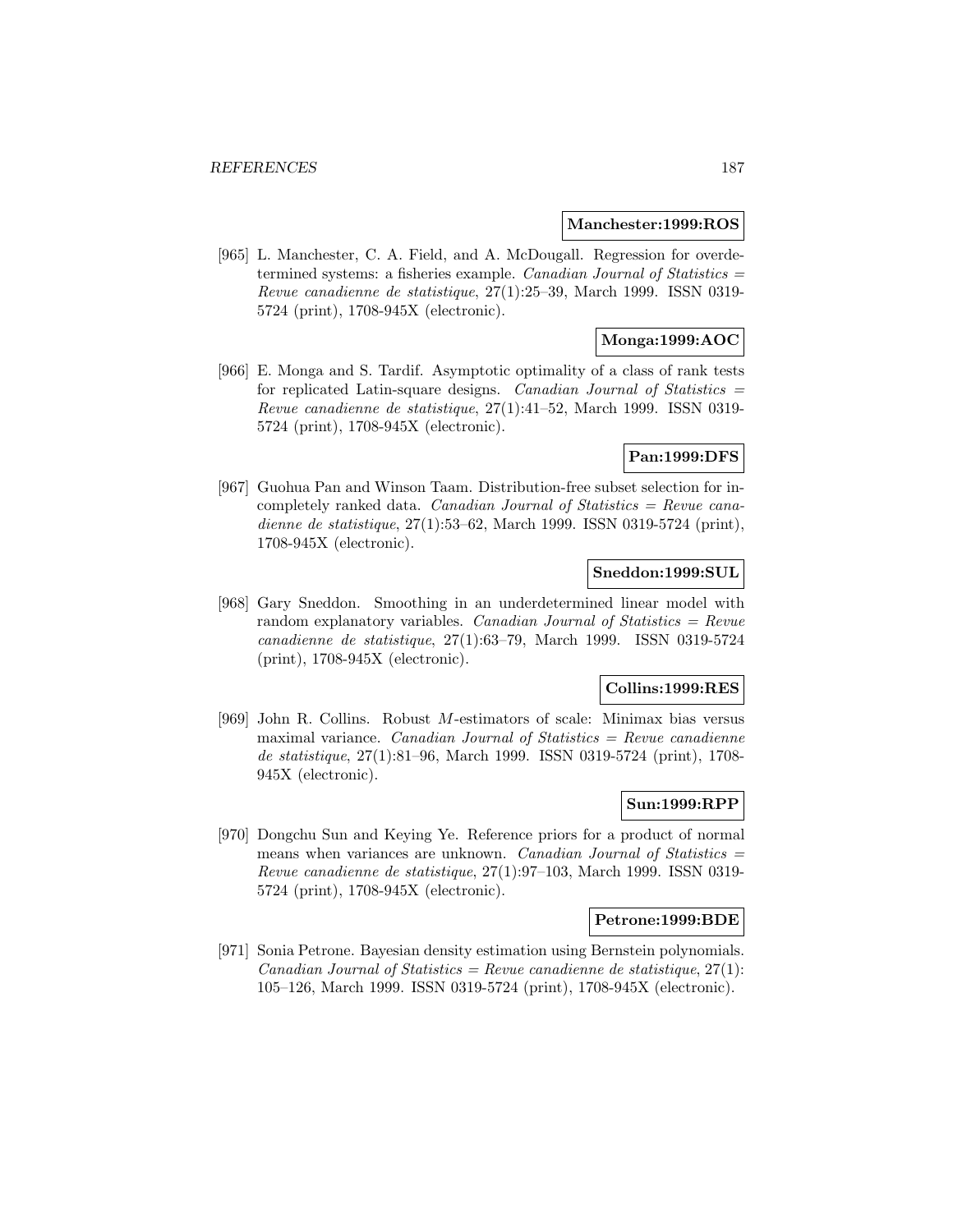**Manchester:1999:ROS**

[965] L. Manchester, C. A. Field, and A. McDougall. Regression for overdetermined systems: a fisheries example. *Canadian Journal of Statistics = Revue canadienne de statistique*, 27(1):25–39, March 1999. ISSN 0319-5724 (print), 1708-945X (electronic).

**Monga:1999:AOC**

[966] E. Monga and S. Tardif. Asymptotic optimality of a class of rank tests for replicated Latin-square designs. *Canadian Journal of Statistics = Revue canadienne de statistique*, 27(1):41–52, March 1999. ISSN 0319-5724 (print), 1708-945X (electronic).

**Pan:1999:DFS**

[967] Guohua Pan and Winson Taam. Distribution-free subset selection for incompletely ranked data. *Canadian Journal of Statistics = Revue canadienne de statistique*, 27(1):53–62, March 1999. ISSN 0319-5724 (print), 1708-945X (electronic).

**Sneddon:1999:SUL**

[968] Gary Sneddon. Smoothing in an underdetermined linear model with random explanatory variables. *Canadian Journal of Statistics = Revue canadienne de statistique*, 27(1):63–79, March 1999. ISSN 0319-5724 (print), 1708-945X (electronic).

**Collins:1999:RES**

[969] John R. Collins. Robust $M$-estimators of scale: Minimax bias versus maximal variance. *Canadian Journal of Statistics = Revue canadienne de statistique*, 27(1):81–96, March 1999. ISSN 0319-5724 (print), 1708-945X (electronic).

**Sun:1999:RPP**

[970] Dongchu Sun and Keying Ye. Reference priors for a product of normal means when variances are unknown. *Canadian Journal of Statistics = Revue canadienne de statistique*, 27(1):97–103, March 1999. ISSN 0319-5724 (print), 1708-945X (electronic).

**Petrone:1999:BDE**

[971] Sonia Petrone. Bayesian density estimation using Bernstein polynomials. *Canadian Journal of Statistics = Revue canadienne de statistique*, 27(1): 105–126, March 1999. ISSN 0319-5724 (print), 1708-945X (electronic).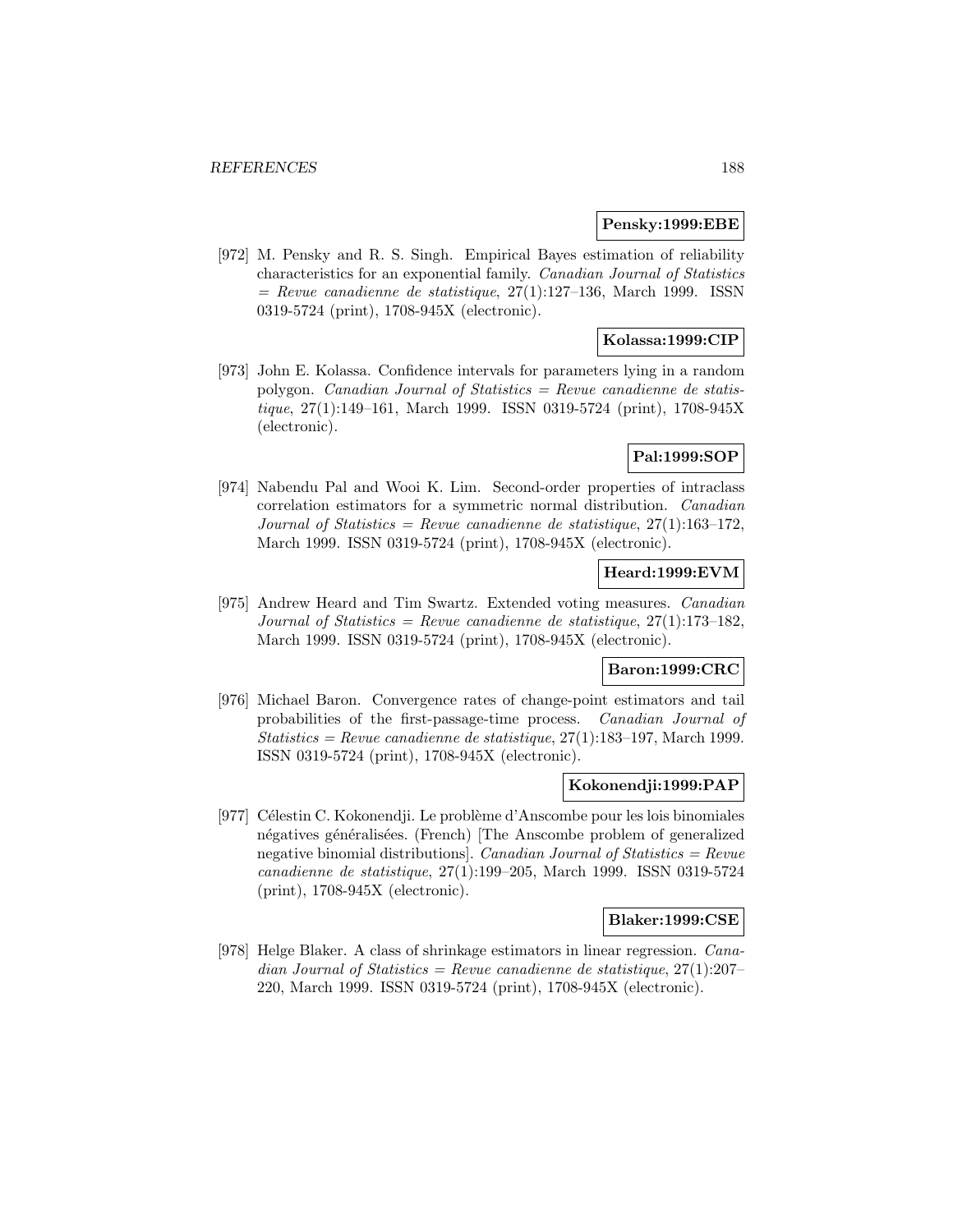**Pensky:1999:EBE**

[972] M. Pensky and R. S. Singh. Empirical Bayes estimation of reliability characteristics for an exponential family. *Canadian Journal of Statistics = Revue canadienne de statistique*, 27(1):127–136, March 1999. ISSN 0319-5724 (print), 1708-945X (electronic).

**Kolassa:1999:CIP**

[973] John E. Kolassa. Confidence intervals for parameters lying in a random polygon. *Canadian Journal of Statistics = Revue canadienne de statistique*, 27(1):149–161, March 1999. ISSN 0319-5724 (print), 1708-945X (electronic).

**Pal:1999:SOP**

[974] Nabendu Pal and Wooi K. Lim. Second-order properties of intraclass correlation estimators for a symmetric normal distribution. *Canadian Journal of Statistics = Revue canadienne de statistique*, 27(1):163–172, March 1999. ISSN 0319-5724 (print), 1708-945X (electronic).

**Heard:1999:EVM**

[975] Andrew Heard and Tim Swartz. Extended voting measures. *Canadian Journal of Statistics = Revue canadienne de statistique*, 27(1):173–182, March 1999. ISSN 0319-5724 (print), 1708-945X (electronic).

**Baron:1999:CRC**

[976] Michael Baron. Convergence rates of change-point estimators and tail probabilities of the first-passage-time process. *Canadian Journal of Statistics = Revue canadienne de statistique*, 27(1):183–197, March 1999. ISSN 0319-5724 (print), 1708-945X (electronic).

**Kokonendji:1999:PAP**

[977] Célestin C. Kokonendji. Le problème d'Anscombe pour les lois binomiales négatives généralisées. (French) [The Anscombe problem of generalized negative binomial distributions]. *Canadian Journal of Statistics = Revue canadienne de statistique*, 27(1):199–205, March 1999. ISSN 0319-5724 (print), 1708-945X (electronic).

**Blaker:1999:CSE**

[978] Helge Blaker. A class of shrinkage estimators in linear regression. *Canadian Journal of Statistics = Revue canadienne de statistique*, 27(1):207–220, March 1999. ISSN 0319-5724 (print), 1708-945X (electronic).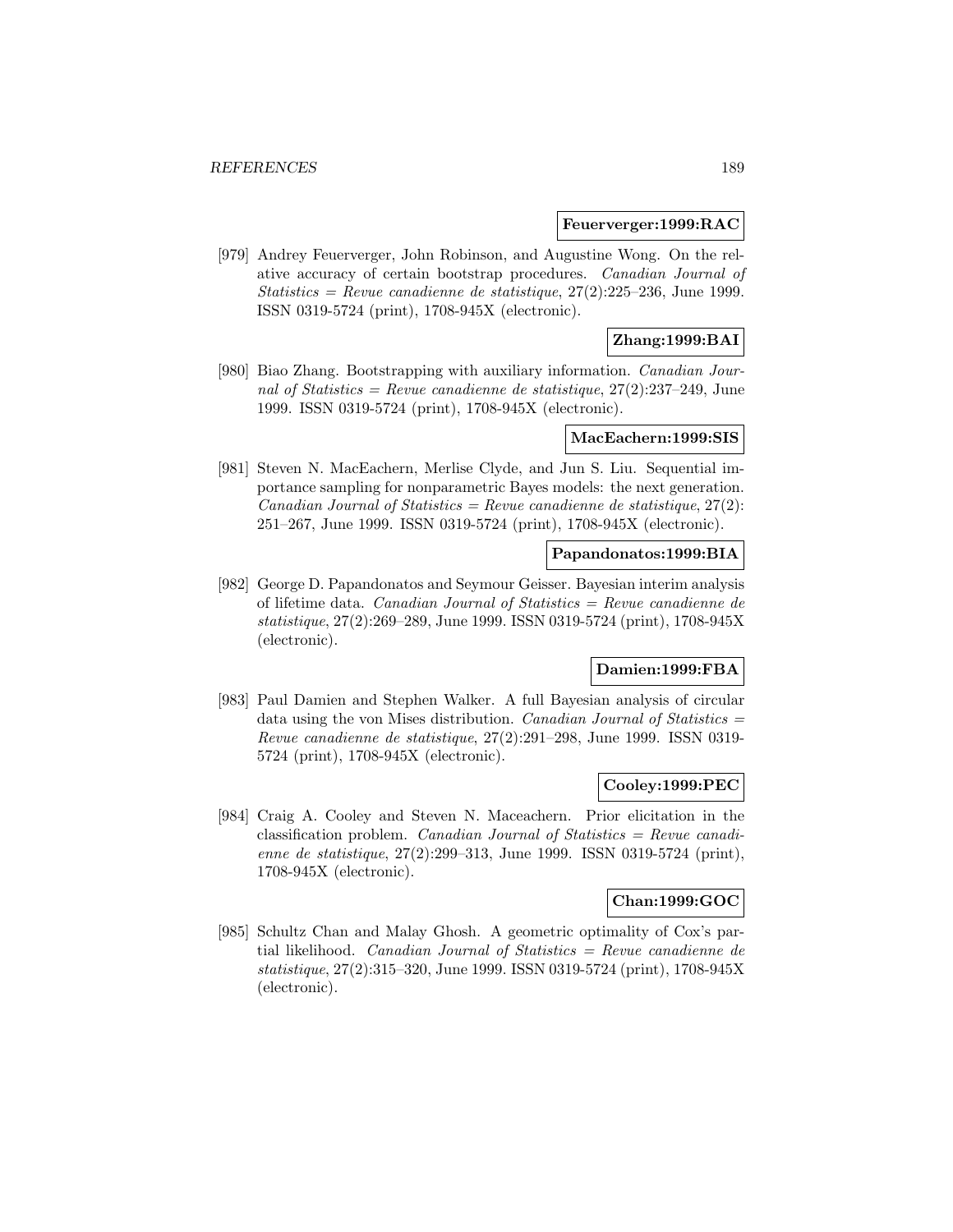**Feuerverger:1999:RAC**

[979] Andrey Feuerverger, John Robinson, and Augustine Wong. On the relative accuracy of certain bootstrap procedures. *Canadian Journal of Statistics = Revue canadienne de statistique*, 27(2):225–236, June 1999. ISSN 0319-5724 (print), 1708-945X (electronic).

**Zhang:1999:BAI**

[980] Biao Zhang. Bootstrapping with auxiliary information. *Canadian Journal of Statistics = Revue canadienne de statistique*, 27(2):237–249, June 1999. ISSN 0319-5724 (print), 1708-945X (electronic).

**MacEachern:1999:SIS**

[981] Steven N. MacEachern, Merlise Clyde, and Jun S. Liu. Sequential importance sampling for nonparametric Bayes models: the next generation. *Canadian Journal of Statistics = Revue canadienne de statistique*, 27(2): 251–267, June 1999. ISSN 0319-5724 (print), 1708-945X (electronic).

**Papandonatos:1999:BIA**

[982] George D. Papandonatos and Seymour Geisser. Bayesian interim analysis of lifetime data. *Canadian Journal of Statistics = Revue canadienne de statistique*, 27(2):269–289, June 1999. ISSN 0319-5724 (print), 1708-945X (electronic).

**Damien:1999:FBA**

[983] Paul Damien and Stephen Walker. A full Bayesian analysis of circular data using the von Mises distribution. *Canadian Journal of Statistics = Revue canadienne de statistique*, 27(2):291–298, June 1999. ISSN 0319-5724 (print), 1708-945X (electronic).

**Cooley:1999:PEC**

[984] Craig A. Cooley and Steven N. Maceachern. Prior elicitation in the classification problem. *Canadian Journal of Statistics = Revue canadienne de statistique*, 27(2):299–313, June 1999. ISSN 0319-5724 (print), 1708-945X (electronic).

**Chan:1999:GOC**

[985] Schultz Chan and Malay Ghosh. A geometric optimality of Cox's partial likelihood. *Canadian Journal of Statistics = Revue canadienne de statistique*, 27(2):315–320, June 1999. ISSN 0319-5724 (print), 1708-945X (electronic).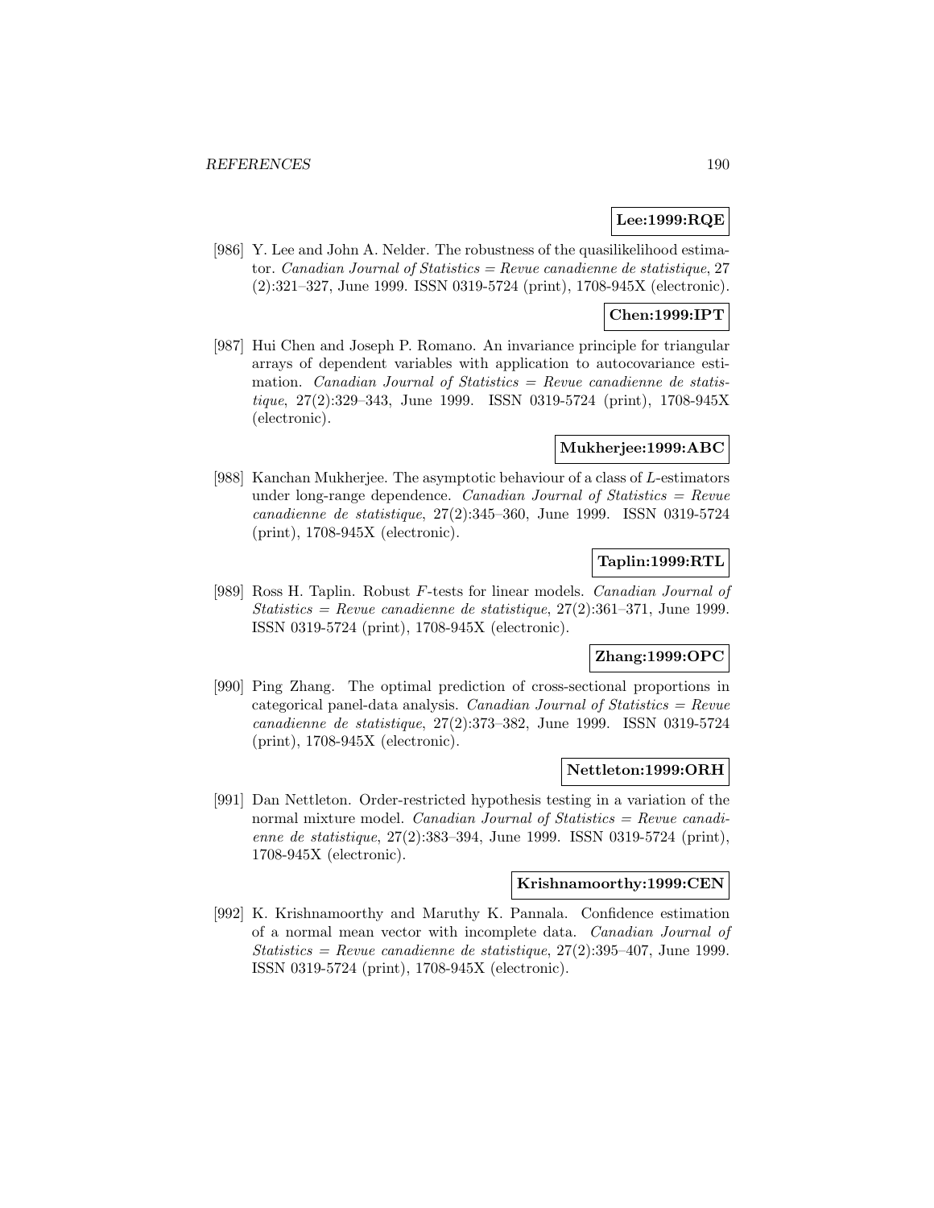**Lee:1999:RQE**

[986] Y. Lee and John A. Nelder. The robustness of the quasilikelihood estimator. *Canadian Journal of Statistics = Revue canadienne de statistique*, 27 (2):321–327, June 1999. ISSN 0319-5724 (print), 1708-945X (electronic).

**Chen:1999:IPT**

[987] Hui Chen and Joseph P. Romano. An invariance principle for triangular arrays of dependent variables with application to autocovariance estimation. *Canadian Journal of Statistics = Revue canadienne de statistique*, 27(2):329–343, June 1999. ISSN 0319-5724 (print), 1708-945X (electronic).

**Mukherjee:1999:ABC**

[988] Kanchan Mukherjee. The asymptotic behaviour of a class of $L$-estimators under long-range dependence. *Canadian Journal of Statistics = Revue canadienne de statistique*, 27(2):345–360, June 1999. ISSN 0319-5724 (print), 1708-945X (electronic).

**Taplin:1999:RTL**

[989] Ross H. Taplin. Robust $F$-tests for linear models. *Canadian Journal of Statistics = Revue canadienne de statistique*, 27(2):361–371, June 1999. ISSN 0319-5724 (print), 1708-945X (electronic).

**Zhang:1999:OPC**

[990] Ping Zhang. The optimal prediction of cross-sectional proportions in categorical panel-data analysis. *Canadian Journal of Statistics = Revue canadienne de statistique*, 27(2):373–382, June 1999. ISSN 0319-5724 (print), 1708-945X (electronic).

**Nettleton:1999:ORH**

[991] Dan Nettleton. Order-restricted hypothesis testing in a variation of the normal mixture model. *Canadian Journal of Statistics = Revue canadienne de statistique*, 27(2):383–394, June 1999. ISSN 0319-5724 (print), 1708-945X (electronic).

**Krishnamoorthy:1999:CEN**

[992] K. Krishnamoorthy and Maruthy K. Pannala. Confidence estimation of a normal mean vector with incomplete data. *Canadian Journal of Statistics = Revue canadienne de statistique*, 27(2):395–407, June 1999. ISSN 0319-5724 (print), 1708-945X (electronic).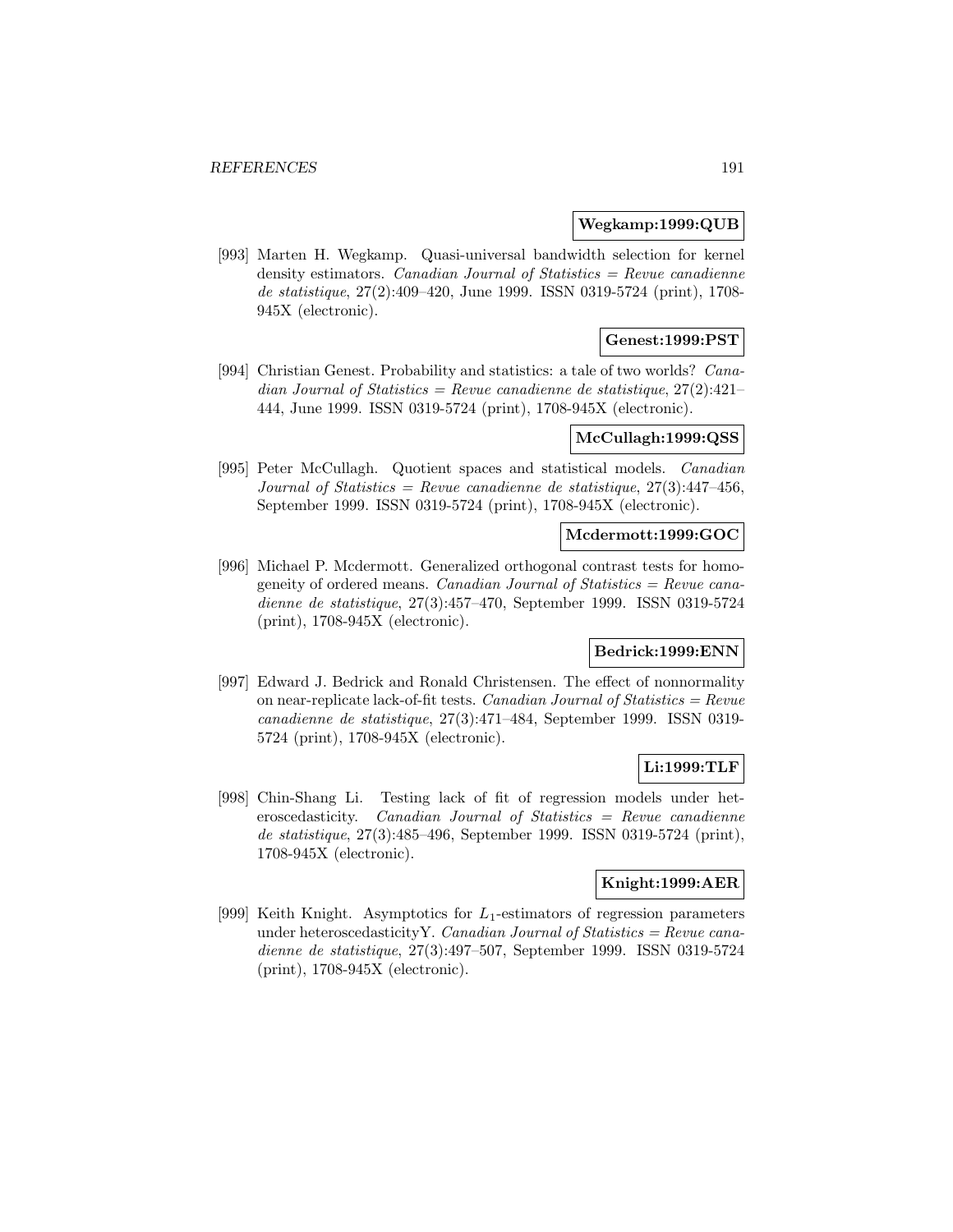**Wegkamp:1999:QUB**

[993] Marten H. Wegkamp. Quasi-universal bandwidth selection for kernel density estimators. *Canadian Journal of Statistics = Revue canadienne de statistique*, 27(2):409–420, June 1999. ISSN 0319-5724 (print), 1708-945X (electronic).

**Genest:1999:PST**

[994] Christian Genest. Probability and statistics: a tale of two worlds? *Canadian Journal of Statistics = Revue canadienne de statistique*, 27(2):421–444, June 1999. ISSN 0319-5724 (print), 1708-945X (electronic).

**McCullagh:1999:QSS**

[995] Peter McCullagh. Quotient spaces and statistical models. *Canadian Journal of Statistics = Revue canadienne de statistique*, 27(3):447–456, September 1999. ISSN 0319-5724 (print), 1708-945X (electronic).

**Mcdermott:1999:GOC**

[996] Michael P. Mcdermott. Generalized orthogonal contrast tests for homogeneity of ordered means. *Canadian Journal of Statistics = Revue canadienne de statistique*, 27(3):457–470, September 1999. ISSN 0319-5724 (print), 1708-945X (electronic).

**Bedrick:1999:ENN**

[997] Edward J. Bedrick and Ronald Christensen. The effect of nonnormality on near-replicate lack-of-fit tests. *Canadian Journal of Statistics = Revue canadienne de statistique*, 27(3):471–484, September 1999. ISSN 0319-5724 (print), 1708-945X (electronic).

**Li:1999:TLF**

[998] Chin-Shang Li. Testing lack of fit of regression models under heteroscedasticity. *Canadian Journal of Statistics = Revue canadienne de statistique*, 27(3):485–496, September 1999. ISSN 0319-5724 (print), 1708-945X (electronic).

**Knight:1999:AER**

[999] Keith Knight. Asymptotics for $L_1$-estimators of regression parameters under heteroscedasticityY. *Canadian Journal of Statistics = Revue canadienne de statistique*, 27(3):497–507, September 1999. ISSN 0319-5724 (print), 1708-945X (electronic).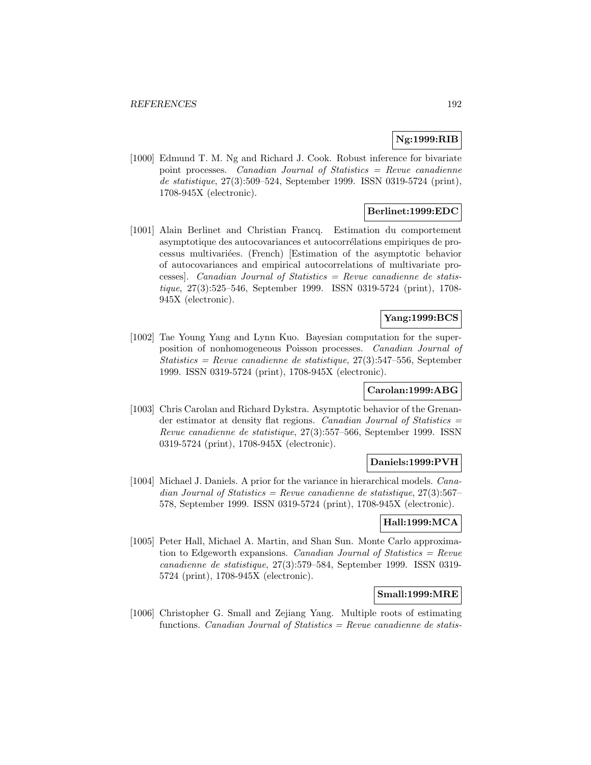**Ng:1999:RIB**

[1000] Edmund T. M. Ng and Richard J. Cook. Robust inference for bivariate point processes. *Canadian Journal of Statistics = Revue canadienne de statistique*, 27(3):509–524, September 1999. ISSN 0319-5724 (print), 1708-945X (electronic).

**Berlinet:1999:EDC**

[1001] Alain Berlinet and Christian Francq. Estimation du comportement asymptotique des autocovariances et autocorrélations empiriques de processus multivariées. (French) [Estimation of the asymptotic behavior of autocovariances and empirical autocorrelations of multivariate processes]. *Canadian Journal of Statistics = Revue canadienne de statistique*, 27(3):525–546, September 1999. ISSN 0319-5724 (print), 1708-945X (electronic).

**Yang:1999:BCS**

[1002] Tae Young Yang and Lynn Kuo. Bayesian computation for the superposition of nonhomogeneous Poisson processes. *Canadian Journal of Statistics = Revue canadienne de statistique*, 27(3):547–556, September 1999. ISSN 0319-5724 (print), 1708-945X (electronic).

**Carolan:1999:ABG**

[1003] Chris Carolan and Richard Dykstra. Asymptotic behavior of the Grenander estimator at density flat regions. *Canadian Journal of Statistics = Revue canadienne de statistique*, 27(3):557–566, September 1999. ISSN 0319-5724 (print), 1708-945X (electronic).

**Daniels:1999:PVH**

[1004] Michael J. Daniels. A prior for the variance in hierarchical models. *Canadian Journal of Statistics = Revue canadienne de statistique*, 27(3):567–578, September 1999. ISSN 0319-5724 (print), 1708-945X (electronic).

**Hall:1999:MCA**

[1005] Peter Hall, Michael A. Martin, and Shan Sun. Monte Carlo approximation to Edgeworth expansions. *Canadian Journal of Statistics = Revue canadienne de statistique*, 27(3):579–584, September 1999. ISSN 0319-5724 (print), 1708-945X (electronic).

**Small:1999:MRE**

[1006] Christopher G. Small and Zejiang Yang. Multiple roots of estimating functions. *Canadian Journal of Statistics = Revue canadienne de statis-*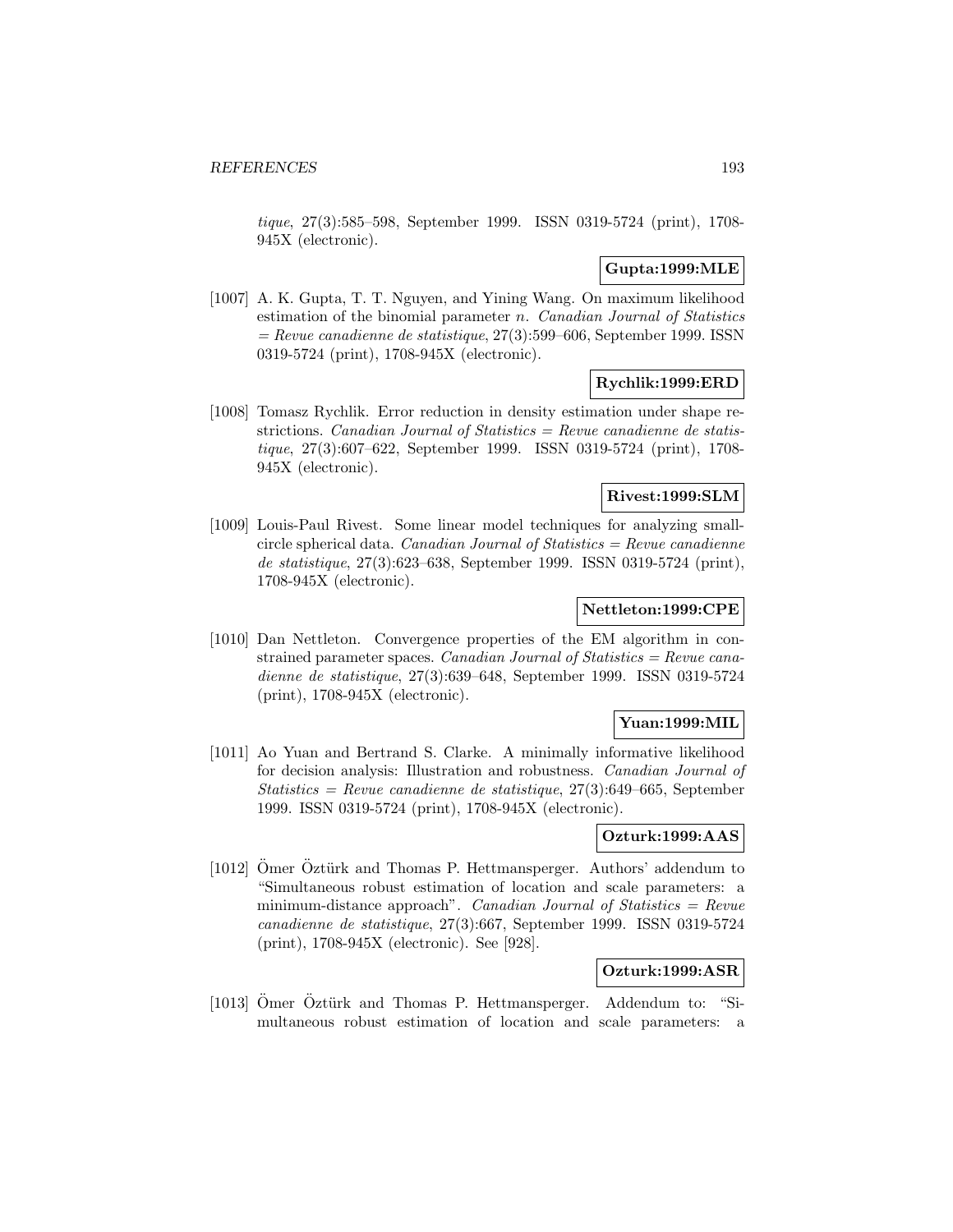*tique*, 27(3):585–598, September 1999. ISSN 0319-5724 (print), 1708-945X (electronic).

**Gupta:1999:MLE**

[1007] A. K. Gupta, T. T. Nguyen, and Yining Wang. On maximum likelihood estimation of the binomial parameter $n$. *Canadian Journal of Statistics = Revue canadienne de statistique*, 27(3):599–606, September 1999. ISSN 0319-5724 (print), 1708-945X (electronic).

**Rychlik:1999:ERD**

[1008] Tomasz Rychlik. Error reduction in density estimation under shape restrictions. *Canadian Journal of Statistics = Revue canadienne de statistique*, 27(3):607–622, September 1999. ISSN 0319-5724 (print), 1708-945X (electronic).

**Rivest:1999:SLM**

[1009] Louis-Paul Rivest. Some linear model techniques for analyzing small-circle spherical data. *Canadian Journal of Statistics = Revue canadienne de statistique*, 27(3):623–638, September 1999. ISSN 0319-5724 (print), 1708-945X (electronic).

**Nettleton:1999:CPE**

[1010] Dan Nettleton. Convergence properties of the EM algorithm in constrained parameter spaces. *Canadian Journal of Statistics = Revue canadienne de statistique*, 27(3):639–648, September 1999. ISSN 0319-5724 (print), 1708-945X (electronic).

**Yuan:1999:MIL**

[1011] Ao Yuan and Bertrand S. Clarke. A minimally informative likelihood for decision analysis: Illustration and robustness. *Canadian Journal of Statistics = Revue canadienne de statistique*, 27(3):649–665, September 1999. ISSN 0319-5724 (print), 1708-945X (electronic).

**Ozturk:1999:AAS**

[1012] Ömer Öztürk and Thomas P. Hettmansperger. Authors' addendum to "Simultaneous robust estimation of location and scale parameters: a minimum-distance approach". *Canadian Journal of Statistics = Revue canadienne de statistique*, 27(3):667, September 1999. ISSN 0319-5724 (print), 1708-945X (electronic). See [928].

**Ozturk:1999:ASR**

[1013] Ömer Öztürk and Thomas P. Hettmansperger. Addendum to: "Simultaneous robust estimation of location and scale parameters: a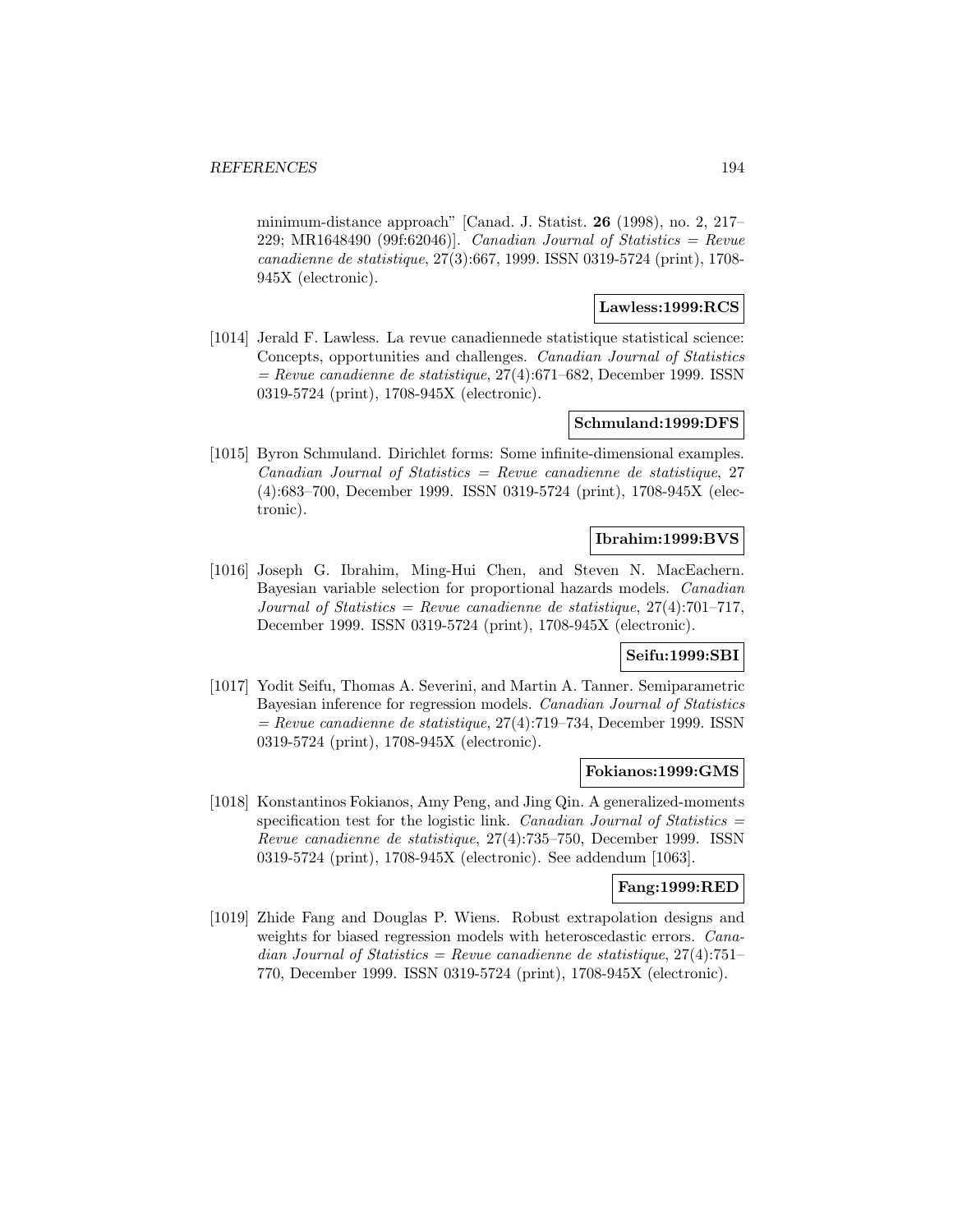minimum-distance approach" [Canad. J. Statist. **26** (1998), no. 2, 217–229; MR1648490 (99f:62046)]. *Canadian Journal of Statistics = Revue canadienne de statistique*, 27(3):667, 1999. ISSN 0319-5724 (print), 1708-945X (electronic).

**Lawless:1999:RCS**

[1014] Jerald F. Lawless. La revue canadiennede statistique statistical science: Concepts, opportunities and challenges. *Canadian Journal of Statistics = Revue canadienne de statistique*, 27(4):671–682, December 1999. ISSN 0319-5724 (print), 1708-945X (electronic).

**Schmuland:1999:DFS**

[1015] Byron Schmuland. Dirichlet forms: Some infinite-dimensional examples. *Canadian Journal of Statistics = Revue canadienne de statistique*, 27 (4):683–700, December 1999. ISSN 0319-5724 (print), 1708-945X (electronic).

**Ibrahim:1999:BVS**

[1016] Joseph G. Ibrahim, Ming-Hui Chen, and Steven N. MacEachern. Bayesian variable selection for proportional hazards models. *Canadian Journal of Statistics = Revue canadienne de statistique*, 27(4):701–717, December 1999. ISSN 0319-5724 (print), 1708-945X (electronic).

**Seifu:1999:SBI**

[1017] Yodit Seifu, Thomas A. Severini, and Martin A. Tanner. Semiparametric Bayesian inference for regression models. *Canadian Journal of Statistics = Revue canadienne de statistique*, 27(4):719–734, December 1999. ISSN 0319-5724 (print), 1708-945X (electronic).

**Fokianos:1999:GMS**

[1018] Konstantinos Fokianos, Amy Peng, and Jing Qin. A generalized-moments specification test for the logistic link. *Canadian Journal of Statistics = Revue canadienne de statistique*, 27(4):735–750, December 1999. ISSN 0319-5724 (print), 1708-945X (electronic). See addendum [1063].

**Fang:1999:RED**

[1019] Zhide Fang and Douglas P. Wiens. Robust extrapolation designs and weights for biased regression models with heteroscedastic errors. *Canadian Journal of Statistics = Revue canadienne de statistique*, 27(4):751–770, December 1999. ISSN 0319-5724 (print), 1708-945X (electronic).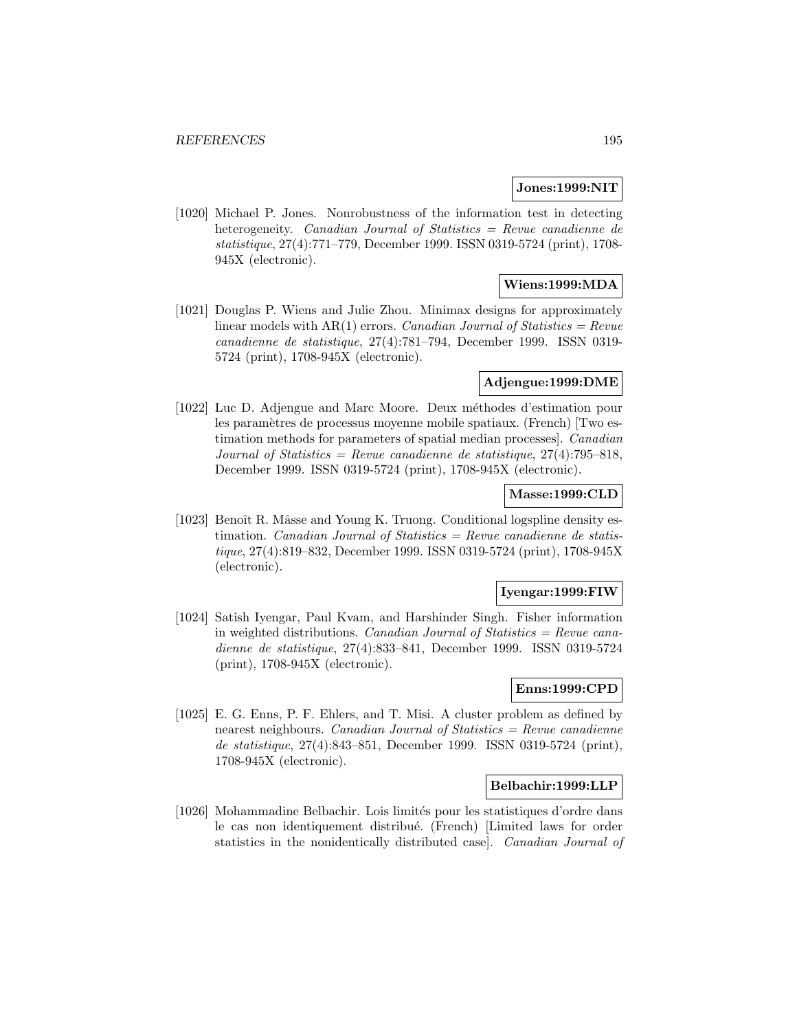**Jones:1999:NIT**

[1020] Michael P. Jones. Nonrobustness of the information test in detecting heterogeneity. *Canadian Journal of Statistics = Revue canadienne de statistique*, 27(4):771–779, December 1999. ISSN 0319-5724 (print), 1708-945X (electronic).

**Wiens:1999:MDA**

[1021] Douglas P. Wiens and Julie Zhou. Minimax designs for approximately linear models with AR(1) errors. *Canadian Journal of Statistics = Revue canadienne de statistique*, 27(4):781–794, December 1999. ISSN 0319-5724 (print), 1708-945X (electronic).

**Adjengue:1999:DME**

[1022] Luc D. Adjengue and Marc Moore. Deux méthodes d'estimation pour les paramètres de processus moyenne mobile spatiaux. (French) [Two estimation methods for parameters of spatial median processes]. *Canadian Journal of Statistics = Revue canadienne de statistique*, 27(4):795–818, December 1999. ISSN 0319-5724 (print), 1708-945X (electronic).

**Masse:1999:CLD**

[1023] Benoît R. Mâsse and Young K. Truong. Conditional logspline density estimation. *Canadian Journal of Statistics = Revue canadienne de statistique*, 27(4):819–832, December 1999. ISSN 0319-5724 (print), 1708-945X (electronic).

**Iyengar:1999:FIW**

[1024] Satish Iyengar, Paul Kvam, and Harshinder Singh. Fisher information in weighted distributions. *Canadian Journal of Statistics = Revue canadienne de statistique*, 27(4):833–841, December 1999. ISSN 0319-5724 (print), 1708-945X (electronic).

**Enns:1999:CPD**

[1025] E. G. Enns, P. F. Ehlers, and T. Misi. A cluster problem as defined by nearest neighbours. *Canadian Journal of Statistics = Revue canadienne de statistique*, 27(4):843–851, December 1999. ISSN 0319-5724 (print), 1708-945X (electronic).

**Belbachir:1999:LLP**

[1026] Mohammadine Belbachir. Lois limités pour les statistiques d'ordre dans le cas non identiquement distribué. (French) [Limited laws for order statistics in the nonidentically distributed case]. *Canadian Journal of*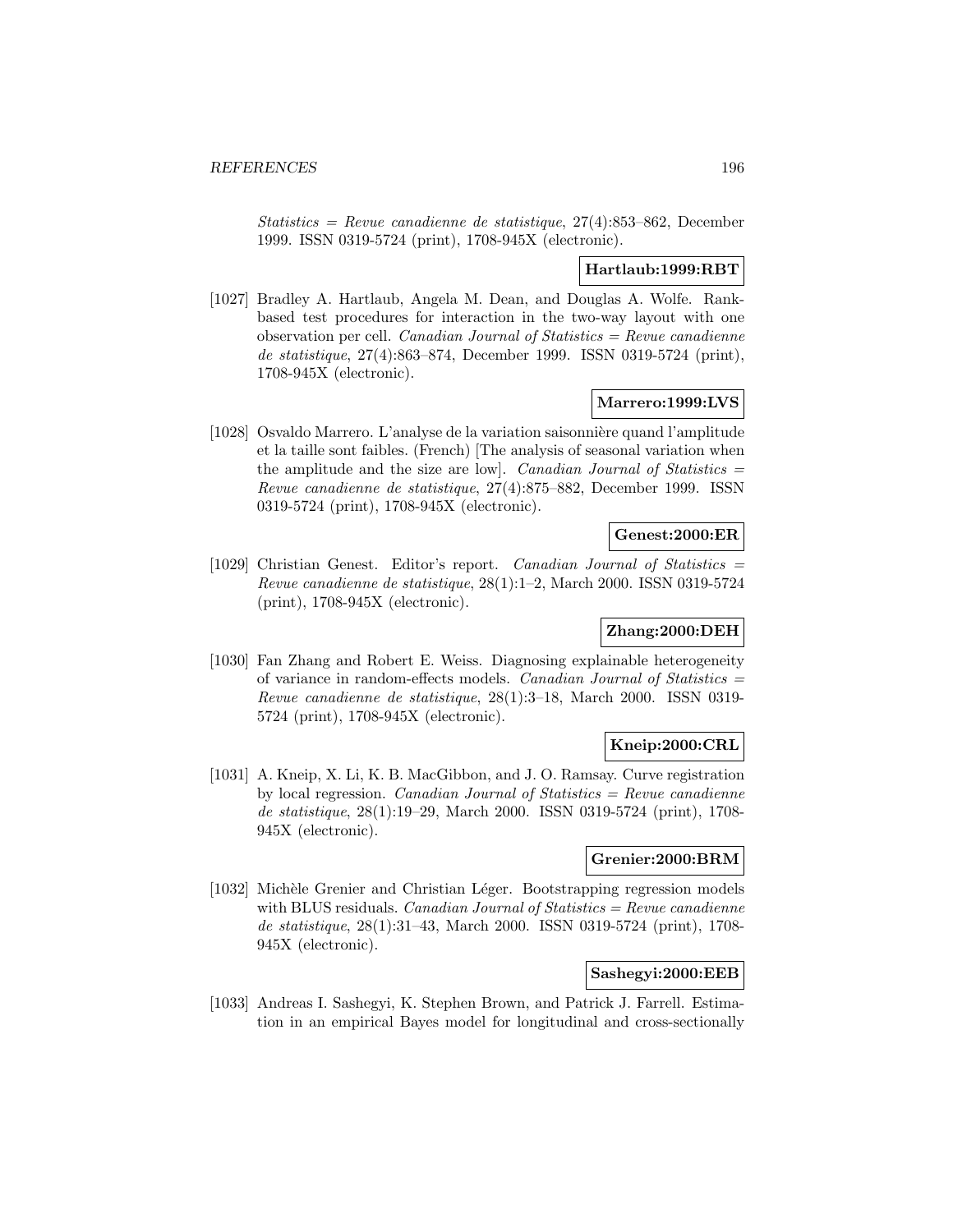*Statistics = Revue canadienne de statistique*, 27(4):853–862, December 1999. ISSN 0319-5724 (print), 1708-945X (electronic).

**Hartlaub:1999:RBT**

[1027] Bradley A. Hartlaub, Angela M. Dean, and Douglas A. Wolfe. Rank-based test procedures for interaction in the two-way layout with one observation per cell. *Canadian Journal of Statistics = Revue canadienne de statistique*, 27(4):863–874, December 1999. ISSN 0319-5724 (print), 1708-945X (electronic).

**Marrero:1999:LVS**

[1028] Osvaldo Marrero. L'analyse de la variation saisonnière quand l'amplitude et la taille sont faibles. (French) [The analysis of seasonal variation when the amplitude and the size are low]. *Canadian Journal of Statistics = Revue canadienne de statistique*, 27(4):875–882, December 1999. ISSN 0319-5724 (print), 1708-945X (electronic).

**Genest:2000:ER**

[1029] Christian Genest. Editor's report. *Canadian Journal of Statistics = Revue canadienne de statistique*, 28(1):1–2, March 2000. ISSN 0319-5724 (print), 1708-945X (electronic).

**Zhang:2000:DEH**

[1030] Fan Zhang and Robert E. Weiss. Diagnosing explainable heterogeneity of variance in random-effects models. *Canadian Journal of Statistics = Revue canadienne de statistique*, 28(1):3–18, March 2000. ISSN 0319-5724 (print), 1708-945X (electronic).

**Kneip:2000:CRL**

[1031] A. Kneip, X. Li, K. B. MacGibbon, and J. O. Ramsay. Curve registration by local regression. *Canadian Journal of Statistics = Revue canadienne de statistique*, 28(1):19–29, March 2000. ISSN 0319-5724 (print), 1708-945X (electronic).

**Grenier:2000:BRM**

[1032] Michèle Grenier and Christian Léger. Bootstrapping regression models with BLUS residuals. *Canadian Journal of Statistics = Revue canadienne de statistique*, 28(1):31–43, March 2000. ISSN 0319-5724 (print), 1708-945X (electronic).

**Sashegyi:2000:EEB**

[1033] Andreas I. Sashegyi, K. Stephen Brown, and Patrick J. Farrell. Estimation in an empirical Bayes model for longitudinal and cross-sectionally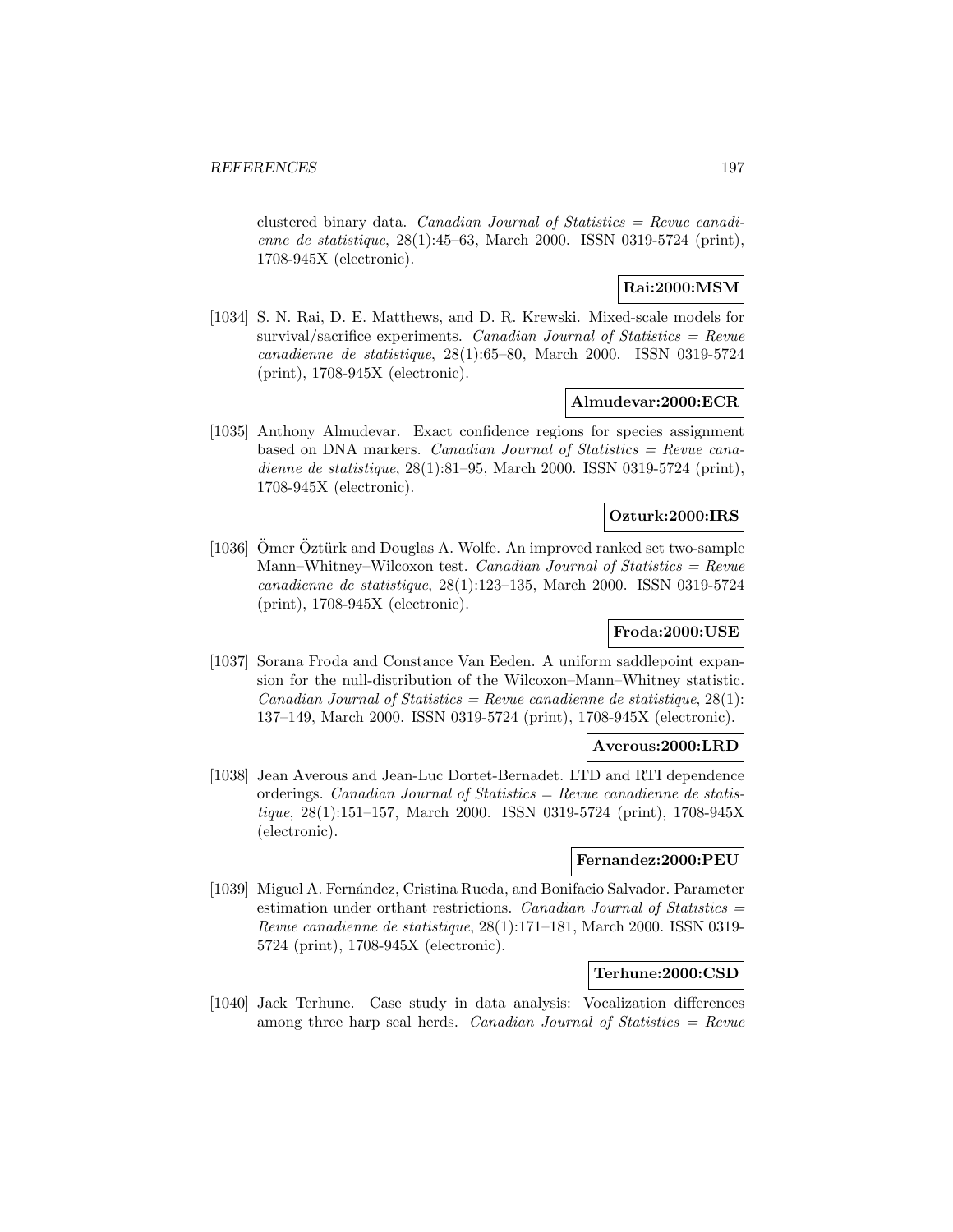clustered binary data. *Canadian Journal of Statistics = Revue canadienne de statistique*, 28(1):45–63, March 2000. ISSN 0319-5724 (print), 1708-945X (electronic).

**Rai:2000:MSM**

[1034] S. N. Rai, D. E. Matthews, and D. R. Krewski. Mixed-scale models for survival/sacrifice experiments. *Canadian Journal of Statistics = Revue canadienne de statistique*, 28(1):65–80, March 2000. ISSN 0319-5724 (print), 1708-945X (electronic).

**Almudevar:2000:ECR**

[1035] Anthony Almudevar. Exact confidence regions for species assignment based on DNA markers. *Canadian Journal of Statistics = Revue canadienne de statistique*, 28(1):81–95, March 2000. ISSN 0319-5724 (print), 1708-945X (electronic).

**Ozturk:2000:IRS**

[1036] Ömer Öztürk and Douglas A. Wolfe. An improved ranked set two-sample Mann–Whitney–Wilcoxon test. *Canadian Journal of Statistics = Revue canadienne de statistique*, 28(1):123–135, March 2000. ISSN 0319-5724 (print), 1708-945X (electronic).

**Froda:2000:USE**

[1037] Sorana Froda and Constance Van Eeden. A uniform saddlepoint expansion for the null-distribution of the Wilcoxon–Mann–Whitney statistic. *Canadian Journal of Statistics = Revue canadienne de statistique*, 28(1): 137–149, March 2000. ISSN 0319-5724 (print), 1708-945X (electronic).

**Averous:2000:LRD**

[1038] Jean Averous and Jean-Luc Dortet-Bernadet. LTD and RTI dependence orderings. *Canadian Journal of Statistics = Revue canadienne de statistique*, 28(1):151–157, March 2000. ISSN 0319-5724 (print), 1708-945X (electronic).

**Fernandez:2000:PEU**

[1039] Miguel A. Fernández, Cristina Rueda, and Bonifacio Salvador. Parameter estimation under orthant restrictions. *Canadian Journal of Statistics = Revue canadienne de statistique*, 28(1):171–181, March 2000. ISSN 0319-5724 (print), 1708-945X (electronic).

**Terhune:2000:CSD**

[1040] Jack Terhune. Case study in data analysis: Vocalization differences among three harp seal herds. *Canadian Journal of Statistics = Revue*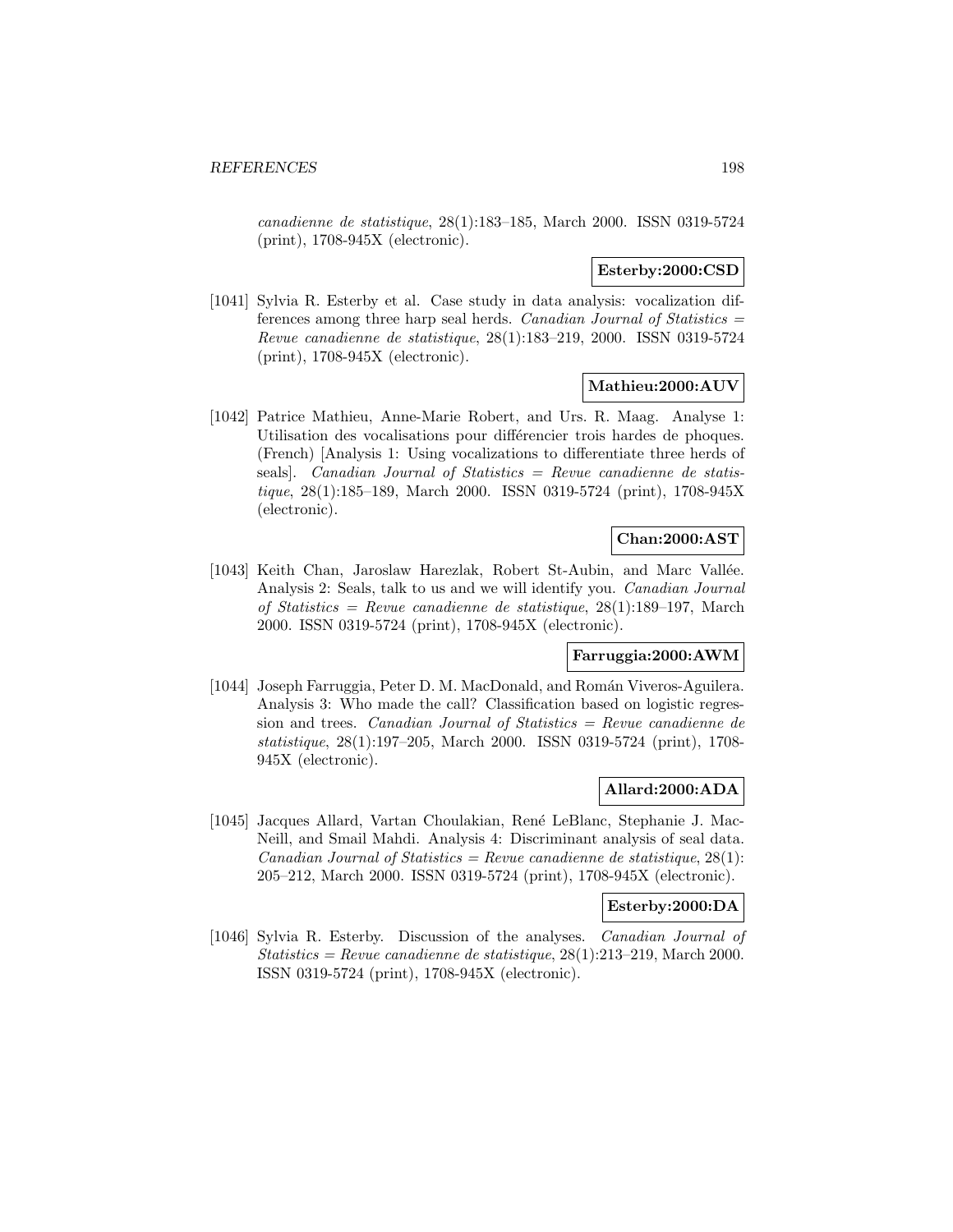*canadienne de statistique*, 28(1):183–185, March 2000. ISSN 0319-5724 (print), 1708-945X (electronic).

**Esterby:2000:CSD**

[1041] Sylvia R. Esterby et al. Case study in data analysis: vocalization differences among three harp seal herds. *Canadian Journal of Statistics = Revue canadienne de statistique*, 28(1):183–219, 2000. ISSN 0319-5724 (print), 1708-945X (electronic).

**Mathieu:2000:AUV**

[1042] Patrice Mathieu, Anne-Marie Robert, and Urs. R. Maag. Analyse 1: Utilisation des vocalisations pour différencier trois hardes de phoques. (French) [Analysis 1: Using vocalizations to differentiate three herds of seals]. *Canadian Journal of Statistics = Revue canadienne de statistique*, 28(1):185–189, March 2000. ISSN 0319-5724 (print), 1708-945X (electronic).

**Chan:2000:AST**

[1043] Keith Chan, Jaroslaw Harezlak, Robert St-Aubin, and Marc Vallée. Analysis 2: Seals, talk to us and we will identify you. *Canadian Journal of Statistics = Revue canadienne de statistique*, 28(1):189–197, March 2000. ISSN 0319-5724 (print), 1708-945X (electronic).

**Farruggia:2000:AWM**

[1044] Joseph Farruggia, Peter D. M. MacDonald, and Román Viveros-Aguilera. Analysis 3: Who made the call? Classification based on logistic regression and trees. *Canadian Journal of Statistics = Revue canadienne de statistique*, 28(1):197–205, March 2000. ISSN 0319-5724 (print), 1708-945X (electronic).

**Allard:2000:ADA**

[1045] Jacques Allard, Vartan Choulakian, René LeBlanc, Stephanie J. MacNeill, and Smail Mahdi. Analysis 4: Discriminant analysis of seal data. *Canadian Journal of Statistics = Revue canadienne de statistique*, 28(1): 205–212, March 2000. ISSN 0319-5724 (print), 1708-945X (electronic).

**Esterby:2000:DA**

[1046] Sylvia R. Esterby. Discussion of the analyses. *Canadian Journal of Statistics = Revue canadienne de statistique*, 28(1):213–219, March 2000. ISSN 0319-5724 (print), 1708-945X (electronic).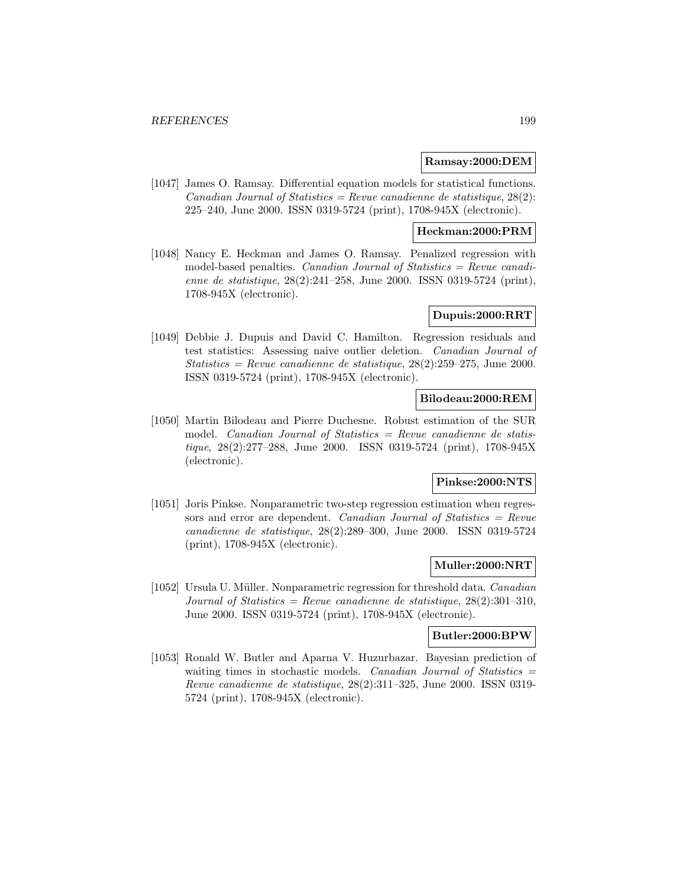**Ramsay:2000:DEM**

[1047] James O. Ramsay. Differential equation models for statistical functions. *Canadian Journal of Statistics = Revue canadienne de statistique*, 28(2): 225–240, June 2000. ISSN 0319-5724 (print), 1708-945X (electronic).

**Heckman:2000:PRM**

[1048] Nancy E. Heckman and James O. Ramsay. Penalized regression with model-based penalties. *Canadian Journal of Statistics = Revue canadienne de statistique*, 28(2):241–258, June 2000. ISSN 0319-5724 (print), 1708-945X (electronic).

**Dupuis:2000:RRT**

[1049] Debbie J. Dupuis and David C. Hamilton. Regression residuals and test statistics: Assessing naive outlier deletion. *Canadian Journal of Statistics = Revue canadienne de statistique*, 28(2):259–275, June 2000. ISSN 0319-5724 (print), 1708-945X (electronic).

**Bilodeau:2000:REM**

[1050] Martin Bilodeau and Pierre Duchesne. Robust estimation of the SUR model. *Canadian Journal of Statistics = Revue canadienne de statistique*, 28(2):277–288, June 2000. ISSN 0319-5724 (print), 1708-945X (electronic).

**Pinkse:2000:NTS**

[1051] Joris Pinkse. Nonparametric two-step regression estimation when regressors and error are dependent. *Canadian Journal of Statistics = Revue canadienne de statistique*, 28(2):289–300, June 2000. ISSN 0319-5724 (print), 1708-945X (electronic).

**Muller:2000:NRT**

[1052] Ursula U. Müller. Nonparametric regression for threshold data. *Canadian Journal of Statistics = Revue canadienne de statistique*, 28(2):301–310, June 2000. ISSN 0319-5724 (print), 1708-945X (electronic).

**Butler:2000:BPW**

[1053] Ronald W. Butler and Aparna V. Huzurbazar. Bayesian prediction of waiting times in stochastic models. *Canadian Journal of Statistics = Revue canadienne de statistique*, 28(2):311–325, June 2000. ISSN 0319-5724 (print), 1708-945X (electronic).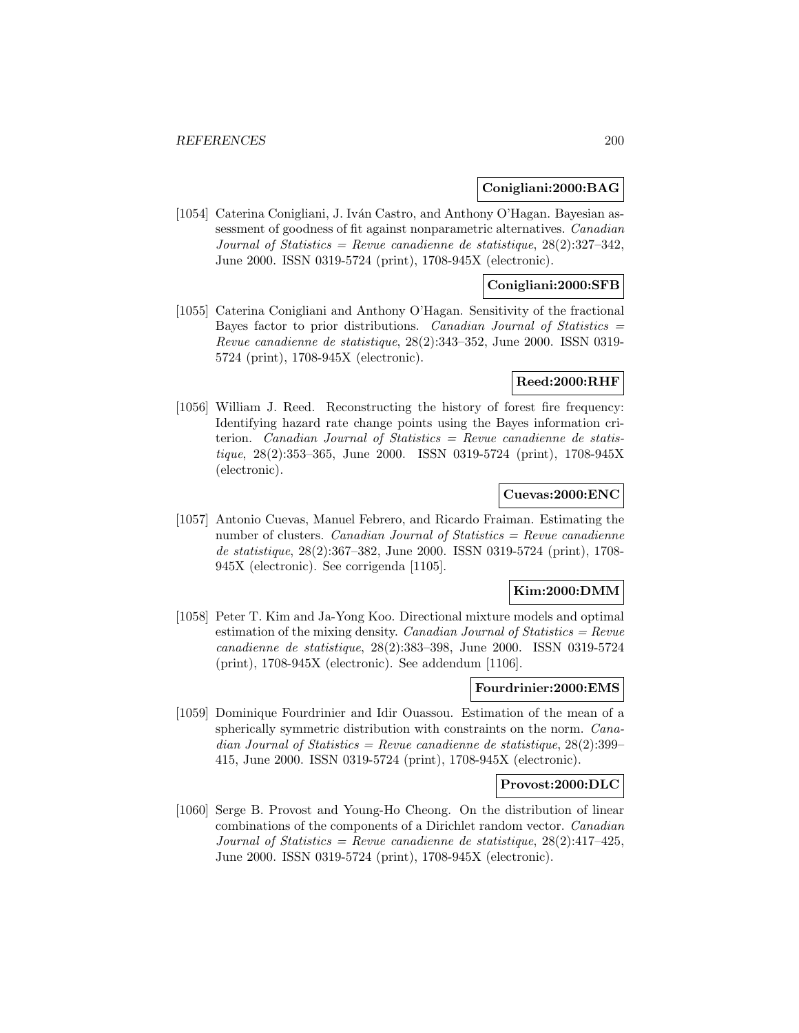**Conigliani:2000:BAG**

[1054] Caterina Conigliani, J. Iván Castro, and Anthony O'Hagan. Bayesian assessment of goodness of fit against nonparametric alternatives. *Canadian Journal of Statistics = Revue canadienne de statistique*, 28(2):327–342, June 2000. ISSN 0319-5724 (print), 1708-945X (electronic).

**Conigliani:2000:SFB**

[1055] Caterina Conigliani and Anthony O'Hagan. Sensitivity of the fractional Bayes factor to prior distributions. *Canadian Journal of Statistics = Revue canadienne de statistique*, 28(2):343–352, June 2000. ISSN 0319-5724 (print), 1708-945X (electronic).

**Reed:2000:RHF**

[1056] William J. Reed. Reconstructing the history of forest fire frequency: Identifying hazard rate change points using the Bayes information criterion. *Canadian Journal of Statistics = Revue canadienne de statistique*, 28(2):353–365, June 2000. ISSN 0319-5724 (print), 1708-945X (electronic).

**Cuevas:2000:ENC**

[1057] Antonio Cuevas, Manuel Febrero, and Ricardo Fraiman. Estimating the number of clusters. *Canadian Journal of Statistics = Revue canadienne de statistique*, 28(2):367–382, June 2000. ISSN 0319-5724 (print), 1708-945X (electronic). See corrigenda [1105].

**Kim:2000:DMM**

[1058] Peter T. Kim and Ja-Yong Koo. Directional mixture models and optimal estimation of the mixing density. *Canadian Journal of Statistics = Revue canadienne de statistique*, 28(2):383–398, June 2000. ISSN 0319-5724 (print), 1708-945X (electronic). See addendum [1106].

**Fourdrinier:2000:EMS**

[1059] Dominique Fourdrinier and Idir Ouassou. Estimation of the mean of a spherically symmetric distribution with constraints on the norm. *Canadian Journal of Statistics = Revue canadienne de statistique*, 28(2):399–415, June 2000. ISSN 0319-5724 (print), 1708-945X (electronic).

**Provost:2000:DLC**

[1060] Serge B. Provost and Young-Ho Cheong. On the distribution of linear combinations of the components of a Dirichlet random vector. *Canadian Journal of Statistics = Revue canadienne de statistique*, 28(2):417–425, June 2000. ISSN 0319-5724 (print), 1708-945X (electronic).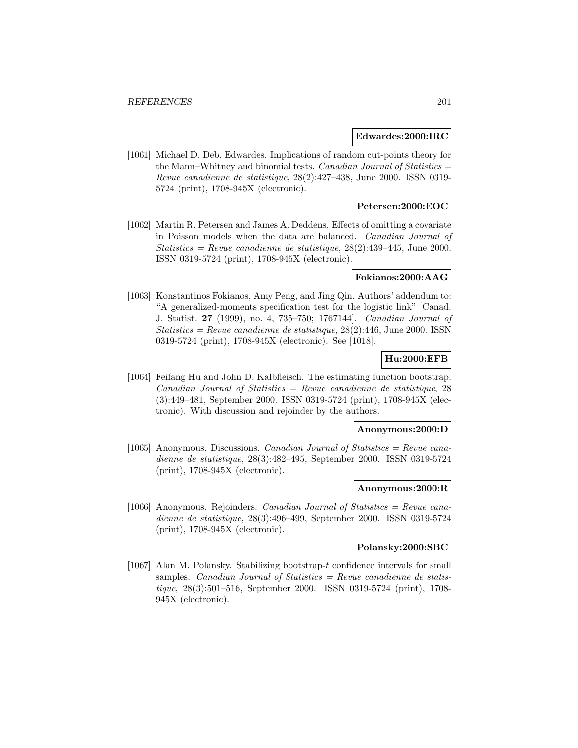**Edwardes:2000:IRC**

[1061] Michael D. Deb. Edwardes. Implications of random cut-points theory for the Mann–Whitney and binomial tests. *Canadian Journal of Statistics = Revue canadienne de statistique*, 28(2):427–438, June 2000. ISSN 0319-5724 (print), 1708-945X (electronic).

**Petersen:2000:EOC**

[1062] Martin R. Petersen and James A. Deddens. Effects of omitting a covariate in Poisson models when the data are balanced. *Canadian Journal of Statistics = Revue canadienne de statistique*, 28(2):439–445, June 2000. ISSN 0319-5724 (print), 1708-945X (electronic).

**Fokianos:2000:AAG**

[1063] Konstantinos Fokianos, Amy Peng, and Jing Qin. Authors' addendum to: "A generalized-moments specification test for the logistic link" [Canad. J. Statist. **27** (1999), no. 4, 735–750; 1767144]. *Canadian Journal of Statistics = Revue canadienne de statistique*, 28(2):446, June 2000. ISSN 0319-5724 (print), 1708-945X (electronic). See [1018].

**Hu:2000:EFB**

[1064] Feifang Hu and John D. Kalbfleisch. The estimating function bootstrap. *Canadian Journal of Statistics = Revue canadienne de statistique*, 28 (3):449–481, September 2000. ISSN 0319-5724 (print), 1708-945X (electronic). With discussion and rejoinder by the authors.

**Anonymous:2000:D**

[1065] Anonymous. Discussions. *Canadian Journal of Statistics = Revue canadienne de statistique*, 28(3):482–495, September 2000. ISSN 0319-5724 (print), 1708-945X (electronic).

**Anonymous:2000:R**

[1066] Anonymous. Rejoinders. *Canadian Journal of Statistics = Revue canadienne de statistique*, 28(3):496–499, September 2000. ISSN 0319-5724 (print), 1708-945X (electronic).

**Polansky:2000:SBC**

[1067] Alan M. Polansky. Stabilizing bootstrap-$t$ confidence intervals for small samples. *Canadian Journal of Statistics = Revue canadienne de statistique*, 28(3):501–516, September 2000. ISSN 0319-5724 (print), 1708-945X (electronic).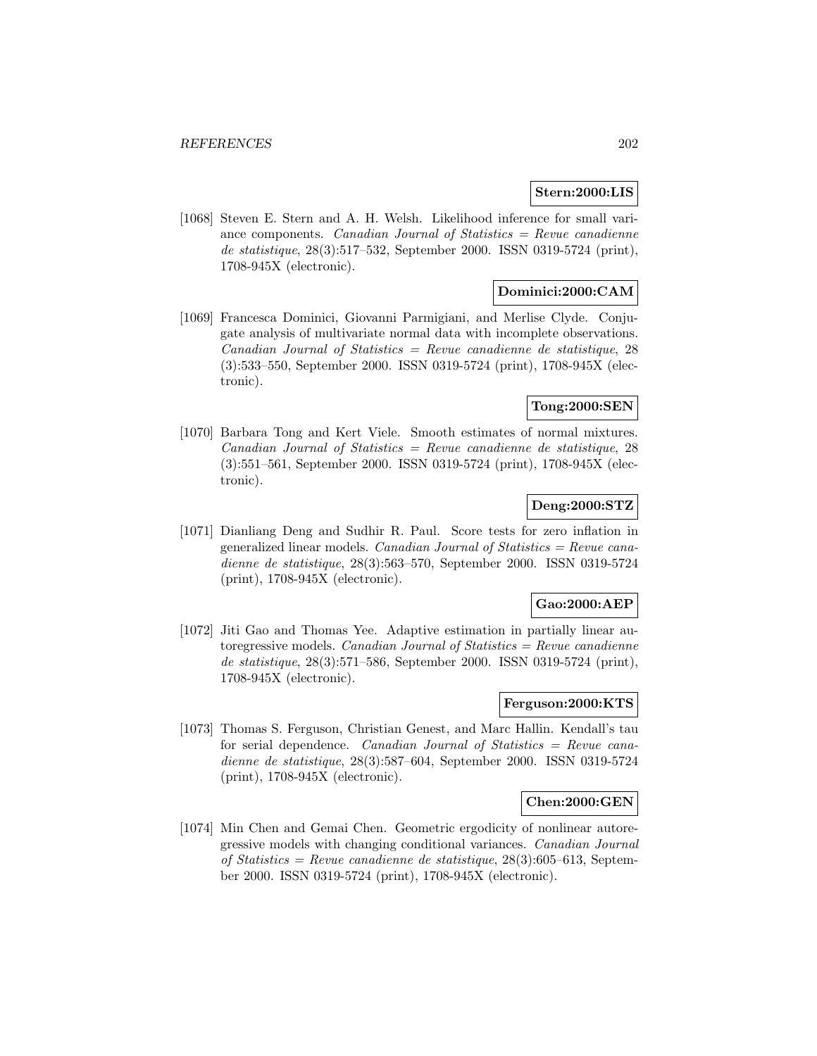**Stern:2000:LIS**

[1068] Steven E. Stern and A. H. Welsh. Likelihood inference for small variance components. *Canadian Journal of Statistics = Revue canadienne de statistique*, 28(3):517–532, September 2000. ISSN 0319-5724 (print), 1708-945X (electronic).

**Dominici:2000:CAM**

[1069] Francesca Dominici, Giovanni Parmigiani, and Merlise Clyde. Conjugate analysis of multivariate normal data with incomplete observations. *Canadian Journal of Statistics = Revue canadienne de statistique*, 28 (3):533–550, September 2000. ISSN 0319-5724 (print), 1708-945X (electronic).

**Tong:2000:SEN**

[1070] Barbara Tong and Kert Viele. Smooth estimates of normal mixtures. *Canadian Journal of Statistics = Revue canadienne de statistique*, 28 (3):551–561, September 2000. ISSN 0319-5724 (print), 1708-945X (electronic).

**Deng:2000:STZ**

[1071] Dianliang Deng and Sudhir R. Paul. Score tests for zero inflation in generalized linear models. *Canadian Journal of Statistics = Revue canadienne de statistique*, 28(3):563–570, September 2000. ISSN 0319-5724 (print), 1708-945X (electronic).

**Gao:2000:AEP**

[1072] Jiti Gao and Thomas Yee. Adaptive estimation in partially linear autoregressive models. *Canadian Journal of Statistics = Revue canadienne de statistique*, 28(3):571–586, September 2000. ISSN 0319-5724 (print), 1708-945X (electronic).

**Ferguson:2000:KTS**

[1073] Thomas S. Ferguson, Christian Genest, and Marc Hallin. Kendall's tau for serial dependence. *Canadian Journal of Statistics = Revue canadienne de statistique*, 28(3):587–604, September 2000. ISSN 0319-5724 (print), 1708-945X (electronic).

**Chen:2000:GEN**

[1074] Min Chen and Gemai Chen. Geometric ergodicity of nonlinear autoregressive models with changing conditional variances. *Canadian Journal of Statistics = Revue canadienne de statistique*, 28(3):605–613, September 2000. ISSN 0319-5724 (print), 1708-945X (electronic).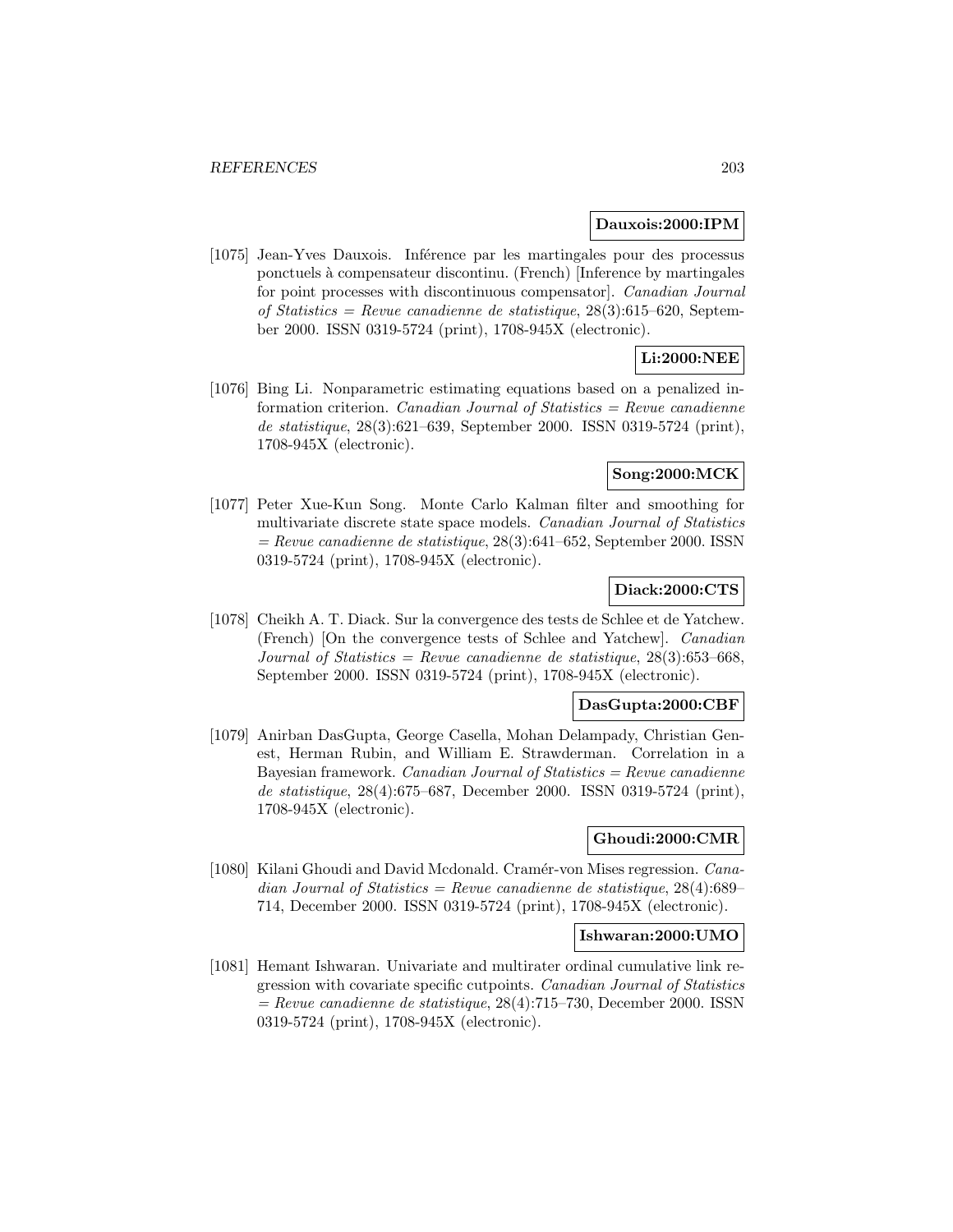**Dauxois:2000:IPM**

[1075] Jean-Yves Dauxois. Inférence par les martingales pour des processus ponctuels à compensateur discontinu. (French) [Inference by martingales for point processes with discontinuous compensator]. *Canadian Journal of Statistics = Revue canadienne de statistique*, 28(3):615–620, September 2000. ISSN 0319-5724 (print), 1708-945X (electronic).

**Li:2000:NEE**

[1076] Bing Li. Nonparametric estimating equations based on a penalized information criterion. *Canadian Journal of Statistics = Revue canadienne de statistique*, 28(3):621–639, September 2000. ISSN 0319-5724 (print), 1708-945X (electronic).

**Song:2000:MCK**

[1077] Peter Xue-Kun Song. Monte Carlo Kalman filter and smoothing for multivariate discrete state space models. *Canadian Journal of Statistics = Revue canadienne de statistique*, 28(3):641–652, September 2000. ISSN 0319-5724 (print), 1708-945X (electronic).

**Diack:2000:CTS**

[1078] Cheikh A. T. Diack. Sur la convergence des tests de Schlee et de Yatchew. (French) [On the convergence tests of Schlee and Yatchew]. *Canadian Journal of Statistics = Revue canadienne de statistique*, 28(3):653–668, September 2000. ISSN 0319-5724 (print), 1708-945X (electronic).

**DasGupta:2000:CBF**

[1079] Anirban DasGupta, George Casella, Mohan Delampady, Christian Genest, Herman Rubin, and William E. Strawderman. Correlation in a Bayesian framework. *Canadian Journal of Statistics = Revue canadienne de statistique*, 28(4):675–687, December 2000. ISSN 0319-5724 (print), 1708-945X (electronic).

**Ghoudi:2000:CMR**

[1080] Kilani Ghoudi and David Mcdonald. Cramér-von Mises regression. *Canadian Journal of Statistics = Revue canadienne de statistique*, 28(4):689–714, December 2000. ISSN 0319-5724 (print), 1708-945X (electronic).

**Ishwaran:2000:UMO**

[1081] Hemant Ishwaran. Univariate and multirater ordinal cumulative link regression with covariate specific cutpoints. *Canadian Journal of Statistics = Revue canadienne de statistique*, 28(4):715–730, December 2000. ISSN 0319-5724 (print), 1708-945X (electronic).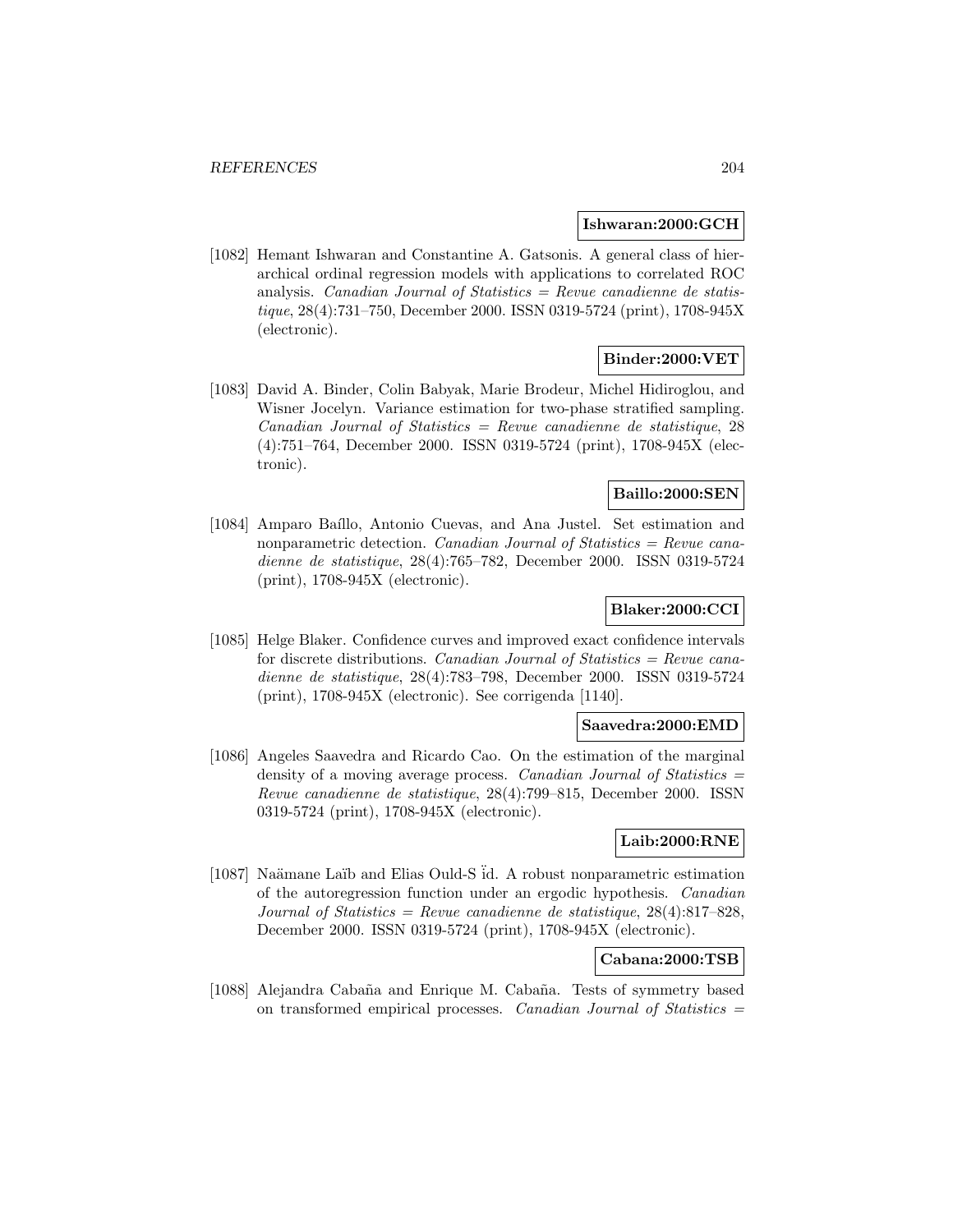**Ishwaran:2000:GCH**

[1082] Hemant Ishwaran and Constantine A. Gatsonis. A general class of hierarchical ordinal regression models with applications to correlated ROC analysis. *Canadian Journal of Statistics = Revue canadienne de statistique*, 28(4):731–750, December 2000. ISSN 0319-5724 (print), 1708-945X (electronic).

**Binder:2000:VET**

[1083] David A. Binder, Colin Babyak, Marie Brodeur, Michel Hidiroglou, and Wisner Jocelyn. Variance estimation for two-phase stratified sampling. *Canadian Journal of Statistics = Revue canadienne de statistique*, 28 (4):751–764, December 2000. ISSN 0319-5724 (print), 1708-945X (electronic).

**Baillo:2000:SEN**

[1084] Amparo Baíllo, Antonio Cuevas, and Ana Justel. Set estimation and nonparametric detection. *Canadian Journal of Statistics = Revue canadienne de statistique*, 28(4):765–782, December 2000. ISSN 0319-5724 (print), 1708-945X (electronic).

**Blaker:2000:CCI**

[1085] Helge Blaker. Confidence curves and improved exact confidence intervals for discrete distributions. *Canadian Journal of Statistics = Revue canadienne de statistique*, 28(4):783–798, December 2000. ISSN 0319-5724 (print), 1708-945X (electronic). See corrigenda [1140].

**Saavedra:2000:EMD**

[1086] Angeles Saavedra and Ricardo Cao. On the estimation of the marginal density of a moving average process. *Canadian Journal of Statistics = Revue canadienne de statistique*, 28(4):799–815, December 2000. ISSN 0319-5724 (print), 1708-945X (electronic).

**Laib:2000:RNE**

[1087] Naämane Laïb and Elias Ould-S ïd. A robust nonparametric estimation of the autoregression function under an ergodic hypothesis. *Canadian Journal of Statistics = Revue canadienne de statistique*, 28(4):817–828, December 2000. ISSN 0319-5724 (print), 1708-945X (electronic).

**Cabana:2000:TSB**

[1088] Alejandra Cabaña and Enrique M. Cabaña. Tests of symmetry based on transformed empirical processes. *Canadian Journal of Statistics =*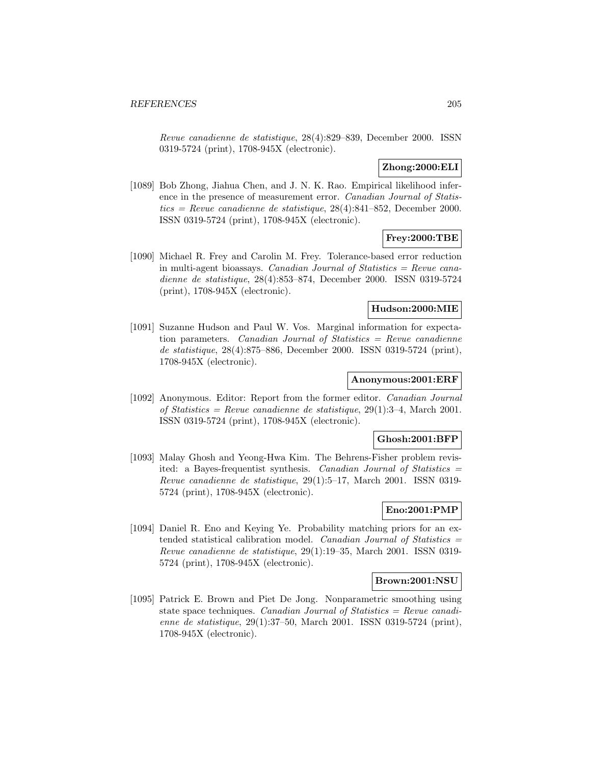*Revue canadienne de statistique*, 28(4):829–839, December 2000. ISSN 0319-5724 (print), 1708-945X (electronic).

**Zhong:2000:ELI**

[1089] Bob Zhong, Jiahua Chen, and J. N. K. Rao. Empirical likelihood inference in the presence of measurement error. *Canadian Journal of Statistics = Revue canadienne de statistique*, 28(4):841–852, December 2000. ISSN 0319-5724 (print), 1708-945X (electronic).

**Frey:2000:TBE**

[1090] Michael R. Frey and Carolin M. Frey. Tolerance-based error reduction in multi-agent bioassays. *Canadian Journal of Statistics = Revue canadienne de statistique*, 28(4):853–874, December 2000. ISSN 0319-5724 (print), 1708-945X (electronic).

**Hudson:2000:MIE**

[1091] Suzanne Hudson and Paul W. Vos. Marginal information for expectation parameters. *Canadian Journal of Statistics = Revue canadienne de statistique*, 28(4):875–886, December 2000. ISSN 0319-5724 (print), 1708-945X (electronic).

**Anonymous:2001:ERF**

[1092] Anonymous. Editor: Report from the former editor. *Canadian Journal of Statistics = Revue canadienne de statistique*, 29(1):3–4, March 2001. ISSN 0319-5724 (print), 1708-945X (electronic).

**Ghosh:2001:BFP**

[1093] Malay Ghosh and Yeong-Hwa Kim. The Behrens-Fisher problem revisited: a Bayes-frequentist synthesis. *Canadian Journal of Statistics = Revue canadienne de statistique*, 29(1):5–17, March 2001. ISSN 0319-5724 (print), 1708-945X (electronic).

**Eno:2001:PMP**

[1094] Daniel R. Eno and Keying Ye. Probability matching priors for an extended statistical calibration model. *Canadian Journal of Statistics = Revue canadienne de statistique*, 29(1):19–35, March 2001. ISSN 0319-5724 (print), 1708-945X (electronic).

**Brown:2001:NSU**

[1095] Patrick E. Brown and Piet De Jong. Nonparametric smoothing using state space techniques. *Canadian Journal of Statistics = Revue canadienne de statistique*, 29(1):37–50, March 2001. ISSN 0319-5724 (print), 1708-945X (electronic).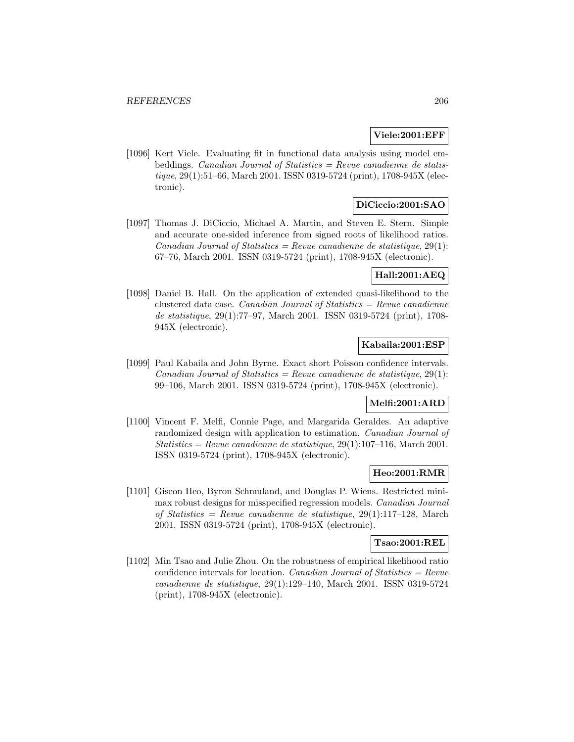**Viele:2001:EFF**

[1096] Kert Viele. Evaluating fit in functional data analysis using model embeddings. *Canadian Journal of Statistics = Revue canadienne de statistique*, 29(1):51–66, March 2001. ISSN 0319-5724 (print), 1708-945X (electronic).

**DiCiccio:2001:SAO**

[1097] Thomas J. DiCiccio, Michael A. Martin, and Steven E. Stern. Simple and accurate one-sided inference from signed roots of likelihood ratios. *Canadian Journal of Statistics = Revue canadienne de statistique*, 29(1): 67–76, March 2001. ISSN 0319-5724 (print), 1708-945X (electronic).

**Hall:2001:AEQ**

[1098] Daniel B. Hall. On the application of extended quasi-likelihood to the clustered data case. *Canadian Journal of Statistics = Revue canadienne de statistique*, 29(1):77–97, March 2001. ISSN 0319-5724 (print), 1708-945X (electronic).

**Kabaila:2001:ESP**

[1099] Paul Kabaila and John Byrne. Exact short Poisson confidence intervals. *Canadian Journal of Statistics = Revue canadienne de statistique*, 29(1): 99–106, March 2001. ISSN 0319-5724 (print), 1708-945X (electronic).

**Melfi:2001:ARD**

[1100] Vincent F. Melfi, Connie Page, and Margarida Geraldes. An adaptive randomized design with application to estimation. *Canadian Journal of Statistics = Revue canadienne de statistique*, 29(1):107–116, March 2001. ISSN 0319-5724 (print), 1708-945X (electronic).

**Heo:2001:RMR**

[1101] Giseon Heo, Byron Schmuland, and Douglas P. Wiens. Restricted minimax robust designs for misspecified regression models. *Canadian Journal of Statistics = Revue canadienne de statistique*, 29(1):117–128, March 2001. ISSN 0319-5724 (print), 1708-945X (electronic).

**Tsao:2001:REL**

[1102] Min Tsao and Julie Zhou. On the robustness of empirical likelihood ratio confidence intervals for location. *Canadian Journal of Statistics = Revue canadienne de statistique*, 29(1):129–140, March 2001. ISSN 0319-5724 (print), 1708-945X (electronic).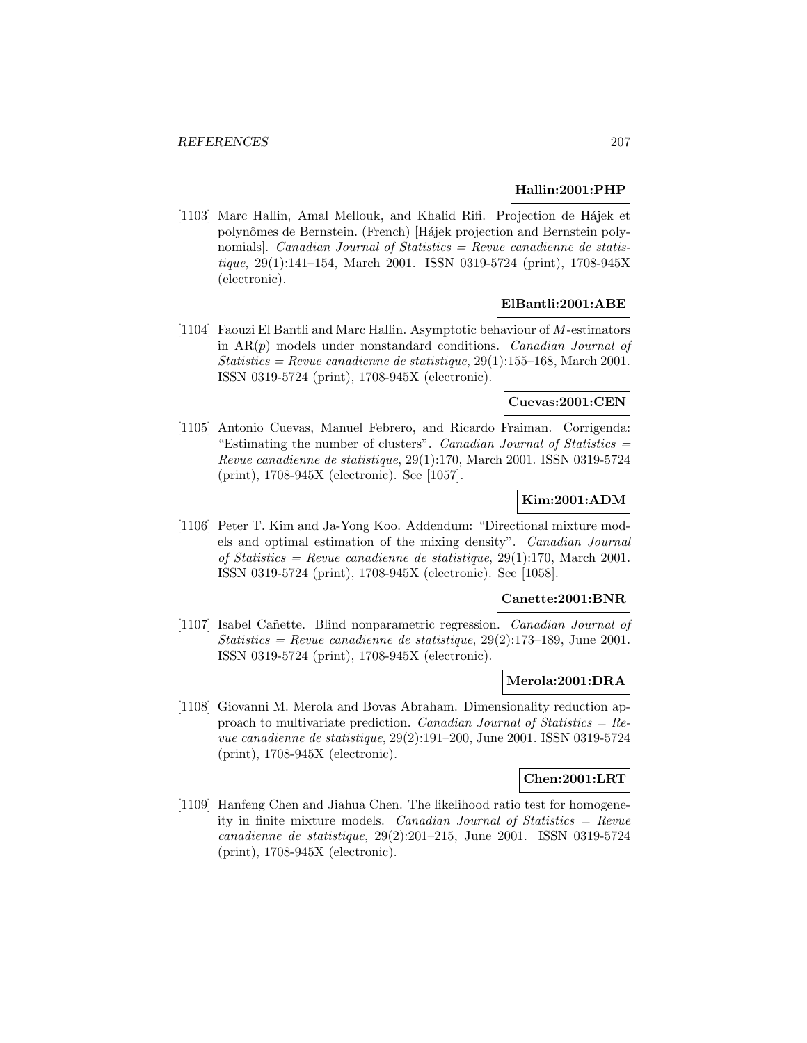**Hallin:2001:PHP**

[1103] Marc Hallin, Amal Mellouk, and Khalid Rifi. Projection de Hájek et polynômes de Bernstein. (French) [Hájek projection and Bernstein polynomials]. *Canadian Journal of Statistics = Revue canadienne de statistique*, 29(1):141–154, March 2001. ISSN 0319-5724 (print), 1708-945X (electronic).

**ElBantli:2001:ABE**

[1104] Faouzi El Bantli and Marc Hallin. Asymptotic behaviour of $M$-estimators in AR($p$) models under nonstandard conditions. *Canadian Journal of Statistics = Revue canadienne de statistique*, 29(1):155–168, March 2001. ISSN 0319-5724 (print), 1708-945X (electronic).

**Cuevas:2001:CEN**

[1105] Antonio Cuevas, Manuel Febrero, and Ricardo Fraiman. Corrigenda: "Estimating the number of clusters". *Canadian Journal of Statistics = Revue canadienne de statistique*, 29(1):170, March 2001. ISSN 0319-5724 (print), 1708-945X (electronic). See [1057].

**Kim:2001:ADM**

[1106] Peter T. Kim and Ja-Yong Koo. Addendum: "Directional mixture models and optimal estimation of the mixing density". *Canadian Journal of Statistics = Revue canadienne de statistique*, 29(1):170, March 2001. ISSN 0319-5724 (print), 1708-945X (electronic). See [1058].

**Canette:2001:BNR**

[1107] Isabel Cañette. Blind nonparametric regression. *Canadian Journal of Statistics = Revue canadienne de statistique*, 29(2):173–189, June 2001. ISSN 0319-5724 (print), 1708-945X (electronic).

**Merola:2001:DRA**

[1108] Giovanni M. Merola and Bovas Abraham. Dimensionality reduction approach to multivariate prediction. *Canadian Journal of Statistics = Revue canadienne de statistique*, 29(2):191–200, June 2001. ISSN 0319-5724 (print), 1708-945X (electronic).

**Chen:2001:LRT**

[1109] Hanfeng Chen and Jiahua Chen. The likelihood ratio test for homogeneity in finite mixture models. *Canadian Journal of Statistics = Revue canadienne de statistique*, 29(2):201–215, June 2001. ISSN 0319-5724 (print), 1708-945X (electronic).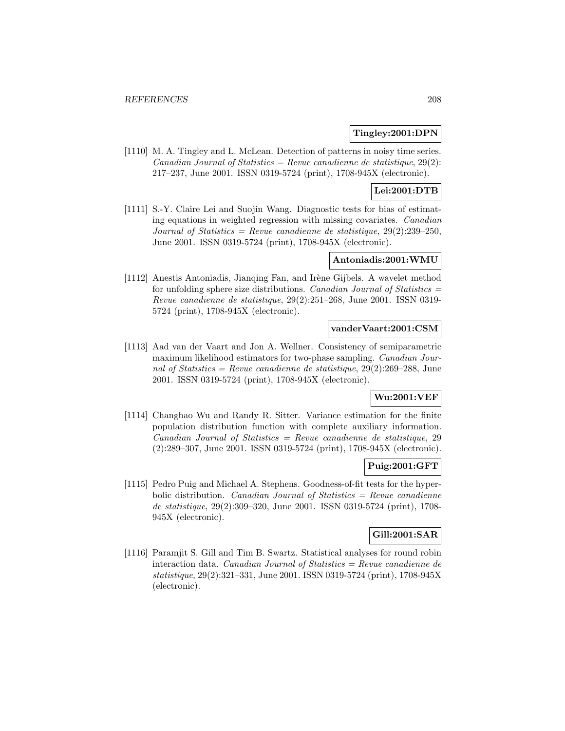**Tingley:2001:DPN**

[1110] M. A. Tingley and L. McLean. Detection of patterns in noisy time series. *Canadian Journal of Statistics = Revue canadienne de statistique*, 29(2): 217–237, June 2001. ISSN 0319-5724 (print), 1708-945X (electronic).

**Lei:2001:DTB**

[1111] S.-Y. Claire Lei and Suojin Wang. Diagnostic tests for bias of estimating equations in weighted regression with missing covariates. *Canadian Journal of Statistics = Revue canadienne de statistique*, 29(2):239–250, June 2001. ISSN 0319-5724 (print), 1708-945X (electronic).

**Antoniadis:2001:WMU**

[1112] Anestis Antoniadis, Jianqing Fan, and Irène Gijbels. A wavelet method for unfolding sphere size distributions. *Canadian Journal of Statistics = Revue canadienne de statistique*, 29(2):251–268, June 2001. ISSN 0319-5724 (print), 1708-945X (electronic).

**vanderVaart:2001:CSM**

[1113] Aad van der Vaart and Jon A. Wellner. Consistency of semiparametric maximum likelihood estimators for two-phase sampling. *Canadian Journal of Statistics = Revue canadienne de statistique*, 29(2):269–288, June 2001. ISSN 0319-5724 (print), 1708-945X (electronic).

**Wu:2001:VEF**

[1114] Changbao Wu and Randy R. Sitter. Variance estimation for the finite population distribution function with complete auxiliary information. *Canadian Journal of Statistics = Revue canadienne de statistique*, 29 (2):289–307, June 2001. ISSN 0319-5724 (print), 1708-945X (electronic).

**Puig:2001:GFT**

[1115] Pedro Puig and Michael A. Stephens. Goodness-of-fit tests for the hyperbolic distribution. *Canadian Journal of Statistics = Revue canadienne de statistique*, 29(2):309–320, June 2001. ISSN 0319-5724 (print), 1708-945X (electronic).

**Gill:2001:SAR**

[1116] Paramjit S. Gill and Tim B. Swartz. Statistical analyses for round robin interaction data. *Canadian Journal of Statistics = Revue canadienne de statistique*, 29(2):321–331, June 2001. ISSN 0319-5724 (print), 1708-945X (electronic).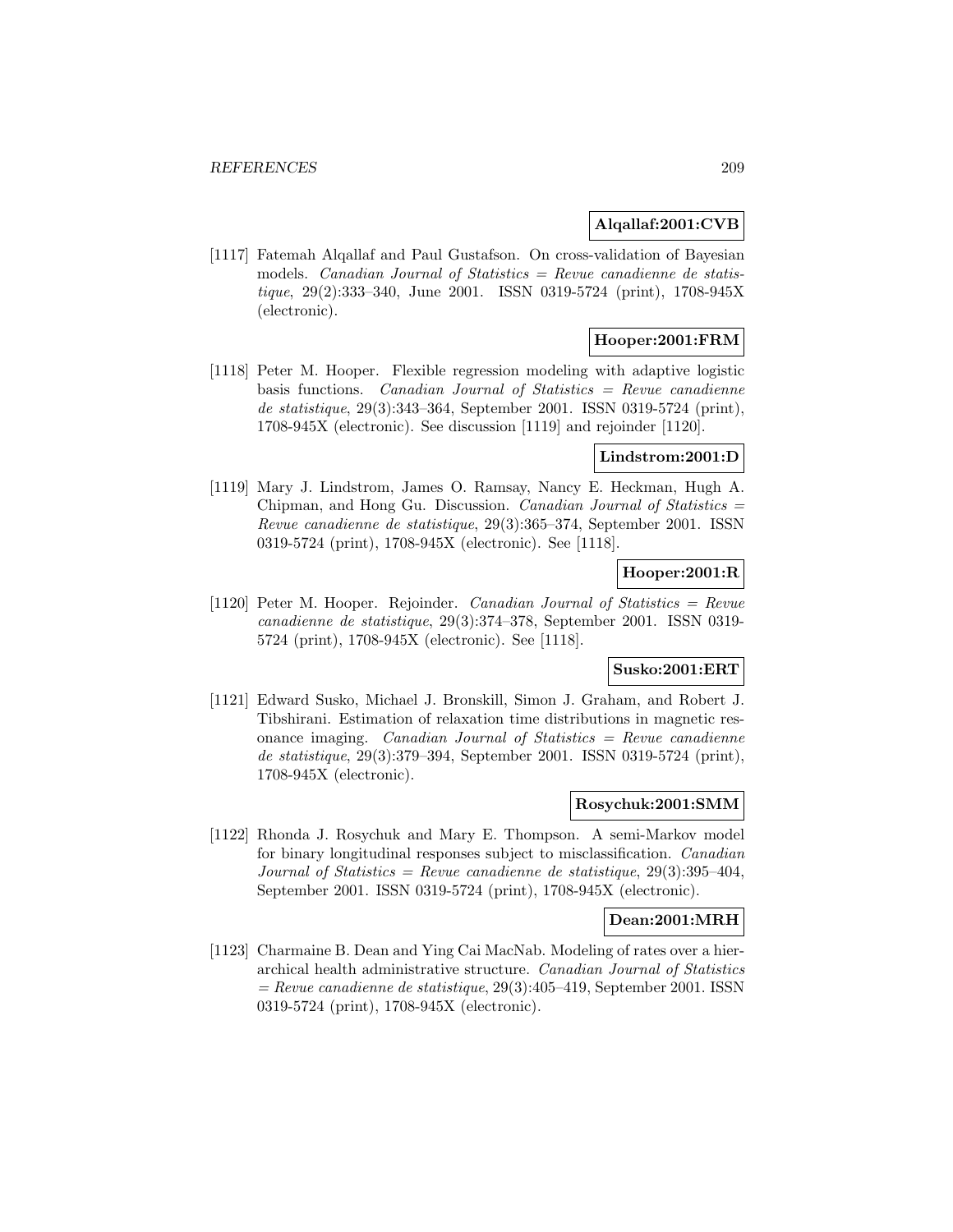**Alqallaf:2001:CVB**

[1117] Fatemah Alqallaf and Paul Gustafson. On cross-validation of Bayesian models. *Canadian Journal of Statistics = Revue canadienne de statistique*, 29(2):333–340, June 2001. ISSN 0319-5724 (print), 1708-945X (electronic).

**Hooper:2001:FRM**

[1118] Peter M. Hooper. Flexible regression modeling with adaptive logistic basis functions. *Canadian Journal of Statistics = Revue canadienne de statistique*, 29(3):343–364, September 2001. ISSN 0319-5724 (print), 1708-945X (electronic). See discussion [1119] and rejoinder [1120].

**Lindstrom:2001:D**

[1119] Mary J. Lindstrom, James O. Ramsay, Nancy E. Heckman, Hugh A. Chipman, and Hong Gu. Discussion. *Canadian Journal of Statistics = Revue canadienne de statistique*, 29(3):365–374, September 2001. ISSN 0319-5724 (print), 1708-945X (electronic). See [1118].

**Hooper:2001:R**

[1120] Peter M. Hooper. Rejoinder. *Canadian Journal of Statistics = Revue canadienne de statistique*, 29(3):374–378, September 2001. ISSN 0319-5724 (print), 1708-945X (electronic). See [1118].

**Susko:2001:ERT**

[1121] Edward Susko, Michael J. Bronskill, Simon J. Graham, and Robert J. Tibshirani. Estimation of relaxation time distributions in magnetic resonance imaging. *Canadian Journal of Statistics = Revue canadienne de statistique*, 29(3):379–394, September 2001. ISSN 0319-5724 (print), 1708-945X (electronic).

**Rosychuk:2001:SMM**

[1122] Rhonda J. Rosychuk and Mary E. Thompson. A semi-Markov model for binary longitudinal responses subject to misclassification. *Canadian Journal of Statistics = Revue canadienne de statistique*, 29(3):395–404, September 2001. ISSN 0319-5724 (print), 1708-945X (electronic).

**Dean:2001:MRH**

[1123] Charmaine B. Dean and Ying Cai MacNab. Modeling of rates over a hierarchical health administrative structure. *Canadian Journal of Statistics = Revue canadienne de statistique*, 29(3):405–419, September 2001. ISSN 0319-5724 (print), 1708-945X (electronic).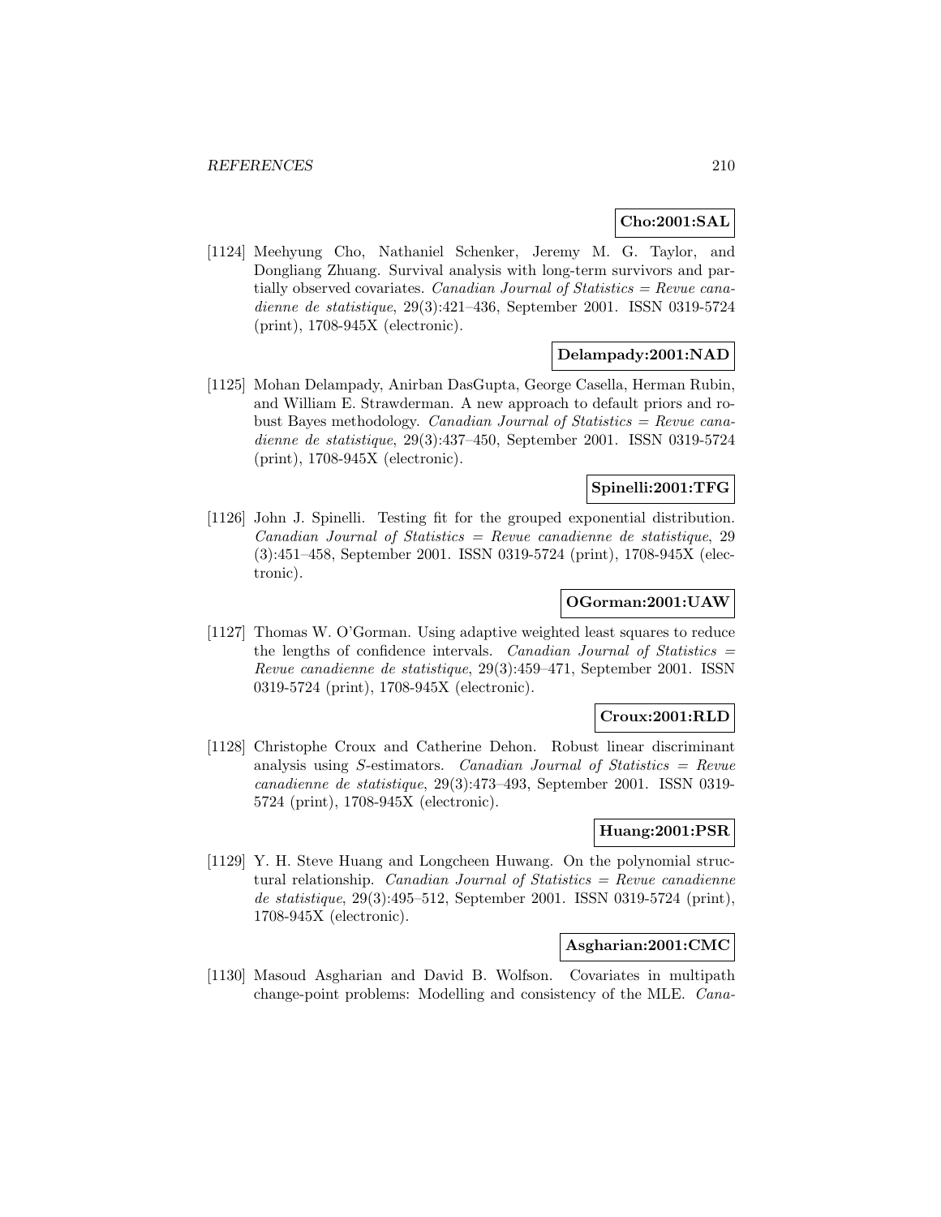**Cho:2001:SAL**

[1124] Meehyung Cho, Nathaniel Schenker, Jeremy M. G. Taylor, and Dongliang Zhuang. Survival analysis with long-term survivors and partially observed covariates. *Canadian Journal of Statistics = Revue canadienne de statistique*, 29(3):421–436, September 2001. ISSN 0319-5724 (print), 1708-945X (electronic).

**Delampady:2001:NAD**

[1125] Mohan Delampady, Anirban DasGupta, George Casella, Herman Rubin, and William E. Strawderman. A new approach to default priors and robust Bayes methodology. *Canadian Journal of Statistics = Revue canadienne de statistique*, 29(3):437–450, September 2001. ISSN 0319-5724 (print), 1708-945X (electronic).

**Spinelli:2001:TFG**

[1126] John J. Spinelli. Testing fit for the grouped exponential distribution. *Canadian Journal of Statistics = Revue canadienne de statistique*, 29 (3):451–458, September 2001. ISSN 0319-5724 (print), 1708-945X (electronic).

**OGorman:2001:UAW**

[1127] Thomas W. O'Gorman. Using adaptive weighted least squares to reduce the lengths of confidence intervals. *Canadian Journal of Statistics = Revue canadienne de statistique*, 29(3):459–471, September 2001. ISSN 0319-5724 (print), 1708-945X (electronic).

**Croux:2001:RLD**

[1128] Christophe Croux and Catherine Dehon. Robust linear discriminant analysis using *S*-estimators. *Canadian Journal of Statistics = Revue canadienne de statistique*, 29(3):473–493, September 2001. ISSN 0319-5724 (print), 1708-945X (electronic).

**Huang:2001:PSR**

[1129] Y. H. Steve Huang and Longcheen Huwang. On the polynomial structural relationship. *Canadian Journal of Statistics = Revue canadienne de statistique*, 29(3):495–512, September 2001. ISSN 0319-5724 (print), 1708-945X (electronic).

**Asgharian:2001:CMC**

[1130] Masoud Asgharian and David B. Wolfson. Covariates in multipath change-point problems: Modelling and consistency of the MLE. *Cana-*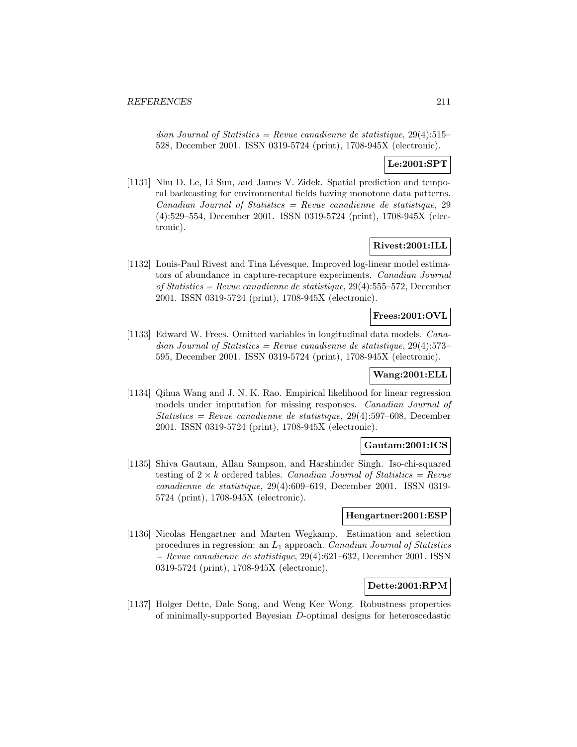*dian Journal of Statistics = Revue canadienne de statistique*, 29(4):515–528, December 2001. ISSN 0319-5724 (print), 1708-945X (electronic).

**Le:2001:SPT**

[1131] Nhu D. Le, Li Sun, and James V. Zidek. Spatial prediction and temporal backcasting for environmental fields having monotone data patterns. *Canadian Journal of Statistics = Revue canadienne de statistique*, 29 (4):529–554, December 2001. ISSN 0319-5724 (print), 1708-945X (electronic).

**Rivest:2001:ILL**

[1132] Louis-Paul Rivest and Tina Lévesque. Improved log-linear model estimators of abundance in capture-recapture experiments. *Canadian Journal of Statistics = Revue canadienne de statistique*, 29(4):555–572, December 2001. ISSN 0319-5724 (print), 1708-945X (electronic).

**Frees:2001:OVL**

[1133] Edward W. Frees. Omitted variables in longitudinal data models. *Canadian Journal of Statistics = Revue canadienne de statistique*, 29(4):573–595, December 2001. ISSN 0319-5724 (print), 1708-945X (electronic).

**Wang:2001:ELL**

[1134] Qihua Wang and J. N. K. Rao. Empirical likelihood for linear regression models under imputation for missing responses. *Canadian Journal of Statistics = Revue canadienne de statistique*, 29(4):597–608, December 2001. ISSN 0319-5724 (print), 1708-945X (electronic).

**Gautam:2001:ICS**

[1135] Shiva Gautam, Allan Sampson, and Harshinder Singh. Iso-chi-squared testing of $2 \times k$ ordered tables. *Canadian Journal of Statistics = Revue canadienne de statistique*, 29(4):609–619, December 2001. ISSN 0319-5724 (print), 1708-945X (electronic).

**Hengartner:2001:ESP**

[1136] Nicolas Hengartner and Marten Wegkamp. Estimation and selection procedures in regression: an $L_1$ approach. *Canadian Journal of Statistics = Revue canadienne de statistique*, 29(4):621–632, December 2001. ISSN 0319-5724 (print), 1708-945X (electronic).

**Dette:2001:RPM**

[1137] Holger Dette, Dale Song, and Weng Kee Wong. Robustness properties of minimally-supported Bayesian $D$-optimal designs for heteroscedastic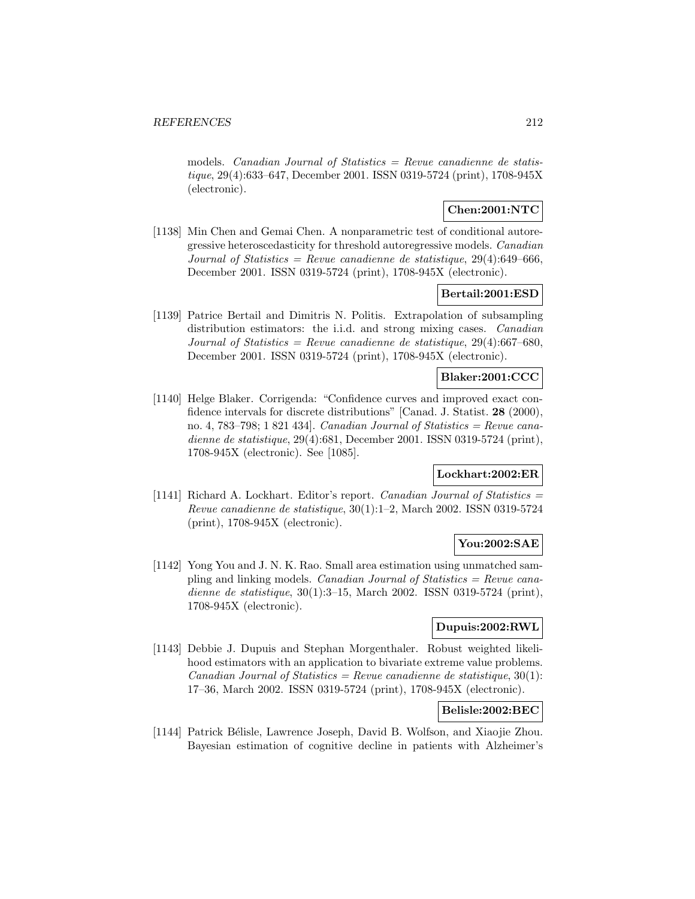models. *Canadian Journal of Statistics = Revue canadienne de statistique*, 29(4):633–647, December 2001. ISSN 0319-5724 (print), 1708-945X (electronic).

**Chen:2001:NTC**

[1138] Min Chen and Gemai Chen. A nonparametric test of conditional autoregressive heteroscedasticity for threshold autoregressive models. *Canadian Journal of Statistics = Revue canadienne de statistique*, 29(4):649–666, December 2001. ISSN 0319-5724 (print), 1708-945X (electronic).

**Bertail:2001:ESD**

[1139] Patrice Bertail and Dimitris N. Politis. Extrapolation of subsampling distribution estimators: the i.i.d. and strong mixing cases. *Canadian Journal of Statistics = Revue canadienne de statistique*, 29(4):667–680, December 2001. ISSN 0319-5724 (print), 1708-945X (electronic).

**Blaker:2001:CCC**

[1140] Helge Blaker. Corrigenda: "Confidence curves and improved exact confidence intervals for discrete distributions" [Canad. J. Statist. **28** (2000), no. 4, 783–798; 1 821 434]. *Canadian Journal of Statistics = Revue canadienne de statistique*, 29(4):681, December 2001. ISSN 0319-5724 (print), 1708-945X (electronic). See [1085].

**Lockhart:2002:ER**

[1141] Richard A. Lockhart. Editor's report. *Canadian Journal of Statistics = Revue canadienne de statistique*, 30(1):1–2, March 2002. ISSN 0319-5724 (print), 1708-945X (electronic).

**You:2002:SAE**

[1142] Yong You and J. N. K. Rao. Small area estimation using unmatched sampling and linking models. *Canadian Journal of Statistics = Revue canadienne de statistique*, 30(1):3–15, March 2002. ISSN 0319-5724 (print), 1708-945X (electronic).

**Dupuis:2002:RWL**

[1143] Debbie J. Dupuis and Stephan Morgenthaler. Robust weighted likelihood estimators with an application to bivariate extreme value problems. *Canadian Journal of Statistics = Revue canadienne de statistique*, 30(1): 17–36, March 2002. ISSN 0319-5724 (print), 1708-945X (electronic).

**Belisle:2002:BEC**

[1144] Patrick Bélisle, Lawrence Joseph, David B. Wolfson, and Xiaojie Zhou. Bayesian estimation of cognitive decline in patients with Alzheimer's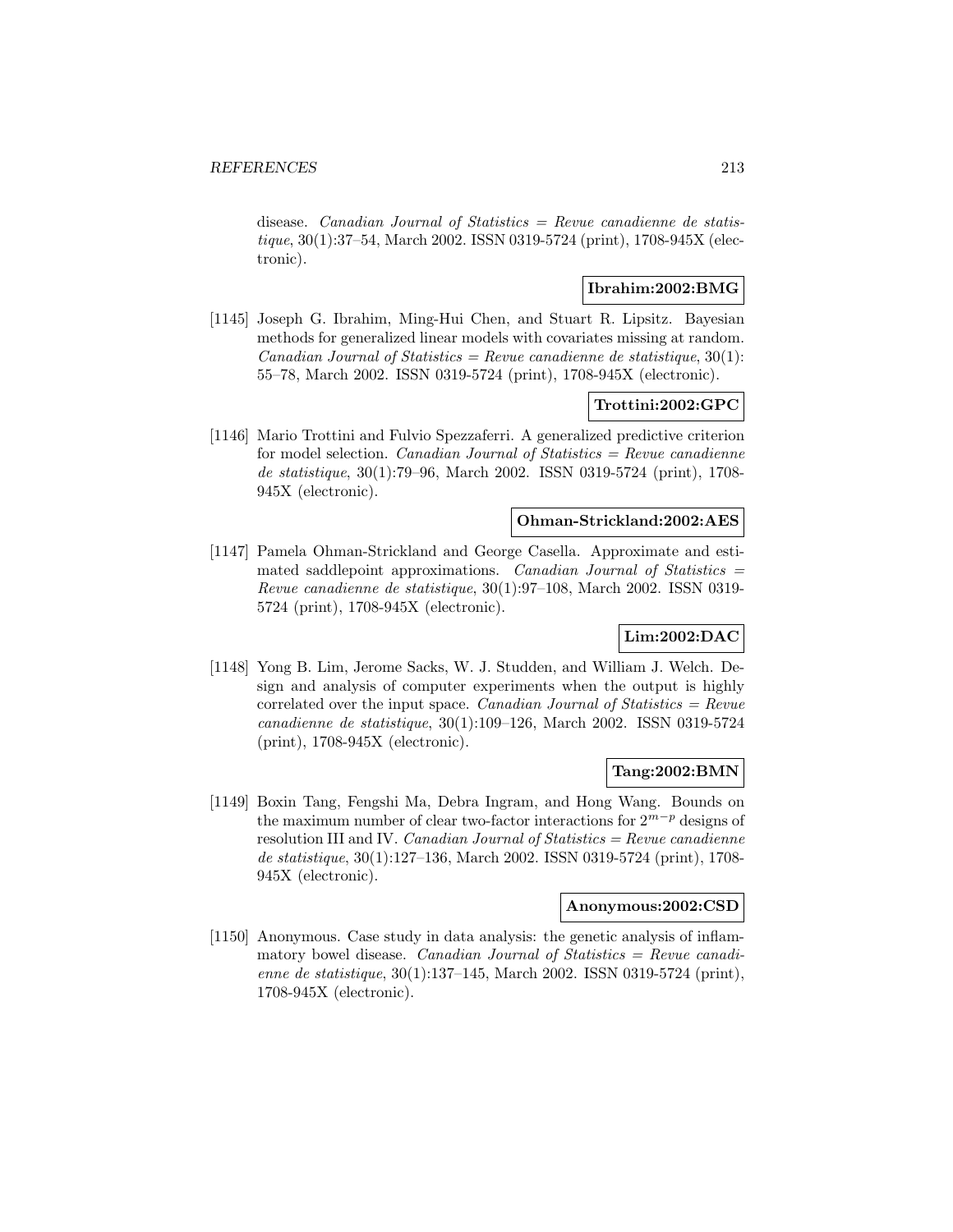disease. *Canadian Journal of Statistics = Revue canadienne de statistique*, 30(1):37–54, March 2002. ISSN 0319-5724 (print), 1708-945X (electronic).

**Ibrahim:2002:BMG**

[1145] Joseph G. Ibrahim, Ming-Hui Chen, and Stuart R. Lipsitz. Bayesian methods for generalized linear models with covariates missing at random. *Canadian Journal of Statistics = Revue canadienne de statistique*, 30(1): 55–78, March 2002. ISSN 0319-5724 (print), 1708-945X (electronic).

**Trottini:2002:GPC**

[1146] Mario Trottini and Fulvio Spezzaferri. A generalized predictive criterion for model selection. *Canadian Journal of Statistics = Revue canadienne de statistique*, 30(1):79–96, March 2002. ISSN 0319-5724 (print), 1708-945X (electronic).

**Ohman-Strickland:2002:AES**

[1147] Pamela Ohman-Strickland and George Casella. Approximate and estimated saddlepoint approximations. *Canadian Journal of Statistics = Revue canadienne de statistique*, 30(1):97–108, March 2002. ISSN 0319-5724 (print), 1708-945X (electronic).

**Lim:2002:DAC**

[1148] Yong B. Lim, Jerome Sacks, W. J. Studden, and William J. Welch. Design and analysis of computer experiments when the output is highly correlated over the input space. *Canadian Journal of Statistics = Revue canadienne de statistique*, 30(1):109–126, March 2002. ISSN 0319-5724 (print), 1708-945X (electronic).

**Tang:2002:BMN**

[1149] Boxin Tang, Fengshi Ma, Debra Ingram, and Hong Wang. Bounds on the maximum number of clear two-factor interactions for $2^{m-p}$ designs of resolution III and IV. *Canadian Journal of Statistics = Revue canadienne de statistique*, 30(1):127–136, March 2002. ISSN 0319-5724 (print), 1708-945X (electronic).

**Anonymous:2002:CSD**

[1150] Anonymous. Case study in data analysis: the genetic analysis of inflammatory bowel disease. *Canadian Journal of Statistics = Revue canadienne de statistique*, 30(1):137–145, March 2002. ISSN 0319-5724 (print), 1708-945X (electronic).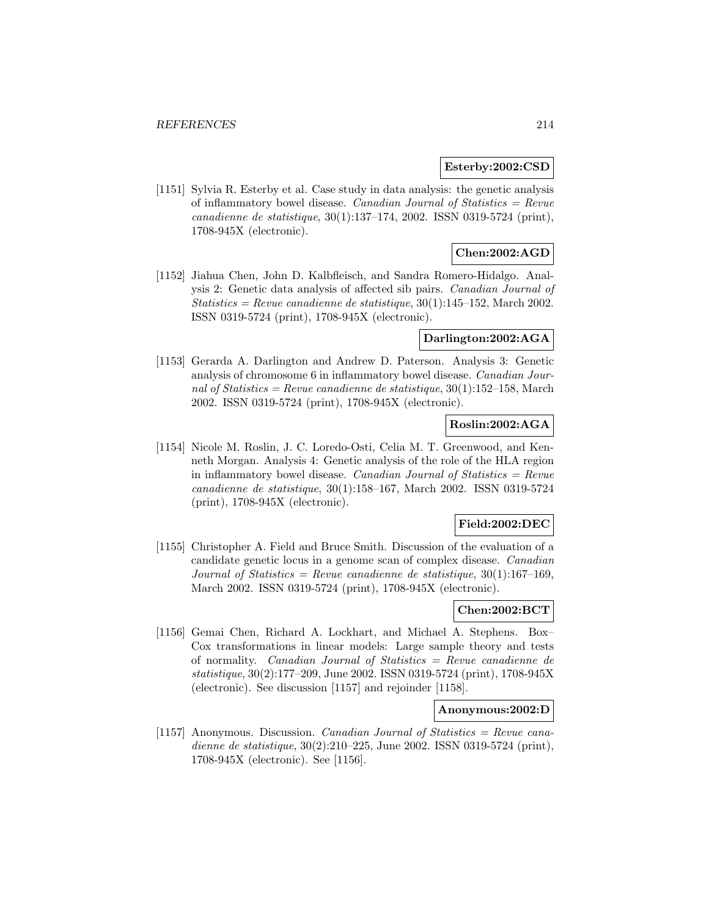**Esterby:2002:CSD**

[1151] Sylvia R. Esterby et al. Case study in data analysis: the genetic analysis of inflammatory bowel disease. *Canadian Journal of Statistics = Revue canadienne de statistique*, 30(1):137–174, 2002. ISSN 0319-5724 (print), 1708-945X (electronic).

**Chen:2002:AGD**

[1152] Jiahua Chen, John D. Kalbfleisch, and Sandra Romero-Hidalgo. Analysis 2: Genetic data analysis of affected sib pairs. *Canadian Journal of Statistics = Revue canadienne de statistique*, 30(1):145–152, March 2002. ISSN 0319-5724 (print), 1708-945X (electronic).

**Darlington:2002:AGA**

[1153] Gerarda A. Darlington and Andrew D. Paterson. Analysis 3: Genetic analysis of chromosome 6 in inflammatory bowel disease. *Canadian Journal of Statistics = Revue canadienne de statistique*, 30(1):152–158, March 2002. ISSN 0319-5724 (print), 1708-945X (electronic).

**Roslin:2002:AGA**

[1154] Nicole M. Roslin, J. C. Loredo-Osti, Celia M. T. Greenwood, and Kenneth Morgan. Analysis 4: Genetic analysis of the role of the HLA region in inflammatory bowel disease. *Canadian Journal of Statistics = Revue canadienne de statistique*, 30(1):158–167, March 2002. ISSN 0319-5724 (print), 1708-945X (electronic).

**Field:2002:DEC**

[1155] Christopher A. Field and Bruce Smith. Discussion of the evaluation of a candidate genetic locus in a genome scan of complex disease. *Canadian Journal of Statistics = Revue canadienne de statistique*, 30(1):167–169, March 2002. ISSN 0319-5724 (print), 1708-945X (electronic).

**Chen:2002:BCT**

[1156] Gemai Chen, Richard A. Lockhart, and Michael A. Stephens. Box–Cox transformations in linear models: Large sample theory and tests of normality. *Canadian Journal of Statistics = Revue canadienne de statistique*, 30(2):177–209, June 2002. ISSN 0319-5724 (print), 1708-945X (electronic). See discussion [1157] and rejoinder [1158].

**Anonymous:2002:D**

[1157] Anonymous. Discussion. *Canadian Journal of Statistics = Revue canadienne de statistique*, 30(2):210–225, June 2002. ISSN 0319-5724 (print), 1708-945X (electronic). See [1156].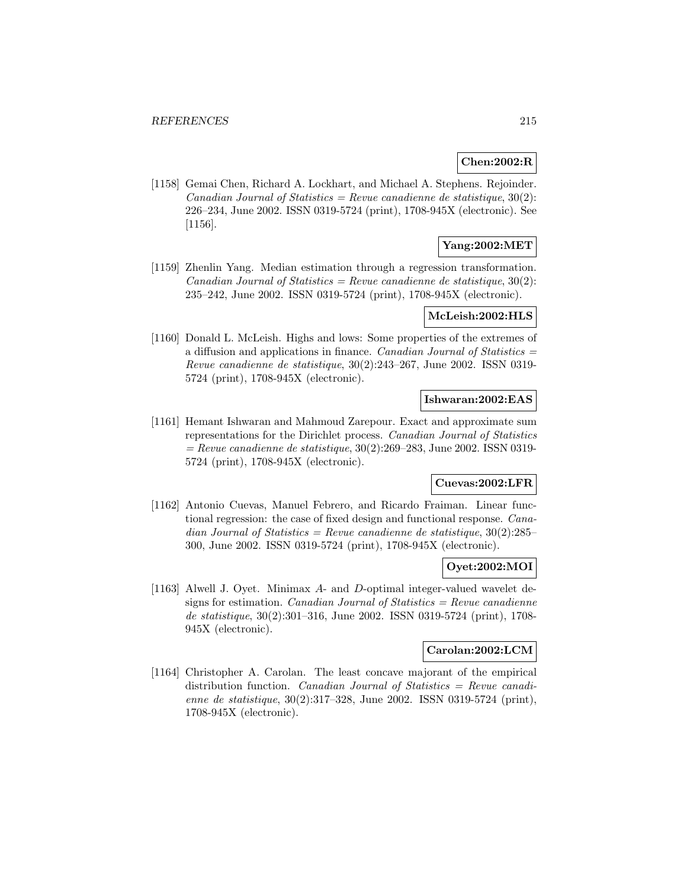**Chen:2002:R**

[1158] Gemai Chen, Richard A. Lockhart, and Michael A. Stephens. Rejoinder. *Canadian Journal of Statistics = Revue canadienne de statistique*, 30(2): 226–234, June 2002. ISSN 0319-5724 (print), 1708-945X (electronic). See [1156].

**Yang:2002:MET**

[1159] Zhenlin Yang. Median estimation through a regression transformation. *Canadian Journal of Statistics = Revue canadienne de statistique*, 30(2): 235–242, June 2002. ISSN 0319-5724 (print), 1708-945X (electronic).

**McLeish:2002:HLS**

[1160] Donald L. McLeish. Highs and lows: Some properties of the extremes of a diffusion and applications in finance. *Canadian Journal of Statistics = Revue canadienne de statistique*, 30(2):243–267, June 2002. ISSN 0319-5724 (print), 1708-945X (electronic).

**Ishwaran:2002:EAS**

[1161] Hemant Ishwaran and Mahmoud Zarepour. Exact and approximate sum representations for the Dirichlet process. *Canadian Journal of Statistics = Revue canadienne de statistique*, 30(2):269–283, June 2002. ISSN 0319-5724 (print), 1708-945X (electronic).

**Cuevas:2002:LFR**

[1162] Antonio Cuevas, Manuel Febrero, and Ricardo Fraiman. Linear functional regression: the case of fixed design and functional response. *Canadian Journal of Statistics = Revue canadienne de statistique*, 30(2):285–300, June 2002. ISSN 0319-5724 (print), 1708-945X (electronic).

**Oyet:2002:MOI**

[1163] Alwell J. Oyet. Minimax $A$- and $D$-optimal integer-valued wavelet designs for estimation. *Canadian Journal of Statistics = Revue canadienne de statistique*, 30(2):301–316, June 2002. ISSN 0319-5724 (print), 1708-945X (electronic).

**Carolan:2002:LCM**

[1164] Christopher A. Carolan. The least concave majorant of the empirical distribution function. *Canadian Journal of Statistics = Revue canadienne de statistique*, 30(2):317–328, June 2002. ISSN 0319-5724 (print), 1708-945X (electronic).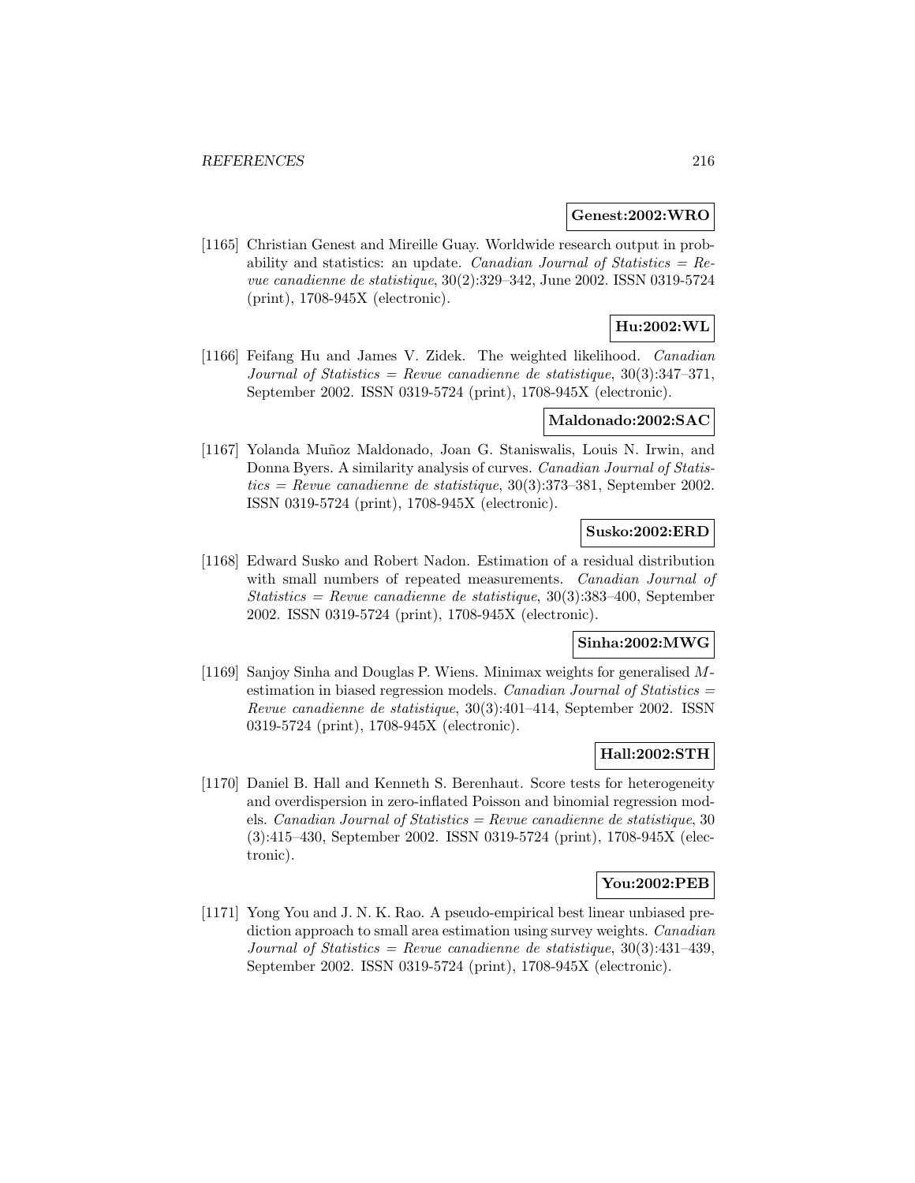**Genest:2002:WRO**

[1165] Christian Genest and Mireille Guay. Worldwide research output in probability and statistics: an update. *Canadian Journal of Statistics = Revue canadienne de statistique*, 30(2):329–342, June 2002. ISSN 0319-5724 (print), 1708-945X (electronic).

**Hu:2002:WL**

[1166] Feifang Hu and James V. Zidek. The weighted likelihood. *Canadian Journal of Statistics = Revue canadienne de statistique*, 30(3):347–371, September 2002. ISSN 0319-5724 (print), 1708-945X (electronic).

**Maldonado:2002:SAC**

[1167] Yolanda Muñoz Maldonado, Joan G. Staniswalis, Louis N. Irwin, and Donna Byers. A similarity analysis of curves. *Canadian Journal of Statistics = Revue canadienne de statistique*, 30(3):373–381, September 2002. ISSN 0319-5724 (print), 1708-945X (electronic).

**Susko:2002:ERD**

[1168] Edward Susko and Robert Nadon. Estimation of a residual distribution with small numbers of repeated measurements. *Canadian Journal of Statistics = Revue canadienne de statistique*, 30(3):383–400, September 2002. ISSN 0319-5724 (print), 1708-945X (electronic).

**Sinha:2002:MWG**

[1169] Sanjoy Sinha and Douglas P. Wiens. Minimax weights for generalised $M$-estimation in biased regression models. *Canadian Journal of Statistics = Revue canadienne de statistique*, 30(3):401–414, September 2002. ISSN 0319-5724 (print), 1708-945X (electronic).

**Hall:2002:STH**

[1170] Daniel B. Hall and Kenneth S. Berenhaut. Score tests for heterogeneity and overdispersion in zero-inflated Poisson and binomial regression models. *Canadian Journal of Statistics = Revue canadienne de statistique*, 30 (3):415–430, September 2002. ISSN 0319-5724 (print), 1708-945X (electronic).

**You:2002:PEB**

[1171] Yong You and J. N. K. Rao. A pseudo-empirical best linear unbiased prediction approach to small area estimation using survey weights. *Canadian Journal of Statistics = Revue canadienne de statistique*, 30(3):431–439, September 2002. ISSN 0319-5724 (print), 1708-945X (electronic).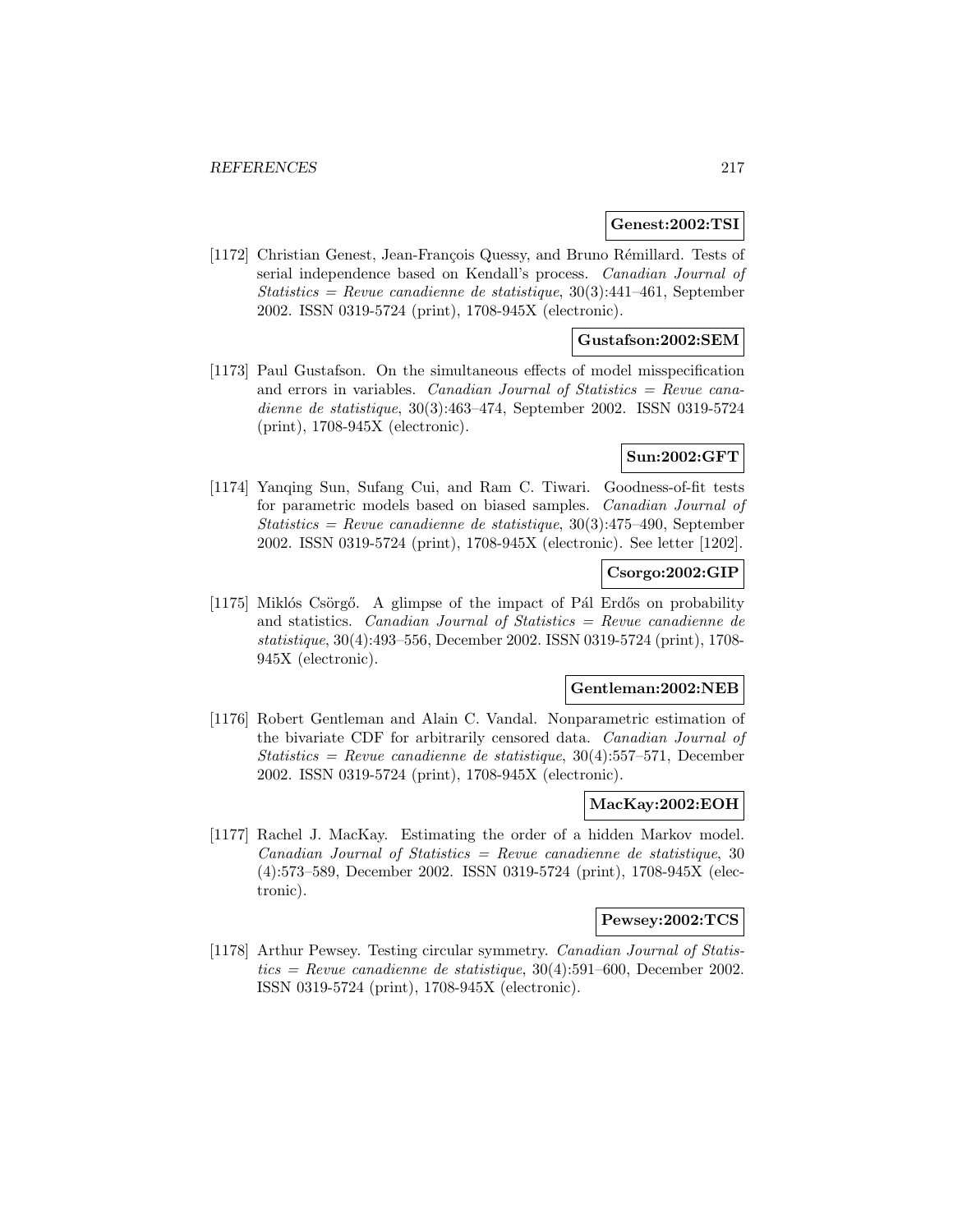**Genest:2002:TSI**

[1172] Christian Genest, Jean-François Quessy, and Bruno Rémillard. Tests of serial independence based on Kendall's process. *Canadian Journal of Statistics = Revue canadienne de statistique*, 30(3):441–461, September 2002. ISSN 0319-5724 (print), 1708-945X (electronic).

**Gustafson:2002:SEM**

[1173] Paul Gustafson. On the simultaneous effects of model misspecification and errors in variables. *Canadian Journal of Statistics = Revue canadienne de statistique*, 30(3):463–474, September 2002. ISSN 0319-5724 (print), 1708-945X (electronic).

**Sun:2002:GFT**

[1174] Yanqing Sun, Sufang Cui, and Ram C. Tiwari. Goodness-of-fit tests for parametric models based on biased samples. *Canadian Journal of Statistics = Revue canadienne de statistique*, 30(3):475–490, September 2002. ISSN 0319-5724 (print), 1708-945X (electronic). See letter [1202].

**Csorgo:2002:GIP**

[1175] Miklós Csörgő. A glimpse of the impact of Pál Erdős on probability and statistics. *Canadian Journal of Statistics = Revue canadienne de statistique*, 30(4):493–556, December 2002. ISSN 0319-5724 (print), 1708-945X (electronic).

**Gentleman:2002:NEB**

[1176] Robert Gentleman and Alain C. Vandal. Nonparametric estimation of the bivariate CDF for arbitrarily censored data. *Canadian Journal of Statistics = Revue canadienne de statistique*, 30(4):557–571, December 2002. ISSN 0319-5724 (print), 1708-945X (electronic).

**MacKay:2002:EOH**

[1177] Rachel J. MacKay. Estimating the order of a hidden Markov model. *Canadian Journal of Statistics = Revue canadienne de statistique*, 30 (4):573–589, December 2002. ISSN 0319-5724 (print), 1708-945X (electronic).

**Pewsey:2002:TCS**

[1178] Arthur Pewsey. Testing circular symmetry. *Canadian Journal of Statistics = Revue canadienne de statistique*, 30(4):591–600, December 2002. ISSN 0319-5724 (print), 1708-945X (electronic).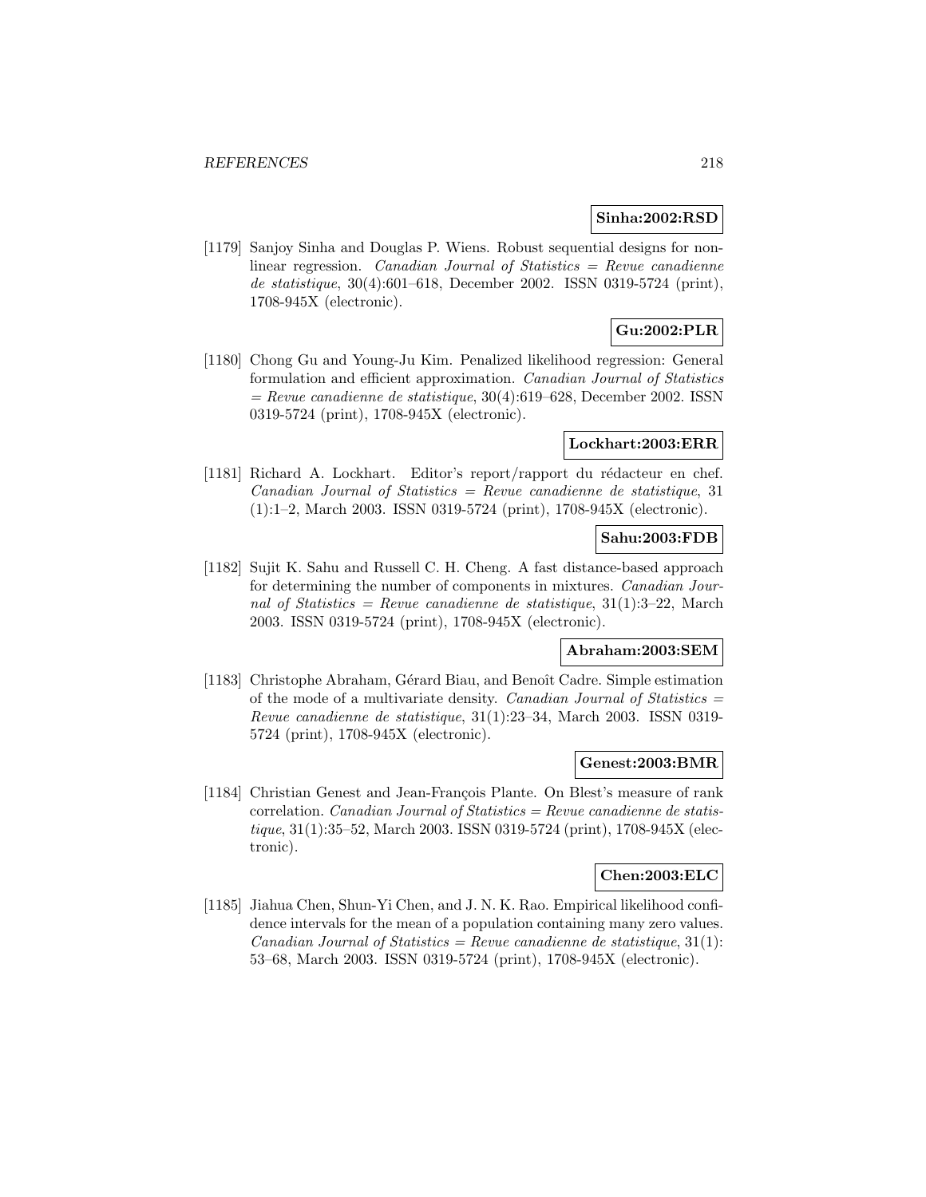**Sinha:2002:RSD**

[1179] Sanjoy Sinha and Douglas P. Wiens. Robust sequential designs for nonlinear regression. *Canadian Journal of Statistics = Revue canadienne de statistique*, 30(4):601–618, December 2002. ISSN 0319-5724 (print), 1708-945X (electronic).

**Gu:2002:PLR**

[1180] Chong Gu and Young-Ju Kim. Penalized likelihood regression: General formulation and efficient approximation. *Canadian Journal of Statistics = Revue canadienne de statistique*, 30(4):619–628, December 2002. ISSN 0319-5724 (print), 1708-945X (electronic).

**Lockhart:2003:ERR**

[1181] Richard A. Lockhart. Editor's report/rapport du rédacteur en chef. *Canadian Journal of Statistics = Revue canadienne de statistique*, 31 (1):1–2, March 2003. ISSN 0319-5724 (print), 1708-945X (electronic).

**Sahu:2003:FDB**

[1182] Sujit K. Sahu and Russell C. H. Cheng. A fast distance-based approach for determining the number of components in mixtures. *Canadian Journal of Statistics = Revue canadienne de statistique*, 31(1):3–22, March 2003. ISSN 0319-5724 (print), 1708-945X (electronic).

**Abraham:2003:SEM**

[1183] Christophe Abraham, Gérard Biau, and Benoît Cadre. Simple estimation of the mode of a multivariate density. *Canadian Journal of Statistics = Revue canadienne de statistique*, 31(1):23–34, March 2003. ISSN 0319-5724 (print), 1708-945X (electronic).

**Genest:2003:BMR**

[1184] Christian Genest and Jean-François Plante. On Blest's measure of rank correlation. *Canadian Journal of Statistics = Revue canadienne de statistique*, 31(1):35–52, March 2003. ISSN 0319-5724 (print), 1708-945X (electronic).

**Chen:2003:ELC**

[1185] Jiahua Chen, Shun-Yi Chen, and J. N. K. Rao. Empirical likelihood confidence intervals for the mean of a population containing many zero values. *Canadian Journal of Statistics = Revue canadienne de statistique*, 31(1): 53–68, March 2003. ISSN 0319-5724 (print), 1708-945X (electronic).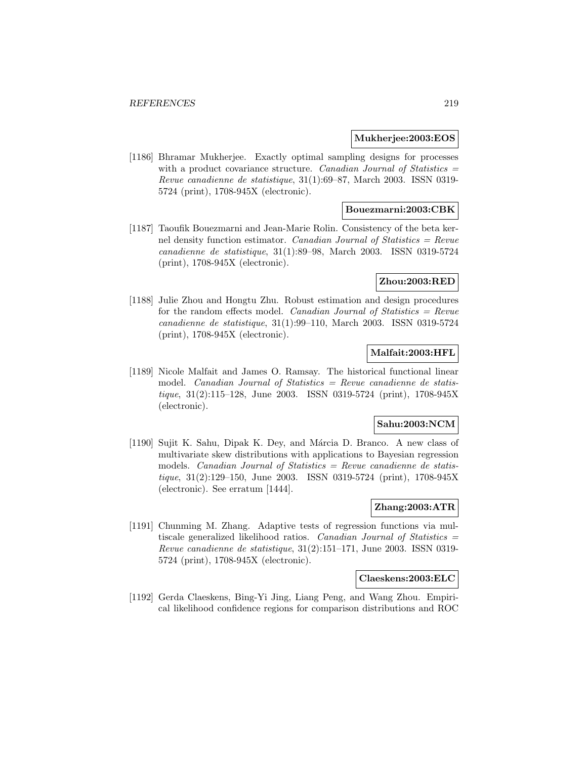**Mukherjee:2003:EOS**

[1186] Bhramar Mukherjee. Exactly optimal sampling designs for processes with a product covariance structure. *Canadian Journal of Statistics = Revue canadienne de statistique*, 31(1):69–87, March 2003. ISSN 0319-5724 (print), 1708-945X (electronic).

**Bouezmarni:2003:CBK**

[1187] Taoufik Bouezmarni and Jean-Marie Rolin. Consistency of the beta kernel density function estimator. *Canadian Journal of Statistics = Revue canadienne de statistique*, 31(1):89–98, March 2003. ISSN 0319-5724 (print), 1708-945X (electronic).

**Zhou:2003:RED**

[1188] Julie Zhou and Hongtu Zhu. Robust estimation and design procedures for the random effects model. *Canadian Journal of Statistics = Revue canadienne de statistique*, 31(1):99–110, March 2003. ISSN 0319-5724 (print), 1708-945X (electronic).

**Malfait:2003:HFL**

[1189] Nicole Malfait and James O. Ramsay. The historical functional linear model. *Canadian Journal of Statistics = Revue canadienne de statistique*, 31(2):115–128, June 2003. ISSN 0319-5724 (print), 1708-945X (electronic).

**Sahu:2003:NCM**

[1190] Sujit K. Sahu, Dipak K. Dey, and Márcia D. Branco. A new class of multivariate skew distributions with applications to Bayesian regression models. *Canadian Journal of Statistics = Revue canadienne de statistique*, 31(2):129–150, June 2003. ISSN 0319-5724 (print), 1708-945X (electronic). See erratum [1444].

**Zhang:2003:ATR**

[1191] Chunming M. Zhang. Adaptive tests of regression functions via multiscale generalized likelihood ratios. *Canadian Journal of Statistics = Revue canadienne de statistique*, 31(2):151–171, June 2003. ISSN 0319-5724 (print), 1708-945X (electronic).

**Claeskens:2003:ELC**

[1192] Gerda Claeskens, Bing-Yi Jing, Liang Peng, and Wang Zhou. Empirical likelihood confidence regions for comparison distributions and ROC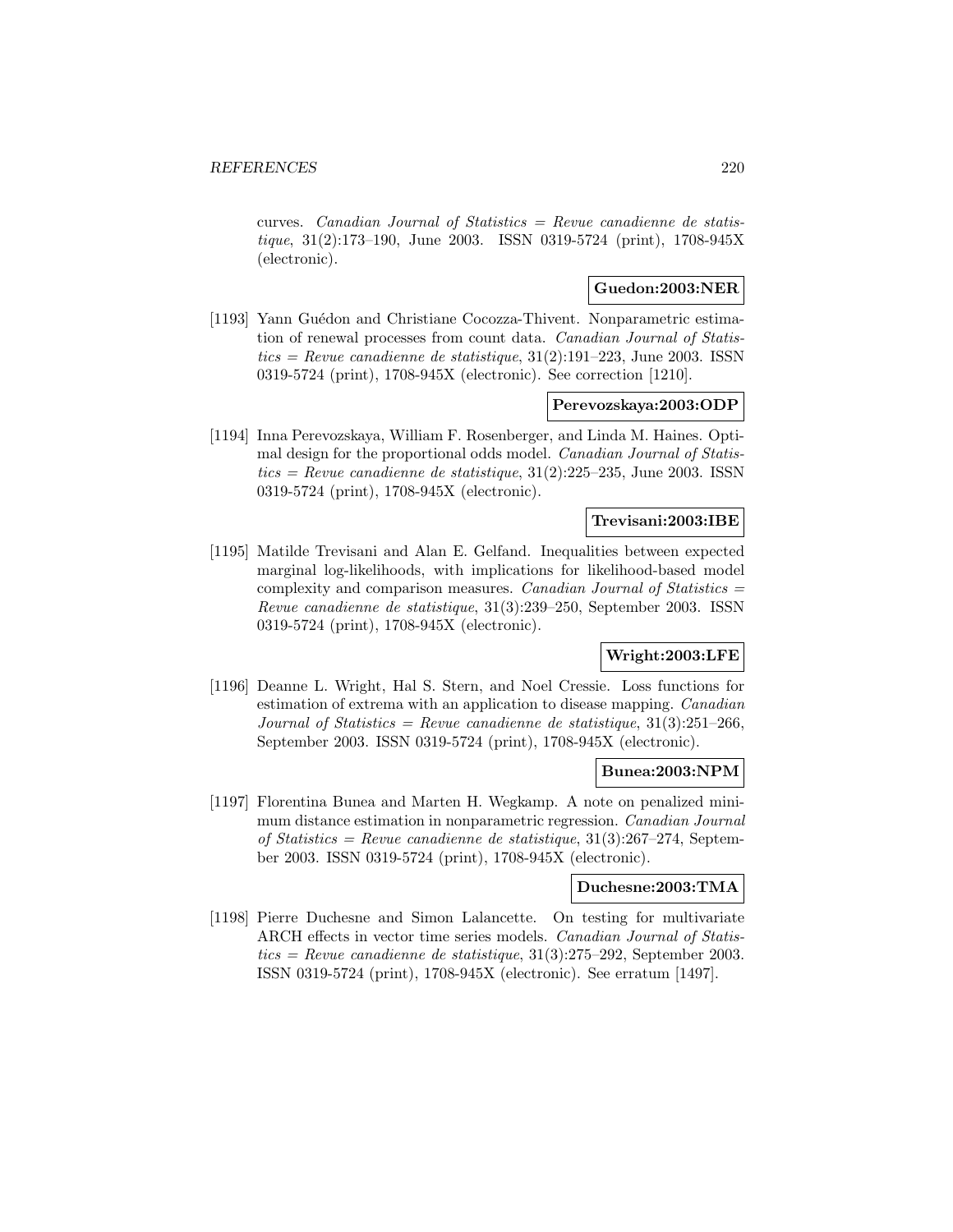curves. *Canadian Journal of Statistics = Revue canadienne de statistique*, 31(2):173–190, June 2003. ISSN 0319-5724 (print), 1708-945X (electronic).

**Guedon:2003:NER**

[1193] Yann Guédon and Christiane Cocozza-Thivent. Nonparametric estimation of renewal processes from count data. *Canadian Journal of Statistics = Revue canadienne de statistique*, 31(2):191–223, June 2003. ISSN 0319-5724 (print), 1708-945X (electronic). See correction [1210].

**Perevozskaya:2003:ODP**

[1194] Inna Perevozskaya, William F. Rosenberger, and Linda M. Haines. Optimal design for the proportional odds model. *Canadian Journal of Statistics = Revue canadienne de statistique*, 31(2):225–235, June 2003. ISSN 0319-5724 (print), 1708-945X (electronic).

**Trevisani:2003:IBE**

[1195] Matilde Trevisani and Alan E. Gelfand. Inequalities between expected marginal log-likelihoods, with implications for likelihood-based model complexity and comparison measures. *Canadian Journal of Statistics = Revue canadienne de statistique*, 31(3):239–250, September 2003. ISSN 0319-5724 (print), 1708-945X (electronic).

**Wright:2003:LFE**

[1196] Deanne L. Wright, Hal S. Stern, and Noel Cressie. Loss functions for estimation of extrema with an application to disease mapping. *Canadian Journal of Statistics = Revue canadienne de statistique*, 31(3):251–266, September 2003. ISSN 0319-5724 (print), 1708-945X (electronic).

**Bunea:2003:NPM**

[1197] Florentina Bunea and Marten H. Wegkamp. A note on penalized minimum distance estimation in nonparametric regression. *Canadian Journal of Statistics = Revue canadienne de statistique*, 31(3):267–274, September 2003. ISSN 0319-5724 (print), 1708-945X (electronic).

**Duchesne:2003:TMA**

[1198] Pierre Duchesne and Simon Lalancette. On testing for multivariate ARCH effects in vector time series models. *Canadian Journal of Statistics = Revue canadienne de statistique*, 31(3):275–292, September 2003. ISSN 0319-5724 (print), 1708-945X (electronic). See erratum [1497].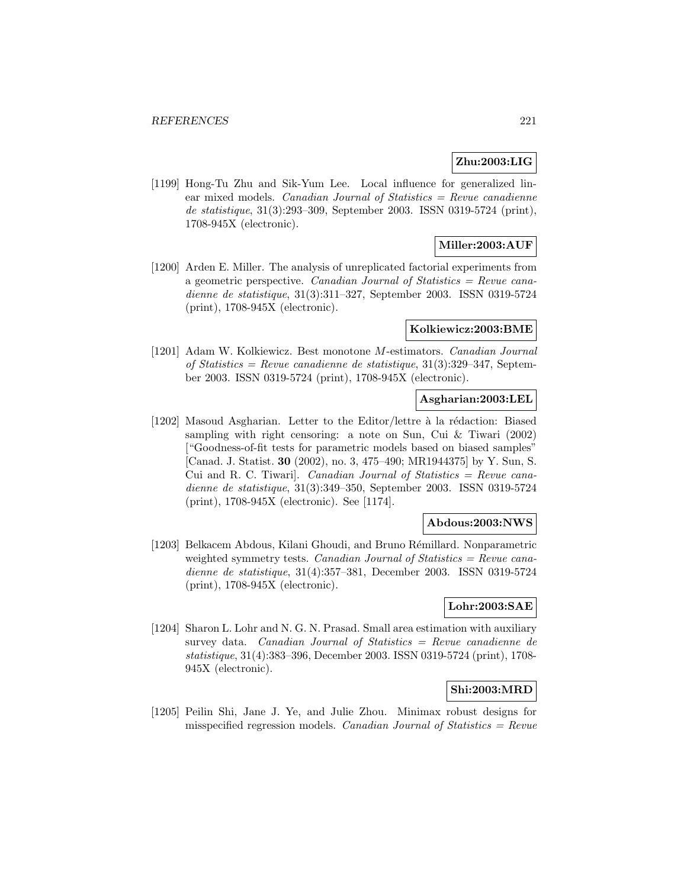**Zhu:2003:LIG**

[1199] Hong-Tu Zhu and Sik-Yum Lee. Local influence for generalized linear mixed models. *Canadian Journal of Statistics = Revue canadienne de statistique*, 31(3):293–309, September 2003. ISSN 0319-5724 (print), 1708-945X (electronic).

**Miller:2003:AUF**

[1200] Arden E. Miller. The analysis of unreplicated factorial experiments from a geometric perspective. *Canadian Journal of Statistics = Revue canadienne de statistique*, 31(3):311–327, September 2003. ISSN 0319-5724 (print), 1708-945X (electronic).

**Kolkiewicz:2003:BME**

[1201] Adam W. Kolkiewicz. Best monotone $M$-estimators. *Canadian Journal of Statistics = Revue canadienne de statistique*, 31(3):329–347, September 2003. ISSN 0319-5724 (print), 1708-945X (electronic).

**Asgharian:2003:LEL**

[1202] Masoud Asgharian. Letter to the Editor/lettre à la rédaction: Biased sampling with right censoring: a note on Sun, Cui & Tiwari (2002) ["Goodness-of-fit tests for parametric models based on biased samples" [Canad. J. Statist. **30** (2002), no. 3, 475–490; MR1944375] by Y. Sun, S. Cui and R. C. Tiwari]. *Canadian Journal of Statistics = Revue canadienne de statistique*, 31(3):349–350, September 2003. ISSN 0319-5724 (print), 1708-945X (electronic). See [1174].

**Abdous:2003:NWS**

[1203] Belkacem Abdous, Kilani Ghoudi, and Bruno Rémillard. Nonparametric weighted symmetry tests. *Canadian Journal of Statistics = Revue canadienne de statistique*, 31(4):357–381, December 2003. ISSN 0319-5724 (print), 1708-945X (electronic).

**Lohr:2003:SAE**

[1204] Sharon L. Lohr and N. G. N. Prasad. Small area estimation with auxiliary survey data. *Canadian Journal of Statistics = Revue canadienne de statistique*, 31(4):383–396, December 2003. ISSN 0319-5724 (print), 1708-945X (electronic).

**Shi:2003:MRD**

[1205] Peilin Shi, Jane J. Ye, and Julie Zhou. Minimax robust designs for misspecified regression models. *Canadian Journal of Statistics = Revue*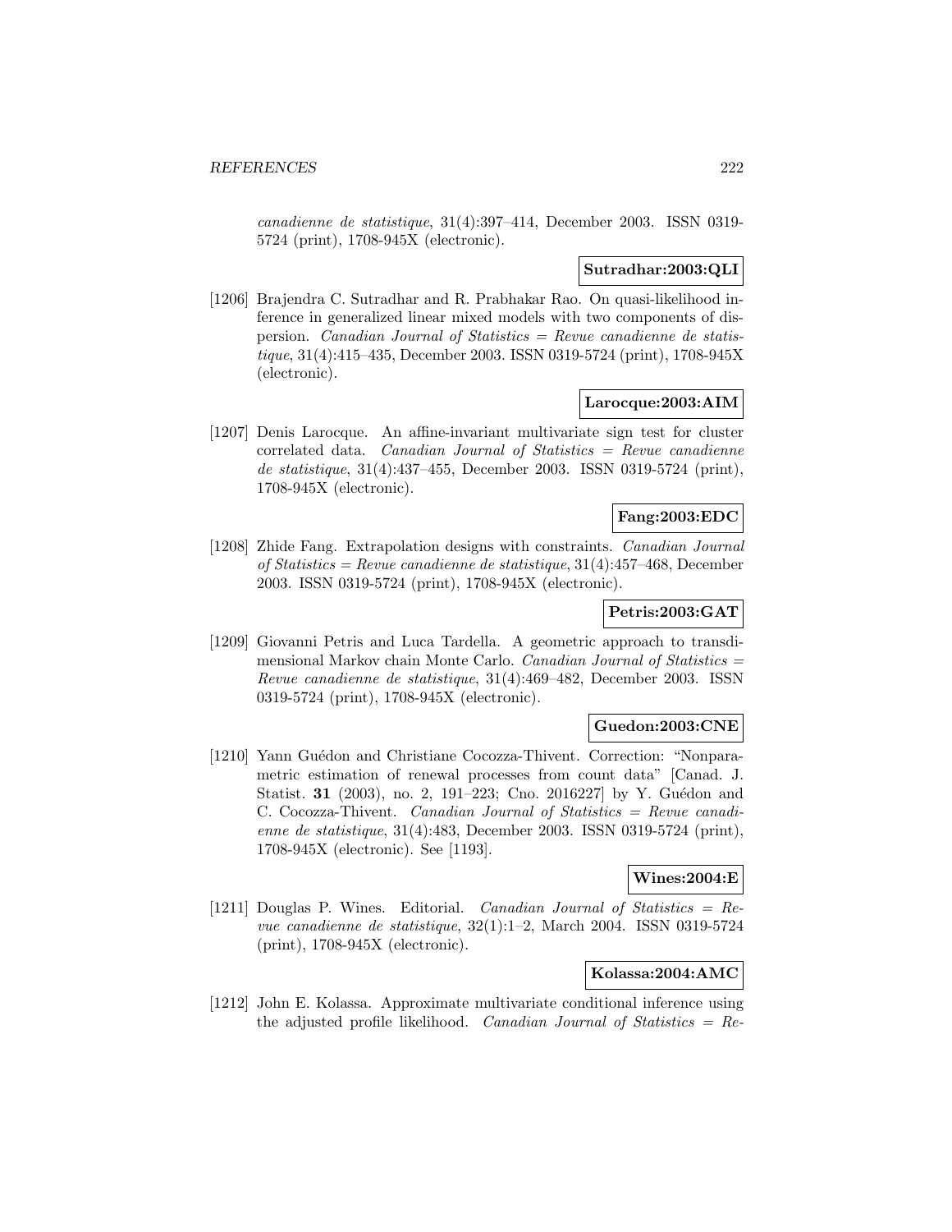*canadienne de statistique*, 31(4):397–414, December 2003. ISSN 0319-5724 (print), 1708-945X (electronic).

**Sutradhar:2003:QLI**

[1206] Brajendra C. Sutradhar and R. Prabhakar Rao. On quasi-likelihood inference in generalized linear mixed models with two components of dispersion. *Canadian Journal of Statistics = Revue canadienne de statistique*, 31(4):415–435, December 2003. ISSN 0319-5724 (print), 1708-945X (electronic).

**Larocque:2003:AIM**

[1207] Denis Larocque. An affine-invariant multivariate sign test for cluster correlated data. *Canadian Journal of Statistics = Revue canadienne de statistique*, 31(4):437–455, December 2003. ISSN 0319-5724 (print), 1708-945X (electronic).

**Fang:2003:EDC**

[1208] Zhide Fang. Extrapolation designs with constraints. *Canadian Journal of Statistics = Revue canadienne de statistique*, 31(4):457–468, December 2003. ISSN 0319-5724 (print), 1708-945X (electronic).

**Petris:2003:GAT**

[1209] Giovanni Petris and Luca Tardella. A geometric approach to transdimensional Markov chain Monte Carlo. *Canadian Journal of Statistics = Revue canadienne de statistique*, 31(4):469–482, December 2003. ISSN 0319-5724 (print), 1708-945X (electronic).

**Guedon:2003:CNE**

[1210] Yann Guédon and Christiane Cocozza-Thivent. Correction: "Nonparametric estimation of renewal processes from count data" [Canad. J. Statist. **31** (2003), no. 2, 191–223; Cno. 2016227] by Y. Guédon and C. Cocozza-Thivent. *Canadian Journal of Statistics = Revue canadienne de statistique*, 31(4):483, December 2003. ISSN 0319-5724 (print), 1708-945X (electronic). See [1193].

**Wines:2004:E**

[1211] Douglas P. Wines. Editorial. *Canadian Journal of Statistics = Revue canadienne de statistique*, 32(1):1–2, March 2004. ISSN 0319-5724 (print), 1708-945X (electronic).

**Kolassa:2004:AMC**

[1212] John E. Kolassa. Approximate multivariate conditional inference using the adjusted profile likelihood. *Canadian Journal of Statistics = Re-*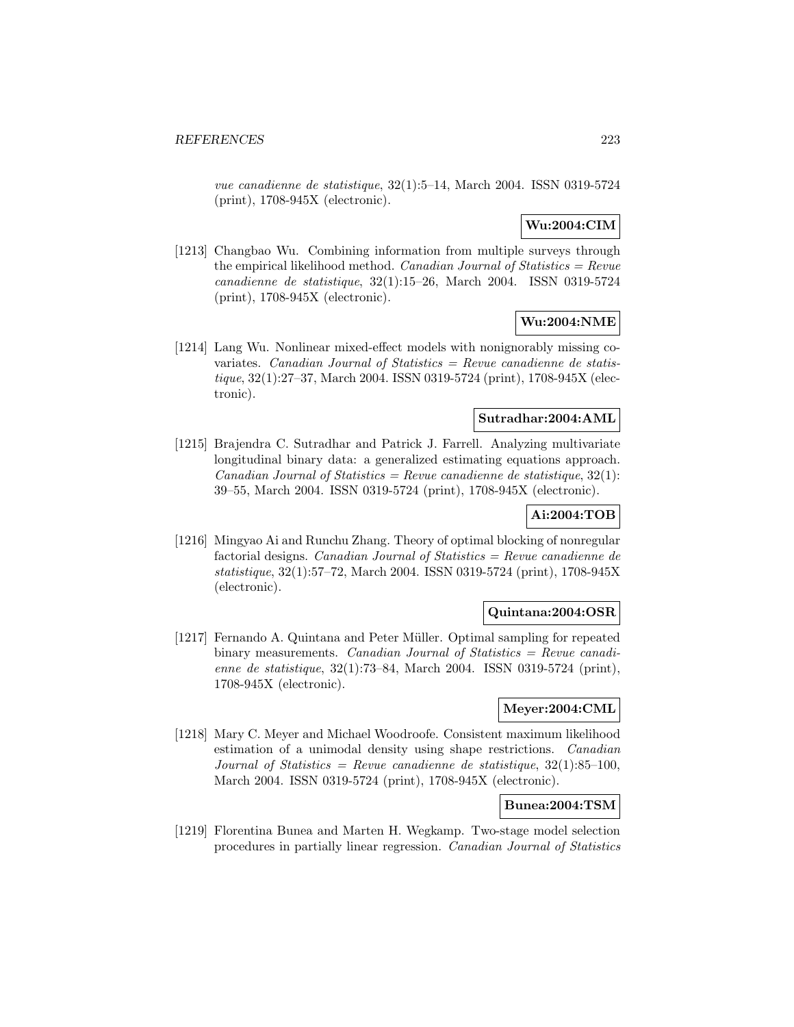*vue canadienne de statistique*, 32(1):5–14, March 2004. ISSN 0319-5724 (print), 1708-945X (electronic).

**Wu:2004:CIM**

[1213] Changbao Wu. Combining information from multiple surveys through the empirical likelihood method. *Canadian Journal of Statistics = Revue canadienne de statistique*, 32(1):15–26, March 2004. ISSN 0319-5724 (print), 1708-945X (electronic).

**Wu:2004:NME**

[1214] Lang Wu. Nonlinear mixed-effect models with nonignorably missing covariates. *Canadian Journal of Statistics = Revue canadienne de statistique*, 32(1):27–37, March 2004. ISSN 0319-5724 (print), 1708-945X (electronic).

**Sutradhar:2004:AML**

[1215] Brajendra C. Sutradhar and Patrick J. Farrell. Analyzing multivariate longitudinal binary data: a generalized estimating equations approach. *Canadian Journal of Statistics = Revue canadienne de statistique*, 32(1): 39–55, March 2004. ISSN 0319-5724 (print), 1708-945X (electronic).

**Ai:2004:TOB**

[1216] Mingyao Ai and Runchu Zhang. Theory of optimal blocking of nonregular factorial designs. *Canadian Journal of Statistics = Revue canadienne de statistique*, 32(1):57–72, March 2004. ISSN 0319-5724 (print), 1708-945X (electronic).

**Quintana:2004:OSR**

[1217] Fernando A. Quintana and Peter Müller. Optimal sampling for repeated binary measurements. *Canadian Journal of Statistics = Revue canadienne de statistique*, 32(1):73–84, March 2004. ISSN 0319-5724 (print), 1708-945X (electronic).

**Meyer:2004:CML**

[1218] Mary C. Meyer and Michael Woodroofe. Consistent maximum likelihood estimation of a unimodal density using shape restrictions. *Canadian Journal of Statistics = Revue canadienne de statistique*, 32(1):85–100, March 2004. ISSN 0319-5724 (print), 1708-945X (electronic).

**Bunea:2004:TSM**

[1219] Florentina Bunea and Marten H. Wegkamp. Two-stage model selection procedures in partially linear regression. *Canadian Journal of Statistics*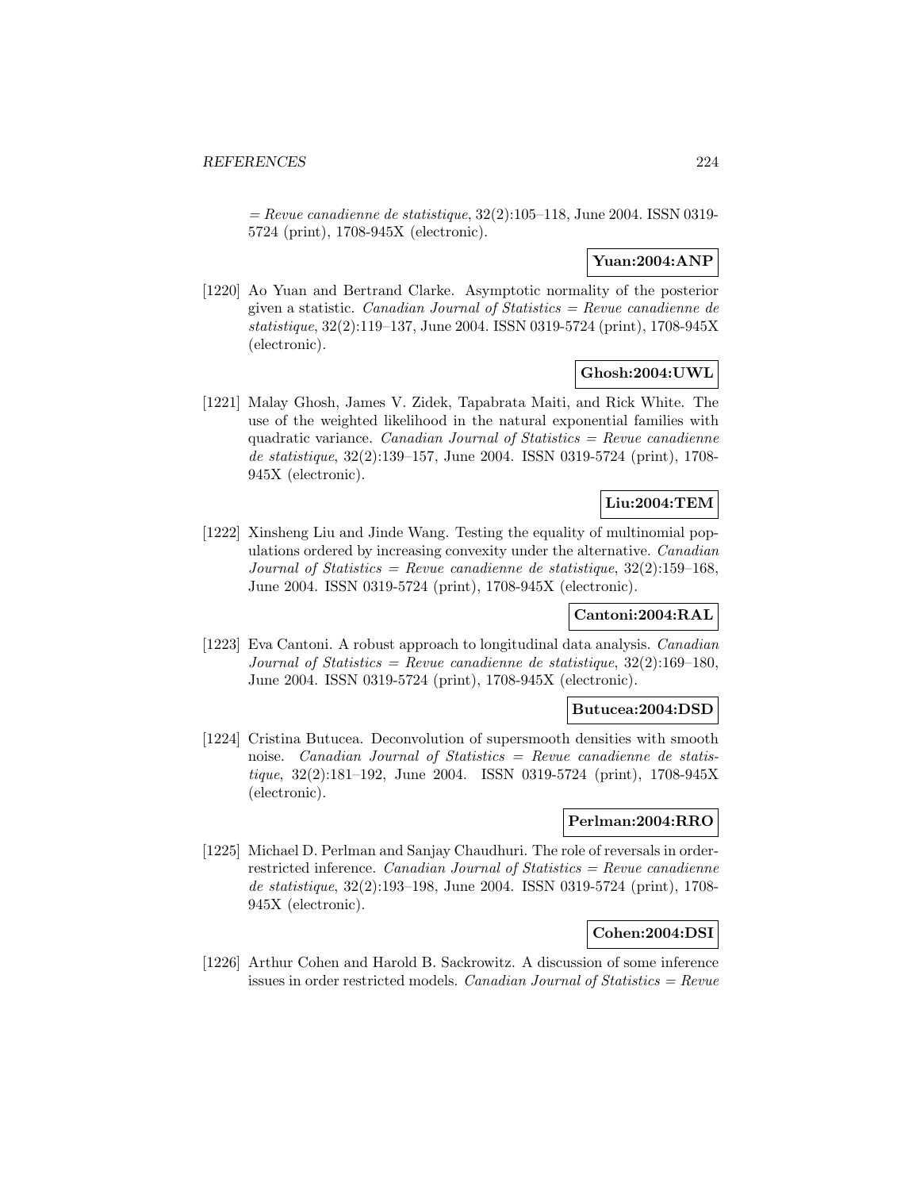= *Revue canadienne de statistique*, 32(2):105–118, June 2004. ISSN 0319-5724 (print), 1708-945X (electronic).

**Yuan:2004:ANP**

[1220] Ao Yuan and Bertrand Clarke. Asymptotic normality of the posterior given a statistic. *Canadian Journal of Statistics = Revue canadienne de statistique*, 32(2):119–137, June 2004. ISSN 0319-5724 (print), 1708-945X (electronic).

**Ghosh:2004:UWL**

[1221] Malay Ghosh, James V. Zidek, Tapabrata Maiti, and Rick White. The use of the weighted likelihood in the natural exponential families with quadratic variance. *Canadian Journal of Statistics = Revue canadienne de statistique*, 32(2):139–157, June 2004. ISSN 0319-5724 (print), 1708-945X (electronic).

**Liu:2004:TEM**

[1222] Xinsheng Liu and Jinde Wang. Testing the equality of multinomial populations ordered by increasing convexity under the alternative. *Canadian Journal of Statistics = Revue canadienne de statistique*, 32(2):159–168, June 2004. ISSN 0319-5724 (print), 1708-945X (electronic).

**Cantoni:2004:RAL**

[1223] Eva Cantoni. A robust approach to longitudinal data analysis. *Canadian Journal of Statistics = Revue canadienne de statistique*, 32(2):169–180, June 2004. ISSN 0319-5724 (print), 1708-945X (electronic).

**Butucea:2004:DSD**

[1224] Cristina Butucea. Deconvolution of supersmooth densities with smooth noise. *Canadian Journal of Statistics = Revue canadienne de statistique*, 32(2):181–192, June 2004. ISSN 0319-5724 (print), 1708-945X (electronic).

**Perlman:2004:RRO**

[1225] Michael D. Perlman and Sanjay Chaudhuri. The role of reversals in order-restricted inference. *Canadian Journal of Statistics = Revue canadienne de statistique*, 32(2):193–198, June 2004. ISSN 0319-5724 (print), 1708-945X (electronic).

**Cohen:2004:DSI**

[1226] Arthur Cohen and Harold B. Sackrowitz. A discussion of some inference issues in order restricted models. *Canadian Journal of Statistics = Revue*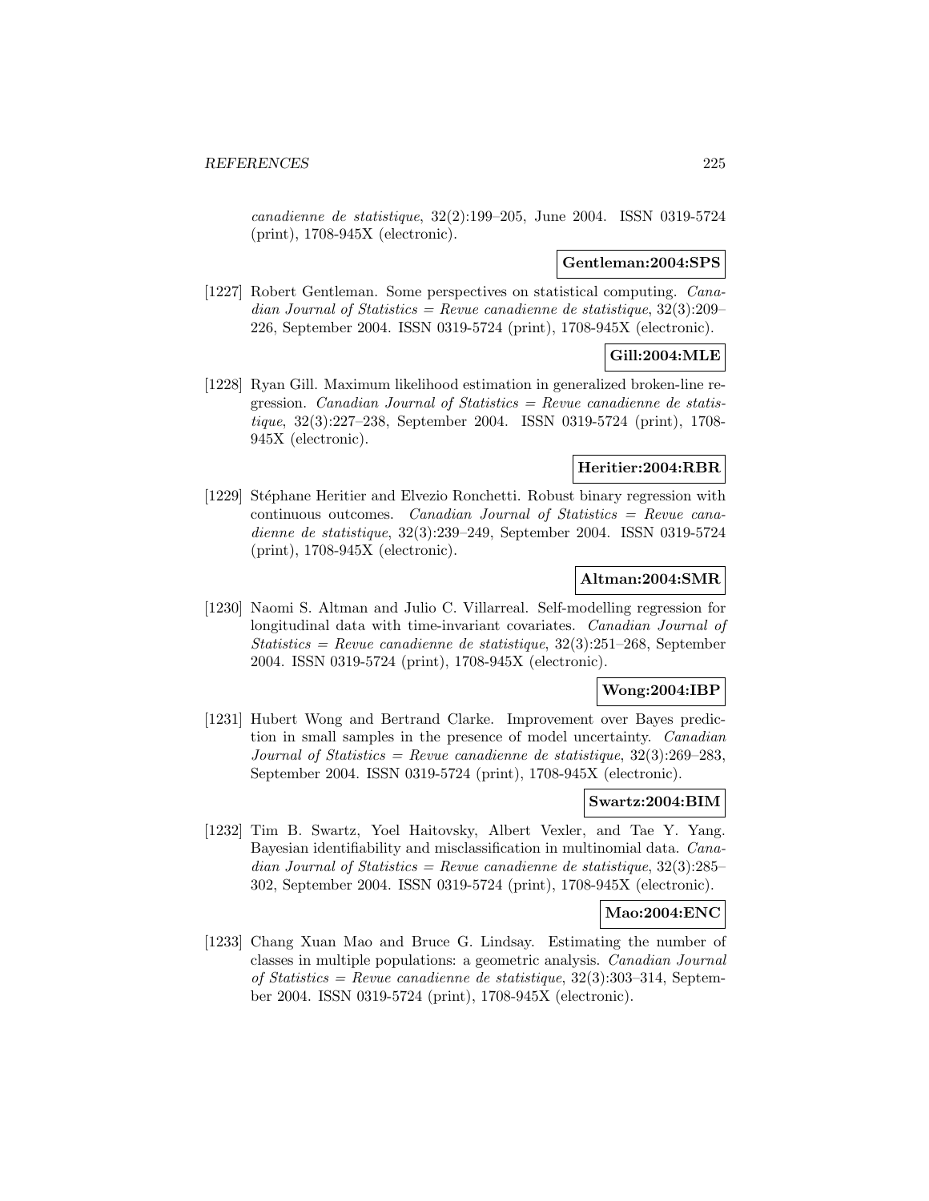*canadienne de statistique*, 32(2):199–205, June 2004. ISSN 0319-5724 (print), 1708-945X (electronic).

**Gentleman:2004:SPS**

[1227] Robert Gentleman. Some perspectives on statistical computing. *Canadian Journal of Statistics = Revue canadienne de statistique*, 32(3):209–226, September 2004. ISSN 0319-5724 (print), 1708-945X (electronic).

**Gill:2004:MLE**

[1228] Ryan Gill. Maximum likelihood estimation in generalized broken-line regression. *Canadian Journal of Statistics = Revue canadienne de statistique*, 32(3):227–238, September 2004. ISSN 0319-5724 (print), 1708-945X (electronic).

**Heritier:2004:RBR**

[1229] Stéphane Heritier and Elvezio Ronchetti. Robust binary regression with continuous outcomes. *Canadian Journal of Statistics = Revue canadienne de statistique*, 32(3):239–249, September 2004. ISSN 0319-5724 (print), 1708-945X (electronic).

**Altman:2004:SMR**

[1230] Naomi S. Altman and Julio C. Villarreal. Self-modelling regression for longitudinal data with time-invariant covariates. *Canadian Journal of Statistics = Revue canadienne de statistique*, 32(3):251–268, September 2004. ISSN 0319-5724 (print), 1708-945X (electronic).

**Wong:2004:IBP**

[1231] Hubert Wong and Bertrand Clarke. Improvement over Bayes prediction in small samples in the presence of model uncertainty. *Canadian Journal of Statistics = Revue canadienne de statistique*, 32(3):269–283, September 2004. ISSN 0319-5724 (print), 1708-945X (electronic).

**Swartz:2004:BIM**

[1232] Tim B. Swartz, Yoel Haitovsky, Albert Vexler, and Tae Y. Yang. Bayesian identifiability and misclassification in multinomial data. *Canadian Journal of Statistics = Revue canadienne de statistique*, 32(3):285–302, September 2004. ISSN 0319-5724 (print), 1708-945X (electronic).

**Mao:2004:ENC**

[1233] Chang Xuan Mao and Bruce G. Lindsay. Estimating the number of classes in multiple populations: a geometric analysis. *Canadian Journal of Statistics = Revue canadienne de statistique*, 32(3):303–314, September 2004. ISSN 0319-5724 (print), 1708-945X (electronic).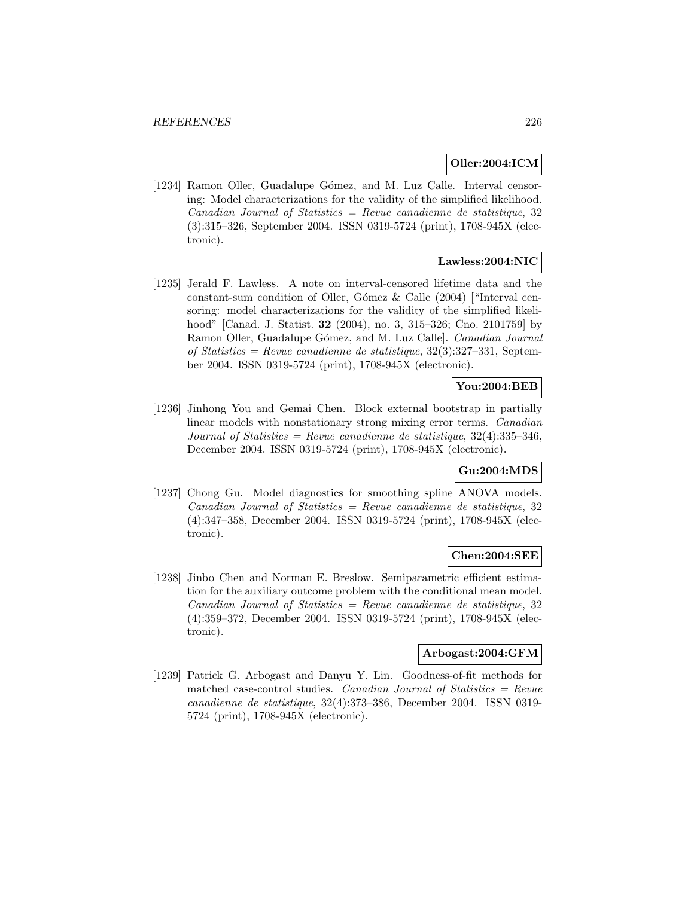**Oller:2004:ICM**

[1234] Ramon Oller, Guadalupe Gómez, and M. Luz Calle. Interval censoring: Model characterizations for the validity of the simplified likelihood. *Canadian Journal of Statistics = Revue canadienne de statistique*, 32 (3):315–326, September 2004. ISSN 0319-5724 (print), 1708-945X (electronic).

**Lawless:2004:NIC**

[1235] Jerald F. Lawless. A note on interval-censored lifetime data and the constant-sum condition of Oller, Gómez & Calle (2004) ["Interval censoring: model characterizations for the validity of the simplified likelihood" [Canad. J. Statist. **32** (2004), no. 3, 315–326; Cno. 2101759] by Ramon Oller, Guadalupe Gómez, and M. Luz Calle]. *Canadian Journal of Statistics = Revue canadienne de statistique*, 32(3):327–331, September 2004. ISSN 0319-5724 (print), 1708-945X (electronic).

**You:2004:BEB**

[1236] Jinhong You and Gemai Chen. Block external bootstrap in partially linear models with nonstationary strong mixing error terms. *Canadian Journal of Statistics = Revue canadienne de statistique*, 32(4):335–346, December 2004. ISSN 0319-5724 (print), 1708-945X (electronic).

**Gu:2004:MDS**

[1237] Chong Gu. Model diagnostics for smoothing spline ANOVA models. *Canadian Journal of Statistics = Revue canadienne de statistique*, 32 (4):347–358, December 2004. ISSN 0319-5724 (print), 1708-945X (electronic).

**Chen:2004:SEE**

[1238] Jinbo Chen and Norman E. Breslow. Semiparametric efficient estimation for the auxiliary outcome problem with the conditional mean model. *Canadian Journal of Statistics = Revue canadienne de statistique*, 32 (4):359–372, December 2004. ISSN 0319-5724 (print), 1708-945X (electronic).

**Arbogast:2004:GFM**

[1239] Patrick G. Arbogast and Danyu Y. Lin. Goodness-of-fit methods for matched case-control studies. *Canadian Journal of Statistics = Revue canadienne de statistique*, 32(4):373–386, December 2004. ISSN 0319-5724 (print), 1708-945X (electronic).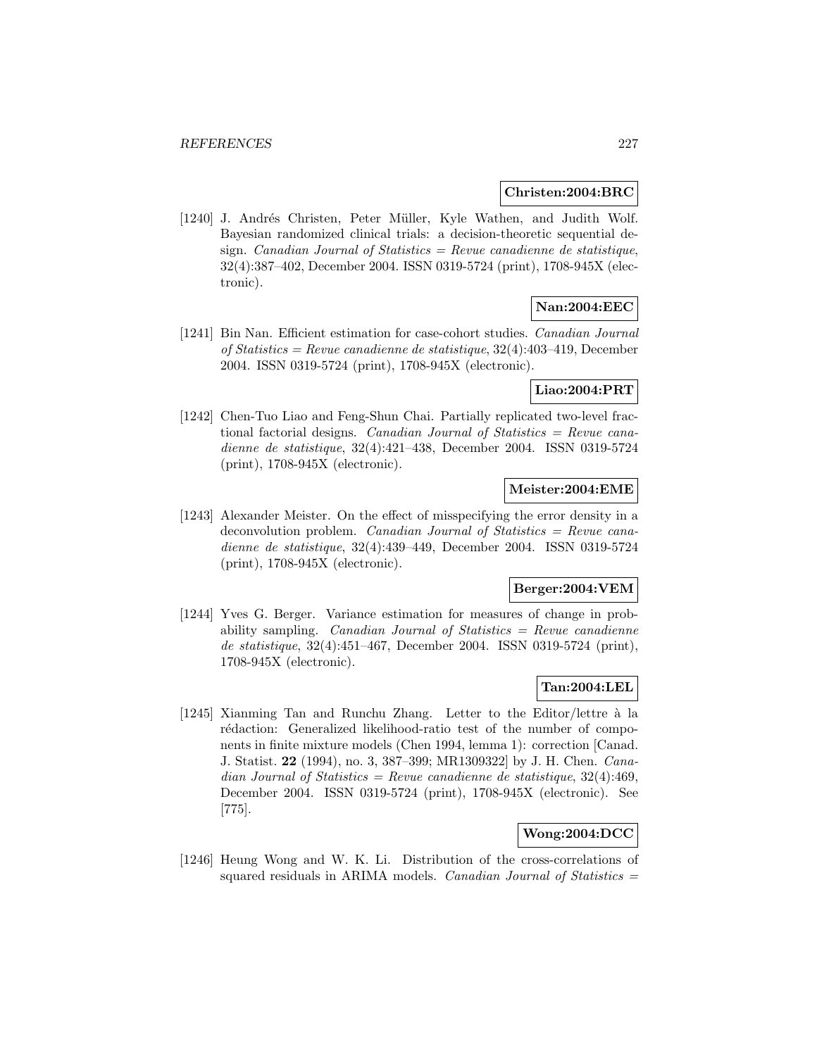**Christen:2004:BRC**

[1240] J. Andrés Christen, Peter Müller, Kyle Wathen, and Judith Wolf. Bayesian randomized clinical trials: a decision-theoretic sequential design. *Canadian Journal of Statistics = Revue canadienne de statistique*, 32(4):387–402, December 2004. ISSN 0319-5724 (print), 1708-945X (electronic).

**Nan:2004:EEC**

[1241] Bin Nan. Efficient estimation for case-cohort studies. *Canadian Journal of Statistics = Revue canadienne de statistique*, 32(4):403–419, December 2004. ISSN 0319-5724 (print), 1708-945X (electronic).

**Liao:2004:PRT**

[1242] Chen-Tuo Liao and Feng-Shun Chai. Partially replicated two-level fractional factorial designs. *Canadian Journal of Statistics = Revue canadienne de statistique*, 32(4):421–438, December 2004. ISSN 0319-5724 (print), 1708-945X (electronic).

**Meister:2004:EME**

[1243] Alexander Meister. On the effect of misspecifying the error density in a deconvolution problem. *Canadian Journal of Statistics = Revue canadienne de statistique*, 32(4):439–449, December 2004. ISSN 0319-5724 (print), 1708-945X (electronic).

**Berger:2004:VEM**

[1244] Yves G. Berger. Variance estimation for measures of change in probability sampling. *Canadian Journal of Statistics = Revue canadienne de statistique*, 32(4):451–467, December 2004. ISSN 0319-5724 (print), 1708-945X (electronic).

**Tan:2004:LEL**

[1245] Xianming Tan and Runchu Zhang. Letter to the Editor/lettre à la rédaction: Generalized likelihood-ratio test of the number of components in finite mixture models (Chen 1994, lemma 1): correction [Canad. J. Statist. **22** (1994), no. 3, 387–399; MR1309322] by J. H. Chen. *Canadian Journal of Statistics = Revue canadienne de statistique*, 32(4):469, December 2004. ISSN 0319-5724 (print), 1708-945X (electronic). See [775].

**Wong:2004:DCC**

[1246] Heung Wong and W. K. Li. Distribution of the cross-correlations of squared residuals in ARIMA models. *Canadian Journal of Statistics =*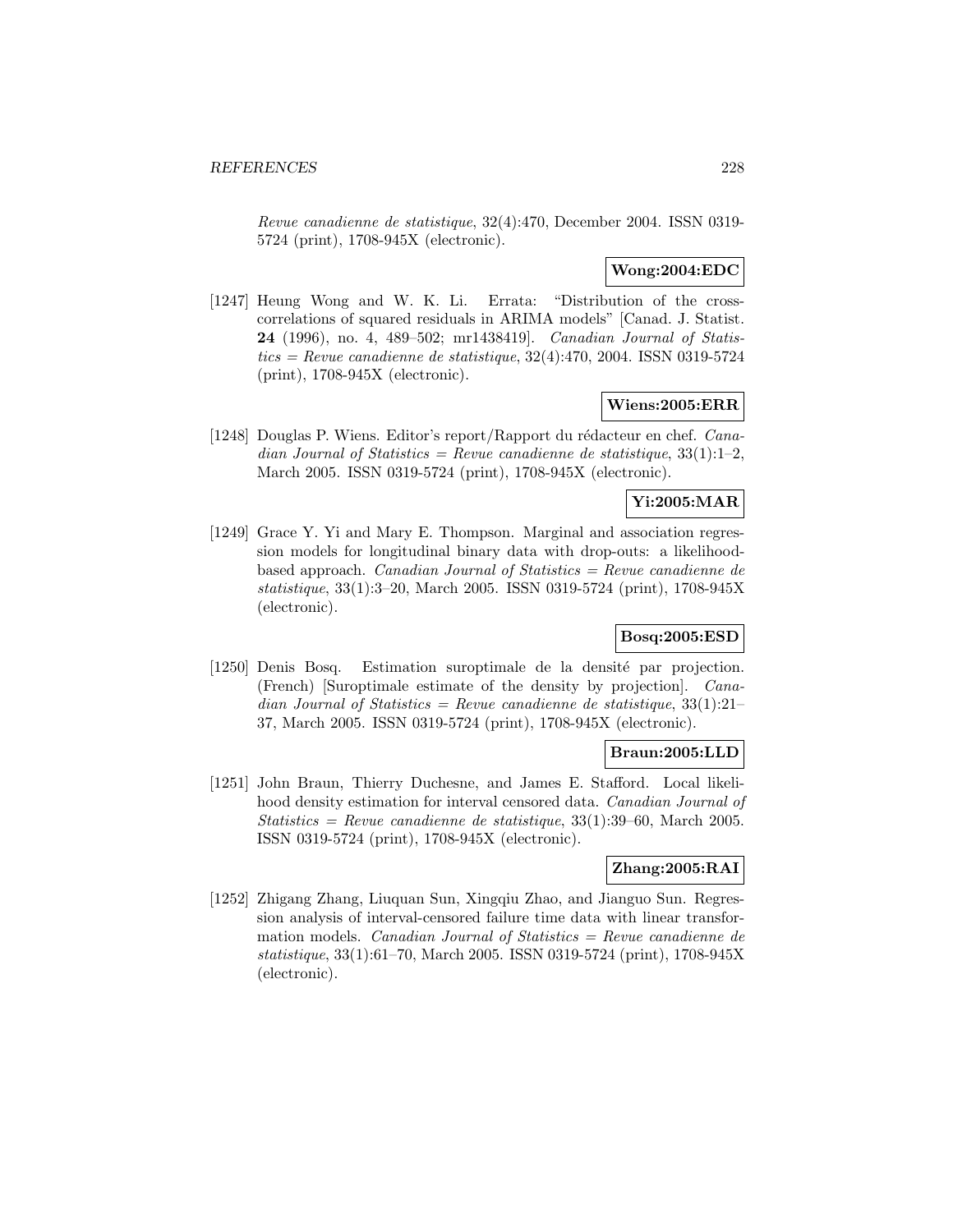*Revue canadienne de statistique*, 32(4):470, December 2004. ISSN 0319-5724 (print), 1708-945X (electronic).

**Wong:2004:EDC**

[1247] Heung Wong and W. K. Li. Errata: "Distribution of the cross-correlations of squared residuals in ARIMA models" [Canad. J. Statist. **24** (1996), no. 4, 489–502; mr1438419]. *Canadian Journal of Statistics = Revue canadienne de statistique*, 32(4):470, 2004. ISSN 0319-5724 (print), 1708-945X (electronic).

**Wiens:2005:ERR**

[1248] Douglas P. Wiens. Editor's report/Rapport du rédacteur en chef. *Canadian Journal of Statistics = Revue canadienne de statistique*, 33(1):1–2, March 2005. ISSN 0319-5724 (print), 1708-945X (electronic).

**Yi:2005:MAR**

[1249] Grace Y. Yi and Mary E. Thompson. Marginal and association regression models for longitudinal binary data with drop-outs: a likelihood-based approach. *Canadian Journal of Statistics = Revue canadienne de statistique*, 33(1):3–20, March 2005. ISSN 0319-5724 (print), 1708-945X (electronic).

**Bosq:2005:ESD**

[1250] Denis Bosq. Estimation suroptimale de la densité par projection. (French) [Suroptimale estimate of the density by projection]. *Canadian Journal of Statistics = Revue canadienne de statistique*, 33(1):21–37, March 2005. ISSN 0319-5724 (print), 1708-945X (electronic).

**Braun:2005:LLD**

[1251] John Braun, Thierry Duchesne, and James E. Stafford. Local likelihood density estimation for interval censored data. *Canadian Journal of Statistics = Revue canadienne de statistique*, 33(1):39–60, March 2005. ISSN 0319-5724 (print), 1708-945X (electronic).

**Zhang:2005:RAI**

[1252] Zhigang Zhang, Liuquan Sun, Xingqiu Zhao, and Jianguo Sun. Regression analysis of interval-censored failure time data with linear transformation models. *Canadian Journal of Statistics = Revue canadienne de statistique*, 33(1):61–70, March 2005. ISSN 0319-5724 (print), 1708-945X (electronic).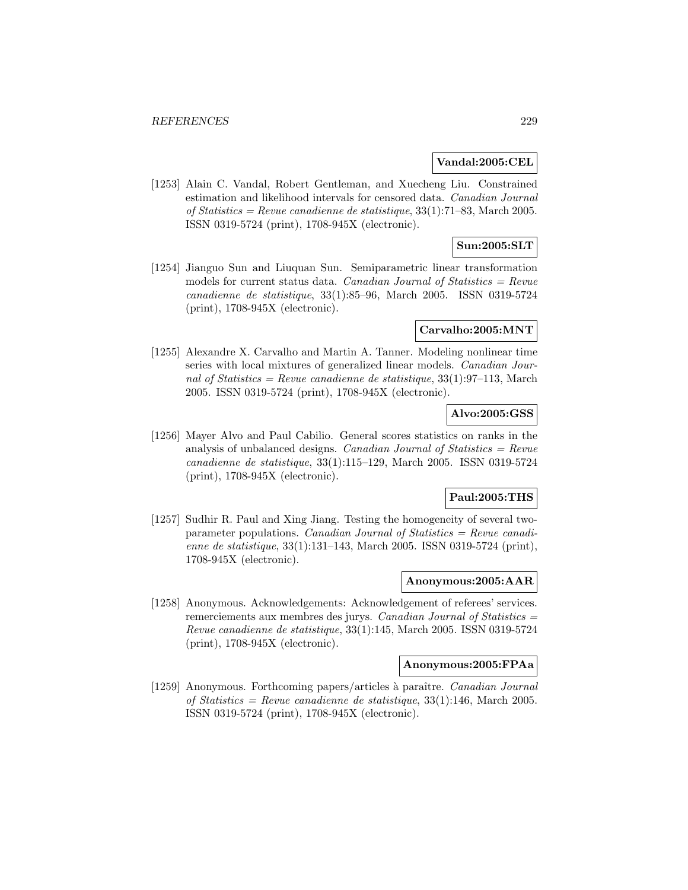**Vandal:2005:CEL**

[1253] Alain C. Vandal, Robert Gentleman, and Xuecheng Liu. Constrained estimation and likelihood intervals for censored data. *Canadian Journal of Statistics = Revue canadienne de statistique*, 33(1):71–83, March 2005. ISSN 0319-5724 (print), 1708-945X (electronic).

**Sun:2005:SLT**

[1254] Jianguo Sun and Liuquan Sun. Semiparametric linear transformation models for current status data. *Canadian Journal of Statistics = Revue canadienne de statistique*, 33(1):85–96, March 2005. ISSN 0319-5724 (print), 1708-945X (electronic).

**Carvalho:2005:MNT**

[1255] Alexandre X. Carvalho and Martin A. Tanner. Modeling nonlinear time series with local mixtures of generalized linear models. *Canadian Journal of Statistics = Revue canadienne de statistique*, 33(1):97–113, March 2005. ISSN 0319-5724 (print), 1708-945X (electronic).

**Alvo:2005:GSS**

[1256] Mayer Alvo and Paul Cabilio. General scores statistics on ranks in the analysis of unbalanced designs. *Canadian Journal of Statistics = Revue canadienne de statistique*, 33(1):115–129, March 2005. ISSN 0319-5724 (print), 1708-945X (electronic).

**Paul:2005:THS**

[1257] Sudhir R. Paul and Xing Jiang. Testing the homogeneity of several two-parameter populations. *Canadian Journal of Statistics = Revue canadienne de statistique*, 33(1):131–143, March 2005. ISSN 0319-5724 (print), 1708-945X (electronic).

**Anonymous:2005:AAR**

[1258] Anonymous. Acknowledgements: Acknowledgement of referees' services. remerciements aux membres des jurys. *Canadian Journal of Statistics = Revue canadienne de statistique*, 33(1):145, March 2005. ISSN 0319-5724 (print), 1708-945X (electronic).

**Anonymous:2005:FPAa**

[1259] Anonymous. Forthcoming papers/articles à paraître. *Canadian Journal of Statistics = Revue canadienne de statistique*, 33(1):146, March 2005. ISSN 0319-5724 (print), 1708-945X (electronic).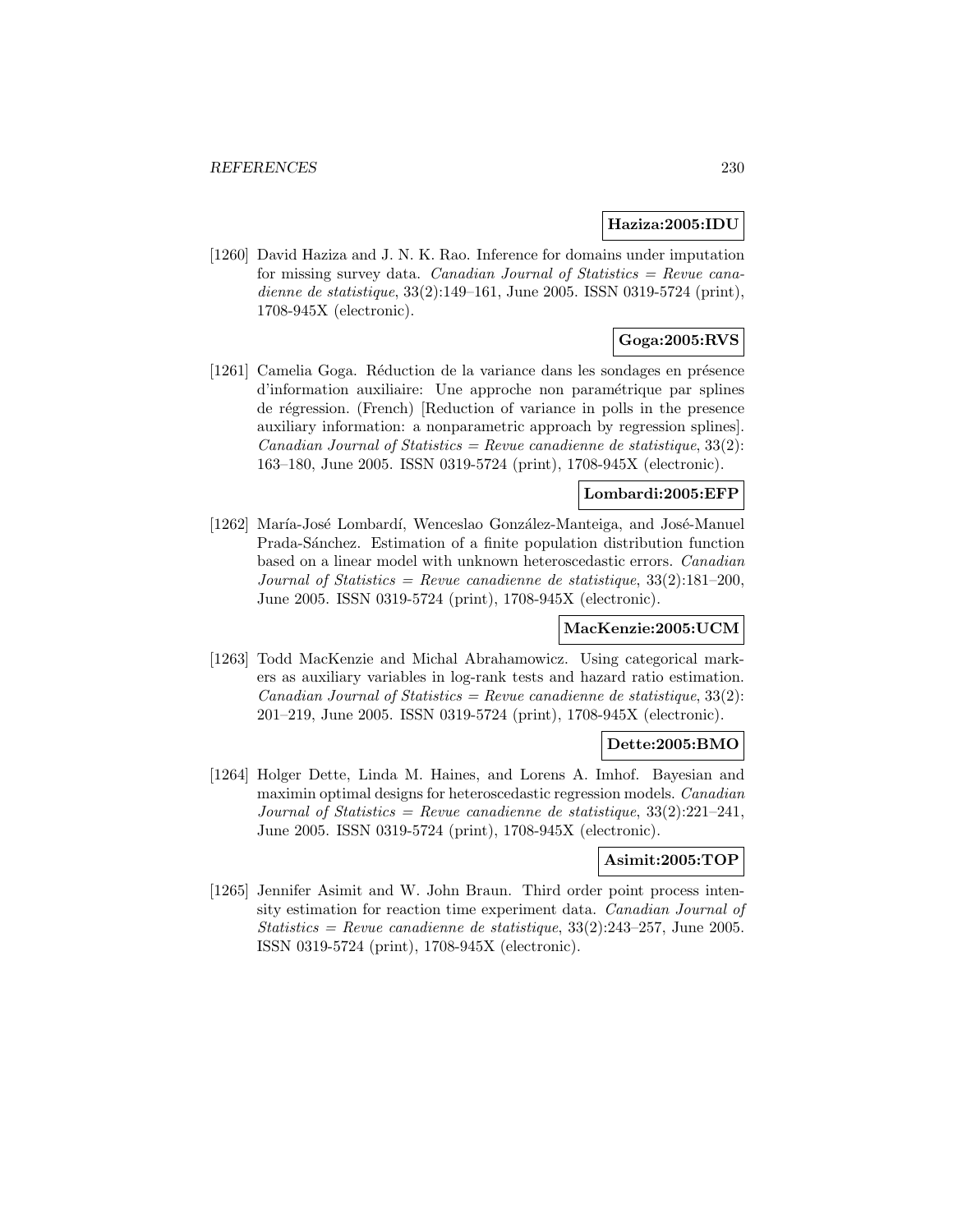**Haziza:2005:IDU**

[1260] David Haziza and J. N. K. Rao. Inference for domains under imputation for missing survey data. *Canadian Journal of Statistics = Revue canadienne de statistique*, 33(2):149–161, June 2005. ISSN 0319-5724 (print), 1708-945X (electronic).

**Goga:2005:RVS**

[1261] Camelia Goga. Réduction de la variance dans les sondages en présence d'information auxiliaire: Une approche non paramétrique par splines de régression. (French) [Reduction of variance in polls in the presence auxiliary information: a nonparametric approach by regression splines]. *Canadian Journal of Statistics = Revue canadienne de statistique*, 33(2): 163–180, June 2005. ISSN 0319-5724 (print), 1708-945X (electronic).

**Lombardi:2005:EFP**

[1262] María-José Lombardí, Wenceslao González-Manteiga, and José-Manuel Prada-Sánchez. Estimation of a finite population distribution function based on a linear model with unknown heteroscedastic errors. *Canadian Journal of Statistics = Revue canadienne de statistique*, 33(2):181–200, June 2005. ISSN 0319-5724 (print), 1708-945X (electronic).

**MacKenzie:2005:UCM**

[1263] Todd MacKenzie and Michal Abrahamowicz. Using categorical markers as auxiliary variables in log-rank tests and hazard ratio estimation. *Canadian Journal of Statistics = Revue canadienne de statistique*, 33(2): 201–219, June 2005. ISSN 0319-5724 (print), 1708-945X (electronic).

**Dette:2005:BMO**

[1264] Holger Dette, Linda M. Haines, and Lorens A. Imhof. Bayesian and maximin optimal designs for heteroscedastic regression models. *Canadian Journal of Statistics = Revue canadienne de statistique*, 33(2):221–241, June 2005. ISSN 0319-5724 (print), 1708-945X (electronic).

**Asimit:2005:TOP**

[1265] Jennifer Asimit and W. John Braun. Third order point process intensity estimation for reaction time experiment data. *Canadian Journal of Statistics = Revue canadienne de statistique*, 33(2):243–257, June 2005. ISSN 0319-5724 (print), 1708-945X (electronic).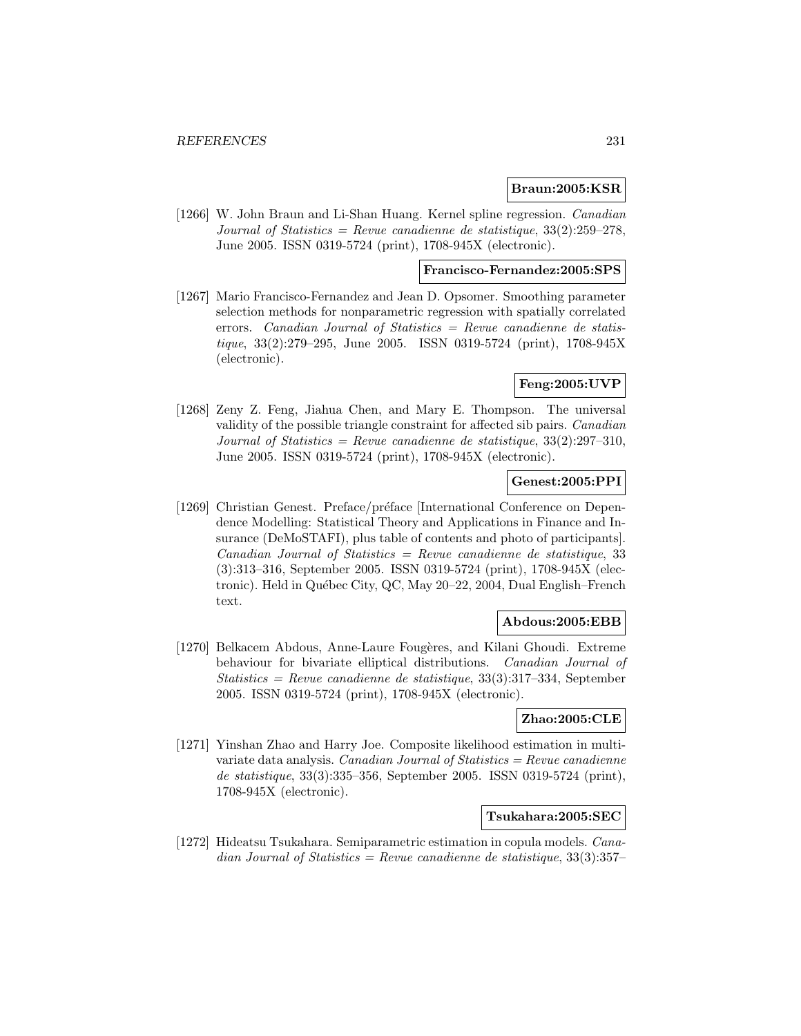**Braun:2005:KSR**

[1266] W. John Braun and Li-Shan Huang. Kernel spline regression. *Canadian Journal of Statistics = Revue canadienne de statistique*, 33(2):259–278, June 2005. ISSN 0319-5724 (print), 1708-945X (electronic).

**Francisco-Fernandez:2005:SPS**

[1267] Mario Francisco-Fernandez and Jean D. Opsomer. Smoothing parameter selection methods for nonparametric regression with spatially correlated errors. *Canadian Journal of Statistics = Revue canadienne de statistique*, 33(2):279–295, June 2005. ISSN 0319-5724 (print), 1708-945X (electronic).

**Feng:2005:UVP**

[1268] Zeny Z. Feng, Jiahua Chen, and Mary E. Thompson. The universal validity of the possible triangle constraint for affected sib pairs. *Canadian Journal of Statistics = Revue canadienne de statistique*, 33(2):297–310, June 2005. ISSN 0319-5724 (print), 1708-945X (electronic).

**Genest:2005:PPI**

[1269] Christian Genest. Preface/préface [International Conference on Dependence Modelling: Statistical Theory and Applications in Finance and Insurance (DeMoSTAFI), plus table of contents and photo of participants]. *Canadian Journal of Statistics = Revue canadienne de statistique*, 33 (3):313–316, September 2005. ISSN 0319-5724 (print), 1708-945X (electronic). Held in Québec City, QC, May 20–22, 2004, Dual English–French text.

**Abdous:2005:EBB**

[1270] Belkacem Abdous, Anne-Laure Fougères, and Kilani Ghoudi. Extreme behaviour for bivariate elliptical distributions. *Canadian Journal of Statistics = Revue canadienne de statistique*, 33(3):317–334, September 2005. ISSN 0319-5724 (print), 1708-945X (electronic).

**Zhao:2005:CLE**

[1271] Yinshan Zhao and Harry Joe. Composite likelihood estimation in multivariate data analysis. *Canadian Journal of Statistics = Revue canadienne de statistique*, 33(3):335–356, September 2005. ISSN 0319-5724 (print), 1708-945X (electronic).

**Tsukahara:2005:SEC**

[1272] Hideatsu Tsukahara. Semiparametric estimation in copula models. *Canadian Journal of Statistics = Revue canadienne de statistique*, 33(3):357–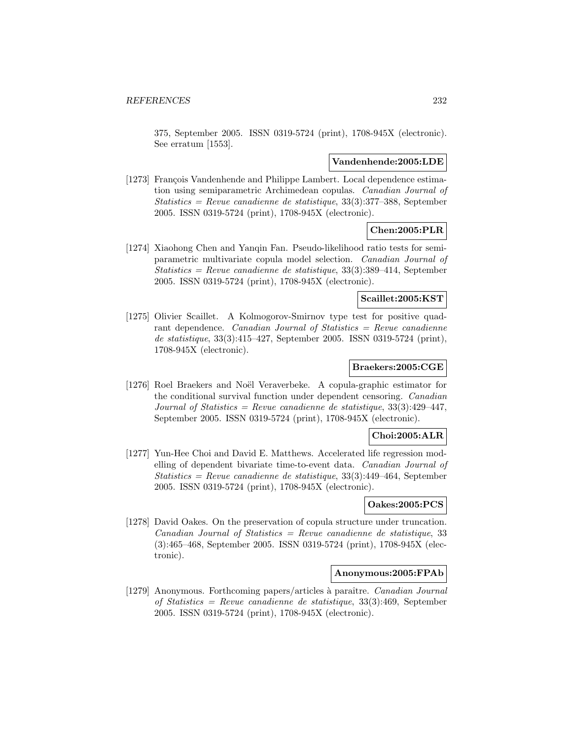375, September 2005. ISSN 0319-5724 (print), 1708-945X (electronic). See erratum [1553].

**Vandenhende:2005:LDE**

[1273] François Vandenhende and Philippe Lambert. Local dependence estimation using semiparametric Archimedean copulas. *Canadian Journal of Statistics = Revue canadienne de statistique*, 33(3):377–388, September 2005. ISSN 0319-5724 (print), 1708-945X (electronic).

**Chen:2005:PLR**

[1274] Xiaohong Chen and Yanqin Fan. Pseudo-likelihood ratio tests for semiparametric multivariate copula model selection. *Canadian Journal of Statistics = Revue canadienne de statistique*, 33(3):389–414, September 2005. ISSN 0319-5724 (print), 1708-945X (electronic).

**Scaillet:2005:KST**

[1275] Olivier Scaillet. A Kolmogorov-Smirnov type test for positive quadrant dependence. *Canadian Journal of Statistics = Revue canadienne de statistique*, 33(3):415–427, September 2005. ISSN 0319-5724 (print), 1708-945X (electronic).

**Braekers:2005:CGE**

[1276] Roel Braekers and Noël Veraverbeke. A copula-graphic estimator for the conditional survival function under dependent censoring. *Canadian Journal of Statistics = Revue canadienne de statistique*, 33(3):429–447, September 2005. ISSN 0319-5724 (print), 1708-945X (electronic).

**Choi:2005:ALR**

[1277] Yun-Hee Choi and David E. Matthews. Accelerated life regression modelling of dependent bivariate time-to-event data. *Canadian Journal of Statistics = Revue canadienne de statistique*, 33(3):449–464, September 2005. ISSN 0319-5724 (print), 1708-945X (electronic).

**Oakes:2005:PCS**

[1278] David Oakes. On the preservation of copula structure under truncation. *Canadian Journal of Statistics = Revue canadienne de statistique*, 33 (3):465–468, September 2005. ISSN 0319-5724 (print), 1708-945X (electronic).

**Anonymous:2005:FPAb**

[1279] Anonymous. Forthcoming papers/articles à paraître. *Canadian Journal of Statistics = Revue canadienne de statistique*, 33(3):469, September 2005. ISSN 0319-5724 (print), 1708-945X (electronic).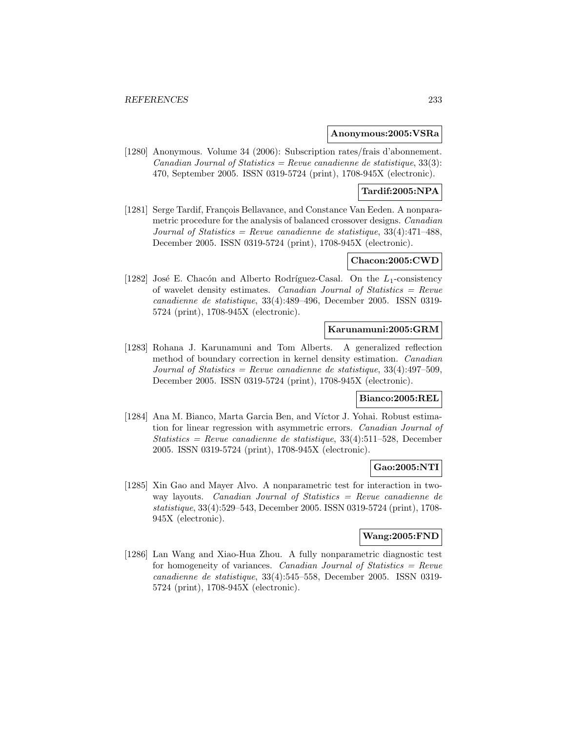**Anonymous:2005:VSRa**

[1280] Anonymous. Volume 34 (2006): Subscription rates/frais d'abonnement. *Canadian Journal of Statistics = Revue canadienne de statistique*, 33(3): 470, September 2005. ISSN 0319-5724 (print), 1708-945X (electronic).

**Tardif:2005:NPA**

[1281] Serge Tardif, François Bellavance, and Constance Van Eeden. A nonparametric procedure for the analysis of balanced crossover designs. *Canadian Journal of Statistics = Revue canadienne de statistique*, 33(4):471–488, December 2005. ISSN 0319-5724 (print), 1708-945X (electronic).

**Chacon:2005:CWD**

[1282] José E. Chacón and Alberto Rodríguez-Casal. On the $L_1$-consistency of wavelet density estimates. *Canadian Journal of Statistics = Revue canadienne de statistique*, 33(4):489–496, December 2005. ISSN 0319-5724 (print), 1708-945X (electronic).

**Karunamuni:2005:GRM**

[1283] Rohana J. Karunamuni and Tom Alberts. A generalized reflection method of boundary correction in kernel density estimation. *Canadian Journal of Statistics = Revue canadienne de statistique*, 33(4):497–509, December 2005. ISSN 0319-5724 (print), 1708-945X (electronic).

**Bianco:2005:REL**

[1284] Ana M. Bianco, Marta Garcia Ben, and Víctor J. Yohai. Robust estimation for linear regression with asymmetric errors. *Canadian Journal of Statistics = Revue canadienne de statistique*, 33(4):511–528, December 2005. ISSN 0319-5724 (print), 1708-945X (electronic).

**Gao:2005:NTI**

[1285] Xin Gao and Mayer Alvo. A nonparametric test for interaction in two-way layouts. *Canadian Journal of Statistics = Revue canadienne de statistique*, 33(4):529–543, December 2005. ISSN 0319-5724 (print), 1708-945X (electronic).

**Wang:2005:FND**

[1286] Lan Wang and Xiao-Hua Zhou. A fully nonparametric diagnostic test for homogeneity of variances. *Canadian Journal of Statistics = Revue canadienne de statistique*, 33(4):545–558, December 2005. ISSN 0319-5724 (print), 1708-945X (electronic).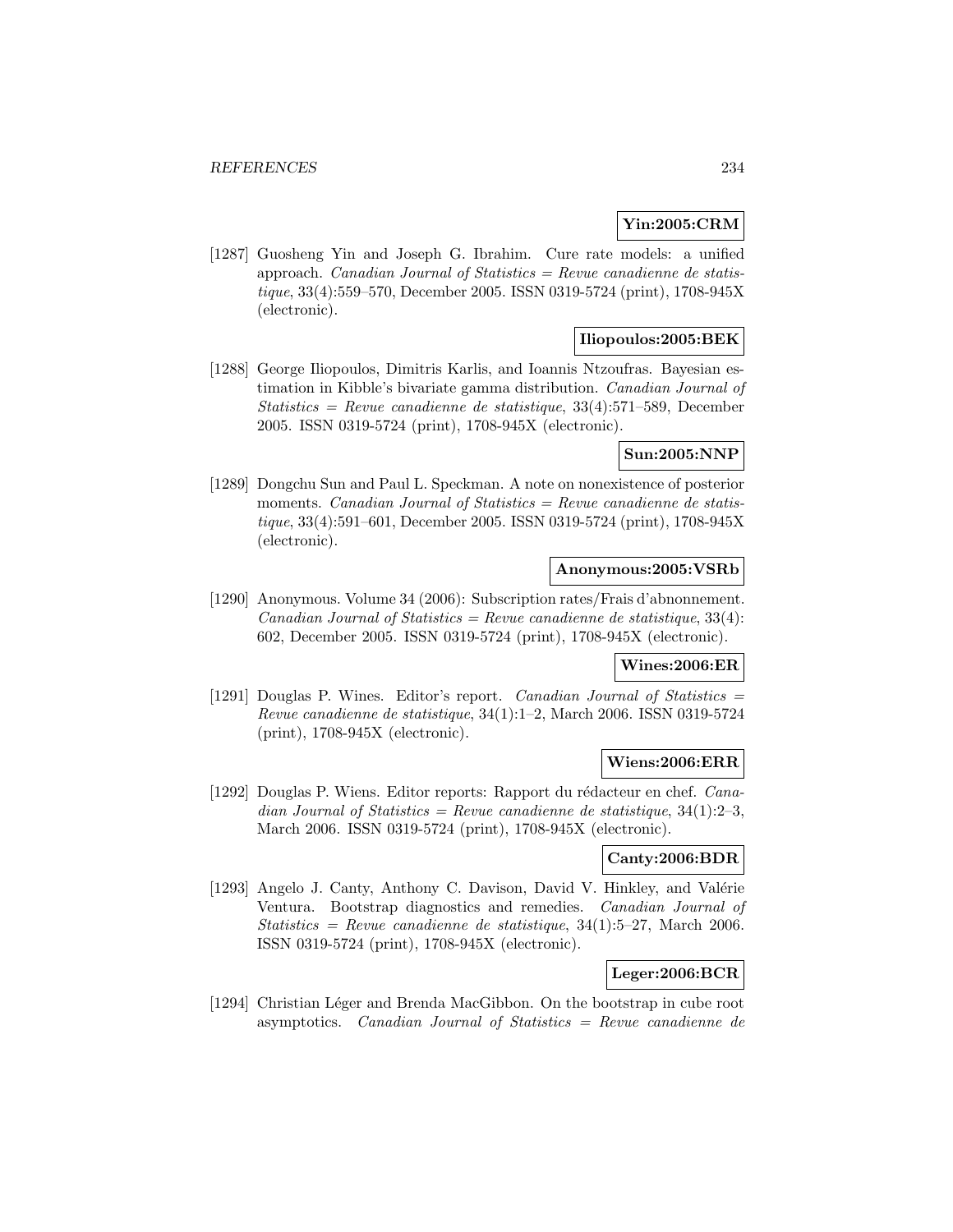**Yin:2005:CRM**

[1287] Guosheng Yin and Joseph G. Ibrahim. Cure rate models: a unified approach. *Canadian Journal of Statistics = Revue canadienne de statistique*, 33(4):559–570, December 2005. ISSN 0319-5724 (print), 1708-945X (electronic).

**Iliopoulos:2005:BEK**

[1288] George Iliopoulos, Dimitris Karlis, and Ioannis Ntzoufras. Bayesian estimation in Kibble's bivariate gamma distribution. *Canadian Journal of Statistics = Revue canadienne de statistique*, 33(4):571–589, December 2005. ISSN 0319-5724 (print), 1708-945X (electronic).

**Sun:2005:NNP**

[1289] Dongchu Sun and Paul L. Speckman. A note on nonexistence of posterior moments. *Canadian Journal of Statistics = Revue canadienne de statistique*, 33(4):591–601, December 2005. ISSN 0319-5724 (print), 1708-945X (electronic).

**Anonymous:2005:VSRb**

[1290] Anonymous. Volume 34 (2006): Subscription rates/Frais d'abonnement. *Canadian Journal of Statistics = Revue canadienne de statistique*, 33(4): 602, December 2005. ISSN 0319-5724 (print), 1708-945X (electronic).

**Wines:2006:ER**

[1291] Douglas P. Wines. Editor's report. *Canadian Journal of Statistics = Revue canadienne de statistique*, 34(1):1–2, March 2006. ISSN 0319-5724 (print), 1708-945X (electronic).

**Wiens:2006:ERR**

[1292] Douglas P. Wiens. Editor reports: Rapport du rédacteur en chef. *Canadian Journal of Statistics = Revue canadienne de statistique*, 34(1):2–3, March 2006. ISSN 0319-5724 (print), 1708-945X (electronic).

**Canty:2006:BDR**

[1293] Angelo J. Canty, Anthony C. Davison, David V. Hinkley, and Valérie Ventura. Bootstrap diagnostics and remedies. *Canadian Journal of Statistics = Revue canadienne de statistique*, 34(1):5–27, March 2006. ISSN 0319-5724 (print), 1708-945X (electronic).

**Leger:2006:BCR**

[1294] Christian Léger and Brenda MacGibbon. On the bootstrap in cube root asymptotics. *Canadian Journal of Statistics = Revue canadienne de*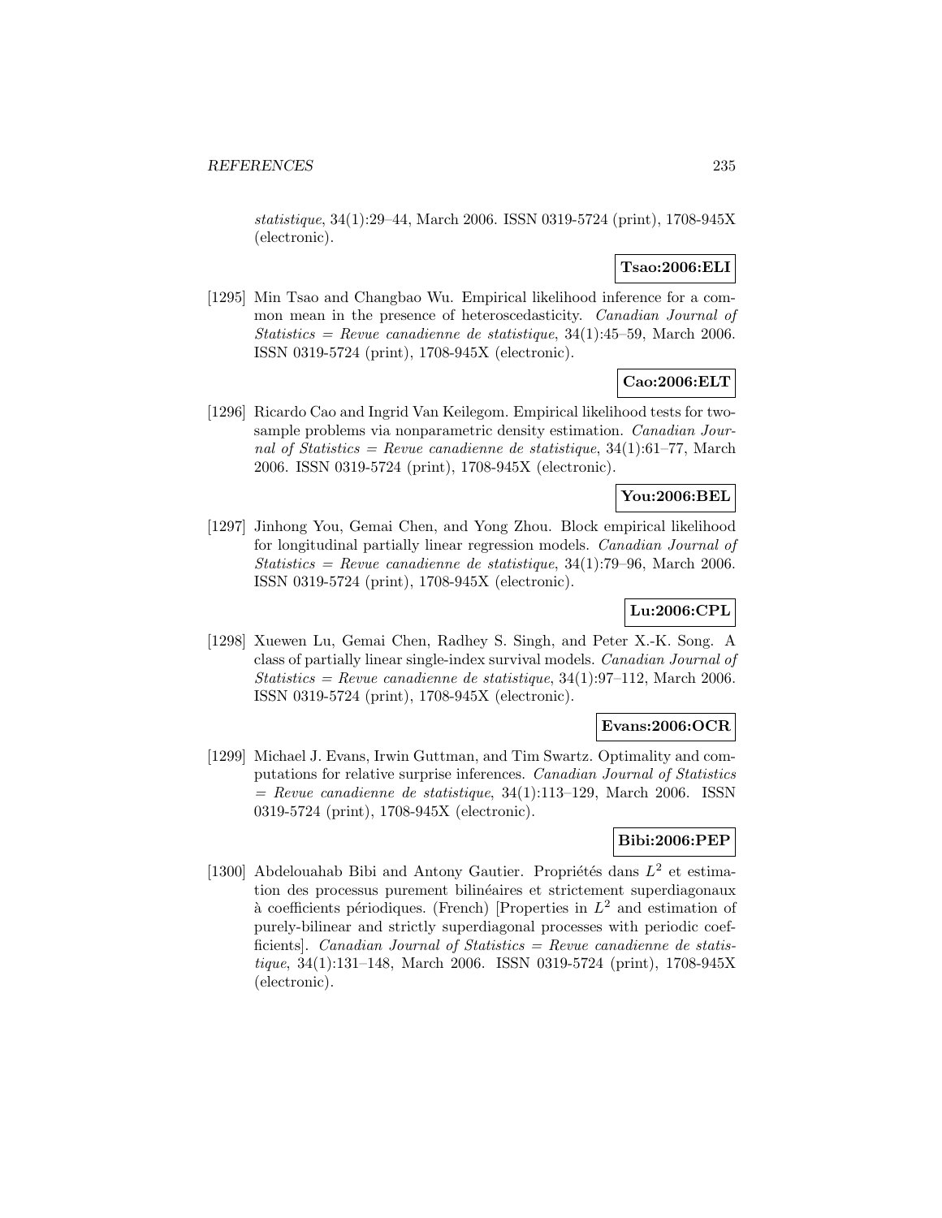*statistique*, 34(1):29–44, March 2006. ISSN 0319-5724 (print), 1708-945X (electronic).

**Tsao:2006:ELI**

[1295] Min Tsao and Changbao Wu. Empirical likelihood inference for a common mean in the presence of heteroscedasticity. *Canadian Journal of Statistics = Revue canadienne de statistique*, 34(1):45–59, March 2006. ISSN 0319-5724 (print), 1708-945X (electronic).

**Cao:2006:ELT**

[1296] Ricardo Cao and Ingrid Van Keilegom. Empirical likelihood tests for two-sample problems via nonparametric density estimation. *Canadian Journal of Statistics = Revue canadienne de statistique*, 34(1):61–77, March 2006. ISSN 0319-5724 (print), 1708-945X (electronic).

**You:2006:BEL**

[1297] Jinhong You, Gemai Chen, and Yong Zhou. Block empirical likelihood for longitudinal partially linear regression models. *Canadian Journal of Statistics = Revue canadienne de statistique*, 34(1):79–96, March 2006. ISSN 0319-5724 (print), 1708-945X (electronic).

**Lu:2006:CPL**

[1298] Xuewen Lu, Gemai Chen, Radhey S. Singh, and Peter X.-K. Song. A class of partially linear single-index survival models. *Canadian Journal of Statistics = Revue canadienne de statistique*, 34(1):97–112, March 2006. ISSN 0319-5724 (print), 1708-945X (electronic).

**Evans:2006:OCR**

[1299] Michael J. Evans, Irwin Guttman, and Tim Swartz. Optimality and computations for relative surprise inferences. *Canadian Journal of Statistics = Revue canadienne de statistique*, 34(1):113–129, March 2006. ISSN 0319-5724 (print), 1708-945X (electronic).

**Bibi:2006:PEP**

[1300] Abdelouahab Bibi and Antony Gautier. Propriétés dans $L^2$ et estimation des processus purement bilinéaires et strictement superdiagonaux à coefficients périodiques. (French) [Properties in $L^2$ and estimation of purely-bilinear and strictly superdiagonal processes with periodic coefficients]. *Canadian Journal of Statistics = Revue canadienne de statistique*, 34(1):131–148, March 2006. ISSN 0319-5724 (print), 1708-945X (electronic).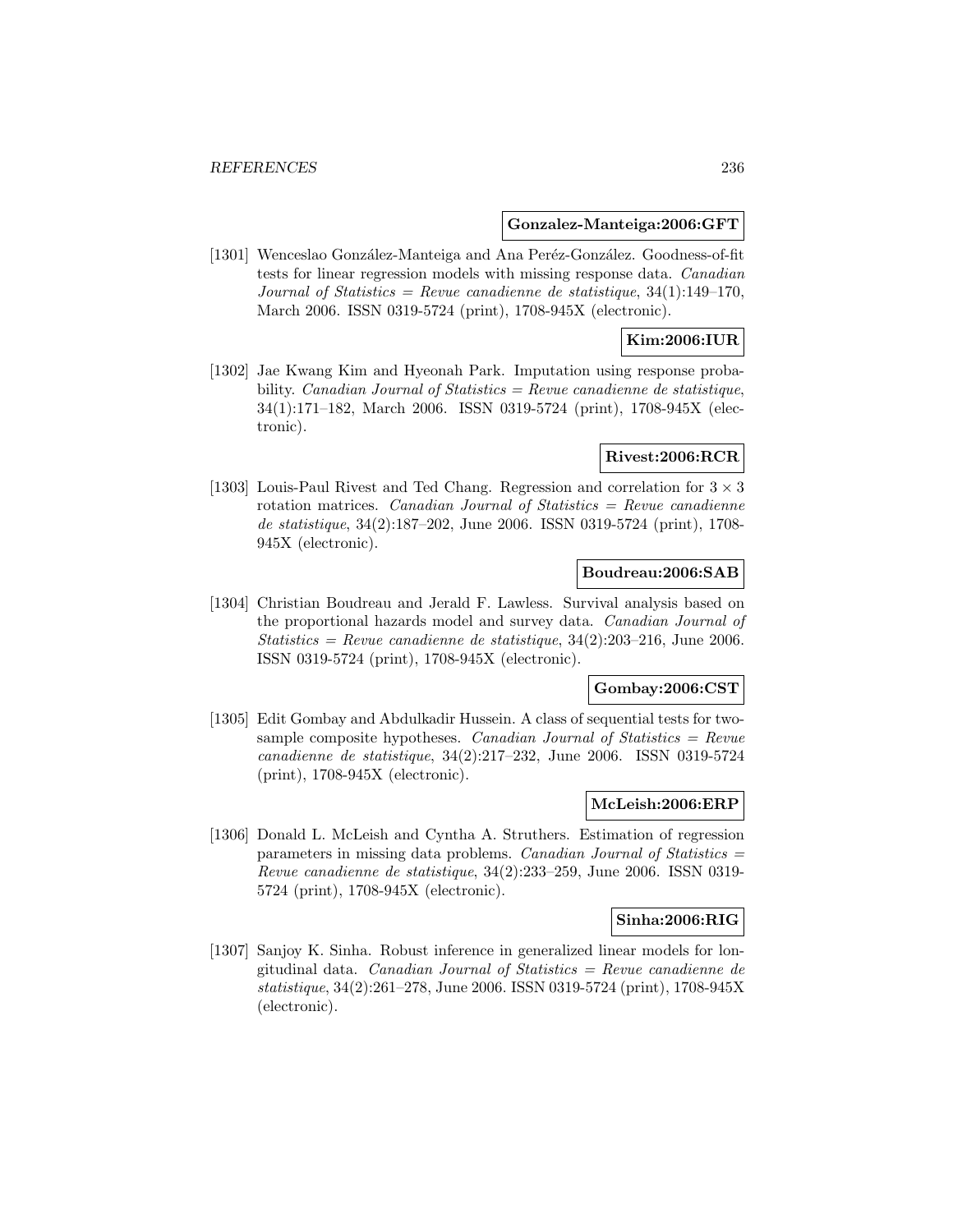**Gonzalez-Manteiga:2006:GFT**

[1301] Wenceslao González-Manteiga and Ana Peréz-González. Goodness-of-fit tests for linear regression models with missing response data. *Canadian Journal of Statistics = Revue canadienne de statistique*, 34(1):149–170, March 2006. ISSN 0319-5724 (print), 1708-945X (electronic).

**Kim:2006:IUR**

[1302] Jae Kwang Kim and Hyeonah Park. Imputation using response probability. *Canadian Journal of Statistics = Revue canadienne de statistique*, 34(1):171–182, March 2006. ISSN 0319-5724 (print), 1708-945X (electronic).

**Rivest:2006:RCR**

[1303] Louis-Paul Rivest and Ted Chang. Regression and correlation for $3 \times 3$ rotation matrices. *Canadian Journal of Statistics = Revue canadienne de statistique*, 34(2):187–202, June 2006. ISSN 0319-5724 (print), 1708-945X (electronic).

**Boudreau:2006:SAB**

[1304] Christian Boudreau and Jerald F. Lawless. Survival analysis based on the proportional hazards model and survey data. *Canadian Journal of Statistics = Revue canadienne de statistique*, 34(2):203–216, June 2006. ISSN 0319-5724 (print), 1708-945X (electronic).

**Gombay:2006:CST**

[1305] Edit Gombay and Abdulkadir Hussein. A class of sequential tests for two-sample composite hypotheses. *Canadian Journal of Statistics = Revue canadienne de statistique*, 34(2):217–232, June 2006. ISSN 0319-5724 (print), 1708-945X (electronic).

**McLeish:2006:ERP**

[1306] Donald L. McLeish and Cyntha A. Struthers. Estimation of regression parameters in missing data problems. *Canadian Journal of Statistics = Revue canadienne de statistique*, 34(2):233–259, June 2006. ISSN 0319-5724 (print), 1708-945X (electronic).

**Sinha:2006:RIG**

[1307] Sanjoy K. Sinha. Robust inference in generalized linear models for longitudinal data. *Canadian Journal of Statistics = Revue canadienne de statistique*, 34(2):261–278, June 2006. ISSN 0319-5724 (print), 1708-945X (electronic).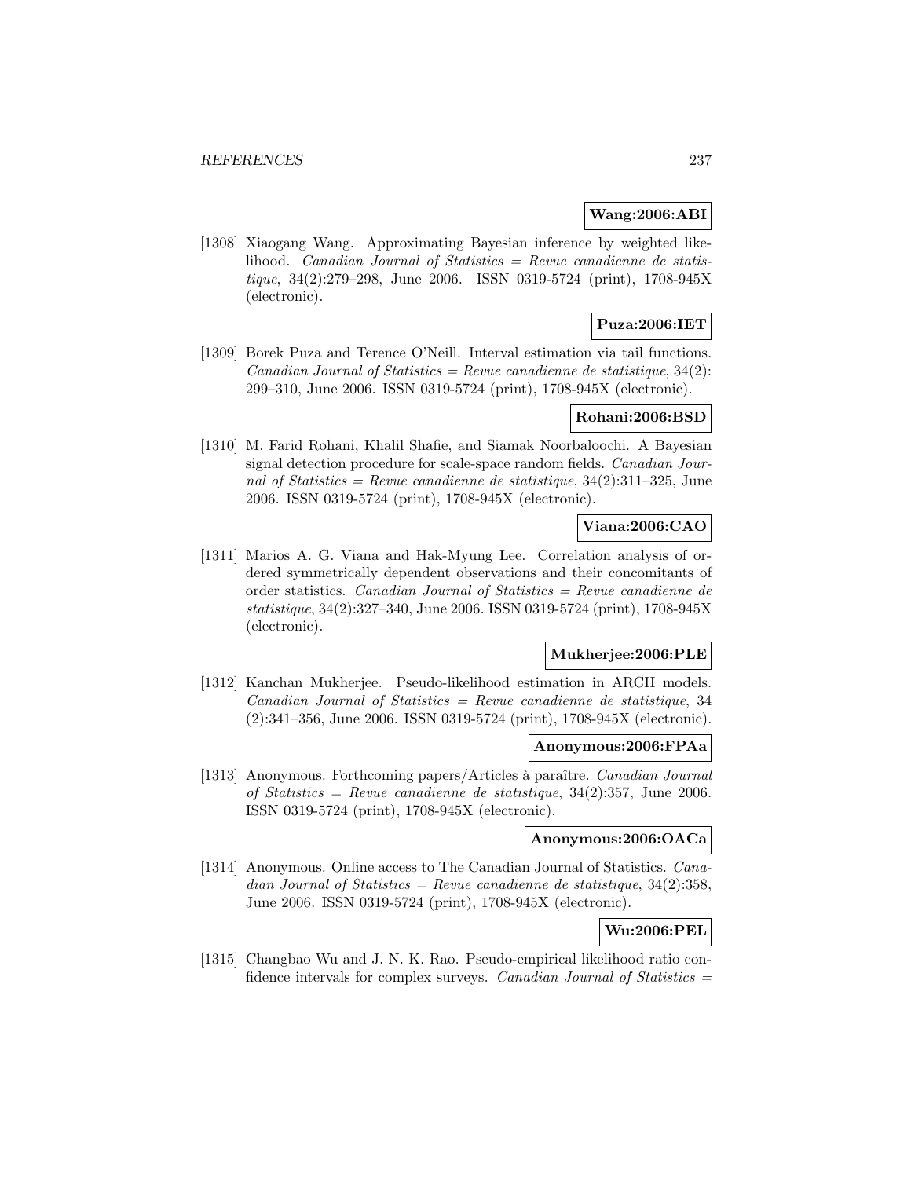**Wang:2006:ABI**

[1308] Xiaogang Wang. Approximating Bayesian inference by weighted likelihood. *Canadian Journal of Statistics = Revue canadienne de statistique*, 34(2):279–298, June 2006. ISSN 0319-5724 (print), 1708-945X (electronic).

**Puza:2006:IET**

[1309] Borek Puza and Terence O'Neill. Interval estimation via tail functions. *Canadian Journal of Statistics = Revue canadienne de statistique*, 34(2): 299–310, June 2006. ISSN 0319-5724 (print), 1708-945X (electronic).

**Rohani:2006:BSD**

[1310] M. Farid Rohani, Khalil Shafie, and Siamak Noorbaloochi. A Bayesian signal detection procedure for scale-space random fields. *Canadian Journal of Statistics = Revue canadienne de statistique*, 34(2):311–325, June 2006. ISSN 0319-5724 (print), 1708-945X (electronic).

**Viana:2006:CAO**

[1311] Marios A. G. Viana and Hak-Myung Lee. Correlation analysis of ordered symmetrically dependent observations and their concomitants of order statistics. *Canadian Journal of Statistics = Revue canadienne de statistique*, 34(2):327–340, June 2006. ISSN 0319-5724 (print), 1708-945X (electronic).

**Mukherjee:2006:PLE**

[1312] Kanchan Mukherjee. Pseudo-likelihood estimation in ARCH models. *Canadian Journal of Statistics = Revue canadienne de statistique*, 34 (2):341–356, June 2006. ISSN 0319-5724 (print), 1708-945X (electronic).

**Anonymous:2006:FPAa**

[1313] Anonymous. Forthcoming papers/Articles à paraître. *Canadian Journal of Statistics = Revue canadienne de statistique*, 34(2):357, June 2006. ISSN 0319-5724 (print), 1708-945X (electronic).

**Anonymous:2006:OACa**

[1314] Anonymous. Online access to The Canadian Journal of Statistics. *Canadian Journal of Statistics = Revue canadienne de statistique*, 34(2):358, June 2006. ISSN 0319-5724 (print), 1708-945X (electronic).

**Wu:2006:PEL**

[1315] Changbao Wu and J. N. K. Rao. Pseudo-empirical likelihood ratio confidence intervals for complex surveys. *Canadian Journal of Statistics =*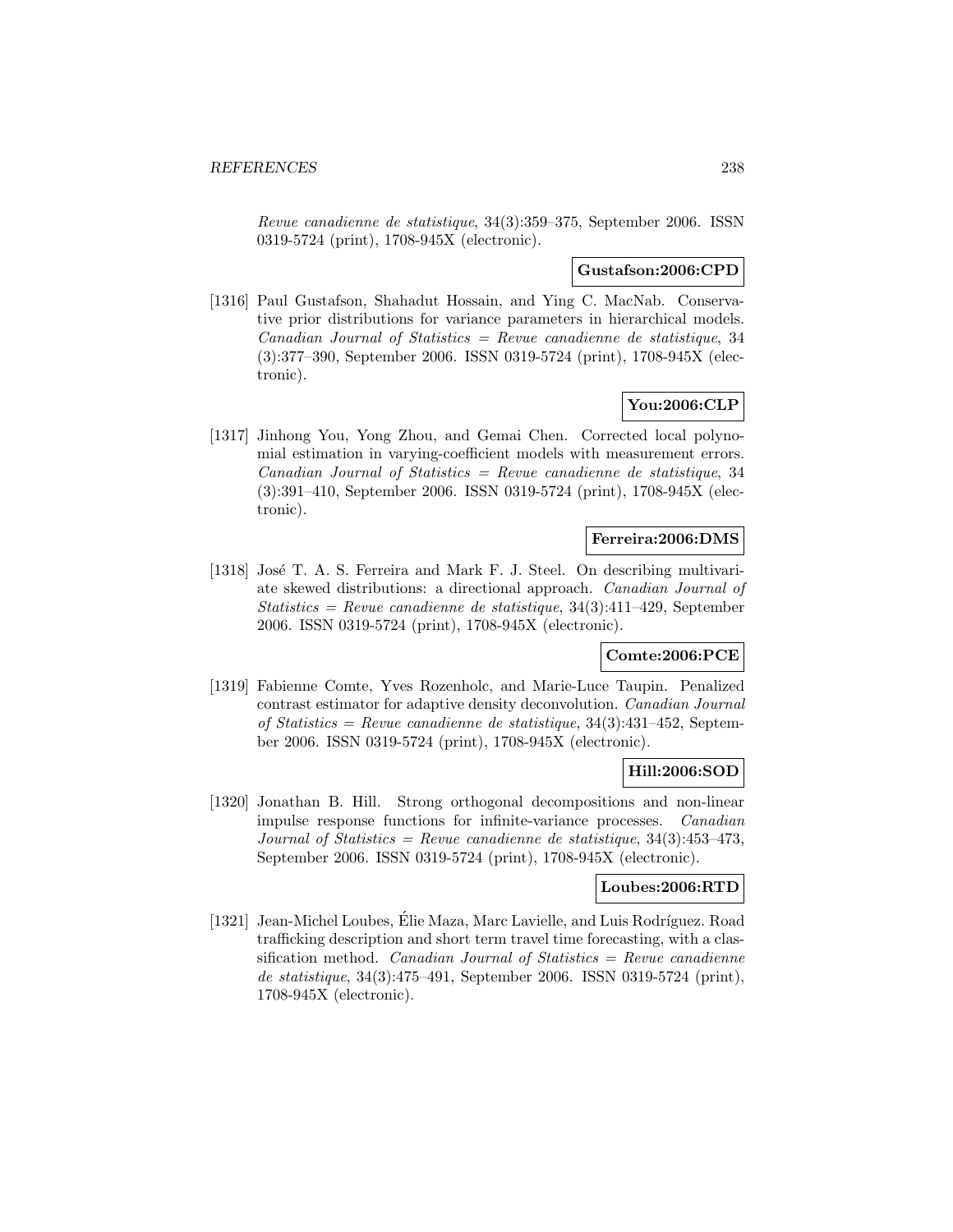*Revue canadienne de statistique*, 34(3):359–375, September 2006. ISSN 0319-5724 (print), 1708-945X (electronic).

**Gustafson:2006:CPD**

[1316] Paul Gustafson, Shahadut Hossain, and Ying C. MacNab. Conservative prior distributions for variance parameters in hierarchical models. *Canadian Journal of Statistics = Revue canadienne de statistique*, 34 (3):377–390, September 2006. ISSN 0319-5724 (print), 1708-945X (electronic).

**You:2006:CLP**

[1317] Jinhong You, Yong Zhou, and Gemai Chen. Corrected local polynomial estimation in varying-coefficient models with measurement errors. *Canadian Journal of Statistics = Revue canadienne de statistique*, 34 (3):391–410, September 2006. ISSN 0319-5724 (print), 1708-945X (electronic).

**Ferreira:2006:DMS**

[1318] José T. A. S. Ferreira and Mark F. J. Steel. On describing multivariate skewed distributions: a directional approach. *Canadian Journal of Statistics = Revue canadienne de statistique*, 34(3):411–429, September 2006. ISSN 0319-5724 (print), 1708-945X (electronic).

**Comte:2006:PCE**

[1319] Fabienne Comte, Yves Rozenholc, and Marie-Luce Taupin. Penalized contrast estimator for adaptive density deconvolution. *Canadian Journal of Statistics = Revue canadienne de statistique*, 34(3):431–452, September 2006. ISSN 0319-5724 (print), 1708-945X (electronic).

**Hill:2006:SOD**

[1320] Jonathan B. Hill. Strong orthogonal decompositions and non-linear impulse response functions for infinite-variance processes. *Canadian Journal of Statistics = Revue canadienne de statistique*, 34(3):453–473, September 2006. ISSN 0319-5724 (print), 1708-945X (electronic).

**Loubes:2006:RTD**

[1321] Jean-Michel Loubes, Élie Maza, Marc Lavielle, and Luis Rodríguez. Road trafficking description and short term travel time forecasting, with a classification method. *Canadian Journal of Statistics = Revue canadienne de statistique*, 34(3):475–491, September 2006. ISSN 0319-5724 (print), 1708-945X (electronic).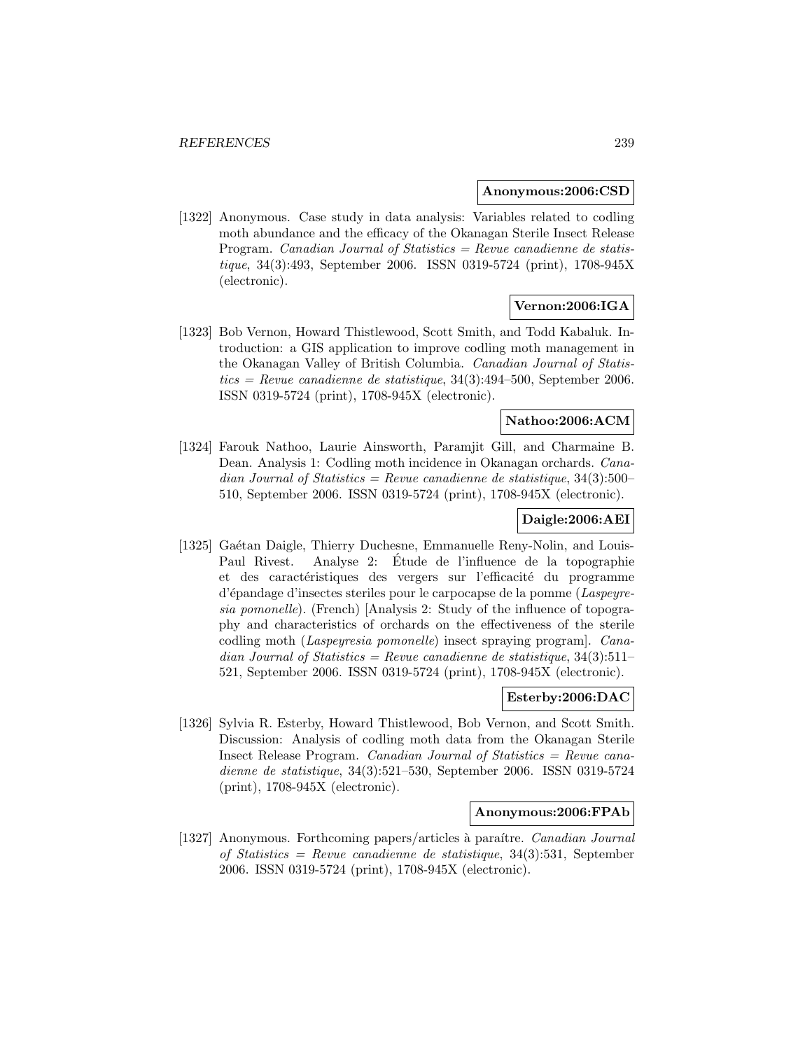**Anonymous:2006:CSD**

[1322] Anonymous. Case study in data analysis: Variables related to codling moth abundance and the efficacy of the Okanagan Sterile Insect Release Program. *Canadian Journal of Statistics = Revue canadienne de statistique*, 34(3):493, September 2006. ISSN 0319-5724 (print), 1708-945X (electronic).

**Vernon:2006:IGA**

[1323] Bob Vernon, Howard Thistlewood, Scott Smith, and Todd Kabaluk. Introduction: a GIS application to improve codling moth management in the Okanagan Valley of British Columbia. *Canadian Journal of Statistics = Revue canadienne de statistique*, 34(3):494–500, September 2006. ISSN 0319-5724 (print), 1708-945X (electronic).

**Nathoo:2006:ACM**

[1324] Farouk Nathoo, Laurie Ainsworth, Paramjit Gill, and Charmaine B. Dean. Analysis 1: Codling moth incidence in Okanagan orchards. *Canadian Journal of Statistics = Revue canadienne de statistique*, 34(3):500–510, September 2006. ISSN 0319-5724 (print), 1708-945X (electronic).

**Daigle:2006:AEI**

[1325] Gaétan Daigle, Thierry Duchesne, Emmanuelle Reny-Nolin, and Louis-Paul Rivest. Analyse 2: Étude de l'influence de la topographie et des caractéristiques des vergers sur l'efficacité du programme d'épandage d'insectes steriles pour le carpocapse de la pomme (*Laspeyresia pomonelle*). (French) [Analysis 2: Study of the influence of topography and characteristics of orchards on the effectiveness of the sterile codling moth (*Laspeyresia pomonelle*) insect spraying program]. *Canadian Journal of Statistics = Revue canadienne de statistique*, 34(3):511–521, September 2006. ISSN 0319-5724 (print), 1708-945X (electronic).

**Esterby:2006:DAC**

[1326] Sylvia R. Esterby, Howard Thistlewood, Bob Vernon, and Scott Smith. Discussion: Analysis of codling moth data from the Okanagan Sterile Insect Release Program. *Canadian Journal of Statistics = Revue canadienne de statistique*, 34(3):521–530, September 2006. ISSN 0319-5724 (print), 1708-945X (electronic).

**Anonymous:2006:FPAb**

[1327] Anonymous. Forthcoming papers/articles à paraítre. *Canadian Journal of Statistics = Revue canadienne de statistique*, 34(3):531, September 2006. ISSN 0319-5724 (print), 1708-945X (electronic).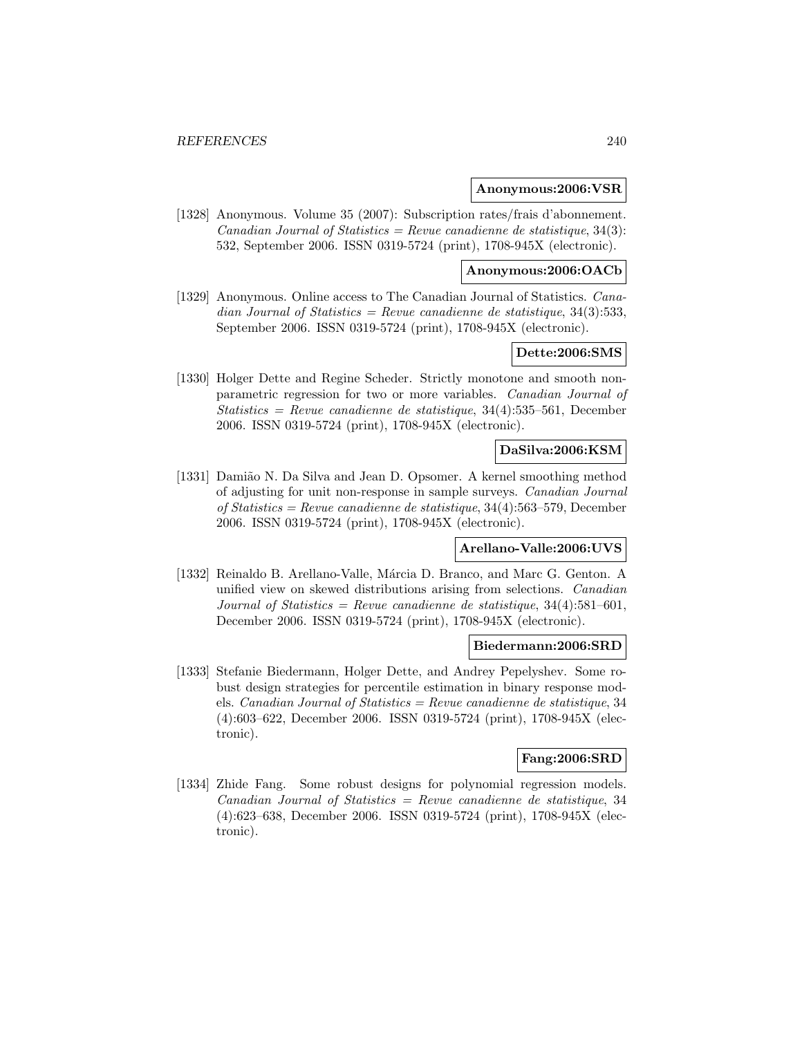**Anonymous:2006:VSR**

[1328] Anonymous. Volume 35 (2007): Subscription rates/frais d'abonnement. *Canadian Journal of Statistics = Revue canadienne de statistique*, 34(3): 532, September 2006. ISSN 0319-5724 (print), 1708-945X (electronic).

**Anonymous:2006:OACb**

[1329] Anonymous. Online access to The Canadian Journal of Statistics. *Canadian Journal of Statistics = Revue canadienne de statistique*, 34(3):533, September 2006. ISSN 0319-5724 (print), 1708-945X (electronic).

**Dette:2006:SMS**

[1330] Holger Dette and Regine Scheder. Strictly monotone and smooth nonparametric regression for two or more variables. *Canadian Journal of Statistics = Revue canadienne de statistique*, 34(4):535–561, December 2006. ISSN 0319-5724 (print), 1708-945X (electronic).

**DaSilva:2006:KSM**

[1331] Damião N. Da Silva and Jean D. Opsomer. A kernel smoothing method of adjusting for unit non-response in sample surveys. *Canadian Journal of Statistics = Revue canadienne de statistique*, 34(4):563–579, December 2006. ISSN 0319-5724 (print), 1708-945X (electronic).

**Arellano-Valle:2006:UVS**

[1332] Reinaldo B. Arellano-Valle, Márcia D. Branco, and Marc G. Genton. A unified view on skewed distributions arising from selections. *Canadian Journal of Statistics = Revue canadienne de statistique*, 34(4):581–601, December 2006. ISSN 0319-5724 (print), 1708-945X (electronic).

**Biedermann:2006:SRD**

[1333] Stefanie Biedermann, Holger Dette, and Andrey Pepelyshev. Some robust design strategies for percentile estimation in binary response models. *Canadian Journal of Statistics = Revue canadienne de statistique*, 34 (4):603–622, December 2006. ISSN 0319-5724 (print), 1708-945X (electronic).

**Fang:2006:SRD**

[1334] Zhide Fang. Some robust designs for polynomial regression models. *Canadian Journal of Statistics = Revue canadienne de statistique*, 34 (4):623–638, December 2006. ISSN 0319-5724 (print), 1708-945X (electronic).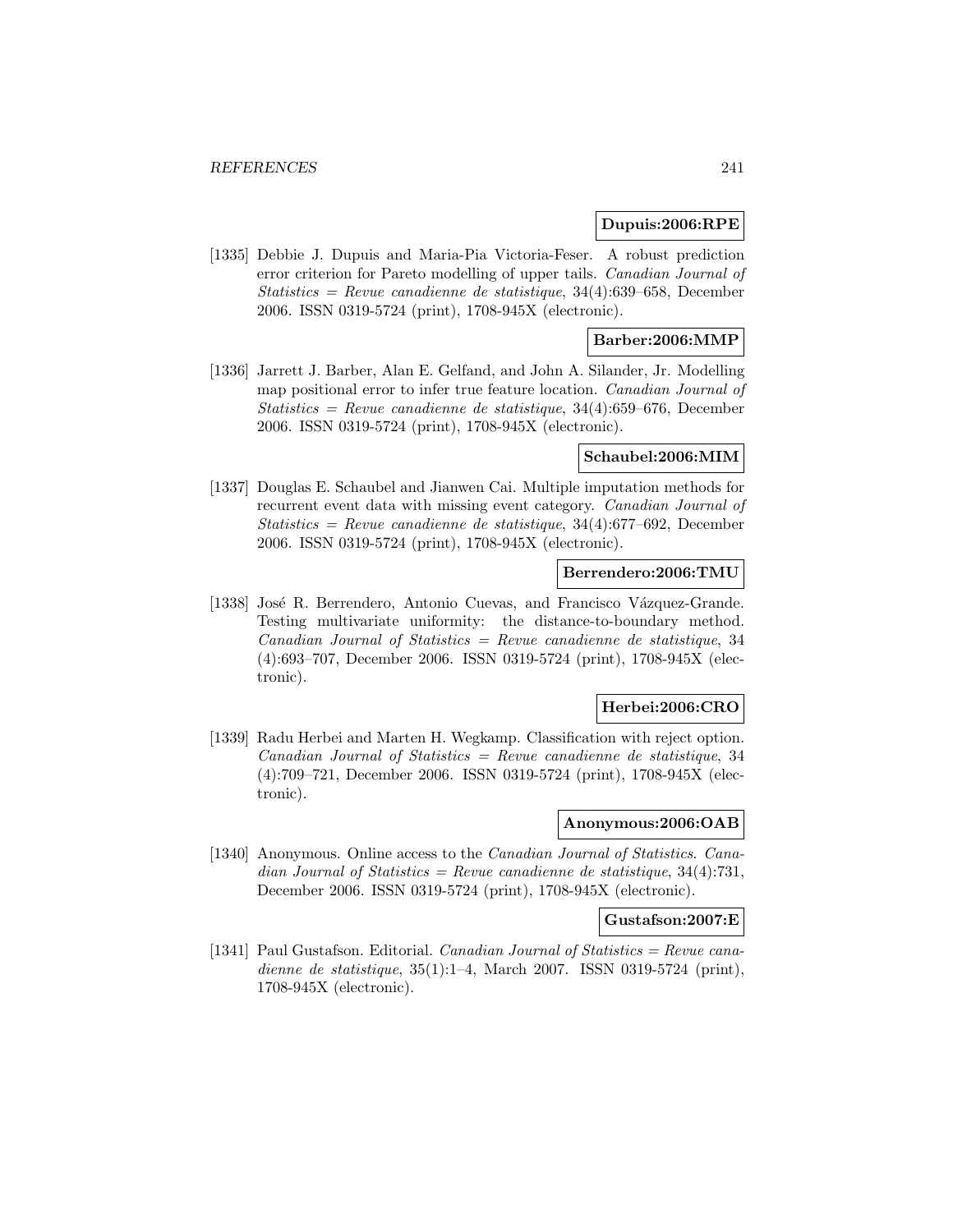**Dupuis:2006:RPE**

[1335] Debbie J. Dupuis and Maria-Pia Victoria-Feser. A robust prediction error criterion for Pareto modelling of upper tails. *Canadian Journal of Statistics = Revue canadienne de statistique*, 34(4):639–658, December 2006. ISSN 0319-5724 (print), 1708-945X (electronic).

**Barber:2006:MMP**

[1336] Jarrett J. Barber, Alan E. Gelfand, and John A. Silander, Jr. Modelling map positional error to infer true feature location. *Canadian Journal of Statistics = Revue canadienne de statistique*, 34(4):659–676, December 2006. ISSN 0319-5724 (print), 1708-945X (electronic).

**Schaubel:2006:MIM**

[1337] Douglas E. Schaubel and Jianwen Cai. Multiple imputation methods for recurrent event data with missing event category. *Canadian Journal of Statistics = Revue canadienne de statistique*, 34(4):677–692, December 2006. ISSN 0319-5724 (print), 1708-945X (electronic).

**Berrendero:2006:TMU**

[1338] José R. Berrendero, Antonio Cuevas, and Francisco Vázquez-Grande. Testing multivariate uniformity: the distance-to-boundary method. *Canadian Journal of Statistics = Revue canadienne de statistique*, 34 (4):693–707, December 2006. ISSN 0319-5724 (print), 1708-945X (electronic).

**Herbei:2006:CRO**

[1339] Radu Herbei and Marten H. Wegkamp. Classification with reject option. *Canadian Journal of Statistics = Revue canadienne de statistique*, 34 (4):709–721, December 2006. ISSN 0319-5724 (print), 1708-945X (electronic).

**Anonymous:2006:OAB**

[1340] Anonymous. Online access to the *Canadian Journal of Statistics*. *Canadian Journal of Statistics = Revue canadienne de statistique*, 34(4):731, December 2006. ISSN 0319-5724 (print), 1708-945X (electronic).

**Gustafson:2007:E**

[1341] Paul Gustafson. Editorial. *Canadian Journal of Statistics = Revue canadienne de statistique*, 35(1):1–4, March 2007. ISSN 0319-5724 (print), 1708-945X (electronic).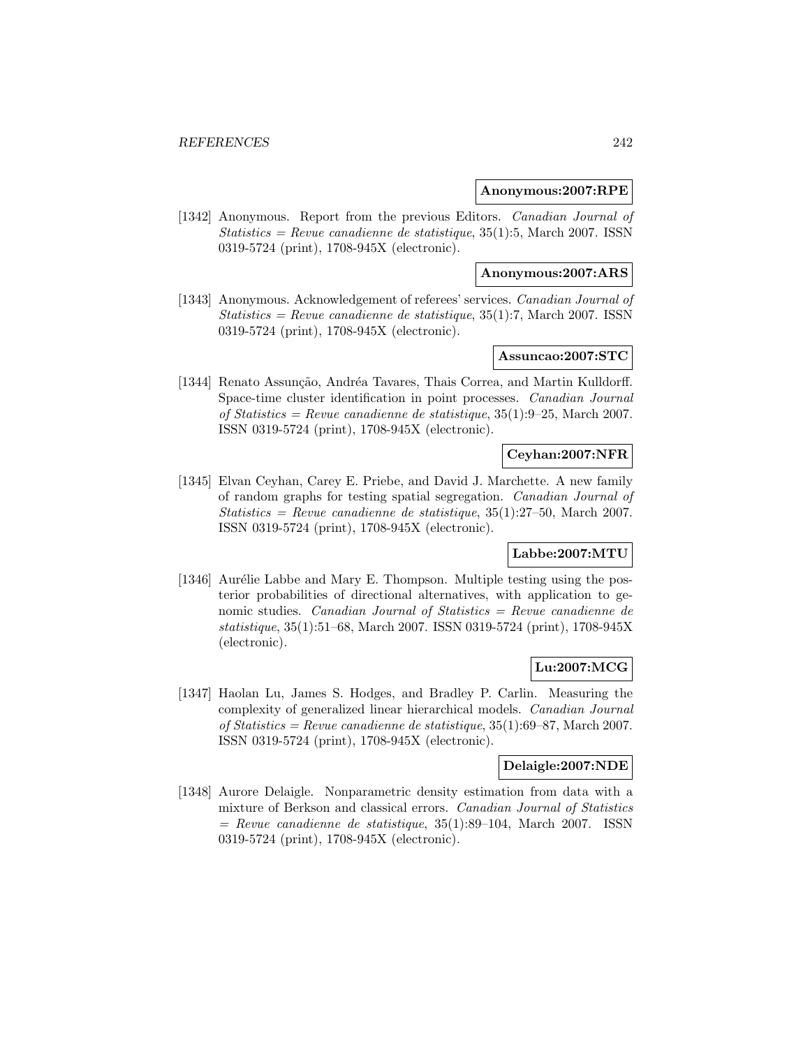**Anonymous:2007:RPE**

[1342] Anonymous. Report from the previous Editors. *Canadian Journal of Statistics = Revue canadienne de statistique*, 35(1):5, March 2007. ISSN 0319-5724 (print), 1708-945X (electronic).

**Anonymous:2007:ARS**

[1343] Anonymous. Acknowledgement of referees' services. *Canadian Journal of Statistics = Revue canadienne de statistique*, 35(1):7, March 2007. ISSN 0319-5724 (print), 1708-945X (electronic).

**Assuncao:2007:STC**

[1344] Renato Assunção, Andréa Tavares, Thais Correa, and Martin Kulldorff. Space-time cluster identification in point processes. *Canadian Journal of Statistics = Revue canadienne de statistique*, 35(1):9–25, March 2007. ISSN 0319-5724 (print), 1708-945X (electronic).

**Ceyhan:2007:NFR**

[1345] Elvan Ceyhan, Carey E. Priebe, and David J. Marchette. A new family of random graphs for testing spatial segregation. *Canadian Journal of Statistics = Revue canadienne de statistique*, 35(1):27–50, March 2007. ISSN 0319-5724 (print), 1708-945X (electronic).

**Labbe:2007:MTU**

[1346] Aurélie Labbe and Mary E. Thompson. Multiple testing using the posterior probabilities of directional alternatives, with application to genomic studies. *Canadian Journal of Statistics = Revue canadienne de statistique*, 35(1):51–68, March 2007. ISSN 0319-5724 (print), 1708-945X (electronic).

**Lu:2007:MCG**

[1347] Haolan Lu, James S. Hodges, and Bradley P. Carlin. Measuring the complexity of generalized linear hierarchical models. *Canadian Journal of Statistics = Revue canadienne de statistique*, 35(1):69–87, March 2007. ISSN 0319-5724 (print), 1708-945X (electronic).

**Delaigle:2007:NDE**

[1348] Aurore Delaigle. Nonparametric density estimation from data with a mixture of Berkson and classical errors. *Canadian Journal of Statistics = Revue canadienne de statistique*, 35(1):89–104, March 2007. ISSN 0319-5724 (print), 1708-945X (electronic).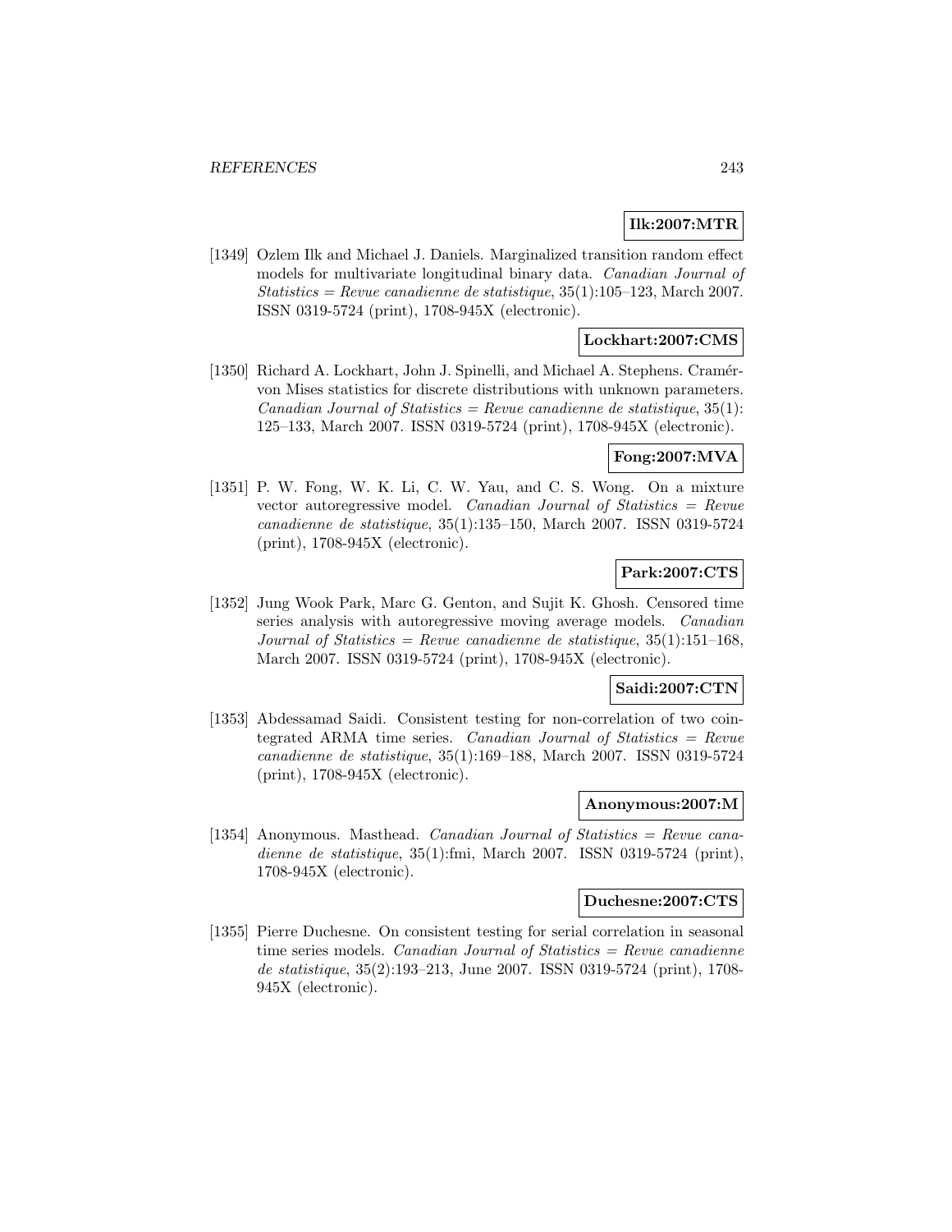**Ilk:2007:MTR**

[1349] Ozlem Ilk and Michael J. Daniels. Marginalized transition random effect models for multivariate longitudinal binary data. *Canadian Journal of Statistics = Revue canadienne de statistique*, 35(1):105–123, March 2007. ISSN 0319-5724 (print), 1708-945X (electronic).

**Lockhart:2007:CMS**

[1350] Richard A. Lockhart, John J. Spinelli, and Michael A. Stephens. Cramér-von Mises statistics for discrete distributions with unknown parameters. *Canadian Journal of Statistics = Revue canadienne de statistique*, 35(1): 125–133, March 2007. ISSN 0319-5724 (print), 1708-945X (electronic).

**Fong:2007:MVA**

[1351] P. W. Fong, W. K. Li, C. W. Yau, and C. S. Wong. On a mixture vector autoregressive model. *Canadian Journal of Statistics = Revue canadienne de statistique*, 35(1):135–150, March 2007. ISSN 0319-5724 (print), 1708-945X (electronic).

**Park:2007:CTS**

[1352] Jung Wook Park, Marc G. Genton, and Sujit K. Ghosh. Censored time series analysis with autoregressive moving average models. *Canadian Journal of Statistics = Revue canadienne de statistique*, 35(1):151–168, March 2007. ISSN 0319-5724 (print), 1708-945X (electronic).

**Saidi:2007:CTN**

[1353] Abdessamad Saidi. Consistent testing for non-correlation of two cointegrated ARMA time series. *Canadian Journal of Statistics = Revue canadienne de statistique*, 35(1):169–188, March 2007. ISSN 0319-5724 (print), 1708-945X (electronic).

**Anonymous:2007:M**

[1354] Anonymous. Masthead. *Canadian Journal of Statistics = Revue canadienne de statistique*, 35(1):fmi, March 2007. ISSN 0319-5724 (print), 1708-945X (electronic).

**Duchesne:2007:CTS**

[1355] Pierre Duchesne. On consistent testing for serial correlation in seasonal time series models. *Canadian Journal of Statistics = Revue canadienne de statistique*, 35(2):193–213, June 2007. ISSN 0319-5724 (print), 1708-945X (electronic).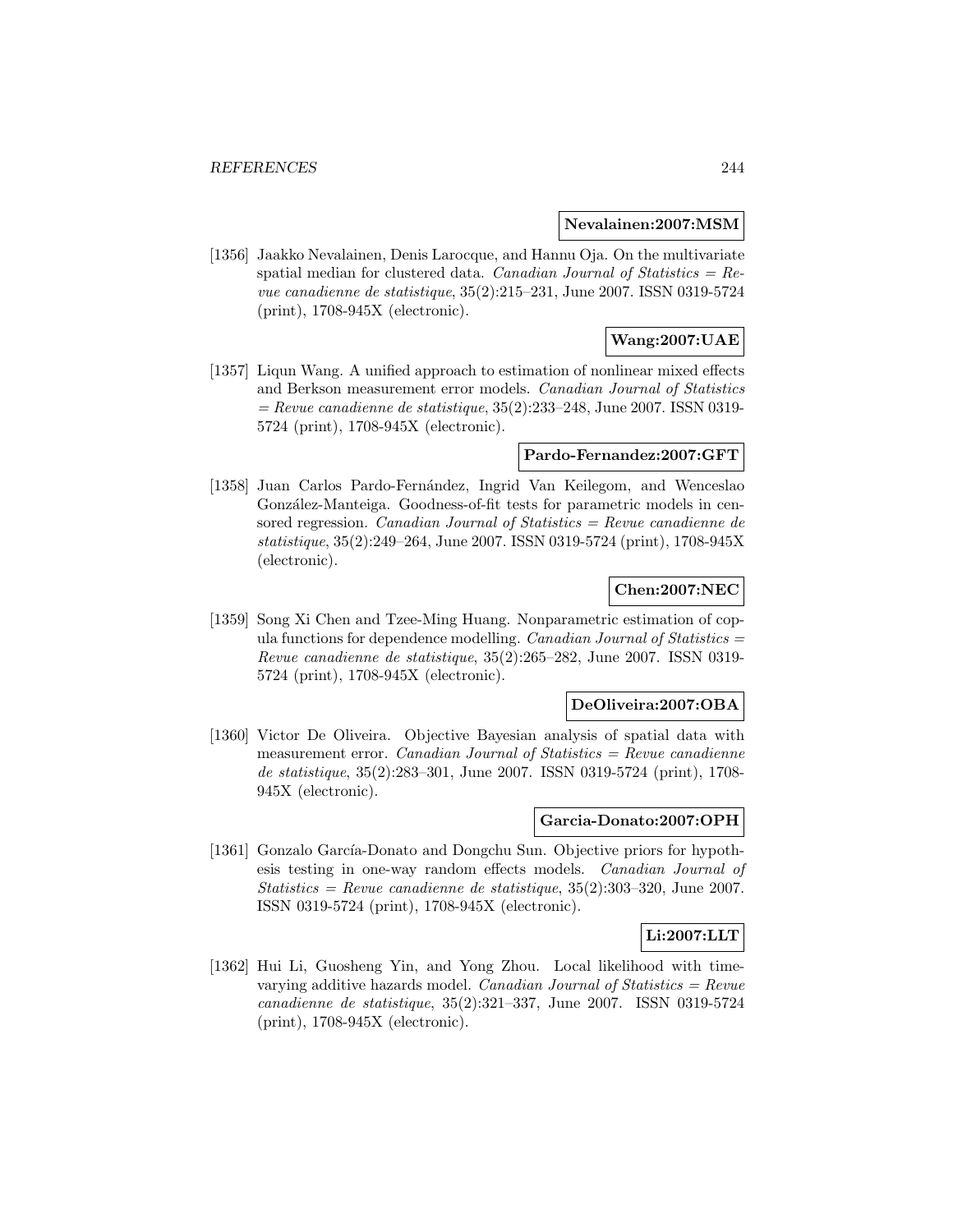**Nevalainen:2007:MSM**

[1356] Jaakko Nevalainen, Denis Larocque, and Hannu Oja. On the multivariate spatial median for clustered data. *Canadian Journal of Statistics = Revue canadienne de statistique*, 35(2):215–231, June 2007. ISSN 0319-5724 (print), 1708-945X (electronic).

**Wang:2007:UAE**

[1357] Liqun Wang. A unified approach to estimation of nonlinear mixed effects and Berkson measurement error models. *Canadian Journal of Statistics = Revue canadienne de statistique*, 35(2):233–248, June 2007. ISSN 0319-5724 (print), 1708-945X (electronic).

**Pardo-Fernandez:2007:GFT**

[1358] Juan Carlos Pardo-Fernández, Ingrid Van Keilegom, and Wenceslao González-Manteiga. Goodness-of-fit tests for parametric models in censored regression. *Canadian Journal of Statistics = Revue canadienne de statistique*, 35(2):249–264, June 2007. ISSN 0319-5724 (print), 1708-945X (electronic).

**Chen:2007:NEC**

[1359] Song Xi Chen and Tzee-Ming Huang. Nonparametric estimation of copula functions for dependence modelling. *Canadian Journal of Statistics = Revue canadienne de statistique*, 35(2):265–282, June 2007. ISSN 0319-5724 (print), 1708-945X (electronic).

**DeOliveira:2007:OBA**

[1360] Victor De Oliveira. Objective Bayesian analysis of spatial data with measurement error. *Canadian Journal of Statistics = Revue canadienne de statistique*, 35(2):283–301, June 2007. ISSN 0319-5724 (print), 1708-945X (electronic).

**Garcia-Donato:2007:OPH**

[1361] Gonzalo García-Donato and Dongchu Sun. Objective priors for hypothesis testing in one-way random effects models. *Canadian Journal of Statistics = Revue canadienne de statistique*, 35(2):303–320, June 2007. ISSN 0319-5724 (print), 1708-945X (electronic).

**Li:2007:LLT**

[1362] Hui Li, Guosheng Yin, and Yong Zhou. Local likelihood with time-varying additive hazards model. *Canadian Journal of Statistics = Revue canadienne de statistique*, 35(2):321–337, June 2007. ISSN 0319-5724 (print), 1708-945X (electronic).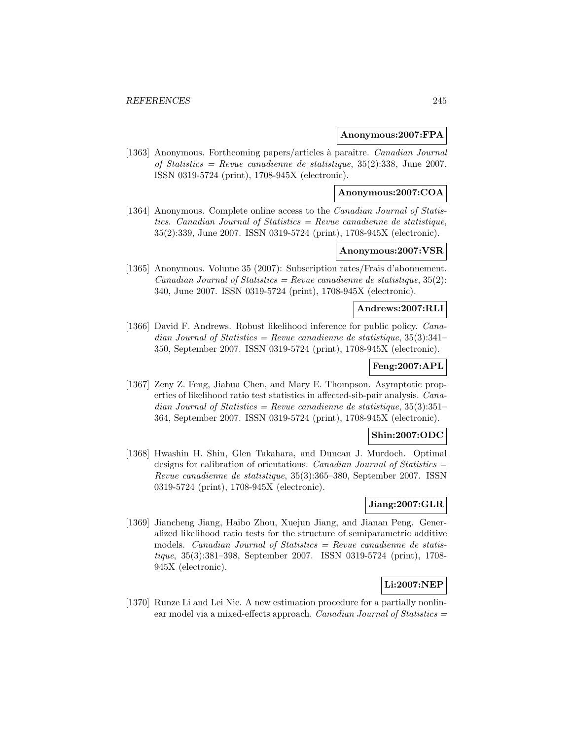**Anonymous:2007:FPA**

[1363] Anonymous. Forthcoming papers/articles à paraître. *Canadian Journal of Statistics = Revue canadienne de statistique*, 35(2):338, June 2007. ISSN 0319-5724 (print), 1708-945X (electronic).

**Anonymous:2007:COA**

[1364] Anonymous. Complete online access to the *Canadian Journal of Statistics*. *Canadian Journal of Statistics = Revue canadienne de statistique*, 35(2):339, June 2007. ISSN 0319-5724 (print), 1708-945X (electronic).

**Anonymous:2007:VSR**

[1365] Anonymous. Volume 35 (2007): Subscription rates/Frais d'abonnement. *Canadian Journal of Statistics = Revue canadienne de statistique*, 35(2): 340, June 2007. ISSN 0319-5724 (print), 1708-945X (electronic).

**Andrews:2007:RLI**

[1366] David F. Andrews. Robust likelihood inference for public policy. *Canadian Journal of Statistics = Revue canadienne de statistique*, 35(3):341–350, September 2007. ISSN 0319-5724 (print), 1708-945X (electronic).

**Feng:2007:APL**

[1367] Zeny Z. Feng, Jiahua Chen, and Mary E. Thompson. Asymptotic properties of likelihood ratio test statistics in affected-sib-pair analysis. *Canadian Journal of Statistics = Revue canadienne de statistique*, 35(3):351–364, September 2007. ISSN 0319-5724 (print), 1708-945X (electronic).

**Shin:2007:ODC**

[1368] Hwashin H. Shin, Glen Takahara, and Duncan J. Murdoch. Optimal designs for calibration of orientations. *Canadian Journal of Statistics = Revue canadienne de statistique*, 35(3):365–380, September 2007. ISSN 0319-5724 (print), 1708-945X (electronic).

**Jiang:2007:GLR**

[1369] Jiancheng Jiang, Haibo Zhou, Xuejun Jiang, and Jianan Peng. Generalized likelihood ratio tests for the structure of semiparametric additive models. *Canadian Journal of Statistics = Revue canadienne de statistique*, 35(3):381–398, September 2007. ISSN 0319-5724 (print), 1708-945X (electronic).

**Li:2007:NEP**

[1370] Runze Li and Lei Nie. A new estimation procedure for a partially nonlinear model via a mixed-effects approach. *Canadian Journal of Statistics =*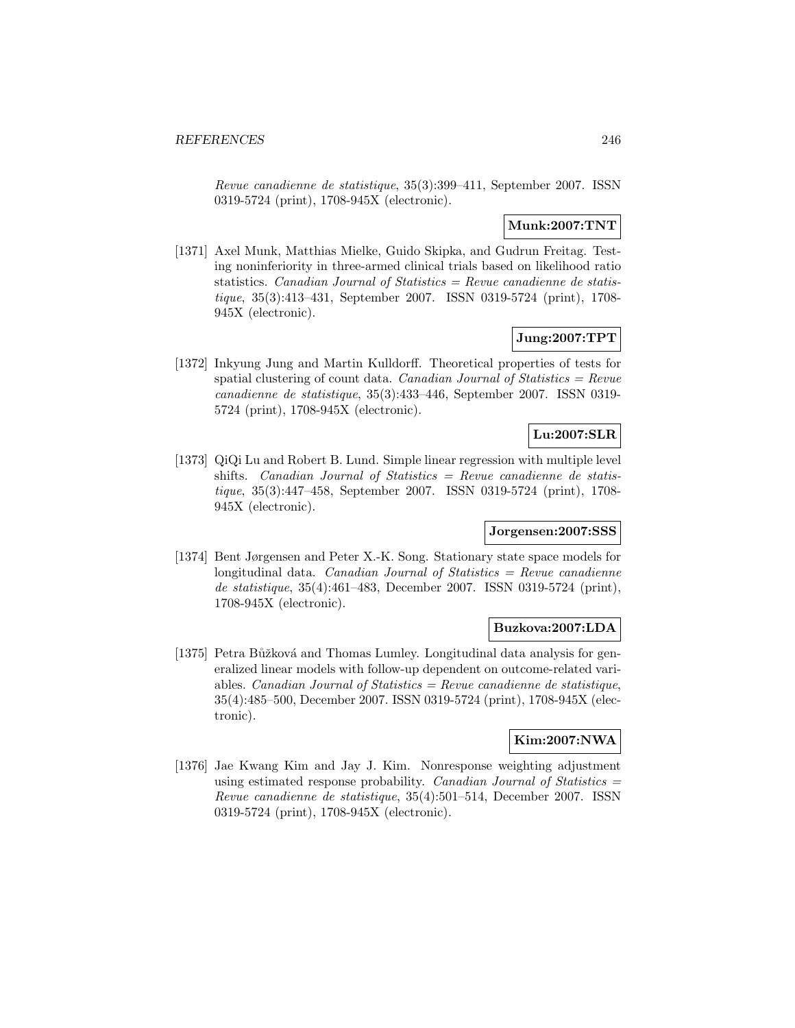*Revue canadienne de statistique*, 35(3):399–411, September 2007. ISSN 0319-5724 (print), 1708-945X (electronic).

**Munk:2007:TNT**

[1371] Axel Munk, Matthias Mielke, Guido Skipka, and Gudrun Freitag. Testing noninferiority in three-armed clinical trials based on likelihood ratio statistics. *Canadian Journal of Statistics = Revue canadienne de statistique*, 35(3):413–431, September 2007. ISSN 0319-5724 (print), 1708-945X (electronic).

**Jung:2007:TPT**

[1372] Inkyung Jung and Martin Kulldorff. Theoretical properties of tests for spatial clustering of count data. *Canadian Journal of Statistics = Revue canadienne de statistique*, 35(3):433–446, September 2007. ISSN 0319-5724 (print), 1708-945X (electronic).

**Lu:2007:SLR**

[1373] QiQi Lu and Robert B. Lund. Simple linear regression with multiple level shifts. *Canadian Journal of Statistics = Revue canadienne de statistique*, 35(3):447–458, September 2007. ISSN 0319-5724 (print), 1708-945X (electronic).

**Jorgensen:2007:SSS**

[1374] Bent Jørgensen and Peter X.-K. Song. Stationary state space models for longitudinal data. *Canadian Journal of Statistics = Revue canadienne de statistique*, 35(4):461–483, December 2007. ISSN 0319-5724 (print), 1708-945X (electronic).

**Buzkova:2007:LDA**

[1375] Petra Bůžková and Thomas Lumley. Longitudinal data analysis for generalized linear models with follow-up dependent on outcome-related variables. *Canadian Journal of Statistics = Revue canadienne de statistique*, 35(4):485–500, December 2007. ISSN 0319-5724 (print), 1708-945X (electronic).

**Kim:2007:NWA**

[1376] Jae Kwang Kim and Jay J. Kim. Nonresponse weighting adjustment using estimated response probability. *Canadian Journal of Statistics = Revue canadienne de statistique*, 35(4):501–514, December 2007. ISSN 0319-5724 (print), 1708-945X (electronic).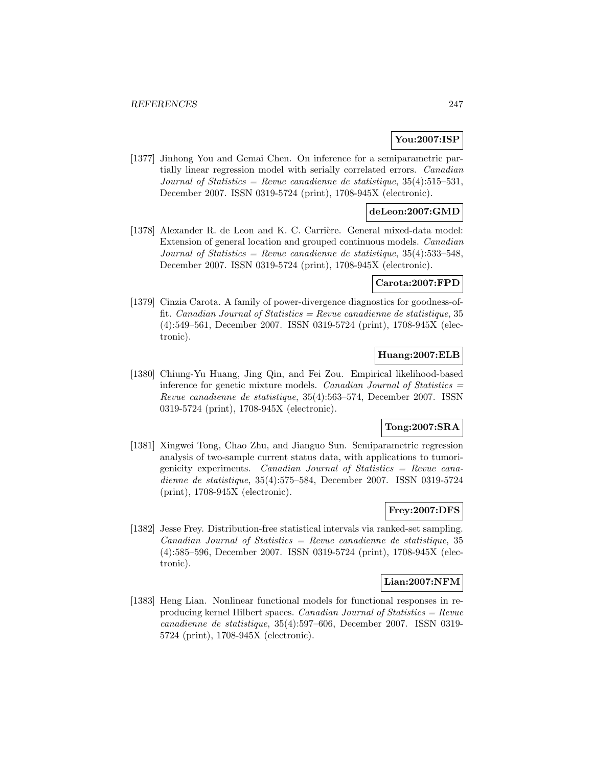**You:2007:ISP**

[1377] Jinhong You and Gemai Chen. On inference for a semiparametric partially linear regression model with serially correlated errors. *Canadian Journal of Statistics = Revue canadienne de statistique*, 35(4):515–531, December 2007. ISSN 0319-5724 (print), 1708-945X (electronic).

**deLeon:2007:GMD**

[1378] Alexander R. de Leon and K. C. Carrière. General mixed-data model: Extension of general location and grouped continuous models. *Canadian Journal of Statistics = Revue canadienne de statistique*, 35(4):533–548, December 2007. ISSN 0319-5724 (print), 1708-945X (electronic).

**Carota:2007:FPD**

[1379] Cinzia Carota. A family of power-divergence diagnostics for goodness-of-fit. *Canadian Journal of Statistics = Revue canadienne de statistique*, 35 (4):549–561, December 2007. ISSN 0319-5724 (print), 1708-945X (electronic).

**Huang:2007:ELB**

[1380] Chiung-Yu Huang, Jing Qin, and Fei Zou. Empirical likelihood-based inference for genetic mixture models. *Canadian Journal of Statistics = Revue canadienne de statistique*, 35(4):563–574, December 2007. ISSN 0319-5724 (print), 1708-945X (electronic).

**Tong:2007:SRA**

[1381] Xingwei Tong, Chao Zhu, and Jianguo Sun. Semiparametric regression analysis of two-sample current status data, with applications to tumorigenicity experiments. *Canadian Journal of Statistics = Revue canadienne de statistique*, 35(4):575–584, December 2007. ISSN 0319-5724 (print), 1708-945X (electronic).

**Frey:2007:DFS**

[1382] Jesse Frey. Distribution-free statistical intervals via ranked-set sampling. *Canadian Journal of Statistics = Revue canadienne de statistique*, 35 (4):585–596, December 2007. ISSN 0319-5724 (print), 1708-945X (electronic).

**Lian:2007:NFM**

[1383] Heng Lian. Nonlinear functional models for functional responses in reproducing kernel Hilbert spaces. *Canadian Journal of Statistics = Revue canadienne de statistique*, 35(4):597–606, December 2007. ISSN 0319-5724 (print), 1708-945X (electronic).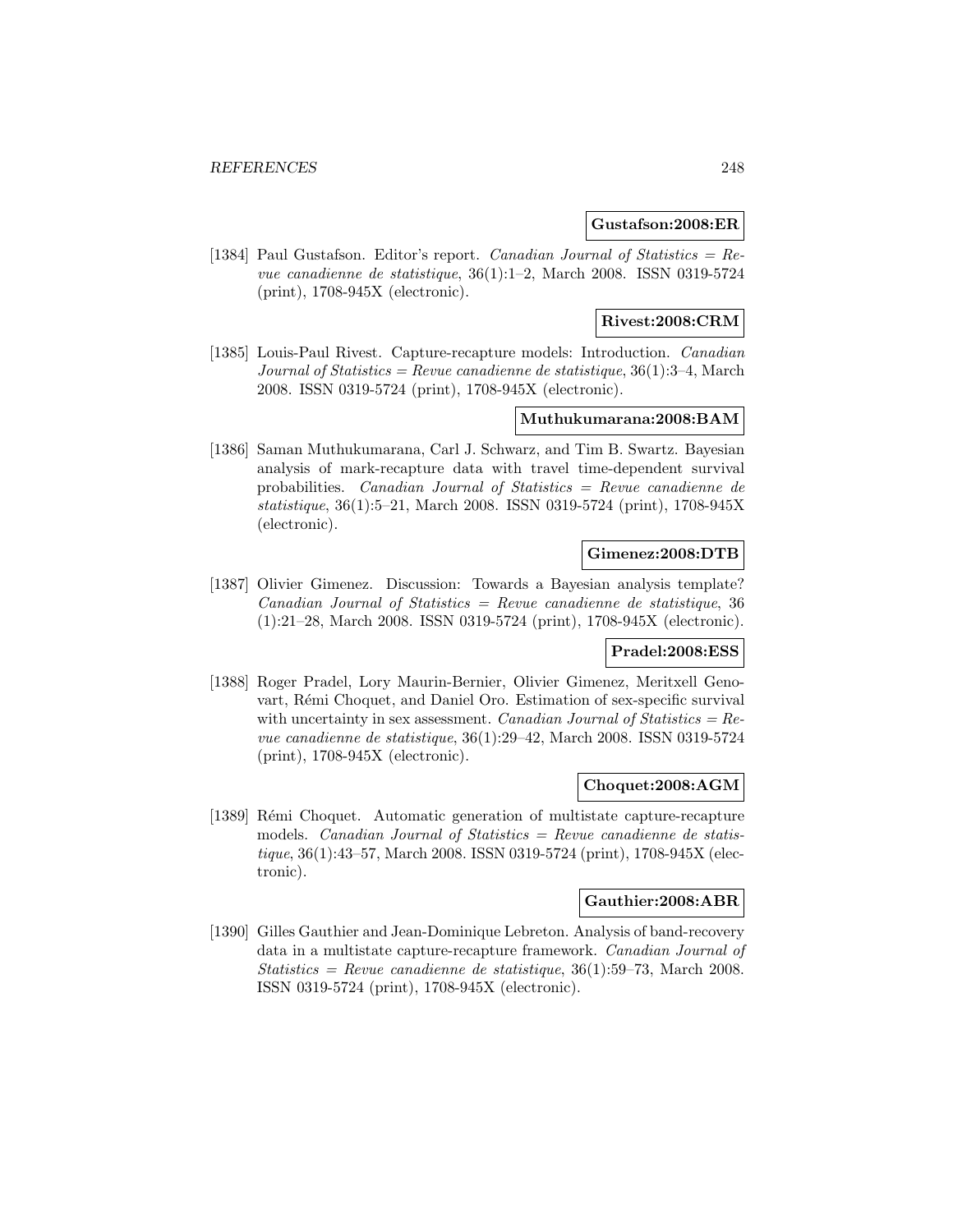**Gustafson:2008:ER**

[1384] Paul Gustafson. Editor's report. *Canadian Journal of Statistics = Revue canadienne de statistique*, 36(1):1–2, March 2008. ISSN 0319-5724 (print), 1708-945X (electronic).

**Rivest:2008:CRM**

[1385] Louis-Paul Rivest. Capture-recapture models: Introduction. *Canadian Journal of Statistics = Revue canadienne de statistique*, 36(1):3–4, March 2008. ISSN 0319-5724 (print), 1708-945X (electronic).

**Muthukumarana:2008:BAM**

[1386] Saman Muthukumarana, Carl J. Schwarz, and Tim B. Swartz. Bayesian analysis of mark-recapture data with travel time-dependent survival probabilities. *Canadian Journal of Statistics = Revue canadienne de statistique*, 36(1):5–21, March 2008. ISSN 0319-5724 (print), 1708-945X (electronic).

**Gimenez:2008:DTB**

[1387] Olivier Gimenez. Discussion: Towards a Bayesian analysis template? *Canadian Journal of Statistics = Revue canadienne de statistique*, 36 (1):21–28, March 2008. ISSN 0319-5724 (print), 1708-945X (electronic).

**Pradel:2008:ESS**

[1388] Roger Pradel, Lory Maurin-Bernier, Olivier Gimenez, Meritxell Genovart, Rémi Choquet, and Daniel Oro. Estimation of sex-specific survival with uncertainty in sex assessment. *Canadian Journal of Statistics = Revue canadienne de statistique*, 36(1):29–42, March 2008. ISSN 0319-5724 (print), 1708-945X (electronic).

**Choquet:2008:AGM**

[1389] Rémi Choquet. Automatic generation of multistate capture-recapture models. *Canadian Journal of Statistics = Revue canadienne de statistique*, 36(1):43–57, March 2008. ISSN 0319-5724 (print), 1708-945X (electronic).

**Gauthier:2008:ABR**

[1390] Gilles Gauthier and Jean-Dominique Lebreton. Analysis of band-recovery data in a multistate capture-recapture framework. *Canadian Journal of Statistics = Revue canadienne de statistique*, 36(1):59–73, March 2008. ISSN 0319-5724 (print), 1708-945X (electronic).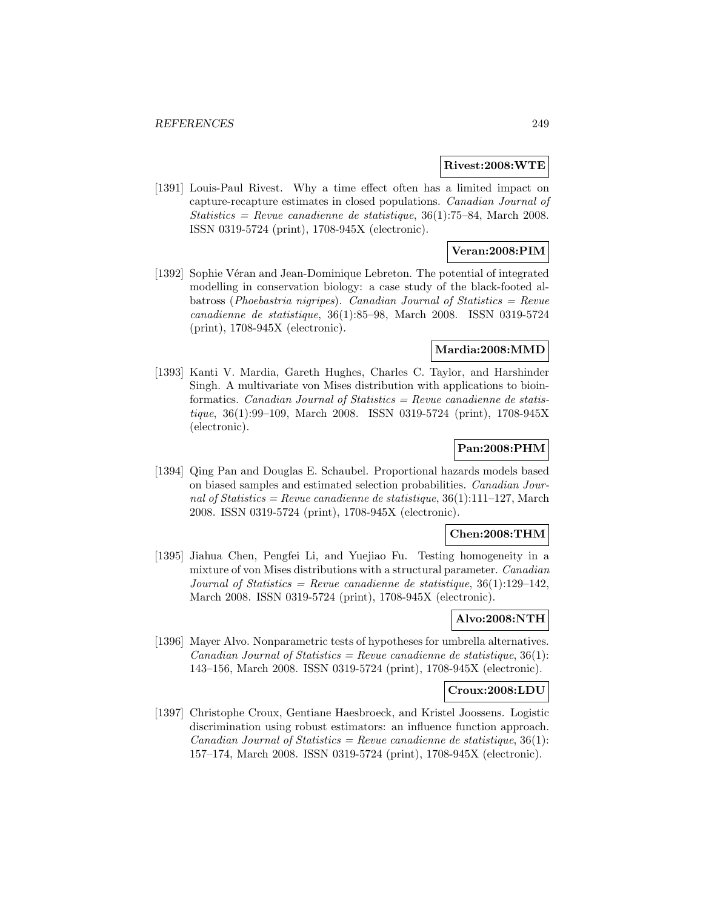**Rivest:2008:WTE**

[1391] Louis-Paul Rivest. Why a time effect often has a limited impact on capture-recapture estimates in closed populations. *Canadian Journal of Statistics = Revue canadienne de statistique*, 36(1):75–84, March 2008. ISSN 0319-5724 (print), 1708-945X (electronic).

**Veran:2008:PIM**

[1392] Sophie Véran and Jean-Dominique Lebreton. The potential of integrated modelling in conservation biology: a case study of the black-footed albatross (*Phoebastria nigripes*). *Canadian Journal of Statistics = Revue canadienne de statistique*, 36(1):85–98, March 2008. ISSN 0319-5724 (print), 1708-945X (electronic).

**Mardia:2008:MMD**

[1393] Kanti V. Mardia, Gareth Hughes, Charles C. Taylor, and Harshinder Singh. A multivariate von Mises distribution with applications to bioinformatics. *Canadian Journal of Statistics = Revue canadienne de statistique*, 36(1):99–109, March 2008. ISSN 0319-5724 (print), 1708-945X (electronic).

**Pan:2008:PHM**

[1394] Qing Pan and Douglas E. Schaubel. Proportional hazards models based on biased samples and estimated selection probabilities. *Canadian Journal of Statistics = Revue canadienne de statistique*, 36(1):111–127, March 2008. ISSN 0319-5724 (print), 1708-945X (electronic).

**Chen:2008:THM**

[1395] Jiahua Chen, Pengfei Li, and Yuejiao Fu. Testing homogeneity in a mixture of von Mises distributions with a structural parameter. *Canadian Journal of Statistics = Revue canadienne de statistique*, 36(1):129–142, March 2008. ISSN 0319-5724 (print), 1708-945X (electronic).

**Alvo:2008:NTH**

[1396] Mayer Alvo. Nonparametric tests of hypotheses for umbrella alternatives. *Canadian Journal of Statistics = Revue canadienne de statistique*, 36(1): 143–156, March 2008. ISSN 0319-5724 (print), 1708-945X (electronic).

**Croux:2008:LDU**

[1397] Christophe Croux, Gentiane Haesbroeck, and Kristel Joossens. Logistic discrimination using robust estimators: an influence function approach. *Canadian Journal of Statistics = Revue canadienne de statistique*, 36(1): 157–174, March 2008. ISSN 0319-5724 (print), 1708-945X (electronic).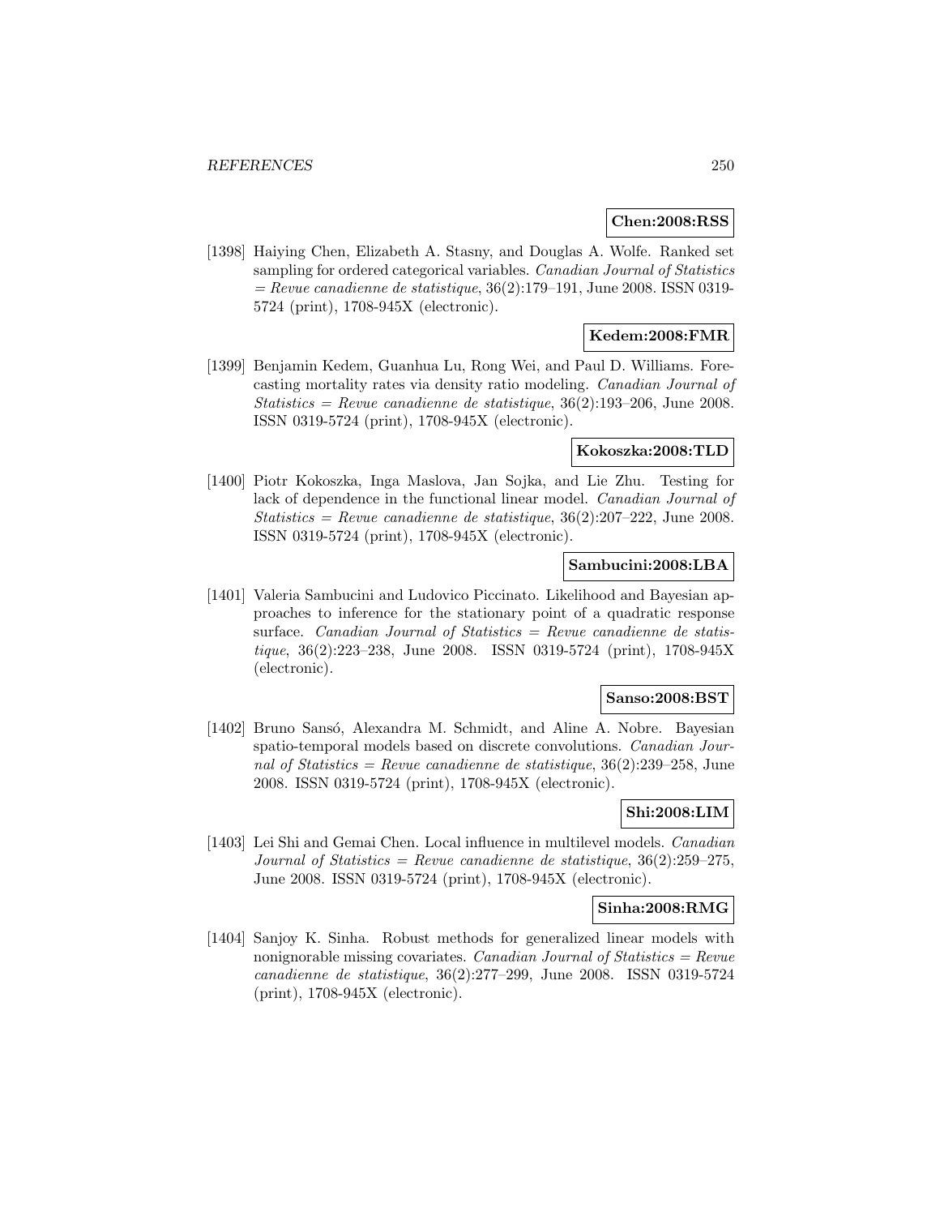**Chen:2008:RSS**

[1398] Haiying Chen, Elizabeth A. Stasny, and Douglas A. Wolfe. Ranked set sampling for ordered categorical variables. *Canadian Journal of Statistics = Revue canadienne de statistique*, 36(2):179–191, June 2008. ISSN 0319-5724 (print), 1708-945X (electronic).

**Kedem:2008:FMR**

[1399] Benjamin Kedem, Guanhua Lu, Rong Wei, and Paul D. Williams. Forecasting mortality rates via density ratio modeling. *Canadian Journal of Statistics = Revue canadienne de statistique*, 36(2):193–206, June 2008. ISSN 0319-5724 (print), 1708-945X (electronic).

**Kokoszka:2008:TLD**

[1400] Piotr Kokoszka, Inga Maslova, Jan Sojka, and Lie Zhu. Testing for lack of dependence in the functional linear model. *Canadian Journal of Statistics = Revue canadienne de statistique*, 36(2):207–222, June 2008. ISSN 0319-5724 (print), 1708-945X (electronic).

**Sambucini:2008:LBA**

[1401] Valeria Sambucini and Ludovico Piccinato. Likelihood and Bayesian approaches to inference for the stationary point of a quadratic response surface. *Canadian Journal of Statistics = Revue canadienne de statistique*, 36(2):223–238, June 2008. ISSN 0319-5724 (print), 1708-945X (electronic).

**Sanso:2008:BST**

[1402] Bruno Sansó, Alexandra M. Schmidt, and Aline A. Nobre. Bayesian spatio-temporal models based on discrete convolutions. *Canadian Journal of Statistics = Revue canadienne de statistique*, 36(2):239–258, June 2008. ISSN 0319-5724 (print), 1708-945X (electronic).

**Shi:2008:LIM**

[1403] Lei Shi and Gemai Chen. Local influence in multilevel models. *Canadian Journal of Statistics = Revue canadienne de statistique*, 36(2):259–275, June 2008. ISSN 0319-5724 (print), 1708-945X (electronic).

**Sinha:2008:RMG**

[1404] Sanjoy K. Sinha. Robust methods for generalized linear models with nonignorable missing covariates. *Canadian Journal of Statistics = Revue canadienne de statistique*, 36(2):277–299, June 2008. ISSN 0319-5724 (print), 1708-945X (electronic).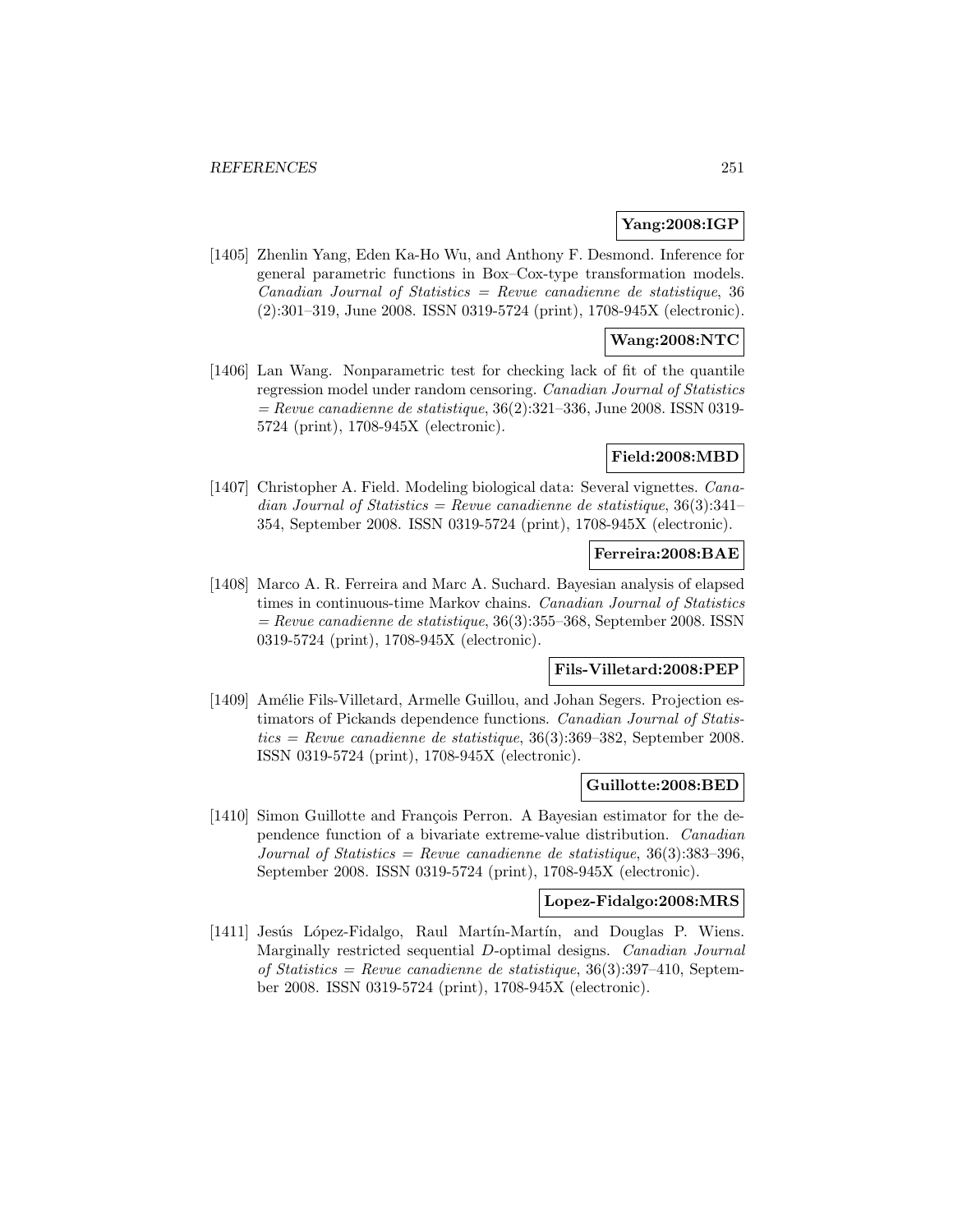**Yang:2008:IGP**

[1405] Zhenlin Yang, Eden Ka-Ho Wu, and Anthony F. Desmond. Inference for general parametric functions in Box–Cox-type transformation models. *Canadian Journal of Statistics = Revue canadienne de statistique*, 36 (2):301–319, June 2008. ISSN 0319-5724 (print), 1708-945X (electronic).

**Wang:2008:NTC**

[1406] Lan Wang. Nonparametric test for checking lack of fit of the quantile regression model under random censoring. *Canadian Journal of Statistics = Revue canadienne de statistique*, 36(2):321–336, June 2008. ISSN 0319-5724 (print), 1708-945X (electronic).

**Field:2008:MBD**

[1407] Christopher A. Field. Modeling biological data: Several vignettes. *Canadian Journal of Statistics = Revue canadienne de statistique*, 36(3):341–354, September 2008. ISSN 0319-5724 (print), 1708-945X (electronic).

**Ferreira:2008:BAE**

[1408] Marco A. R. Ferreira and Marc A. Suchard. Bayesian analysis of elapsed times in continuous-time Markov chains. *Canadian Journal of Statistics = Revue canadienne de statistique*, 36(3):355–368, September 2008. ISSN 0319-5724 (print), 1708-945X (electronic).

**Fils-Villetard:2008:PEP**

[1409] Amélie Fils-Villetard, Armelle Guillou, and Johan Segers. Projection estimators of Pickands dependence functions. *Canadian Journal of Statistics = Revue canadienne de statistique*, 36(3):369–382, September 2008. ISSN 0319-5724 (print), 1708-945X (electronic).

**Guillotte:2008:BED**

[1410] Simon Guillotte and François Perron. A Bayesian estimator for the dependence function of a bivariate extreme-value distribution. *Canadian Journal of Statistics = Revue canadienne de statistique*, 36(3):383–396, September 2008. ISSN 0319-5724 (print), 1708-945X (electronic).

**Lopez-Fidalgo:2008:MRS**

[1411] Jesús López-Fidalgo, Raul Martín-Martín, and Douglas P. Wiens. Marginally restricted sequential $D$-optimal designs. *Canadian Journal of Statistics = Revue canadienne de statistique*, 36(3):397–410, September 2008. ISSN 0319-5724 (print), 1708-945X (electronic).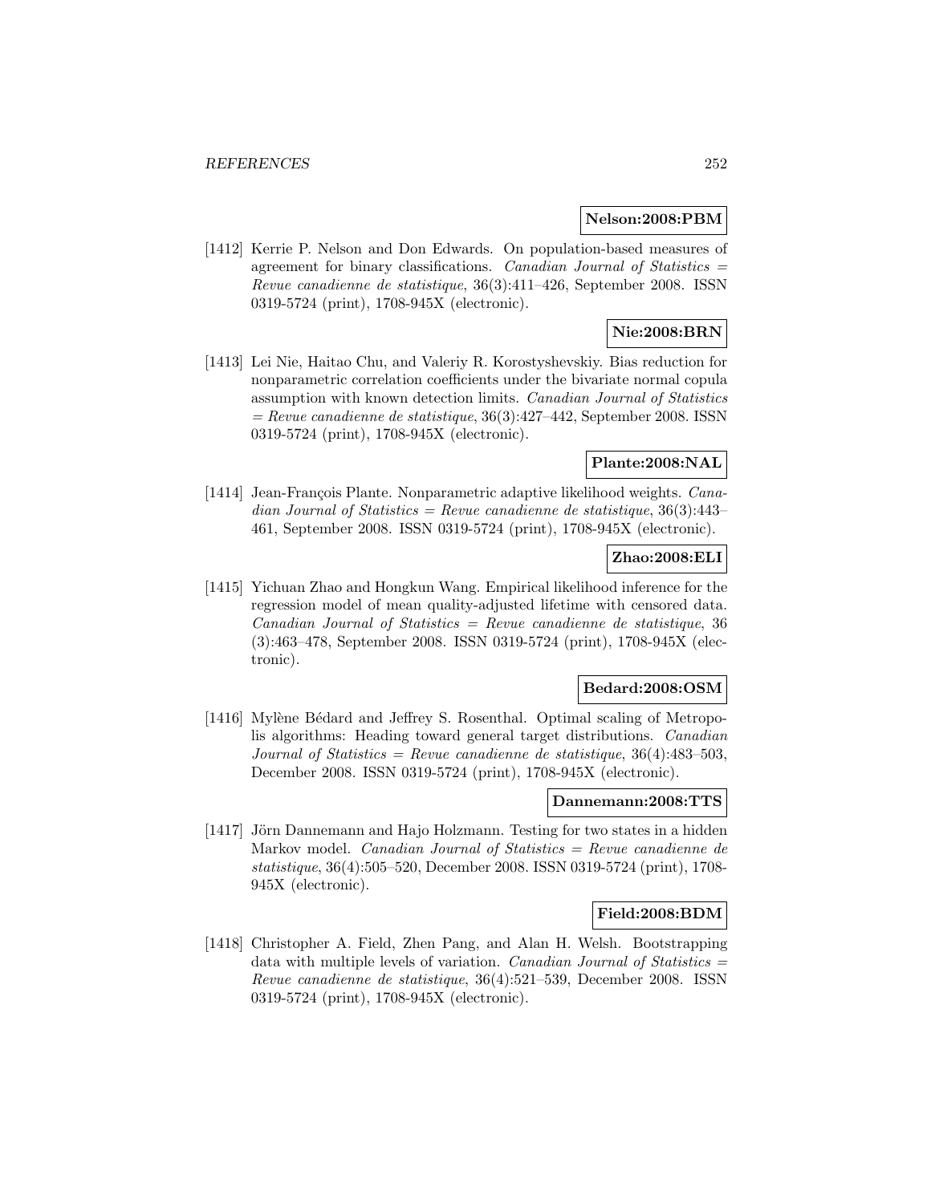**Nelson:2008:PBM**

[1412] Kerrie P. Nelson and Don Edwards. On population-based measures of agreement for binary classifications. *Canadian Journal of Statistics = Revue canadienne de statistique*, 36(3):411–426, September 2008. ISSN 0319-5724 (print), 1708-945X (electronic).

**Nie:2008:BRN**

[1413] Lei Nie, Haitao Chu, and Valeriy R. Korostyshevskiy. Bias reduction for nonparametric correlation coefficients under the bivariate normal copula assumption with known detection limits. *Canadian Journal of Statistics = Revue canadienne de statistique*, 36(3):427–442, September 2008. ISSN 0319-5724 (print), 1708-945X (electronic).

**Plante:2008:NAL**

[1414] Jean-François Plante. Nonparametric adaptive likelihood weights. *Canadian Journal of Statistics = Revue canadienne de statistique*, 36(3):443–461, September 2008. ISSN 0319-5724 (print), 1708-945X (electronic).

**Zhao:2008:ELI**

[1415] Yichuan Zhao and Hongkun Wang. Empirical likelihood inference for the regression model of mean quality-adjusted lifetime with censored data. *Canadian Journal of Statistics = Revue canadienne de statistique*, 36 (3):463–478, September 2008. ISSN 0319-5724 (print), 1708-945X (electronic).

**Bedard:2008:OSM**

[1416] Mylène Bédard and Jeffrey S. Rosenthal. Optimal scaling of Metropolis algorithms: Heading toward general target distributions. *Canadian Journal of Statistics = Revue canadienne de statistique*, 36(4):483–503, December 2008. ISSN 0319-5724 (print), 1708-945X (electronic).

**Dannemann:2008:TTS**

[1417] Jörn Dannemann and Hajo Holzmann. Testing for two states in a hidden Markov model. *Canadian Journal of Statistics = Revue canadienne de statistique*, 36(4):505–520, December 2008. ISSN 0319-5724 (print), 1708-945X (electronic).

**Field:2008:BDM**

[1418] Christopher A. Field, Zhen Pang, and Alan H. Welsh. Bootstrapping data with multiple levels of variation. *Canadian Journal of Statistics = Revue canadienne de statistique*, 36(4):521–539, December 2008. ISSN 0319-5724 (print), 1708-945X (electronic).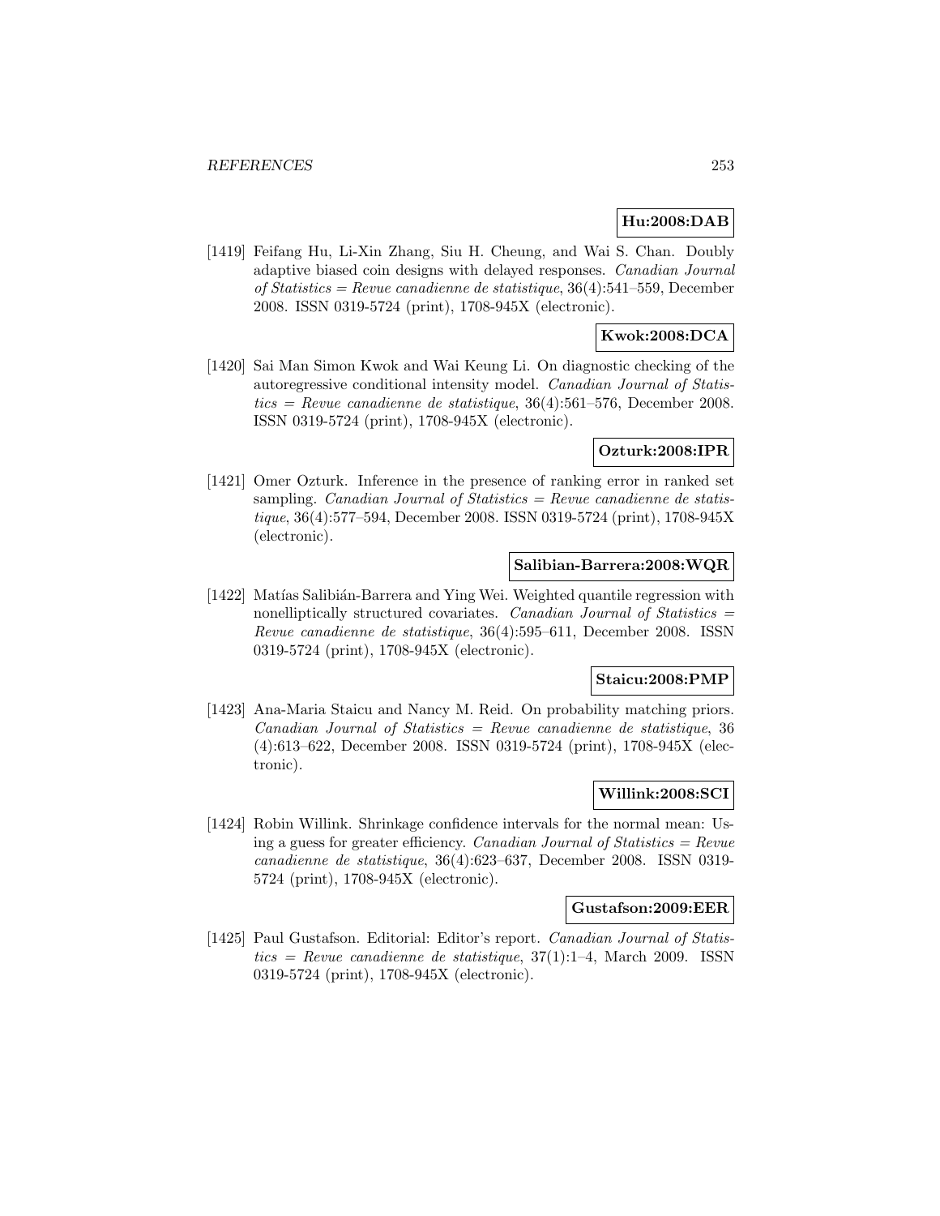**Hu:2008:DAB**

[1419] Feifang Hu, Li-Xin Zhang, Siu H. Cheung, and Wai S. Chan. Doubly adaptive biased coin designs with delayed responses. *Canadian Journal of Statistics = Revue canadienne de statistique*, 36(4):541–559, December 2008. ISSN 0319-5724 (print), 1708-945X (electronic).

**Kwok:2008:DCA**

[1420] Sai Man Simon Kwok and Wai Keung Li. On diagnostic checking of the autoregressive conditional intensity model. *Canadian Journal of Statistics = Revue canadienne de statistique*, 36(4):561–576, December 2008. ISSN 0319-5724 (print), 1708-945X (electronic).

**Ozturk:2008:IPR**

[1421] Omer Ozturk. Inference in the presence of ranking error in ranked set sampling. *Canadian Journal of Statistics = Revue canadienne de statistique*, 36(4):577–594, December 2008. ISSN 0319-5724 (print), 1708-945X (electronic).

**Salibian-Barrera:2008:WQR**

[1422] Matías Salibián-Barrera and Ying Wei. Weighted quantile regression with nonelliptically structured covariates. *Canadian Journal of Statistics = Revue canadienne de statistique*, 36(4):595–611, December 2008. ISSN 0319-5724 (print), 1708-945X (electronic).

**Staicu:2008:PMP**

[1423] Ana-Maria Staicu and Nancy M. Reid. On probability matching priors. *Canadian Journal of Statistics = Revue canadienne de statistique*, 36 (4):613–622, December 2008. ISSN 0319-5724 (print), 1708-945X (electronic).

**Willink:2008:SCI**

[1424] Robin Willink. Shrinkage confidence intervals for the normal mean: Using a guess for greater efficiency. *Canadian Journal of Statistics = Revue canadienne de statistique*, 36(4):623–637, December 2008. ISSN 0319-5724 (print), 1708-945X (electronic).

**Gustafson:2009:EER**

[1425] Paul Gustafson. Editorial: Editor's report. *Canadian Journal of Statistics = Revue canadienne de statistique*, 37(1):1–4, March 2009. ISSN 0319-5724 (print), 1708-945X (electronic).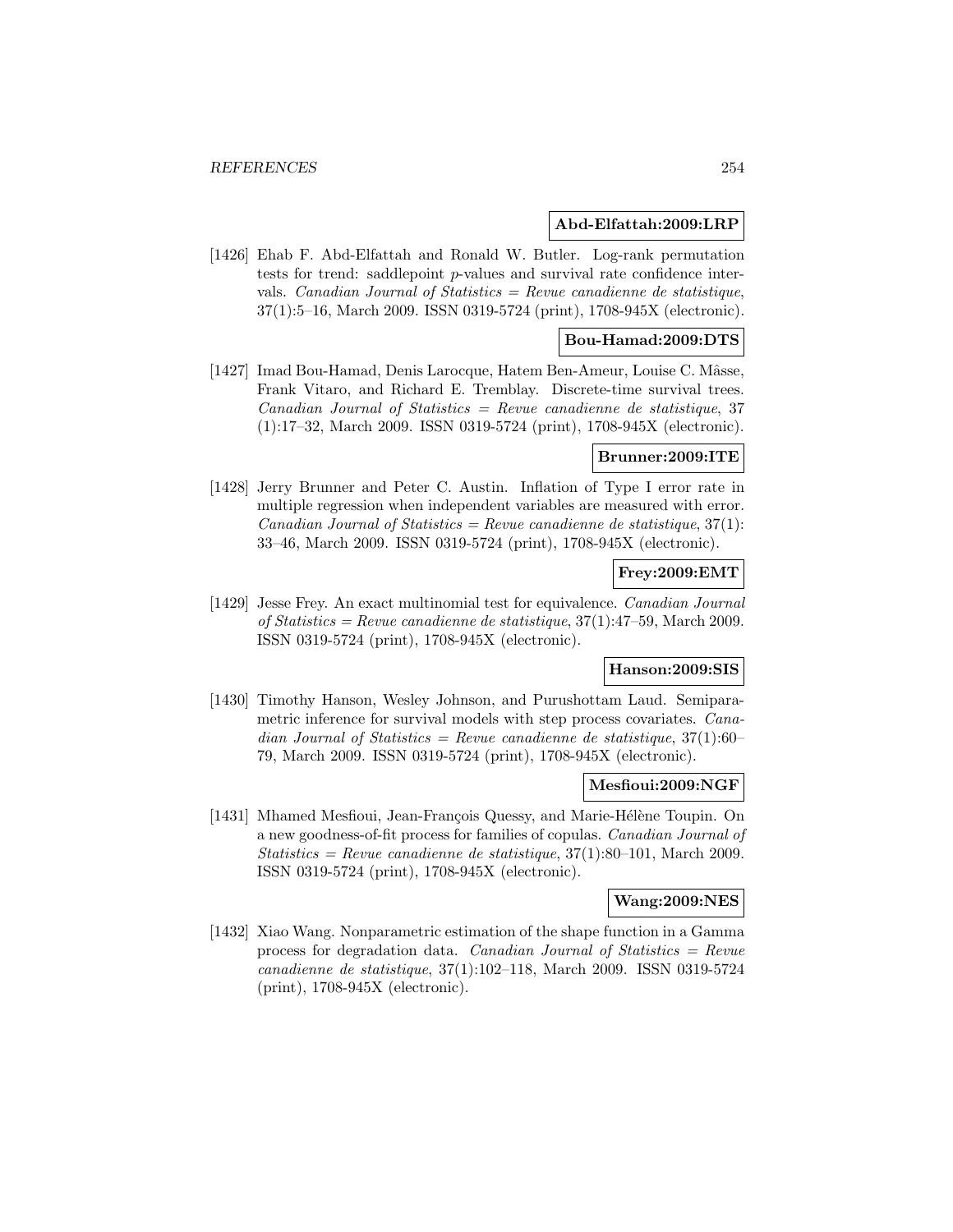**Abd-Elfattah:2009:LRP**

[1426] Ehab F. Abd-Elfattah and Ronald W. Butler. Log-rank permutation tests for trend: saddlepoint $p$-values and survival rate confidence intervals. *Canadian Journal of Statistics = Revue canadienne de statistique*, 37(1):5–16, March 2009. ISSN 0319-5724 (print), 1708-945X (electronic).

**Bou-Hamad:2009:DTS**

[1427] Imad Bou-Hamad, Denis Larocque, Hatem Ben-Ameur, Louise C. Mâsse, Frank Vitaro, and Richard E. Tremblay. Discrete-time survival trees. *Canadian Journal of Statistics = Revue canadienne de statistique*, 37 (1):17–32, March 2009. ISSN 0319-5724 (print), 1708-945X (electronic).

**Brunner:2009:ITE**

[1428] Jerry Brunner and Peter C. Austin. Inflation of Type I error rate in multiple regression when independent variables are measured with error. *Canadian Journal of Statistics = Revue canadienne de statistique*, 37(1): 33–46, March 2009. ISSN 0319-5724 (print), 1708-945X (electronic).

**Frey:2009:EMT**

[1429] Jesse Frey. An exact multinomial test for equivalence. *Canadian Journal of Statistics = Revue canadienne de statistique*, 37(1):47–59, March 2009. ISSN 0319-5724 (print), 1708-945X (electronic).

**Hanson:2009:SIS**

[1430] Timothy Hanson, Wesley Johnson, and Purushottam Laud. Semiparametric inference for survival models with step process covariates. *Canadian Journal of Statistics = Revue canadienne de statistique*, 37(1):60–79, March 2009. ISSN 0319-5724 (print), 1708-945X (electronic).

**Mesfioui:2009:NGF**

[1431] Mhamed Mesfioui, Jean-François Quessy, and Marie-Hélène Toupin. On a new goodness-of-fit process for families of copulas. *Canadian Journal of Statistics = Revue canadienne de statistique*, 37(1):80–101, March 2009. ISSN 0319-5724 (print), 1708-945X (electronic).

**Wang:2009:NES**

[1432] Xiao Wang. Nonparametric estimation of the shape function in a Gamma process for degradation data. *Canadian Journal of Statistics = Revue canadienne de statistique*, 37(1):102–118, March 2009. ISSN 0319-5724 (print), 1708-945X (electronic).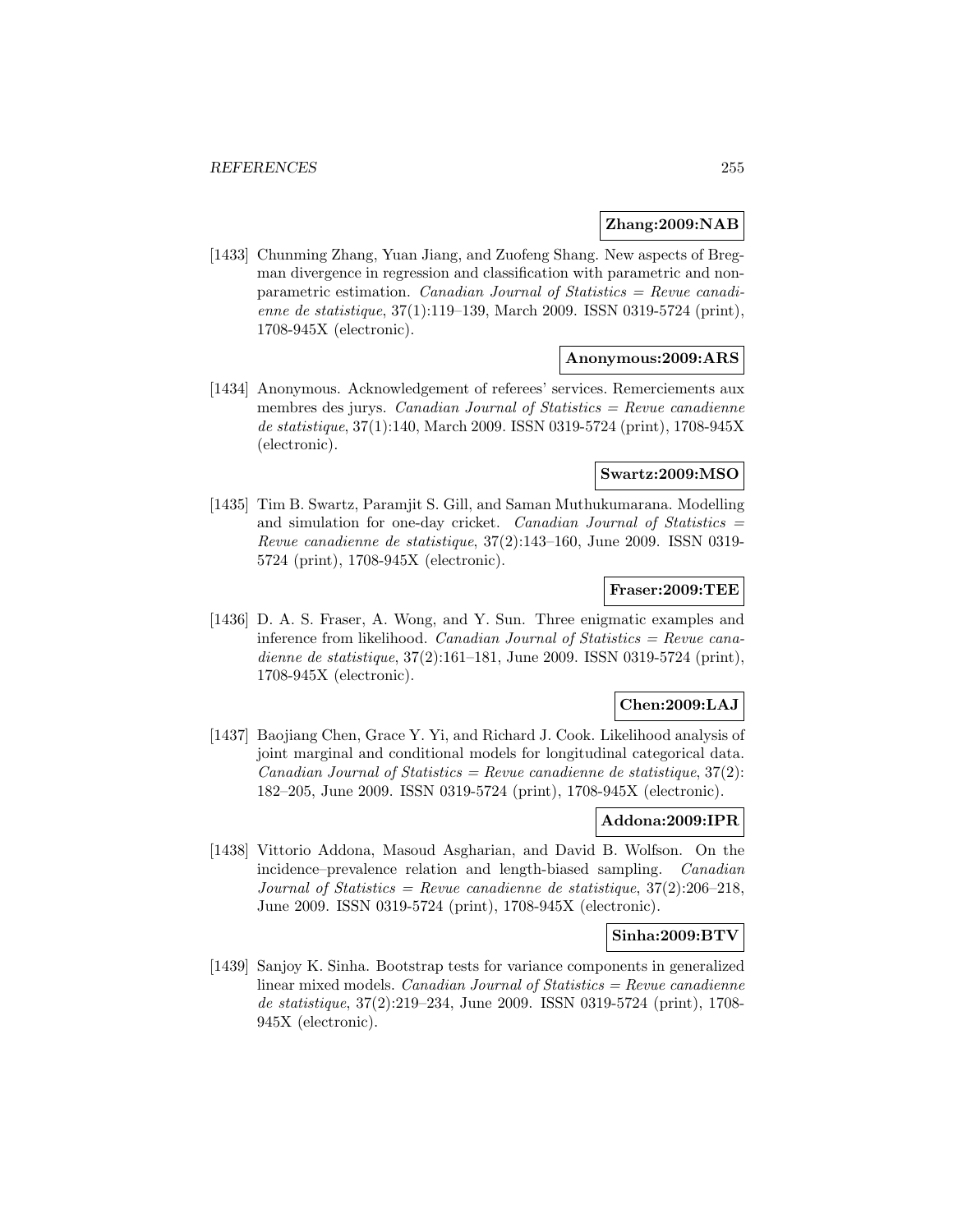**Zhang:2009:NAB**

[1433] Chunming Zhang, Yuan Jiang, and Zuofeng Shang. New aspects of Bregman divergence in regression and classification with parametric and nonparametric estimation. *Canadian Journal of Statistics = Revue canadienne de statistique*, 37(1):119–139, March 2009. ISSN 0319-5724 (print), 1708-945X (electronic).

**Anonymous:2009:ARS**

[1434] Anonymous. Acknowledgement of referees' services. Remerciements aux membres des jurys. *Canadian Journal of Statistics = Revue canadienne de statistique*, 37(1):140, March 2009. ISSN 0319-5724 (print), 1708-945X (electronic).

**Swartz:2009:MSO**

[1435] Tim B. Swartz, Paramjit S. Gill, and Saman Muthukumarana. Modelling and simulation for one-day cricket. *Canadian Journal of Statistics = Revue canadienne de statistique*, 37(2):143–160, June 2009. ISSN 0319-5724 (print), 1708-945X (electronic).

**Fraser:2009:TEE**

[1436] D. A. S. Fraser, A. Wong, and Y. Sun. Three enigmatic examples and inference from likelihood. *Canadian Journal of Statistics = Revue canadienne de statistique*, 37(2):161–181, June 2009. ISSN 0319-5724 (print), 1708-945X (electronic).

**Chen:2009:LAJ**

[1437] Baojiang Chen, Grace Y. Yi, and Richard J. Cook. Likelihood analysis of joint marginal and conditional models for longitudinal categorical data. *Canadian Journal of Statistics = Revue canadienne de statistique*, 37(2): 182–205, June 2009. ISSN 0319-5724 (print), 1708-945X (electronic).

**Addona:2009:IPR**

[1438] Vittorio Addona, Masoud Asgharian, and David B. Wolfson. On the incidence–prevalence relation and length-biased sampling. *Canadian Journal of Statistics = Revue canadienne de statistique*, 37(2):206–218, June 2009. ISSN 0319-5724 (print), 1708-945X (electronic).

**Sinha:2009:BTV**

[1439] Sanjoy K. Sinha. Bootstrap tests for variance components in generalized linear mixed models. *Canadian Journal of Statistics = Revue canadienne de statistique*, 37(2):219–234, June 2009. ISSN 0319-5724 (print), 1708-945X (electronic).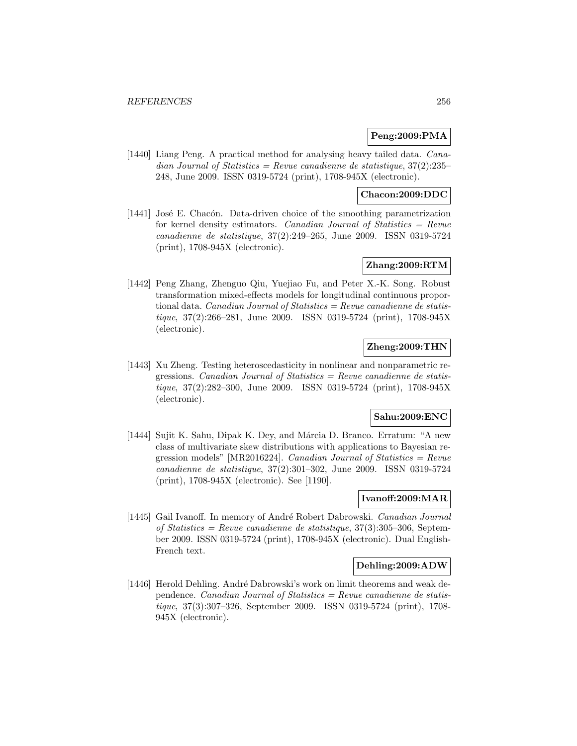**Peng:2009:PMA**

[1440] Liang Peng. A practical method for analysing heavy tailed data. *Canadian Journal of Statistics = Revue canadienne de statistique*, 37(2):235–248, June 2009. ISSN 0319-5724 (print), 1708-945X (electronic).

**Chacon:2009:DDC**

[1441] José E. Chacón. Data-driven choice of the smoothing parametrization for kernel density estimators. *Canadian Journal of Statistics = Revue canadienne de statistique*, 37(2):249–265, June 2009. ISSN 0319-5724 (print), 1708-945X (electronic).

**Zhang:2009:RTM**

[1442] Peng Zhang, Zhenguo Qiu, Yuejiao Fu, and Peter X.-K. Song. Robust transformation mixed-effects models for longitudinal continuous proportional data. *Canadian Journal of Statistics = Revue canadienne de statistique*, 37(2):266–281, June 2009. ISSN 0319-5724 (print), 1708-945X (electronic).

**Zheng:2009:THN**

[1443] Xu Zheng. Testing heteroscedasticity in nonlinear and nonparametric regressions. *Canadian Journal of Statistics = Revue canadienne de statistique*, 37(2):282–300, June 2009. ISSN 0319-5724 (print), 1708-945X (electronic).

**Sahu:2009:ENC**

[1444] Sujit K. Sahu, Dipak K. Dey, and Márcia D. Branco. Erratum: "A new class of multivariate skew distributions with applications to Bayesian regression models" [MR2016224]. *Canadian Journal of Statistics = Revue canadienne de statistique*, 37(2):301–302, June 2009. ISSN 0319-5724 (print), 1708-945X (electronic). See [1190].

**Ivanoff:2009:MAR**

[1445] Gail Ivanoff. In memory of André Robert Dabrowski. *Canadian Journal of Statistics = Revue canadienne de statistique*, 37(3):305–306, September 2009. ISSN 0319-5724 (print), 1708-945X (electronic). Dual English-French text.

**Dehling:2009:ADW**

[1446] Herold Dehling. André Dabrowski's work on limit theorems and weak dependence. *Canadian Journal of Statistics = Revue canadienne de statistique*, 37(3):307–326, September 2009. ISSN 0319-5724 (print), 1708-945X (electronic).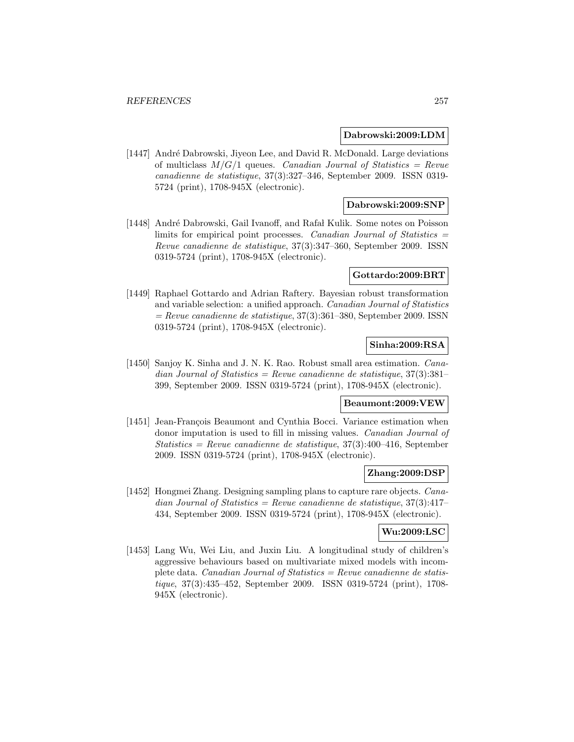**Dabrowski:2009:LDM**

[1447] André Dabrowski, Jiyeon Lee, and David R. McDonald. Large deviations of multiclass $M/G/1$ queues. *Canadian Journal of Statistics = Revue canadienne de statistique*, 37(3):327–346, September 2009. ISSN 0319-5724 (print), 1708-945X (electronic).

**Dabrowski:2009:SNP**

[1448] André Dabrowski, Gail Ivanoff, and Rafał Kulik. Some notes on Poisson limits for empirical point processes. *Canadian Journal of Statistics = Revue canadienne de statistique*, 37(3):347–360, September 2009. ISSN 0319-5724 (print), 1708-945X (electronic).

**Gottardo:2009:BRT**

[1449] Raphael Gottardo and Adrian Raftery. Bayesian robust transformation and variable selection: a unified approach. *Canadian Journal of Statistics = Revue canadienne de statistique*, 37(3):361–380, September 2009. ISSN 0319-5724 (print), 1708-945X (electronic).

**Sinha:2009:RSA**

[1450] Sanjoy K. Sinha and J. N. K. Rao. Robust small area estimation. *Canadian Journal of Statistics = Revue canadienne de statistique*, 37(3):381–399, September 2009. ISSN 0319-5724 (print), 1708-945X (electronic).

**Beaumont:2009:VEW**

[1451] Jean-François Beaumont and Cynthia Bocci. Variance estimation when donor imputation is used to fill in missing values. *Canadian Journal of Statistics = Revue canadienne de statistique*, 37(3):400–416, September 2009. ISSN 0319-5724 (print), 1708-945X (electronic).

**Zhang:2009:DSP**

[1452] Hongmei Zhang. Designing sampling plans to capture rare objects. *Canadian Journal of Statistics = Revue canadienne de statistique*, 37(3):417–434, September 2009. ISSN 0319-5724 (print), 1708-945X (electronic).

**Wu:2009:LSC**

[1453] Lang Wu, Wei Liu, and Juxin Liu. A longitudinal study of children's aggressive behaviours based on multivariate mixed models with incomplete data. *Canadian Journal of Statistics = Revue canadienne de statistique*, 37(3):435–452, September 2009. ISSN 0319-5724 (print), 1708-945X (electronic).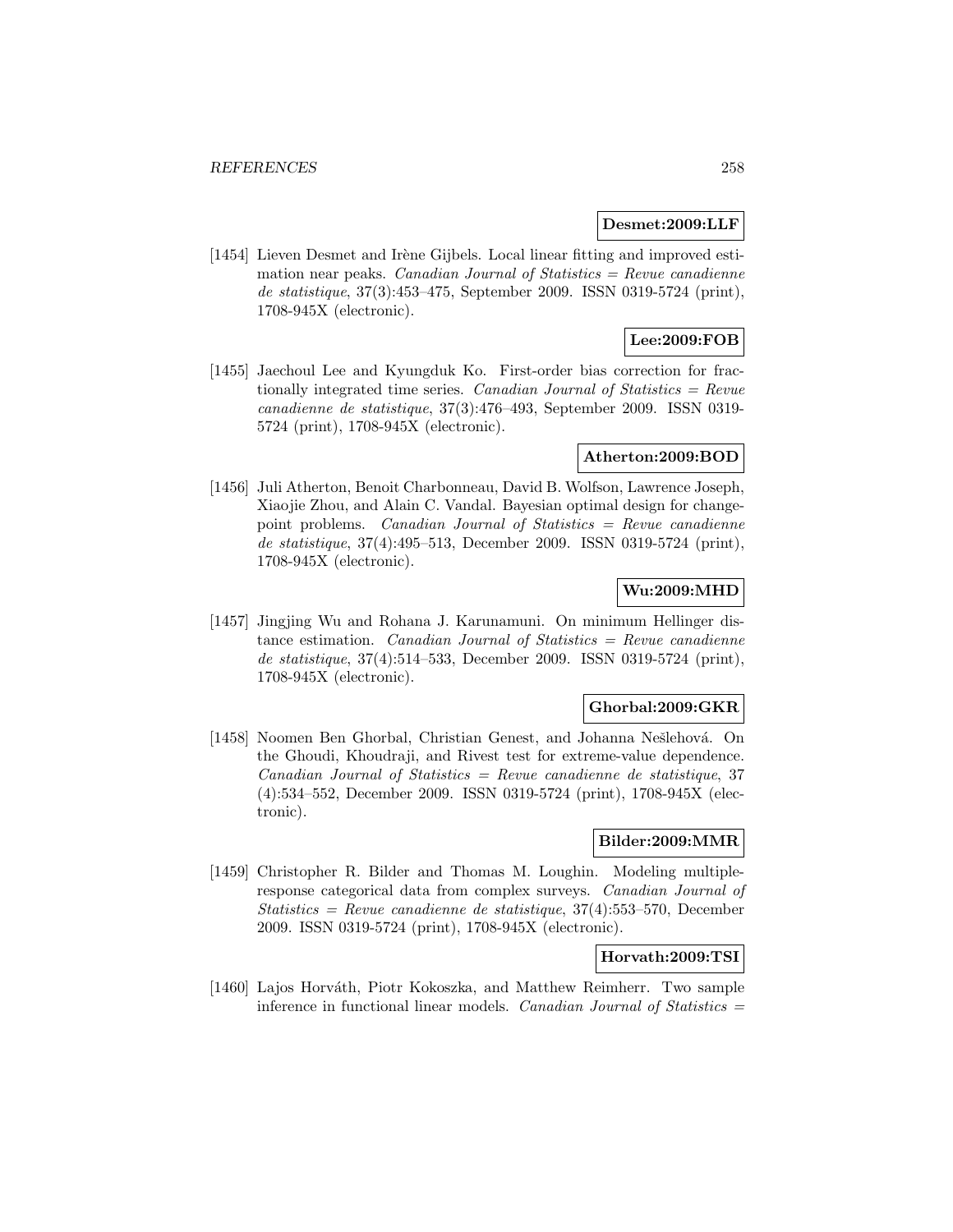**Desmet:2009:LLF**

[1454] Lieven Desmet and Irène Gijbels. Local linear fitting and improved estimation near peaks. *Canadian Journal of Statistics = Revue canadienne de statistique*, 37(3):453–475, September 2009. ISSN 0319-5724 (print), 1708-945X (electronic).

**Lee:2009:FOB**

[1455] Jaechoul Lee and Kyungduk Ko. First-order bias correction for fractionally integrated time series. *Canadian Journal of Statistics = Revue canadienne de statistique*, 37(3):476–493, September 2009. ISSN 0319-5724 (print), 1708-945X (electronic).

**Atherton:2009:BOD**

[1456] Juli Atherton, Benoit Charbonneau, David B. Wolfson, Lawrence Joseph, Xiaojie Zhou, and Alain C. Vandal. Bayesian optimal design for changepoint problems. *Canadian Journal of Statistics = Revue canadienne de statistique*, 37(4):495–513, December 2009. ISSN 0319-5724 (print), 1708-945X (electronic).

**Wu:2009:MHD**

[1457] Jingjing Wu and Rohana J. Karunamuni. On minimum Hellinger distance estimation. *Canadian Journal of Statistics = Revue canadienne de statistique*, 37(4):514–533, December 2009. ISSN 0319-5724 (print), 1708-945X (electronic).

**Ghorbal:2009:GKR**

[1458] Noomen Ben Ghorbal, Christian Genest, and Johanna Nešlehová. On the Ghoudi, Khoudraji, and Rivest test for extreme-value dependence. *Canadian Journal of Statistics = Revue canadienne de statistique*, 37 (4):534–552, December 2009. ISSN 0319-5724 (print), 1708-945X (electronic).

**Bilder:2009:MMR**

[1459] Christopher R. Bilder and Thomas M. Loughin. Modeling multiple-response categorical data from complex surveys. *Canadian Journal of Statistics = Revue canadienne de statistique*, 37(4):553–570, December 2009. ISSN 0319-5724 (print), 1708-945X (electronic).

**Horvath:2009:TSI**

[1460] Lajos Horváth, Piotr Kokoszka, and Matthew Reimherr. Two sample inference in functional linear models. *Canadian Journal of Statistics =*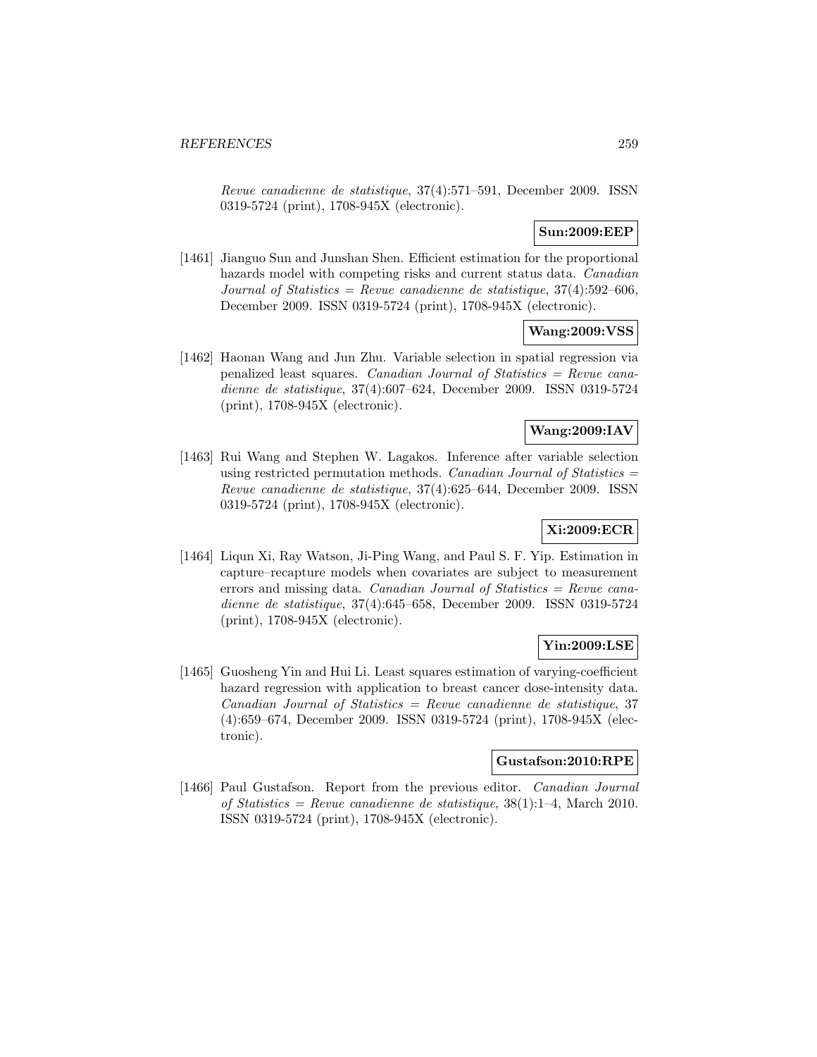*Revue canadienne de statistique*, 37(4):571–591, December 2009. ISSN 0319-5724 (print), 1708-945X (electronic).

**Sun:2009:EEP**

[1461] Jianguo Sun and Junshan Shen. Efficient estimation for the proportional hazards model with competing risks and current status data. *Canadian Journal of Statistics = Revue canadienne de statistique*, 37(4):592–606, December 2009. ISSN 0319-5724 (print), 1708-945X (electronic).

**Wang:2009:VSS**

[1462] Haonan Wang and Jun Zhu. Variable selection in spatial regression via penalized least squares. *Canadian Journal of Statistics = Revue canadienne de statistique*, 37(4):607–624, December 2009. ISSN 0319-5724 (print), 1708-945X (electronic).

**Wang:2009:IAV**

[1463] Rui Wang and Stephen W. Lagakos. Inference after variable selection using restricted permutation methods. *Canadian Journal of Statistics = Revue canadienne de statistique*, 37(4):625–644, December 2009. ISSN 0319-5724 (print), 1708-945X (electronic).

**Xi:2009:ECR**

[1464] Liqun Xi, Ray Watson, Ji-Ping Wang, and Paul S. F. Yip. Estimation in capture–recapture models when covariates are subject to measurement errors and missing data. *Canadian Journal of Statistics = Revue canadienne de statistique*, 37(4):645–658, December 2009. ISSN 0319-5724 (print), 1708-945X (electronic).

**Yin:2009:LSE**

[1465] Guosheng Yin and Hui Li. Least squares estimation of varying-coefficient hazard regression with application to breast cancer dose-intensity data. *Canadian Journal of Statistics = Revue canadienne de statistique*, 37 (4):659–674, December 2009. ISSN 0319-5724 (print), 1708-945X (electronic).

**Gustafson:2010:RPE**

[1466] Paul Gustafson. Report from the previous editor. *Canadian Journal of Statistics = Revue canadienne de statistique*, 38(1):1–4, March 2010. ISSN 0319-5724 (print), 1708-945X (electronic).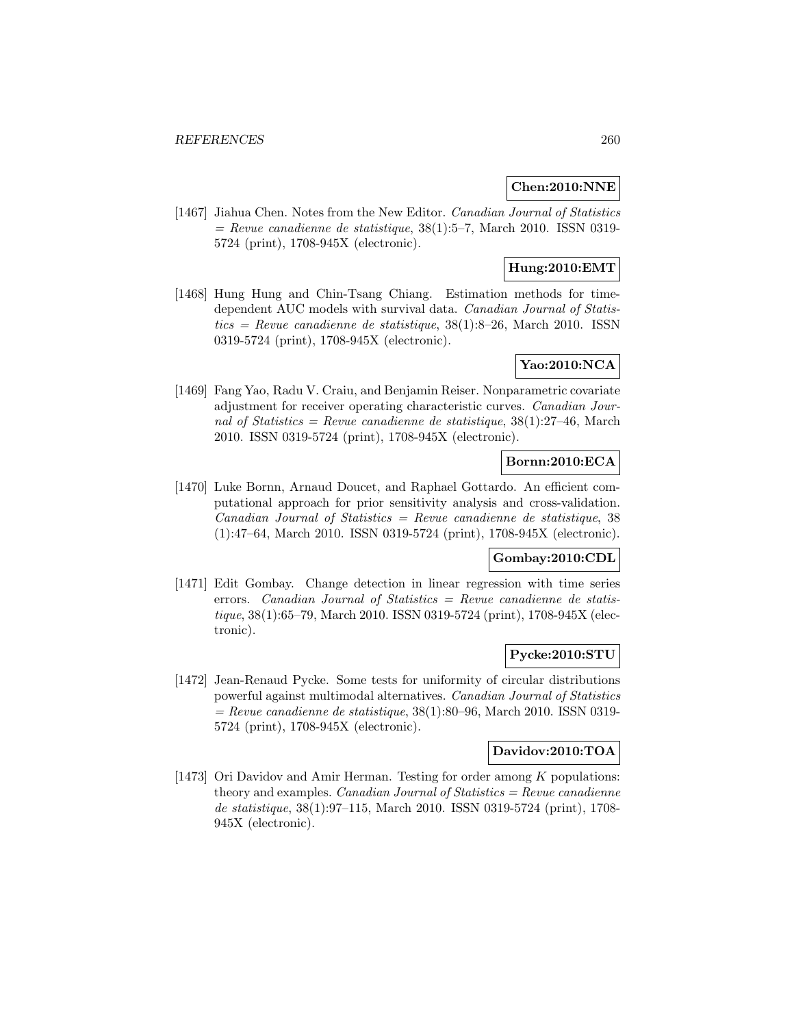**Chen:2010:NNE**

[1467] Jiahua Chen. Notes from the New Editor. *Canadian Journal of Statistics = Revue canadienne de statistique*, 38(1):5–7, March 2010. ISSN 0319-5724 (print), 1708-945X (electronic).

**Hung:2010:EMT**

[1468] Hung Hung and Chin-Tsang Chiang. Estimation methods for time-dependent AUC models with survival data. *Canadian Journal of Statistics = Revue canadienne de statistique*, 38(1):8–26, March 2010. ISSN 0319-5724 (print), 1708-945X (electronic).

**Yao:2010:NCA**

[1469] Fang Yao, Radu V. Craiu, and Benjamin Reiser. Nonparametric covariate adjustment for receiver operating characteristic curves. *Canadian Journal of Statistics = Revue canadienne de statistique*, 38(1):27–46, March 2010. ISSN 0319-5724 (print), 1708-945X (electronic).

**Bornn:2010:ECA**

[1470] Luke Bornn, Arnaud Doucet, and Raphael Gottardo. An efficient computational approach for prior sensitivity analysis and cross-validation. *Canadian Journal of Statistics = Revue canadienne de statistique*, 38 (1):47–64, March 2010. ISSN 0319-5724 (print), 1708-945X (electronic).

**Gombay:2010:CDL**

[1471] Edit Gombay. Change detection in linear regression with time series errors. *Canadian Journal of Statistics = Revue canadienne de statistique*, 38(1):65–79, March 2010. ISSN 0319-5724 (print), 1708-945X (electronic).

**Pycke:2010:STU**

[1472] Jean-Renaud Pycke. Some tests for uniformity of circular distributions powerful against multimodal alternatives. *Canadian Journal of Statistics = Revue canadienne de statistique*, 38(1):80–96, March 2010. ISSN 0319-5724 (print), 1708-945X (electronic).

**Davidov:2010:TOA**

[1473] Ori Davidov and Amir Herman. Testing for order among $K$ populations: theory and examples. *Canadian Journal of Statistics = Revue canadienne de statistique*, 38(1):97–115, March 2010. ISSN 0319-5724 (print), 1708-945X (electronic).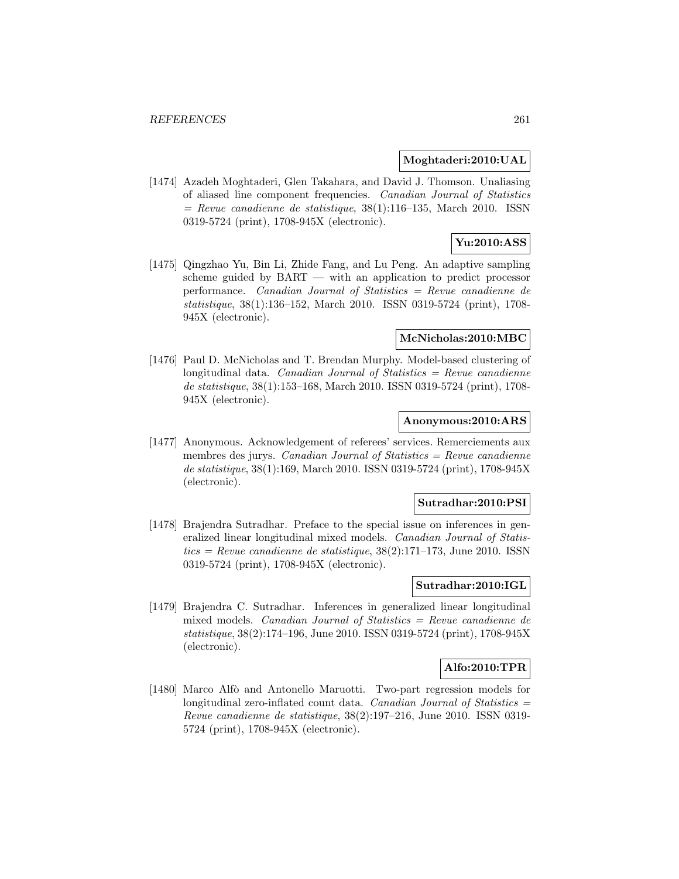**Moghtaderi:2010:UAL**

[1474] Azadeh Moghtaderi, Glen Takahara, and David J. Thomson. Unaliasing of aliased line component frequencies. *Canadian Journal of Statistics = Revue canadienne de statistique*, 38(1):116–135, March 2010. ISSN 0319-5724 (print), 1708-945X (electronic).

**Yu:2010:ASS**

[1475] Qingzhao Yu, Bin Li, Zhide Fang, and Lu Peng. An adaptive sampling scheme guided by BART — with an application to predict processor performance. *Canadian Journal of Statistics = Revue canadienne de statistique*, 38(1):136–152, March 2010. ISSN 0319-5724 (print), 1708-945X (electronic).

**McNicholas:2010:MBC**

[1476] Paul D. McNicholas and T. Brendan Murphy. Model-based clustering of longitudinal data. *Canadian Journal of Statistics = Revue canadienne de statistique*, 38(1):153–168, March 2010. ISSN 0319-5724 (print), 1708-945X (electronic).

**Anonymous:2010:ARS**

[1477] Anonymous. Acknowledgement of referees' services. Remerciements aux membres des jurys. *Canadian Journal of Statistics = Revue canadienne de statistique*, 38(1):169, March 2010. ISSN 0319-5724 (print), 1708-945X (electronic).

**Sutradhar:2010:PSI**

[1478] Brajendra Sutradhar. Preface to the special issue on inferences in generalized linear longitudinal mixed models. *Canadian Journal of Statistics = Revue canadienne de statistique*, 38(2):171–173, June 2010. ISSN 0319-5724 (print), 1708-945X (electronic).

**Sutradhar:2010:IGL**

[1479] Brajendra C. Sutradhar. Inferences in generalized linear longitudinal mixed models. *Canadian Journal of Statistics = Revue canadienne de statistique*, 38(2):174–196, June 2010. ISSN 0319-5724 (print), 1708-945X (electronic).

**Alfo:2010:TPR**

[1480] Marco Alfò and Antonello Maruotti. Two-part regression models for longitudinal zero-inflated count data. *Canadian Journal of Statistics = Revue canadienne de statistique*, 38(2):197–216, June 2010. ISSN 0319-5724 (print), 1708-945X (electronic).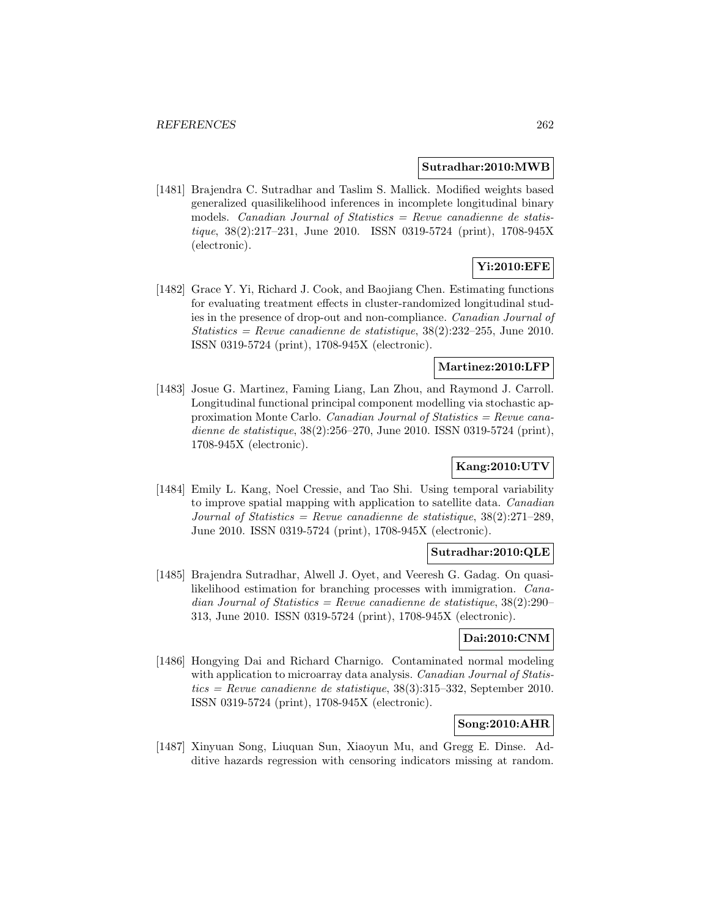**Sutradhar:2010:MWB**

[1481] Brajendra C. Sutradhar and Taslim S. Mallick. Modified weights based generalized quasilikelihood inferences in incomplete longitudinal binary models. *Canadian Journal of Statistics = Revue canadienne de statistique*, 38(2):217–231, June 2010. ISSN 0319-5724 (print), 1708-945X (electronic).

**Yi:2010:EFE**

[1482] Grace Y. Yi, Richard J. Cook, and Baojiang Chen. Estimating functions for evaluating treatment effects in cluster-randomized longitudinal studies in the presence of drop-out and non-compliance. *Canadian Journal of Statistics = Revue canadienne de statistique*, 38(2):232–255, June 2010. ISSN 0319-5724 (print), 1708-945X (electronic).

**Martinez:2010:LFP**

[1483] Josue G. Martinez, Faming Liang, Lan Zhou, and Raymond J. Carroll. Longitudinal functional principal component modelling via stochastic approximation Monte Carlo. *Canadian Journal of Statistics = Revue canadienne de statistique*, 38(2):256–270, June 2010. ISSN 0319-5724 (print), 1708-945X (electronic).

**Kang:2010:UTV**

[1484] Emily L. Kang, Noel Cressie, and Tao Shi. Using temporal variability to improve spatial mapping with application to satellite data. *Canadian Journal of Statistics = Revue canadienne de statistique*, 38(2):271–289, June 2010. ISSN 0319-5724 (print), 1708-945X (electronic).

**Sutradhar:2010:QLE**

[1485] Brajendra Sutradhar, Alwell J. Oyet, and Veeresh G. Gadag. On quasilikelihood estimation for branching processes with immigration. *Canadian Journal of Statistics = Revue canadienne de statistique*, 38(2):290–313, June 2010. ISSN 0319-5724 (print), 1708-945X (electronic).

**Dai:2010:CNM**

[1486] Hongying Dai and Richard Charnigo. Contaminated normal modeling with application to microarray data analysis. *Canadian Journal of Statistics = Revue canadienne de statistique*, 38(3):315–332, September 2010. ISSN 0319-5724 (print), 1708-945X (electronic).

**Song:2010:AHR**

[1487] Xinyuan Song, Liuquan Sun, Xiaoyun Mu, and Gregg E. Dinse. Additive hazards regression with censoring indicators missing at random.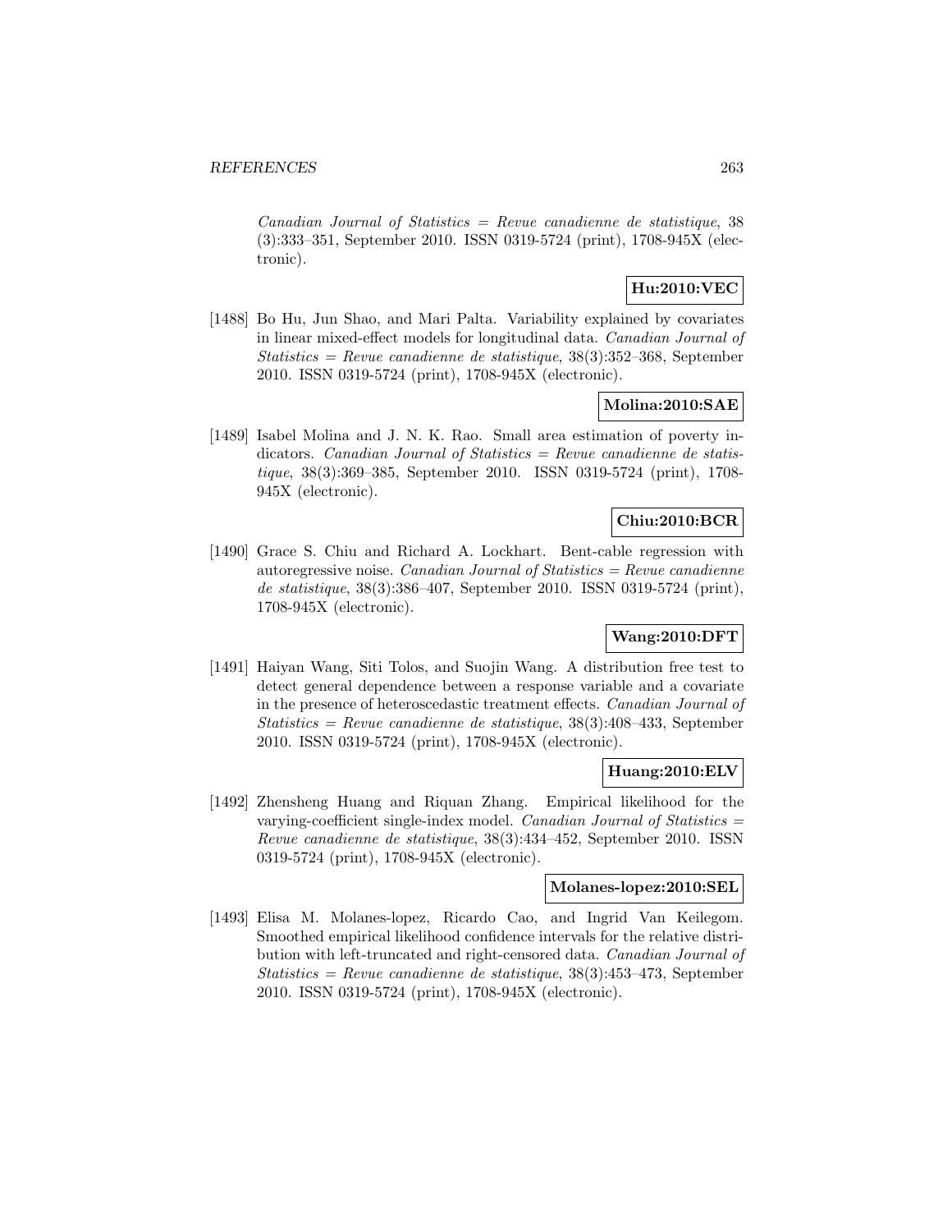*Canadian Journal of Statistics = Revue canadienne de statistique*, 38 (3):333–351, September 2010. ISSN 0319-5724 (print), 1708-945X (electronic).

**Hu:2010:VEC**

[1488] Bo Hu, Jun Shao, and Mari Palta. Variability explained by covariates in linear mixed-effect models for longitudinal data. *Canadian Journal of Statistics = Revue canadienne de statistique*, 38(3):352–368, September 2010. ISSN 0319-5724 (print), 1708-945X (electronic).

**Molina:2010:SAE**

[1489] Isabel Molina and J. N. K. Rao. Small area estimation of poverty indicators. *Canadian Journal of Statistics = Revue canadienne de statistique*, 38(3):369–385, September 2010. ISSN 0319-5724 (print), 1708-945X (electronic).

**Chiu:2010:BCR**

[1490] Grace S. Chiu and Richard A. Lockhart. Bent-cable regression with autoregressive noise. *Canadian Journal of Statistics = Revue canadienne de statistique*, 38(3):386–407, September 2010. ISSN 0319-5724 (print), 1708-945X (electronic).

**Wang:2010:DFT**

[1491] Haiyan Wang, Siti Tolos, and Suojin Wang. A distribution free test to detect general dependence between a response variable and a covariate in the presence of heteroscedastic treatment effects. *Canadian Journal of Statistics = Revue canadienne de statistique*, 38(3):408–433, September 2010. ISSN 0319-5724 (print), 1708-945X (electronic).

**Huang:2010:ELV**

[1492] Zhensheng Huang and Riquan Zhang. Empirical likelihood for the varying-coefficient single-index model. *Canadian Journal of Statistics = Revue canadienne de statistique*, 38(3):434–452, September 2010. ISSN 0319-5724 (print), 1708-945X (electronic).

**Molanes-lopez:2010:SEL**

[1493] Elisa M. Molanes-lopez, Ricardo Cao, and Ingrid Van Keilegom. Smoothed empirical likelihood confidence intervals for the relative distribution with left-truncated and right-censored data. *Canadian Journal of Statistics = Revue canadienne de statistique*, 38(3):453–473, September 2010. ISSN 0319-5724 (print), 1708-945X (electronic).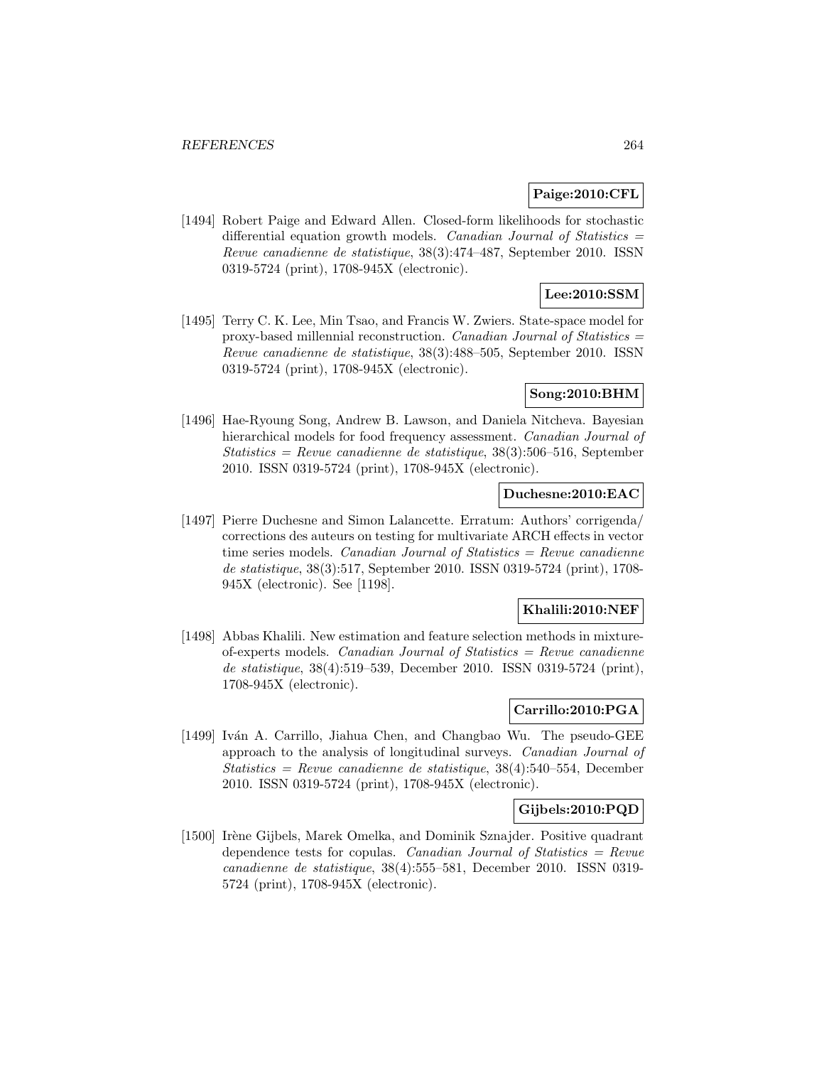**Paige:2010:CFL**

[1494] Robert Paige and Edward Allen. Closed-form likelihoods for stochastic differential equation growth models. *Canadian Journal of Statistics = Revue canadienne de statistique*, 38(3):474–487, September 2010. ISSN 0319-5724 (print), 1708-945X (electronic).

**Lee:2010:SSM**

[1495] Terry C. K. Lee, Min Tsao, and Francis W. Zwiers. State-space model for proxy-based millennial reconstruction. *Canadian Journal of Statistics = Revue canadienne de statistique*, 38(3):488–505, September 2010. ISSN 0319-5724 (print), 1708-945X (electronic).

**Song:2010:BHM**

[1496] Hae-Ryoung Song, Andrew B. Lawson, and Daniela Nitcheva. Bayesian hierarchical models for food frequency assessment. *Canadian Journal of Statistics = Revue canadienne de statistique*, 38(3):506–516, September 2010. ISSN 0319-5724 (print), 1708-945X (electronic).

**Duchesne:2010:EAC**

[1497] Pierre Duchesne and Simon Lalancette. Erratum: Authors' corrigenda/ corrections des auteurs on testing for multivariate ARCH effects in vector time series models. *Canadian Journal of Statistics = Revue canadienne de statistique*, 38(3):517, September 2010. ISSN 0319-5724 (print), 1708-945X (electronic). See [1198].

**Khalili:2010:NEF**

[1498] Abbas Khalili. New estimation and feature selection methods in mixture-of-experts models. *Canadian Journal of Statistics = Revue canadienne de statistique*, 38(4):519–539, December 2010. ISSN 0319-5724 (print), 1708-945X (electronic).

**Carrillo:2010:PGA**

[1499] Iván A. Carrillo, Jiahua Chen, and Changbao Wu. The pseudo-GEE approach to the analysis of longitudinal surveys. *Canadian Journal of Statistics = Revue canadienne de statistique*, 38(4):540–554, December 2010. ISSN 0319-5724 (print), 1708-945X (electronic).

**Gijbels:2010:PQD**

[1500] Irène Gijbels, Marek Omelka, and Dominik Sznajder. Positive quadrant dependence tests for copulas. *Canadian Journal of Statistics = Revue canadienne de statistique*, 38(4):555–581, December 2010. ISSN 0319-5724 (print), 1708-945X (electronic).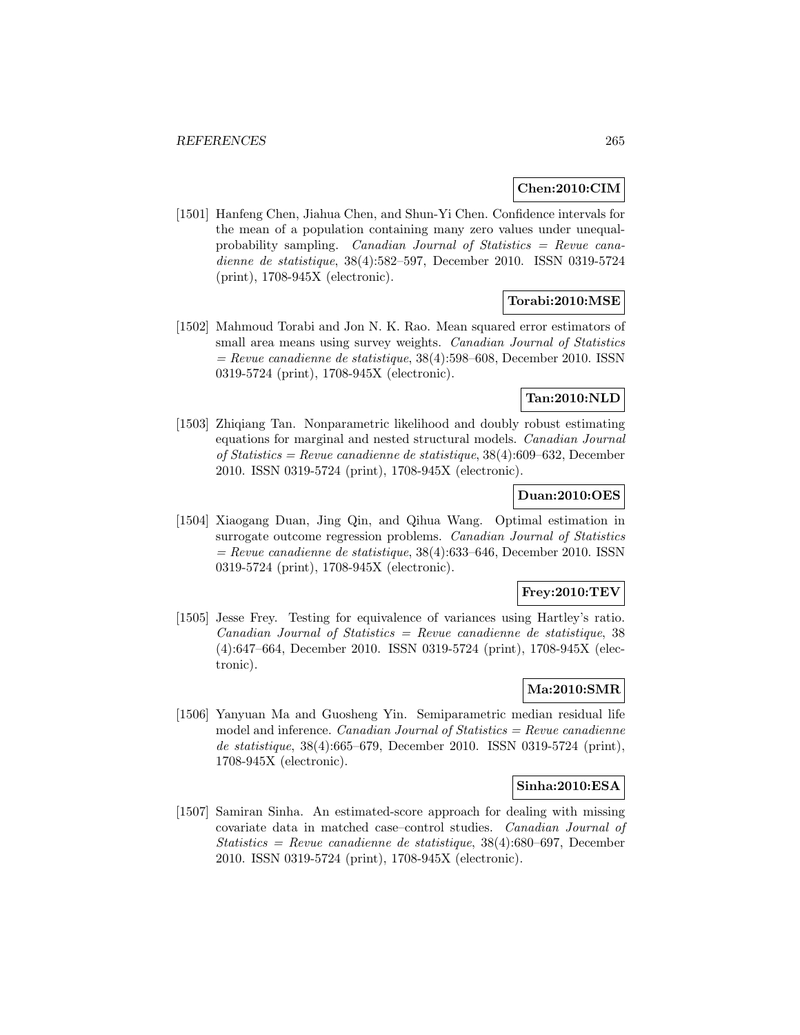**Chen:2010:CIM**

[1501] Hanfeng Chen, Jiahua Chen, and Shun-Yi Chen. Confidence intervals for the mean of a population containing many zero values under unequal-probability sampling. *Canadian Journal of Statistics = Revue canadienne de statistique*, 38(4):582–597, December 2010. ISSN 0319-5724 (print), 1708-945X (electronic).

**Torabi:2010:MSE**

[1502] Mahmoud Torabi and Jon N. K. Rao. Mean squared error estimators of small area means using survey weights. *Canadian Journal of Statistics = Revue canadienne de statistique*, 38(4):598–608, December 2010. ISSN 0319-5724 (print), 1708-945X (electronic).

**Tan:2010:NLD**

[1503] Zhiqiang Tan. Nonparametric likelihood and doubly robust estimating equations for marginal and nested structural models. *Canadian Journal of Statistics = Revue canadienne de statistique*, 38(4):609–632, December 2010. ISSN 0319-5724 (print), 1708-945X (electronic).

**Duan:2010:OES**

[1504] Xiaogang Duan, Jing Qin, and Qihua Wang. Optimal estimation in surrogate outcome regression problems. *Canadian Journal of Statistics = Revue canadienne de statistique*, 38(4):633–646, December 2010. ISSN 0319-5724 (print), 1708-945X (electronic).

**Frey:2010:TEV**

[1505] Jesse Frey. Testing for equivalence of variances using Hartley's ratio. *Canadian Journal of Statistics = Revue canadienne de statistique*, 38 (4):647–664, December 2010. ISSN 0319-5724 (print), 1708-945X (electronic).

**Ma:2010:SMR**

[1506] Yanyuan Ma and Guosheng Yin. Semiparametric median residual life model and inference. *Canadian Journal of Statistics = Revue canadienne de statistique*, 38(4):665–679, December 2010. ISSN 0319-5724 (print), 1708-945X (electronic).

**Sinha:2010:ESA**

[1507] Samiran Sinha. An estimated-score approach for dealing with missing covariate data in matched case–control studies. *Canadian Journal of Statistics = Revue canadienne de statistique*, 38(4):680–697, December 2010. ISSN 0319-5724 (print), 1708-945X (electronic).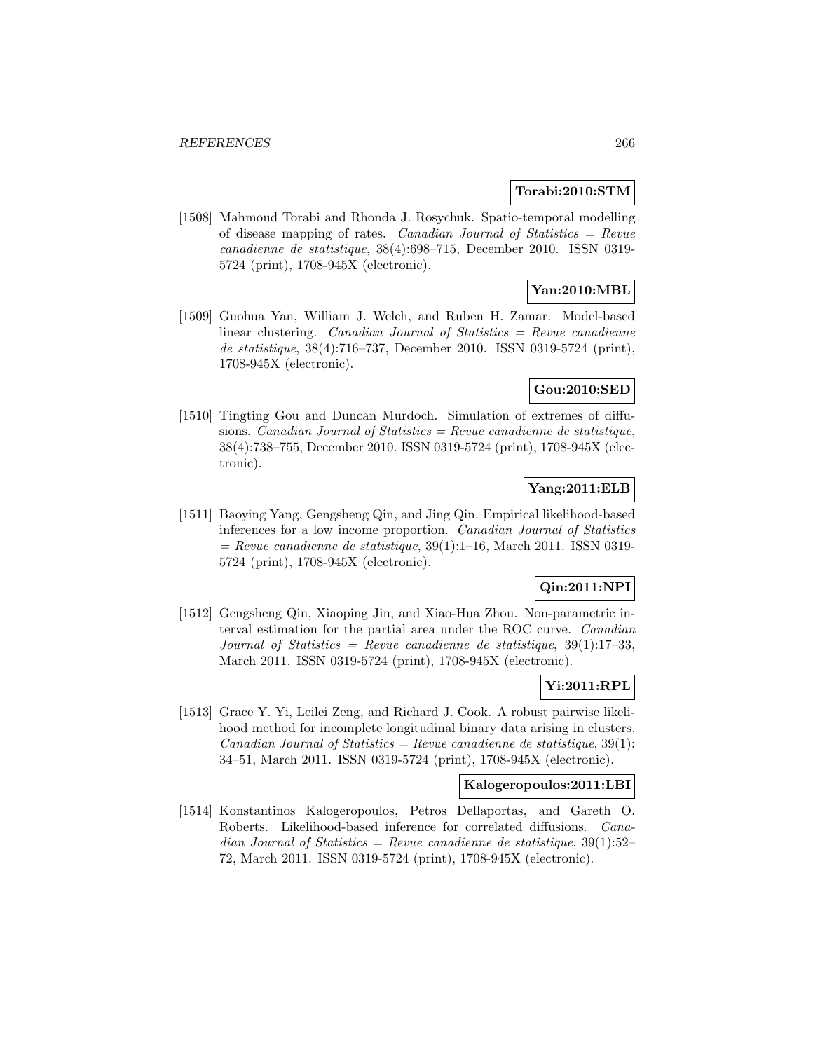**Torabi:2010:STM**

[1508] Mahmoud Torabi and Rhonda J. Rosychuk. Spatio-temporal modelling of disease mapping of rates. *Canadian Journal of Statistics = Revue canadienne de statistique*, 38(4):698–715, December 2010. ISSN 0319-5724 (print), 1708-945X (electronic).

**Yan:2010:MBL**

[1509] Guohua Yan, William J. Welch, and Ruben H. Zamar. Model-based linear clustering. *Canadian Journal of Statistics = Revue canadienne de statistique*, 38(4):716–737, December 2010. ISSN 0319-5724 (print), 1708-945X (electronic).

**Gou:2010:SED**

[1510] Tingting Gou and Duncan Murdoch. Simulation of extremes of diffusions. *Canadian Journal of Statistics = Revue canadienne de statistique*, 38(4):738–755, December 2010. ISSN 0319-5724 (print), 1708-945X (electronic).

**Yang:2011:ELB**

[1511] Baoying Yang, Gengsheng Qin, and Jing Qin. Empirical likelihood-based inferences for a low income proportion. *Canadian Journal of Statistics = Revue canadienne de statistique*, 39(1):1–16, March 2011. ISSN 0319-5724 (print), 1708-945X (electronic).

**Qin:2011:NPI**

[1512] Gengsheng Qin, Xiaoping Jin, and Xiao-Hua Zhou. Non-parametric interval estimation for the partial area under the ROC curve. *Canadian Journal of Statistics = Revue canadienne de statistique*, 39(1):17–33, March 2011. ISSN 0319-5724 (print), 1708-945X (electronic).

**Yi:2011:RPL**

[1513] Grace Y. Yi, Leilei Zeng, and Richard J. Cook. A robust pairwise likelihood method for incomplete longitudinal binary data arising in clusters. *Canadian Journal of Statistics = Revue canadienne de statistique*, 39(1): 34–51, March 2011. ISSN 0319-5724 (print), 1708-945X (electronic).

**Kalogeropoulos:2011:LBI**

[1514] Konstantinos Kalogeropoulos, Petros Dellaportas, and Gareth O. Roberts. Likelihood-based inference for correlated diffusions. *Canadian Journal of Statistics = Revue canadienne de statistique*, 39(1):52–72, March 2011. ISSN 0319-5724 (print), 1708-945X (electronic).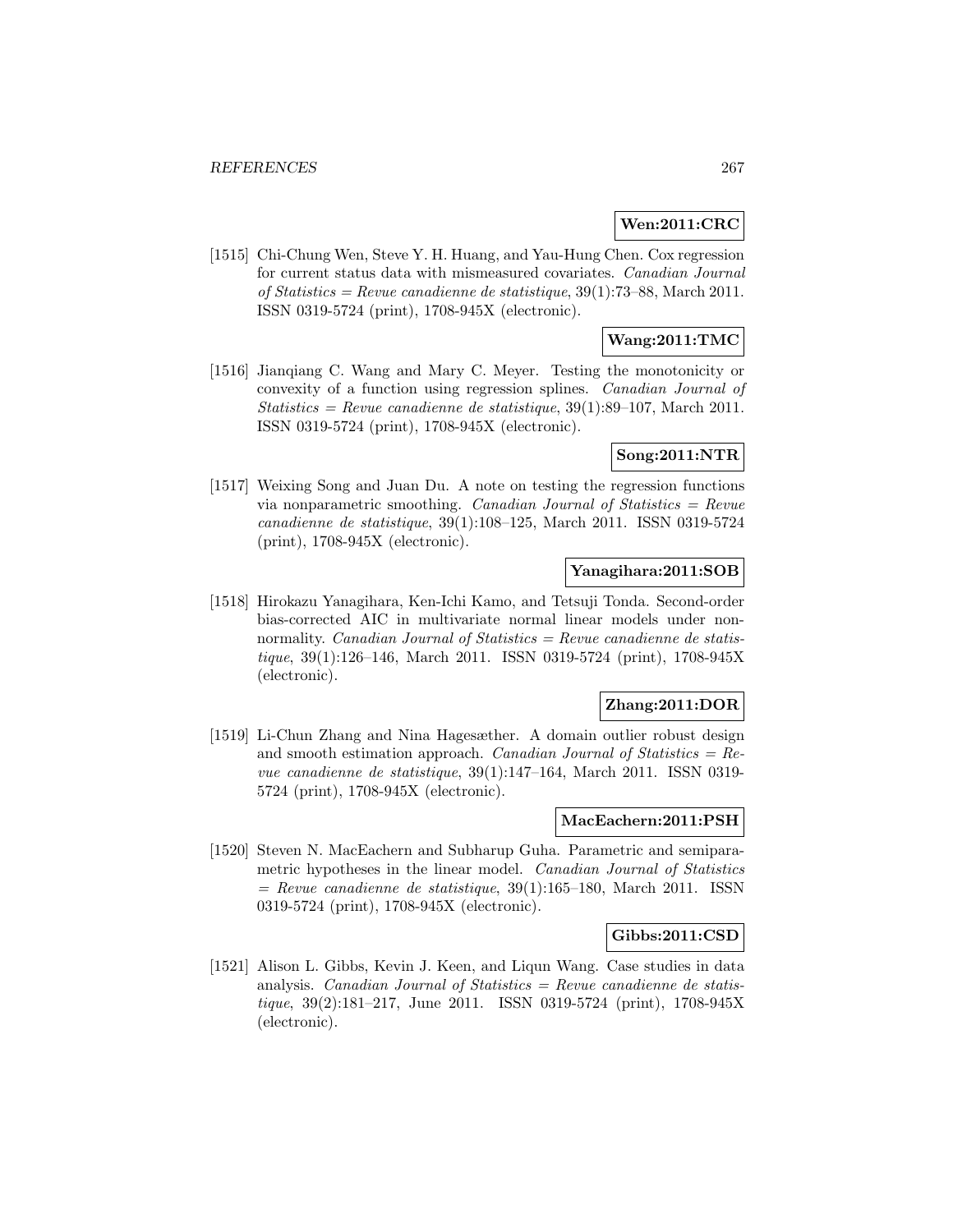**Wen:2011:CRC**

[1515] Chi-Chung Wen, Steve Y. H. Huang, and Yau-Hung Chen. Cox regression for current status data with mismeasured covariates. *Canadian Journal of Statistics = Revue canadienne de statistique*, 39(1):73–88, March 2011. ISSN 0319-5724 (print), 1708-945X (electronic).

**Wang:2011:TMC**

[1516] Jianqiang C. Wang and Mary C. Meyer. Testing the monotonicity or convexity of a function using regression splines. *Canadian Journal of Statistics = Revue canadienne de statistique*, 39(1):89–107, March 2011. ISSN 0319-5724 (print), 1708-945X (electronic).

**Song:2011:NTR**

[1517] Weixing Song and Juan Du. A note on testing the regression functions via nonparametric smoothing. *Canadian Journal of Statistics = Revue canadienne de statistique*, 39(1):108–125, March 2011. ISSN 0319-5724 (print), 1708-945X (electronic).

**Yanagihara:2011:SOB**

[1518] Hirokazu Yanagihara, Ken-Ichi Kamo, and Tetsuji Tonda. Second-order bias-corrected AIC in multivariate normal linear models under nonnormality. *Canadian Journal of Statistics = Revue canadienne de statistique*, 39(1):126–146, March 2011. ISSN 0319-5724 (print), 1708-945X (electronic).

**Zhang:2011:DOR**

[1519] Li-Chun Zhang and Nina Hagesæther. A domain outlier robust design and smooth estimation approach. *Canadian Journal of Statistics = Revue canadienne de statistique*, 39(1):147–164, March 2011. ISSN 0319-5724 (print), 1708-945X (electronic).

**MacEachern:2011:PSH**

[1520] Steven N. MacEachern and Subharup Guha. Parametric and semiparametric hypotheses in the linear model. *Canadian Journal of Statistics = Revue canadienne de statistique*, 39(1):165–180, March 2011. ISSN 0319-5724 (print), 1708-945X (electronic).

**Gibbs:2011:CSD**

[1521] Alison L. Gibbs, Kevin J. Keen, and Liqun Wang. Case studies in data analysis. *Canadian Journal of Statistics = Revue canadienne de statistique*, 39(2):181–217, June 2011. ISSN 0319-5724 (print), 1708-945X (electronic).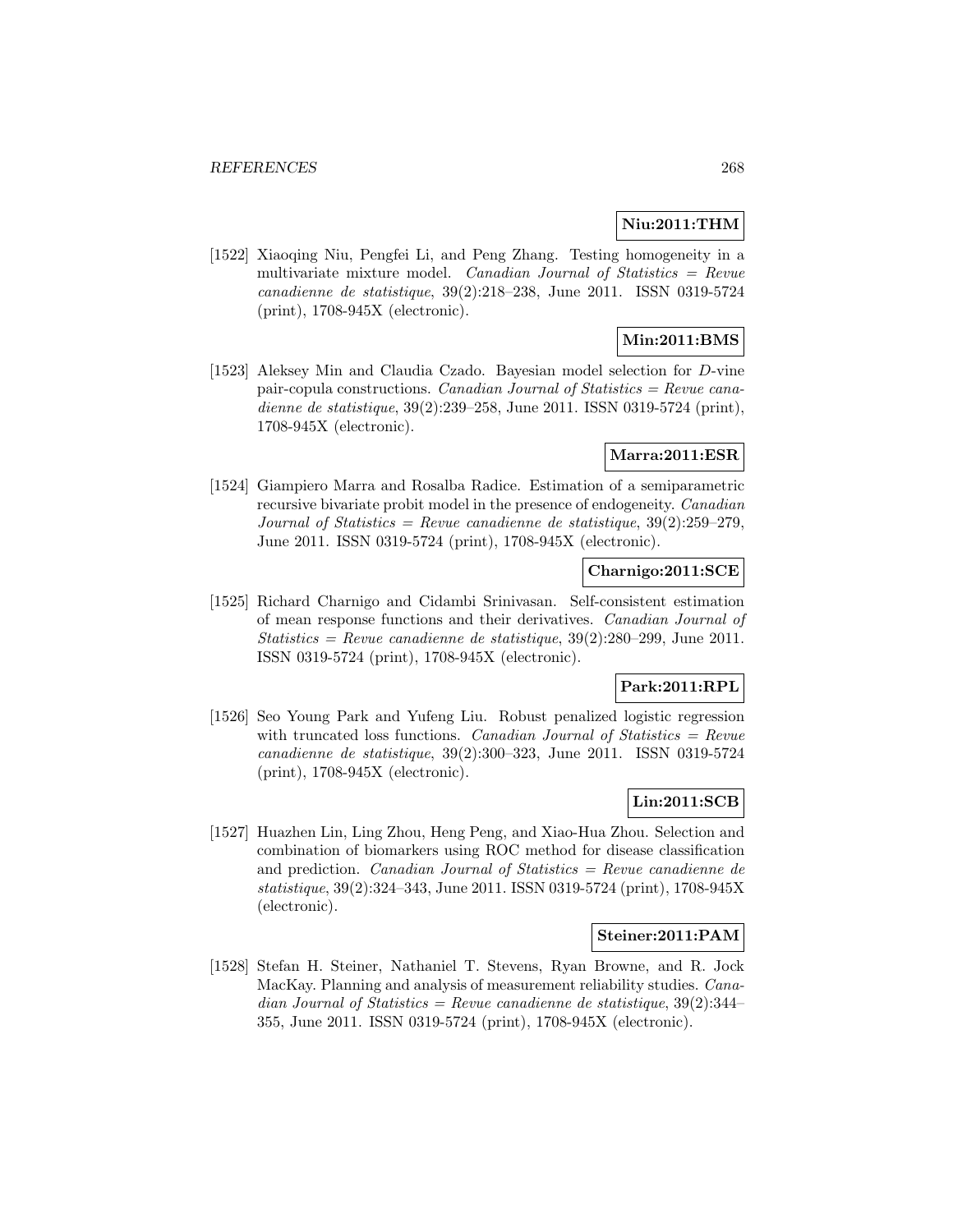**Niu:2011:THM**

[1522] Xiaoqing Niu, Pengfei Li, and Peng Zhang. Testing homogeneity in a multivariate mixture model. *Canadian Journal of Statistics = Revue canadienne de statistique*, 39(2):218–238, June 2011. ISSN 0319-5724 (print), 1708-945X (electronic).

**Min:2011:BMS**

[1523] Aleksey Min and Claudia Czado. Bayesian model selection for *D*-vine pair-copula constructions. *Canadian Journal of Statistics = Revue canadienne de statistique*, 39(2):239–258, June 2011. ISSN 0319-5724 (print), 1708-945X (electronic).

**Marra:2011:ESR**

[1524] Giampiero Marra and Rosalba Radice. Estimation of a semiparametric recursive bivariate probit model in the presence of endogeneity. *Canadian Journal of Statistics = Revue canadienne de statistique*, 39(2):259–279, June 2011. ISSN 0319-5724 (print), 1708-945X (electronic).

**Charnigo:2011:SCE**

[1525] Richard Charnigo and Cidambi Srinivasan. Self-consistent estimation of mean response functions and their derivatives. *Canadian Journal of Statistics = Revue canadienne de statistique*, 39(2):280–299, June 2011. ISSN 0319-5724 (print), 1708-945X (electronic).

**Park:2011:RPL**

[1526] Seo Young Park and Yufeng Liu. Robust penalized logistic regression with truncated loss functions. *Canadian Journal of Statistics = Revue canadienne de statistique*, 39(2):300–323, June 2011. ISSN 0319-5724 (print), 1708-945X (electronic).

**Lin:2011:SCB**

[1527] Huazhen Lin, Ling Zhou, Heng Peng, and Xiao-Hua Zhou. Selection and combination of biomarkers using ROC method for disease classification and prediction. *Canadian Journal of Statistics = Revue canadienne de statistique*, 39(2):324–343, June 2011. ISSN 0319-5724 (print), 1708-945X (electronic).

**Steiner:2011:PAM**

[1528] Stefan H. Steiner, Nathaniel T. Stevens, Ryan Browne, and R. Jock MacKay. Planning and analysis of measurement reliability studies. *Canadian Journal of Statistics = Revue canadienne de statistique*, 39(2):344–355, June 2011. ISSN 0319-5724 (print), 1708-945X (electronic).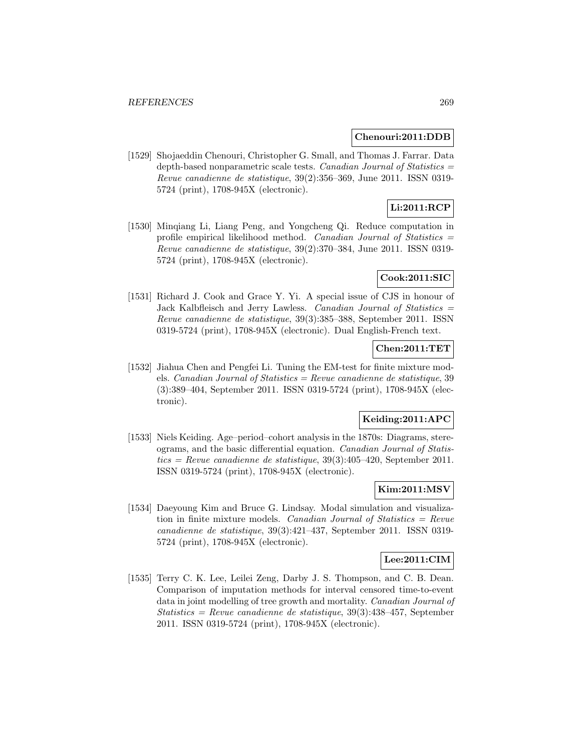**Chenouri:2011:DDB**

[1529] Shojaeddin Chenouri, Christopher G. Small, and Thomas J. Farrar. Data depth-based nonparametric scale tests. *Canadian Journal of Statistics = Revue canadienne de statistique*, 39(2):356–369, June 2011. ISSN 0319-5724 (print), 1708-945X (electronic).

**Li:2011:RCP**

[1530] Minqiang Li, Liang Peng, and Yongcheng Qi. Reduce computation in profile empirical likelihood method. *Canadian Journal of Statistics = Revue canadienne de statistique*, 39(2):370–384, June 2011. ISSN 0319-5724 (print), 1708-945X (electronic).

**Cook:2011:SIC**

[1531] Richard J. Cook and Grace Y. Yi. A special issue of CJS in honour of Jack Kalbfleisch and Jerry Lawless. *Canadian Journal of Statistics = Revue canadienne de statistique*, 39(3):385–388, September 2011. ISSN 0319-5724 (print), 1708-945X (electronic). Dual English-French text.

**Chen:2011:TET**

[1532] Jiahua Chen and Pengfei Li. Tuning the EM-test for finite mixture models. *Canadian Journal of Statistics = Revue canadienne de statistique*, 39 (3):389–404, September 2011. ISSN 0319-5724 (print), 1708-945X (electronic).

**Keiding:2011:APC**

[1533] Niels Keiding. Age–period–cohort analysis in the 1870s: Diagrams, stereograms, and the basic differential equation. *Canadian Journal of Statistics = Revue canadienne de statistique*, 39(3):405–420, September 2011. ISSN 0319-5724 (print), 1708-945X (electronic).

**Kim:2011:MSV**

[1534] Daeyoung Kim and Bruce G. Lindsay. Modal simulation and visualization in finite mixture models. *Canadian Journal of Statistics = Revue canadienne de statistique*, 39(3):421–437, September 2011. ISSN 0319-5724 (print), 1708-945X (electronic).

**Lee:2011:CIM**

[1535] Terry C. K. Lee, Leilei Zeng, Darby J. S. Thompson, and C. B. Dean. Comparison of imputation methods for interval censored time-to-event data in joint modelling of tree growth and mortality. *Canadian Journal of Statistics = Revue canadienne de statistique*, 39(3):438–457, September 2011. ISSN 0319-5724 (print), 1708-945X (electronic).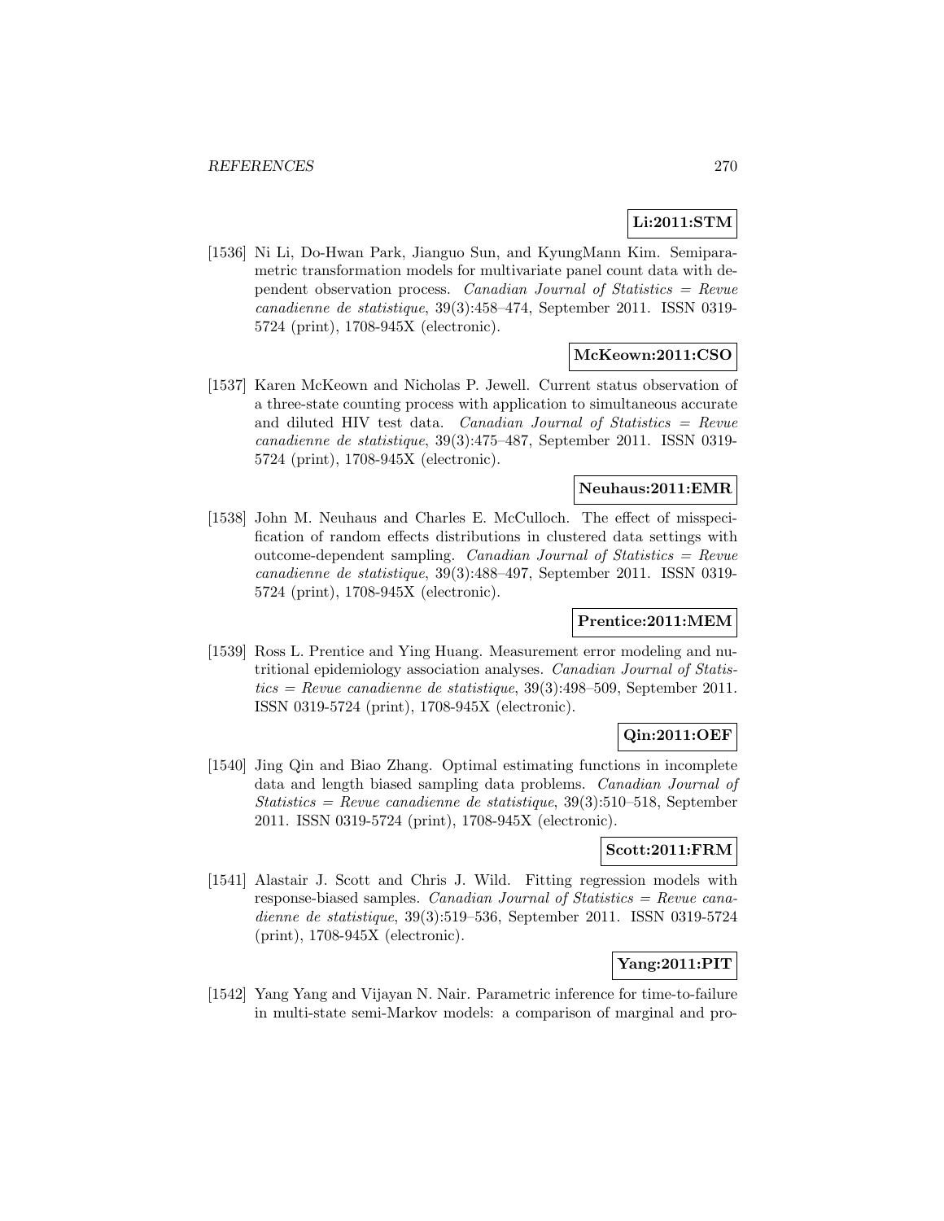**Li:2011:STM**

[1536] Ni Li, Do-Hwan Park, Jianguo Sun, and KyungMann Kim. Semiparametric transformation models for multivariate panel count data with dependent observation process. *Canadian Journal of Statistics = Revue canadienne de statistique*, 39(3):458–474, September 2011. ISSN 0319-5724 (print), 1708-945X (electronic).

**McKeown:2011:CSO**

[1537] Karen McKeown and Nicholas P. Jewell. Current status observation of a three-state counting process with application to simultaneous accurate and diluted HIV test data. *Canadian Journal of Statistics = Revue canadienne de statistique*, 39(3):475–487, September 2011. ISSN 0319-5724 (print), 1708-945X (electronic).

**Neuhaus:2011:EMR**

[1538] John M. Neuhaus and Charles E. McCulloch. The effect of misspecification of random effects distributions in clustered data settings with outcome-dependent sampling. *Canadian Journal of Statistics = Revue canadienne de statistique*, 39(3):488–497, September 2011. ISSN 0319-5724 (print), 1708-945X (electronic).

**Prentice:2011:MEM**

[1539] Ross L. Prentice and Ying Huang. Measurement error modeling and nutritional epidemiology association analyses. *Canadian Journal of Statistics = Revue canadienne de statistique*, 39(3):498–509, September 2011. ISSN 0319-5724 (print), 1708-945X (electronic).

**Qin:2011:OEF**

[1540] Jing Qin and Biao Zhang. Optimal estimating functions in incomplete data and length biased sampling data problems. *Canadian Journal of Statistics = Revue canadienne de statistique*, 39(3):510–518, September 2011. ISSN 0319-5724 (print), 1708-945X (electronic).

**Scott:2011:FRM**

[1541] Alastair J. Scott and Chris J. Wild. Fitting regression models with response-biased samples. *Canadian Journal of Statistics = Revue canadienne de statistique*, 39(3):519–536, September 2011. ISSN 0319-5724 (print), 1708-945X (electronic).

**Yang:2011:PIT**

[1542] Yang Yang and Vijayan N. Nair. Parametric inference for time-to-failure in multi-state semi-Markov models: a comparison of marginal and pro-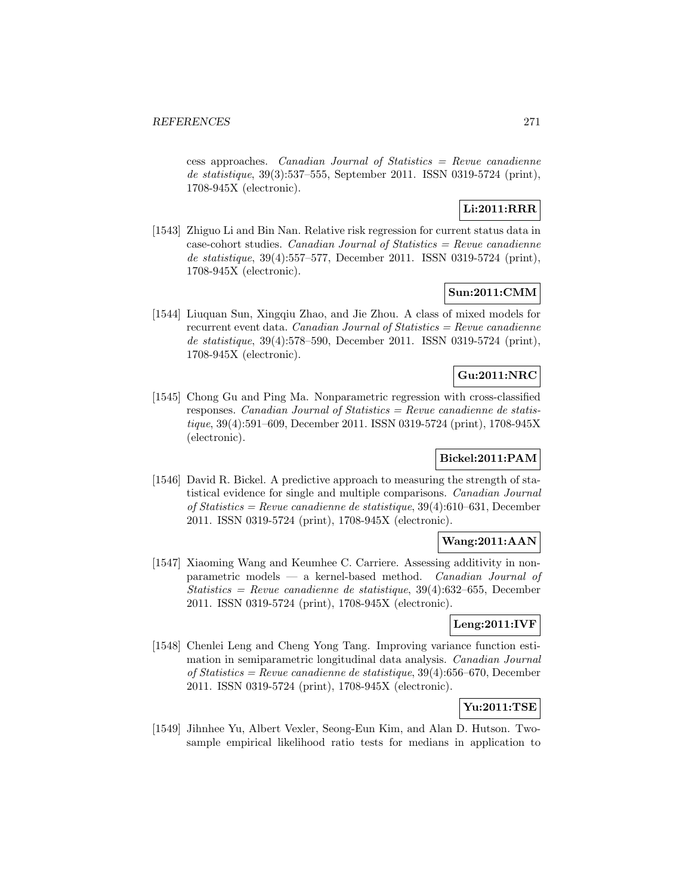cess approaches. *Canadian Journal of Statistics = Revue canadienne de statistique*, 39(3):537–555, September 2011. ISSN 0319-5724 (print), 1708-945X (electronic).

**Li:2011:RRR**

[1543] Zhiguo Li and Bin Nan. Relative risk regression for current status data in case-cohort studies. *Canadian Journal of Statistics = Revue canadienne de statistique*, 39(4):557–577, December 2011. ISSN 0319-5724 (print), 1708-945X (electronic).

**Sun:2011:CMM**

[1544] Liuquan Sun, Xingqiu Zhao, and Jie Zhou. A class of mixed models for recurrent event data. *Canadian Journal of Statistics = Revue canadienne de statistique*, 39(4):578–590, December 2011. ISSN 0319-5724 (print), 1708-945X (electronic).

**Gu:2011:NRC**

[1545] Chong Gu and Ping Ma. Nonparametric regression with cross-classified responses. *Canadian Journal of Statistics = Revue canadienne de statistique*, 39(4):591–609, December 2011. ISSN 0319-5724 (print), 1708-945X (electronic).

**Bickel:2011:PAM**

[1546] David R. Bickel. A predictive approach to measuring the strength of statistical evidence for single and multiple comparisons. *Canadian Journal of Statistics = Revue canadienne de statistique*, 39(4):610–631, December 2011. ISSN 0319-5724 (print), 1708-945X (electronic).

**Wang:2011:AAN**

[1547] Xiaoming Wang and Keumhee C. Carriere. Assessing additivity in nonparametric models — a kernel-based method. *Canadian Journal of Statistics = Revue canadienne de statistique*, 39(4):632–655, December 2011. ISSN 0319-5724 (print), 1708-945X (electronic).

**Leng:2011:IVF**

[1548] Chenlei Leng and Cheng Yong Tang. Improving variance function estimation in semiparametric longitudinal data analysis. *Canadian Journal of Statistics = Revue canadienne de statistique*, 39(4):656–670, December 2011. ISSN 0319-5724 (print), 1708-945X (electronic).

**Yu:2011:TSE**

[1549] Jihnhee Yu, Albert Vexler, Seong-Eun Kim, and Alan D. Hutson. Two-sample empirical likelihood ratio tests for medians in application to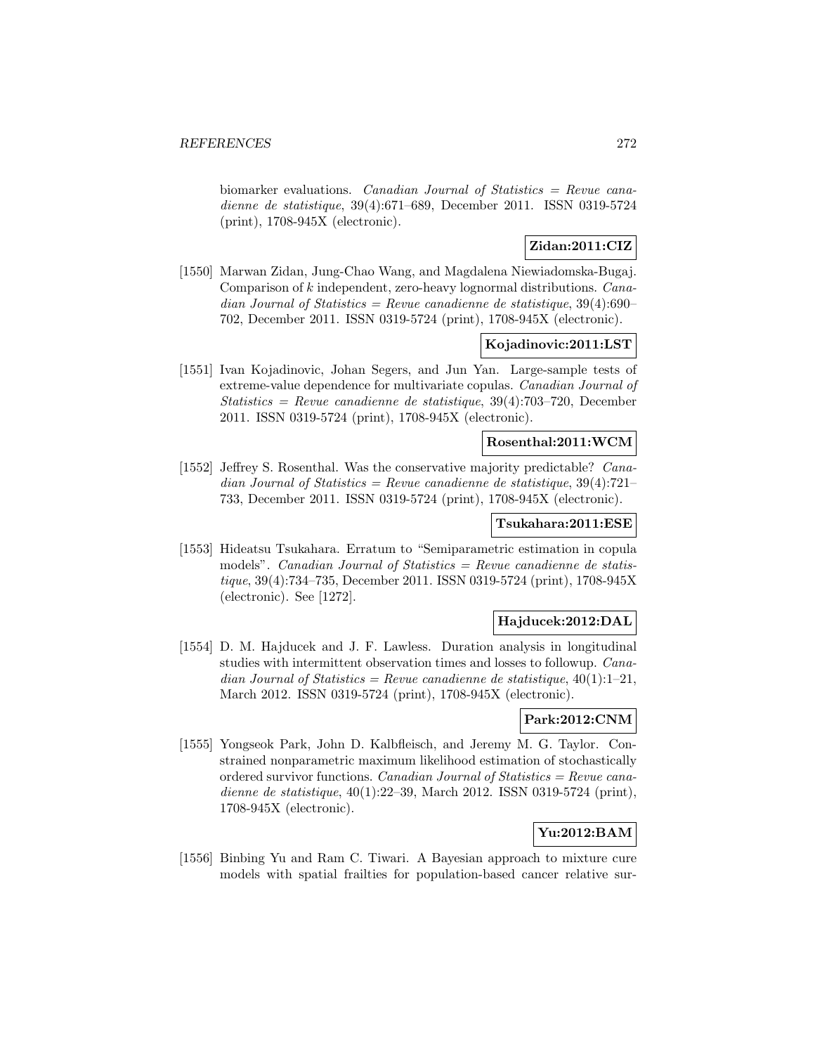biomarker evaluations. *Canadian Journal of Statistics = Revue canadienne de statistique*, 39(4):671–689, December 2011. ISSN 0319-5724 (print), 1708-945X (electronic).

**Zidan:2011:CIZ**

[1550] Marwan Zidan, Jung-Chao Wang, and Magdalena Niewiadomska-Bugaj. Comparison of $k$ independent, zero-heavy lognormal distributions. *Canadian Journal of Statistics = Revue canadienne de statistique*, 39(4):690–702, December 2011. ISSN 0319-5724 (print), 1708-945X (electronic).

**Kojadinovic:2011:LST**

[1551] Ivan Kojadinovic, Johan Segers, and Jun Yan. Large-sample tests of extreme-value dependence for multivariate copulas. *Canadian Journal of Statistics = Revue canadienne de statistique*, 39(4):703–720, December 2011. ISSN 0319-5724 (print), 1708-945X (electronic).

**Rosenthal:2011:WCM**

[1552] Jeffrey S. Rosenthal. Was the conservative majority predictable? *Canadian Journal of Statistics = Revue canadienne de statistique*, 39(4):721–733, December 2011. ISSN 0319-5724 (print), 1708-945X (electronic).

**Tsukahara:2011:ESE**

[1553] Hideatsu Tsukahara. Erratum to "Semiparametric estimation in copula models". *Canadian Journal of Statistics = Revue canadienne de statistique*, 39(4):734–735, December 2011. ISSN 0319-5724 (print), 1708-945X (electronic). See [1272].

**Hajducek:2012:DAL**

[1554] D. M. Hajducek and J. F. Lawless. Duration analysis in longitudinal studies with intermittent observation times and losses to followup. *Canadian Journal of Statistics = Revue canadienne de statistique*, 40(1):1–21, March 2012. ISSN 0319-5724 (print), 1708-945X (electronic).

**Park:2012:CNM**

[1555] Yongseok Park, John D. Kalbfleisch, and Jeremy M. G. Taylor. Constrained nonparametric maximum likelihood estimation of stochastically ordered survivor functions. *Canadian Journal of Statistics = Revue canadienne de statistique*, 40(1):22–39, March 2012. ISSN 0319-5724 (print), 1708-945X (electronic).

**Yu:2012:BAM**

[1556] Binbing Yu and Ram C. Tiwari. A Bayesian approach to mixture cure models with spatial frailties for population-based cancer relative sur-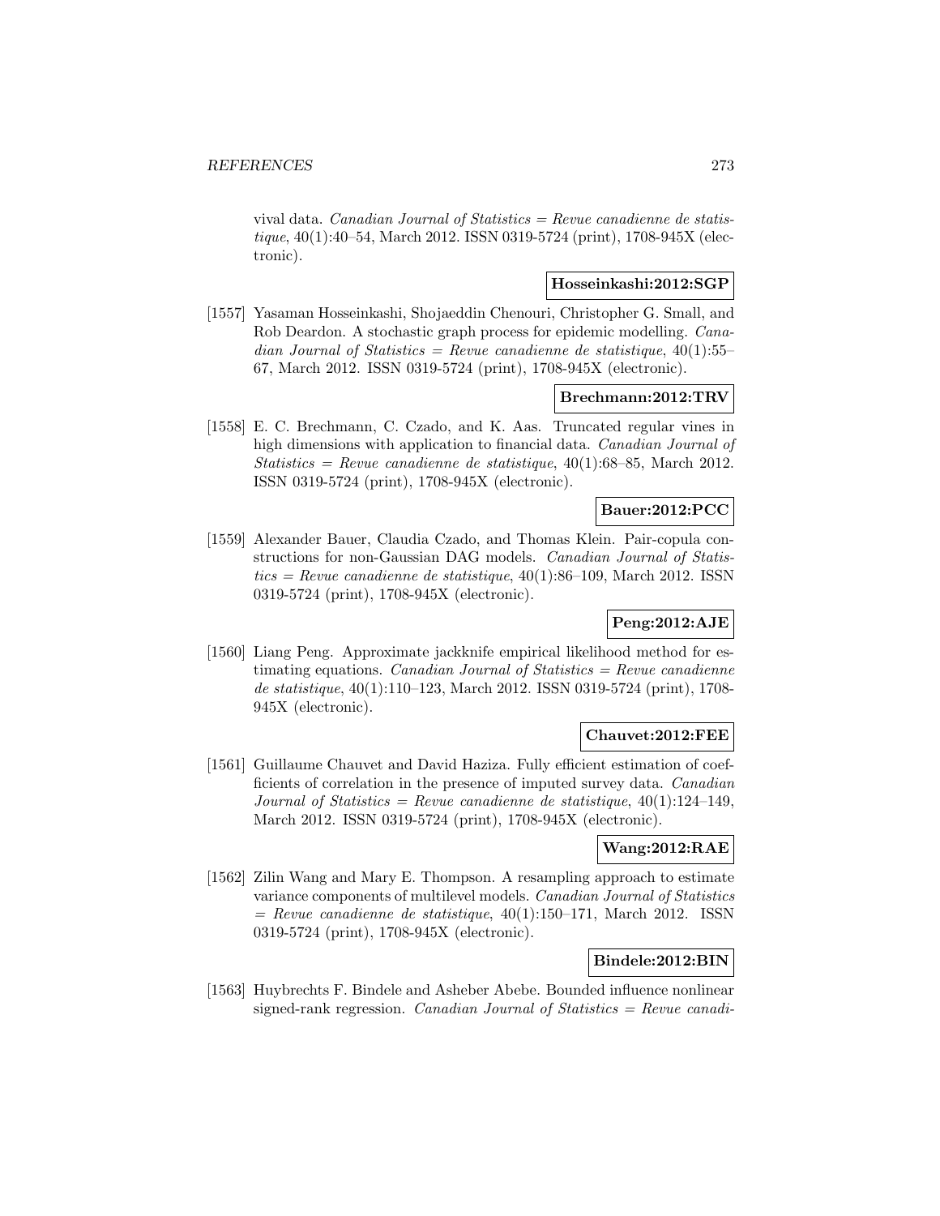vival data. *Canadian Journal of Statistics = Revue canadienne de statistique*, 40(1):40–54, March 2012. ISSN 0319-5724 (print), 1708-945X (electronic).

**Hosseinkashi:2012:SGP**

[1557] Yasaman Hosseinkashi, Shojaeddin Chenouri, Christopher G. Small, and Rob Deardon. A stochastic graph process for epidemic modelling. *Canadian Journal of Statistics = Revue canadienne de statistique*, 40(1):55–67, March 2012. ISSN 0319-5724 (print), 1708-945X (electronic).

**Brechmann:2012:TRV**

[1558] E. C. Brechmann, C. Czado, and K. Aas. Truncated regular vines in high dimensions with application to financial data. *Canadian Journal of Statistics = Revue canadienne de statistique*, 40(1):68–85, March 2012. ISSN 0319-5724 (print), 1708-945X (electronic).

**Bauer:2012:PCC**

[1559] Alexander Bauer, Claudia Czado, and Thomas Klein. Pair-copula constructions for non-Gaussian DAG models. *Canadian Journal of Statistics = Revue canadienne de statistique*, 40(1):86–109, March 2012. ISSN 0319-5724 (print), 1708-945X (electronic).

**Peng:2012:AJE**

[1560] Liang Peng. Approximate jackknife empirical likelihood method for estimating equations. *Canadian Journal of Statistics = Revue canadienne de statistique*, 40(1):110–123, March 2012. ISSN 0319-5724 (print), 1708-945X (electronic).

**Chauvet:2012:FEE**

[1561] Guillaume Chauvet and David Haziza. Fully efficient estimation of coefficients of correlation in the presence of imputed survey data. *Canadian Journal of Statistics = Revue canadienne de statistique*, 40(1):124–149, March 2012. ISSN 0319-5724 (print), 1708-945X (electronic).

**Wang:2012:RAE**

[1562] Zilin Wang and Mary E. Thompson. A resampling approach to estimate variance components of multilevel models. *Canadian Journal of Statistics = Revue canadienne de statistique*, 40(1):150–171, March 2012. ISSN 0319-5724 (print), 1708-945X (electronic).

**Bindele:2012:BIN**

[1563] Huybrechts F. Bindele and Asheber Abebe. Bounded influence nonlinear signed-rank regression. *Canadian Journal of Statistics = Revue canadi-*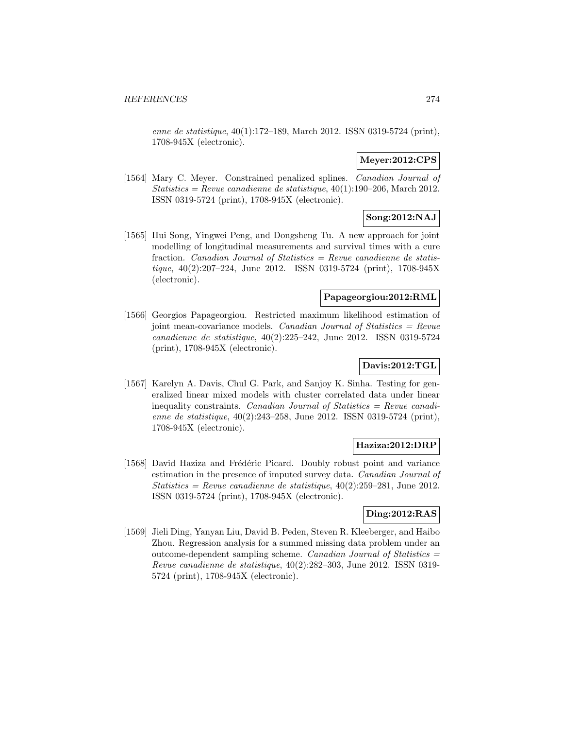*enne de statistique*, 40(1):172–189, March 2012. ISSN 0319-5724 (print), 1708-945X (electronic).

**Meyer:2012:CPS**

[1564] Mary C. Meyer. Constrained penalized splines. *Canadian Journal of Statistics = Revue canadienne de statistique*, 40(1):190–206, March 2012. ISSN 0319-5724 (print), 1708-945X (electronic).

**Song:2012:NAJ**

[1565] Hui Song, Yingwei Peng, and Dongsheng Tu. A new approach for joint modelling of longitudinal measurements and survival times with a cure fraction. *Canadian Journal of Statistics = Revue canadienne de statistique*, 40(2):207–224, June 2012. ISSN 0319-5724 (print), 1708-945X (electronic).

**Papageorgiou:2012:RML**

[1566] Georgios Papageorgiou. Restricted maximum likelihood estimation of joint mean-covariance models. *Canadian Journal of Statistics = Revue canadienne de statistique*, 40(2):225–242, June 2012. ISSN 0319-5724 (print), 1708-945X (electronic).

**Davis:2012:TGL**

[1567] Karelyn A. Davis, Chul G. Park, and Sanjoy K. Sinha. Testing for generalized linear mixed models with cluster correlated data under linear inequality constraints. *Canadian Journal of Statistics = Revue canadienne de statistique*, 40(2):243–258, June 2012. ISSN 0319-5724 (print), 1708-945X (electronic).

**Haziza:2012:DRP**

[1568] David Haziza and Frédéric Picard. Doubly robust point and variance estimation in the presence of imputed survey data. *Canadian Journal of Statistics = Revue canadienne de statistique*, 40(2):259–281, June 2012. ISSN 0319-5724 (print), 1708-945X (electronic).

**Ding:2012:RAS**

[1569] Jieli Ding, Yanyan Liu, David B. Peden, Steven R. Kleeberger, and Haibo Zhou. Regression analysis for a summed missing data problem under an outcome-dependent sampling scheme. *Canadian Journal of Statistics = Revue canadienne de statistique*, 40(2):282–303, June 2012. ISSN 0319-5724 (print), 1708-945X (electronic).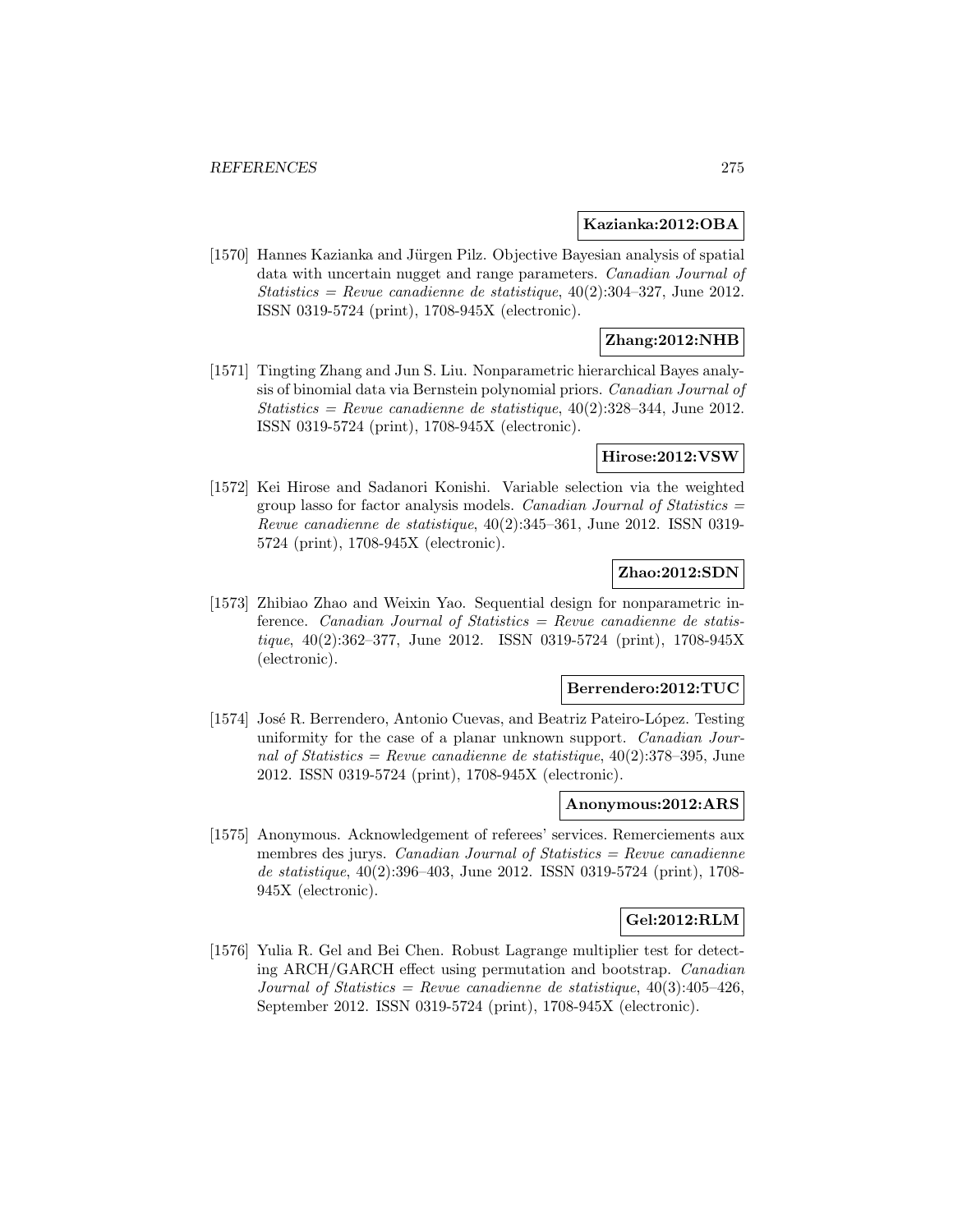**Kazianka:2012:OBA**

[1570] Hannes Kazianka and Jürgen Pilz. Objective Bayesian analysis of spatial data with uncertain nugget and range parameters. *Canadian Journal of Statistics = Revue canadienne de statistique*, 40(2):304–327, June 2012. ISSN 0319-5724 (print), 1708-945X (electronic).

**Zhang:2012:NHB**

[1571] Tingting Zhang and Jun S. Liu. Nonparametric hierarchical Bayes analysis of binomial data via Bernstein polynomial priors. *Canadian Journal of Statistics = Revue canadienne de statistique*, 40(2):328–344, June 2012. ISSN 0319-5724 (print), 1708-945X (electronic).

**Hirose:2012:VSW**

[1572] Kei Hirose and Sadanori Konishi. Variable selection via the weighted group lasso for factor analysis models. *Canadian Journal of Statistics = Revue canadienne de statistique*, 40(2):345–361, June 2012. ISSN 0319-5724 (print), 1708-945X (electronic).

**Zhao:2012:SDN**

[1573] Zhibiao Zhao and Weixin Yao. Sequential design for nonparametric inference. *Canadian Journal of Statistics = Revue canadienne de statistique*, 40(2):362–377, June 2012. ISSN 0319-5724 (print), 1708-945X (electronic).

**Berrendero:2012:TUC**

[1574] José R. Berrendero, Antonio Cuevas, and Beatriz Pateiro-López. Testing uniformity for the case of a planar unknown support. *Canadian Journal of Statistics = Revue canadienne de statistique*, 40(2):378–395, June 2012. ISSN 0319-5724 (print), 1708-945X (electronic).

**Anonymous:2012:ARS**

[1575] Anonymous. Acknowledgement of referees' services. Remerciements aux membres des jurys. *Canadian Journal of Statistics = Revue canadienne de statistique*, 40(2):396–403, June 2012. ISSN 0319-5724 (print), 1708-945X (electronic).

**Gel:2012:RLM**

[1576] Yulia R. Gel and Bei Chen. Robust Lagrange multiplier test for detecting ARCH/GARCH effect using permutation and bootstrap. *Canadian Journal of Statistics = Revue canadienne de statistique*, 40(3):405–426, September 2012. ISSN 0319-5724 (print), 1708-945X (electronic).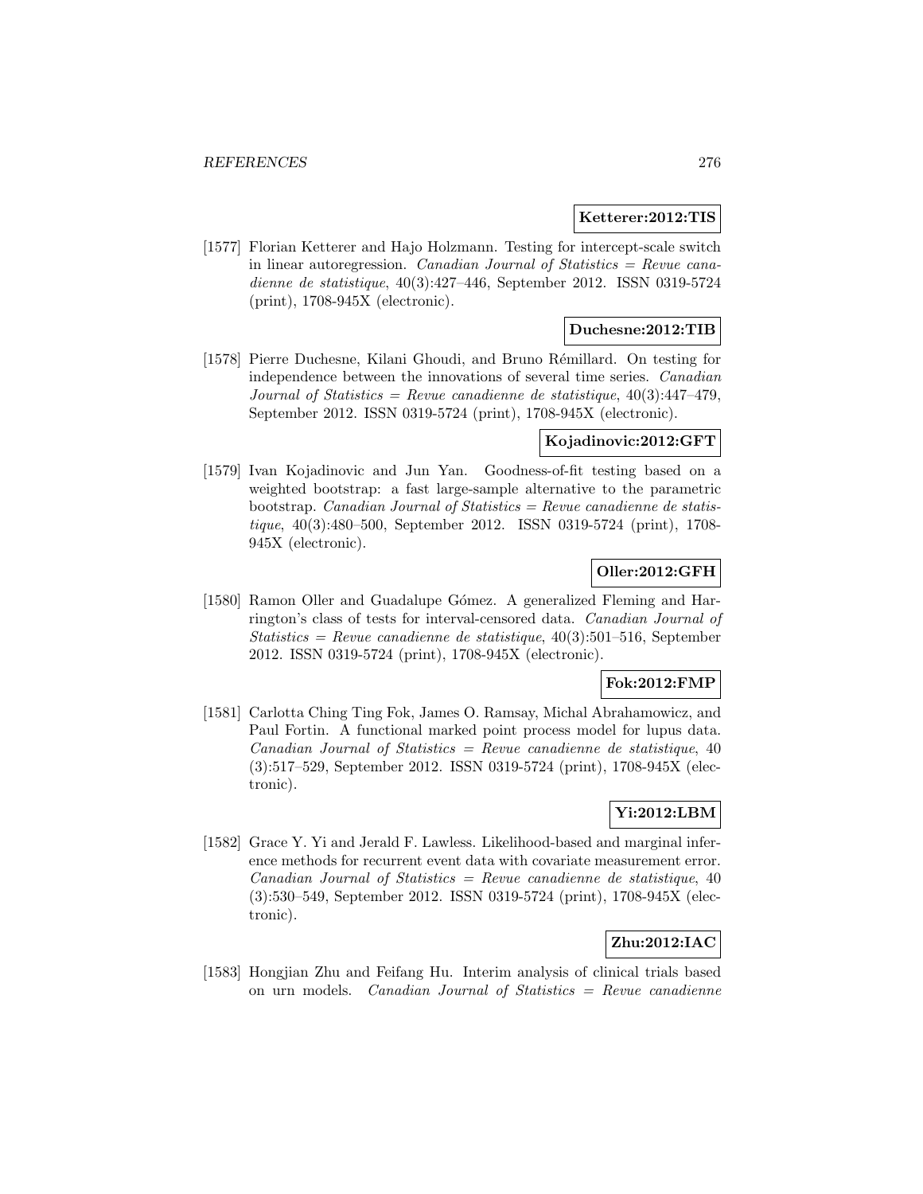**Ketterer:2012:TIS**

[1577] Florian Ketterer and Hajo Holzmann. Testing for intercept-scale switch in linear autoregression. *Canadian Journal of Statistics = Revue canadienne de statistique*, 40(3):427–446, September 2012. ISSN 0319-5724 (print), 1708-945X (electronic).

**Duchesne:2012:TIB**

[1578] Pierre Duchesne, Kilani Ghoudi, and Bruno Rémillard. On testing for independence between the innovations of several time series. *Canadian Journal of Statistics = Revue canadienne de statistique*, 40(3):447–479, September 2012. ISSN 0319-5724 (print), 1708-945X (electronic).

**Kojadinovic:2012:GFT**

[1579] Ivan Kojadinovic and Jun Yan. Goodness-of-fit testing based on a weighted bootstrap: a fast large-sample alternative to the parametric bootstrap. *Canadian Journal of Statistics = Revue canadienne de statistique*, 40(3):480–500, September 2012. ISSN 0319-5724 (print), 1708-945X (electronic).

**Oller:2012:GFH**

[1580] Ramon Oller and Guadalupe Gómez. A generalized Fleming and Harrington's class of tests for interval-censored data. *Canadian Journal of Statistics = Revue canadienne de statistique*, 40(3):501–516, September 2012. ISSN 0319-5724 (print), 1708-945X (electronic).

**Fok:2012:FMP**

[1581] Carlotta Ching Ting Fok, James O. Ramsay, Michal Abrahamowicz, and Paul Fortin. A functional marked point process model for lupus data. *Canadian Journal of Statistics = Revue canadienne de statistique*, 40 (3):517–529, September 2012. ISSN 0319-5724 (print), 1708-945X (electronic).

**Yi:2012:LBM**

[1582] Grace Y. Yi and Jerald F. Lawless. Likelihood-based and marginal inference methods for recurrent event data with covariate measurement error. *Canadian Journal of Statistics = Revue canadienne de statistique*, 40 (3):530–549, September 2012. ISSN 0319-5724 (print), 1708-945X (electronic).

**Zhu:2012:IAC**

[1583] Hongjian Zhu and Feifang Hu. Interim analysis of clinical trials based on urn models. *Canadian Journal of Statistics = Revue canadienne*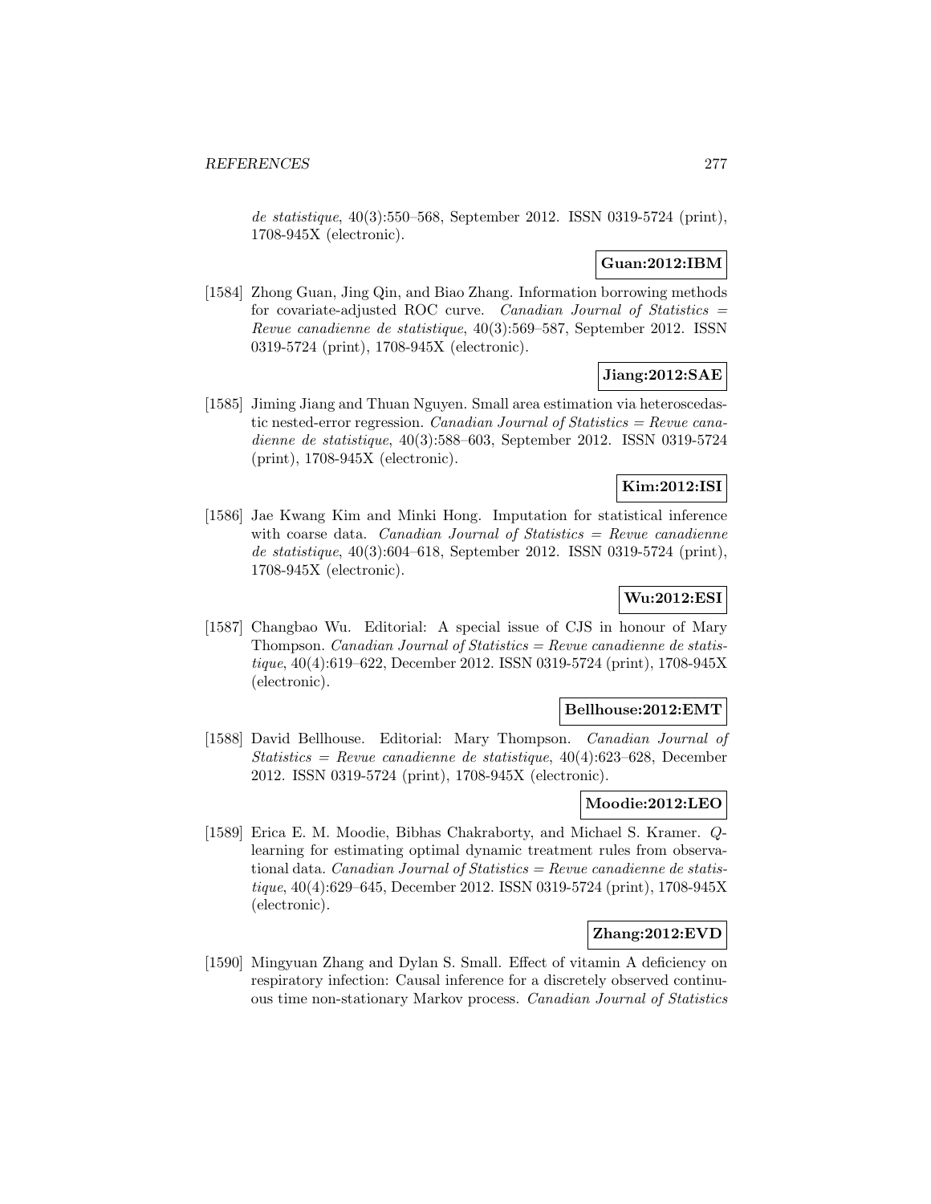*de statistique*, 40(3):550–568, September 2012. ISSN 0319-5724 (print), 1708-945X (electronic).

**Guan:2012:IBM**

[1584] Zhong Guan, Jing Qin, and Biao Zhang. Information borrowing methods for covariate-adjusted ROC curve. *Canadian Journal of Statistics = Revue canadienne de statistique*, 40(3):569–587, September 2012. ISSN 0319-5724 (print), 1708-945X (electronic).

**Jiang:2012:SAE**

[1585] Jiming Jiang and Thuan Nguyen. Small area estimation via heteroscedastic nested-error regression. *Canadian Journal of Statistics = Revue canadienne de statistique*, 40(3):588–603, September 2012. ISSN 0319-5724 (print), 1708-945X (electronic).

**Kim:2012:ISI**

[1586] Jae Kwang Kim and Minki Hong. Imputation for statistical inference with coarse data. *Canadian Journal of Statistics = Revue canadienne de statistique*, 40(3):604–618, September 2012. ISSN 0319-5724 (print), 1708-945X (electronic).

**Wu:2012:ESI**

[1587] Changbao Wu. Editorial: A special issue of CJS in honour of Mary Thompson. *Canadian Journal of Statistics = Revue canadienne de statistique*, 40(4):619–622, December 2012. ISSN 0319-5724 (print), 1708-945X (electronic).

**Bellhouse:2012:EMT**

[1588] David Bellhouse. Editorial: Mary Thompson. *Canadian Journal of Statistics = Revue canadienne de statistique*, 40(4):623–628, December 2012. ISSN 0319-5724 (print), 1708-945X (electronic).

**Moodie:2012:LEO**

[1589] Erica E. M. Moodie, Bibhas Chakraborty, and Michael S. Kramer. *Q*-learning for estimating optimal dynamic treatment rules from observational data. *Canadian Journal of Statistics = Revue canadienne de statistique*, 40(4):629–645, December 2012. ISSN 0319-5724 (print), 1708-945X (electronic).

**Zhang:2012:EVD**

[1590] Mingyuan Zhang and Dylan S. Small. Effect of vitamin A deficiency on respiratory infection: Causal inference for a discretely observed continuous time non-stationary Markov process. *Canadian Journal of Statistics*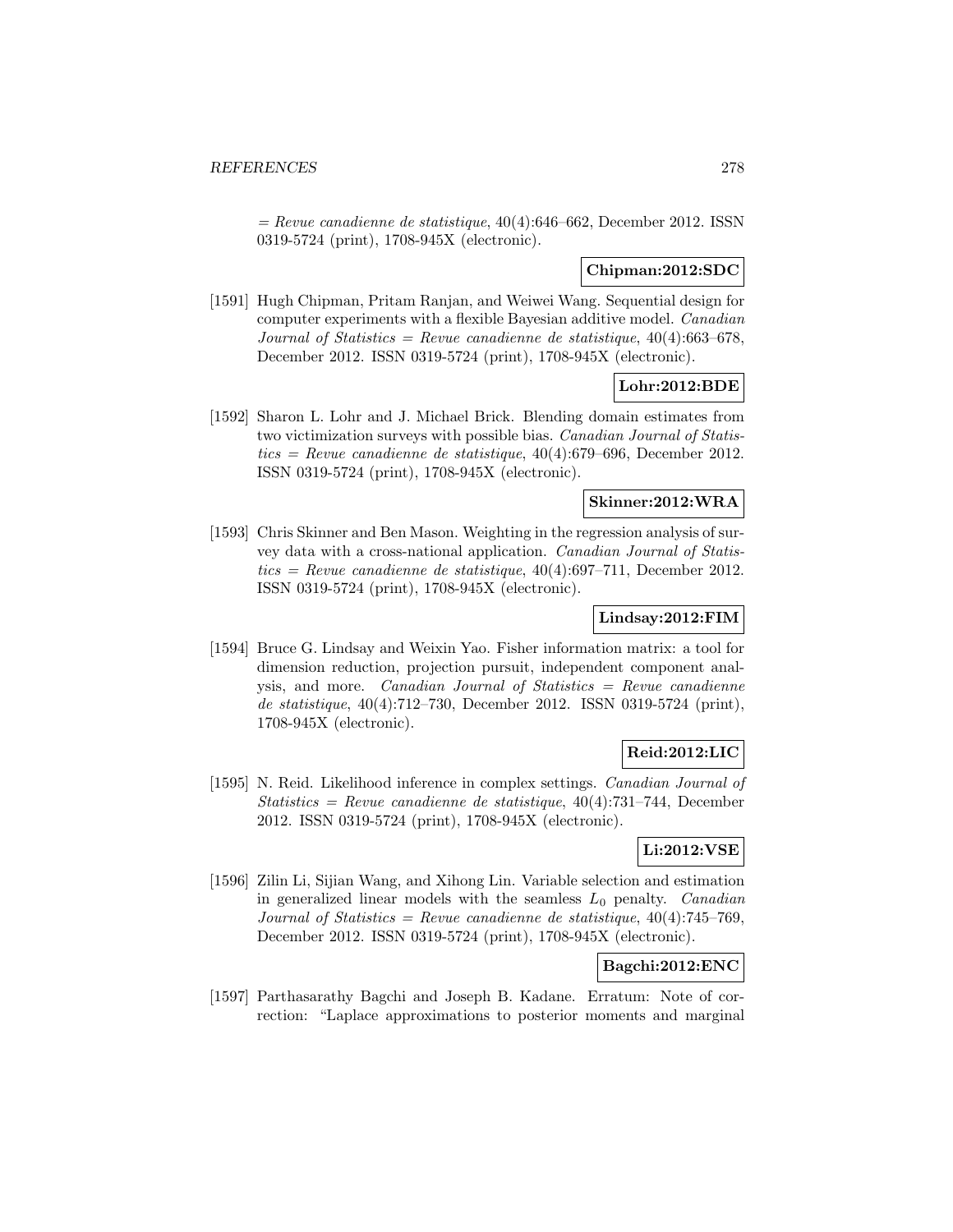*= Revue canadienne de statistique*, 40(4):646–662, December 2012. ISSN 0319-5724 (print), 1708-945X (electronic).

**Chipman:2012:SDC**

[1591] Hugh Chipman, Pritam Ranjan, and Weiwei Wang. Sequential design for computer experiments with a flexible Bayesian additive model. *Canadian Journal of Statistics = Revue canadienne de statistique*, 40(4):663–678, December 2012. ISSN 0319-5724 (print), 1708-945X (electronic).

**Lohr:2012:BDE**

[1592] Sharon L. Lohr and J. Michael Brick. Blending domain estimates from two victimization surveys with possible bias. *Canadian Journal of Statistics = Revue canadienne de statistique*, 40(4):679–696, December 2012. ISSN 0319-5724 (print), 1708-945X (electronic).

**Skinner:2012:WRA**

[1593] Chris Skinner and Ben Mason. Weighting in the regression analysis of survey data with a cross-national application. *Canadian Journal of Statistics = Revue canadienne de statistique*, 40(4):697–711, December 2012. ISSN 0319-5724 (print), 1708-945X (electronic).

**Lindsay:2012:FIM**

[1594] Bruce G. Lindsay and Weixin Yao. Fisher information matrix: a tool for dimension reduction, projection pursuit, independent component analysis, and more. *Canadian Journal of Statistics = Revue canadienne de statistique*, 40(4):712–730, December 2012. ISSN 0319-5724 (print), 1708-945X (electronic).

**Reid:2012:LIC**

[1595] N. Reid. Likelihood inference in complex settings. *Canadian Journal of Statistics = Revue canadienne de statistique*, 40(4):731–744, December 2012. ISSN 0319-5724 (print), 1708-945X (electronic).

**Li:2012:VSE**

[1596] Zilin Li, Sijian Wang, and Xihong Lin. Variable selection and estimation in generalized linear models with the seamless $L_0$ penalty. *Canadian Journal of Statistics = Revue canadienne de statistique*, 40(4):745–769, December 2012. ISSN 0319-5724 (print), 1708-945X (electronic).

**Bagchi:2012:ENC**

[1597] Parthasarathy Bagchi and Joseph B. Kadane. Erratum: Note of correction: "Laplace approximations to posterior moments and marginal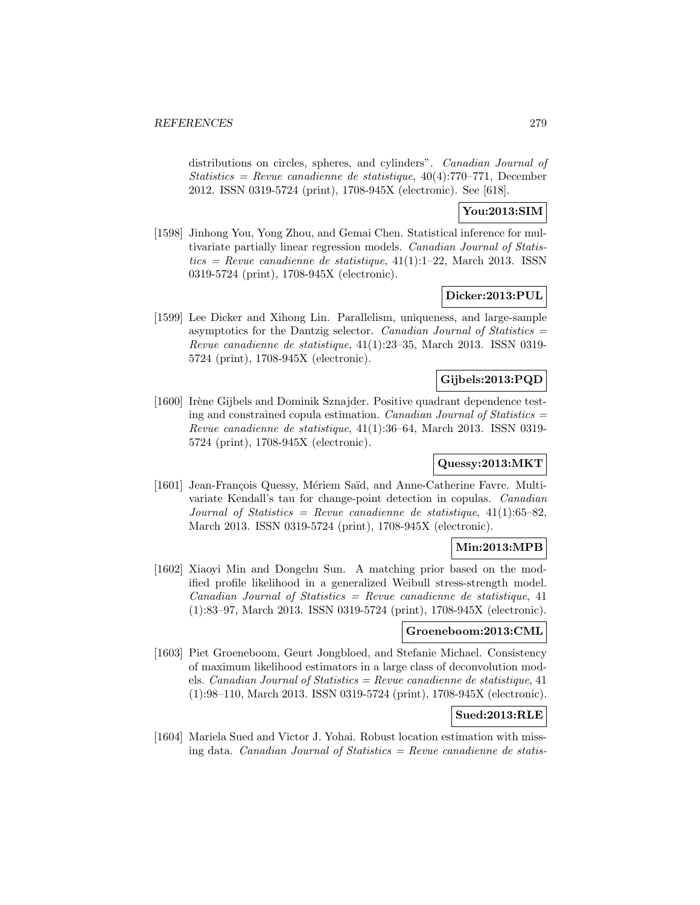distributions on circles, spheres, and cylinders". *Canadian Journal of Statistics = Revue canadienne de statistique*, 40(4):770–771, December 2012. ISSN 0319-5724 (print), 1708-945X (electronic). See [618].

**You:2013:SIM**

[1598] Jinhong You, Yong Zhou, and Gemai Chen. Statistical inference for multivariate partially linear regression models. *Canadian Journal of Statistics = Revue canadienne de statistique*, 41(1):1–22, March 2013. ISSN 0319-5724 (print), 1708-945X (electronic).

**Dicker:2013:PUL**

[1599] Lee Dicker and Xihong Lin. Parallelism, uniqueness, and large-sample asymptotics for the Dantzig selector. *Canadian Journal of Statistics = Revue canadienne de statistique*, 41(1):23–35, March 2013. ISSN 0319-5724 (print), 1708-945X (electronic).

**Gijbels:2013:PQD**

[1600] Irène Gijbels and Dominik Sznajder. Positive quadrant dependence testing and constrained copula estimation. *Canadian Journal of Statistics = Revue canadienne de statistique*, 41(1):36–64, March 2013. ISSN 0319-5724 (print), 1708-945X (electronic).

**Quessy:2013:MKT**

[1601] Jean-François Quessy, Mériem Saïd, and Anne-Catherine Favre. Multivariate Kendall's tau for change-point detection in copulas. *Canadian Journal of Statistics = Revue canadienne de statistique*, 41(1):65–82, March 2013. ISSN 0319-5724 (print), 1708-945X (electronic).

**Min:2013:MPB**

[1602] Xiaoyi Min and Dongchu Sun. A matching prior based on the modified profile likelihood in a generalized Weibull stress-strength model. *Canadian Journal of Statistics = Revue canadienne de statistique*, 41 (1):83–97, March 2013. ISSN 0319-5724 (print), 1708-945X (electronic).

**Groeneboom:2013:CML**

[1603] Piet Groeneboom, Geurt Jongbloed, and Stefanie Michael. Consistency of maximum likelihood estimators in a large class of deconvolution models. *Canadian Journal of Statistics = Revue canadienne de statistique*, 41 (1):98–110, March 2013. ISSN 0319-5724 (print), 1708-945X (electronic).

**Sued:2013:RLE**

[1604] Mariela Sued and Victor J. Yohai. Robust location estimation with missing data. *Canadian Journal of Statistics = Revue canadienne de statis-*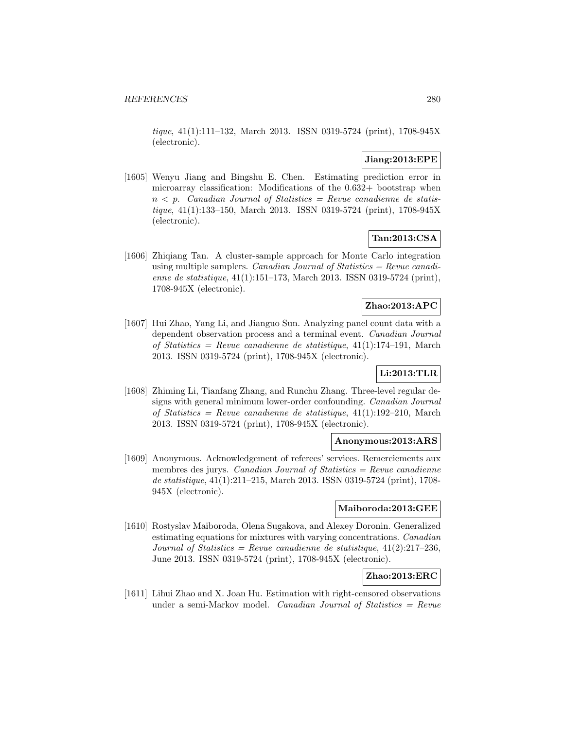*tique*, 41(1):111–132, March 2013. ISSN 0319-5724 (print), 1708-945X (electronic).

**Jiang:2013:EPE**

[1605] Wenyu Jiang and Bingshu E. Chen. Estimating prediction error in microarray classification: Modifications of the 0.632+ bootstrap when $n < p$. *Canadian Journal of Statistics = Revue canadienne de statistique*, 41(1):133–150, March 2013. ISSN 0319-5724 (print), 1708-945X (electronic).

**Tan:2013:CSA**

[1606] Zhiqiang Tan. A cluster-sample approach for Monte Carlo integration using multiple samplers. *Canadian Journal of Statistics = Revue canadienne de statistique*, 41(1):151–173, March 2013. ISSN 0319-5724 (print), 1708-945X (electronic).

**Zhao:2013:APC**

[1607] Hui Zhao, Yang Li, and Jianguo Sun. Analyzing panel count data with a dependent observation process and a terminal event. *Canadian Journal of Statistics = Revue canadienne de statistique*, 41(1):174–191, March 2013. ISSN 0319-5724 (print), 1708-945X (electronic).

**Li:2013:TLR**

[1608] Zhiming Li, Tianfang Zhang, and Runchu Zhang. Three-level regular designs with general minimum lower-order confounding. *Canadian Journal of Statistics = Revue canadienne de statistique*, 41(1):192–210, March 2013. ISSN 0319-5724 (print), 1708-945X (electronic).

**Anonymous:2013:ARS**

[1609] Anonymous. Acknowledgement of referees' services. Remerciements aux membres des jurys. *Canadian Journal of Statistics = Revue canadienne de statistique*, 41(1):211–215, March 2013. ISSN 0319-5724 (print), 1708-945X (electronic).

**Maiboroda:2013:GEE**

[1610] Rostyslav Maiboroda, Olena Sugakova, and Alexey Doronin. Generalized estimating equations for mixtures with varying concentrations. *Canadian Journal of Statistics = Revue canadienne de statistique*, 41(2):217–236, June 2013. ISSN 0319-5724 (print), 1708-945X (electronic).

**Zhao:2013:ERC**

[1611] Lihui Zhao and X. Joan Hu. Estimation with right-censored observations under a semi-Markov model. *Canadian Journal of Statistics = Revue*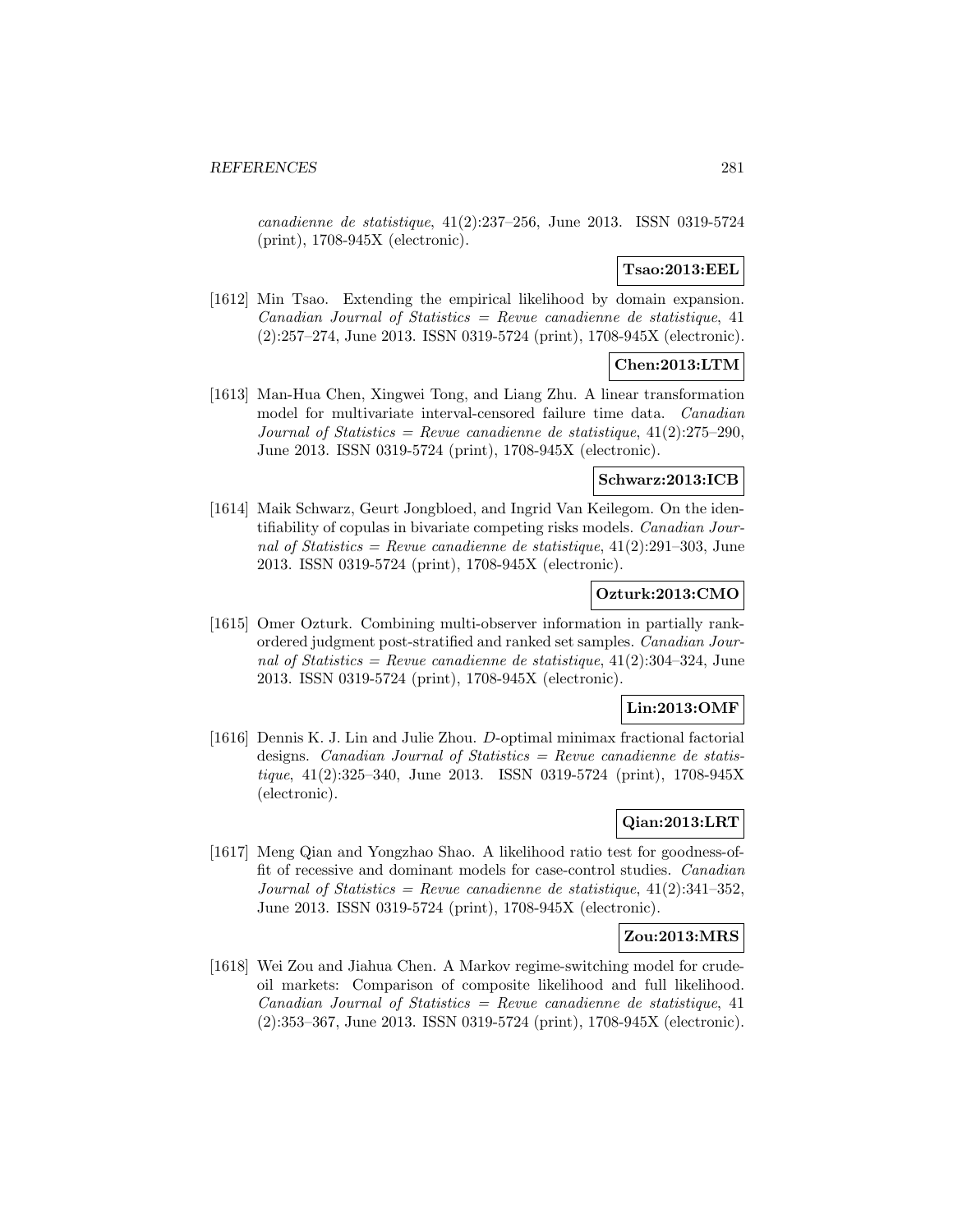*canadienne de statistique*, 41(2):237–256, June 2013. ISSN 0319-5724 (print), 1708-945X (electronic).

**Tsao:2013:EEL**

[1612] Min Tsao. Extending the empirical likelihood by domain expansion. *Canadian Journal of Statistics = Revue canadienne de statistique*, 41 (2):257–274, June 2013. ISSN 0319-5724 (print), 1708-945X (electronic).

**Chen:2013:LTM**

[1613] Man-Hua Chen, Xingwei Tong, and Liang Zhu. A linear transformation model for multivariate interval-censored failure time data. *Canadian Journal of Statistics = Revue canadienne de statistique*, 41(2):275–290, June 2013. ISSN 0319-5724 (print), 1708-945X (electronic).

**Schwarz:2013:ICB**

[1614] Maik Schwarz, Geurt Jongbloed, and Ingrid Van Keilegom. On the identifiability of copulas in bivariate competing risks models. *Canadian Journal of Statistics = Revue canadienne de statistique*, 41(2):291–303, June 2013. ISSN 0319-5724 (print), 1708-945X (electronic).

**Ozturk:2013:CMO**

[1615] Omer Ozturk. Combining multi-observer information in partially rank-ordered judgment post-stratified and ranked set samples. *Canadian Journal of Statistics = Revue canadienne de statistique*, 41(2):304–324, June 2013. ISSN 0319-5724 (print), 1708-945X (electronic).

**Lin:2013:OMF**

[1616] Dennis K. J. Lin and Julie Zhou. *D*-optimal minimax fractional factorial designs. *Canadian Journal of Statistics = Revue canadienne de statistique*, 41(2):325–340, June 2013. ISSN 0319-5724 (print), 1708-945X (electronic).

**Qian:2013:LRT**

[1617] Meng Qian and Yongzhao Shao. A likelihood ratio test for goodness-of-fit of recessive and dominant models for case-control studies. *Canadian Journal of Statistics = Revue canadienne de statistique*, 41(2):341–352, June 2013. ISSN 0319-5724 (print), 1708-945X (electronic).

**Zou:2013:MRS**

[1618] Wei Zou and Jiahua Chen. A Markov regime-switching model for crude-oil markets: Comparison of composite likelihood and full likelihood. *Canadian Journal of Statistics = Revue canadienne de statistique*, 41 (2):353–367, June 2013. ISSN 0319-5724 (print), 1708-945X (electronic).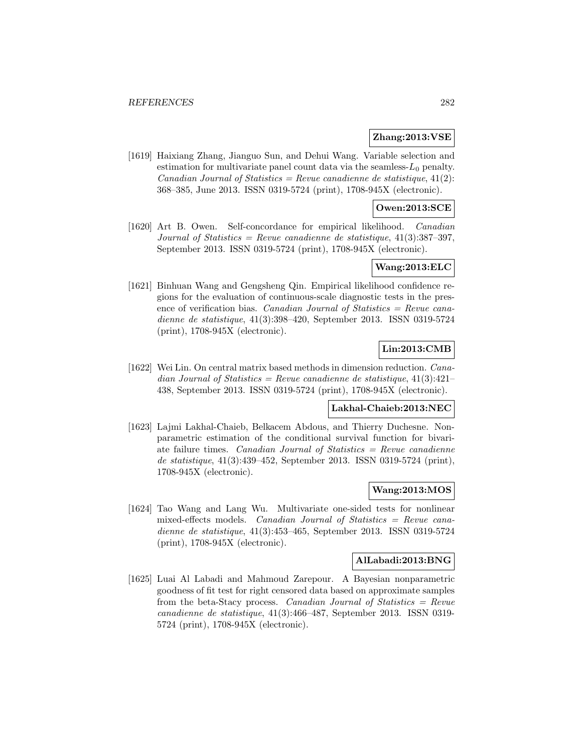**Zhang:2013:VSE**

[1619] Haixiang Zhang, Jianguo Sun, and Dehui Wang. Variable selection and estimation for multivariate panel count data via the seamless-$L_0$ penalty. *Canadian Journal of Statistics = Revue canadienne de statistique*, 41(2): 368–385, June 2013. ISSN 0319-5724 (print), 1708-945X (electronic).

**Owen:2013:SCE**

[1620] Art B. Owen. Self-concordance for empirical likelihood. *Canadian Journal of Statistics = Revue canadienne de statistique*, 41(3):387–397, September 2013. ISSN 0319-5724 (print), 1708-945X (electronic).

**Wang:2013:ELC**

[1621] Binhuan Wang and Gengsheng Qin. Empirical likelihood confidence regions for the evaluation of continuous-scale diagnostic tests in the presence of verification bias. *Canadian Journal of Statistics = Revue canadienne de statistique*, 41(3):398–420, September 2013. ISSN 0319-5724 (print), 1708-945X (electronic).

**Lin:2013:CMB**

[1622] Wei Lin. On central matrix based methods in dimension reduction. *Canadian Journal of Statistics = Revue canadienne de statistique*, 41(3):421–438, September 2013. ISSN 0319-5724 (print), 1708-945X (electronic).

**Lakhal-Chaieb:2013:NEC**

[1623] Lajmi Lakhal-Chaieb, Belkacem Abdous, and Thierry Duchesne. Nonparametric estimation of the conditional survival function for bivariate failure times. *Canadian Journal of Statistics = Revue canadienne de statistique*, 41(3):439–452, September 2013. ISSN 0319-5724 (print), 1708-945X (electronic).

**Wang:2013:MOS**

[1624] Tao Wang and Lang Wu. Multivariate one-sided tests for nonlinear mixed-effects models. *Canadian Journal of Statistics = Revue canadienne de statistique*, 41(3):453–465, September 2013. ISSN 0319-5724 (print), 1708-945X (electronic).

**AlLabadi:2013:BNG**

[1625] Luai Al Labadi and Mahmoud Zarepour. A Bayesian nonparametric goodness of fit test for right censored data based on approximate samples from the beta-Stacy process. *Canadian Journal of Statistics = Revue canadienne de statistique*, 41(3):466–487, September 2013. ISSN 0319-5724 (print), 1708-945X (electronic).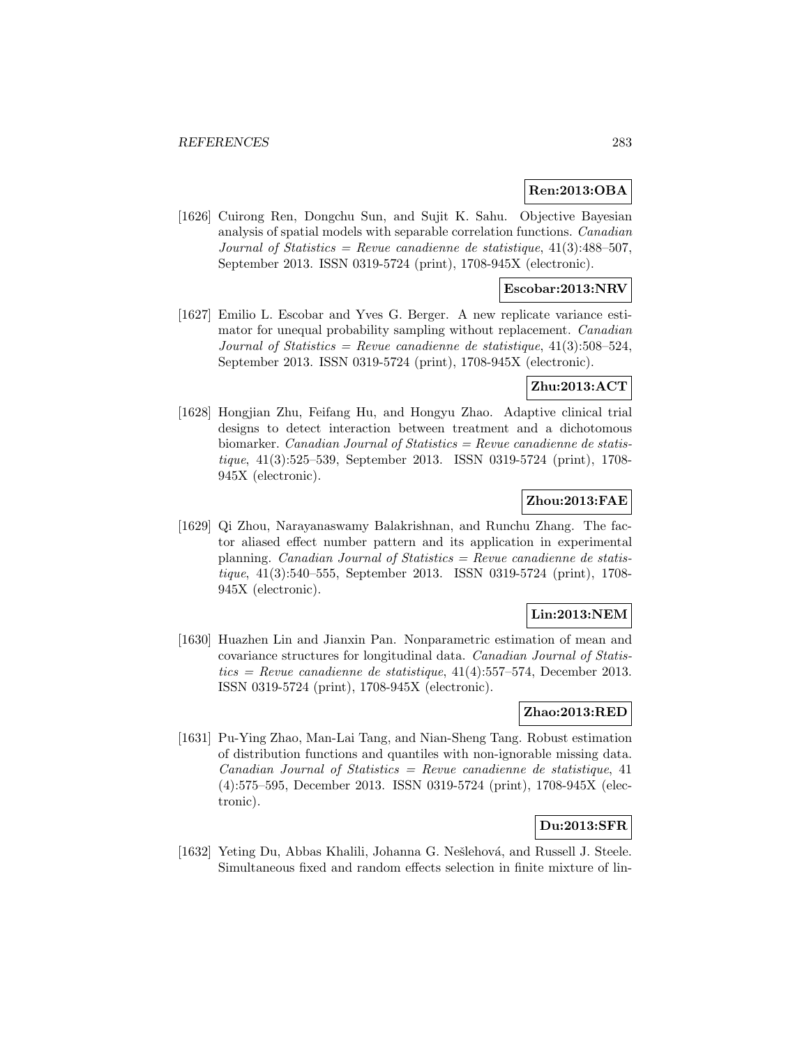**Ren:2013:OBA**

[1626] Cuirong Ren, Dongchu Sun, and Sujit K. Sahu. Objective Bayesian analysis of spatial models with separable correlation functions. *Canadian Journal of Statistics = Revue canadienne de statistique*, 41(3):488–507, September 2013. ISSN 0319-5724 (print), 1708-945X (electronic).

**Escobar:2013:NRV**

[1627] Emilio L. Escobar and Yves G. Berger. A new replicate variance estimator for unequal probability sampling without replacement. *Canadian Journal of Statistics = Revue canadienne de statistique*, 41(3):508–524, September 2013. ISSN 0319-5724 (print), 1708-945X (electronic).

**Zhu:2013:ACT**

[1628] Hongjian Zhu, Feifang Hu, and Hongyu Zhao. Adaptive clinical trial designs to detect interaction between treatment and a dichotomous biomarker. *Canadian Journal of Statistics = Revue canadienne de statistique*, 41(3):525–539, September 2013. ISSN 0319-5724 (print), 1708-945X (electronic).

**Zhou:2013:FAE**

[1629] Qi Zhou, Narayanaswamy Balakrishnan, and Runchu Zhang. The factor aliased effect number pattern and its application in experimental planning. *Canadian Journal of Statistics = Revue canadienne de statistique*, 41(3):540–555, September 2013. ISSN 0319-5724 (print), 1708-945X (electronic).

**Lin:2013:NEM**

[1630] Huazhen Lin and Jianxin Pan. Nonparametric estimation of mean and covariance structures for longitudinal data. *Canadian Journal of Statistics = Revue canadienne de statistique*, 41(4):557–574, December 2013. ISSN 0319-5724 (print), 1708-945X (electronic).

**Zhao:2013:RED**

[1631] Pu-Ying Zhao, Man-Lai Tang, and Nian-Sheng Tang. Robust estimation of distribution functions and quantiles with non-ignorable missing data. *Canadian Journal of Statistics = Revue canadienne de statistique*, 41 (4):575–595, December 2013. ISSN 0319-5724 (print), 1708-945X (electronic).

**Du:2013:SFR**

[1632] Yeting Du, Abbas Khalili, Johanna G. Nešlehová, and Russell J. Steele. Simultaneous fixed and random effects selection in finite mixture of lin-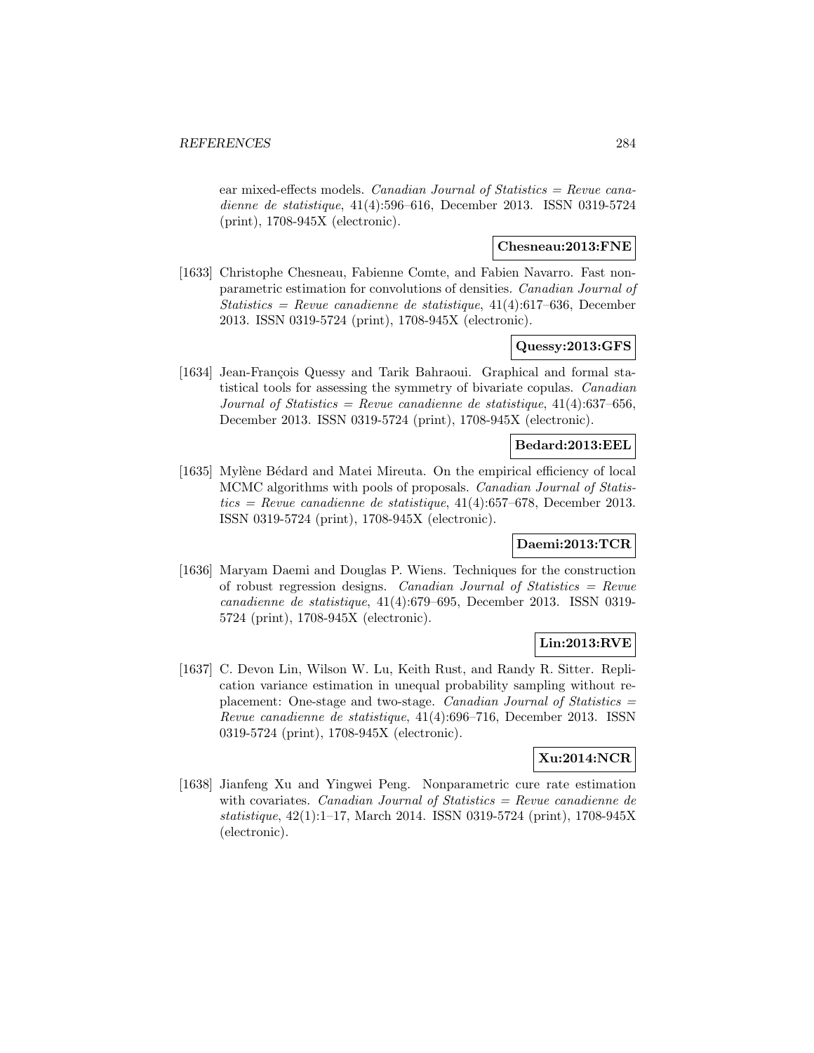ear mixed-effects models. *Canadian Journal of Statistics = Revue canadienne de statistique*, 41(4):596–616, December 2013. ISSN 0319-5724 (print), 1708-945X (electronic).

**Chesneau:2013:FNE**

[1633] Christophe Chesneau, Fabienne Comte, and Fabien Navarro. Fast nonparametric estimation for convolutions of densities. *Canadian Journal of Statistics = Revue canadienne de statistique*, 41(4):617–636, December 2013. ISSN 0319-5724 (print), 1708-945X (electronic).

**Quessy:2013:GFS**

[1634] Jean-François Quessy and Tarik Bahraoui. Graphical and formal statistical tools for assessing the symmetry of bivariate copulas. *Canadian Journal of Statistics = Revue canadienne de statistique*, 41(4):637–656, December 2013. ISSN 0319-5724 (print), 1708-945X (electronic).

**Bedard:2013:EEL**

[1635] Mylène Bédard and Matei Mireuta. On the empirical efficiency of local MCMC algorithms with pools of proposals. *Canadian Journal of Statistics = Revue canadienne de statistique*, 41(4):657–678, December 2013. ISSN 0319-5724 (print), 1708-945X (electronic).

**Daemi:2013:TCR**

[1636] Maryam Daemi and Douglas P. Wiens. Techniques for the construction of robust regression designs. *Canadian Journal of Statistics = Revue canadienne de statistique*, 41(4):679–695, December 2013. ISSN 0319-5724 (print), 1708-945X (electronic).

**Lin:2013:RVE**

[1637] C. Devon Lin, Wilson W. Lu, Keith Rust, and Randy R. Sitter. Replication variance estimation in unequal probability sampling without replacement: One-stage and two-stage. *Canadian Journal of Statistics = Revue canadienne de statistique*, 41(4):696–716, December 2013. ISSN 0319-5724 (print), 1708-945X (electronic).

**Xu:2014:NCR**

[1638] Jianfeng Xu and Yingwei Peng. Nonparametric cure rate estimation with covariates. *Canadian Journal of Statistics = Revue canadienne de statistique*, 42(1):1–17, March 2014. ISSN 0319-5724 (print), 1708-945X (electronic).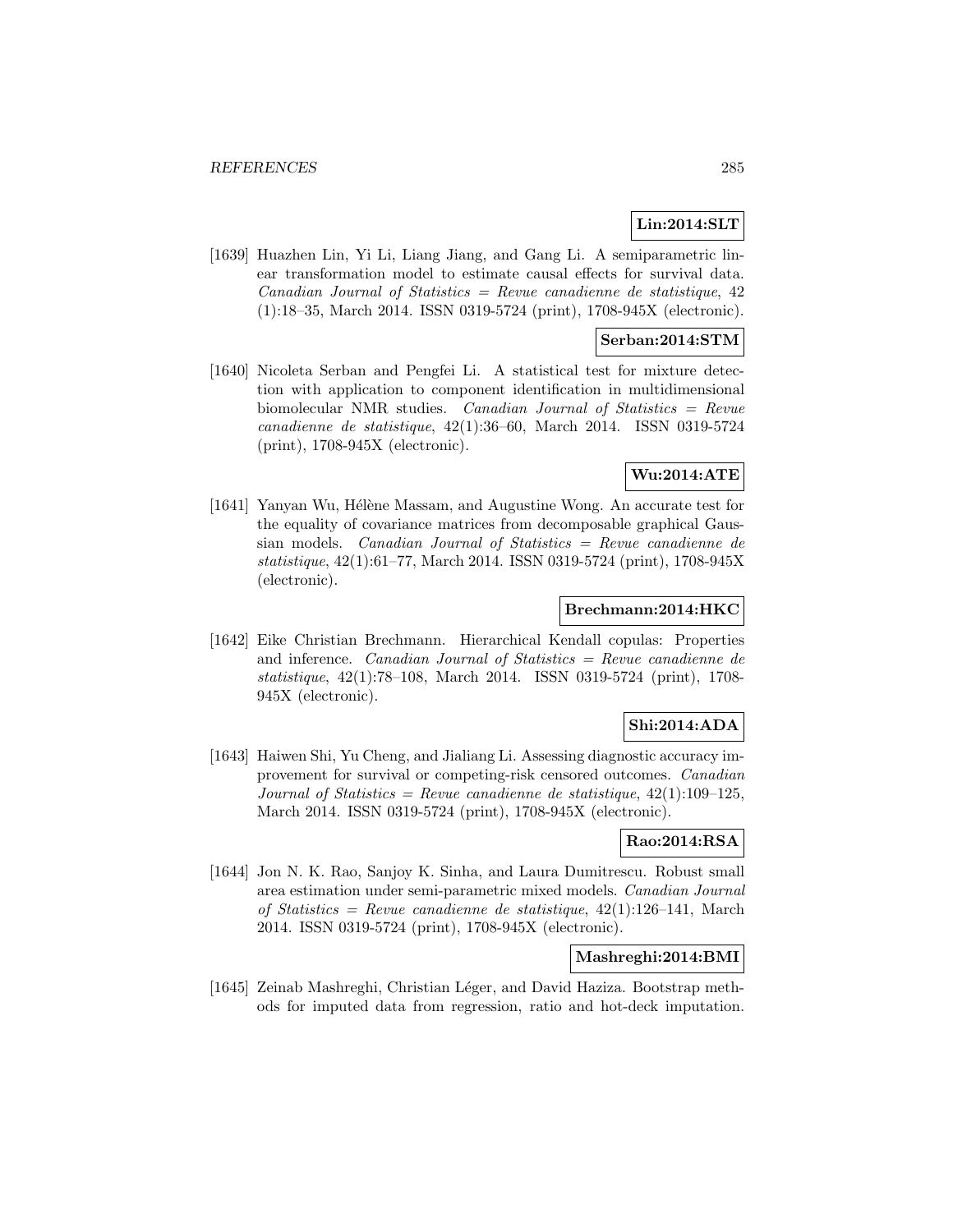**Lin:2014:SLT**

[1639] Huazhen Lin, Yi Li, Liang Jiang, and Gang Li. A semiparametric linear transformation model to estimate causal effects for survival data. *Canadian Journal of Statistics = Revue canadienne de statistique*, 42 (1):18–35, March 2014. ISSN 0319-5724 (print), 1708-945X (electronic).

**Serban:2014:STM**

[1640] Nicoleta Serban and Pengfei Li. A statistical test for mixture detection with application to component identification in multidimensional biomolecular NMR studies. *Canadian Journal of Statistics = Revue canadienne de statistique*, 42(1):36–60, March 2014. ISSN 0319-5724 (print), 1708-945X (electronic).

**Wu:2014:ATE**

[1641] Yanyan Wu, Hélène Massam, and Augustine Wong. An accurate test for the equality of covariance matrices from decomposable graphical Gaussian models. *Canadian Journal of Statistics = Revue canadienne de statistique*, 42(1):61–77, March 2014. ISSN 0319-5724 (print), 1708-945X (electronic).

**Brechmann:2014:HKC**

[1642] Eike Christian Brechmann. Hierarchical Kendall copulas: Properties and inference. *Canadian Journal of Statistics = Revue canadienne de statistique*, 42(1):78–108, March 2014. ISSN 0319-5724 (print), 1708-945X (electronic).

**Shi:2014:ADA**

[1643] Haiwen Shi, Yu Cheng, and Jialiang Li. Assessing diagnostic accuracy improvement for survival or competing-risk censored outcomes. *Canadian Journal of Statistics = Revue canadienne de statistique*, 42(1):109–125, March 2014. ISSN 0319-5724 (print), 1708-945X (electronic).

**Rao:2014:RSA**

[1644] Jon N. K. Rao, Sanjoy K. Sinha, and Laura Dumitrescu. Robust small area estimation under semi-parametric mixed models. *Canadian Journal of Statistics = Revue canadienne de statistique*, 42(1):126–141, March 2014. ISSN 0319-5724 (print), 1708-945X (electronic).

**Mashreghi:2014:BMI**

[1645] Zeinab Mashreghi, Christian Léger, and David Haziza. Bootstrap methods for imputed data from regression, ratio and hot-deck imputation.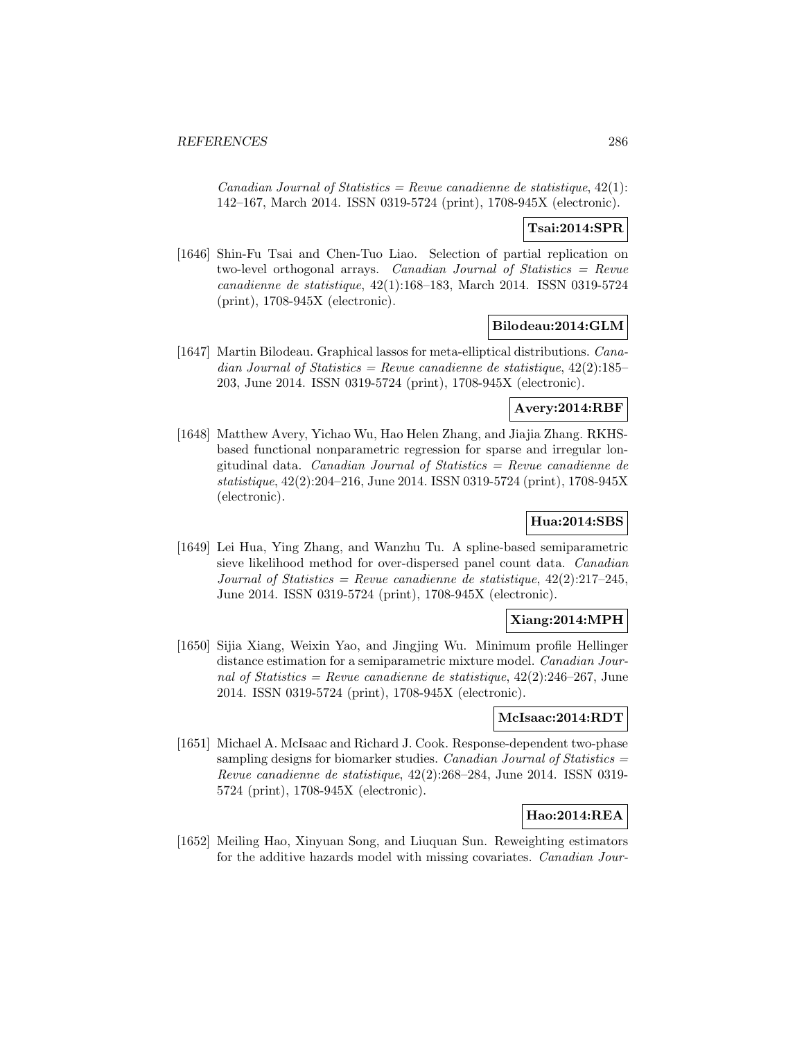*Canadian Journal of Statistics = Revue canadienne de statistique*, 42(1): 142–167, March 2014. ISSN 0319-5724 (print), 1708-945X (electronic).

**Tsai:2014:SPR**

[1646] Shin-Fu Tsai and Chen-Tuo Liao. Selection of partial replication on two-level orthogonal arrays. *Canadian Journal of Statistics = Revue canadienne de statistique*, 42(1):168–183, March 2014. ISSN 0319-5724 (print), 1708-945X (electronic).

**Bilodeau:2014:GLM**

[1647] Martin Bilodeau. Graphical lassos for meta-elliptical distributions. *Canadian Journal of Statistics = Revue canadienne de statistique*, 42(2):185–203, June 2014. ISSN 0319-5724 (print), 1708-945X (electronic).

**Avery:2014:RBF**

[1648] Matthew Avery, Yichao Wu, Hao Helen Zhang, and Jiajia Zhang. RKHS-based functional nonparametric regression for sparse and irregular longitudinal data. *Canadian Journal of Statistics = Revue canadienne de statistique*, 42(2):204–216, June 2014. ISSN 0319-5724 (print), 1708-945X (electronic).

**Hua:2014:SBS**

[1649] Lei Hua, Ying Zhang, and Wanzhu Tu. A spline-based semiparametric sieve likelihood method for over-dispersed panel count data. *Canadian Journal of Statistics = Revue canadienne de statistique*, 42(2):217–245, June 2014. ISSN 0319-5724 (print), 1708-945X (electronic).

**Xiang:2014:MPH**

[1650] Sijia Xiang, Weixin Yao, and Jingjing Wu. Minimum profile Hellinger distance estimation for a semiparametric mixture model. *Canadian Journal of Statistics = Revue canadienne de statistique*, 42(2):246–267, June 2014. ISSN 0319-5724 (print), 1708-945X (electronic).

**McIsaac:2014:RDT**

[1651] Michael A. McIsaac and Richard J. Cook. Response-dependent two-phase sampling designs for biomarker studies. *Canadian Journal of Statistics = Revue canadienne de statistique*, 42(2):268–284, June 2014. ISSN 0319-5724 (print), 1708-945X (electronic).

**Hao:2014:REA**

[1652] Meiling Hao, Xinyuan Song, and Liuquan Sun. Reweighting estimators for the additive hazards model with missing covariates. *Canadian Jour-*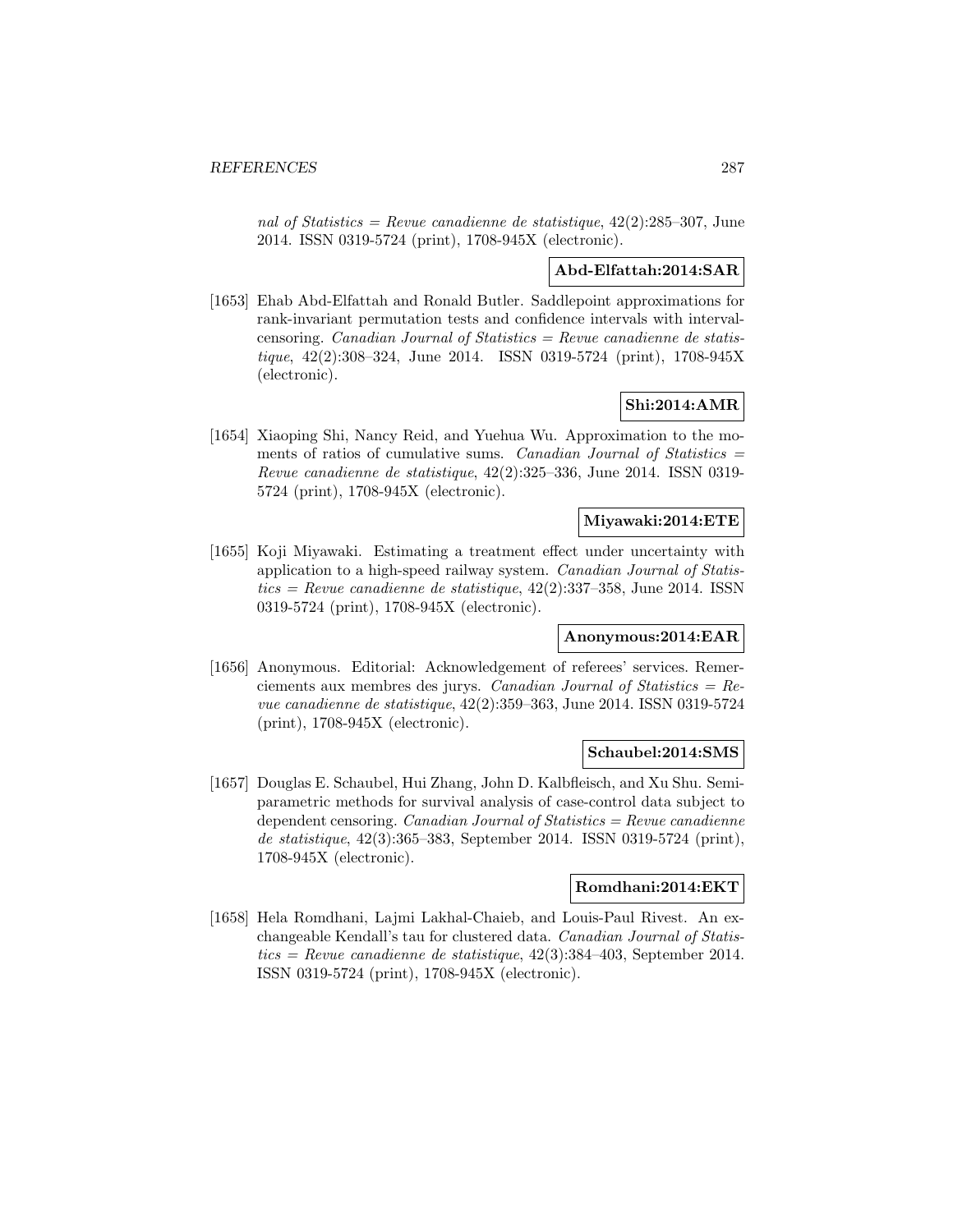*nal of Statistics = Revue canadienne de statistique*, 42(2):285–307, June 2014. ISSN 0319-5724 (print), 1708-945X (electronic).

**Abd-Elfattah:2014:SAR**

[1653] Ehab Abd-Elfattah and Ronald Butler. Saddlepoint approximations for rank-invariant permutation tests and confidence intervals with interval-censoring. *Canadian Journal of Statistics = Revue canadienne de statistique*, 42(2):308–324, June 2014. ISSN 0319-5724 (print), 1708-945X (electronic).

**Shi:2014:AMR**

[1654] Xiaoping Shi, Nancy Reid, and Yuehua Wu. Approximation to the moments of ratios of cumulative sums. *Canadian Journal of Statistics = Revue canadienne de statistique*, 42(2):325–336, June 2014. ISSN 0319-5724 (print), 1708-945X (electronic).

**Miyawaki:2014:ETE**

[1655] Koji Miyawaki. Estimating a treatment effect under uncertainty with application to a high-speed railway system. *Canadian Journal of Statistics = Revue canadienne de statistique*, 42(2):337–358, June 2014. ISSN 0319-5724 (print), 1708-945X (electronic).

**Anonymous:2014:EAR**

[1656] Anonymous. Editorial: Acknowledgement of referees' services. Remerciements aux membres des jurys. *Canadian Journal of Statistics = Revue canadienne de statistique*, 42(2):359–363, June 2014. ISSN 0319-5724 (print), 1708-945X (electronic).

**Schaubel:2014:SMS**

[1657] Douglas E. Schaubel, Hui Zhang, John D. Kalbfleisch, and Xu Shu. Semiparametric methods for survival analysis of case-control data subject to dependent censoring. *Canadian Journal of Statistics = Revue canadienne de statistique*, 42(3):365–383, September 2014. ISSN 0319-5724 (print), 1708-945X (electronic).

**Romdhani:2014:EKT**

[1658] Hela Romdhani, Lajmi Lakhal-Chaieb, and Louis-Paul Rivest. An exchangeable Kendall's tau for clustered data. *Canadian Journal of Statistics = Revue canadienne de statistique*, 42(3):384–403, September 2014. ISSN 0319-5724 (print), 1708-945X (electronic).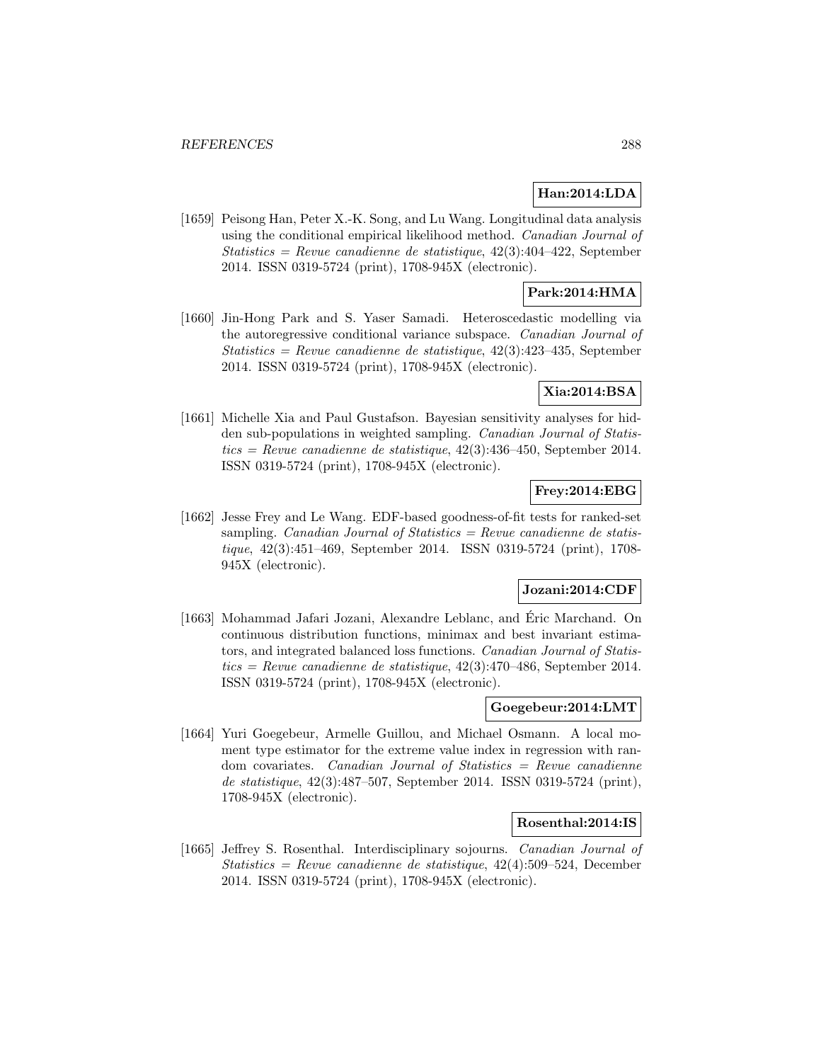**Han:2014:LDA**

[1659] Peisong Han, Peter X.-K. Song, and Lu Wang. Longitudinal data analysis using the conditional empirical likelihood method. *Canadian Journal of Statistics = Revue canadienne de statistique*, 42(3):404–422, September 2014. ISSN 0319-5724 (print), 1708-945X (electronic).

**Park:2014:HMA**

[1660] Jin-Hong Park and S. Yaser Samadi. Heteroscedastic modelling via the autoregressive conditional variance subspace. *Canadian Journal of Statistics = Revue canadienne de statistique*, 42(3):423–435, September 2014. ISSN 0319-5724 (print), 1708-945X (electronic).

**Xia:2014:BSA**

[1661] Michelle Xia and Paul Gustafson. Bayesian sensitivity analyses for hidden sub-populations in weighted sampling. *Canadian Journal of Statistics = Revue canadienne de statistique*, 42(3):436–450, September 2014. ISSN 0319-5724 (print), 1708-945X (electronic).

**Frey:2014:EBG**

[1662] Jesse Frey and Le Wang. EDF-based goodness-of-fit tests for ranked-set sampling. *Canadian Journal of Statistics = Revue canadienne de statistique*, 42(3):451–469, September 2014. ISSN 0319-5724 (print), 1708-945X (electronic).

**Jozani:2014:CDF**

[1663] Mohammad Jafari Jozani, Alexandre Leblanc, and Éric Marchand. On continuous distribution functions, minimax and best invariant estimators, and integrated balanced loss functions. *Canadian Journal of Statistics = Revue canadienne de statistique*, 42(3):470–486, September 2014. ISSN 0319-5724 (print), 1708-945X (electronic).

**Goegebeur:2014:LMT**

[1664] Yuri Goegebeur, Armelle Guillou, and Michael Osmann. A local moment type estimator for the extreme value index in regression with random covariates. *Canadian Journal of Statistics = Revue canadienne de statistique*, 42(3):487–507, September 2014. ISSN 0319-5724 (print), 1708-945X (electronic).

**Rosenthal:2014:IS**

[1665] Jeffrey S. Rosenthal. Interdisciplinary sojourns. *Canadian Journal of Statistics = Revue canadienne de statistique*, 42(4):509–524, December 2014. ISSN 0319-5724 (print), 1708-945X (electronic).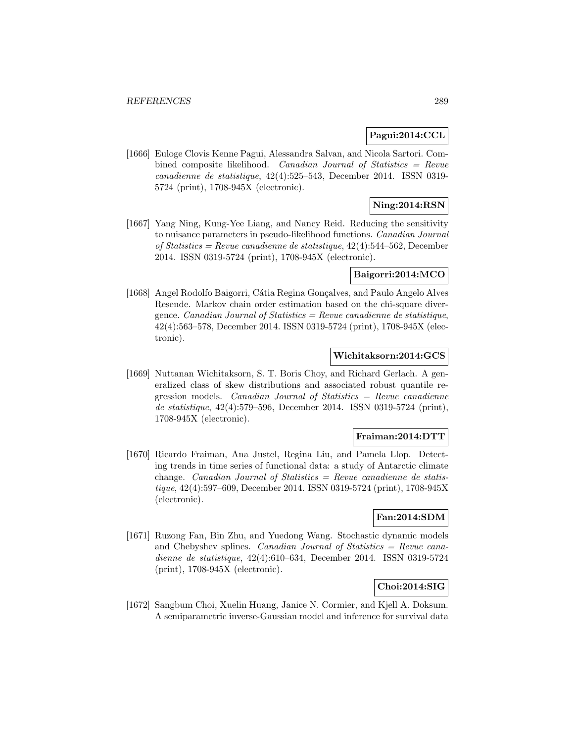**Pagui:2014:CCL**

[1666] Euloge Clovis Kenne Pagui, Alessandra Salvan, and Nicola Sartori. Combined composite likelihood. *Canadian Journal of Statistics = Revue canadienne de statistique*, 42(4):525–543, December 2014. ISSN 0319-5724 (print), 1708-945X (electronic).

**Ning:2014:RSN**

[1667] Yang Ning, Kung-Yee Liang, and Nancy Reid. Reducing the sensitivity to nuisance parameters in pseudo-likelihood functions. *Canadian Journal of Statistics = Revue canadienne de statistique*, 42(4):544–562, December 2014. ISSN 0319-5724 (print), 1708-945X (electronic).

**Baigorri:2014:MCO**

[1668] Angel Rodolfo Baigorri, Cátia Regina Gonçalves, and Paulo Angelo Alves Resende. Markov chain order estimation based on the chi-square divergence. *Canadian Journal of Statistics = Revue canadienne de statistique*, 42(4):563–578, December 2014. ISSN 0319-5724 (print), 1708-945X (electronic).

**Wichitaksorn:2014:GCS**

[1669] Nuttanan Wichitaksorn, S. T. Boris Choy, and Richard Gerlach. A generalized class of skew distributions and associated robust quantile regression models. *Canadian Journal of Statistics = Revue canadienne de statistique*, 42(4):579–596, December 2014. ISSN 0319-5724 (print), 1708-945X (electronic).

**Fraiman:2014:DTT**

[1670] Ricardo Fraiman, Ana Justel, Regina Liu, and Pamela Llop. Detecting trends in time series of functional data: a study of Antarctic climate change. *Canadian Journal of Statistics = Revue canadienne de statistique*, 42(4):597–609, December 2014. ISSN 0319-5724 (print), 1708-945X (electronic).

**Fan:2014:SDM**

[1671] Ruzong Fan, Bin Zhu, and Yuedong Wang. Stochastic dynamic models and Chebyshev splines. *Canadian Journal of Statistics = Revue canadienne de statistique*, 42(4):610–634, December 2014. ISSN 0319-5724 (print), 1708-945X (electronic).

**Choi:2014:SIG**

[1672] Sangbum Choi, Xuelin Huang, Janice N. Cormier, and Kjell A. Doksum. A semiparametric inverse-Gaussian model and inference for survival data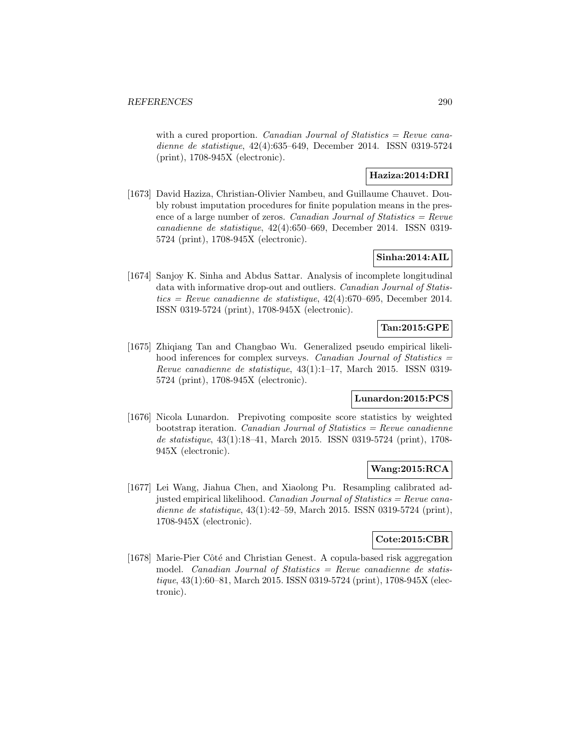with a cured proportion. *Canadian Journal of Statistics = Revue canadienne de statistique*, 42(4):635–649, December 2014. ISSN 0319-5724 (print), 1708-945X (electronic).

**Haziza:2014:DRI**

[1673] David Haziza, Christian-Olivier Nambeu, and Guillaume Chauvet. Doubly robust imputation procedures for finite population means in the presence of a large number of zeros. *Canadian Journal of Statistics = Revue canadienne de statistique*, 42(4):650–669, December 2014. ISSN 0319-5724 (print), 1708-945X (electronic).

**Sinha:2014:AIL**

[1674] Sanjoy K. Sinha and Abdus Sattar. Analysis of incomplete longitudinal data with informative drop-out and outliers. *Canadian Journal of Statistics = Revue canadienne de statistique*, 42(4):670–695, December 2014. ISSN 0319-5724 (print), 1708-945X (electronic).

**Tan:2015:GPE**

[1675] Zhiqiang Tan and Changbao Wu. Generalized pseudo empirical likelihood inferences for complex surveys. *Canadian Journal of Statistics = Revue canadienne de statistique*, 43(1):1–17, March 2015. ISSN 0319-5724 (print), 1708-945X (electronic).

**Lunardon:2015:PCS**

[1676] Nicola Lunardon. Prepivoting composite score statistics by weighted bootstrap iteration. *Canadian Journal of Statistics = Revue canadienne de statistique*, 43(1):18–41, March 2015. ISSN 0319-5724 (print), 1708-945X (electronic).

**Wang:2015:RCA**

[1677] Lei Wang, Jiahua Chen, and Xiaolong Pu. Resampling calibrated adjusted empirical likelihood. *Canadian Journal of Statistics = Revue canadienne de statistique*, 43(1):42–59, March 2015. ISSN 0319-5724 (print), 1708-945X (electronic).

**Cote:2015:CBR**

[1678] Marie-Pier Côté and Christian Genest. A copula-based risk aggregation model. *Canadian Journal of Statistics = Revue canadienne de statistique*, 43(1):60–81, March 2015. ISSN 0319-5724 (print), 1708-945X (electronic).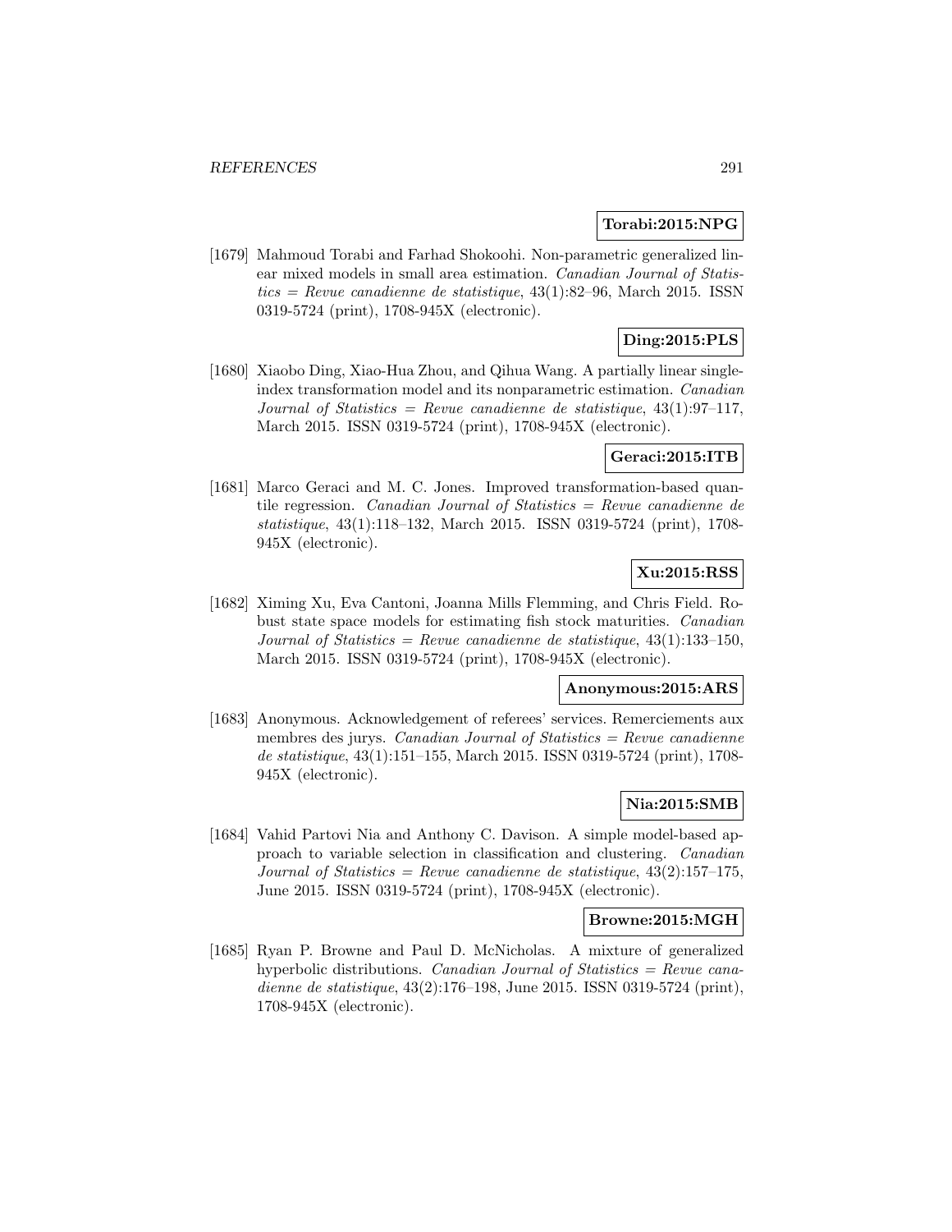**Torabi:2015:NPG**

[1679] Mahmoud Torabi and Farhad Shokoohi. Non-parametric generalized linear mixed models in small area estimation. *Canadian Journal of Statistics = Revue canadienne de statistique*, 43(1):82–96, March 2015. ISSN 0319-5724 (print), 1708-945X (electronic).

**Ding:2015:PLS**

[1680] Xiaobo Ding, Xiao-Hua Zhou, and Qihua Wang. A partially linear single-index transformation model and its nonparametric estimation. *Canadian Journal of Statistics = Revue canadienne de statistique*, 43(1):97–117, March 2015. ISSN 0319-5724 (print), 1708-945X (electronic).

**Geraci:2015:ITB**

[1681] Marco Geraci and M. C. Jones. Improved transformation-based quantile regression. *Canadian Journal of Statistics = Revue canadienne de statistique*, 43(1):118–132, March 2015. ISSN 0319-5724 (print), 1708-945X (electronic).

**Xu:2015:RSS**

[1682] Ximing Xu, Eva Cantoni, Joanna Mills Flemming, and Chris Field. Robust state space models for estimating fish stock maturities. *Canadian Journal of Statistics = Revue canadienne de statistique*, 43(1):133–150, March 2015. ISSN 0319-5724 (print), 1708-945X (electronic).

**Anonymous:2015:ARS**

[1683] Anonymous. Acknowledgement of referees' services. Remerciements aux membres des jurys. *Canadian Journal of Statistics = Revue canadienne de statistique*, 43(1):151–155, March 2015. ISSN 0319-5724 (print), 1708-945X (electronic).

**Nia:2015:SMB**

[1684] Vahid Partovi Nia and Anthony C. Davison. A simple model-based approach to variable selection in classification and clustering. *Canadian Journal of Statistics = Revue canadienne de statistique*, 43(2):157–175, June 2015. ISSN 0319-5724 (print), 1708-945X (electronic).

**Browne:2015:MGH**

[1685] Ryan P. Browne and Paul D. McNicholas. A mixture of generalized hyperbolic distributions. *Canadian Journal of Statistics = Revue canadienne de statistique*, 43(2):176–198, June 2015. ISSN 0319-5724 (print), 1708-945X (electronic).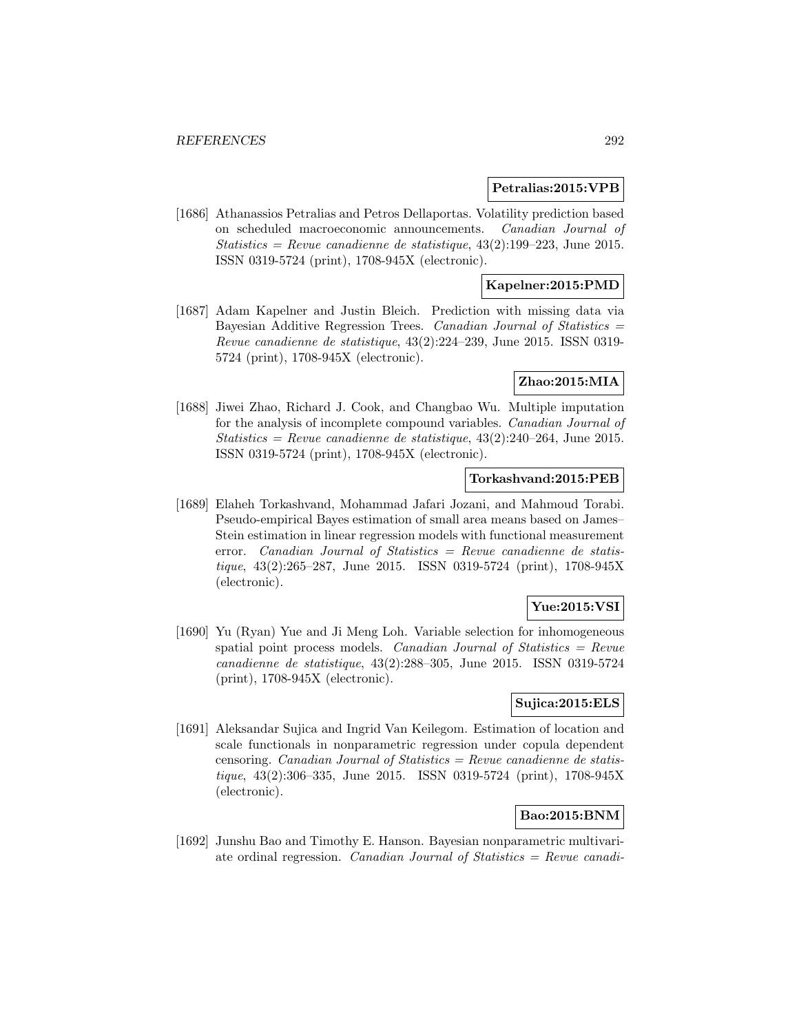**Petralias:2015:VPB**

[1686] Athanassios Petralias and Petros Dellaportas. Volatility prediction based on scheduled macroeconomic announcements. *Canadian Journal of Statistics = Revue canadienne de statistique*, 43(2):199–223, June 2015. ISSN 0319-5724 (print), 1708-945X (electronic).

**Kapelner:2015:PMD**

[1687] Adam Kapelner and Justin Bleich. Prediction with missing data via Bayesian Additive Regression Trees. *Canadian Journal of Statistics = Revue canadienne de statistique*, 43(2):224–239, June 2015. ISSN 0319-5724 (print), 1708-945X (electronic).

**Zhao:2015:MIA**

[1688] Jiwei Zhao, Richard J. Cook, and Changbao Wu. Multiple imputation for the analysis of incomplete compound variables. *Canadian Journal of Statistics = Revue canadienne de statistique*, 43(2):240–264, June 2015. ISSN 0319-5724 (print), 1708-945X (electronic).

**Torkashvand:2015:PEB**

[1689] Elaheh Torkashvand, Mohammad Jafari Jozani, and Mahmoud Torabi. Pseudo-empirical Bayes estimation of small area means based on James–Stein estimation in linear regression models with functional measurement error. *Canadian Journal of Statistics = Revue canadienne de statistique*, 43(2):265–287, June 2015. ISSN 0319-5724 (print), 1708-945X (electronic).

**Yue:2015:VSI**

[1690] Yu (Ryan) Yue and Ji Meng Loh. Variable selection for inhomogeneous spatial point process models. *Canadian Journal of Statistics = Revue canadienne de statistique*, 43(2):288–305, June 2015. ISSN 0319-5724 (print), 1708-945X (electronic).

**Sujica:2015:ELS**

[1691] Aleksandar Sujica and Ingrid Van Keilegom. Estimation of location and scale functionals in nonparametric regression under copula dependent censoring. *Canadian Journal of Statistics = Revue canadienne de statistique*, 43(2):306–335, June 2015. ISSN 0319-5724 (print), 1708-945X (electronic).

**Bao:2015:BNM**

[1692] Junshu Bao and Timothy E. Hanson. Bayesian nonparametric multivariate ordinal regression. *Canadian Journal of Statistics = Revue canadi-*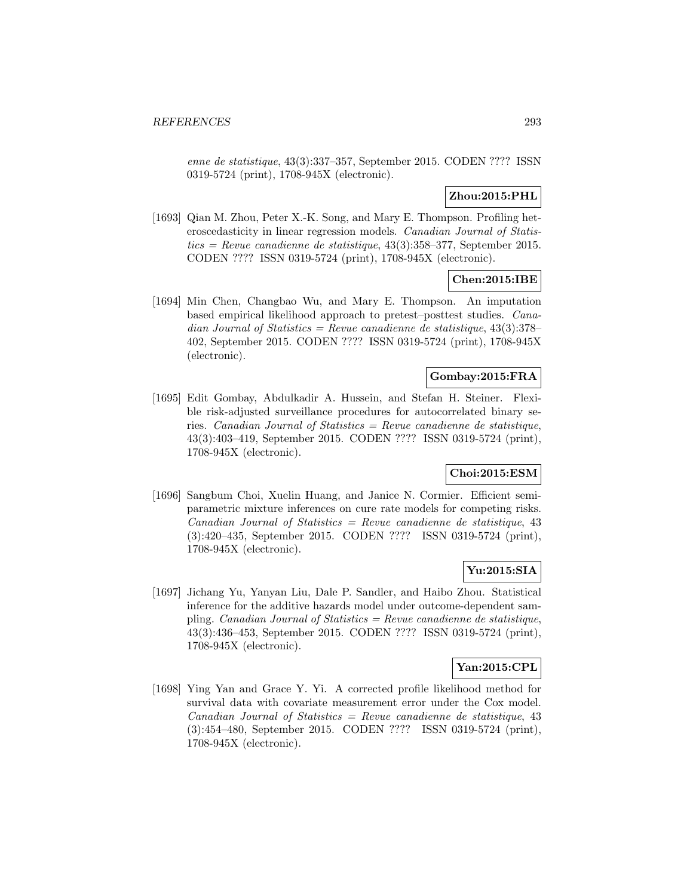enne de statistique, 43(3):337–357, September 2015. CODEN ???? ISSN 0319-5724 (print), 1708-945X (electronic).

**Zhou:2015:PHL**

[1693] Qian M. Zhou, Peter X.-K. Song, and Mary E. Thompson. Profiling heteroscedasticity in linear regression models. *Canadian Journal of Statistics = Revue canadienne de statistique*, 43(3):358–377, September 2015. CODEN ???? ISSN 0319-5724 (print), 1708-945X (electronic).

**Chen:2015:IBE**

[1694] Min Chen, Changbao Wu, and Mary E. Thompson. An imputation based empirical likelihood approach to pretest–posttest studies. *Canadian Journal of Statistics = Revue canadienne de statistique*, 43(3):378–402, September 2015. CODEN ???? ISSN 0319-5724 (print), 1708-945X (electronic).

**Gombay:2015:FRA**

[1695] Edit Gombay, Abdulkadir A. Hussein, and Stefan H. Steiner. Flexible risk-adjusted surveillance procedures for autocorrelated binary series. *Canadian Journal of Statistics = Revue canadienne de statistique*, 43(3):403–419, September 2015. CODEN ???? ISSN 0319-5724 (print), 1708-945X (electronic).

**Choi:2015:ESM**

[1696] Sangbum Choi, Xuelin Huang, and Janice N. Cormier. Efficient semiparametric mixture inferences on cure rate models for competing risks. *Canadian Journal of Statistics = Revue canadienne de statistique*, 43 (3):420–435, September 2015. CODEN ???? ISSN 0319-5724 (print), 1708-945X (electronic).

**Yu:2015:SIA**

[1697] Jichang Yu, Yanyan Liu, Dale P. Sandler, and Haibo Zhou. Statistical inference for the additive hazards model under outcome-dependent sampling. *Canadian Journal of Statistics = Revue canadienne de statistique*, 43(3):436–453, September 2015. CODEN ???? ISSN 0319-5724 (print), 1708-945X (electronic).

**Yan:2015:CPL**

[1698] Ying Yan and Grace Y. Yi. A corrected profile likelihood method for survival data with covariate measurement error under the Cox model. *Canadian Journal of Statistics = Revue canadienne de statistique*, 43 (3):454–480, September 2015. CODEN ???? ISSN 0319-5724 (print), 1708-945X (electronic).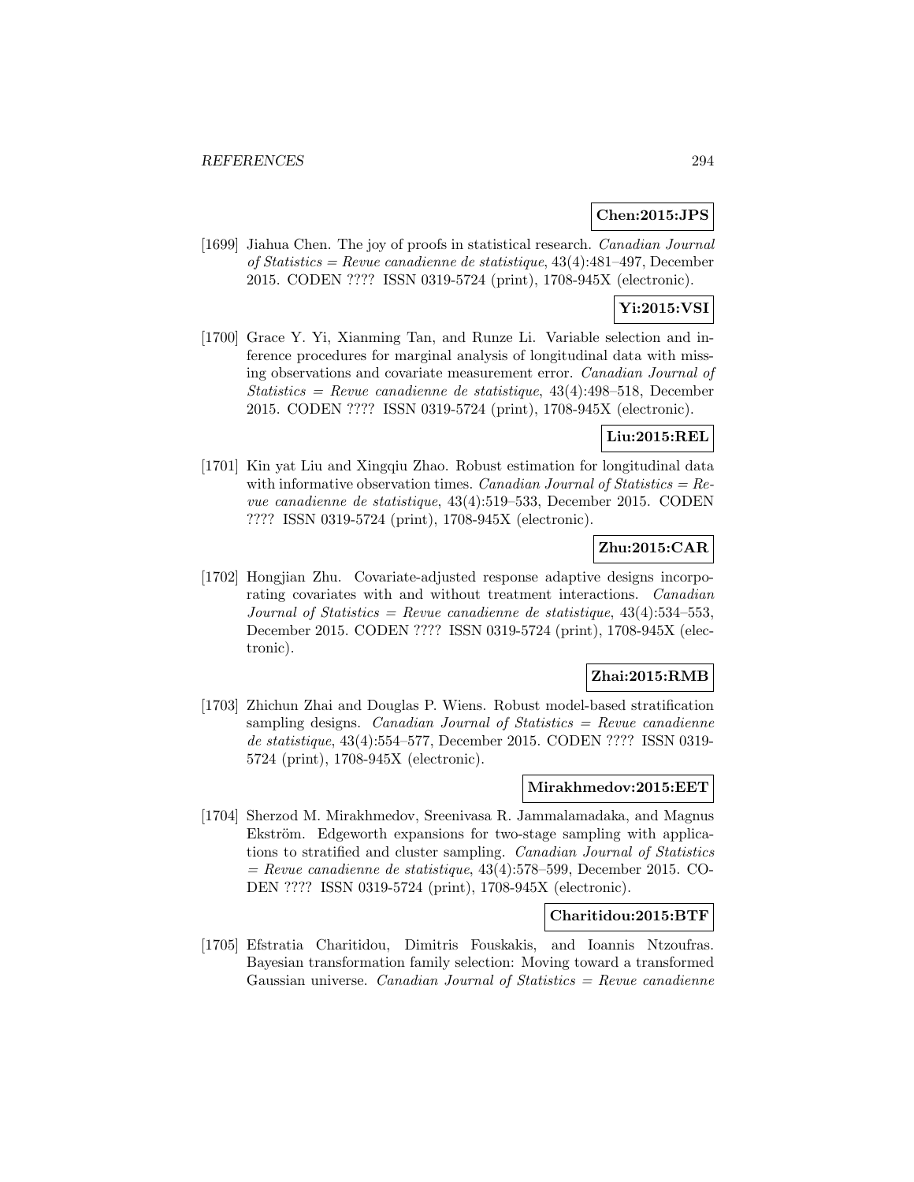**Chen:2015:JPS**

[1699] Jiahua Chen. The joy of proofs in statistical research. *Canadian Journal of Statistics = Revue canadienne de statistique*, 43(4):481–497, December 2015. CODEN ???? ISSN 0319-5724 (print), 1708-945X (electronic).

**Yi:2015:VSI**

[1700] Grace Y. Yi, Xianming Tan, and Runze Li. Variable selection and inference procedures for marginal analysis of longitudinal data with missing observations and covariate measurement error. *Canadian Journal of Statistics = Revue canadienne de statistique*, 43(4):498–518, December 2015. CODEN ???? ISSN 0319-5724 (print), 1708-945X (electronic).

**Liu:2015:REL**

[1701] Kin yat Liu and Xingqiu Zhao. Robust estimation for longitudinal data with informative observation times. *Canadian Journal of Statistics = Revue canadienne de statistique*, 43(4):519–533, December 2015. CODEN ???? ISSN 0319-5724 (print), 1708-945X (electronic).

**Zhu:2015:CAR**

[1702] Hongjian Zhu. Covariate-adjusted response adaptive designs incorporating covariates with and without treatment interactions. *Canadian Journal of Statistics = Revue canadienne de statistique*, 43(4):534–553, December 2015. CODEN ???? ISSN 0319-5724 (print), 1708-945X (electronic).

**Zhai:2015:RMB**

[1703] Zhichun Zhai and Douglas P. Wiens. Robust model-based stratification sampling designs. *Canadian Journal of Statistics = Revue canadienne de statistique*, 43(4):554–577, December 2015. CODEN ???? ISSN 0319-5724 (print), 1708-945X (electronic).

**Mirakhmedov:2015:EET**

[1704] Sherzod M. Mirakhmedov, Sreenivasa R. Jammalamadaka, and Magnus Ekström. Edgeworth expansions for two-stage sampling with applications to stratified and cluster sampling. *Canadian Journal of Statistics = Revue canadienne de statistique*, 43(4):578–599, December 2015. CODEN ???? ISSN 0319-5724 (print), 1708-945X (electronic).

**Charitidou:2015:BTF**

[1705] Efstratia Charitidou, Dimitris Fouskakis, and Ioannis Ntzoufras. Bayesian transformation family selection: Moving toward a transformed Gaussian universe. *Canadian Journal of Statistics = Revue canadienne*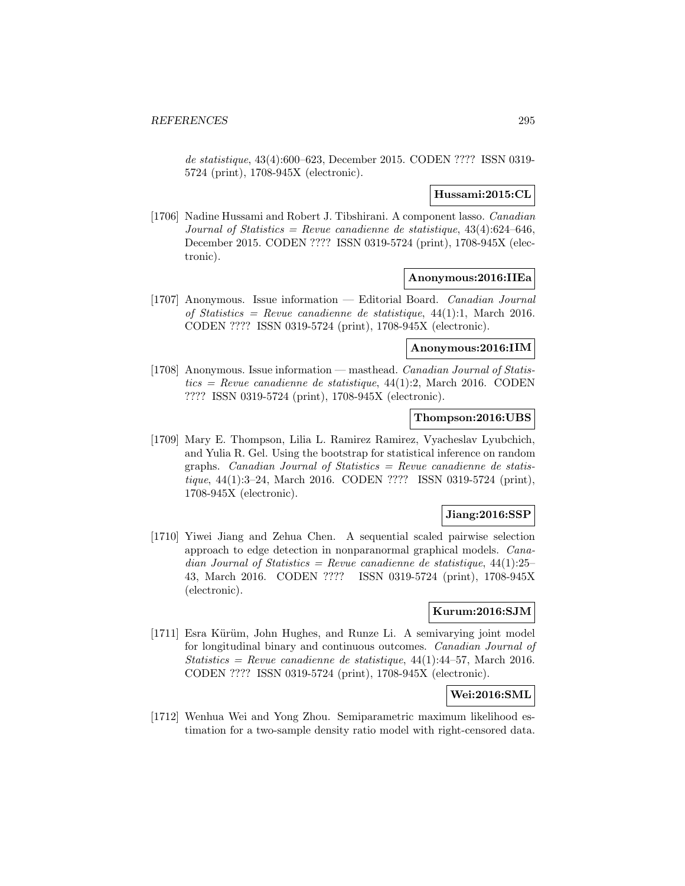*de statistique*, 43(4):600–623, December 2015. CODEN ???? ISSN 0319-5724 (print), 1708-945X (electronic).

**Hussami:2015:CL**

[1706] Nadine Hussami and Robert J. Tibshirani. A component lasso. *Canadian Journal of Statistics = Revue canadienne de statistique*, 43(4):624–646, December 2015. CODEN ???? ISSN 0319-5724 (print), 1708-945X (electronic).

**Anonymous:2016:IIEa**

[1707] Anonymous. Issue information — Editorial Board. *Canadian Journal of Statistics = Revue canadienne de statistique*, 44(1):1, March 2016. CODEN ???? ISSN 0319-5724 (print), 1708-945X (electronic).

**Anonymous:2016:IIM**

[1708] Anonymous. Issue information — masthead. *Canadian Journal of Statistics = Revue canadienne de statistique*, 44(1):2, March 2016. CODEN ???? ISSN 0319-5724 (print), 1708-945X (electronic).

**Thompson:2016:UBS**

[1709] Mary E. Thompson, Lilia L. Ramirez Ramirez, Vyacheslav Lyubchich, and Yulia R. Gel. Using the bootstrap for statistical inference on random graphs. *Canadian Journal of Statistics = Revue canadienne de statistique*, 44(1):3–24, March 2016. CODEN ???? ISSN 0319-5724 (print), 1708-945X (electronic).

**Jiang:2016:SSP**

[1710] Yiwei Jiang and Zehua Chen. A sequential scaled pairwise selection approach to edge detection in nonparanormal graphical models. *Canadian Journal of Statistics = Revue canadienne de statistique*, 44(1):25–43, March 2016. CODEN ???? ISSN 0319-5724 (print), 1708-945X (electronic).

**Kurum:2016:SJM**

[1711] Esra Kürüm, John Hughes, and Runze Li. A semivarying joint model for longitudinal binary and continuous outcomes. *Canadian Journal of Statistics = Revue canadienne de statistique*, 44(1):44–57, March 2016. CODEN ???? ISSN 0319-5724 (print), 1708-945X (electronic).

**Wei:2016:SML**

[1712] Wenhua Wei and Yong Zhou. Semiparametric maximum likelihood estimation for a two-sample density ratio model with right-censored data.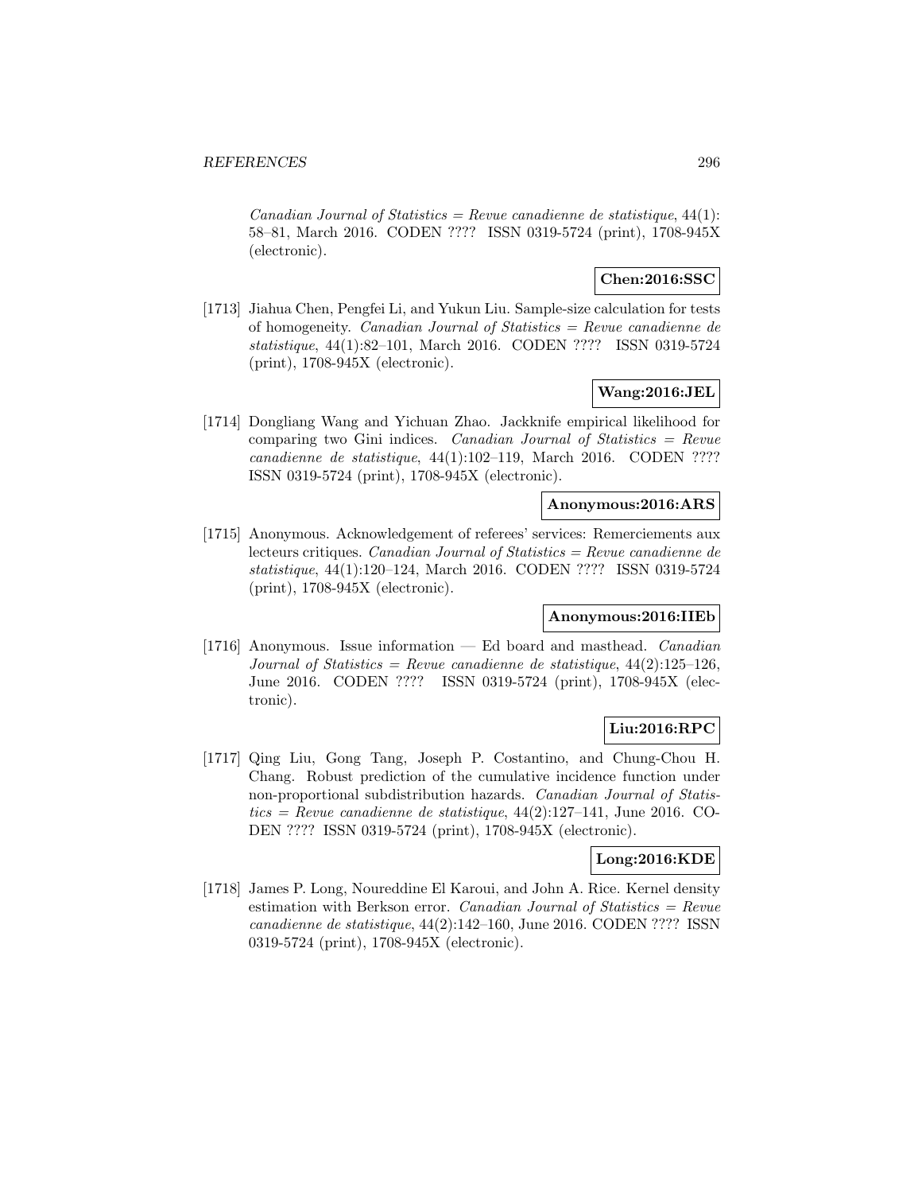*Canadian Journal of Statistics = Revue canadienne de statistique*, 44(1): 58–81, March 2016. CODEN ???? ISSN 0319-5724 (print), 1708-945X (electronic).

**Chen:2016:SSC**

[1713] Jiahua Chen, Pengfei Li, and Yukun Liu. Sample-size calculation for tests of homogeneity. *Canadian Journal of Statistics = Revue canadienne de statistique*, 44(1):82–101, March 2016. CODEN ???? ISSN 0319-5724 (print), 1708-945X (electronic).

**Wang:2016:JEL**

[1714] Dongliang Wang and Yichuan Zhao. Jackknife empirical likelihood for comparing two Gini indices. *Canadian Journal of Statistics = Revue canadienne de statistique*, 44(1):102–119, March 2016. CODEN ???? ISSN 0319-5724 (print), 1708-945X (electronic).

**Anonymous:2016:ARS**

[1715] Anonymous. Acknowledgement of referees' services: Remerciements aux lecteurs critiques. *Canadian Journal of Statistics = Revue canadienne de statistique*, 44(1):120–124, March 2016. CODEN ???? ISSN 0319-5724 (print), 1708-945X (electronic).

**Anonymous:2016:IIEb**

[1716] Anonymous. Issue information — Ed board and masthead. *Canadian Journal of Statistics = Revue canadienne de statistique*, 44(2):125–126, June 2016. CODEN ???? ISSN 0319-5724 (print), 1708-945X (electronic).

**Liu:2016:RPC**

[1717] Qing Liu, Gong Tang, Joseph P. Costantino, and Chung-Chou H. Chang. Robust prediction of the cumulative incidence function under non-proportional subdistribution hazards. *Canadian Journal of Statistics = Revue canadienne de statistique*, 44(2):127–141, June 2016. CODEN ???? ISSN 0319-5724 (print), 1708-945X (electronic).

**Long:2016:KDE**

[1718] James P. Long, Noureddine El Karoui, and John A. Rice. Kernel density estimation with Berkson error. *Canadian Journal of Statistics = Revue canadienne de statistique*, 44(2):142–160, June 2016. CODEN ???? ISSN 0319-5724 (print), 1708-945X (electronic).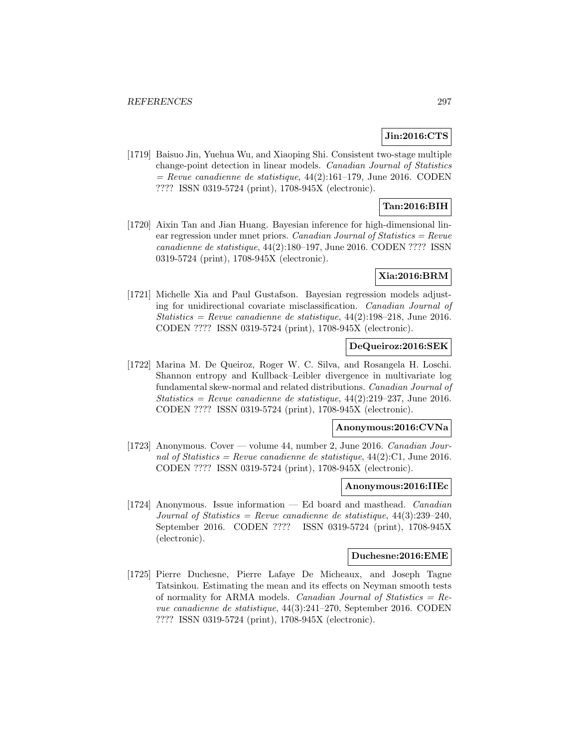**Jin:2016:CTS**

[1719] Baisuo Jin, Yuehua Wu, and Xiaoping Shi. Consistent two-stage multiple change-point detection in linear models. *Canadian Journal of Statistics = Revue canadienne de statistique*, 44(2):161–179, June 2016. CODEN ???? ISSN 0319-5724 (print), 1708-945X (electronic).

**Tan:2016:BIH**

[1720] Aixin Tan and Jian Huang. Bayesian inference for high-dimensional linear regression under mnet priors. *Canadian Journal of Statistics = Revue canadienne de statistique*, 44(2):180–197, June 2016. CODEN ???? ISSN 0319-5724 (print), 1708-945X (electronic).

**Xia:2016:BRM**

[1721] Michelle Xia and Paul Gustafson. Bayesian regression models adjusting for unidirectional covariate misclassification. *Canadian Journal of Statistics = Revue canadienne de statistique*, 44(2):198–218, June 2016. CODEN ???? ISSN 0319-5724 (print), 1708-945X (electronic).

**DeQueiroz:2016:SEK**

[1722] Marina M. De Queiroz, Roger W. C. Silva, and Rosangela H. Loschi. Shannon entropy and Kullback–Leibler divergence in multivariate log fundamental skew-normal and related distributions. *Canadian Journal of Statistics = Revue canadienne de statistique*, 44(2):219–237, June 2016. CODEN ???? ISSN 0319-5724 (print), 1708-945X (electronic).

**Anonymous:2016:CVNa**

[1723] Anonymous. Cover — volume 44, number 2, June 2016. *Canadian Journal of Statistics = Revue canadienne de statistique*, 44(2):C1, June 2016. CODEN ???? ISSN 0319-5724 (print), 1708-945X (electronic).

**Anonymous:2016:IIEc**

[1724] Anonymous. Issue information — Ed board and masthead. *Canadian Journal of Statistics = Revue canadienne de statistique*, 44(3):239–240, September 2016. CODEN ???? ISSN 0319-5724 (print), 1708-945X (electronic).

**Duchesne:2016:EME**

[1725] Pierre Duchesne, Pierre Lafaye De Micheaux, and Joseph Tagne Tatsinkou. Estimating the mean and its effects on Neyman smooth tests of normality for ARMA models. *Canadian Journal of Statistics = Revue canadienne de statistique*, 44(3):241–270, September 2016. CODEN ???? ISSN 0319-5724 (print), 1708-945X (electronic).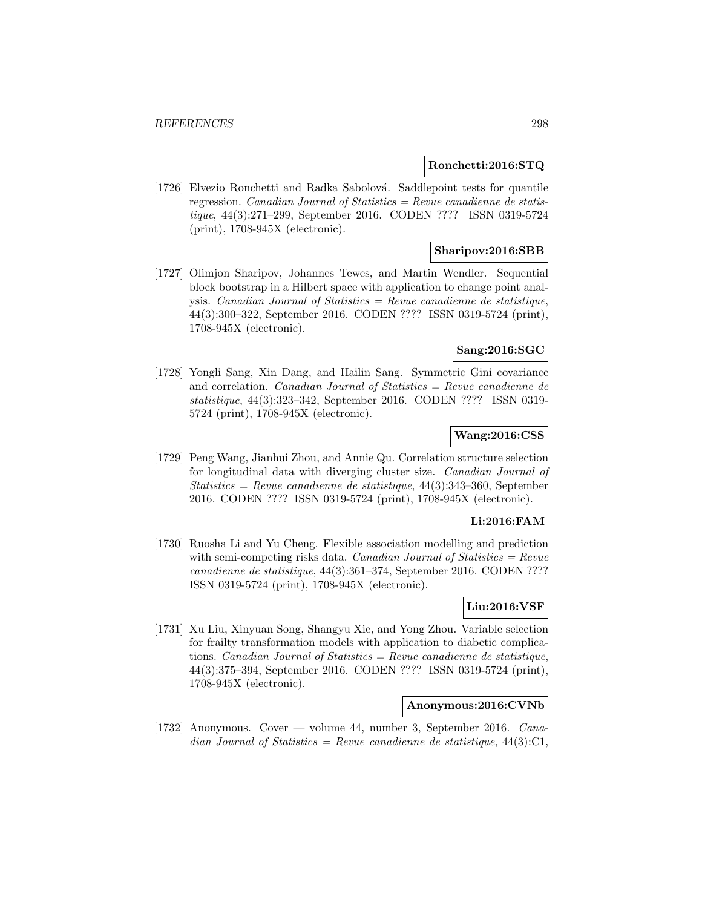**Ronchetti:2016:STQ**

[1726] Elvezio Ronchetti and Radka Sabolová. Saddlepoint tests for quantile regression. *Canadian Journal of Statistics = Revue canadienne de statistique*, 44(3):271–299, September 2016. CODEN ???? ISSN 0319-5724 (print), 1708-945X (electronic).

**Sharipov:2016:SBB**

[1727] Olimjon Sharipov, Johannes Tewes, and Martin Wendler. Sequential block bootstrap in a Hilbert space with application to change point analysis. *Canadian Journal of Statistics = Revue canadienne de statistique*, 44(3):300–322, September 2016. CODEN ???? ISSN 0319-5724 (print), 1708-945X (electronic).

**Sang:2016:SGC**

[1728] Yongli Sang, Xin Dang, and Hailin Sang. Symmetric Gini covariance and correlation. *Canadian Journal of Statistics = Revue canadienne de statistique*, 44(3):323–342, September 2016. CODEN ???? ISSN 0319-5724 (print), 1708-945X (electronic).

**Wang:2016:CSS**

[1729] Peng Wang, Jianhui Zhou, and Annie Qu. Correlation structure selection for longitudinal data with diverging cluster size. *Canadian Journal of Statistics = Revue canadienne de statistique*, 44(3):343–360, September 2016. CODEN ???? ISSN 0319-5724 (print), 1708-945X (electronic).

**Li:2016:FAM**

[1730] Ruosha Li and Yu Cheng. Flexible association modelling and prediction with semi-competing risks data. *Canadian Journal of Statistics = Revue canadienne de statistique*, 44(3):361–374, September 2016. CODEN ???? ISSN 0319-5724 (print), 1708-945X (electronic).

**Liu:2016:VSF**

[1731] Xu Liu, Xinyuan Song, Shangyu Xie, and Yong Zhou. Variable selection for frailty transformation models with application to diabetic complications. *Canadian Journal of Statistics = Revue canadienne de statistique*, 44(3):375–394, September 2016. CODEN ???? ISSN 0319-5724 (print), 1708-945X (electronic).

**Anonymous:2016:CVNb**

[1732] Anonymous. Cover — volume 44, number 3, September 2016. *Canadian Journal of Statistics = Revue canadienne de statistique*, 44(3):C1,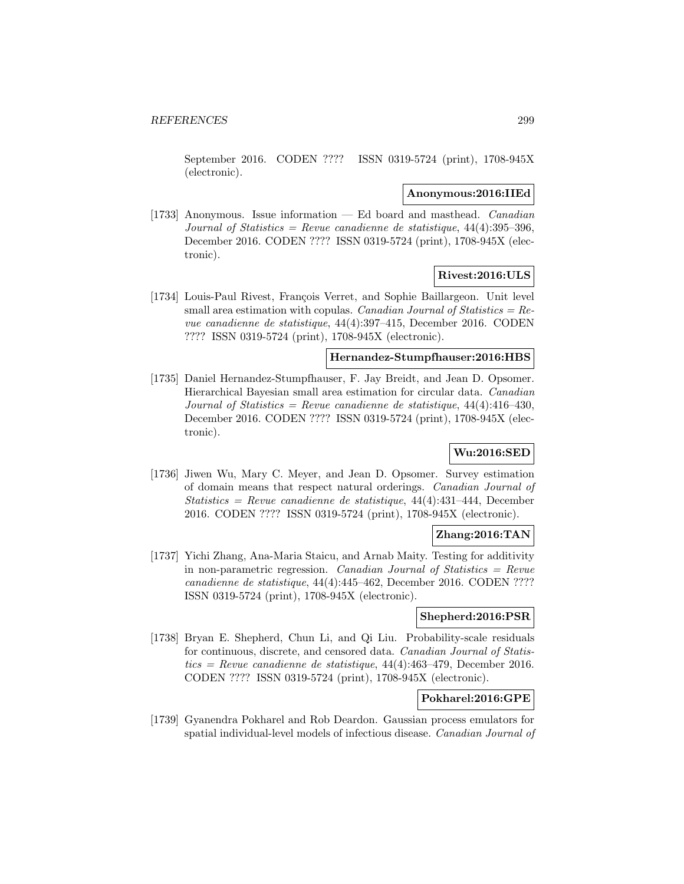September 2016. CODEN ???? ISSN 0319-5724 (print), 1708-945X (electronic).

**Anonymous:2016:IIEd**

[1733] Anonymous. Issue information — Ed board and masthead. *Canadian Journal of Statistics = Revue canadienne de statistique*, 44(4):395–396, December 2016. CODEN ???? ISSN 0319-5724 (print), 1708-945X (electronic).

**Rivest:2016:ULS**

[1734] Louis-Paul Rivest, François Verret, and Sophie Baillargeon. Unit level small area estimation with copulas. *Canadian Journal of Statistics = Revue canadienne de statistique*, 44(4):397–415, December 2016. CODEN ???? ISSN 0319-5724 (print), 1708-945X (electronic).

**Hernandez-Stumpfhauser:2016:HBS**

[1735] Daniel Hernandez-Stumpfhauser, F. Jay Breidt, and Jean D. Opsomer. Hierarchical Bayesian small area estimation for circular data. *Canadian Journal of Statistics = Revue canadienne de statistique*, 44(4):416–430, December 2016. CODEN ???? ISSN 0319-5724 (print), 1708-945X (electronic).

**Wu:2016:SED**

[1736] Jiwen Wu, Mary C. Meyer, and Jean D. Opsomer. Survey estimation of domain means that respect natural orderings. *Canadian Journal of Statistics = Revue canadienne de statistique*, 44(4):431–444, December 2016. CODEN ???? ISSN 0319-5724 (print), 1708-945X (electronic).

**Zhang:2016:TAN**

[1737] Yichi Zhang, Ana-Maria Staicu, and Arnab Maity. Testing for additivity in non-parametric regression. *Canadian Journal of Statistics = Revue canadienne de statistique*, 44(4):445–462, December 2016. CODEN ???? ISSN 0319-5724 (print), 1708-945X (electronic).

**Shepherd:2016:PSR**

[1738] Bryan E. Shepherd, Chun Li, and Qi Liu. Probability-scale residuals for continuous, discrete, and censored data. *Canadian Journal of Statistics = Revue canadienne de statistique*, 44(4):463–479, December 2016. CODEN ???? ISSN 0319-5724 (print), 1708-945X (electronic).

**Pokharel:2016:GPE**

[1739] Gyanendra Pokharel and Rob Deardon. Gaussian process emulators for spatial individual-level models of infectious disease. *Canadian Journal of*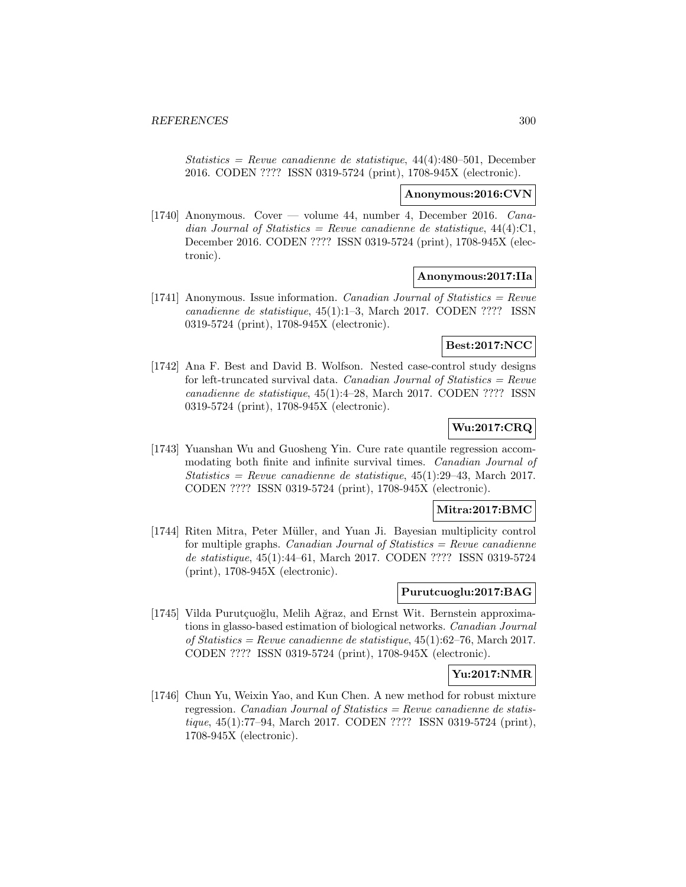*Statistics = Revue canadienne de statistique*, 44(4):480–501, December 2016. CODEN ???? ISSN 0319-5724 (print), 1708-945X (electronic).

**Anonymous:2016:CVN**

[1740] Anonymous. Cover — volume 44, number 4, December 2016. *Canadian Journal of Statistics = Revue canadienne de statistique*, 44(4):C1, December 2016. CODEN ???? ISSN 0319-5724 (print), 1708-945X (electronic).

**Anonymous:2017:IIa**

[1741] Anonymous. Issue information. *Canadian Journal of Statistics = Revue canadienne de statistique*, 45(1):1–3, March 2017. CODEN ???? ISSN 0319-5724 (print), 1708-945X (electronic).

**Best:2017:NCC**

[1742] Ana F. Best and David B. Wolfson. Nested case-control study designs for left-truncated survival data. *Canadian Journal of Statistics = Revue canadienne de statistique*, 45(1):4–28, March 2017. CODEN ???? ISSN 0319-5724 (print), 1708-945X (electronic).

**Wu:2017:CRQ**

[1743] Yuanshan Wu and Guosheng Yin. Cure rate quantile regression accommodating both finite and infinite survival times. *Canadian Journal of Statistics = Revue canadienne de statistique*, 45(1):29–43, March 2017. CODEN ???? ISSN 0319-5724 (print), 1708-945X (electronic).

**Mitra:2017:BMC**

[1744] Riten Mitra, Peter Müller, and Yuan Ji. Bayesian multiplicity control for multiple graphs. *Canadian Journal of Statistics = Revue canadienne de statistique*, 45(1):44–61, March 2017. CODEN ???? ISSN 0319-5724 (print), 1708-945X (electronic).

**Purutcuoglu:2017:BAG**

[1745] Vilda Purutçuoğlu, Melih Ağraz, and Ernst Wit. Bernstein approximations in glasso-based estimation of biological networks. *Canadian Journal of Statistics = Revue canadienne de statistique*, 45(1):62–76, March 2017. CODEN ???? ISSN 0319-5724 (print), 1708-945X (electronic).

**Yu:2017:NMR**

[1746] Chun Yu, Weixin Yao, and Kun Chen. A new method for robust mixture regression. *Canadian Journal of Statistics = Revue canadienne de statistique*, 45(1):77–94, March 2017. CODEN ???? ISSN 0319-5724 (print), 1708-945X (electronic).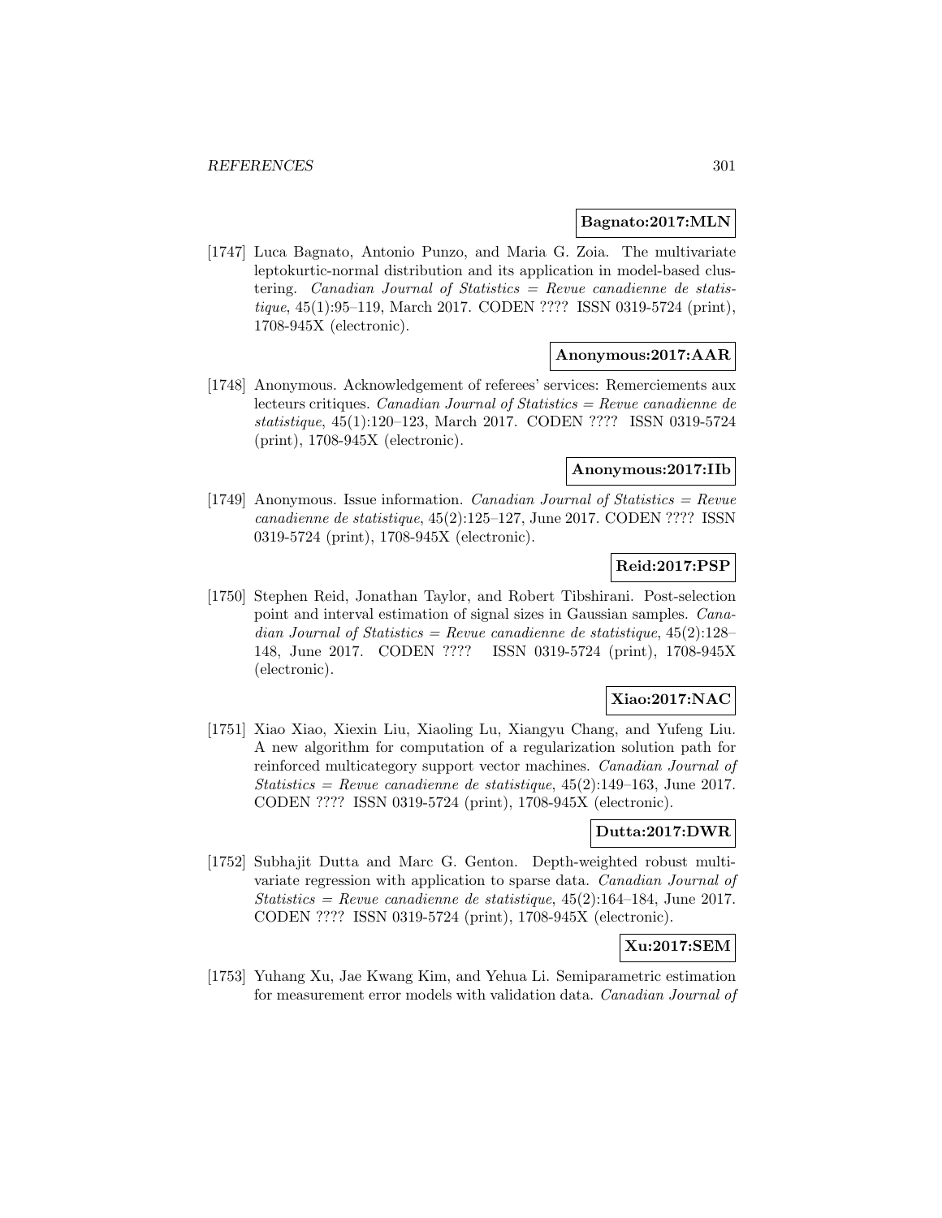**Bagnato:2017:MLN**

[1747] Luca Bagnato, Antonio Punzo, and Maria G. Zoia. The multivariate leptokurtic-normal distribution and its application in model-based clustering. *Canadian Journal of Statistics = Revue canadienne de statistique*, 45(1):95–119, March 2017. CODEN ???? ISSN 0319-5724 (print), 1708-945X (electronic).

**Anonymous:2017:AAR**

[1748] Anonymous. Acknowledgement of referees' services: Remerciements aux lecteurs critiques. *Canadian Journal of Statistics = Revue canadienne de statistique*, 45(1):120–123, March 2017. CODEN ???? ISSN 0319-5724 (print), 1708-945X (electronic).

**Anonymous:2017:IIb**

[1749] Anonymous. Issue information. *Canadian Journal of Statistics = Revue canadienne de statistique*, 45(2):125–127, June 2017. CODEN ???? ISSN 0319-5724 (print), 1708-945X (electronic).

**Reid:2017:PSP**

[1750] Stephen Reid, Jonathan Taylor, and Robert Tibshirani. Post-selection point and interval estimation of signal sizes in Gaussian samples. *Canadian Journal of Statistics = Revue canadienne de statistique*, 45(2):128–148, June 2017. CODEN ???? ISSN 0319-5724 (print), 1708-945X (electronic).

**Xiao:2017:NAC**

[1751] Xiao Xiao, Xiexin Liu, Xiaoling Lu, Xiangyu Chang, and Yufeng Liu. A new algorithm for computation of a regularization solution path for reinforced multicategory support vector machines. *Canadian Journal of Statistics = Revue canadienne de statistique*, 45(2):149–163, June 2017. CODEN ???? ISSN 0319-5724 (print), 1708-945X (electronic).

**Dutta:2017:DWR**

[1752] Subhajit Dutta and Marc G. Genton. Depth-weighted robust multivariate regression with application to sparse data. *Canadian Journal of Statistics = Revue canadienne de statistique*, 45(2):164–184, June 2017. CODEN ???? ISSN 0319-5724 (print), 1708-945X (electronic).

**Xu:2017:SEM**

[1753] Yuhang Xu, Jae Kwang Kim, and Yehua Li. Semiparametric estimation for measurement error models with validation data. *Canadian Journal of*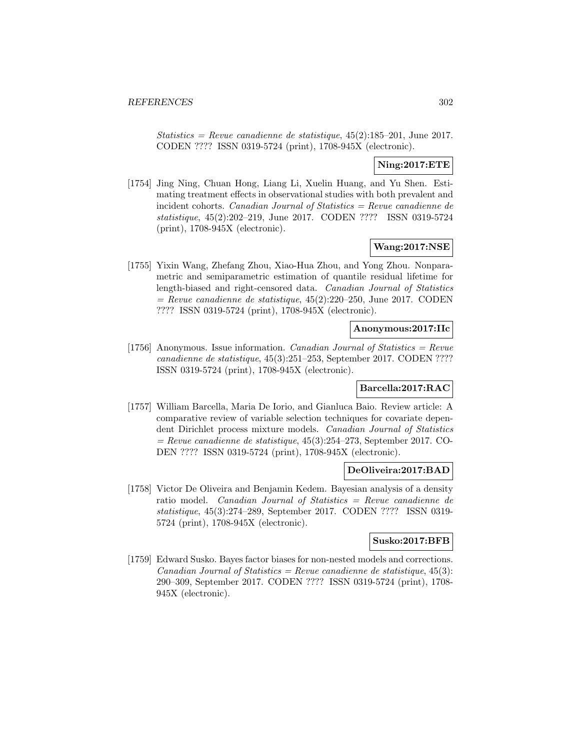*Statistics = Revue canadienne de statistique*, 45(2):185–201, June 2017. CODEN ???? ISSN 0319-5724 (print), 1708-945X (electronic).

**Ning:2017:ETE**

[1754] Jing Ning, Chuan Hong, Liang Li, Xuelin Huang, and Yu Shen. Estimating treatment effects in observational studies with both prevalent and incident cohorts. *Canadian Journal of Statistics = Revue canadienne de statistique*, 45(2):202–219, June 2017. CODEN ???? ISSN 0319-5724 (print), 1708-945X (electronic).

**Wang:2017:NSE**

[1755] Yixin Wang, Zhefang Zhou, Xiao-Hua Zhou, and Yong Zhou. Nonparametric and semiparametric estimation of quantile residual lifetime for length-biased and right-censored data. *Canadian Journal of Statistics = Revue canadienne de statistique*, 45(2):220–250, June 2017. CODEN ???? ISSN 0319-5724 (print), 1708-945X (electronic).

**Anonymous:2017:IIc**

[1756] Anonymous. Issue information. *Canadian Journal of Statistics = Revue canadienne de statistique*, 45(3):251–253, September 2017. CODEN ???? ISSN 0319-5724 (print), 1708-945X (electronic).

**Barcella:2017:RAC**

[1757] William Barcella, Maria De Iorio, and Gianluca Baio. Review article: A comparative review of variable selection techniques for covariate dependent Dirichlet process mixture models. *Canadian Journal of Statistics = Revue canadienne de statistique*, 45(3):254–273, September 2017. CODEN ???? ISSN 0319-5724 (print), 1708-945X (electronic).

**DeOliveira:2017:BAD**

[1758] Victor De Oliveira and Benjamin Kedem. Bayesian analysis of a density ratio model. *Canadian Journal of Statistics = Revue canadienne de statistique*, 45(3):274–289, September 2017. CODEN ???? ISSN 0319-5724 (print), 1708-945X (electronic).

**Susko:2017:BFB**

[1759] Edward Susko. Bayes factor biases for non-nested models and corrections. *Canadian Journal of Statistics = Revue canadienne de statistique*, 45(3): 290–309, September 2017. CODEN ???? ISSN 0319-5724 (print), 1708-945X (electronic).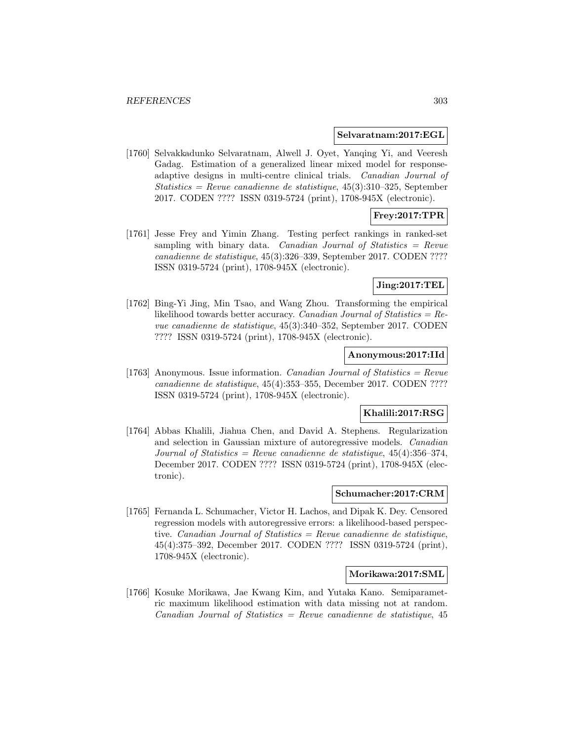**Selvaratnam:2017:EGL**

[1760] Selvakkadunko Selvaratnam, Alwell J. Oyet, Yanqing Yi, and Veeresh Gadag. Estimation of a generalized linear mixed model for response-adaptive designs in multi-centre clinical trials. *Canadian Journal of Statistics = Revue canadienne de statistique*, 45(3):310–325, September 2017. CODEN ???? ISSN 0319-5724 (print), 1708-945X (electronic).

**Frey:2017:TPR**

[1761] Jesse Frey and Yimin Zhang. Testing perfect rankings in ranked-set sampling with binary data. *Canadian Journal of Statistics = Revue canadienne de statistique*, 45(3):326–339, September 2017. CODEN ???? ISSN 0319-5724 (print), 1708-945X (electronic).

**Jing:2017:TEL**

[1762] Bing-Yi Jing, Min Tsao, and Wang Zhou. Transforming the empirical likelihood towards better accuracy. *Canadian Journal of Statistics = Revue canadienne de statistique*, 45(3):340–352, September 2017. CODEN ???? ISSN 0319-5724 (print), 1708-945X (electronic).

**Anonymous:2017:IId**

[1763] Anonymous. Issue information. *Canadian Journal of Statistics = Revue canadienne de statistique*, 45(4):353–355, December 2017. CODEN ???? ISSN 0319-5724 (print), 1708-945X (electronic).

**Khalili:2017:RSG**

[1764] Abbas Khalili, Jiahua Chen, and David A. Stephens. Regularization and selection in Gaussian mixture of autoregressive models. *Canadian Journal of Statistics = Revue canadienne de statistique*, 45(4):356–374, December 2017. CODEN ???? ISSN 0319-5724 (print), 1708-945X (electronic).

**Schumacher:2017:CRM**

[1765] Fernanda L. Schumacher, Victor H. Lachos, and Dipak K. Dey. Censored regression models with autoregressive errors: a likelihood-based perspective. *Canadian Journal of Statistics = Revue canadienne de statistique*, 45(4):375–392, December 2017. CODEN ???? ISSN 0319-5724 (print), 1708-945X (electronic).

**Morikawa:2017:SML**

[1766] Kosuke Morikawa, Jae Kwang Kim, and Yutaka Kano. Semiparametric maximum likelihood estimation with data missing not at random. *Canadian Journal of Statistics = Revue canadienne de statistique*, 45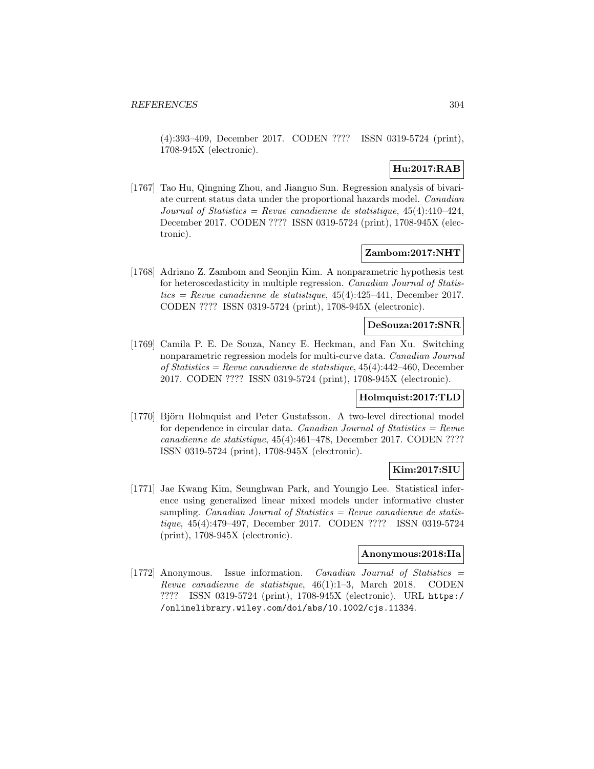(4):393–409, December 2017. CODEN ???? ISSN 0319-5724 (print), 1708-945X (electronic).

**Hu:2017:RAB**

[1767] Tao Hu, Qingning Zhou, and Jianguo Sun. Regression analysis of bivariate current status data under the proportional hazards model. *Canadian Journal of Statistics = Revue canadienne de statistique*, 45(4):410–424, December 2017. CODEN ???? ISSN 0319-5724 (print), 1708-945X (electronic).

**Zambom:2017:NHT**

[1768] Adriano Z. Zambom and Seonjin Kim. A nonparametric hypothesis test for heteroscedasticity in multiple regression. *Canadian Journal of Statistics = Revue canadienne de statistique*, 45(4):425–441, December 2017. CODEN ???? ISSN 0319-5724 (print), 1708-945X (electronic).

**DeSouza:2017:SNR**

[1769] Camila P. E. De Souza, Nancy E. Heckman, and Fan Xu. Switching nonparametric regression models for multi-curve data. *Canadian Journal of Statistics = Revue canadienne de statistique*, 45(4):442–460, December 2017. CODEN ???? ISSN 0319-5724 (print), 1708-945X (electronic).

**Holmquist:2017:TLD**

[1770] Björn Holmquist and Peter Gustafsson. A two-level directional model for dependence in circular data. *Canadian Journal of Statistics = Revue canadienne de statistique*, 45(4):461–478, December 2017. CODEN ???? ISSN 0319-5724 (print), 1708-945X (electronic).

**Kim:2017:SIU**

[1771] Jae Kwang Kim, Seunghwan Park, and Youngjo Lee. Statistical inference using generalized linear mixed models under informative cluster sampling. *Canadian Journal of Statistics = Revue canadienne de statistique*, 45(4):479–497, December 2017. CODEN ???? ISSN 0319-5724 (print), 1708-945X (electronic).

**Anonymous:2018:IIa**

[1772] Anonymous. Issue information. *Canadian Journal of Statistics = Revue canadienne de statistique*, 46(1):1–3, March 2018. CODEN ???? ISSN 0319-5724 (print), 1708-945X (electronic). URL https://onlinelibrary.wiley.com/doi/abs/10.1002/cjs.11334.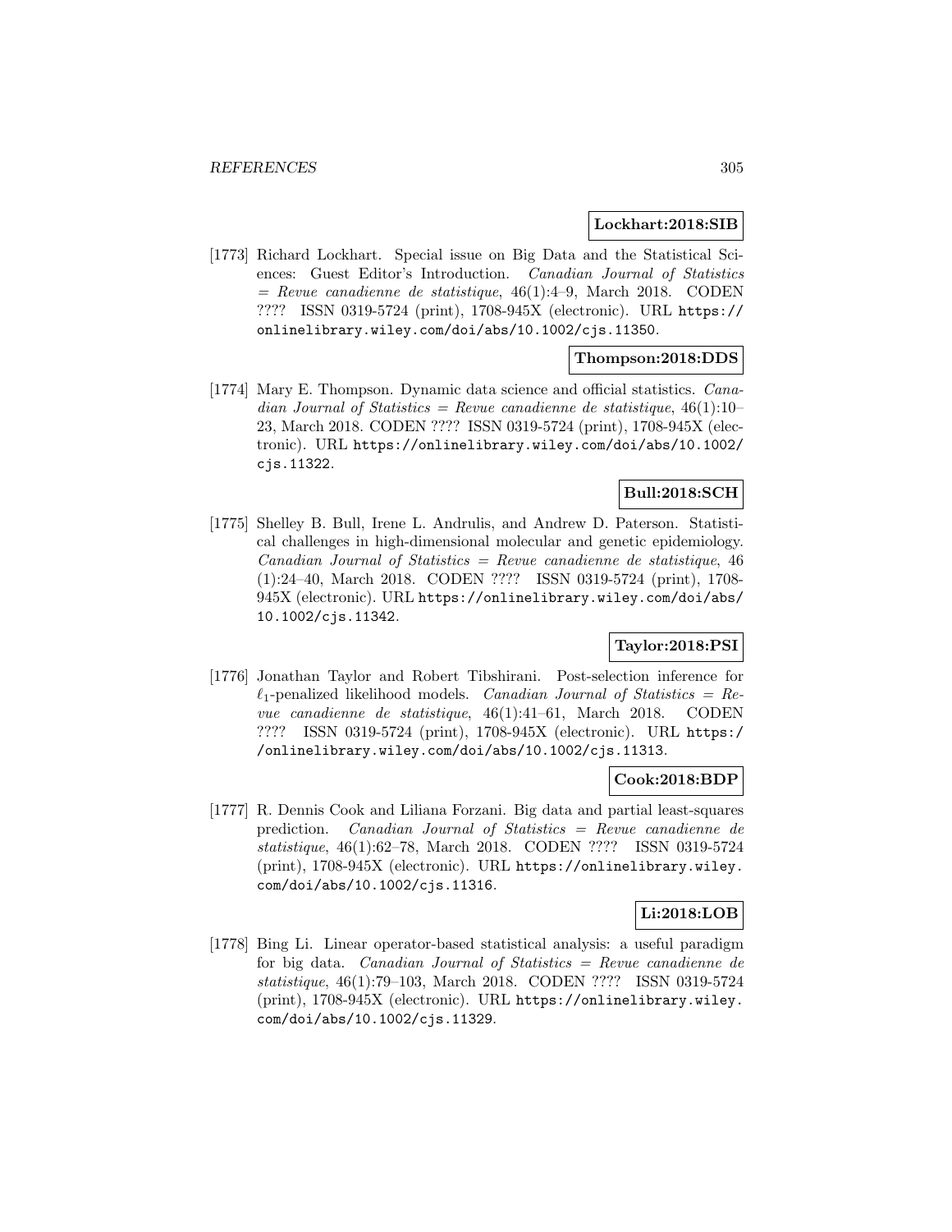**Lockhart:2018:SIB**

[1773] Richard Lockhart. Special issue on Big Data and the Statistical Sciences: Guest Editor's Introduction. *Canadian Journal of Statistics = Revue canadienne de statistique*, 46(1):4–9, March 2018. CODEN ???? ISSN 0319-5724 (print), 1708-945X (electronic). URL https://onlinelibrary.wiley.com/doi/abs/10.1002/cjs.11350.

**Thompson:2018:DDS**

[1774] Mary E. Thompson. Dynamic data science and official statistics. *Canadian Journal of Statistics = Revue canadienne de statistique*, 46(1):10–23, March 2018. CODEN ???? ISSN 0319-5724 (print), 1708-945X (electronic). URL https://onlinelibrary.wiley.com/doi/abs/10.1002/cjs.11322.

**Bull:2018:SCH**

[1775] Shelley B. Bull, Irene L. Andrulis, and Andrew D. Paterson. Statistical challenges in high-dimensional molecular and genetic epidemiology. *Canadian Journal of Statistics = Revue canadienne de statistique*, 46 (1):24–40, March 2018. CODEN ???? ISSN 0319-5724 (print), 1708-945X (electronic). URL https://onlinelibrary.wiley.com/doi/abs/10.1002/cjs.11342.

**Taylor:2018:PSI**

[1776] Jonathan Taylor and Robert Tibshirani. Post-selection inference for $\ell_1$-penalized likelihood models. *Canadian Journal of Statistics = Revue canadienne de statistique*, 46(1):41–61, March 2018. CODEN ???? ISSN 0319-5724 (print), 1708-945X (electronic). URL https://onlinelibrary.wiley.com/doi/abs/10.1002/cjs.11313.

**Cook:2018:BDP**

[1777] R. Dennis Cook and Liliana Forzani. Big data and partial least-squares prediction. *Canadian Journal of Statistics = Revue canadienne de statistique*, 46(1):62–78, March 2018. CODEN ???? ISSN 0319-5724 (print), 1708-945X (electronic). URL https://onlinelibrary.wiley.com/doi/abs/10.1002/cjs.11316.

**Li:2018:LOB**

[1778] Bing Li. Linear operator-based statistical analysis: a useful paradigm for big data. *Canadian Journal of Statistics = Revue canadienne de statistique*, 46(1):79–103, March 2018. CODEN ???? ISSN 0319-5724 (print), 1708-945X (electronic). URL https://onlinelibrary.wiley.com/doi/abs/10.1002/cjs.11329.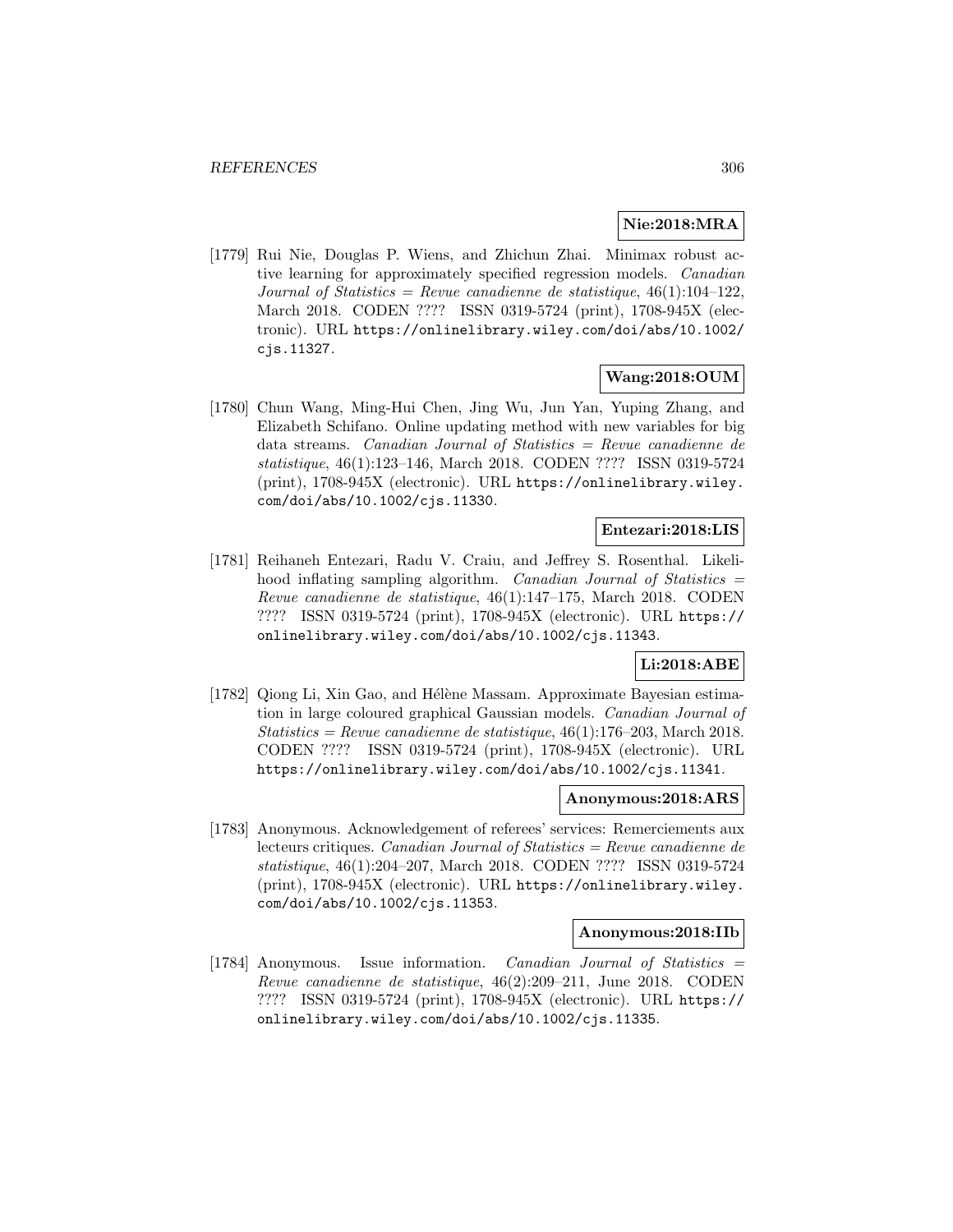**Nie:2018:MRA**

[1779] Rui Nie, Douglas P. Wiens, and Zhichun Zhai. Minimax robust active learning for approximately specified regression models. *Canadian Journal of Statistics = Revue canadienne de statistique*, 46(1):104–122, March 2018. CODEN ???? ISSN 0319-5724 (print), 1708-945X (electronic). URL `https://onlinelibrary.wiley.com/doi/abs/10.1002/cjs.11327`.

**Wang:2018:OUM**

[1780] Chun Wang, Ming-Hui Chen, Jing Wu, Jun Yan, Yuping Zhang, and Elizabeth Schifano. Online updating method with new variables for big data streams. *Canadian Journal of Statistics = Revue canadienne de statistique*, 46(1):123–146, March 2018. CODEN ???? ISSN 0319-5724 (print), 1708-945X (electronic). URL `https://onlinelibrary.wiley.com/doi/abs/10.1002/cjs.11330`.

**Entezari:2018:LIS**

[1781] Reihaneh Entezari, Radu V. Craiu, and Jeffrey S. Rosenthal. Likelihood inflating sampling algorithm. *Canadian Journal of Statistics = Revue canadienne de statistique*, 46(1):147–175, March 2018. CODEN ???? ISSN 0319-5724 (print), 1708-945X (electronic). URL `https://onlinelibrary.wiley.com/doi/abs/10.1002/cjs.11343`.

**Li:2018:ABE**

[1782] Qiong Li, Xin Gao, and Hélène Massam. Approximate Bayesian estimation in large coloured graphical Gaussian models. *Canadian Journal of Statistics = Revue canadienne de statistique*, 46(1):176–203, March 2018. CODEN ???? ISSN 0319-5724 (print), 1708-945X (electronic). URL `https://onlinelibrary.wiley.com/doi/abs/10.1002/cjs.11341`.

**Anonymous:2018:ARS**

[1783] Anonymous. Acknowledgement of referees' services: Remerciements aux lecteurs critiques. *Canadian Journal of Statistics = Revue canadienne de statistique*, 46(1):204–207, March 2018. CODEN ???? ISSN 0319-5724 (print), 1708-945X (electronic). URL `https://onlinelibrary.wiley.com/doi/abs/10.1002/cjs.11353`.

**Anonymous:2018:IIb**

[1784] Anonymous. Issue information. *Canadian Journal of Statistics = Revue canadienne de statistique*, 46(2):209–211, June 2018. CODEN ???? ISSN 0319-5724 (print), 1708-945X (electronic). URL `https://onlinelibrary.wiley.com/doi/abs/10.1002/cjs.11335`.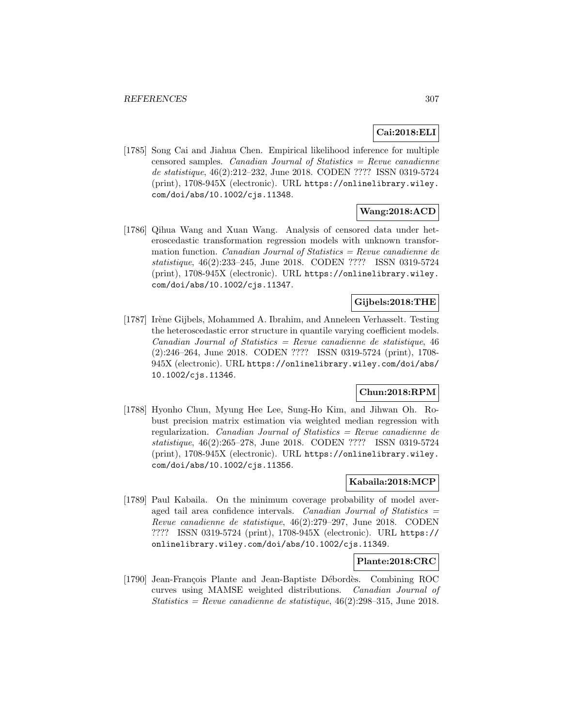**Cai:2018:ELI**

[1785] Song Cai and Jiahua Chen. Empirical likelihood inference for multiple censored samples. *Canadian Journal of Statistics = Revue canadienne de statistique*, 46(2):212–232, June 2018. CODEN ???? ISSN 0319-5724 (print), 1708-945X (electronic). URL https://onlinelibrary.wiley.com/doi/abs/10.1002/cjs.11348.

**Wang:2018:ACD**

[1786] Qihua Wang and Xuan Wang. Analysis of censored data under heteroscedastic transformation regression models with unknown transformation function. *Canadian Journal of Statistics = Revue canadienne de statistique*, 46(2):233–245, June 2018. CODEN ???? ISSN 0319-5724 (print), 1708-945X (electronic). URL https://onlinelibrary.wiley.com/doi/abs/10.1002/cjs.11347.

**Gijbels:2018:THE**

[1787] Irène Gijbels, Mohammed A. Ibrahim, and Anneleen Verhasselt. Testing the heteroscedastic error structure in quantile varying coefficient models. *Canadian Journal of Statistics = Revue canadienne de statistique*, 46 (2):246–264, June 2018. CODEN ???? ISSN 0319-5724 (print), 1708-945X (electronic). URL https://onlinelibrary.wiley.com/doi/abs/10.1002/cjs.11346.

**Chun:2018:RPM**

[1788] Hyonho Chun, Myung Hee Lee, Sung-Ho Kim, and Jihwan Oh. Robust precision matrix estimation via weighted median regression with regularization. *Canadian Journal of Statistics = Revue canadienne de statistique*, 46(2):265–278, June 2018. CODEN ???? ISSN 0319-5724 (print), 1708-945X (electronic). URL https://onlinelibrary.wiley.com/doi/abs/10.1002/cjs.11356.

**Kabaila:2018:MCP**

[1789] Paul Kabaila. On the minimum coverage probability of model averaged tail area confidence intervals. *Canadian Journal of Statistics = Revue canadienne de statistique*, 46(2):279–297, June 2018. CODEN ???? ISSN 0319-5724 (print), 1708-945X (electronic). URL https://onlinelibrary.wiley.com/doi/abs/10.1002/cjs.11349.

**Plante:2018:CRC**

[1790] Jean-François Plante and Jean-Baptiste Débordès. Combining ROC curves using MAMSE weighted distributions. *Canadian Journal of Statistics = Revue canadienne de statistique*, 46(2):298–315, June 2018.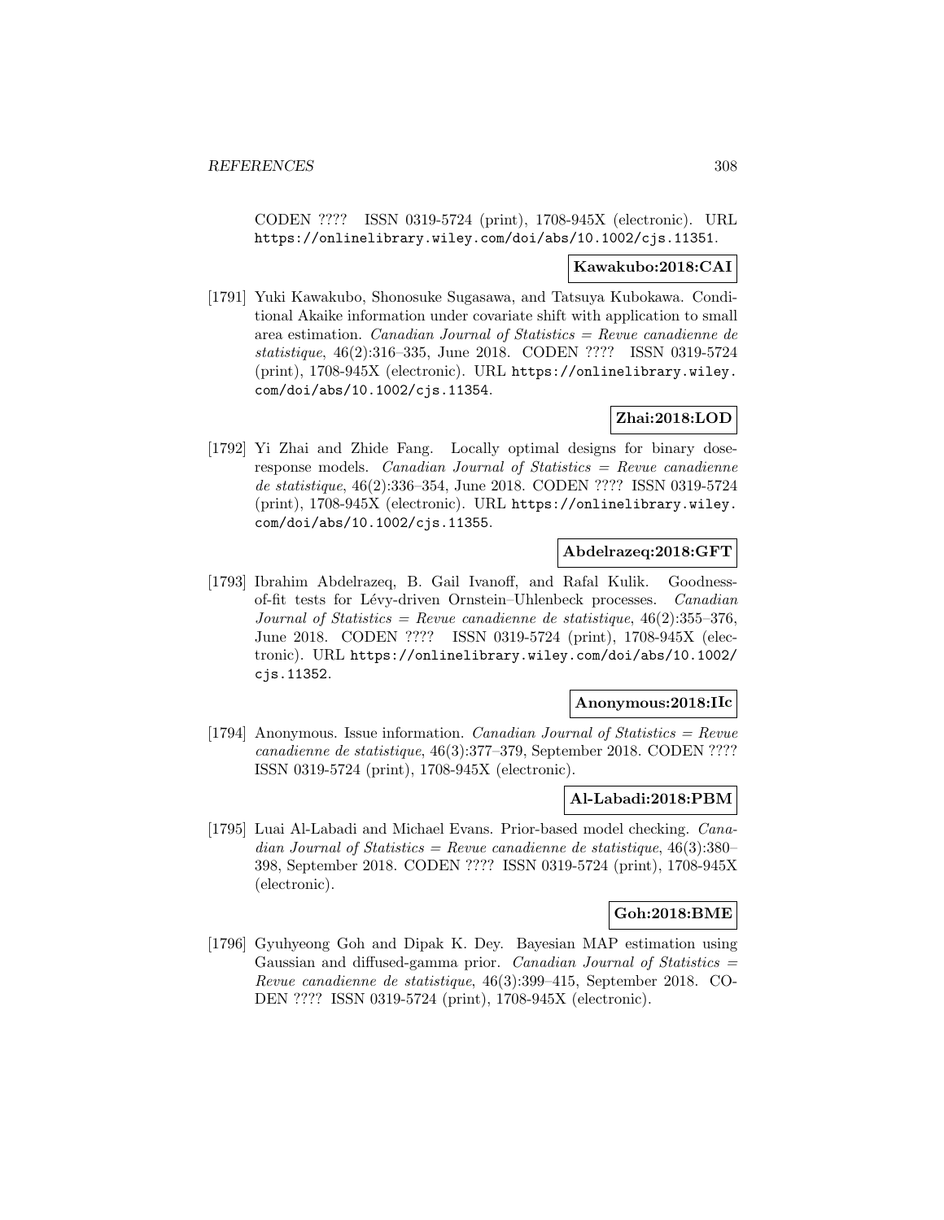CODEN ???? ISSN 0319-5724 (print), 1708-945X (electronic). URL `https://onlinelibrary.wiley.com/doi/abs/10.1002/cjs.11351`.

**Kawakubo:2018:CAI**

[1791] Yuki Kawakubo, Shonosuke Sugasawa, and Tatsuya Kubokawa. Conditional Akaike information under covariate shift with application to small area estimation. *Canadian Journal of Statistics = Revue canadienne de statistique*, 46(2):316–335, June 2018. CODEN ???? ISSN 0319-5724 (print), 1708-945X (electronic). URL `https://onlinelibrary.wiley.com/doi/abs/10.1002/cjs.11354`.

**Zhai:2018:LOD**

[1792] Yi Zhai and Zhide Fang. Locally optimal designs for binary dose-response models. *Canadian Journal of Statistics = Revue canadienne de statistique*, 46(2):336–354, June 2018. CODEN ???? ISSN 0319-5724 (print), 1708-945X (electronic). URL `https://onlinelibrary.wiley.com/doi/abs/10.1002/cjs.11355`.

**Abdelrazeq:2018:GFT**

[1793] Ibrahim Abdelrazeq, B. Gail Ivanoff, and Rafal Kulik. Goodness-of-fit tests for Lévy-driven Ornstein–Uhlenbeck processes. *Canadian Journal of Statistics = Revue canadienne de statistique*, 46(2):355–376, June 2018. CODEN ???? ISSN 0319-5724 (print), 1708-945X (electronic). URL `https://onlinelibrary.wiley.com/doi/abs/10.1002/cjs.11352`.

**Anonymous:2018:IIc**

[1794] Anonymous. Issue information. *Canadian Journal of Statistics = Revue canadienne de statistique*, 46(3):377–379, September 2018. CODEN ???? ISSN 0319-5724 (print), 1708-945X (electronic).

**Al-Labadi:2018:PBM**

[1795] Luai Al-Labadi and Michael Evans. Prior-based model checking. *Canadian Journal of Statistics = Revue canadienne de statistique*, 46(3):380–398, September 2018. CODEN ???? ISSN 0319-5724 (print), 1708-945X (electronic).

**Goh:2018:BME**

[1796] Gyuhyeong Goh and Dipak K. Dey. Bayesian MAP estimation using Gaussian and diffused-gamma prior. *Canadian Journal of Statistics = Revue canadienne de statistique*, 46(3):399–415, September 2018. CODEN ???? ISSN 0319-5724 (print), 1708-945X (electronic).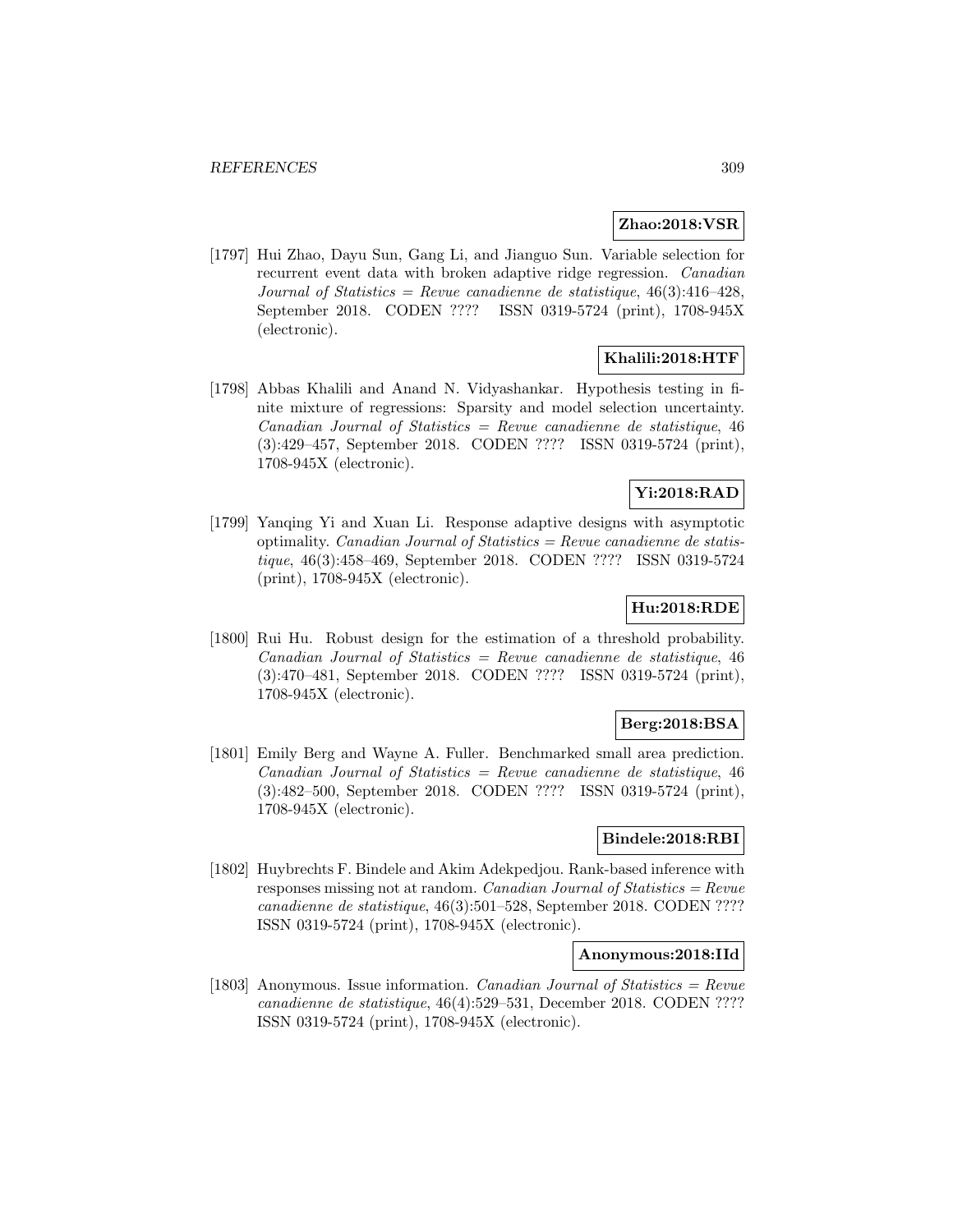**Zhao:2018:VSR**

[1797] Hui Zhao, Dayu Sun, Gang Li, and Jianguo Sun. Variable selection for recurrent event data with broken adaptive ridge regression. *Canadian Journal of Statistics = Revue canadienne de statistique*, 46(3):416–428, September 2018. CODEN ???? ISSN 0319-5724 (print), 1708-945X (electronic).

**Khalili:2018:HTF**

[1798] Abbas Khalili and Anand N. Vidyashankar. Hypothesis testing in finite mixture of regressions: Sparsity and model selection uncertainty. *Canadian Journal of Statistics = Revue canadienne de statistique*, 46 (3):429–457, September 2018. CODEN ???? ISSN 0319-5724 (print), 1708-945X (electronic).

**Yi:2018:RAD**

[1799] Yanqing Yi and Xuan Li. Response adaptive designs with asymptotic optimality. *Canadian Journal of Statistics = Revue canadienne de statistique*, 46(3):458–469, September 2018. CODEN ???? ISSN 0319-5724 (print), 1708-945X (electronic).

**Hu:2018:RDE**

[1800] Rui Hu. Robust design for the estimation of a threshold probability. *Canadian Journal of Statistics = Revue canadienne de statistique*, 46 (3):470–481, September 2018. CODEN ???? ISSN 0319-5724 (print), 1708-945X (electronic).

**Berg:2018:BSA**

[1801] Emily Berg and Wayne A. Fuller. Benchmarked small area prediction. *Canadian Journal of Statistics = Revue canadienne de statistique*, 46 (3):482–500, September 2018. CODEN ???? ISSN 0319-5724 (print), 1708-945X (electronic).

**Bindele:2018:RBI**

[1802] Huybrechts F. Bindele and Akim Adekpedjou. Rank-based inference with responses missing not at random. *Canadian Journal of Statistics = Revue canadienne de statistique*, 46(3):501–528, September 2018. CODEN ???? ISSN 0319-5724 (print), 1708-945X (electronic).

**Anonymous:2018:IId**

[1803] Anonymous. Issue information. *Canadian Journal of Statistics = Revue canadienne de statistique*, 46(4):529–531, December 2018. CODEN ???? ISSN 0319-5724 (print), 1708-945X (electronic).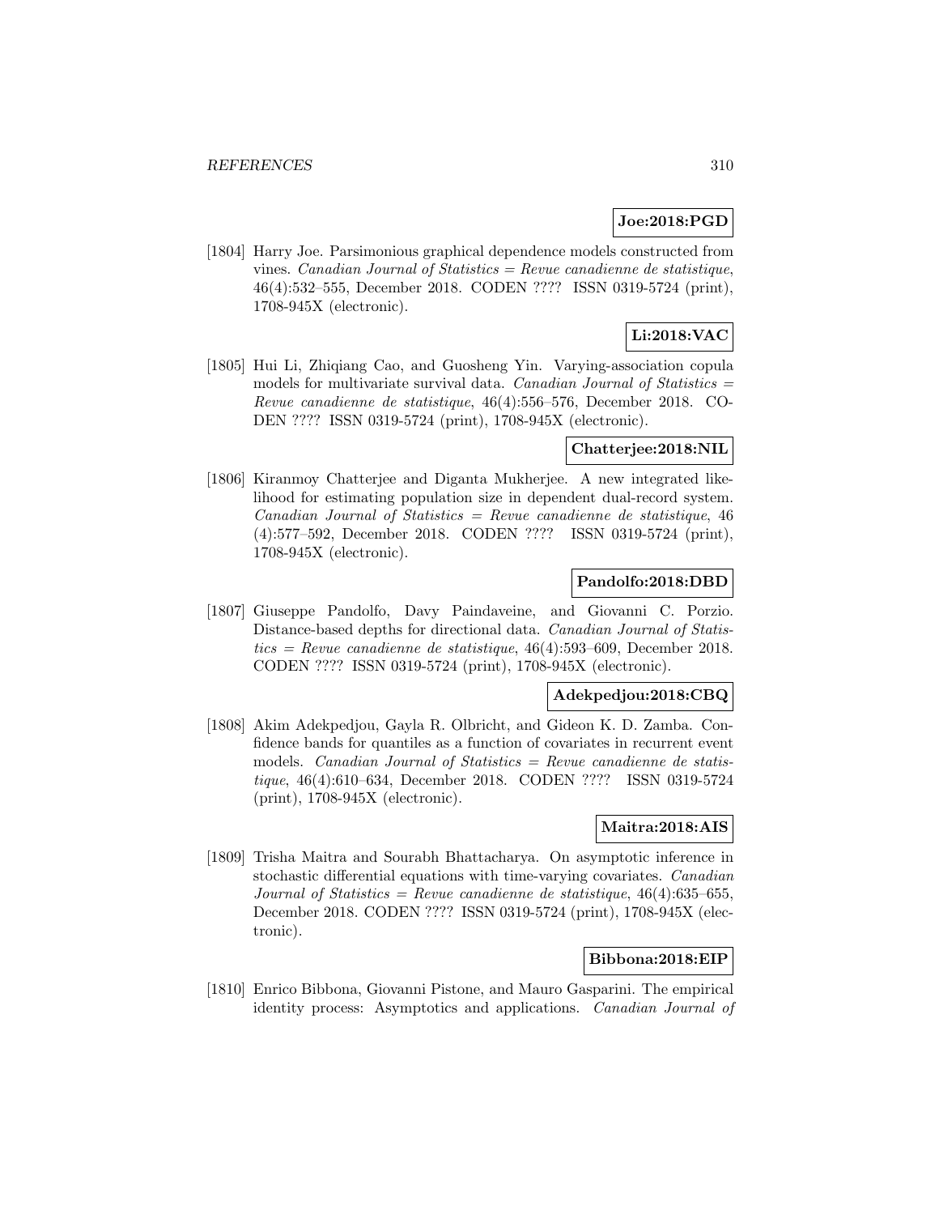**Joe:2018:PGD**

[1804] Harry Joe. Parsimonious graphical dependence models constructed from vines. *Canadian Journal of Statistics = Revue canadienne de statistique*, 46(4):532–555, December 2018. CODEN ???? ISSN 0319-5724 (print), 1708-945X (electronic).

**Li:2018:VAC**

[1805] Hui Li, Zhiqiang Cao, and Guosheng Yin. Varying-association copula models for multivariate survival data. *Canadian Journal of Statistics = Revue canadienne de statistique*, 46(4):556–576, December 2018. CODEN ???? ISSN 0319-5724 (print), 1708-945X (electronic).

**Chatterjee:2018:NIL**

[1806] Kiranmoy Chatterjee and Diganta Mukherjee. A new integrated likelihood for estimating population size in dependent dual-record system. *Canadian Journal of Statistics = Revue canadienne de statistique*, 46 (4):577–592, December 2018. CODEN ???? ISSN 0319-5724 (print), 1708-945X (electronic).

**Pandolfo:2018:DBD**

[1807] Giuseppe Pandolfo, Davy Paindaveine, and Giovanni C. Porzio. Distance-based depths for directional data. *Canadian Journal of Statistics = Revue canadienne de statistique*, 46(4):593–609, December 2018. CODEN ???? ISSN 0319-5724 (print), 1708-945X (electronic).

**Adekpedjou:2018:CBQ**

[1808] Akim Adekpedjou, Gayla R. Olbricht, and Gideon K. D. Zamba. Confidence bands for quantiles as a function of covariates in recurrent event models. *Canadian Journal of Statistics = Revue canadienne de statistique*, 46(4):610–634, December 2018. CODEN ???? ISSN 0319-5724 (print), 1708-945X (electronic).

**Maitra:2018:AIS**

[1809] Trisha Maitra and Sourabh Bhattacharya. On asymptotic inference in stochastic differential equations with time-varying covariates. *Canadian Journal of Statistics = Revue canadienne de statistique*, 46(4):635–655, December 2018. CODEN ???? ISSN 0319-5724 (print), 1708-945X (electronic).

**Bibbona:2018:EIP**

[1810] Enrico Bibbona, Giovanni Pistone, and Mauro Gasparini. The empirical identity process: Asymptotics and applications. *Canadian Journal of*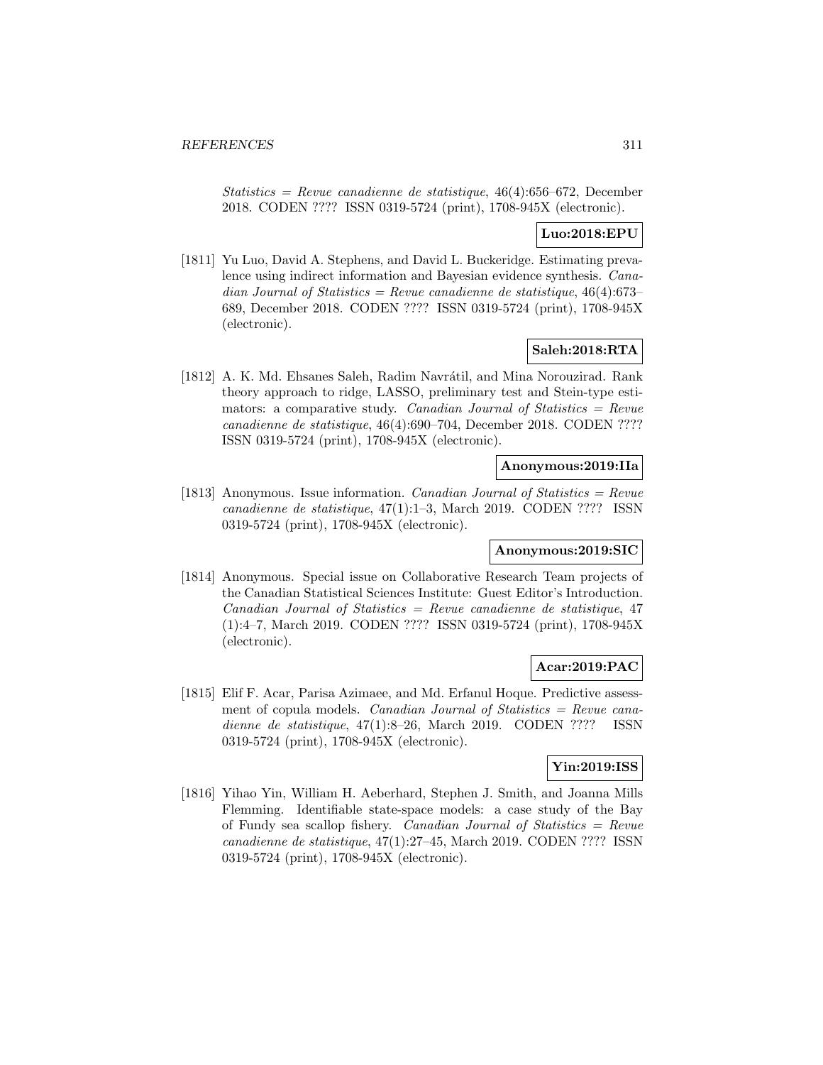*Statistics = Revue canadienne de statistique*, 46(4):656–672, December 2018. CODEN ???? ISSN 0319-5724 (print), 1708-945X (electronic).

**Luo:2018:EPU**

[1811] Yu Luo, David A. Stephens, and David L. Buckeridge. Estimating prevalence using indirect information and Bayesian evidence synthesis. *Canadian Journal of Statistics = Revue canadienne de statistique*, 46(4):673–689, December 2018. CODEN ???? ISSN 0319-5724 (print), 1708-945X (electronic).

**Saleh:2018:RTA**

[1812] A. K. Md. Ehsanes Saleh, Radim Navrátil, and Mina Norouzirad. Rank theory approach to ridge, LASSO, preliminary test and Stein-type estimators: a comparative study. *Canadian Journal of Statistics = Revue canadienne de statistique*, 46(4):690–704, December 2018. CODEN ???? ISSN 0319-5724 (print), 1708-945X (electronic).

**Anonymous:2019:IIa**

[1813] Anonymous. Issue information. *Canadian Journal of Statistics = Revue canadienne de statistique*, 47(1):1–3, March 2019. CODEN ???? ISSN 0319-5724 (print), 1708-945X (electronic).

**Anonymous:2019:SIC**

[1814] Anonymous. Special issue on Collaborative Research Team projects of the Canadian Statistical Sciences Institute: Guest Editor's Introduction. *Canadian Journal of Statistics = Revue canadienne de statistique*, 47 (1):4–7, March 2019. CODEN ???? ISSN 0319-5724 (print), 1708-945X (electronic).

**Acar:2019:PAC**

[1815] Elif F. Acar, Parisa Azimaee, and Md. Erfanul Hoque. Predictive assessment of copula models. *Canadian Journal of Statistics = Revue canadienne de statistique*, 47(1):8–26, March 2019. CODEN ???? ISSN 0319-5724 (print), 1708-945X (electronic).

**Yin:2019:ISS**

[1816] Yihao Yin, William H. Aeberhard, Stephen J. Smith, and Joanna Mills Flemming. Identifiable state-space models: a case study of the Bay of Fundy sea scallop fishery. *Canadian Journal of Statistics = Revue canadienne de statistique*, 47(1):27–45, March 2019. CODEN ???? ISSN 0319-5724 (print), 1708-945X (electronic).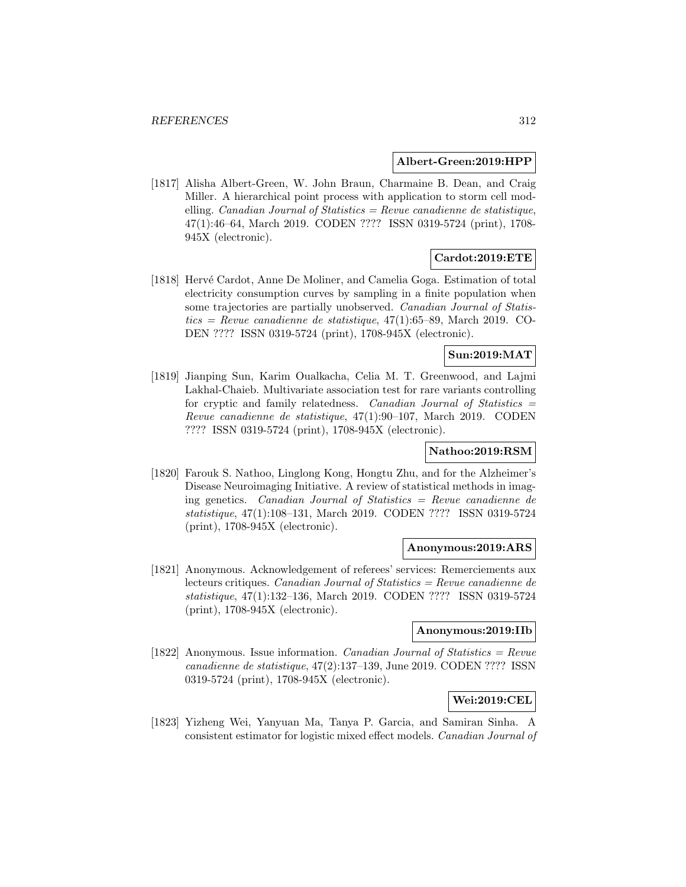**Albert-Green:2019:HPP**

[1817] Alisha Albert-Green, W. John Braun, Charmaine B. Dean, and Craig Miller. A hierarchical point process with application to storm cell modelling. *Canadian Journal of Statistics = Revue canadienne de statistique*, 47(1):46–64, March 2019. CODEN ???? ISSN 0319-5724 (print), 1708-945X (electronic).

**Cardot:2019:ETE**

[1818] Hervé Cardot, Anne De Moliner, and Camelia Goga. Estimation of total electricity consumption curves by sampling in a finite population when some trajectories are partially unobserved. *Canadian Journal of Statistics = Revue canadienne de statistique*, 47(1):65–89, March 2019. CODEN ???? ISSN 0319-5724 (print), 1708-945X (electronic).

**Sun:2019:MAT**

[1819] Jianping Sun, Karim Oualkacha, Celia M. T. Greenwood, and Lajmi Lakhal-Chaieb. Multivariate association test for rare variants controlling for cryptic and family relatedness. *Canadian Journal of Statistics = Revue canadienne de statistique*, 47(1):90–107, March 2019. CODEN ???? ISSN 0319-5724 (print), 1708-945X (electronic).

**Nathoo:2019:RSM**

[1820] Farouk S. Nathoo, Linglong Kong, Hongtu Zhu, and for the Alzheimer's Disease Neuroimaging Initiative. A review of statistical methods in imaging genetics. *Canadian Journal of Statistics = Revue canadienne de statistique*, 47(1):108–131, March 2019. CODEN ???? ISSN 0319-5724 (print), 1708-945X (electronic).

**Anonymous:2019:ARS**

[1821] Anonymous. Acknowledgement of referees' services: Remerciements aux lecteurs critiques. *Canadian Journal of Statistics = Revue canadienne de statistique*, 47(1):132–136, March 2019. CODEN ???? ISSN 0319-5724 (print), 1708-945X (electronic).

**Anonymous:2019:IIb**

[1822] Anonymous. Issue information. *Canadian Journal of Statistics = Revue canadienne de statistique*, 47(2):137–139, June 2019. CODEN ???? ISSN 0319-5724 (print), 1708-945X (electronic).

**Wei:2019:CEL**

[1823] Yizheng Wei, Yanyuan Ma, Tanya P. Garcia, and Samiran Sinha. A consistent estimator for logistic mixed effect models. *Canadian Journal of*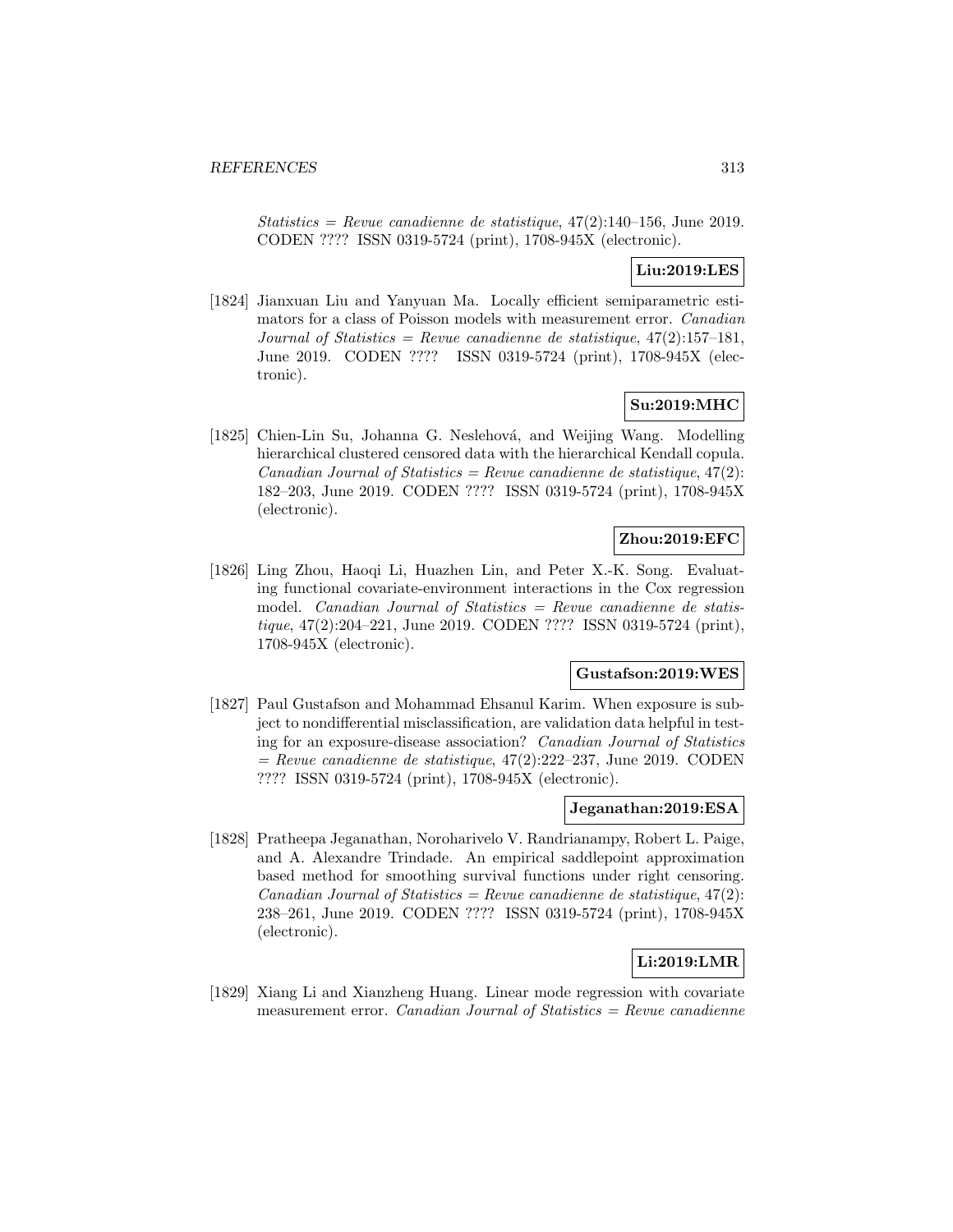*Statistics = Revue canadienne de statistique*, 47(2):140–156, June 2019. CODEN ???? ISSN 0319-5724 (print), 1708-945X (electronic).

**Liu:2019:LES**

[1824] Jianxuan Liu and Yanyuan Ma. Locally efficient semiparametric estimators for a class of Poisson models with measurement error. *Canadian Journal of Statistics = Revue canadienne de statistique*, 47(2):157–181, June 2019. CODEN ???? ISSN 0319-5724 (print), 1708-945X (electronic).

**Su:2019:MHC**

[1825] Chien-Lin Su, Johanna G. Neslehová, and Weijing Wang. Modelling hierarchical clustered censored data with the hierarchical Kendall copula. *Canadian Journal of Statistics = Revue canadienne de statistique*, 47(2): 182–203, June 2019. CODEN ???? ISSN 0319-5724 (print), 1708-945X (electronic).

**Zhou:2019:EFC**

[1826] Ling Zhou, Haoqi Li, Huazhen Lin, and Peter X.-K. Song. Evaluating functional covariate-environment interactions in the Cox regression model. *Canadian Journal of Statistics = Revue canadienne de statistique*, 47(2):204–221, June 2019. CODEN ???? ISSN 0319-5724 (print), 1708-945X (electronic).

**Gustafson:2019:WES**

[1827] Paul Gustafson and Mohammad Ehsanul Karim. When exposure is subject to nondifferential misclassification, are validation data helpful in testing for an exposure-disease association? *Canadian Journal of Statistics = Revue canadienne de statistique*, 47(2):222–237, June 2019. CODEN ???? ISSN 0319-5724 (print), 1708-945X (electronic).

**Jeganathan:2019:ESA**

[1828] Pratheepa Jeganathan, Noroharivelo V. Randrianampy, Robert L. Paige, and A. Alexandre Trindade. An empirical saddlepoint approximation based method for smoothing survival functions under right censoring. *Canadian Journal of Statistics = Revue canadienne de statistique*, 47(2): 238–261, June 2019. CODEN ???? ISSN 0319-5724 (print), 1708-945X (electronic).

**Li:2019:LMR**

[1829] Xiang Li and Xianzheng Huang. Linear mode regression with covariate measurement error. *Canadian Journal of Statistics = Revue canadienne*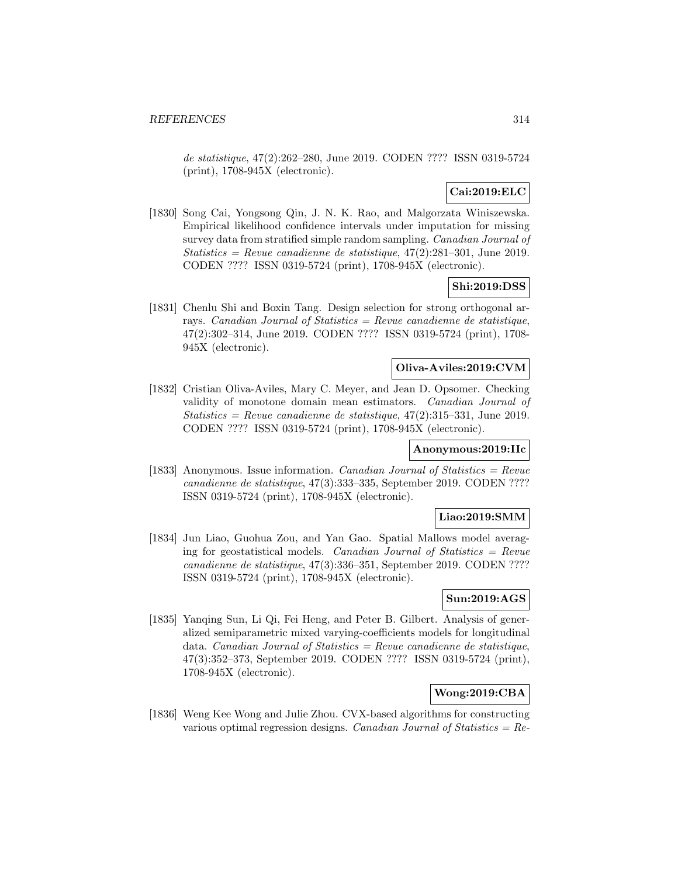*de statistique*, 47(2):262–280, June 2019. CODEN ???? ISSN 0319-5724 (print), 1708-945X (electronic).

**Cai:2019:ELC**

[1830] Song Cai, Yongsong Qin, J. N. K. Rao, and Malgorzata Winiszewska. Empirical likelihood confidence intervals under imputation for missing survey data from stratified simple random sampling. *Canadian Journal of Statistics = Revue canadienne de statistique*, 47(2):281–301, June 2019. CODEN ???? ISSN 0319-5724 (print), 1708-945X (electronic).

**Shi:2019:DSS**

[1831] Chenlu Shi and Boxin Tang. Design selection for strong orthogonal arrays. *Canadian Journal of Statistics = Revue canadienne de statistique*, 47(2):302–314, June 2019. CODEN ???? ISSN 0319-5724 (print), 1708-945X (electronic).

**Oliva-Aviles:2019:CVM**

[1832] Cristian Oliva-Aviles, Mary C. Meyer, and Jean D. Opsomer. Checking validity of monotone domain mean estimators. *Canadian Journal of Statistics = Revue canadienne de statistique*, 47(2):315–331, June 2019. CODEN ???? ISSN 0319-5724 (print), 1708-945X (electronic).

**Anonymous:2019:IIc**

[1833] Anonymous. Issue information. *Canadian Journal of Statistics = Revue canadienne de statistique*, 47(3):333–335, September 2019. CODEN ???? ISSN 0319-5724 (print), 1708-945X (electronic).

**Liao:2019:SMM**

[1834] Jun Liao, Guohua Zou, and Yan Gao. Spatial Mallows model averaging for geostatistical models. *Canadian Journal of Statistics = Revue canadienne de statistique*, 47(3):336–351, September 2019. CODEN ???? ISSN 0319-5724 (print), 1708-945X (electronic).

**Sun:2019:AGS**

[1835] Yanqing Sun, Li Qi, Fei Heng, and Peter B. Gilbert. Analysis of generalized semiparametric mixed varying-coefficients models for longitudinal data. *Canadian Journal of Statistics = Revue canadienne de statistique*, 47(3):352–373, September 2019. CODEN ???? ISSN 0319-5724 (print), 1708-945X (electronic).

**Wong:2019:CBA**

[1836] Weng Kee Wong and Julie Zhou. CVX-based algorithms for constructing various optimal regression designs. *Canadian Journal of Statistics = Re-*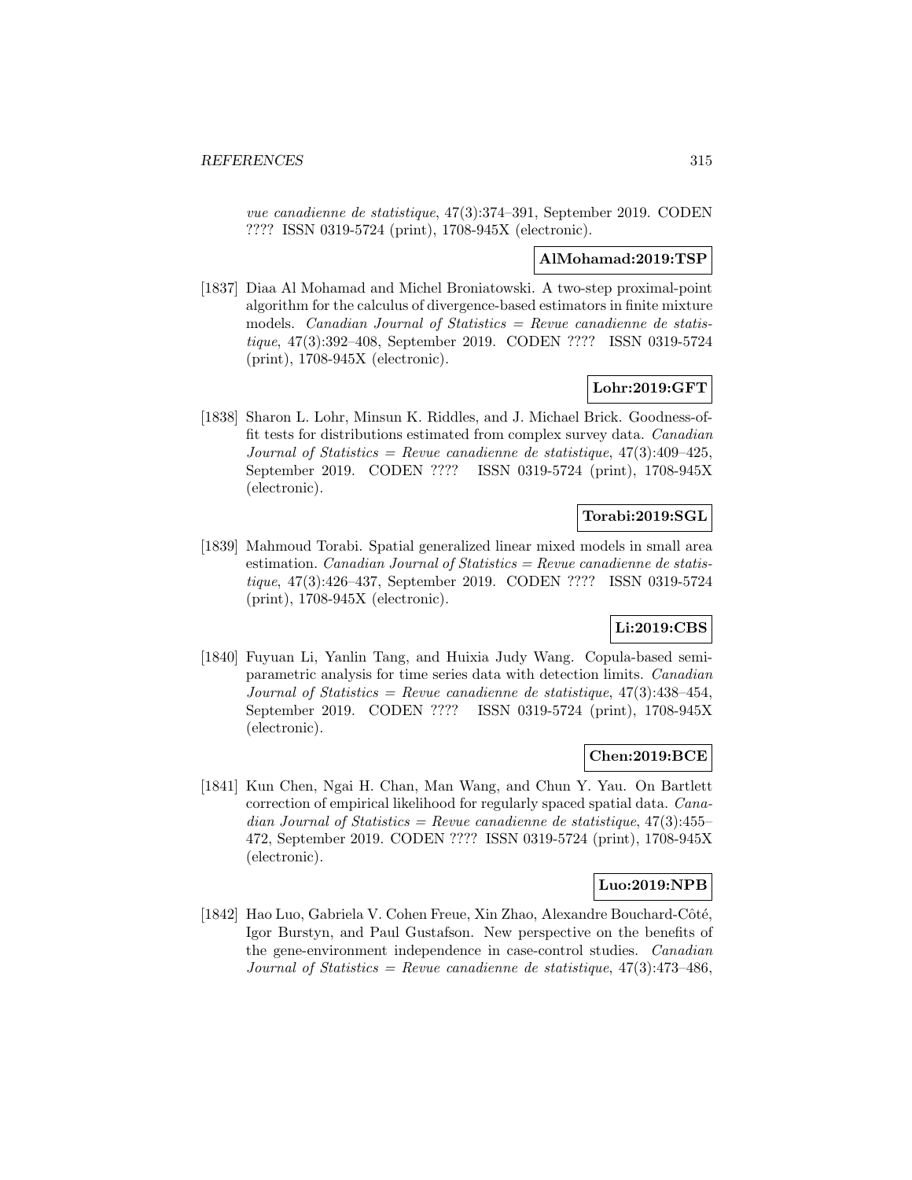*vue canadienne de statistique*, 47(3):374–391, September 2019. CODEN ???? ISSN 0319-5724 (print), 1708-945X (electronic).

**AlMohamad:2019:TSP**

[1837] Diaa Al Mohamad and Michel Broniatowski. A two-step proximal-point algorithm for the calculus of divergence-based estimators in finite mixture models. *Canadian Journal of Statistics = Revue canadienne de statistique*, 47(3):392–408, September 2019. CODEN ???? ISSN 0319-5724 (print), 1708-945X (electronic).

**Lohr:2019:GFT**

[1838] Sharon L. Lohr, Minsun K. Riddles, and J. Michael Brick. Goodness-of-fit tests for distributions estimated from complex survey data. *Canadian Journal of Statistics = Revue canadienne de statistique*, 47(3):409–425, September 2019. CODEN ???? ISSN 0319-5724 (print), 1708-945X (electronic).

**Torabi:2019:SGL**

[1839] Mahmoud Torabi. Spatial generalized linear mixed models in small area estimation. *Canadian Journal of Statistics = Revue canadienne de statistique*, 47(3):426–437, September 2019. CODEN ???? ISSN 0319-5724 (print), 1708-945X (electronic).

**Li:2019:CBS**

[1840] Fuyuan Li, Yanlin Tang, and Huixia Judy Wang. Copula-based semiparametric analysis for time series data with detection limits. *Canadian Journal of Statistics = Revue canadienne de statistique*, 47(3):438–454, September 2019. CODEN ???? ISSN 0319-5724 (print), 1708-945X (electronic).

**Chen:2019:BCE**

[1841] Kun Chen, Ngai H. Chan, Man Wang, and Chun Y. Yau. On Bartlett correction of empirical likelihood for regularly spaced spatial data. *Canadian Journal of Statistics = Revue canadienne de statistique*, 47(3):455–472, September 2019. CODEN ???? ISSN 0319-5724 (print), 1708-945X (electronic).

**Luo:2019:NPB**

[1842] Hao Luo, Gabriela V. Cohen Freue, Xin Zhao, Alexandre Bouchard-Côté, Igor Burstyn, and Paul Gustafson. New perspective on the benefits of the gene-environment independence in case-control studies. *Canadian Journal of Statistics = Revue canadienne de statistique*, 47(3):473–486,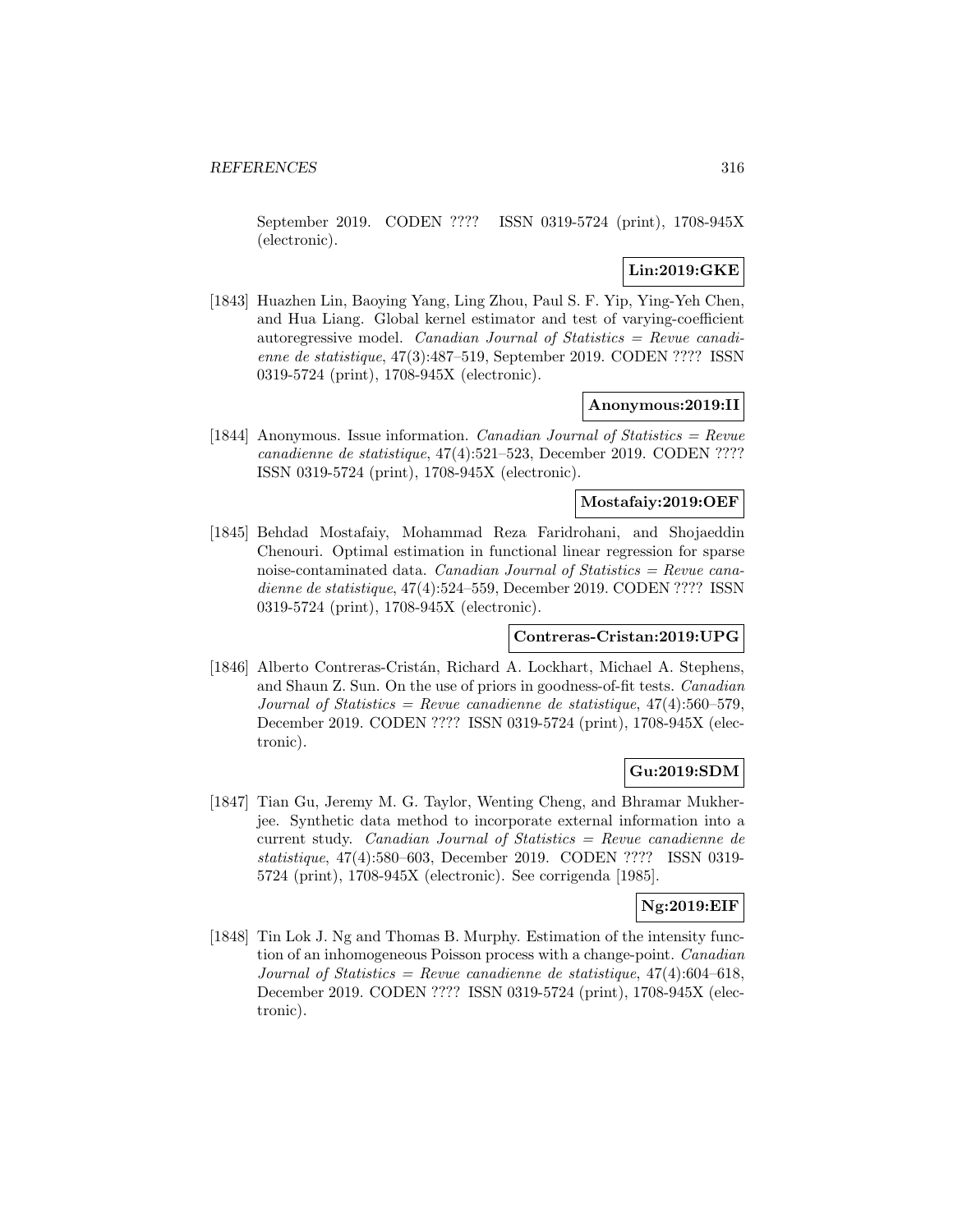September 2019. CODEN ???? ISSN 0319-5724 (print), 1708-945X (electronic).

**Lin:2019:GKE**

[1843] Huazhen Lin, Baoying Yang, Ling Zhou, Paul S. F. Yip, Ying-Yeh Chen, and Hua Liang. Global kernel estimator and test of varying-coefficient autoregressive model. *Canadian Journal of Statistics = Revue canadienne de statistique*, 47(3):487–519, September 2019. CODEN ???? ISSN 0319-5724 (print), 1708-945X (electronic).

**Anonymous:2019:II**

[1844] Anonymous. Issue information. *Canadian Journal of Statistics = Revue canadienne de statistique*, 47(4):521–523, December 2019. CODEN ???? ISSN 0319-5724 (print), 1708-945X (electronic).

**Mostafaiy:2019:OEF**

[1845] Behdad Mostafaiy, Mohammad Reza Faridrohani, and Shojaeddin Chenouri. Optimal estimation in functional linear regression for sparse noise-contaminated data. *Canadian Journal of Statistics = Revue canadienne de statistique*, 47(4):524–559, December 2019. CODEN ???? ISSN 0319-5724 (print), 1708-945X (electronic).

**Contreras-Cristan:2019:UPG**

[1846] Alberto Contreras-Cristán, Richard A. Lockhart, Michael A. Stephens, and Shaun Z. Sun. On the use of priors in goodness-of-fit tests. *Canadian Journal of Statistics = Revue canadienne de statistique*, 47(4):560–579, December 2019. CODEN ???? ISSN 0319-5724 (print), 1708-945X (electronic).

**Gu:2019:SDM**

[1847] Tian Gu, Jeremy M. G. Taylor, Wenting Cheng, and Bhramar Mukherjee. Synthetic data method to incorporate external information into a current study. *Canadian Journal of Statistics = Revue canadienne de statistique*, 47(4):580–603, December 2019. CODEN ???? ISSN 0319-5724 (print), 1708-945X (electronic). See corrigenda [1985].

**Ng:2019:EIF**

[1848] Tin Lok J. Ng and Thomas B. Murphy. Estimation of the intensity function of an inhomogeneous Poisson process with a change-point. *Canadian Journal of Statistics = Revue canadienne de statistique*, 47(4):604–618, December 2019. CODEN ???? ISSN 0319-5724 (print), 1708-945X (electronic).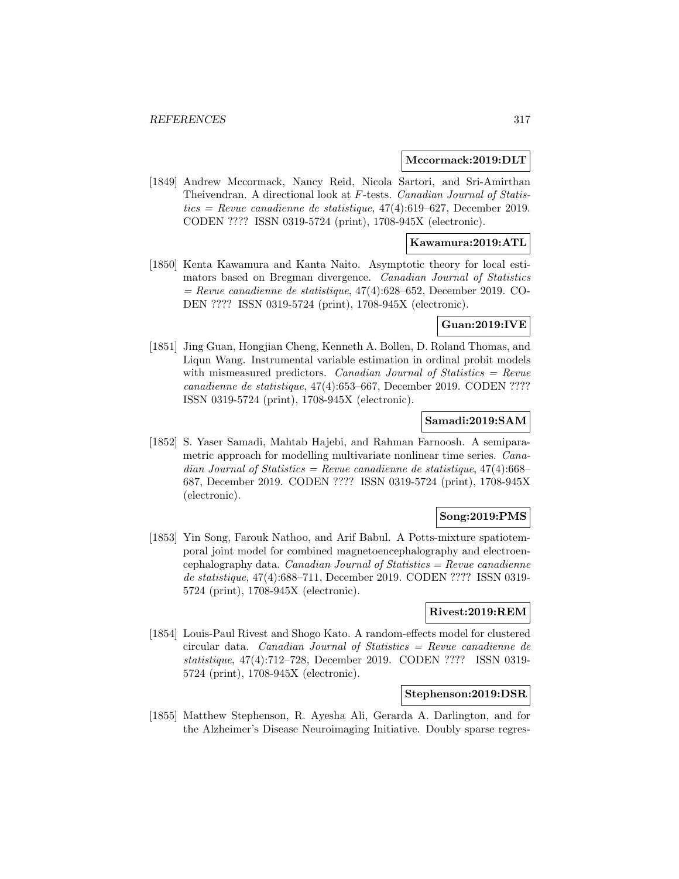**Mccormack:2019:DLT**

[1849] Andrew Mccormack, Nancy Reid, Nicola Sartori, and Sri-Amirthan Theivendran. A directional look at $F$-tests. *Canadian Journal of Statistics = Revue canadienne de statistique*, 47(4):619–627, December 2019. CODEN ???? ISSN 0319-5724 (print), 1708-945X (electronic).

**Kawamura:2019:ATL**

[1850] Kenta Kawamura and Kanta Naito. Asymptotic theory for local estimators based on Bregman divergence. *Canadian Journal of Statistics = Revue canadienne de statistique*, 47(4):628–652, December 2019. CODEN ???? ISSN 0319-5724 (print), 1708-945X (electronic).

**Guan:2019:IVE**

[1851] Jing Guan, Hongjian Cheng, Kenneth A. Bollen, D. Roland Thomas, and Liqun Wang. Instrumental variable estimation in ordinal probit models with mismeasured predictors. *Canadian Journal of Statistics = Revue canadienne de statistique*, 47(4):653–667, December 2019. CODEN ???? ISSN 0319-5724 (print), 1708-945X (electronic).

**Samadi:2019:SAM**

[1852] S. Yaser Samadi, Mahtab Hajebi, and Rahman Farnoosh. A semiparametric approach for modelling multivariate nonlinear time series. *Canadian Journal of Statistics = Revue canadienne de statistique*, 47(4):668–687, December 2019. CODEN ???? ISSN 0319-5724 (print), 1708-945X (electronic).

**Song:2019:PMS**

[1853] Yin Song, Farouk Nathoo, and Arif Babul. A Potts-mixture spatiotemporal joint model for combined magnetoencephalography and electroencephalography data. *Canadian Journal of Statistics = Revue canadienne de statistique*, 47(4):688–711, December 2019. CODEN ???? ISSN 0319-5724 (print), 1708-945X (electronic).

**Rivest:2019:REM**

[1854] Louis-Paul Rivest and Shogo Kato. A random-effects model for clustered circular data. *Canadian Journal of Statistics = Revue canadienne de statistique*, 47(4):712–728, December 2019. CODEN ???? ISSN 0319-5724 (print), 1708-945X (electronic).

**Stephenson:2019:DSR**

[1855] Matthew Stephenson, R. Ayesha Ali, Gerarda A. Darlington, and for the Alzheimer's Disease Neuroimaging Initiative. Doubly sparse regres-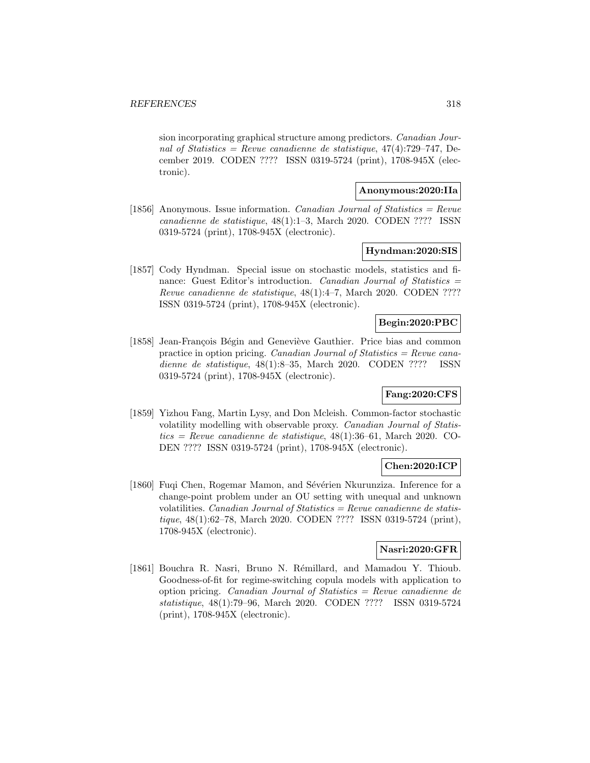sion incorporating graphical structure among predictors. *Canadian Journal of Statistics = Revue canadienne de statistique*, 47(4):729–747, December 2019. CODEN ???? ISSN 0319-5724 (print), 1708-945X (electronic).

**Anonymous:2020:IIa**

[1856] Anonymous. Issue information. *Canadian Journal of Statistics = Revue canadienne de statistique*, 48(1):1–3, March 2020. CODEN ???? ISSN 0319-5724 (print), 1708-945X (electronic).

**Hyndman:2020:SIS**

[1857] Cody Hyndman. Special issue on stochastic models, statistics and finance: Guest Editor's introduction. *Canadian Journal of Statistics = Revue canadienne de statistique*, 48(1):4–7, March 2020. CODEN ???? ISSN 0319-5724 (print), 1708-945X (electronic).

**Begin:2020:PBC**

[1858] Jean-François Bégin and Geneviève Gauthier. Price bias and common practice in option pricing. *Canadian Journal of Statistics = Revue canadienne de statistique*, 48(1):8–35, March 2020. CODEN ???? ISSN 0319-5724 (print), 1708-945X (electronic).

**Fang:2020:CFS**

[1859] Yizhou Fang, Martin Lysy, and Don Mcleish. Common-factor stochastic volatility modelling with observable proxy. *Canadian Journal of Statistics = Revue canadienne de statistique*, 48(1):36–61, March 2020. CODEN ???? ISSN 0319-5724 (print), 1708-945X (electronic).

**Chen:2020:ICP**

[1860] Fuqi Chen, Rogemar Mamon, and Sévérien Nkurunziza. Inference for a change-point problem under an OU setting with unequal and unknown volatilities. *Canadian Journal of Statistics = Revue canadienne de statistique*, 48(1):62–78, March 2020. CODEN ???? ISSN 0319-5724 (print), 1708-945X (electronic).

**Nasri:2020:GFR**

[1861] Bouchra R. Nasri, Bruno N. Rémillard, and Mamadou Y. Thioub. Goodness-of-fit for regime-switching copula models with application to option pricing. *Canadian Journal of Statistics = Revue canadienne de statistique*, 48(1):79–96, March 2020. CODEN ???? ISSN 0319-5724 (print), 1708-945X (electronic).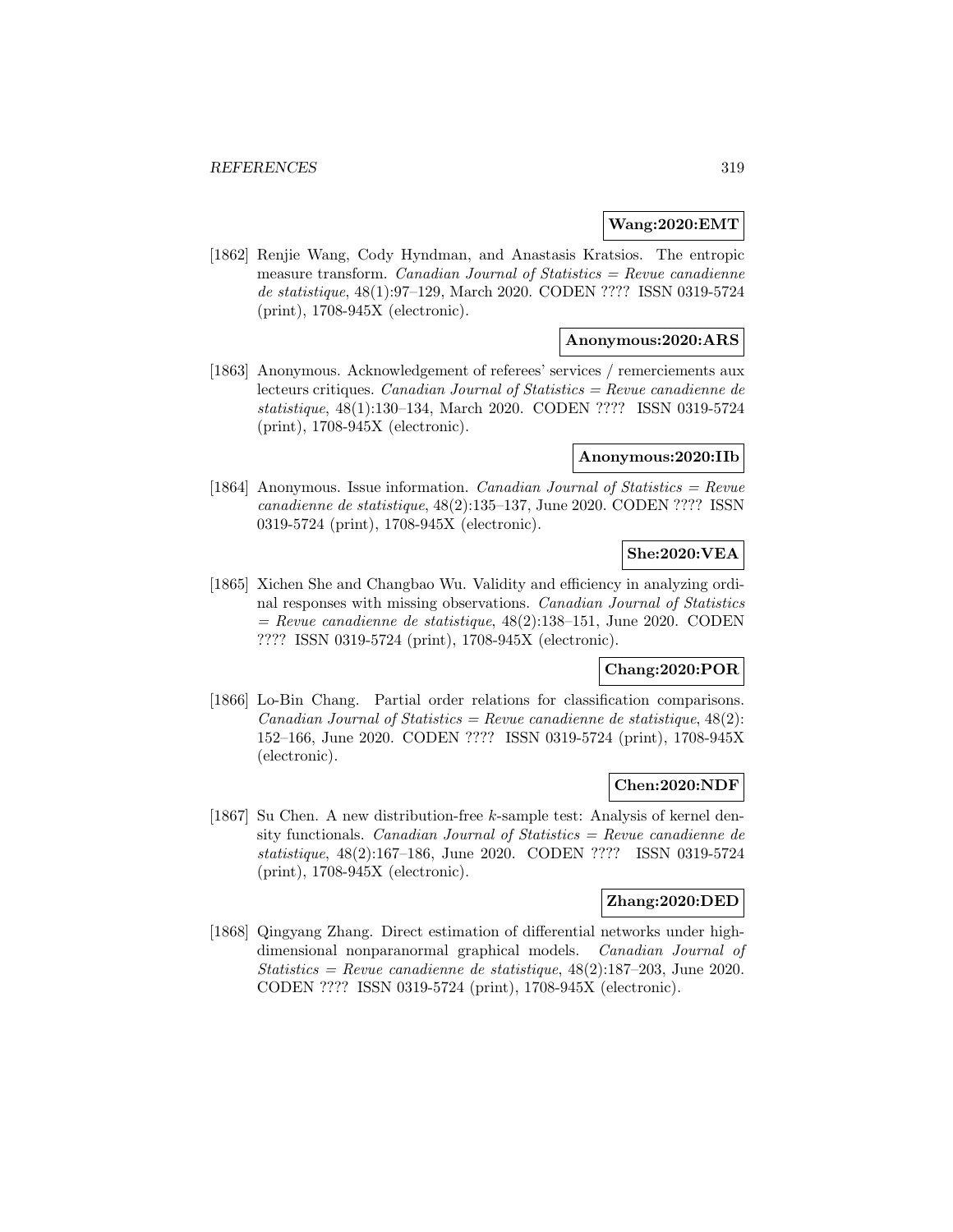**Wang:2020:EMT**

[1862] Renjie Wang, Cody Hyndman, and Anastasis Kratsios. The entropic measure transform. *Canadian Journal of Statistics = Revue canadienne de statistique*, 48(1):97–129, March 2020. CODEN ???? ISSN 0319-5724 (print), 1708-945X (electronic).

**Anonymous:2020:ARS**

[1863] Anonymous. Acknowledgement of referees' services / remerciements aux lecteurs critiques. *Canadian Journal of Statistics = Revue canadienne de statistique*, 48(1):130–134, March 2020. CODEN ???? ISSN 0319-5724 (print), 1708-945X (electronic).

**Anonymous:2020:IIb**

[1864] Anonymous. Issue information. *Canadian Journal of Statistics = Revue canadienne de statistique*, 48(2):135–137, June 2020. CODEN ???? ISSN 0319-5724 (print), 1708-945X (electronic).

**She:2020:VEA**

[1865] Xichen She and Changbao Wu. Validity and efficiency in analyzing ordinal responses with missing observations. *Canadian Journal of Statistics = Revue canadienne de statistique*, 48(2):138–151, June 2020. CODEN ???? ISSN 0319-5724 (print), 1708-945X (electronic).

**Chang:2020:POR**

[1866] Lo-Bin Chang. Partial order relations for classification comparisons. *Canadian Journal of Statistics = Revue canadienne de statistique*, 48(2): 152–166, June 2020. CODEN ???? ISSN 0319-5724 (print), 1708-945X (electronic).

**Chen:2020:NDF**

[1867] Su Chen. A new distribution-free $k$-sample test: Analysis of kernel density functionals. *Canadian Journal of Statistics = Revue canadienne de statistique*, 48(2):167–186, June 2020. CODEN ???? ISSN 0319-5724 (print), 1708-945X (electronic).

**Zhang:2020:DED**

[1868] Qingyang Zhang. Direct estimation of differential networks under high-dimensional nonparanormal graphical models. *Canadian Journal of Statistics = Revue canadienne de statistique*, 48(2):187–203, June 2020. CODEN ???? ISSN 0319-5724 (print), 1708-945X (electronic).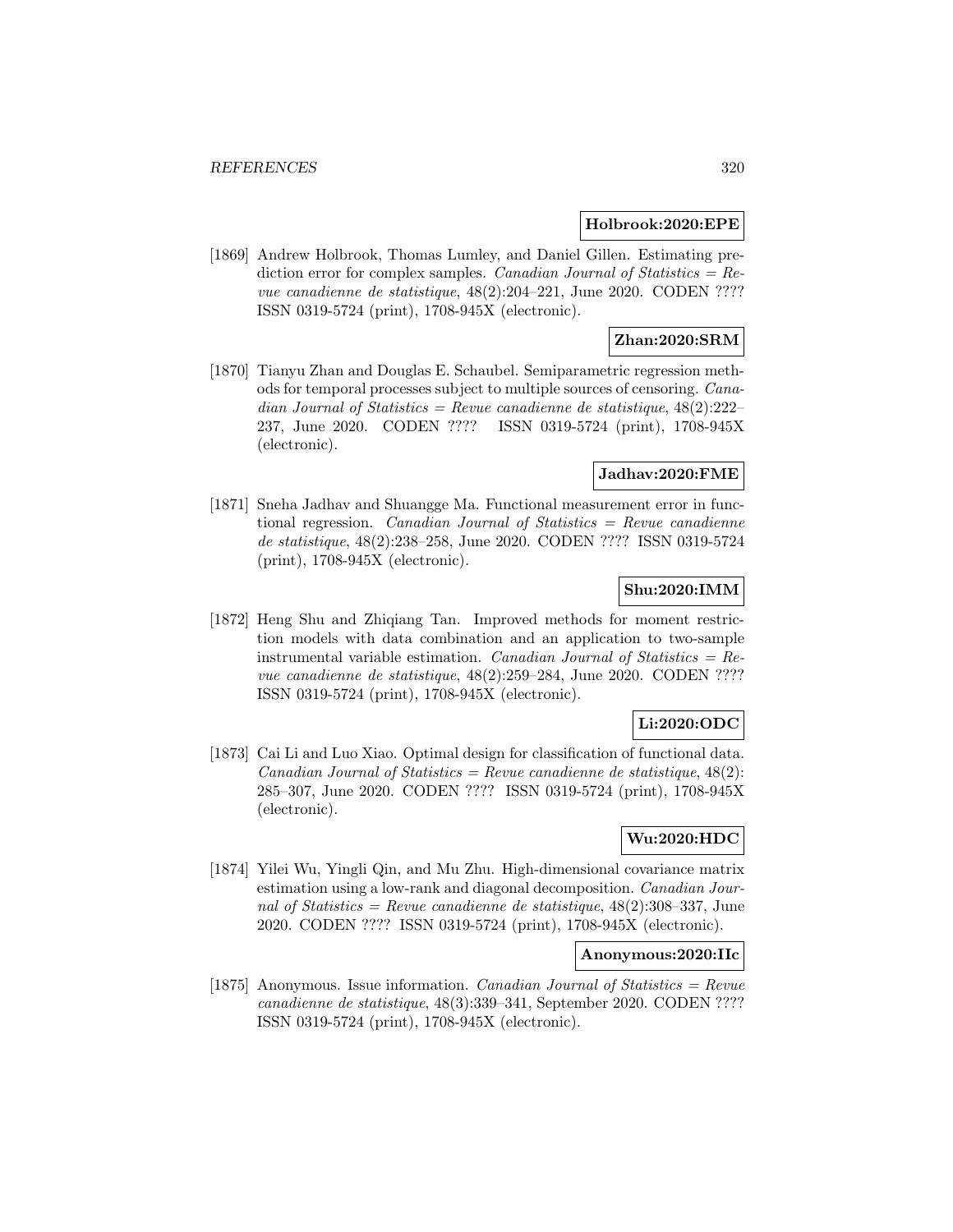**Holbrook:2020:EPE**

[1869] Andrew Holbrook, Thomas Lumley, and Daniel Gillen. Estimating prediction error for complex samples. *Canadian Journal of Statistics = Revue canadienne de statistique*, 48(2):204–221, June 2020. CODEN ???? ISSN 0319-5724 (print), 1708-945X (electronic).

**Zhan:2020:SRM**

[1870] Tianyu Zhan and Douglas E. Schaubel. Semiparametric regression methods for temporal processes subject to multiple sources of censoring. *Canadian Journal of Statistics = Revue canadienne de statistique*, 48(2):222–237, June 2020. CODEN ???? ISSN 0319-5724 (print), 1708-945X (electronic).

**Jadhav:2020:FME**

[1871] Sneha Jadhav and Shuangge Ma. Functional measurement error in functional regression. *Canadian Journal of Statistics = Revue canadienne de statistique*, 48(2):238–258, June 2020. CODEN ???? ISSN 0319-5724 (print), 1708-945X (electronic).

**Shu:2020:IMM**

[1872] Heng Shu and Zhiqiang Tan. Improved methods for moment restriction models with data combination and an application to two-sample instrumental variable estimation. *Canadian Journal of Statistics = Revue canadienne de statistique*, 48(2):259–284, June 2020. CODEN ???? ISSN 0319-5724 (print), 1708-945X (electronic).

**Li:2020:ODC**

[1873] Cai Li and Luo Xiao. Optimal design for classification of functional data. *Canadian Journal of Statistics = Revue canadienne de statistique*, 48(2):285–307, June 2020. CODEN ???? ISSN 0319-5724 (print), 1708-945X (electronic).

**Wu:2020:HDC**

[1874] Yilei Wu, Yingli Qin, and Mu Zhu. High-dimensional covariance matrix estimation using a low-rank and diagonal decomposition. *Canadian Journal of Statistics = Revue canadienne de statistique*, 48(2):308–337, June 2020. CODEN ???? ISSN 0319-5724 (print), 1708-945X (electronic).

**Anonymous:2020:IIc**

[1875] Anonymous. Issue information. *Canadian Journal of Statistics = Revue canadienne de statistique*, 48(3):339–341, September 2020. CODEN ???? ISSN 0319-5724 (print), 1708-945X (electronic).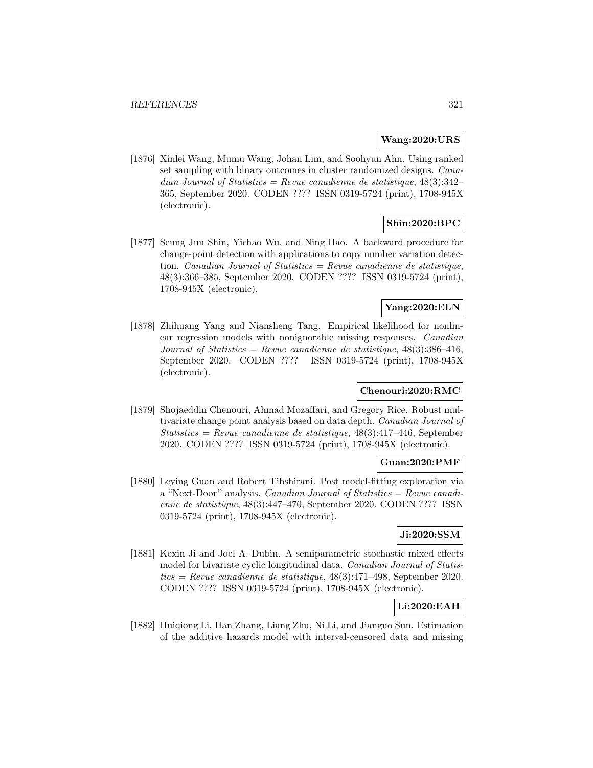**Wang:2020:URS**

[1876] Xinlei Wang, Mumu Wang, Johan Lim, and Soohyun Ahn. Using ranked set sampling with binary outcomes in cluster randomized designs. *Canadian Journal of Statistics = Revue canadienne de statistique*, 48(3):342–365, September 2020. CODEN ???? ISSN 0319-5724 (print), 1708-945X (electronic).

**Shin:2020:BPC**

[1877] Seung Jun Shin, Yichao Wu, and Ning Hao. A backward procedure for change-point detection with applications to copy number variation detection. *Canadian Journal of Statistics = Revue canadienne de statistique*, 48(3):366–385, September 2020. CODEN ???? ISSN 0319-5724 (print), 1708-945X (electronic).

**Yang:2020:ELN**

[1878] Zhihuang Yang and Niansheng Tang. Empirical likelihood for nonlinear regression models with nonignorable missing responses. *Canadian Journal of Statistics = Revue canadienne de statistique*, 48(3):386–416, September 2020. CODEN ???? ISSN 0319-5724 (print), 1708-945X (electronic).

**Chenouri:2020:RMC**

[1879] Shojaeddin Chenouri, Ahmad Mozaffari, and Gregory Rice. Robust multivariate change point analysis based on data depth. *Canadian Journal of Statistics = Revue canadienne de statistique*, 48(3):417–446, September 2020. CODEN ???? ISSN 0319-5724 (print), 1708-945X (electronic).

**Guan:2020:PMF**

[1880] Leying Guan and Robert Tibshirani. Post model-fitting exploration via a "Next-Door'' analysis. *Canadian Journal of Statistics = Revue canadienne de statistique*, 48(3):447–470, September 2020. CODEN ???? ISSN 0319-5724 (print), 1708-945X (electronic).

**Ji:2020:SSM**

[1881] Kexin Ji and Joel A. Dubin. A semiparametric stochastic mixed effects model for bivariate cyclic longitudinal data. *Canadian Journal of Statistics = Revue canadienne de statistique*, 48(3):471–498, September 2020. CODEN ???? ISSN 0319-5724 (print), 1708-945X (electronic).

**Li:2020:EAH**

[1882] Huiqiong Li, Han Zhang, Liang Zhu, Ni Li, and Jianguo Sun. Estimation of the additive hazards model with interval-censored data and missing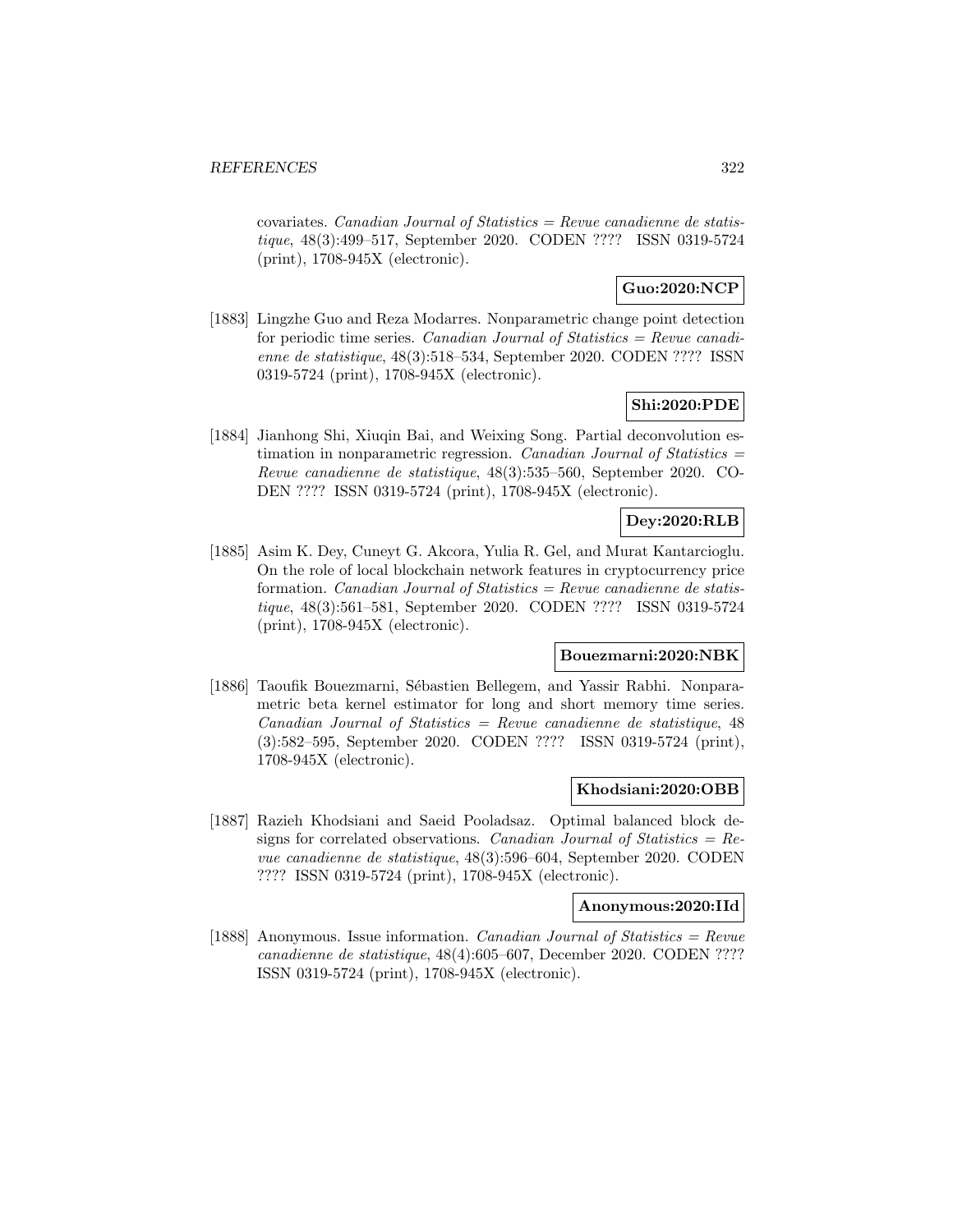covariates. *Canadian Journal of Statistics = Revue canadienne de statistique*, 48(3):499–517, September 2020. CODEN ???? ISSN 0319-5724 (print), 1708-945X (electronic).

**Guo:2020:NCP**

[1883] Lingzhe Guo and Reza Modarres. Nonparametric change point detection for periodic time series. *Canadian Journal of Statistics = Revue canadienne de statistique*, 48(3):518–534, September 2020. CODEN ???? ISSN 0319-5724 (print), 1708-945X (electronic).

**Shi:2020:PDE**

[1884] Jianhong Shi, Xiuqin Bai, and Weixing Song. Partial deconvolution estimation in nonparametric regression. *Canadian Journal of Statistics = Revue canadienne de statistique*, 48(3):535–560, September 2020. CODEN ???? ISSN 0319-5724 (print), 1708-945X (electronic).

**Dey:2020:RLB**

[1885] Asim K. Dey, Cuneyt G. Akcora, Yulia R. Gel, and Murat Kantarcioglu. On the role of local blockchain network features in cryptocurrency price formation. *Canadian Journal of Statistics = Revue canadienne de statistique*, 48(3):561–581, September 2020. CODEN ???? ISSN 0319-5724 (print), 1708-945X (electronic).

**Bouezmarni:2020:NBK**

[1886] Taoufik Bouezmarni, Sébastien Bellegem, and Yassir Rabhi. Nonparametric beta kernel estimator for long and short memory time series. *Canadian Journal of Statistics = Revue canadienne de statistique*, 48 (3):582–595, September 2020. CODEN ???? ISSN 0319-5724 (print), 1708-945X (electronic).

**Khodsiani:2020:OBB**

[1887] Razieh Khodsiani and Saeid Pooladsaz. Optimal balanced block designs for correlated observations. *Canadian Journal of Statistics = Revue canadienne de statistique*, 48(3):596–604, September 2020. CODEN ???? ISSN 0319-5724 (print), 1708-945X (electronic).

**Anonymous:2020:IId**

[1888] Anonymous. Issue information. *Canadian Journal of Statistics = Revue canadienne de statistique*, 48(4):605–607, December 2020. CODEN ???? ISSN 0319-5724 (print), 1708-945X (electronic).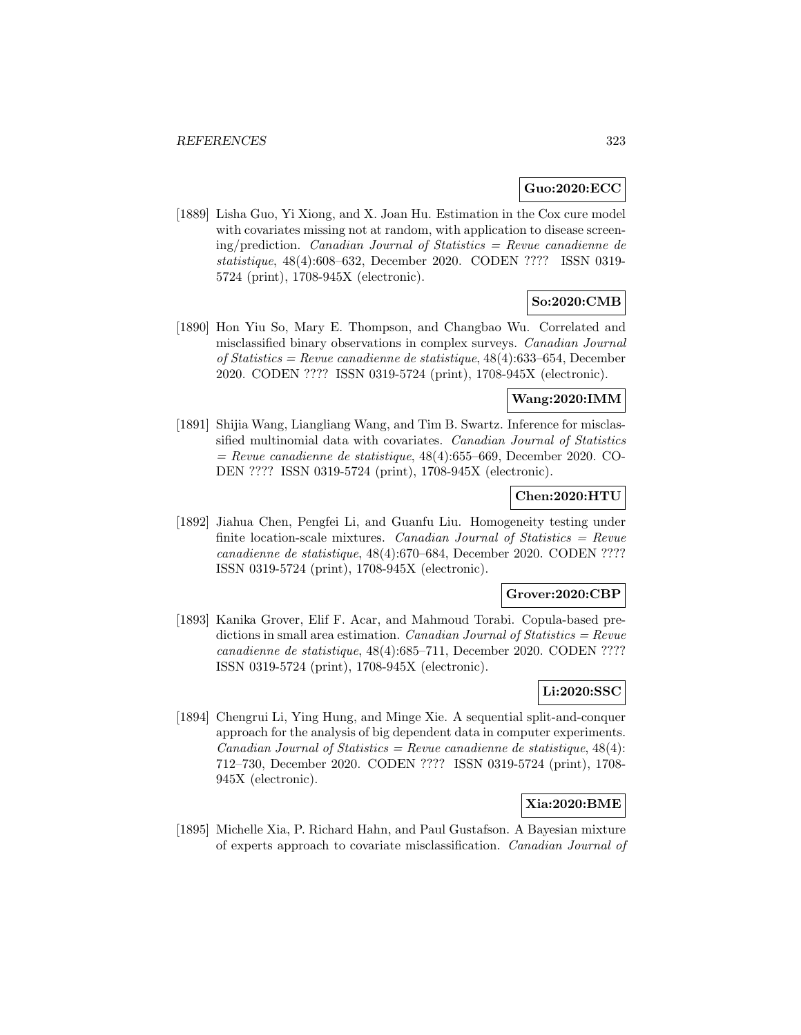**Guo:2020:ECC**

[1889] Lisha Guo, Yi Xiong, and X. Joan Hu. Estimation in the Cox cure model with covariates missing not at random, with application to disease screening/prediction. *Canadian Journal of Statistics = Revue canadienne de statistique*, 48(4):608–632, December 2020. CODEN ???? ISSN 0319-5724 (print), 1708-945X (electronic).

**So:2020:CMB**

[1890] Hon Yiu So, Mary E. Thompson, and Changbao Wu. Correlated and misclassified binary observations in complex surveys. *Canadian Journal of Statistics = Revue canadienne de statistique*, 48(4):633–654, December 2020. CODEN ???? ISSN 0319-5724 (print), 1708-945X (electronic).

**Wang:2020:IMM**

[1891] Shijia Wang, Liangliang Wang, and Tim B. Swartz. Inference for misclassified multinomial data with covariates. *Canadian Journal of Statistics = Revue canadienne de statistique*, 48(4):655–669, December 2020. CODEN ???? ISSN 0319-5724 (print), 1708-945X (electronic).

**Chen:2020:HTU**

[1892] Jiahua Chen, Pengfei Li, and Guanfu Liu. Homogeneity testing under finite location-scale mixtures. *Canadian Journal of Statistics = Revue canadienne de statistique*, 48(4):670–684, December 2020. CODEN ???? ISSN 0319-5724 (print), 1708-945X (electronic).

**Grover:2020:CBP**

[1893] Kanika Grover, Elif F. Acar, and Mahmoud Torabi. Copula-based predictions in small area estimation. *Canadian Journal of Statistics = Revue canadienne de statistique*, 48(4):685–711, December 2020. CODEN ???? ISSN 0319-5724 (print), 1708-945X (electronic).

**Li:2020:SSC**

[1894] Chengrui Li, Ying Hung, and Minge Xie. A sequential split-and-conquer approach for the analysis of big dependent data in computer experiments. *Canadian Journal of Statistics = Revue canadienne de statistique*, 48(4): 712–730, December 2020. CODEN ???? ISSN 0319-5724 (print), 1708-945X (electronic).

**Xia:2020:BME**

[1895] Michelle Xia, P. Richard Hahn, and Paul Gustafson. A Bayesian mixture of experts approach to covariate misclassification. *Canadian Journal of*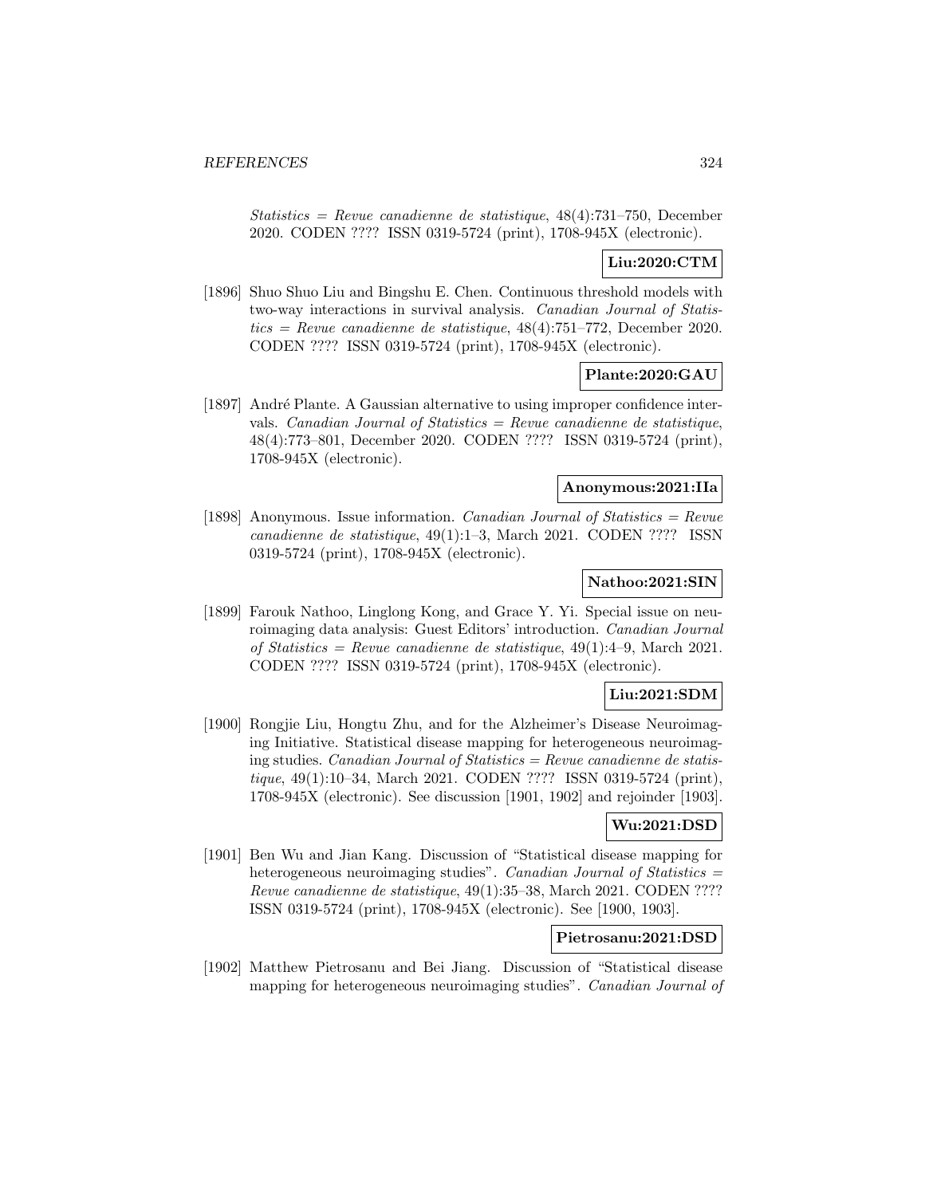*Statistics = Revue canadienne de statistique*, 48(4):731–750, December 2020. CODEN ???? ISSN 0319-5724 (print), 1708-945X (electronic).

**Liu:2020:CTM**

[1896] Shuo Shuo Liu and Bingshu E. Chen. Continuous threshold models with two-way interactions in survival analysis. *Canadian Journal of Statistics = Revue canadienne de statistique*, 48(4):751–772, December 2020. CODEN ???? ISSN 0319-5724 (print), 1708-945X (electronic).

**Plante:2020:GAU**

[1897] André Plante. A Gaussian alternative to using improper confidence intervals. *Canadian Journal of Statistics = Revue canadienne de statistique*, 48(4):773–801, December 2020. CODEN ???? ISSN 0319-5724 (print), 1708-945X (electronic).

**Anonymous:2021:IIa**

[1898] Anonymous. Issue information. *Canadian Journal of Statistics = Revue canadienne de statistique*, 49(1):1–3, March 2021. CODEN ???? ISSN 0319-5724 (print), 1708-945X (electronic).

**Nathoo:2021:SIN**

[1899] Farouk Nathoo, Linglong Kong, and Grace Y. Yi. Special issue on neuroimaging data analysis: Guest Editors' introduction. *Canadian Journal of Statistics = Revue canadienne de statistique*, 49(1):4–9, March 2021. CODEN ???? ISSN 0319-5724 (print), 1708-945X (electronic).

**Liu:2021:SDM**

[1900] Rongjie Liu, Hongtu Zhu, and for the Alzheimer's Disease Neuroimaging Initiative. Statistical disease mapping for heterogeneous neuroimaging studies. *Canadian Journal of Statistics = Revue canadienne de statistique*, 49(1):10–34, March 2021. CODEN ???? ISSN 0319-5724 (print), 1708-945X (electronic). See discussion [1901, 1902] and rejoinder [1903].

**Wu:2021:DSD**

[1901] Ben Wu and Jian Kang. Discussion of "Statistical disease mapping for heterogeneous neuroimaging studies". *Canadian Journal of Statistics = Revue canadienne de statistique*, 49(1):35–38, March 2021. CODEN ???? ISSN 0319-5724 (print), 1708-945X (electronic). See [1900, 1903].

**Pietrosanu:2021:DSD**

[1902] Matthew Pietrosanu and Bei Jiang. Discussion of "Statistical disease mapping for heterogeneous neuroimaging studies". *Canadian Journal of*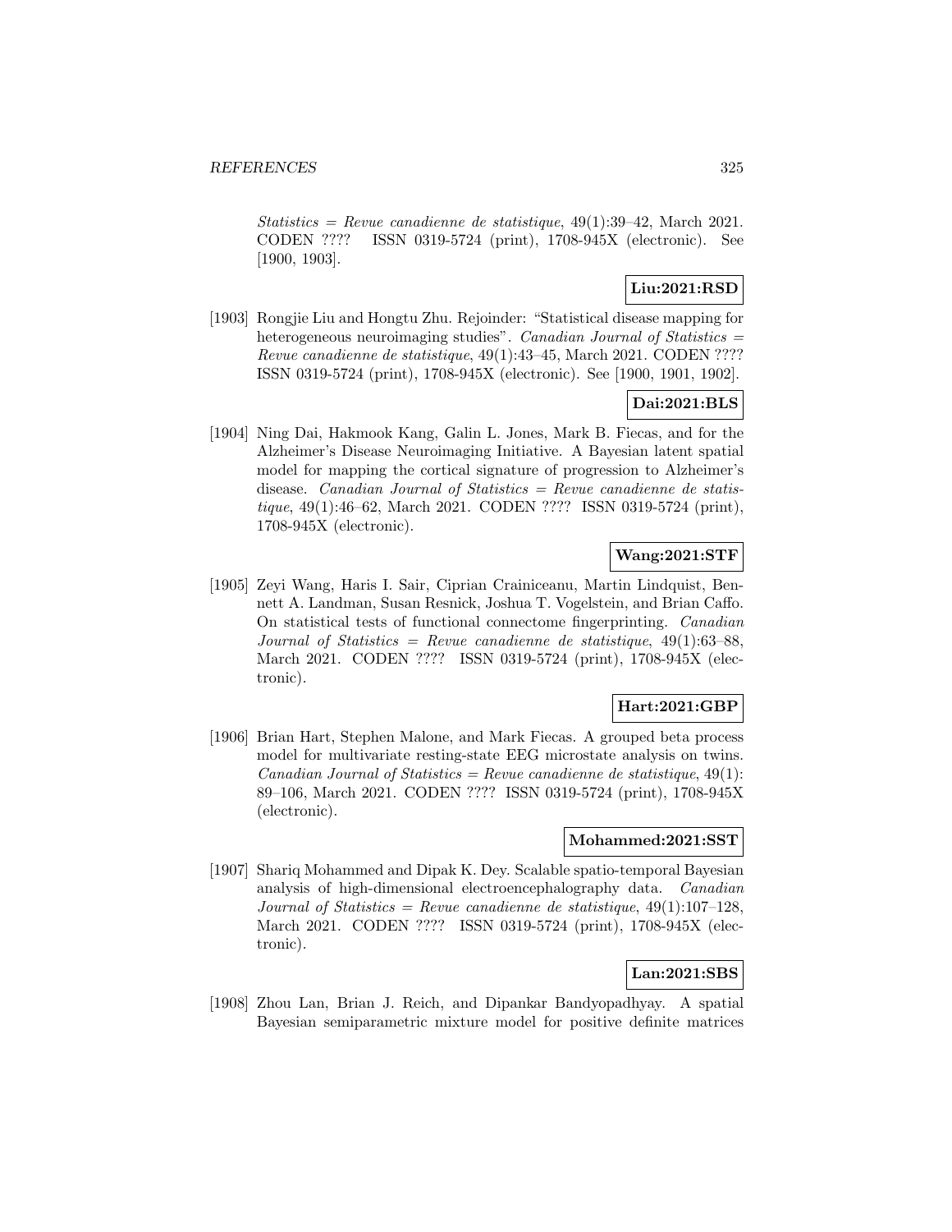*Statistics = Revue canadienne de statistique*, 49(1):39–42, March 2021. CODEN ???? ISSN 0319-5724 (print), 1708-945X (electronic). See [1900, 1903].

**Liu:2021:RSD**

[1903] Rongjie Liu and Hongtu Zhu. Rejoinder: "Statistical disease mapping for heterogeneous neuroimaging studies". *Canadian Journal of Statistics = Revue canadienne de statistique*, 49(1):43–45, March 2021. CODEN ???? ISSN 0319-5724 (print), 1708-945X (electronic). See [1900, 1901, 1902].

**Dai:2021:BLS**

[1904] Ning Dai, Hakmook Kang, Galin L. Jones, Mark B. Fiecas, and for the Alzheimer's Disease Neuroimaging Initiative. A Bayesian latent spatial model for mapping the cortical signature of progression to Alzheimer's disease. *Canadian Journal of Statistics = Revue canadienne de statistique*, 49(1):46–62, March 2021. CODEN ???? ISSN 0319-5724 (print), 1708-945X (electronic).

**Wang:2021:STF**

[1905] Zeyi Wang, Haris I. Sair, Ciprian Crainiceanu, Martin Lindquist, Bennett A. Landman, Susan Resnick, Joshua T. Vogelstein, and Brian Caffo. On statistical tests of functional connectome fingerprinting. *Canadian Journal of Statistics = Revue canadienne de statistique*, 49(1):63–88, March 2021. CODEN ???? ISSN 0319-5724 (print), 1708-945X (electronic).

**Hart:2021:GBP**

[1906] Brian Hart, Stephen Malone, and Mark Fiecas. A grouped beta process model for multivariate resting-state EEG microstate analysis on twins. *Canadian Journal of Statistics = Revue canadienne de statistique*, 49(1): 89–106, March 2021. CODEN ???? ISSN 0319-5724 (print), 1708-945X (electronic).

**Mohammed:2021:SST**

[1907] Shariq Mohammed and Dipak K. Dey. Scalable spatio-temporal Bayesian analysis of high-dimensional electroencephalography data. *Canadian Journal of Statistics = Revue canadienne de statistique*, 49(1):107–128, March 2021. CODEN ???? ISSN 0319-5724 (print), 1708-945X (electronic).

**Lan:2021:SBS**

[1908] Zhou Lan, Brian J. Reich, and Dipankar Bandyopadhyay. A spatial Bayesian semiparametric mixture model for positive definite matrices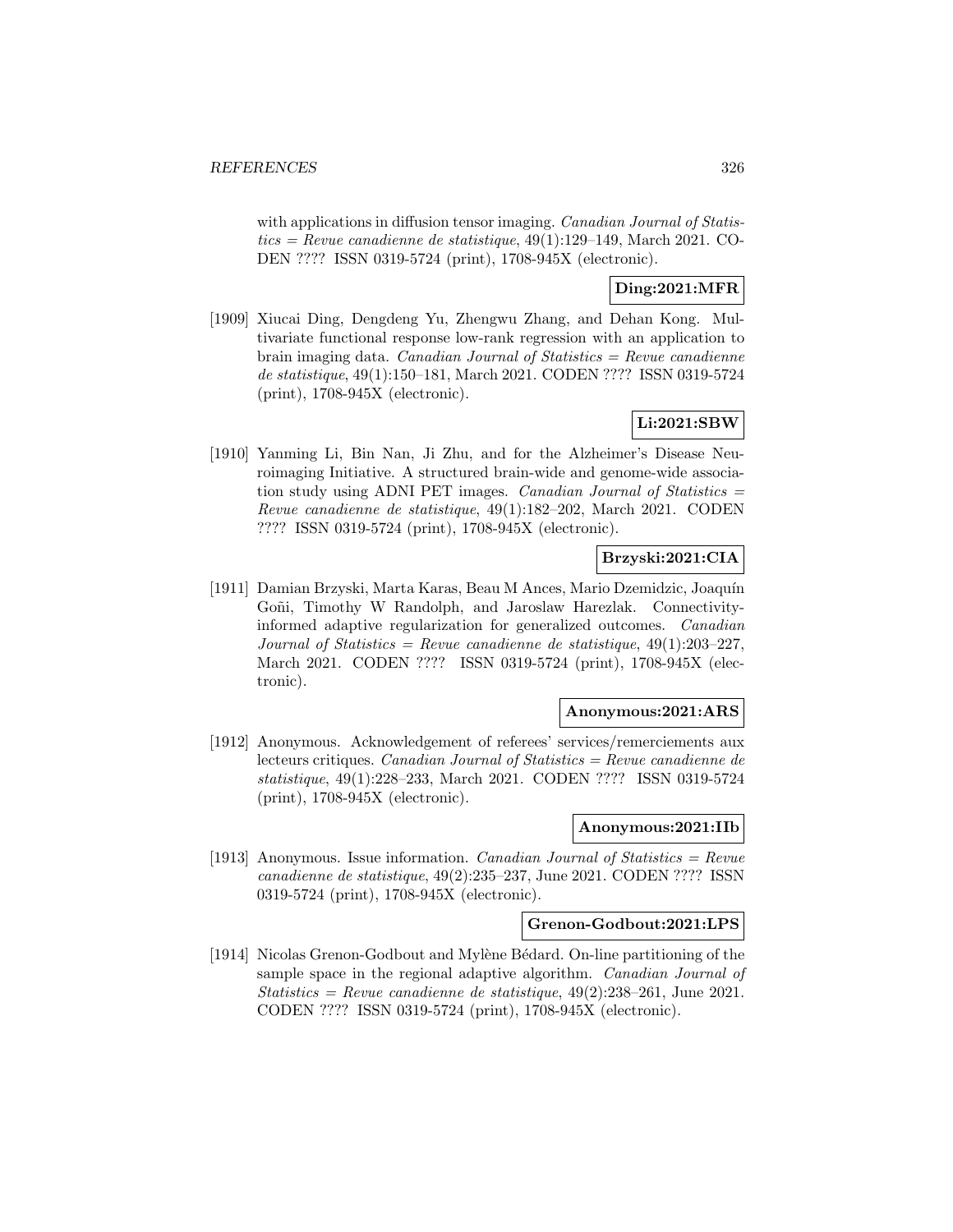with applications in diffusion tensor imaging. *Canadian Journal of Statistics = Revue canadienne de statistique*, 49(1):129–149, March 2021. CODEN ???? ISSN 0319-5724 (print), 1708-945X (electronic).

**Ding:2021:MFR**

[1909] Xiucai Ding, Dengdeng Yu, Zhengwu Zhang, and Dehan Kong. Multivariate functional response low-rank regression with an application to brain imaging data. *Canadian Journal of Statistics = Revue canadienne de statistique*, 49(1):150–181, March 2021. CODEN ???? ISSN 0319-5724 (print), 1708-945X (electronic).

**Li:2021:SBW**

[1910] Yanming Li, Bin Nan, Ji Zhu, and for the Alzheimer's Disease Neuroimaging Initiative. A structured brain-wide and genome-wide association study using ADNI PET images. *Canadian Journal of Statistics = Revue canadienne de statistique*, 49(1):182–202, March 2021. CODEN ???? ISSN 0319-5724 (print), 1708-945X (electronic).

**Brzyski:2021:CIA**

[1911] Damian Brzyski, Marta Karas, Beau M Ances, Mario Dzemidzic, Joaquín Goñi, Timothy W Randolph, and Jaroslaw Harezlak. Connectivity-informed adaptive regularization for generalized outcomes. *Canadian Journal of Statistics = Revue canadienne de statistique*, 49(1):203–227, March 2021. CODEN ???? ISSN 0319-5724 (print), 1708-945X (electronic).

**Anonymous:2021:ARS**

[1912] Anonymous. Acknowledgement of referees' services/remerciements aux lecteurs critiques. *Canadian Journal of Statistics = Revue canadienne de statistique*, 49(1):228–233, March 2021. CODEN ???? ISSN 0319-5724 (print), 1708-945X (electronic).

**Anonymous:2021:IIb**

[1913] Anonymous. Issue information. *Canadian Journal of Statistics = Revue canadienne de statistique*, 49(2):235–237, June 2021. CODEN ???? ISSN 0319-5724 (print), 1708-945X (electronic).

**Grenon-Godbout:2021:LPS**

[1914] Nicolas Grenon-Godbout and Mylène Bédard. On-line partitioning of the sample space in the regional adaptive algorithm. *Canadian Journal of Statistics = Revue canadienne de statistique*, 49(2):238–261, June 2021. CODEN ???? ISSN 0319-5724 (print), 1708-945X (electronic).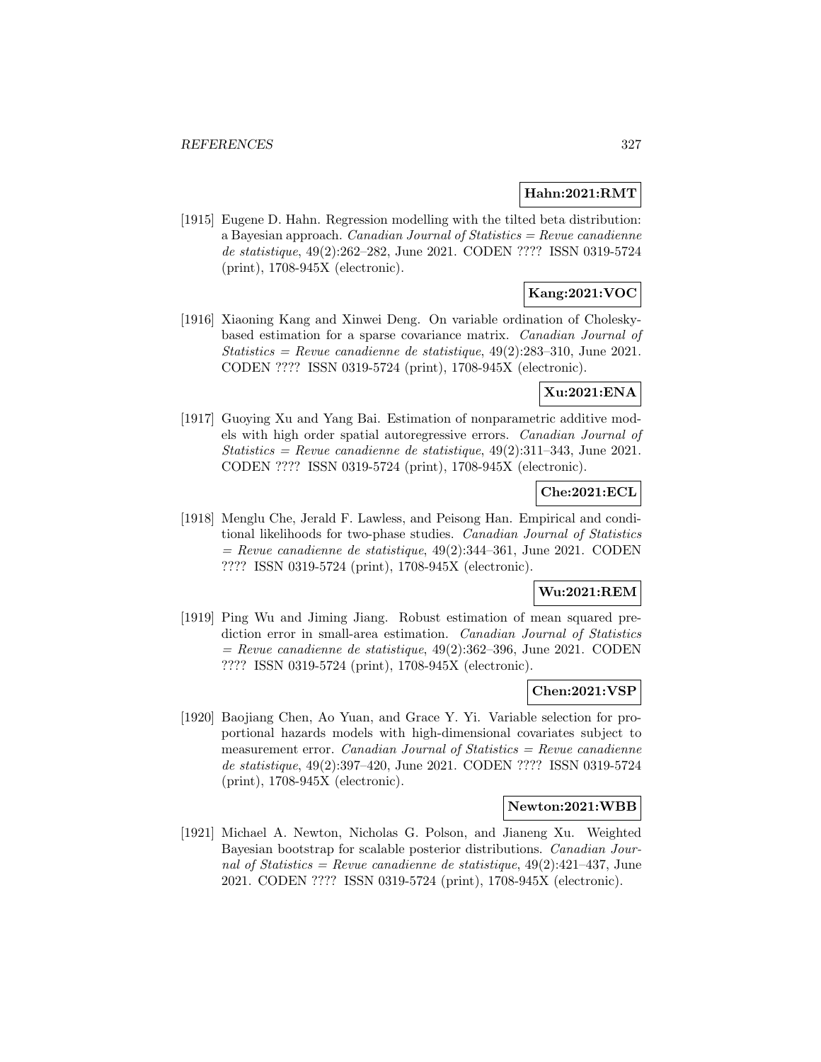**Hahn:2021:RMT**

[1915] Eugene D. Hahn. Regression modelling with the tilted beta distribution: a Bayesian approach. *Canadian Journal of Statistics = Revue canadienne de statistique*, 49(2):262–282, June 2021. CODEN ???? ISSN 0319-5724 (print), 1708-945X (electronic).

**Kang:2021:VOC**

[1916] Xiaoning Kang and Xinwei Deng. On variable ordination of Cholesky-based estimation for a sparse covariance matrix. *Canadian Journal of Statistics = Revue canadienne de statistique*, 49(2):283–310, June 2021. CODEN ???? ISSN 0319-5724 (print), 1708-945X (electronic).

**Xu:2021:ENA**

[1917] Guoying Xu and Yang Bai. Estimation of nonparametric additive models with high order spatial autoregressive errors. *Canadian Journal of Statistics = Revue canadienne de statistique*, 49(2):311–343, June 2021. CODEN ???? ISSN 0319-5724 (print), 1708-945X (electronic).

**Che:2021:ECL**

[1918] Menglu Che, Jerald F. Lawless, and Peisong Han. Empirical and conditional likelihoods for two-phase studies. *Canadian Journal of Statistics = Revue canadienne de statistique*, 49(2):344–361, June 2021. CODEN ???? ISSN 0319-5724 (print), 1708-945X (electronic).

**Wu:2021:REM**

[1919] Ping Wu and Jiming Jiang. Robust estimation of mean squared prediction error in small-area estimation. *Canadian Journal of Statistics = Revue canadienne de statistique*, 49(2):362–396, June 2021. CODEN ???? ISSN 0319-5724 (print), 1708-945X (electronic).

**Chen:2021:VSP**

[1920] Baojiang Chen, Ao Yuan, and Grace Y. Yi. Variable selection for proportional hazards models with high-dimensional covariates subject to measurement error. *Canadian Journal of Statistics = Revue canadienne de statistique*, 49(2):397–420, June 2021. CODEN ???? ISSN 0319-5724 (print), 1708-945X (electronic).

**Newton:2021:WBB**

[1921] Michael A. Newton, Nicholas G. Polson, and Jianeng Xu. Weighted Bayesian bootstrap for scalable posterior distributions. *Canadian Journal of Statistics = Revue canadienne de statistique*, 49(2):421–437, June 2021. CODEN ???? ISSN 0319-5724 (print), 1708-945X (electronic).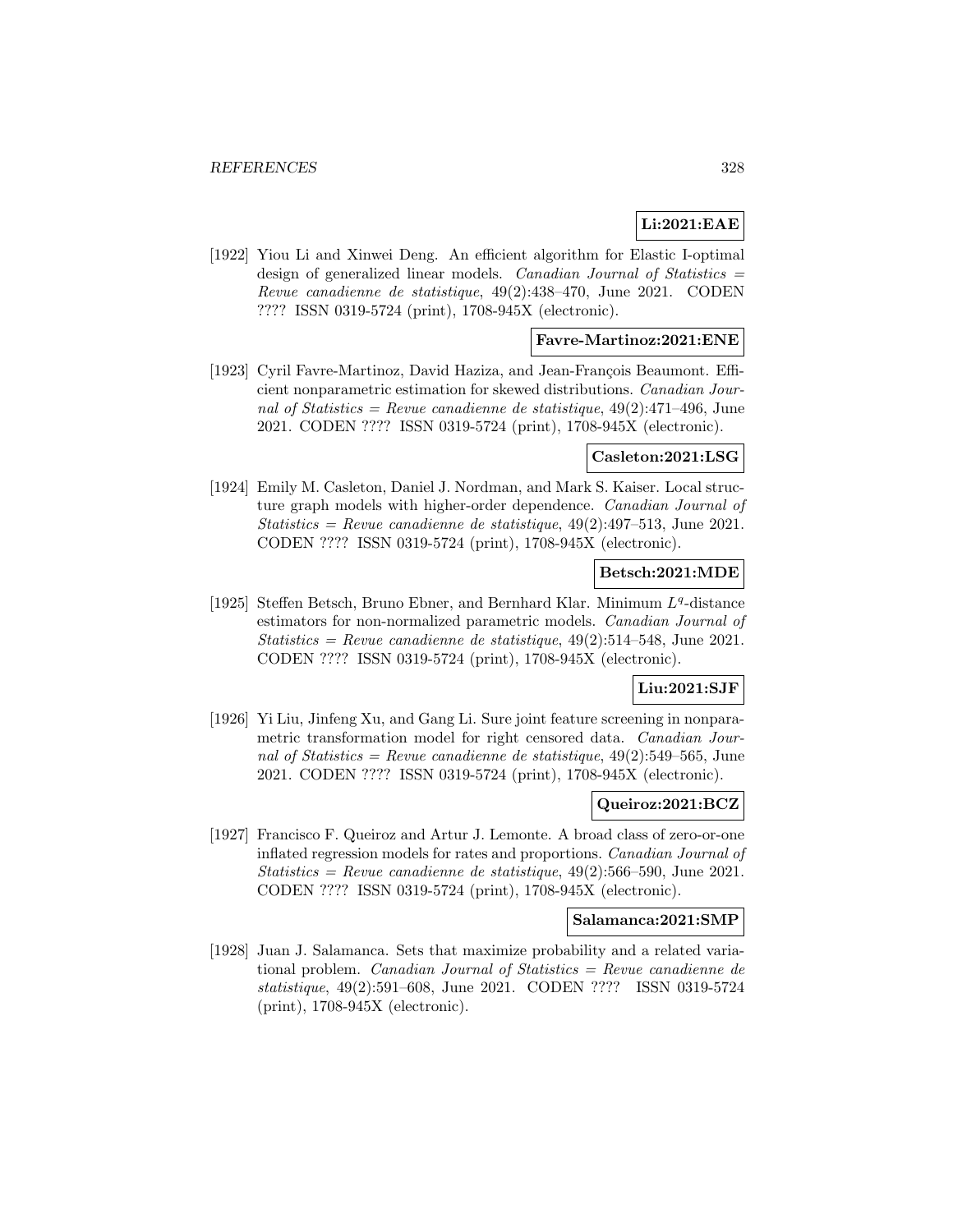**Li:2021:EAE**

[1922] Yiou Li and Xinwei Deng. An efficient algorithm for Elastic I-optimal design of generalized linear models. *Canadian Journal of Statistics = Revue canadienne de statistique*, 49(2):438–470, June 2021. CODEN ???? ISSN 0319-5724 (print), 1708-945X (electronic).

**Favre-Martinoz:2021:ENE**

[1923] Cyril Favre-Martinoz, David Haziza, and Jean-François Beaumont. Efficient nonparametric estimation for skewed distributions. *Canadian Journal of Statistics = Revue canadienne de statistique*, 49(2):471–496, June 2021. CODEN ???? ISSN 0319-5724 (print), 1708-945X (electronic).

**Casleton:2021:LSG**

[1924] Emily M. Casleton, Daniel J. Nordman, and Mark S. Kaiser. Local structure graph models with higher-order dependence. *Canadian Journal of Statistics = Revue canadienne de statistique*, 49(2):497–513, June 2021. CODEN ???? ISSN 0319-5724 (print), 1708-945X (electronic).

**Betsch:2021:MDE**

[1925] Steffen Betsch, Bruno Ebner, and Bernhard Klar. Minimum $L^q$-distance estimators for non-normalized parametric models. *Canadian Journal of Statistics = Revue canadienne de statistique*, 49(2):514–548, June 2021. CODEN ???? ISSN 0319-5724 (print), 1708-945X (electronic).

**Liu:2021:SJF**

[1926] Yi Liu, Jinfeng Xu, and Gang Li. Sure joint feature screening in nonparametric transformation model for right censored data. *Canadian Journal of Statistics = Revue canadienne de statistique*, 49(2):549–565, June 2021. CODEN ???? ISSN 0319-5724 (print), 1708-945X (electronic).

**Queiroz:2021:BCZ**

[1927] Francisco F. Queiroz and Artur J. Lemonte. A broad class of zero-or-one inflated regression models for rates and proportions. *Canadian Journal of Statistics = Revue canadienne de statistique*, 49(2):566–590, June 2021. CODEN ???? ISSN 0319-5724 (print), 1708-945X (electronic).

**Salamanca:2021:SMP**

[1928] Juan J. Salamanca. Sets that maximize probability and a related variational problem. *Canadian Journal of Statistics = Revue canadienne de statistique*, 49(2):591–608, June 2021. CODEN ???? ISSN 0319-5724 (print), 1708-945X (electronic).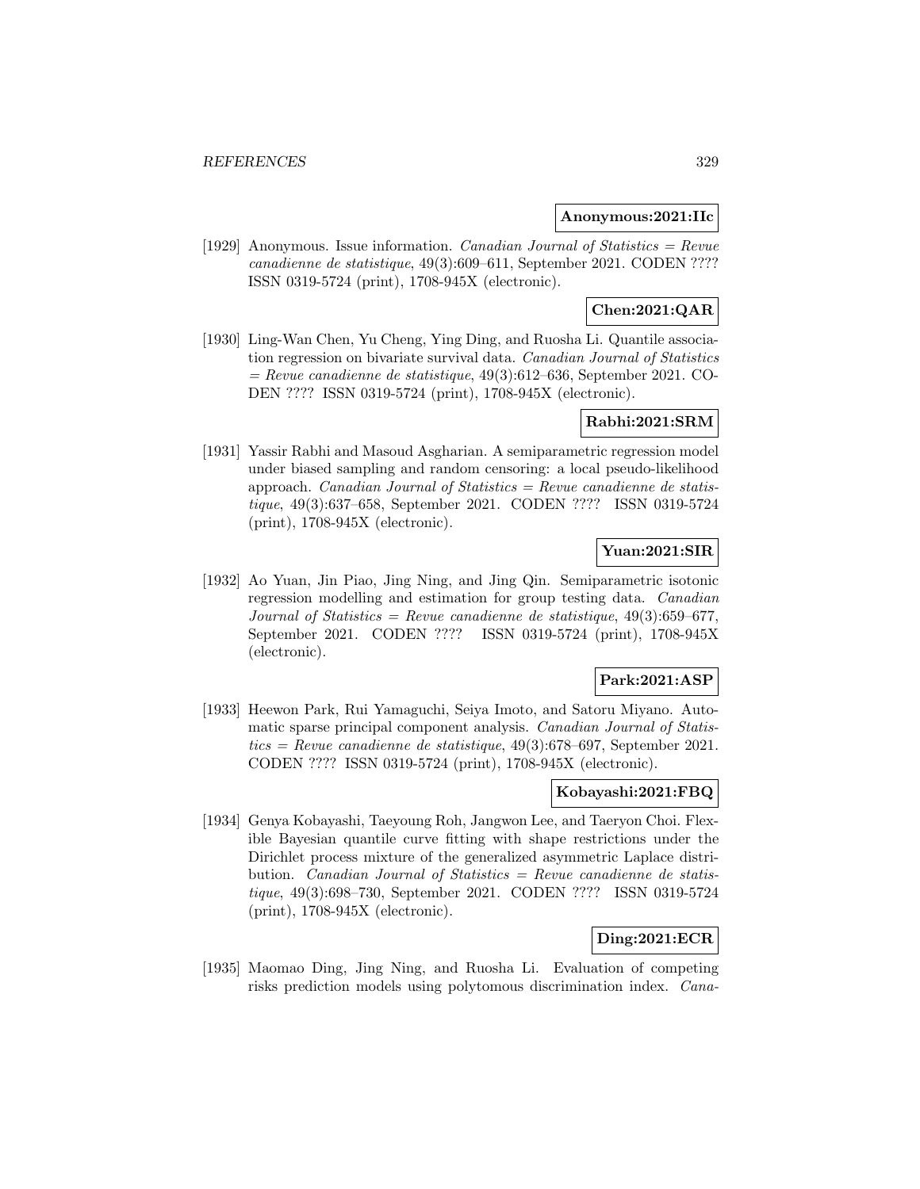**Anonymous:2021:IIc**

[1929] Anonymous. Issue information. *Canadian Journal of Statistics = Revue canadienne de statistique*, 49(3):609–611, September 2021. CODEN ???? ISSN 0319-5724 (print), 1708-945X (electronic).

**Chen:2021:QAR**

[1930] Ling-Wan Chen, Yu Cheng, Ying Ding, and Ruosha Li. Quantile association regression on bivariate survival data. *Canadian Journal of Statistics = Revue canadienne de statistique*, 49(3):612–636, September 2021. CODEN ???? ISSN 0319-5724 (print), 1708-945X (electronic).

**Rabhi:2021:SRM**

[1931] Yassir Rabhi and Masoud Asgharian. A semiparametric regression model under biased sampling and random censoring: a local pseudo-likelihood approach. *Canadian Journal of Statistics = Revue canadienne de statistique*, 49(3):637–658, September 2021. CODEN ???? ISSN 0319-5724 (print), 1708-945X (electronic).

**Yuan:2021:SIR**

[1932] Ao Yuan, Jin Piao, Jing Ning, and Jing Qin. Semiparametric isotonic regression modelling and estimation for group testing data. *Canadian Journal of Statistics = Revue canadienne de statistique*, 49(3):659–677, September 2021. CODEN ???? ISSN 0319-5724 (print), 1708-945X (electronic).

**Park:2021:ASP**

[1933] Heewon Park, Rui Yamaguchi, Seiya Imoto, and Satoru Miyano. Automatic sparse principal component analysis. *Canadian Journal of Statistics = Revue canadienne de statistique*, 49(3):678–697, September 2021. CODEN ???? ISSN 0319-5724 (print), 1708-945X (electronic).

**Kobayashi:2021:FBQ**

[1934] Genya Kobayashi, Taeyoung Roh, Jangwon Lee, and Taeryon Choi. Flexible Bayesian quantile curve fitting with shape restrictions under the Dirichlet process mixture of the generalized asymmetric Laplace distribution. *Canadian Journal of Statistics = Revue canadienne de statistique*, 49(3):698–730, September 2021. CODEN ???? ISSN 0319-5724 (print), 1708-945X (electronic).

**Ding:2021:ECR**

[1935] Maomao Ding, Jing Ning, and Ruosha Li. Evaluation of competing risks prediction models using polytomous discrimination index. *Cana-*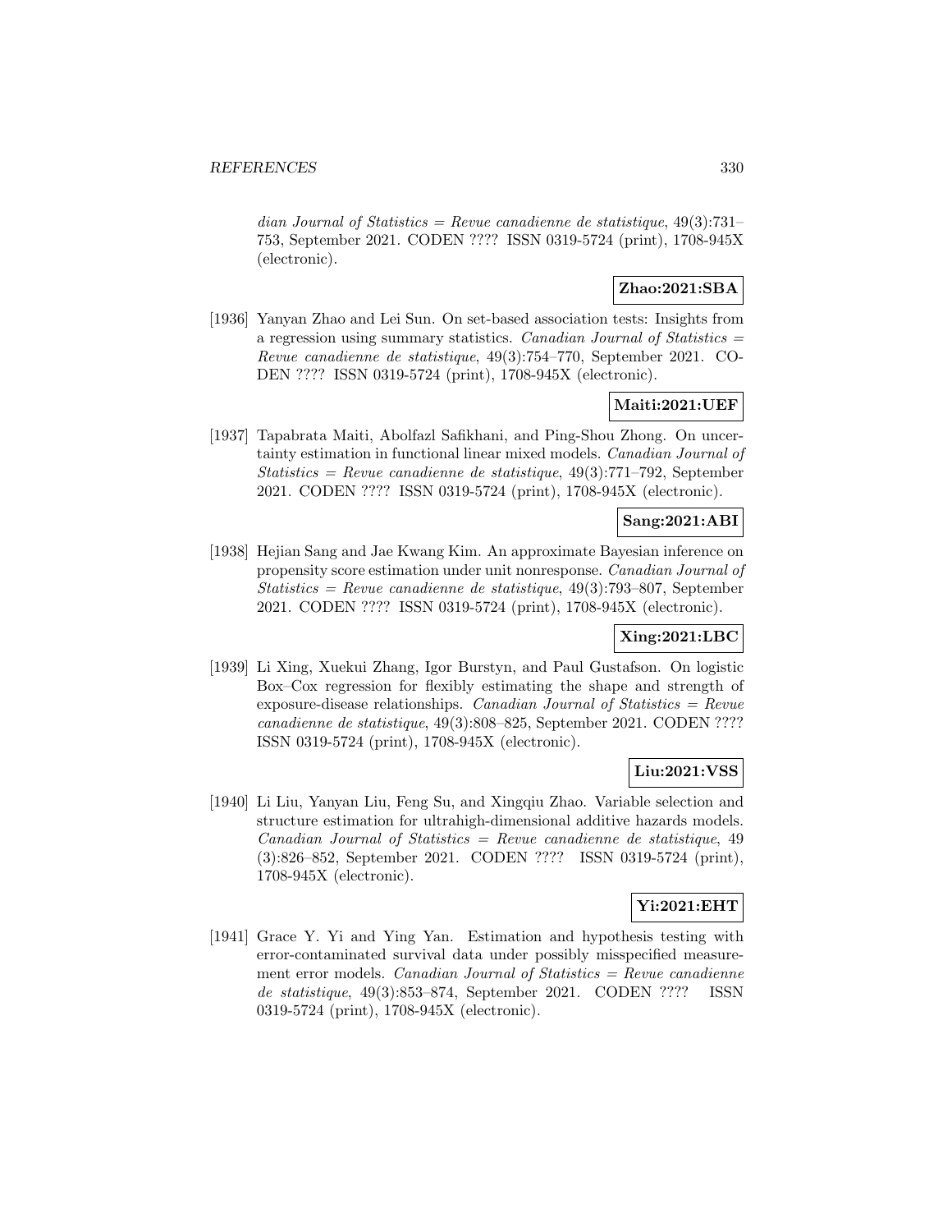*dian Journal of Statistics = Revue canadienne de statistique*, 49(3):731–753, September 2021. CODEN ???? ISSN 0319-5724 (print), 1708-945X (electronic).

**Zhao:2021:SBA**

[1936] Yanyan Zhao and Lei Sun. On set-based association tests: Insights from a regression using summary statistics. *Canadian Journal of Statistics = Revue canadienne de statistique*, 49(3):754–770, September 2021. CODEN ???? ISSN 0319-5724 (print), 1708-945X (electronic).

**Maiti:2021:UEF**

[1937] Tapabrata Maiti, Abolfazl Safikhani, and Ping-Shou Zhong. On uncertainty estimation in functional linear mixed models. *Canadian Journal of Statistics = Revue canadienne de statistique*, 49(3):771–792, September 2021. CODEN ???? ISSN 0319-5724 (print), 1708-945X (electronic).

**Sang:2021:ABI**

[1938] Hejian Sang and Jae Kwang Kim. An approximate Bayesian inference on propensity score estimation under unit nonresponse. *Canadian Journal of Statistics = Revue canadienne de statistique*, 49(3):793–807, September 2021. CODEN ???? ISSN 0319-5724 (print), 1708-945X (electronic).

**Xing:2021:LBC**

[1939] Li Xing, Xuekui Zhang, Igor Burstyn, and Paul Gustafson. On logistic Box–Cox regression for flexibly estimating the shape and strength of exposure-disease relationships. *Canadian Journal of Statistics = Revue canadienne de statistique*, 49(3):808–825, September 2021. CODEN ???? ISSN 0319-5724 (print), 1708-945X (electronic).

**Liu:2021:VSS**

[1940] Li Liu, Yanyan Liu, Feng Su, and Xingqiu Zhao. Variable selection and structure estimation for ultrahigh-dimensional additive hazards models. *Canadian Journal of Statistics = Revue canadienne de statistique*, 49 (3):826–852, September 2021. CODEN ???? ISSN 0319-5724 (print), 1708-945X (electronic).

**Yi:2021:EHT**

[1941] Grace Y. Yi and Ying Yan. Estimation and hypothesis testing with error-contaminated survival data under possibly misspecified measurement error models. *Canadian Journal of Statistics = Revue canadienne de statistique*, 49(3):853–874, September 2021. CODEN ???? ISSN 0319-5724 (print), 1708-945X (electronic).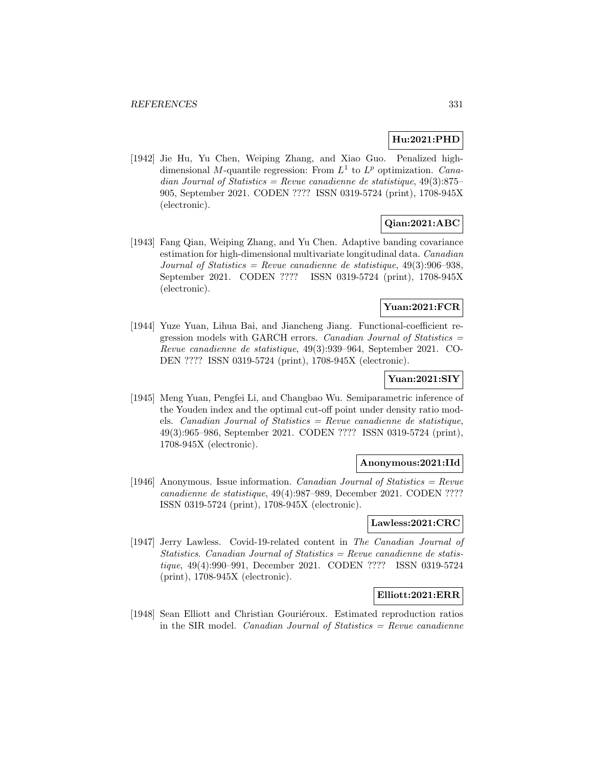**Hu:2021:PHD**

[1942] Jie Hu, Yu Chen, Weiping Zhang, and Xiao Guo. Penalized high-dimensional $M$-quantile regression: From $L^1$ to $L^p$ optimization. *Canadian Journal of Statistics = Revue canadienne de statistique*, 49(3):875–905, September 2021. CODEN ???? ISSN 0319-5724 (print), 1708-945X (electronic).

**Qian:2021:ABC**

[1943] Fang Qian, Weiping Zhang, and Yu Chen. Adaptive banding covariance estimation for high-dimensional multivariate longitudinal data. *Canadian Journal of Statistics = Revue canadienne de statistique*, 49(3):906–938, September 2021. CODEN ???? ISSN 0319-5724 (print), 1708-945X (electronic).

**Yuan:2021:FCR**

[1944] Yuze Yuan, Lihua Bai, and Jiancheng Jiang. Functional-coefficient regression models with GARCH errors. *Canadian Journal of Statistics = Revue canadienne de statistique*, 49(3):939–964, September 2021. CODEN ???? ISSN 0319-5724 (print), 1708-945X (electronic).

**Yuan:2021:SIY**

[1945] Meng Yuan, Pengfei Li, and Changbao Wu. Semiparametric inference of the Youden index and the optimal cut-off point under density ratio models. *Canadian Journal of Statistics = Revue canadienne de statistique*, 49(3):965–986, September 2021. CODEN ???? ISSN 0319-5724 (print), 1708-945X (electronic).

**Anonymous:2021:IId**

[1946] Anonymous. Issue information. *Canadian Journal of Statistics = Revue canadienne de statistique*, 49(4):987–989, December 2021. CODEN ???? ISSN 0319-5724 (print), 1708-945X (electronic).

**Lawless:2021:CRC**

[1947] Jerry Lawless. Covid-19-related content in *The Canadian Journal of Statistics*. *Canadian Journal of Statistics = Revue canadienne de statistique*, 49(4):990–991, December 2021. CODEN ???? ISSN 0319-5724 (print), 1708-945X (electronic).

**Elliott:2021:ERR**

[1948] Sean Elliott and Christian Gouriéroux. Estimated reproduction ratios in the SIR model. *Canadian Journal of Statistics = Revue canadienne*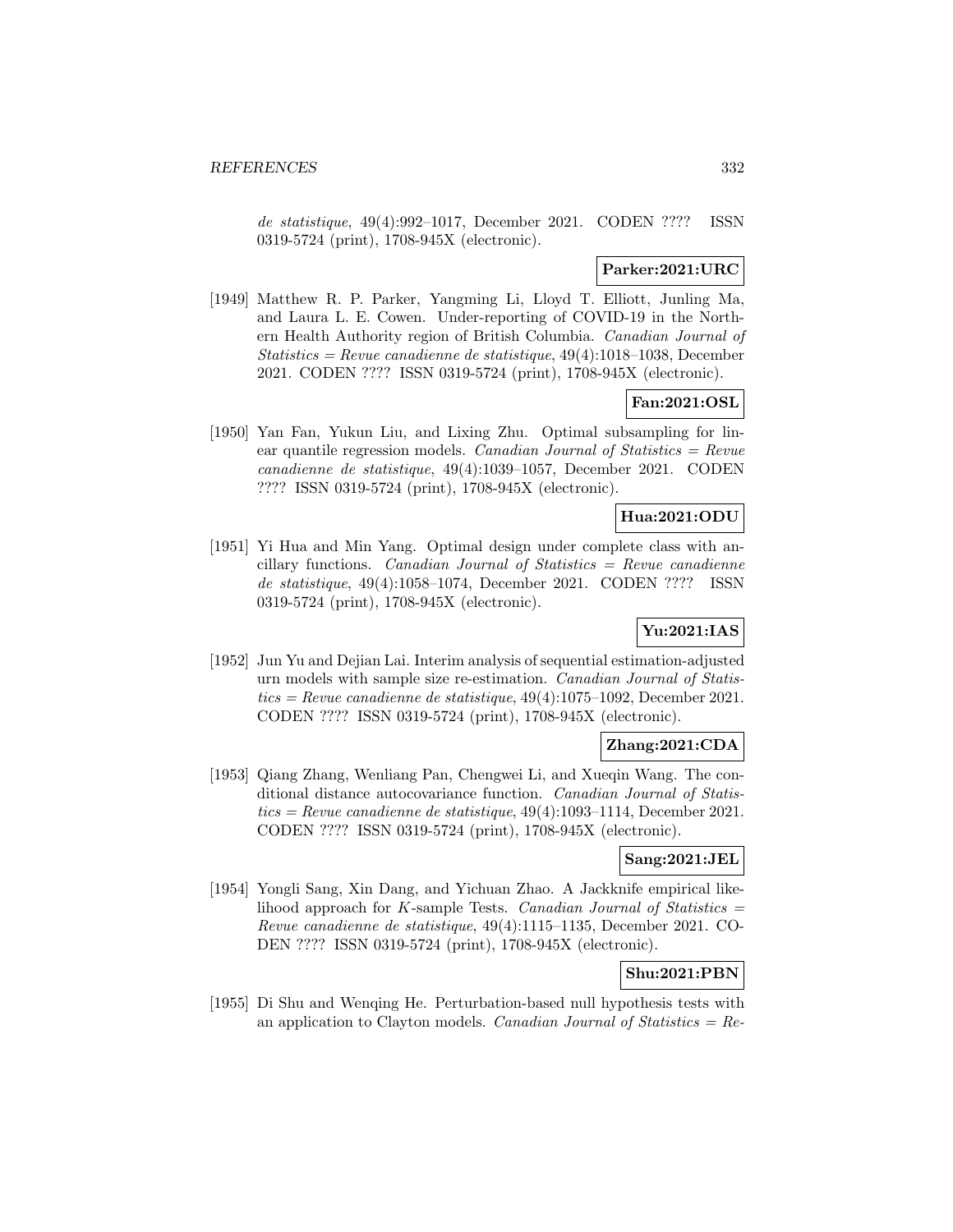*de statistique*, 49(4):992–1017, December 2021. CODEN ???? ISSN 0319-5724 (print), 1708-945X (electronic).

**Parker:2021:URC**

[1949] Matthew R. P. Parker, Yangming Li, Lloyd T. Elliott, Junling Ma, and Laura L. E. Cowen. Under-reporting of COVID-19 in the Northern Health Authority region of British Columbia. *Canadian Journal of Statistics = Revue canadienne de statistique*, 49(4):1018–1038, December 2021. CODEN ???? ISSN 0319-5724 (print), 1708-945X (electronic).

**Fan:2021:OSL**

[1950] Yan Fan, Yukun Liu, and Lixing Zhu. Optimal subsampling for linear quantile regression models. *Canadian Journal of Statistics = Revue canadienne de statistique*, 49(4):1039–1057, December 2021. CODEN ???? ISSN 0319-5724 (print), 1708-945X (electronic).

**Hua:2021:ODU**

[1951] Yi Hua and Min Yang. Optimal design under complete class with ancillary functions. *Canadian Journal of Statistics = Revue canadienne de statistique*, 49(4):1058–1074, December 2021. CODEN ???? ISSN 0319-5724 (print), 1708-945X (electronic).

**Yu:2021:IAS**

[1952] Jun Yu and Dejian Lai. Interim analysis of sequential estimation-adjusted urn models with sample size re-estimation. *Canadian Journal of Statistics = Revue canadienne de statistique*, 49(4):1075–1092, December 2021. CODEN ???? ISSN 0319-5724 (print), 1708-945X (electronic).

**Zhang:2021:CDA**

[1953] Qiang Zhang, Wenliang Pan, Chengwei Li, and Xueqin Wang. The conditional distance autocovariance function. *Canadian Journal of Statistics = Revue canadienne de statistique*, 49(4):1093–1114, December 2021. CODEN ???? ISSN 0319-5724 (print), 1708-945X (electronic).

**Sang:2021:JEL**

[1954] Yongli Sang, Xin Dang, and Yichuan Zhao. A Jackknife empirical likelihood approach for $K$-sample Tests. *Canadian Journal of Statistics = Revue canadienne de statistique*, 49(4):1115–1135, December 2021. CODEN ???? ISSN 0319-5724 (print), 1708-945X (electronic).

**Shu:2021:PBN**

[1955] Di Shu and Wenqing He. Perturbation-based null hypothesis tests with an application to Clayton models. *Canadian Journal of Statistics = Re-*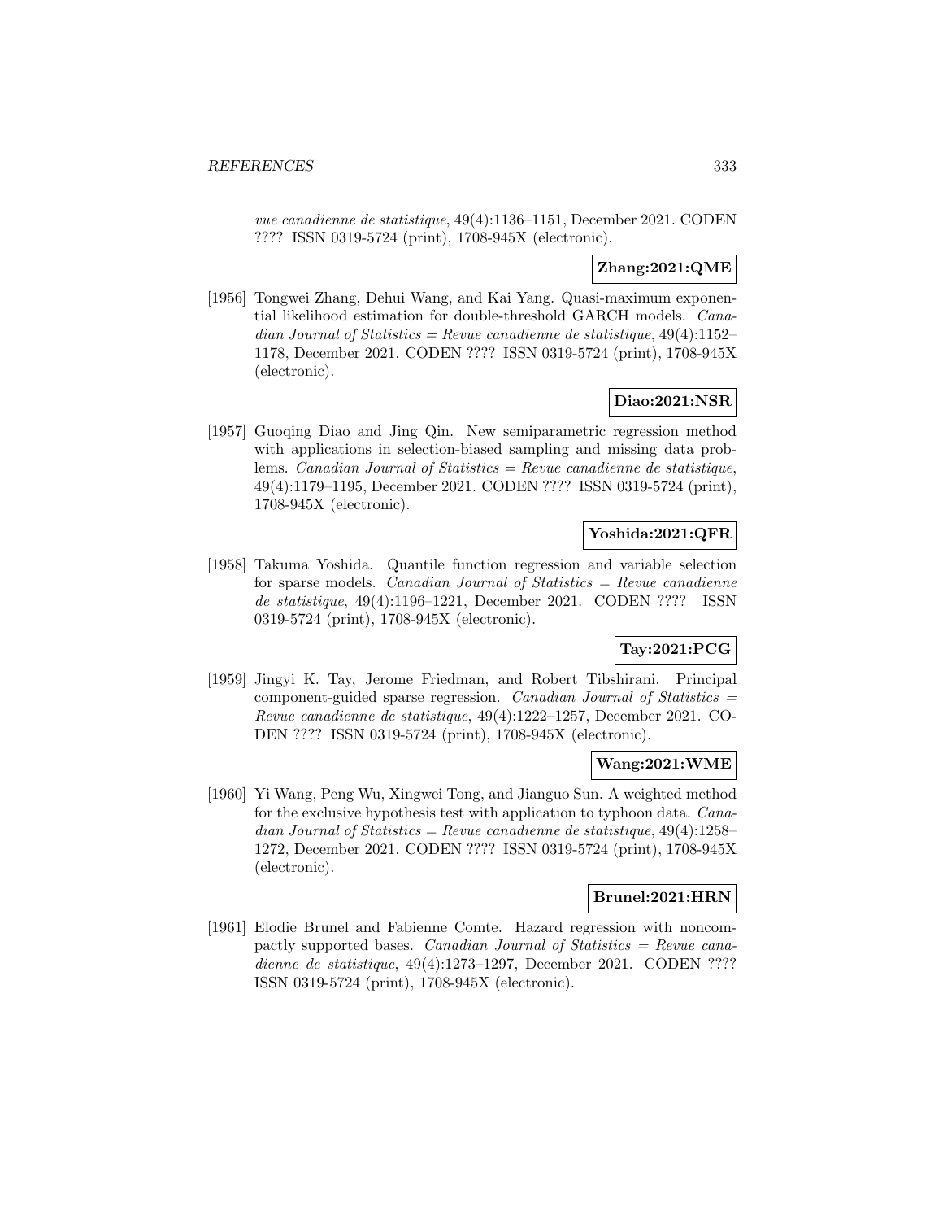*vue canadienne de statistique*, 49(4):1136–1151, December 2021. CODEN ???? ISSN 0319-5724 (print), 1708-945X (electronic).

**Zhang:2021:QME**

[1956] Tongwei Zhang, Dehui Wang, and Kai Yang. Quasi-maximum exponential likelihood estimation for double-threshold GARCH models. *Canadian Journal of Statistics = Revue canadienne de statistique*, 49(4):1152–1178, December 2021. CODEN ???? ISSN 0319-5724 (print), 1708-945X (electronic).

**Diao:2021:NSR**

[1957] Guoqing Diao and Jing Qin. New semiparametric regression method with applications in selection-biased sampling and missing data problems. *Canadian Journal of Statistics = Revue canadienne de statistique*, 49(4):1179–1195, December 2021. CODEN ???? ISSN 0319-5724 (print), 1708-945X (electronic).

**Yoshida:2021:QFR**

[1958] Takuma Yoshida. Quantile function regression and variable selection for sparse models. *Canadian Journal of Statistics = Revue canadienne de statistique*, 49(4):1196–1221, December 2021. CODEN ???? ISSN 0319-5724 (print), 1708-945X (electronic).

**Tay:2021:PCG**

[1959] Jingyi K. Tay, Jerome Friedman, and Robert Tibshirani. Principal component-guided sparse regression. *Canadian Journal of Statistics = Revue canadienne de statistique*, 49(4):1222–1257, December 2021. CODEN ???? ISSN 0319-5724 (print), 1708-945X (electronic).

**Wang:2021:WME**

[1960] Yi Wang, Peng Wu, Xingwei Tong, and Jianguo Sun. A weighted method for the exclusive hypothesis test with application to typhoon data. *Canadian Journal of Statistics = Revue canadienne de statistique*, 49(4):1258–1272, December 2021. CODEN ???? ISSN 0319-5724 (print), 1708-945X (electronic).

**Brunel:2021:HRN**

[1961] Elodie Brunel and Fabienne Comte. Hazard regression with noncompactly supported bases. *Canadian Journal of Statistics = Revue canadienne de statistique*, 49(4):1273–1297, December 2021. CODEN ???? ISSN 0319-5724 (print), 1708-945X (electronic).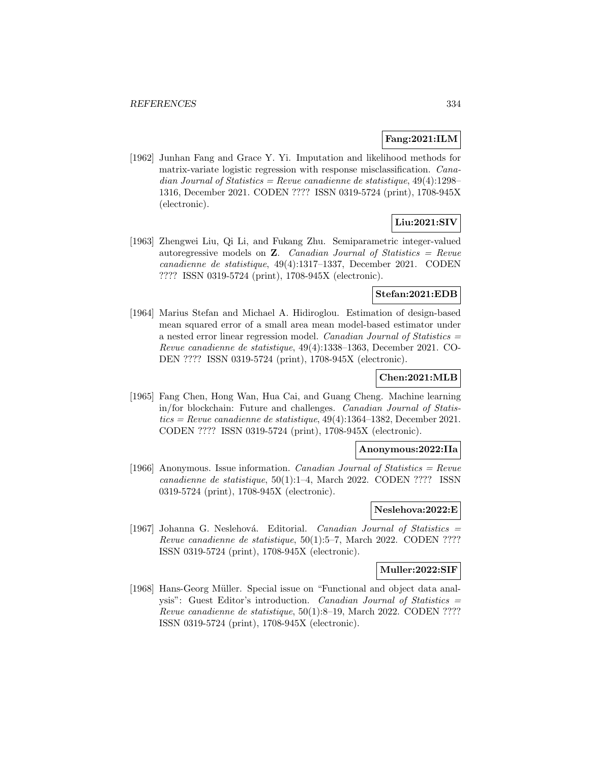**Fang:2021:ILM**

[1962] Junhan Fang and Grace Y. Yi. Imputation and likelihood methods for matrix-variate logistic regression with response misclassification. *Canadian Journal of Statistics = Revue canadienne de statistique*, 49(4):1298–1316, December 2021. CODEN ???? ISSN 0319-5724 (print), 1708-945X (electronic).

**Liu:2021:SIV**

[1963] Zhengwei Liu, Qi Li, and Fukang Zhu. Semiparametric integer-valued autoregressive models on $\mathbf{Z}$. *Canadian Journal of Statistics = Revue canadienne de statistique*, 49(4):1317–1337, December 2021. CODEN ???? ISSN 0319-5724 (print), 1708-945X (electronic).

**Stefan:2021:EDB**

[1964] Marius Stefan and Michael A. Hidiroglou. Estimation of design-based mean squared error of a small area mean model-based estimator under a nested error linear regression model. *Canadian Journal of Statistics = Revue canadienne de statistique*, 49(4):1338–1363, December 2021. CODEN ???? ISSN 0319-5724 (print), 1708-945X (electronic).

**Chen:2021:MLB**

[1965] Fang Chen, Hong Wan, Hua Cai, and Guang Cheng. Machine learning in/for blockchain: Future and challenges. *Canadian Journal of Statistics = Revue canadienne de statistique*, 49(4):1364–1382, December 2021. CODEN ???? ISSN 0319-5724 (print), 1708-945X (electronic).

**Anonymous:2022:IIa**

[1966] Anonymous. Issue information. *Canadian Journal of Statistics = Revue canadienne de statistique*, 50(1):1–4, March 2022. CODEN ???? ISSN 0319-5724 (print), 1708-945X (electronic).

**Neslehova:2022:E**

[1967] Johanna G. Neslehová. Editorial. *Canadian Journal of Statistics = Revue canadienne de statistique*, 50(1):5–7, March 2022. CODEN ???? ISSN 0319-5724 (print), 1708-945X (electronic).

**Muller:2022:SIF**

[1968] Hans-Georg Müller. Special issue on "Functional and object data analysis": Guest Editor's introduction. *Canadian Journal of Statistics = Revue canadienne de statistique*, 50(1):8–19, March 2022. CODEN ???? ISSN 0319-5724 (print), 1708-945X (electronic).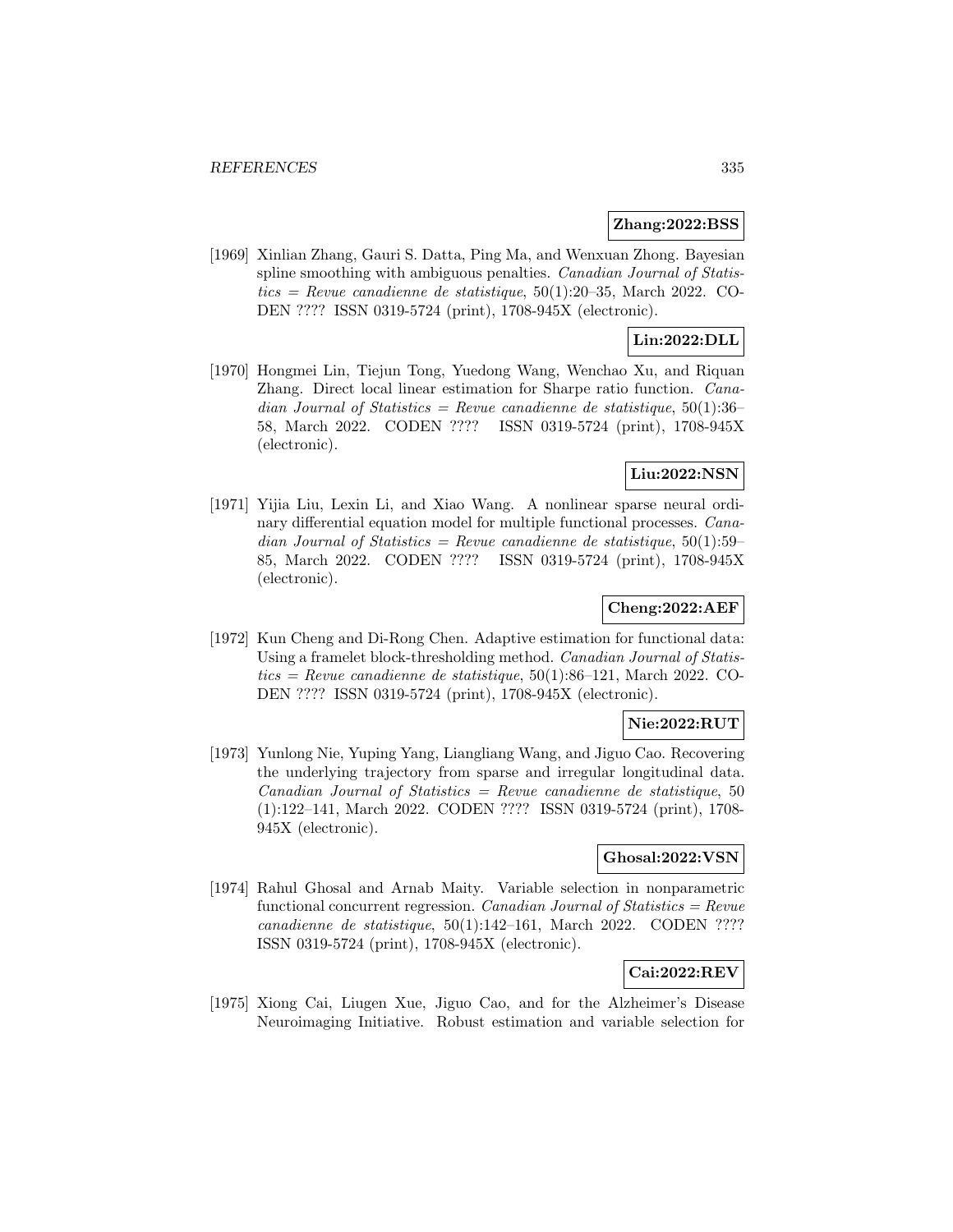**Zhang:2022:BSS**

[1969] Xinlian Zhang, Gauri S. Datta, Ping Ma, and Wenxuan Zhong. Bayesian spline smoothing with ambiguous penalties. *Canadian Journal of Statistics = Revue canadienne de statistique*, 50(1):20–35, March 2022. CODEN ???? ISSN 0319-5724 (print), 1708-945X (electronic).

**Lin:2022:DLL**

[1970] Hongmei Lin, Tiejun Tong, Yuedong Wang, Wenchao Xu, and Riquan Zhang. Direct local linear estimation for Sharpe ratio function. *Canadian Journal of Statistics = Revue canadienne de statistique*, 50(1):36–58, March 2022. CODEN ???? ISSN 0319-5724 (print), 1708-945X (electronic).

**Liu:2022:NSN**

[1971] Yijia Liu, Lexin Li, and Xiao Wang. A nonlinear sparse neural ordinary differential equation model for multiple functional processes. *Canadian Journal of Statistics = Revue canadienne de statistique*, 50(1):59–85, March 2022. CODEN ???? ISSN 0319-5724 (print), 1708-945X (electronic).

**Cheng:2022:AEF**

[1972] Kun Cheng and Di-Rong Chen. Adaptive estimation for functional data: Using a framelet block-thresholding method. *Canadian Journal of Statistics = Revue canadienne de statistique*, 50(1):86–121, March 2022. CODEN ???? ISSN 0319-5724 (print), 1708-945X (electronic).

**Nie:2022:RUT**

[1973] Yunlong Nie, Yuping Yang, Liangliang Wang, and Jiguo Cao. Recovering the underlying trajectory from sparse and irregular longitudinal data. *Canadian Journal of Statistics = Revue canadienne de statistique*, 50 (1):122–141, March 2022. CODEN ???? ISSN 0319-5724 (print), 1708-945X (electronic).

**Ghosal:2022:VSN**

[1974] Rahul Ghosal and Arnab Maity. Variable selection in nonparametric functional concurrent regression. *Canadian Journal of Statistics = Revue canadienne de statistique*, 50(1):142–161, March 2022. CODEN ???? ISSN 0319-5724 (print), 1708-945X (electronic).

**Cai:2022:REV**

[1975] Xiong Cai, Liugen Xue, Jiguo Cao, and for the Alzheimer's Disease Neuroimaging Initiative. Robust estimation and variable selection for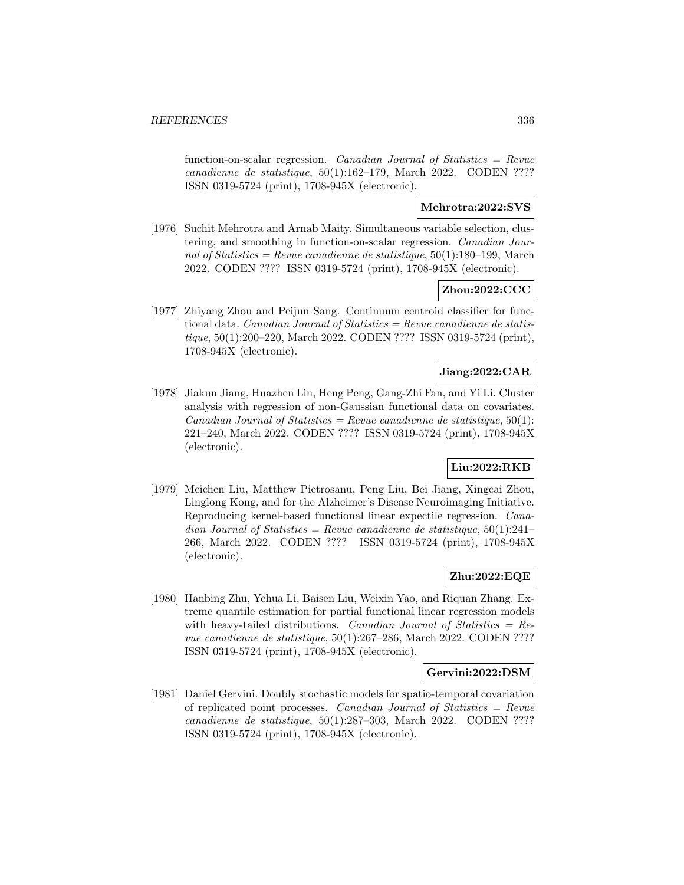function-on-scalar regression. *Canadian Journal of Statistics = Revue canadienne de statistique*, 50(1):162–179, March 2022. CODEN ???? ISSN 0319-5724 (print), 1708-945X (electronic).

**Mehrotra:2022:SVS**

[1976] Suchit Mehrotra and Arnab Maity. Simultaneous variable selection, clustering, and smoothing in function-on-scalar regression. *Canadian Journal of Statistics = Revue canadienne de statistique*, 50(1):180–199, March 2022. CODEN ???? ISSN 0319-5724 (print), 1708-945X (electronic).

**Zhou:2022:CCC**

[1977] Zhiyang Zhou and Peijun Sang. Continuum centroid classifier for functional data. *Canadian Journal of Statistics = Revue canadienne de statistique*, 50(1):200–220, March 2022. CODEN ???? ISSN 0319-5724 (print), 1708-945X (electronic).

**Jiang:2022:CAR**

[1978] Jiakun Jiang, Huazhen Lin, Heng Peng, Gang-Zhi Fan, and Yi Li. Cluster analysis with regression of non-Gaussian functional data on covariates. *Canadian Journal of Statistics = Revue canadienne de statistique*, 50(1): 221–240, March 2022. CODEN ???? ISSN 0319-5724 (print), 1708-945X (electronic).

**Liu:2022:RKB**

[1979] Meichen Liu, Matthew Pietrosanu, Peng Liu, Bei Jiang, Xingcai Zhou, Linglong Kong, and for the Alzheimer's Disease Neuroimaging Initiative. Reproducing kernel-based functional linear expectile regression. *Canadian Journal of Statistics = Revue canadienne de statistique*, 50(1):241–266, March 2022. CODEN ???? ISSN 0319-5724 (print), 1708-945X (electronic).

**Zhu:2022:EQE**

[1980] Hanbing Zhu, Yehua Li, Baisen Liu, Weixin Yao, and Riquan Zhang. Extreme quantile estimation for partial functional linear regression models with heavy-tailed distributions. *Canadian Journal of Statistics = Revue canadienne de statistique*, 50(1):267–286, March 2022. CODEN ???? ISSN 0319-5724 (print), 1708-945X (electronic).

**Gervini:2022:DSM**

[1981] Daniel Gervini. Doubly stochastic models for spatio-temporal covariation of replicated point processes. *Canadian Journal of Statistics = Revue canadienne de statistique*, 50(1):287–303, March 2022. CODEN ???? ISSN 0319-5724 (print), 1708-945X (electronic).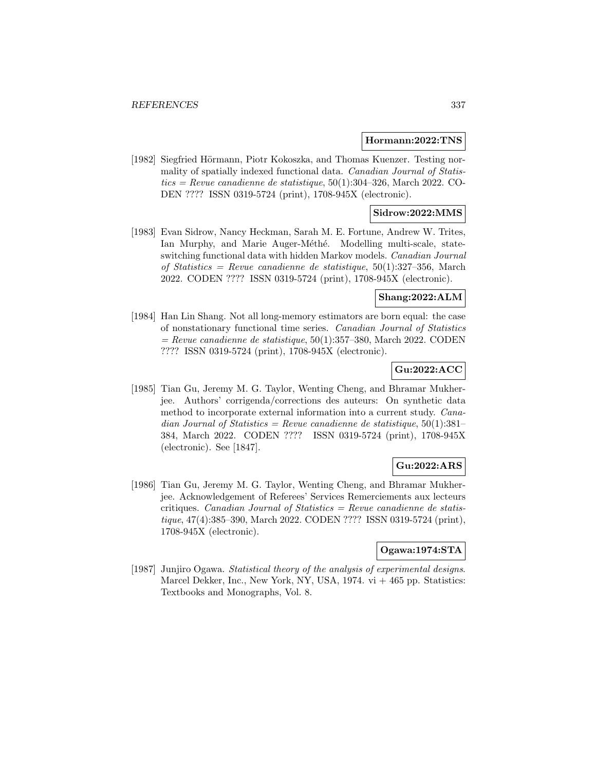**Hormann:2022:TNS**

[1982] Siegfried Hörmann, Piotr Kokoszka, and Thomas Kuenzer. Testing normality of spatially indexed functional data. *Canadian Journal of Statistics = Revue canadienne de statistique*, 50(1):304–326, March 2022. CODEN ???? ISSN 0319-5724 (print), 1708-945X (electronic).

**Sidrow:2022:MMS**

[1983] Evan Sidrow, Nancy Heckman, Sarah M. E. Fortune, Andrew W. Trites, Ian Murphy, and Marie Auger-Méthé. Modelling multi-scale, state-switching functional data with hidden Markov models. *Canadian Journal of Statistics = Revue canadienne de statistique*, 50(1):327–356, March 2022. CODEN ???? ISSN 0319-5724 (print), 1708-945X (electronic).

**Shang:2022:ALM**

[1984] Han Lin Shang. Not all long-memory estimators are born equal: the case of nonstationary functional time series. *Canadian Journal of Statistics = Revue canadienne de statistique*, 50(1):357–380, March 2022. CODEN ???? ISSN 0319-5724 (print), 1708-945X (electronic).

**Gu:2022:ACC**

[1985] Tian Gu, Jeremy M. G. Taylor, Wenting Cheng, and Bhramar Mukherjee. Authors' corrigenda/corrections des auteurs: On synthetic data method to incorporate external information into a current study. *Canadian Journal of Statistics = Revue canadienne de statistique*, 50(1):381–384, March 2022. CODEN ???? ISSN 0319-5724 (print), 1708-945X (electronic). See [1847].

**Gu:2022:ARS**

[1986] Tian Gu, Jeremy M. G. Taylor, Wenting Cheng, and Bhramar Mukherjee. Acknowledgement of Referees' Services Remerciements aux lecteurs critiques. *Canadian Journal of Statistics = Revue canadienne de statistique*, 47(4):385–390, March 2022. CODEN ???? ISSN 0319-5724 (print), 1708-945X (electronic).

**Ogawa:1974:STA**

[1987] Junjiro Ogawa. *Statistical theory of the analysis of experimental designs*. Marcel Dekker, Inc., New York, NY, USA, 1974. vi + 465 pp. Statistics: Textbooks and Monographs, Vol. 8.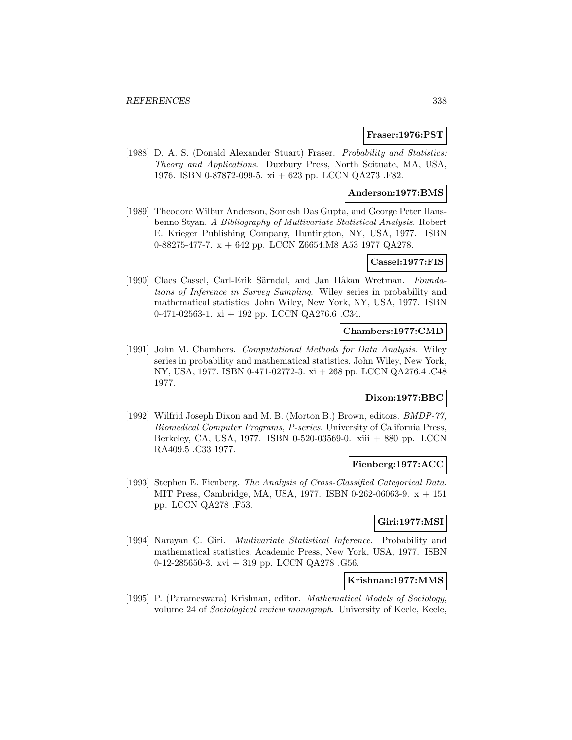**Fraser:1976:PST**

[1988] D. A. S. (Donald Alexander Stuart) Fraser. *Probability and Statistics: Theory and Applications*. Duxbury Press, North Scituate, MA, USA, 1976. ISBN 0-87872-099-5. xi + 623 pp. LCCN QA273 .F82.

**Anderson:1977:BMS**

[1989] Theodore Wilbur Anderson, Somesh Das Gupta, and George Peter Hansbenno Styan. *A Bibliography of Multivariate Statistical Analysis*. Robert E. Krieger Publishing Company, Huntington, NY, USA, 1977. ISBN 0-88275-477-7. x + 642 pp. LCCN Z6654.M8 A53 1977 QA278.

**Cassel:1977:FIS**

[1990] Claes Cassel, Carl-Erik Särndal, and Jan Håkan Wretman. *Foundations of Inference in Survey Sampling*. Wiley series in probability and mathematical statistics. John Wiley, New York, NY, USA, 1977. ISBN 0-471-02563-1. xi + 192 pp. LCCN QA276.6 .C34.

**Chambers:1977:CMD**

[1991] John M. Chambers. *Computational Methods for Data Analysis*. Wiley series in probability and mathematical statistics. John Wiley, New York, NY, USA, 1977. ISBN 0-471-02772-3. xi + 268 pp. LCCN QA276.4 .C48 1977.

**Dixon:1977:BBC**

[1992] Wilfrid Joseph Dixon and M. B. (Morton B.) Brown, editors. *BMDP-77, Biomedical Computer Programs, P-series*. University of California Press, Berkeley, CA, USA, 1977. ISBN 0-520-03569-0. xiii + 880 pp. LCCN RA409.5 .C33 1977.

**Fienberg:1977:ACC**

[1993] Stephen E. Fienberg. *The Analysis of Cross-Classified Categorical Data*. MIT Press, Cambridge, MA, USA, 1977. ISBN 0-262-06063-9. x + 151 pp. LCCN QA278 .F53.

**Giri:1977:MSI**

[1994] Narayan C. Giri. *Multivariate Statistical Inference*. Probability and mathematical statistics. Academic Press, New York, USA, 1977. ISBN 0-12-285650-3. xvi + 319 pp. LCCN QA278 .G56.

**Krishnan:1977:MMS**

[1995] P. (Parameswara) Krishnan, editor. *Mathematical Models of Sociology*, volume 24 of *Sociological review monograph*. University of Keele, Keele,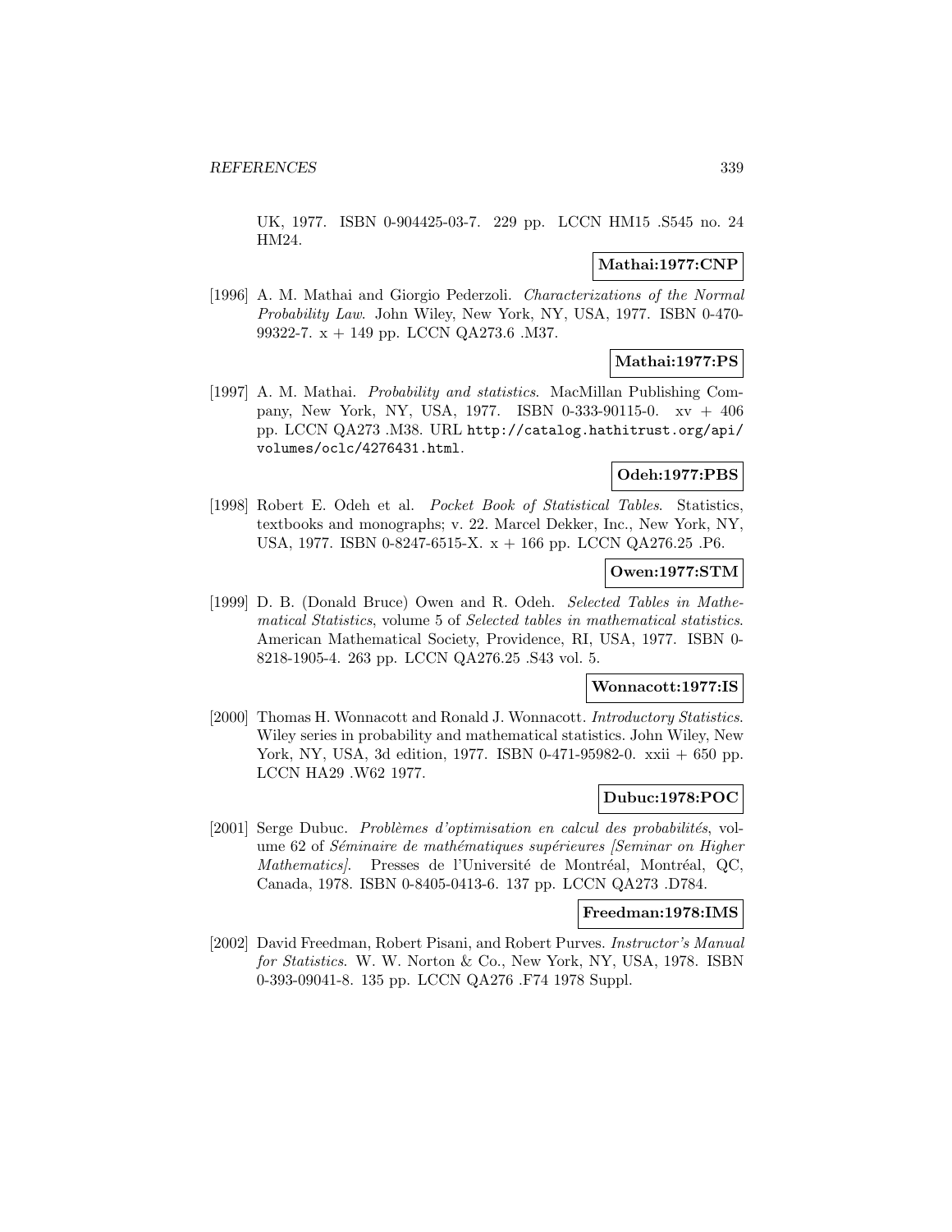UK, 1977. ISBN 0-904425-03-7. 229 pp. LCCN HM15 .S545 no. 24 HM24.

**Mathai:1977:CNP**

[1996] A. M. Mathai and Giorgio Pederzoli. *Characterizations of the Normal Probability Law*. John Wiley, New York, NY, USA, 1977. ISBN 0-470-99322-7. x + 149 pp. LCCN QA273.6 .M37.

**Mathai:1977:PS**

[1997] A. M. Mathai. *Probability and statistics*. MacMillan Publishing Company, New York, NY, USA, 1977. ISBN 0-333-90115-0. xv + 406 pp. LCCN QA273 .M38. URL `http://catalog.hathitrust.org/api/volumes/oclc/4276431.html`.

**Odeh:1977:PBS**

[1998] Robert E. Odeh et al. *Pocket Book of Statistical Tables*. Statistics, textbooks and monographs; v. 22. Marcel Dekker, Inc., New York, NY, USA, 1977. ISBN 0-8247-6515-X. x + 166 pp. LCCN QA276.25 .P6.

**Owen:1977:STM**

[1999] D. B. (Donald Bruce) Owen and R. Odeh. *Selected Tables in Mathematical Statistics*, volume 5 of *Selected tables in mathematical statistics*. American Mathematical Society, Providence, RI, USA, 1977. ISBN 0-8218-1905-4. 263 pp. LCCN QA276.25 .S43 vol. 5.

**Wonnacott:1977:IS**

[2000] Thomas H. Wonnacott and Ronald J. Wonnacott. *Introductory Statistics*. Wiley series in probability and mathematical statistics. John Wiley, New York, NY, USA, 3d edition, 1977. ISBN 0-471-95982-0. xxii + 650 pp. LCCN HA29 .W62 1977.

**Dubuc:1978:POC**

[2001] Serge Dubuc. *Problèmes d'optimisation en calcul des probabilités*, volume 62 of *Séminaire de mathématiques supérieures [Seminar on Higher Mathematics]*. Presses de l'Université de Montréal, Montréal, QC, Canada, 1978. ISBN 0-8405-0413-6. 137 pp. LCCN QA273 .D784.

**Freedman:1978:IMS**

[2002] David Freedman, Robert Pisani, and Robert Purves. *Instructor's Manual for Statistics*. W. W. Norton & Co., New York, NY, USA, 1978. ISBN 0-393-09041-8. 135 pp. LCCN QA276 .F74 1978 Suppl.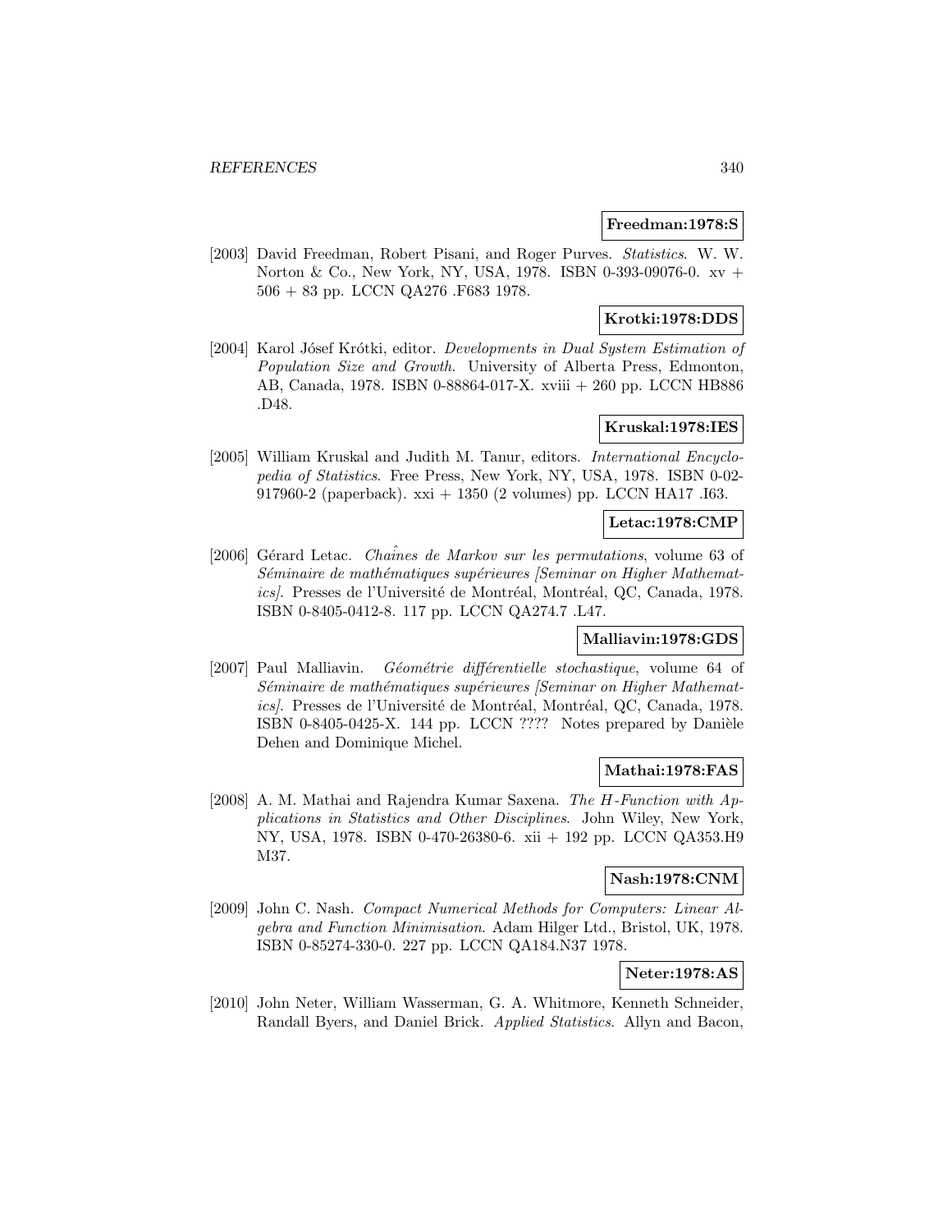**Freedman:1978:S**

[2003] David Freedman, Robert Pisani, and Roger Purves. *Statistics*. W. W. Norton & Co., New York, NY, USA, 1978. ISBN 0-393-09076-0. xv + 506 + 83 pp. LCCN QA276 .F683 1978.

**Krotki:1978:DDS**

[2004] Karol Jósef Krótki, editor. *Developments in Dual System Estimation of Population Size and Growth*. University of Alberta Press, Edmonton, AB, Canada, 1978. ISBN 0-88864-017-X. xviii + 260 pp. LCCN HB886 .D48.

**Kruskal:1978:IES**

[2005] William Kruskal and Judith M. Tanur, editors. *International Encyclopedia of Statistics*. Free Press, New York, NY, USA, 1978. ISBN 0-02-917960-2 (paperback). xxi + 1350 (2 volumes) pp. LCCN HA17 .I63.

**Letac:1978:CMP**

[2006] Gérard Letac. *Chaînes de Markov sur les permutations*, volume 63 of *Séminaire de mathématiques supérieures [Seminar on Higher Mathematics]*. Presses de l'Université de Montréal, Montréal, QC, Canada, 1978. ISBN 0-8405-0412-8. 117 pp. LCCN QA274.7 .L47.

**Malliavin:1978:GDS**

[2007] Paul Malliavin. *Géométrie différentielle stochastique*, volume 64 of *Séminaire de mathématiques supérieures [Seminar on Higher Mathematics]*. Presses de l'Université de Montréal, Montréal, QC, Canada, 1978. ISBN 0-8405-0425-X. 144 pp. LCCN ???? Notes prepared by Danièle Dehen and Dominique Michel.

**Mathai:1978:FAS**

[2008] A. M. Mathai and Rajendra Kumar Saxena. *The H-Function with Applications in Statistics and Other Disciplines*. John Wiley, New York, NY, USA, 1978. ISBN 0-470-26380-6. xii + 192 pp. LCCN QA353.H9 M37.

**Nash:1978:CNM**

[2009] John C. Nash. *Compact Numerical Methods for Computers: Linear Algebra and Function Minimisation*. Adam Hilger Ltd., Bristol, UK, 1978. ISBN 0-85274-330-0. 227 pp. LCCN QA184.N37 1978.

**Neter:1978:AS**

[2010] John Neter, William Wasserman, G. A. Whitmore, Kenneth Schneider, Randall Byers, and Daniel Brick. *Applied Statistics*. Allyn and Bacon,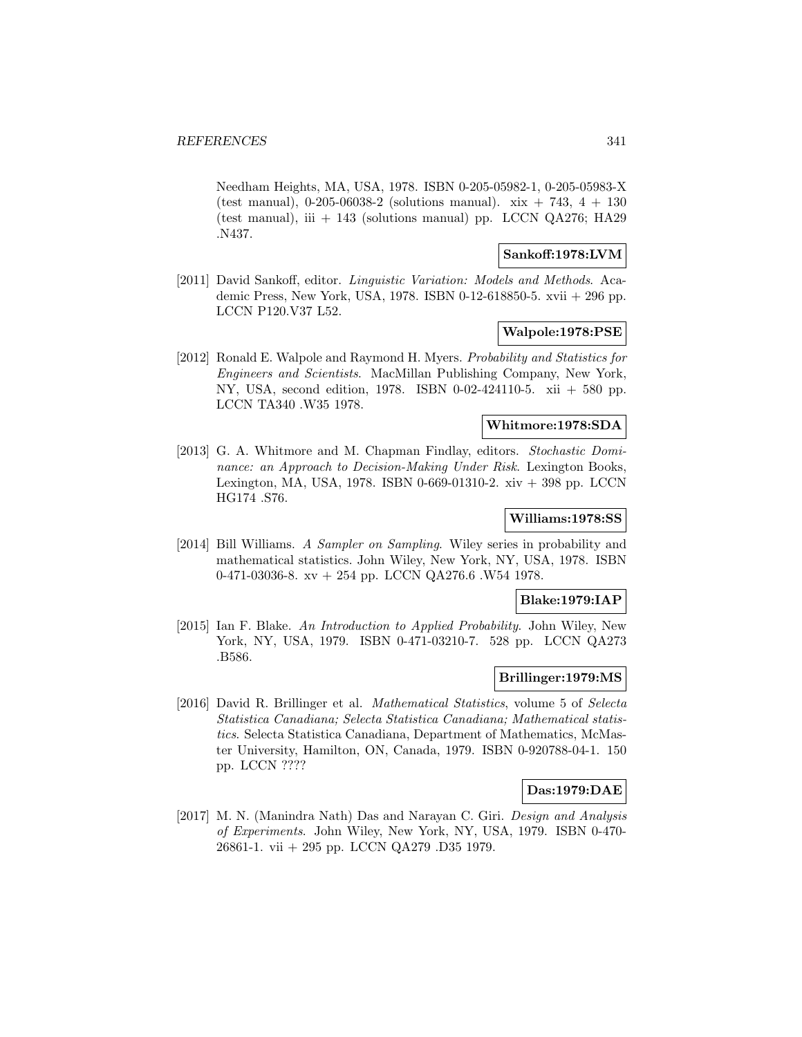Needham Heights, MA, USA, 1978. ISBN 0-205-05982-1, 0-205-05983-X (test manual), 0-205-06038-2 (solutions manual). xix + 743, 4 + 130 (test manual), iii + 143 (solutions manual) pp. LCCN QA276; HA29 .N437.

**Sankoff:1978:LVM**

[2011] David Sankoff, editor. *Linguistic Variation: Models and Methods*. Academic Press, New York, USA, 1978. ISBN 0-12-618850-5. xvii + 296 pp. LCCN P120.V37 L52.

**Walpole:1978:PSE**

[2012] Ronald E. Walpole and Raymond H. Myers. *Probability and Statistics for Engineers and Scientists*. MacMillan Publishing Company, New York, NY, USA, second edition, 1978. ISBN 0-02-424110-5. xii + 580 pp. LCCN TA340 .W35 1978.

**Whitmore:1978:SDA**

[2013] G. A. Whitmore and M. Chapman Findlay, editors. *Stochastic Dominance: an Approach to Decision-Making Under Risk*. Lexington Books, Lexington, MA, USA, 1978. ISBN 0-669-01310-2. xiv + 398 pp. LCCN HG174 .S76.

**Williams:1978:SS**

[2014] Bill Williams. *A Sampler on Sampling*. Wiley series in probability and mathematical statistics. John Wiley, New York, NY, USA, 1978. ISBN 0-471-03036-8. xv + 254 pp. LCCN QA276.6 .W54 1978.

**Blake:1979:IAP**

[2015] Ian F. Blake. *An Introduction to Applied Probability*. John Wiley, New York, NY, USA, 1979. ISBN 0-471-03210-7. 528 pp. LCCN QA273 .B586.

**Brillinger:1979:MS**

[2016] David R. Brillinger et al. *Mathematical Statistics*, volume 5 of *Selecta Statistica Canadiana; Selecta Statistica Canadiana; Mathematical statistics*. Selecta Statistica Canadiana, Department of Mathematics, McMaster University, Hamilton, ON, Canada, 1979. ISBN 0-920788-04-1. 150 pp. LCCN ????

**Das:1979:DAE**

[2017] M. N. (Manindra Nath) Das and Narayan C. Giri. *Design and Analysis of Experiments*. John Wiley, New York, NY, USA, 1979. ISBN 0-470-26861-1. vii + 295 pp. LCCN QA279 .D35 1979.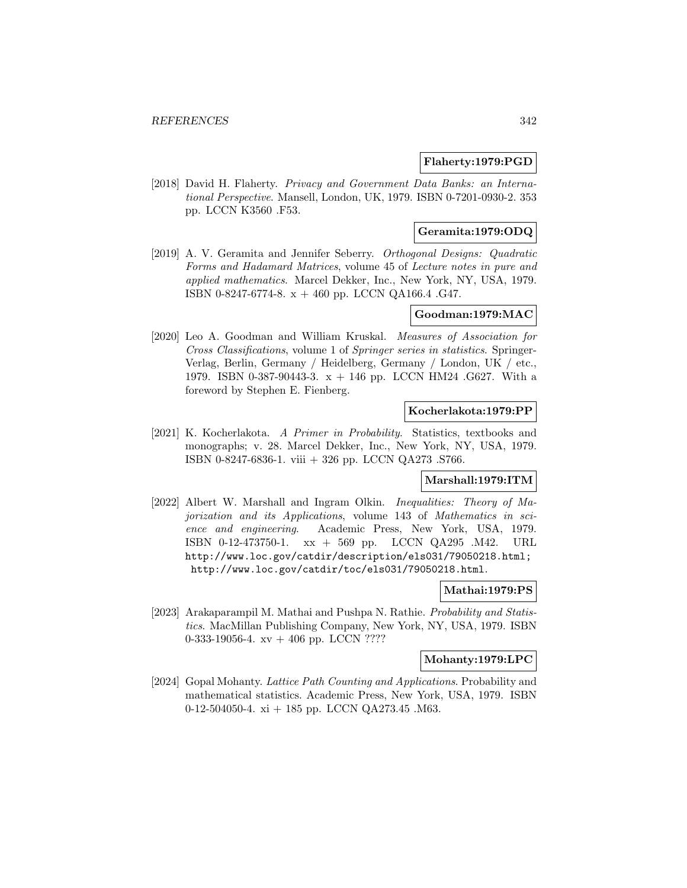**Flaherty:1979:PGD**

[2018] David H. Flaherty. *Privacy and Government Data Banks: an International Perspective*. Mansell, London, UK, 1979. ISBN 0-7201-0930-2. 353 pp. LCCN K3560 .F53.

**Geramita:1979:ODQ**

[2019] A. V. Geramita and Jennifer Seberry. *Orthogonal Designs: Quadratic Forms and Hadamard Matrices*, volume 45 of *Lecture notes in pure and applied mathematics*. Marcel Dekker, Inc., New York, NY, USA, 1979. ISBN 0-8247-6774-8. x + 460 pp. LCCN QA166.4 .G47.

**Goodman:1979:MAC**

[2020] Leo A. Goodman and William Kruskal. *Measures of Association for Cross Classifications*, volume 1 of *Springer series in statistics*. Springer-Verlag, Berlin, Germany / Heidelberg, Germany / London, UK / etc., 1979. ISBN 0-387-90443-3. x + 146 pp. LCCN HM24 .G627. With a foreword by Stephen E. Fienberg.

**Kocherlakota:1979:PP**

[2021] K. Kocherlakota. *A Primer in Probability*. Statistics, textbooks and monographs; v. 28. Marcel Dekker, Inc., New York, NY, USA, 1979. ISBN 0-8247-6836-1. viii + 326 pp. LCCN QA273 .S766.

**Marshall:1979:ITM**

[2022] Albert W. Marshall and Ingram Olkin. *Inequalities: Theory of Majorization and its Applications*, volume 143 of *Mathematics in science and engineering*. Academic Press, New York, USA, 1979. ISBN 0-12-473750-1. xx + 569 pp. LCCN QA295 .M42. URL http://www.loc.gov/catdir/description/els031/79050218.html; http://www.loc.gov/catdir/toc/els031/79050218.html.

**Mathai:1979:PS**

[2023] Arakaparampil M. Mathai and Pushpa N. Rathie. *Probability and Statistics*. MacMillan Publishing Company, New York, NY, USA, 1979. ISBN 0-333-19056-4. xv + 406 pp. LCCN ????

**Mohanty:1979:LPC**

[2024] Gopal Mohanty. *Lattice Path Counting and Applications*. Probability and mathematical statistics. Academic Press, New York, USA, 1979. ISBN 0-12-504050-4. xi + 185 pp. LCCN QA273.45 .M63.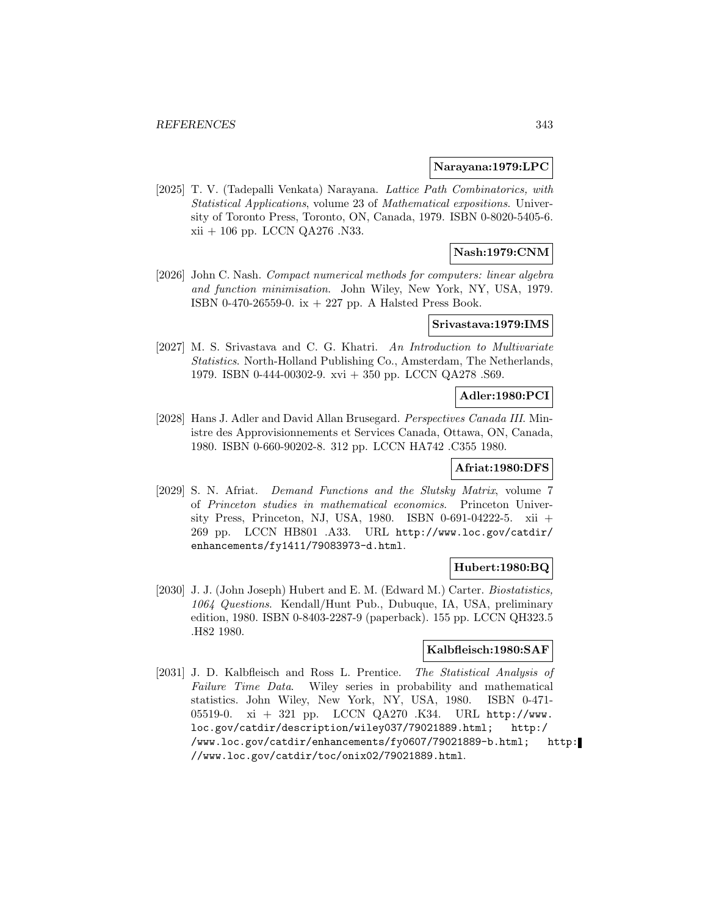**Narayana:1979:LPC**

[2025] T. V. (Tadepalli Venkata) Narayana. *Lattice Path Combinatorics, with Statistical Applications*, volume 23 of *Mathematical expositions*. University of Toronto Press, Toronto, ON, Canada, 1979. ISBN 0-8020-5405-6. xii + 106 pp. LCCN QA276 .N33.

**Nash:1979:CNM**

[2026] John C. Nash. *Compact numerical methods for computers: linear algebra and function minimisation*. John Wiley, New York, NY, USA, 1979. ISBN 0-470-26559-0. ix + 227 pp. A Halsted Press Book.

**Srivastava:1979:IMS**

[2027] M. S. Srivastava and C. G. Khatri. *An Introduction to Multivariate Statistics*. North-Holland Publishing Co., Amsterdam, The Netherlands, 1979. ISBN 0-444-00302-9. xvi + 350 pp. LCCN QA278 .S69.

**Adler:1980:PCI**

[2028] Hans J. Adler and David Allan Brusegard. *Perspectives Canada III*. Ministre des Approvisionnements et Services Canada, Ottawa, ON, Canada, 1980. ISBN 0-660-90202-8. 312 pp. LCCN HA742 .C355 1980.

**Afriat:1980:DFS**

[2029] S. N. Afriat. *Demand Functions and the Slutsky Matrix*, volume 7 of *Princeton studies in mathematical economics*. Princeton University Press, Princeton, NJ, USA, 1980. ISBN 0-691-04222-5. xii + 269 pp. LCCN HB801 .A33. URL `http://www.loc.gov/catdir/enhancements/fy1411/79083973-d.html`.

**Hubert:1980:BQ**

[2030] J. J. (John Joseph) Hubert and E. M. (Edward M.) Carter. *Biostatistics, 1064 Questions*. Kendall/Hunt Pub., Dubuque, IA, USA, preliminary edition, 1980. ISBN 0-8403-2287-9 (paperback). 155 pp. LCCN QH323.5 .H82 1980.

**Kalbfleisch:1980:SAF**

[2031] J. D. Kalbfleisch and Ross L. Prentice. *The Statistical Analysis of Failure Time Data*. Wiley series in probability and mathematical statistics. John Wiley, New York, NY, USA, 1980. ISBN 0-471-05519-0. xi + 321 pp. LCCN QA270 .K34. URL `http://www.loc.gov/catdir/description/wiley037/79021889.html`; `http://www.loc.gov/catdir/enhancements/fy0607/79021889-b.html`; `http://www.loc.gov/catdir/toc/onix02/79021889.html`.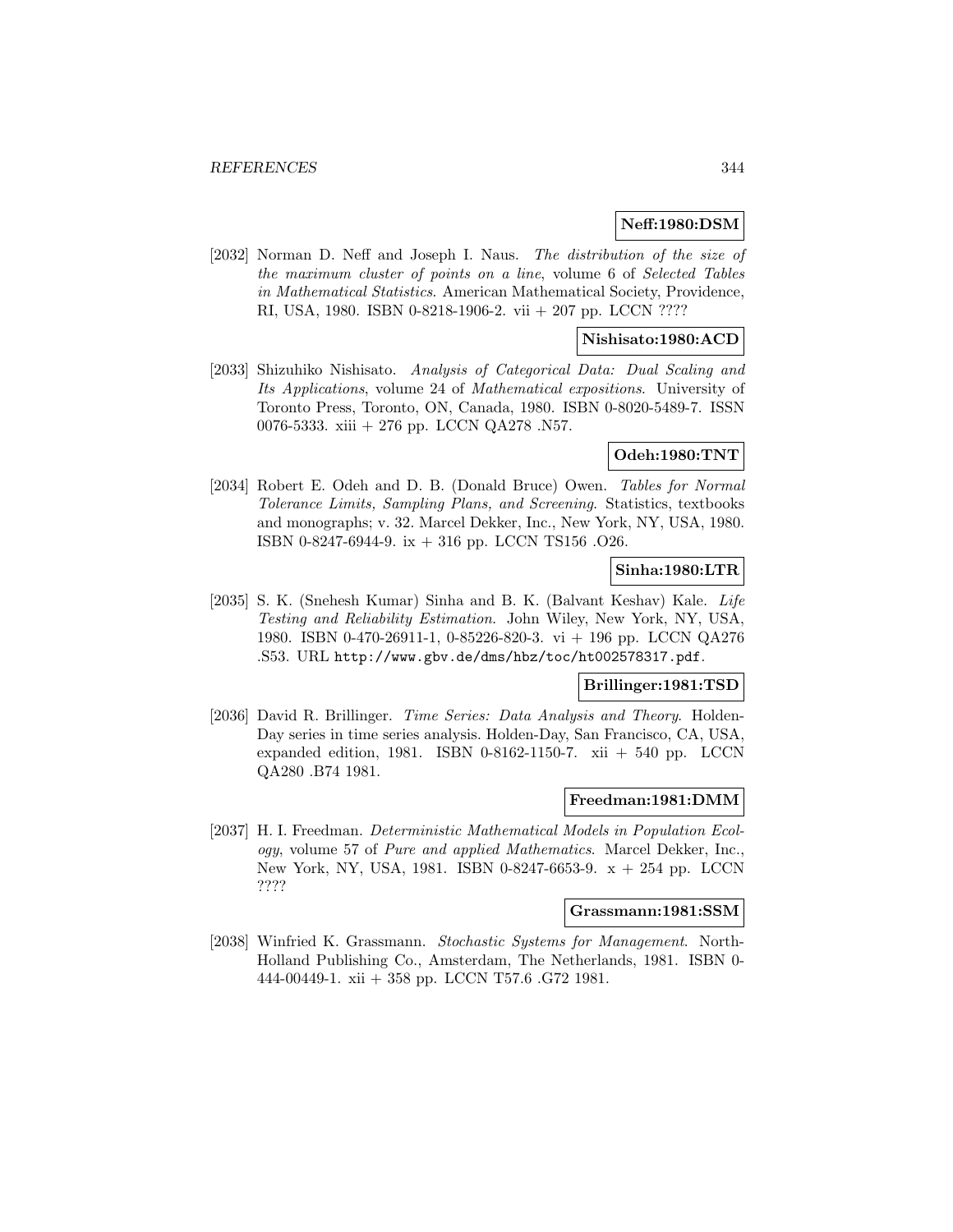**Neff:1980:DSM**

[2032] Norman D. Neff and Joseph I. Naus. *The distribution of the size of the maximum cluster of points on a line*, volume 6 of *Selected Tables in Mathematical Statistics*. American Mathematical Society, Providence, RI, USA, 1980. ISBN 0-8218-1906-2. vii + 207 pp. LCCN ????

**Nishisato:1980:ACD**

[2033] Shizuhiko Nishisato. *Analysis of Categorical Data: Dual Scaling and Its Applications*, volume 24 of *Mathematical expositions*. University of Toronto Press, Toronto, ON, Canada, 1980. ISBN 0-8020-5489-7. ISSN 0076-5333. xiii + 276 pp. LCCN QA278 .N57.

**Odeh:1980:TNT**

[2034] Robert E. Odeh and D. B. (Donald Bruce) Owen. *Tables for Normal Tolerance Limits, Sampling Plans, and Screening*. Statistics, textbooks and monographs; v. 32. Marcel Dekker, Inc., New York, NY, USA, 1980. ISBN 0-8247-6944-9. ix + 316 pp. LCCN TS156 .O26.

**Sinha:1980:LTR**

[2035] S. K. (Snehesh Kumar) Sinha and B. K. (Balvant Keshav) Kale. *Life Testing and Reliability Estimation*. John Wiley, New York, NY, USA, 1980. ISBN 0-470-26911-1, 0-85226-820-3. vi + 196 pp. LCCN QA276 .S53. URL http://www.gbv.de/dms/hbz/toc/ht002578317.pdf.

**Brillinger:1981:TSD**

[2036] David R. Brillinger. *Time Series: Data Analysis and Theory*. Holden-Day series in time series analysis. Holden-Day, San Francisco, CA, USA, expanded edition, 1981. ISBN 0-8162-1150-7. xii + 540 pp. LCCN QA280 .B74 1981.

**Freedman:1981:DMM**

[2037] H. I. Freedman. *Deterministic Mathematical Models in Population Ecology*, volume 57 of *Pure and applied Mathematics*. Marcel Dekker, Inc., New York, NY, USA, 1981. ISBN 0-8247-6653-9. x + 254 pp. LCCN ????

**Grassmann:1981:SSM**

[2038] Winfried K. Grassmann. *Stochastic Systems for Management*. North-Holland Publishing Co., Amsterdam, The Netherlands, 1981. ISBN 0-444-00449-1. xii + 358 pp. LCCN T57.6 .G72 1981.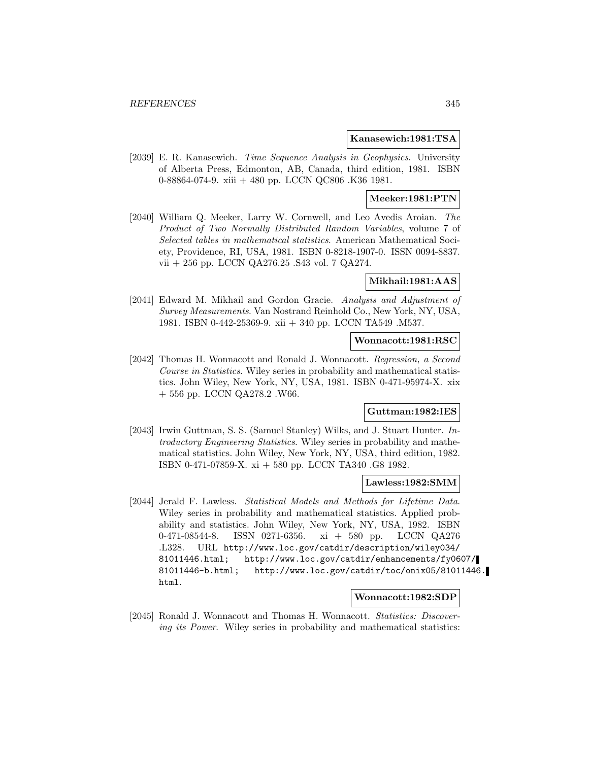**Kanasewich:1981:TSA**

[2039] E. R. Kanasewich. *Time Sequence Analysis in Geophysics*. University of Alberta Press, Edmonton, AB, Canada, third edition, 1981. ISBN 0-88864-074-9. xiii + 480 pp. LCCN QC806 .K36 1981.

**Meeker:1981:PTN**

[2040] William Q. Meeker, Larry W. Cornwell, and Leo Avedis Aroian. *The Product of Two Normally Distributed Random Variables*, volume 7 of *Selected tables in mathematical statistics*. American Mathematical Society, Providence, RI, USA, 1981. ISBN 0-8218-1907-0. ISSN 0094-8837. vii + 256 pp. LCCN QA276.25 .S43 vol. 7 QA274.

**Mikhail:1981:AAS**

[2041] Edward M. Mikhail and Gordon Gracie. *Analysis and Adjustment of Survey Measurements*. Van Nostrand Reinhold Co., New York, NY, USA, 1981. ISBN 0-442-25369-9. xii + 340 pp. LCCN TA549 .M537.

**Wonnacott:1981:RSC**

[2042] Thomas H. Wonnacott and Ronald J. Wonnacott. *Regression, a Second Course in Statistics*. Wiley series in probability and mathematical statistics. John Wiley, New York, NY, USA, 1981. ISBN 0-471-95974-X. xix + 556 pp. LCCN QA278.2 .W66.

**Guttman:1982:IES**

[2043] Irwin Guttman, S. S. (Samuel Stanley) Wilks, and J. Stuart Hunter. *Introductory Engineering Statistics*. Wiley series in probability and mathematical statistics. John Wiley, New York, NY, USA, third edition, 1982. ISBN 0-471-07859-X. xi + 580 pp. LCCN TA340 .G8 1982.

**Lawless:1982:SMM**

[2044] Jerald F. Lawless. *Statistical Models and Methods for Lifetime Data*. Wiley series in probability and mathematical statistics. Applied probability and statistics. John Wiley, New York, NY, USA, 1982. ISBN 0-471-08544-8. ISSN 0271-6356. xi + 580 pp. LCCN QA276 .L328. URL http://www.loc.gov/catdir/description/wiley034/81011446.html; http://www.loc.gov/catdir/enhancements/fy0607/81011446-b.html; http://www.loc.gov/catdir/toc/onix05/81011446.html.

**Wonnacott:1982:SDP**

[2045] Ronald J. Wonnacott and Thomas H. Wonnacott. *Statistics: Discovering its Power*. Wiley series in probability and mathematical statistics: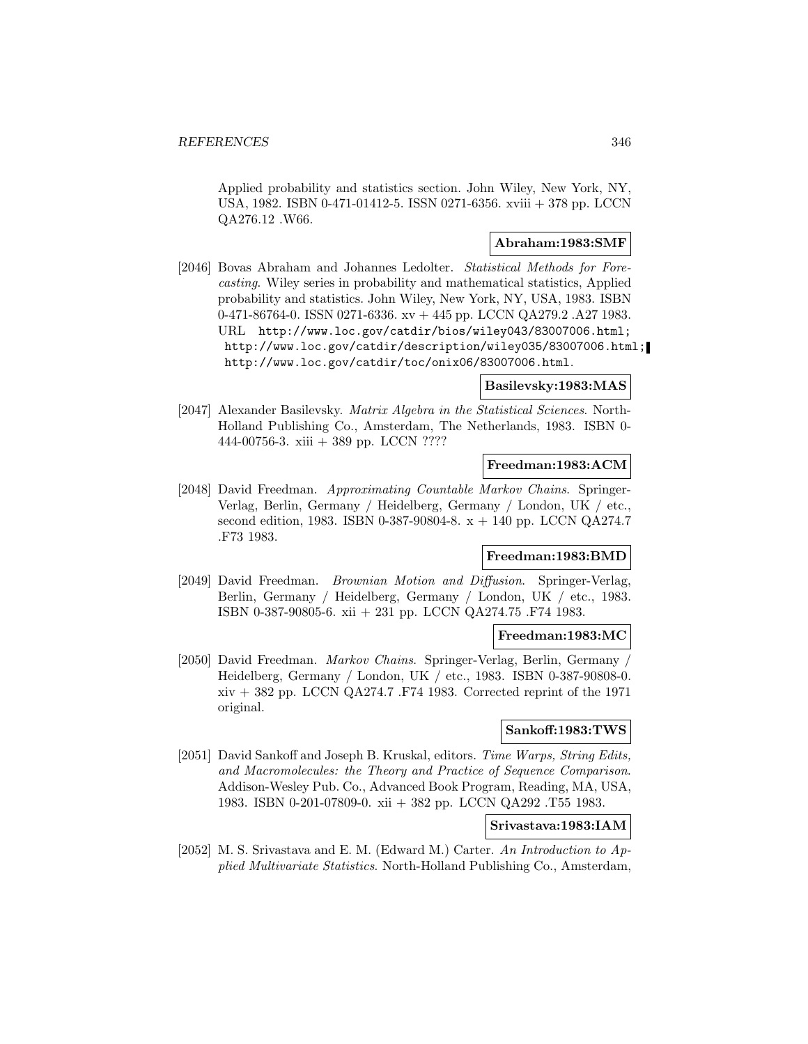Applied probability and statistics section. John Wiley, New York, NY, USA, 1982. ISBN 0-471-01412-5. ISSN 0271-6356. xviii + 378 pp. LCCN QA276.12 .W66.

**Abraham:1983:SMF**

[2046] Bovas Abraham and Johannes Ledolter. *Statistical Methods for Forecasting*. Wiley series in probability and mathematical statistics, Applied probability and statistics. John Wiley, New York, NY, USA, 1983. ISBN 0-471-86764-0. ISSN 0271-6336. xv + 445 pp. LCCN QA279.2 .A27 1983. URL `http://www.loc.gov/catdir/bios/wiley043/83007006.html; http://www.loc.gov/catdir/description/wiley035/83007006.html; http://www.loc.gov/catdir/toc/onix06/83007006.html`.

**Basilevsky:1983:MAS**

[2047] Alexander Basilevsky. *Matrix Algebra in the Statistical Sciences*. North-Holland Publishing Co., Amsterdam, The Netherlands, 1983. ISBN 0-444-00756-3. xiii + 389 pp. LCCN ????

**Freedman:1983:ACM**

[2048] David Freedman. *Approximating Countable Markov Chains*. Springer-Verlag, Berlin, Germany / Heidelberg, Germany / London, UK / etc., second edition, 1983. ISBN 0-387-90804-8. x + 140 pp. LCCN QA274.7 .F73 1983.

**Freedman:1983:BMD**

[2049] David Freedman. *Brownian Motion and Diffusion*. Springer-Verlag, Berlin, Germany / Heidelberg, Germany / London, UK / etc., 1983. ISBN 0-387-90805-6. xii + 231 pp. LCCN QA274.75 .F74 1983.

**Freedman:1983:MC**

[2050] David Freedman. *Markov Chains*. Springer-Verlag, Berlin, Germany / Heidelberg, Germany / London, UK / etc., 1983. ISBN 0-387-90808-0. xiv + 382 pp. LCCN QA274.7 .F74 1983. Corrected reprint of the 1971 original.

**Sankoff:1983:TWS**

[2051] David Sankoff and Joseph B. Kruskal, editors. *Time Warps, String Edits, and Macromolecules: the Theory and Practice of Sequence Comparison*. Addison-Wesley Pub. Co., Advanced Book Program, Reading, MA, USA, 1983. ISBN 0-201-07809-0. xii + 382 pp. LCCN QA292 .T55 1983.

**Srivastava:1983:IAM**

[2052] M. S. Srivastava and E. M. (Edward M.) Carter. *An Introduction to Applied Multivariate Statistics*. North-Holland Publishing Co., Amsterdam,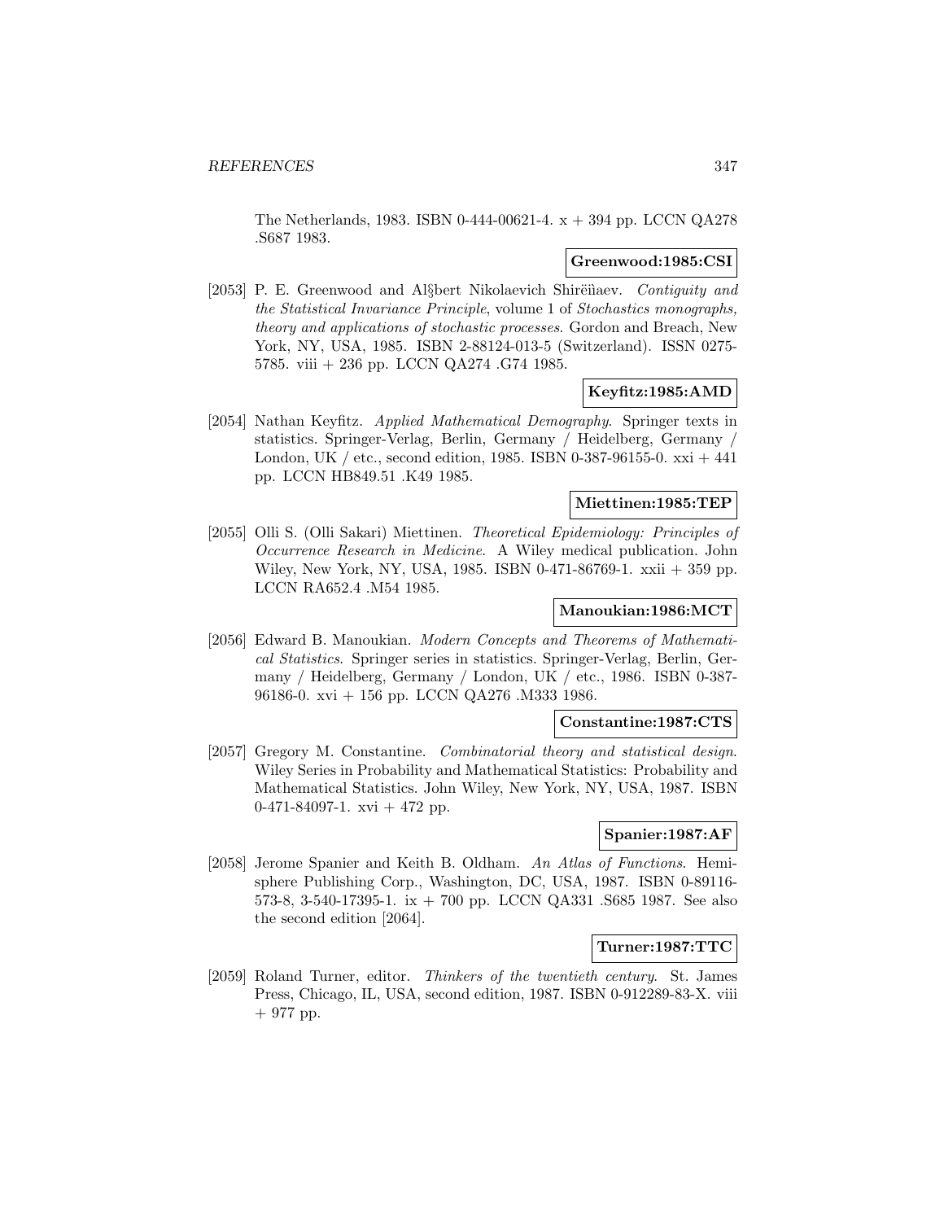The Netherlands, 1983. ISBN 0-444-00621-4. x + 394 pp. LCCN QA278 .S687 1983.

**Greenwood:1985:CSI**

[2053] P. E. Greenwood and Al§bert Nikolaevich Shirëĭaev. *Contiguity and the Statistical Invariance Principle*, volume 1 of *Stochastics monographs, theory and applications of stochastic processes*. Gordon and Breach, New York, NY, USA, 1985. ISBN 2-88124-013-5 (Switzerland). ISSN 0275-5785. viii + 236 pp. LCCN QA274 .G74 1985.

**Keyfitz:1985:AMD**

[2054] Nathan Keyfitz. *Applied Mathematical Demography*. Springer texts in statistics. Springer-Verlag, Berlin, Germany / Heidelberg, Germany / London, UK / etc., second edition, 1985. ISBN 0-387-96155-0. xxi + 441 pp. LCCN HB849.51 .K49 1985.

**Miettinen:1985:TEP**

[2055] Olli S. (Olli Sakari) Miettinen. *Theoretical Epidemiology: Principles of Occurrence Research in Medicine*. A Wiley medical publication. John Wiley, New York, NY, USA, 1985. ISBN 0-471-86769-1. xxii + 359 pp. LCCN RA652.4 .M54 1985.

**Manoukian:1986:MCT**

[2056] Edward B. Manoukian. *Modern Concepts and Theorems of Mathematical Statistics*. Springer series in statistics. Springer-Verlag, Berlin, Germany / Heidelberg, Germany / London, UK / etc., 1986. ISBN 0-387-96186-0. xvi + 156 pp. LCCN QA276 .M333 1986.

**Constantine:1987:CTS**

[2057] Gregory M. Constantine. *Combinatorial theory and statistical design*. Wiley Series in Probability and Mathematical Statistics: Probability and Mathematical Statistics. John Wiley, New York, NY, USA, 1987. ISBN 0-471-84097-1. xvi + 472 pp.

**Spanier:1987:AF**

[2058] Jerome Spanier and Keith B. Oldham. *An Atlas of Functions*. Hemisphere Publishing Corp., Washington, DC, USA, 1987. ISBN 0-89116-573-8, 3-540-17395-1. ix + 700 pp. LCCN QA331 .S685 1987. See also the second edition [2064].

**Turner:1987:TTC**

[2059] Roland Turner, editor. *Thinkers of the twentieth century*. St. James Press, Chicago, IL, USA, second edition, 1987. ISBN 0-912289-83-X. viii + 977 pp.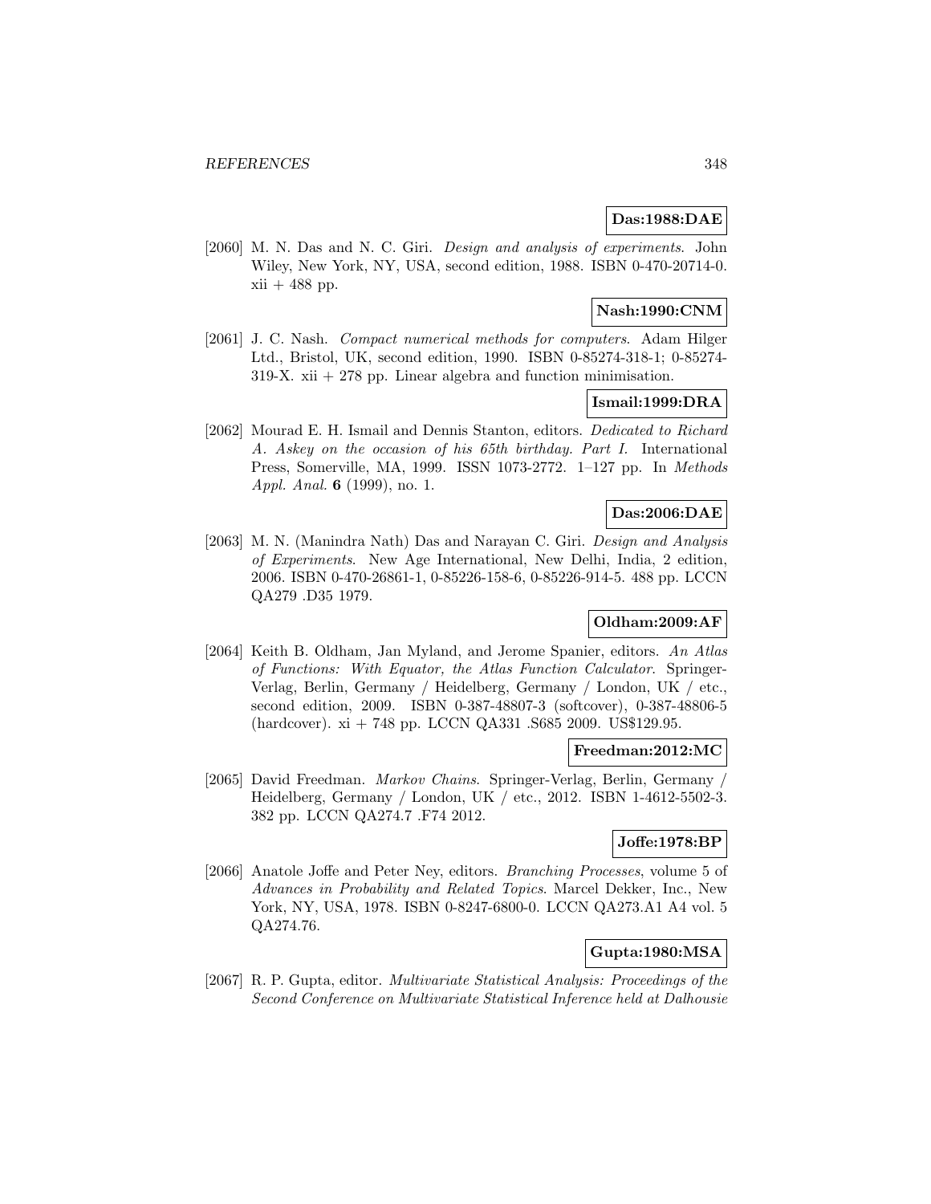**Das:1988:DAE**

[2060] M. N. Das and N. C. Giri. *Design and analysis of experiments*. John Wiley, New York, NY, USA, second edition, 1988. ISBN 0-470-20714-0. xii + 488 pp.

**Nash:1990:CNM**

[2061] J. C. Nash. *Compact numerical methods for computers*. Adam Hilger Ltd., Bristol, UK, second edition, 1990. ISBN 0-85274-318-1; 0-85274-319-X. xii + 278 pp. Linear algebra and function minimisation.

**Ismail:1999:DRA**

[2062] Mourad E. H. Ismail and Dennis Stanton, editors. *Dedicated to Richard A. Askey on the occasion of his 65th birthday. Part I*. International Press, Somerville, MA, 1999. ISSN 1073-2772. 1–127 pp. In *Methods Appl. Anal.* **6** (1999), no. 1.

**Das:2006:DAE**

[2063] M. N. (Manindra Nath) Das and Narayan C. Giri. *Design and Analysis of Experiments*. New Age International, New Delhi, India, 2 edition, 2006. ISBN 0-470-26861-1, 0-85226-158-6, 0-85226-914-5. 488 pp. LCCN QA279 .D35 1979.

**Oldham:2009:AF**

[2064] Keith B. Oldham, Jan Myland, and Jerome Spanier, editors. *An Atlas of Functions: With Equator, the Atlas Function Calculator*. Springer-Verlag, Berlin, Germany / Heidelberg, Germany / London, UK / etc., second edition, 2009. ISBN 0-387-48807-3 (softcover), 0-387-48806-5 (hardcover). xi + 748 pp. LCCN QA331 .S685 2009. US$129.95.

**Freedman:2012:MC**

[2065] David Freedman. *Markov Chains*. Springer-Verlag, Berlin, Germany / Heidelberg, Germany / London, UK / etc., 2012. ISBN 1-4612-5502-3. 382 pp. LCCN QA274.7 .F74 2012.

**Joffe:1978:BP**

[2066] Anatole Joffe and Peter Ney, editors. *Branching Processes*, volume 5 of *Advances in Probability and Related Topics*. Marcel Dekker, Inc., New York, NY, USA, 1978. ISBN 0-8247-6800-0. LCCN QA273.A1 A4 vol. 5 QA274.76.

**Gupta:1980:MSA**

[2067] R. P. Gupta, editor. *Multivariate Statistical Analysis: Proceedings of the Second Conference on Multivariate Statistical Inference held at Dalhousie*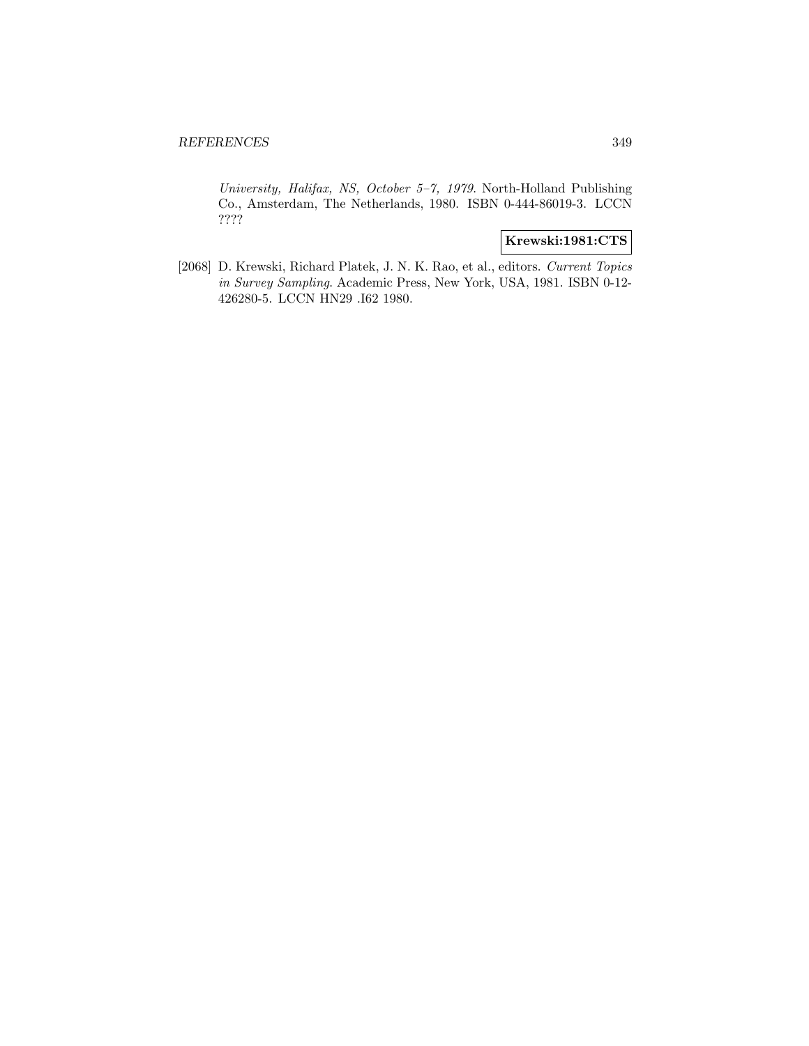*University, Halifax, NS, October 5–7, 1979*. North-Holland Publishing Co., Amsterdam, The Netherlands, 1980. ISBN 0-444-86019-3. LCCN ????

**Krewski:1981:CTS**

[2068] D. Krewski, Richard Platek, J. N. K. Rao, et al., editors. *Current Topics in Survey Sampling*. Academic Press, New York, USA, 1981. ISBN 0-12-426280-5. LCCN HN29 .I62 1980.